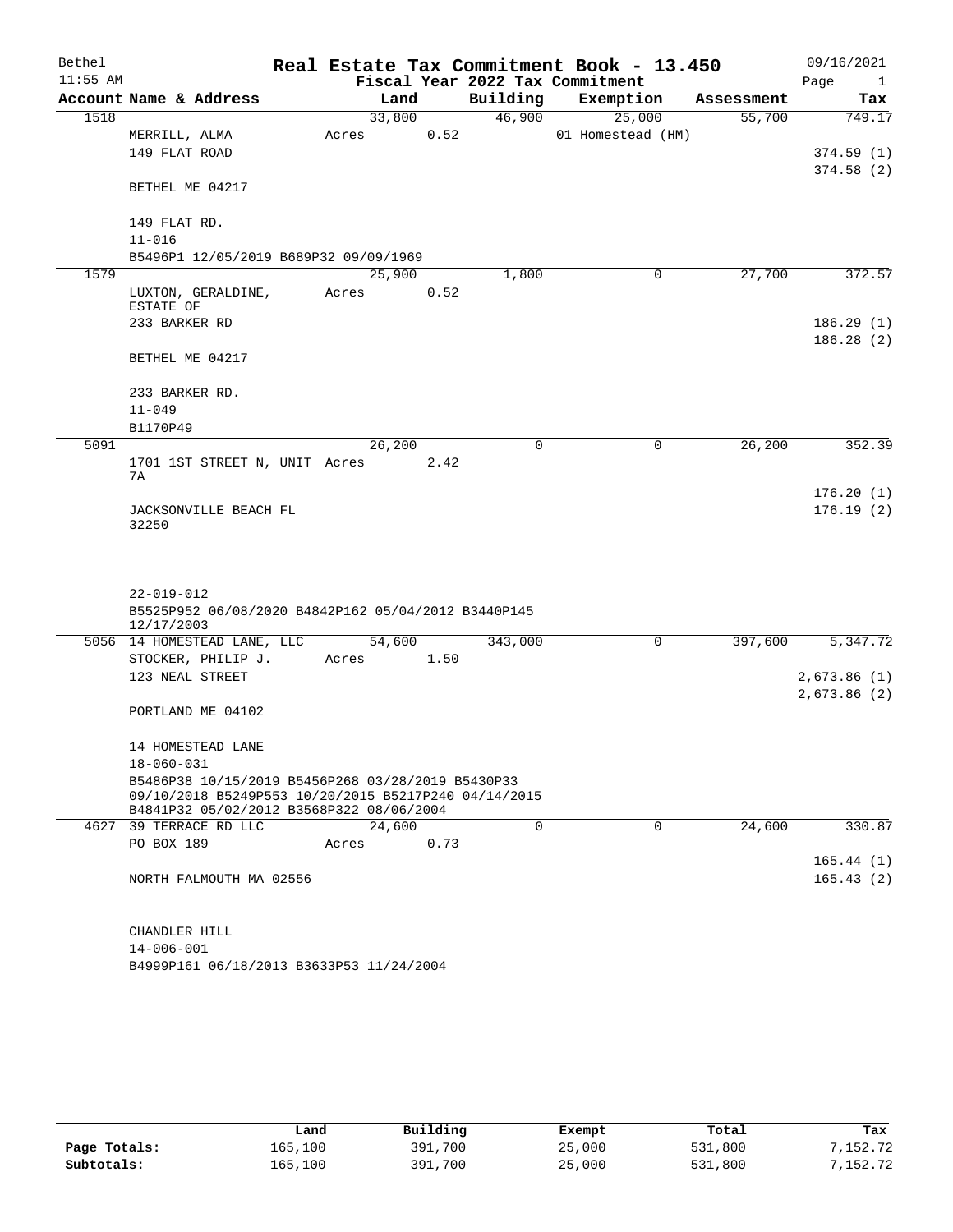# Real Estate Tax Commitment Book - 13.450

Bethel 11:55 AM — Fiscal Year 2022 Tax Commitment — 09/16/2021

| Account | Name & Address | Land | Building | Exemption | Assessment | Tax |
|---|---|---|---|---|---|---|
| 1518 | MERRILL, ALMA<br>149 FLAT ROAD<br><br>BETHEL ME 04217<br><br>149 FLAT RD.<br>11-016<br>B5496P1 12/05/2019 B689P32 09/09/1969 | 33,800<br>Acres 0.52 | 46,900 | 25,000<br>01 Homestead (HM) | 55,700 | 749.17<br><br>374.59 (1)<br>374.58 (2) |
| 1579 | LUXTON, GERALDINE, ESTATE OF<br>233 BARKER RD<br><br>BETHEL ME 04217<br><br>233 BARKER RD.<br>11-049<br>B1170P49 | 25,900<br>Acres 0.52 | 1,800 | 0 | 27,700 | 372.57<br><br>186.29 (1)<br>186.28 (2) |
| 5091 | 1701 1ST STREET N, UNIT 7A<br><br>JACKSONVILLE BEACH FL 32250<br><br>22-019-012<br>B5525P952 06/08/2020 B4842P162 05/04/2012 B3440P145 12/17/2003 | 26,200<br>Acres 2.42 | 0 | 0 | 26,200 | 352.39<br><br>176.20 (1)<br>176.19 (2) |
| 5056 | 14 HOMESTEAD LANE, LLC<br>STOCKER, PHILIP J.<br>123 NEAL STREET<br><br>PORTLAND ME 04102<br><br>14 HOMESTEAD LANE<br>18-060-031<br>B5486P38 10/15/2019 B5456P268 03/28/2019 B5430P33 09/10/2018 B5249P553 10/20/2015 B5217P240 04/14/2015 B4841P32 05/02/2012 B3568P322 08/06/2004 | 54,600<br>Acres 1.50 | 343,000 | 0 | 397,600 | 5,347.72<br><br>2,673.86 (1)<br>2,673.86 (2) |
| 4627 | 39 TERRACE RD LLC<br>PO BOX 189<br><br>NORTH FALMOUTH MA 02556<br><br>CHANDLER HILL<br>14-006-001<br>B4999P161 06/18/2013 B3633P53 11/24/2004 | 24,600<br>Acres 0.73 | 0 | 0 | 24,600 | 330.87<br><br>165.44 (1)<br>165.43 (2) |

| | Land | Building | Exempt | Total | Tax |
|---|---|---|---|---|---|
| **Page Totals:** | 165,100 | 391,700 | 25,000 | 531,800 | 7,152.72 |
| **Subtotals:** | 165,100 | 391,700 | 25,000 | 531,800 | 7,152.72 |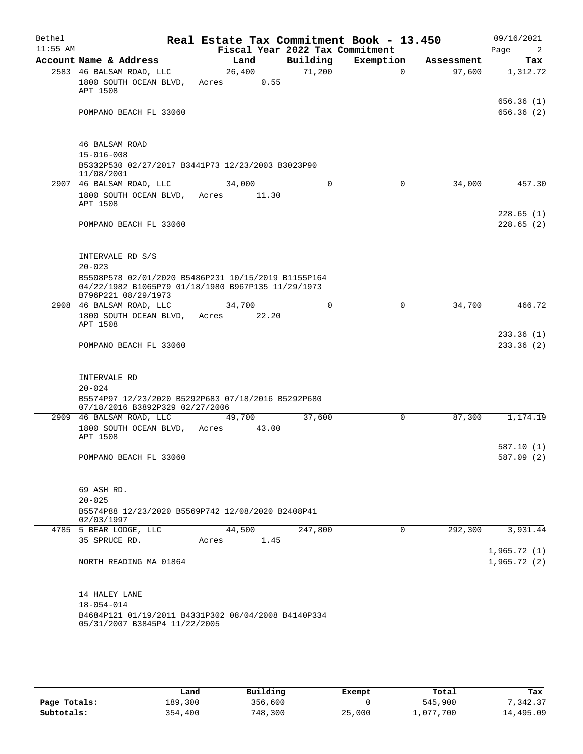Bethel 11:55 AM

# Real Estate Tax Commitment Book - 13.450

## Fiscal Year 2022 Tax Commitment

09/16/2021 Page 2

| Account | Name & Address | Land | Building | Exemption | Assessment | Tax |
|---|---|---|---|---|---|---|
| 2583 | 46 BALSAM ROAD, LLC<br>1800 SOUTH OCEAN BLVD, APT 1508<br>POMPANO BEACH FL 33060<br><br>46 BALSAM ROAD<br>15-016-008<br>B5332P530 02/27/2017 B3441P73 12/23/2003 B3023P90 11/08/2001 | 26,400<br>Acres 0.55 | 71,200 | 0 | 97,600 | 1,312.72<br><br>656.36 (1)<br>656.36 (2) |
| 2907 | 46 BALSAM ROAD, LLC<br>1800 SOUTH OCEAN BLVD, APT 1508<br>POMPANO BEACH FL 33060<br><br>INTERVALE RD S/S<br>20-023<br>B5508P578 02/01/2020 B5486P231 10/15/2019 B1155P164 04/22/1982 B1065P79 01/18/1980 B967P135 11/29/1973 B796P221 08/29/1973 | 34,000<br>Acres 11.30 | 0 | 0 | 34,000 | 457.30<br><br>228.65 (1)<br>228.65 (2) |
| 2908 | 46 BALSAM ROAD, LLC<br>1800 SOUTH OCEAN BLVD, APT 1508<br>POMPANO BEACH FL 33060<br><br>INTERVALE RD<br>20-024<br>B5574P97 12/23/2020 B5292P683 07/18/2016 B5292P680 07/18/2016 B3892P329 02/27/2006 | 34,700<br>Acres 22.20 | 0 | 0 | 34,700 | 466.72<br><br>233.36 (1)<br>233.36 (2) |
| 2909 | 46 BALSAM ROAD, LLC<br>1800 SOUTH OCEAN BLVD, APT 1508<br>POMPANO BEACH FL 33060<br><br>69 ASH RD.<br>20-025<br>B5574P88 12/23/2020 B5569P742 12/08/2020 B2408P41 02/03/1997 | 49,700<br>Acres 43.00 | 37,600 | 0 | 87,300 | 1,174.19<br><br>587.10 (1)<br>587.09 (2) |
| 4785 | 5 BEAR LODGE, LLC<br>35 SPRUCE RD.<br>NORTH READING MA 01864<br><br>14 HALEY LANE<br>18-054-014<br>B4684P121 01/19/2011 B4331P302 08/04/2008 B4140P334 05/31/2007 B3845P4 11/22/2005 | 44,500<br>Acres 1.45 | 247,800 | 0 | 292,300 | 3,931.44<br><br>1,965.72 (1)<br>1,965.72 (2) |

| | Land | Building | Exempt | Total | Tax |
|---|---|---|---|---|---|
| Page Totals: | 189,300 | 356,600 | 0 | 545,900 | 7,342.37 |
| Subtotals: | 354,400 | 748,300 | 25,000 | 1,077,700 | 14,495.09 |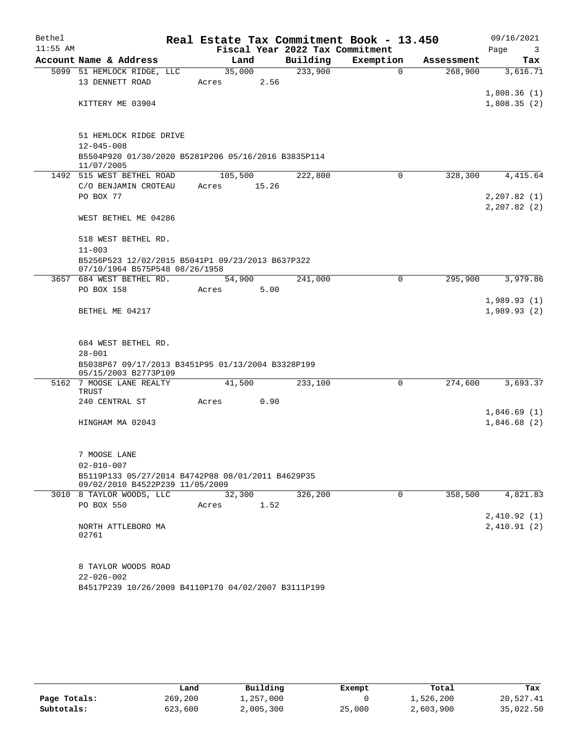Bethel 11:55 AM

# Real Estate Tax Commitment Book - 13.450

Fiscal Year 2022 Tax Commitment

09/16/2021 Page 3

| Account | Name & Address | Land | Building | Exemption | Assessment | Tax |
|---|---|---|---|---|---|---|
| 5099 | 51 HEMLOCK RIDGE, LLC<br>13 DENNETT ROAD<br>KITTERY ME 03904<br>51 HEMLOCK RIDGE DRIVE<br>12-045-008<br>B5504P920 01/30/2020 B5281P206 05/16/2016 B3835P114 11/07/2005 | 35,000<br>Acres 2.56 | 233,900 | 0 | 268,900 | 3,616.71<br>1,808.36 (1)<br>1,808.35 (2) |
| 1492 | 515 WEST BETHEL ROAD<br>C/O BENJAMIN CROTEAU<br>PO BOX 77<br>WEST BETHEL ME 04286<br>518 WEST BETHEL RD.<br>11-003<br>B5256P523 12/02/2015 B5041P1 09/23/2013 B637P322 07/10/1964 B575P548 08/26/1958 | 105,500<br>Acres 15.26 | 222,800 | 0 | 328,300 | 4,415.64<br>2,207.82 (1)<br>2,207.82 (2) |
| 3657 | 684 WEST BETHEL RD.<br>PO BOX 158<br>BETHEL ME 04217<br>684 WEST BETHEL RD.<br>28-001<br>B5038P67 09/17/2013 B3451P95 01/13/2004 B3328P199 05/15/2003 B2773P109 | 54,900<br>Acres 5.00 | 241,000 | 0 | 295,900 | 3,979.86<br>1,989.93 (1)<br>1,989.93 (2) |
| 5162 | 7 MOOSE LANE REALTY TRUST<br>240 CENTRAL ST<br>HINGHAM MA 02043<br>7 MOOSE LANE<br>02-010-007<br>B5119P133 05/27/2014 B4742P88 08/01/2011 B4629P35 09/02/2010 B4522P239 11/05/2009 | 41,500<br>Acres 0.90 | 233,100 | 0 | 274,600 | 3,693.37<br>1,846.69 (1)<br>1,846.68 (2) |
| 3010 | 8 TAYLOR WOODS, LLC<br>PO BOX 550<br>NORTH ATTLEBORO MA 02761<br>8 TAYLOR WOODS ROAD<br>22-026-002<br>B4517P239 10/26/2009 B4110P170 04/02/2007 B3111P199 | 32,300<br>Acres 1.52 | 326,200 | 0 | 358,500 | 4,821.83<br>2,410.92 (1)<br>2,410.91 (2) |

| | Land | Building | Exempt | Total | Tax |
|---|---|---|---|---|---|
| Page Totals: | 269,200 | 1,257,000 | 0 | 1,526,200 | 20,527.41 |
| Subtotals: | 623,600 | 2,005,300 | 25,000 | 2,603,900 | 35,022.50 |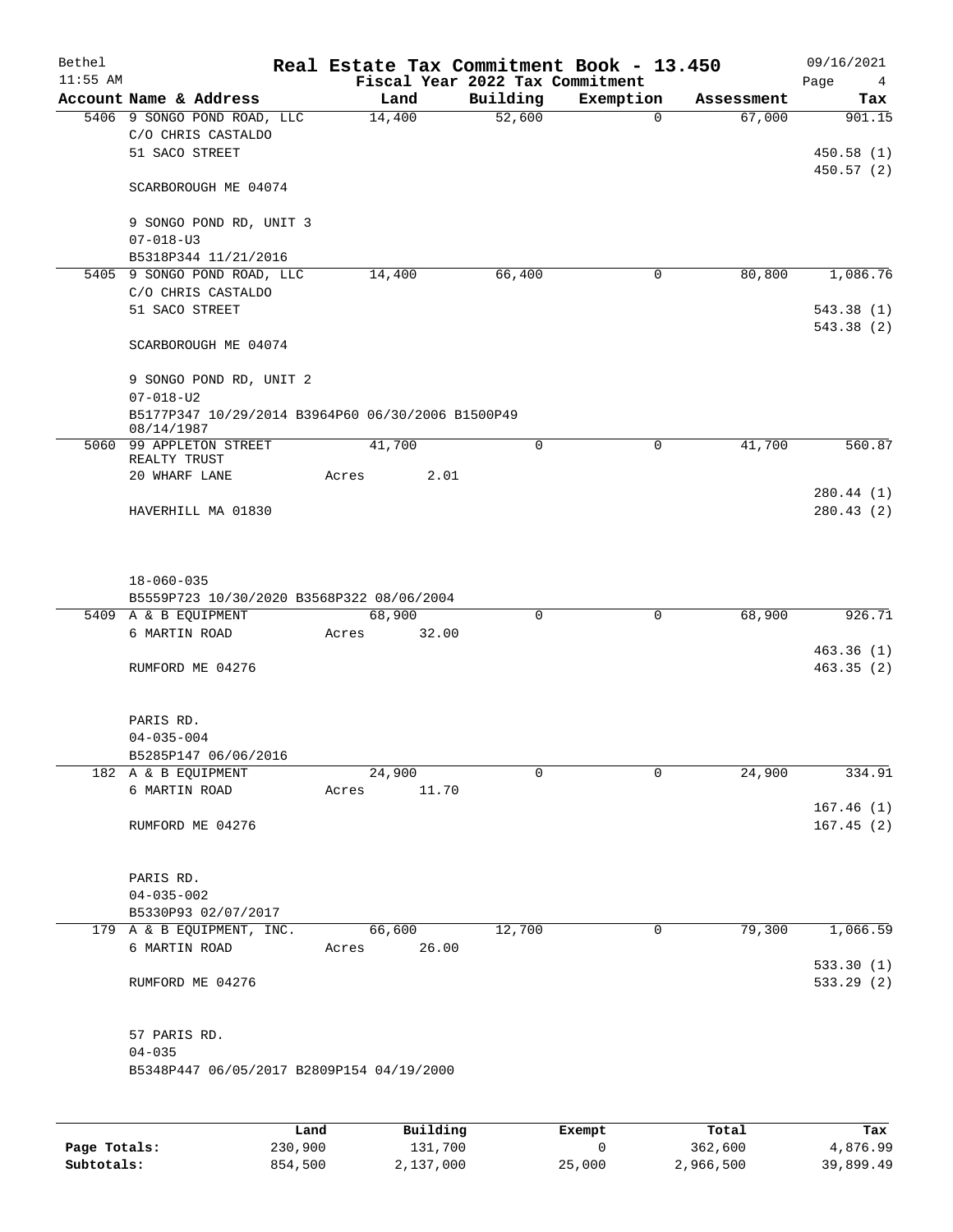# Real Estate Tax Commitment Book - 13.450

Bethel
11:55 AM

Fiscal Year 2022 Tax Commitment

09/16/2021

| Account | Name & Address | Land | Building | Exemption | Assessment | Tax |
|---|---|---|---|---|---|---|
| 5406 | 9 SONGO POND ROAD, LLC<br>C/O CHRIS CASTALDO<br>51 SACO STREET<br><br>SCARBOROUGH ME 04074<br><br>9 SONGO POND RD, UNIT 3<br>07-018-U3<br>B5318P344 11/21/2016 | 14,400 | 52,600 | 0 | 67,000 | 901.15<br><br>450.58 (1)<br>450.57 (2) |
| 5405 | 9 SONGO POND ROAD, LLC<br>C/O CHRIS CASTALDO<br>51 SACO STREET<br><br>SCARBOROUGH ME 04074<br><br>9 SONGO POND RD, UNIT 2<br>07-018-U2<br>B5177P347 10/29/2014 B3964P60 06/30/2006 B1500P49 08/14/1987 | 14,400 | 66,400 | 0 | 80,800 | 1,086.76<br><br>543.38 (1)<br>543.38 (2) |
| 5060 | 99 APPLETON STREET REALTY TRUST<br>20 WHARF LANE<br><br>HAVERHILL MA 01830<br><br>18-060-035<br>B5559P723 10/30/2020 B3568P322 08/06/2004 | 41,700<br>Acres 2.01 | 0 | 0 | 41,700 | 560.87<br><br>280.44 (1)<br>280.43 (2) |
| 5409 | A & B EQUIPMENT<br>6 MARTIN ROAD<br><br>RUMFORD ME 04276<br><br>PARIS RD.<br>04-035-004<br>B5285P147 06/06/2016 | 68,900<br>Acres 32.00 | 0 | 0 | 68,900 | 926.71<br><br>463.36 (1)<br>463.35 (2) |
| 182 | A & B EQUIPMENT<br>6 MARTIN ROAD<br><br>RUMFORD ME 04276<br><br>PARIS RD.<br>04-035-002<br>B5330P93 02/07/2017 | 24,900<br>Acres 11.70 | 0 | 0 | 24,900 | 334.91<br><br>167.46 (1)<br>167.45 (2) |
| 179 | A & B EQUIPMENT, INC.<br>6 MARTIN ROAD<br><br>RUMFORD ME 04276<br><br>57 PARIS RD.<br>04-035<br>B5348P447 06/05/2017 B2809P154 04/19/2000 | 66,600<br>Acres 26.00 | 12,700 | 0 | 79,300 | 1,066.59<br><br>533.30 (1)<br>533.29 (2) |

| | Land | Building | Exempt | Total | Tax |
|---|---|---|---|---|---|
| **Page Totals:** | 230,900 | 131,700 | 0 | 362,600 | 4,876.99 |
| **Subtotals:** | 854,500 | 2,137,000 | 25,000 | 2,966,500 | 39,899.49 |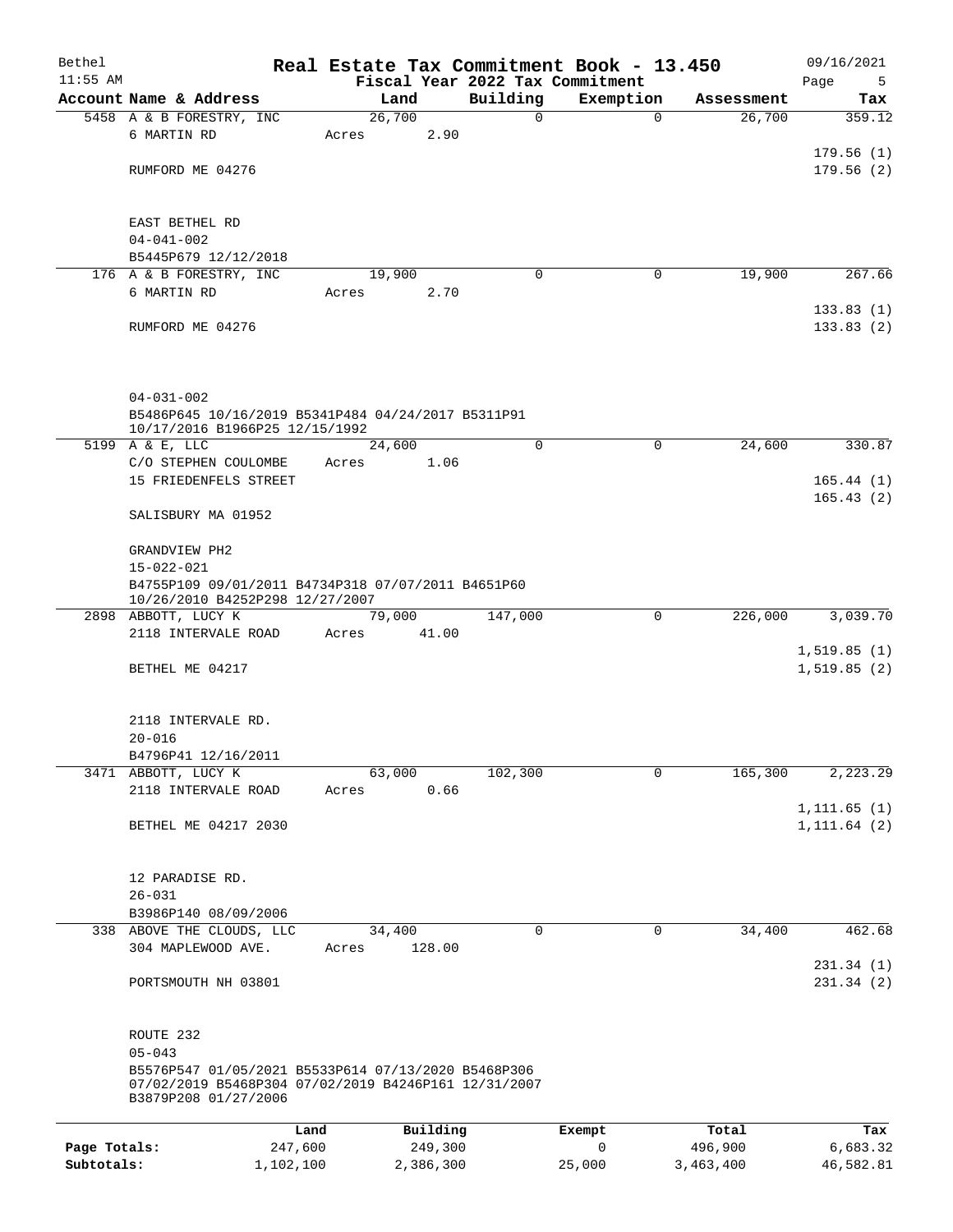# Real Estate Tax Commitment Book - 13.450

Bethel 11:55 AM — Fiscal Year 2022 Tax Commitment — 09/16/2021

| Account Name & Address | Land | Building | Exemption | Assessment | Tax |
|---|---|---|---|---|---|
| 5458 A & B FORESTRY, INC<br>6 MARTIN RD<br>RUMFORD ME 04276<br>EAST BETHEL RD<br>04-041-002<br>B5445P679 12/12/2018 | 26,700<br>Acres 2.90 | 0 | 0 | 26,700 | 359.12<br>179.56 (1)<br>179.56 (2) |
| 176 A & B FORESTRY, INC<br>6 MARTIN RD<br>RUMFORD ME 04276<br>04-031-002<br>B5486P645 10/16/2019 B5341P484 04/24/2017 B5311P91 10/17/2016 B1966P25 12/15/1992 | 19,900<br>Acres 2.70 | 0 | 0 | 19,900 | 267.66<br>133.83 (1)<br>133.83 (2) |
| 5199 A & E, LLC<br>C/O STEPHEN COULOMBE<br>15 FRIEDENFELS STREET<br>SALISBURY MA 01952<br>GRANDVIEW PH2<br>15-022-021<br>B4755P109 09/01/2011 B4734P318 07/07/2011 B4651P60 10/26/2010 B4252P298 12/27/2007 | 24,600<br>Acres 1.06 | 0 | 0 | 24,600 | 330.87<br>165.44 (1)<br>165.43 (2) |
| 2898 ABBOTT, LUCY K<br>2118 INTERVALE ROAD<br>BETHEL ME 04217<br>2118 INTERVALE RD.<br>20-016<br>B4796P41 12/16/2011 | 79,000<br>Acres 41.00 | 147,000 | 0 | 226,000 | 3,039.70<br>1,519.85 (1)<br>1,519.85 (2) |
| 3471 ABBOTT, LUCY K<br>2118 INTERVALE ROAD<br>BETHEL ME 04217 2030<br>12 PARADISE RD.<br>26-031<br>B3986P140 08/09/2006 | 63,000<br>Acres 0.66 | 102,300 | 0 | 165,300 | 2,223.29<br>1,111.65 (1)<br>1,111.64 (2) |
| 338 ABOVE THE CLOUDS, LLC<br>304 MAPLEWOOD AVE.<br>PORTSMOUTH NH 03801<br>ROUTE 232<br>05-043<br>B5576P547 01/05/2021 B5533P614 07/13/2020 B5468P306 07/02/2019 B5468P304 07/02/2019 B4246P161 12/31/2007 B3879P208 01/27/2006 | 34,400<br>Acres 128.00 | 0 | 0 | 34,400 | 462.68<br>231.34 (1)<br>231.34 (2) |

| | Land | Building | Exempt | Total | Tax |
|---|---|---|---|---|---|
| Page Totals: | 247,600 | 249,300 | 0 | 496,900 | 6,683.32 |
| Subtotals: | 1,102,100 | 2,386,300 | 25,000 | 3,463,400 | 46,582.81 |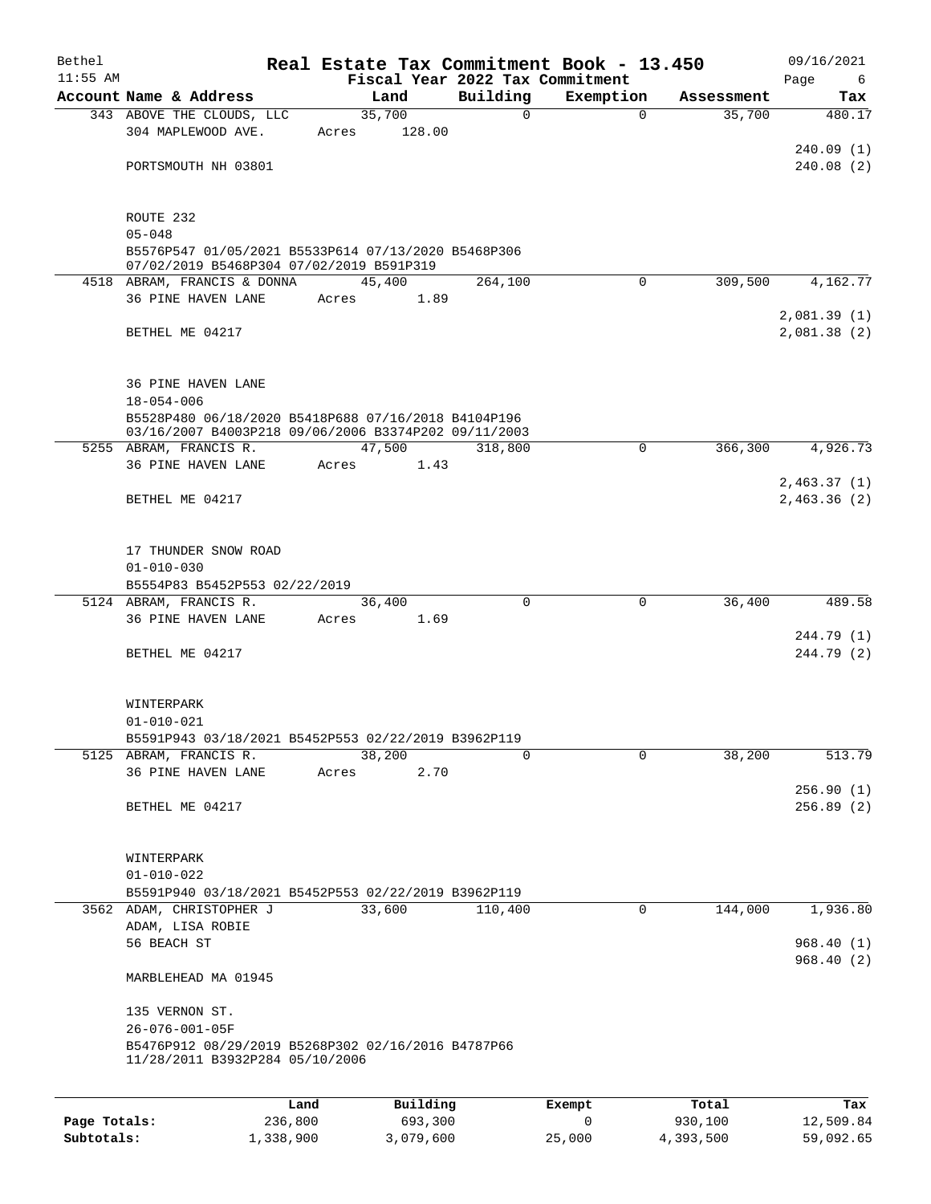# Real Estate Tax Commitment Book - 13.450

Bethel 11:55 AM — Fiscal Year 2022 Tax Commitment — 09/16/2021

| Account Name & Address | Land | Building | Exemption | Assessment | Tax |
|---|---|---|---|---|---|
| 343 ABOVE THE CLOUDS, LLC | 35,700 | 0 | 0 | 35,700 | 480.17 |
| 304 MAPLEWOOD AVE. | Acres 128.00 | | | | |
| | | | | | 240.09 (1) |
| PORTSMOUTH NH 03801 | | | | | 240.08 (2) |
| ROUTE 232 | | | | | |
| 05-048 | | | | | |
| B5576P547 01/05/2021 B5533P614 07/13/2020 B5468P306 07/02/2019 B5468P304 07/02/2019 B591P319 | | | | | |
| 4518 ABRAM, FRANCIS & DONNA | 45,400 | 264,100 | 0 | 309,500 | 4,162.77 |
| 36 PINE HAVEN LANE | Acres 1.89 | | | | |
| | | | | | 2,081.39 (1) |
| BETHEL ME 04217 | | | | | 2,081.38 (2) |
| 36 PINE HAVEN LANE | | | | | |
| 18-054-006 | | | | | |
| B5528P480 06/18/2020 B5418P688 07/16/2018 B4104P196 03/16/2007 B4003P218 09/06/2006 B3374P202 09/11/2003 | | | | | |
| 5255 ABRAM, FRANCIS R. | 47,500 | 318,800 | 0 | 366,300 | 4,926.73 |
| 36 PINE HAVEN LANE | Acres 1.43 | | | | |
| | | | | | 2,463.37 (1) |
| BETHEL ME 04217 | | | | | 2,463.36 (2) |
| 17 THUNDER SNOW ROAD | | | | | |
| 01-010-030 | | | | | |
| B5554P83 B5452P553 02/22/2019 | | | | | |
| 5124 ABRAM, FRANCIS R. | 36,400 | 0 | 0 | 36,400 | 489.58 |
| 36 PINE HAVEN LANE | Acres 1.69 | | | | |
| | | | | | 244.79 (1) |
| BETHEL ME 04217 | | | | | 244.79 (2) |
| WINTERPARK | | | | | |
| 01-010-021 | | | | | |
| B5591P943 03/18/2021 B5452P553 02/22/2019 B3962P119 | | | | | |
| 5125 ABRAM, FRANCIS R. | 38,200 | 0 | 0 | 38,200 | 513.79 |
| 36 PINE HAVEN LANE | Acres 2.70 | | | | |
| | | | | | 256.90 (1) |
| BETHEL ME 04217 | | | | | 256.89 (2) |
| WINTERPARK | | | | | |
| 01-010-022 | | | | | |
| B5591P940 03/18/2021 B5452P553 02/22/2019 B3962P119 | | | | | |
| 3562 ADAM, CHRISTOPHER J | 33,600 | 110,400 | 0 | 144,000 | 1,936.80 |
| ADAM, LISA ROBIE | | | | | |
| 56 BEACH ST | | | | | 968.40 (1) |
| | | | | | 968.40 (2) |
| MARBLEHEAD MA 01945 | | | | | |
| 135 VERNON ST. | | | | | |
| 26-076-001-05F | | | | | |
| B5476P912 08/29/2019 B5268P302 02/16/2016 B4787P66 11/28/2011 B3932P284 05/10/2006 | | | | | |

| | Land | Building | Exempt | Total | Tax |
|---|---|---|---|---|---|
| Page Totals: | 236,800 | 693,300 | 0 | 930,100 | 12,509.84 |
| Subtotals: | 1,338,900 | 3,079,600 | 25,000 | 4,393,500 | 59,092.65 |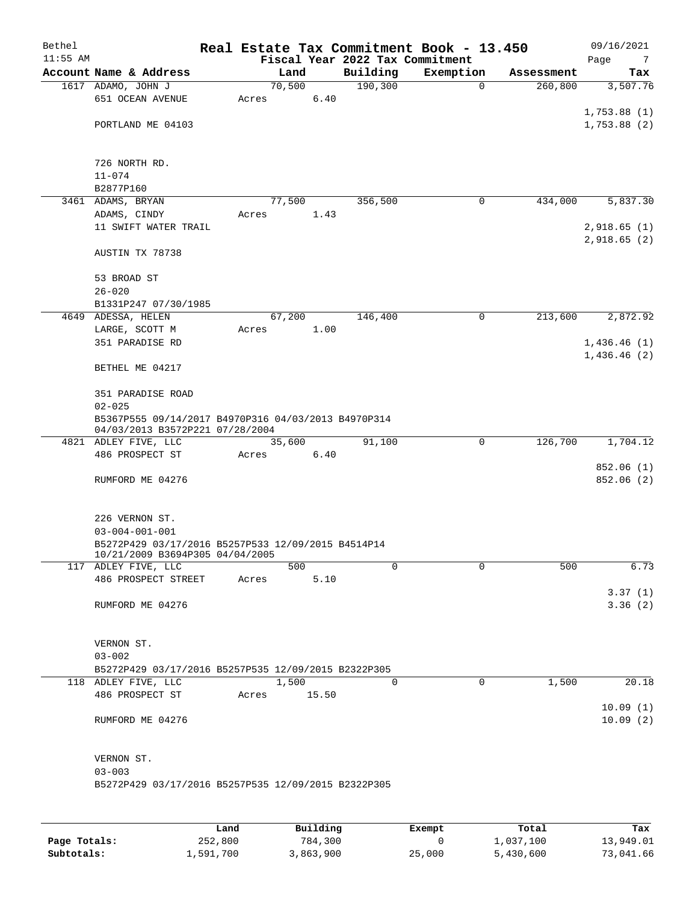Bethel 11:55 AM

# Real Estate Tax Commitment Book - 13.450

Fiscal Year 2022 Tax Commitment

09/16/2021

| Account | Name & Address | Land | Building | Exemption | Assessment | Tax |
|---|---|---|---|---|---|---|
| 1617 | ADAMO, JOHN J<br>651 OCEAN AVENUE<br>PORTLAND ME 04103<br><br>726 NORTH RD.<br>11-074<br>B2877P160 | 70,500<br>Acres 6.40 | 190,300 | 0 | 260,800 | 3,507.76<br>1,753.88 (1)<br>1,753.88 (2) |
| 3461 | ADAMS, BRYAN<br>ADAMS, CINDY<br>11 SWIFT WATER TRAIL<br>AUSTIN TX 78738<br><br>53 BROAD ST<br>26-020<br>B1331P247 07/30/1985 | 77,500<br>Acres 1.43 | 356,500 | 0 | 434,000 | 5,837.30<br>2,918.65 (1)<br>2,918.65 (2) |
| 4649 | ADESSA, HELEN<br>LARGE, SCOTT M<br>351 PARADISE RD<br>BETHEL ME 04217<br><br>351 PARADISE ROAD<br>02-025<br>B5367P555 09/14/2017 B4970P316 04/03/2013 B4970P314 04/03/2013 B3572P221 07/28/2004 | 67,200<br>Acres 1.00 | 146,400 | 0 | 213,600 | 2,872.92<br>1,436.46 (1)<br>1,436.46 (2) |
| 4821 | ADLEY FIVE, LLC<br>486 PROSPECT ST<br>RUMFORD ME 04276<br><br>226 VERNON ST.<br>03-004-001-001<br>B5272P429 03/17/2016 B5257P533 12/09/2015 B4514P14 10/21/2009 B3694P305 04/04/2005 | 35,600<br>Acres 6.40 | 91,100 | 0 | 126,700 | 1,704.12<br>852.06 (1)<br>852.06 (2) |
| 117 | ADLEY FIVE, LLC<br>486 PROSPECT STREET<br>RUMFORD ME 04276<br><br>VERNON ST.<br>03-002<br>B5272P429 03/17/2016 B5257P535 12/09/2015 B2322P305 | 500<br>Acres 5.10 | 0 | 0 | 500 | 6.73<br>3.37 (1)<br>3.36 (2) |
| 118 | ADLEY FIVE, LLC<br>486 PROSPECT ST<br>RUMFORD ME 04276<br><br>VERNON ST.<br>03-003<br>B5272P429 03/17/2016 B5257P535 12/09/2015 B2322P305 | 1,500<br>Acres 15.50 | 0 | 0 | 1,500 | 20.18<br>10.09 (1)<br>10.09 (2) |

| | Land | Building | Exempt | Total | Tax |
|---|---|---|---|---|---|
| Page Totals: | 252,800 | 784,300 | 0 | 1,037,100 | 13,949.01 |
| Subtotals: | 1,591,700 | 3,863,900 | 25,000 | 5,430,600 | 73,041.66 |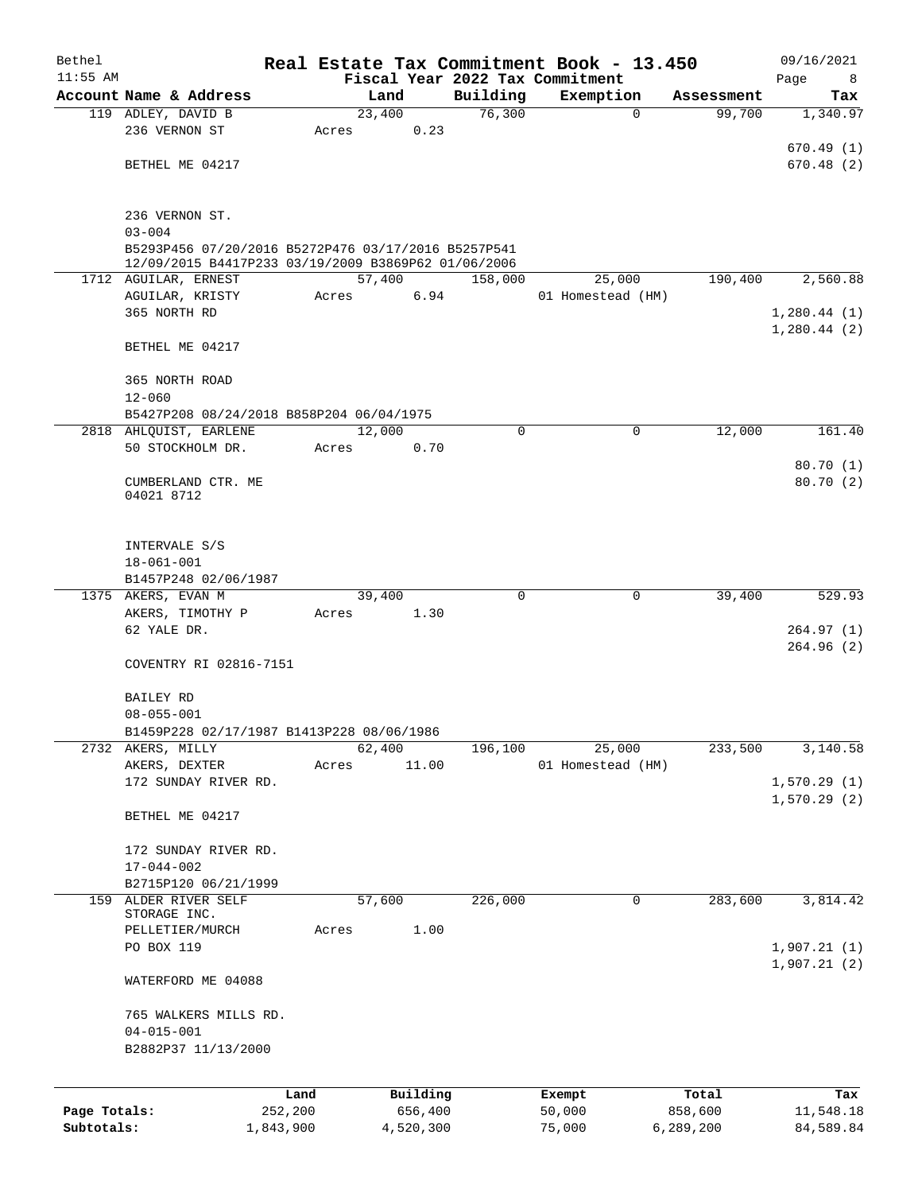Bethel 11:55 AM

# Real Estate Tax Commitment Book - 13.450

Fiscal Year 2022 Tax Commitment

09/16/2021

| Account Name & Address | Land | Building | Exemption | Assessment | Tax |
|---|---|---|---|---|---|
| 119 ADLEY, DAVID B<br>236 VERNON ST<br><br>BETHEL ME 04217<br><br>236 VERNON ST.<br>03-004<br>B5293P456 07/20/2016 B5272P476 03/17/2016 B5257P541 12/09/2015 B4417P233 03/19/2009 B3869P62 01/06/2006 | 23,400<br>Acres 0.23 | 76,300 | 0 | 99,700 | 1,340.97<br><br>670.49 (1)<br>670.48 (2) |
| 1712 AGUILAR, ERNEST<br>AGUILAR, KRISTY<br>365 NORTH RD<br><br>BETHEL ME 04217<br><br>365 NORTH ROAD<br>12-060<br>B5427P208 08/24/2018 B858P204 06/04/1975 | 57,400<br>Acres 6.94 | 158,000 | 25,000<br>01 Homestead (HM) | 190,400 | 2,560.88<br><br>1,280.44 (1)<br>1,280.44 (2) |
| 2818 AHLQUIST, EARLENE<br>50 STOCKHOLM DR.<br><br>CUMBERLAND CTR. ME 04021 8712<br><br>INTERVALE S/S<br>18-061-001<br>B1457P248 02/06/1987 | 12,000<br>Acres 0.70 | 0 | 0 | 12,000 | 161.40<br><br>80.70 (1)<br>80.70 (2) |
| 1375 AKERS, EVAN M<br>AKERS, TIMOTHY P<br>62 YALE DR.<br><br>COVENTRY RI 02816-7151<br><br>BAILEY RD<br>08-055-001<br>B1459P228 02/17/1987 B1413P228 08/06/1986 | 39,400<br>Acres 1.30 | 0 | 0 | 39,400 | 529.93<br><br>264.97 (1)<br>264.96 (2) |
| 2732 AKERS, MILLY<br>AKERS, DEXTER<br>172 SUNDAY RIVER RD.<br><br>BETHEL ME 04217<br><br>172 SUNDAY RIVER RD.<br>17-044-002<br>B2715P120 06/21/1999 | 62,400<br>Acres 11.00 | 196,100 | 25,000<br>01 Homestead (HM) | 233,500 | 3,140.58<br><br>1,570.29 (1)<br>1,570.29 (2) |
| 159 ALDER RIVER SELF STORAGE INC.<br>PELLETIER/MURCH<br>PO BOX 119<br><br>WATERFORD ME 04088<br><br>765 WALKERS MILLS RD.<br>04-015-001<br>B2882P37 11/13/2000 | 57,600<br>Acres 1.00 | 226,000 | 0 | 283,600 | 3,814.42<br><br>1,907.21 (1)<br>1,907.21 (2) |

| | Land | Building | Exempt | Total | Tax |
|---|---|---|---|---|---|
| Page Totals: | 252,200 | 656,400 | 50,000 | 858,600 | 11,548.18 |
| Subtotals: | 1,843,900 | 4,520,300 | 75,000 | 6,289,200 | 84,589.84 |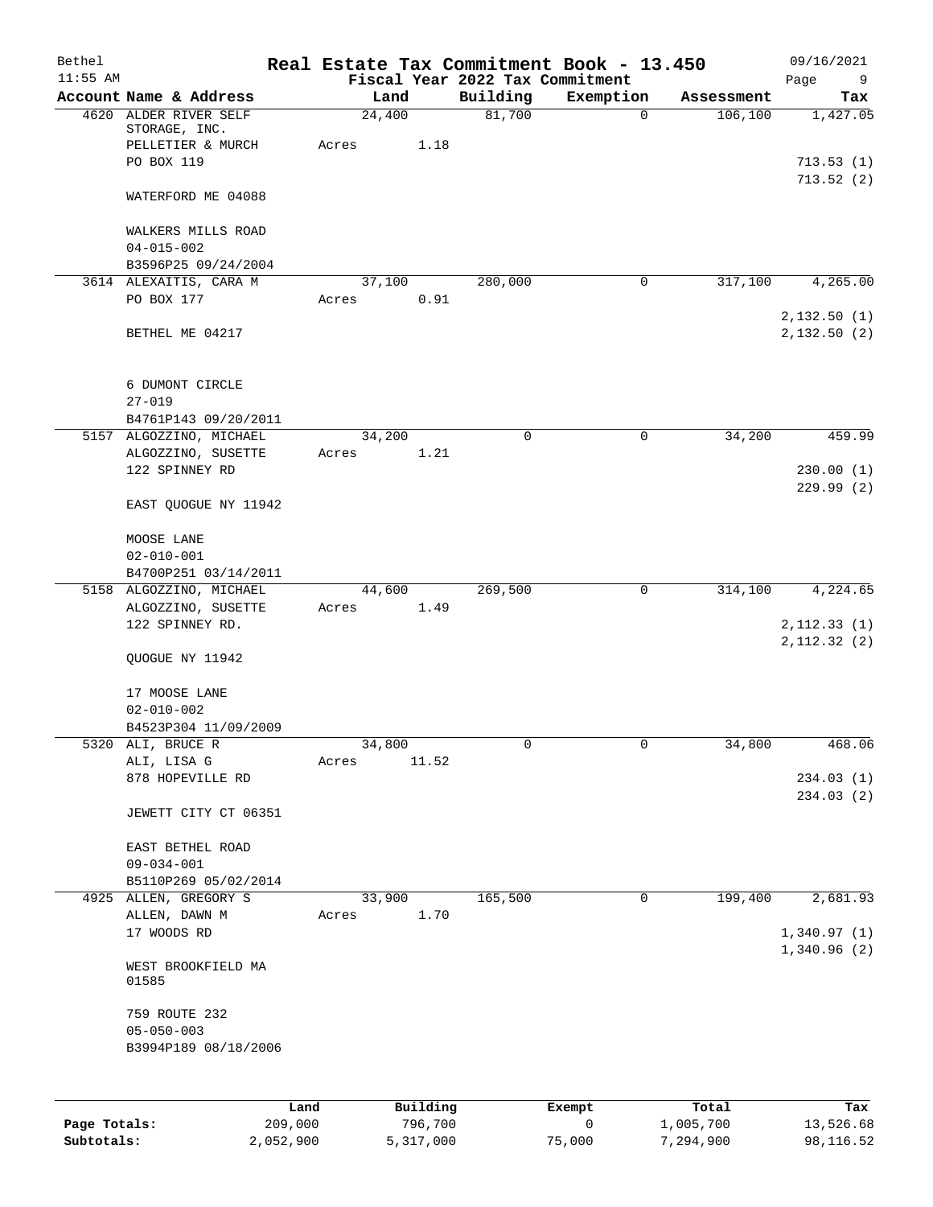# Real Estate Tax Commitment Book - 13.450

Bethel — 11:55 AM — 09/16/2021

Fiscal Year 2022 Tax Commitment

| Account Name & Address | Land | Building | Exemption | Assessment | Tax |
|---|---|---|---|---|---|
| 4620 ALDER RIVER SELF STORAGE, INC.<br>PELLETIER & MURCH<br>PO BOX 119<br><br>WATERFORD ME 04088<br><br>WALKERS MILLS ROAD<br>04-015-002<br>B3596P25 09/24/2004 | 24,400<br>Acres 1.18 | 81,700 | 0 | 106,100 | 1,427.05<br><br>713.53 (1)<br>713.52 (2) |
| 3614 ALEXAITIS, CARA M<br>PO BOX 177<br><br>BETHEL ME 04217<br><br>6 DUMONT CIRCLE<br>27-019<br>B4761P143 09/20/2011 | 37,100<br>Acres 0.91 | 280,000 | 0 | 317,100 | 4,265.00<br><br>2,132.50 (1)<br>2,132.50 (2) |
| 5157 ALGOZZINO, MICHAEL<br>ALGOZZINO, SUSETTE<br>122 SPINNEY RD<br><br>EAST QUOGUE NY 11942<br><br>MOOSE LANE<br>02-010-001<br>B4700P251 03/14/2011 | 34,200<br>Acres 1.21 | 0 | 0 | 34,200 | 459.99<br><br>230.00 (1)<br>229.99 (2) |
| 5158 ALGOZZINO, MICHAEL<br>ALGOZZINO, SUSETTE<br>122 SPINNEY RD.<br><br>QUOGUE NY 11942<br><br>17 MOOSE LANE<br>02-010-002<br>B4523P304 11/09/2009 | 44,600<br>Acres 1.49 | 269,500 | 0 | 314,100 | 4,224.65<br><br>2,112.33 (1)<br>2,112.32 (2) |
| 5320 ALI, BRUCE R<br>ALI, LISA G<br>878 HOPEVILLE RD<br><br>JEWETT CITY CT 06351<br><br>EAST BETHEL ROAD<br>09-034-001<br>B5110P269 05/02/2014 | 34,800<br>Acres 11.52 | 0 | 0 | 34,800 | 468.06<br><br>234.03 (1)<br>234.03 (2) |
| 4925 ALLEN, GREGORY S<br>ALLEN, DAWN M<br>17 WOODS RD<br><br>WEST BROOKFIELD MA 01585<br><br>759 ROUTE 232<br>05-050-003<br>B3994P189 08/18/2006 | 33,900<br>Acres 1.70 | 165,500 | 0 | 199,400 | 2,681.93<br><br>1,340.97 (1)<br>1,340.96 (2) |

| | Land | Building | Exempt | Total | Tax |
|---|---|---|---|---|---|
| Page Totals: | 209,000 | 796,700 | 0 | 1,005,700 | 13,526.68 |
| Subtotals: | 2,052,900 | 5,317,000 | 75,000 | 7,294,900 | 98,116.52 |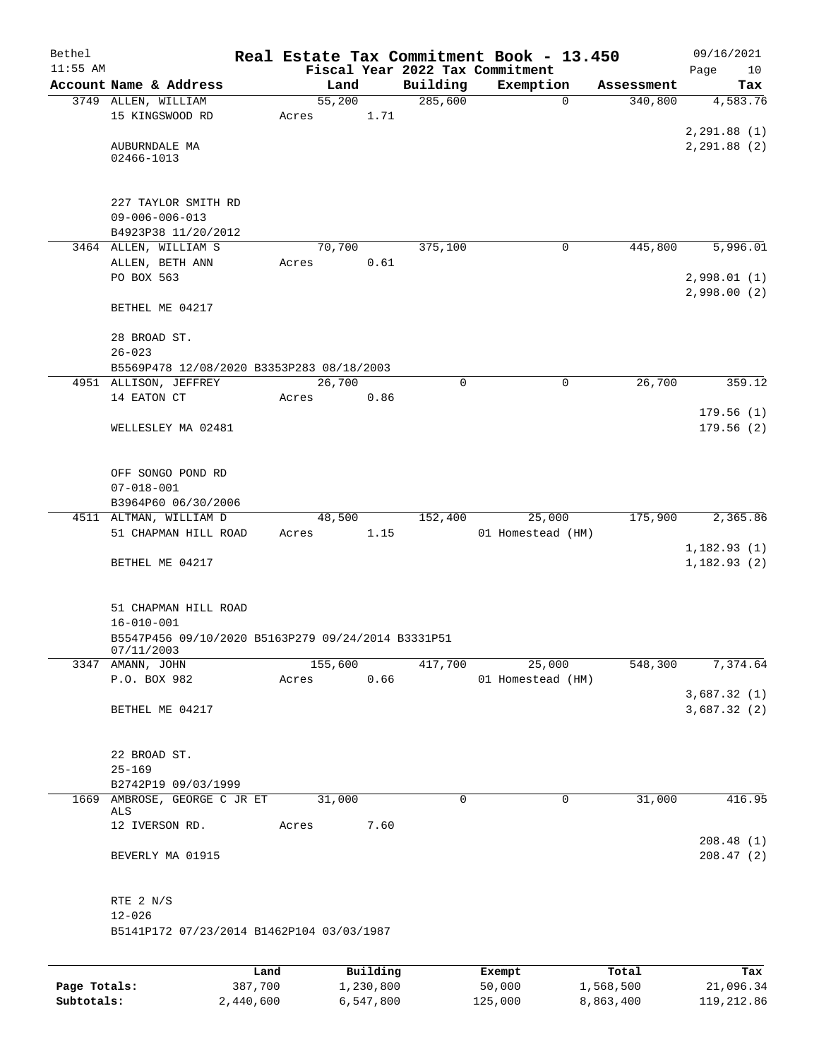# Real Estate Tax Commitment Book - 13.450

Bethel 11:55 AM — Fiscal Year 2022 Tax Commitment — 09/16/2021

| Account Name & Address | Land | Building | Exemption | Assessment | Tax |
|---|---|---|---|---|---|
| 3749 ALLEN, WILLIAM<br>15 KINGSWOOD RD<br><br>AUBURNDALE MA<br>02466-1013<br><br>227 TAYLOR SMITH RD<br>09-006-006-013<br>B4923P38 11/20/2012 | 55,200<br>Acres 1.71 | 285,600 | 0 | 340,800 | 4,583.76<br><br>2,291.88 (1)<br>2,291.88 (2) |
| 3464 ALLEN, WILLIAM S<br>ALLEN, BETH ANN<br>PO BOX 563<br><br>BETHEL ME 04217<br><br>28 BROAD ST.<br>26-023<br>B5569P478 12/08/2020 B3353P283 08/18/2003 | 70,700<br>Acres 0.61 | 375,100 | 0 | 445,800 | 5,996.01<br><br>2,998.01 (1)<br>2,998.00 (2) |
| 4951 ALLISON, JEFFREY<br>14 EATON CT<br><br>WELLESLEY MA 02481<br><br>OFF SONGO POND RD<br>07-018-001<br>B3964P60 06/30/2006 | 26,700<br>Acres 0.86 | 0 | 0 | 26,700 | 359.12<br><br>179.56 (1)<br>179.56 (2) |
| 4511 ALTMAN, WILLIAM D<br>51 CHAPMAN HILL ROAD<br><br>BETHEL ME 04217<br><br>51 CHAPMAN HILL ROAD<br>16-010-001<br>B5547P456 09/10/2020 B5163P279 09/24/2014 B3331P51 07/11/2003 | 48,500<br>Acres 1.15 | 152,400 | 25,000<br>01 Homestead (HM) | 175,900 | 2,365.86<br><br>1,182.93 (1)<br>1,182.93 (2) |
| 3347 AMANN, JOHN<br>P.O. BOX 982<br><br>BETHEL ME 04217<br><br>22 BROAD ST.<br>25-169<br>B2742P19 09/03/1999 | 155,600<br>Acres 0.66 | 417,700 | 25,000<br>01 Homestead (HM) | 548,300 | 7,374.64<br><br>3,687.32 (1)<br>3,687.32 (2) |
| 1669 AMBROSE, GEORGE C JR ET ALS<br>12 IVERSON RD.<br><br>BEVERLY MA 01915<br><br>RTE 2 N/S<br>12-026<br>B5141P172 07/23/2014 B1462P104 03/03/1987 | 31,000<br>Acres 7.60 | 0 | 0 | 31,000 | 416.95<br><br>208.48 (1)<br>208.47 (2) |

| | Land | Building | Exempt | Total | Tax |
|---|---|---|---|---|---|
| Page Totals: | 387,700 | 1,230,800 | 50,000 | 1,568,500 | 21,096.34 |
| Subtotals: | 2,440,600 | 6,547,800 | 125,000 | 8,863,400 | 119,212.86 |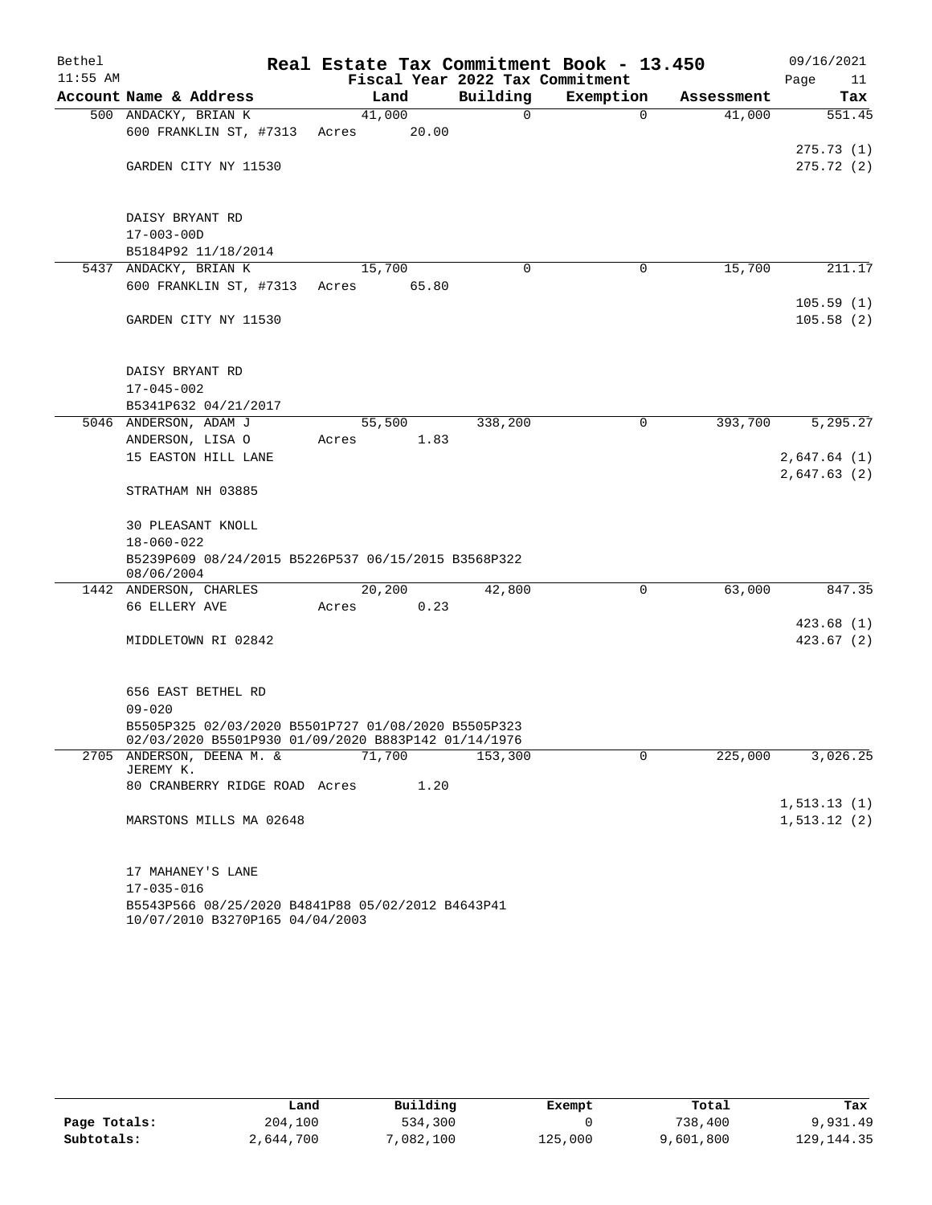# Real Estate Tax Commitment Book - 13.450

Bethel
11:55 AM

Fiscal Year 2022 Tax Commitment

09/16/2021

| Account | Name & Address | Land | Building | Exemption | Assessment | Tax |
|---|---|---|---|---|---|---|
| 500 | ANDACKY, BRIAN K<br>600 FRANKLIN ST, #7313<br>GARDEN CITY NY 11530<br><br>DAISY BRYANT RD<br>17-003-00D<br>B5184P92 11/18/2014 | 41,000<br>Acres 20.00 | 0 | 0 | 41,000 | 551.45<br>275.73 (1)<br>275.72 (2) |
| 5437 | ANDACKY, BRIAN K<br>600 FRANKLIN ST, #7313<br>GARDEN CITY NY 11530<br><br>DAISY BRYANT RD<br>17-045-002<br>B5341P632 04/21/2017 | 15,700<br>Acres 65.80 | 0 | 0 | 15,700 | 211.17<br>105.59 (1)<br>105.58 (2) |
| 5046 | ANDERSON, ADAM J<br>ANDERSON, LISA O<br>15 EASTON HILL LANE<br>STRATHAM NH 03885<br><br>30 PLEASANT KNOLL<br>18-060-022<br>B5239P609 08/24/2015 B5226P537 06/15/2015 B3568P322 08/06/2004 | 55,500<br>Acres 1.83 | 338,200 | 0 | 393,700 | 5,295.27<br>2,647.64 (1)<br>2,647.63 (2) |
| 1442 | ANDERSON, CHARLES<br>66 ELLERY AVE<br>MIDDLETOWN RI 02842<br><br>656 EAST BETHEL RD<br>09-020<br>B5505P325 02/03/2020 B5501P727 01/08/2020 B5505P323 02/03/2020 B5501P930 01/09/2020 B883P142 01/14/1976 | 20,200<br>Acres 0.23 | 42,800 | 0 | 63,000 | 847.35<br>423.68 (1)<br>423.67 (2) |
| 2705 | ANDERSON, DEENA M. & JEREMY K.<br>80 CRANBERRY RIDGE ROAD<br>MARSTONS MILLS MA 02648<br><br>17 MAHANEY'S LANE<br>17-035-016<br>B5543P566 08/25/2020 B4841P88 05/02/2012 B4643P41 10/07/2010 B3270P165 04/04/2003 | 71,700<br>Acres 1.20 | 153,300 | 0 | 225,000 | 3,026.25<br>1,513.13 (1)<br>1,513.12 (2) |

| | Land | Building | Exempt | Total | Tax |
|---|---|---|---|---|---|
| Page Totals: | 204,100 | 534,300 | 0 | 738,400 | 9,931.49 |
| Subtotals: | 2,644,700 | 7,082,100 | 125,000 | 9,601,800 | 129,144.35 |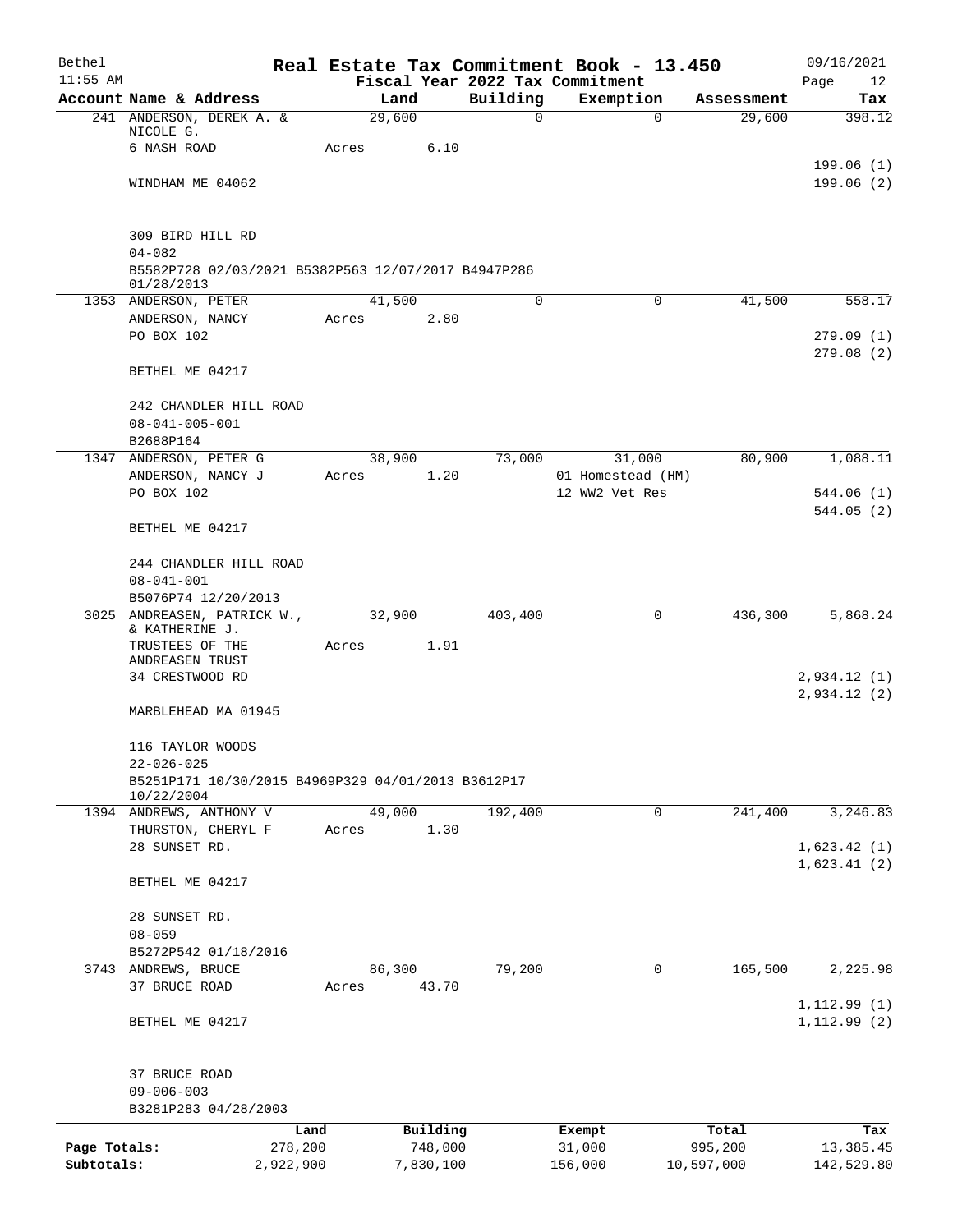# Real Estate Tax Commitment Book - 13.450

Bethel 11:55 AM — Fiscal Year 2022 Tax Commitment — 09/16/2021

| Account Name & Address | Land | Building | Exemption | Assessment | Tax |
|---|---|---|---|---|---|
| 241 ANDERSON, DEREK A. & NICOLE G. | 29,600 | 0 | 0 | 29,600 | 398.12 |
| 6 NASH ROAD | Acres 6.10 | | | | |
| | | | | | 199.06 (1) |
| WINDHAM ME 04062 | | | | | 199.06 (2) |
| 309 BIRD HILL RD | | | | | |
| 04-082 | | | | | |
| B5582P728 02/03/2021 B5382P563 12/07/2017 B4947P286 01/28/2013 | | | | | |
| 1353 ANDERSON, PETER | 41,500 | 0 | 0 | 41,500 | 558.17 |
| ANDERSON, NANCY | Acres 2.80 | | | | |
| PO BOX 102 | | | | | 279.09 (1) |
| | | | | | 279.08 (2) |
| BETHEL ME 04217 | | | | | |
| 242 CHANDLER HILL ROAD | | | | | |
| 08-041-005-001 | | | | | |
| B2688P164 | | | | | |
| 1347 ANDERSON, PETER G | 38,900 | 73,000 | 31,000 | 80,900 | 1,088.11 |
| ANDERSON, NANCY J | Acres 1.20 | | 01 Homestead (HM) | | |
| PO BOX 102 | | | 12 WW2 Vet Res | | 544.06 (1) |
| | | | | | 544.05 (2) |
| BETHEL ME 04217 | | | | | |
| 244 CHANDLER HILL ROAD | | | | | |
| 08-041-001 | | | | | |
| B5076P74 12/20/2013 | | | | | |
| 3025 ANDREASEN, PATRICK W., & KATHERINE J. | 32,900 | 403,400 | 0 | 436,300 | 5,868.24 |
| TRUSTEES OF THE ANDREASEN TRUST | Acres 1.91 | | | | |
| 34 CRESTWOOD RD | | | | | 2,934.12 (1) |
| | | | | | 2,934.12 (2) |
| MARBLEHEAD MA 01945 | | | | | |
| 116 TAYLOR WOODS | | | | | |
| 22-026-025 | | | | | |
| B5251P171 10/30/2015 B4969P329 04/01/2013 B3612P17 10/22/2004 | | | | | |
| 1394 ANDREWS, ANTHONY V | 49,000 | 192,400 | 0 | 241,400 | 3,246.83 |
| THURSTON, CHERYL F | Acres 1.30 | | | | |
| 28 SUNSET RD. | | | | | 1,623.42 (1) |
| | | | | | 1,623.41 (2) |
| BETHEL ME 04217 | | | | | |
| 28 SUNSET RD. | | | | | |
| 08-059 | | | | | |
| B5272P542 01/18/2016 | | | | | |
| 3743 ANDREWS, BRUCE | 86,300 | 79,200 | 0 | 165,500 | 2,225.98 |
| 37 BRUCE ROAD | Acres 43.70 | | | | |
| | | | | | 1,112.99 (1) |
| BETHEL ME 04217 | | | | | 1,112.99 (2) |
| 37 BRUCE ROAD | | | | | |
| 09-006-003 | | | | | |
| B3281P283 04/28/2003 | | | | | |

| | Land | Building | Exempt | Total | Tax |
|---|---|---|---|---|---|
| Page Totals: | 278,200 | 748,000 | 31,000 | 995,200 | 13,385.45 |
| Subtotals: | 2,922,900 | 7,830,100 | 156,000 | 10,597,000 | 142,529.80 |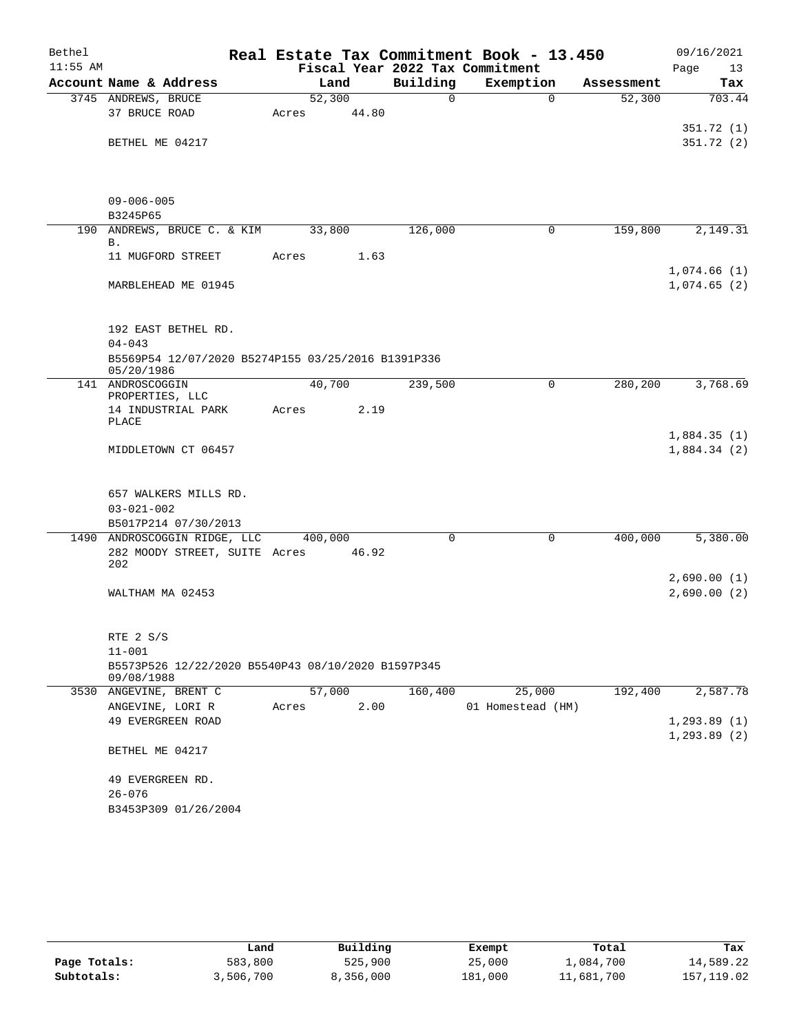# Real Estate Tax Commitment Book - 13.450

Bethel
11:55 AM

Fiscal Year 2022 Tax Commitment

09/16/2021

| Account Name & Address | Land | Building | Exemption | Assessment | Tax |
|---|---|---|---|---|---|
| 3745 ANDREWS, BRUCE | 52,300 | 0 | 0 | 52,300 | 703.44 |
| 37 BRUCE ROAD | Acres 44.80 | | | | |
| | | | | | 351.72 (1) |
| BETHEL ME 04217 | | | | | 351.72 (2) |
| 09-006-005 | | | | | |
| B3245P65 | | | | | |
| 190 ANDREWS, BRUCE C. & KIM B. | 33,800 | 126,000 | 0 | 159,800 | 2,149.31 |
| 11 MUGFORD STREET | Acres 1.63 | | | | |
| | | | | | 1,074.66 (1) |
| MARBLEHEAD ME 01945 | | | | | 1,074.65 (2) |
| 192 EAST BETHEL RD. | | | | | |
| 04-043 | | | | | |
| B5569P54 12/07/2020 B5274P155 03/25/2016 B1391P336 05/20/1986 | | | | | |
| 141 ANDROSCOGGIN PROPERTIES, LLC | 40,700 | 239,500 | 0 | 280,200 | 3,768.69 |
| 14 INDUSTRIAL PARK PLACE | Acres 2.19 | | | | |
| | | | | | 1,884.35 (1) |
| MIDDLETOWN CT 06457 | | | | | 1,884.34 (2) |
| 657 WALKERS MILLS RD. | | | | | |
| 03-021-002 | | | | | |
| B5017P214 07/30/2013 | | | | | |
| 1490 ANDROSCOGGIN RIDGE, LLC | 400,000 | 0 | 0 | 400,000 | 5,380.00 |
| 282 MOODY STREET, SUITE 202 | Acres 46.92 | | | | |
| | | | | | 2,690.00 (1) |
| WALTHAM MA 02453 | | | | | 2,690.00 (2) |
| RTE 2 S/S | | | | | |
| 11-001 | | | | | |
| B5573P526 12/22/2020 B5540P43 08/10/2020 B1597P345 09/08/1988 | | | | | |
| 3530 ANGEVINE, BRENT C | 57,000 | 160,400 | 25,000 | 192,400 | 2,587.78 |
| ANGEVINE, LORI R | Acres 2.00 | | 01 Homestead (HM) | | |
| 49 EVERGREEN ROAD | | | | | 1,293.89 (1) |
| | | | | | 1,293.89 (2) |
| BETHEL ME 04217 | | | | | |
| 49 EVERGREEN RD. | | | | | |
| 26-076 | | | | | |
| B3453P309 01/26/2004 | | | | | |

| | Land | Building | Exempt | Total | Tax |
|---|---|---|---|---|---|
| Page Totals: | 583,800 | 525,900 | 25,000 | 1,084,700 | 14,589.22 |
| Subtotals: | 3,506,700 | 8,356,000 | 181,000 | 11,681,700 | 157,119.02 |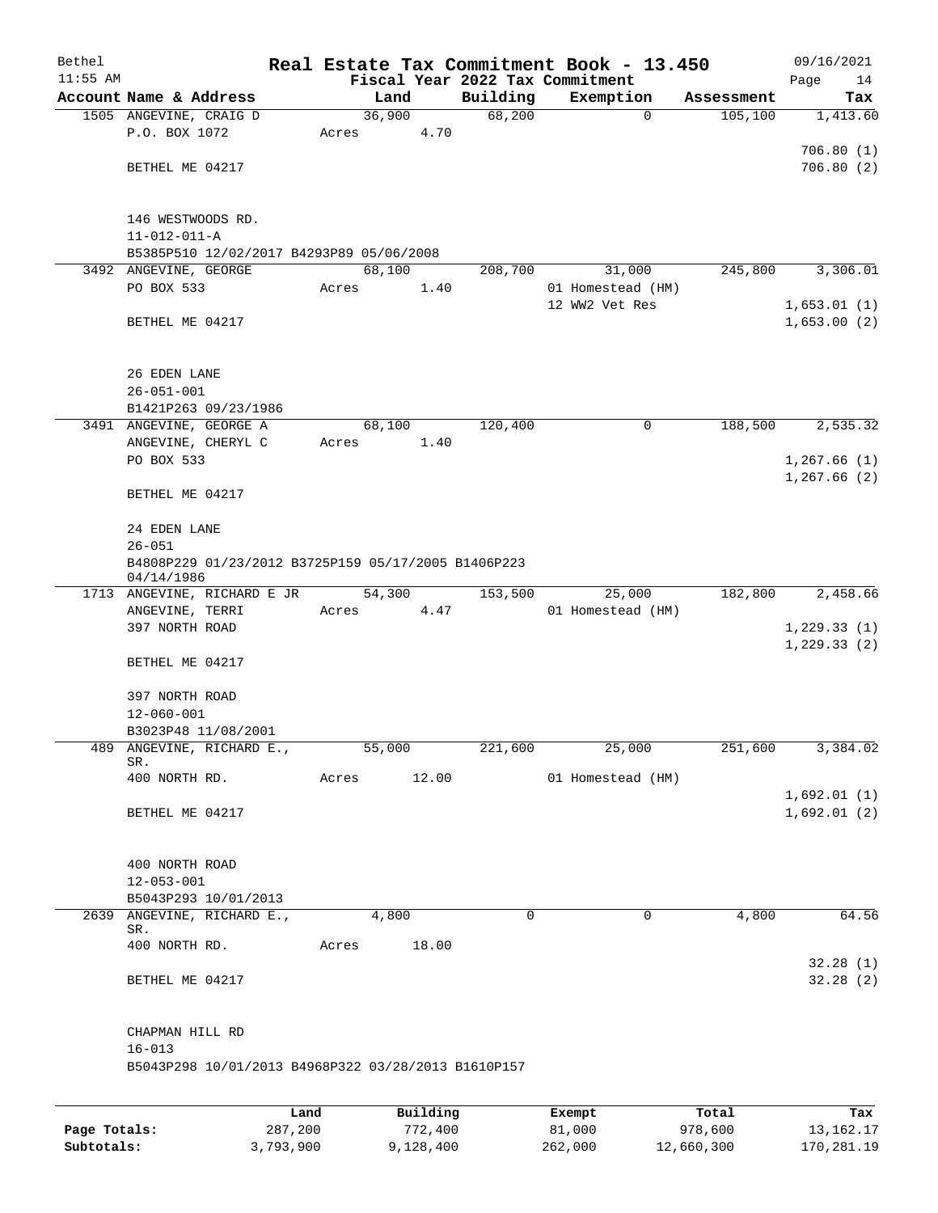# Real Estate Tax Commitment Book - 13.450

Bethel
11:55 AM

Fiscal Year 2022 Tax Commitment

09/16/2021
Page 14

| Account Name & Address | Land | Building | Exemption | Assessment | Tax |
|---|---|---|---|---|---|
| 1505 ANGEVINE, CRAIG D | 36,900 | 68,200 | 0 | 105,100 | 1,413.60 |
| P.O. BOX 1072 | Acres 4.70 | | | | |
| | | | | | 706.80 (1) |
| BETHEL ME 04217 | | | | | 706.80 (2) |
| 146 WESTWOODS RD. | | | | | |
| 11-012-011-A | | | | | |
| B5385P510 12/02/2017 B4293P89 05/06/2008 | | | | | |
| 3492 ANGEVINE, GEORGE | 68,100 | 208,700 | 31,000 | 245,800 | 3,306.01 |
| PO BOX 533 | Acres 1.40 | | 01 Homestead (HM) | | |
| | | | 12 WW2 Vet Res | | 1,653.01 (1) |
| BETHEL ME 04217 | | | | | 1,653.00 (2) |
| 26 EDEN LANE | | | | | |
| 26-051-001 | | | | | |
| B1421P263 09/23/1986 | | | | | |
| 3491 ANGEVINE, GEORGE A | 68,100 | 120,400 | 0 | 188,500 | 2,535.32 |
| ANGEVINE, CHERYL C | Acres 1.40 | | | | |
| PO BOX 533 | | | | | 1,267.66 (1) |
| | | | | | 1,267.66 (2) |
| BETHEL ME 04217 | | | | | |
| 24 EDEN LANE | | | | | |
| 26-051 | | | | | |
| B4808P229 01/23/2012 B3725P159 05/17/2005 B1406P223 04/14/1986 | | | | | |
| 1713 ANGEVINE, RICHARD E JR | 54,300 | 153,500 | 25,000 | 182,800 | 2,458.66 |
| ANGEVINE, TERRI | Acres 4.47 | | 01 Homestead (HM) | | |
| 397 NORTH ROAD | | | | | 1,229.33 (1) |
| | | | | | 1,229.33 (2) |
| BETHEL ME 04217 | | | | | |
| 397 NORTH ROAD | | | | | |
| 12-060-001 | | | | | |
| B3023P48 11/08/2001 | | | | | |
| 489 ANGEVINE, RICHARD E., SR. | 55,000 | 221,600 | 25,000 | 251,600 | 3,384.02 |
| 400 NORTH RD. | Acres 12.00 | | 01 Homestead (HM) | | |
| | | | | | 1,692.01 (1) |
| BETHEL ME 04217 | | | | | 1,692.01 (2) |
| 400 NORTH ROAD | | | | | |
| 12-053-001 | | | | | |
| B5043P293 10/01/2013 | | | | | |
| 2639 ANGEVINE, RICHARD E., SR. | 4,800 | 0 | 0 | 4,800 | 64.56 |
| 400 NORTH RD. | Acres 18.00 | | | | |
| | | | | | 32.28 (1) |
| BETHEL ME 04217 | | | | | 32.28 (2) |
| CHAPMAN HILL RD | | | | | |
| 16-013 | | | | | |
| B5043P298 10/01/2013 B4968P322 03/28/2013 B1610P157 | | | | | |

| | Land | Building | Exempt | Total | Tax |
|---|---|---|---|---|---|
| Page Totals: | 287,200 | 772,400 | 81,000 | 978,600 | 13,162.17 |
| Subtotals: | 3,793,900 | 9,128,400 | 262,000 | 12,660,300 | 170,281.19 |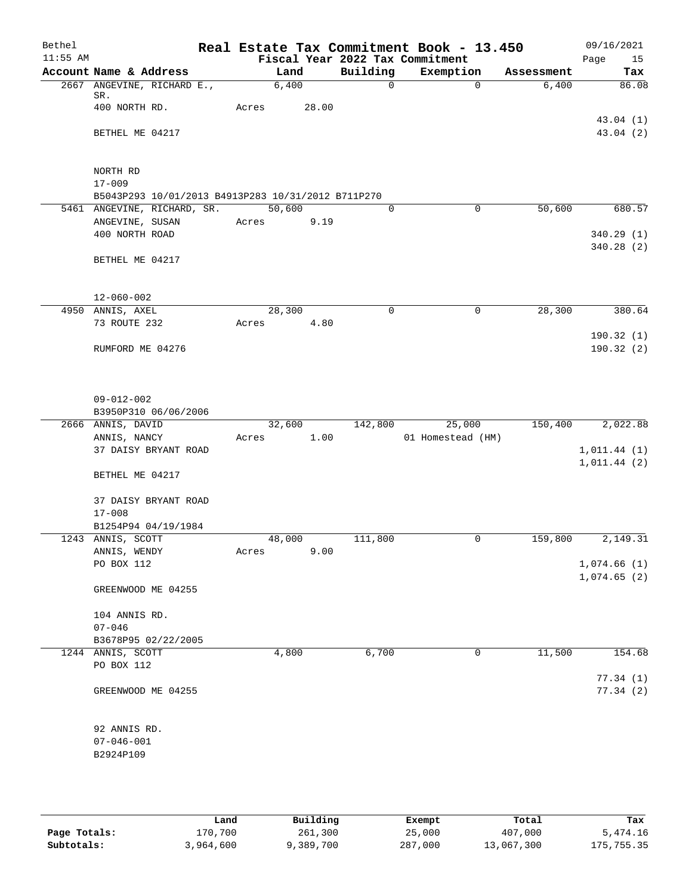# Real Estate Tax Commitment Book - 13.450

Bethel
11:55 AM

Fiscal Year 2022 Tax Commitment

09/16/2021
Page 15

| Account Name & Address | Land | Building | Exemption | Assessment | Tax |
|---|---|---|---|---|---|
| 2667 ANGEVINE, RICHARD E., SR. | 6,400 | 0 | 0 | 6,400 | 86.08 |
| 400 NORTH RD. | Acres 28.00 | | | | |
| | | | | | 43.04 (1) |
| BETHEL ME 04217 | | | | | 43.04 (2) |
| NORTH RD | | | | | |
| 17-009 | | | | | |
| B5043P293 10/01/2013 B4913P283 10/31/2012 B711P270 | | | | | |
| 5461 ANGEVINE, RICHARD, SR. | 50,600 | 0 | 0 | 50,600 | 680.57 |
| ANGEVINE, SUSAN | Acres 9.19 | | | | |
| 400 NORTH ROAD | | | | | 340.29 (1) |
| | | | | | 340.28 (2) |
| BETHEL ME 04217 | | | | | |
| 12-060-002 | | | | | |
| 4950 ANNIS, AXEL | 28,300 | 0 | 0 | 28,300 | 380.64 |
| 73 ROUTE 232 | Acres 4.80 | | | | |
| | | | | | 190.32 (1) |
| RUMFORD ME 04276 | | | | | 190.32 (2) |
| 09-012-002 | | | | | |
| B3950P310 06/06/2006 | | | | | |
| 2666 ANNIS, DAVID | 32,600 | 142,800 | 25,000 | 150,400 | 2,022.88 |
| ANNIS, NANCY | Acres 1.00 | | 01 Homestead (HM) | | |
| 37 DAISY BRYANT ROAD | | | | | 1,011.44 (1) |
| | | | | | 1,011.44 (2) |
| BETHEL ME 04217 | | | | | |
| 37 DAISY BRYANT ROAD | | | | | |
| 17-008 | | | | | |
| B1254P94 04/19/1984 | | | | | |
| 1243 ANNIS, SCOTT | 48,000 | 111,800 | 0 | 159,800 | 2,149.31 |
| ANNIS, WENDY | Acres 9.00 | | | | |
| PO BOX 112 | | | | | 1,074.66 (1) |
| | | | | | 1,074.65 (2) |
| GREENWOOD ME 04255 | | | | | |
| 104 ANNIS RD. | | | | | |
| 07-046 | | | | | |
| B3678P95 02/22/2005 | | | | | |
| 1244 ANNIS, SCOTT | 4,800 | 6,700 | 0 | 11,500 | 154.68 |
| PO BOX 112 | | | | | |
| | | | | | 77.34 (1) |
| GREENWOOD ME 04255 | | | | | 77.34 (2) |
| 92 ANNIS RD. | | | | | |
| 07-046-001 | | | | | |
| B2924P109 | | | | | |

| | Land | Building | Exempt | Total | Tax |
|---|---|---|---|---|---|
| Page Totals: | 170,700 | 261,300 | 25,000 | 407,000 | 5,474.16 |
| Subtotals: | 3,964,600 | 9,389,700 | 287,000 | 13,067,300 | 175,755.35 |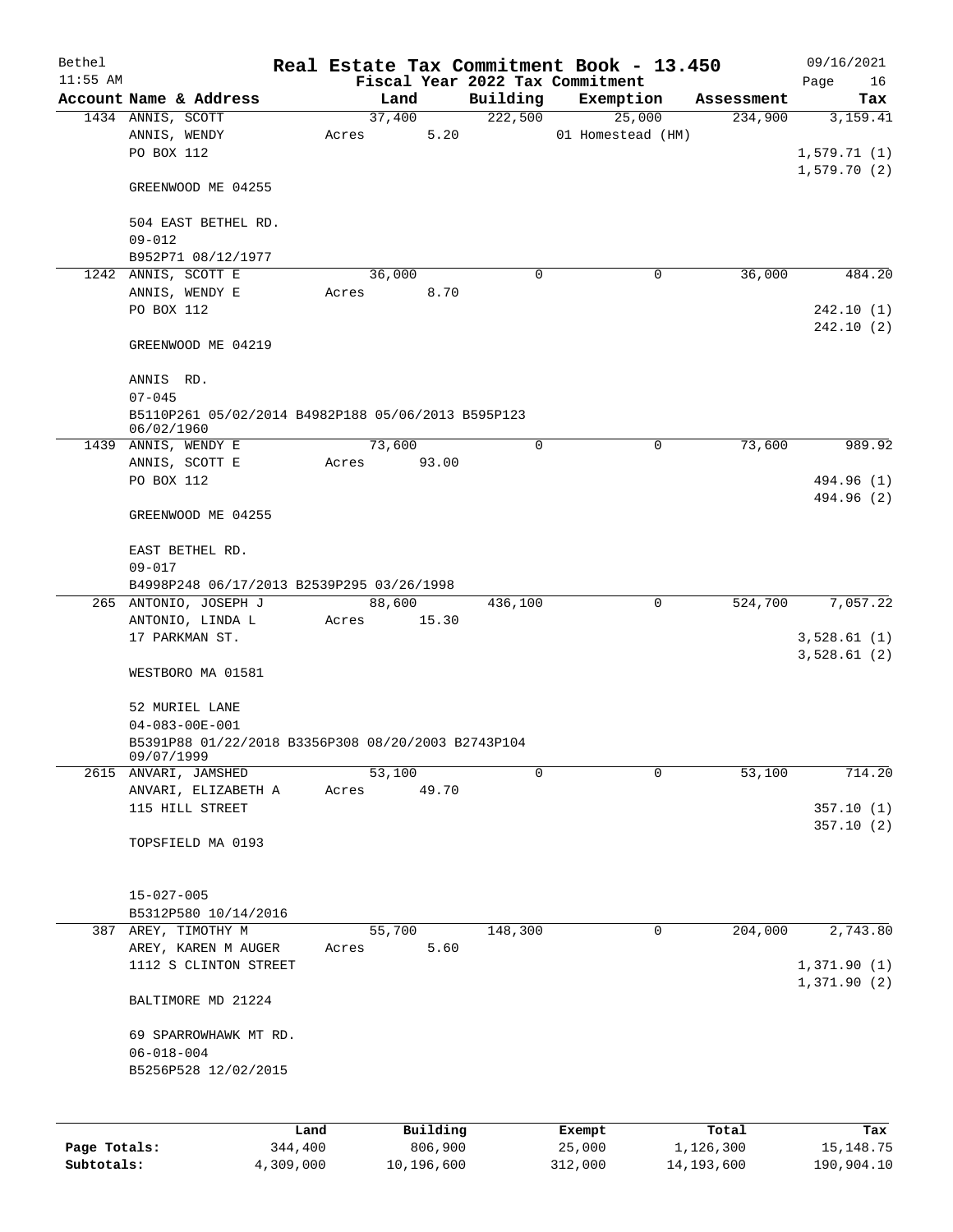# Real Estate Tax Commitment Book - 13.450

Bethel 11:55 AM — 09/16/2021

## Fiscal Year 2022 Tax Commitment

| Account | Name & Address | Land | Building | Exemption | Assessment | Tax |
|---|---|---|---|---|---|---|
| 1434 | ANNIS, SCOTT<br>ANNIS, WENDY<br>PO BOX 112<br><br>GREENWOOD ME 04255<br><br>504 EAST BETHEL RD.<br>09-012<br>B952P71 08/12/1977 | 37,400<br>Acres 5.20 | 222,500 | 25,000<br>01 Homestead (HM) | 234,900 | 3,159.41<br><br>1,579.71 (1)<br>1,579.70 (2) |
| 1242 | ANNIS, SCOTT E<br>ANNIS, WENDY E<br>PO BOX 112<br><br>GREENWOOD ME 04219<br><br>ANNIS RD.<br>07-045<br>B5110P261 05/02/2014 B4982P188 05/06/2013 B595P123 06/02/1960 | 36,000<br>Acres 8.70 | 0 | 0 | 36,000 | 484.20<br><br>242.10 (1)<br>242.10 (2) |
| 1439 | ANNIS, WENDY E<br>ANNIS, SCOTT E<br>PO BOX 112<br><br>GREENWOOD ME 04255<br><br>EAST BETHEL RD.<br>09-017<br>B4998P248 06/17/2013 B2539P295 03/26/1998 | 73,600<br>Acres 93.00 | 0 | 0 | 73,600 | 989.92<br><br>494.96 (1)<br>494.96 (2) |
| 265 | ANTONIO, JOSEPH J<br>ANTONIO, LINDA L<br>17 PARKMAN ST.<br><br>WESTBORO MA 01581<br><br>52 MURIEL LANE<br>04-083-00E-001<br>B5391P88 01/22/2018 B3356P308 08/20/2003 B2743P104 09/07/1999 | 88,600<br>Acres 15.30 | 436,100 | 0 | 524,700 | 7,057.22<br><br>3,528.61 (1)<br>3,528.61 (2) |
| 2615 | ANVARI, JAMSHED<br>ANVARI, ELIZABETH A<br>115 HILL STREET<br><br>TOPSFIELD MA 0193<br><br>15-027-005<br>B5312P580 10/14/2016 | 53,100<br>Acres 49.70 | 0 | 0 | 53,100 | 714.20<br><br>357.10 (1)<br>357.10 (2) |
| 387 | AREY, TIMOTHY M<br>AREY, KAREN M AUGER<br>1112 S CLINTON STREET<br><br>BALTIMORE MD 21224<br><br>69 SPARROWHAWK MT RD.<br>06-018-004<br>B5256P528 12/02/2015 | 55,700<br>Acres 5.60 | 148,300 | 0 | 204,000 | 2,743.80<br><br>1,371.90 (1)<br>1,371.90 (2) |

| | Land | Building | Exempt | Total | Tax |
|---|---|---|---|---|---|
| **Page Totals:** | 344,400 | 806,900 | 25,000 | 1,126,300 | 15,148.75 |
| **Subtotals:** | 4,309,000 | 10,196,600 | 312,000 | 14,193,600 | 190,904.10 |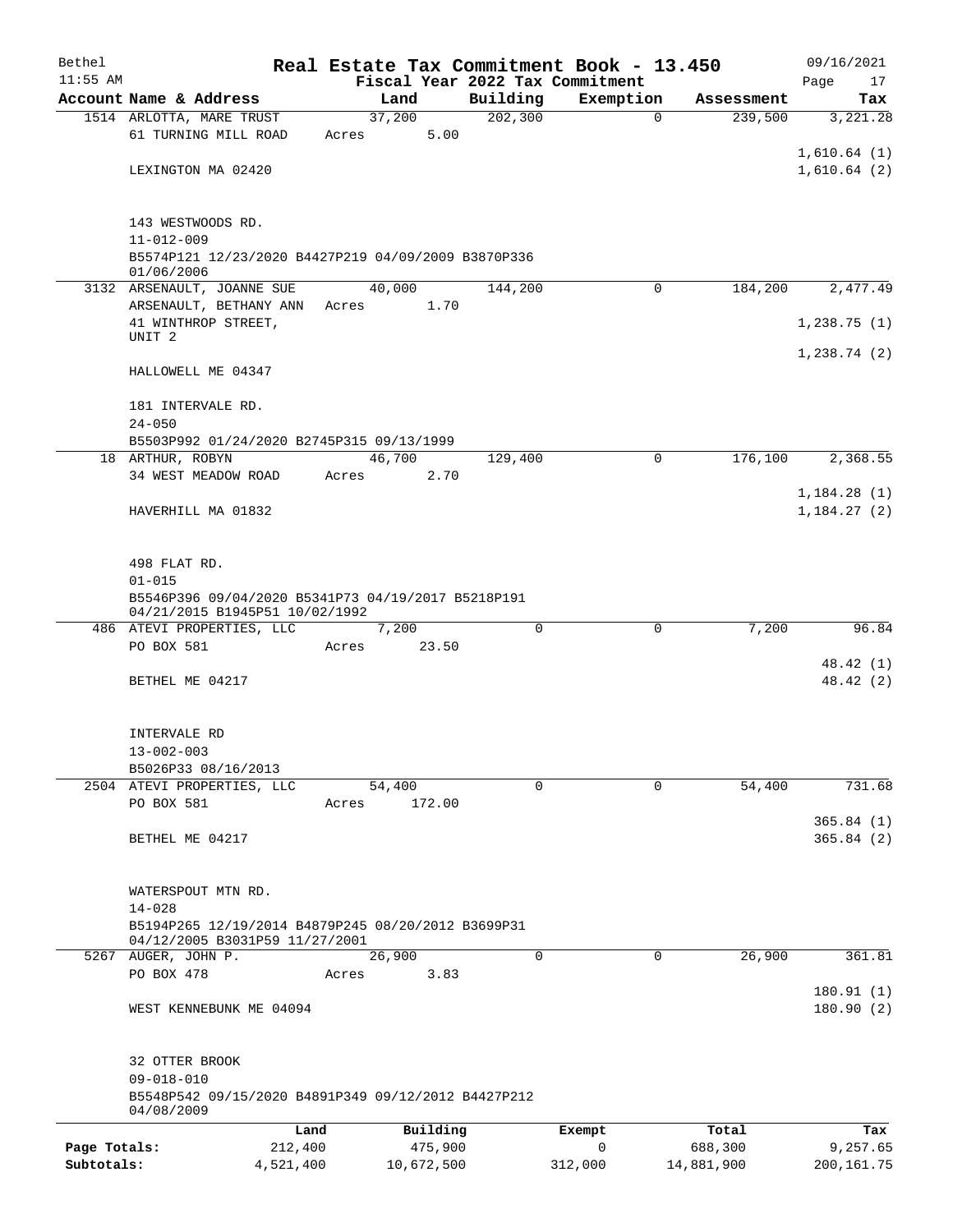Bethel | Real Estate Tax Commitment Book - 13.450 | 09/16/2021
11:55 AM | Fiscal Year 2022 Tax Commitment

| Account Name & Address | Land | Building | Exemption | Assessment | Tax |
|---|---|---|---|---|---|
| 1514 ARLOTTA, MARE TRUST<br>61 TURNING MILL ROAD<br><br>LEXINGTON MA 02420<br><br>143 WESTWOODS RD.<br>11-012-009<br>B5574P121 12/23/2020 B4427P219 04/09/2009 B3870P336 01/06/2006 | 37,200<br>Acres 5.00 | 202,300 | 0 | 239,500 | 3,221.28<br><br>1,610.64 (1)<br>1,610.64 (2) |
| 3132 ARSENAULT, JOANNE SUE<br>ARSENAULT, BETHANY ANN<br>41 WINTHROP STREET, UNIT 2<br><br>HALLOWELL ME 04347<br><br>181 INTERVALE RD.<br>24-050<br>B5503P992 01/24/2020 B2745P315 09/13/1999 | 40,000<br>Acres 1.70 | 144,200 | 0 | 184,200 | 2,477.49<br><br>1,238.75 (1)<br><br>1,238.74 (2) |
| 18 ARTHUR, ROBYN<br>34 WEST MEADOW ROAD<br><br>HAVERHILL MA 01832<br><br>498 FLAT RD.<br>01-015<br>B5546P396 09/04/2020 B5341P73 04/19/2017 B5218P191 04/21/2015 B1945P51 10/02/1992 | 46,700<br>Acres 2.70 | 129,400 | 0 | 176,100 | 2,368.55<br><br>1,184.28 (1)<br>1,184.27 (2) |
| 486 ATEVI PROPERTIES, LLC<br>PO BOX 581<br><br>BETHEL ME 04217<br><br>INTERVALE RD<br>13-002-003<br>B5026P33 08/16/2013 | 7,200<br>Acres 23.50 | 0 | 0 | 7,200 | 96.84<br><br>48.42 (1)<br>48.42 (2) |
| 2504 ATEVI PROPERTIES, LLC<br>PO BOX 581<br><br>BETHEL ME 04217<br><br>WATERSPOUT MTN RD.<br>14-028<br>B5194P265 12/19/2014 B4879P245 08/20/2012 B3699P31 04/12/2005 B3031P59 11/27/2001 | 54,400<br>Acres 172.00 | 0 | 0 | 54,400 | 731.68<br><br>365.84 (1)<br>365.84 (2) |
| 5267 AUGER, JOHN P.<br>PO BOX 478<br><br>WEST KENNEBUNK ME 04094<br><br>32 OTTER BROOK<br>09-018-010<br>B5548P542 09/15/2020 B4891P349 09/12/2012 B4427P212 04/08/2009 | 26,900<br>Acres 3.83 | 0 | 0 | 26,900 | 361.81<br><br>180.91 (1)<br>180.90 (2) |

| | Land | Building | Exempt | Total | Tax |
|---|---|---|---|---|---|
| Page Totals: | 212,400 | 475,900 | 0 | 688,300 | 9,257.65 |
| Subtotals: | 4,521,400 | 10,672,500 | 312,000 | 14,881,900 | 200,161.75 |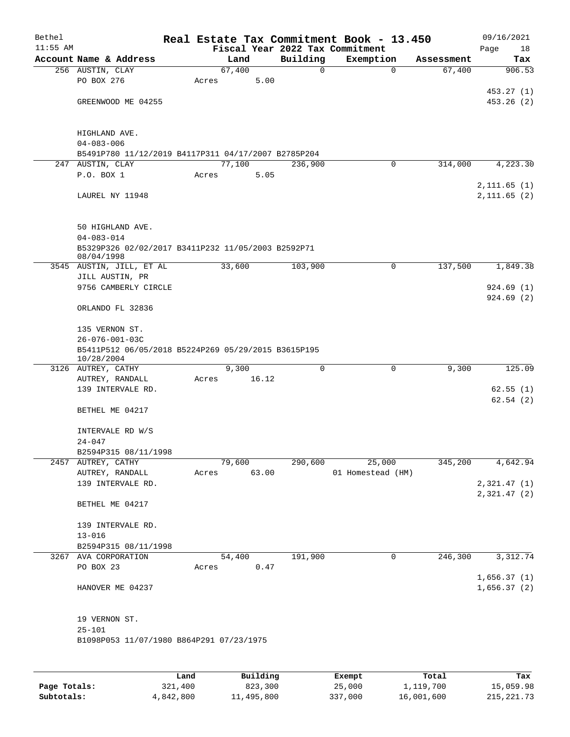# Real Estate Tax Commitment Book - 13.450

Bethel, 11:55 AM — 09/16/2021

Fiscal Year 2022 Tax Commitment

| Account | Name & Address | Land | Building | Exemption | Assessment | Tax |
|---|---|---|---|---|---|---|
| 256 | AUSTIN, CLAY<br>PO BOX 276<br>GREENWOOD ME 04255<br><br>HIGHLAND AVE.<br>04-083-006<br>B5491P780 11/12/2019 B4117P311 04/17/2007 B2785P204 | 67,400<br>Acres 5.00 | 0 | 0 | 67,400 | 906.53<br>453.27 (1)<br>453.26 (2) |
| 247 | AUSTIN, CLAY<br>P.O. BOX 1<br>LAUREL NY 11948<br><br>50 HIGHLAND AVE.<br>04-083-014<br>B5329P326 02/02/2017 B3411P232 11/05/2003 B2592P71 08/04/1998 | 77,100<br>Acres 5.05 | 236,900 | 0 | 314,000 | 4,223.30<br>2,111.65 (1)<br>2,111.65 (2) |
| 3545 | AUSTIN, JILL, ET AL<br>JILL AUSTIN, PR<br>9756 CAMBERLY CIRCLE<br>ORLANDO FL 32836<br><br>135 VERNON ST.<br>26-076-001-03C<br>B5411P512 06/05/2018 B5224P269 05/29/2015 B3615P195 10/28/2004 | 33,600 | 103,900 | 0 | 137,500 | 1,849.38<br>924.69 (1)<br>924.69 (2) |
| 3126 | AUTREY, CATHY<br>AUTREY, RANDALL<br>139 INTERVALE RD.<br>BETHEL ME 04217<br><br>INTERVALE RD W/S<br>24-047<br>B2594P315 08/11/1998 | 9,300<br>Acres 16.12 | 0 | 0 | 9,300 | 125.09<br>62.55 (1)<br>62.54 (2) |
| 2457 | AUTREY, CATHY<br>AUTREY, RANDALL<br>139 INTERVALE RD.<br>BETHEL ME 04217<br><br>139 INTERVALE RD.<br>13-016<br>B2594P315 08/11/1998 | 79,600<br>Acres 63.00 | 290,600 | 25,000<br>01 Homestead (HM) | 345,200 | 4,642.94<br>2,321.47 (1)<br>2,321.47 (2) |
| 3267 | AVA CORPORATION<br>PO BOX 23<br>HANOVER ME 04237<br><br>19 VERNON ST.<br>25-101<br>B1098P053 11/07/1980 B864P291 07/23/1975 | 54,400<br>Acres 0.47 | 191,900 | 0 | 246,300 | 3,312.74<br>1,656.37 (1)<br>1,656.37 (2) |

| | Land | Building | Exempt | Total | Tax |
|---|---|---|---|---|---|
| Page Totals: | 321,400 | 823,300 | 25,000 | 1,119,700 | 15,059.98 |
| Subtotals: | 4,842,800 | 11,495,800 | 337,000 | 16,001,600 | 215,221.73 |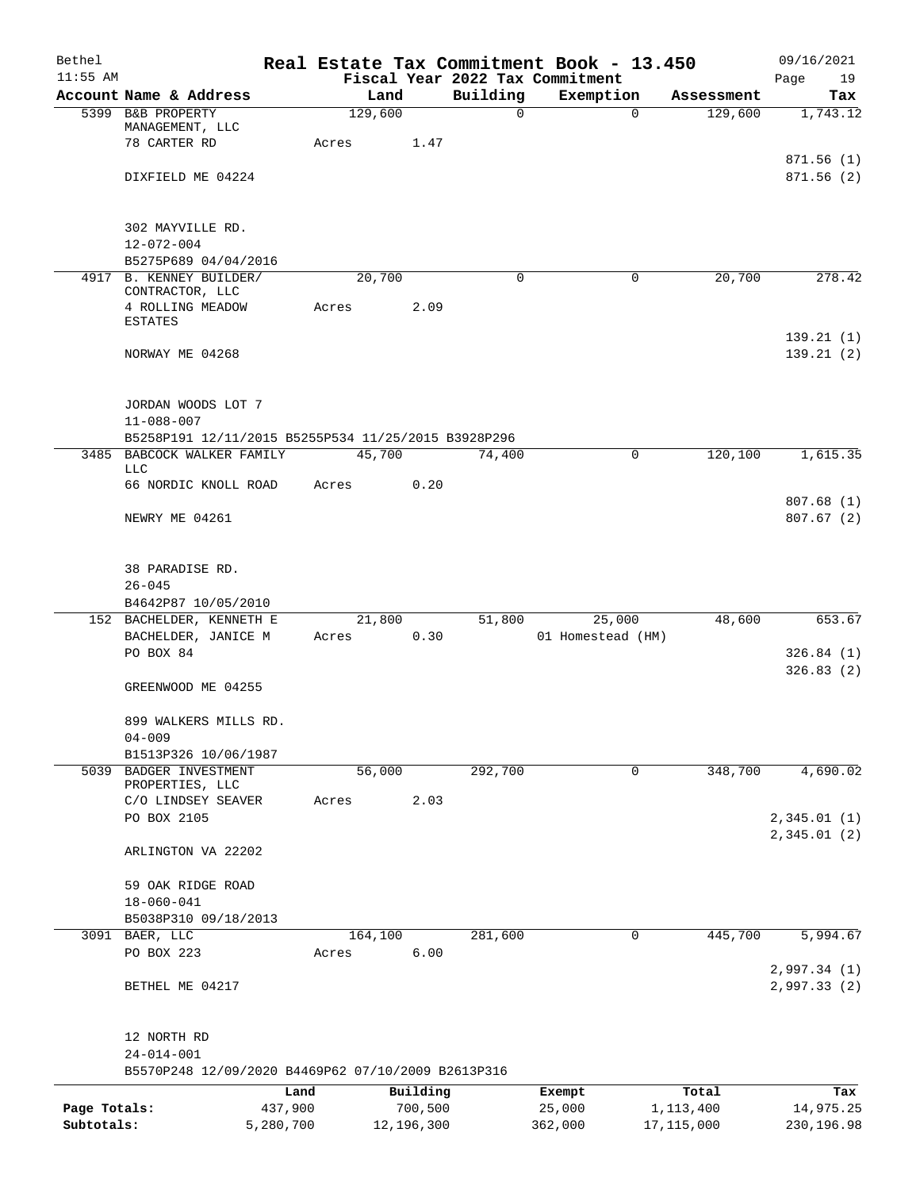# Real Estate Tax Commitment Book - 13.450

Bethel 11:55 AM — Fiscal Year 2022 Tax Commitment — 09/16/2021 Page 19

| Account | Name & Address | Land | Building | Exemption | Assessment | Tax |
|---|---|---|---|---|---|---|
| 5399 | B&B PROPERTY MANAGEMENT, LLC<br>78 CARTER RD<br>DIXFIELD ME 04224<br><br>302 MAYVILLE RD.<br>12-072-004<br>B5275P689 04/04/2016 | 129,600<br>Acres 1.47 | 0 | 0 | 129,600 | 1,743.12<br>871.56 (1)<br>871.56 (2) |
| 4917 | B. KENNEY BUILDER/ CONTRACTOR, LLC<br>4 ROLLING MEADOW ESTATES<br>NORWAY ME 04268<br><br>JORDAN WOODS LOT 7<br>11-088-007<br>B5258P191 12/11/2015 B5255P534 11/25/2015 B3928P296 | 20,700<br>Acres 2.09 | 0 | 0 | 20,700 | 278.42<br>139.21 (1)<br>139.21 (2) |
| 3485 | BABCOCK WALKER FAMILY LLC<br>66 NORDIC KNOLL ROAD<br>NEWRY ME 04261<br><br>38 PARADISE RD.<br>26-045<br>B4642P87 10/05/2010 | 45,700<br>Acres 0.20 | 74,400 | 0 | 120,100 | 1,615.35<br>807.68 (1)<br>807.67 (2) |
| 152 | BACHELDER, KENNETH E<br>BACHELDER, JANICE M<br>PO BOX 84<br>GREENWOOD ME 04255<br><br>899 WALKERS MILLS RD.<br>04-009<br>B1513P326 10/06/1987 | 21,800<br>Acres 0.30 | 51,800 | 25,000<br>01 Homestead (HM) | 48,600 | 653.67<br>326.84 (1)<br>326.83 (2) |
| 5039 | BADGER INVESTMENT PROPERTIES, LLC<br>C/O LINDSEY SEAVER<br>PO BOX 2105<br>ARLINGTON VA 22202<br><br>59 OAK RIDGE ROAD<br>18-060-041<br>B5038P310 09/18/2013 | 56,000<br>Acres 2.03 | 292,700 | 0 | 348,700 | 4,690.02<br>2,345.01 (1)<br>2,345.01 (2) |
| 3091 | BAER, LLC<br>PO BOX 223<br>BETHEL ME 04217<br><br>12 NORTH RD<br>24-014-001<br>B5570P248 12/09/2020 B4469P62 07/10/2009 B2613P316 | 164,100<br>Acres 6.00 | 281,600 | 0 | 445,700 | 5,994.67<br>2,997.34 (1)<br>2,997.33 (2) |

| | Land | Building | Exempt | Total | Tax |
|---|---|---|---|---|---|
| Page Totals: | 437,900 | 700,500 | 25,000 | 1,113,400 | 14,975.25 |
| Subtotals: | 5,280,700 | 12,196,300 | 362,000 | 17,115,000 | 230,196.98 |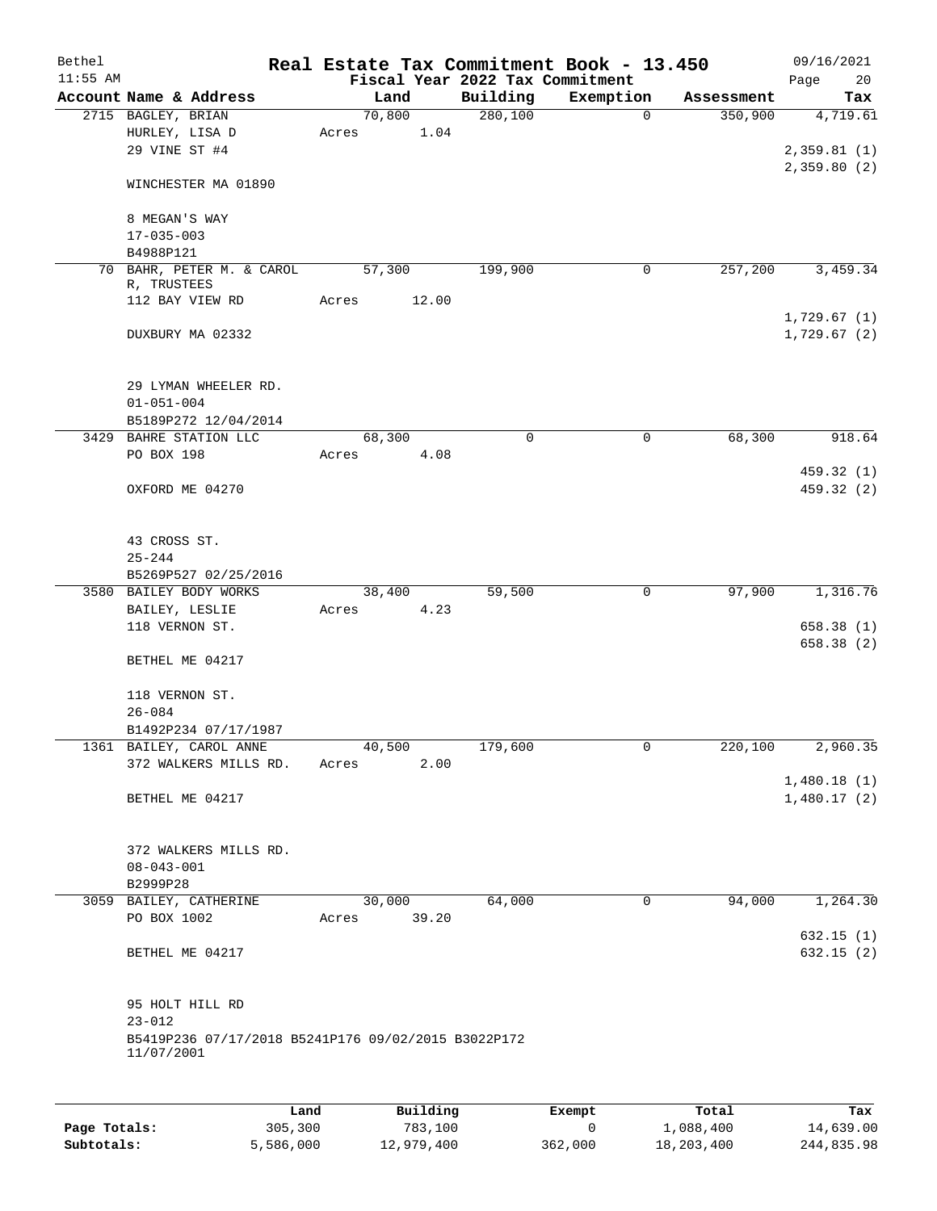# Real Estate Tax Commitment Book - 13.450

Bethel 11:55 AM — Fiscal Year 2022 Tax Commitment — 09/16/2021

| Account Name & Address | Land | Building | Exemption | Assessment | Tax |
|---|---|---|---|---|---|
| 2715 BAGLEY, BRIAN<br>HURLEY, LISA D<br>29 VINE ST #4<br><br>WINCHESTER MA 01890<br><br>8 MEGAN'S WAY<br>17-035-003<br>B4988P121 | 70,800<br>Acres 1.04 | 280,100 | 0 | 350,900 | 4,719.61<br><br>2,359.81 (1)<br>2,359.80 (2) |
| 70 BAHR, PETER M. & CAROL R, TRUSTEES<br>112 BAY VIEW RD<br><br>DUXBURY MA 02332<br><br>29 LYMAN WHEELER RD.<br>01-051-004<br>B5189P272 12/04/2014 | 57,300<br>Acres 12.00 | 199,900 | 0 | 257,200 | 3,459.34<br><br>1,729.67 (1)<br>1,729.67 (2) |
| 3429 BAHRE STATION LLC<br>PO BOX 198<br><br>OXFORD ME 04270<br><br>43 CROSS ST.<br>25-244<br>B5269P527 02/25/2016 | 68,300<br>Acres 4.08 | 0 | 0 | 68,300 | 918.64<br><br>459.32 (1)<br>459.32 (2) |
| 3580 BAILEY BODY WORKS<br>BAILEY, LESLIE<br>118 VERNON ST.<br><br>BETHEL ME 04217<br><br>118 VERNON ST.<br>26-084<br>B1492P234 07/17/1987 | 38,400<br>Acres 4.23 | 59,500 | 0 | 97,900 | 1,316.76<br><br>658.38 (1)<br>658.38 (2) |
| 1361 BAILEY, CAROL ANNE<br>372 WALKERS MILLS RD.<br><br>BETHEL ME 04217<br><br>372 WALKERS MILLS RD.<br>08-043-001<br>B2999P28 | 40,500<br>Acres 2.00 | 179,600 | 0 | 220,100 | 2,960.35<br><br>1,480.18 (1)<br>1,480.17 (2) |
| 3059 BAILEY, CATHERINE<br>PO BOX 1002<br><br>BETHEL ME 04217<br><br>95 HOLT HILL RD<br>23-012<br>B5419P236 07/17/2018 B5241P176 09/02/2015 B3022P172 11/07/2001 | 30,000<br>Acres 39.20 | 64,000 | 0 | 94,000 | 1,264.30<br><br>632.15 (1)<br>632.15 (2) |

| | Land | Building | Exempt | Total | Tax |
|---|---|---|---|---|---|
| Page Totals: | 305,300 | 783,100 | 0 | 1,088,400 | 14,639.00 |
| Subtotals: | 5,586,000 | 12,979,400 | 362,000 | 18,203,400 | 244,835.98 |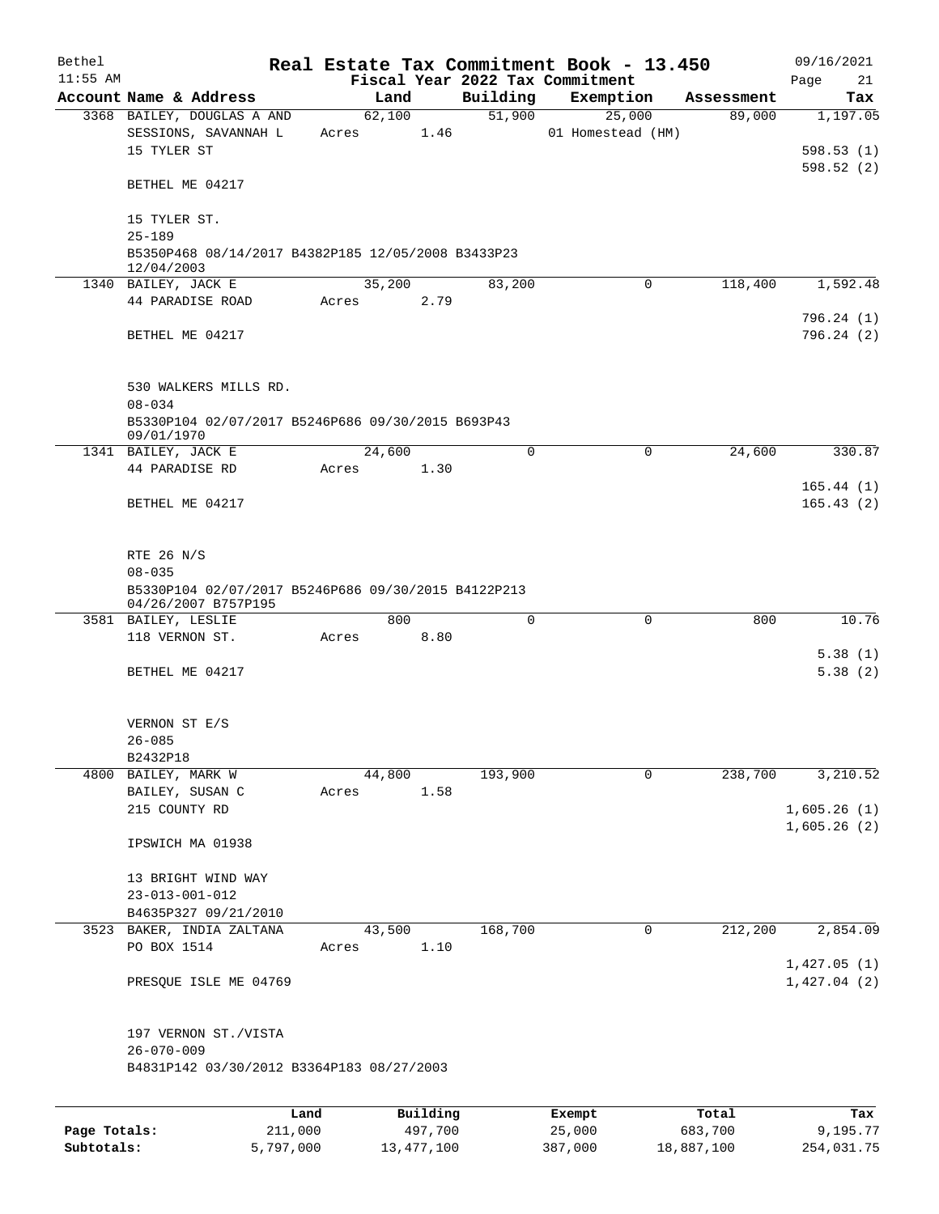# Real Estate Tax Commitment Book - 13.450

Bethel 11:55 AM — Fiscal Year 2022 Tax Commitment — 09/16/2021

| Account | Name & Address | Land | Building | Exemption | Assessment | Tax |
|---|---|---|---|---|---|---|
| 3368 | BAILEY, DOUGLAS A AND<br>SESSIONS, SAVANNAH L<br>15 TYLER ST<br><br>BETHEL ME 04217<br><br>15 TYLER ST.<br>25-189<br>B5350P468 08/14/2017 B4382P185 12/05/2008 B3433P23 12/04/2003 | 62,100<br>Acres 1.46 | 51,900 | 25,000<br>01 Homestead (HM) | 89,000 | 1,197.05<br><br>598.53 (1)<br>598.52 (2) |
| 1340 | BAILEY, JACK E<br>44 PARADISE ROAD<br><br>BETHEL ME 04217<br><br>530 WALKERS MILLS RD.<br>08-034<br>B5330P104 02/07/2017 B5246P686 09/30/2015 B693P43 09/01/1970 | 35,200<br>Acres 2.79 | 83,200 | 0 | 118,400 | 1,592.48<br><br>796.24 (1)<br>796.24 (2) |
| 1341 | BAILEY, JACK E<br>44 PARADISE RD<br><br>BETHEL ME 04217<br><br>RTE 26 N/S<br>08-035<br>B5330P104 02/07/2017 B5246P686 09/30/2015 B4122P213 04/26/2007 B757P195 | 24,600<br>Acres 1.30 | 0 | 0 | 24,600 | 330.87<br><br>165.44 (1)<br>165.43 (2) |
| 3581 | BAILEY, LESLIE<br>118 VERNON ST.<br><br>BETHEL ME 04217<br><br>VERNON ST E/S<br>26-085<br>B2432P18 | 800<br>Acres 8.80 | 0 | 0 | 800 | 10.76<br><br>5.38 (1)<br>5.38 (2) |
| 4800 | BAILEY, MARK W<br>BAILEY, SUSAN C<br>215 COUNTY RD<br><br>IPSWICH MA 01938<br><br>13 BRIGHT WIND WAY<br>23-013-001-012<br>B4635P327 09/21/2010 | 44,800<br>Acres 1.58 | 193,900 | 0 | 238,700 | 3,210.52<br><br>1,605.26 (1)<br>1,605.26 (2) |
| 3523 | BAKER, INDIA ZALTANA<br>PO BOX 1514<br><br>PRESQUE ISLE ME 04769<br><br>197 VERNON ST./VISTA<br>26-070-009<br>B4831P142 03/30/2012 B3364P183 08/27/2003 | 43,500<br>Acres 1.10 | 168,700 | 0 | 212,200 | 2,854.09<br><br>1,427.05 (1)<br>1,427.04 (2) |

| | Land | Building | Exempt | Total | Tax |
|---|---|---|---|---|---|
| Page Totals: | 211,000 | 497,700 | 25,000 | 683,700 | 9,195.77 |
| Subtotals: | 5,797,000 | 13,477,100 | 387,000 | 18,887,100 | 254,031.75 |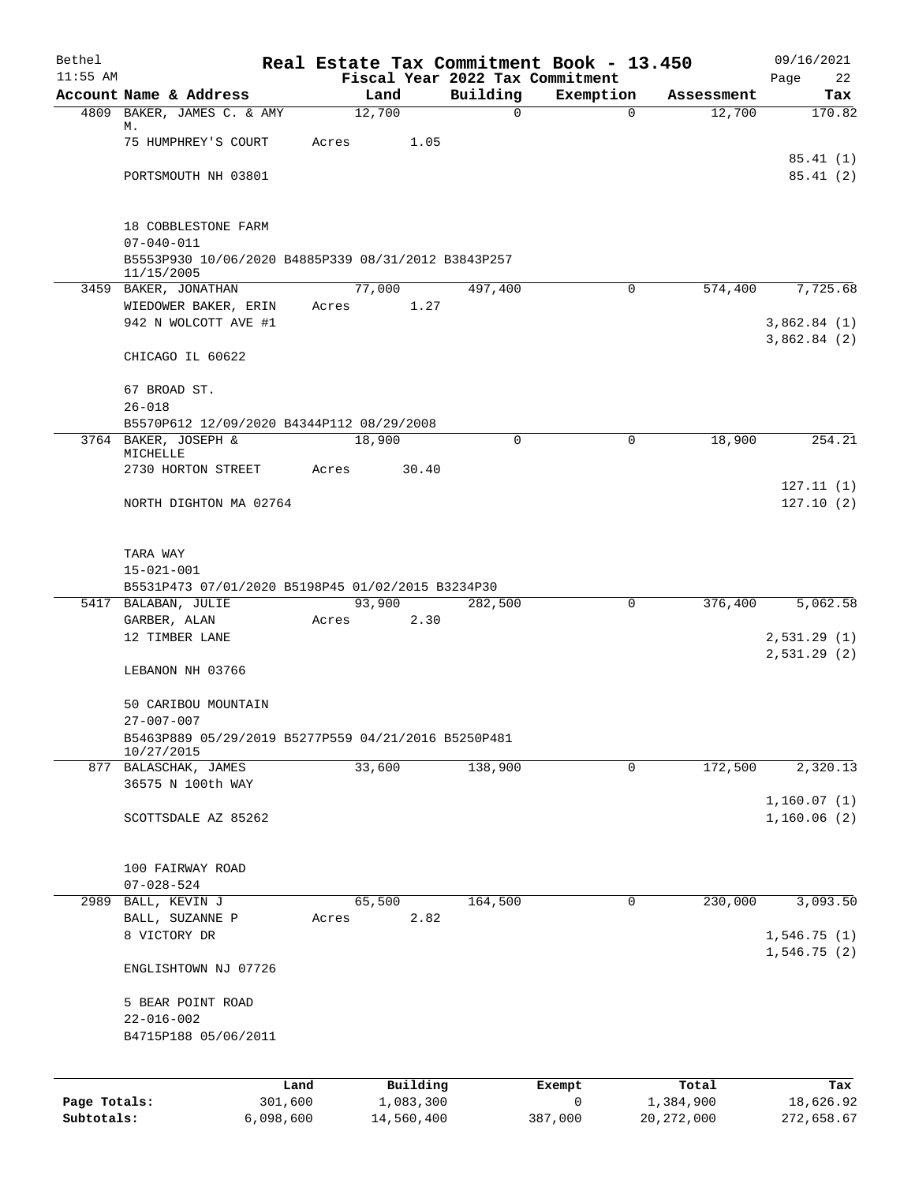# Bethel — Real Estate Tax Commitment Book - 13.450

Fiscal Year 2022 Tax Commitment

09/16/2021 11:55 AM

| Account | Name & Address | Land | Building | Exemption | Assessment | Tax |
|---|---|---|---|---|---|---|
| 4809 | BAKER, JAMES C. & AMY M. | 12,700 | 0 | 0 | 12,700 | 170.82 |
| | 75 HUMPHREY'S COURT | Acres 1.05 | | | | |
| | | | | | | 85.41 (1) |
| | PORTSMOUTH NH 03801 | | | | | 85.41 (2) |
| | 18 COBBLESTONE FARM | | | | | |
| | 07-040-011 | | | | | |
| | B5553P930 10/06/2020 B4885P339 08/31/2012 B3843P257 11/15/2005 | | | | | |
| 3459 | BAKER, JONATHAN | 77,000 | 497,400 | 0 | 574,400 | 7,725.68 |
| | WIEDOWER BAKER, ERIN | Acres 1.27 | | | | |
| | 942 N WOLCOTT AVE #1 | | | | | 3,862.84 (1) |
| | | | | | | 3,862.84 (2) |
| | CHICAGO IL 60622 | | | | | |
| | 67 BROAD ST. | | | | | |
| | 26-018 | | | | | |
| | B5570P612 12/09/2020 B4344P112 08/29/2008 | | | | | |
| 3764 | BAKER, JOSEPH & MICHELLE | 18,900 | 0 | 0 | 18,900 | 254.21 |
| | 2730 HORTON STREET | Acres 30.40 | | | | |
| | | | | | | 127.11 (1) |
| | NORTH DIGHTON MA 02764 | | | | | 127.10 (2) |
| | TARA WAY | | | | | |
| | 15-021-001 | | | | | |
| | B5531P473 07/01/2020 B5198P45 01/02/2015 B3234P30 | | | | | |
| 5417 | BALABAN, JULIE | 93,900 | 282,500 | 0 | 376,400 | 5,062.58 |
| | GARBER, ALAN | Acres 2.30 | | | | |
| | 12 TIMBER LANE | | | | | 2,531.29 (1) |
| | | | | | | 2,531.29 (2) |
| | LEBANON NH 03766 | | | | | |
| | 50 CARIBOU MOUNTAIN | | | | | |
| | 27-007-007 | | | | | |
| | B5463P889 05/29/2019 B5277P559 04/21/2016 B5250P481 10/27/2015 | | | | | |
| 877 | BALASCHAK, JAMES | 33,600 | 138,900 | 0 | 172,500 | 2,320.13 |
| | 36575 N 100th WAY | | | | | |
| | | | | | | 1,160.07 (1) |
| | SCOTTSDALE AZ 85262 | | | | | 1,160.06 (2) |
| | 100 FAIRWAY ROAD | | | | | |
| | 07-028-524 | | | | | |
| 2989 | BALL, KEVIN J | 65,500 | 164,500 | 0 | 230,000 | 3,093.50 |
| | BALL, SUZANNE P | Acres 2.82 | | | | |
| | 8 VICTORY DR | | | | | 1,546.75 (1) |
| | | | | | | 1,546.75 (2) |
| | ENGLISHTOWN NJ 07726 | | | | | |
| | 5 BEAR POINT ROAD | | | | | |
| | 22-016-002 | | | | | |
| | B4715P188 05/06/2011 | | | | | |

| | Land | Building | Exempt | Total | Tax |
|---|---|---|---|---|---|
| Page Totals: | 301,600 | 1,083,300 | 0 | 1,384,900 | 18,626.92 |
| Subtotals: | 6,098,600 | 14,560,400 | 387,000 | 20,272,000 | 272,658.67 |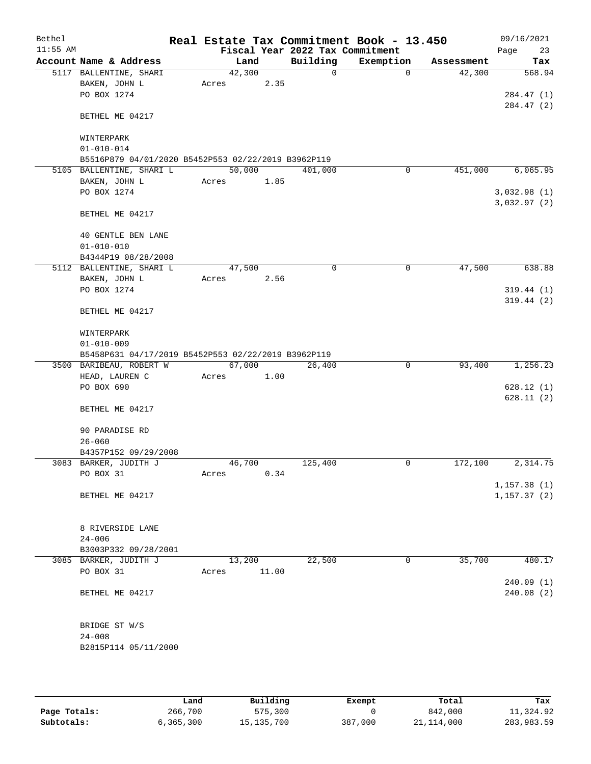# Real Estate Tax Commitment Book - 13.450

Bethel
11:55 AM

Fiscal Year 2022 Tax Commitment

09/16/2021

| Account | Name & Address | Land | Building | Exemption | Assessment | Tax |
|---|---|---|---|---|---|---|
| 5117 | BALLENTINE, SHARI<br>BAKEN, JOHN L<br>PO BOX 1274<br><br>BETHEL ME 04217<br><br>WINTERPARK<br>01-010-014<br>B5516P879 04/01/2020 B5452P553 02/22/2019 B3962P119 | 42,300<br>Acres 2.35 | 0 | 0 | 42,300 | 568.94<br><br>284.47 (1)<br>284.47 (2) |
| 5105 | BALLENTINE, SHARI L<br>BAKEN, JOHN L<br>PO BOX 1274<br><br>BETHEL ME 04217<br><br>40 GENTLE BEN LANE<br>01-010-010<br>B4344P19 08/28/2008 | 50,000<br>Acres 1.85 | 401,000 | 0 | 451,000 | 6,065.95<br><br>3,032.98 (1)<br>3,032.97 (2) |
| 5112 | BALLENTINE, SHARI L<br>BAKEN, JOHN L<br>PO BOX 1274<br><br>BETHEL ME 04217<br><br>WINTERPARK<br>01-010-009<br>B5458P631 04/17/2019 B5452P553 02/22/2019 B3962P119 | 47,500<br>Acres 2.56 | 0 | 0 | 47,500 | 638.88<br><br>319.44 (1)<br>319.44 (2) |
| 3500 | BARIBEAU, ROBERT W<br>HEAD, LAUREN C<br>PO BOX 690<br><br>BETHEL ME 04217<br><br>90 PARADISE RD<br>26-060<br>B4357P152 09/29/2008 | 67,000<br>Acres 1.00 | 26,400 | 0 | 93,400 | 1,256.23<br><br>628.12 (1)<br>628.11 (2) |
| 3083 | BARKER, JUDITH J<br>PO BOX 31<br><br>BETHEL ME 04217<br><br>8 RIVERSIDE LANE<br>24-006<br>B3003P332 09/28/2001 | 46,700<br>Acres 0.34 | 125,400 | 0 | 172,100 | 2,314.75<br><br>1,157.38 (1)<br>1,157.37 (2) |
| 3085 | BARKER, JUDITH J<br>PO BOX 31<br><br>BETHEL ME 04217<br><br>BRIDGE ST W/S<br>24-008<br>B2815P114 05/11/2000 | 13,200<br>Acres 11.00 | 22,500 | 0 | 35,700 | 480.17<br><br>240.09 (1)<br>240.08 (2) |

| | Land | Building | Exempt | Total | Tax |
|---|---|---|---|---|---|
| Page Totals: | 266,700 | 575,300 | 0 | 842,000 | 11,324.92 |
| Subtotals: | 6,365,300 | 15,135,700 | 387,000 | 21,114,000 | 283,983.59 |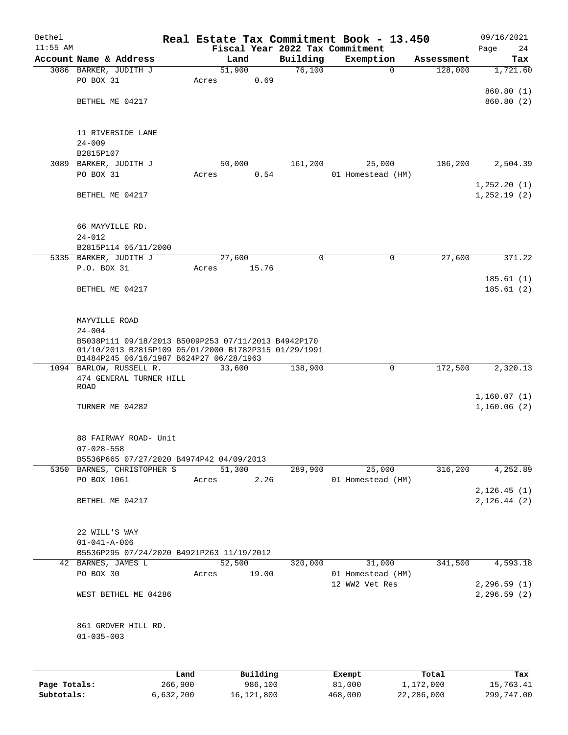Bethel 11:55 AM

# Real Estate Tax Commitment Book - 13.450

Fiscal Year 2022 Tax Commitment

09/16/2021 Page 24

| Account Name & Address | Land | Building | Exemption | Assessment | Tax |
|---|---|---|---|---|---|
| 3086 BARKER, JUDITH J | 51,900 | 76,100 | 0 | 128,000 | 1,721.60 |
| PO BOX 31 | Acres 0.69 | | | | |
| | | | | | 860.80 (1) |
| BETHEL ME 04217 | | | | | 860.80 (2) |
| 11 RIVERSIDE LANE | | | | | |
| 24-009 | | | | | |
| B2815P107 | | | | | |
| 3089 BARKER, JUDITH J | 50,000 | 161,200 | 25,000 | 186,200 | 2,504.39 |
| PO BOX 31 | Acres 0.54 | | 01 Homestead (HM) | | |
| | | | | | 1,252.20 (1) |
| BETHEL ME 04217 | | | | | 1,252.19 (2) |
| 66 MAYVILLE RD. | | | | | |
| 24-012 | | | | | |
| B2815P114 05/11/2000 | | | | | |
| 5335 BARKER, JUDITH J | 27,600 | 0 | 0 | 27,600 | 371.22 |
| P.O. BOX 31 | Acres 15.76 | | | | |
| | | | | | 185.61 (1) |
| BETHEL ME 04217 | | | | | 185.61 (2) |
| MAYVILLE ROAD | | | | | |
| 24-004 | | | | | |
| B5038P111 09/18/2013 B5009P253 07/11/2013 B4942P170 01/10/2013 B2815P109 05/01/2000 B1782P315 01/29/1991 B1484P245 06/16/1987 B624P27 06/28/1963 | | | | | |
| 1094 BARLOW, RUSSELL R. | 33,600 | 138,900 | 0 | 172,500 | 2,320.13 |
| 474 GENERAL TURNER HILL ROAD | | | | | |
| | | | | | 1,160.07 (1) |
| TURNER ME 04282 | | | | | 1,160.06 (2) |
| 88 FAIRWAY ROAD- Unit | | | | | |
| 07-028-558 | | | | | |
| B5536P665 07/27/2020 B4974P42 04/09/2013 | | | | | |
| 5350 BARNES, CHRISTOPHER S | 51,300 | 289,900 | 25,000 | 316,200 | 4,252.89 |
| PO BOX 1061 | Acres 2.26 | | 01 Homestead (HM) | | |
| | | | | | 2,126.45 (1) |
| BETHEL ME 04217 | | | | | 2,126.44 (2) |
| 22 WILL'S WAY | | | | | |
| 01-041-A-006 | | | | | |
| B5536P295 07/24/2020 B4921P263 11/19/2012 | | | | | |
| 42 BARNES, JAMES L | 52,500 | 320,000 | 31,000 | 341,500 | 4,593.18 |
| PO BOX 30 | Acres 19.00 | | 01 Homestead (HM) | | |
| | | | 12 WW2 Vet Res | | 2,296.59 (1) |
| WEST BETHEL ME 04286 | | | | | 2,296.59 (2) |
| 861 GROVER HILL RD. | | | | | |
| 01-035-003 | | | | | |

| | Land | Building | Exempt | Total | Tax |
|---|---|---|---|---|---|
| Page Totals: | 266,900 | 986,100 | 81,000 | 1,172,000 | 15,763.41 |
| Subtotals: | 6,632,200 | 16,121,800 | 468,000 | 22,286,000 | 299,747.00 |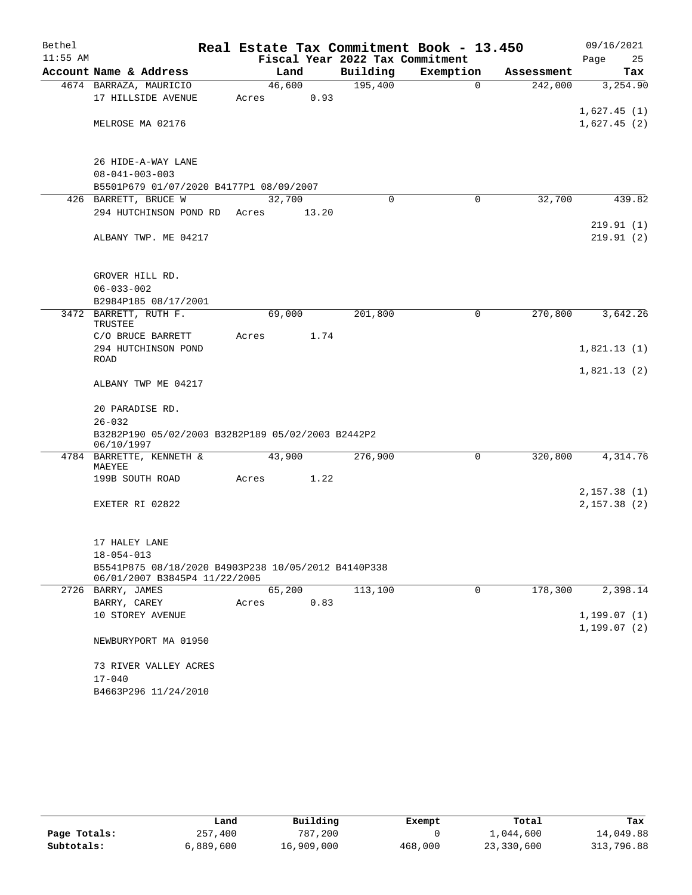Bethel — Real Estate Tax Commitment Book - 13.450 — 09/16/2021

11:55 AM — Fiscal Year 2022 Tax Commitment

| Account Name & Address | Land | Building | Exemption | Assessment | Tax |
|---|---|---|---|---|---|
| 4674 BARRAZA, MAURICIO<br>17 HILLSIDE AVENUE<br>MELROSE MA 02176<br>26 HIDE-A-WAY LANE<br>08-041-003-003<br>B5501P679 01/07/2020 B4177P1 08/09/2007 | 46,600<br>Acres 0.93 | 195,400 | 0 | 242,000 | 3,254.90<br>1,627.45 (1)<br>1,627.45 (2) |
| 426 BARRETT, BRUCE W<br>294 HUTCHINSON POND RD<br>ALBANY TWP. ME 04217<br>GROVER HILL RD.<br>06-033-002<br>B2984P185 08/17/2001 | 32,700<br>Acres 13.20 | 0 | 0 | 32,700 | 439.82<br>219.91 (1)<br>219.91 (2) |
| 3472 BARRETT, RUTH F. TRUSTEE<br>C/O BRUCE BARRETT<br>294 HUTCHINSON POND ROAD<br>ALBANY TWP ME 04217<br>20 PARADISE RD.<br>26-032<br>B3282P190 05/02/2003 B3282P189 05/02/2003 B2442P2 06/10/1997 | 69,000<br>Acres 1.74 | 201,800 | 0 | 270,800 | 3,642.26<br>1,821.13 (1)<br>1,821.13 (2) |
| 4784 BARRETTE, KENNETH & MAEYEE<br>199B SOUTH ROAD<br>EXETER RI 02822<br>17 HALEY LANE<br>18-054-013<br>B5541P875 08/18/2020 B4903P238 10/05/2012 B4140P338 06/01/2007 B3845P4 11/22/2005 | 43,900<br>Acres 1.22 | 276,900 | 0 | 320,800 | 4,314.76<br>2,157.38 (1)<br>2,157.38 (2) |
| 2726 BARRY, JAMES<br>BARRY, CAREY<br>10 STOREY AVENUE<br>NEWBURYPORT MA 01950<br>73 RIVER VALLEY ACRES<br>17-040<br>B4663P296 11/24/2010 | 65,200<br>Acres 0.83 | 113,100 | 0 | 178,300 | 2,398.14<br>1,199.07 (1)<br>1,199.07 (2) |

| | Land | Building | Exempt | Total | Tax |
|---|---|---|---|---|---|
| Page Totals: | 257,400 | 787,200 | 0 | 1,044,600 | 14,049.88 |
| Subtotals: | 6,889,600 | 16,909,000 | 468,000 | 23,330,600 | 313,796.88 |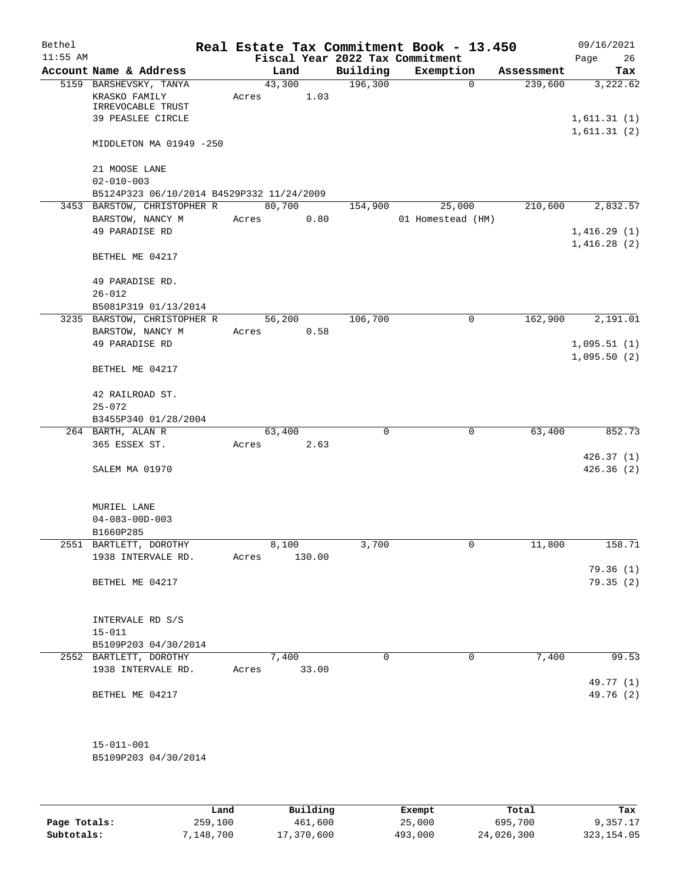Bethel 11:55 AM

# Real Estate Tax Commitment Book - 13.450

Fiscal Year 2022 Tax Commitment

09/16/2021 Page 26

| Account Name & Address | Land | Building | Exemption | Assessment | Tax |
|---|---|---|---|---|---|
| 5159 BARSHEVSKY, TANYA<br>KRASKO FAMILY IRREVOCABLE TRUST<br>39 PEASLEE CIRCLE<br><br>MIDDLETON MA 01949 -250<br><br>21 MOOSE LANE<br>02-010-003<br>B5124P323 06/10/2014 B4529P332 11/24/2009 | 43,300<br>Acres 1.03 | 196,300 | 0 | 239,600 | 3,222.62<br><br>1,611.31 (1)<br>1,611.31 (2) |
| 3453 BARSTOW, CHRISTOPHER R<br>BARSTOW, NANCY M<br>49 PARADISE RD<br><br>BETHEL ME 04217<br><br>49 PARADISE RD.<br>26-012<br>B5081P319 01/13/2014 | 80,700<br>Acres 0.80 | 154,900 | 25,000<br>01 Homestead (HM) | 210,600 | 2,832.57<br><br>1,416.29 (1)<br>1,416.28 (2) |
| 3235 BARSTOW, CHRISTOPHER R<br>BARSTOW, NANCY M<br>49 PARADISE RD<br><br>BETHEL ME 04217<br><br>42 RAILROAD ST.<br>25-072<br>B3455P340 01/28/2004 | 56,200<br>Acres 0.58 | 106,700 | 0 | 162,900 | 2,191.01<br><br>1,095.51 (1)<br>1,095.50 (2) |
| 264 BARTH, ALAN R<br>365 ESSEX ST.<br><br>SALEM MA 01970<br><br>MURIEL LANE<br>04-083-00D-003<br>B1660P285 | 63,400<br>Acres 2.63 | 0 | 0 | 63,400 | 852.73<br><br>426.37 (1)<br>426.36 (2) |
| 2551 BARTLETT, DOROTHY<br>1938 INTERVALE RD.<br><br>BETHEL ME 04217<br><br>INTERVALE RD S/S<br>15-011<br>B5109P203 04/30/2014 | 8,100<br>Acres 130.00 | 3,700 | 0 | 11,800 | 158.71<br><br>79.36 (1)<br>79.35 (2) |
| 2552 BARTLETT, DOROTHY<br>1938 INTERVALE RD.<br><br>BETHEL ME 04217<br><br>15-011-001<br>B5109P203 04/30/2014 | 7,400<br>Acres 33.00 | 0 | 0 | 7,400 | 99.53<br><br>49.77 (1)<br>49.76 (2) |

| | Land | Building | Exempt | Total | Tax |
|---|---|---|---|---|---|
| Page Totals: | 259,100 | 461,600 | 25,000 | 695,700 | 9,357.17 |
| Subtotals: | 7,148,700 | 17,370,600 | 493,000 | 24,026,300 | 323,154.05 |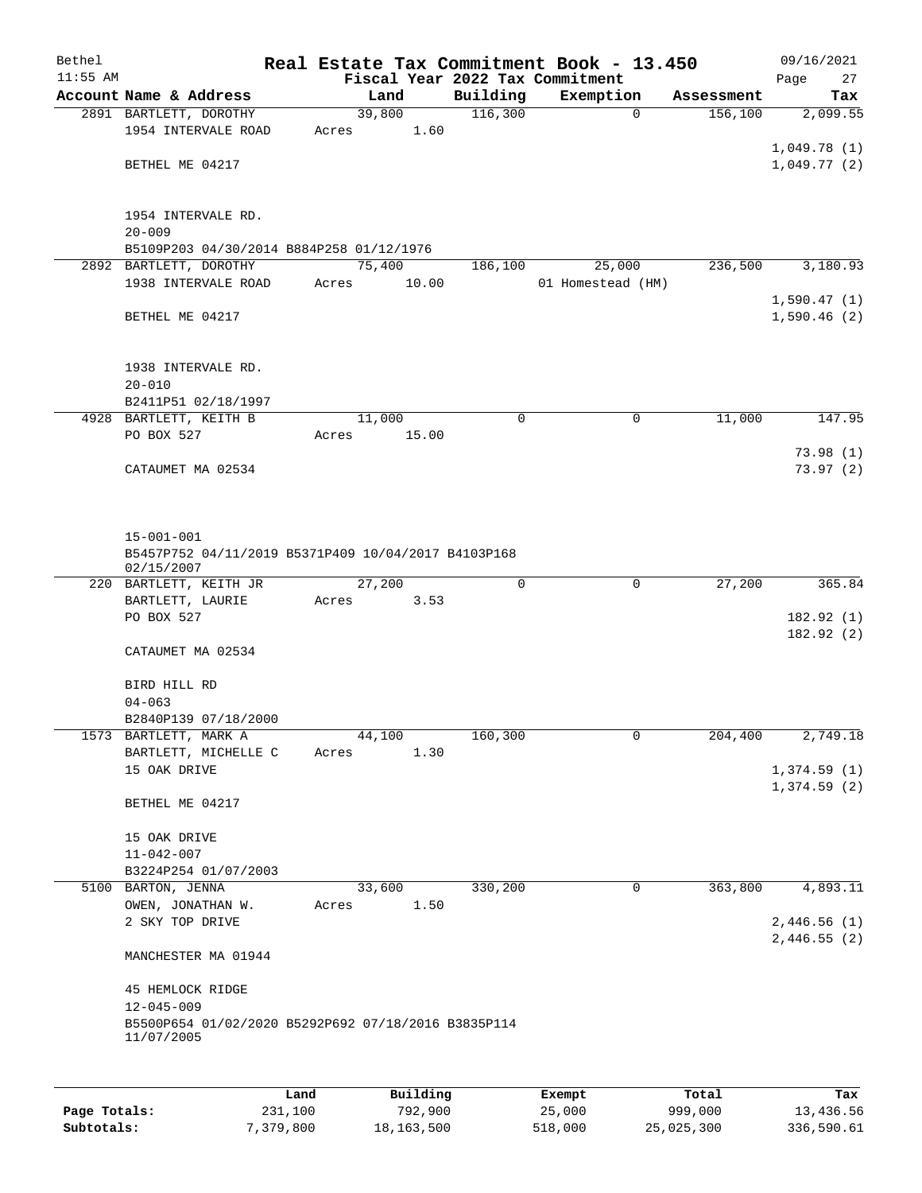# Real Estate Tax Commitment Book - 13.450

Bethel 11:55 AM — 09/16/2021

Fiscal Year 2022 Tax Commitment

| Account | Name & Address | Land | Building | Exemption | Assessment | Tax |
|---|---|---|---|---|---|---|
| 2891 | BARTLETT, DOROTHY<br>1954 INTERVALE ROAD<br>BETHEL ME 04217<br><br>1954 INTERVALE RD.<br>20-009<br>B5109P203 04/30/2014 B884P258 01/12/1976 | 39,800<br>Acres 1.60 | 116,300 | 0 | 156,100 | 2,099.55<br>1,049.78 (1)<br>1,049.77 (2) |
| 2892 | BARTLETT, DOROTHY<br>1938 INTERVALE ROAD<br>BETHEL ME 04217<br><br>1938 INTERVALE RD.<br>20-010<br>B2411P51 02/18/1997 | 75,400<br>Acres 10.00 | 186,100 | 25,000<br>01 Homestead (HM) | 236,500 | 3,180.93<br>1,590.47 (1)<br>1,590.46 (2) |
| 4928 | BARTLETT, KEITH B<br>PO BOX 527<br>CATAUMET MA 02534<br><br>15-001-001<br>B5457P752 04/11/2019 B5371P409 10/04/2017 B4103P168 02/15/2007 | 11,000<br>Acres 15.00 | 0 | 0 | 11,000 | 147.95<br>73.98 (1)<br>73.97 (2) |
| 220 | BARTLETT, KEITH JR<br>BARTLETT, LAURIE<br>PO BOX 527<br>CATAUMET MA 02534<br><br>BIRD HILL RD<br>04-063<br>B2840P139 07/18/2000 | 27,200<br>Acres 3.53 | 0 | 0 | 27,200 | 365.84<br>182.92 (1)<br>182.92 (2) |
| 1573 | BARTLETT, MARK A<br>BARTLETT, MICHELLE C<br>15 OAK DRIVE<br>BETHEL ME 04217<br><br>15 OAK DRIVE<br>11-042-007<br>B3224P254 01/07/2003 | 44,100<br>Acres 1.30 | 160,300 | 0 | 204,400 | 2,749.18<br>1,374.59 (1)<br>1,374.59 (2) |
| 5100 | BARTON, JENNA<br>OWEN, JONATHAN W.<br>2 SKY TOP DRIVE<br>MANCHESTER MA 01944<br><br>45 HEMLOCK RIDGE<br>12-045-009<br>B5500P654 01/02/2020 B5292P692 07/18/2016 B3835P114 11/07/2005 | 33,600<br>Acres 1.50 | 330,200 | 0 | 363,800 | 4,893.11<br>2,446.56 (1)<br>2,446.55 (2) |

| | Land | Building | Exempt | Total | Tax |
|---|---|---|---|---|---|
| Page Totals: | 231,100 | 792,900 | 25,000 | 999,000 | 13,436.56 |
| Subtotals: | 7,379,800 | 18,163,500 | 518,000 | 25,025,300 | 336,590.61 |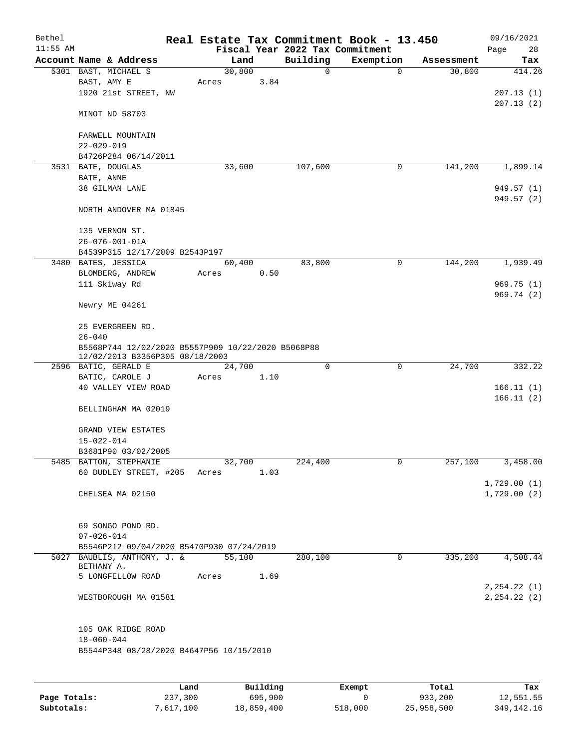# Real Estate Tax Commitment Book - 13.450

Bethel 11:55 AM — Fiscal Year 2022 Tax Commitment — 09/16/2021

| Account Name & Address | Land | Building | Exemption | Assessment | Tax |
|---|---|---|---|---|---|
| 5301 BAST, MICHAEL S<br>BAST, AMY E<br>1920 21st STREET, NW<br><br>MINOT ND 58703<br><br>FARWELL MOUNTAIN<br>22-029-019<br>B4726P284 06/14/2011 | 30,800<br>Acres 3.84 | 0 | 0 | 30,800 | 414.26<br><br>207.13 (1)<br>207.13 (2) |
| 3531 BATE, DOUGLAS<br>BATE, ANNE<br>38 GILMAN LANE<br><br>NORTH ANDOVER MA 01845<br><br>135 VERNON ST.<br>26-076-001-01A<br>B4539P315 12/17/2009 B2543P197 | 33,600 | 107,600 | 0 | 141,200 | 1,899.14<br><br>949.57 (1)<br>949.57 (2) |
| 3480 BATES, JESSICA<br>BLOMBERG, ANDREW<br>111 Skiway Rd<br><br>Newry ME 04261<br><br>25 EVERGREEN RD.<br>26-040<br>B5568P744 12/02/2020 B5557P909 10/22/2020 B5068P88 12/02/2013 B3356P305 08/18/2003 | 60,400<br>Acres 0.50 | 83,800 | 0 | 144,200 | 1,939.49<br><br>969.75 (1)<br>969.74 (2) |
| 2596 BATIC, GERALD E<br>BATIC, CAROLE J<br>40 VALLEY VIEW ROAD<br><br>BELLINGHAM MA 02019<br><br>GRAND VIEW ESTATES<br>15-022-014<br>B3681P90 03/02/2005 | 24,700<br>Acres 1.10 | 0 | 0 | 24,700 | 332.22<br><br>166.11 (1)<br>166.11 (2) |
| 5485 BATTON, STEPHANIE<br>60 DUDLEY STREET, #205<br><br>CHELSEA MA 02150<br><br>69 SONGO POND RD.<br>07-026-014<br>B5546P212 09/04/2020 B5470P930 07/24/2019 | 32,700<br>Acres 1.03 | 224,400 | 0 | 257,100 | 3,458.00<br><br>1,729.00 (1)<br>1,729.00 (2) |
| 5027 BAUBLIS, ANTHONY, J. & BETHANY A.<br>5 LONGFELLOW ROAD<br><br>WESTBOROUGH MA 01581<br><br>105 OAK RIDGE ROAD<br>18-060-044<br>B5544P348 08/28/2020 B4647P56 10/15/2010 | 55,100<br>Acres 1.69 | 280,100 | 0 | 335,200 | 4,508.44<br><br>2,254.22 (1)<br>2,254.22 (2) |

| | Land | Building | Exempt | Total | Tax |
|---|---|---|---|---|---|
| Page Totals: | 237,300 | 695,900 | 0 | 933,200 | 12,551.55 |
| Subtotals: | 7,617,100 | 18,859,400 | 518,000 | 25,958,500 | 349,142.16 |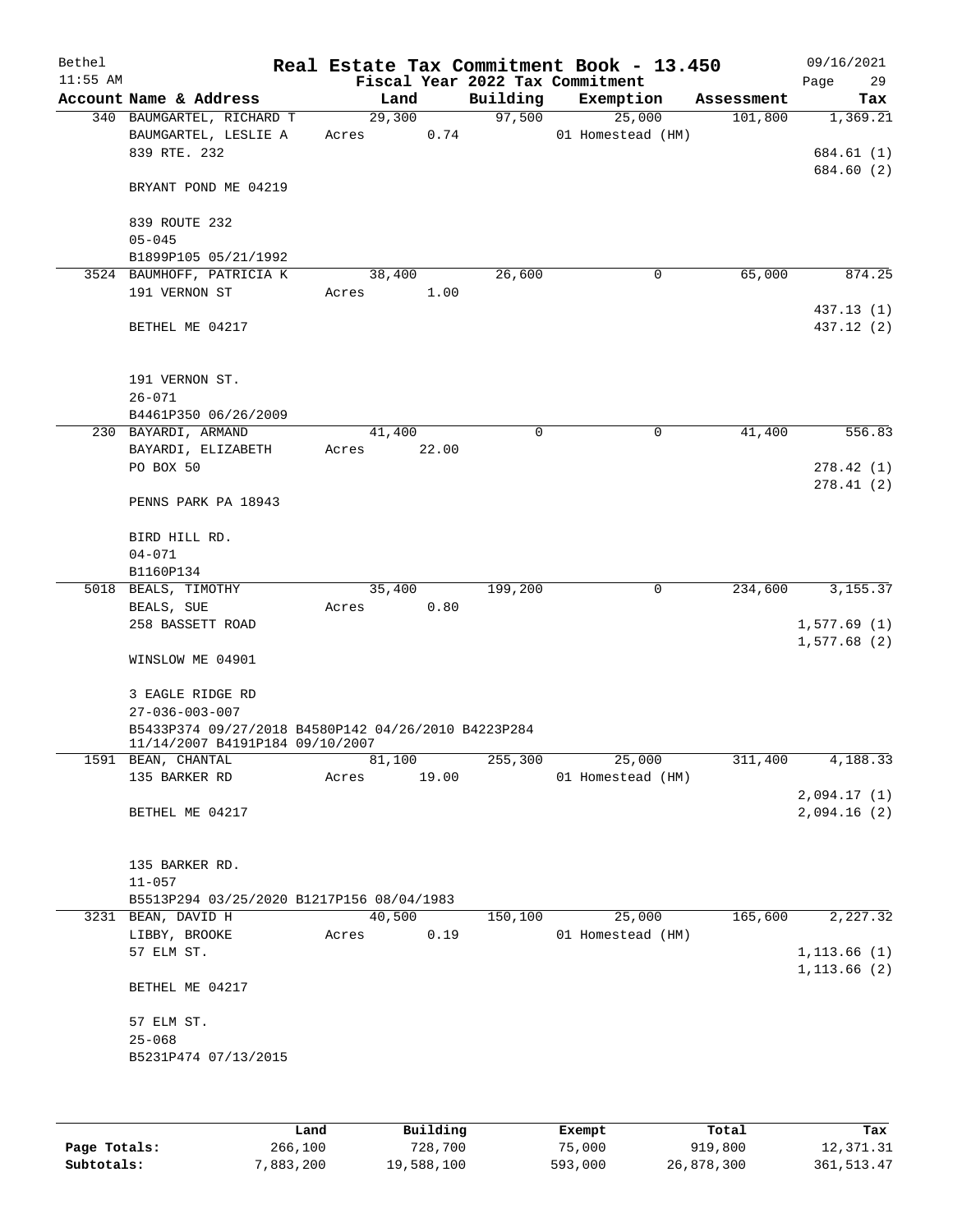# Real Estate Tax Commitment Book - 13.450

Bethel
11:55 AM

Fiscal Year 2022 Tax Commitment

09/16/2021

| Account Name & Address | Land | Building | Exemption | Assessment | Tax |
|---|---|---|---|---|---|
| 340 BAUMGARTEL, RICHARD T | 29,300 | 97,500 | 25,000 | 101,800 | 1,369.21 |
| BAUMGARTEL, LESLIE A | Acres 0.74 | | 01 Homestead (HM) | | |
| 839 RTE. 232 | | | | | 684.61 (1) |
| | | | | | 684.60 (2) |
| BRYANT POND ME 04219 | | | | | |
| 839 ROUTE 232 | | | | | |
| 05-045 | | | | | |
| B1899P105 05/21/1992 | | | | | |
| 3524 BAUMHOFF, PATRICIA K | 38,400 | 26,600 | 0 | 65,000 | 874.25 |
| 191 VERNON ST | Acres 1.00 | | | | |
| | | | | | 437.13 (1) |
| BETHEL ME 04217 | | | | | 437.12 (2) |
| 191 VERNON ST. | | | | | |
| 26-071 | | | | | |
| B4461P350 06/26/2009 | | | | | |
| 230 BAYARDI, ARMAND | 41,400 | 0 | 0 | 41,400 | 556.83 |
| BAYARDI, ELIZABETH | Acres 22.00 | | | | |
| PO BOX 50 | | | | | 278.42 (1) |
| | | | | | 278.41 (2) |
| PENNS PARK PA 18943 | | | | | |
| BIRD HILL RD. | | | | | |
| 04-071 | | | | | |
| B1160P134 | | | | | |
| 5018 BEALS, TIMOTHY | 35,400 | 199,200 | 0 | 234,600 | 3,155.37 |
| BEALS, SUE | Acres 0.80 | | | | |
| 258 BASSETT ROAD | | | | | 1,577.69 (1) |
| | | | | | 1,577.68 (2) |
| WINSLOW ME 04901 | | | | | |
| 3 EAGLE RIDGE RD | | | | | |
| 27-036-003-007 | | | | | |
| B5433P374 09/27/2018 B4580P142 04/26/2010 B4223P284 11/14/2007 B4191P184 09/10/2007 | | | | | |
| 1591 BEAN, CHANTAL | 81,100 | 255,300 | 25,000 | 311,400 | 4,188.33 |
| 135 BARKER RD | Acres 19.00 | | 01 Homestead (HM) | | |
| | | | | | 2,094.17 (1) |
| BETHEL ME 04217 | | | | | 2,094.16 (2) |
| 135 BARKER RD. | | | | | |
| 11-057 | | | | | |
| B5513P294 03/25/2020 B1217P156 08/04/1983 | | | | | |
| 3231 BEAN, DAVID H | 40,500 | 150,100 | 25,000 | 165,600 | 2,227.32 |
| LIBBY, BROOKE | Acres 0.19 | | 01 Homestead (HM) | | |
| 57 ELM ST. | | | | | 1,113.66 (1) |
| | | | | | 1,113.66 (2) |
| BETHEL ME 04217 | | | | | |
| 57 ELM ST. | | | | | |
| 25-068 | | | | | |
| B5231P474 07/13/2015 | | | | | |

| | Land | Building | Exempt | Total | Tax |
|---|---|---|---|---|---|
| Page Totals: | 266,100 | 728,700 | 75,000 | 919,800 | 12,371.31 |
| Subtotals: | 7,883,200 | 19,588,100 | 593,000 | 26,878,300 | 361,513.47 |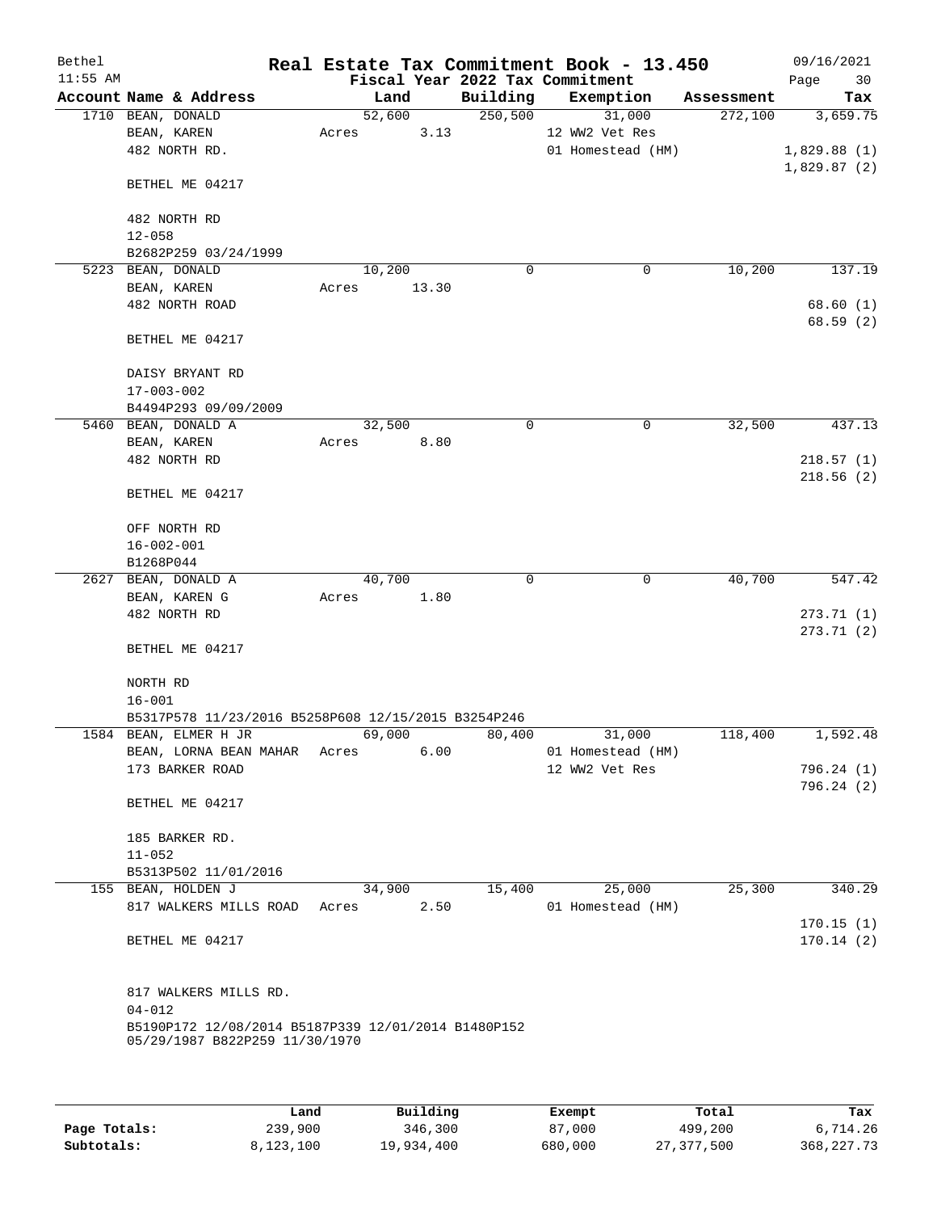Bethel 11:55 AM

# Real Estate Tax Commitment Book - 13.450

Fiscal Year 2022 Tax Commitment

09/16/2021 Page 30

| Account Name & Address | Land | Building | Exemption | Assessment | Tax |
|---|---|---|---|---|---|
| 1710 BEAN, DONALD<br>BEAN, KAREN<br>482 NORTH RD.<br><br>BETHEL ME 04217<br><br>482 NORTH RD<br>12-058<br>B2682P259 03/24/1999 | 52,600<br>Acres 3.13 | 250,500 | 31,000<br>12 WW2 Vet Res<br>01 Homestead (HM) | 272,100 | 3,659.75<br><br>1,829.88 (1)<br>1,829.87 (2) |
| 5223 BEAN, DONALD<br>BEAN, KAREN<br>482 NORTH ROAD<br><br>BETHEL ME 04217<br><br>DAISY BRYANT RD<br>17-003-002<br>B4494P293 09/09/2009 | 10,200<br>Acres 13.30 | 0 | 0 | 10,200 | 137.19<br><br>68.60 (1)<br>68.59 (2) |
| 5460 BEAN, DONALD A<br>BEAN, KAREN<br>482 NORTH RD<br><br>BETHEL ME 04217<br><br>OFF NORTH RD<br>16-002-001<br>B1268P044 | 32,500<br>Acres 8.80 | 0 | 0 | 32,500 | 437.13<br><br>218.57 (1)<br>218.56 (2) |
| 2627 BEAN, DONALD A<br>BEAN, KAREN G<br>482 NORTH RD<br><br>BETHEL ME 04217<br><br>NORTH RD<br>16-001<br>B5317P578 11/23/2016 B5258P608 12/15/2015 B3254P246 | 40,700<br>Acres 1.80 | 0 | 0 | 40,700 | 547.42<br><br>273.71 (1)<br>273.71 (2) |
| 1584 BEAN, ELMER H JR<br>BEAN, LORNA BEAN MAHAR<br>173 BARKER ROAD<br><br>BETHEL ME 04217<br><br>185 BARKER RD.<br>11-052<br>B5313P502 11/01/2016 | 69,000<br>Acres 6.00 | 80,400 | 31,000<br>01 Homestead (HM)<br>12 WW2 Vet Res | 118,400 | 1,592.48<br><br>796.24 (1)<br>796.24 (2) |
| 155 BEAN, HOLDEN J<br>817 WALKERS MILLS ROAD<br><br>BETHEL ME 04217<br><br>817 WALKERS MILLS RD.<br>04-012<br>B5190P172 12/08/2014 B5187P339 12/01/2014 B1480P152 05/29/1987 B822P259 11/30/1970 | 34,900<br>Acres 2.50 | 15,400 | 25,000<br>01 Homestead (HM) | 25,300 | 340.29<br><br>170.15 (1)<br>170.14 (2) |

| | Land | Building | Exempt | Total | Tax |
|---|---|---|---|---|---|
| Page Totals: | 239,900 | 346,300 | 87,000 | 499,200 | 6,714.26 |
| Subtotals: | 8,123,100 | 19,934,400 | 680,000 | 27,377,500 | 368,227.73 |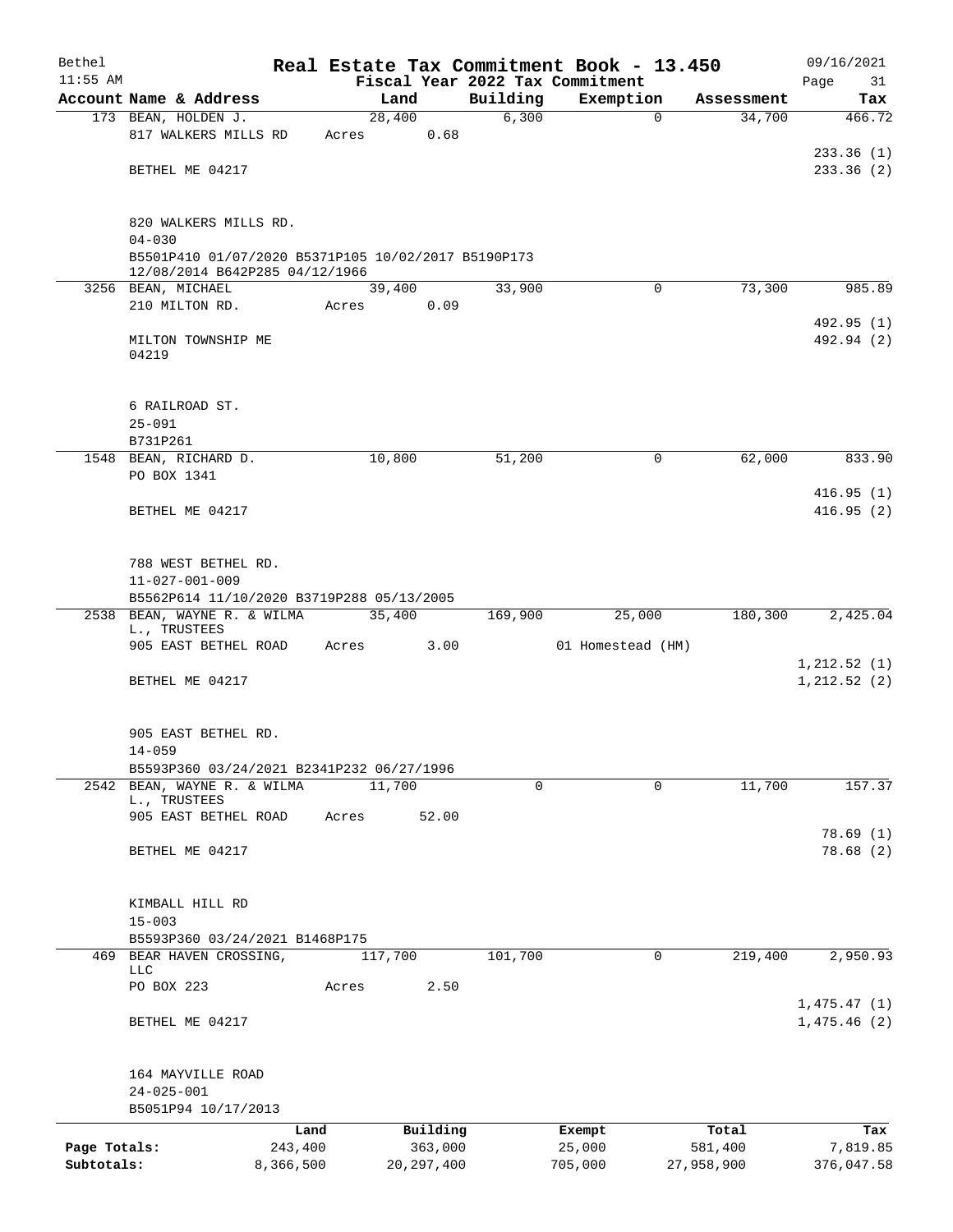Bethel 11:55 AM

# Real Estate Tax Commitment Book - 13.450

Fiscal Year 2022 Tax Commitment

09/16/2021 Page 31

| Account Name & Address | Land | Building | Exemption | Assessment | Tax |
|---|---|---|---|---|---|
| 173 BEAN, HOLDEN J. | 28,400 | 6,300 | 0 | 34,700 | 466.72 |
| 817 WALKERS MILLS RD | Acres 0.68 | | | | 233.36 (1) |
| BETHEL ME 04217 | | | | | 233.36 (2) |
| 820 WALKERS MILLS RD. | | | | | |
| 04-030 | | | | | |
| B5501P410 01/07/2020 B5371P105 10/02/2017 B5190P173 12/08/2014 B642P285 04/12/1966 | | | | | |
| 3256 BEAN, MICHAEL | 39,400 | 33,900 | 0 | 73,300 | 985.89 |
| 210 MILTON RD. | Acres 0.09 | | | | 492.95 (1) |
| MILTON TOWNSHIP ME 04219 | | | | | 492.94 (2) |
| 6 RAILROAD ST. | | | | | |
| 25-091 | | | | | |
| B731P261 | | | | | |
| 1548 BEAN, RICHARD D. | 10,800 | 51,200 | 0 | 62,000 | 833.90 |
| PO BOX 1341 | | | | | 416.95 (1) |
| BETHEL ME 04217 | | | | | 416.95 (2) |
| 788 WEST BETHEL RD. | | | | | |
| 11-027-001-009 | | | | | |
| B5562P614 11/10/2020 B3719P288 05/13/2005 | | | | | |
| 2538 BEAN, WAYNE R. & WILMA L., TRUSTEES | 35,400 | 169,900 | 25,000 | 180,300 | 2,425.04 |
| 905 EAST BETHEL ROAD | Acres 3.00 | | 01 Homestead (HM) | | 1,212.52 (1) |
| BETHEL ME 04217 | | | | | 1,212.52 (2) |
| 905 EAST BETHEL RD. | | | | | |
| 14-059 | | | | | |
| B5593P360 03/24/2021 B2341P232 06/27/1996 | | | | | |
| 2542 BEAN, WAYNE R. & WILMA L., TRUSTEES | 11,700 | 0 | 0 | 11,700 | 157.37 |
| 905 EAST BETHEL ROAD | Acres 52.00 | | | | 78.69 (1) |
| BETHEL ME 04217 | | | | | 78.68 (2) |
| KIMBALL HILL RD | | | | | |
| 15-003 | | | | | |
| B5593P360 03/24/2021 B1468P175 | | | | | |
| 469 BEAR HAVEN CROSSING, LLC | 117,700 | 101,700 | 0 | 219,400 | 2,950.93 |
| PO BOX 223 | Acres 2.50 | | | | 1,475.47 (1) |
| BETHEL ME 04217 | | | | | 1,475.46 (2) |
| 164 MAYVILLE ROAD | | | | | |
| 24-025-001 | | | | | |
| B5051P94 10/17/2013 | | | | | |

| | Land | Building | Exempt | Total | Tax |
|---|---|---|---|---|---|
| Page Totals: | 243,400 | 363,000 | 25,000 | 581,400 | 7,819.85 |
| Subtotals: | 8,366,500 | 20,297,400 | 705,000 | 27,958,900 | 376,047.58 |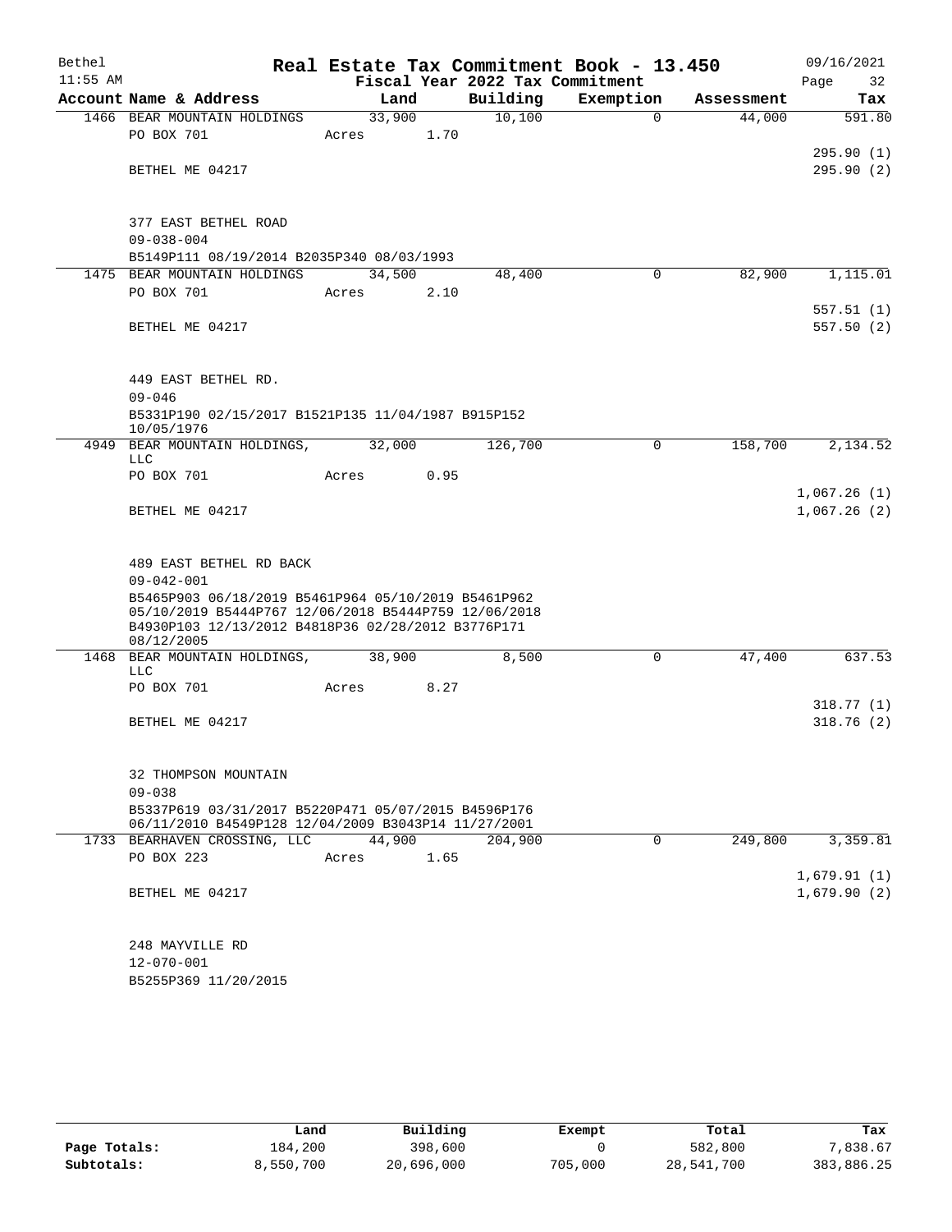# Real Estate Tax Commitment Book - 13.450

Bethel
11:55 AM

Fiscal Year 2022 Tax Commitment

09/16/2021
Page 32

| Account Name & Address | Land | Building | Exemption | Assessment | Tax |
|---|---|---|---|---|---|
| 1466 BEAR MOUNTAIN HOLDINGS | 33,900 | 10,100 | 0 | 44,000 | 591.80 |
| PO BOX 701 | Acres 1.70 | | | | |
| | | | | | 295.90 (1) |
| BETHEL ME 04217 | | | | | 295.90 (2) |
| 377 EAST BETHEL ROAD | | | | | |
| 09-038-004 | | | | | |
| B5149P111 08/19/2014 B2035P340 08/03/1993 | | | | | |
| 1475 BEAR MOUNTAIN HOLDINGS | 34,500 | 48,400 | 0 | 82,900 | 1,115.01 |
| PO BOX 701 | Acres 2.10 | | | | |
| | | | | | 557.51 (1) |
| BETHEL ME 04217 | | | | | 557.50 (2) |
| 449 EAST BETHEL RD. | | | | | |
| 09-046 | | | | | |
| B5331P190 02/15/2017 B1521P135 11/04/1987 B915P152 10/05/1976 | | | | | |
| 4949 BEAR MOUNTAIN HOLDINGS, LLC | 32,000 | 126,700 | 0 | 158,700 | 2,134.52 |
| PO BOX 701 | Acres 0.95 | | | | |
| | | | | | 1,067.26 (1) |
| BETHEL ME 04217 | | | | | 1,067.26 (2) |
| 489 EAST BETHEL RD BACK | | | | | |
| 09-042-001 | | | | | |
| B5465P903 06/18/2019 B5461P964 05/10/2019 B5461P962 05/10/2019 B5444P767 12/06/2018 B5444P759 12/06/2018 B4930P103 12/13/2012 B4818P36 02/28/2012 B3776P171 08/12/2005 | | | | | |
| 1468 BEAR MOUNTAIN HOLDINGS, LLC | 38,900 | 8,500 | 0 | 47,400 | 637.53 |
| PO BOX 701 | Acres 8.27 | | | | |
| | | | | | 318.77 (1) |
| BETHEL ME 04217 | | | | | 318.76 (2) |
| 32 THOMPSON MOUNTAIN | | | | | |
| 09-038 | | | | | |
| B5337P619 03/31/2017 B5220P471 05/07/2015 B4596P176 06/11/2010 B4549P128 12/04/2009 B3043P14 11/27/2001 | | | | | |
| 1733 BEARHAVEN CROSSING, LLC | 44,900 | 204,900 | 0 | 249,800 | 3,359.81 |
| PO BOX 223 | Acres 1.65 | | | | |
| | | | | | 1,679.91 (1) |
| BETHEL ME 04217 | | | | | 1,679.90 (2) |
| 248 MAYVILLE RD | | | | | |
| 12-070-001 | | | | | |
| B5255P369 11/20/2015 | | | | | |

| | Land | Building | Exempt | Total | Tax |
|---|---|---|---|---|---|
| Page Totals: | 184,200 | 398,600 | 0 | 582,800 | 7,838.67 |
| Subtotals: | 8,550,700 | 20,696,000 | 705,000 | 28,541,700 | 383,886.25 |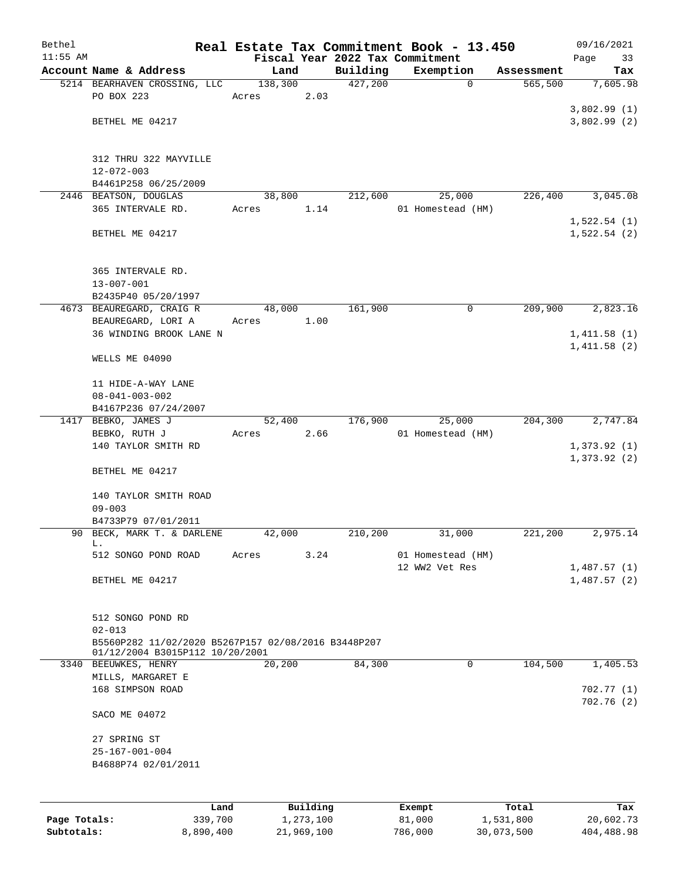Bethel 11:55 AM

# Real Estate Tax Commitment Book - 13.450

Fiscal Year 2022 Tax Commitment

09/16/2021 Page 33

| Account | Name & Address | Land | Building | Exemption | Assessment | Tax |
|---|---|---|---|---|---|---|
| 5214 | BEARHAVEN CROSSING, LLC<br>PO BOX 223<br><br>BETHEL ME 04217<br><br>312 THRU 322 MAYVILLE<br>12-072-003<br>B4461P258 06/25/2009 | 138,300<br>Acres 2.03 | 427,200 | 0 | 565,500 | 7,605.98<br><br>3,802.99 (1)<br>3,802.99 (2) |
| 2446 | BEATSON, DOUGLAS<br>365 INTERVALE RD.<br><br>BETHEL ME 04217<br><br>365 INTERVALE RD.<br>13-007-001<br>B2435P40 05/20/1997 | 38,800<br>Acres 1.14 | 212,600 | 25,000<br>01 Homestead (HM) | 226,400 | 3,045.08<br><br>1,522.54 (1)<br>1,522.54 (2) |
| 4673 | BEAUREGARD, CRAIG R<br>BEAUREGARD, LORI A<br>36 WINDING BROOK LANE N<br><br>WELLS ME 04090<br><br>11 HIDE-A-WAY LANE<br>08-041-003-002<br>B4167P236 07/24/2007 | 48,000<br>Acres 1.00 | 161,900 | 0 | 209,900 | 2,823.16<br><br>1,411.58 (1)<br>1,411.58 (2) |
| 1417 | BEBKO, JAMES J<br>BEBKO, RUTH J<br>140 TAYLOR SMITH RD<br><br>BETHEL ME 04217<br><br>140 TAYLOR SMITH ROAD<br>09-003<br>B4733P79 07/01/2011 | 52,400<br>Acres 2.66 | 176,900 | 25,000<br>01 Homestead (HM) | 204,300 | 2,747.84<br><br>1,373.92 (1)<br>1,373.92 (2) |
| 90 | BECK, MARK T. & DARLENE L.<br>512 SONGO POND ROAD<br><br>BETHEL ME 04217<br><br>512 SONGO POND RD<br>02-013<br>B5560P282 11/02/2020 B5267P157 02/08/2016 B3448P207 01/12/2004 B3015P112 10/20/2001 | 42,000<br>Acres 3.24 | 210,200 | 31,000<br>01 Homestead (HM)<br>12 WW2 Vet Res | 221,200 | 2,975.14<br><br>1,487.57 (1)<br>1,487.57 (2) |
| 3340 | BEEUWKES, HENRY<br>MILLS, MARGARET E<br>168 SIMPSON ROAD<br><br>SACO ME 04072<br><br>27 SPRING ST<br>25-167-001-004<br>B4688P74 02/01/2011 | 20,200 | 84,300 | 0 | 104,500 | 1,405.53<br><br>702.77 (1)<br>702.76 (2) |

| | Land | Building | Exempt | Total | Tax |
|---|---|---|---|---|---|
| Page Totals: | 339,700 | 1,273,100 | 81,000 | 1,531,800 | 20,602.73 |
| Subtotals: | 8,890,400 | 21,969,100 | 786,000 | 30,073,500 | 404,488.98 |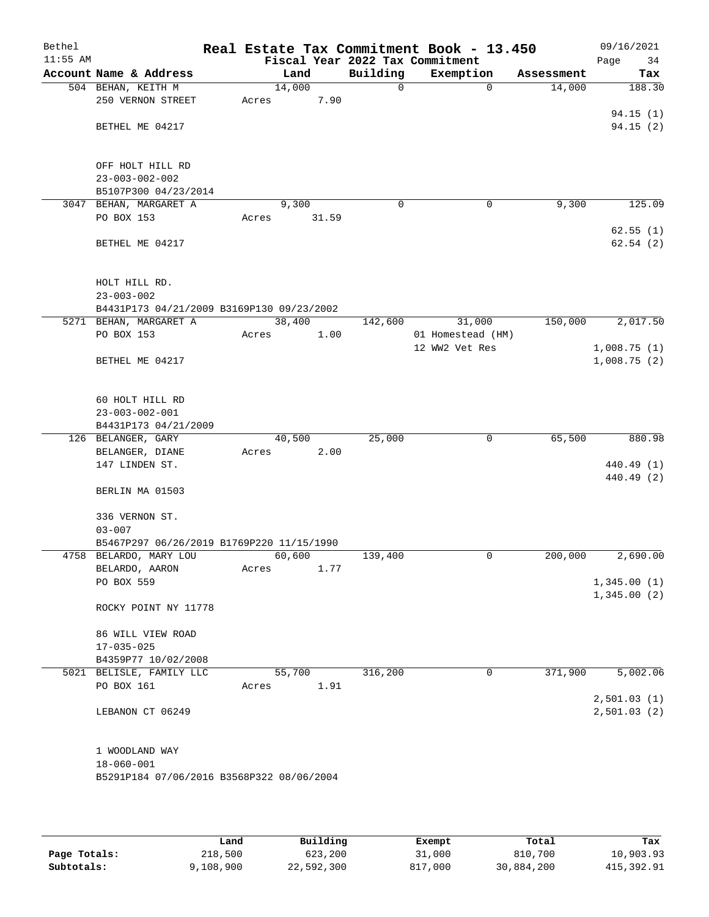# Real Estate Tax Commitment Book - 13.450

Bethel
11:55 AM

Fiscal Year 2022 Tax Commitment

09/16/2021

| Account Name & Address | Land | Building | Exemption | Assessment | Tax |
|---|---|---|---|---|---|
| 504 BEHAN, KEITH M<br>250 VERNON STREET<br><br>BETHEL ME 04217<br><br>OFF HOLT HILL RD<br>23-003-002-002<br>B5107P300 04/23/2014 | 14,000<br>Acres 7.90 | 0 | 0 | 14,000 | 188.30<br><br>94.15 (1)<br>94.15 (2) |
| 3047 BEHAN, MARGARET A<br>PO BOX 153<br><br>BETHEL ME 04217<br><br>HOLT HILL RD.<br>23-003-002<br>B4431P173 04/21/2009 B3169P130 09/23/2002 | 9,300<br>Acres 31.59 | 0 | 0 | 9,300 | 125.09<br><br>62.55 (1)<br>62.54 (2) |
| 5271 BEHAN, MARGARET A<br>PO BOX 153<br><br>BETHEL ME 04217<br><br>60 HOLT HILL RD<br>23-003-002-001<br>B4431P173 04/21/2009 | 38,400<br>Acres 1.00 | 142,600 | 31,000<br>01 Homestead (HM)<br>12 WW2 Vet Res | 150,000 | 2,017.50<br><br>1,008.75 (1)<br>1,008.75 (2) |
| 126 BELANGER, GARY<br>BELANGER, DIANE<br>147 LINDEN ST.<br><br>BERLIN MA 01503<br><br>336 VERNON ST.<br>03-007<br>B5467P297 06/26/2019 B1769P220 11/15/1990 | 40,500<br>Acres 2.00 | 25,000 | 0 | 65,500 | 880.98<br><br>440.49 (1)<br>440.49 (2) |
| 4758 BELARDO, MARY LOU<br>BELARDO, AARON<br>PO BOX 559<br><br>ROCKY POINT NY 11778<br><br>86 WILL VIEW ROAD<br>17-035-025<br>B4359P77 10/02/2008 | 60,600<br>Acres 1.77 | 139,400 | 0 | 200,000 | 2,690.00<br><br>1,345.00 (1)<br>1,345.00 (2) |
| 5021 BELISLE, FAMILY LLC<br>PO BOX 161<br><br>LEBANON CT 06249<br><br>1 WOODLAND WAY<br>18-060-001<br>B5291P184 07/06/2016 B3568P322 08/06/2004 | 55,700<br>Acres 1.91 | 316,200 | 0 | 371,900 | 5,002.06<br><br>2,501.03 (1)<br>2,501.03 (2) |

| | Land | Building | Exempt | Total | Tax |
|---|---|---|---|---|---|
| Page Totals: | 218,500 | 623,200 | 31,000 | 810,700 | 10,903.93 |
| Subtotals: | 9,108,900 | 22,592,300 | 817,000 | 30,884,200 | 415,392.91 |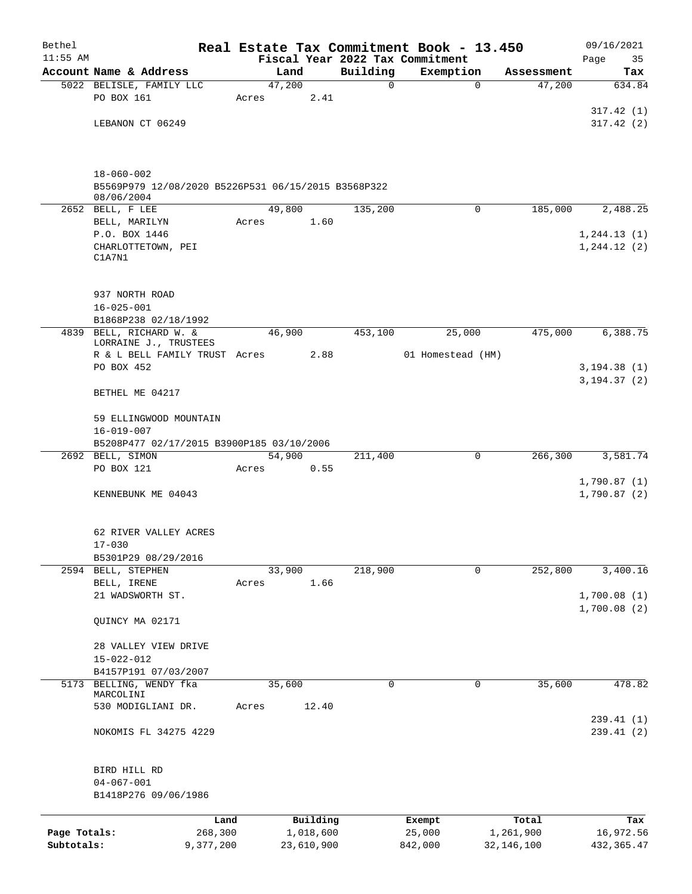Bethel 11:55 AM

# Real Estate Tax Commitment Book - 13.450

## Fiscal Year 2022 Tax Commitment

09/16/2021

| Account | Name & Address | Land | Building | Exemption | Assessment | Tax |
|---|---|---|---|---|---|---|
| 5022 | BELISLE, FAMILY LLC<br>PO BOX 161<br><br>LEBANON CT 06249<br><br>18-060-002<br>B5569P979 12/08/2020 B5226P531 06/15/2015 B3568P322 08/06/2004 | 47,200<br>Acres 2.41 | 0 | 0 | 47,200 | 634.84<br><br>317.42 (1)<br>317.42 (2) |
| 2652 | BELL, F LEE<br>BELL, MARILYN<br>P.O. BOX 1446<br>CHARLOTTETOWN, PEI<br>C1A7N1<br><br>937 NORTH ROAD<br>16-025-001<br>B1868P238 02/18/1992 | 49,800<br>Acres 1.60 | 135,200 | 0 | 185,000 | 2,488.25<br><br>1,244.13 (1)<br>1,244.12 (2) |
| 4839 | BELL, RICHARD W. &<br>LORRAINE J., TRUSTEES<br>R & L BELL FAMILY TRUST<br>PO BOX 452<br><br>BETHEL ME 04217<br><br>59 ELLINGWOOD MOUNTAIN<br>16-019-007<br>B5208P477 02/17/2015 B3900P185 03/10/2006 | 46,900<br>Acres 2.88 | 453,100 | 25,000<br>01 Homestead (HM) | 475,000 | 6,388.75<br><br>3,194.38 (1)<br>3,194.37 (2) |
| 2692 | BELL, SIMON<br>PO BOX 121<br><br>KENNEBUNK ME 04043<br><br>62 RIVER VALLEY ACRES<br>17-030<br>B5301P29 08/29/2016 | 54,900<br>Acres 0.55 | 211,400 | 0 | 266,300 | 3,581.74<br><br>1,790.87 (1)<br>1,790.87 (2) |
| 2594 | BELL, STEPHEN<br>BELL, IRENE<br>21 WADSWORTH ST.<br><br>QUINCY MA 02171<br><br>28 VALLEY VIEW DRIVE<br>15-022-012<br>B4157P191 07/03/2007 | 33,900<br>Acres 1.66 | 218,900 | 0 | 252,800 | 3,400.16<br><br>1,700.08 (1)<br>1,700.08 (2) |
| 5173 | BELLING, WENDY fka<br>MARCOLINI<br>530 MODIGLIANI DR.<br><br>NOKOMIS FL 34275 4229<br><br>BIRD HILL RD<br>04-067-001<br>B1418P276 09/06/1986 | 35,600<br>Acres 12.40 | 0 | 0 | 35,600 | 478.82<br><br>239.41 (1)<br>239.41 (2) |

| | Land | Building | Exempt | Total | Tax |
|---|---|---|---|---|---|
| Page Totals: | 268,300 | 1,018,600 | 25,000 | 1,261,900 | 16,972.56 |
| Subtotals: | 9,377,200 | 23,610,900 | 842,000 | 32,146,100 | 432,365.47 |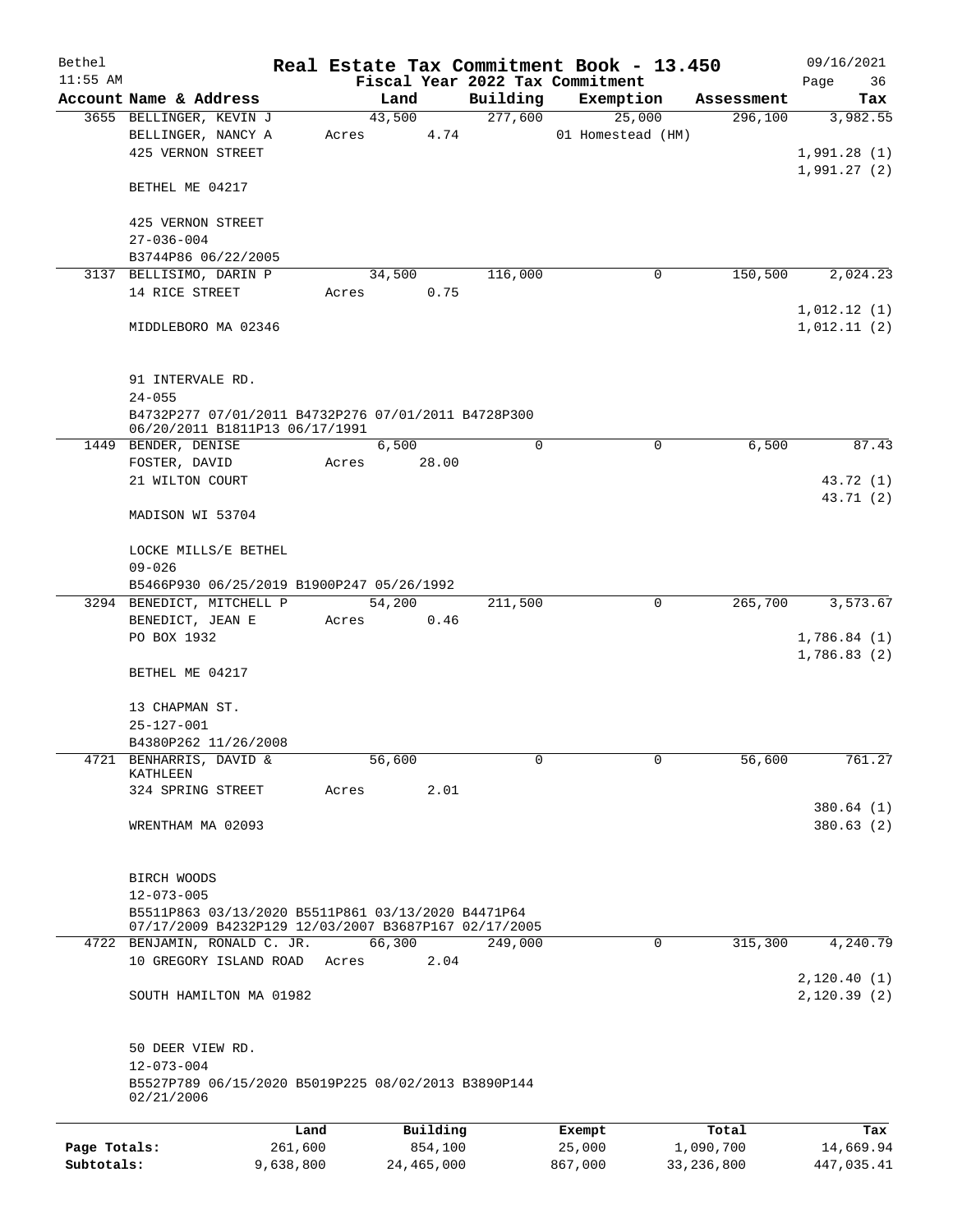Bethel | Real Estate Tax Commitment Book - 13.450 | 09/16/2021
11:55 AM | Fiscal Year 2022 Tax Commitment | Page 36

| Account Name & Address | Land | Building | Exemption | Assessment | Tax |
|---|---|---|---|---|---|
| 3655 BELLINGER, KEVIN J<br>BELLINGER, NANCY A<br>425 VERNON STREET<br><br>BETHEL ME 04217<br><br>425 VERNON STREET<br>27-036-004<br>B3744P86 06/22/2005 | 43,500<br>Acres 4.74 | 277,600 | 25,000<br>01 Homestead (HM) | 296,100 | 3,982.55<br><br>1,991.28 (1)<br>1,991.27 (2) |
| 3137 BELLISIMO, DARIN P<br>14 RICE STREET<br><br>MIDDLEBORO MA 02346<br><br>91 INTERVALE RD.<br>24-055<br>B4732P277 07/01/2011 B4732P276 07/01/2011 B4728P300 06/20/2011 B1811P13 06/17/1991 | 34,500<br>Acres 0.75 | 116,000 | 0 | 150,500 | 2,024.23<br><br>1,012.12 (1)<br>1,012.11 (2) |
| 1449 BENDER, DENISE<br>FOSTER, DAVID<br>21 WILTON COURT<br><br>MADISON WI 53704<br><br>LOCKE MILLS/E BETHEL<br>09-026<br>B5466P930 06/25/2019 B1900P247 05/26/1992 | 6,500<br>Acres 28.00 | 0 | 0 | 6,500 | 87.43<br><br>43.72 (1)<br>43.71 (2) |
| 3294 BENEDICT, MITCHELL P<br>BENEDICT, JEAN E<br>PO BOX 1932<br><br>BETHEL ME 04217<br><br>13 CHAPMAN ST.<br>25-127-001<br>B4380P262 11/26/2008 | 54,200<br>Acres 0.46 | 211,500 | 0 | 265,700 | 3,573.67<br><br>1,786.84 (1)<br>1,786.83 (2) |
| 4721 BENHARRIS, DAVID & KATHLEEN<br>324 SPRING STREET<br><br>WRENTHAM MA 02093<br><br>BIRCH WOODS<br>12-073-005<br>B5511P863 03/13/2020 B5511P861 03/13/2020 B4471P64 07/17/2009 B4232P129 12/03/2007 B3687P167 02/17/2005 | 56,600<br>Acres 2.01 | 0 | 0 | 56,600 | 761.27<br><br>380.64 (1)<br>380.63 (2) |
| 4722 BENJAMIN, RONALD C. JR.<br>10 GREGORY ISLAND ROAD<br><br>SOUTH HAMILTON MA 01982<br><br>50 DEER VIEW RD.<br>12-073-004<br>B5527P789 06/15/2020 B5019P225 08/02/2013 B3890P144 02/21/2006 | 66,300<br>Acres 2.04 | 249,000 | 0 | 315,300 | 4,240.79<br><br>2,120.40 (1)<br>2,120.39 (2) |

| | Land | Building | Exempt | Total | Tax |
|---|---|---|---|---|---|
| Page Totals: | 261,600 | 854,100 | 25,000 | 1,090,700 | 14,669.94 |
| Subtotals: | 9,638,800 | 24,465,000 | 867,000 | 33,236,800 | 447,035.41 |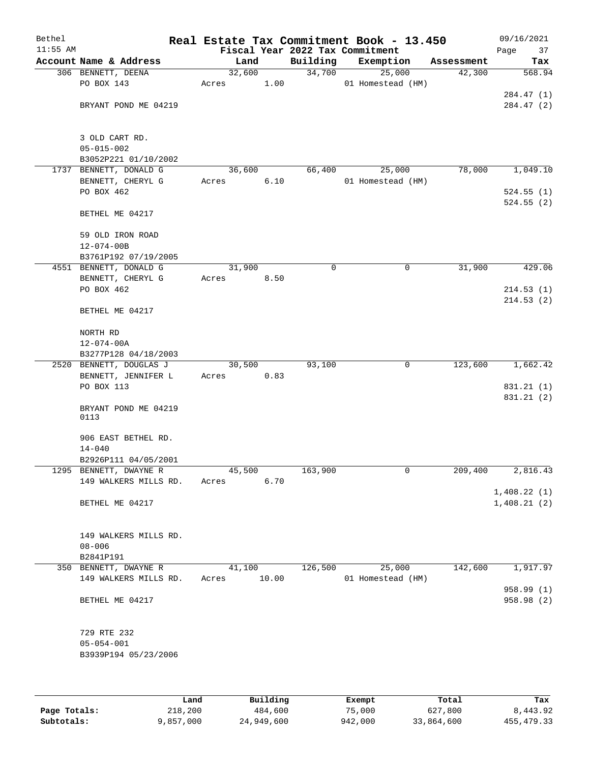# Real Estate Tax Commitment Book - 13.450

Bethel
11:55 AM

Fiscal Year 2022 Tax Commitment

09/16/2021

| Account Name & Address | Land | Building | Exemption | Assessment | Tax |
|---|---|---|---|---|---|
| 306 BENNETT, DEENA<br>PO BOX 143<br><br>BRYANT POND ME 04219<br><br>3 OLD CART RD.<br>05-015-002<br>B3052P221 01/10/2002 | 32,600<br>Acres 1.00 | 34,700 | 25,000<br>01 Homestead (HM) | 42,300 | 568.94<br><br>284.47 (1)<br>284.47 (2) |
| 1737 BENNETT, DONALD G<br>BENNETT, CHERYL G<br>PO BOX 462<br><br>BETHEL ME 04217<br><br>59 OLD IRON ROAD<br>12-074-00B<br>B3761P192 07/19/2005 | 36,600<br>Acres 6.10 | 66,400 | 25,000<br>01 Homestead (HM) | 78,000 | 1,049.10<br><br>524.55 (1)<br>524.55 (2) |
| 4551 BENNETT, DONALD G<br>BENNETT, CHERYL G<br>PO BOX 462<br><br>BETHEL ME 04217<br><br>NORTH RD<br>12-074-00A<br>B3277P128 04/18/2003 | 31,900<br>Acres 8.50 | 0 | 0 | 31,900 | 429.06<br><br>214.53 (1)<br>214.53 (2) |
| 2520 BENNETT, DOUGLAS J<br>BENNETT, JENNIFER L<br>PO BOX 113<br><br>BRYANT POND ME 04219<br>0113<br><br>906 EAST BETHEL RD.<br>14-040<br>B2926P111 04/05/2001 | 30,500<br>Acres 0.83 | 93,100 | 0 | 123,600 | 1,662.42<br><br>831.21 (1)<br>831.21 (2) |
| 1295 BENNETT, DWAYNE R<br>149 WALKERS MILLS RD.<br><br>BETHEL ME 04217<br><br>149 WALKERS MILLS RD.<br>08-006<br>B2841P191 | 45,500<br>Acres 6.70 | 163,900 | 0 | 209,400 | 2,816.43<br><br>1,408.22 (1)<br>1,408.21 (2) |
| 350 BENNETT, DWAYNE R<br>149 WALKERS MILLS RD.<br><br>BETHEL ME 04217<br><br>729 RTE 232<br>05-054-001<br>B3939P194 05/23/2006 | 41,100<br>Acres 10.00 | 126,500 | 25,000<br>01 Homestead (HM) | 142,600 | 1,917.97<br><br>958.99 (1)<br>958.98 (2) |

| | Land | Building | Exempt | Total | Tax |
|---|---|---|---|---|---|
| Page Totals: | 218,200 | 484,600 | 75,000 | 627,800 | 8,443.92 |
| Subtotals: | 9,857,000 | 24,949,600 | 942,000 | 33,864,600 | 455,479.33 |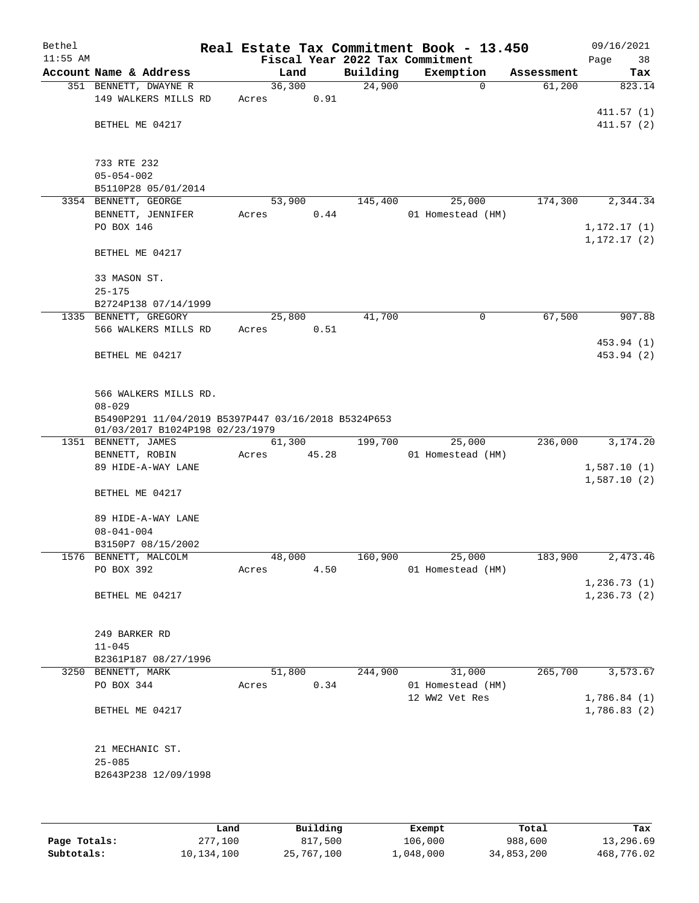# Real Estate Tax Commitment Book - 13.450

Bethel 11:55 AM — Fiscal Year 2022 Tax Commitment — 09/16/2021

| Account Name & Address | Land | Building | Exemption | Assessment | Tax |
|---|---|---|---|---|---|
| 351 BENNETT, DWAYNE R | 36,300 | 24,900 | 0 | 61,200 | 823.14 |
| 149 WALKERS MILLS RD | Acres 0.91 | | | | |
| | | | | | 411.57 (1) |
| BETHEL ME 04217 | | | | | 411.57 (2) |
| 733 RTE 232 | | | | | |
| 05-054-002 | | | | | |
| B5110P28 05/01/2014 | | | | | |
| 3354 BENNETT, GEORGE | 53,900 | 145,400 | 25,000 | 174,300 | 2,344.34 |
| BENNETT, JENNIFER | Acres 0.44 | | 01 Homestead (HM) | | |
| PO BOX 146 | | | | | 1,172.17 (1) |
| | | | | | 1,172.17 (2) |
| BETHEL ME 04217 | | | | | |
| 33 MASON ST. | | | | | |
| 25-175 | | | | | |
| B2724P138 07/14/1999 | | | | | |
| 1335 BENNETT, GREGORY | 25,800 | 41,700 | 0 | 67,500 | 907.88 |
| 566 WALKERS MILLS RD | Acres 0.51 | | | | |
| | | | | | 453.94 (1) |
| BETHEL ME 04217 | | | | | 453.94 (2) |
| 566 WALKERS MILLS RD. | | | | | |
| 08-029 | | | | | |
| B5490P291 11/04/2019 B5397P447 03/16/2018 B5324P653 01/03/2017 B1024P198 02/23/1979 | | | | | |
| 1351 BENNETT, JAMES | 61,300 | 199,700 | 25,000 | 236,000 | 3,174.20 |
| BENNETT, ROBIN | Acres 45.28 | | 01 Homestead (HM) | | |
| 89 HIDE-A-WAY LANE | | | | | 1,587.10 (1) |
| | | | | | 1,587.10 (2) |
| BETHEL ME 04217 | | | | | |
| 89 HIDE-A-WAY LANE | | | | | |
| 08-041-004 | | | | | |
| B3150P7 08/15/2002 | | | | | |
| 1576 BENNETT, MALCOLM | 48,000 | 160,900 | 25,000 | 183,900 | 2,473.46 |
| PO BOX 392 | Acres 4.50 | | 01 Homestead (HM) | | |
| | | | | | 1,236.73 (1) |
| BETHEL ME 04217 | | | | | 1,236.73 (2) |
| 249 BARKER RD | | | | | |
| 11-045 | | | | | |
| B2361P187 08/27/1996 | | | | | |
| 3250 BENNETT, MARK | 51,800 | 244,900 | 31,000 | 265,700 | 3,573.67 |
| PO BOX 344 | Acres 0.34 | | 01 Homestead (HM) | | |
| | | | 12 WW2 Vet Res | | 1,786.84 (1) |
| BETHEL ME 04217 | | | | | 1,786.83 (2) |
| 21 MECHANIC ST. | | | | | |
| 25-085 | | | | | |
| B2643P238 12/09/1998 | | | | | |

| | Land | Building | Exempt | Total | Tax |
|---|---|---|---|---|---|
| Page Totals: | 277,100 | 817,500 | 106,000 | 988,600 | 13,296.69 |
| Subtotals: | 10,134,100 | 25,767,100 | 1,048,000 | 34,853,200 | 468,776.02 |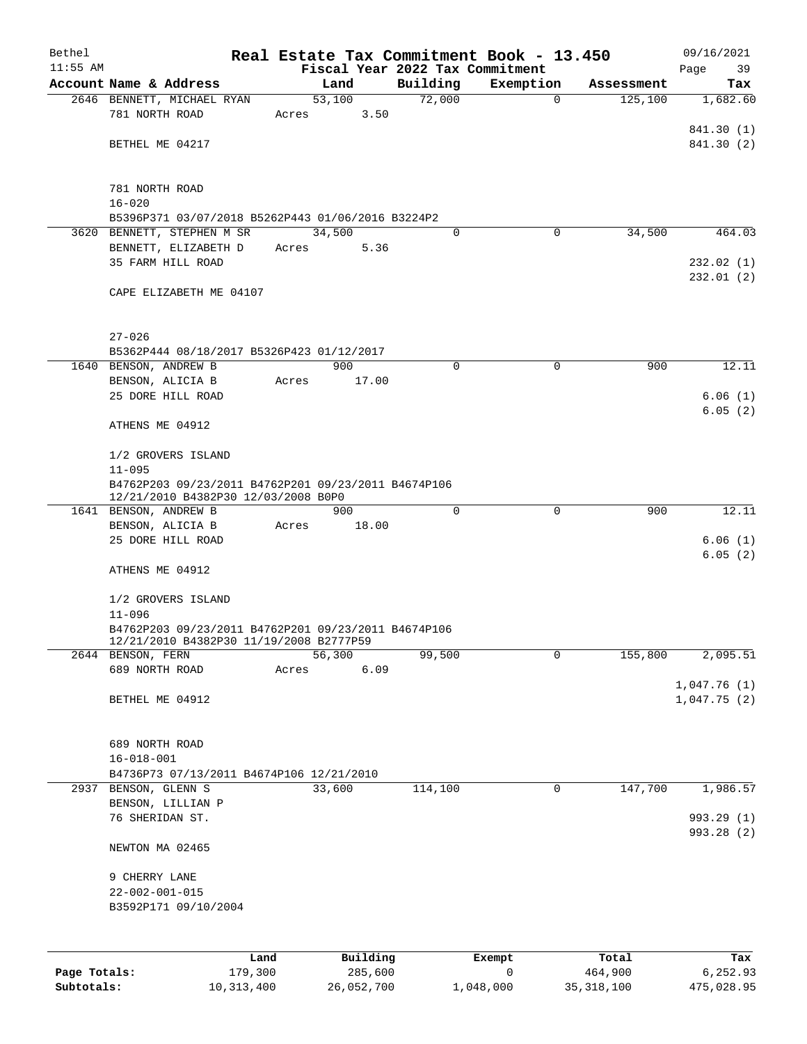# Real Estate Tax Commitment Book - 13.450

Bethel
11:55 AM

Fiscal Year 2022 Tax Commitment

09/16/2021

| Account Name & Address | Land | Building | Exemption | Assessment | Tax |
|---|---|---|---|---|---|
| 2646 BENNETT, MICHAEL RYAN | 53,100 | 72,000 | 0 | 125,100 | 1,682.60 |
| 781 NORTH ROAD | Acres 3.50 | | | | |
| | | | | | 841.30 (1) |
| BETHEL ME 04217 | | | | | 841.30 (2) |
| 781 NORTH ROAD | | | | | |
| 16-020 | | | | | |
| B5396P371 03/07/2018 B5262P443 01/06/2016 B3224P2 | | | | | |
| 3620 BENNETT, STEPHEN M SR | 34,500 | 0 | 0 | 34,500 | 464.03 |
| BENNETT, ELIZABETH D | Acres 5.36 | | | | |
| 35 FARM HILL ROAD | | | | | 232.02 (1) |
| | | | | | 232.01 (2) |
| CAPE ELIZABETH ME 04107 | | | | | |
| 27-026 | | | | | |
| B5362P444 08/18/2017 B5326P423 01/12/2017 | | | | | |
| 1640 BENSON, ANDREW B | 900 | 0 | 0 | 900 | 12.11 |
| BENSON, ALICIA B | Acres 17.00 | | | | |
| 25 DORE HILL ROAD | | | | | 6.06 (1) |
| | | | | | 6.05 (2) |
| ATHENS ME 04912 | | | | | |
| 1/2 GROVERS ISLAND | | | | | |
| 11-095 | | | | | |
| B4762P203 09/23/2011 B4762P201 09/23/2011 B4674P106 12/21/2010 B4382P30 12/03/2008 B0P0 | | | | | |
| 1641 BENSON, ANDREW B | 900 | 0 | 0 | 900 | 12.11 |
| BENSON, ALICIA B | Acres 18.00 | | | | |
| 25 DORE HILL ROAD | | | | | 6.06 (1) |
| | | | | | 6.05 (2) |
| ATHENS ME 04912 | | | | | |
| 1/2 GROVERS ISLAND | | | | | |
| 11-096 | | | | | |
| B4762P203 09/23/2011 B4762P201 09/23/2011 B4674P106 12/21/2010 B4382P30 11/19/2008 B2777P59 | | | | | |
| 2644 BENSON, FERN | 56,300 | 99,500 | 0 | 155,800 | 2,095.51 |
| 689 NORTH ROAD | Acres 6.09 | | | | |
| | | | | | 1,047.76 (1) |
| BETHEL ME 04912 | | | | | 1,047.75 (2) |
| 689 NORTH ROAD | | | | | |
| 16-018-001 | | | | | |
| B4736P73 07/13/2011 B4674P106 12/21/2010 | | | | | |
| 2937 BENSON, GLENN S | 33,600 | 114,100 | 0 | 147,700 | 1,986.57 |
| BENSON, LILLIAN P | | | | | |
| 76 SHERIDAN ST. | | | | | 993.29 (1) |
| | | | | | 993.28 (2) |
| NEWTON MA 02465 | | | | | |
| 9 CHERRY LANE | | | | | |
| 22-002-001-015 | | | | | |
| B3592P171 09/10/2004 | | | | | |

| | Land | Building | Exempt | Total | Tax |
|---|---|---|---|---|---|
| Page Totals: | 179,300 | 285,600 | 0 | 464,900 | 6,252.93 |
| Subtotals: | 10,313,400 | 26,052,700 | 1,048,000 | 35,318,100 | 475,028.95 |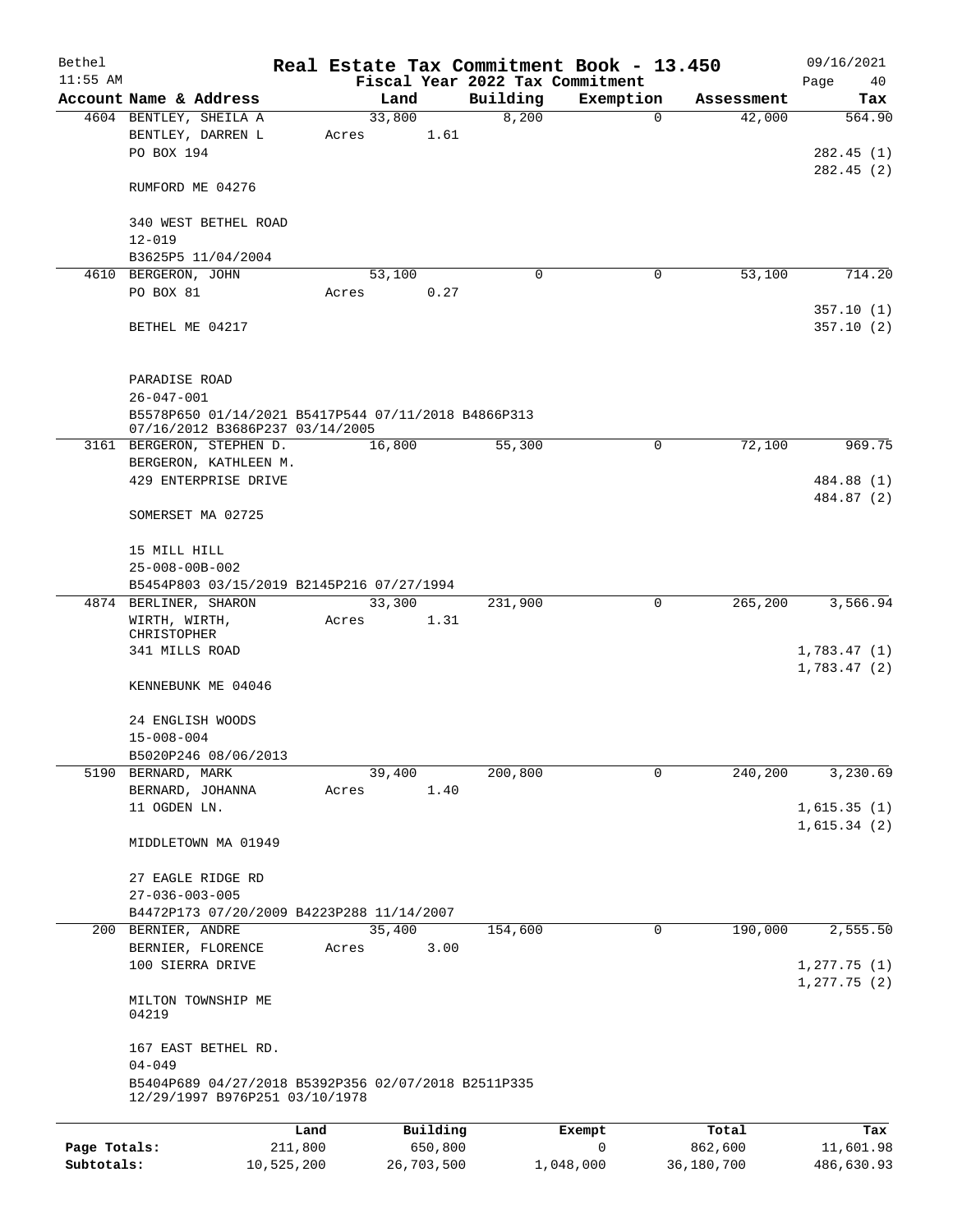Bethel 11:55 AM

# Real Estate Tax Commitment Book - 13.450

Fiscal Year 2022 Tax Commitment

09/16/2021 Page 40

| Account Name & Address | Land | Building | Exemption | Assessment | Tax |
|---|---|---|---|---|---|
| 4604 BENTLEY, SHEILA A<br>BENTLEY, DARREN L<br>PO BOX 194<br><br>RUMFORD ME 04276<br><br>340 WEST BETHEL ROAD<br>12-019<br>B3625P5 11/04/2004 | 33,800<br>Acres 1.61 | 8,200 | 0 | 42,000 | 564.90<br><br>282.45 (1)<br>282.45 (2) |
| 4610 BERGERON, JOHN<br>PO BOX 81<br><br>BETHEL ME 04217<br><br>PARADISE ROAD<br>26-047-001<br>B5578P650 01/14/2021 B5417P544 07/11/2018 B4866P313 07/16/2012 B3686P237 03/14/2005 | 53,100<br>Acres 0.27 | 0 | 0 | 53,100 | 714.20<br><br>357.10 (1)<br>357.10 (2) |
| 3161 BERGERON, STEPHEN D.<br>BERGERON, KATHLEEN M.<br>429 ENTERPRISE DRIVE<br><br>SOMERSET MA 02725<br><br>15 MILL HILL<br>25-008-00B-002<br>B5454P803 03/15/2019 B2145P216 07/27/1994 | 16,800 | 55,300 | 0 | 72,100 | 969.75<br><br>484.88 (1)<br>484.87 (2) |
| 4874 BERLINER, SHARON<br>WIRTH, WIRTH, CHRISTOPHER<br>341 MILLS ROAD<br><br>KENNEBUNK ME 04046<br><br>24 ENGLISH WOODS<br>15-008-004<br>B5020P246 08/06/2013 | 33,300<br>Acres 1.31 | 231,900 | 0 | 265,200 | 3,566.94<br><br>1,783.47 (1)<br>1,783.47 (2) |
| 5190 BERNARD, MARK<br>BERNARD, JOHANNA<br>11 OGDEN LN.<br><br>MIDDLETOWN MA 01949<br><br>27 EAGLE RIDGE RD<br>27-036-003-005<br>B4472P173 07/20/2009 B4223P288 11/14/2007 | 39,400<br>Acres 1.40 | 200,800 | 0 | 240,200 | 3,230.69<br><br>1,615.35 (1)<br>1,615.34 (2) |
| 200 BERNIER, ANDRE<br>BERNIER, FLORENCE<br>100 SIERRA DRIVE<br><br>MILTON TOWNSHIP ME 04219<br><br>167 EAST BETHEL RD.<br>04-049<br>B5404P689 04/27/2018 B5392P356 02/07/2018 B2511P335 12/29/1997 B976P251 03/10/1978 | 35,400<br>Acres 3.00 | 154,600 | 0 | 190,000 | 2,555.50<br><br>1,277.75 (1)<br>1,277.75 (2) |

| | Land | Building | Exempt | Total | Tax |
|---|---|---|---|---|---|
| Page Totals: | 211,800 | 650,800 | 0 | 862,600 | 11,601.98 |
| Subtotals: | 10,525,200 | 26,703,500 | 1,048,000 | 36,180,700 | 486,630.93 |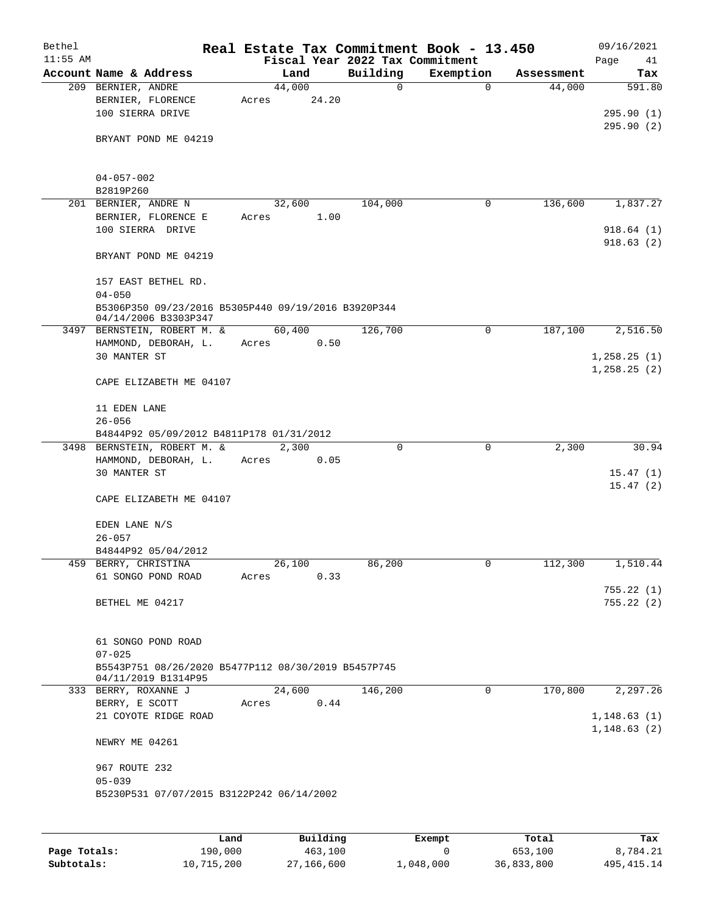# Real Estate Tax Commitment Book - 13.450

Bethel 11:55 AM — Fiscal Year 2022 Tax Commitment — 09/16/2021

| Account Name & Address | Land | Building | Exemption | Assessment | Tax |
|---|---|---|---|---|---|
| 209 BERNIER, ANDRE<br>BERNIER, FLORENCE<br>100 SIERRA DRIVE<br><br>BRYANT POND ME 04219<br><br>04-057-002<br>B2819P260 | 44,000<br>Acres 24.20 | 0 | 0 | 44,000 | 591.80<br><br>295.90 (1)<br>295.90 (2) |
| 201 BERNIER, ANDRE N<br>BERNIER, FLORENCE E<br>100 SIERRA DRIVE<br><br>BRYANT POND ME 04219<br><br>157 EAST BETHEL RD.<br>04-050<br>B5306P350 09/23/2016 B5305P440 09/19/2016 B3920P344 04/14/2006 B3303P347 | 32,600<br>Acres 1.00 | 104,000 | 0 | 136,600 | 1,837.27<br><br>918.64 (1)<br>918.63 (2) |
| 3497 BERNSTEIN, ROBERT M. &<br>HAMMOND, DEBORAH, L.<br>30 MANTER ST<br><br>CAPE ELIZABETH ME 04107<br><br>11 EDEN LANE<br>26-056<br>B4844P92 05/09/2012 B4811P178 01/31/2012 | 60,400<br>Acres 0.50 | 126,700 | 0 | 187,100 | 2,516.50<br><br>1,258.25 (1)<br>1,258.25 (2) |
| 3498 BERNSTEIN, ROBERT M. &<br>HAMMOND, DEBORAH, L.<br>30 MANTER ST<br><br>CAPE ELIZABETH ME 04107<br><br>EDEN LANE N/S<br>26-057<br>B4844P92 05/04/2012 | 2,300<br>Acres 0.05 | 0 | 0 | 2,300 | 30.94<br><br>15.47 (1)<br>15.47 (2) |
| 459 BERRY, CHRISTINA<br>61 SONGO POND ROAD<br><br>BETHEL ME 04217<br><br>61 SONGO POND ROAD<br>07-025<br>B5543P751 08/26/2020 B5477P112 08/30/2019 B5457P745 04/11/2019 B1314P95 | 26,100<br>Acres 0.33 | 86,200 | 0 | 112,300 | 1,510.44<br><br>755.22 (1)<br>755.22 (2) |
| 333 BERRY, ROXANNE J<br>BERRY, E SCOTT<br>21 COYOTE RIDGE ROAD<br><br>NEWRY ME 04261<br><br>967 ROUTE 232<br>05-039<br>B5230P531 07/07/2015 B3122P242 06/14/2002 | 24,600<br>Acres 0.44 | 146,200 | 0 | 170,800 | 2,297.26<br><br>1,148.63 (1)<br>1,148.63 (2) |

| | Land | Building | Exempt | Total | Tax |
|---|---|---|---|---|---|
| Page Totals: | 190,000 | 463,100 | 0 | 653,100 | 8,784.21 |
| Subtotals: | 10,715,200 | 27,166,600 | 1,048,000 | 36,833,800 | 495,415.14 |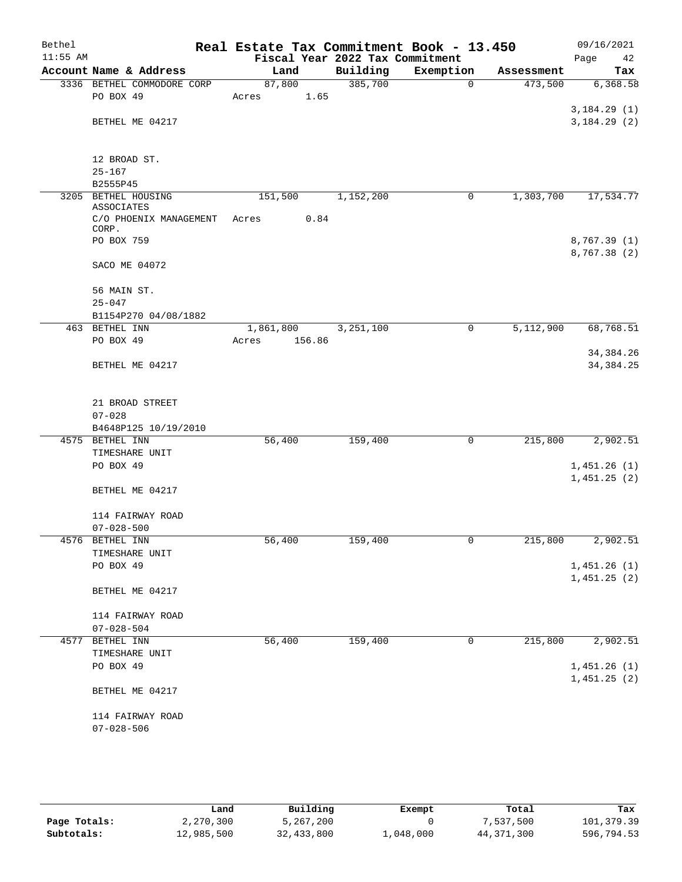# Real Estate Tax Commitment Book - 13.450

## Fiscal Year 2022 Tax Commitment

Bethel 11:55 AM — 09/16/2021

| Account | Name & Address | Land | Building | Exemption | Assessment | Tax |
|---|---|---|---|---|---|---|
| 3336 | BETHEL COMMODORE CORP<br>PO BOX 49<br>BETHEL ME 04217<br><br>12 BROAD ST.<br>25-167<br>B2555P45 | 87,800<br>Acres 1.65 | 385,700 | 0 | 473,500 | 6,368.58<br>3,184.29 (1)<br>3,184.29 (2) |
| 3205 | BETHEL HOUSING ASSOCIATES<br>C/O PHOENIX MANAGEMENT CORP.<br>PO BOX 759<br>SACO ME 04072<br><br>56 MAIN ST.<br>25-047<br>B1154P270 04/08/1882 | 151,500<br>Acres 0.84 | 1,152,200 | 0 | 1,303,700 | 17,534.77<br>8,767.39 (1)<br>8,767.38 (2) |
| 463 | BETHEL INN<br>PO BOX 49<br>BETHEL ME 04217<br><br>21 BROAD STREET<br>07-028<br>B4648P125 10/19/2010 | 1,861,800<br>Acres 156.86 | 3,251,100 | 0 | 5,112,900 | 68,768.51<br>34,384.26<br>34,384.25 |
| 4575 | BETHEL INN<br>TIMESHARE UNIT<br>PO BOX 49<br>BETHEL ME 04217<br><br>114 FAIRWAY ROAD<br>07-028-500 | 56,400 | 159,400 | 0 | 215,800 | 2,902.51<br>1,451.26 (1)<br>1,451.25 (2) |
| 4576 | BETHEL INN<br>TIMESHARE UNIT<br>PO BOX 49<br>BETHEL ME 04217<br><br>114 FAIRWAY ROAD<br>07-028-504 | 56,400 | 159,400 | 0 | 215,800 | 2,902.51<br>1,451.26 (1)<br>1,451.25 (2) |
| 4577 | BETHEL INN<br>TIMESHARE UNIT<br>PO BOX 49<br>BETHEL ME 04217<br><br>114 FAIRWAY ROAD<br>07-028-506 | 56,400 | 159,400 | 0 | 215,800 | 2,902.51<br>1,451.26 (1)<br>1,451.25 (2) |

| | Land | Building | Exempt | Total | Tax |
|---|---|---|---|---|---|
| Page Totals: | 2,270,300 | 5,267,200 | 0 | 7,537,500 | 101,379.39 |
| Subtotals: | 12,985,500 | 32,433,800 | 1,048,000 | 44,371,300 | 596,794.53 |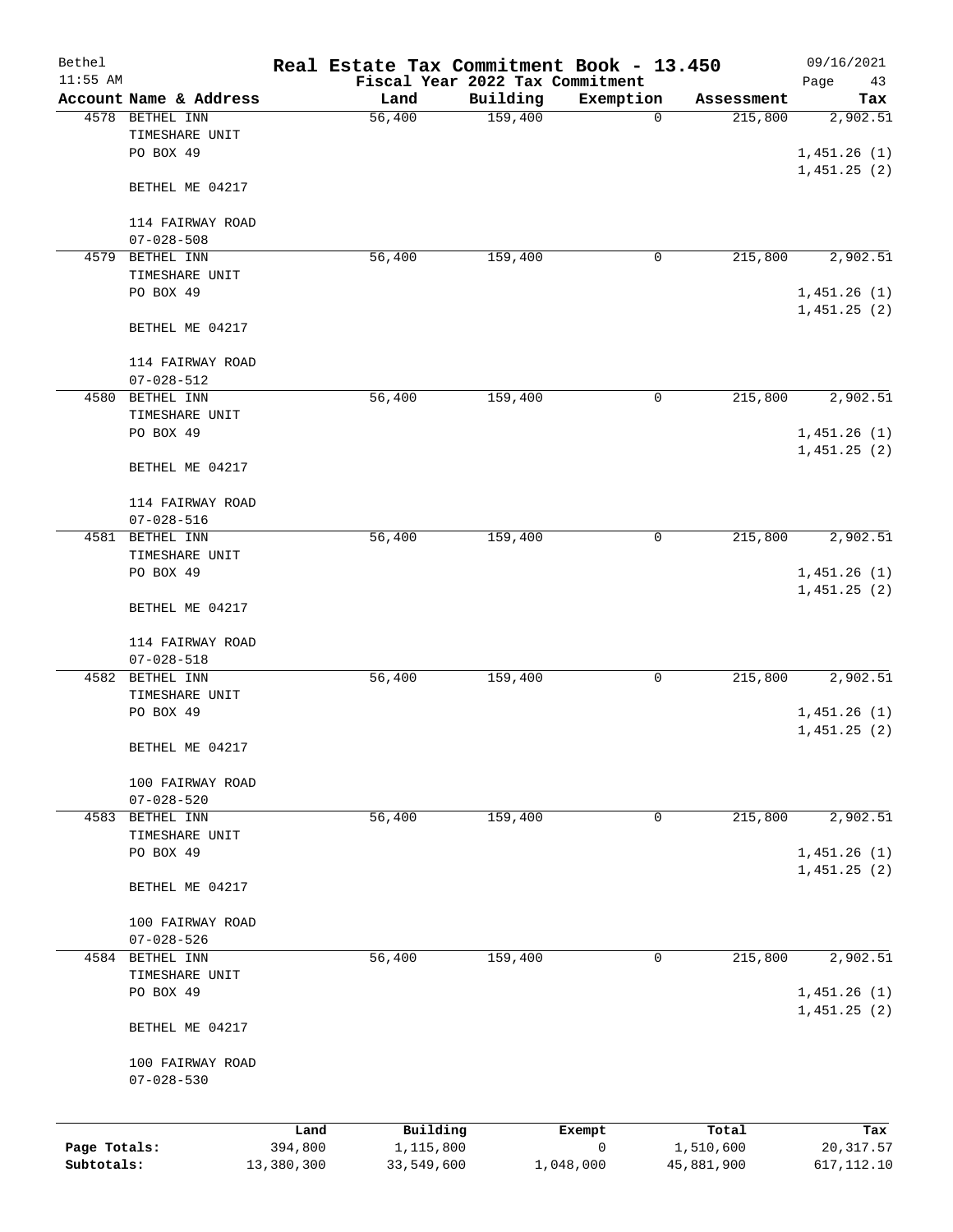Bethel 11:55 AM

# Real Estate Tax Commitment Book - 13.450

Fiscal Year 2022 Tax Commitment

09/16/2021

| Account | Name & Address | Land | Building | Exemption | Assessment | Tax |
|---|---|---|---|---|---|---|
| 4578 | BETHEL INN<br>TIMESHARE UNIT<br>PO BOX 49<br><br>BETHEL ME 04217<br><br>114 FAIRWAY ROAD<br>07-028-508 | 56,400 | 159,400 | 0 | 215,800 | 2,902.51<br><br>1,451.26 (1)<br>1,451.25 (2) |
| 4579 | BETHEL INN<br>TIMESHARE UNIT<br>PO BOX 49<br><br>BETHEL ME 04217<br><br>114 FAIRWAY ROAD<br>07-028-512 | 56,400 | 159,400 | 0 | 215,800 | 2,902.51<br><br>1,451.26 (1)<br>1,451.25 (2) |
| 4580 | BETHEL INN<br>TIMESHARE UNIT<br>PO BOX 49<br><br>BETHEL ME 04217<br><br>114 FAIRWAY ROAD<br>07-028-516 | 56,400 | 159,400 | 0 | 215,800 | 2,902.51<br><br>1,451.26 (1)<br>1,451.25 (2) |
| 4581 | BETHEL INN<br>TIMESHARE UNIT<br>PO BOX 49<br><br>BETHEL ME 04217<br><br>114 FAIRWAY ROAD<br>07-028-518 | 56,400 | 159,400 | 0 | 215,800 | 2,902.51<br><br>1,451.26 (1)<br>1,451.25 (2) |
| 4582 | BETHEL INN<br>TIMESHARE UNIT<br>PO BOX 49<br><br>BETHEL ME 04217<br><br>100 FAIRWAY ROAD<br>07-028-520 | 56,400 | 159,400 | 0 | 215,800 | 2,902.51<br><br>1,451.26 (1)<br>1,451.25 (2) |
| 4583 | BETHEL INN<br>TIMESHARE UNIT<br>PO BOX 49<br><br>BETHEL ME 04217<br><br>100 FAIRWAY ROAD<br>07-028-526 | 56,400 | 159,400 | 0 | 215,800 | 2,902.51<br><br>1,451.26 (1)<br>1,451.25 (2) |
| 4584 | BETHEL INN<br>TIMESHARE UNIT<br>PO BOX 49<br><br>BETHEL ME 04217<br><br>100 FAIRWAY ROAD<br>07-028-530 | 56,400 | 159,400 | 0 | 215,800 | 2,902.51<br><br>1,451.26 (1)<br>1,451.25 (2) |

| | Land | Building | Exempt | Total | Tax |
|---|---|---|---|---|---|
| **Page Totals:** | 394,800 | 1,115,800 | 0 | 1,510,600 | 20,317.57 |
| **Subtotals:** | 13,380,300 | 33,549,600 | 1,048,000 | 45,881,900 | 617,112.10 |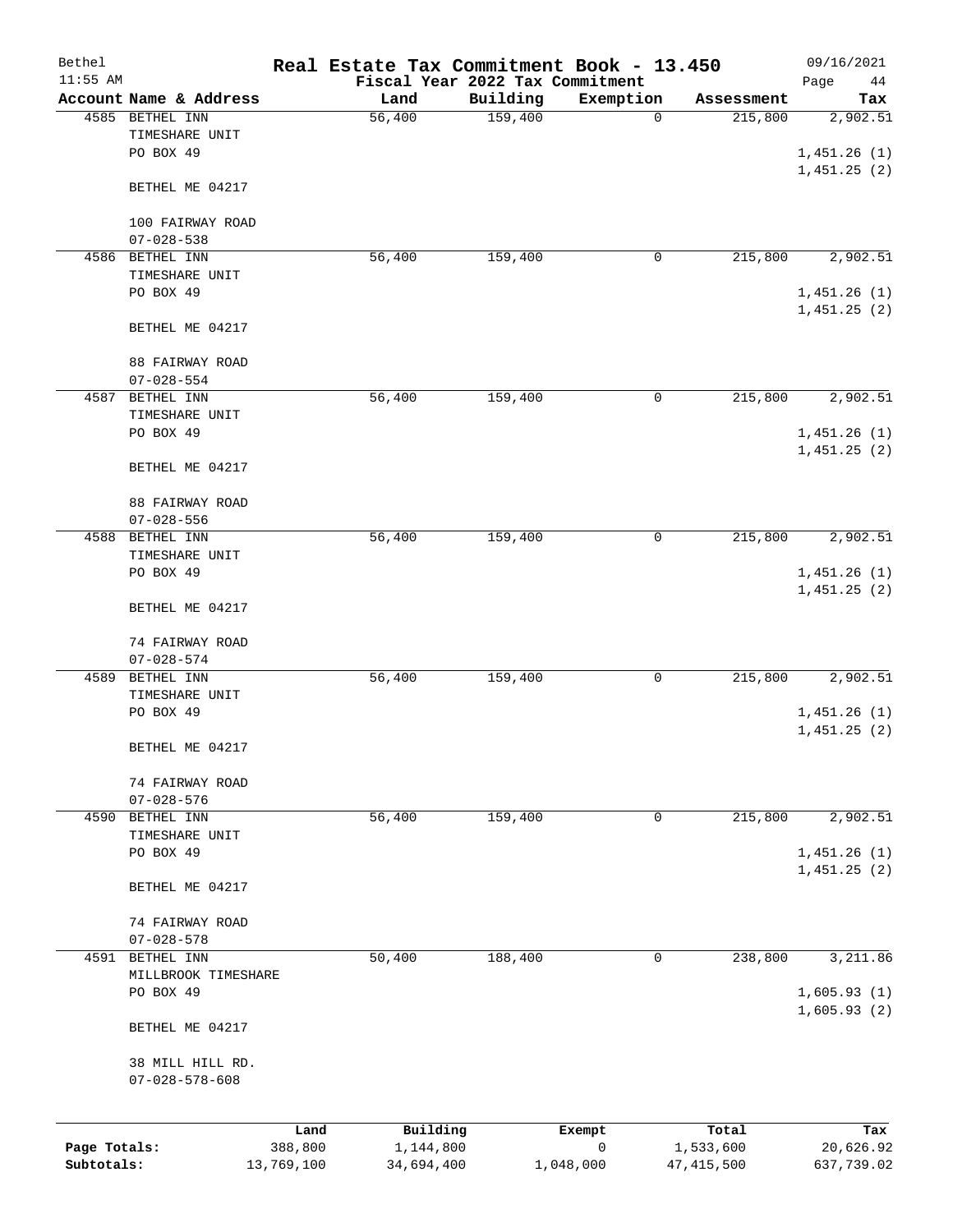# Real Estate Tax Commitment Book - 13.450

Bethel
11:55 AM

Fiscal Year 2022 Tax Commitment

09/16/2021

| Account Name & Address | Land | Building | Exemption | Assessment | Tax |
|---|---|---|---|---|---|
| 4585 BETHEL INN<br>TIMESHARE UNIT<br>PO BOX 49<br><br>BETHEL ME 04217<br><br>100 FAIRWAY ROAD<br>07-028-538 | 56,400 | 159,400 | 0 | 215,800 | 2,902.51<br><br>1,451.26 (1)<br>1,451.25 (2) |
| 4586 BETHEL INN<br>TIMESHARE UNIT<br>PO BOX 49<br><br>BETHEL ME 04217<br><br>88 FAIRWAY ROAD<br>07-028-554 | 56,400 | 159,400 | 0 | 215,800 | 2,902.51<br><br>1,451.26 (1)<br>1,451.25 (2) |
| 4587 BETHEL INN<br>TIMESHARE UNIT<br>PO BOX 49<br><br>BETHEL ME 04217<br><br>88 FAIRWAY ROAD<br>07-028-556 | 56,400 | 159,400 | 0 | 215,800 | 2,902.51<br><br>1,451.26 (1)<br>1,451.25 (2) |
| 4588 BETHEL INN<br>TIMESHARE UNIT<br>PO BOX 49<br><br>BETHEL ME 04217<br><br>74 FAIRWAY ROAD<br>07-028-574 | 56,400 | 159,400 | 0 | 215,800 | 2,902.51<br><br>1,451.26 (1)<br>1,451.25 (2) |
| 4589 BETHEL INN<br>TIMESHARE UNIT<br>PO BOX 49<br><br>BETHEL ME 04217<br><br>74 FAIRWAY ROAD<br>07-028-576 | 56,400 | 159,400 | 0 | 215,800 | 2,902.51<br><br>1,451.26 (1)<br>1,451.25 (2) |
| 4590 BETHEL INN<br>TIMESHARE UNIT<br>PO BOX 49<br><br>BETHEL ME 04217<br><br>74 FAIRWAY ROAD<br>07-028-578 | 56,400 | 159,400 | 0 | 215,800 | 2,902.51<br><br>1,451.26 (1)<br>1,451.25 (2) |
| 4591 BETHEL INN<br>MILLBROOK TIMESHARE<br>PO BOX 49<br><br>BETHEL ME 04217<br><br>38 MILL HILL RD.<br>07-028-578-608 | 50,400 | 188,400 | 0 | 238,800 | 3,211.86<br><br>1,605.93 (1)<br>1,605.93 (2) |

| | Land | Building | Exempt | Total | Tax |
|---|---|---|---|---|---|
| Page Totals: | 388,800 | 1,144,800 | 0 | 1,533,600 | 20,626.92 |
| Subtotals: | 13,769,100 | 34,694,400 | 1,048,000 | 47,415,500 | 637,739.02 |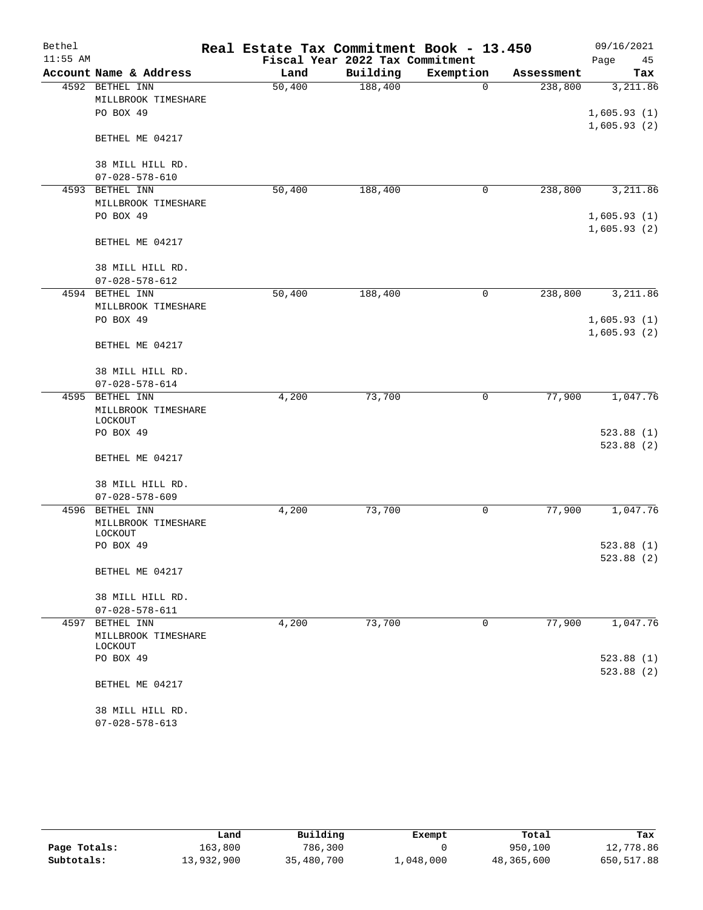# Real Estate Tax Commitment Book - 13.450

Bethel 11:55 AM — 09/16/2021

Fiscal Year 2022 Tax Commitment

| Account Name & Address | Land | Building | Exemption | Assessment | Tax |
|---|---|---|---|---|---|
| 4592 BETHEL INN<br>MILLBROOK TIMESHARE<br>PO BOX 49<br><br>BETHEL ME 04217<br><br>38 MILL HILL RD.<br>07-028-578-610 | 50,400 | 188,400 | 0 | 238,800 | 3,211.86<br><br>1,605.93 (1)<br>1,605.93 (2) |
| 4593 BETHEL INN<br>MILLBROOK TIMESHARE<br>PO BOX 49<br><br>BETHEL ME 04217<br><br>38 MILL HILL RD.<br>07-028-578-612 | 50,400 | 188,400 | 0 | 238,800 | 3,211.86<br><br>1,605.93 (1)<br>1,605.93 (2) |
| 4594 BETHEL INN<br>MILLBROOK TIMESHARE<br>PO BOX 49<br><br>BETHEL ME 04217<br><br>38 MILL HILL RD.<br>07-028-578-614 | 50,400 | 188,400 | 0 | 238,800 | 3,211.86<br><br>1,605.93 (1)<br>1,605.93 (2) |
| 4595 BETHEL INN<br>MILLBROOK TIMESHARE<br>LOCKOUT<br>PO BOX 49<br><br>BETHEL ME 04217<br><br>38 MILL HILL RD.<br>07-028-578-609 | 4,200 | 73,700 | 0 | 77,900 | 1,047.76<br><br>523.88 (1)<br>523.88 (2) |
| 4596 BETHEL INN<br>MILLBROOK TIMESHARE<br>LOCKOUT<br>PO BOX 49<br><br>BETHEL ME 04217<br><br>38 MILL HILL RD.<br>07-028-578-611 | 4,200 | 73,700 | 0 | 77,900 | 1,047.76<br><br>523.88 (1)<br>523.88 (2) |
| 4597 BETHEL INN<br>MILLBROOK TIMESHARE<br>LOCKOUT<br>PO BOX 49<br><br>BETHEL ME 04217<br><br>38 MILL HILL RD.<br>07-028-578-613 | 4,200 | 73,700 | 0 | 77,900 | 1,047.76<br><br>523.88 (1)<br>523.88 (2) |

| | Land | Building | Exempt | Total | Tax |
|---|---|---|---|---|---|
| Page Totals: | 163,800 | 786,300 | 0 | 950,100 | 12,778.86 |
| Subtotals: | 13,932,900 | 35,480,700 | 1,048,000 | 48,365,600 | 650,517.88 |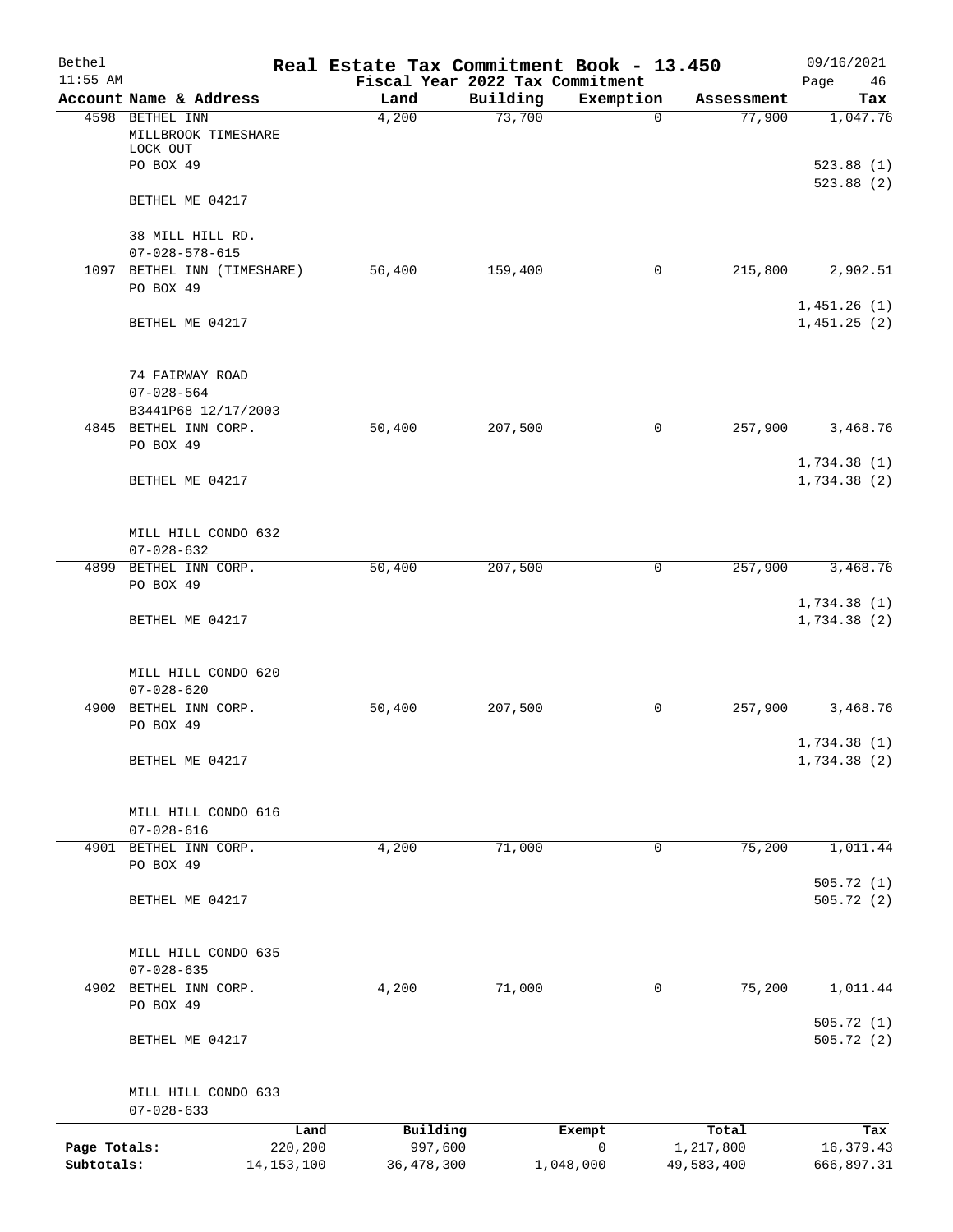Bethel | Real Estate Tax Commitment Book - 13.450 | 09/16/2021
11:55 AM | Fiscal Year 2022 Tax Commitment | Page 46

| Account Name & Address | Land | Building | Exemption | Assessment | Tax |
|---|---|---|---|---|---|
| 4598 BETHEL INN<br>MILLBROOK TIMESHARE<br>LOCK OUT<br>PO BOX 49<br><br>BETHEL ME 04217<br><br>38 MILL HILL RD.<br>07-028-578-615 | 4,200 | 73,700 | 0 | 77,900 | 1,047.76<br><br>523.88 (1)<br>523.88 (2) |
| 1097 BETHEL INN (TIMESHARE)<br>PO BOX 49<br><br>BETHEL ME 04217<br><br>74 FAIRWAY ROAD<br>07-028-564<br>B3441P68 12/17/2003 | 56,400 | 159,400 | 0 | 215,800 | 2,902.51<br><br>1,451.26 (1)<br>1,451.25 (2) |
| 4845 BETHEL INN CORP.<br>PO BOX 49<br><br>BETHEL ME 04217<br><br>MILL HILL CONDO 632<br>07-028-632 | 50,400 | 207,500 | 0 | 257,900 | 3,468.76<br><br>1,734.38 (1)<br>1,734.38 (2) |
| 4899 BETHEL INN CORP.<br>PO BOX 49<br><br>BETHEL ME 04217<br><br>MILL HILL CONDO 620<br>07-028-620 | 50,400 | 207,500 | 0 | 257,900 | 3,468.76<br><br>1,734.38 (1)<br>1,734.38 (2) |
| 4900 BETHEL INN CORP.<br>PO BOX 49<br><br>BETHEL ME 04217<br><br>MILL HILL CONDO 616<br>07-028-616 | 50,400 | 207,500 | 0 | 257,900 | 3,468.76<br><br>1,734.38 (1)<br>1,734.38 (2) |
| 4901 BETHEL INN CORP.<br>PO BOX 49<br><br>BETHEL ME 04217<br><br>MILL HILL CONDO 635<br>07-028-635 | 4,200 | 71,000 | 0 | 75,200 | 1,011.44<br><br>505.72 (1)<br>505.72 (2) |
| 4902 BETHEL INN CORP.<br>PO BOX 49<br><br>BETHEL ME 04217<br><br>MILL HILL CONDO 633<br>07-028-633 | 4,200 | 71,000 | 0 | 75,200 | 1,011.44<br><br>505.72 (1)<br>505.72 (2) |

| | Land | Building | Exempt | Total | Tax |
|---|---|---|---|---|---|
| Page Totals: | 220,200 | 997,600 | 0 | 1,217,800 | 16,379.43 |
| Subtotals: | 14,153,100 | 36,478,300 | 1,048,000 | 49,583,400 | 666,897.31 |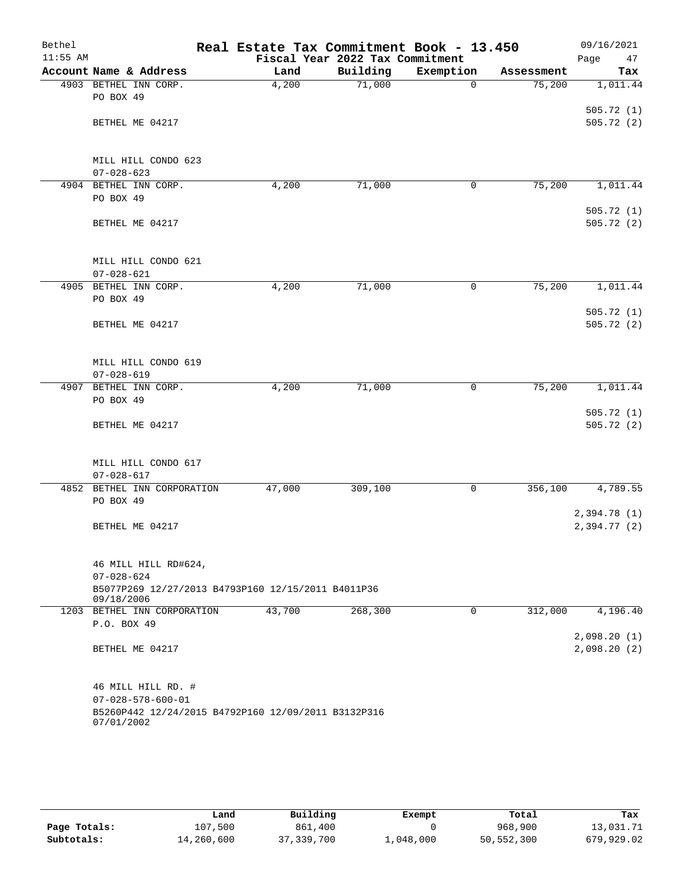# Real Estate Tax Commitment Book - 13.450

Bethel 11:55 AM — Fiscal Year 2022 Tax Commitment — 09/16/2021

| Account | Name & Address | Land | Building | Exemption | Assessment | Tax |
|---|---|---|---|---|---|---|
| 4903 | BETHEL INN CORP.<br>PO BOX 49<br>BETHEL ME 04217<br><br>MILL HILL CONDO 623<br>07-028-623 | 4,200 | 71,000 | 0 | 75,200 | 1,011.44<br>505.72 (1)<br>505.72 (2) |
| 4904 | BETHEL INN CORP.<br>PO BOX 49<br>BETHEL ME 04217<br><br>MILL HILL CONDO 621<br>07-028-621 | 4,200 | 71,000 | 0 | 75,200 | 1,011.44<br>505.72 (1)<br>505.72 (2) |
| 4905 | BETHEL INN CORP.<br>PO BOX 49<br>BETHEL ME 04217<br><br>MILL HILL CONDO 619<br>07-028-619 | 4,200 | 71,000 | 0 | 75,200 | 1,011.44<br>505.72 (1)<br>505.72 (2) |
| 4907 | BETHEL INN CORP.<br>PO BOX 49<br>BETHEL ME 04217<br><br>MILL HILL CONDO 617<br>07-028-617 | 4,200 | 71,000 | 0 | 75,200 | 1,011.44<br>505.72 (1)<br>505.72 (2) |
| 4852 | BETHEL INN CORPORATION<br>PO BOX 49<br>BETHEL ME 04217<br><br>46 MILL HILL RD#624,<br>07-028-624<br>B5077P269 12/27/2013 B4793P160 12/15/2011 B4011P36 09/18/2006 | 47,000 | 309,100 | 0 | 356,100 | 4,789.55<br>2,394.78 (1)<br>2,394.77 (2) |
| 1203 | BETHEL INN CORPORATION<br>P.O. BOX 49<br>BETHEL ME 04217<br><br>46 MILL HILL RD. #<br>07-028-578-600-01<br>B5260P442 12/24/2015 B4792P160 12/09/2011 B3132P316 07/01/2002 | 43,700 | 268,300 | 0 | 312,000 | 4,196.40<br>2,098.20 (1)<br>2,098.20 (2) |

| | Land | Building | Exempt | Total | Tax |
|---|---|---|---|---|---|
| Page Totals: | 107,500 | 861,400 | 0 | 968,900 | 13,031.71 |
| Subtotals: | 14,260,600 | 37,339,700 | 1,048,000 | 50,552,300 | 679,929.02 |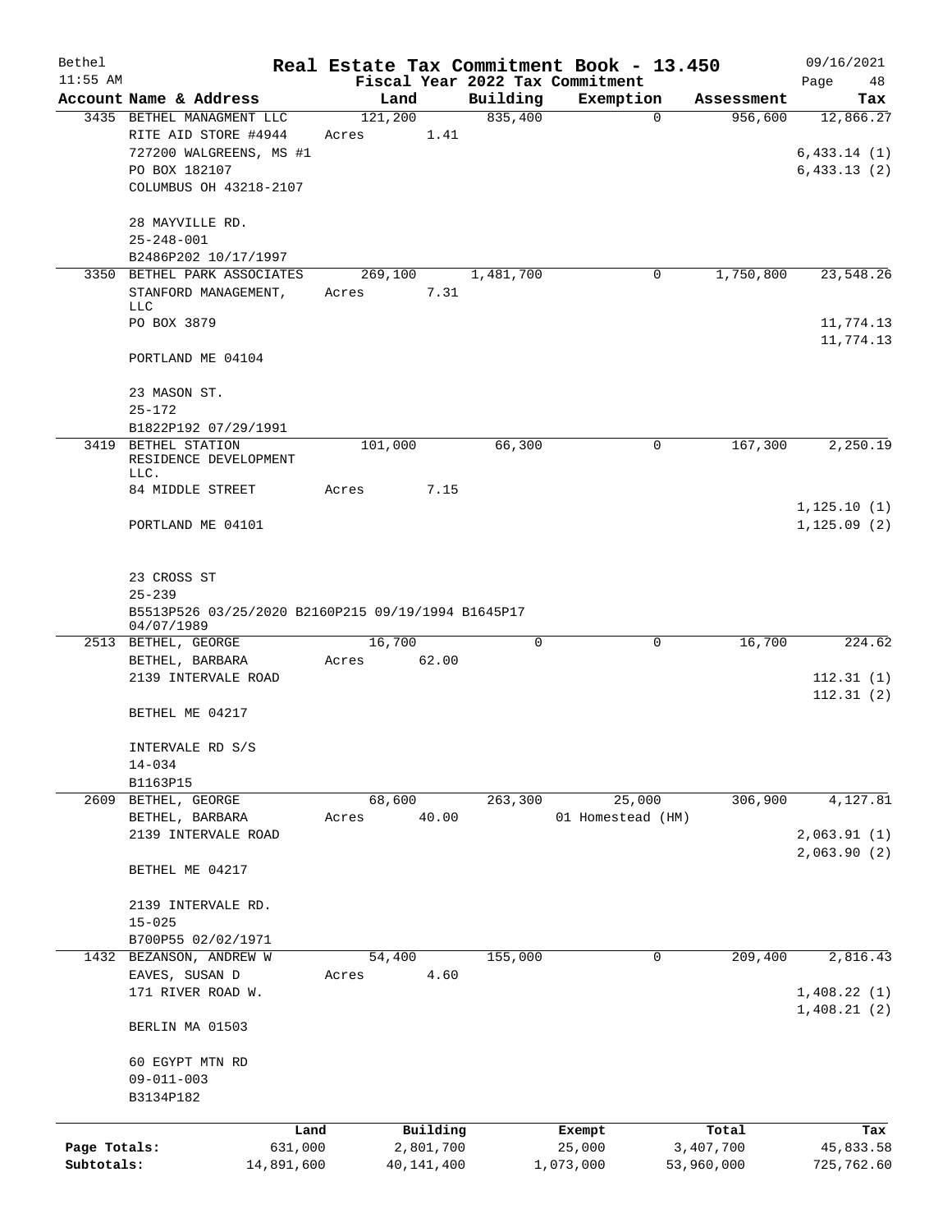# Real Estate Tax Commitment Book - 13.450

Bethel 11:55 AM — Fiscal Year 2022 Tax Commitment — 09/16/2021

| Account Name & Address | Land | Building | Exemption | Assessment | Tax |
|---|---|---|---|---|---|
| 3435 BETHEL MANAGMENT LLC<br>RITE AID STORE #4944<br>727200 WALGREENS, MS #1<br>PO BOX 182107<br>COLUMBUS OH 43218-2107<br><br>28 MAYVILLE RD.<br>25-248-001<br>B2486P202 10/17/1997 | 121,200<br>Acres 1.41 | 835,400 | 0 | 956,600 | 12,866.27<br><br>6,433.14 (1)<br>6,433.13 (2) |
| 3350 BETHEL PARK ASSOCIATES<br>STANFORD MANAGEMENT, LLC<br>PO BOX 3879<br><br>PORTLAND ME 04104<br><br>23 MASON ST.<br>25-172<br>B1822P192 07/29/1991 | 269,100<br>Acres 7.31 | 1,481,700 | 0 | 1,750,800 | 23,548.26<br><br>11,774.13<br>11,774.13 |
| 3419 BETHEL STATION RESIDENCE DEVELOPMENT LLC.<br>84 MIDDLE STREET<br><br>PORTLAND ME 04101<br><br>23 CROSS ST<br>25-239<br>B5513P526 03/25/2020 B2160P215 09/19/1994 B1645P17 04/07/1989 | 101,000<br>Acres 7.15 | 66,300 | 0 | 167,300 | 2,250.19<br><br>1,125.10 (1)<br>1,125.09 (2) |
| 2513 BETHEL, GEORGE<br>BETHEL, BARBARA<br>2139 INTERVALE ROAD<br><br>BETHEL ME 04217<br><br>INTERVALE RD S/S<br>14-034<br>B1163P15 | 16,700<br>Acres 62.00 | 0 | 0 | 16,700 | 224.62<br><br>112.31 (1)<br>112.31 (2) |
| 2609 BETHEL, GEORGE<br>BETHEL, BARBARA<br>2139 INTERVALE ROAD<br><br>BETHEL ME 04217<br><br>2139 INTERVALE RD.<br>15-025<br>B700P55 02/02/1971 | 68,600<br>Acres 40.00 | 263,300 | 25,000<br>01 Homestead (HM) | 306,900 | 4,127.81<br><br>2,063.91 (1)<br>2,063.90 (2) |
| 1432 BEZANSON, ANDREW W<br>EAVES, SUSAN D<br>171 RIVER ROAD W.<br><br>BERLIN MA 01503<br><br>60 EGYPT MTN RD<br>09-011-003<br>B3134P182 | 54,400<br>Acres 4.60 | 155,000 | 0 | 209,400 | 2,816.43<br><br>1,408.22 (1)<br>1,408.21 (2) |

| | Land | Building | Exempt | Total | Tax |
|---|---|---|---|---|---|
| Page Totals: | 631,000 | 2,801,700 | 25,000 | 3,407,700 | 45,833.58 |
| Subtotals: | 14,891,600 | 40,141,400 | 1,073,000 | 53,960,000 | 725,762.60 |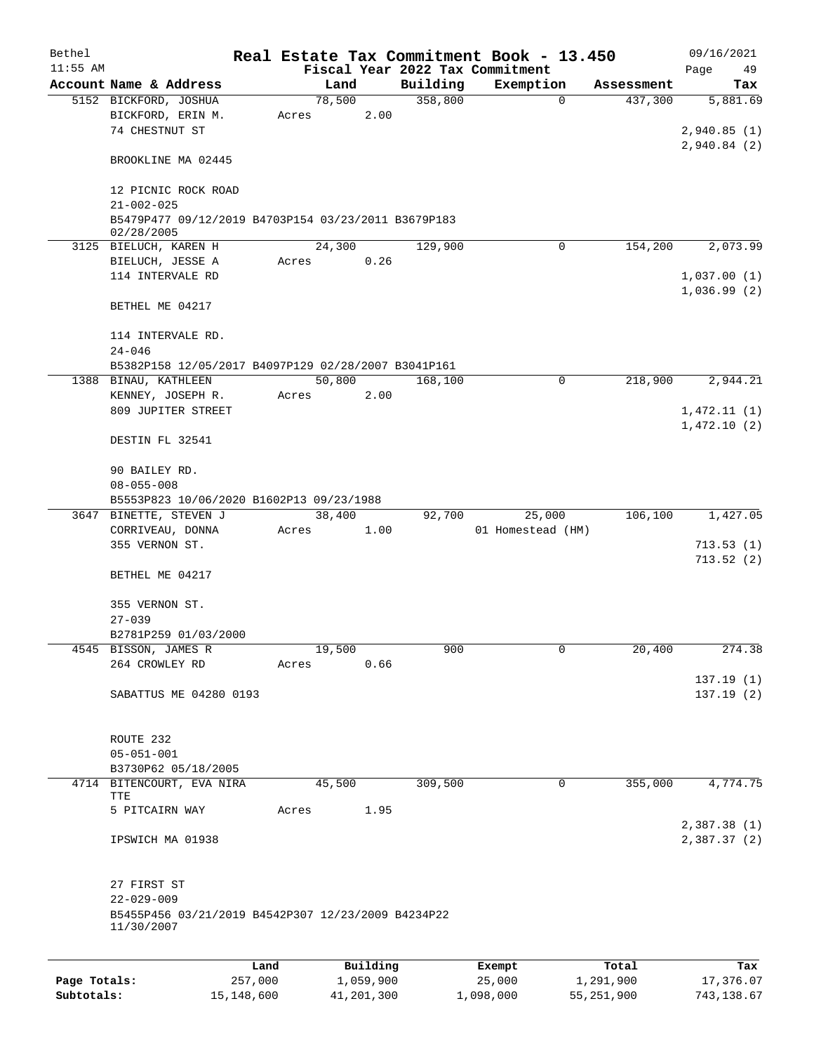# Real Estate Tax Commitment Book - 13.450

Bethel
11:55 AM

Fiscal Year 2022 Tax Commitment

09/16/2021
Page 49

| Account Name & Address | Land | Building | Exemption | Assessment | Tax |
|---|---|---|---|---|---|
| 5152 BICKFORD, JOSHUA | 78,500 | 358,800 | 0 | 437,300 | 5,881.69 |
| BICKFORD, ERIN M. | Acres 2.00 | | | | |
| 74 CHESTNUT ST | | | | | 2,940.85 (1) |
| | | | | | 2,940.84 (2) |
| BROOKLINE MA 02445 | | | | | |
| 12 PICNIC ROCK ROAD | | | | | |
| 21-002-025 | | | | | |
| B5479P477 09/12/2019 B4703P154 03/23/2011 B3679P183 02/28/2005 | | | | | |
| 3125 BIELUCH, KAREN H | 24,300 | 129,900 | 0 | 154,200 | 2,073.99 |
| BIELUCH, JESSE A | Acres 0.26 | | | | |
| 114 INTERVALE RD | | | | | 1,037.00 (1) |
| | | | | | 1,036.99 (2) |
| BETHEL ME 04217 | | | | | |
| 114 INTERVALE RD. | | | | | |
| 24-046 | | | | | |
| B5382P158 12/05/2017 B4097P129 02/28/2007 B3041P161 | | | | | |
| 1388 BINAU, KATHLEEN | 50,800 | 168,100 | 0 | 218,900 | 2,944.21 |
| KENNEY, JOSEPH R. | Acres 2.00 | | | | |
| 809 JUPITER STREET | | | | | 1,472.11 (1) |
| | | | | | 1,472.10 (2) |
| DESTIN FL 32541 | | | | | |
| 90 BAILEY RD. | | | | | |
| 08-055-008 | | | | | |
| B5553P823 10/06/2020 B1602P13 09/23/1988 | | | | | |
| 3647 BINETTE, STEVEN J | 38,400 | 92,700 | 25,000 | 106,100 | 1,427.05 |
| CORRIVEAU, DONNA | Acres 1.00 | | 01 Homestead (HM) | | |
| 355 VERNON ST. | | | | | 713.53 (1) |
| | | | | | 713.52 (2) |
| BETHEL ME 04217 | | | | | |
| 355 VERNON ST. | | | | | |
| 27-039 | | | | | |
| B2781P259 01/03/2000 | | | | | |
| 4545 BISSON, JAMES R | 19,500 | 900 | 0 | 20,400 | 274.38 |
| 264 CROWLEY RD | Acres 0.66 | | | | |
| | | | | | 137.19 (1) |
| SABATTUS ME 04280 0193 | | | | | 137.19 (2) |
| ROUTE 232 | | | | | |
| 05-051-001 | | | | | |
| B3730P62 05/18/2005 | | | | | |
| 4714 BITENCOURT, EVA NIRA TTE | 45,500 | 309,500 | 0 | 355,000 | 4,774.75 |
| 5 PITCAIRN WAY | Acres 1.95 | | | | |
| | | | | | 2,387.38 (1) |
| IPSWICH MA 01938 | | | | | 2,387.37 (2) |
| 27 FIRST ST | | | | | |
| 22-029-009 | | | | | |
| B5455P456 03/21/2019 B4542P307 12/23/2009 B4234P22 11/30/2007 | | | | | |

| | Land | Building | Exempt | Total | Tax |
|---|---|---|---|---|---|
| Page Totals: | 257,000 | 1,059,900 | 25,000 | 1,291,900 | 17,376.07 |
| Subtotals: | 15,148,600 | 41,201,300 | 1,098,000 | 55,251,900 | 743,138.67 |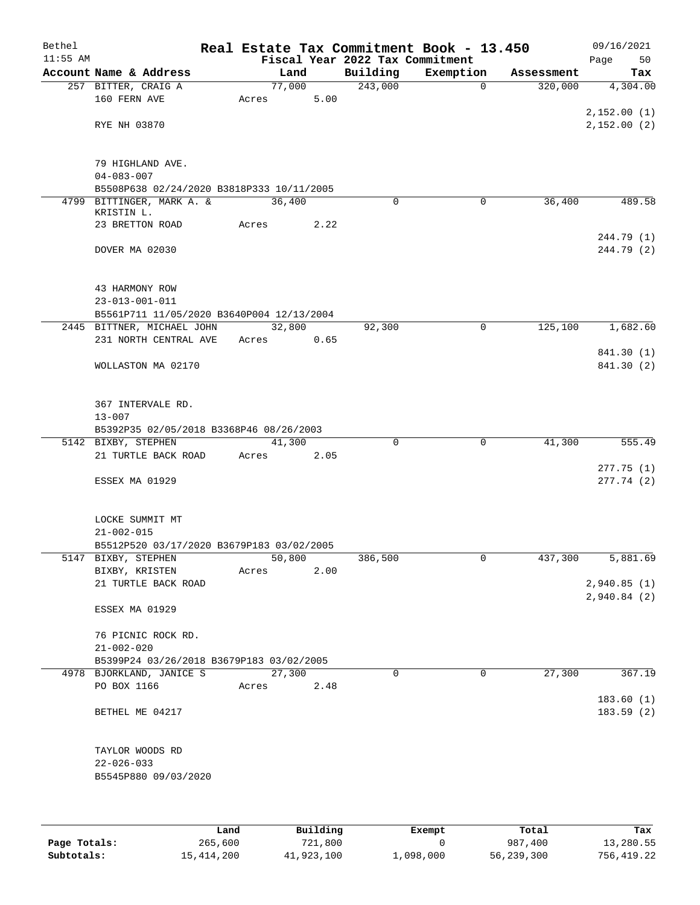# Real Estate Tax Commitment Book - 13.450

Bethel
11:55 AM

Fiscal Year 2022 Tax Commitment

09/16/2021

| Account | Name & Address | Land | Building | Exemption | Assessment | Tax |
|---|---|---|---|---|---|---|
| 257 | BITTER, CRAIG A<br>160 FERN AVE<br><br>RYE NH 03870<br><br>79 HIGHLAND AVE.<br>04-083-007<br>B5508P638 02/24/2020 B3818P333 10/11/2005 | 77,000<br>Acres 5.00 | 243,000 | 0 | 320,000 | 4,304.00<br><br>2,152.00 (1)<br>2,152.00 (2) |
| 4799 | BITTINGER, MARK A. &<br>KRISTIN L.<br>23 BRETTON ROAD<br><br>DOVER MA 02030<br><br>43 HARMONY ROW<br>23-013-001-011<br>B5561P711 11/05/2020 B3640P004 12/13/2004 | 36,400<br>Acres 2.22 | 0 | 0 | 36,400 | 489.58<br><br>244.79 (1)<br>244.79 (2) |
| 2445 | BITTNER, MICHAEL JOHN<br>231 NORTH CENTRAL AVE<br><br>WOLLASTON MA 02170<br><br>367 INTERVALE RD.<br>13-007<br>B5392P35 02/05/2018 B3368P46 08/26/2003 | 32,800<br>Acres 0.65 | 92,300 | 0 | 125,100 | 1,682.60<br><br>841.30 (1)<br>841.30 (2) |
| 5142 | BIXBY, STEPHEN<br>21 TURTLE BACK ROAD<br><br>ESSEX MA 01929<br><br>LOCKE SUMMIT MT<br>21-002-015<br>B5512P520 03/17/2020 B3679P183 03/02/2005 | 41,300<br>Acres 2.05 | 0 | 0 | 41,300 | 555.49<br><br>277.75 (1)<br>277.74 (2) |
| 5147 | BIXBY, STEPHEN<br>BIXBY, KRISTEN<br>21 TURTLE BACK ROAD<br><br>ESSEX MA 01929<br><br>76 PICNIC ROCK RD.<br>21-002-020<br>B5399P24 03/26/2018 B3679P183 03/02/2005 | 50,800<br>Acres 2.00 | 386,500 | 0 | 437,300 | 5,881.69<br><br>2,940.85 (1)<br>2,940.84 (2) |
| 4978 | BJORKLAND, JANICE S<br>PO BOX 1166<br><br>BETHEL ME 04217<br><br>TAYLOR WOODS RD<br>22-026-033<br>B5545P880 09/03/2020 | 27,300<br>Acres 2.48 | 0 | 0 | 27,300 | 367.19<br><br>183.60 (1)<br>183.59 (2) |

| | Land | Building | Exempt | Total | Tax |
|---|---|---|---|---|---|
| **Page Totals:** | 265,600 | 721,800 | 0 | 987,400 | 13,280.55 |
| **Subtotals:** | 15,414,200 | 41,923,100 | 1,098,000 | 56,239,300 | 756,419.22 |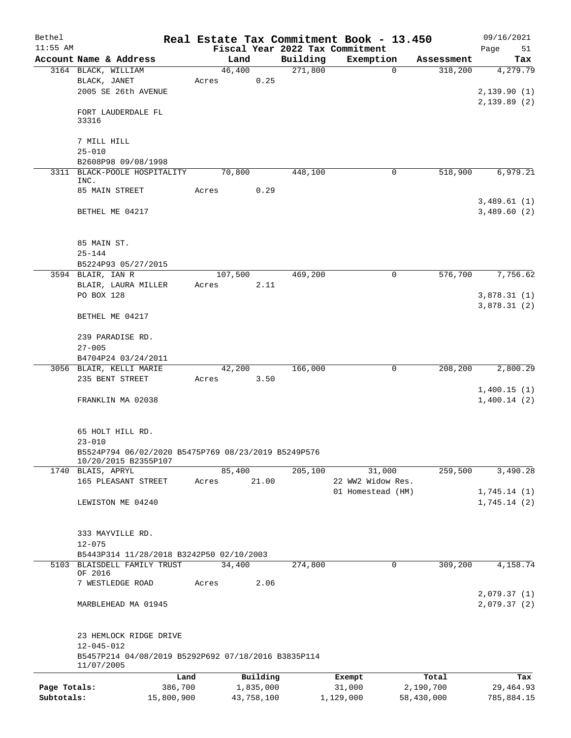# Real Estate Tax Commitment Book - 13.450

Bethel
11:55 AM

Fiscal Year 2022 Tax Commitment

09/16/2021
Page 51

| Account Name & Address | Land | Building | Exemption | Assessment | Tax |
|---|---|---|---|---|---|
| 3164 BLACK, WILLIAM | 46,400 | 271,800 | 0 | 318,200 | 4,279.79 |
| BLACK, JANET | Acres 0.25 | | | | |
| 2005 SE 26th AVENUE | | | | | 2,139.90 (1) |
| | | | | | 2,139.89 (2) |
| FORT LAUDERDALE FL 33316 | | | | | |
| 7 MILL HILL | | | | | |
| 25-010 | | | | | |
| B2608P98 09/08/1998 | | | | | |
| 3311 BLACK-POOLE HOSPITALITY INC. | 70,800 | 448,100 | 0 | 518,900 | 6,979.21 |
| 85 MAIN STREET | Acres 0.29 | | | | |
| | | | | | 3,489.61 (1) |
| BETHEL ME 04217 | | | | | 3,489.60 (2) |
| 85 MAIN ST. | | | | | |
| 25-144 | | | | | |
| B5224P93 05/27/2015 | | | | | |
| 3594 BLAIR, IAN R | 107,500 | 469,200 | 0 | 576,700 | 7,756.62 |
| BLAIR, LAURA MILLER | Acres 2.11 | | | | |
| PO BOX 128 | | | | | 3,878.31 (1) |
| | | | | | 3,878.31 (2) |
| BETHEL ME 04217 | | | | | |
| 239 PARADISE RD. | | | | | |
| 27-005 | | | | | |
| B4704P24 03/24/2011 | | | | | |
| 3056 BLAIR, KELLI MARIE | 42,200 | 166,000 | 0 | 208,200 | 2,800.29 |
| 235 BENT STREET | Acres 3.50 | | | | |
| | | | | | 1,400.15 (1) |
| FRANKLIN MA 02038 | | | | | 1,400.14 (2) |
| 65 HOLT HILL RD. | | | | | |
| 23-010 | | | | | |
| B5524P794 06/02/2020 B5475P769 08/23/2019 B5249P576 10/20/2015 B2355P107 | | | | | |
| 1740 BLAIS, APRYL | 85,400 | 205,100 | 31,000 | 259,500 | 3,490.28 |
| 165 PLEASANT STREET | Acres 21.00 | | 22 WW2 Widow Res. | | |
| | | | 01 Homestead (HM) | | 1,745.14 (1) |
| LEWISTON ME 04240 | | | | | 1,745.14 (2) |
| 333 MAYVILLE RD. | | | | | |
| 12-075 | | | | | |
| B5443P314 11/28/2018 B3242P50 02/10/2003 | | | | | |
| 5103 BLAISDELL FAMILY TRUST OF 2016 | 34,400 | 274,800 | 0 | 309,200 | 4,158.74 |
| 7 WESTLEDGE ROAD | Acres 2.06 | | | | |
| | | | | | 2,079.37 (1) |
| MARBLEHEAD MA 01945 | | | | | 2,079.37 (2) |
| 23 HEMLOCK RIDGE DRIVE | | | | | |
| 12-045-012 | | | | | |
| B5457P214 04/08/2019 B5292P692 07/18/2016 B3835P114 11/07/2005 | | | | | |

| | Land | Building | Exempt | Total | Tax |
|---|---|---|---|---|---|
| Page Totals: | 386,700 | 1,835,000 | 31,000 | 2,190,700 | 29,464.93 |
| Subtotals: | 15,800,900 | 43,758,100 | 1,129,000 | 58,430,000 | 785,884.15 |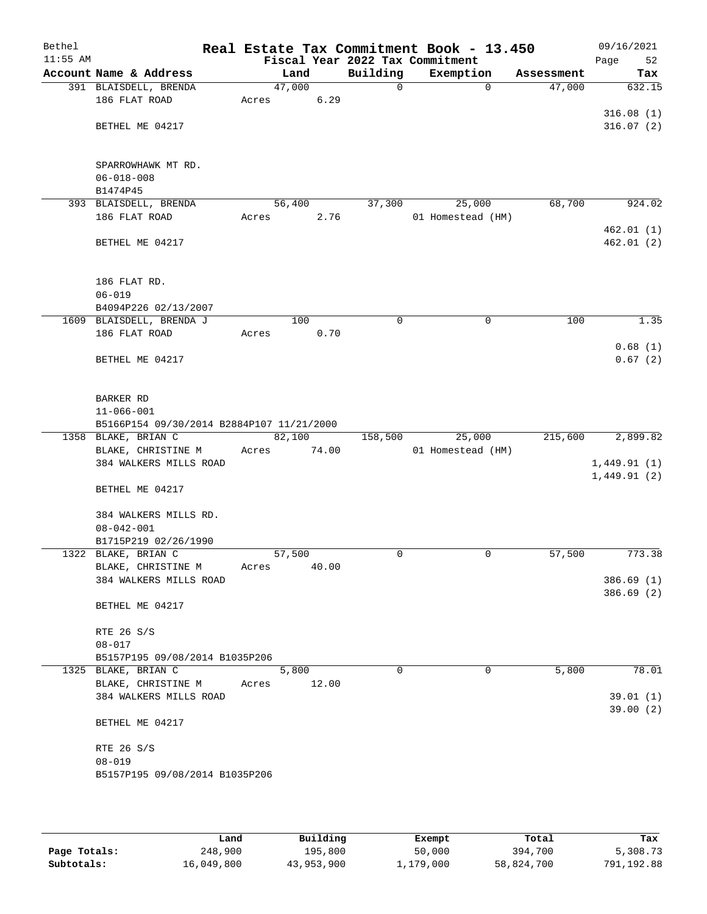# Real Estate Tax Commitment Book - 13.450

Bethel
11:55 AM

Fiscal Year 2022 Tax Commitment

09/16/2021
Page 52

| Account | Name & Address | Land | Building | Exemption | Assessment | Tax |
|---|---|---|---|---|---|---|
| 391 | BLAISDELL, BRENDA<br>186 FLAT ROAD<br><br>BETHEL ME 04217<br><br>SPARROWHAWK MT RD.<br>06-018-008<br>B1474P45 | 47,000<br>Acres 6.29 | 0 | 0 | 47,000 | 632.15<br><br>316.08 (1)<br>316.07 (2) |
| 393 | BLAISDELL, BRENDA<br>186 FLAT ROAD<br><br>BETHEL ME 04217<br><br>186 FLAT RD.<br>06-019<br>B4094P226 02/13/2007 | 56,400<br>Acres 2.76 | 37,300 | 25,000<br>01 Homestead (HM) | 68,700 | 924.02<br><br>462.01 (1)<br>462.01 (2) |
| 1609 | BLAISDELL, BRENDA J<br>186 FLAT ROAD<br><br>BETHEL ME 04217<br><br>BARKER RD<br>11-066-001<br>B5166P154 09/30/2014 B2884P107 11/21/2000 | 100<br>Acres 0.70 | 0 | 0 | 100 | 1.35<br><br>0.68 (1)<br>0.67 (2) |
| 1358 | BLAKE, BRIAN C<br>BLAKE, CHRISTINE M<br>384 WALKERS MILLS ROAD<br><br>BETHEL ME 04217<br><br>384 WALKERS MILLS RD.<br>08-042-001<br>B1715P219 02/26/1990 | 82,100<br>Acres 74.00 | 158,500 | 25,000<br>01 Homestead (HM) | 215,600 | 2,899.82<br><br>1,449.91 (1)<br>1,449.91 (2) |
| 1322 | BLAKE, BRIAN C<br>BLAKE, CHRISTINE M<br>384 WALKERS MILLS ROAD<br><br>BETHEL ME 04217<br><br>RTE 26 S/S<br>08-017<br>B5157P195 09/08/2014 B1035P206 | 57,500<br>Acres 40.00 | 0 | 0 | 57,500 | 773.38<br><br>386.69 (1)<br>386.69 (2) |
| 1325 | BLAKE, BRIAN C<br>BLAKE, CHRISTINE M<br>384 WALKERS MILLS ROAD<br><br>BETHEL ME 04217<br><br>RTE 26 S/S<br>08-019<br>B5157P195 09/08/2014 B1035P206 | 5,800<br>Acres 12.00 | 0 | 0 | 5,800 | 78.01<br><br>39.01 (1)<br>39.00 (2) |

| | Land | Building | Exempt | Total | Tax |
|---|---|---|---|---|---|
| Page Totals: | 248,900 | 195,800 | 50,000 | 394,700 | 5,308.73 |
| Subtotals: | 16,049,800 | 43,953,900 | 1,179,000 | 58,824,700 | 791,192.88 |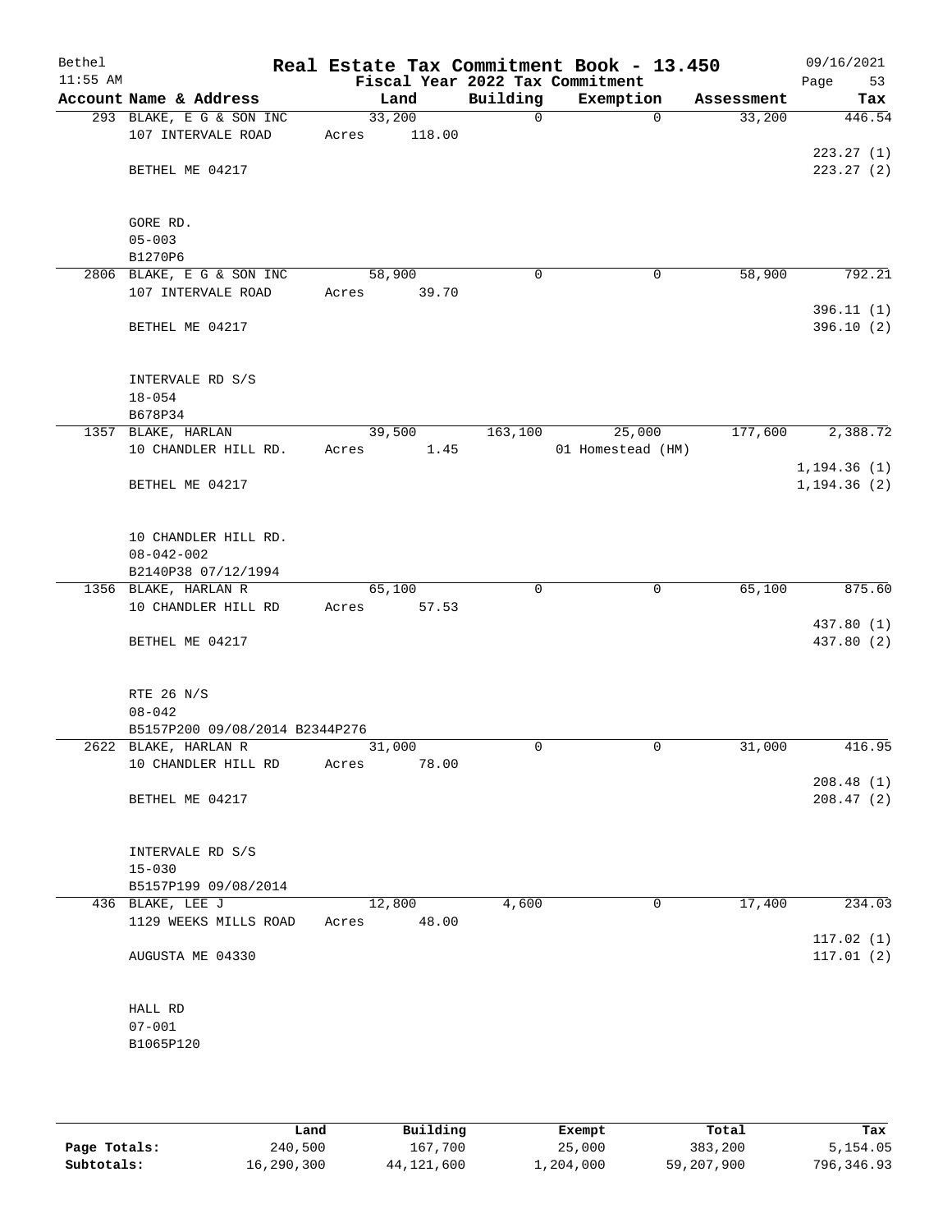# Real Estate Tax Commitment Book - 13.450

Bethel
11:55 AM

Fiscal Year 2022 Tax Commitment

09/16/2021
Page 53

| Account Name & Address | Land | Building | Exemption | Assessment | Tax |
|---|---|---|---|---|---|
| 293 BLAKE, E G & SON INC | 33,200 | 0 | 0 | 33,200 | 446.54 |
| 107 INTERVALE ROAD | Acres 118.00 | | | | |
| | | | | | 223.27 (1) |
| BETHEL ME 04217 | | | | | 223.27 (2) |
| GORE RD. | | | | | |
| 05-003 | | | | | |
| B1270P6 | | | | | |
| 2806 BLAKE, E G & SON INC | 58,900 | 0 | 0 | 58,900 | 792.21 |
| 107 INTERVALE ROAD | Acres 39.70 | | | | |
| | | | | | 396.11 (1) |
| BETHEL ME 04217 | | | | | 396.10 (2) |
| INTERVALE RD S/S | | | | | |
| 18-054 | | | | | |
| B678P34 | | | | | |
| 1357 BLAKE, HARLAN | 39,500 | 163,100 | 25,000 | 177,600 | 2,388.72 |
| 10 CHANDLER HILL RD. | Acres 1.45 | | 01 Homestead (HM) | | |
| | | | | | 1,194.36 (1) |
| BETHEL ME 04217 | | | | | 1,194.36 (2) |
| 10 CHANDLER HILL RD. | | | | | |
| 08-042-002 | | | | | |
| B2140P38 07/12/1994 | | | | | |
| 1356 BLAKE, HARLAN R | 65,100 | 0 | 0 | 65,100 | 875.60 |
| 10 CHANDLER HILL RD | Acres 57.53 | | | | |
| | | | | | 437.80 (1) |
| BETHEL ME 04217 | | | | | 437.80 (2) |
| RTE 26 N/S | | | | | |
| 08-042 | | | | | |
| B5157P200 09/08/2014 B2344P276 | | | | | |
| 2622 BLAKE, HARLAN R | 31,000 | 0 | 0 | 31,000 | 416.95 |
| 10 CHANDLER HILL RD | Acres 78.00 | | | | |
| | | | | | 208.48 (1) |
| BETHEL ME 04217 | | | | | 208.47 (2) |
| INTERVALE RD S/S | | | | | |
| 15-030 | | | | | |
| B5157P199 09/08/2014 | | | | | |
| 436 BLAKE, LEE J | 12,800 | 4,600 | 0 | 17,400 | 234.03 |
| 1129 WEEKS MILLS ROAD | Acres 48.00 | | | | |
| | | | | | 117.02 (1) |
| AUGUSTA ME 04330 | | | | | 117.01 (2) |
| HALL RD | | | | | |
| 07-001 | | | | | |
| B1065P120 | | | | | |

| | Land | Building | Exempt | Total | Tax |
|---|---|---|---|---|---|
| Page Totals: | 240,500 | 167,700 | 25,000 | 383,200 | 5,154.05 |
| Subtotals: | 16,290,300 | 44,121,600 | 1,204,000 | 59,207,900 | 796,346.93 |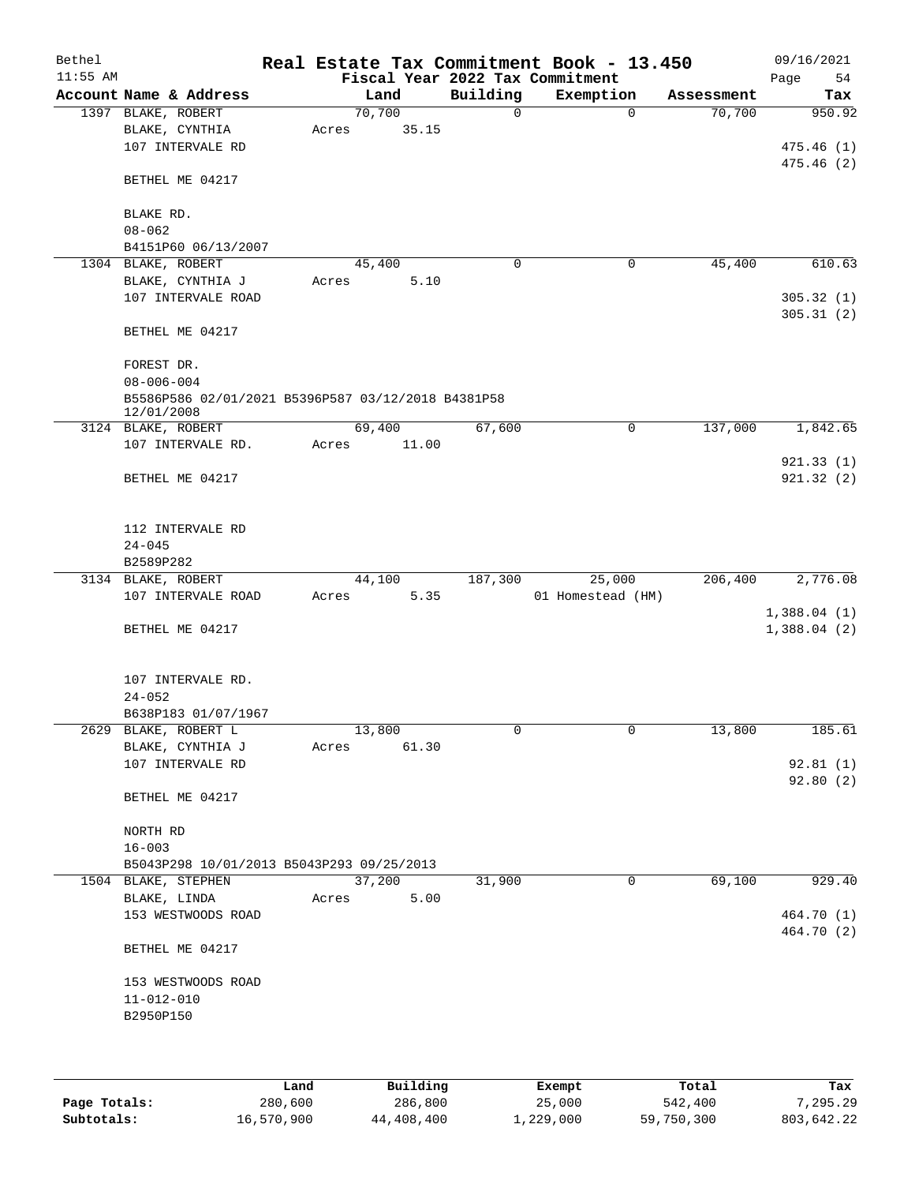# Real Estate Tax Commitment Book - 13.450

Bethel, 11:55 AM — 09/16/2021

Fiscal Year 2022 Tax Commitment

| Account Name & Address | Land | Building | Exemption | Assessment | Tax |
|---|---|---|---|---|---|
| 1397 BLAKE, ROBERT | 70,700 | 0 | 0 | 70,700 | 950.92 |
| BLAKE, CYNTHIA | Acres 35.15 | | | | |
| 107 INTERVALE RD | | | | | 475.46 (1) |
| | | | | | 475.46 (2) |
| BETHEL ME 04217 | | | | | |
| BLAKE RD. | | | | | |
| 08-062 | | | | | |
| B4151P60 06/13/2007 | | | | | |
| 1304 BLAKE, ROBERT | 45,400 | 0 | 0 | 45,400 | 610.63 |
| BLAKE, CYNTHIA J | Acres 5.10 | | | | |
| 107 INTERVALE ROAD | | | | | 305.32 (1) |
| | | | | | 305.31 (2) |
| BETHEL ME 04217 | | | | | |
| FOREST DR. | | | | | |
| 08-006-004 | | | | | |
| B5586P586 02/01/2021 B5396P587 03/12/2018 B4381P58 12/01/2008 | | | | | |
| 3124 BLAKE, ROBERT | 69,400 | 67,600 | 0 | 137,000 | 1,842.65 |
| 107 INTERVALE RD. | Acres 11.00 | | | | |
| | | | | | 921.33 (1) |
| BETHEL ME 04217 | | | | | 921.32 (2) |
| 112 INTERVALE RD | | | | | |
| 24-045 | | | | | |
| B2589P282 | | | | | |
| 3134 BLAKE, ROBERT | 44,100 | 187,300 | 25,000 | 206,400 | 2,776.08 |
| 107 INTERVALE ROAD | Acres 5.35 | | 01 Homestead (HM) | | |
| | | | | | 1,388.04 (1) |
| BETHEL ME 04217 | | | | | 1,388.04 (2) |
| 107 INTERVALE RD. | | | | | |
| 24-052 | | | | | |
| B638P183 01/07/1967 | | | | | |
| 2629 BLAKE, ROBERT L | 13,800 | 0 | 0 | 13,800 | 185.61 |
| BLAKE, CYNTHIA J | Acres 61.30 | | | | |
| 107 INTERVALE RD | | | | | 92.81 (1) |
| | | | | | 92.80 (2) |
| BETHEL ME 04217 | | | | | |
| NORTH RD | | | | | |
| 16-003 | | | | | |
| B5043P298 10/01/2013 B5043P293 09/25/2013 | | | | | |
| 1504 BLAKE, STEPHEN | 37,200 | 31,900 | 0 | 69,100 | 929.40 |
| BLAKE, LINDA | Acres 5.00 | | | | |
| 153 WESTWOODS ROAD | | | | | 464.70 (1) |
| | | | | | 464.70 (2) |
| BETHEL ME 04217 | | | | | |
| 153 WESTWOODS ROAD | | | | | |
| 11-012-010 | | | | | |
| B2950P150 | | | | | |

| | Land | Building | Exempt | Total | Tax |
|---|---|---|---|---|---|
| Page Totals: | 280,600 | 286,800 | 25,000 | 542,400 | 7,295.29 |
| Subtotals: | 16,570,900 | 44,408,400 | 1,229,000 | 59,750,300 | 803,642.22 |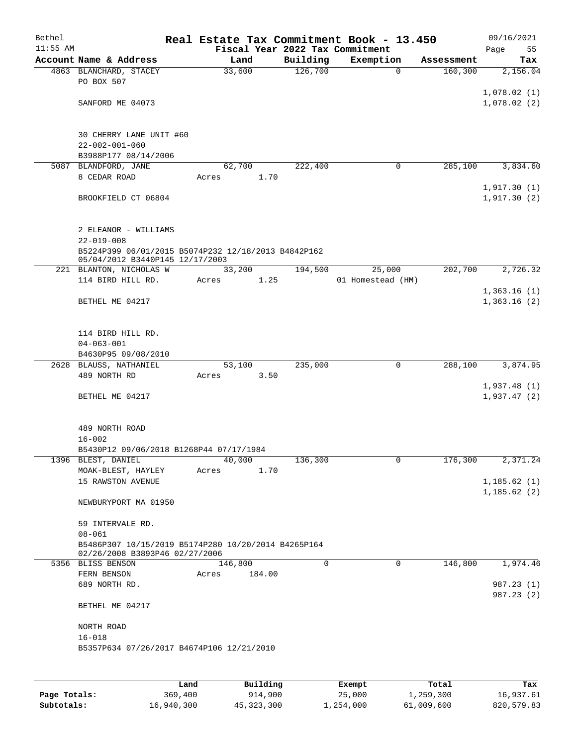# Real Estate Tax Commitment Book - 13.450

Bethel 11:55 AM — Fiscal Year 2022 Tax Commitment — 09/16/2021

| Account Name & Address | Land | Building | Exemption | Assessment | Tax |
|---|---|---|---|---|---|
| 4863 BLANCHARD, STACEY<br>PO BOX 507<br><br>SANFORD ME 04073<br><br>30 CHERRY LANE UNIT #60<br>22-002-001-060<br>B3988P177 08/14/2006 | 33,600 | 126,700 | 0 | 160,300 | 2,156.04<br>1,078.02 (1)<br>1,078.02 (2) |
| 5087 BLANDFORD, JANE<br>8 CEDAR ROAD<br><br>BROOKFIELD CT 06804<br><br>2 ELEANOR - WILLIAMS<br>22-019-008<br>B5224P399 06/01/2015 B5074P232 12/18/2013 B4842P162 05/04/2012 B3440P145 12/17/2003 | 62,700<br>Acres 1.70 | 222,400 | 0 | 285,100 | 3,834.60<br>1,917.30 (1)<br>1,917.30 (2) |
| 221 BLANTON, NICHOLAS W<br>114 BIRD HILL RD.<br><br>BETHEL ME 04217<br><br>114 BIRD HILL RD.<br>04-063-001<br>B4630P95 09/08/2010 | 33,200<br>Acres 1.25 | 194,500 | 25,000<br>01 Homestead (HM) | 202,700 | 2,726.32<br>1,363.16 (1)<br>1,363.16 (2) |
| 2628 BLAUSS, NATHANIEL<br>489 NORTH RD<br><br>BETHEL ME 04217<br><br>489 NORTH ROAD<br>16-002<br>B5430P12 09/06/2018 B1268P44 07/17/1984 | 53,100<br>Acres 3.50 | 235,000 | 0 | 288,100 | 3,874.95<br>1,937.48 (1)<br>1,937.47 (2) |
| 1396 BLEST, DANIEL<br>MOAK-BLEST, HAYLEY<br>15 RAWSTON AVENUE<br><br>NEWBURYPORT MA 01950<br><br>59 INTERVALE RD.<br>08-061<br>B5486P307 10/15/2019 B5174P280 10/20/2014 B4265P164 02/26/2008 B3893P46 02/27/2006 | 40,000<br>Acres 1.70 | 136,300 | 0 | 176,300 | 2,371.24<br>1,185.62 (1)<br>1,185.62 (2) |
| 5356 BLISS BENSON<br>FERN BENSON<br>689 NORTH RD.<br><br>BETHEL ME 04217<br><br>NORTH ROAD<br>16-018<br>B5357P634 07/26/2017 B4674P106 12/21/2010 | 146,800<br>Acres 184.00 | 0 | 0 | 146,800 | 1,974.46<br>987.23 (1)<br>987.23 (2) |

| | Land | Building | Exempt | Total | Tax |
|---|---|---|---|---|---|
| Page Totals: | 369,400 | 914,900 | 25,000 | 1,259,300 | 16,937.61 |
| Subtotals: | 16,940,300 | 45,323,300 | 1,254,000 | 61,009,600 | 820,579.83 |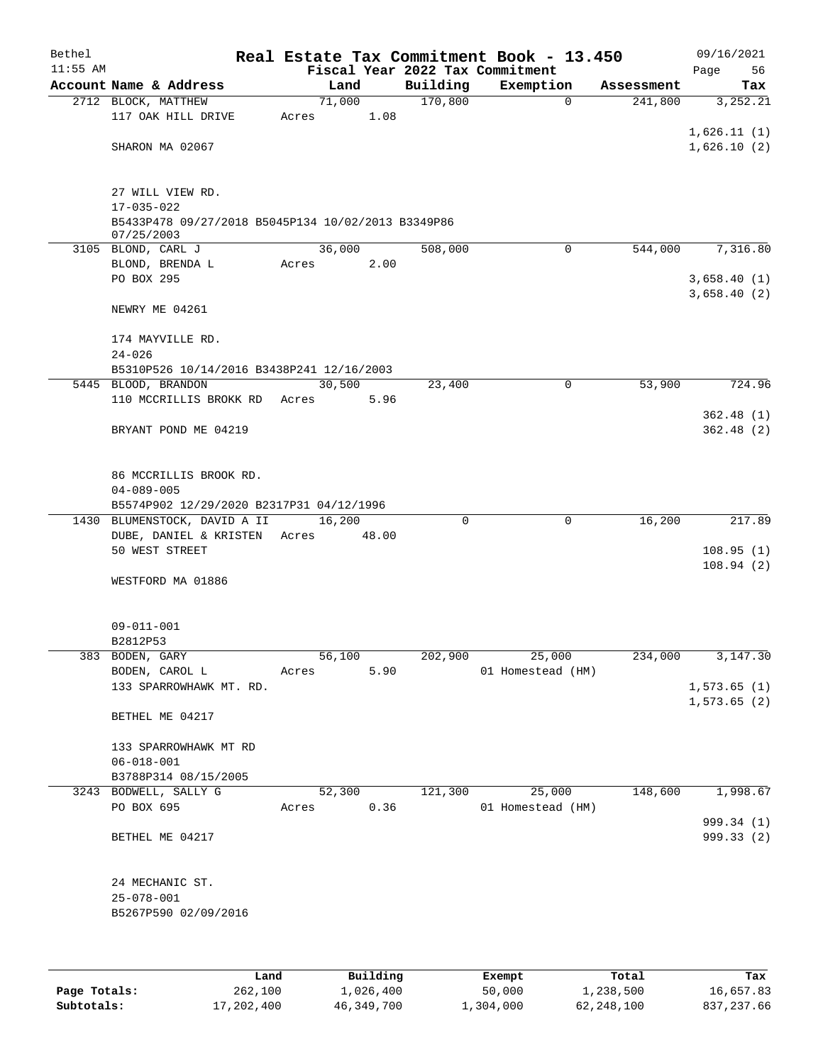Bethel 11:55 AM

# Real Estate Tax Commitment Book - 13.450

Fiscal Year 2022 Tax Commitment

09/16/2021 Page 56

| Account Name & Address | Land | Building | Exemption | Assessment | Tax |
|---|---|---|---|---|---|
| 2712 BLOCK, MATTHEW<br>117 OAK HILL DRIVE<br><br>SHARON MA 02067<br><br>27 WILL VIEW RD.<br>17-035-022<br>B5433P478 09/27/2018 B5045P134 10/02/2013 B3349P86 07/25/2003 | 71,000<br>Acres 1.08 | 170,800 | 0 | 241,800 | 3,252.21<br><br>1,626.11 (1)<br>1,626.10 (2) |
| 3105 BLOND, CARL J<br>BLOND, BRENDA L<br>PO BOX 295<br><br>NEWRY ME 04261<br><br>174 MAYVILLE RD.<br>24-026<br>B5310P526 10/14/2016 B3438P241 12/16/2003 | 36,000<br>Acres 2.00 | 508,000 | 0 | 544,000 | 7,316.80<br><br>3,658.40 (1)<br>3,658.40 (2) |
| 5445 BLOOD, BRANDON<br>110 MCCRILLIS BROKK RD<br><br>BRYANT POND ME 04219<br><br>86 MCCRILLIS BROOK RD.<br>04-089-005<br>B5574P902 12/29/2020 B2317P31 04/12/1996 | 30,500<br>Acres 5.96 | 23,400 | 0 | 53,900 | 724.96<br><br>362.48 (1)<br>362.48 (2) |
| 1430 BLUMENSTOCK, DAVID A II<br>DUBE, DANIEL & KRISTEN<br>50 WEST STREET<br><br>WESTFORD MA 01886<br><br>09-011-001<br>B2812P53 | 16,200<br>Acres 48.00 | 0 | 0 | 16,200 | 217.89<br><br>108.95 (1)<br>108.94 (2) |
| 383 BODEN, GARY<br>BODEN, CAROL L<br>133 SPARROWHAWK MT. RD.<br><br>BETHEL ME 04217<br><br>133 SPARROWHAWK MT RD<br>06-018-001<br>B3788P314 08/15/2005 | 56,100<br>Acres 5.90 | 202,900 | 25,000<br>01 Homestead (HM) | 234,000 | 3,147.30<br><br>1,573.65 (1)<br>1,573.65 (2) |
| 3243 BODWELL, SALLY G<br>PO BOX 695<br><br>BETHEL ME 04217<br><br>24 MECHANIC ST.<br>25-078-001<br>B5267P590 02/09/2016 | 52,300<br>Acres 0.36 | 121,300 | 25,000<br>01 Homestead (HM) | 148,600 | 1,998.67<br><br>999.34 (1)<br>999.33 (2) |

| | Land | Building | Exempt | Total | Tax |
|---|---|---|---|---|---|
| Page Totals: | 262,100 | 1,026,400 | 50,000 | 1,238,500 | 16,657.83 |
| Subtotals: | 17,202,400 | 46,349,700 | 1,304,000 | 62,248,100 | 837,237.66 |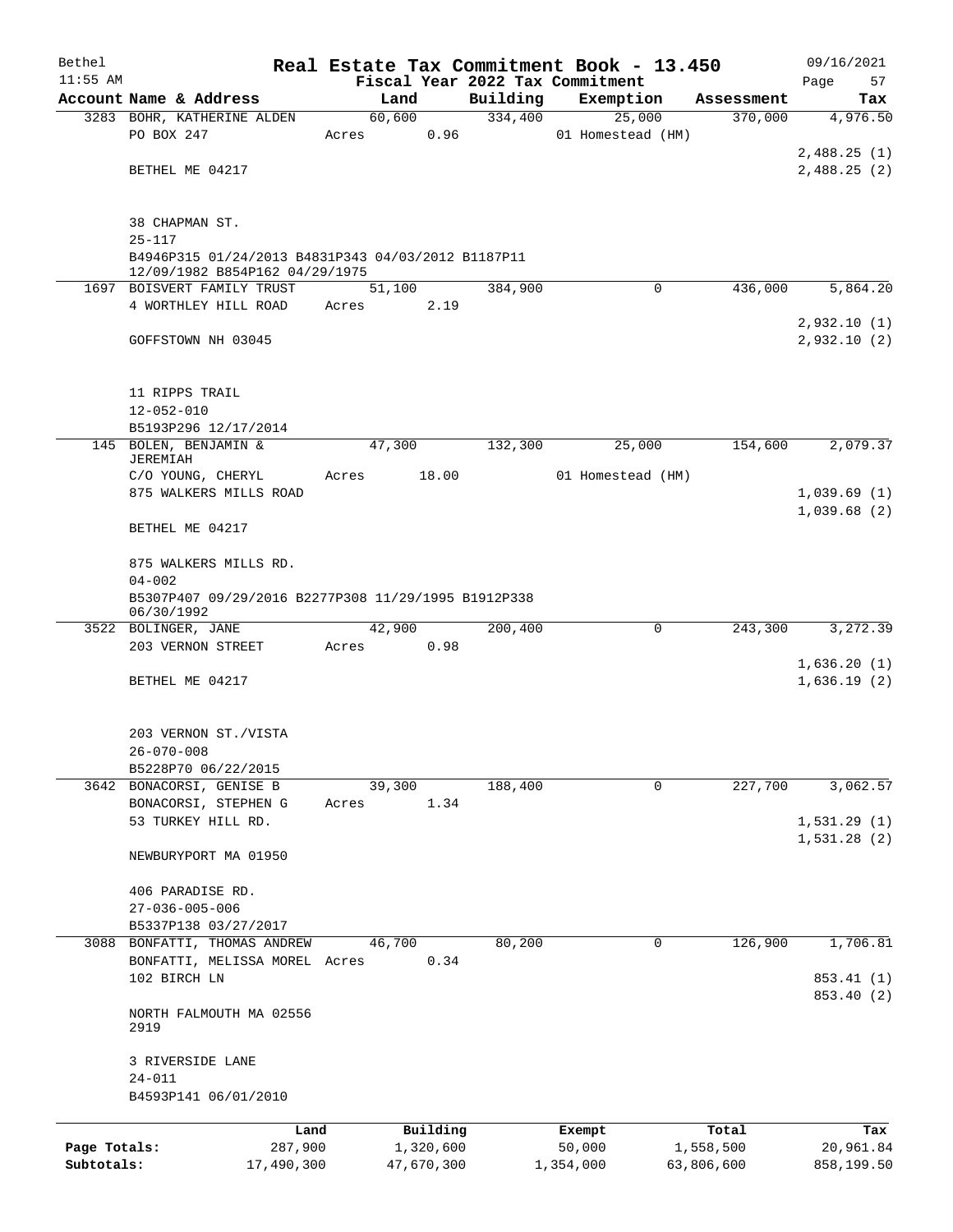Bethel 11:55 AM

# Real Estate Tax Commitment Book - 13.450

## Fiscal Year 2022 Tax Commitment

09/16/2021 Page 57

| Account Name & Address | Land | Building | Exemption | Assessment | Tax |
|---|---|---|---|---|---|
| 3283 BOHR, KATHERINE ALDEN | 60,600 | 334,400 | 25,000 | 370,000 | 4,976.50 |
| PO BOX 247 | Acres 0.96 | | 01 Homestead (HM) | | |
| | | | | | 2,488.25 (1) |
| BETHEL ME 04217 | | | | | 2,488.25 (2) |
| 38 CHAPMAN ST. | | | | | |
| 25-117 | | | | | |
| B4946P315 01/24/2013 B4831P343 04/03/2012 B1187P11 12/09/1982 B854P162 04/29/1975 | | | | | |
| 1697 BOISVERT FAMILY TRUST | 51,100 | 384,900 | 0 | 436,000 | 5,864.20 |
| 4 WORTHLEY HILL ROAD | Acres 2.19 | | | | |
| | | | | | 2,932.10 (1) |
| GOFFSTOWN NH 03045 | | | | | 2,932.10 (2) |
| 11 RIPPS TRAIL | | | | | |
| 12-052-010 | | | | | |
| B5193P296 12/17/2014 | | | | | |
| 145 BOLEN, BENJAMIN & JEREMIAH | 47,300 | 132,300 | 25,000 | 154,600 | 2,079.37 |
| C/O YOUNG, CHERYL | Acres 18.00 | | 01 Homestead (HM) | | |
| 875 WALKERS MILLS ROAD | | | | | 1,039.69 (1) |
| | | | | | 1,039.68 (2) |
| BETHEL ME 04217 | | | | | |
| 875 WALKERS MILLS RD. | | | | | |
| 04-002 | | | | | |
| B5307P407 09/29/2016 B2277P308 11/29/1995 B1912P338 06/30/1992 | | | | | |
| 3522 BOLINGER, JANE | 42,900 | 200,400 | 0 | 243,300 | 3,272.39 |
| 203 VERNON STREET | Acres 0.98 | | | | |
| | | | | | 1,636.20 (1) |
| BETHEL ME 04217 | | | | | 1,636.19 (2) |
| 203 VERNON ST./VISTA | | | | | |
| 26-070-008 | | | | | |
| B5228P70 06/22/2015 | | | | | |
| 3642 BONACORSI, GENISE B | 39,300 | 188,400 | 0 | 227,700 | 3,062.57 |
| BONACORSI, STEPHEN G | Acres 1.34 | | | | |
| 53 TURKEY HILL RD. | | | | | 1,531.29 (1) |
| | | | | | 1,531.28 (2) |
| NEWBURYPORT MA 01950 | | | | | |
| 406 PARADISE RD. | | | | | |
| 27-036-005-006 | | | | | |
| B5337P138 03/27/2017 | | | | | |
| 3088 BONFATTI, THOMAS ANDREW | 46,700 | 80,200 | 0 | 126,900 | 1,706.81 |
| BONFATTI, MELISSA MOREL | Acres 0.34 | | | | |
| 102 BIRCH LN | | | | | 853.41 (1) |
| | | | | | 853.40 (2) |
| NORTH FALMOUTH MA 02556 2919 | | | | | |
| 3 RIVERSIDE LANE | | | | | |
| 24-011 | | | | | |
| B4593P141 06/01/2010 | | | | | |

| | Land | Building | Exempt | Total | Tax |
|---|---|---|---|---|---|
| Page Totals: | 287,900 | 1,320,600 | 50,000 | 1,558,500 | 20,961.84 |
| Subtotals: | 17,490,300 | 47,670,300 | 1,354,000 | 63,806,600 | 858,199.50 |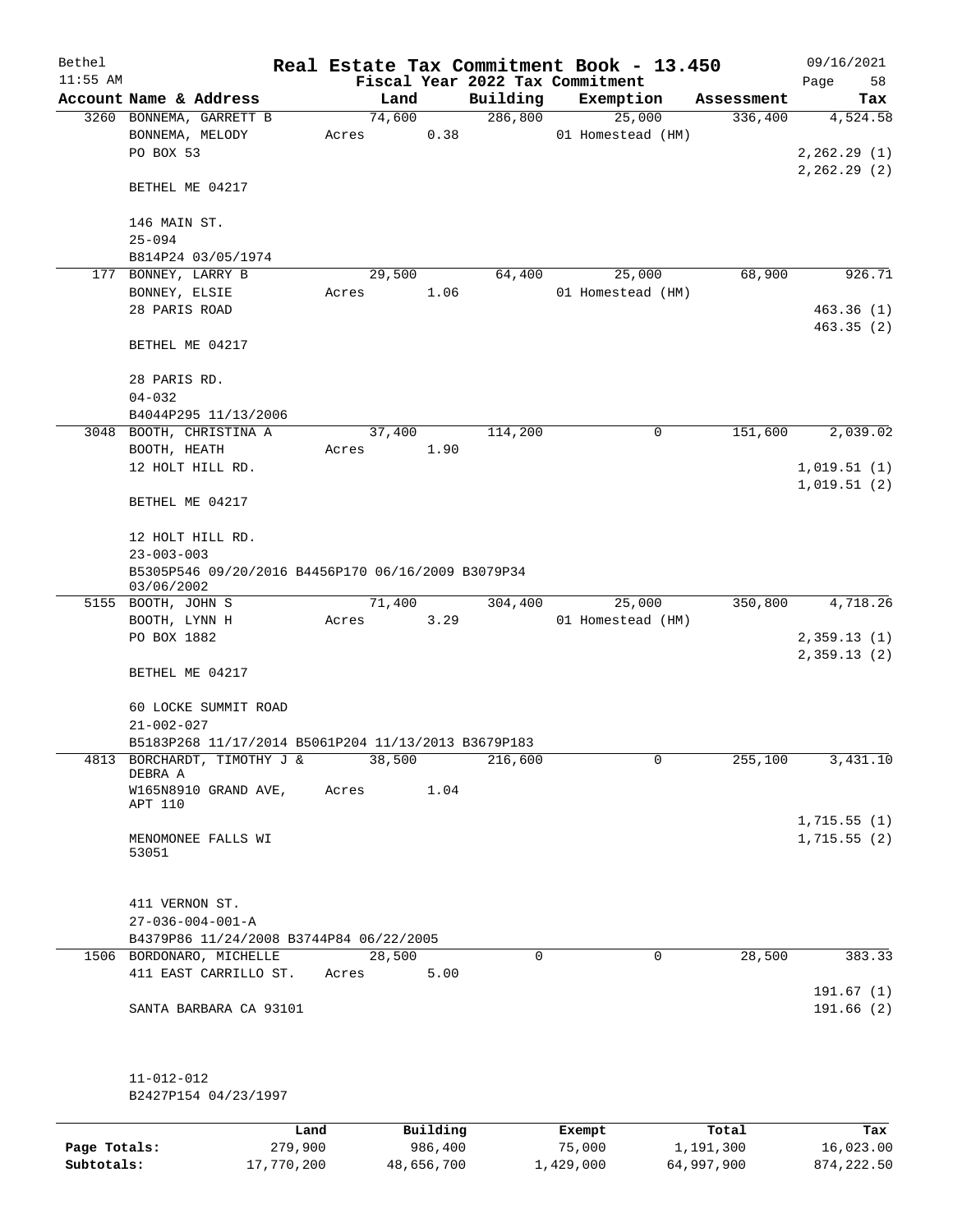Bethel 11:55 AM

# Real Estate Tax Commitment Book - 13.450

Fiscal Year 2022 Tax Commitment

09/16/2021 Page 58

| Account Name & Address | Land | Building | Exemption | Assessment | Tax |
|---|---|---|---|---|---|
| 3260 BONNEMA, GARRETT B | 74,600 | 286,800 | 25,000 | 336,400 | 4,524.58 |
| BONNEMA, MELODY | Acres 0.38 | | 01 Homestead (HM) | | |
| PO BOX 53 | | | | | 2,262.29 (1) |
| | | | | | 2,262.29 (2) |
| BETHEL ME 04217 | | | | | |
| 146 MAIN ST. | | | | | |
| 25-094 | | | | | |
| B814P24 03/05/1974 | | | | | |
| 177 BONNEY, LARRY B | 29,500 | 64,400 | 25,000 | 68,900 | 926.71 |
| BONNEY, ELSIE | Acres 1.06 | | 01 Homestead (HM) | | |
| 28 PARIS ROAD | | | | | 463.36 (1) |
| | | | | | 463.35 (2) |
| BETHEL ME 04217 | | | | | |
| 28 PARIS RD. | | | | | |
| 04-032 | | | | | |
| B4044P295 11/13/2006 | | | | | |
| 3048 BOOTH, CHRISTINA A | 37,400 | 114,200 | 0 | 151,600 | 2,039.02 |
| BOOTH, HEATH | Acres 1.90 | | | | |
| 12 HOLT HILL RD. | | | | | 1,019.51 (1) |
| | | | | | 1,019.51 (2) |
| BETHEL ME 04217 | | | | | |
| 12 HOLT HILL RD. | | | | | |
| 23-003-003 | | | | | |
| B5305P546 09/20/2016 B4456P170 06/16/2009 B3079P34 03/06/2002 | | | | | |
| 5155 BOOTH, JOHN S | 71,400 | 304,400 | 25,000 | 350,800 | 4,718.26 |
| BOOTH, LYNN H | Acres 3.29 | | 01 Homestead (HM) | | |
| PO BOX 1882 | | | | | 2,359.13 (1) |
| | | | | | 2,359.13 (2) |
| BETHEL ME 04217 | | | | | |
| 60 LOCKE SUMMIT ROAD | | | | | |
| 21-002-027 | | | | | |
| B5183P268 11/17/2014 B5061P204 11/13/2013 B3679P183 | | | | | |
| 4813 BORCHARDT, TIMOTHY J & DEBRA A | 38,500 | 216,600 | 0 | 255,100 | 3,431.10 |
| W165N8910 GRAND AVE, APT 110 | Acres 1.04 | | | | |
| | | | | | 1,715.55 (1) |
| MENOMONEE FALLS WI 53051 | | | | | 1,715.55 (2) |
| 411 VERNON ST. | | | | | |
| 27-036-004-001-A | | | | | |
| B4379P86 11/24/2008 B3744P84 06/22/2005 | | | | | |
| 1506 BORDONARO, MICHELLE | 28,500 | 0 | 0 | 28,500 | 383.33 |
| 411 EAST CARRILLO ST. | Acres 5.00 | | | | |
| | | | | | 191.67 (1) |
| SANTA BARBARA CA 93101 | | | | | 191.66 (2) |
| 11-012-012 | | | | | |
| B2427P154 04/23/1997 | | | | | |

| | Land | Building | Exempt | Total | Tax |
|---|---|---|---|---|---|
| Page Totals: | 279,900 | 986,400 | 75,000 | 1,191,300 | 16,023.00 |
| Subtotals: | 17,770,200 | 48,656,700 | 1,429,000 | 64,997,900 | 874,222.50 |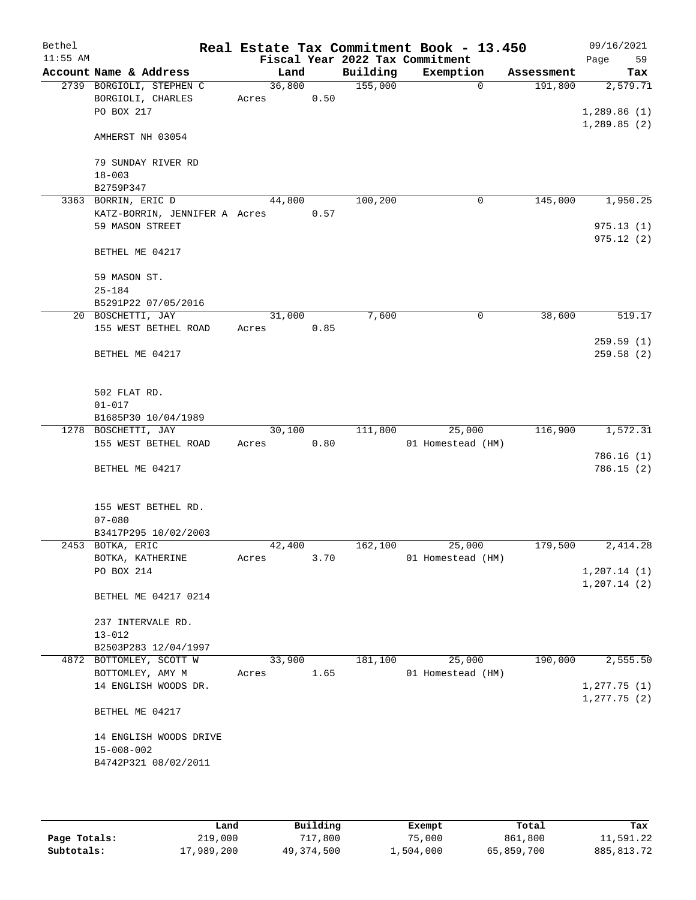# Real Estate Tax Commitment Book - 13.450

Bethel 11:55 AM — 09/16/2021

Fiscal Year 2022 Tax Commitment

| Account Name & Address | Land | Building | Exemption | Assessment | Tax |
|---|---|---|---|---|---|
| 2739 BORGIOLI, STEPHEN C<br>BORGIOLI, CHARLES<br>PO BOX 217<br><br>AMHERST NH 03054<br><br>79 SUNDAY RIVER RD<br>18-003<br>B2759P347 | 36,800<br>Acres 0.50 | 155,000 | 0 | 191,800 | 2,579.71<br><br>1,289.86 (1)<br>1,289.85 (2) |
| 3363 BORRIN, ERIC D<br>KATZ-BORRIN, JENNIFER A<br>59 MASON STREET<br><br>BETHEL ME 04217<br><br>59 MASON ST.<br>25-184<br>B5291P22 07/05/2016 | 44,800<br>Acres 0.57 | 100,200 | 0 | 145,000 | 1,950.25<br><br>975.13 (1)<br>975.12 (2) |
| 20 BOSCHETTI, JAY<br>155 WEST BETHEL ROAD<br><br>BETHEL ME 04217<br><br>502 FLAT RD.<br>01-017<br>B1685P30 10/04/1989 | 31,000<br>Acres 0.85 | 7,600 | 0 | 38,600 | 519.17<br><br>259.59 (1)<br>259.58 (2) |
| 1278 BOSCHETTI, JAY<br>155 WEST BETHEL ROAD<br><br>BETHEL ME 04217<br><br>155 WEST BETHEL RD.<br>07-080<br>B3417P295 10/02/2003 | 30,100<br>Acres 0.80 | 111,800 | 25,000<br>01 Homestead (HM) | 116,900 | 1,572.31<br><br>786.16 (1)<br>786.15 (2) |
| 2453 BOTKA, ERIC<br>BOTKA, KATHERINE<br>PO BOX 214<br><br>BETHEL ME 04217 0214<br><br>237 INTERVALE RD.<br>13-012<br>B2503P283 12/04/1997 | 42,400<br>Acres 3.70 | 162,100 | 25,000<br>01 Homestead (HM) | 179,500 | 2,414.28<br><br>1,207.14 (1)<br>1,207.14 (2) |
| 4872 BOTTOMLEY, SCOTT W<br>BOTTOMLEY, AMY M<br>14 ENGLISH WOODS DR.<br><br>BETHEL ME 04217<br><br>14 ENGLISH WOODS DRIVE<br>15-008-002<br>B4742P321 08/02/2011 | 33,900<br>Acres 1.65 | 181,100 | 25,000<br>01 Homestead (HM) | 190,000 | 2,555.50<br><br>1,277.75 (1)<br>1,277.75 (2) |

| | Land | Building | Exempt | Total | Tax |
|---|---|---|---|---|---|
| Page Totals: | 219,000 | 717,800 | 75,000 | 861,800 | 11,591.22 |
| Subtotals: | 17,989,200 | 49,374,500 | 1,504,000 | 65,859,700 | 885,813.72 |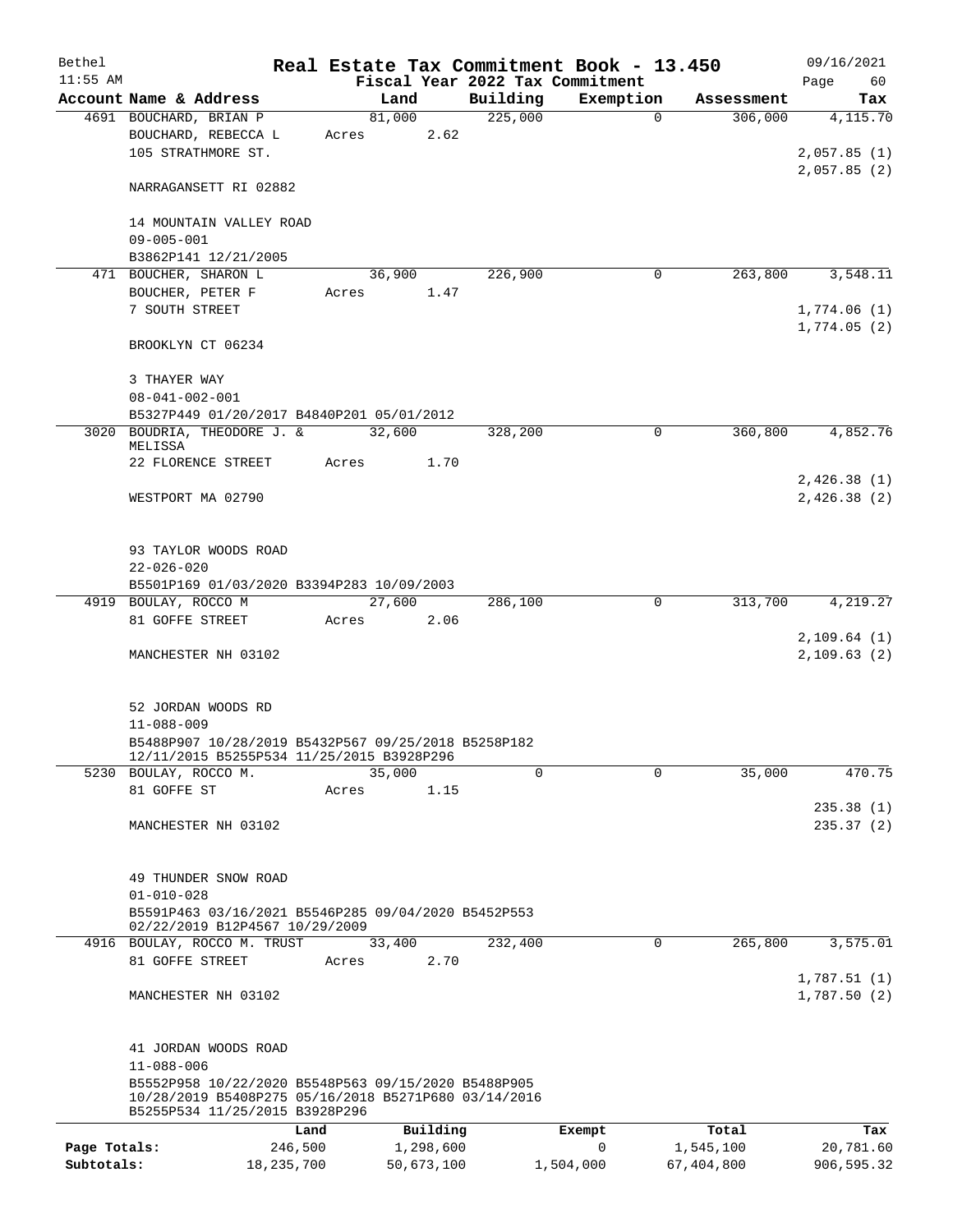# Real Estate Tax Commitment Book - 13.450

Bethel 11:55 AM — Fiscal Year 2022 Tax Commitment — 09/16/2021

| Account Name & Address | Land | Building | Exemption | Assessment | Tax |
|---|---|---|---|---|---|
| 4691 BOUCHARD, BRIAN P<br>BOUCHARD, REBECCA L<br>105 STRATHMORE ST.<br><br>NARRAGANSETT RI 02882<br><br>14 MOUNTAIN VALLEY ROAD<br>09-005-001<br>B3862P141 12/21/2005 | 81,000<br>Acres 2.62 | 225,000 | 0 | 306,000 | 4,115.70<br><br>2,057.85 (1)<br>2,057.85 (2) |
| 471 BOUCHER, SHARON L<br>BOUCHER, PETER F<br>7 SOUTH STREET<br><br>BROOKLYN CT 06234<br><br>3 THAYER WAY<br>08-041-002-001<br>B5327P449 01/20/2017 B4840P201 05/01/2012 | 36,900<br>Acres 1.47 | 226,900 | 0 | 263,800 | 3,548.11<br><br>1,774.06 (1)<br>1,774.05 (2) |
| 3020 BOUDRIA, THEODORE J. & MELISSA<br>22 FLORENCE STREET<br><br>WESTPORT MA 02790<br><br>93 TAYLOR WOODS ROAD<br>22-026-020<br>B5501P169 01/03/2020 B3394P283 10/09/2003 | 32,600<br>Acres 1.70 | 328,200 | 0 | 360,800 | 4,852.76<br><br>2,426.38 (1)<br>2,426.38 (2) |
| 4919 BOULAY, ROCCO M<br>81 GOFFE STREET<br><br>MANCHESTER NH 03102<br><br>52 JORDAN WOODS RD<br>11-088-009<br>B5488P907 10/28/2019 B5432P567 09/25/2018 B5258P182 12/11/2015 B5255P534 11/25/2015 B3928P296 | 27,600<br>Acres 2.06 | 286,100 | 0 | 313,700 | 4,219.27<br><br>2,109.64 (1)<br>2,109.63 (2) |
| 5230 BOULAY, ROCCO M.<br>81 GOFFE ST<br><br>MANCHESTER NH 03102<br><br>49 THUNDER SNOW ROAD<br>01-010-028<br>B5591P463 03/16/2021 B5546P285 09/04/2020 B5452P553 02/22/2019 B12P4567 10/29/2009 | 35,000<br>Acres 1.15 | 0 | 0 | 35,000 | 470.75<br><br>235.38 (1)<br>235.37 (2) |
| 4916 BOULAY, ROCCO M. TRUST<br>81 GOFFE STREET<br><br>MANCHESTER NH 03102<br><br>41 JORDAN WOODS ROAD<br>11-088-006<br>B5552P958 10/22/2020 B5548P563 09/15/2020 B5488P905 10/28/2019 B5408P275 05/16/2018 B5271P680 03/14/2016 B5255P534 11/25/2015 B3928P296 | 33,400<br>Acres 2.70 | 232,400 | 0 | 265,800 | 3,575.01<br><br>1,787.51 (1)<br>1,787.50 (2) |

| | Land | Building | Exempt | Total | Tax |
|---|---|---|---|---|---|
| Page Totals: | 246,500 | 1,298,600 | 0 | 1,545,100 | 20,781.60 |
| Subtotals: | 18,235,700 | 50,673,100 | 1,504,000 | 67,404,800 | 906,595.32 |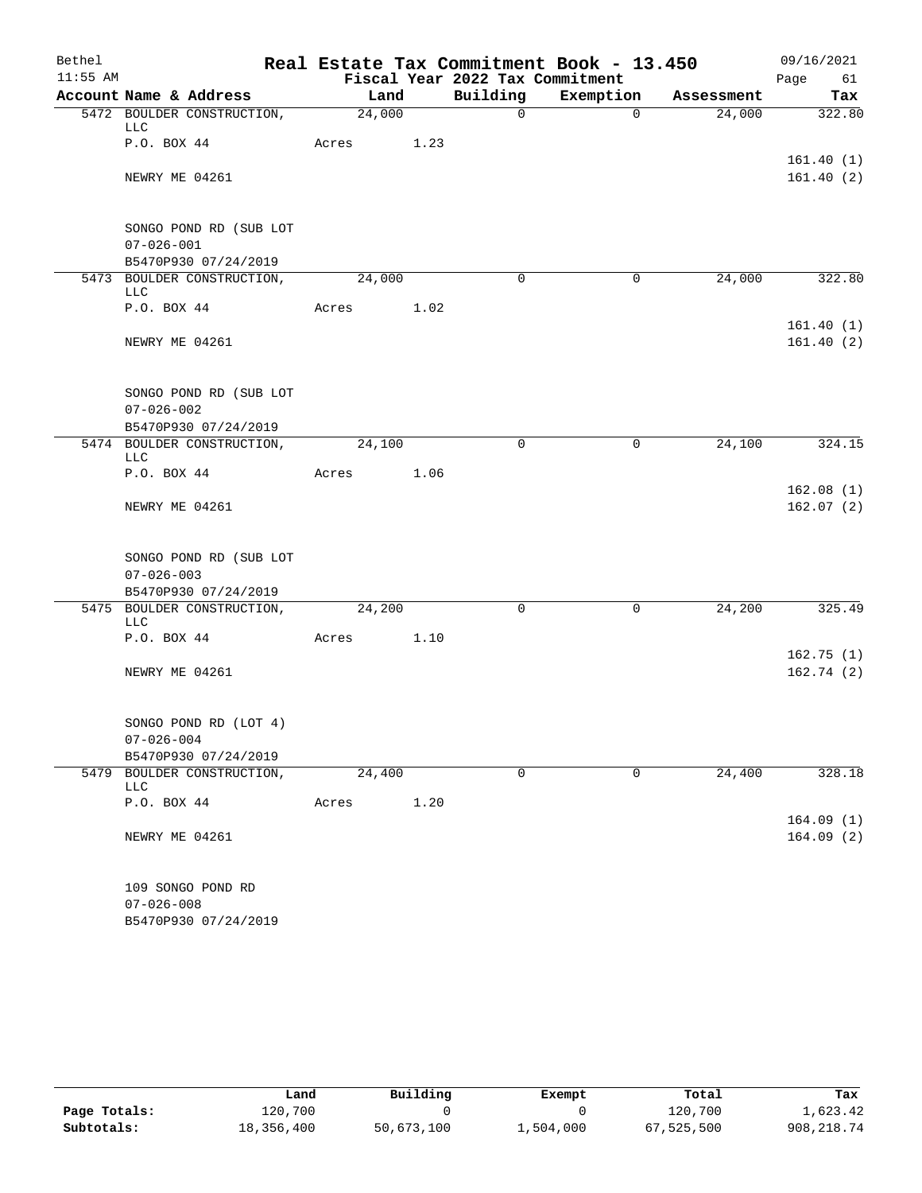# Real Estate Tax Commitment Book - 13.450

Bethel 11:55 AM — Fiscal Year 2022 Tax Commitment — 09/16/2021

| Account Name & Address | Land | Building | Exemption | Assessment | Tax |
|---|---|---|---|---|---|
| 5472 BOULDER CONSTRUCTION, LLC | 24,000 | 0 | 0 | 24,000 | 322.80 |
| P.O. BOX 44 | Acres 1.23 | | | | |
| | | | | | 161.40 (1) |
| NEWRY ME 04261 | | | | | 161.40 (2) |
| SONGO POND RD (SUB LOT | | | | | |
| 07-026-001 | | | | | |
| B5470P930 07/24/2019 | | | | | |
| 5473 BOULDER CONSTRUCTION, LLC | 24,000 | 0 | 0 | 24,000 | 322.80 |
| P.O. BOX 44 | Acres 1.02 | | | | |
| | | | | | 161.40 (1) |
| NEWRY ME 04261 | | | | | 161.40 (2) |
| SONGO POND RD (SUB LOT | | | | | |
| 07-026-002 | | | | | |
| B5470P930 07/24/2019 | | | | | |
| 5474 BOULDER CONSTRUCTION, LLC | 24,100 | 0 | 0 | 24,100 | 324.15 |
| P.O. BOX 44 | Acres 1.06 | | | | |
| | | | | | 162.08 (1) |
| NEWRY ME 04261 | | | | | 162.07 (2) |
| SONGO POND RD (SUB LOT | | | | | |
| 07-026-003 | | | | | |
| B5470P930 07/24/2019 | | | | | |
| 5475 BOULDER CONSTRUCTION, LLC | 24,200 | 0 | 0 | 24,200 | 325.49 |
| P.O. BOX 44 | Acres 1.10 | | | | |
| | | | | | 162.75 (1) |
| NEWRY ME 04261 | | | | | 162.74 (2) |
| SONGO POND RD (LOT 4) | | | | | |
| 07-026-004 | | | | | |
| B5470P930 07/24/2019 | | | | | |
| 5479 BOULDER CONSTRUCTION, LLC | 24,400 | 0 | 0 | 24,400 | 328.18 |
| P.O. BOX 44 | Acres 1.20 | | | | |
| | | | | | 164.09 (1) |
| NEWRY ME 04261 | | | | | 164.09 (2) |
| 109 SONGO POND RD | | | | | |
| 07-026-008 | | | | | |
| B5470P930 07/24/2019 | | | | | |

| | Land | Building | Exempt | Total | Tax |
|---|---|---|---|---|---|
| Page Totals: | 120,700 | 0 | 0 | 120,700 | 1,623.42 |
| Subtotals: | 18,356,400 | 50,673,100 | 1,504,000 | 67,525,500 | 908,218.74 |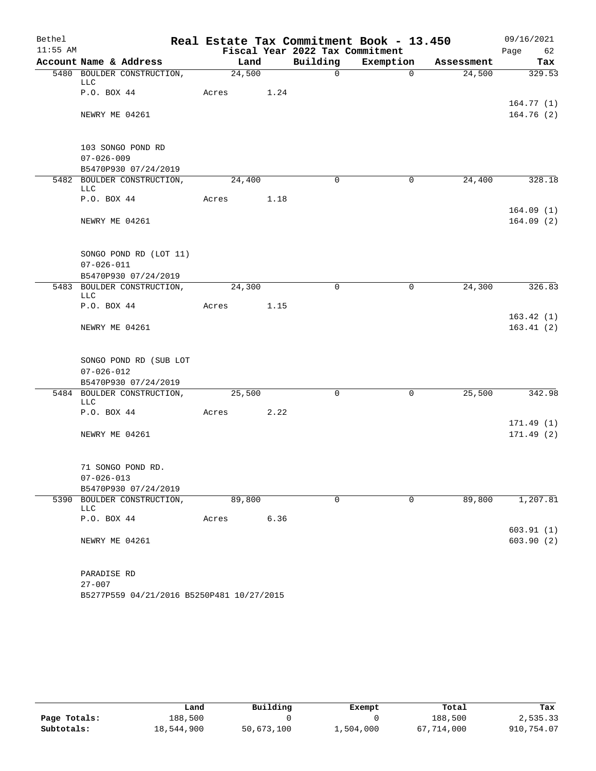# Real Estate Tax Commitment Book - 13.450

Bethel — 11:55 AM — Fiscal Year 2022 Tax Commitment — 09/16/2021

| Account | Name & Address | Land | Building | Exemption | Assessment | Tax |
|---|---|---|---|---|---|---|
| 5480 | BOULDER CONSTRUCTION, LLC | 24,500 | 0 | 0 | 24,500 | 329.53 |
| | P.O. BOX 44 | Acres 1.24 | | | | |
| | | | | | | 164.77 (1) |
| | NEWRY ME 04261 | | | | | 164.76 (2) |
| | 103 SONGO POND RD | | | | | |
| | 07-026-009 | | | | | |
| | B5470P930 07/24/2019 | | | | | |
| 5482 | BOULDER CONSTRUCTION, LLC | 24,400 | 0 | 0 | 24,400 | 328.18 |
| | P.O. BOX 44 | Acres 1.18 | | | | |
| | | | | | | 164.09 (1) |
| | NEWRY ME 04261 | | | | | 164.09 (2) |
| | SONGO POND RD (LOT 11) | | | | | |
| | 07-026-011 | | | | | |
| | B5470P930 07/24/2019 | | | | | |
| 5483 | BOULDER CONSTRUCTION, LLC | 24,300 | 0 | 0 | 24,300 | 326.83 |
| | P.O. BOX 44 | Acres 1.15 | | | | |
| | | | | | | 163.42 (1) |
| | NEWRY ME 04261 | | | | | 163.41 (2) |
| | SONGO POND RD (SUB LOT | | | | | |
| | 07-026-012 | | | | | |
| | B5470P930 07/24/2019 | | | | | |
| 5484 | BOULDER CONSTRUCTION, LLC | 25,500 | 0 | 0 | 25,500 | 342.98 |
| | P.O. BOX 44 | Acres 2.22 | | | | |
| | | | | | | 171.49 (1) |
| | NEWRY ME 04261 | | | | | 171.49 (2) |
| | 71 SONGO POND RD. | | | | | |
| | 07-026-013 | | | | | |
| | B5470P930 07/24/2019 | | | | | |
| 5390 | BOULDER CONSTRUCTION, LLC | 89,800 | 0 | 0 | 89,800 | 1,207.81 |
| | P.O. BOX 44 | Acres 6.36 | | | | |
| | | | | | | 603.91 (1) |
| | NEWRY ME 04261 | | | | | 603.90 (2) |
| | PARADISE RD | | | | | |
| | 27-007 | | | | | |
| | B5277P559 04/21/2016 B5250P481 10/27/2015 | | | | | |

| | Land | Building | Exempt | Total | Tax |
|---|---|---|---|---|---|
| Page Totals: | 188,500 | 0 | 0 | 188,500 | 2,535.33 |
| Subtotals: | 18,544,900 | 50,673,100 | 1,504,000 | 67,714,000 | 910,754.07 |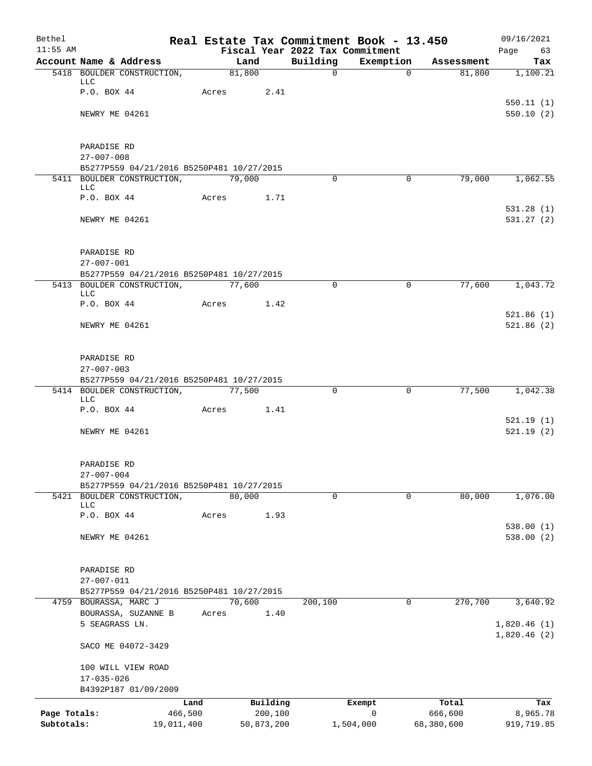Bethel 11:55 AM

# Real Estate Tax Commitment Book - 13.450

## Fiscal Year 2022 Tax Commitment

09/16/2021 Page 63

| Account Name & Address | Land | Building | Exemption | Assessment | Tax |
|---|---|---|---|---|---|
| 5418 BOULDER CONSTRUCTION, LLC | 81,800 | 0 | 0 | 81,800 | 1,100.21 |
| P.O. BOX 44 | Acres 2.41 | | | | |
| | | | | | 550.11 (1) |
| NEWRY ME 04261 | | | | | 550.10 (2) |
| PARADISE RD | | | | | |
| 27-007-008 | | | | | |
| B5277P559 04/21/2016 B5250P481 10/27/2015 | | | | | |
| 5411 BOULDER CONSTRUCTION, LLC | 79,000 | 0 | 0 | 79,000 | 1,062.55 |
| P.O. BOX 44 | Acres 1.71 | | | | |
| | | | | | 531.28 (1) |
| NEWRY ME 04261 | | | | | 531.27 (2) |
| PARADISE RD | | | | | |
| 27-007-001 | | | | | |
| B5277P559 04/21/2016 B5250P481 10/27/2015 | | | | | |
| 5413 BOULDER CONSTRUCTION, LLC | 77,600 | 0 | 0 | 77,600 | 1,043.72 |
| P.O. BOX 44 | Acres 1.42 | | | | |
| | | | | | 521.86 (1) |
| NEWRY ME 04261 | | | | | 521.86 (2) |
| PARADISE RD | | | | | |
| 27-007-003 | | | | | |
| B5277P559 04/21/2016 B5250P481 10/27/2015 | | | | | |
| 5414 BOULDER CONSTRUCTION, LLC | 77,500 | 0 | 0 | 77,500 | 1,042.38 |
| P.O. BOX 44 | Acres 1.41 | | | | |
| | | | | | 521.19 (1) |
| NEWRY ME 04261 | | | | | 521.19 (2) |
| PARADISE RD | | | | | |
| 27-007-004 | | | | | |
| B5277P559 04/21/2016 B5250P481 10/27/2015 | | | | | |
| 5421 BOULDER CONSTRUCTION, LLC | 80,000 | 0 | 0 | 80,000 | 1,076.00 |
| P.O. BOX 44 | Acres 1.93 | | | | |
| | | | | | 538.00 (1) |
| NEWRY ME 04261 | | | | | 538.00 (2) |
| PARADISE RD | | | | | |
| 27-007-011 | | | | | |
| B5277P559 04/21/2016 B5250P481 10/27/2015 | | | | | |
| 4759 BOURASSA, MARC J | 70,600 | 200,100 | 0 | 270,700 | 3,640.92 |
| BOURASSA, SUZANNE B | Acres 1.40 | | | | |
| 5 SEAGRASS LN. | | | | | 1,820.46 (1) |
| | | | | | 1,820.46 (2) |
| SACO ME 04072-3429 | | | | | |
| 100 WILL VIEW ROAD | | | | | |
| 17-035-026 | | | | | |
| B4392P187 01/09/2009 | | | | | |

| | Land | Building | Exempt | Total | Tax |
|---|---|---|---|---|---|
| Page Totals: | 466,500 | 200,100 | 0 | 666,600 | 8,965.78 |
| Subtotals: | 19,011,400 | 50,873,200 | 1,504,000 | 68,380,600 | 919,719.85 |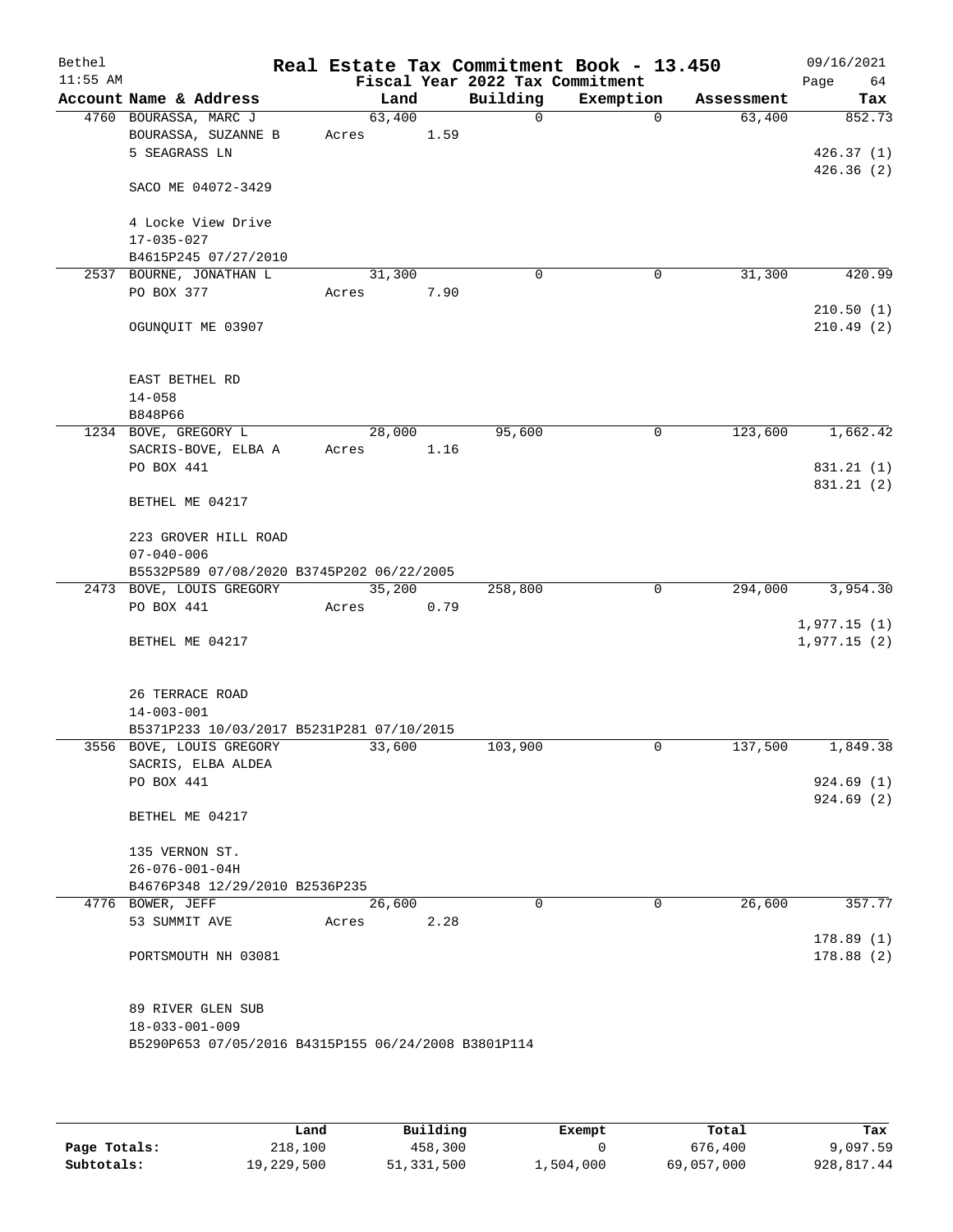# Real Estate Tax Commitment Book - 13.450

Bethel 11:55 AM — Fiscal Year 2022 Tax Commitment — 09/16/2021

| Account Name & Address | Land | Building | Exemption | Assessment | Tax |
|---|---|---|---|---|---|
| 4760 BOURASSA, MARC J<br>BOURASSA, SUZANNE B<br>5 SEAGRASS LN<br><br>SACO ME 04072-3429<br><br>4 Locke View Drive<br>17-035-027<br>B4615P245 07/27/2010 | 63,400<br>Acres 1.59 | 0 | 0 | 63,400 | 852.73<br><br>426.37 (1)<br>426.36 (2) |
| 2537 BOURNE, JONATHAN L<br>PO BOX 377<br><br>OGUNQUIT ME 03907<br><br>EAST BETHEL RD<br>14-058<br>B848P66 | 31,300<br>Acres 7.90 | 0 | 0 | 31,300 | 420.99<br><br>210.50 (1)<br>210.49 (2) |
| 1234 BOVE, GREGORY L<br>SACRIS-BOVE, ELBA A<br>PO BOX 441<br><br>BETHEL ME 04217<br><br>223 GROVER HILL ROAD<br>07-040-006<br>B5532P589 07/08/2020 B3745P202 06/22/2005 | 28,000<br>Acres 1.16 | 95,600 | 0 | 123,600 | 1,662.42<br><br>831.21 (1)<br>831.21 (2) |
| 2473 BOVE, LOUIS GREGORY<br>PO BOX 441<br><br>BETHEL ME 04217<br><br>26 TERRACE ROAD<br>14-003-001<br>B5371P233 10/03/2017 B5231P281 07/10/2015 | 35,200<br>Acres 0.79 | 258,800 | 0 | 294,000 | 3,954.30<br><br>1,977.15 (1)<br>1,977.15 (2) |
| 3556 BOVE, LOUIS GREGORY<br>SACRIS, ELBA ALDEA<br>PO BOX 441<br><br>BETHEL ME 04217<br><br>135 VERNON ST.<br>26-076-001-04H<br>B4676P348 12/29/2010 B2536P235 | 33,600 | 103,900 | 0 | 137,500 | 1,849.38<br><br>924.69 (1)<br>924.69 (2) |
| 4776 BOWER, JEFF<br>53 SUMMIT AVE<br><br>PORTSMOUTH NH 03081<br><br>89 RIVER GLEN SUB<br>18-033-001-009<br>B5290P653 07/05/2016 B4315P155 06/24/2008 B3801P114 | 26,600<br>Acres 2.28 | 0 | 0 | 26,600 | 357.77<br><br>178.89 (1)<br>178.88 (2) |

| | Land | Building | Exempt | Total | Tax |
|---|---|---|---|---|---|
| Page Totals: | 218,100 | 458,300 | 0 | 676,400 | 9,097.59 |
| Subtotals: | 19,229,500 | 51,331,500 | 1,504,000 | 69,057,000 | 928,817.44 |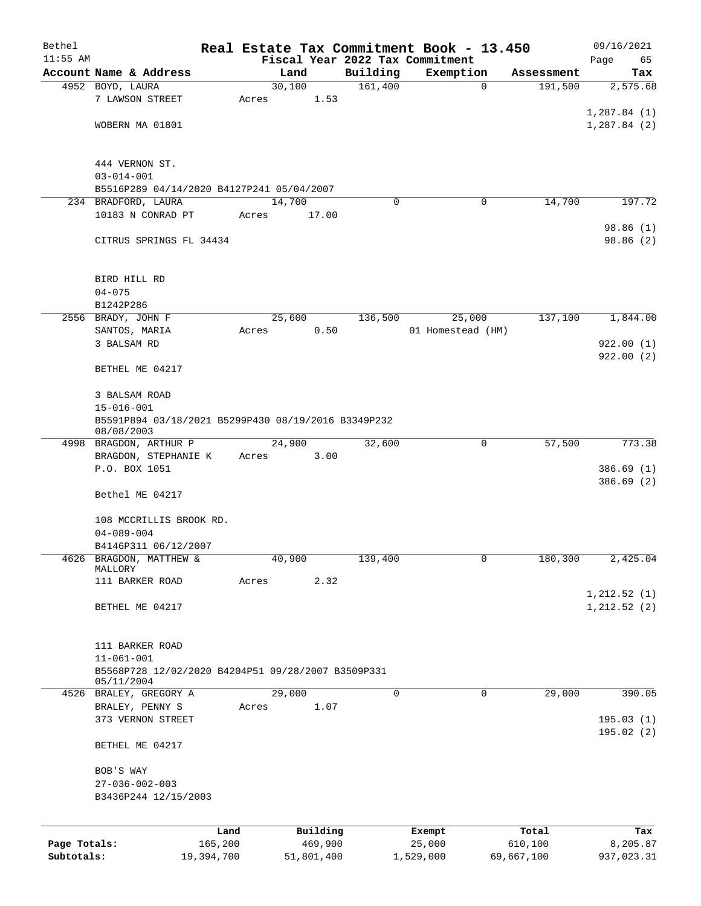# Real Estate Tax Commitment Book - 13.450

Bethel
11:55 AM

Fiscal Year 2022 Tax Commitment

09/16/2021

| Account | Name & Address | Land | Building | Exemption | Assessment | Tax |
|---|---|---|---|---|---|---|
| 4952 | BOYD, LAURA<br>7 LAWSON STREET<br><br>WOBERN MA 01801<br><br>444 VERNON ST.<br>03-014-001<br>B5516P289 04/14/2020 B4127P241 05/04/2007 | 30,100<br>Acres 1.53 | 161,400 | 0 | 191,500 | 2,575.68<br><br>1,287.84 (1)<br>1,287.84 (2) |
| 234 | BRADFORD, LAURA<br>10183 N CONRAD PT<br><br>CITRUS SPRINGS FL 34434<br><br>BIRD HILL RD<br>04-075<br>B1242P286 | 14,700<br>Acres 17.00 | 0 | 0 | 14,700 | 197.72<br><br>98.86 (1)<br>98.86 (2) |
| 2556 | BRADY, JOHN F<br>SANTOS, MARIA<br>3 BALSAM RD<br><br>BETHEL ME 04217<br><br>3 BALSAM ROAD<br>15-016-001<br>B5591P894 03/18/2021 B5299P430 08/19/2016 B3349P232 08/08/2003 | 25,600<br>Acres 0.50 | 136,500 | 25,000<br>01 Homestead (HM) | 137,100 | 1,844.00<br><br>922.00 (1)<br>922.00 (2) |
| 4998 | BRAGDON, ARTHUR P<br>BRAGDON, STEPHANIE K<br>P.O. BOX 1051<br><br>Bethel ME 04217<br><br>108 MCCRILLIS BROOK RD.<br>04-089-004<br>B4146P311 06/12/2007 | 24,900<br>Acres 3.00 | 32,600 | 0 | 57,500 | 773.38<br><br>386.69 (1)<br>386.69 (2) |
| 4626 | BRAGDON, MATTHEW & MALLORY<br>111 BARKER ROAD<br><br>BETHEL ME 04217<br><br>111 BARKER ROAD<br>11-061-001<br>B5568P728 12/02/2020 B4204P51 09/28/2007 B3509P331 05/11/2004 | 40,900<br>Acres 2.32 | 139,400 | 0 | 180,300 | 2,425.04<br><br>1,212.52 (1)<br>1,212.52 (2) |
| 4526 | BRALEY, GREGORY A<br>BRALEY, PENNY S<br>373 VERNON STREET<br><br>BETHEL ME 04217<br><br>BOB'S WAY<br>27-036-002-003<br>B3436P244 12/15/2003 | 29,000<br>Acres 1.07 | 0 | 0 | 29,000 | 390.05<br><br>195.03 (1)<br>195.02 (2) |

| | Land | Building | Exempt | Total | Tax |
|---|---|---|---|---|---|
| Page Totals: | 165,200 | 469,900 | 25,000 | 610,100 | 8,205.87 |
| Subtotals: | 19,394,700 | 51,801,400 | 1,529,000 | 69,667,100 | 937,023.31 |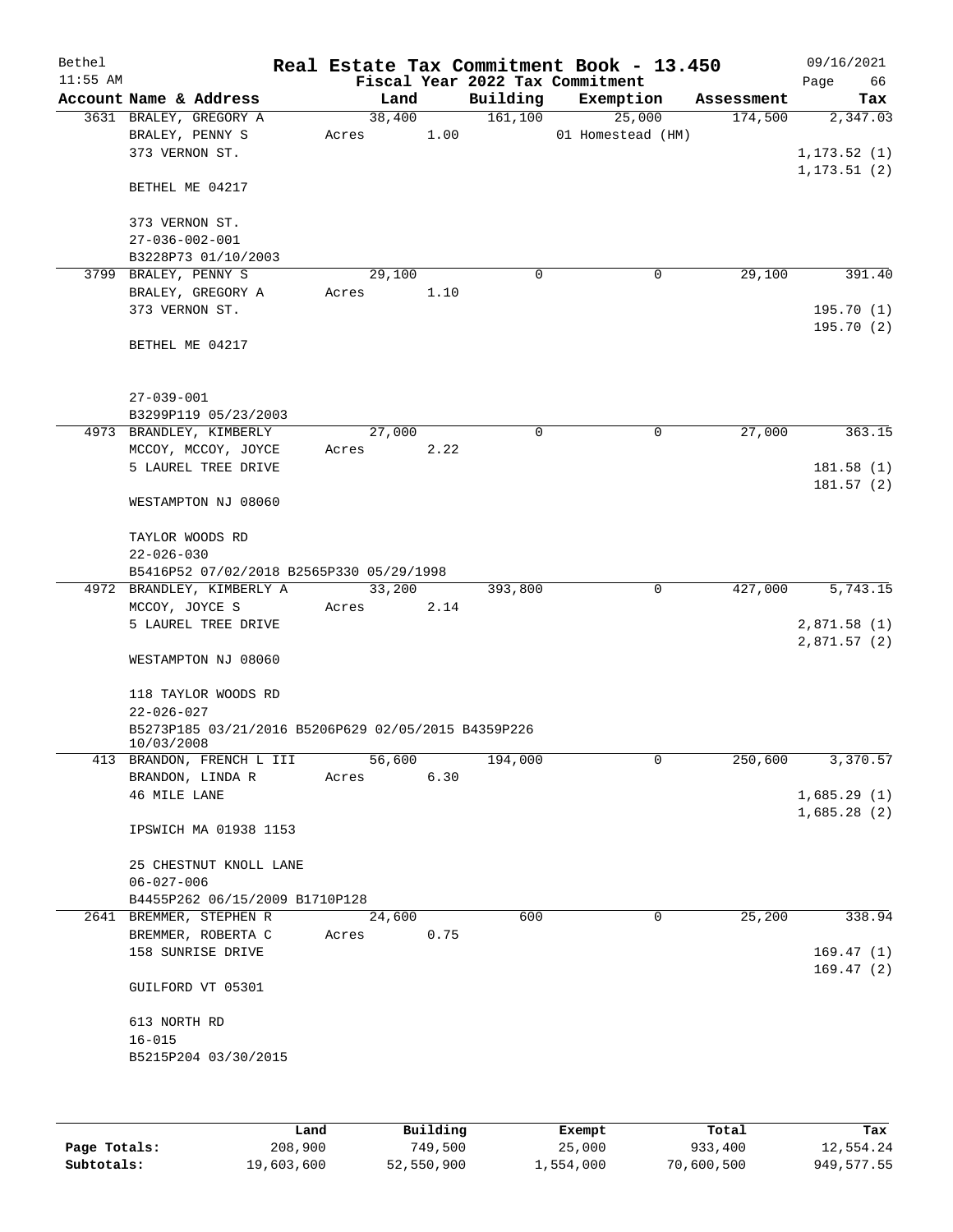# Real Estate Tax Commitment Book - 13.450

Bethel 11:55 AM — Fiscal Year 2022 Tax Commitment — 09/16/2021 Page 66

| Account Name & Address | Land | Building | Exemption | Assessment | Tax |
|---|---|---|---|---|---|
| 3631 BRALEY, GREGORY A | 38,400 | 161,100 | 25,000 | 174,500 | 2,347.03 |
| BRALEY, PENNY S | Acres 1.00 | | 01 Homestead (HM) | | |
| 373 VERNON ST. | | | | | 1,173.52 (1) |
| | | | | | 1,173.51 (2) |
| BETHEL ME 04217 | | | | | |
| 373 VERNON ST. | | | | | |
| 27-036-002-001 | | | | | |
| B3228P73 01/10/2003 | | | | | |
| 3799 BRALEY, PENNY S | 29,100 | 0 | 0 | 29,100 | 391.40 |
| BRALEY, GREGORY A | Acres 1.10 | | | | |
| 373 VERNON ST. | | | | | 195.70 (1) |
| | | | | | 195.70 (2) |
| BETHEL ME 04217 | | | | | |
| 27-039-001 | | | | | |
| B3299P119 05/23/2003 | | | | | |
| 4973 BRANDLEY, KIMBERLY | 27,000 | 0 | 0 | 27,000 | 363.15 |
| MCCOY, MCCOY, JOYCE | Acres 2.22 | | | | |
| 5 LAUREL TREE DRIVE | | | | | 181.58 (1) |
| | | | | | 181.57 (2) |
| WESTAMPTON NJ 08060 | | | | | |
| TAYLOR WOODS RD | | | | | |
| 22-026-030 | | | | | |
| B5416P52 07/02/2018 B2565P330 05/29/1998 | | | | | |
| 4972 BRANDLEY, KIMBERLY A | 33,200 | 393,800 | 0 | 427,000 | 5,743.15 |
| MCCOY, JOYCE S | Acres 2.14 | | | | |
| 5 LAUREL TREE DRIVE | | | | | 2,871.58 (1) |
| | | | | | 2,871.57 (2) |
| WESTAMPTON NJ 08060 | | | | | |
| 118 TAYLOR WOODS RD | | | | | |
| 22-026-027 | | | | | |
| B5273P185 03/21/2016 B5206P629 02/05/2015 B4359P226 10/03/2008 | | | | | |
| 413 BRANDON, FRENCH L III | 56,600 | 194,000 | 0 | 250,600 | 3,370.57 |
| BRANDON, LINDA R | Acres 6.30 | | | | |
| 46 MILE LANE | | | | | 1,685.29 (1) |
| | | | | | 1,685.28 (2) |
| IPSWICH MA 01938 1153 | | | | | |
| 25 CHESTNUT KNOLL LANE | | | | | |
| 06-027-006 | | | | | |
| B4455P262 06/15/2009 B1710P128 | | | | | |
| 2641 BREMMER, STEPHEN R | 24,600 | 600 | 0 | 25,200 | 338.94 |
| BREMMER, ROBERTA C | Acres 0.75 | | | | |
| 158 SUNRISE DRIVE | | | | | 169.47 (1) |
| | | | | | 169.47 (2) |
| GUILFORD VT 05301 | | | | | |
| 613 NORTH RD | | | | | |
| 16-015 | | | | | |
| B5215P204 03/30/2015 | | | | | |

| | Land | Building | Exempt | Total | Tax |
|---|---|---|---|---|---|
| Page Totals: | 208,900 | 749,500 | 25,000 | 933,400 | 12,554.24 |
| Subtotals: | 19,603,600 | 52,550,900 | 1,554,000 | 70,600,500 | 949,577.55 |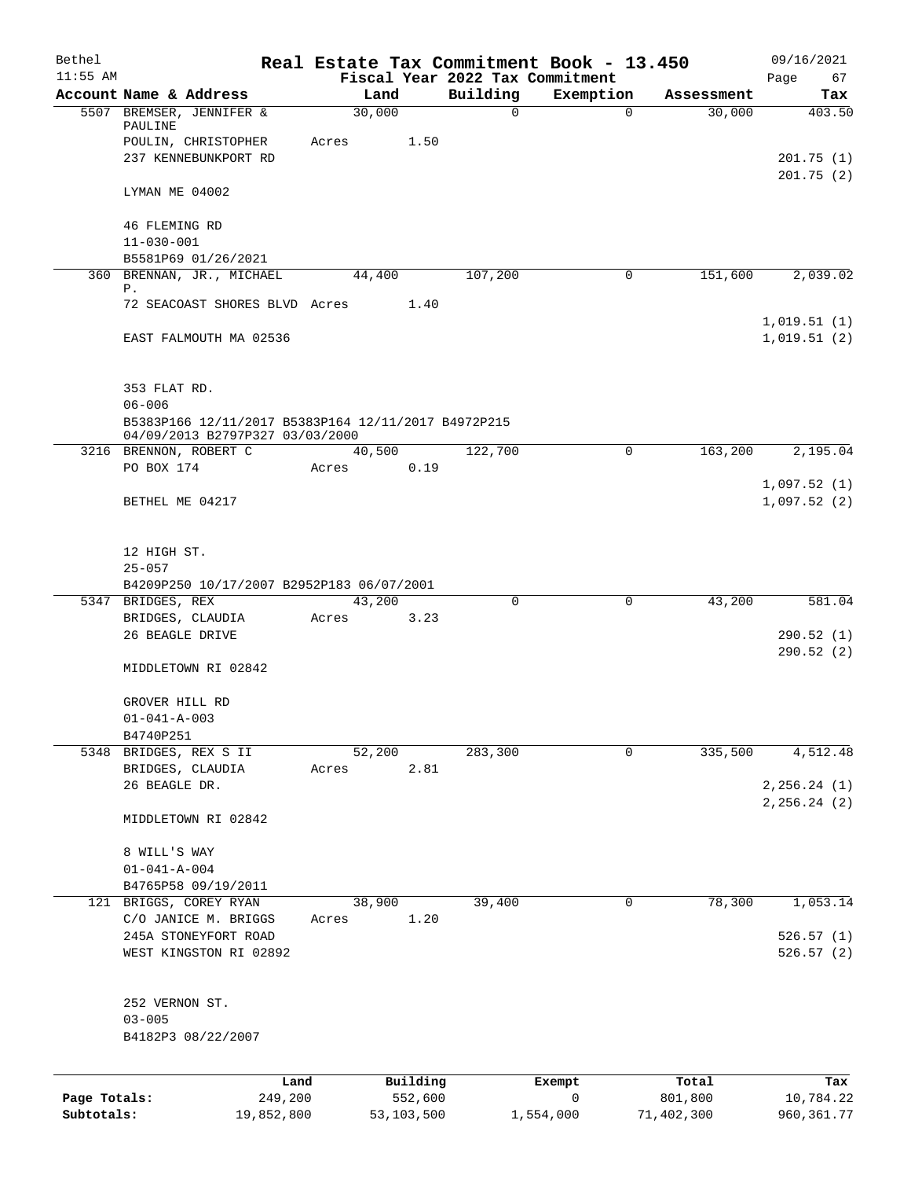# Real Estate Tax Commitment Book - 13.450

Bethel
11:55 AM

Fiscal Year 2022 Tax Commitment

09/16/2021

| Account | Name & Address | Land | Building | Exemption | Assessment | Tax |
|---|---|---|---|---|---|---|
| 5507 | BREMSER, JENNIFER & PAULINE<br>POULIN, CHRISTOPHER<br>237 KENNEBUNKPORT RD<br><br>LYMAN ME 04002<br><br>46 FLEMING RD<br>11-030-001<br>B5581P69 01/26/2021 | 30,000<br>Acres 1.50 | 0 | 0 | 30,000 | 403.50<br><br>201.75 (1)<br>201.75 (2) |
| 360 | BRENNAN, JR., MICHAEL P.<br>72 SEACOAST SHORES BLVD<br><br>EAST FALMOUTH MA 02536<br><br>353 FLAT RD.<br>06-006<br>B5383P166 12/11/2017 B5383P164 12/11/2017 B4972P215 04/09/2013 B2797P327 03/03/2000 | 44,400<br>Acres 1.40 | 107,200 | 0 | 151,600 | 2,039.02<br><br>1,019.51 (1)<br>1,019.51 (2) |
| 3216 | BRENNON, ROBERT C<br>PO BOX 174<br><br>BETHEL ME 04217<br><br>12 HIGH ST.<br>25-057<br>B4209P250 10/17/2007 B2952P183 06/07/2001 | 40,500<br>Acres 0.19 | 122,700 | 0 | 163,200 | 2,195.04<br><br>1,097.52 (1)<br>1,097.52 (2) |
| 5347 | BRIDGES, REX<br>BRIDGES, CLAUDIA<br>26 BEAGLE DRIVE<br><br>MIDDLETOWN RI 02842<br><br>GROVER HILL RD<br>01-041-A-003<br>B4740P251 | 43,200<br>Acres 3.23 | 0 | 0 | 43,200 | 581.04<br><br>290.52 (1)<br>290.52 (2) |
| 5348 | BRIDGES, REX S II<br>BRIDGES, CLAUDIA<br>26 BEAGLE DR.<br><br>MIDDLETOWN RI 02842<br><br>8 WILL'S WAY<br>01-041-A-004<br>B4765P58 09/19/2011 | 52,200<br>Acres 2.81 | 283,300 | 0 | 335,500 | 4,512.48<br><br>2,256.24 (1)<br>2,256.24 (2) |
| 121 | BRIGGS, COREY RYAN<br>C/O JANICE M. BRIGGS<br>245A STONEYFORT ROAD<br>WEST KINGSTON RI 02892<br><br>252 VERNON ST.<br>03-005<br>B4182P3 08/22/2007 | 38,900<br>Acres 1.20 | 39,400 | 0 | 78,300 | 1,053.14<br><br>526.57 (1)<br>526.57 (2) |

| | Land | Building | Exempt | Total | Tax |
|---|---|---|---|---|---|
| Page Totals: | 249,200 | 552,600 | 0 | 801,800 | 10,784.22 |
| Subtotals: | 19,852,800 | 53,103,500 | 1,554,000 | 71,402,300 | 960,361.77 |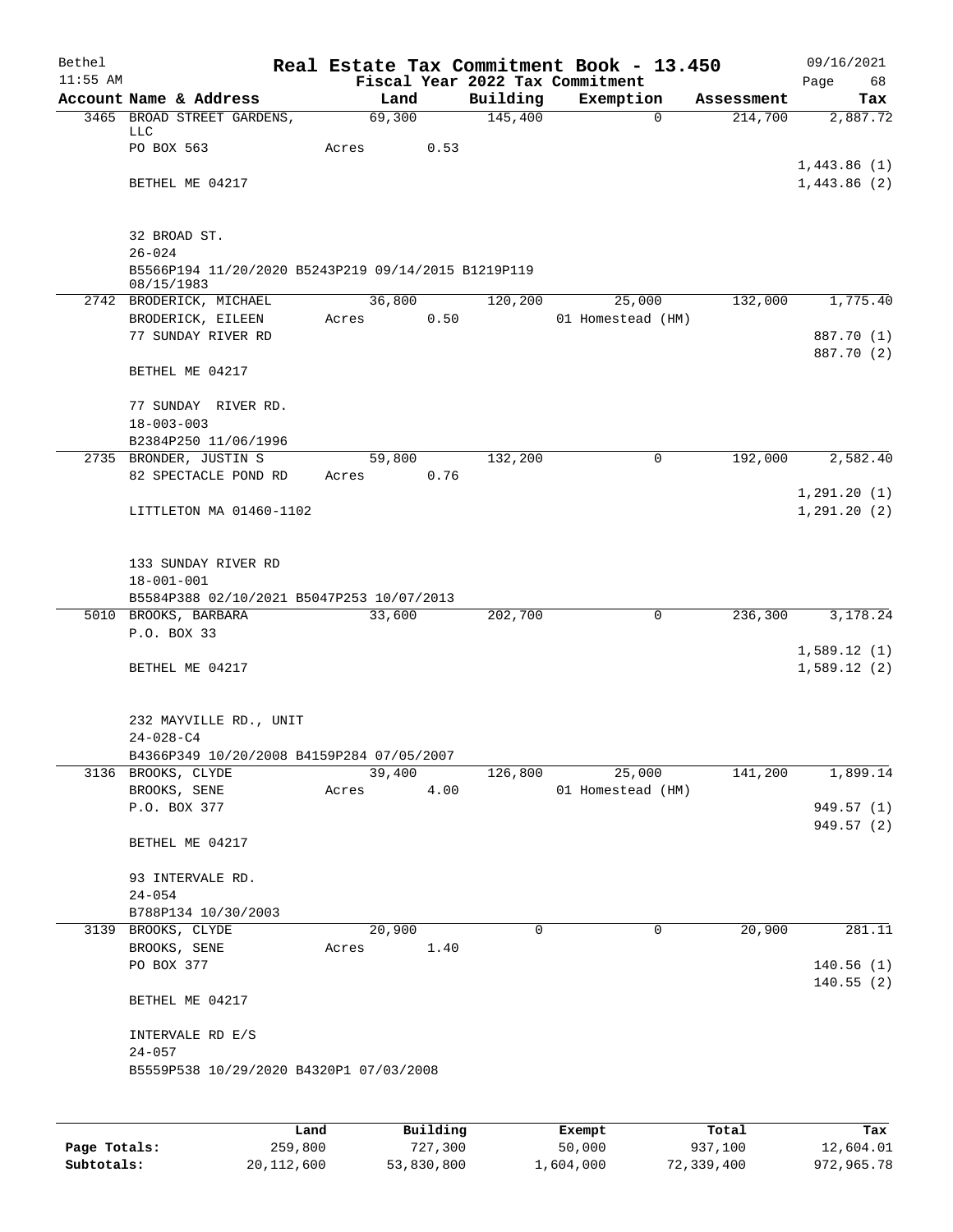# Real Estate Tax Commitment Book - 13.450

Bethel
11:55 AM

Fiscal Year 2022 Tax Commitment

09/16/2021
Page 68

| Account Name & Address | Land | Building | Exemption | Assessment | Tax |
|---|---|---|---|---|---|
| 3465 BROAD STREET GARDENS, LLC | 69,300 | 145,400 | 0 | 214,700 | 2,887.72 |
| PO BOX 563 | Acres 0.53 | | | | |
| | | | | | 1,443.86 (1) |
| BETHEL ME 04217 | | | | | 1,443.86 (2) |
| 32 BROAD ST. | | | | | |
| 26-024 | | | | | |
| B5566P194 11/20/2020 B5243P219 09/14/2015 B1219P119 08/15/1983 | | | | | |
| 2742 BRODERICK, MICHAEL | 36,800 | 120,200 | 25,000 | 132,000 | 1,775.40 |
| BRODERICK, EILEEN | Acres 0.50 | | 01 Homestead (HM) | | |
| 77 SUNDAY RIVER RD | | | | | 887.70 (1) |
| | | | | | 887.70 (2) |
| BETHEL ME 04217 | | | | | |
| 77 SUNDAY RIVER RD. | | | | | |
| 18-003-003 | | | | | |
| B2384P250 11/06/1996 | | | | | |
| 2735 BRONDER, JUSTIN S | 59,800 | 132,200 | 0 | 192,000 | 2,582.40 |
| 82 SPECTACLE POND RD | Acres 0.76 | | | | |
| | | | | | 1,291.20 (1) |
| LITTLETON MA 01460-1102 | | | | | 1,291.20 (2) |
| 133 SUNDAY RIVER RD | | | | | |
| 18-001-001 | | | | | |
| B5584P388 02/10/2021 B5047P253 10/07/2013 | | | | | |
| 5010 BROOKS, BARBARA | 33,600 | 202,700 | 0 | 236,300 | 3,178.24 |
| P.O. BOX 33 | | | | | |
| | | | | | 1,589.12 (1) |
| BETHEL ME 04217 | | | | | 1,589.12 (2) |
| 232 MAYVILLE RD., UNIT | | | | | |
| 24-028-C4 | | | | | |
| B4366P349 10/20/2008 B4159P284 07/05/2007 | | | | | |
| 3136 BROOKS, CLYDE | 39,400 | 126,800 | 25,000 | 141,200 | 1,899.14 |
| BROOKS, SENE | Acres 4.00 | | 01 Homestead (HM) | | |
| P.O. BOX 377 | | | | | 949.57 (1) |
| | | | | | 949.57 (2) |
| BETHEL ME 04217 | | | | | |
| 93 INTERVALE RD. | | | | | |
| 24-054 | | | | | |
| B788P134 10/30/2003 | | | | | |
| 3139 BROOKS, CLYDE | 20,900 | 0 | 0 | 20,900 | 281.11 |
| BROOKS, SENE | Acres 1.40 | | | | |
| PO BOX 377 | | | | | 140.56 (1) |
| | | | | | 140.55 (2) |
| BETHEL ME 04217 | | | | | |
| INTERVALE RD E/S | | | | | |
| 24-057 | | | | | |
| B5559P538 10/29/2020 B4320P1 07/03/2008 | | | | | |

| | Land | Building | Exempt | Total | Tax |
|---|---|---|---|---|---|
| Page Totals: | 259,800 | 727,300 | 50,000 | 937,100 | 12,604.01 |
| Subtotals: | 20,112,600 | 53,830,800 | 1,604,000 | 72,339,400 | 972,965.78 |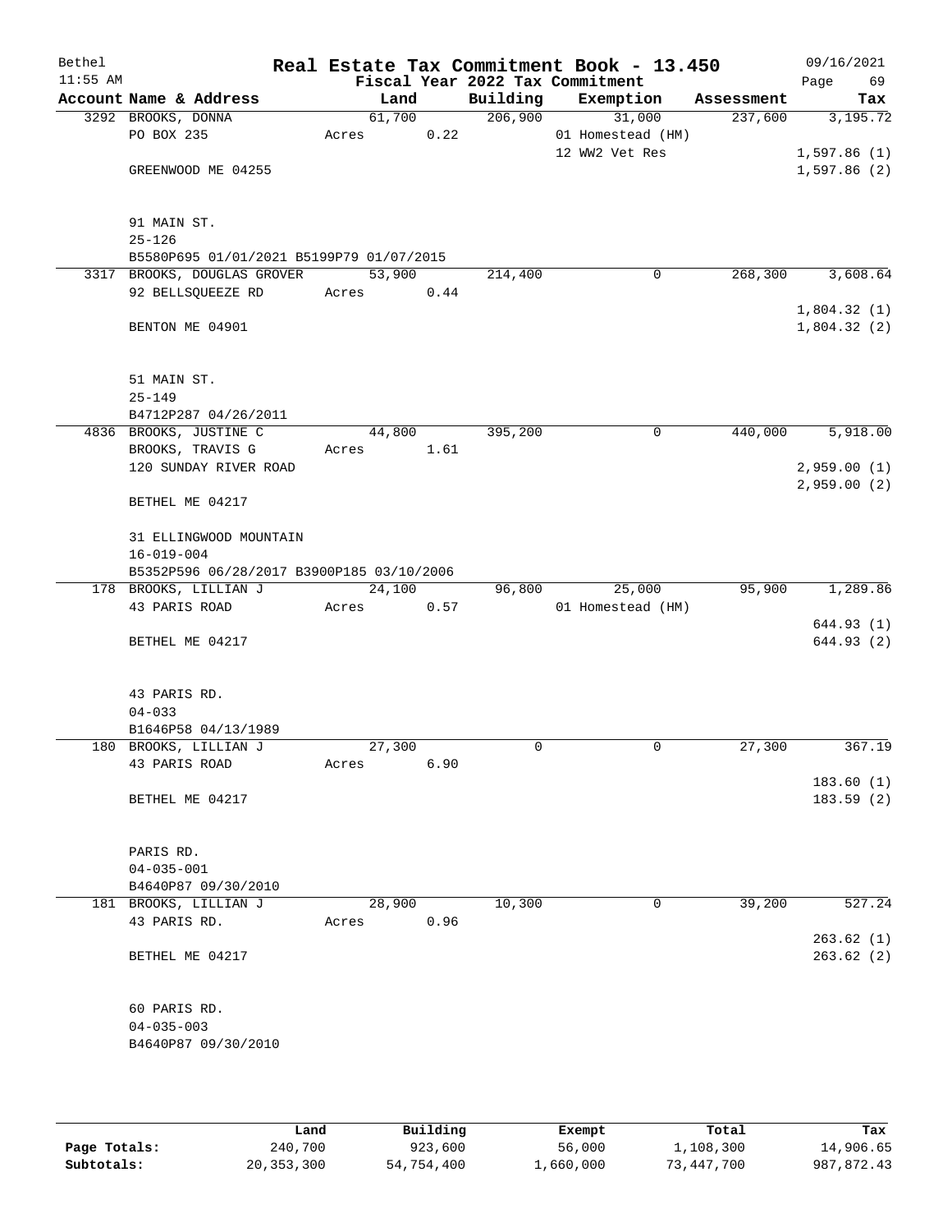Bethel 11:55 AM

# Real Estate Tax Commitment Book - 13.450

## Fiscal Year 2022 Tax Commitment

09/16/2021 Page 69

| Account Name & Address | Land | Building | Exemption | Assessment | Tax |
|---|---|---|---|---|---|
| 3292 BROOKS, DONNA<br>PO BOX 235<br><br>GREENWOOD ME 04255<br><br>91 MAIN ST.<br>25-126<br>B5580P695 01/01/2021 B5199P79 01/07/2015 | 61,700<br>Acres 0.22 | 206,900 | 31,000<br>01 Homestead (HM)<br>12 WW2 Vet Res | 237,600 | 3,195.72<br><br>1,597.86 (1)<br>1,597.86 (2) |
| 3317 BROOKS, DOUGLAS GROVER<br>92 BELLSQUEEZE RD<br><br>BENTON ME 04901<br><br>51 MAIN ST.<br>25-149<br>B4712P287 04/26/2011 | 53,900<br>Acres 0.44 | 214,400 | 0 | 268,300 | 3,608.64<br><br>1,804.32 (1)<br>1,804.32 (2) |
| 4836 BROOKS, JUSTINE C<br>BROOKS, TRAVIS G<br>120 SUNDAY RIVER ROAD<br><br>BETHEL ME 04217<br><br>31 ELLINGWOOD MOUNTAIN<br>16-019-004<br>B5352P596 06/28/2017 B3900P185 03/10/2006 | 44,800<br>Acres 1.61 | 395,200 | 0 | 440,000 | 5,918.00<br><br>2,959.00 (1)<br>2,959.00 (2) |
| 178 BROOKS, LILLIAN J<br>43 PARIS ROAD<br><br>BETHEL ME 04217<br><br>43 PARIS RD.<br>04-033<br>B1646P58 04/13/1989 | 24,100<br>Acres 0.57 | 96,800 | 25,000<br>01 Homestead (HM) | 95,900 | 1,289.86<br><br>644.93 (1)<br>644.93 (2) |
| 180 BROOKS, LILLIAN J<br>43 PARIS ROAD<br><br>BETHEL ME 04217<br><br>PARIS RD.<br>04-035-001<br>B4640P87 09/30/2010 | 27,300<br>Acres 6.90 | 0 | 0 | 27,300 | 367.19<br><br>183.60 (1)<br>183.59 (2) |
| 181 BROOKS, LILLIAN J<br>43 PARIS RD.<br><br>BETHEL ME 04217<br><br>60 PARIS RD.<br>04-035-003<br>B4640P87 09/30/2010 | 28,900<br>Acres 0.96 | 10,300 | 0 | 39,200 | 527.24<br><br>263.62 (1)<br>263.62 (2) |

| | Land | Building | Exempt | Total | Tax |
|---|---|---|---|---|---|
| Page Totals: | 240,700 | 923,600 | 56,000 | 1,108,300 | 14,906.65 |
| Subtotals: | 20,353,300 | 54,754,400 | 1,660,000 | 73,447,700 | 987,872.43 |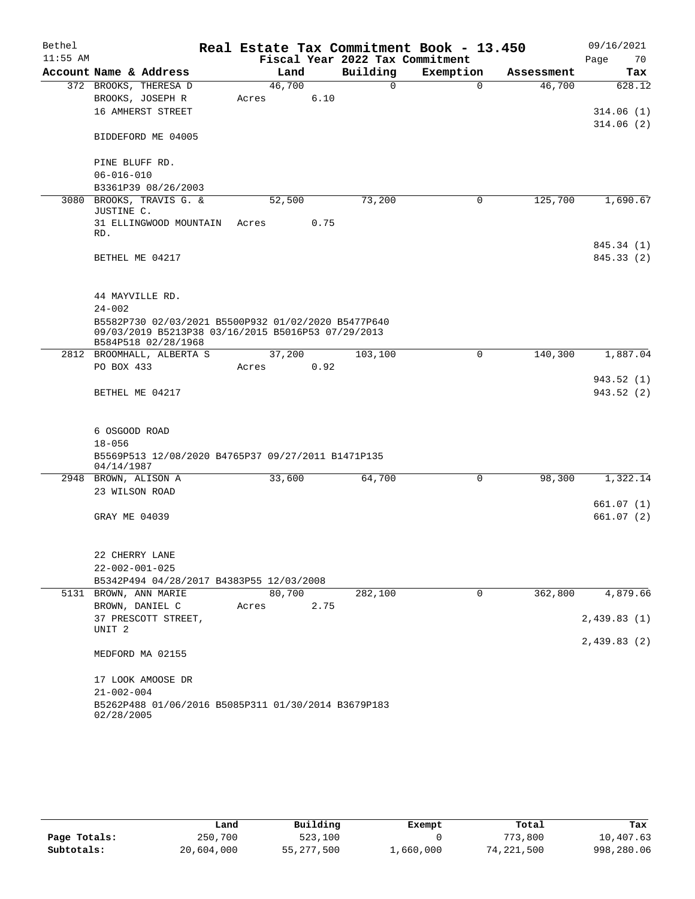# Real Estate Tax Commitment Book - 13.450

Bethel
11:55 AM

Fiscal Year 2022 Tax Commitment

09/16/2021
Page 70

| Account Name & Address | Land | Building | Exemption | Assessment | Tax |
|---|---|---|---|---|---|
| 372 BROOKS, THERESA D | 46,700 | 0 | 0 | 46,700 | 628.12 |
| BROOKS, JOSEPH R | Acres 6.10 | | | | |
| 16 AMHERST STREET | | | | | 314.06 (1) |
| | | | | | 314.06 (2) |
| BIDDEFORD ME 04005 | | | | | |
| PINE BLUFF RD. | | | | | |
| 06-016-010 | | | | | |
| B3361P39 08/26/2003 | | | | | |
| 3080 BROOKS, TRAVIS G. & JUSTINE C. | 52,500 | 73,200 | 0 | 125,700 | 1,690.67 |
| 31 ELLINGWOOD MOUNTAIN RD. | Acres 0.75 | | | | |
| | | | | | 845.34 (1) |
| BETHEL ME 04217 | | | | | 845.33 (2) |
| 44 MAYVILLE RD. | | | | | |
| 24-002 | | | | | |
| B5582P730 02/03/2021 B5500P932 01/02/2020 B5477P640 09/03/2019 B5213P38 03/16/2015 B5016P53 07/29/2013 B584P518 02/28/1968 | | | | | |
| 2812 BROOMHALL, ALBERTA S | 37,200 | 103,100 | 0 | 140,300 | 1,887.04 |
| PO BOX 433 | Acres 0.92 | | | | |
| | | | | | 943.52 (1) |
| BETHEL ME 04217 | | | | | 943.52 (2) |
| 6 OSGOOD ROAD | | | | | |
| 18-056 | | | | | |
| B5569P513 12/08/2020 B4765P37 09/27/2011 B1471P135 04/14/1987 | | | | | |
| 2948 BROWN, ALISON A | 33,600 | 64,700 | 0 | 98,300 | 1,322.14 |
| 23 WILSON ROAD | | | | | |
| | | | | | 661.07 (1) |
| GRAY ME 04039 | | | | | 661.07 (2) |
| 22 CHERRY LANE | | | | | |
| 22-002-001-025 | | | | | |
| B5342P494 04/28/2017 B4383P55 12/03/2008 | | | | | |
| 5131 BROWN, ANN MARIE | 80,700 | 282,100 | 0 | 362,800 | 4,879.66 |
| BROWN, DANIEL C | Acres 2.75 | | | | |
| 37 PRESCOTT STREET, UNIT 2 | | | | | 2,439.83 (1) |
| | | | | | 2,439.83 (2) |
| MEDFORD MA 02155 | | | | | |
| 17 LOOK AMOOSE DR | | | | | |
| 21-002-004 | | | | | |
| B5262P488 01/06/2016 B5085P311 01/30/2014 B3679P183 02/28/2005 | | | | | |

| | Land | Building | Exempt | Total | Tax |
|---|---|---|---|---|---|
| Page Totals: | 250,700 | 523,100 | 0 | 773,800 | 10,407.63 |
| Subtotals: | 20,604,000 | 55,277,500 | 1,660,000 | 74,221,500 | 998,280.06 |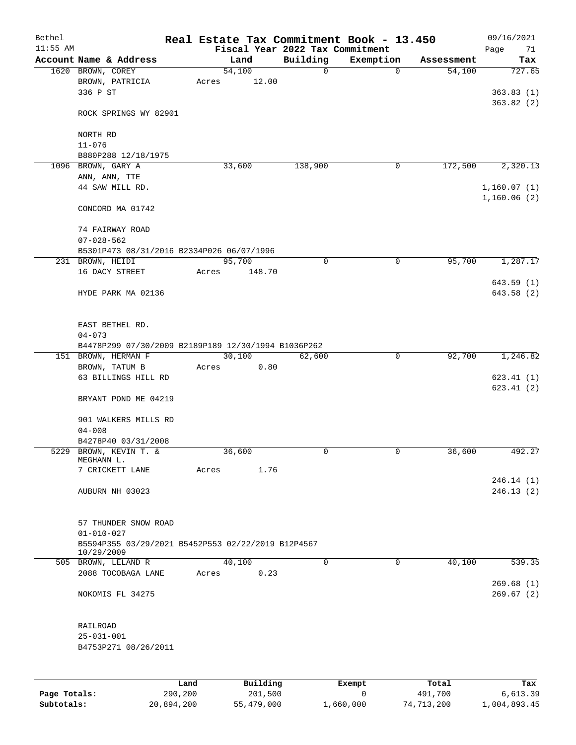# Real Estate Tax Commitment Book - 13.450

Bethel 11:55 AM — Fiscal Year 2022 Tax Commitment — 09/16/2021

| Account Name & Address | Land | Building | Exemption | Assessment | Tax |
|---|---|---|---|---|---|
| 1620 BROWN, COREY<br>BROWN, PATRICIA<br>336 P ST<br><br>ROCK SPRINGS WY 82901<br><br>NORTH RD<br>11-076<br>B880P288 12/18/1975 | 54,100<br>Acres 12.00 | 0 | 0 | 54,100 | 727.65<br><br>363.83 (1)<br>363.82 (2) |
| 1096 BROWN, GARY A<br>ANN, ANN, TTE<br>44 SAW MILL RD.<br><br>CONCORD MA 01742<br><br>74 FAIRWAY ROAD<br>07-028-562<br>B5301P473 08/31/2016 B2334P026 06/07/1996 | 33,600 | 138,900 | 0 | 172,500 | 2,320.13<br><br>1,160.07 (1)<br>1,160.06 (2) |
| 231 BROWN, HEIDI<br>16 DACY STREET<br><br>HYDE PARK MA 02136<br><br>EAST BETHEL RD.<br>04-073<br>B4478P299 07/30/2009 B2189P189 12/30/1994 B1036P262 | 95,700<br>Acres 148.70 | 0 | 0 | 95,700 | 1,287.17<br><br>643.59 (1)<br>643.58 (2) |
| 151 BROWN, HERMAN F<br>BROWN, TATUM B<br>63 BILLINGS HILL RD<br><br>BRYANT POND ME 04219<br><br>901 WALKERS MILLS RD<br>04-008<br>B4278P40 03/31/2008 | 30,100<br>Acres 0.80 | 62,600 | 0 | 92,700 | 1,246.82<br><br>623.41 (1)<br>623.41 (2) |
| 5229 BROWN, KEVIN T. &<br>MEGHANN L.<br>7 CRICKETT LANE<br><br>AUBURN NH 03023<br><br>57 THUNDER SNOW ROAD<br>01-010-027<br>B5594P355 03/29/2021 B5452P553 02/22/2019 B12P4567<br>10/29/2009 | 36,600<br>Acres 1.76 | 0 | 0 | 36,600 | 492.27<br><br>246.14 (1)<br>246.13 (2) |
| 505 BROWN, LELAND R<br>2088 TOCOBAGA LANE<br><br>NOKOMIS FL 34275<br><br>RAILROAD<br>25-031-001<br>B4753P271 08/26/2011 | 40,100<br>Acres 0.23 | 0 | 0 | 40,100 | 539.35<br><br>269.68 (1)<br>269.67 (2) |

| | Land | Building | Exempt | Total | Tax |
|---|---|---|---|---|---|
| Page Totals: | 290,200 | 201,500 | 0 | 491,700 | 6,613.39 |
| Subtotals: | 20,894,200 | 55,479,000 | 1,660,000 | 74,713,200 | 1,004,893.45 |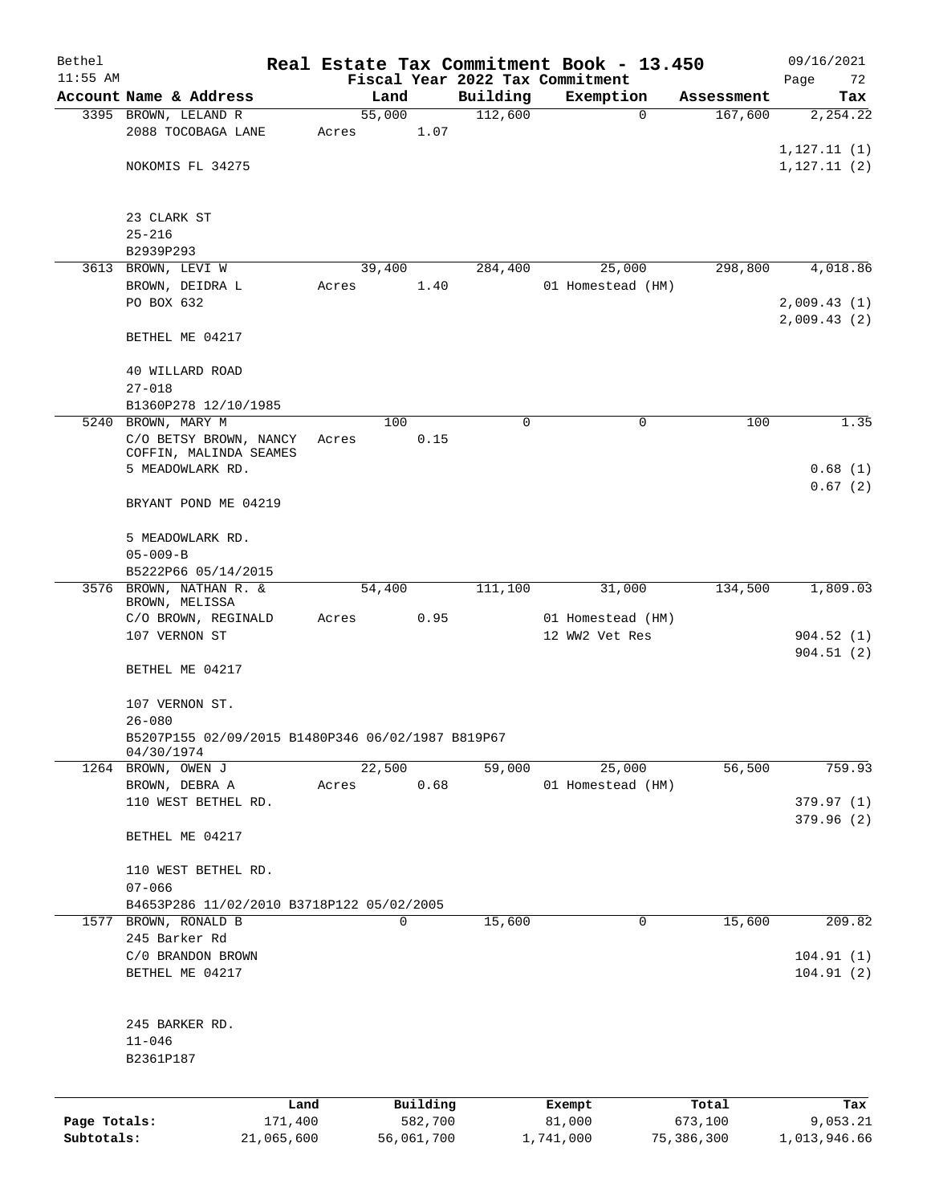# Real Estate Tax Commitment Book - 13.450

Bethel 11:55 AM — Fiscal Year 2022 Tax Commitment — 09/16/2021

| Account | Name & Address | Land | Building | Exemption | Assessment | Tax |
|---|---|---|---|---|---|---|
| 3395 | BROWN, LELAND R<br>2088 TOCOBAGA LANE<br>NOKOMIS FL 34275<br><br>23 CLARK ST<br>25-216<br>B2939P293 | 55,000<br>Acres 1.07 | 112,600 | 0 | 167,600 | 2,254.22<br>1,127.11 (1)<br>1,127.11 (2) |
| 3613 | BROWN, LEVI W<br>BROWN, DEIDRA L<br>PO BOX 632<br>BETHEL ME 04217<br><br>40 WILLARD ROAD<br>27-018<br>B1360P278 12/10/1985 | 39,400<br>Acres 1.40 | 284,400 | 25,000<br>01 Homestead (HM) | 298,800 | 4,018.86<br>2,009.43 (1)<br>2,009.43 (2) |
| 5240 | BROWN, MARY M<br>C/O BETSY BROWN, NANCY COFFIN, MALINDA SEAMES<br>5 MEADOWLARK RD.<br>BRYANT POND ME 04219<br><br>5 MEADOWLARK RD.<br>05-009-B<br>B5222P66 05/14/2015 | 100<br>Acres 0.15 | 0 | 0 | 100 | 1.35<br>0.68 (1)<br>0.67 (2) |
| 3576 | BROWN, NATHAN R. &<br>BROWN, MELISSA<br>C/O BROWN, REGINALD<br>107 VERNON ST<br>BETHEL ME 04217<br><br>107 VERNON ST.<br>26-080<br>B5207P155 02/09/2015 B1480P346 06/02/1987 B819P67 04/30/1974 | 54,400<br>Acres 0.95 | 111,100 | 31,000<br>01 Homestead (HM)<br>12 WW2 Vet Res | 134,500 | 1,809.03<br>904.52 (1)<br>904.51 (2) |
| 1264 | BROWN, OWEN J<br>BROWN, DEBRA A<br>110 WEST BETHEL RD.<br>BETHEL ME 04217<br><br>110 WEST BETHEL RD.<br>07-066<br>B4653P286 11/02/2010 B3718P122 05/02/2005 | 22,500<br>Acres 0.68 | 59,000 | 25,000<br>01 Homestead (HM) | 56,500 | 759.93<br>379.97 (1)<br>379.96 (2) |
| 1577 | BROWN, RONALD B<br>245 Barker Rd<br>C/0 BRANDON BROWN<br>BETHEL ME 04217<br><br>245 BARKER RD.<br>11-046<br>B2361P187 | 0 | 15,600 | 0 | 15,600 | 209.82<br>104.91 (1)<br>104.91 (2) |

| | Land | Building | Exempt | Total | Tax |
|---|---|---|---|---|---|
| Page Totals: | 171,400 | 582,700 | 81,000 | 673,100 | 9,053.21 |
| Subtotals: | 21,065,600 | 56,061,700 | 1,741,000 | 75,386,300 | 1,013,946.66 |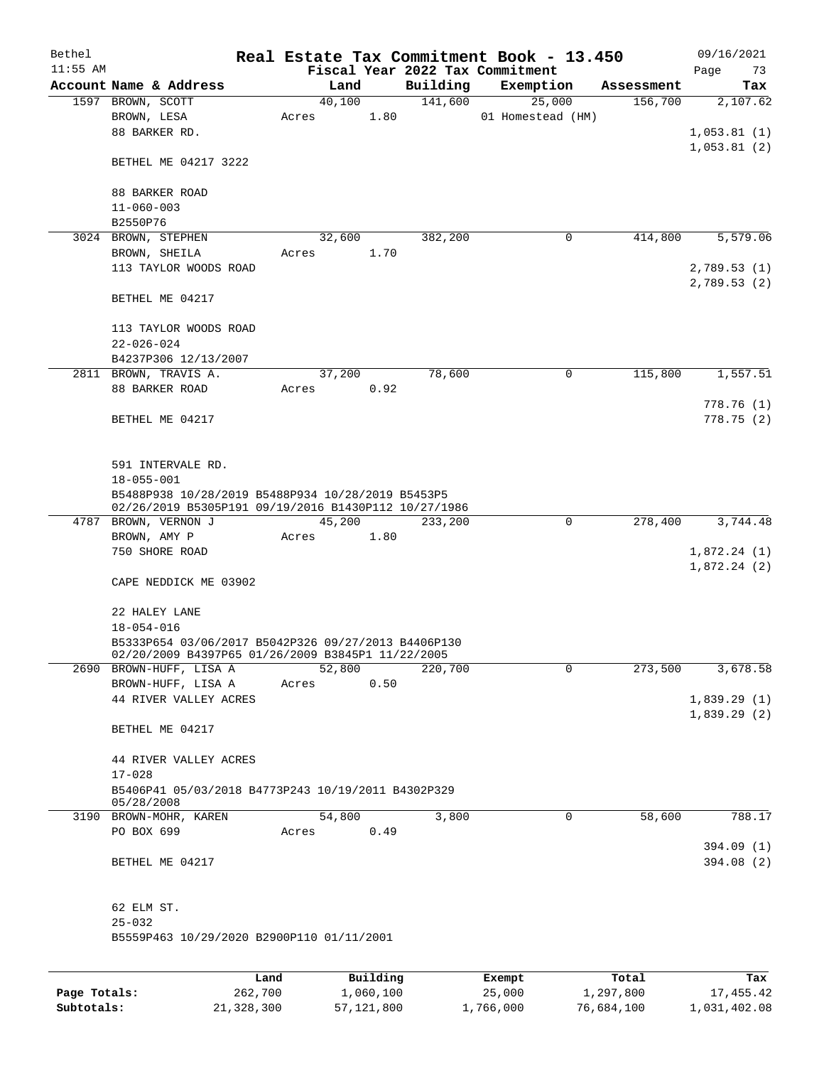# Real Estate Tax Commitment Book - 13.450

Bethel
11:55 AM

Fiscal Year 2022 Tax Commitment

09/16/2021
Page 73

| Account | Name & Address | Land | Building | Exemption | Assessment | Tax |
|---|---|---|---|---|---|---|
| 1597 | BROWN, SCOTT | 40,100 | 141,600 | 25,000 | 156,700 | 2,107.62 |
| | BROWN, LESA | Acres 1.80 | | 01 Homestead (HM) | | |
| | 88 BARKER RD. | | | | | 1,053.81 (1) |
| | | | | | | 1,053.81 (2) |
| | BETHEL ME 04217 3222 | | | | | |
| | 88 BARKER ROAD | | | | | |
| | 11-060-003 | | | | | |
| | B2550P76 | | | | | |
| 3024 | BROWN, STEPHEN | 32,600 | 382,200 | 0 | 414,800 | 5,579.06 |
| | BROWN, SHEILA | Acres 1.70 | | | | |
| | 113 TAYLOR WOODS ROAD | | | | | 2,789.53 (1) |
| | | | | | | 2,789.53 (2) |
| | BETHEL ME 04217 | | | | | |
| | 113 TAYLOR WOODS ROAD | | | | | |
| | 22-026-024 | | | | | |
| | B4237P306 12/13/2007 | | | | | |
| 2811 | BROWN, TRAVIS A. | 37,200 | 78,600 | 0 | 115,800 | 1,557.51 |
| | 88 BARKER ROAD | Acres 0.92 | | | | |
| | | | | | | 778.76 (1) |
| | BETHEL ME 04217 | | | | | 778.75 (2) |
| | 591 INTERVALE RD. | | | | | |
| | 18-055-001 | | | | | |
| | B5488P938 10/28/2019 B5488P934 10/28/2019 B5453P5 02/26/2019 B5305P191 09/19/2016 B1430P112 10/27/1986 | | | | | |
| 4787 | BROWN, VERNON J | 45,200 | 233,200 | 0 | 278,400 | 3,744.48 |
| | BROWN, AMY P | Acres 1.80 | | | | |
| | 750 SHORE ROAD | | | | | 1,872.24 (1) |
| | | | | | | 1,872.24 (2) |
| | CAPE NEDDICK ME 03902 | | | | | |
| | 22 HALEY LANE | | | | | |
| | 18-054-016 | | | | | |
| | B5333P654 03/06/2017 B5042P326 09/27/2013 B4406P130 02/20/2009 B4397P65 01/26/2009 B3845P1 11/22/2005 | | | | | |
| 2690 | BROWN-HUFF, LISA A | 52,800 | 220,700 | 0 | 273,500 | 3,678.58 |
| | BROWN-HUFF, LISA A | Acres 0.50 | | | | |
| | 44 RIVER VALLEY ACRES | | | | | 1,839.29 (1) |
| | | | | | | 1,839.29 (2) |
| | BETHEL ME 04217 | | | | | |
| | 44 RIVER VALLEY ACRES | | | | | |
| | 17-028 | | | | | |
| | B5406P41 05/03/2018 B4773P243 10/19/2011 B4302P329 05/28/2008 | | | | | |
| 3190 | BROWN-MOHR, KAREN | 54,800 | 3,800 | 0 | 58,600 | 788.17 |
| | PO BOX 699 | Acres 0.49 | | | | |
| | | | | | | 394.09 (1) |
| | BETHEL ME 04217 | | | | | 394.08 (2) |
| | 62 ELM ST. | | | | | |
| | 25-032 | | | | | |
| | B5559P463 10/29/2020 B2900P110 01/11/2001 | | | | | |

| | Land | Building | Exempt | Total | Tax |
|---|---|---|---|---|---|
| Page Totals: | 262,700 | 1,060,100 | 25,000 | 1,297,800 | 17,455.42 |
| Subtotals: | 21,328,300 | 57,121,800 | 1,766,000 | 76,684,100 | 1,031,402.08 |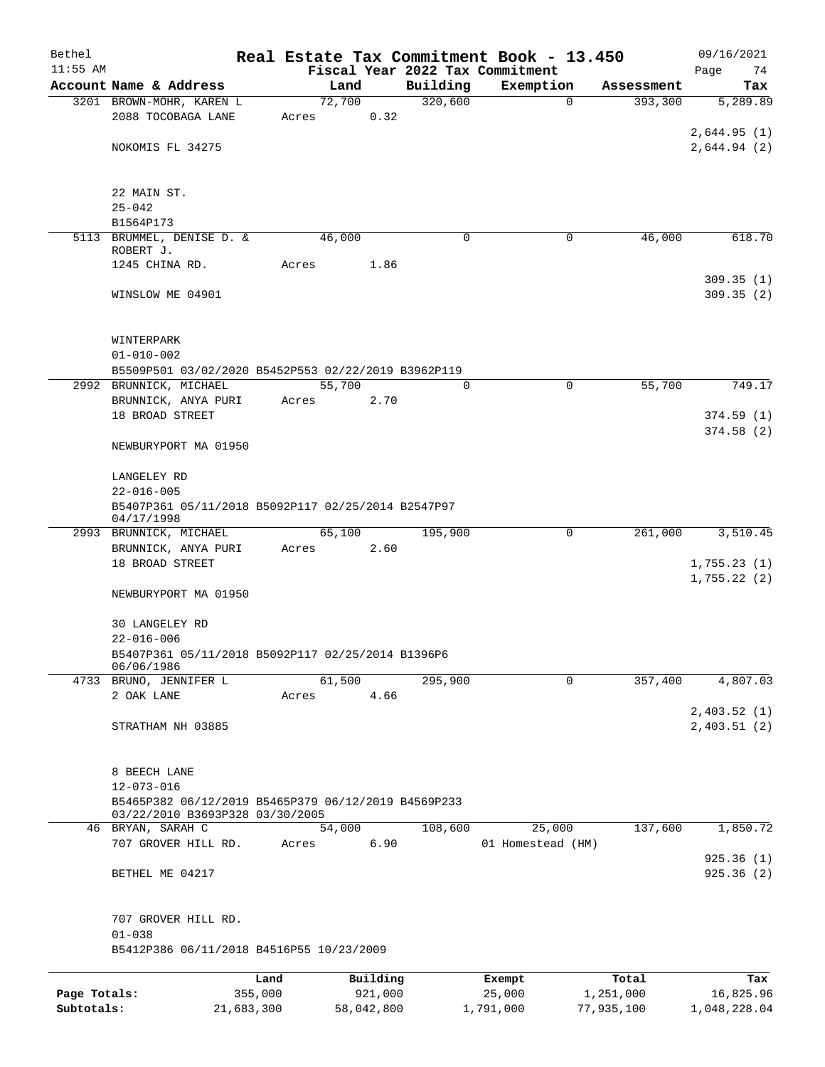Bethel 11:55 AM

# Real Estate Tax Commitment Book - 13.450

## Fiscal Year 2022 Tax Commitment

09/16/2021 Page 74

| Account Name & Address | Land | Building | Exemption | Assessment | Tax |
|---|---|---|---|---|---|
| 3201 BROWN-MOHR, KAREN L<br>2088 TOCOBAGA LANE<br><br>NOKOMIS FL 34275<br><br>22 MAIN ST.<br>25-042<br>B1564P173 | 72,700<br>Acres 0.32 | 320,600 | 0 | 393,300 | 5,289.89<br><br>2,644.95 (1)<br>2,644.94 (2) |
| 5113 BRUMMEL, DENISE D. & ROBERT J.<br>1245 CHINA RD.<br><br>WINSLOW ME 04901<br><br>WINTERPARK<br>01-010-002<br>B5509P501 03/02/2020 B5452P553 02/22/2019 B3962P119 | 46,000<br>Acres 1.86 | 0 | 0 | 46,000 | 618.70<br><br>309.35 (1)<br>309.35 (2) |
| 2992 BRUNNICK, MICHAEL<br>BRUNNICK, ANYA PURI<br>18 BROAD STREET<br><br>NEWBURYPORT MA 01950<br><br>LANGELEY RD<br>22-016-005<br>B5407P361 05/11/2018 B5092P117 02/25/2014 B2547P97 04/17/1998 | 55,700<br>Acres 2.70 | 0 | 0 | 55,700 | 749.17<br><br>374.59 (1)<br>374.58 (2) |
| 2993 BRUNNICK, MICHAEL<br>BRUNNICK, ANYA PURI<br>18 BROAD STREET<br><br>NEWBURYPORT MA 01950<br><br>30 LANGELEY RD<br>22-016-006<br>B5407P361 05/11/2018 B5092P117 02/25/2014 B1396P6 06/06/1986 | 65,100<br>Acres 2.60 | 195,900 | 0 | 261,000 | 3,510.45<br><br>1,755.23 (1)<br>1,755.22 (2) |
| 4733 BRUNO, JENNIFER L<br>2 OAK LANE<br><br>STRATHAM NH 03885<br><br>8 BEECH LANE<br>12-073-016<br>B5465P382 06/12/2019 B5465P379 06/12/2019 B4569P233 03/22/2010 B3693P328 03/30/2005 | 61,500<br>Acres 4.66 | 295,900 | 0 | 357,400 | 4,807.03<br><br>2,403.52 (1)<br>2,403.51 (2) |
| 46 BRYAN, SARAH C<br>707 GROVER HILL RD.<br><br>BETHEL ME 04217<br><br>707 GROVER HILL RD.<br>01-038<br>B5412P386 06/11/2018 B4516P55 10/23/2009 | 54,000<br>Acres 6.90 | 108,600 | 25,000<br>01 Homestead (HM) | 137,600 | 1,850.72<br><br>925.36 (1)<br>925.36 (2) |

| | Land | Building | Exempt | Total | Tax |
|---|---|---|---|---|---|
| Page Totals: | 355,000 | 921,000 | 25,000 | 1,251,000 | 16,825.96 |
| Subtotals: | 21,683,300 | 58,042,800 | 1,791,000 | 77,935,100 | 1,048,228.04 |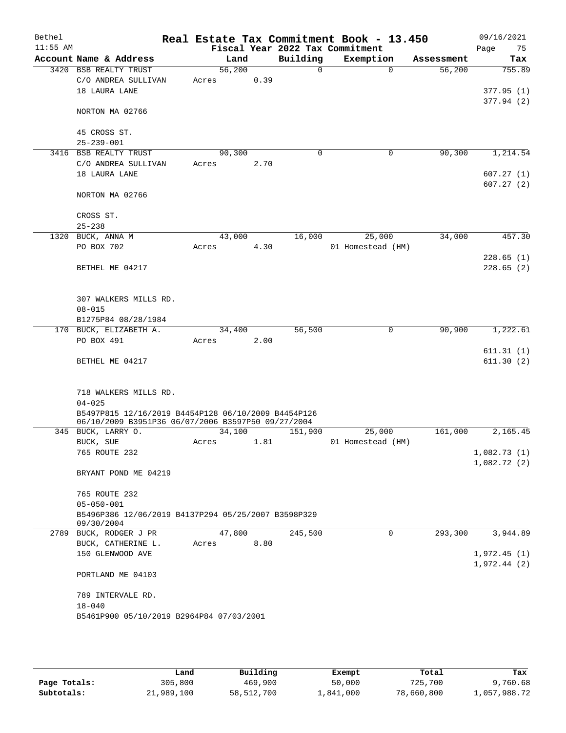Bethel 11:55 AM

# Real Estate Tax Commitment Book - 13.450

Fiscal Year 2022 Tax Commitment

09/16/2021

| Account Name & Address | Land | Building | Exemption | Assessment | Tax |
|---|---|---|---|---|---|
| 3420 BSB REALTY TRUST | 56,200 | 0 | 0 | 56,200 | 755.89 |
| C/O ANDREA SULLIVAN | Acres 0.39 | | | | |
| 18 LAURA LANE | | | | | 377.95 (1) |
| | | | | | 377.94 (2) |
| NORTON MA 02766 | | | | | |
| 45 CROSS ST. | | | | | |
| 25-239-001 | | | | | |
| 3416 BSB REALTY TRUST | 90,300 | 0 | 0 | 90,300 | 1,214.54 |
| C/O ANDREA SULLIVAN | Acres 2.70 | | | | |
| 18 LAURA LANE | | | | | 607.27 (1) |
| | | | | | 607.27 (2) |
| NORTON MA 02766 | | | | | |
| CROSS ST. | | | | | |
| 25-238 | | | | | |
| 1320 BUCK, ANNA M | 43,000 | 16,000 | 25,000 | 34,000 | 457.30 |
| PO BOX 702 | Acres 4.30 | | 01 Homestead (HM) | | |
| | | | | | 228.65 (1) |
| BETHEL ME 04217 | | | | | 228.65 (2) |
| 307 WALKERS MILLS RD. | | | | | |
| 08-015 | | | | | |
| B1275P84 08/28/1984 | | | | | |
| 170 BUCK, ELIZABETH A. | 34,400 | 56,500 | 0 | 90,900 | 1,222.61 |
| PO BOX 491 | Acres 2.00 | | | | |
| | | | | | 611.31 (1) |
| BETHEL ME 04217 | | | | | 611.30 (2) |
| 718 WALKERS MILLS RD. | | | | | |
| 04-025 | | | | | |
| B5497P815 12/16/2019 B4454P128 06/10/2009 B4454P126 06/10/2009 B3951P36 06/07/2006 B3597P50 09/27/2004 | | | | | |
| 345 BUCK, LARRY O. | 34,100 | 151,900 | 25,000 | 161,000 | 2,165.45 |
| BUCK, SUE | Acres 1.81 | | 01 Homestead (HM) | | |
| 765 ROUTE 232 | | | | | 1,082.73 (1) |
| | | | | | 1,082.72 (2) |
| BRYANT POND ME 04219 | | | | | |
| 765 ROUTE 232 | | | | | |
| 05-050-001 | | | | | |
| B5496P386 12/06/2019 B4137P294 05/25/2007 B3598P329 09/30/2004 | | | | | |
| 2789 BUCK, RODGER J PR | 47,800 | 245,500 | 0 | 293,300 | 3,944.89 |
| BUCK, CATHERINE L. | Acres 8.80 | | | | |
| 150 GLENWOOD AVE | | | | | 1,972.45 (1) |
| | | | | | 1,972.44 (2) |
| PORTLAND ME 04103 | | | | | |
| 789 INTERVALE RD. | | | | | |
| 18-040 | | | | | |
| B5461P900 05/10/2019 B2964P84 07/03/2001 | | | | | |

| | Land | Building | Exempt | Total | Tax |
|---|---|---|---|---|---|
| Page Totals: | 305,800 | 469,900 | 50,000 | 725,700 | 9,760.68 |
| Subtotals: | 21,989,100 | 58,512,700 | 1,841,000 | 78,660,800 | 1,057,988.72 |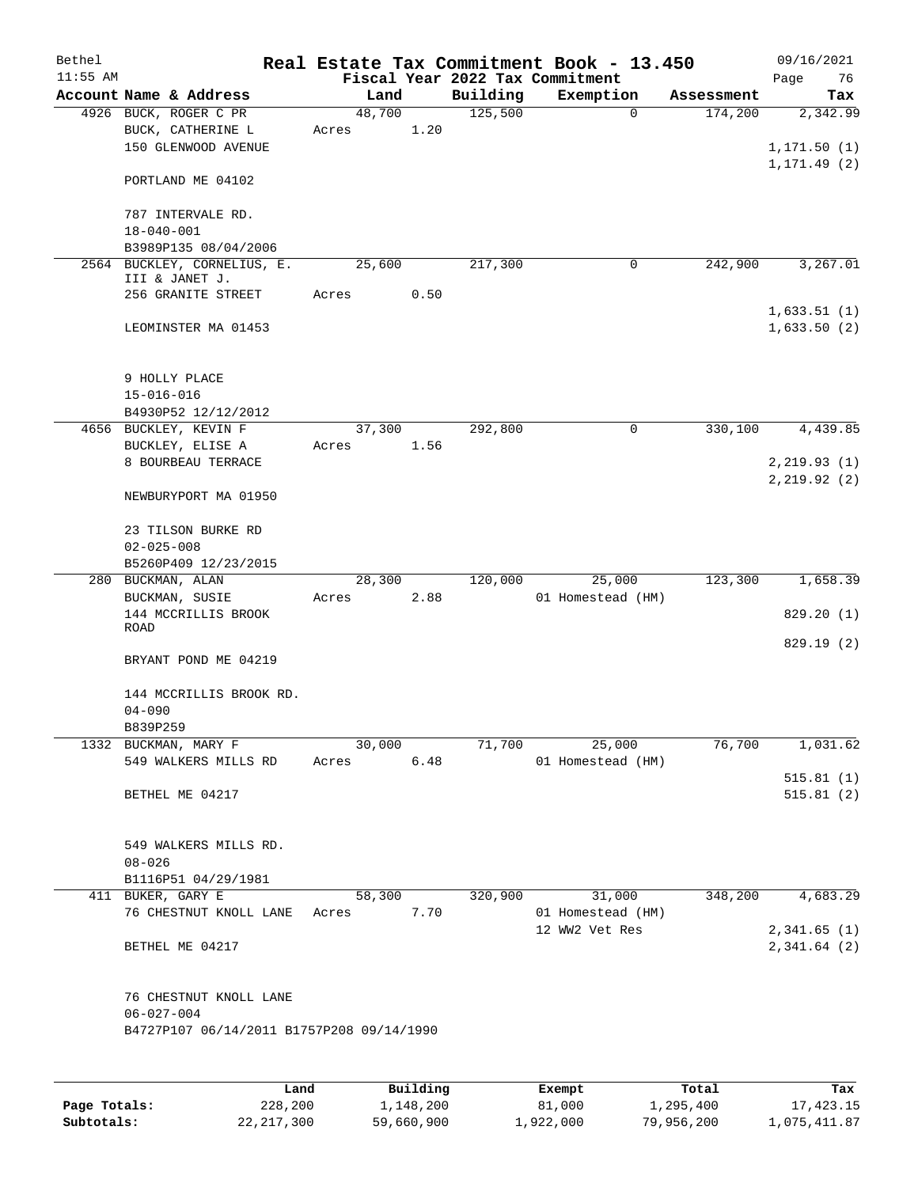# Real Estate Tax Commitment Book - 13.450

Bethel 11:55 AM — Fiscal Year 2022 Tax Commitment — 09/16/2021

| Account | Name & Address | Land | Building | Exemption | Assessment | Tax |
|---|---|---|---|---|---|---|
| 4926 | BUCK, ROGER C PR<br>BUCK, CATHERINE L<br>150 GLENWOOD AVENUE<br><br>PORTLAND ME 04102<br><br>787 INTERVALE RD.<br>18-040-001<br>B3989P135 08/04/2006 | 48,700<br>Acres 1.20 | 125,500 | 0 | 174,200 | 2,342.99<br><br>1,171.50 (1)<br>1,171.49 (2) |
| 2564 | BUCKLEY, CORNELIUS, E.<br>III & JANET J.<br>256 GRANITE STREET<br><br>LEOMINSTER MA 01453<br><br>9 HOLLY PLACE<br>15-016-016<br>B4930P52 12/12/2012 | 25,600<br>Acres 0.50 | 217,300 | 0 | 242,900 | 3,267.01<br><br>1,633.51 (1)<br>1,633.50 (2) |
| 4656 | BUCKLEY, KEVIN F<br>BUCKLEY, ELISE A<br>8 BOURBEAU TERRACE<br><br>NEWBURYPORT MA 01950<br><br>23 TILSON BURKE RD<br>02-025-008<br>B5260P409 12/23/2015 | 37,300<br>Acres 1.56 | 292,800 | 0 | 330,100 | 4,439.85<br><br>2,219.93 (1)<br>2,219.92 (2) |
| 280 | BUCKMAN, ALAN<br>BUCKMAN, SUSIE<br>144 MCCRILLIS BROOK ROAD<br><br>BRYANT POND ME 04219<br><br>144 MCCRILLIS BROOK RD.<br>04-090<br>B839P259 | 28,300<br>Acres 2.88 | 120,000 | 25,000<br>01 Homestead (HM) | 123,300 | 1,658.39<br><br>829.20 (1)<br>829.19 (2) |
| 1332 | BUCKMAN, MARY F<br>549 WALKERS MILLS RD<br><br>BETHEL ME 04217<br><br>549 WALKERS MILLS RD.<br>08-026<br>B1116P51 04/29/1981 | 30,000<br>Acres 6.48 | 71,700 | 25,000<br>01 Homestead (HM) | 76,700 | 1,031.62<br><br>515.81 (1)<br>515.81 (2) |
| 411 | BUKER, GARY E<br>76 CHESTNUT KNOLL LANE<br><br>BETHEL ME 04217<br><br>76 CHESTNUT KNOLL LANE<br>06-027-004<br>B4727P107 06/14/2011 B1757P208 09/14/1990 | 58,300<br>Acres 7.70 | 320,900 | 31,000<br>01 Homestead (HM)<br>12 WW2 Vet Res | 348,200 | 4,683.29<br><br>2,341.65 (1)<br>2,341.64 (2) |

| | Land | Building | Exempt | Total | Tax |
|---|---|---|---|---|---|
| Page Totals: | 228,200 | 1,148,200 | 81,000 | 1,295,400 | 17,423.15 |
| Subtotals: | 22,217,300 | 59,660,900 | 1,922,000 | 79,956,200 | 1,075,411.87 |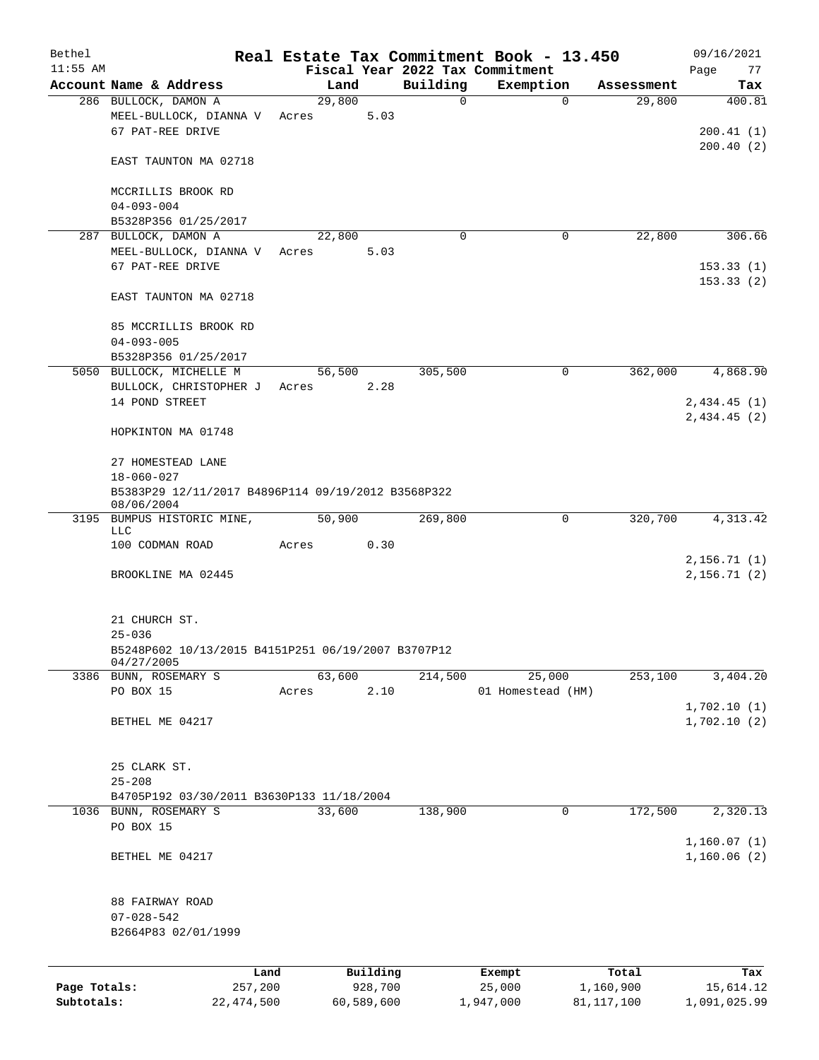# Real Estate Tax Commitment Book - 13.450

Bethel
11:55 AM

Fiscal Year 2022 Tax Commitment

09/16/2021

| Account | Name & Address | Land | Building | Exemption | Assessment | Tax |
|---|---|---|---|---|---|---|
| 286 | BULLOCK, DAMON A<br>MEEL-BULLOCK, DIANNA V<br>67 PAT-REE DRIVE<br><br>EAST TAUNTON MA 02718<br><br>MCCRILLIS BROOK RD<br>04-093-004<br>B5328P356 01/25/2017 | 29,800<br>Acres 5.03 | 0 | 0 | 29,800 | 400.81<br><br>200.41 (1)<br>200.40 (2) |
| 287 | BULLOCK, DAMON A<br>MEEL-BULLOCK, DIANNA V<br>67 PAT-REE DRIVE<br><br>EAST TAUNTON MA 02718<br><br>85 MCCRILLIS BROOK RD<br>04-093-005<br>B5328P356 01/25/2017 | 22,800<br>Acres 5.03 | 0 | 0 | 22,800 | 306.66<br><br>153.33 (1)<br>153.33 (2) |
| 5050 | BULLOCK, MICHELLE M<br>BULLOCK, CHRISTOPHER J<br>14 POND STREET<br><br>HOPKINTON MA 01748<br><br>27 HOMESTEAD LANE<br>18-060-027<br>B5383P29 12/11/2017 B4896P114 09/19/2012 B3568P322 08/06/2004 | 56,500<br>Acres 2.28 | 305,500 | 0 | 362,000 | 4,868.90<br><br>2,434.45 (1)<br>2,434.45 (2) |
| 3195 | BUMPUS HISTORIC MINE, LLC<br>100 CODMAN ROAD<br><br>BROOKLINE MA 02445<br><br>21 CHURCH ST.<br>25-036<br>B5248P602 10/13/2015 B4151P251 06/19/2007 B3707P12 04/27/2005 | 50,900<br>Acres 0.30 | 269,800 | 0 | 320,700 | 4,313.42<br><br>2,156.71 (1)<br>2,156.71 (2) |
| 3386 | BUNN, ROSEMARY S<br>PO BOX 15<br><br>BETHEL ME 04217<br><br>25 CLARK ST.<br>25-208<br>B4705P192 03/30/2011 B3630P133 11/18/2004 | 63,600<br>Acres 2.10 | 214,500 | 25,000<br>01 Homestead (HM) | 253,100 | 3,404.20<br><br>1,702.10 (1)<br>1,702.10 (2) |
| 1036 | BUNN, ROSEMARY S<br>PO BOX 15<br><br>BETHEL ME 04217<br><br>88 FAIRWAY ROAD<br>07-028-542<br>B2664P83 02/01/1999 | 33,600 | 138,900 | 0 | 172,500 | 2,320.13<br><br>1,160.07 (1)<br>1,160.06 (2) |

| | Land | Building | Exempt | Total | Tax |
|---|---|---|---|---|---|
| Page Totals: | 257,200 | 928,700 | 25,000 | 1,160,900 | 15,614.12 |
| Subtotals: | 22,474,500 | 60,589,600 | 1,947,000 | 81,117,100 | 1,091,025.99 |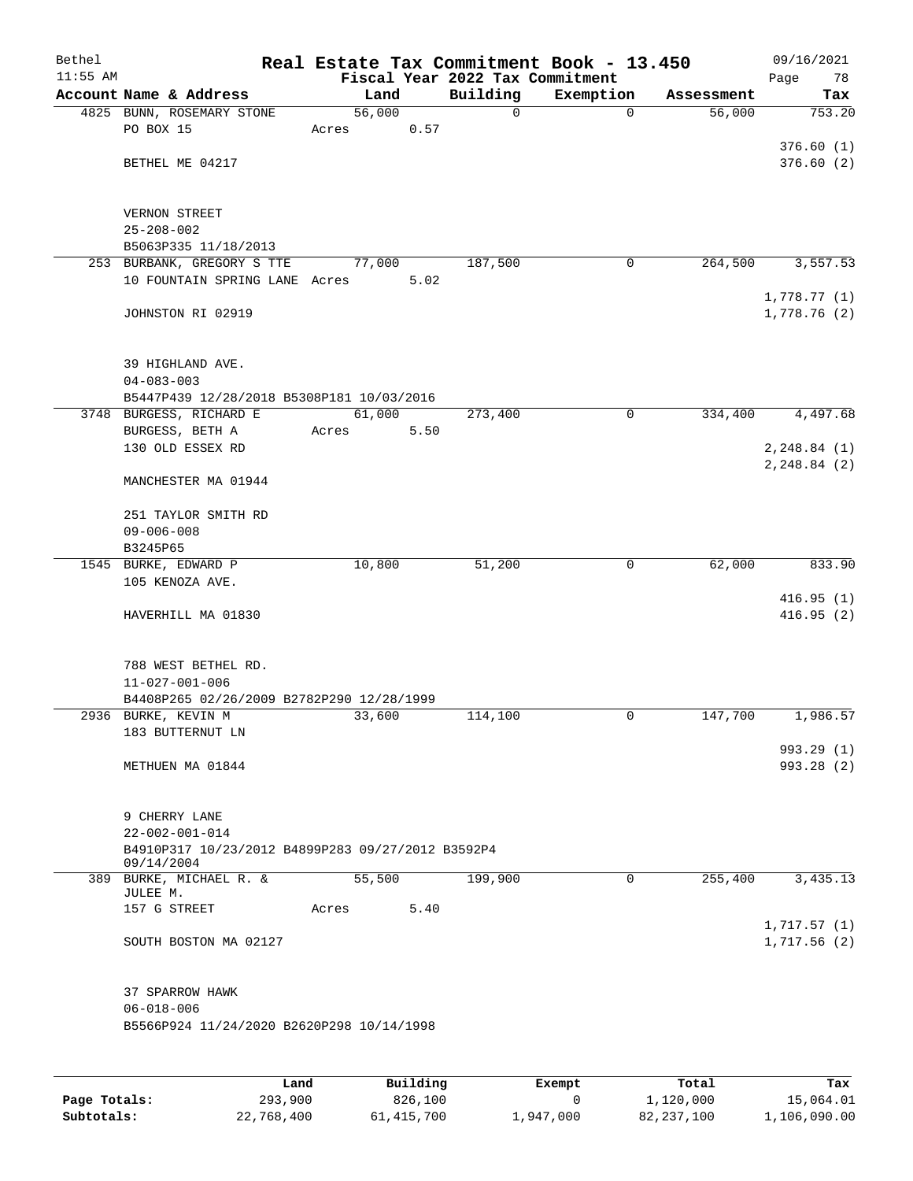Bethel | Real Estate Tax Commitment Book - 13.450 | 09/16/2021
11:55 AM | Fiscal Year 2022 Tax Commitment | Page 78

| Account Name & Address | Land | Building | Exemption | Assessment | Tax |
|---|---|---|---|---|---|
| 4825 BUNN, ROSEMARY STONE<br>PO BOX 15<br><br>BETHEL ME 04217<br><br>VERNON STREET<br>25-208-002<br>B5063P335 11/18/2013 | 56,000<br>Acres 0.57 | 0 | 0 | 56,000 | 753.20<br>376.60 (1)<br>376.60 (2) |
| 253 BURBANK, GREGORY S TTE<br>10 FOUNTAIN SPRING LANE<br><br>JOHNSTON RI 02919<br><br>39 HIGHLAND AVE.<br>04-083-003<br>B5447P439 12/28/2018 B5308P181 10/03/2016 | 77,000<br>Acres 5.02 | 187,500 | 0 | 264,500 | 3,557.53<br>1,778.77 (1)<br>1,778.76 (2) |
| 3748 BURGESS, RICHARD E<br>BURGESS, BETH A<br>130 OLD ESSEX RD<br><br>MANCHESTER MA 01944<br><br>251 TAYLOR SMITH RD<br>09-006-008<br>B3245P65 | 61,000<br>Acres 5.50 | 273,400 | 0 | 334,400 | 4,497.68<br>2,248.84 (1)<br>2,248.84 (2) |
| 1545 BURKE, EDWARD P<br>105 KENOZA AVE.<br><br>HAVERHILL MA 01830<br><br>788 WEST BETHEL RD.<br>11-027-001-006<br>B4408P265 02/26/2009 B2782P290 12/28/1999 | 10,800 | 51,200 | 0 | 62,000 | 833.90<br>416.95 (1)<br>416.95 (2) |
| 2936 BURKE, KEVIN M<br>183 BUTTERNUT LN<br><br>METHUEN MA 01844<br><br>9 CHERRY LANE<br>22-002-001-014<br>B4910P317 10/23/2012 B4899P283 09/27/2012 B3592P4 09/14/2004 | 33,600 | 114,100 | 0 | 147,700 | 1,986.57<br>993.29 (1)<br>993.28 (2) |
| 389 BURKE, MICHAEL R. & JULEE M.<br>157 G STREET<br><br>SOUTH BOSTON MA 02127<br><br>37 SPARROW HAWK<br>06-018-006<br>B5566P924 11/24/2020 B2620P298 10/14/1998 | 55,500<br>Acres 5.40 | 199,900 | 0 | 255,400 | 3,435.13<br>1,717.57 (1)<br>1,717.56 (2) |

| | Land | Building | Exempt | Total | Tax |
|---|---|---|---|---|---|
| Page Totals: | 293,900 | 826,100 | 0 | 1,120,000 | 15,064.01 |
| Subtotals: | 22,768,400 | 61,415,700 | 1,947,000 | 82,237,100 | 1,106,090.00 |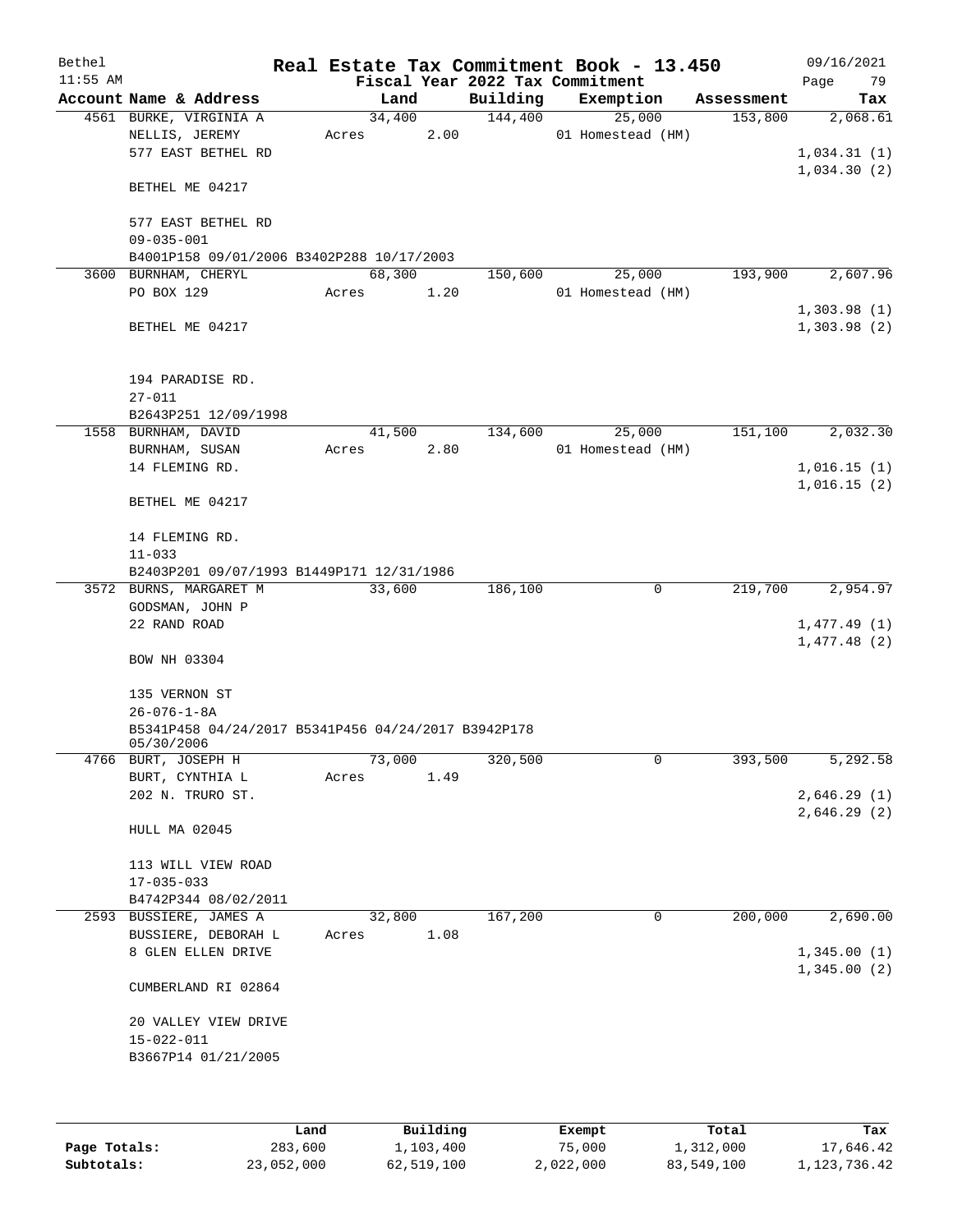Bethel
11:55 AM

# Real Estate Tax Commitment Book - 13.450

Fiscal Year 2022 Tax Commitment

09/16/2021

| Account Name & Address | Land | Building | Exemption | Assessment | Tax |
|---|---|---|---|---|---|
| 4561 BURKE, VIRGINIA A<br>NELLIS, JEREMY<br>577 EAST BETHEL RD<br><br>BETHEL ME 04217<br><br>577 EAST BETHEL RD<br>09-035-001<br>B4001P158 09/01/2006 B3402P288 10/17/2003 | 34,400<br>Acres 2.00 | 144,400 | 25,000<br>01 Homestead (HM) | 153,800 | 2,068.61<br><br>1,034.31 (1)<br>1,034.30 (2) |
| 3600 BURNHAM, CHERYL<br>PO BOX 129<br><br>BETHEL ME 04217<br><br>194 PARADISE RD.<br>27-011<br>B2643P251 12/09/1998 | 68,300<br>Acres 1.20 | 150,600 | 25,000<br>01 Homestead (HM) | 193,900 | 2,607.96<br><br>1,303.98 (1)<br>1,303.98 (2) |
| 1558 BURNHAM, DAVID<br>BURNHAM, SUSAN<br>14 FLEMING RD.<br><br>BETHEL ME 04217<br><br>14 FLEMING RD.<br>11-033<br>B2403P201 09/07/1993 B1449P171 12/31/1986 | 41,500<br>Acres 2.80 | 134,600 | 25,000<br>01 Homestead (HM) | 151,100 | 2,032.30<br><br>1,016.15 (1)<br>1,016.15 (2) |
| 3572 BURNS, MARGARET M<br>GODSMAN, JOHN P<br>22 RAND ROAD<br><br>BOW NH 03304<br><br>135 VERNON ST<br>26-076-1-8A<br>B5341P458 04/24/2017 B5341P456 04/24/2017 B3942P178 05/30/2006 | 33,600 | 186,100 | 0 | 219,700 | 2,954.97<br><br>1,477.49 (1)<br>1,477.48 (2) |
| 4766 BURT, JOSEPH H<br>BURT, CYNTHIA L<br>202 N. TRURO ST.<br><br>HULL MA 02045<br><br>113 WILL VIEW ROAD<br>17-035-033<br>B4742P344 08/02/2011 | 73,000<br>Acres 1.49 | 320,500 | 0 | 393,500 | 5,292.58<br><br>2,646.29 (1)<br>2,646.29 (2) |
| 2593 BUSSIERE, JAMES A<br>BUSSIERE, DEBORAH L<br>8 GLEN ELLEN DRIVE<br><br>CUMBERLAND RI 02864<br><br>20 VALLEY VIEW DRIVE<br>15-022-011<br>B3667P14 01/21/2005 | 32,800<br>Acres 1.08 | 167,200 | 0 | 200,000 | 2,690.00<br><br>1,345.00 (1)<br>1,345.00 (2) |

| | Land | Building | Exempt | Total | Tax |
|---|---|---|---|---|---|
| Page Totals: | 283,600 | 1,103,400 | 75,000 | 1,312,000 | 17,646.42 |
| Subtotals: | 23,052,000 | 62,519,100 | 2,022,000 | 83,549,100 | 1,123,736.42 |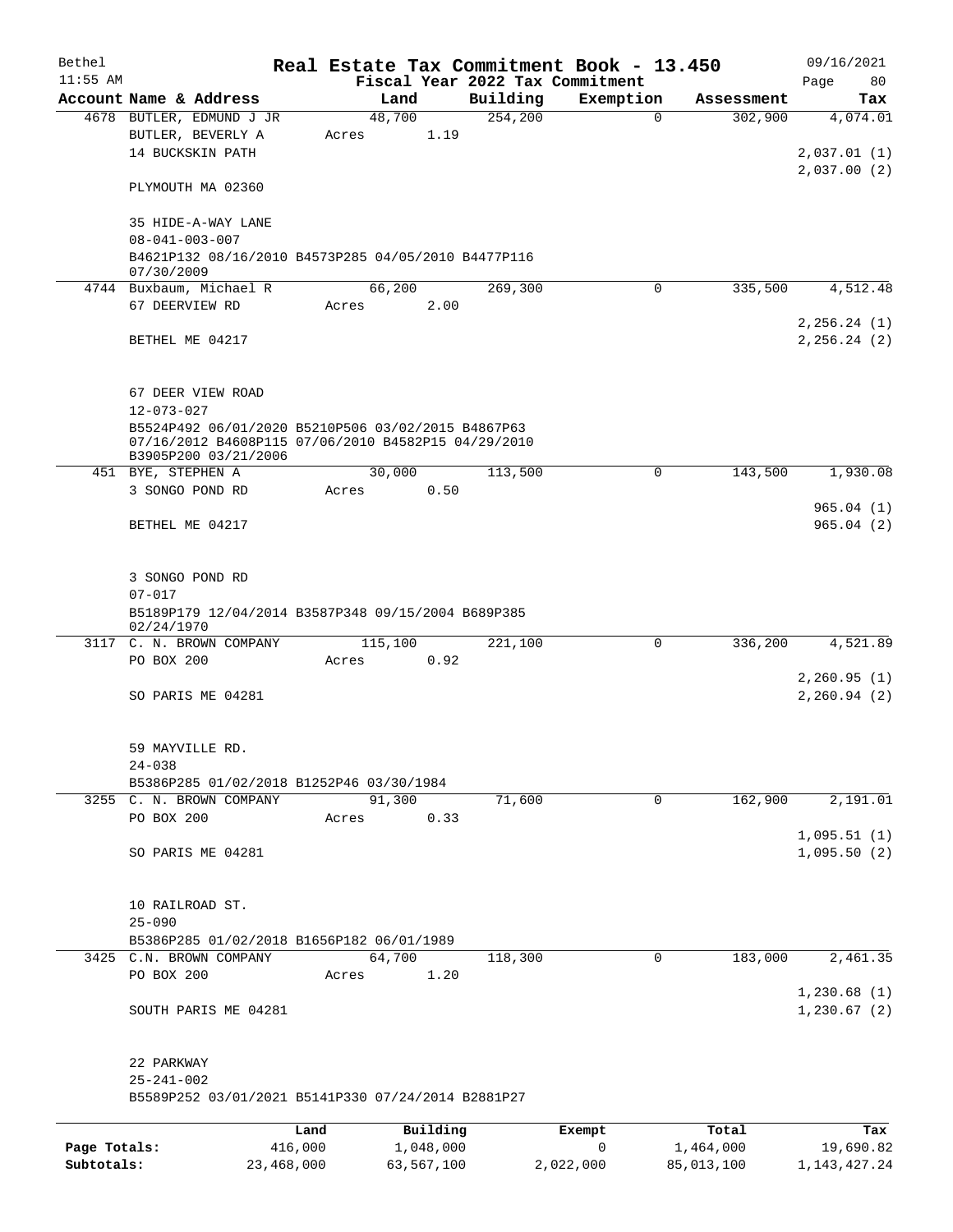# Real Estate Tax Commitment Book - 13.450

Bethel
11:55 AM

Fiscal Year 2022 Tax Commitment

09/16/2021

| Account | Name & Address | Land | Building | Exemption | Assessment | Tax |
|---|---|---|---|---|---|---|
| 4678 | BUTLER, EDMUND J JR<br>BUTLER, BEVERLY A<br>14 BUCKSKIN PATH<br><br>PLYMOUTH MA 02360<br><br>35 HIDE-A-WAY LANE<br>08-041-003-007<br>B4621P132 08/16/2010 B4573P285 04/05/2010 B4477P116 07/30/2009 | 48,700<br>Acres 1.19 | 254,200 | 0 | 302,900 | 4,074.01<br><br>2,037.01 (1)<br>2,037.00 (2) |
| 4744 | Buxbaum, Michael R<br>67 DEERVIEW RD<br><br>BETHEL ME 04217<br><br>67 DEER VIEW ROAD<br>12-073-027<br>B5524P492 06/01/2020 B5210P506 03/02/2015 B4867P63 07/16/2012 B4608P115 07/06/2010 B4582P15 04/29/2010 B3905P200 03/21/2006 | 66,200<br>Acres 2.00 | 269,300 | 0 | 335,500 | 4,512.48<br><br>2,256.24 (1)<br>2,256.24 (2) |
| 451 | BYE, STEPHEN A<br>3 SONGO POND RD<br><br>BETHEL ME 04217<br><br>3 SONGO POND RD<br>07-017<br>B5189P179 12/04/2014 B3587P348 09/15/2004 B689P385 02/24/1970 | 30,000<br>Acres 0.50 | 113,500 | 0 | 143,500 | 1,930.08<br><br>965.04 (1)<br>965.04 (2) |
| 3117 | C. N. BROWN COMPANY<br>PO BOX 200<br><br>SO PARIS ME 04281<br><br>59 MAYVILLE RD.<br>24-038<br>B5386P285 01/02/2018 B1252P46 03/30/1984 | 115,100<br>Acres 0.92 | 221,100 | 0 | 336,200 | 4,521.89<br><br>2,260.95 (1)<br>2,260.94 (2) |
| 3255 | C. N. BROWN COMPANY<br>PO BOX 200<br><br>SO PARIS ME 04281<br><br>10 RAILROAD ST.<br>25-090<br>B5386P285 01/02/2018 B1656P182 06/01/1989 | 91,300<br>Acres 0.33 | 71,600 | 0 | 162,900 | 2,191.01<br><br>1,095.51 (1)<br>1,095.50 (2) |
| 3425 | C.N. BROWN COMPANY<br>PO BOX 200<br><br>SOUTH PARIS ME 04281<br><br>22 PARKWAY<br>25-241-002<br>B5589P252 03/01/2021 B5141P330 07/24/2014 B2881P27 | 64,700<br>Acres 1.20 | 118,300 | 0 | 183,000 | 2,461.35<br><br>1,230.68 (1)<br>1,230.67 (2) |

| | Land | Building | Exempt | Total | Tax |
|---|---|---|---|---|---|
| Page Totals: | 416,000 | 1,048,000 | 0 | 1,464,000 | 19,690.82 |
| Subtotals: | 23,468,000 | 63,567,100 | 2,022,000 | 85,013,100 | 1,143,427.24 |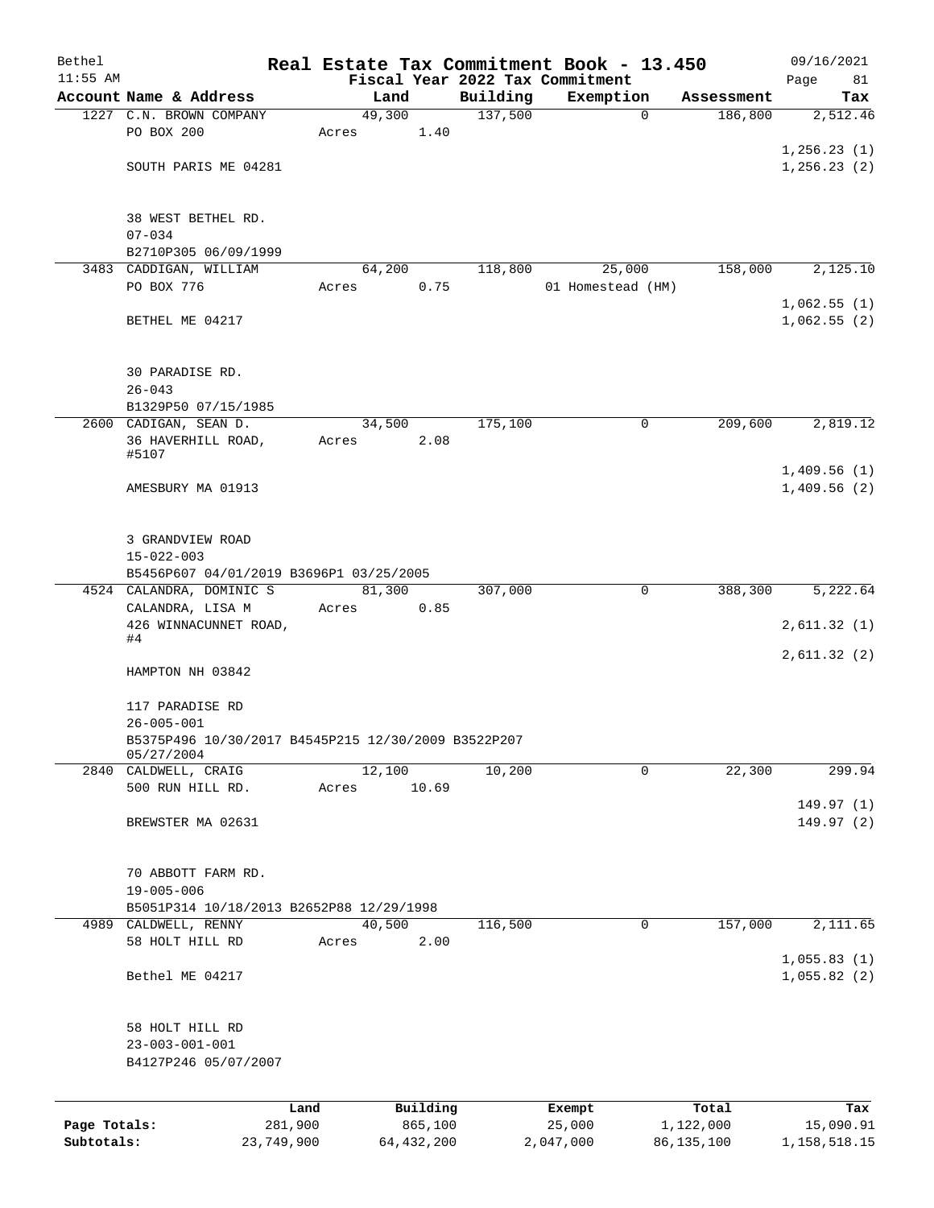# Real Estate Tax Commitment Book - 13.450

Bethel 11:55 AM — Fiscal Year 2022 Tax Commitment — 09/16/2021

| Account | Name & Address | Land | Building | Exemption | Assessment | Tax |
|---|---|---|---|---|---|---|
| 1227 | C.N. BROWN COMPANY<br>PO BOX 200<br>SOUTH PARIS ME 04281<br><br>38 WEST BETHEL RD.<br>07-034<br>B2710P305 06/09/1999 | 49,300<br>Acres 1.40 | 137,500 | 0 | 186,800 | 2,512.46<br>1,256.23 (1)<br>1,256.23 (2) |
| 3483 | CADDIGAN, WILLIAM<br>PO BOX 776<br>BETHEL ME 04217<br><br>30 PARADISE RD.<br>26-043<br>B1329P50 07/15/1985 | 64,200<br>Acres 0.75 | 118,800 | 25,000<br>01 Homestead (HM) | 158,000 | 2,125.10<br>1,062.55 (1)<br>1,062.55 (2) |
| 2600 | CADIGAN, SEAN D.<br>36 HAVERHILL ROAD, #5107<br>AMESBURY MA 01913<br><br>3 GRANDVIEW ROAD<br>15-022-003<br>B5456P607 04/01/2019 B3696P1 03/25/2005 | 34,500<br>Acres 2.08 | 175,100 | 0 | 209,600 | 2,819.12<br>1,409.56 (1)<br>1,409.56 (2) |
| 4524 | CALANDRA, DOMINIC S<br>CALANDRA, LISA M<br>426 WINNACUNNET ROAD, #4<br>HAMPTON NH 03842<br><br>117 PARADISE RD<br>26-005-001<br>B5375P496 10/30/2017 B4545P215 12/30/2009 B3522P207 05/27/2004 | 81,300<br>Acres 0.85 | 307,000 | 0 | 388,300 | 5,222.64<br>2,611.32 (1)<br>2,611.32 (2) |
| 2840 | CALDWELL, CRAIG<br>500 RUN HILL RD.<br>BREWSTER MA 02631<br><br>70 ABBOTT FARM RD.<br>19-005-006<br>B5051P314 10/18/2013 B2652P88 12/29/1998 | 12,100<br>Acres 10.69 | 10,200 | 0 | 22,300 | 299.94<br>149.97 (1)<br>149.97 (2) |
| 4989 | CALDWELL, RENNY<br>58 HOLT HILL RD<br>Bethel ME 04217<br><br>58 HOLT HILL RD<br>23-003-001-001<br>B4127P246 05/07/2007 | 40,500<br>Acres 2.00 | 116,500 | 0 | 157,000 | 2,111.65<br>1,055.83 (1)<br>1,055.82 (2) |

| | Land | Building | Exempt | Total | Tax |
|---|---|---|---|---|---|
| Page Totals: | 281,900 | 865,100 | 25,000 | 1,122,000 | 15,090.91 |
| Subtotals: | 23,749,900 | 64,432,200 | 2,047,000 | 86,135,100 | 1,158,518.15 |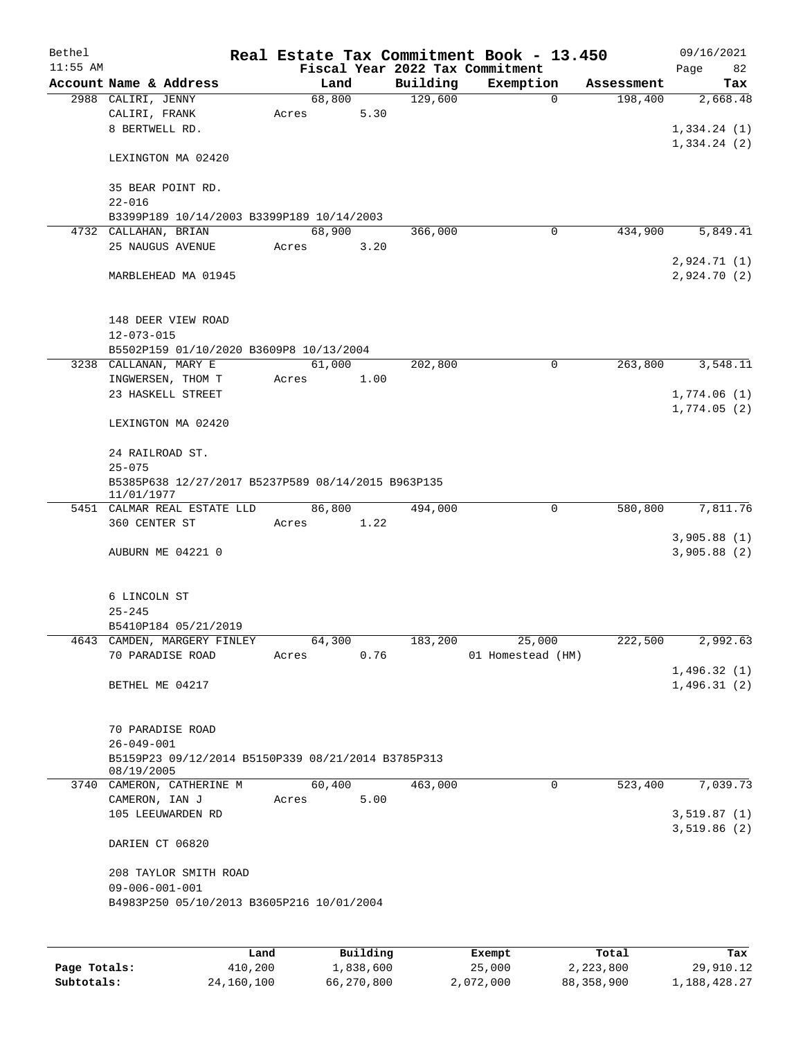# Real Estate Tax Commitment Book - 13.450

Bethel 11:55 AM — Fiscal Year 2022 Tax Commitment — 09/16/2021

| Account | Name & Address | Land | Building | Exemption | Assessment | Tax |
|---|---|---|---|---|---|---|
| 2988 | CALIRI, JENNY<br>CALIRI, FRANK<br>8 BERTWELL RD.<br><br>LEXINGTON MA 02420<br><br>35 BEAR POINT RD.<br>22-016<br>B3399P189 10/14/2003 B3399P189 10/14/2003 | 68,800<br>Acres 5.30 | 129,600 | 0 | 198,400 | 2,668.48<br><br>1,334.24 (1)<br>1,334.24 (2) |
| 4732 | CALLAHAN, BRIAN<br>25 NAUGUS AVENUE<br><br>MARBLEHEAD MA 01945<br><br>148 DEER VIEW ROAD<br>12-073-015<br>B5502P159 01/10/2020 B3609P8 10/13/2004 | 68,900<br>Acres 3.20 | 366,000 | 0 | 434,900 | 5,849.41<br><br>2,924.71 (1)<br>2,924.70 (2) |
| 3238 | CALLANAN, MARY E<br>INGWERSEN, THOM T<br>23 HASKELL STREET<br><br>LEXINGTON MA 02420<br><br>24 RAILROAD ST.<br>25-075<br>B5385P638 12/27/2017 B5237P589 08/14/2015 B963P135 11/01/1977 | 61,000<br>Acres 1.00 | 202,800 | 0 | 263,800 | 3,548.11<br><br>1,774.06 (1)<br>1,774.05 (2) |
| 5451 | CALMAR REAL ESTATE LLD<br>360 CENTER ST<br><br>AUBURN ME 04221 0<br><br>6 LINCOLN ST<br>25-245<br>B5410P184 05/21/2019 | 86,800<br>Acres 1.22 | 494,000 | 0 | 580,800 | 7,811.76<br><br>3,905.88 (1)<br>3,905.88 (2) |
| 4643 | CAMDEN, MARGERY FINLEY<br>70 PARADISE ROAD<br><br>BETHEL ME 04217<br><br>70 PARADISE ROAD<br>26-049-001<br>B5159P23 09/12/2014 B5150P339 08/21/2014 B3785P313 08/19/2005 | 64,300<br>Acres 0.76 | 183,200 | 25,000<br>01 Homestead (HM) | 222,500 | 2,992.63<br><br>1,496.32 (1)<br>1,496.31 (2) |
| 3740 | CAMERON, CATHERINE M<br>CAMERON, IAN J<br>105 LEEUWARDEN RD<br><br>DARIEN CT 06820<br><br>208 TAYLOR SMITH ROAD<br>09-006-001-001<br>B4983P250 05/10/2013 B3605P216 10/01/2004 | 60,400<br>Acres 5.00 | 463,000 | 0 | 523,400 | 7,039.73<br><br>3,519.87 (1)<br>3,519.86 (2) |

| | Land | Building | Exempt | Total | Tax |
|---|---|---|---|---|---|
| Page Totals: | 410,200 | 1,838,600 | 25,000 | 2,223,800 | 29,910.12 |
| Subtotals: | 24,160,100 | 66,270,800 | 2,072,000 | 88,358,900 | 1,188,428.27 |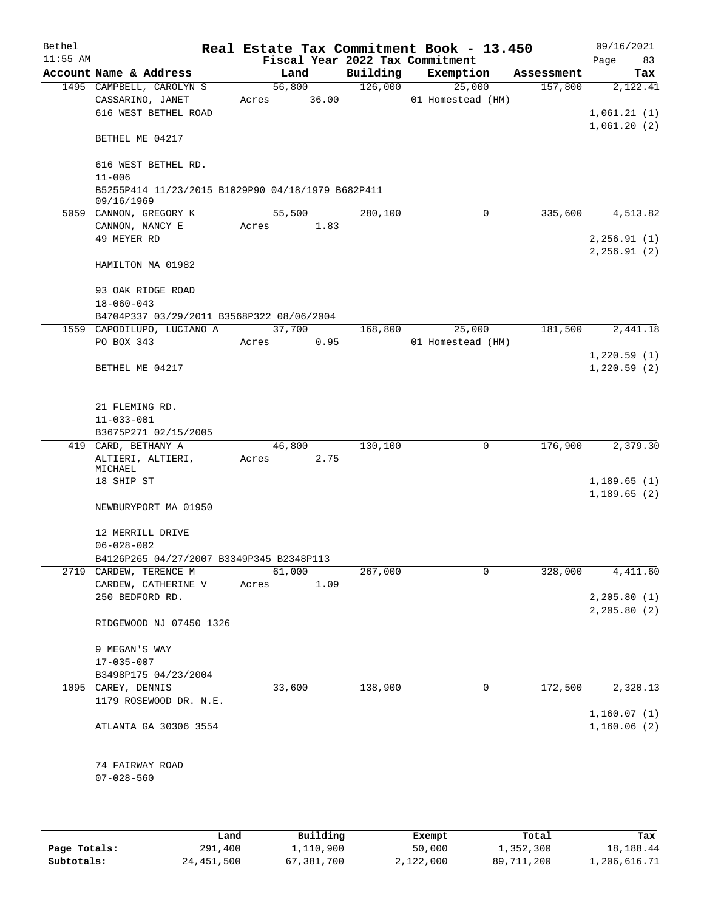# Real Estate Tax Commitment Book - 13.450

Bethel 11:55 AM — Fiscal Year 2022 Tax Commitment — 09/16/2021

| Account Name & Address | Land | Building | Exemption | Assessment | Tax |
|---|---|---|---|---|---|
| 1495 CAMPBELL, CAROLYN S<br>CASSARINO, JANET<br>616 WEST BETHEL ROAD<br><br>BETHEL ME 04217<br><br>616 WEST BETHEL RD.<br>11-006<br>B5255P414 11/23/2015 B1029P90 04/18/1979 B682P411 09/16/1969 | 56,800<br>Acres 36.00 | 126,000 | 25,000<br>01 Homestead (HM) | 157,800 | 2,122.41<br><br>1,061.21 (1)<br>1,061.20 (2) |
| 5059 CANNON, GREGORY K<br>CANNON, NANCY E<br>49 MEYER RD<br><br>HAMILTON MA 01982<br><br>93 OAK RIDGE ROAD<br>18-060-043<br>B4704P337 03/29/2011 B3568P322 08/06/2004 | 55,500<br>Acres 1.83 | 280,100 | 0 | 335,600 | 4,513.82<br><br>2,256.91 (1)<br>2,256.91 (2) |
| 1559 CAPODILUPO, LUCIANO A<br>PO BOX 343<br><br>BETHEL ME 04217<br><br>21 FLEMING RD.<br>11-033-001<br>B3675P271 02/15/2005 | 37,700<br>Acres 0.95 | 168,800 | 25,000<br>01 Homestead (HM) | 181,500 | 2,441.18<br><br>1,220.59 (1)<br>1,220.59 (2) |
| 419 CARD, BETHANY A<br>ALTIERI, ALTIERI, MICHAEL<br>18 SHIP ST<br><br>NEWBURYPORT MA 01950<br><br>12 MERRILL DRIVE<br>06-028-002<br>B4126P265 04/27/2007 B3349P345 B2348P113 | 46,800<br>Acres 2.75 | 130,100 | 0 | 176,900 | 2,379.30<br><br>1,189.65 (1)<br>1,189.65 (2) |
| 2719 CARDEW, TERENCE M<br>CARDEW, CATHERINE V<br>250 BEDFORD RD.<br><br>RIDGEWOOD NJ 07450 1326<br><br>9 MEGAN'S WAY<br>17-035-007<br>B3498P175 04/23/2004 | 61,000<br>Acres 1.09 | 267,000 | 0 | 328,000 | 4,411.60<br><br>2,205.80 (1)<br>2,205.80 (2) |
| 1095 CAREY, DENNIS<br>1179 ROSEWOOD DR. N.E.<br><br>ATLANTA GA 30306 3554<br><br>74 FAIRWAY ROAD<br>07-028-560 | 33,600 | 138,900 | 0 | 172,500 | 2,320.13<br><br>1,160.07 (1)<br>1,160.06 (2) |

| | Land | Building | Exempt | Total | Tax |
|---|---|---|---|---|---|
| Page Totals: | 291,400 | 1,110,900 | 50,000 | 1,352,300 | 18,188.44 |
| Subtotals: | 24,451,500 | 67,381,700 | 2,122,000 | 89,711,200 | 1,206,616.71 |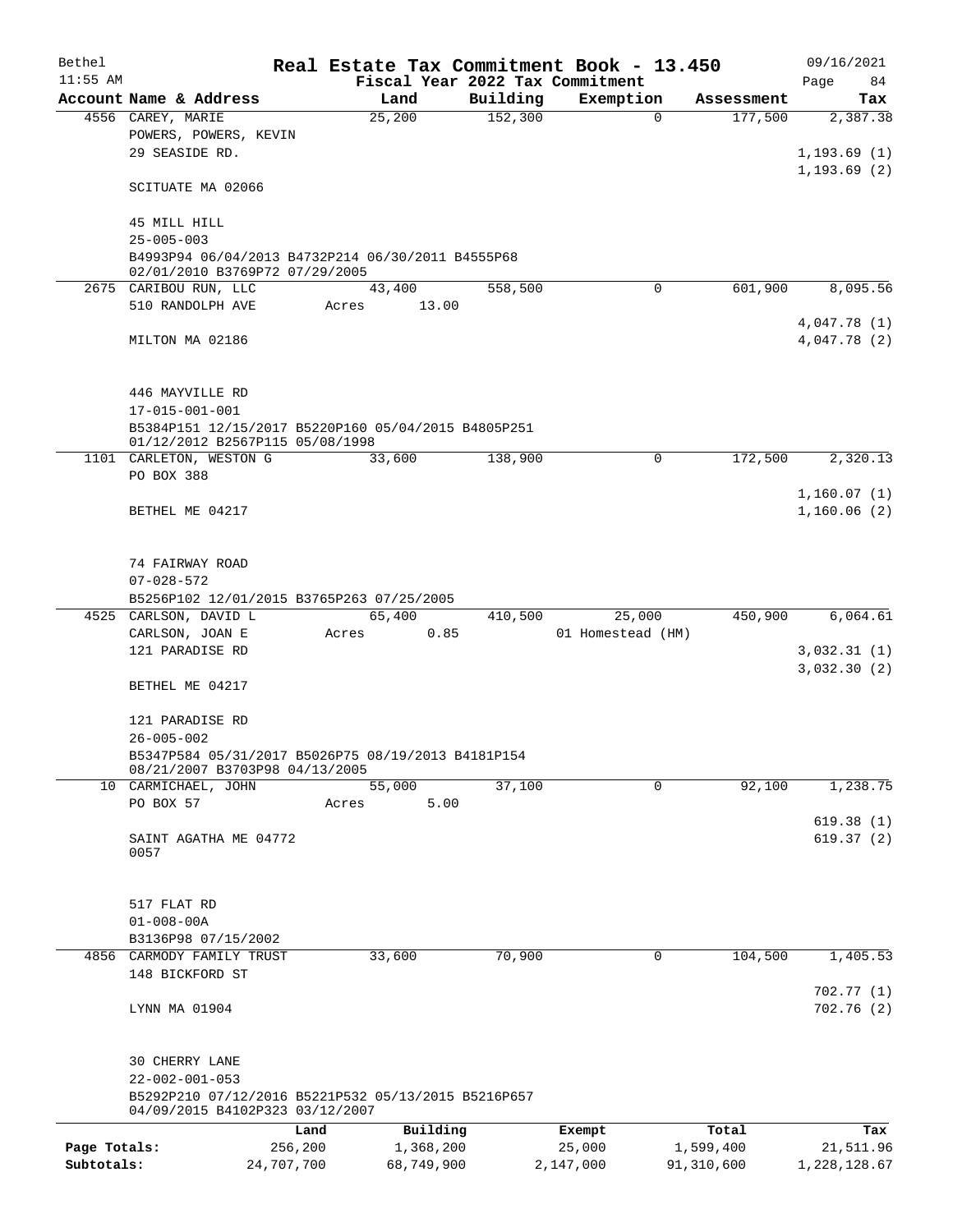# Real Estate Tax Commitment Book - 13.450

Bethel 11:55 AM — Fiscal Year 2022 Tax Commitment — 09/16/2021

| Account Name & Address | Land | Building | Exemption | Assessment | Tax |
|---|---|---|---|---|---|
| 4556 CAREY, MARIE | 25,200 | 152,300 | 0 | 177,500 | 2,387.38 |
| POWERS, POWERS, KEVIN | | | | | |
| 29 SEASIDE RD. | | | | | 1,193.69 (1) |
| | | | | | 1,193.69 (2) |
| SCITUATE MA 02066 | | | | | |
| 45 MILL HILL | | | | | |
| 25-005-003 | | | | | |
| B4993P94 06/04/2013 B4732P214 06/30/2011 B4555P68 02/01/2010 B3769P72 07/29/2005 | | | | | |
| 2675 CARIBOU RUN, LLC | 43,400 | 558,500 | 0 | 601,900 | 8,095.56 |
| 510 RANDOLPH AVE | Acres 13.00 | | | | |
| | | | | | 4,047.78 (1) |
| MILTON MA 02186 | | | | | 4,047.78 (2) |
| 446 MAYVILLE RD | | | | | |
| 17-015-001-001 | | | | | |
| B5384P151 12/15/2017 B5220P160 05/04/2015 B4805P251 01/12/2012 B2567P115 05/08/1998 | | | | | |
| 1101 CARLETON, WESTON G | 33,600 | 138,900 | 0 | 172,500 | 2,320.13 |
| PO BOX 388 | | | | | |
| | | | | | 1,160.07 (1) |
| BETHEL ME 04217 | | | | | 1,160.06 (2) |
| 74 FAIRWAY ROAD | | | | | |
| 07-028-572 | | | | | |
| B5256P102 12/01/2015 B3765P263 07/25/2005 | | | | | |
| 4525 CARLSON, DAVID L | 65,400 | 410,500 | 25,000 | 450,900 | 6,064.61 |
| CARLSON, JOAN E | Acres 0.85 | | 01 Homestead (HM) | | |
| 121 PARADISE RD | | | | | 3,032.31 (1) |
| | | | | | 3,032.30 (2) |
| BETHEL ME 04217 | | | | | |
| 121 PARADISE RD | | | | | |
| 26-005-002 | | | | | |
| B5347P584 05/31/2017 B5026P75 08/19/2013 B4181P154 08/21/2007 B3703P98 04/13/2005 | | | | | |
| 10 CARMICHAEL, JOHN | 55,000 | 37,100 | 0 | 92,100 | 1,238.75 |
| PO BOX 57 | Acres 5.00 | | | | |
| | | | | | 619.38 (1) |
| SAINT AGATHA ME 04772 0057 | | | | | 619.37 (2) |
| 517 FLAT RD | | | | | |
| 01-008-00A | | | | | |
| B3136P98 07/15/2002 | | | | | |
| 4856 CARMODY FAMILY TRUST | 33,600 | 70,900 | 0 | 104,500 | 1,405.53 |
| 148 BICKFORD ST | | | | | |
| | | | | | 702.77 (1) |
| LYNN MA 01904 | | | | | 702.76 (2) |
| 30 CHERRY LANE | | | | | |
| 22-002-001-053 | | | | | |
| B5292P210 07/12/2016 B5221P532 05/13/2015 B5216P657 04/09/2015 B4102P323 03/12/2007 | | | | | |

| | Land | Building | Exempt | Total | Tax |
|---|---|---|---|---|---|
| Page Totals: | 256,200 | 1,368,200 | 25,000 | 1,599,400 | 21,511.96 |
| Subtotals: | 24,707,700 | 68,749,900 | 2,147,000 | 91,310,600 | 1,228,128.67 |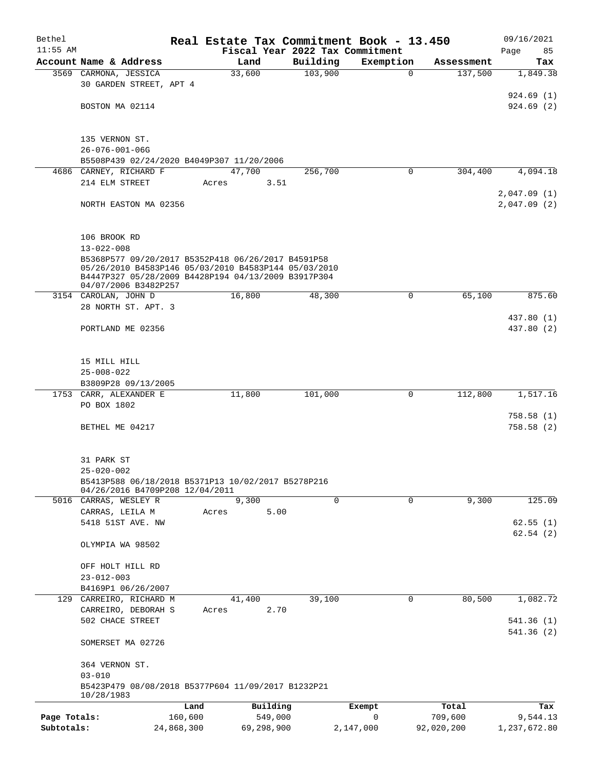Bethel | Real Estate Tax Commitment Book - 13.450 | 09/16/2021
11:55 AM | Fiscal Year 2022 Tax Commitment | Page 85

| Account Name & Address | Land | Building | Exemption | Assessment | Tax |
|---|---|---|---|---|---|
| 3569 CARMONA, JESSICA | 33,600 | 103,900 | 0 | 137,500 | 1,849.38 |
| 30 GARDEN STREET, APT 4 | | | | | 924.69 (1) |
| BOSTON MA 02114 | | | | | 924.69 (2) |
| 135 VERNON ST. | | | | | |
| 26-076-001-06G | | | | | |
| B5508P439 02/24/2020 B4049P307 11/20/2006 | | | | | |
| 4686 CARNEY, RICHARD F | 47,700 | 256,700 | 0 | 304,400 | 4,094.18 |
| 214 ELM STREET | Acres 3.51 | | | | 2,047.09 (1) |
| NORTH EASTON MA 02356 | | | | | 2,047.09 (2) |
| 106 BROOK RD | | | | | |
| 13-022-008 | | | | | |
| B5368P577 09/20/2017 B5352P418 06/26/2017 B4591P58 05/26/2010 B4583P146 05/03/2010 B4583P144 05/03/2010 B4447P327 05/28/2009 B4428P194 04/13/2009 B3917P304 04/07/2006 B3482P257 | | | | | |
| 3154 CAROLAN, JOHN D | 16,800 | 48,300 | 0 | 65,100 | 875.60 |
| 28 NORTH ST. APT. 3 | | | | | 437.80 (1) |
| PORTLAND ME 02356 | | | | | 437.80 (2) |
| 15 MILL HILL | | | | | |
| 25-008-022 | | | | | |
| B3809P28 09/13/2005 | | | | | |
| 1753 CARR, ALEXANDER E | 11,800 | 101,000 | 0 | 112,800 | 1,517.16 |
| PO BOX 1802 | | | | | 758.58 (1) |
| BETHEL ME 04217 | | | | | 758.58 (2) |
| 31 PARK ST | | | | | |
| 25-020-002 | | | | | |
| B5413P588 06/18/2018 B5371P13 10/02/2017 B5278P216 04/26/2016 B4709P208 12/04/2011 | | | | | |
| 5016 CARRAS, WESLEY R | 9,300 | 0 | 0 | 9,300 | 125.09 |
| CARRAS, LEILA M | Acres 5.00 | | | | |
| 5418 51ST AVE. NW | | | | | 62.55 (1) |
| | | | | | 62.54 (2) |
| OLYMPIA WA 98502 | | | | | |
| OFF HOLT HILL RD | | | | | |
| 23-012-003 | | | | | |
| B4169P1 06/26/2007 | | | | | |
| 129 CARREIRO, RICHARD M | 41,400 | 39,100 | 0 | 80,500 | 1,082.72 |
| CARREIRO, DEBORAH S | Acres 2.70 | | | | |
| 502 CHACE STREET | | | | | 541.36 (1) |
| | | | | | 541.36 (2) |
| SOMERSET MA 02726 | | | | | |
| 364 VERNON ST. | | | | | |
| 03-010 | | | | | |
| B5423P479 08/08/2018 B5377P604 11/09/2017 B1232P21 10/28/1983 | | | | | |

| | Land | Building | Exempt | Total | Tax |
|---|---|---|---|---|---|
| Page Totals: | 160,600 | 549,000 | 0 | 709,600 | 9,544.13 |
| Subtotals: | 24,868,300 | 69,298,900 | 2,147,000 | 92,020,200 | 1,237,672.80 |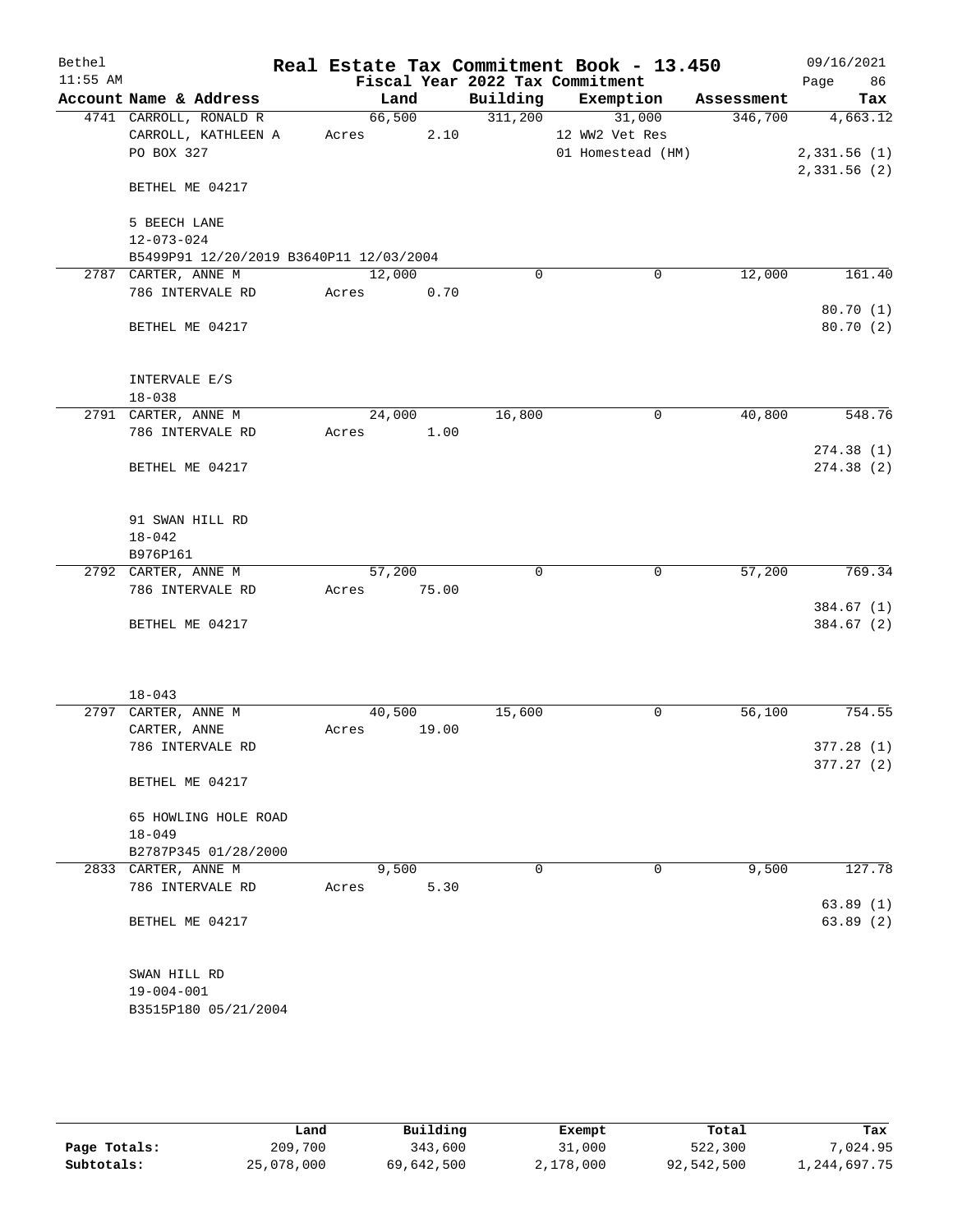# Real Estate Tax Commitment Book - 13.450

Bethel 11:55 AM — Fiscal Year 2022 Tax Commitment — 09/16/2021

| Account Name & Address | Land | Building | Exemption | Assessment | Tax |
|---|---|---|---|---|---|
| 4741 CARROLL, RONALD R<br>CARROLL, KATHLEEN A<br>PO BOX 327<br><br>BETHEL ME 04217<br><br>5 BEECH LANE<br>12-073-024<br>B5499P91 12/20/2019 B3640P11 12/03/2004 | 66,500<br>Acres 2.10 | 311,200 | 31,000<br>12 WW2 Vet Res<br>01 Homestead (HM) | 346,700 | 4,663.12<br><br>2,331.56 (1)<br>2,331.56 (2) |
| 2787 CARTER, ANNE M<br>786 INTERVALE RD<br><br>BETHEL ME 04217<br><br>INTERVALE E/S<br>18-038 | 12,000<br>Acres 0.70 | 0 | 0 | 12,000 | 161.40<br><br>80.70 (1)<br>80.70 (2) |
| 2791 CARTER, ANNE M<br>786 INTERVALE RD<br><br>BETHEL ME 04217<br><br>91 SWAN HILL RD<br>18-042<br>B976P161 | 24,000<br>Acres 1.00 | 16,800 | 0 | 40,800 | 548.76<br><br>274.38 (1)<br>274.38 (2) |
| 2792 CARTER, ANNE M<br>786 INTERVALE RD<br><br>BETHEL ME 04217<br><br>18-043 | 57,200<br>Acres 75.00 | 0 | 0 | 57,200 | 769.34<br><br>384.67 (1)<br>384.67 (2) |
| 2797 CARTER, ANNE M<br>CARTER, ANNE<br>786 INTERVALE RD<br><br>BETHEL ME 04217<br><br>65 HOWLING HOLE ROAD<br>18-049<br>B2787P345 01/28/2000 | 40,500<br>Acres 19.00 | 15,600 | 0 | 56,100 | 754.55<br><br>377.28 (1)<br>377.27 (2) |
| 2833 CARTER, ANNE M<br>786 INTERVALE RD<br><br>BETHEL ME 04217<br><br>SWAN HILL RD<br>19-004-001<br>B3515P180 05/21/2004 | 9,500<br>Acres 5.30 | 0 | 0 | 9,500 | 127.78<br><br>63.89 (1)<br>63.89 (2) |

| | Land | Building | Exempt | Total | Tax |
|---|---|---|---|---|---|
| Page Totals: | 209,700 | 343,600 | 31,000 | 522,300 | 7,024.95 |
| Subtotals: | 25,078,000 | 69,642,500 | 2,178,000 | 92,542,500 | 1,244,697.75 |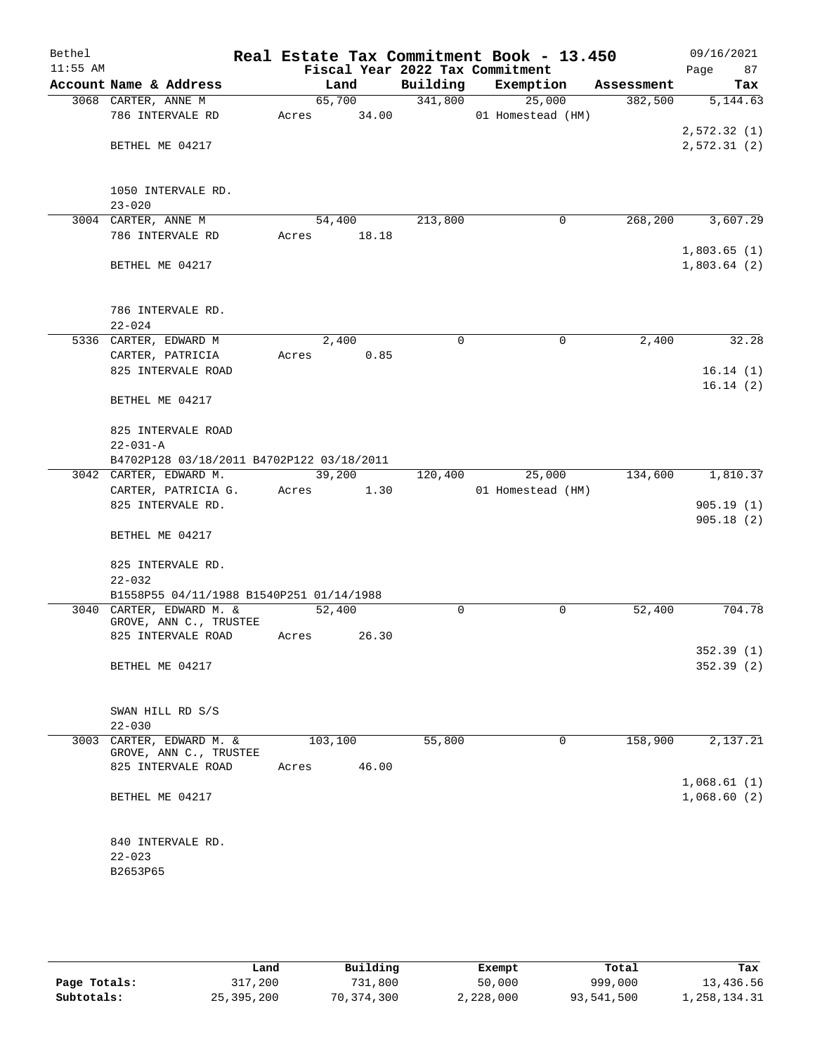# Real Estate Tax Commitment Book - 13.450

Bethel
11:55 AM

Fiscal Year 2022 Tax Commitment

09/16/2021

| Account Name & Address | Land | Building | Exemption | Assessment | Tax |
|---|---|---|---|---|---|
| 3068 CARTER, ANNE M<br>786 INTERVALE RD<br><br>BETHEL ME 04217<br><br>1050 INTERVALE RD.<br>23-020 | 65,700<br>Acres 34.00 | 341,800 | 25,000<br>01 Homestead (HM) | 382,500 | 5,144.63<br><br>2,572.32 (1)<br>2,572.31 (2) |
| 3004 CARTER, ANNE M<br>786 INTERVALE RD<br><br>BETHEL ME 04217<br><br>786 INTERVALE RD.<br>22-024 | 54,400<br>Acres 18.18 | 213,800 | 0 | 268,200 | 3,607.29<br><br>1,803.65 (1)<br>1,803.64 (2) |
| 5336 CARTER, EDWARD M<br>CARTER, PATRICIA<br>825 INTERVALE ROAD<br><br>BETHEL ME 04217<br><br>825 INTERVALE ROAD<br>22-031-A<br>B4702P128 03/18/2011 B4702P122 03/18/2011 | 2,400<br>Acres 0.85 | 0 | 0 | 2,400 | 32.28<br><br>16.14 (1)<br>16.14 (2) |
| 3042 CARTER, EDWARD M.<br>CARTER, PATRICIA G.<br>825 INTERVALE RD.<br><br>BETHEL ME 04217<br><br>825 INTERVALE RD.<br>22-032<br>B1558P55 04/11/1988 B1540P251 01/14/1988 | 39,200<br>Acres 1.30 | 120,400 | 25,000<br>01 Homestead (HM) | 134,600 | 1,810.37<br><br>905.19 (1)<br>905.18 (2) |
| 3040 CARTER, EDWARD M. &<br>GROVE, ANN C., TRUSTEE<br>825 INTERVALE ROAD<br><br>BETHEL ME 04217<br><br>SWAN HILL RD S/S<br>22-030 | 52,400<br><br>Acres 26.30 | 0 | 0 | 52,400 | 704.78<br><br>352.39 (1)<br>352.39 (2) |
| 3003 CARTER, EDWARD M. &<br>GROVE, ANN C., TRUSTEE<br>825 INTERVALE ROAD<br><br>BETHEL ME 04217<br><br>840 INTERVALE RD.<br>22-023<br>B2653P65 | 103,100<br><br>Acres 46.00 | 55,800 | 0 | 158,900 | 2,137.21<br><br>1,068.61 (1)<br>1,068.60 (2) |

| | Land | Building | Exempt | Total | Tax |
|---|---|---|---|---|---|
| Page Totals: | 317,200 | 731,800 | 50,000 | 999,000 | 13,436.56 |
| Subtotals: | 25,395,200 | 70,374,300 | 2,228,000 | 93,541,500 | 1,258,134.31 |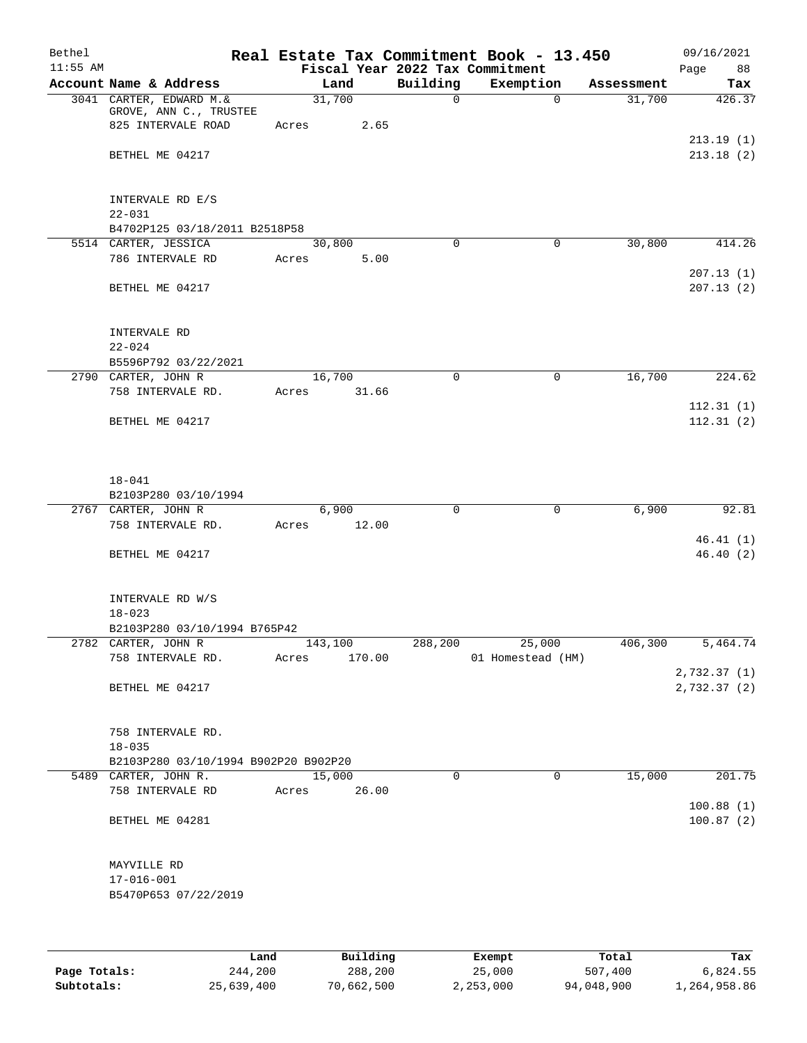Bethel 11:55 AM

# Real Estate Tax Commitment Book - 13.450

Fiscal Year 2022 Tax Commitment

09/16/2021 Page 88

| Account Name & Address | Land | Building | Exemption | Assessment | Tax |
|---|---|---|---|---|---|
| 3041 CARTER, EDWARD M.& GROVE, ANN C., TRUSTEE 825 INTERVALE ROAD BETHEL ME 04217 | 31,700 Acres 2.65 | 0 | 0 | 31,700 | 426.37 213.19 (1) 213.18 (2) |
| INTERVALE RD E/S 22-031 B4702P125 03/18/2011 B2518P58 | | | | | |
| 5514 CARTER, JESSICA 786 INTERVALE RD BETHEL ME 04217 | 30,800 Acres 5.00 | 0 | 0 | 30,800 | 414.26 207.13 (1) 207.13 (2) |
| INTERVALE RD 22-024 B5596P792 03/22/2021 | | | | | |
| 2790 CARTER, JOHN R 758 INTERVALE RD. BETHEL ME 04217 | 16,700 Acres 31.66 | 0 | 0 | 16,700 | 224.62 112.31 (1) 112.31 (2) |
| 18-041 B2103P280 03/10/1994 | | | | | |
| 2767 CARTER, JOHN R 758 INTERVALE RD. BETHEL ME 04217 | 6,900 Acres 12.00 | 0 | 0 | 6,900 | 92.81 46.41 (1) 46.40 (2) |
| INTERVALE RD W/S 18-023 B2103P280 03/10/1994 B765P42 | | | | | |
| 2782 CARTER, JOHN R 758 INTERVALE RD. BETHEL ME 04217 | 143,100 Acres 170.00 | 288,200 | 25,000 01 Homestead (HM) | 406,300 | 5,464.74 2,732.37 (1) 2,732.37 (2) |
| 758 INTERVALE RD. 18-035 B2103P280 03/10/1994 B902P20 B902P20 | | | | | |
| 5489 CARTER, JOHN R. 758 INTERVALE RD BETHEL ME 04281 | 15,000 Acres 26.00 | 0 | 0 | 15,000 | 201.75 100.88 (1) 100.87 (2) |
| MAYVILLE RD 17-016-001 B5470P653 07/22/2019 | | | | | |

| | Land | Building | Exempt | Total | Tax |
|---|---|---|---|---|---|
| Page Totals: | 244,200 | 288,200 | 25,000 | 507,400 | 6,824.55 |
| Subtotals: | 25,639,400 | 70,662,500 | 2,253,000 | 94,048,900 | 1,264,958.86 |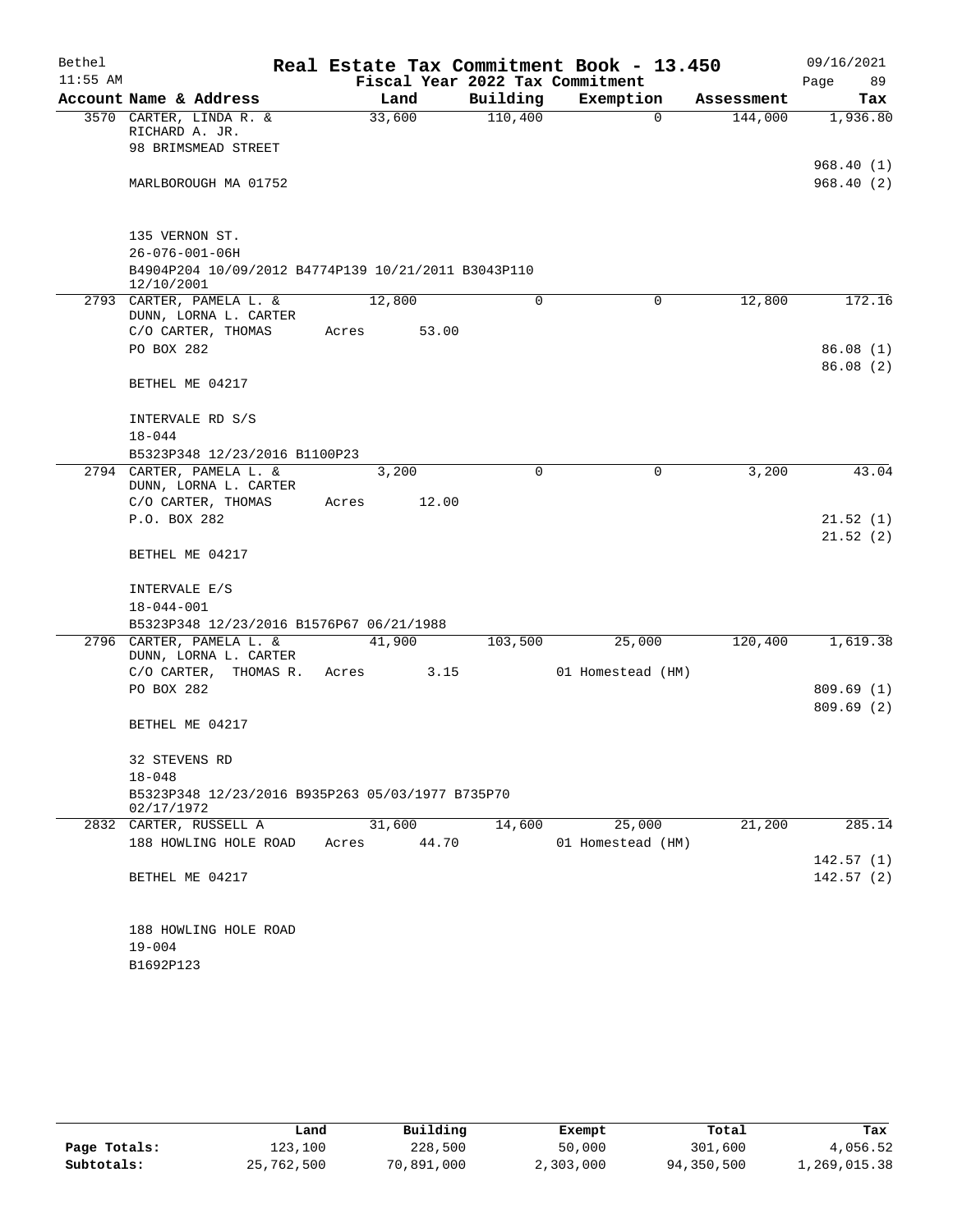# Real Estate Tax Commitment Book - 13.450

Bethel 11:55 AM — Fiscal Year 2022 Tax Commitment — 09/16/2021

| Account Name & Address | Land | Building | Exemption | Assessment | Tax |
|---|---|---|---|---|---|
| 3570 CARTER, LINDA R. & RICHARD A. JR. | 33,600 | 110,400 | 0 | 144,000 | 1,936.80 |
| 98 BRIMSMEAD STREET | | | | | 968.40 (1) |
| MARLBOROUGH MA 01752 | | | | | 968.40 (2) |
| 135 VERNON ST. | | | | | |
| 26-076-001-06H | | | | | |
| B4904P204 10/09/2012 B4774P139 10/21/2011 B3043P110 12/10/2001 | | | | | |
| 2793 CARTER, PAMELA L. & DUNN, LORNA L. CARTER | 12,800 | 0 | 0 | 12,800 | 172.16 |
| C/O CARTER, THOMAS | Acres 53.00 | | | | |
| PO BOX 282 | | | | | 86.08 (1) |
| BETHEL ME 04217 | | | | | 86.08 (2) |
| INTERVALE RD S/S | | | | | |
| 18-044 | | | | | |
| B5323P348 12/23/2016 B1100P23 | | | | | |
| 2794 CARTER, PAMELA L. & DUNN, LORNA L. CARTER | 3,200 | 0 | 0 | 3,200 | 43.04 |
| C/O CARTER, THOMAS | Acres 12.00 | | | | |
| P.O. BOX 282 | | | | | 21.52 (1) |
| BETHEL ME 04217 | | | | | 21.52 (2) |
| INTERVALE E/S | | | | | |
| 18-044-001 | | | | | |
| B5323P348 12/23/2016 B1576P67 06/21/1988 | | | | | |
| 2796 CARTER, PAMELA L. & DUNN, LORNA L. CARTER | 41,900 | 103,500 | 25,000 | 120,400 | 1,619.38 |
| C/O CARTER, THOMAS R. | Acres 3.15 | | 01 Homestead (HM) | | |
| PO BOX 282 | | | | | 809.69 (1) |
| BETHEL ME 04217 | | | | | 809.69 (2) |
| 32 STEVENS RD | | | | | |
| 18-048 | | | | | |
| B5323P348 12/23/2016 B935P263 05/03/1977 B735P70 02/17/1972 | | | | | |
| 2832 CARTER, RUSSELL A | 31,600 | 14,600 | 25,000 | 21,200 | 285.14 |
| 188 HOWLING HOLE ROAD | Acres 44.70 | | 01 Homestead (HM) | | 142.57 (1) |
| BETHEL ME 04217 | | | | | 142.57 (2) |
| 188 HOWLING HOLE ROAD | | | | | |
| 19-004 | | | | | |
| B1692P123 | | | | | |

| | Land | Building | Exempt | Total | Tax |
|---|---|---|---|---|---|
| Page Totals: | 123,100 | 228,500 | 50,000 | 301,600 | 4,056.52 |
| Subtotals: | 25,762,500 | 70,891,000 | 2,303,000 | 94,350,500 | 1,269,015.38 |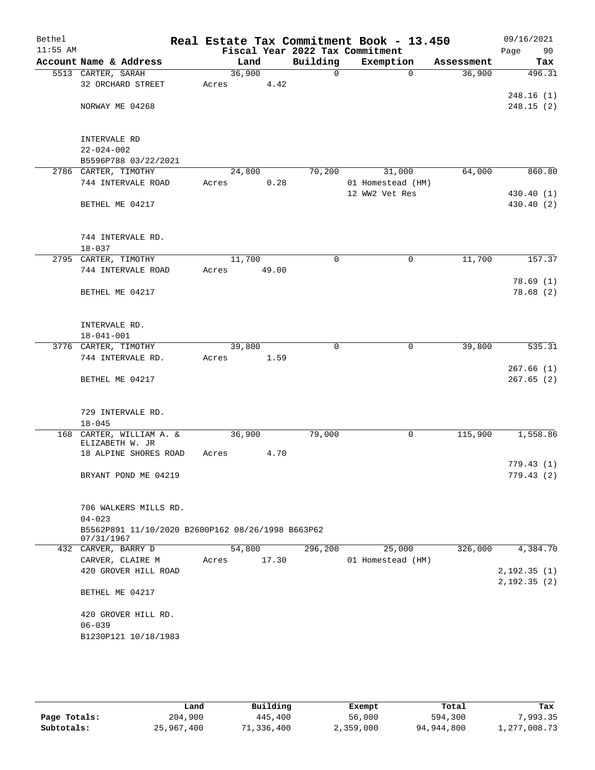Bethel 11:55 AM

# Real Estate Tax Commitment Book - 13.450

Fiscal Year 2022 Tax Commitment

09/16/2021

| Account Name & Address | Land | Building | Exemption | Assessment | Tax |
|---|---|---|---|---|---|
| 5513 CARTER, SARAH | 36,900 | 0 | 0 | 36,900 | 496.31 |
| 32 ORCHARD STREET | Acres 4.42 | | | | |
| | | | | | 248.16 (1) |
| NORWAY ME 04268 | | | | | 248.15 (2) |
| INTERVALE RD | | | | | |
| 22-024-002 | | | | | |
| B5596P788 03/22/2021 | | | | | |
| 2786 CARTER, TIMOTHY | 24,800 | 70,200 | 31,000 | 64,000 | 860.80 |
| 744 INTERVALE ROAD | Acres 0.28 | | 01 Homestead (HM) | | |
| | | | 12 WW2 Vet Res | | 430.40 (1) |
| BETHEL ME 04217 | | | | | 430.40 (2) |
| 744 INTERVALE RD. | | | | | |
| 18-037 | | | | | |
| 2795 CARTER, TIMOTHY | 11,700 | 0 | 0 | 11,700 | 157.37 |
| 744 INTERVALE ROAD | Acres 49.00 | | | | |
| | | | | | 78.69 (1) |
| BETHEL ME 04217 | | | | | 78.68 (2) |
| INTERVALE RD. | | | | | |
| 18-041-001 | | | | | |
| 3776 CARTER, TIMOTHY | 39,800 | 0 | 0 | 39,800 | 535.31 |
| 744 INTERVALE RD. | Acres 1.59 | | | | |
| | | | | | 267.66 (1) |
| BETHEL ME 04217 | | | | | 267.65 (2) |
| 729 INTERVALE RD. | | | | | |
| 18-045 | | | | | |
| 168 CARTER, WILLIAM A. & ELIZABETH W. JR | 36,900 | 79,000 | 0 | 115,900 | 1,558.86 |
| 18 ALPINE SHORES ROAD | Acres 4.70 | | | | |
| | | | | | 779.43 (1) |
| BRYANT POND ME 04219 | | | | | 779.43 (2) |
| 706 WALKERS MILLS RD. | | | | | |
| 04-023 | | | | | |
| B5562P891 11/10/2020 B2600P162 08/26/1998 B663P62 07/31/1967 | | | | | |
| 432 CARVER, BARRY D | 54,800 | 296,200 | 25,000 | 326,000 | 4,384.70 |
| CARVER, CLAIRE M | Acres 17.30 | | 01 Homestead (HM) | | |
| 420 GROVER HILL ROAD | | | | | 2,192.35 (1) |
| | | | | | 2,192.35 (2) |
| BETHEL ME 04217 | | | | | |
| 420 GROVER HILL RD. | | | | | |
| 06-039 | | | | | |
| B1230P121 10/18/1983 | | | | | |

| | Land | Building | Exempt | Total | Tax |
|---|---|---|---|---|---|
| Page Totals: | 204,900 | 445,400 | 56,000 | 594,300 | 7,993.35 |
| Subtotals: | 25,967,400 | 71,336,400 | 2,359,000 | 94,944,800 | 1,277,008.73 |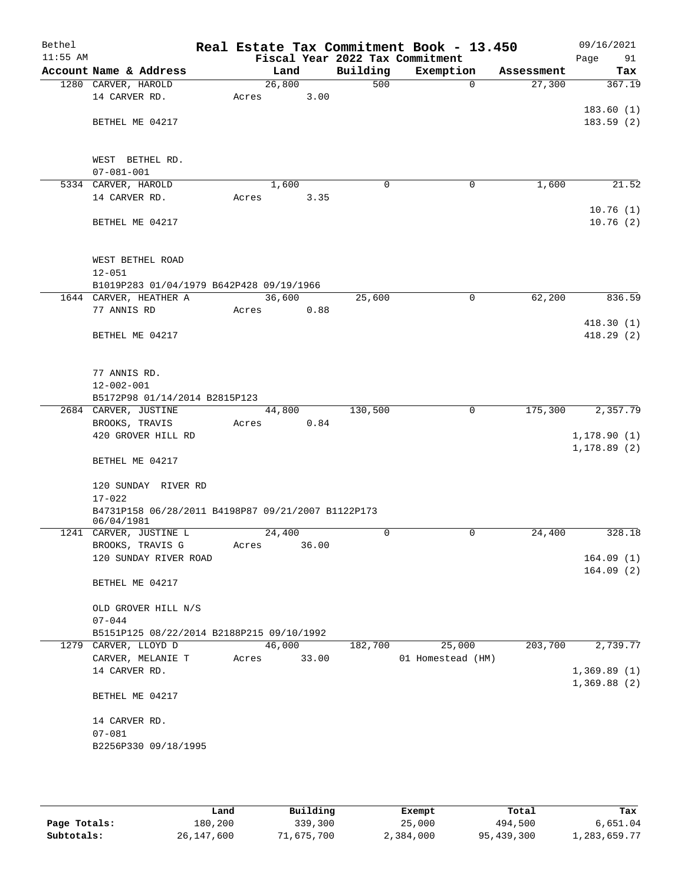# Real Estate Tax Commitment Book - 13.450

Bethel 11:55 AM — Fiscal Year 2022 Tax Commitment — 09/16/2021 Page 91

| Account Name & Address | Land | Building | Exemption | Assessment | Tax |
|---|---|---|---|---|---|
| 1280 CARVER, HAROLD<br>14 CARVER RD.<br>BETHEL ME 04217<br>WEST BETHEL RD.<br>07-081-001 | 26,800<br>Acres 3.00 | 500 | 0 | 27,300 | 367.19<br>183.60 (1)<br>183.59 (2) |
| 5334 CARVER, HAROLD<br>14 CARVER RD.<br>BETHEL ME 04217<br>WEST BETHEL ROAD<br>12-051<br>B1019P283 01/04/1979 B642P428 09/19/1966 | 1,600<br>Acres 3.35 | 0 | 0 | 1,600 | 21.52<br>10.76 (1)<br>10.76 (2) |
| 1644 CARVER, HEATHER A<br>77 ANNIS RD<br>BETHEL ME 04217<br>77 ANNIS RD.<br>12-002-001<br>B5172P98 01/14/2014 B2815P123 | 36,600<br>Acres 0.88 | 25,600 | 0 | 62,200 | 836.59<br>418.30 (1)<br>418.29 (2) |
| 2684 CARVER, JUSTINE<br>BROOKS, TRAVIS<br>420 GROVER HILL RD<br>BETHEL ME 04217<br>120 SUNDAY RIVER RD<br>17-022<br>B4731P158 06/28/2011 B4198P87 09/21/2007 B1122P173 06/04/1981 | 44,800<br>Acres 0.84 | 130,500 | 0 | 175,300 | 2,357.79<br>1,178.90 (1)<br>1,178.89 (2) |
| 1241 CARVER, JUSTINE L<br>BROOKS, TRAVIS G<br>120 SUNDAY RIVER ROAD<br>BETHEL ME 04217<br>OLD GROVER HILL N/S<br>07-044<br>B5151P125 08/22/2014 B2188P215 09/10/1992 | 24,400<br>Acres 36.00 | 0 | 0 | 24,400 | 328.18<br>164.09 (1)<br>164.09 (2) |
| 1279 CARVER, LLOYD D<br>CARVER, MELANIE T<br>14 CARVER RD.<br>BETHEL ME 04217<br>14 CARVER RD.<br>07-081<br>B2256P330 09/18/1995 | 46,000<br>Acres 33.00 | 182,700 | 25,000<br>01 Homestead (HM) | 203,700 | 2,739.77<br>1,369.89 (1)<br>1,369.88 (2) |

| | Land | Building | Exempt | Total | Tax |
|---|---|---|---|---|---|
| Page Totals: | 180,200 | 339,300 | 25,000 | 494,500 | 6,651.04 |
| Subtotals: | 26,147,600 | 71,675,700 | 2,384,000 | 95,439,300 | 1,283,659.77 |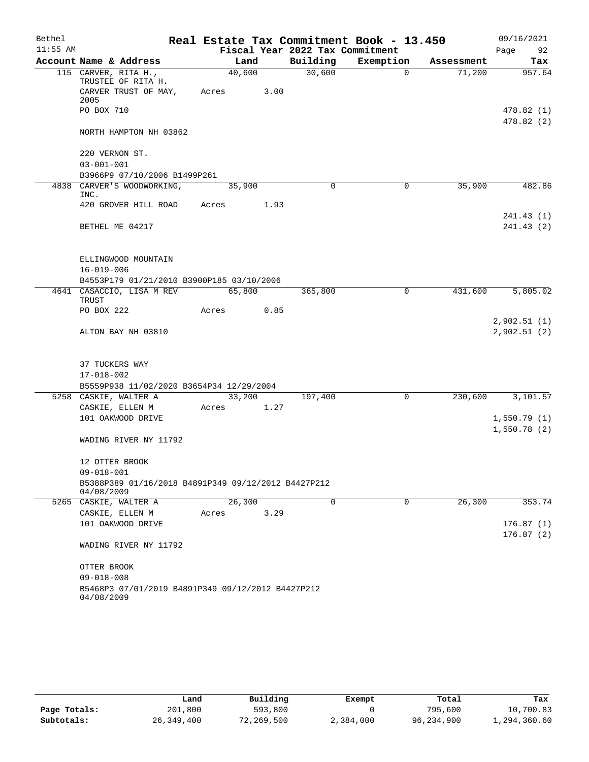# Real Estate Tax Commitment Book - 13.450

Bethel 11:55 AM — Fiscal Year 2022 Tax Commitment — 09/16/2021

| Account Name & Address | Land | Building | Exemption | Assessment | Tax |
|---|---|---|---|---|---|
| 115 CARVER, RITA H., TRUSTEE OF RITA H. CARVER TRUST OF MAY, 2005<br>PO BOX 710<br>NORTH HAMPTON NH 03862<br>220 VERNON ST.<br>03-001-001<br>B3966P9 07/10/2006 B1499P261 | 40,600<br>Acres 3.00 | 30,600 | 0 | 71,200 | 957.64<br>478.82 (1)<br>478.82 (2) |
| 4838 CARVER'S WOODWORKING, INC.<br>420 GROVER HILL ROAD<br>BETHEL ME 04217<br>ELLINGWOOD MOUNTAIN<br>16-019-006<br>B4553P179 01/21/2010 B3900P185 03/10/2006 | 35,900<br>Acres 1.93 | 0 | 0 | 35,900 | 482.86<br>241.43 (1)<br>241.43 (2) |
| 4641 CASACCIO, LISA M REV TRUST<br>PO BOX 222<br>ALTON BAY NH 03810<br>37 TUCKERS WAY<br>17-018-002<br>B5559P938 11/02/2020 B3654P34 12/29/2004 | 65,800<br>Acres 0.85 | 365,800 | 0 | 431,600 | 5,805.02<br>2,902.51 (1)<br>2,902.51 (2) |
| 5258 CASKIE, WALTER A<br>CASKIE, ELLEN M<br>101 OAKWOOD DRIVE<br>WADING RIVER NY 11792<br>12 OTTER BROOK<br>09-018-001<br>B5388P389 01/16/2018 B4891P349 09/12/2012 B4427P212 04/08/2009 | 33,200<br>Acres 1.27 | 197,400 | 0 | 230,600 | 3,101.57<br>1,550.79 (1)<br>1,550.78 (2) |
| 5265 CASKIE, WALTER A<br>CASKIE, ELLEN M<br>101 OAKWOOD DRIVE<br>WADING RIVER NY 11792<br>OTTER BROOK<br>09-018-008<br>B5468P3 07/01/2019 B4891P349 09/12/2012 B4427P212 04/08/2009 | 26,300<br>Acres 3.29 | 0 | 0 | 26,300 | 353.74<br>176.87 (1)<br>176.87 (2) |

| | Land | Building | Exempt | Total | Tax |
|---|---|---|---|---|---|
| Page Totals: | 201,800 | 593,800 | 0 | 795,600 | 10,700.83 |
| Subtotals: | 26,349,400 | 72,269,500 | 2,384,000 | 96,234,900 | 1,294,360.60 |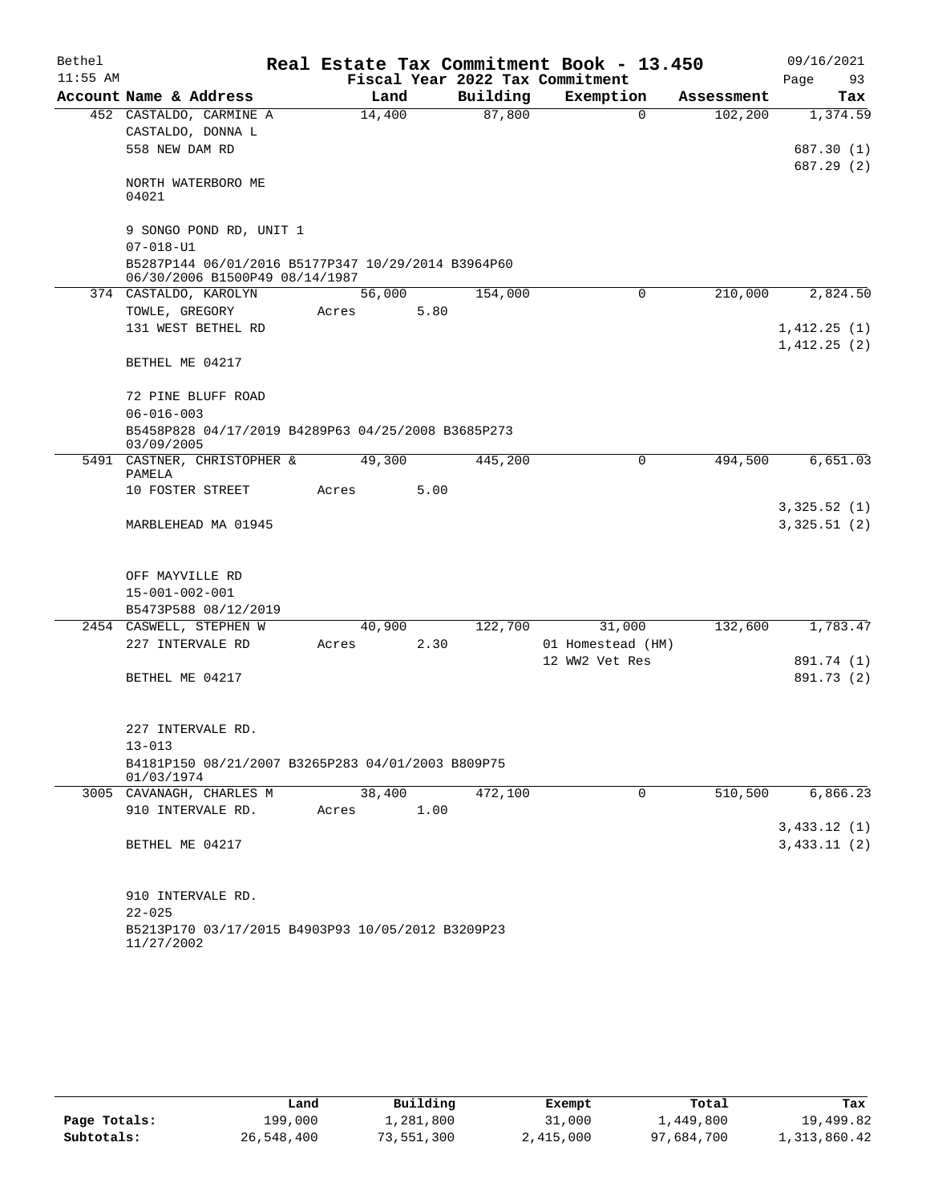# Real Estate Tax Commitment Book - 13.450

Bethel — 11:55 AM — 09/16/2021

Fiscal Year 2022 Tax Commitment

| Account | Name & Address | Land | Building | Exemption | Assessment | Tax |
|---|---|---|---|---|---|---|
| 452 | CASTALDO, CARMINE A<br>CASTALDO, DONNA L<br>558 NEW DAM RD<br><br>NORTH WATERBORO ME 04021<br><br>9 SONGO POND RD, UNIT 1<br>07-018-U1<br>B5287P144 06/01/2016 B5177P347 10/29/2014 B3964P60 06/30/2006 B1500P49 08/14/1987 | 14,400 | 87,800 | 0 | 102,200 | 1,374.59<br><br>687.30 (1)<br>687.29 (2) |
| 374 | CASTALDO, KAROLYN<br>TOWLE, GREGORY<br>131 WEST BETHEL RD<br><br>BETHEL ME 04217<br><br>72 PINE BLUFF ROAD<br>06-016-003<br>B5458P828 04/17/2019 B4289P63 04/25/2008 B3685P273 03/09/2005 | 56,000<br>Acres 5.80 | 154,000 | 0 | 210,000 | 2,824.50<br><br>1,412.25 (1)<br>1,412.25 (2) |
| 5491 | CASTNER, CHRISTOPHER & PAMELA<br>10 FOSTER STREET<br><br>MARBLEHEAD MA 01945<br><br>OFF MAYVILLE RD<br>15-001-002-001<br>B5473P588 08/12/2019 | 49,300<br>Acres 5.00 | 445,200 | 0 | 494,500 | 6,651.03<br><br>3,325.52 (1)<br>3,325.51 (2) |
| 2454 | CASWELL, STEPHEN W<br>227 INTERVALE RD<br><br>BETHEL ME 04217<br><br>227 INTERVALE RD.<br>13-013<br>B4181P150 08/21/2007 B3265P283 04/01/2003 B809P75 01/03/1974 | 40,900<br>Acres 2.30 | 122,700 | 31,000<br>01 Homestead (HM)<br>12 WW2 Vet Res | 132,600 | 1,783.47<br><br>891.74 (1)<br>891.73 (2) |
| 3005 | CAVANAGH, CHARLES M<br>910 INTERVALE RD.<br><br>BETHEL ME 04217<br><br>910 INTERVALE RD.<br>22-025<br>B5213P170 03/17/2015 B4903P93 10/05/2012 B3209P23 11/27/2002 | 38,400<br>Acres 1.00 | 472,100 | 0 | 510,500 | 6,866.23<br><br>3,433.12 (1)<br>3,433.11 (2) |

| | Land | Building | Exempt | Total | Tax |
|---|---|---|---|---|---|
| Page Totals: | 199,000 | 1,281,800 | 31,000 | 1,449,800 | 19,499.82 |
| Subtotals: | 26,548,400 | 73,551,300 | 2,415,000 | 97,684,700 | 1,313,860.42 |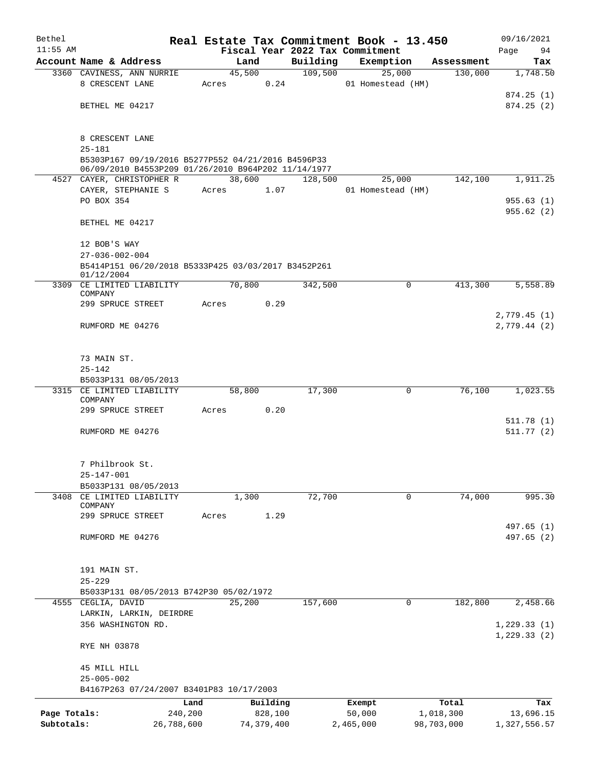# Real Estate Tax Commitment Book - 13.450

Bethel
11:55 AM

Fiscal Year 2022 Tax Commitment

09/16/2021
Page 94

| Account Name & Address | Land | Building | Exemption | Assessment | Tax |
|---|---|---|---|---|---|
| 3360 CAVINESS, ANN NURRIE | 45,500 | 109,500 | 25,000 | 130,000 | 1,748.50 |
| 8 CRESCENT LANE | Acres 0.24 | | 01 Homestead (HM) | | |
| | | | | | 874.25 (1) |
| BETHEL ME 04217 | | | | | 874.25 (2) |
| 8 CRESCENT LANE | | | | | |
| 25-181 | | | | | |
| B5303P167 09/19/2016 B5277P552 04/21/2016 B4596P33 06/09/2010 B4553P209 01/26/2010 B964P202 11/14/1977 | | | | | |
| 4527 CAYER, CHRISTOPHER R | 38,600 | 128,500 | 25,000 | 142,100 | 1,911.25 |
| CAYER, STEPHANIE S | Acres 1.07 | | 01 Homestead (HM) | | |
| PO BOX 354 | | | | | 955.63 (1) |
| | | | | | 955.62 (2) |
| BETHEL ME 04217 | | | | | |
| 12 BOB'S WAY | | | | | |
| 27-036-002-004 | | | | | |
| B5414P151 06/20/2018 B5333P425 03/03/2017 B3452P261 01/12/2004 | | | | | |
| 3309 CE LIMITED LIABILITY COMPANY | 70,800 | 342,500 | 0 | 413,300 | 5,558.89 |
| 299 SPRUCE STREET | Acres 0.29 | | | | |
| | | | | | 2,779.45 (1) |
| RUMFORD ME 04276 | | | | | 2,779.44 (2) |
| 73 MAIN ST. | | | | | |
| 25-142 | | | | | |
| B5033P131 08/05/2013 | | | | | |
| 3315 CE LIMITED LIABILITY COMPANY | 58,800 | 17,300 | 0 | 76,100 | 1,023.55 |
| 299 SPRUCE STREET | Acres 0.20 | | | | |
| | | | | | 511.78 (1) |
| RUMFORD ME 04276 | | | | | 511.77 (2) |
| 7 Philbrook St. | | | | | |
| 25-147-001 | | | | | |
| B5033P131 08/05/2013 | | | | | |
| 3408 CE LIMITED LIABILITY COMPANY | 1,300 | 72,700 | 0 | 74,000 | 995.30 |
| 299 SPRUCE STREET | Acres 1.29 | | | | |
| | | | | | 497.65 (1) |
| RUMFORD ME 04276 | | | | | 497.65 (2) |
| 191 MAIN ST. | | | | | |
| 25-229 | | | | | |
| B5033P131 08/05/2013 B742P30 05/02/1972 | | | | | |
| 4555 CEGLIA, DAVID | 25,200 | 157,600 | 0 | 182,800 | 2,458.66 |
| LARKIN, LARKIN, DEIRDRE | | | | | |
| 356 WASHINGTON RD. | | | | | 1,229.33 (1) |
| | | | | | 1,229.33 (2) |
| RYE NH 03878 | | | | | |
| 45 MILL HILL | | | | | |
| 25-005-002 | | | | | |
| B4167P263 07/24/2007 B3401P83 10/17/2003 | | | | | |

| | Land | Building | Exempt | Total | Tax |
|---|---|---|---|---|---|
| Page Totals: | 240,200 | 828,100 | 50,000 | 1,018,300 | 13,696.15 |
| Subtotals: | 26,788,600 | 74,379,400 | 2,465,000 | 98,703,000 | 1,327,556.57 |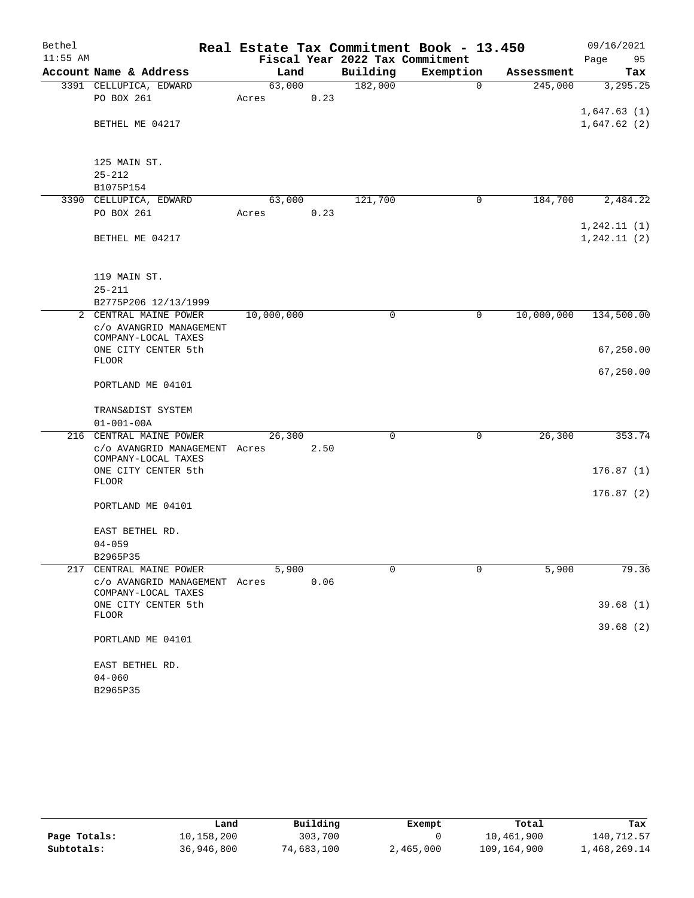Bethel | Real Estate Tax Commitment Book - 13.450 | 09/16/2021
11:55 AM | Fiscal Year 2022 Tax Commitment | Page 95

| Account Name & Address | Land | Building | Exemption | Assessment | Tax |
|---|---|---|---|---|---|
| 3391 CELLUPICA, EDWARD | 63,000 | 182,000 | 0 | 245,000 | 3,295.25 |
| PO BOX 261 | Acres 0.23 | | | | |
| | | | | | 1,647.63 (1) |
| BETHEL ME 04217 | | | | | 1,647.62 (2) |
| 125 MAIN ST. | | | | | |
| 25-212 | | | | | |
| B1075P154 | | | | | |
| 3390 CELLUPICA, EDWARD | 63,000 | 121,700 | 0 | 184,700 | 2,484.22 |
| PO BOX 261 | Acres 0.23 | | | | |
| | | | | | 1,242.11 (1) |
| BETHEL ME 04217 | | | | | 1,242.11 (2) |
| 119 MAIN ST. | | | | | |
| 25-211 | | | | | |
| B2775P206 12/13/1999 | | | | | |
| 2 CENTRAL MAINE POWER | 10,000,000 | 0 | 0 | 10,000,000 | 134,500.00 |
| c/o AVANGRID MANAGEMENT COMPANY-LOCAL TAXES | | | | | |
| ONE CITY CENTER 5th FLOOR | | | | | 67,250.00 |
| | | | | | 67,250.00 |
| PORTLAND ME 04101 | | | | | |
| TRANS&DIST SYSTEM | | | | | |
| 01-001-00A | | | | | |
| 216 CENTRAL MAINE POWER | 26,300 | 0 | 0 | 26,300 | 353.74 |
| c/o AVANGRID MANAGEMENT COMPANY-LOCAL TAXES | Acres 2.50 | | | | |
| ONE CITY CENTER 5th FLOOR | | | | | 176.87 (1) |
| | | | | | 176.87 (2) |
| PORTLAND ME 04101 | | | | | |
| EAST BETHEL RD. | | | | | |
| 04-059 | | | | | |
| B2965P35 | | | | | |
| 217 CENTRAL MAINE POWER | 5,900 | 0 | 0 | 5,900 | 79.36 |
| c/o AVANGRID MANAGEMENT COMPANY-LOCAL TAXES | Acres 0.06 | | | | |
| ONE CITY CENTER 5th FLOOR | | | | | 39.68 (1) |
| | | | | | 39.68 (2) |
| PORTLAND ME 04101 | | | | | |
| EAST BETHEL RD. | | | | | |
| 04-060 | | | | | |
| B2965P35 | | | | | |

| | Land | Building | Exempt | Total | Tax |
|---|---|---|---|---|---|
| Page Totals: | 10,158,200 | 303,700 | 0 | 10,461,900 | 140,712.57 |
| Subtotals: | 36,946,800 | 74,683,100 | 2,465,000 | 109,164,900 | 1,468,269.14 |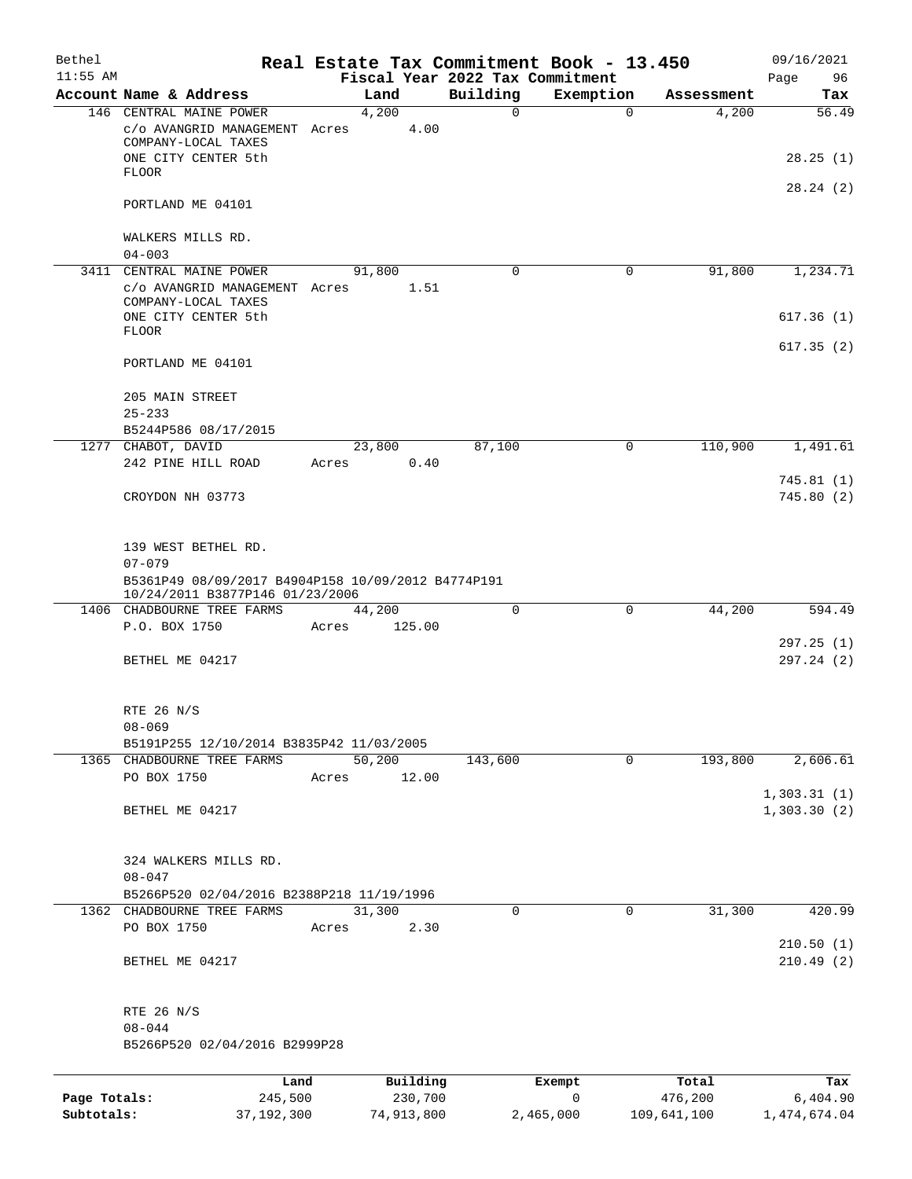Bethel 11:55 AM

# Real Estate Tax Commitment Book - 13.450

Fiscal Year 2022 Tax Commitment

09/16/2021

| Account Name & Address | Land | Building | Exemption | Assessment | Tax |
|---|---|---|---|---|---|
| 146 CENTRAL MAINE POWER | 4,200 | 0 | 0 | 4,200 | 56.49 |
| c/o AVANGRID MANAGEMENT COMPANY-LOCAL TAXES | Acres 4.00 | | | | |
| ONE CITY CENTER 5th FLOOR | | | | | 28.25 (1) |
| | | | | | 28.24 (2) |
| PORTLAND ME 04101 | | | | | |
| WALKERS MILLS RD. | | | | | |
| 04-003 | | | | | |
| 3411 CENTRAL MAINE POWER | 91,800 | 0 | 0 | 91,800 | 1,234.71 |
| c/o AVANGRID MANAGEMENT COMPANY-LOCAL TAXES | Acres 1.51 | | | | |
| ONE CITY CENTER 5th FLOOR | | | | | 617.36 (1) |
| | | | | | 617.35 (2) |
| PORTLAND ME 04101 | | | | | |
| 205 MAIN STREET | | | | | |
| 25-233 | | | | | |
| B5244P586 08/17/2015 | | | | | |
| 1277 CHABOT, DAVID | 23,800 | 87,100 | 0 | 110,900 | 1,491.61 |
| 242 PINE HILL ROAD | Acres 0.40 | | | | |
| | | | | | 745.81 (1) |
| CROYDON NH 03773 | | | | | 745.80 (2) |
| 139 WEST BETHEL RD. | | | | | |
| 07-079 | | | | | |
| B5361P49 08/09/2017 B4904P158 10/09/2012 B4774P191 10/24/2011 B3877P146 01/23/2006 | | | | | |
| 1406 CHADBOURNE TREE FARMS | 44,200 | 0 | 0 | 44,200 | 594.49 |
| P.O. BOX 1750 | Acres 125.00 | | | | |
| | | | | | 297.25 (1) |
| BETHEL ME 04217 | | | | | 297.24 (2) |
| RTE 26 N/S | | | | | |
| 08-069 | | | | | |
| B5191P255 12/10/2014 B3835P42 11/03/2005 | | | | | |
| 1365 CHADBOURNE TREE FARMS | 50,200 | 143,600 | 0 | 193,800 | 2,606.61 |
| PO BOX 1750 | Acres 12.00 | | | | |
| | | | | | 1,303.31 (1) |
| BETHEL ME 04217 | | | | | 1,303.30 (2) |
| 324 WALKERS MILLS RD. | | | | | |
| 08-047 | | | | | |
| B5266P520 02/04/2016 B2388P218 11/19/1996 | | | | | |
| 1362 CHADBOURNE TREE FARMS | 31,300 | 0 | 0 | 31,300 | 420.99 |
| PO BOX 1750 | Acres 2.30 | | | | |
| | | | | | 210.50 (1) |
| BETHEL ME 04217 | | | | | 210.49 (2) |
| RTE 26 N/S | | | | | |
| 08-044 | | | | | |
| B5266P520 02/04/2016 B2999P28 | | | | | |

| | Land | Building | Exempt | Total | Tax |
|---|---|---|---|---|---|
| Page Totals: | 245,500 | 230,700 | 0 | 476,200 | 6,404.90 |
| Subtotals: | 37,192,300 | 74,913,800 | 2,465,000 | 109,641,100 | 1,474,674.04 |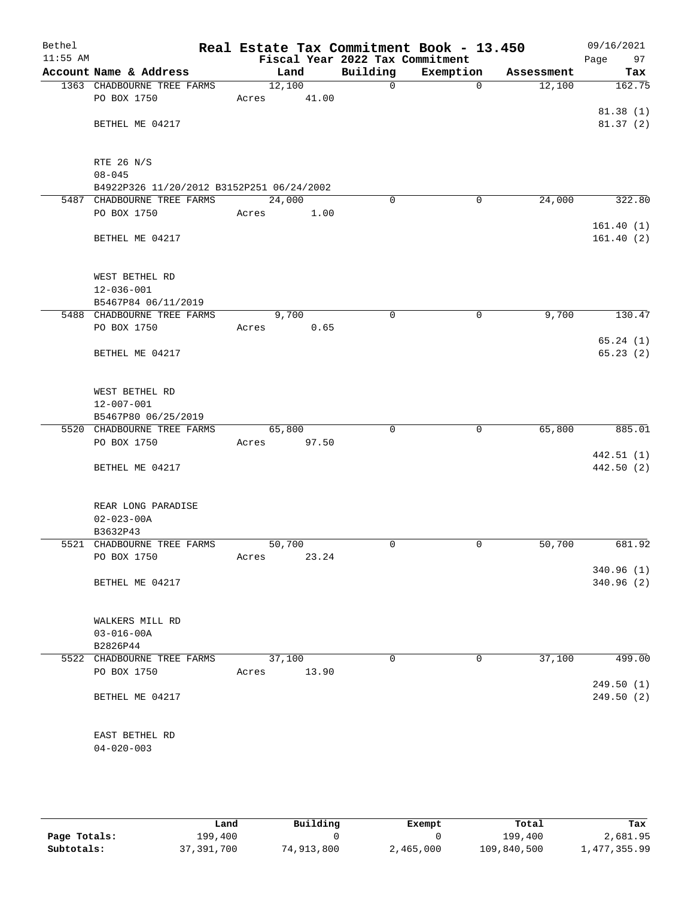Bethel 11:55 AM

# Real Estate Tax Commitment Book - 13.450

## Fiscal Year 2022 Tax Commitment

09/16/2021

| Account Name & Address | Land | Building | Exemption | Assessment | Tax |
|---|---|---|---|---|---|
| 1363 CHADBOURNE TREE FARMS<br>PO BOX 1750<br><br>BETHEL ME 04217<br><br>RTE 26 N/S<br>08-045<br>B4922P326 11/20/2012 B3152P251 06/24/2002 | 12,100<br>Acres 41.00 | 0 | 0 | 12,100 | 162.75<br><br>81.38 (1)<br>81.37 (2) |
| 5487 CHADBOURNE TREE FARMS<br>PO BOX 1750<br><br>BETHEL ME 04217<br><br>WEST BETHEL RD<br>12-036-001<br>B5467P84 06/11/2019 | 24,000<br>Acres 1.00 | 0 | 0 | 24,000 | 322.80<br><br>161.40 (1)<br>161.40 (2) |
| 5488 CHADBOURNE TREE FARMS<br>PO BOX 1750<br><br>BETHEL ME 04217<br><br>WEST BETHEL RD<br>12-007-001<br>B5467P80 06/25/2019 | 9,700<br>Acres 0.65 | 0 | 0 | 9,700 | 130.47<br><br>65.24 (1)<br>65.23 (2) |
| 5520 CHADBOURNE TREE FARMS<br>PO BOX 1750<br><br>BETHEL ME 04217<br><br>REAR LONG PARADISE<br>02-023-00A<br>B3632P43 | 65,800<br>Acres 97.50 | 0 | 0 | 65,800 | 885.01<br><br>442.51 (1)<br>442.50 (2) |
| 5521 CHADBOURNE TREE FARMS<br>PO BOX 1750<br><br>BETHEL ME 04217<br><br>WALKERS MILL RD<br>03-016-00A<br>B2826P44 | 50,700<br>Acres 23.24 | 0 | 0 | 50,700 | 681.92<br><br>340.96 (1)<br>340.96 (2) |
| 5522 CHADBOURNE TREE FARMS<br>PO BOX 1750<br><br>BETHEL ME 04217<br><br>EAST BETHEL RD<br>04-020-003 | 37,100<br>Acres 13.90 | 0 | 0 | 37,100 | 499.00<br><br>249.50 (1)<br>249.50 (2) |

| | Land | Building | Exempt | Total | Tax |
|---|---|---|---|---|---|
| Page Totals: | 199,400 | 0 | 0 | 199,400 | 2,681.95 |
| Subtotals: | 37,391,700 | 74,913,800 | 2,465,000 | 109,840,500 | 1,477,355.99 |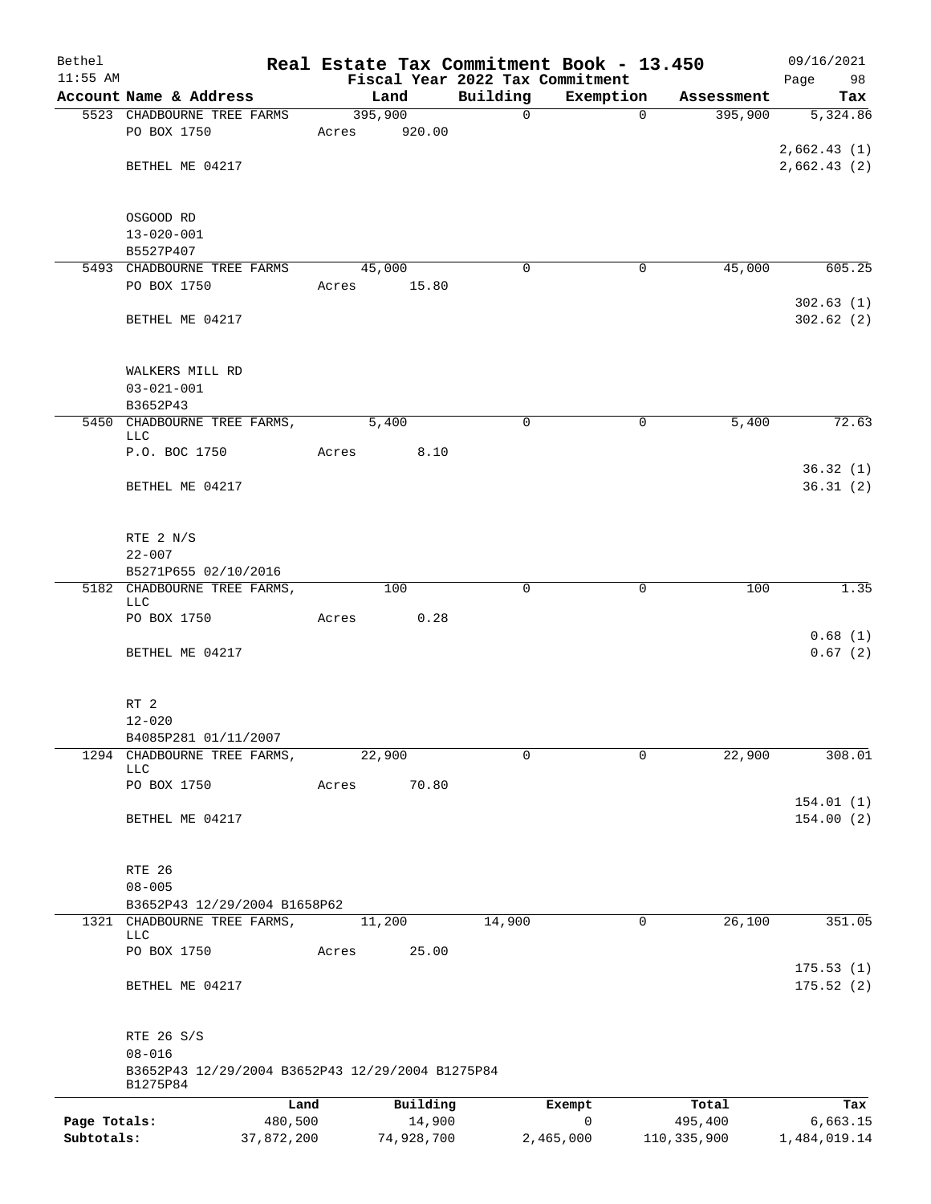# Real Estate Tax Commitment Book - 13.450

Bethel 11:55 AM — Fiscal Year 2022 Tax Commitment — 09/16/2021

| Account Name & Address | Land | Building | Exemption | Assessment | Tax |
|---|---|---|---|---|---|
| 5523 CHADBOURNE TREE FARMS | 395,900 | 0 | 0 | 395,900 | 5,324.86 |
| PO BOX 1750 | Acres 920.00 | | | | |
| | | | | | 2,662.43 (1) |
| BETHEL ME 04217 | | | | | 2,662.43 (2) |
| OSGOOD RD | | | | | |
| 13-020-001 | | | | | |
| B5527P407 | | | | | |
| 5493 CHADBOURNE TREE FARMS | 45,000 | 0 | 0 | 45,000 | 605.25 |
| PO BOX 1750 | Acres 15.80 | | | | |
| | | | | | 302.63 (1) |
| BETHEL ME 04217 | | | | | 302.62 (2) |
| WALKERS MILL RD | | | | | |
| 03-021-001 | | | | | |
| B3652P43 | | | | | |
| 5450 CHADBOURNE TREE FARMS, LLC | 5,400 | 0 | 0 | 5,400 | 72.63 |
| P.O. BOC 1750 | Acres 8.10 | | | | |
| | | | | | 36.32 (1) |
| BETHEL ME 04217 | | | | | 36.31 (2) |
| RTE 2 N/S | | | | | |
| 22-007 | | | | | |
| B5271P655 02/10/2016 | | | | | |
| 5182 CHADBOURNE TREE FARMS, LLC | 100 | 0 | 0 | 100 | 1.35 |
| PO BOX 1750 | Acres 0.28 | | | | |
| | | | | | 0.68 (1) |
| BETHEL ME 04217 | | | | | 0.67 (2) |
| RT 2 | | | | | |
| 12-020 | | | | | |
| B4085P281 01/11/2007 | | | | | |
| 1294 CHADBOURNE TREE FARMS, LLC | 22,900 | 0 | 0 | 22,900 | 308.01 |
| PO BOX 1750 | Acres 70.80 | | | | |
| | | | | | 154.01 (1) |
| BETHEL ME 04217 | | | | | 154.00 (2) |
| RTE 26 | | | | | |
| 08-005 | | | | | |
| B3652P43 12/29/2004 B1658P62 | | | | | |
| 1321 CHADBOURNE TREE FARMS, LLC | 11,200 | 14,900 | 0 | 26,100 | 351.05 |
| PO BOX 1750 | Acres 25.00 | | | | |
| | | | | | 175.53 (1) |
| BETHEL ME 04217 | | | | | 175.52 (2) |
| RTE 26 S/S | | | | | |
| 08-016 | | | | | |
| B3652P43 12/29/2004 B3652P43 12/29/2004 B1275P84 B1275P84 | | | | | |

| | Land | Building | Exempt | Total | Tax |
|---|---|---|---|---|---|
| Page Totals: | 480,500 | 14,900 | 0 | 495,400 | 6,663.15 |
| Subtotals: | 37,872,200 | 74,928,700 | 2,465,000 | 110,335,900 | 1,484,019.14 |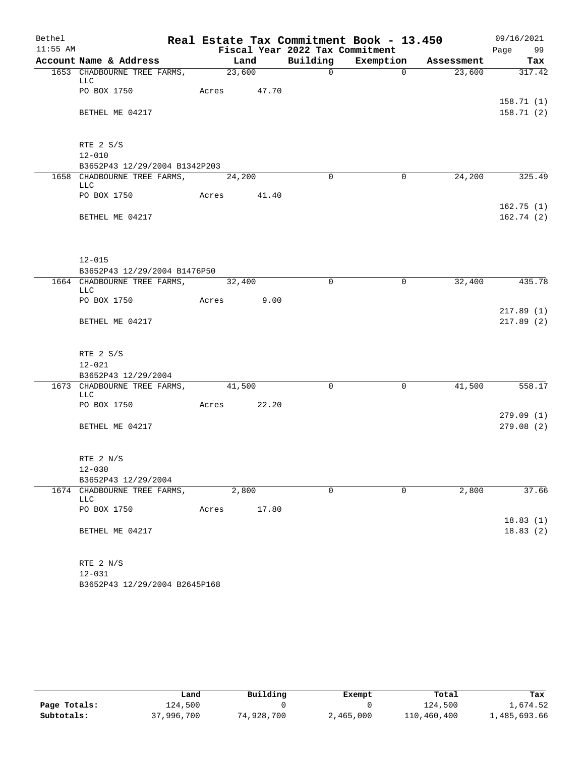# Real Estate Tax Commitment Book - 13.450

Bethel — 11:55 AM — Fiscal Year 2022 Tax Commitment — 09/16/2021

| Account | Name & Address | Land | Building | Exemption | Assessment | Tax |
|---|---|---|---|---|---|---|
| 1653 | CHADBOURNE TREE FARMS, LLC | 23,600 | 0 | 0 | 23,600 | 317.42 |
| | PO BOX 1750 | Acres 47.70 | | | | |
| | | | | | | 158.71 (1) |
| | BETHEL ME 04217 | | | | | 158.71 (2) |
| | RTE 2 S/S | | | | | |
| | 12-010 | | | | | |
| | B3652P43 12/29/2004 B1342P203 | | | | | |
| 1658 | CHADBOURNE TREE FARMS, LLC | 24,200 | 0 | 0 | 24,200 | 325.49 |
| | PO BOX 1750 | Acres 41.40 | | | | |
| | | | | | | 162.75 (1) |
| | BETHEL ME 04217 | | | | | 162.74 (2) |
| | 12-015 | | | | | |
| | B3652P43 12/29/2004 B1476P50 | | | | | |
| 1664 | CHADBOURNE TREE FARMS, LLC | 32,400 | 0 | 0 | 32,400 | 435.78 |
| | PO BOX 1750 | Acres 9.00 | | | | |
| | | | | | | 217.89 (1) |
| | BETHEL ME 04217 | | | | | 217.89 (2) |
| | RTE 2 S/S | | | | | |
| | 12-021 | | | | | |
| | B3652P43 12/29/2004 | | | | | |
| 1673 | CHADBOURNE TREE FARMS, LLC | 41,500 | 0 | 0 | 41,500 | 558.17 |
| | PO BOX 1750 | Acres 22.20 | | | | |
| | | | | | | 279.09 (1) |
| | BETHEL ME 04217 | | | | | 279.08 (2) |
| | RTE 2 N/S | | | | | |
| | 12-030 | | | | | |
| | B3652P43 12/29/2004 | | | | | |
| 1674 | CHADBOURNE TREE FARMS, LLC | 2,800 | 0 | 0 | 2,800 | 37.66 |
| | PO BOX 1750 | Acres 17.80 | | | | |
| | | | | | | 18.83 (1) |
| | BETHEL ME 04217 | | | | | 18.83 (2) |
| | RTE 2 N/S | | | | | |
| | 12-031 | | | | | |
| | B3652P43 12/29/2004 B2645P168 | | | | | |

| | Land | Building | Exempt | Total | Tax |
|---|---|---|---|---|---|
| Page Totals: | 124,500 | 0 | 0 | 124,500 | 1,674.52 |
| Subtotals: | 37,996,700 | 74,928,700 | 2,465,000 | 110,460,400 | 1,485,693.66 |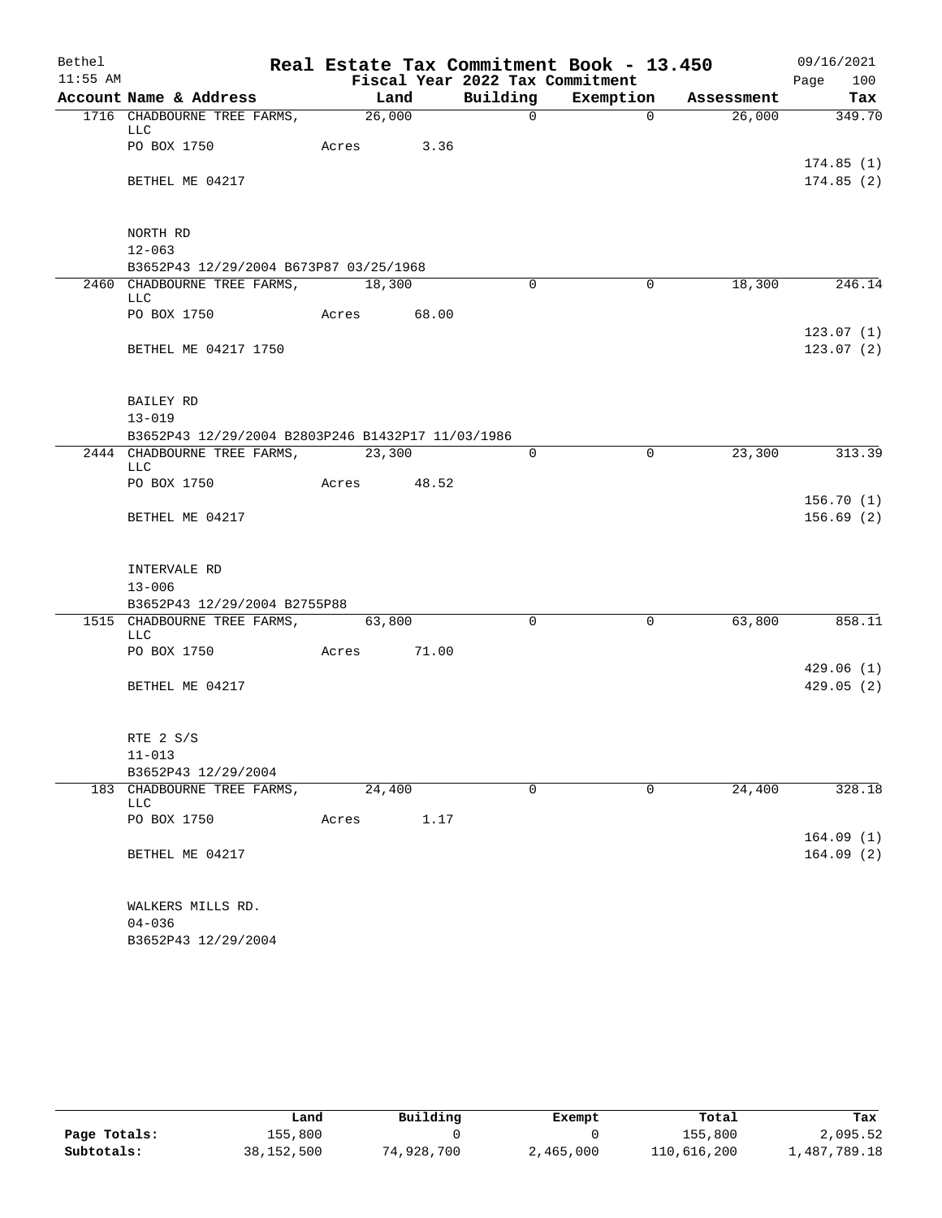# Real Estate Tax Commitment Book - 13.450

Bethel
11:55 AM

Fiscal Year 2022 Tax Commitment

09/16/2021
Page 100

| Account Name & Address | Land | Building | Exemption | Assessment | Tax |
|---|---|---|---|---|---|
| 1716 CHADBOURNE TREE FARMS, LLC | 26,000 | 0 | 0 | 26,000 | 349.70 |
| PO BOX 1750 | Acres 3.36 | | | | |
| | | | | | 174.85 (1) |
| BETHEL ME 04217 | | | | | 174.85 (2) |
| NORTH RD | | | | | |
| 12-063 | | | | | |
| B3652P43 12/29/2004 B673P87 03/25/1968 | | | | | |
| 2460 CHADBOURNE TREE FARMS, LLC | 18,300 | 0 | 0 | 18,300 | 246.14 |
| PO BOX 1750 | Acres 68.00 | | | | |
| | | | | | 123.07 (1) |
| BETHEL ME 04217 1750 | | | | | 123.07 (2) |
| BAILEY RD | | | | | |
| 13-019 | | | | | |
| B3652P43 12/29/2004 B2803P246 B1432P17 11/03/1986 | | | | | |
| 2444 CHADBOURNE TREE FARMS, LLC | 23,300 | 0 | 0 | 23,300 | 313.39 |
| PO BOX 1750 | Acres 48.52 | | | | |
| | | | | | 156.70 (1) |
| BETHEL ME 04217 | | | | | 156.69 (2) |
| INTERVALE RD | | | | | |
| 13-006 | | | | | |
| B3652P43 12/29/2004 B2755P88 | | | | | |
| 1515 CHADBOURNE TREE FARMS, LLC | 63,800 | 0 | 0 | 63,800 | 858.11 |
| PO BOX 1750 | Acres 71.00 | | | | |
| | | | | | 429.06 (1) |
| BETHEL ME 04217 | | | | | 429.05 (2) |
| RTE 2 S/S | | | | | |
| 11-013 | | | | | |
| B3652P43 12/29/2004 | | | | | |
| 183 CHADBOURNE TREE FARMS, LLC | 24,400 | 0 | 0 | 24,400 | 328.18 |
| PO BOX 1750 | Acres 1.17 | | | | |
| | | | | | 164.09 (1) |
| BETHEL ME 04217 | | | | | 164.09 (2) |
| WALKERS MILLS RD. | | | | | |
| 04-036 | | | | | |
| B3652P43 12/29/2004 | | | | | |

| | Land | Building | Exempt | Total | Tax |
|---|---|---|---|---|---|
| Page Totals: | 155,800 | 0 | 0 | 155,800 | 2,095.52 |
| Subtotals: | 38,152,500 | 74,928,700 | 2,465,000 | 110,616,200 | 1,487,789.18 |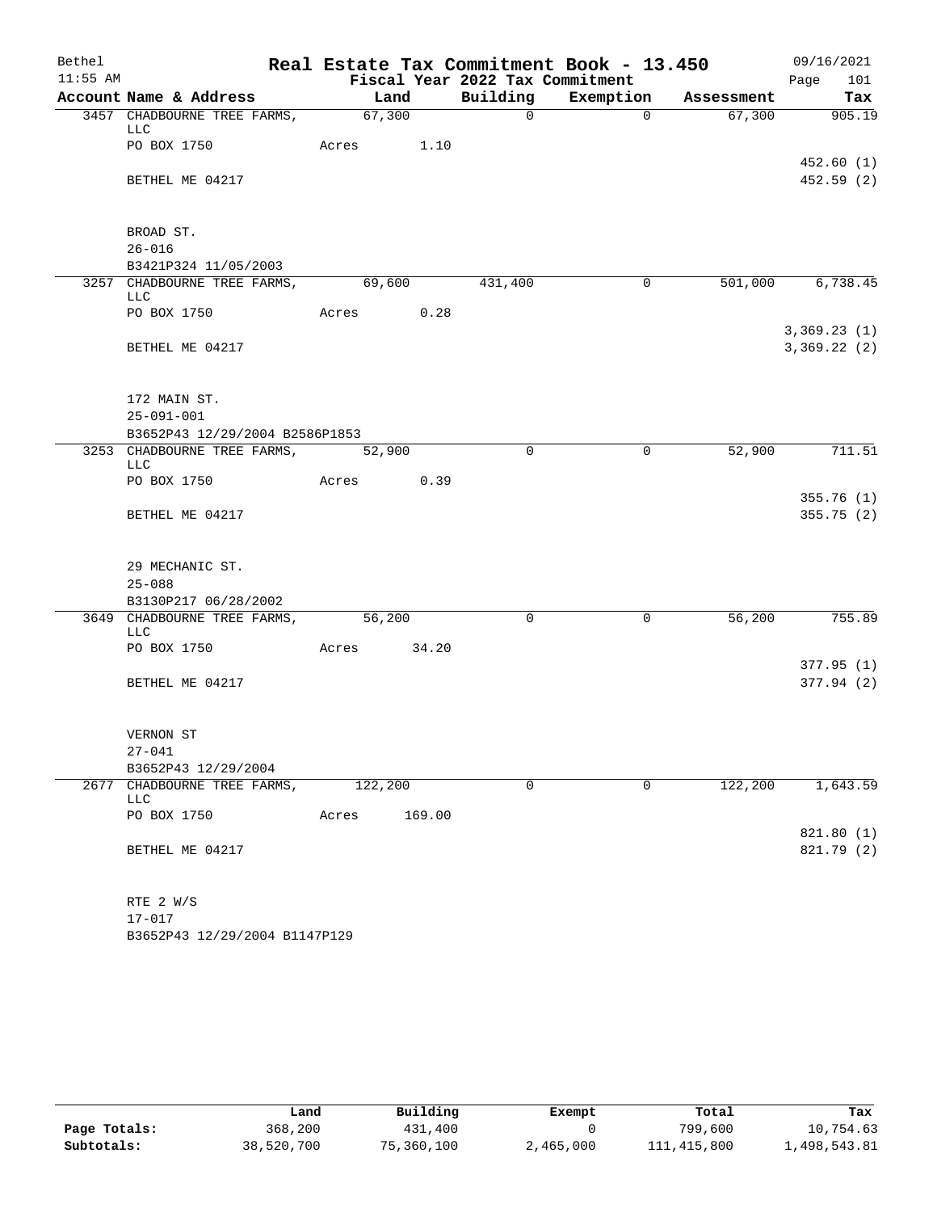Bethel 11:55 AM

# Real Estate Tax Commitment Book - 13.450

Fiscal Year 2022 Tax Commitment

09/16/2021

| Account | Name & Address | Land | Building | Exemption | Assessment | Tax |
|---|---|---|---|---|---|---|
| 3457 | CHADBOURNE TREE FARMS, LLC | 67,300 | 0 | 0 | 67,300 | 905.19 |
| | PO BOX 1750 | Acres 1.10 | | | | |
| | | | | | | 452.60 (1) |
| | BETHEL ME 04217 | | | | | 452.59 (2) |
| | BROAD ST. | | | | | |
| | 26-016 | | | | | |
| | B3421P324 11/05/2003 | | | | | |
| 3257 | CHADBOURNE TREE FARMS, LLC | 69,600 | 431,400 | 0 | 501,000 | 6,738.45 |
| | PO BOX 1750 | Acres 0.28 | | | | |
| | | | | | | 3,369.23 (1) |
| | BETHEL ME 04217 | | | | | 3,369.22 (2) |
| | 172 MAIN ST. | | | | | |
| | 25-091-001 | | | | | |
| | B3652P43 12/29/2004 B2586P1853 | | | | | |
| 3253 | CHADBOURNE TREE FARMS, LLC | 52,900 | 0 | 0 | 52,900 | 711.51 |
| | PO BOX 1750 | Acres 0.39 | | | | |
| | | | | | | 355.76 (1) |
| | BETHEL ME 04217 | | | | | 355.75 (2) |
| | 29 MECHANIC ST. | | | | | |
| | 25-088 | | | | | |
| | B3130P217 06/28/2002 | | | | | |
| 3649 | CHADBOURNE TREE FARMS, LLC | 56,200 | 0 | 0 | 56,200 | 755.89 |
| | PO BOX 1750 | Acres 34.20 | | | | |
| | | | | | | 377.95 (1) |
| | BETHEL ME 04217 | | | | | 377.94 (2) |
| | VERNON ST | | | | | |
| | 27-041 | | | | | |
| | B3652P43 12/29/2004 | | | | | |
| 2677 | CHADBOURNE TREE FARMS, LLC | 122,200 | 0 | 0 | 122,200 | 1,643.59 |
| | PO BOX 1750 | Acres 169.00 | | | | |
| | | | | | | 821.80 (1) |
| | BETHEL ME 04217 | | | | | 821.79 (2) |
| | RTE 2 W/S | | | | | |
| | 17-017 | | | | | |
| | B3652P43 12/29/2004 B1147P129 | | | | | |

| | Land | Building | Exempt | Total | Tax |
|---|---|---|---|---|---|
| Page Totals: | 368,200 | 431,400 | 0 | 799,600 | 10,754.63 |
| Subtotals: | 38,520,700 | 75,360,100 | 2,465,000 | 111,415,800 | 1,498,543.81 |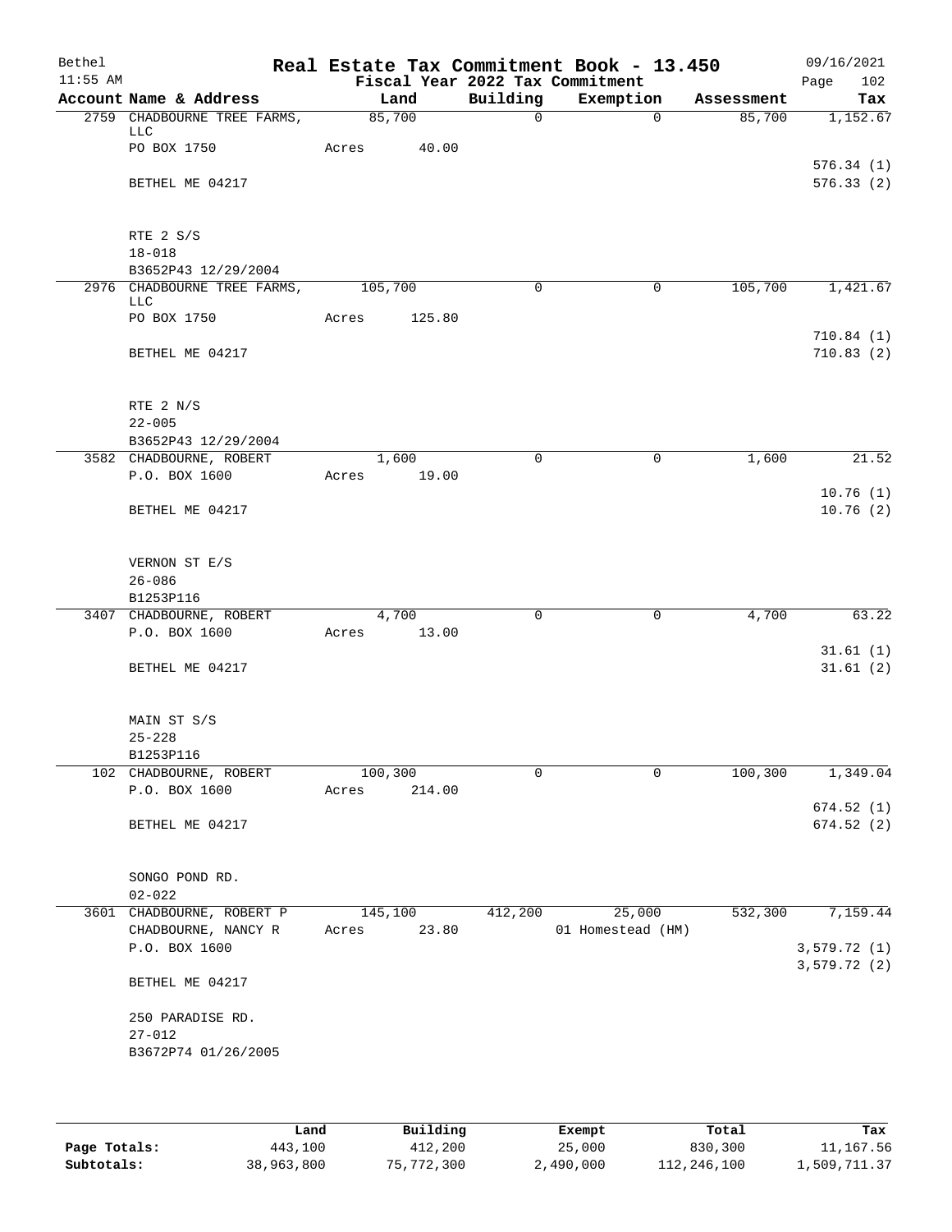# Real Estate Tax Commitment Book - 13.450

Bethel
11:55 AM

Fiscal Year 2022 Tax Commitment

09/16/2021
Page 102

| Account Name & Address | Land | Building | Exemption | Assessment | Tax |
|---|---|---|---|---|---|
| 2759 CHADBOURNE TREE FARMS, LLC | 85,700 | 0 | 0 | 85,700 | 1,152.67 |
| PO BOX 1750 | Acres 40.00 | | | | |
| | | | | | 576.34 (1) |
| BETHEL ME 04217 | | | | | 576.33 (2) |
| RTE 2 S/S | | | | | |
| 18-018 | | | | | |
| B3652P43 12/29/2004 | | | | | |
| 2976 CHADBOURNE TREE FARMS, LLC | 105,700 | 0 | 0 | 105,700 | 1,421.67 |
| PO BOX 1750 | Acres 125.80 | | | | |
| | | | | | 710.84 (1) |
| BETHEL ME 04217 | | | | | 710.83 (2) |
| RTE 2 N/S | | | | | |
| 22-005 | | | | | |
| B3652P43 12/29/2004 | | | | | |
| 3582 CHADBOURNE, ROBERT | 1,600 | 0 | 0 | 1,600 | 21.52 |
| P.O. BOX 1600 | Acres 19.00 | | | | |
| | | | | | 10.76 (1) |
| BETHEL ME 04217 | | | | | 10.76 (2) |
| VERNON ST E/S | | | | | |
| 26-086 | | | | | |
| B1253P116 | | | | | |
| 3407 CHADBOURNE, ROBERT | 4,700 | 0 | 0 | 4,700 | 63.22 |
| P.O. BOX 1600 | Acres 13.00 | | | | |
| | | | | | 31.61 (1) |
| BETHEL ME 04217 | | | | | 31.61 (2) |
| MAIN ST S/S | | | | | |
| 25-228 | | | | | |
| B1253P116 | | | | | |
| 102 CHADBOURNE, ROBERT | 100,300 | 0 | 0 | 100,300 | 1,349.04 |
| P.O. BOX 1600 | Acres 214.00 | | | | |
| | | | | | 674.52 (1) |
| BETHEL ME 04217 | | | | | 674.52 (2) |
| SONGO POND RD. | | | | | |
| 02-022 | | | | | |
| 3601 CHADBOURNE, ROBERT P | 145,100 | 412,200 | 25,000 | 532,300 | 7,159.44 |
| CHADBOURNE, NANCY R | Acres 23.80 | | 01 Homestead (HM) | | |
| P.O. BOX 1600 | | | | | 3,579.72 (1) |
| | | | | | 3,579.72 (2) |
| BETHEL ME 04217 | | | | | |
| 250 PARADISE RD. | | | | | |
| 27-012 | | | | | |
| B3672P74 01/26/2005 | | | | | |

| | Land | Building | Exempt | Total | Tax |
|---|---|---|---|---|---|
| **Page Totals:** | 443,100 | 412,200 | 25,000 | 830,300 | 11,167.56 |
| **Subtotals:** | 38,963,800 | 75,772,300 | 2,490,000 | 112,246,100 | 1,509,711.37 |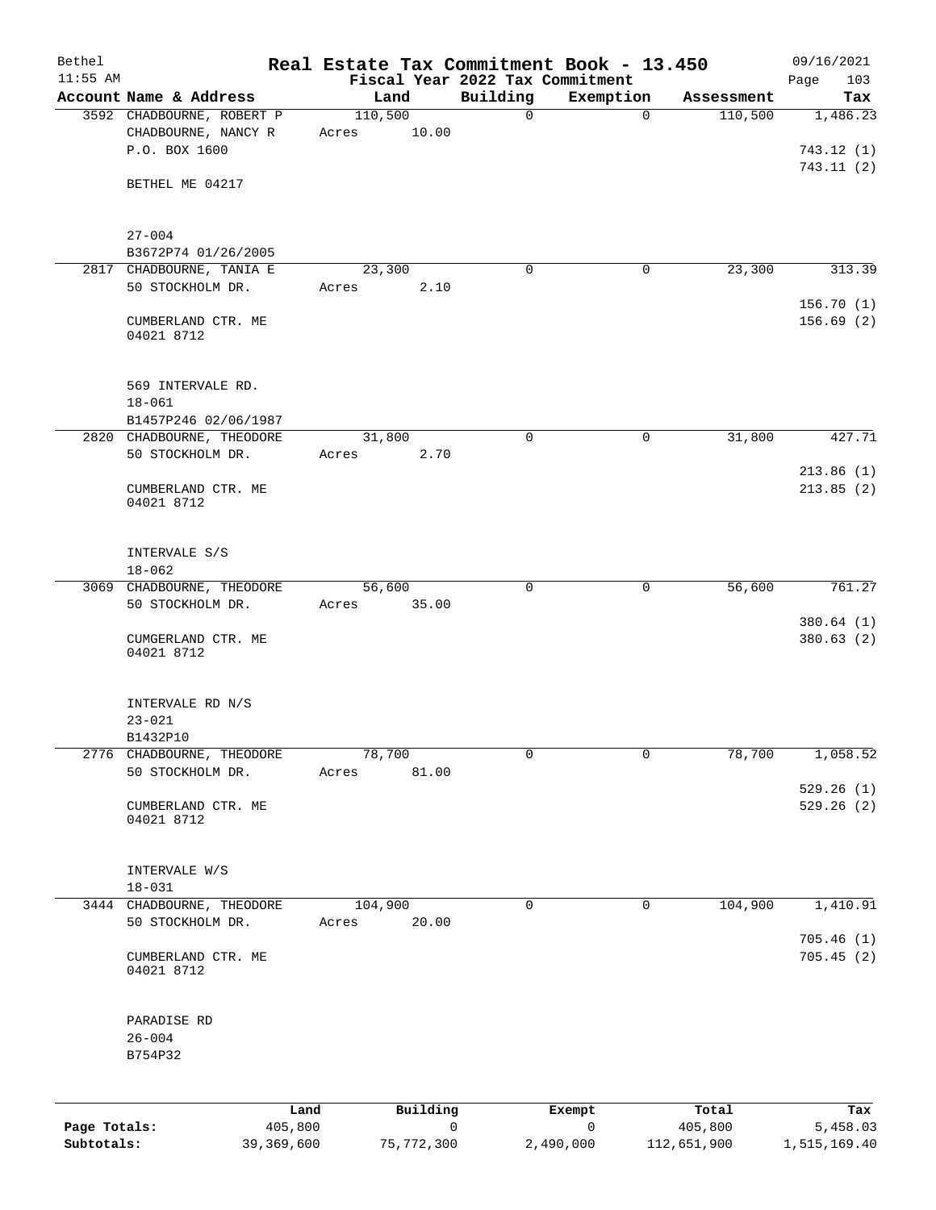Bethel | Real Estate Tax Commitment Book - 13.450 | 09/16/2021
11:55 AM | Fiscal Year 2022 Tax Commitment | Page 103

| Account Name & Address | Land | Building | Exemption | Assessment | Tax |
|---|---|---|---|---|---|
| 3592 CHADBOURNE, ROBERT P<br>CHADBOURNE, NANCY R<br>P.O. BOX 1600<br><br>BETHEL ME 04217<br><br>27-004<br>B3672P74 01/26/2005 | 110,500<br>Acres 10.00 | 0 | 0 | 110,500 | 1,486.23<br><br>743.12 (1)<br>743.11 (2) |
| 2817 CHADBOURNE, TANIA E<br>50 STOCKHOLM DR.<br><br>CUMBERLAND CTR. ME<br>04021 8712<br><br>569 INTERVALE RD.<br>18-061<br>B1457P246 02/06/1987 | 23,300<br>Acres 2.10 | 0 | 0 | 23,300 | 313.39<br><br>156.70 (1)<br>156.69 (2) |
| 2820 CHADBOURNE, THEODORE<br>50 STOCKHOLM DR.<br><br>CUMBERLAND CTR. ME<br>04021 8712<br><br>INTERVALE S/S<br>18-062 | 31,800<br>Acres 2.70 | 0 | 0 | 31,800 | 427.71<br><br>213.86 (1)<br>213.85 (2) |
| 3069 CHADBOURNE, THEODORE<br>50 STOCKHOLM DR.<br><br>CUMGERLAND CTR. ME<br>04021 8712<br><br>INTERVALE RD N/S<br>23-021<br>B1432P10 | 56,600<br>Acres 35.00 | 0 | 0 | 56,600 | 761.27<br><br>380.64 (1)<br>380.63 (2) |
| 2776 CHADBOURNE, THEODORE<br>50 STOCKHOLM DR.<br><br>CUMBERLAND CTR. ME<br>04021 8712<br><br>INTERVALE W/S<br>18-031 | 78,700<br>Acres 81.00 | 0 | 0 | 78,700 | 1,058.52<br><br>529.26 (1)<br>529.26 (2) |
| 3444 CHADBOURNE, THEODORE<br>50 STOCKHOLM DR.<br><br>CUMBERLAND CTR. ME<br>04021 8712<br><br>PARADISE RD<br>26-004<br>B754P32 | 104,900<br>Acres 20.00 | 0 | 0 | 104,900 | 1,410.91<br><br>705.46 (1)<br>705.45 (2) |

| | Land | Building | Exempt | Total | Tax |
|---|---|---|---|---|---|
| Page Totals: | 405,800 | 0 | 0 | 405,800 | 5,458.03 |
| Subtotals: | 39,369,600 | 75,772,300 | 2,490,000 | 112,651,900 | 1,515,169.40 |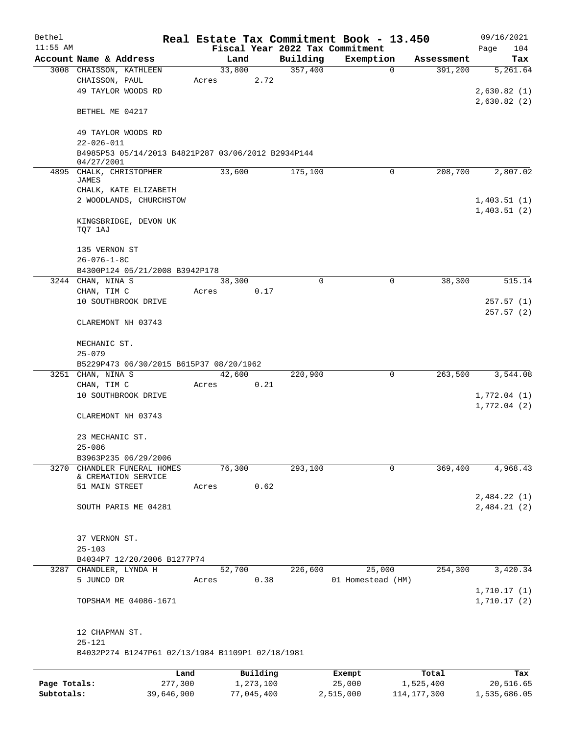Bethel — Real Estate Tax Commitment Book - 13.450 — 09/16/2021
11:55 AM — Fiscal Year 2022 Tax Commitment — Page 104

| Account Name & Address | Land | Building | Exemption | Assessment | Tax |
|---|---|---|---|---|---|
| 3008 CHAISSON, KATHLEEN<br>CHAISSON, PAUL<br>49 TAYLOR WOODS RD<br><br>BETHEL ME 04217<br><br>49 TAYLOR WOODS RD<br>22-026-011<br>B4985P53 05/14/2013 B4821P287 03/06/2012 B2934P144 04/27/2001 | 33,800<br>Acres 2.72 | 357,400 | 0 | 391,200 | 5,261.64<br><br>2,630.82 (1)<br>2,630.82 (2) |
| 4895 CHALK, CHRISTOPHER JAMES<br>CHALK, KATE ELIZABETH<br>2 WOODLANDS, CHURCHSTOW<br><br>KINGSBRIDGE, DEVON UK TQ7 1AJ<br><br>135 VERNON ST<br>26-076-1-8C<br>B4300P124 05/21/2008 B3942P178 | 33,600 | 175,100 | 0 | 208,700 | 2,807.02<br><br>1,403.51 (1)<br>1,403.51 (2) |
| 3244 CHAN, NINA S<br>CHAN, TIM C<br>10 SOUTHBROOK DRIVE<br><br>CLAREMONT NH 03743<br><br>MECHANIC ST.<br>25-079<br>B5229P473 06/30/2015 B615P37 08/20/1962 | 38,300<br>Acres 0.17 | 0 | 0 | 38,300 | 515.14<br><br>257.57 (1)<br>257.57 (2) |
| 3251 CHAN, NINA S<br>CHAN, TIM C<br>10 SOUTHBROOK DRIVE<br><br>CLAREMONT NH 03743<br><br>23 MECHANIC ST.<br>25-086<br>B3963P235 06/29/2006 | 42,600<br>Acres 0.21 | 220,900 | 0 | 263,500 | 3,544.08<br><br>1,772.04 (1)<br>1,772.04 (2) |
| 3270 CHANDLER FUNERAL HOMES & CREMATION SERVICE<br>51 MAIN STREET<br><br>SOUTH PARIS ME 04281<br><br>37 VERNON ST.<br>25-103<br>B4034P7 12/20/2006 B1277P74 | 76,300<br>Acres 0.62 | 293,100 | 0 | 369,400 | 4,968.43<br><br>2,484.22 (1)<br>2,484.21 (2) |
| 3287 CHANDLER, LYNDA H<br>5 JUNCO DR<br><br>TOPSHAM ME 04086-1671<br><br>12 CHAPMAN ST.<br>25-121<br>B4032P274 B1247P61 02/13/1984 B1109P1 02/18/1981 | 52,700<br>Acres 0.38 | 226,600 | 25,000<br>01 Homestead (HM) | 254,300 | 3,420.34<br><br>1,710.17 (1)<br>1,710.17 (2) |

| | Land | Building | Exempt | Total | Tax |
|---|---|---|---|---|---|
| Page Totals: | 277,300 | 1,273,100 | 25,000 | 1,525,400 | 20,516.65 |
| Subtotals: | 39,646,900 | 77,045,400 | 2,515,000 | 114,177,300 | 1,535,686.05 |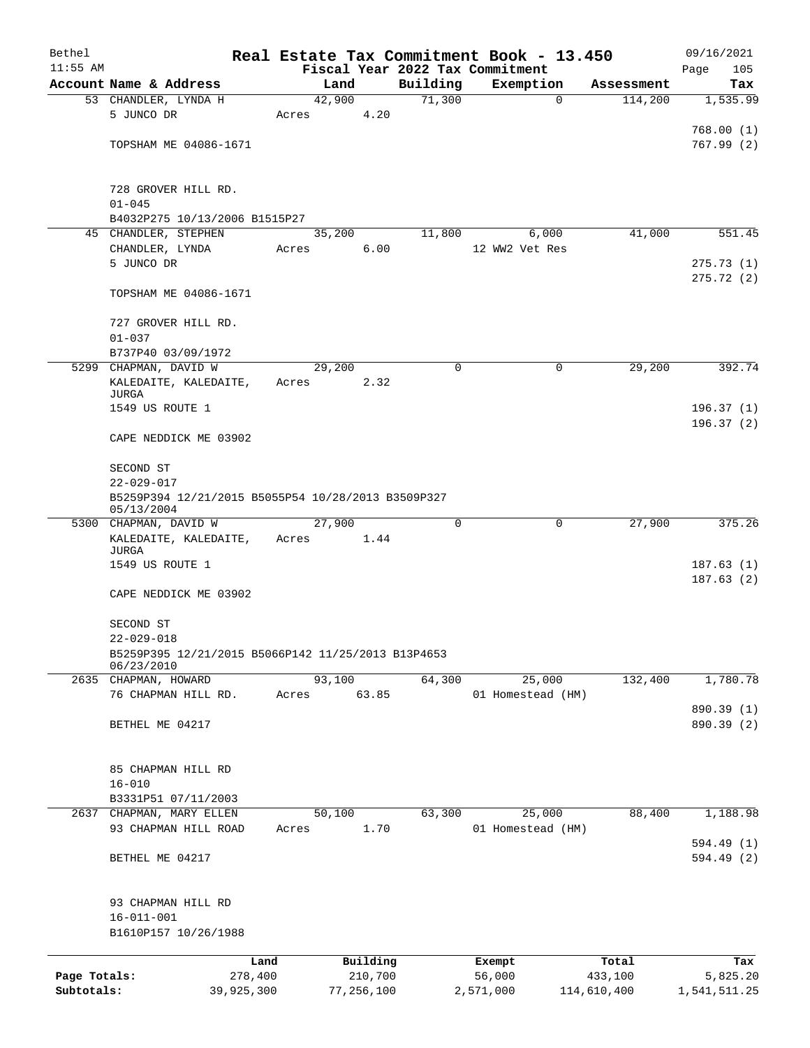# Real Estate Tax Commitment Book - 13.450

Bethel 11:55 AM — Fiscal Year 2022 Tax Commitment — 09/16/2021

| Account Name & Address | Land | Building | Exemption | Assessment | Tax |
|---|---|---|---|---|---|
| 53 CHANDLER, LYNDA H<br>5 JUNCO DR<br><br>TOPSHAM ME 04086-1671<br><br>728 GROVER HILL RD.<br>01-045<br>B4032P275 10/13/2006 B1515P27 | 42,900<br>Acres 4.20 | 71,300 | 0 | 114,200 | 1,535.99<br><br>768.00 (1)<br>767.99 (2) |
| 45 CHANDLER, STEPHEN<br>CHANDLER, LYNDA<br>5 JUNCO DR<br><br>TOPSHAM ME 04086-1671<br><br>727 GROVER HILL RD.<br>01-037<br>B737P40 03/09/1972 | 35,200<br>Acres 6.00 | 11,800 | 6,000<br>12 WW2 Vet Res | 41,000 | 551.45<br><br>275.73 (1)<br>275.72 (2) |
| 5299 CHAPMAN, DAVID W<br>KALEDAITE, KALEDAITE, JURGA<br>1549 US ROUTE 1<br><br>CAPE NEDDICK ME 03902<br><br>SECOND ST<br>22-029-017<br>B5259P394 12/21/2015 B5055P54 10/28/2013 B3509P327 05/13/2004 | 29,200<br>Acres 2.32 | 0 | 0 | 29,200 | 392.74<br><br>196.37 (1)<br>196.37 (2) |
| 5300 CHAPMAN, DAVID W<br>KALEDAITE, KALEDAITE, JURGA<br>1549 US ROUTE 1<br><br>CAPE NEDDICK ME 03902<br><br>SECOND ST<br>22-029-018<br>B5259P395 12/21/2015 B5066P142 11/25/2013 B13P4653 06/23/2010 | 27,900<br>Acres 1.44 | 0 | 0 | 27,900 | 375.26<br><br>187.63 (1)<br>187.63 (2) |
| 2635 CHAPMAN, HOWARD<br>76 CHAPMAN HILL RD.<br><br>BETHEL ME 04217<br><br>85 CHAPMAN HILL RD<br>16-010<br>B3331P51 07/11/2003 | 93,100<br>Acres 63.85 | 64,300 | 25,000<br>01 Homestead (HM) | 132,400 | 1,780.78<br><br>890.39 (1)<br>890.39 (2) |
| 2637 CHAPMAN, MARY ELLEN<br>93 CHAPMAN HILL ROAD<br><br>BETHEL ME 04217<br><br>93 CHAPMAN HILL RD<br>16-011-001<br>B1610P157 10/26/1988 | 50,100<br>Acres 1.70 | 63,300 | 25,000<br>01 Homestead (HM) | 88,400 | 1,188.98<br><br>594.49 (1)<br>594.49 (2) |

| | Land | Building | Exempt | Total | Tax |
|---|---|---|---|---|---|
| Page Totals: | 278,400 | 210,700 | 56,000 | 433,100 | 5,825.20 |
| Subtotals: | 39,925,300 | 77,256,100 | 2,571,000 | 114,610,400 | 1,541,511.25 |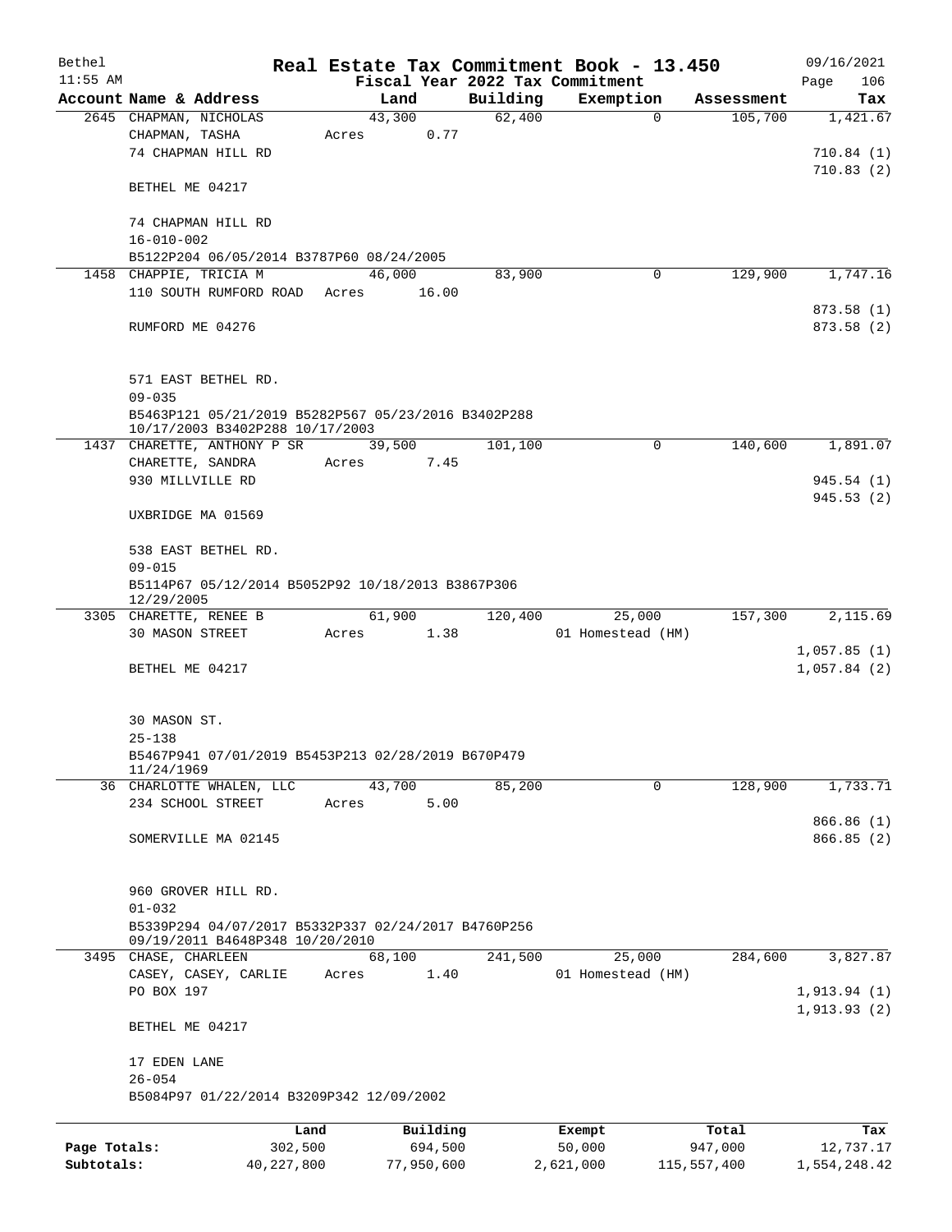Bethel 11:55 AM

**Real Estate Tax Commitment Book - 13.450**

**Fiscal Year 2022 Tax Commitment**

09/16/2021 Page 106

| Account Name & Address | Land | Building | Exemption | Assessment | Tax |
|---|---|---|---|---|---|
| 2645 CHAPMAN, NICHOLAS | 43,300 | 62,400 | 0 | 105,700 | 1,421.67 |
| CHAPMAN, TASHA | Acres 0.77 | | | | |
| 74 CHAPMAN HILL RD | | | | | 710.84 (1) |
| | | | | | 710.83 (2) |
| BETHEL ME 04217 | | | | | |
| 74 CHAPMAN HILL RD | | | | | |
| 16-010-002 | | | | | |
| B5122P204 06/05/2014 B3787P60 08/24/2005 | | | | | |
| 1458 CHAPPIE, TRICIA M | 46,000 | 83,900 | 0 | 129,900 | 1,747.16 |
| 110 SOUTH RUMFORD ROAD | Acres 16.00 | | | | |
| | | | | | 873.58 (1) |
| RUMFORD ME 04276 | | | | | 873.58 (2) |
| 571 EAST BETHEL RD. | | | | | |
| 09-035 | | | | | |
| B5463P121 05/21/2019 B5282P567 05/23/2016 B3402P288 10/17/2003 B3402P288 10/17/2003 | | | | | |
| 1437 CHARETTE, ANTHONY P SR | 39,500 | 101,100 | 0 | 140,600 | 1,891.07 |
| CHARETTE, SANDRA | Acres 7.45 | | | | |
| 930 MILLVILLE RD | | | | | 945.54 (1) |
| | | | | | 945.53 (2) |
| UXBRIDGE MA 01569 | | | | | |
| 538 EAST BETHEL RD. | | | | | |
| 09-015 | | | | | |
| B5114P67 05/12/2014 B5052P92 10/18/2013 B3867P306 12/29/2005 | | | | | |
| 3305 CHARETTE, RENEE B | 61,900 | 120,400 | 25,000 | 157,300 | 2,115.69 |
| 30 MASON STREET | Acres 1.38 | | 01 Homestead (HM) | | |
| | | | | | 1,057.85 (1) |
| BETHEL ME 04217 | | | | | 1,057.84 (2) |
| 30 MASON ST. | | | | | |
| 25-138 | | | | | |
| B5467P941 07/01/2019 B5453P213 02/28/2019 B670P479 11/24/1969 | | | | | |
| 36 CHARLOTTE WHALEN, LLC | 43,700 | 85,200 | 0 | 128,900 | 1,733.71 |
| 234 SCHOOL STREET | Acres 5.00 | | | | |
| | | | | | 866.86 (1) |
| SOMERVILLE MA 02145 | | | | | 866.85 (2) |
| 960 GROVER HILL RD. | | | | | |
| 01-032 | | | | | |
| B5339P294 04/07/2017 B5332P337 02/24/2017 B4760P256 09/19/2011 B4648P348 10/20/2010 | | | | | |
| 3495 CHASE, CHARLEEN | 68,100 | 241,500 | 25,000 | 284,600 | 3,827.87 |
| CASEY, CASEY, CARLIE | Acres 1.40 | | 01 Homestead (HM) | | |
| PO BOX 197 | | | | | 1,913.94 (1) |
| | | | | | 1,913.93 (2) |
| BETHEL ME 04217 | | | | | |
| 17 EDEN LANE | | | | | |
| 26-054 | | | | | |
| B5084P97 01/22/2014 B3209P342 12/09/2002 | | | | | |

| | Land | Building | Exempt | Total | Tax |
|---|---|---|---|---|---|
| Page Totals: | 302,500 | 694,500 | 50,000 | 947,000 | 12,737.17 |
| Subtotals: | 40,227,800 | 77,950,600 | 2,621,000 | 115,557,400 | 1,554,248.42 |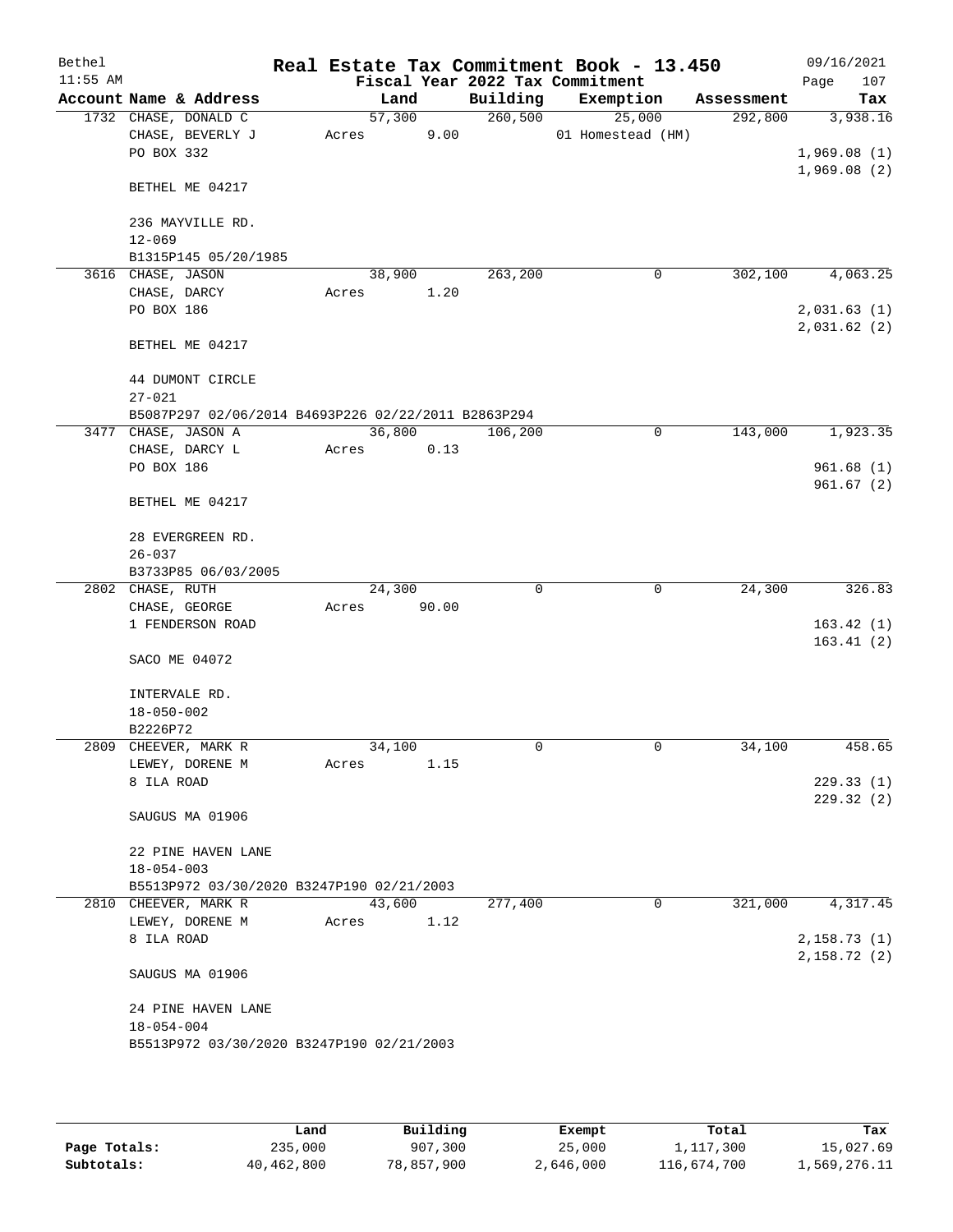Bethel 11:55 AM

# Real Estate Tax Commitment Book - 13.450

Fiscal Year 2022 Tax Commitment

09/16/2021

| Account | Name & Address | Land | Building | Exemption | Assessment | Tax |
|---|---|---|---|---|---|---|
| 1732 | CHASE, DONALD C | 57,300 | 260,500 | 25,000 | 292,800 | 3,938.16 |
| | CHASE, BEVERLY J | Acres 9.00 | | 01 Homestead (HM) | | |
| | PO BOX 332 | | | | | 1,969.08 (1) |
| | | | | | | 1,969.08 (2) |
| | BETHEL ME 04217 | | | | | |
| | 236 MAYVILLE RD. | | | | | |
| | 12-069 | | | | | |
| | B1315P145 05/20/1985 | | | | | |
| 3616 | CHASE, JASON | 38,900 | 263,200 | 0 | 302,100 | 4,063.25 |
| | CHASE, DARCY | Acres 1.20 | | | | |
| | PO BOX 186 | | | | | 2,031.63 (1) |
| | | | | | | 2,031.62 (2) |
| | BETHEL ME 04217 | | | | | |
| | 44 DUMONT CIRCLE | | | | | |
| | 27-021 | | | | | |
| | B5087P297 02/06/2014 B4693P226 02/22/2011 B2863P294 | | | | | |
| 3477 | CHASE, JASON A | 36,800 | 106,200 | 0 | 143,000 | 1,923.35 |
| | CHASE, DARCY L | Acres 0.13 | | | | |
| | PO BOX 186 | | | | | 961.68 (1) |
| | | | | | | 961.67 (2) |
| | BETHEL ME 04217 | | | | | |
| | 28 EVERGREEN RD. | | | | | |
| | 26-037 | | | | | |
| | B3733P85 06/03/2005 | | | | | |
| 2802 | CHASE, RUTH | 24,300 | 0 | 0 | 24,300 | 326.83 |
| | CHASE, GEORGE | Acres 90.00 | | | | |
| | 1 FENDERSON ROAD | | | | | 163.42 (1) |
| | | | | | | 163.41 (2) |
| | SACO ME 04072 | | | | | |
| | INTERVALE RD. | | | | | |
| | 18-050-002 | | | | | |
| | B2226P72 | | | | | |
| 2809 | CHEEVER, MARK R | 34,100 | 0 | 0 | 34,100 | 458.65 |
| | LEWEY, DORENE M | Acres 1.15 | | | | |
| | 8 ILA ROAD | | | | | 229.33 (1) |
| | | | | | | 229.32 (2) |
| | SAUGUS MA 01906 | | | | | |
| | 22 PINE HAVEN LANE | | | | | |
| | 18-054-003 | | | | | |
| | B5513P972 03/30/2020 B3247P190 02/21/2003 | | | | | |
| 2810 | CHEEVER, MARK R | 43,600 | 277,400 | 0 | 321,000 | 4,317.45 |
| | LEWEY, DORENE M | Acres 1.12 | | | | |
| | 8 ILA ROAD | | | | | 2,158.73 (1) |
| | | | | | | 2,158.72 (2) |
| | SAUGUS MA 01906 | | | | | |
| | 24 PINE HAVEN LANE | | | | | |
| | 18-054-004 | | | | | |
| | B5513P972 03/30/2020 B3247P190 02/21/2003 | | | | | |

| | Land | Building | Exempt | Total | Tax |
|---|---|---|---|---|---|
| Page Totals: | 235,000 | 907,300 | 25,000 | 1,117,300 | 15,027.69 |
| Subtotals: | 40,462,800 | 78,857,900 | 2,646,000 | 116,674,700 | 1,569,276.11 |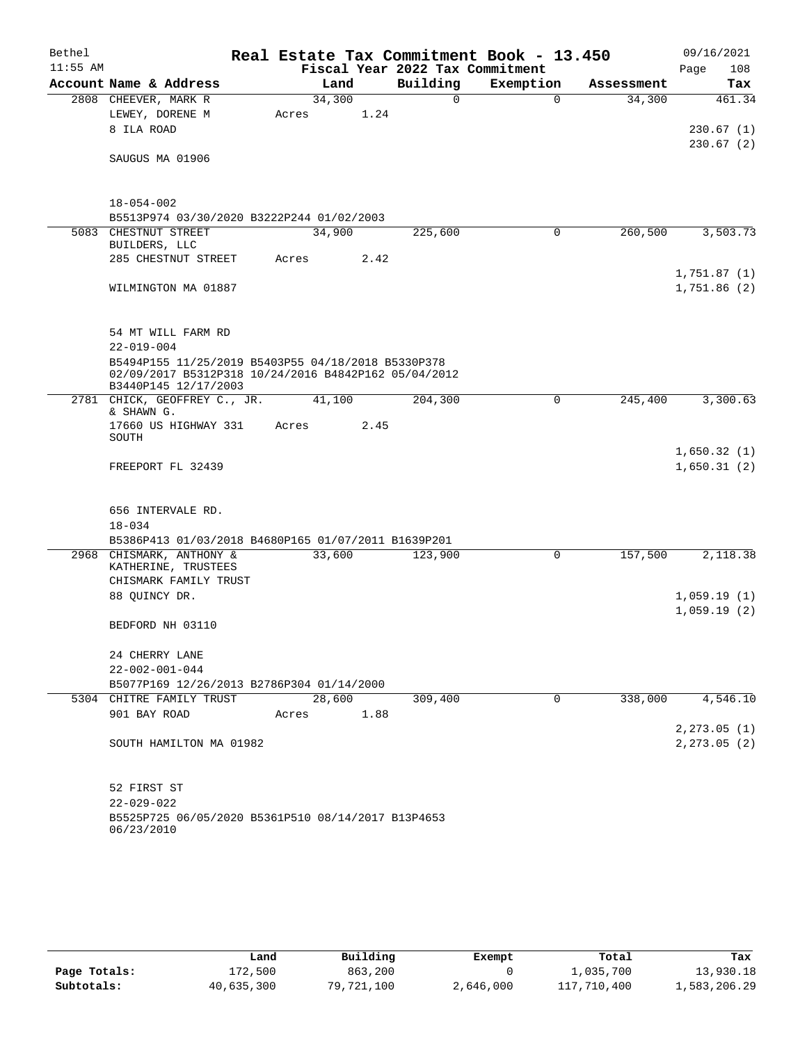Bethel — Real Estate Tax Commitment Book - 13.450 — 09/16/2021
11:55 AM — Fiscal Year 2022 Tax Commitment

| Account Name & Address | Land | Building | Exemption | Assessment | Tax |
|---|---|---|---|---|---|
| 2808 CHEEVER, MARK R | 34,300 | 0 | 0 | 34,300 | 461.34 |
| LEWEY, DORENE M | Acres 1.24 | | | | |
| 8 ILA ROAD | | | | | 230.67 (1) |
| | | | | | 230.67 (2) |
| SAUGUS MA 01906 | | | | | |
| 18-054-002 | | | | | |
| B5513P974 03/30/2020 B3222P244 01/02/2003 | | | | | |
| 5083 CHESTNUT STREET BUILDERS, LLC | 34,900 | 225,600 | 0 | 260,500 | 3,503.73 |
| 285 CHESTNUT STREET | Acres 2.42 | | | | |
| | | | | | 1,751.87 (1) |
| WILMINGTON MA 01887 | | | | | 1,751.86 (2) |
| 54 MT WILL FARM RD | | | | | |
| 22-019-004 | | | | | |
| B5494P155 11/25/2019 B5403P55 04/18/2018 B5330P378 02/09/2017 B5312P318 10/24/2016 B4842P162 05/04/2012 B3440P145 12/17/2003 | | | | | |
| 2781 CHICK, GEOFFREY C., JR. & SHAWN G. | 41,100 | 204,300 | 0 | 245,400 | 3,300.63 |
| 17660 US HIGHWAY 331 SOUTH | Acres 2.45 | | | | |
| | | | | | 1,650.32 (1) |
| FREEPORT FL 32439 | | | | | 1,650.31 (2) |
| 656 INTERVALE RD. | | | | | |
| 18-034 | | | | | |
| B5386P413 01/03/2018 B4680P165 01/07/2011 B1639P201 | | | | | |
| 2968 CHISMARK, ANTHONY & KATHERINE, TRUSTEES | 33,600 | 123,900 | 0 | 157,500 | 2,118.38 |
| CHISMARK FAMILY TRUST | | | | | |
| 88 QUINCY DR. | | | | | 1,059.19 (1) |
| | | | | | 1,059.19 (2) |
| BEDFORD NH 03110 | | | | | |
| 24 CHERRY LANE | | | | | |
| 22-002-001-044 | | | | | |
| B5077P169 12/26/2013 B2786P304 01/14/2000 | | | | | |
| 5304 CHITRE FAMILY TRUST | 28,600 | 309,400 | 0 | 338,000 | 4,546.10 |
| 901 BAY ROAD | Acres 1.88 | | | | |
| | | | | | 2,273.05 (1) |
| SOUTH HAMILTON MA 01982 | | | | | 2,273.05 (2) |
| 52 FIRST ST | | | | | |
| 22-029-022 | | | | | |
| B5525P725 06/05/2020 B5361P510 08/14/2017 B13P4653 06/23/2010 | | | | | |

| | Land | Building | Exempt | Total | Tax |
|---|---|---|---|---|---|
| Page Totals: | 172,500 | 863,200 | 0 | 1,035,700 | 13,930.18 |
| Subtotals: | 40,635,300 | 79,721,100 | 2,646,000 | 117,710,400 | 1,583,206.29 |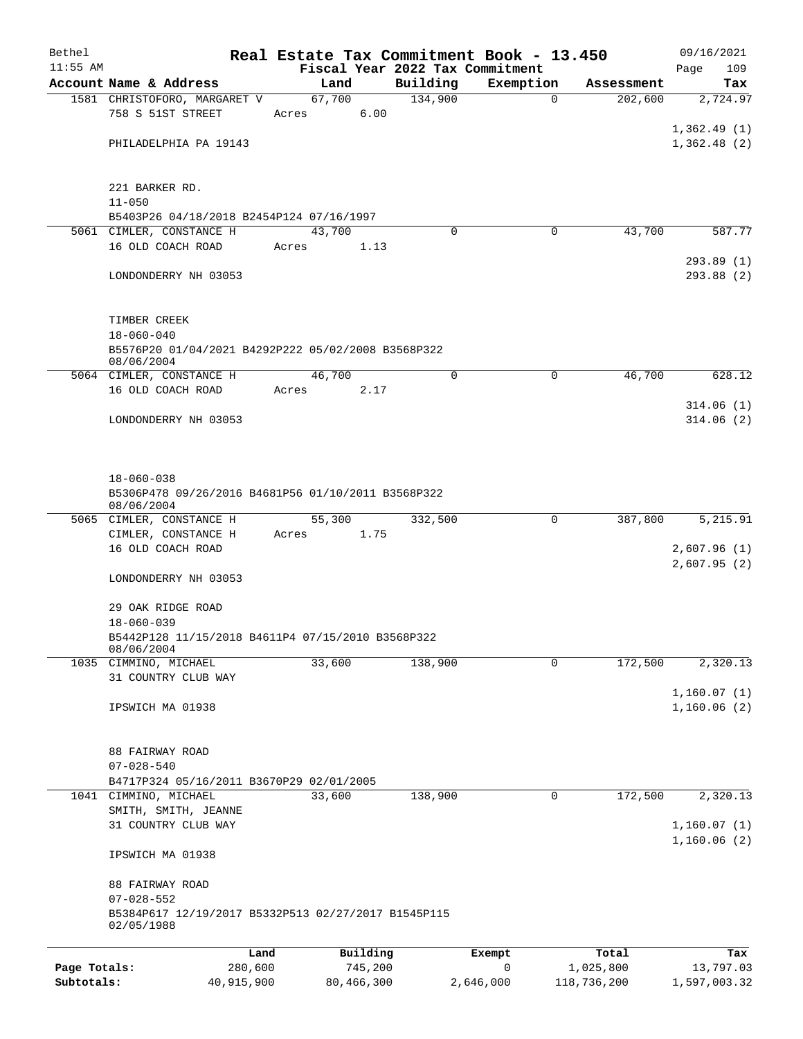# Real Estate Tax Commitment Book - 13.450

Bethel
11:55 AM

Fiscal Year 2022 Tax Commitment

09/16/2021

| Account Name & Address | Land | Building | Exemption | Assessment | Tax |
|---|---|---|---|---|---|
| 1581 CHRISTOFORO, MARGARET V | 67,700 | 134,900 | 0 | 202,600 | 2,724.97 |
| 758 S 51ST STREET | Acres 6.00 | | | | |
| | | | | | 1,362.49 (1) |
| PHILADELPHIA PA 19143 | | | | | 1,362.48 (2) |
| 221 BARKER RD. | | | | | |
| 11-050 | | | | | |
| B5403P26 04/18/2018 B2454P124 07/16/1997 | | | | | |
| 5061 CIMLER, CONSTANCE H | 43,700 | 0 | 0 | 43,700 | 587.77 |
| 16 OLD COACH ROAD | Acres 1.13 | | | | |
| | | | | | 293.89 (1) |
| LONDONDERRY NH 03053 | | | | | 293.88 (2) |
| TIMBER CREEK | | | | | |
| 18-060-040 | | | | | |
| B5576P20 01/04/2021 B4292P222 05/02/2008 B3568P322 08/06/2004 | | | | | |
| 5064 CIMLER, CONSTANCE H | 46,700 | 0 | 0 | 46,700 | 628.12 |
| 16 OLD COACH ROAD | Acres 2.17 | | | | |
| | | | | | 314.06 (1) |
| LONDONDERRY NH 03053 | | | | | 314.06 (2) |
| 18-060-038 | | | | | |
| B5306P478 09/26/2016 B4681P56 01/10/2011 B3568P322 08/06/2004 | | | | | |
| 5065 CIMLER, CONSTANCE H | 55,300 | 332,500 | 0 | 387,800 | 5,215.91 |
| CIMLER, CONSTANCE H | Acres 1.75 | | | | |
| 16 OLD COACH ROAD | | | | | 2,607.96 (1) |
| | | | | | 2,607.95 (2) |
| LONDONDERRY NH 03053 | | | | | |
| 29 OAK RIDGE ROAD | | | | | |
| 18-060-039 | | | | | |
| B5442P128 11/15/2018 B4611P4 07/15/2010 B3568P322 08/06/2004 | | | | | |
| 1035 CIMMINO, MICHAEL | 33,600 | 138,900 | 0 | 172,500 | 2,320.13 |
| 31 COUNTRY CLUB WAY | | | | | |
| | | | | | 1,160.07 (1) |
| IPSWICH MA 01938 | | | | | 1,160.06 (2) |
| 88 FAIRWAY ROAD | | | | | |
| 07-028-540 | | | | | |
| B4717P324 05/16/2011 B3670P29 02/01/2005 | | | | | |
| 1041 CIMMINO, MICHAEL | 33,600 | 138,900 | 0 | 172,500 | 2,320.13 |
| SMITH, SMITH, JEANNE | | | | | |
| 31 COUNTRY CLUB WAY | | | | | 1,160.07 (1) |
| | | | | | 1,160.06 (2) |
| IPSWICH MA 01938 | | | | | |
| 88 FAIRWAY ROAD | | | | | |
| 07-028-552 | | | | | |
| B5384P617 12/19/2017 B5332P513 02/27/2017 B1545P115 02/05/1988 | | | | | |

| | Land | Building | Exempt | Total | Tax |
|---|---|---|---|---|---|
| Page Totals: | 280,600 | 745,200 | 0 | 1,025,800 | 13,797.03 |
| Subtotals: | 40,915,900 | 80,466,300 | 2,646,000 | 118,736,200 | 1,597,003.32 |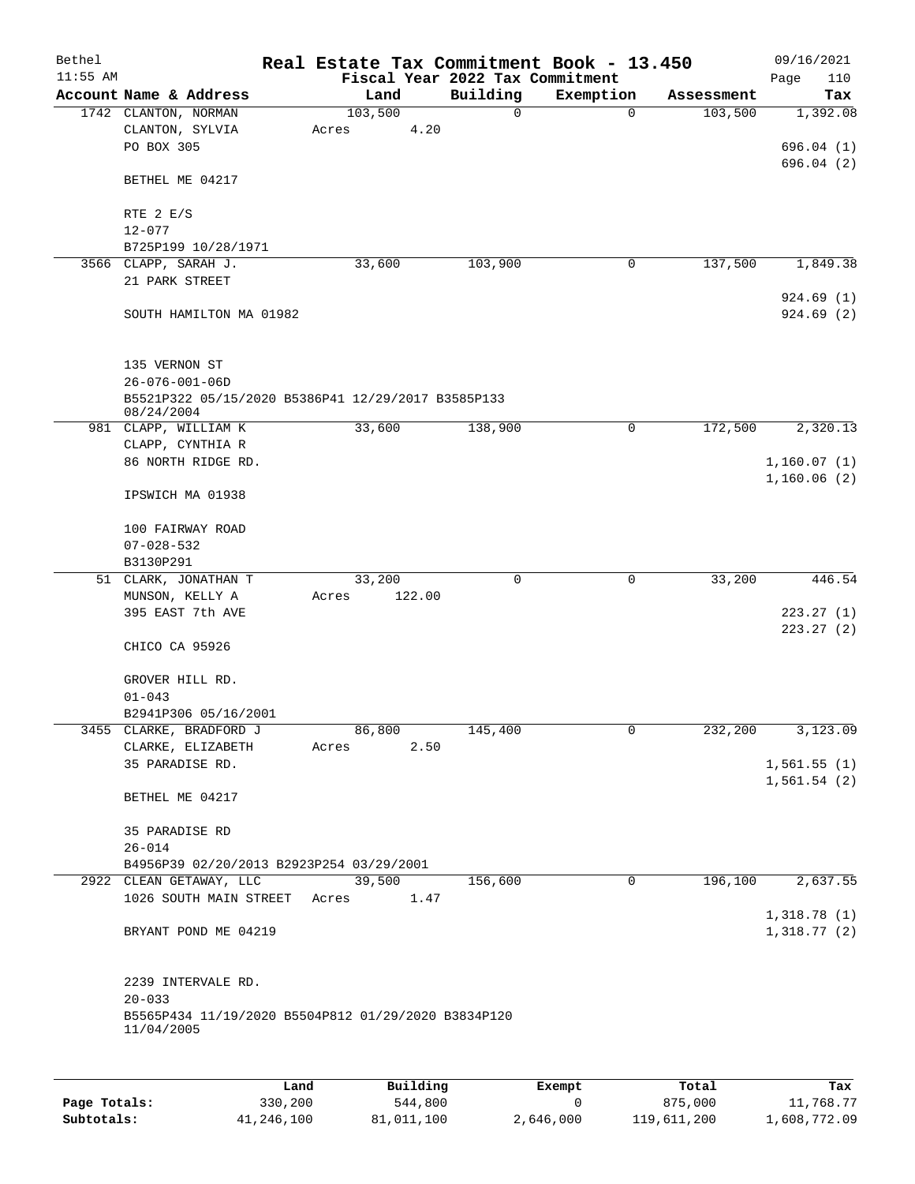Bethel 11:55 AM

# Real Estate Tax Commitment Book - 13.450

Fiscal Year 2022 Tax Commitment

09/16/2021 Page 110

| Account Name & Address | Land | Building | Exemption | Assessment | Tax |
|---|---|---|---|---|---|
| 1742 CLANTON, NORMAN<br>CLANTON, SYLVIA<br>PO BOX 305<br><br>BETHEL ME 04217<br><br>RTE 2 E/S<br>12-077<br>B725P199 10/28/1971 | 103,500<br>Acres 4.20 | 0 | 0 | 103,500 | 1,392.08<br><br>696.04 (1)<br>696.04 (2) |
| 3566 CLAPP, SARAH J.<br>21 PARK STREET<br><br>SOUTH HAMILTON MA 01982<br><br>135 VERNON ST<br>26-076-001-06D<br>B5521P322 05/15/2020 B5386P41 12/29/2017 B3585P133 08/24/2004 | 33,600 | 103,900 | 0 | 137,500 | 1,849.38<br><br>924.69 (1)<br>924.69 (2) |
| 981 CLAPP, WILLIAM K<br>CLAPP, CYNTHIA R<br>86 NORTH RIDGE RD.<br><br>IPSWICH MA 01938<br><br>100 FAIRWAY ROAD<br>07-028-532<br>B3130P291 | 33,600 | 138,900 | 0 | 172,500 | 2,320.13<br><br>1,160.07 (1)<br>1,160.06 (2) |
| 51 CLARK, JONATHAN T<br>MUNSON, KELLY A<br>395 EAST 7th AVE<br><br>CHICO CA 95926<br><br>GROVER HILL RD.<br>01-043<br>B2941P306 05/16/2001 | 33,200<br>Acres 122.00 | 0 | 0 | 33,200 | 446.54<br><br>223.27 (1)<br>223.27 (2) |
| 3455 CLARKE, BRADFORD J<br>CLARKE, ELIZABETH<br>35 PARADISE RD.<br><br>BETHEL ME 04217<br><br>35 PARADISE RD<br>26-014<br>B4956P39 02/20/2013 B2923P254 03/29/2001 | 86,800<br>Acres 2.50 | 145,400 | 0 | 232,200 | 3,123.09<br><br>1,561.55 (1)<br>1,561.54 (2) |
| 2922 CLEAN GETAWAY, LLC<br>1026 SOUTH MAIN STREET<br><br>BRYANT POND ME 04219<br><br>2239 INTERVALE RD.<br>20-033<br>B5565P434 11/19/2020 B5504P812 01/29/2020 B3834P120 11/04/2005 | 39,500<br>Acres 1.47 | 156,600 | 0 | 196,100 | 2,637.55<br><br>1,318.78 (1)<br>1,318.77 (2) |

| | Land | Building | Exempt | Total | Tax |
|---|---|---|---|---|---|
| Page Totals: | 330,200 | 544,800 | 0 | 875,000 | 11,768.77 |
| Subtotals: | 41,246,100 | 81,011,100 | 2,646,000 | 119,611,200 | 1,608,772.09 |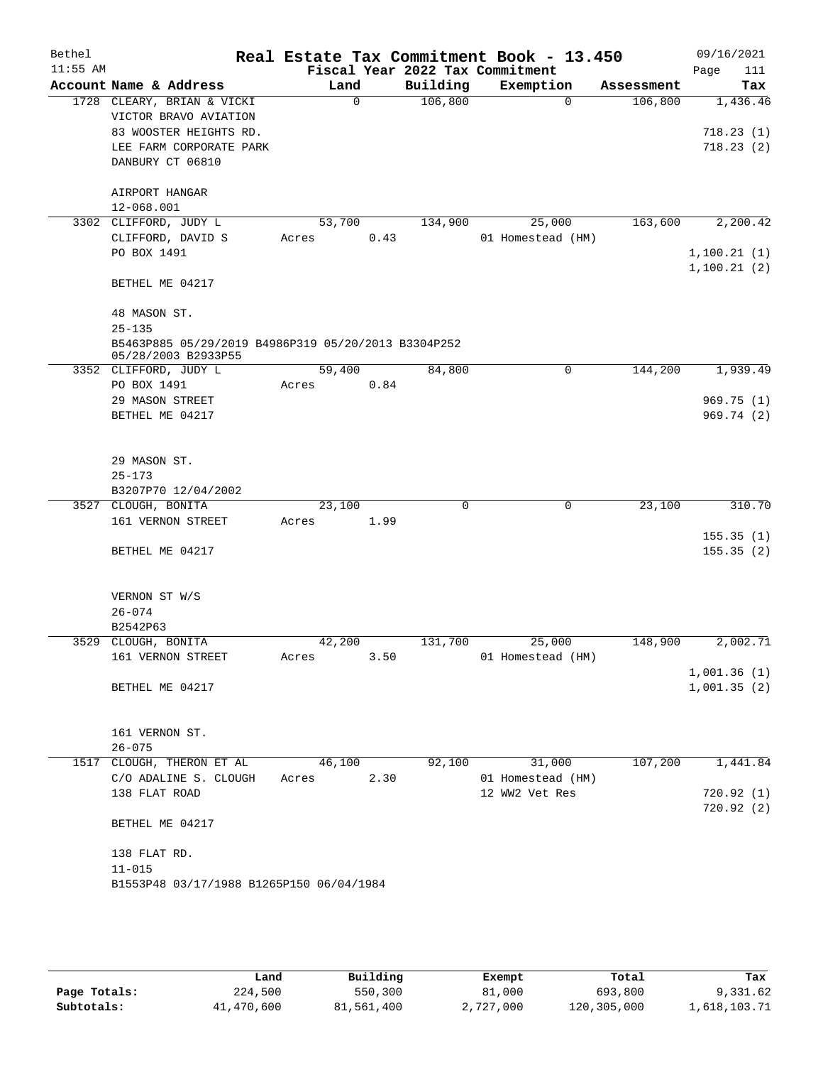# Real Estate Tax Commitment Book - 13.450

Bethel
11:55 AM

Fiscal Year 2022 Tax Commitment

09/16/2021
Page 111

| Account Name & Address | Land | Building | Exemption | Assessment | Tax |
|---|---|---|---|---|---|
| 1728 CLEARY, BRIAN & VICKI | 0 | 106,800 | 0 | 106,800 | 1,436.46 |
| VICTOR BRAVO AVIATION | | | | | |
| 83 WOOSTER HEIGHTS RD. | | | | | 718.23 (1) |
| LEE FARM CORPORATE PARK | | | | | 718.23 (2) |
| DANBURY CT 06810 | | | | | |
| AIRPORT HANGAR | | | | | |
| 12-068.001 | | | | | |
| 3302 CLIFFORD, JUDY L | 53,700 | 134,900 | 25,000 | 163,600 | 2,200.42 |
| CLIFFORD, DAVID S | Acres 0.43 | | 01 Homestead (HM) | | |
| PO BOX 1491 | | | | | 1,100.21 (1) |
| | | | | | 1,100.21 (2) |
| BETHEL ME 04217 | | | | | |
| 48 MASON ST. | | | | | |
| 25-135 | | | | | |
| B5463P885 05/29/2019 B4986P319 05/20/2013 B3304P252 05/28/2003 B2933P55 | | | | | |
| 3352 CLIFFORD, JUDY L | 59,400 | 84,800 | 0 | 144,200 | 1,939.49 |
| PO BOX 1491 | Acres 0.84 | | | | |
| 29 MASON STREET | | | | | 969.75 (1) |
| BETHEL ME 04217 | | | | | 969.74 (2) |
| 29 MASON ST. | | | | | |
| 25-173 | | | | | |
| B3207P70 12/04/2002 | | | | | |
| 3527 CLOUGH, BONITA | 23,100 | 0 | 0 | 23,100 | 310.70 |
| 161 VERNON STREET | Acres 1.99 | | | | |
| | | | | | 155.35 (1) |
| BETHEL ME 04217 | | | | | 155.35 (2) |
| VERNON ST W/S | | | | | |
| 26-074 | | | | | |
| B2542P63 | | | | | |
| 3529 CLOUGH, BONITA | 42,200 | 131,700 | 25,000 | 148,900 | 2,002.71 |
| 161 VERNON STREET | Acres 3.50 | | 01 Homestead (HM) | | |
| | | | | | 1,001.36 (1) |
| BETHEL ME 04217 | | | | | 1,001.35 (2) |
| 161 VERNON ST. | | | | | |
| 26-075 | | | | | |
| 1517 CLOUGH, THERON ET AL | 46,100 | 92,100 | 31,000 | 107,200 | 1,441.84 |
| C/O ADALINE S. CLOUGH | Acres 2.30 | | 01 Homestead (HM) | | |
| 138 FLAT ROAD | | | 12 WW2 Vet Res | | 720.92 (1) |
| | | | | | 720.92 (2) |
| BETHEL ME 04217 | | | | | |
| 138 FLAT RD. | | | | | |
| 11-015 | | | | | |
| B1553P48 03/17/1988 B1265P150 06/04/1984 | | | | | |

| | Land | Building | Exempt | Total | Tax |
|---|---|---|---|---|---|
| Page Totals: | 224,500 | 550,300 | 81,000 | 693,800 | 9,331.62 |
| Subtotals: | 41,470,600 | 81,561,400 | 2,727,000 | 120,305,000 | 1,618,103.71 |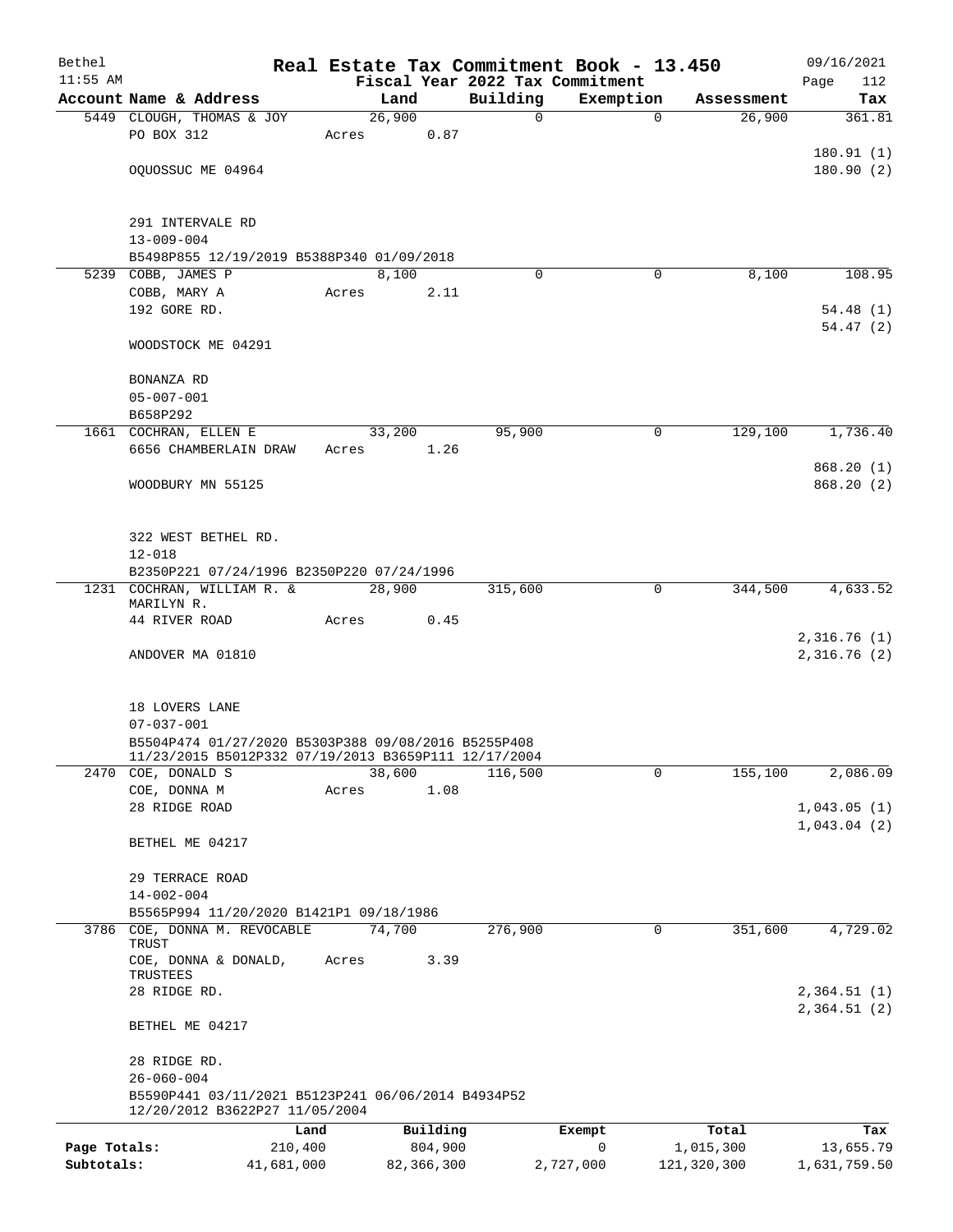# Real Estate Tax Commitment Book - 13.450

Bethel 11:55 AM — Fiscal Year 2022 Tax Commitment — 09/16/2021

| Account Name & Address | Land | Building | Exemption | Assessment | Tax |
|---|---|---|---|---|---|
| 5449 CLOUGH, THOMAS & JOY<br>PO BOX 312<br><br>OQUOSSUC ME 04964<br><br>291 INTERVALE RD<br>13-009-004<br>B5498P855 12/19/2019 B5388P340 01/09/2018 | 26,900<br>Acres 0.87 | 0 | 0 | 26,900 | 361.81<br><br>180.91 (1)<br>180.90 (2) |
| 5239 COBB, JAMES P<br>COBB, MARY A<br>192 GORE RD.<br><br>WOODSTOCK ME 04291<br><br>BONANZA RD<br>05-007-001<br>B658P292 | 8,100<br>Acres 2.11 | 0 | 0 | 8,100 | 108.95<br><br>54.48 (1)<br>54.47 (2) |
| 1661 COCHRAN, ELLEN E<br>6656 CHAMBERLAIN DRAW<br><br>WOODBURY MN 55125<br><br>322 WEST BETHEL RD.<br>12-018<br>B2350P221 07/24/1996 B2350P220 07/24/1996 | 33,200<br>Acres 1.26 | 95,900 | 0 | 129,100 | 1,736.40<br><br>868.20 (1)<br>868.20 (2) |
| 1231 COCHRAN, WILLIAM R. & MARILYN R.<br>44 RIVER ROAD<br><br>ANDOVER MA 01810<br><br>18 LOVERS LANE<br>07-037-001<br>B5504P474 01/27/2020 B5303P388 09/08/2016 B5255P408 11/23/2015 B5012P332 07/19/2013 B3659P111 12/17/2004 | 28,900<br>Acres 0.45 | 315,600 | 0 | 344,500 | 4,633.52<br><br>2,316.76 (1)<br>2,316.76 (2) |
| 2470 COE, DONALD S<br>COE, DONNA M<br>28 RIDGE ROAD<br><br>BETHEL ME 04217<br><br>29 TERRACE ROAD<br>14-002-004<br>B5565P994 11/20/2020 B1421P1 09/18/1986 | 38,600<br>Acres 1.08 | 116,500 | 0 | 155,100 | 2,086.09<br><br>1,043.05 (1)<br>1,043.04 (2) |
| 3786 COE, DONNA M. REVOCABLE TRUST<br>COE, DONNA & DONALD, TRUSTEES<br>28 RIDGE RD.<br><br>BETHEL ME 04217<br><br>28 RIDGE RD.<br>26-060-004<br>B5590P441 03/11/2021 B5123P241 06/06/2014 B4934P52 12/20/2012 B3622P27 11/05/2004 | 74,700<br>Acres 3.39 | 276,900 | 0 | 351,600 | 4,729.02<br><br>2,364.51 (1)<br>2,364.51 (2) |

| | Land | Building | Exempt | Total | Tax |
|---|---|---|---|---|---|
| Page Totals: | 210,400 | 804,900 | 0 | 1,015,300 | 13,655.79 |
| Subtotals: | 41,681,000 | 82,366,300 | 2,727,000 | 121,320,300 | 1,631,759.50 |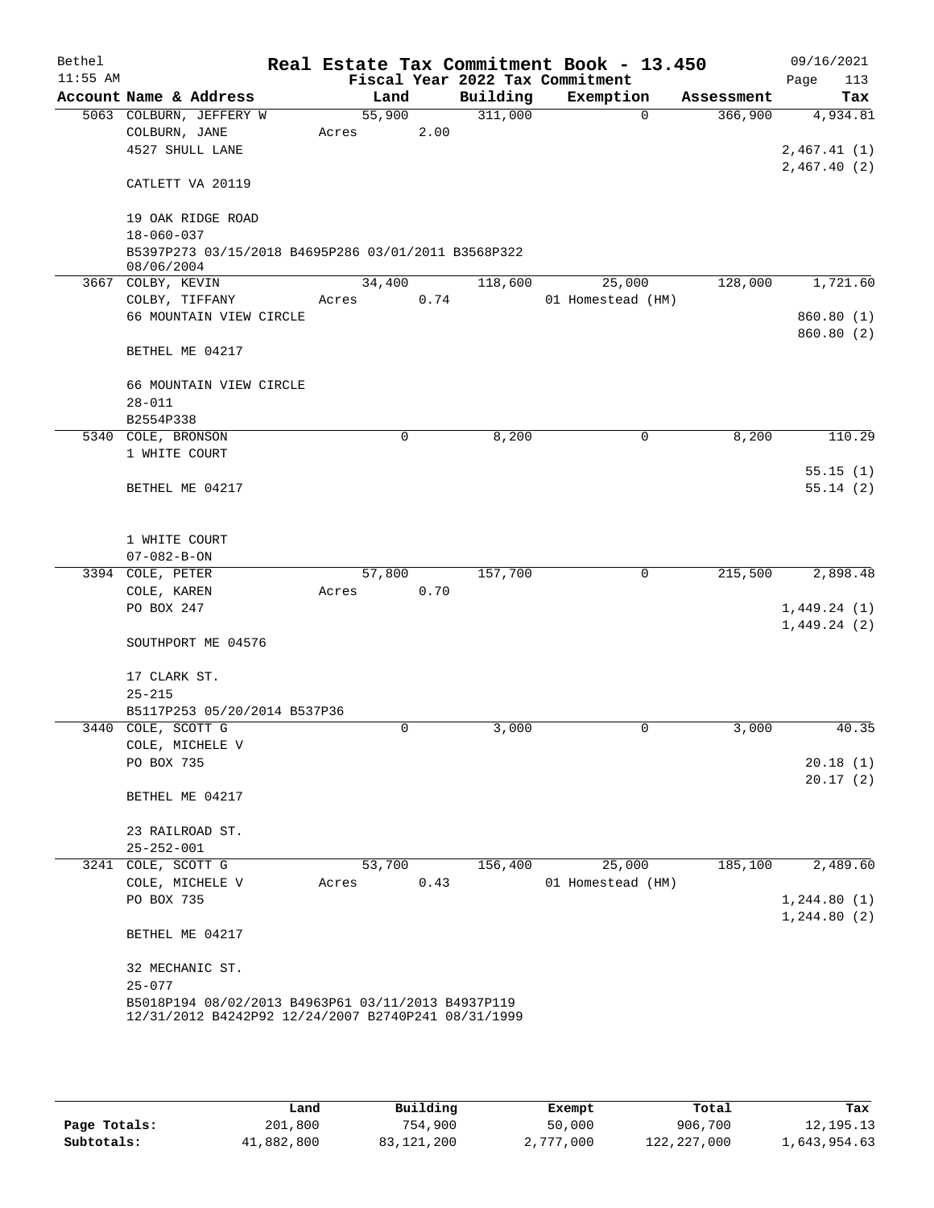# Real Estate Tax Commitment Book - 13.450

Bethel 11:55 AM — Fiscal Year 2022 Tax Commitment — 09/16/2021

| Account Name & Address | Land | Building | Exemption | Assessment | Tax |
|---|---|---|---|---|---|
| 5063 COLBURN, JEFFERY W | 55,900 | 311,000 | 0 | 366,900 | 4,934.81 |
| COLBURN, JANE | Acres 2.00 | | | | |
| 4527 SHULL LANE | | | | | 2,467.41 (1) |
| | | | | | 2,467.40 (2) |
| CATLETT VA 20119 | | | | | |
| 19 OAK RIDGE ROAD | | | | | |
| 18-060-037 | | | | | |
| B5397P273 03/15/2018 B4695P286 03/01/2011 B3568P322 08/06/2004 | | | | | |
| 3667 COLBY, KEVIN | 34,400 | 118,600 | 25,000 | 128,000 | 1,721.60 |
| COLBY, TIFFANY | Acres 0.74 | | 01 Homestead (HM) | | |
| 66 MOUNTAIN VIEW CIRCLE | | | | | 860.80 (1) |
| | | | | | 860.80 (2) |
| BETHEL ME 04217 | | | | | |
| 66 MOUNTAIN VIEW CIRCLE | | | | | |
| 28-011 | | | | | |
| B2554P338 | | | | | |
| 5340 COLE, BRONSON | 0 | 8,200 | 0 | 8,200 | 110.29 |
| 1 WHITE COURT | | | | | |
| | | | | | 55.15 (1) |
| BETHEL ME 04217 | | | | | 55.14 (2) |
| 1 WHITE COURT | | | | | |
| 07-082-B-ON | | | | | |
| 3394 COLE, PETER | 57,800 | 157,700 | 0 | 215,500 | 2,898.48 |
| COLE, KAREN | Acres 0.70 | | | | |
| PO BOX 247 | | | | | 1,449.24 (1) |
| | | | | | 1,449.24 (2) |
| SOUTHPORT ME 04576 | | | | | |
| 17 CLARK ST. | | | | | |
| 25-215 | | | | | |
| B5117P253 05/20/2014 B537P36 | | | | | |
| 3440 COLE, SCOTT G | 0 | 3,000 | 0 | 3,000 | 40.35 |
| COLE, MICHELE V | | | | | |
| PO BOX 735 | | | | | 20.18 (1) |
| | | | | | 20.17 (2) |
| BETHEL ME 04217 | | | | | |
| 23 RAILROAD ST. | | | | | |
| 25-252-001 | | | | | |
| 3241 COLE, SCOTT G | 53,700 | 156,400 | 25,000 | 185,100 | 2,489.60 |
| COLE, MICHELE V | Acres 0.43 | | 01 Homestead (HM) | | |
| PO BOX 735 | | | | | 1,244.80 (1) |
| | | | | | 1,244.80 (2) |
| BETHEL ME 04217 | | | | | |
| 32 MECHANIC ST. | | | | | |
| 25-077 | | | | | |
| B5018P194 08/02/2013 B4963P61 03/11/2013 B4937P119 12/31/2012 B4242P92 12/24/2007 B2740P241 08/31/1999 | | | | | |

| | Land | Building | Exempt | Total | Tax |
|---|---|---|---|---|---|
| Page Totals: | 201,800 | 754,900 | 50,000 | 906,700 | 12,195.13 |
| Subtotals: | 41,882,800 | 83,121,200 | 2,777,000 | 122,227,000 | 1,643,954.63 |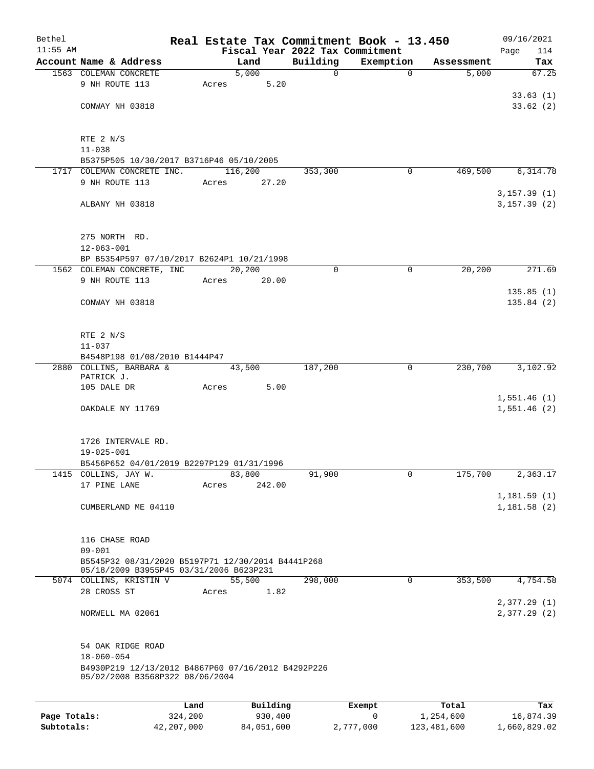# Real Estate Tax Commitment Book - 13.450

Bethel
11:55 AM

Fiscal Year 2022 Tax Commitment

09/16/2021
Page 114

| Account | Name & Address | Land | Building | Exemption | Assessment | Tax |
|---|---|---|---|---|---|---|
| 1563 | COLEMAN CONCRETE | 5,000 | 0 | 0 | 5,000 | 67.25 |
| | 9 NH ROUTE 113 | Acres 5.20 | | | | |
| | | | | | | 33.63 (1) |
| | CONWAY NH 03818 | | | | | 33.62 (2) |
| | RTE 2 N/S | | | | | |
| | 11-038 | | | | | |
| | B5375P505 10/30/2017 B3716P46 05/10/2005 | | | | | |
| 1717 | COLEMAN CONCRETE INC. | 116,200 | 353,300 | 0 | 469,500 | 6,314.78 |
| | 9 NH ROUTE 113 | Acres 27.20 | | | | |
| | | | | | | 3,157.39 (1) |
| | ALBANY NH 03818 | | | | | 3,157.39 (2) |
| | 275 NORTH RD. | | | | | |
| | 12-063-001 | | | | | |
| | BP B5354P597 07/10/2017 B2624P1 10/21/1998 | | | | | |
| 1562 | COLEMAN CONCRETE, INC | 20,200 | 0 | 0 | 20,200 | 271.69 |
| | 9 NH ROUTE 113 | Acres 20.00 | | | | |
| | | | | | | 135.85 (1) |
| | CONWAY NH 03818 | | | | | 135.84 (2) |
| | RTE 2 N/S | | | | | |
| | 11-037 | | | | | |
| | B4548P198 01/08/2010 B1444P47 | | | | | |
| 2880 | COLLINS, BARBARA & PATRICK J. | 43,500 | 187,200 | 0 | 230,700 | 3,102.92 |
| | 105 DALE DR | Acres 5.00 | | | | |
| | | | | | | 1,551.46 (1) |
| | OAKDALE NY 11769 | | | | | 1,551.46 (2) |
| | 1726 INTERVALE RD. | | | | | |
| | 19-025-001 | | | | | |
| | B5456P652 04/01/2019 B2297P129 01/31/1996 | | | | | |
| 1415 | COLLINS, JAY W. | 83,800 | 91,900 | 0 | 175,700 | 2,363.17 |
| | 17 PINE LANE | Acres 242.00 | | | | |
| | | | | | | 1,181.59 (1) |
| | CUMBERLAND ME 04110 | | | | | 1,181.58 (2) |
| | 116 CHASE ROAD | | | | | |
| | 09-001 | | | | | |
| | B5545P32 08/31/2020 B5197P71 12/30/2014 B4441P268 05/18/2009 B3955P45 03/31/2006 B623P231 | | | | | |
| 5074 | COLLINS, KRISTIN V | 55,500 | 298,000 | 0 | 353,500 | 4,754.58 |
| | 28 CROSS ST | Acres 1.82 | | | | |
| | | | | | | 2,377.29 (1) |
| | NORWELL MA 02061 | | | | | 2,377.29 (2) |
| | 54 OAK RIDGE ROAD | | | | | |
| | 18-060-054 | | | | | |
| | B4930P219 12/13/2012 B4867P60 07/16/2012 B4292P226 05/02/2008 B3568P322 08/06/2004 | | | | | |

| | Land | Building | Exempt | Total | Tax |
|---|---|---|---|---|---|
| Page Totals: | 324,200 | 930,400 | 0 | 1,254,600 | 16,874.39 |
| Subtotals: | 42,207,000 | 84,051,600 | 2,777,000 | 123,481,600 | 1,660,829.02 |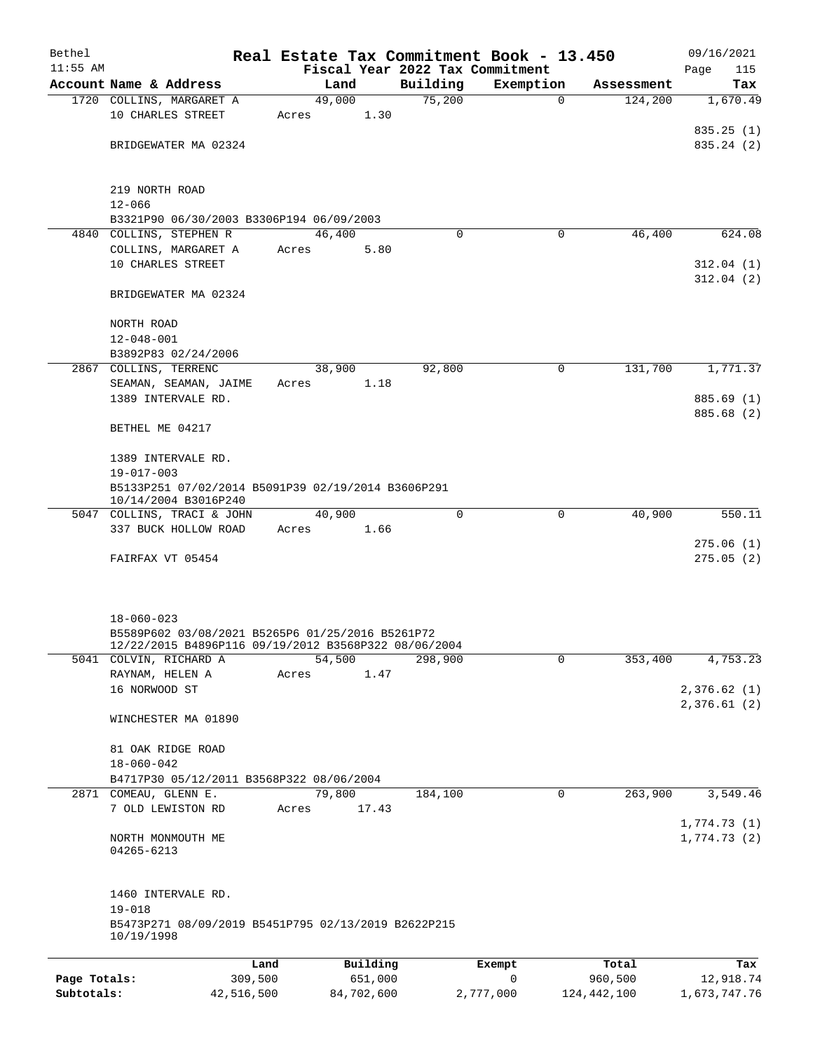# Real Estate Tax Commitment Book - 13.450

Bethel 11:55 AM — Fiscal Year 2022 Tax Commitment — 09/16/2021

| Account | Name & Address | Land | Building | Exemption | Assessment | Tax |
|---|---|---|---|---|---|---|
| 1720 | COLLINS, MARGARET A<br>10 CHARLES STREET<br>BRIDGEWATER MA 02324<br>219 NORTH ROAD<br>12-066<br>B3321P90 06/30/2003 B3306P194 06/09/2003 | 49,000<br>Acres 1.30 | 75,200 | 0 | 124,200 | 1,670.49<br>835.25 (1)<br>835.24 (2) |
| 4840 | COLLINS, STEPHEN R<br>COLLINS, MARGARET A<br>10 CHARLES STREET<br>BRIDGEWATER MA 02324<br>NORTH ROAD<br>12-048-001<br>B3892P83 02/24/2006 | 46,400<br>Acres 5.80 | 0 | 0 | 46,400 | 624.08<br>312.04 (1)<br>312.04 (2) |
| 2867 | COLLINS, TERRENC<br>SEAMAN, SEAMAN, JAIME<br>1389 INTERVALE RD.<br>BETHEL ME 04217<br>1389 INTERVALE RD.<br>19-017-003<br>B5133P251 07/02/2014 B5091P39 02/19/2014 B3606P291 10/14/2004 B3016P240 | 38,900<br>Acres 1.18 | 92,800 | 0 | 131,700 | 1,771.37<br>885.69 (1)<br>885.68 (2) |
| 5047 | COLLINS, TRACI & JOHN<br>337 BUCK HOLLOW ROAD<br>FAIRFAX VT 05454<br>18-060-023<br>B5589P602 03/08/2021 B5265P6 01/25/2016 B5261P72 12/22/2015 B4896P116 09/19/2012 B3568P322 08/06/2004 | 40,900<br>Acres 1.66 | 0 | 0 | 40,900 | 550.11<br>275.06 (1)<br>275.05 (2) |
| 5041 | COLVIN, RICHARD A<br>RAYNAM, HELEN A<br>16 NORWOOD ST<br>WINCHESTER MA 01890<br>81 OAK RIDGE ROAD<br>18-060-042<br>B4717P30 05/12/2011 B3568P322 08/06/2004 | 54,500<br>Acres 1.47 | 298,900 | 0 | 353,400 | 4,753.23<br>2,376.62 (1)<br>2,376.61 (2) |
| 2871 | COMEAU, GLENN E.<br>7 OLD LEWISTON RD<br>NORTH MONMOUTH ME 04265-6213<br>1460 INTERVALE RD.<br>19-018<br>B5473P271 08/09/2019 B5451P795 02/13/2019 B2622P215 10/19/1998 | 79,800<br>Acres 17.43 | 184,100 | 0 | 263,900 | 3,549.46<br>1,774.73 (1)<br>1,774.73 (2) |

| | Land | Building | Exempt | Total | Tax |
|---|---|---|---|---|---|
| Page Totals: | 309,500 | 651,000 | 0 | 960,500 | 12,918.74 |
| Subtotals: | 42,516,500 | 84,702,600 | 2,777,000 | 124,442,100 | 1,673,747.76 |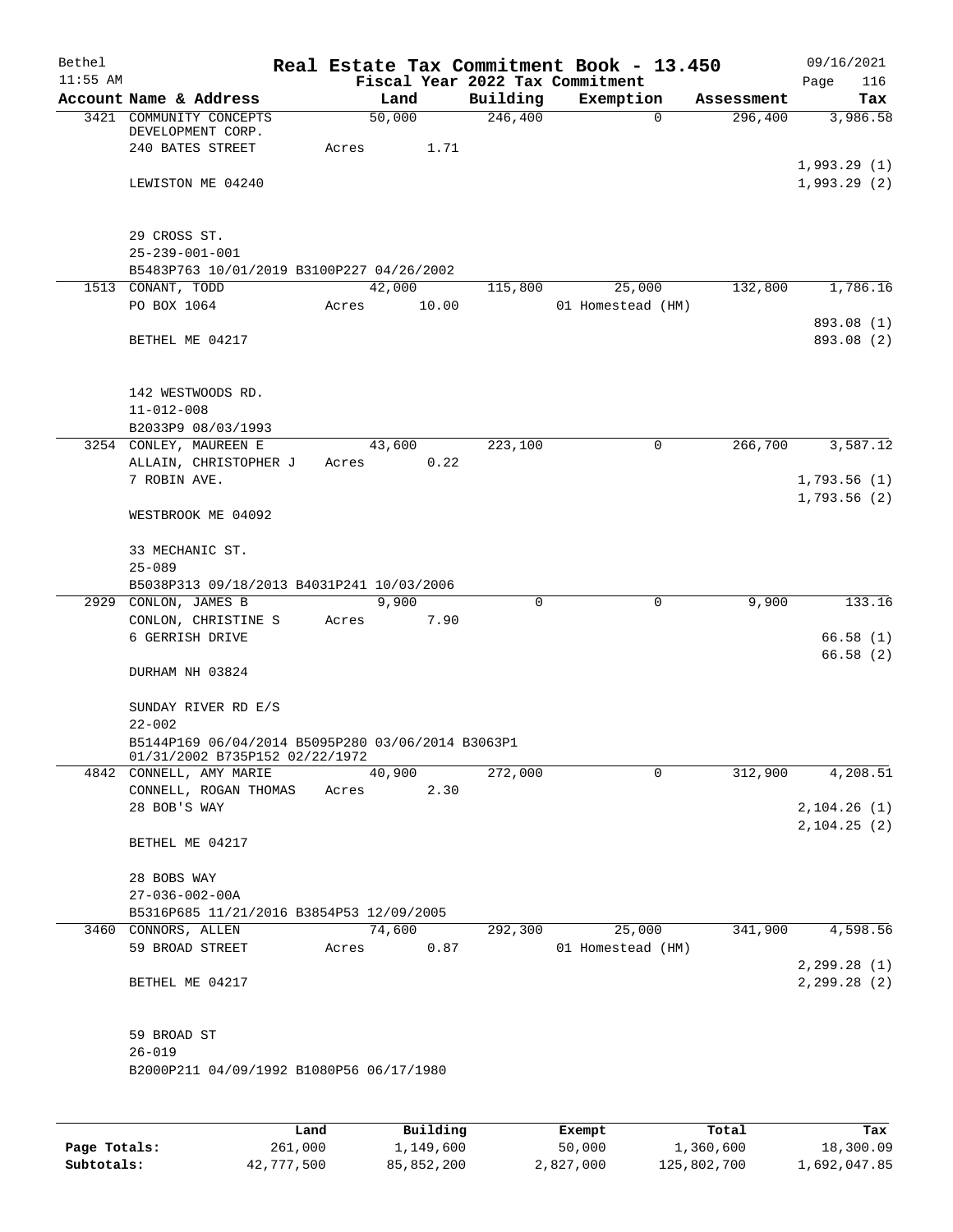# Real Estate Tax Commitment Book - 13.450

Bethel 11:55 AM — Fiscal Year 2022 Tax Commitment — 09/16/2021

| Account Name & Address | Land | Building | Exemption | Assessment | Tax |
|---|---|---|---|---|---|
| 3421 COMMUNITY CONCEPTS DEVELOPMENT CORP. | 50,000 | 246,400 | 0 | 296,400 | 3,986.58 |
| 240 BATES STREET | Acres 1.71 | | | | |
| | | | | | 1,993.29 (1) |
| LEWISTON ME 04240 | | | | | 1,993.29 (2) |
| 29 CROSS ST. | | | | | |
| 25-239-001-001 | | | | | |
| B5483P763 10/01/2019 B3100P227 04/26/2002 | | | | | |
| 1513 CONANT, TODD | 42,000 | 115,800 | 25,000 | 132,800 | 1,786.16 |
| PO BOX 1064 | Acres 10.00 | | 01 Homestead (HM) | | |
| | | | | | 893.08 (1) |
| BETHEL ME 04217 | | | | | 893.08 (2) |
| 142 WESTWOODS RD. | | | | | |
| 11-012-008 | | | | | |
| B2033P9 08/03/1993 | | | | | |
| 3254 CONLEY, MAUREEN E | 43,600 | 223,100 | 0 | 266,700 | 3,587.12 |
| ALLAIN, CHRISTOPHER J | Acres 0.22 | | | | |
| 7 ROBIN AVE. | | | | | 1,793.56 (1) |
| | | | | | 1,793.56 (2) |
| WESTBROOK ME 04092 | | | | | |
| 33 MECHANIC ST. | | | | | |
| 25-089 | | | | | |
| B5038P313 09/18/2013 B4031P241 10/03/2006 | | | | | |
| 2929 CONLON, JAMES B | 9,900 | 0 | 0 | 9,900 | 133.16 |
| CONLON, CHRISTINE S | Acres 7.90 | | | | |
| 6 GERRISH DRIVE | | | | | 66.58 (1) |
| | | | | | 66.58 (2) |
| DURHAM NH 03824 | | | | | |
| SUNDAY RIVER RD E/S | | | | | |
| 22-002 | | | | | |
| B5144P169 06/04/2014 B5095P280 03/06/2014 B3063P1 01/31/2002 B735P152 02/22/1972 | | | | | |
| 4842 CONNELL, AMY MARIE | 40,900 | 272,000 | 0 | 312,900 | 4,208.51 |
| CONNELL, ROGAN THOMAS | Acres 2.30 | | | | |
| 28 BOB'S WAY | | | | | 2,104.26 (1) |
| | | | | | 2,104.25 (2) |
| BETHEL ME 04217 | | | | | |
| 28 BOBS WAY | | | | | |
| 27-036-002-00A | | | | | |
| B5316P685 11/21/2016 B3854P53 12/09/2005 | | | | | |
| 3460 CONNORS, ALLEN | 74,600 | 292,300 | 25,000 | 341,900 | 4,598.56 |
| 59 BROAD STREET | Acres 0.87 | | 01 Homestead (HM) | | |
| | | | | | 2,299.28 (1) |
| BETHEL ME 04217 | | | | | 2,299.28 (2) |
| 59 BROAD ST | | | | | |
| 26-019 | | | | | |
| B2000P211 04/09/1992 B1080P56 06/17/1980 | | | | | |

| | Land | Building | Exempt | Total | Tax |
|---|---|---|---|---|---|
| Page Totals: | 261,000 | 1,149,600 | 50,000 | 1,360,600 | 18,300.09 |
| Subtotals: | 42,777,500 | 85,852,200 | 2,827,000 | 125,802,700 | 1,692,047.85 |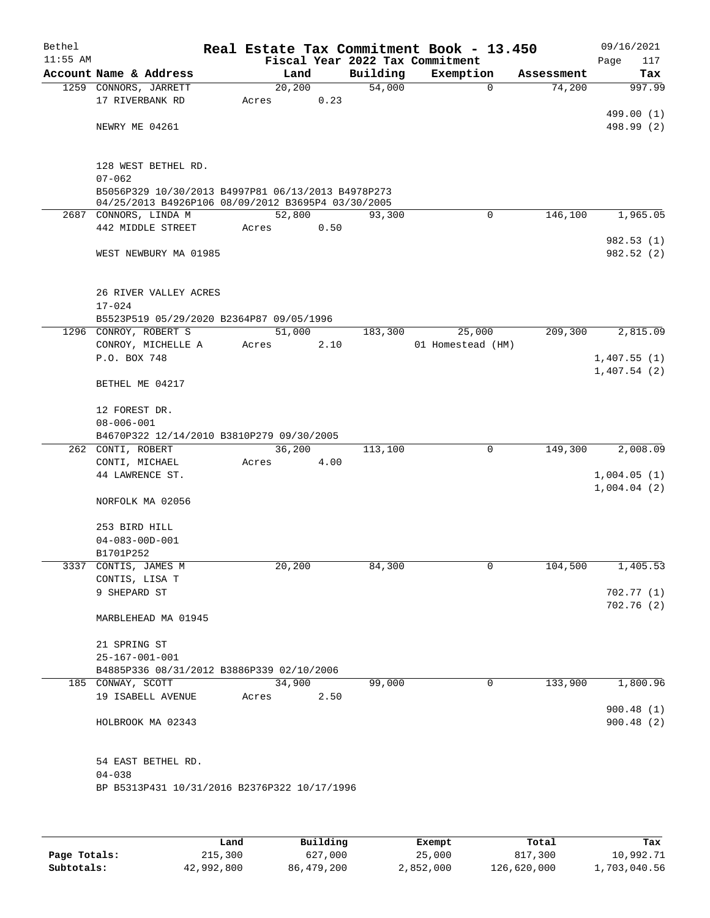# Real Estate Tax Commitment Book - 13.450

Bethel 11:55 AM — Fiscal Year 2022 Tax Commitment — 09/16/2021

| Account | Name & Address | Land | Building | Exemption | Assessment | Tax |
|---|---|---|---|---|---|---|
| 1259 | CONNORS, JARRETT<br>17 RIVERBANK RD<br><br>NEWRY ME 04261<br><br>128 WEST BETHEL RD.<br>07-062<br>B5056P329 10/30/2013 B4997P81 06/13/2013 B4978P273 04/25/2013 B4926P106 08/09/2012 B3695P4 03/30/2005 | 20,200<br>Acres 0.23 | 54,000 | 0 | 74,200 | 997.99<br><br>499.00 (1)<br>498.99 (2) |
| 2687 | CONNORS, LINDA M<br>442 MIDDLE STREET<br><br>WEST NEWBURY MA 01985<br><br>26 RIVER VALLEY ACRES<br>17-024<br>B5523P519 05/29/2020 B2364P87 09/05/1996 | 52,800<br>Acres 0.50 | 93,300 | 0 | 146,100 | 1,965.05<br><br>982.53 (1)<br>982.52 (2) |
| 1296 | CONROY, ROBERT S<br>CONROY, MICHELLE A<br>P.O. BOX 748<br><br>BETHEL ME 04217<br><br>12 FOREST DR.<br>08-006-001<br>B4670P322 12/14/2010 B3810P279 09/30/2005 | 51,000<br>Acres 2.10 | 183,300 | 25,000<br>01 Homestead (HM) | 209,300 | 2,815.09<br><br>1,407.55 (1)<br>1,407.54 (2) |
| 262 | CONTI, ROBERT<br>CONTI, MICHAEL<br>44 LAWRENCE ST.<br><br>NORFOLK MA 02056<br><br>253 BIRD HILL<br>04-083-00D-001<br>B1701P252 | 36,200<br>Acres 4.00 | 113,100 | 0 | 149,300 | 2,008.09<br><br>1,004.05 (1)<br>1,004.04 (2) |
| 3337 | CONTIS, JAMES M<br>CONTIS, LISA T<br>9 SHEPARD ST<br><br>MARBLEHEAD MA 01945<br><br>21 SPRING ST<br>25-167-001-001<br>B4885P336 08/31/2012 B3886P339 02/10/2006 | 20,200 | 84,300 | 0 | 104,500 | 1,405.53<br><br>702.77 (1)<br>702.76 (2) |
| 185 | CONWAY, SCOTT<br>19 ISABELL AVENUE<br><br>HOLBROOK MA 02343<br><br>54 EAST BETHEL RD.<br>04-038<br>BP B5313P431 10/31/2016 B2376P322 10/17/1996 | 34,900<br>Acres 2.50 | 99,000 | 0 | 133,900 | 1,800.96<br><br>900.48 (1)<br>900.48 (2) |

| | Land | Building | Exempt | Total | Tax |
|---|---|---|---|---|---|
| Page Totals: | 215,300 | 627,000 | 25,000 | 817,300 | 10,992.71 |
| Subtotals: | 42,992,800 | 86,479,200 | 2,852,000 | 126,620,000 | 1,703,040.56 |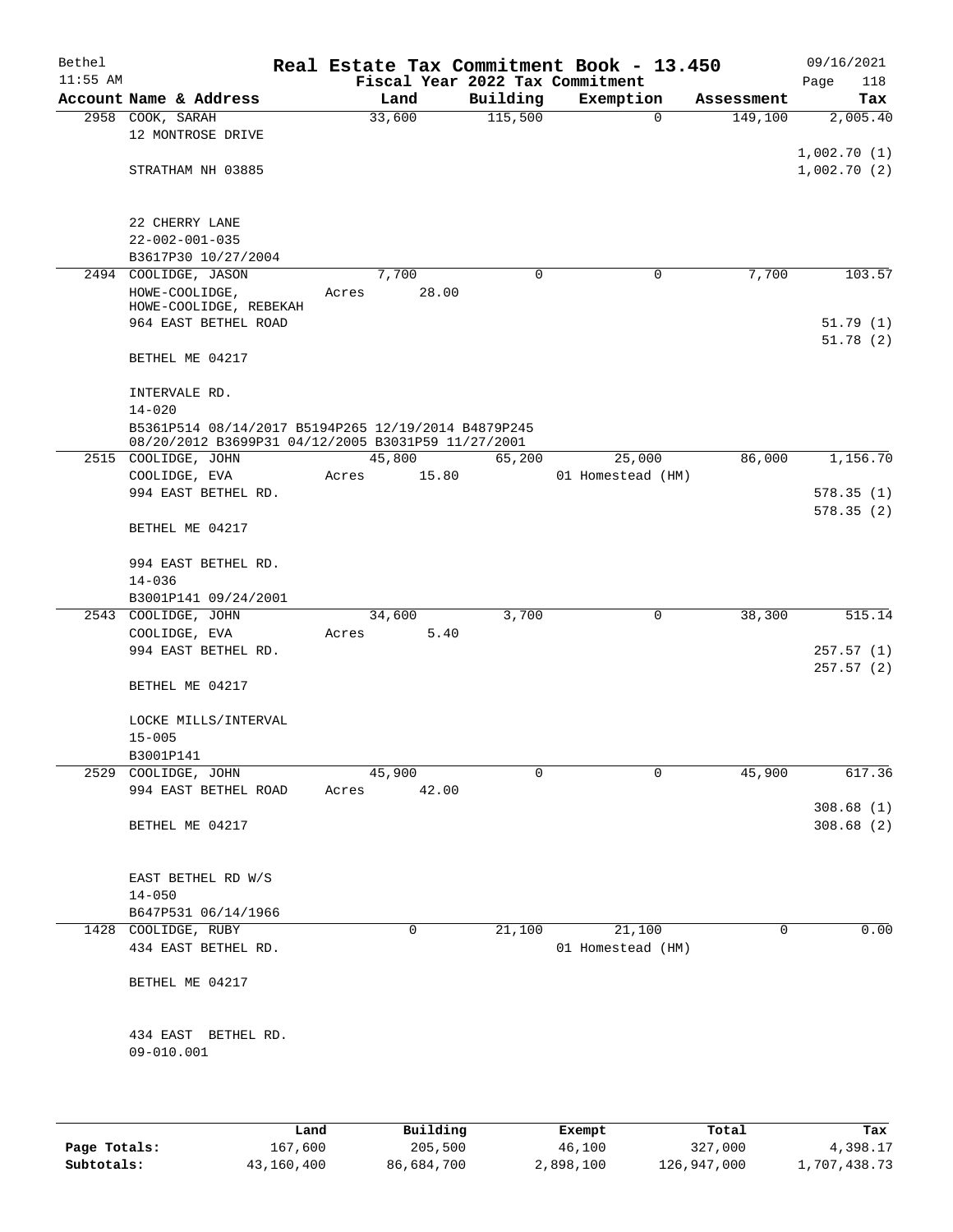Bethel | Real Estate Tax Commitment Book - 13.450 | 09/16/2021
11:55 AM | Fiscal Year 2022 Tax Commitment | Page 118

| Account Name & Address | Land | Building | Exemption | Assessment | Tax |
|---|---|---|---|---|---|
| 2958 COOK, SARAH | 33,600 | 115,500 | 0 | 149,100 | 2,005.40 |
| 12 MONTROSE DRIVE | | | | | |
| | | | | | 1,002.70 (1) |
| STRATHAM NH 03885 | | | | | 1,002.70 (2) |
| 22 CHERRY LANE | | | | | |
| 22-002-001-035 | | | | | |
| B3617P30 10/27/2004 | | | | | |
| 2494 COOLIDGE, JASON | 7,700 | 0 | 0 | 7,700 | 103.57 |
| HOWE-COOLIDGE, HOWE-COOLIDGE, REBEKAH | Acres 28.00 | | | | |
| 964 EAST BETHEL ROAD | | | | | 51.79 (1) |
| | | | | | 51.78 (2) |
| BETHEL ME 04217 | | | | | |
| INTERVALE RD. | | | | | |
| 14-020 | | | | | |
| B5361P514 08/14/2017 B5194P265 12/19/2014 B4879P245 08/20/2012 B3699P31 04/12/2005 B3031P59 11/27/2001 | | | | | |
| 2515 COOLIDGE, JOHN | 45,800 | 65,200 | 25,000 | 86,000 | 1,156.70 |
| COOLIDGE, EVA | Acres 15.80 | | 01 Homestead (HM) | | |
| 994 EAST BETHEL RD. | | | | | 578.35 (1) |
| | | | | | 578.35 (2) |
| BETHEL ME 04217 | | | | | |
| 994 EAST BETHEL RD. | | | | | |
| 14-036 | | | | | |
| B3001P141 09/24/2001 | | | | | |
| 2543 COOLIDGE, JOHN | 34,600 | 3,700 | 0 | 38,300 | 515.14 |
| COOLIDGE, EVA | Acres 5.40 | | | | |
| 994 EAST BETHEL RD. | | | | | 257.57 (1) |
| | | | | | 257.57 (2) |
| BETHEL ME 04217 | | | | | |
| LOCKE MILLS/INTERVAL | | | | | |
| 15-005 | | | | | |
| B3001P141 | | | | | |
| 2529 COOLIDGE, JOHN | 45,900 | 0 | 0 | 45,900 | 617.36 |
| 994 EAST BETHEL ROAD | Acres 42.00 | | | | |
| | | | | | 308.68 (1) |
| BETHEL ME 04217 | | | | | 308.68 (2) |
| EAST BETHEL RD W/S | | | | | |
| 14-050 | | | | | |
| B647P531 06/14/1966 | | | | | |
| 1428 COOLIDGE, RUBY | 0 | 21,100 | 21,100 | 0 | 0.00 |
| 434 EAST BETHEL RD. | | | 01 Homestead (HM) | | |
| BETHEL ME 04217 | | | | | |
| 434 EAST BETHEL RD. | | | | | |
| 09-010.001 | | | | | |

| | Land | Building | Exempt | Total | Tax |
|---|---|---|---|---|---|
| Page Totals: | 167,600 | 205,500 | 46,100 | 327,000 | 4,398.17 |
| Subtotals: | 43,160,400 | 86,684,700 | 2,898,100 | 126,947,000 | 1,707,438.73 |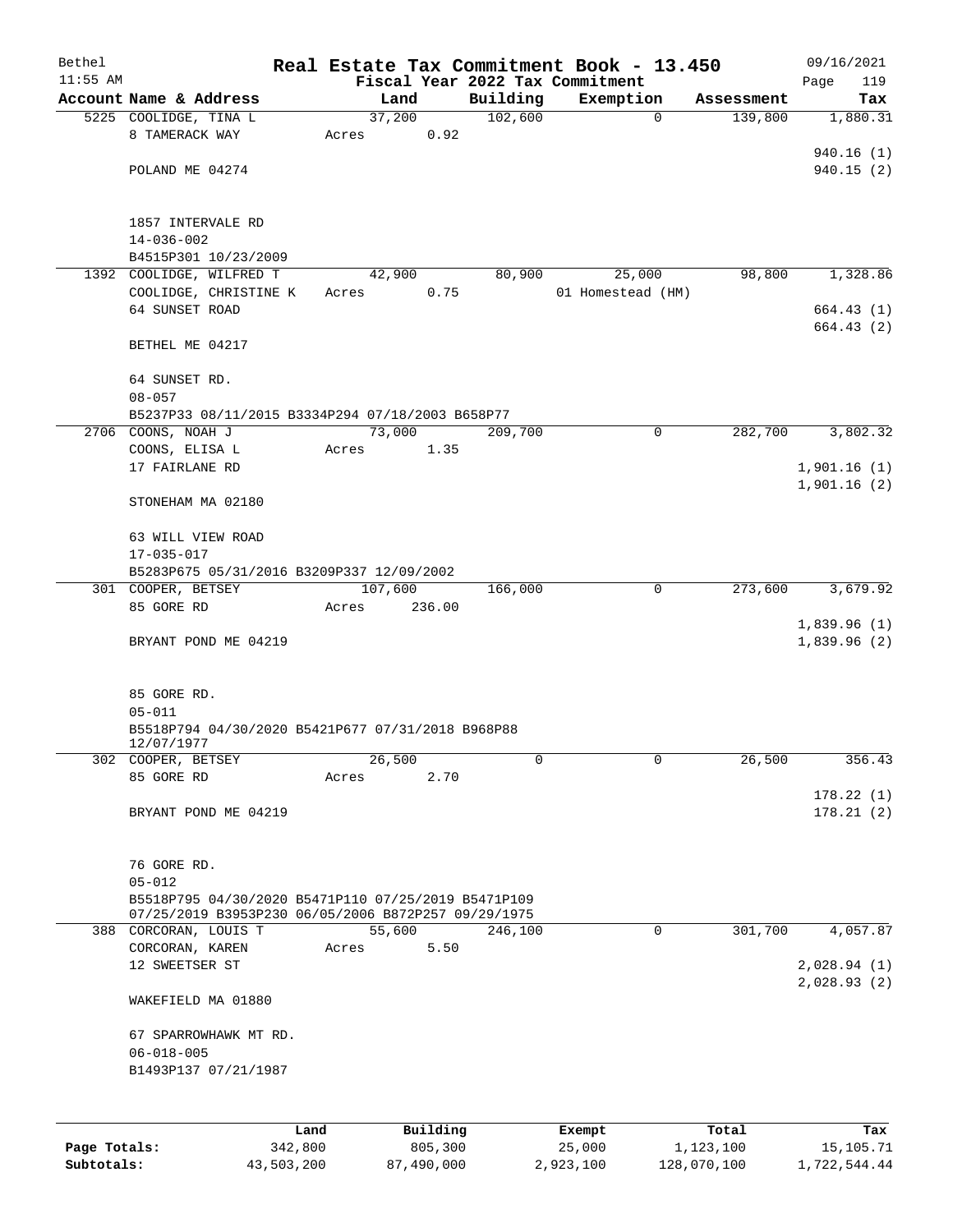# Real Estate Tax Commitment Book - 13.450

Bethel 11:55 AM — Fiscal Year 2022 Tax Commitment — 09/16/2021

| Account Name & Address | Land | Building | Exemption | Assessment | Tax |
|---|---|---|---|---|---|
| 5225 COOLIDGE, TINA L<br>8 TAMERACK WAY<br>POLAND ME 04274<br><br>1857 INTERVALE RD<br>14-036-002<br>B4515P301 10/23/2009 | 37,200<br>Acres 0.92 | 102,600 | 0 | 139,800 | 1,880.31<br>940.16 (1)<br>940.15 (2) |
| 1392 COOLIDGE, WILFRED T<br>COOLIDGE, CHRISTINE K<br>64 SUNSET ROAD<br>BETHEL ME 04217<br><br>64 SUNSET RD.<br>08-057<br>B5237P33 08/11/2015 B3334P294 07/18/2003 B658P77 | 42,900<br>Acres 0.75 | 80,900 | 25,000<br>01 Homestead (HM) | 98,800 | 1,328.86<br>664.43 (1)<br>664.43 (2) |
| 2706 COONS, NOAH J<br>COONS, ELISA L<br>17 FAIRLANE RD<br>STONEHAM MA 02180<br><br>63 WILL VIEW ROAD<br>17-035-017<br>B5283P675 05/31/2016 B3209P337 12/09/2002 | 73,000<br>Acres 1.35 | 209,700 | 0 | 282,700 | 3,802.32<br>1,901.16 (1)<br>1,901.16 (2) |
| 301 COOPER, BETSEY<br>85 GORE RD<br>BRYANT POND ME 04219<br><br>85 GORE RD.<br>05-011<br>B5518P794 04/30/2020 B5421P677 07/31/2018 B968P88 12/07/1977 | 107,600<br>Acres 236.00 | 166,000 | 0 | 273,600 | 3,679.92<br>1,839.96 (1)<br>1,839.96 (2) |
| 302 COOPER, BETSEY<br>85 GORE RD<br>BRYANT POND ME 04219<br><br>76 GORE RD.<br>05-012<br>B5518P795 04/30/2020 B5471P110 07/25/2019 B5471P109 07/25/2019 B3953P230 06/05/2006 B872P257 09/29/1975 | 26,500<br>Acres 2.70 | 0 | 0 | 26,500 | 356.43<br>178.22 (1)<br>178.21 (2) |
| 388 CORCORAN, LOUIS T<br>CORCORAN, KAREN<br>12 SWEETSER ST<br>WAKEFIELD MA 01880<br><br>67 SPARROWHAWK MT RD.<br>06-018-005<br>B1493P137 07/21/1987 | 55,600<br>Acres 5.50 | 246,100 | 0 | 301,700 | 4,057.87<br>2,028.94 (1)<br>2,028.93 (2) |

| | Land | Building | Exempt | Total | Tax |
|---|---|---|---|---|---|
| Page Totals: | 342,800 | 805,300 | 25,000 | 1,123,100 | 15,105.71 |
| Subtotals: | 43,503,200 | 87,490,000 | 2,923,100 | 128,070,100 | 1,722,544.44 |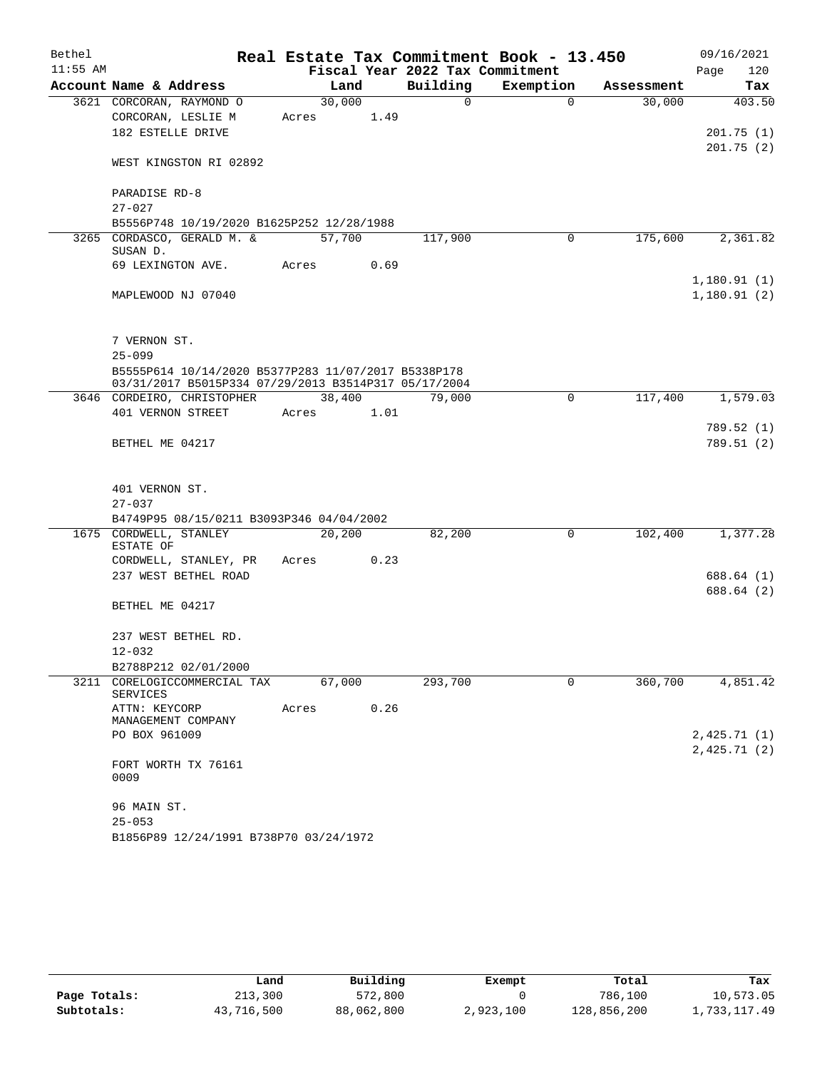# Real Estate Tax Commitment Book - 13.450

Bethel 11:55 AM — Fiscal Year 2022 Tax Commitment — 09/16/2021

| Account Name & Address | Land | Building | Exemption | Assessment | Tax |
|---|---|---|---|---|---|
| 3621 CORCORAN, RAYMOND O | 30,000 | 0 | 0 | 30,000 | 403.50 |
| CORCORAN, LESLIE M | Acres 1.49 | | | | |
| 182 ESTELLE DRIVE | | | | | 201.75 (1) |
| | | | | | 201.75 (2) |
| WEST KINGSTON RI 02892 | | | | | |
| PARADISE RD-8 | | | | | |
| 27-027 | | | | | |
| B5556P748 10/19/2020 B1625P252 12/28/1988 | | | | | |
| 3265 CORDASCO, GERALD M. & SUSAN D. | 57,700 | 117,900 | 0 | 175,600 | 2,361.82 |
| 69 LEXINGTON AVE. | Acres 0.69 | | | | |
| | | | | | 1,180.91 (1) |
| MAPLEWOOD NJ 07040 | | | | | 1,180.91 (2) |
| 7 VERNON ST. | | | | | |
| 25-099 | | | | | |
| B5555P614 10/14/2020 B5377P283 11/07/2017 B5338P178 03/31/2017 B5015P334 07/29/2013 B3514P317 05/17/2004 | | | | | |
| 3646 CORDEIRO, CHRISTOPHER | 38,400 | 79,000 | 0 | 117,400 | 1,579.03 |
| 401 VERNON STREET | Acres 1.01 | | | | |
| | | | | | 789.52 (1) |
| BETHEL ME 04217 | | | | | 789.51 (2) |
| 401 VERNON ST. | | | | | |
| 27-037 | | | | | |
| B4749P95 08/15/0211 B3093P346 04/04/2002 | | | | | |
| 1675 CORDWELL, STANLEY ESTATE OF | 20,200 | 82,200 | 0 | 102,400 | 1,377.28 |
| CORDWELL, STANLEY, PR | Acres 0.23 | | | | |
| 237 WEST BETHEL ROAD | | | | | 688.64 (1) |
| | | | | | 688.64 (2) |
| BETHEL ME 04217 | | | | | |
| 237 WEST BETHEL RD. | | | | | |
| 12-032 | | | | | |
| B2788P212 02/01/2000 | | | | | |
| 3211 CORELOGICCOMMERCIAL TAX SERVICES | 67,000 | 293,700 | 0 | 360,700 | 4,851.42 |
| ATTN: KEYCORP MANAGEMENT COMPANY | Acres 0.26 | | | | |
| PO BOX 961009 | | | | | 2,425.71 (1) |
| | | | | | 2,425.71 (2) |
| FORT WORTH TX 76161 0009 | | | | | |
| 96 MAIN ST. | | | | | |
| 25-053 | | | | | |
| B1856P89 12/24/1991 B738P70 03/24/1972 | | | | | |

| | Land | Building | Exempt | Total | Tax |
|---|---|---|---|---|---|
| Page Totals: | 213,300 | 572,800 | 0 | 786,100 | 10,573.05 |
| Subtotals: | 43,716,500 | 88,062,800 | 2,923,100 | 128,856,200 | 1,733,117.49 |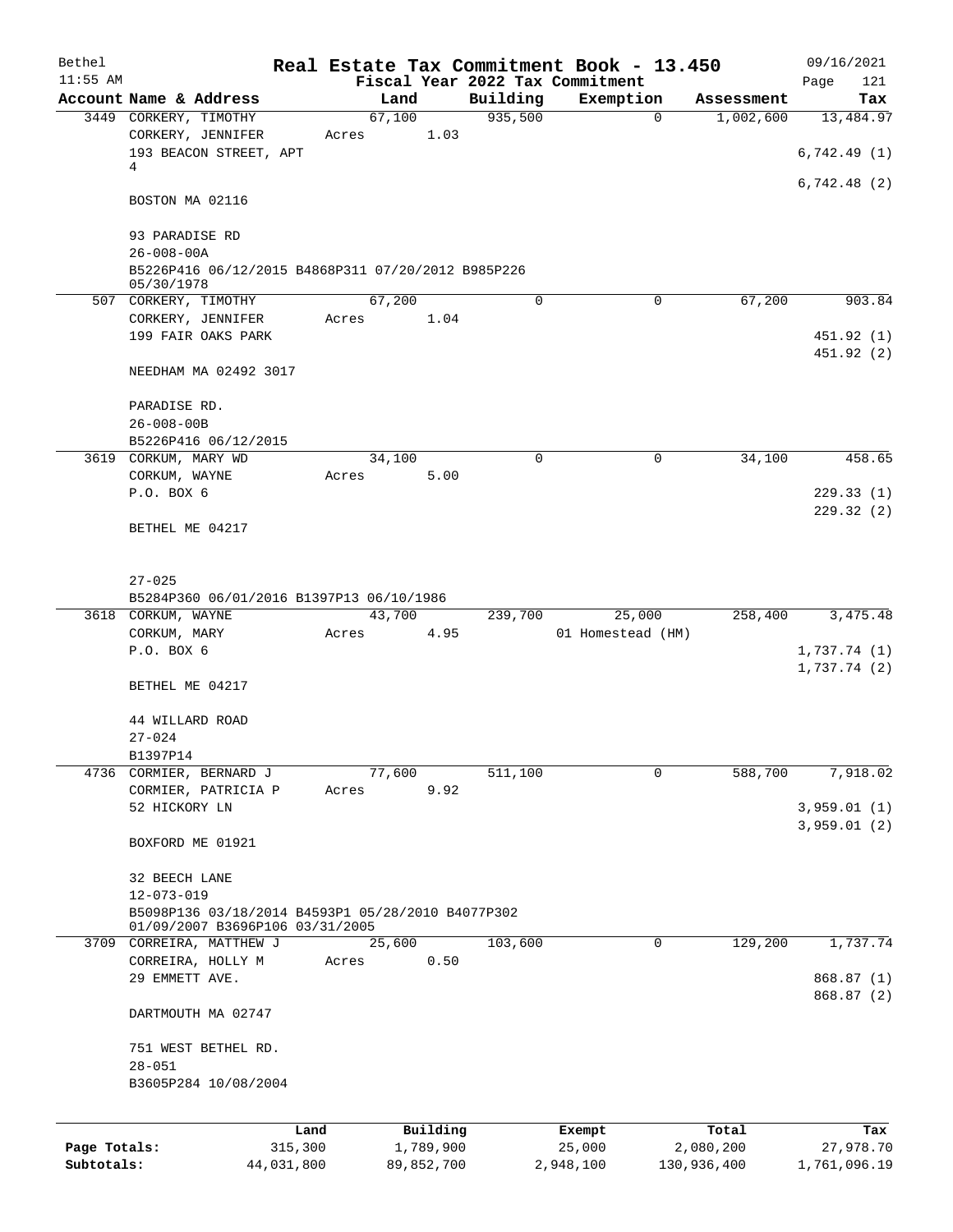# Real Estate Tax Commitment Book - 13.450

Bethel 11:55 AM — Fiscal Year 2022 Tax Commitment — 09/16/2021

| Account Name & Address | Land | Building | Exemption | Assessment | Tax |
|---|---|---|---|---|---|
| 3449 CORKERY, TIMOTHY | 67,100 | 935,500 | 0 | 1,002,600 | 13,484.97 |
| CORKERY, JENNIFER | Acres 1.03 | | | | |
| 193 BEACON STREET, APT 4 | | | | | 6,742.49 (1) |
| | | | | | 6,742.48 (2) |
| BOSTON MA 02116 | | | | | |
| 93 PARADISE RD | | | | | |
| 26-008-00A | | | | | |
| B5226P416 06/12/2015 B4868P311 07/20/2012 B985P226 05/30/1978 | | | | | |
| 507 CORKERY, TIMOTHY | 67,200 | 0 | 0 | 67,200 | 903.84 |
| CORKERY, JENNIFER | Acres 1.04 | | | | |
| 199 FAIR OAKS PARK | | | | | 451.92 (1) |
| | | | | | 451.92 (2) |
| NEEDHAM MA 02492 3017 | | | | | |
| PARADISE RD. | | | | | |
| 26-008-00B | | | | | |
| B5226P416 06/12/2015 | | | | | |
| 3619 CORKUM, MARY WD | 34,100 | 0 | 0 | 34,100 | 458.65 |
| CORKUM, WAYNE | Acres 5.00 | | | | |
| P.O. BOX 6 | | | | | 229.33 (1) |
| | | | | | 229.32 (2) |
| BETHEL ME 04217 | | | | | |
| 27-025 | | | | | |
| B5284P360 06/01/2016 B1397P13 06/10/1986 | | | | | |
| 3618 CORKUM, WAYNE | 43,700 | 239,700 | 25,000 | 258,400 | 3,475.48 |
| CORKUM, MARY | Acres 4.95 | | 01 Homestead (HM) | | |
| P.O. BOX 6 | | | | | 1,737.74 (1) |
| | | | | | 1,737.74 (2) |
| BETHEL ME 04217 | | | | | |
| 44 WILLARD ROAD | | | | | |
| 27-024 | | | | | |
| B1397P14 | | | | | |
| 4736 CORMIER, BERNARD J | 77,600 | 511,100 | 0 | 588,700 | 7,918.02 |
| CORMIER, PATRICIA P | Acres 9.92 | | | | |
| 52 HICKORY LN | | | | | 3,959.01 (1) |
| | | | | | 3,959.01 (2) |
| BOXFORD ME 01921 | | | | | |
| 32 BEECH LANE | | | | | |
| 12-073-019 | | | | | |
| B5098P136 03/18/2014 B4593P1 05/28/2010 B4077P302 01/09/2007 B3696P106 03/31/2005 | | | | | |
| 3709 CORREIRA, MATTHEW J | 25,600 | 103,600 | 0 | 129,200 | 1,737.74 |
| CORREIRA, HOLLY M | Acres 0.50 | | | | |
| 29 EMMETT AVE. | | | | | 868.87 (1) |
| | | | | | 868.87 (2) |
| DARTMOUTH MA 02747 | | | | | |
| 751 WEST BETHEL RD. | | | | | |
| 28-051 | | | | | |
| B3605P284 10/08/2004 | | | | | |

| | Land | Building | Exempt | Total | Tax |
|---|---|---|---|---|---|
| Page Totals: | 315,300 | 1,789,900 | 25,000 | 2,080,200 | 27,978.70 |
| Subtotals: | 44,031,800 | 89,852,700 | 2,948,100 | 130,936,400 | 1,761,096.19 |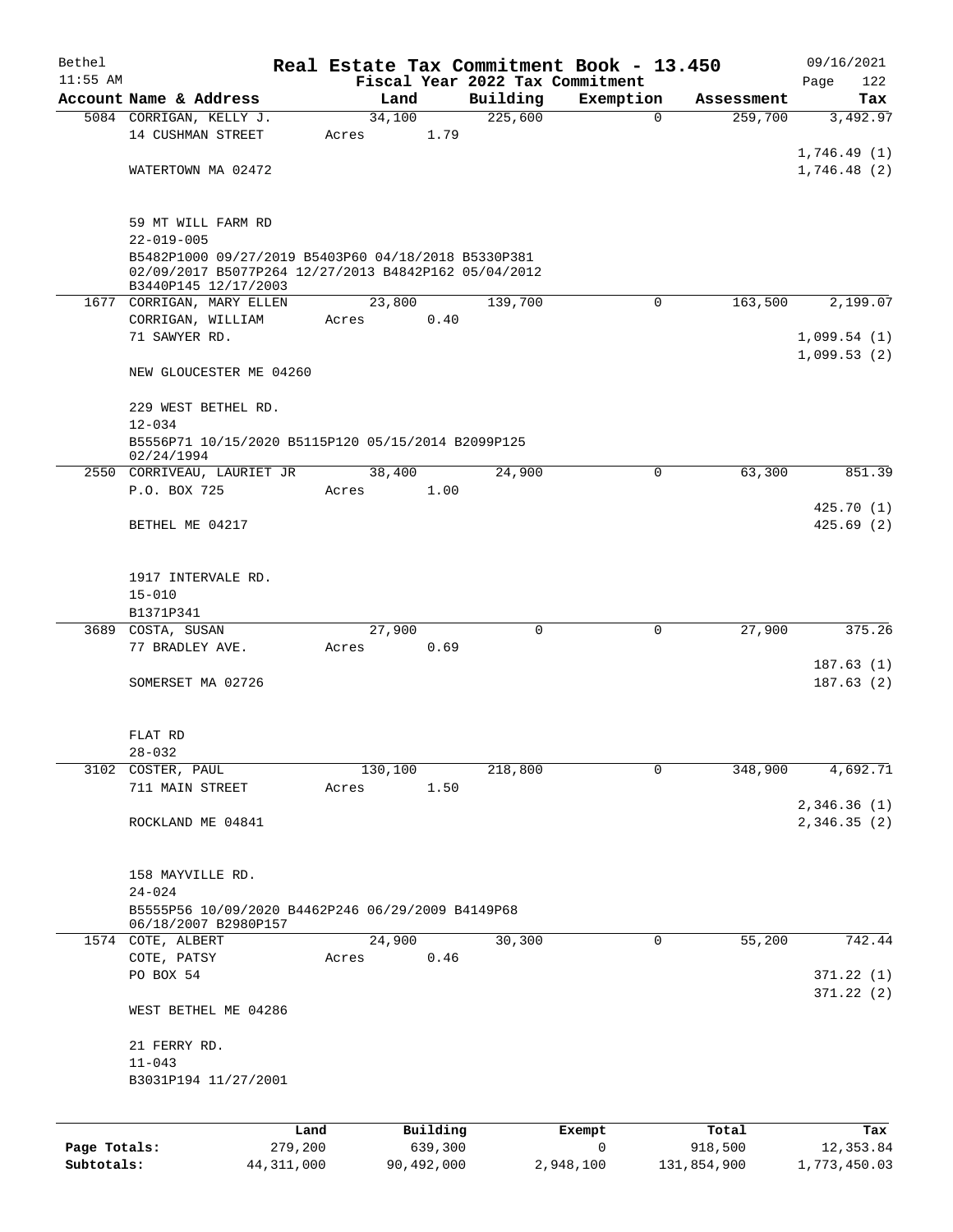# Real Estate Tax Commitment Book - 13.450

Bethel 11:55 AM — Fiscal Year 2022 Tax Commitment — 09/16/2021

| Account Name & Address | Land | Building | Exemption | Assessment | Tax |
|---|---|---|---|---|---|
| 5084 CORRIGAN, KELLY J.<br>14 CUSHMAN STREET<br>WATERTOWN MA 02472<br><br>59 MT WILL FARM RD<br>22-019-005<br>B5482P1000 09/27/2019 B5403P60 04/18/2018 B5330P381 02/09/2017 B5077P264 12/27/2013 B4842P162 05/04/2012 B3440P145 12/17/2003 | 34,100<br>Acres 1.79 | 225,600 | 0 | 259,700 | 3,492.97<br>1,746.49 (1)<br>1,746.48 (2) |
| 1677 CORRIGAN, MARY ELLEN<br>CORRIGAN, WILLIAM<br>71 SAWYER RD.<br>NEW GLOUCESTER ME 04260<br><br>229 WEST BETHEL RD.<br>12-034<br>B5556P71 10/15/2020 B5115P120 05/15/2014 B2099P125 02/24/1994 | 23,800<br>Acres 0.40 | 139,700 | 0 | 163,500 | 2,199.07<br>1,099.54 (1)<br>1,099.53 (2) |
| 2550 CORRIVEAU, LAURIET JR<br>P.O. BOX 725<br>BETHEL ME 04217<br><br>1917 INTERVALE RD.<br>15-010<br>B1371P341 | 38,400<br>Acres 1.00 | 24,900 | 0 | 63,300 | 851.39<br>425.70 (1)<br>425.69 (2) |
| 3689 COSTA, SUSAN<br>77 BRADLEY AVE.<br>SOMERSET MA 02726<br><br>FLAT RD<br>28-032 | 27,900<br>Acres 0.69 | 0 | 0 | 27,900 | 375.26<br>187.63 (1)<br>187.63 (2) |
| 3102 COSTER, PAUL<br>711 MAIN STREET<br>ROCKLAND ME 04841<br><br>158 MAYVILLE RD.<br>24-024<br>B5555P56 10/09/2020 B4462P246 06/29/2009 B4149P68 06/18/2007 B2980P157 | 130,100<br>Acres 1.50 | 218,800 | 0 | 348,900 | 4,692.71<br>2,346.36 (1)<br>2,346.35 (2) |
| 1574 COTE, ALBERT<br>COTE, PATSY<br>PO BOX 54<br>WEST BETHEL ME 04286<br><br>21 FERRY RD.<br>11-043<br>B3031P194 11/27/2001 | 24,900<br>Acres 0.46 | 30,300 | 0 | 55,200 | 742.44<br>371.22 (1)<br>371.22 (2) |

| | Land | Building | Exempt | Total | Tax |
|---|---|---|---|---|---|
| Page Totals: | 279,200 | 639,300 | 0 | 918,500 | 12,353.84 |
| Subtotals: | 44,311,000 | 90,492,000 | 2,948,100 | 131,854,900 | 1,773,450.03 |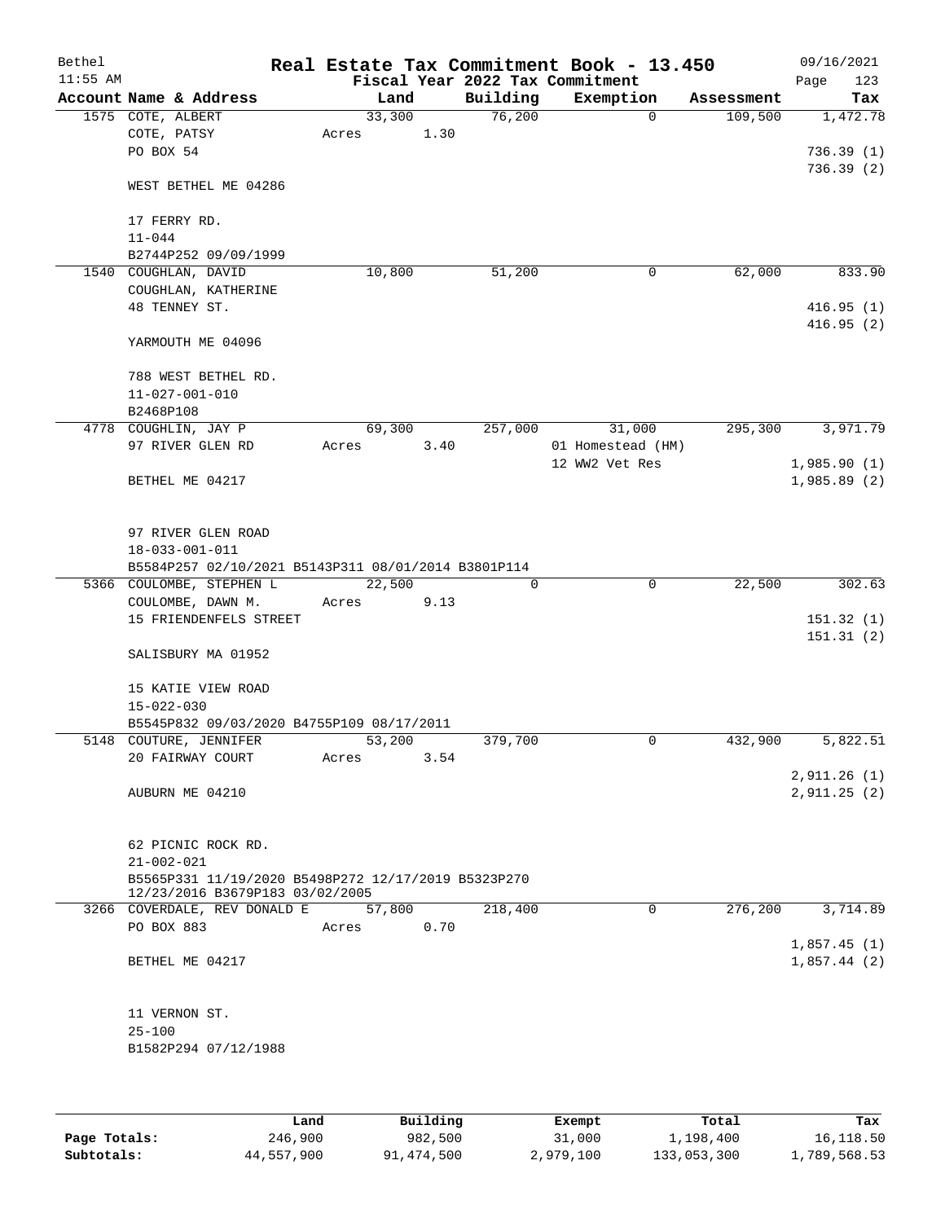Bethel 11:55 AM

# Real Estate Tax Commitment Book - 13.450

Fiscal Year 2022 Tax Commitment

09/16/2021 Page 123

| Account Name & Address | Land | Building | Exemption | Assessment | Tax |
|---|---|---|---|---|---|
| 1575 COTE, ALBERT | 33,300 | 76,200 | 0 | 109,500 | 1,472.78 |
| COTE, PATSY | Acres 1.30 | | | | |
| PO BOX 54 | | | | | 736.39 (1) |
| | | | | | 736.39 (2) |
| WEST BETHEL ME 04286 | | | | | |
| 17 FERRY RD. | | | | | |
| 11-044 | | | | | |
| B2744P252 09/09/1999 | | | | | |
| 1540 COUGHLAN, DAVID | 10,800 | 51,200 | 0 | 62,000 | 833.90 |
| COUGHLAN, KATHERINE | | | | | |
| 48 TENNEY ST. | | | | | 416.95 (1) |
| | | | | | 416.95 (2) |
| YARMOUTH ME 04096 | | | | | |
| 788 WEST BETHEL RD. | | | | | |
| 11-027-001-010 | | | | | |
| B2468P108 | | | | | |
| 4778 COUGHLIN, JAY P | 69,300 | 257,000 | 31,000 | 295,300 | 3,971.79 |
| 97 RIVER GLEN RD | Acres 3.40 | | 01 Homestead (HM) | | |
| | | | 12 WW2 Vet Res | | 1,985.90 (1) |
| BETHEL ME 04217 | | | | | 1,985.89 (2) |
| 97 RIVER GLEN ROAD | | | | | |
| 18-033-001-011 | | | | | |
| B5584P257 02/10/2021 B5143P311 08/01/2014 B3801P114 | | | | | |
| 5366 COULOMBE, STEPHEN L | 22,500 | 0 | 0 | 22,500 | 302.63 |
| COULOMBE, DAWN M. | Acres 9.13 | | | | |
| 15 FRIENDENFELS STREET | | | | | 151.32 (1) |
| | | | | | 151.31 (2) |
| SALISBURY MA 01952 | | | | | |
| 15 KATIE VIEW ROAD | | | | | |
| 15-022-030 | | | | | |
| B5545P832 09/03/2020 B4755P109 08/17/2011 | | | | | |
| 5148 COUTURE, JENNIFER | 53,200 | 379,700 | 0 | 432,900 | 5,822.51 |
| 20 FAIRWAY COURT | Acres 3.54 | | | | |
| | | | | | 2,911.26 (1) |
| AUBURN ME 04210 | | | | | 2,911.25 (2) |
| 62 PICNIC ROCK RD. | | | | | |
| 21-002-021 | | | | | |
| B5565P331 11/19/2020 B5498P272 12/17/2019 B5323P270 12/23/2016 B3679P183 03/02/2005 | | | | | |
| 3266 COVERDALE, REV DONALD E | 57,800 | 218,400 | 0 | 276,200 | 3,714.89 |
| PO BOX 883 | Acres 0.70 | | | | |
| | | | | | 1,857.45 (1) |
| BETHEL ME 04217 | | | | | 1,857.44 (2) |
| 11 VERNON ST. | | | | | |
| 25-100 | | | | | |
| B1582P294 07/12/1988 | | | | | |

| | Land | Building | Exempt | Total | Tax |
|---|---|---|---|---|---|
| Page Totals: | 246,900 | 982,500 | 31,000 | 1,198,400 | 16,118.50 |
| Subtotals: | 44,557,900 | 91,474,500 | 2,979,100 | 133,053,300 | 1,789,568.53 |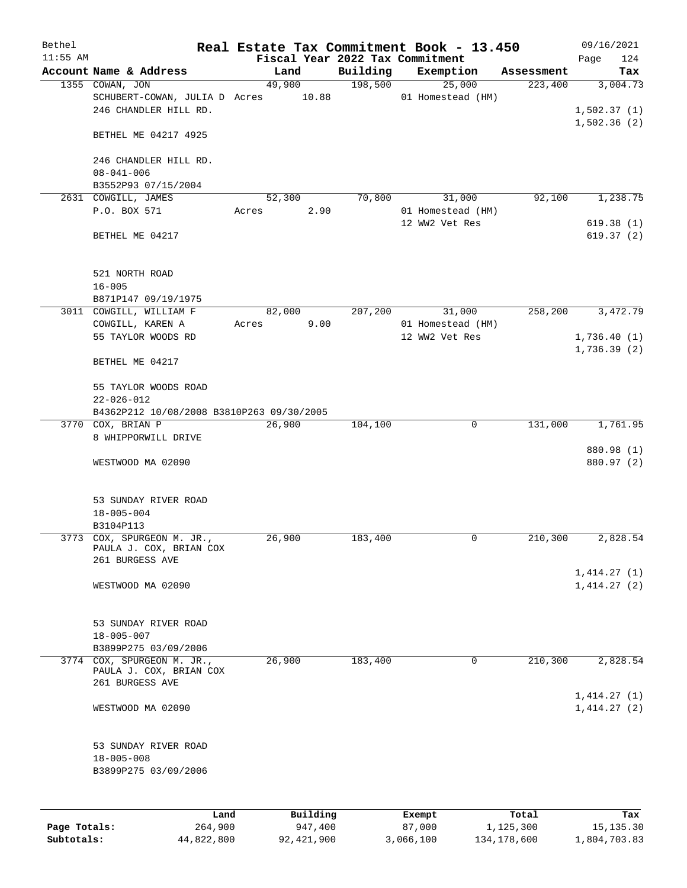# Real Estate Tax Commitment Book - 13.450

Bethel  
11:55 AM  
Fiscal Year 2022 Tax Commitment  
09/16/2021  
Page 124

| Account Name & Address | Land | Building | Exemption | Assessment | Tax |
|---|---|---|---|---|---|
| 1355 COWAN, JON | 49,900 | 198,500 | 25,000 | 223,400 | 3,004.73 |
| SCHUBERT-COWAN, JULIA D | Acres 10.88 | | 01 Homestead (HM) | | |
| 246 CHANDLER HILL RD. | | | | | 1,502.37 (1) |
| | | | | | 1,502.36 (2) |
| BETHEL ME 04217 4925 | | | | | |
| 246 CHANDLER HILL RD. | | | | | |
| 08-041-006 | | | | | |
| B3552P93 07/15/2004 | | | | | |
| 2631 COWGILL, JAMES | 52,300 | 70,800 | 31,000 | 92,100 | 1,238.75 |
| P.O. BOX 571 | Acres 2.90 | | 01 Homestead (HM) | | |
| | | | 12 WW2 Vet Res | | 619.38 (1) |
| BETHEL ME 04217 | | | | | 619.37 (2) |
| 521 NORTH ROAD | | | | | |
| 16-005 | | | | | |
| B871P147 09/19/1975 | | | | | |
| 3011 COWGILL, WILLIAM F | 82,000 | 207,200 | 31,000 | 258,200 | 3,472.79 |
| COWGILL, KAREN A | Acres 9.00 | | 01 Homestead (HM) | | |
| 55 TAYLOR WOODS RD | | | 12 WW2 Vet Res | | 1,736.40 (1) |
| | | | | | 1,736.39 (2) |
| BETHEL ME 04217 | | | | | |
| 55 TAYLOR WOODS ROAD | | | | | |
| 22-026-012 | | | | | |
| B4362P212 10/08/2008 B3810P263 09/30/2005 | | | | | |
| 3770 COX, BRIAN P | 26,900 | 104,100 | 0 | 131,000 | 1,761.95 |
| 8 WHIPPORWILL DRIVE | | | | | |
| | | | | | 880.98 (1) |
| WESTWOOD MA 02090 | | | | | 880.97 (2) |
| 53 SUNDAY RIVER ROAD | | | | | |
| 18-005-004 | | | | | |
| B3104P113 | | | | | |
| 3773 COX, SPURGEON M. JR., | 26,900 | 183,400 | 0 | 210,300 | 2,828.54 |
| PAULA J. COX, BRIAN COX | | | | | |
| 261 BURGESS AVE | | | | | |
| | | | | | 1,414.27 (1) |
| WESTWOOD MA 02090 | | | | | 1,414.27 (2) |
| 53 SUNDAY RIVER ROAD | | | | | |
| 18-005-007 | | | | | |
| B3899P275 03/09/2006 | | | | | |
| 3774 COX, SPURGEON M. JR., | 26,900 | 183,400 | 0 | 210,300 | 2,828.54 |
| PAULA J. COX, BRIAN COX | | | | | |
| 261 BURGESS AVE | | | | | |
| | | | | | 1,414.27 (1) |
| WESTWOOD MA 02090 | | | | | 1,414.27 (2) |
| 53 SUNDAY RIVER ROAD | | | | | |
| 18-005-008 | | | | | |
| B3899P275 03/09/2006 | | | | | |

| | Land | Building | Exempt | Total | Tax |
|---|---|---|---|---|---|
| Page Totals: | 264,900 | 947,400 | 87,000 | 1,125,300 | 15,135.30 |
| Subtotals: | 44,822,800 | 92,421,900 | 3,066,100 | 134,178,600 | 1,804,703.83 |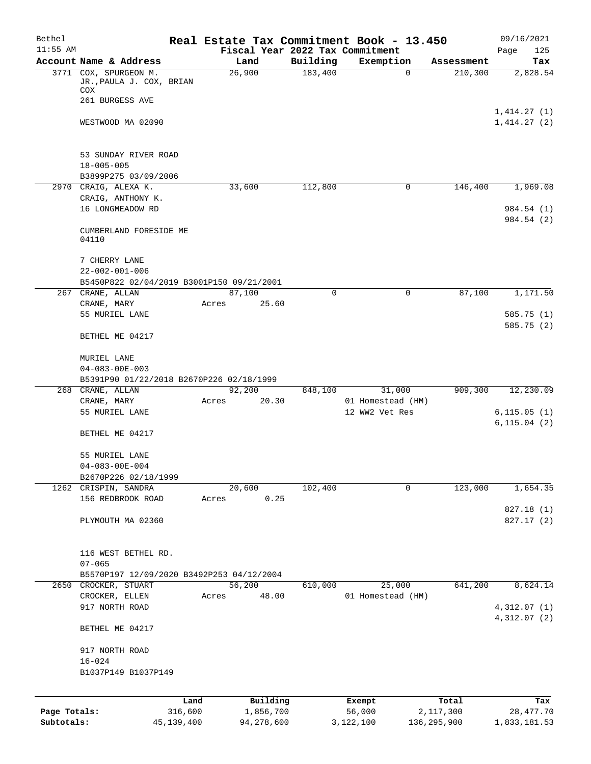Bethel 11:55 AM

# Real Estate Tax Commitment Book - 13.450

Fiscal Year 2022 Tax Commitment

09/16/2021 Page 125

| Account | Name & Address | Land | Building | Exemption | Assessment | Tax |
|---|---|---|---|---|---|---|
| 3771 | COX, SPURGEON M. JR.,PAULA J. COX, BRIAN COX<br>261 BURGESS AVE<br>WESTWOOD MA 02090<br><br>53 SUNDAY RIVER ROAD<br>18-005-005<br>B3899P275 03/09/2006 | 26,900 | 183,400 | 0 | 210,300 | 2,828.54<br>1,414.27 (1)<br>1,414.27 (2) |
| 2970 | CRAIG, ALEXA K.<br>CRAIG, ANTHONY K.<br>16 LONGMEADOW RD<br>CUMBERLAND FORESIDE ME 04110<br><br>7 CHERRY LANE<br>22-002-001-006<br>B5450P822 02/04/2019 B3001P150 09/21/2001 | 33,600 | 112,800 | 0 | 146,400 | 1,969.08<br>984.54 (1)<br>984.54 (2) |
| 267 | CRANE, ALLAN<br>CRANE, MARY<br>55 MURIEL LANE<br>BETHEL ME 04217<br><br>MURIEL LANE<br>04-083-00E-003<br>B5391P90 01/22/2018 B2670P226 02/18/1999 | 87,100<br>Acres 25.60 | 0 | 0 | 87,100 | 1,171.50<br>585.75 (1)<br>585.75 (2) |
| 268 | CRANE, ALLAN<br>CRANE, MARY<br>55 MURIEL LANE<br>BETHEL ME 04217<br><br>55 MURIEL LANE<br>04-083-00E-004<br>B2670P226 02/18/1999 | 92,200<br>Acres 20.30 | 848,100 | 31,000<br>01 Homestead (HM)<br>12 WW2 Vet Res | 909,300 | 12,230.09<br>6,115.05 (1)<br>6,115.04 (2) |
| 1262 | CRISPIN, SANDRA<br>156 REDBROOK ROAD<br>PLYMOUTH MA 02360<br><br>116 WEST BETHEL RD.<br>07-065<br>B5570P197 12/09/2020 B3492P253 04/12/2004 | 20,600<br>Acres 0.25 | 102,400 | 0 | 123,000 | 1,654.35<br>827.18 (1)<br>827.17 (2) |
| 2650 | CROCKER, STUART<br>CROCKER, ELLEN<br>917 NORTH ROAD<br>BETHEL ME 04217<br><br>917 NORTH ROAD<br>16-024<br>B1037P149 B1037P149 | 56,200<br>Acres 48.00 | 610,000 | 25,000<br>01 Homestead (HM) | 641,200 | 8,624.14<br>4,312.07 (1)<br>4,312.07 (2) |

| | Land | Building | Exempt | Total | Tax |
|---|---|---|---|---|---|
| Page Totals: | 316,600 | 1,856,700 | 56,000 | 2,117,300 | 28,477.70 |
| Subtotals: | 45,139,400 | 94,278,600 | 3,122,100 | 136,295,900 | 1,833,181.53 |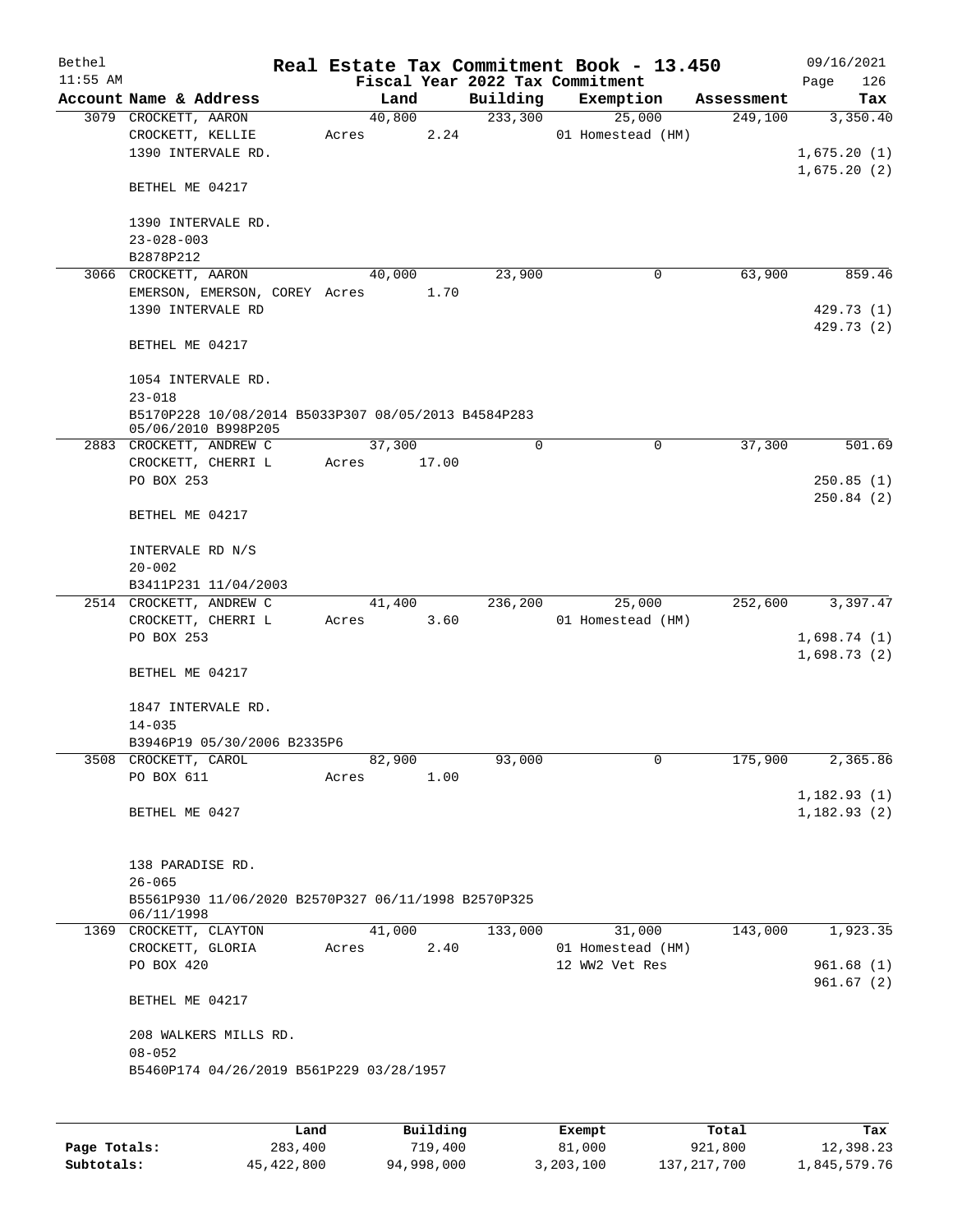# Real Estate Tax Commitment Book - 13.450

Bethel 11:55 AM — Fiscal Year 2022 Tax Commitment — 09/16/2021

| Account Name & Address | Land | Building | Exemption | Assessment | Tax |
|---|---|---|---|---|---|
| 3079 CROCKETT, AARON<br>CROCKETT, KELLIE<br>1390 INTERVALE RD.<br>BETHEL ME 04217<br><br>1390 INTERVALE RD.<br>23-028-003<br>B2878P212 | 40,800<br>Acres 2.24 | 233,300 | 25,000<br>01 Homestead (HM) | 249,100 | 3,350.40<br>1,675.20 (1)<br>1,675.20 (2) |
| 3066 CROCKETT, AARON<br>EMERSON, EMERSON, COREY<br>1390 INTERVALE RD<br>BETHEL ME 04217<br><br>1054 INTERVALE RD.<br>23-018<br>B5170P228 10/08/2014 B5033P307 08/05/2013 B4584P283 05/06/2010 B998P205 | 40,000<br>Acres 1.70 | 23,900 | 0 | 63,900 | 859.46<br>429.73 (1)<br>429.73 (2) |
| 2883 CROCKETT, ANDREW C<br>CROCKETT, CHERRI L<br>PO BOX 253<br>BETHEL ME 04217<br><br>INTERVALE RD N/S<br>20-002<br>B3411P231 11/04/2003 | 37,300<br>Acres 17.00 | 0 | 0 | 37,300 | 501.69<br>250.85 (1)<br>250.84 (2) |
| 2514 CROCKETT, ANDREW C<br>CROCKETT, CHERRI L<br>PO BOX 253<br>BETHEL ME 04217<br><br>1847 INTERVALE RD.<br>14-035<br>B3946P19 05/30/2006 B2335P6 | 41,400<br>Acres 3.60 | 236,200 | 25,000<br>01 Homestead (HM) | 252,600 | 3,397.47<br>1,698.74 (1)<br>1,698.73 (2) |
| 3508 CROCKETT, CAROL<br>PO BOX 611<br>BETHEL ME 0427<br><br>138 PARADISE RD.<br>26-065<br>B5561P930 11/06/2020 B2570P327 06/11/1998 B2570P325 06/11/1998 | 82,900<br>Acres 1.00 | 93,000 | 0 | 175,900 | 2,365.86<br>1,182.93 (1)<br>1,182.93 (2) |
| 1369 CROCKETT, CLAYTON<br>CROCKETT, GLORIA<br>PO BOX 420<br>BETHEL ME 04217<br><br>208 WALKERS MILLS RD.<br>08-052<br>B5460P174 04/26/2019 B561P229 03/28/1957 | 41,000<br>Acres 2.40 | 133,000 | 31,000<br>01 Homestead (HM)<br>12 WW2 Vet Res | 143,000 | 1,923.35<br>961.68 (1)<br>961.67 (2) |

| | Land | Building | Exempt | Total | Tax |
|---|---|---|---|---|---|
| Page Totals: | 283,400 | 719,400 | 81,000 | 921,800 | 12,398.23 |
| Subtotals: | 45,422,800 | 94,998,000 | 3,203,100 | 137,217,700 | 1,845,579.76 |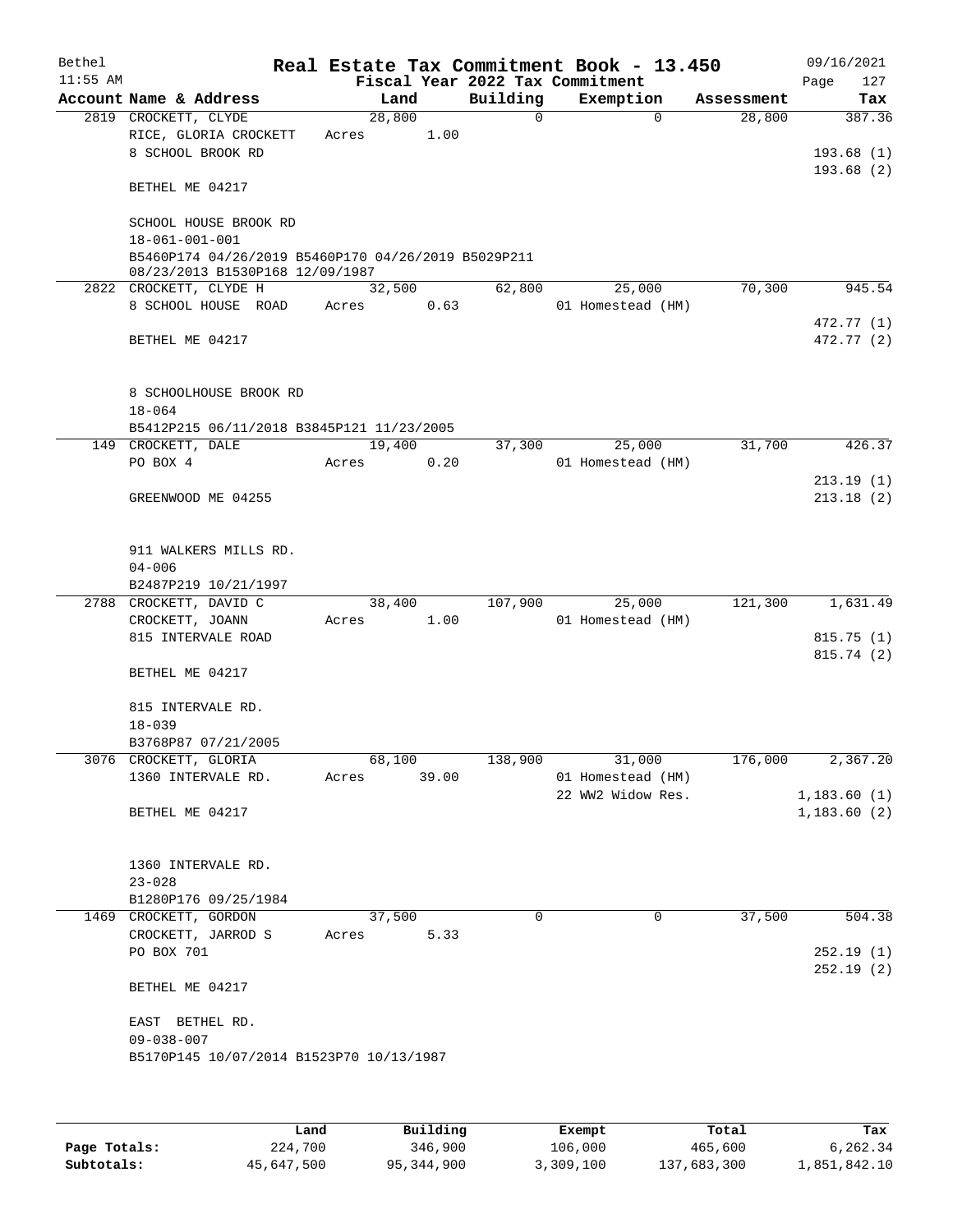# Real Estate Tax Commitment Book - 13.450

Bethel 11:55 AM — Fiscal Year 2022 Tax Commitment — 09/16/2021

| Account | Name & Address | Land | Building | Exemption | Assessment | Tax |
|---|---|---|---|---|---|---|
| 2819 | CROCKETT, CLYDE<br>RICE, GLORIA CROCKETT<br>8 SCHOOL BROOK RD<br><br>BETHEL ME 04217<br><br>SCHOOL HOUSE BROOK RD<br>18-061-001-001<br>B5460P174 04/26/2019 B5460P170 04/26/2019 B5029P211 08/23/2013 B1530P168 12/09/1987 | 28,800<br>Acres 1.00 | 0 | 0 | 28,800 | 387.36<br><br>193.68 (1)<br>193.68 (2) |
| 2822 | CROCKETT, CLYDE H<br>8 SCHOOL HOUSE ROAD<br><br>BETHEL ME 04217<br><br>8 SCHOOLHOUSE BROOK RD<br>18-064<br>B5412P215 06/11/2018 B3845P121 11/23/2005 | 32,500<br>Acres 0.63 | 62,800 | 25,000<br>01 Homestead (HM) | 70,300 | 945.54<br><br>472.77 (1)<br>472.77 (2) |
| 149 | CROCKETT, DALE<br>PO BOX 4<br><br>GREENWOOD ME 04255<br><br>911 WALKERS MILLS RD.<br>04-006<br>B2487P219 10/21/1997 | 19,400<br>Acres 0.20 | 37,300 | 25,000<br>01 Homestead (HM) | 31,700 | 426.37<br><br>213.19 (1)<br>213.18 (2) |
| 2788 | CROCKETT, DAVID C<br>CROCKETT, JOANN<br>815 INTERVALE ROAD<br><br>BETHEL ME 04217<br><br>815 INTERVALE RD.<br>18-039<br>B3768P87 07/21/2005 | 38,400<br>Acres 1.00 | 107,900 | 25,000<br>01 Homestead (HM) | 121,300 | 1,631.49<br><br>815.75 (1)<br>815.74 (2) |
| 3076 | CROCKETT, GLORIA<br>1360 INTERVALE RD.<br><br>BETHEL ME 04217<br><br>1360 INTERVALE RD.<br>23-028<br>B1280P176 09/25/1984 | 68,100<br>Acres 39.00 | 138,900 | 31,000<br>01 Homestead (HM)<br>22 WW2 Widow Res. | 176,000 | 2,367.20<br><br>1,183.60 (1)<br>1,183.60 (2) |
| 1469 | CROCKETT, GORDON<br>CROCKETT, JARROD S<br>PO BOX 701<br><br>BETHEL ME 04217<br><br>EAST BETHEL RD.<br>09-038-007<br>B5170P145 10/07/2014 B1523P70 10/13/1987 | 37,500<br>Acres 5.33 | 0 | 0 | 37,500 | 504.38<br><br>252.19 (1)<br>252.19 (2) |

| | Land | Building | Exempt | Total | Tax |
|---|---|---|---|---|---|
| Page Totals: | 224,700 | 346,900 | 106,000 | 465,600 | 6,262.34 |
| Subtotals: | 45,647,500 | 95,344,900 | 3,309,100 | 137,683,300 | 1,851,842.10 |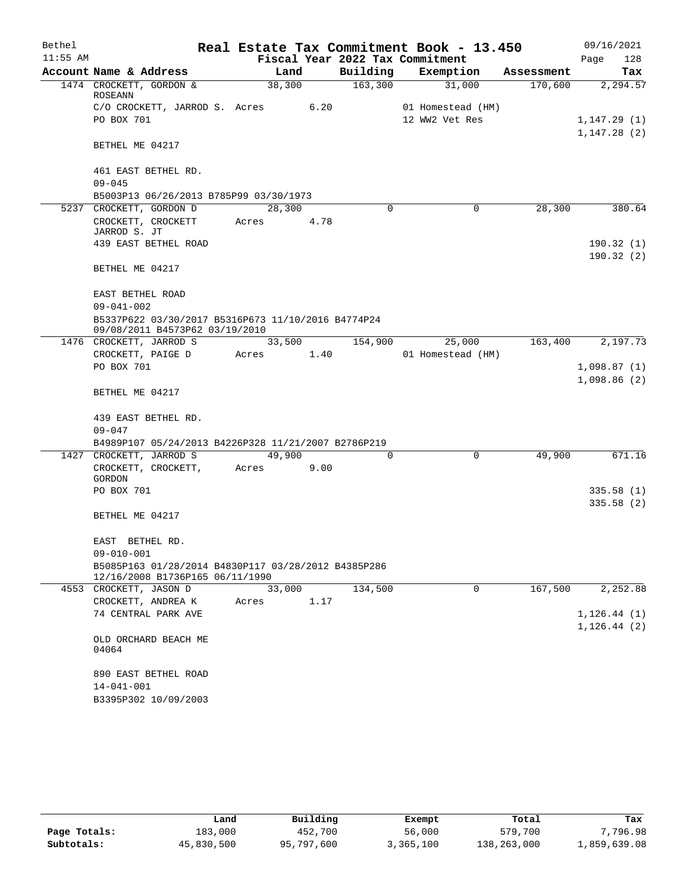# Real Estate Tax Commitment Book - 13.450

Bethel
11:55 AM

Fiscal Year 2022 Tax Commitment

09/16/2021
Page 128

| Account Name & Address | Land | Building | Exemption | Assessment | Tax |
|---|---|---|---|---|---|
| 1474 CROCKETT, GORDON & ROSEANN | 38,300 | 163,300 | 31,000 | 170,600 | 2,294.57 |
| C/O CROCKETT, JARROD S. | Acres 6.20 | | 01 Homestead (HM) | | |
| PO BOX 701 | | | 12 WW2 Vet Res | | 1,147.29 (1) |
| | | | | | 1,147.28 (2) |
| BETHEL ME 04217 | | | | | |
| 461 EAST BETHEL RD. | | | | | |
| 09-045 | | | | | |
| B5003P13 06/26/2013 B785P99 03/30/1973 | | | | | |
| 5237 CROCKETT, GORDON D | 28,300 | 0 | 0 | 28,300 | 380.64 |
| CROCKETT, CROCKETT JARROD S. JT | Acres 4.78 | | | | |
| 439 EAST BETHEL ROAD | | | | | 190.32 (1) |
| | | | | | 190.32 (2) |
| BETHEL ME 04217 | | | | | |
| EAST BETHEL ROAD | | | | | |
| 09-041-002 | | | | | |
| B5337P622 03/30/2017 B5316P673 11/10/2016 B4774P24 09/08/2011 B4573P62 03/19/2010 | | | | | |
| 1476 CROCKETT, JARROD S | 33,500 | 154,900 | 25,000 | 163,400 | 2,197.73 |
| CROCKETT, PAIGE D | Acres 1.40 | | 01 Homestead (HM) | | |
| PO BOX 701 | | | | | 1,098.87 (1) |
| | | | | | 1,098.86 (2) |
| BETHEL ME 04217 | | | | | |
| 439 EAST BETHEL RD. | | | | | |
| 09-047 | | | | | |
| B4989P107 05/24/2013 B4226P328 11/21/2007 B2786P219 | | | | | |
| 1427 CROCKETT, JARROD S | 49,900 | 0 | 0 | 49,900 | 671.16 |
| CROCKETT, CROCKETT, GORDON | Acres 9.00 | | | | |
| PO BOX 701 | | | | | 335.58 (1) |
| | | | | | 335.58 (2) |
| BETHEL ME 04217 | | | | | |
| EAST BETHEL RD. | | | | | |
| 09-010-001 | | | | | |
| B5085P163 01/28/2014 B4830P117 03/28/2012 B4385P286 12/16/2008 B1736P165 06/11/1990 | | | | | |
| 4553 CROCKETT, JASON D | 33,000 | 134,500 | 0 | 167,500 | 2,252.88 |
| CROCKETT, ANDREA K | Acres 1.17 | | | | |
| 74 CENTRAL PARK AVE | | | | | 1,126.44 (1) |
| | | | | | 1,126.44 (2) |
| OLD ORCHARD BEACH ME 04064 | | | | | |
| 890 EAST BETHEL ROAD | | | | | |
| 14-041-001 | | | | | |
| B3395P302 10/09/2003 | | | | | |

| | Land | Building | Exempt | Total | Tax |
|---|---|---|---|---|---|
| Page Totals: | 183,000 | 452,700 | 56,000 | 579,700 | 7,796.98 |
| Subtotals: | 45,830,500 | 95,797,600 | 3,365,100 | 138,263,000 | 1,859,639.08 |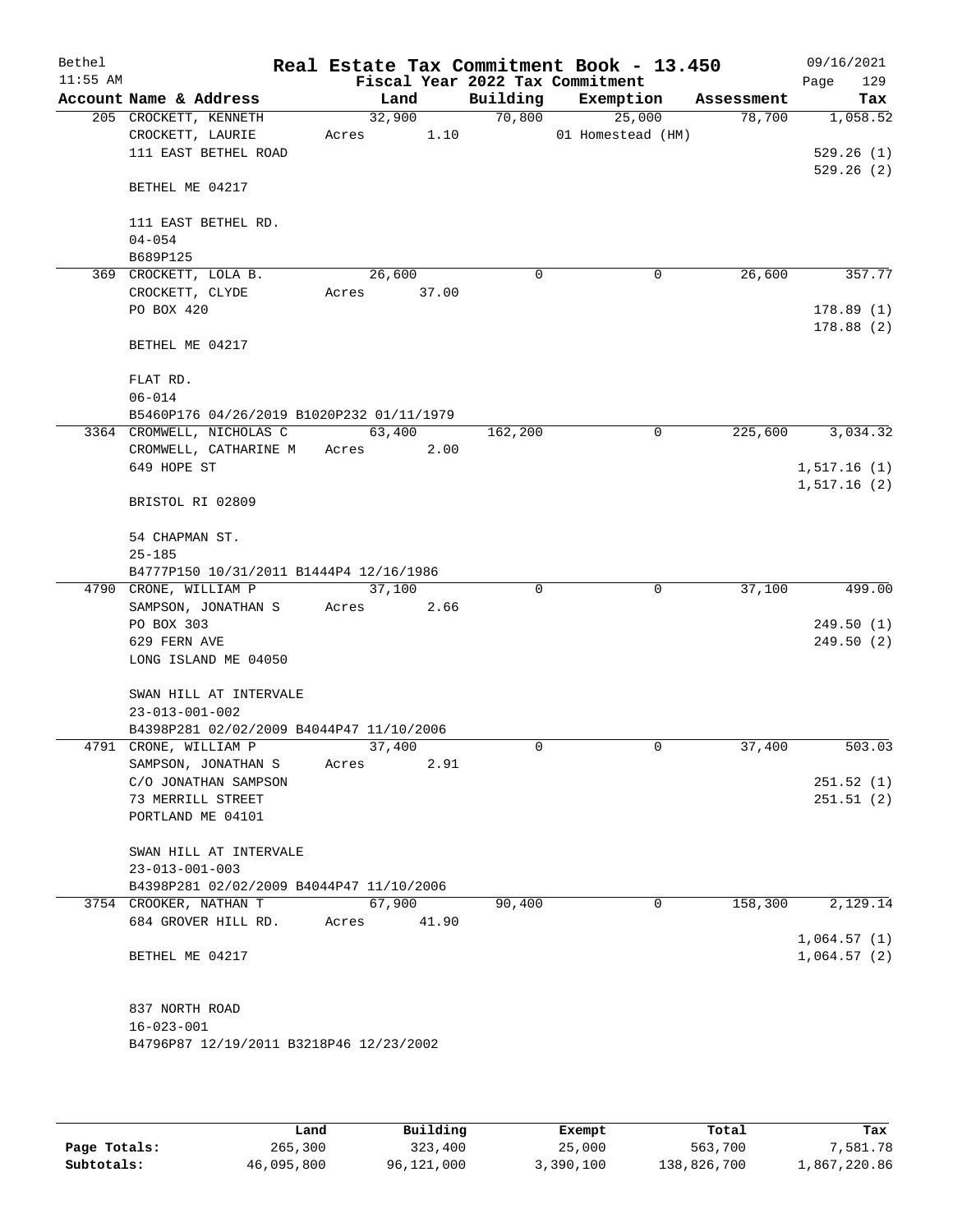# Real Estate Tax Commitment Book - 13.450

Bethel 11:55 AM — Fiscal Year 2022 Tax Commitment — 09/16/2021

| Account Name & Address | Land | Building | Exemption | Assessment | Tax |
|---|---|---|---|---|---|
| 205 CROCKETT, KENNETH<br>CROCKETT, LAURIE<br>111 EAST BETHEL ROAD<br><br>BETHEL ME 04217<br><br>111 EAST BETHEL RD.<br>04-054<br>B689P125 | 32,900<br>Acres 1.10 | 70,800 | 25,000<br>01 Homestead (HM) | 78,700 | 1,058.52<br><br>529.26 (1)<br>529.26 (2) |
| 369 CROCKETT, LOLA B.<br>CROCKETT, CLYDE<br>PO BOX 420<br><br>BETHEL ME 04217<br><br>FLAT RD.<br>06-014<br>B5460P176 04/26/2019 B1020P232 01/11/1979 | 26,600<br>Acres 37.00 | 0 | 0 | 26,600 | 357.77<br><br>178.89 (1)<br>178.88 (2) |
| 3364 CROMWELL, NICHOLAS C<br>CROMWELL, CATHARINE M<br>649 HOPE ST<br><br>BRISTOL RI 02809<br><br>54 CHAPMAN ST.<br>25-185<br>B4777P150 10/31/2011 B1444P4 12/16/1986 | 63,400<br>Acres 2.00 | 162,200 | 0 | 225,600 | 3,034.32<br><br>1,517.16 (1)<br>1,517.16 (2) |
| 4790 CRONE, WILLIAM P<br>SAMPSON, JONATHAN S<br>PO BOX 303<br>629 FERN AVE<br>LONG ISLAND ME 04050<br><br>SWAN HILL AT INTERVALE<br>23-013-001-002<br>B4398P281 02/02/2009 B4044P47 11/10/2006 | 37,100<br>Acres 2.66 | 0 | 0 | 37,100 | 499.00<br><br>249.50 (1)<br>249.50 (2) |
| 4791 CRONE, WILLIAM P<br>SAMPSON, JONATHAN S<br>C/O JONATHAN SAMPSON<br>73 MERRILL STREET<br>PORTLAND ME 04101<br><br>SWAN HILL AT INTERVALE<br>23-013-001-003<br>B4398P281 02/02/2009 B4044P47 11/10/2006 | 37,400<br>Acres 2.91 | 0 | 0 | 37,400 | 503.03<br><br>251.52 (1)<br>251.51 (2) |
| 3754 CROOKER, NATHAN T<br>684 GROVER HILL RD.<br><br>BETHEL ME 04217<br><br>837 NORTH ROAD<br>16-023-001<br>B4796P87 12/19/2011 B3218P46 12/23/2002 | 67,900<br>Acres 41.90 | 90,400 | 0 | 158,300 | 2,129.14<br><br>1,064.57 (1)<br>1,064.57 (2) |

| | Land | Building | Exempt | Total | Tax |
|---|---|---|---|---|---|
| Page Totals: | 265,300 | 323,400 | 25,000 | 563,700 | 7,581.78 |
| Subtotals: | 46,095,800 | 96,121,000 | 3,390,100 | 138,826,700 | 1,867,220.86 |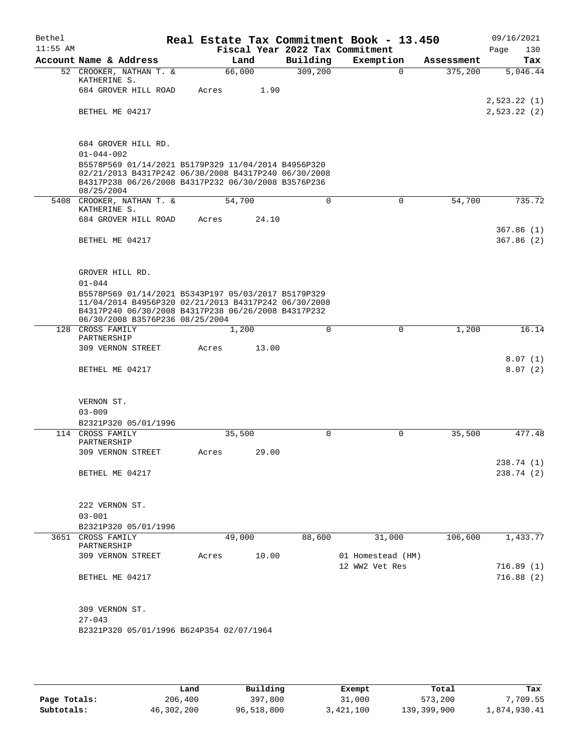Bethel — Real Estate Tax Commitment Book - 13.450 — 09/16/2021
11:55 AM — Fiscal Year 2022 Tax Commitment — Page 130

| Account Name & Address | Land | Building | Exemption | Assessment | Tax |
|---|---|---|---|---|---|
| 52 CROOKER, NATHAN T. & KATHERINE S. | 66,000 | 309,200 | 0 | 375,200 | 5,046.44 |
| 684 GROVER HILL ROAD | Acres 1.90 | | | | |
| | | | | | 2,523.22 (1) |
| BETHEL ME 04217 | | | | | 2,523.22 (2) |
| 684 GROVER HILL RD. | | | | | |
| 01-044-002 | | | | | |
| B5578P569 01/14/2021 B5179P329 11/04/2014 B4956P320 02/21/2013 B4317P242 06/30/2008 B4317P240 06/30/2008 B4317P238 06/26/2008 B4317P232 06/30/2008 B3576P236 08/25/2004 | | | | | |
| 5408 CROOKER, NATHAN T. & KATHERINE S. | 54,700 | 0 | 0 | 54,700 | 735.72 |
| 684 GROVER HILL ROAD | Acres 24.10 | | | | |
| | | | | | 367.86 (1) |
| BETHEL ME 04217 | | | | | 367.86 (2) |
| GROVER HILL RD. | | | | | |
| 01-044 | | | | | |
| B5578P569 01/14/2021 B5343P197 05/03/2017 B5179P329 11/04/2014 B4956P320 02/21/2013 B4317P242 06/30/2008 B4317P240 06/30/2008 B4317P238 06/26/2008 B4317P232 06/30/2008 B3576P236 08/25/2004 | | | | | |
| 128 CROSS FAMILY PARTNERSHIP | 1,200 | 0 | 0 | 1,200 | 16.14 |
| 309 VERNON STREET | Acres 13.00 | | | | |
| | | | | | 8.07 (1) |
| BETHEL ME 04217 | | | | | 8.07 (2) |
| VERNON ST. | | | | | |
| 03-009 | | | | | |
| B2321P320 05/01/1996 | | | | | |
| 114 CROSS FAMILY PARTNERSHIP | 35,500 | 0 | 0 | 35,500 | 477.48 |
| 309 VERNON STREET | Acres 29.00 | | | | |
| | | | | | 238.74 (1) |
| BETHEL ME 04217 | | | | | 238.74 (2) |
| 222 VERNON ST. | | | | | |
| 03-001 | | | | | |
| B2321P320 05/01/1996 | | | | | |
| 3651 CROSS FAMILY PARTNERSHIP | 49,000 | 88,600 | 31,000 | 106,600 | 1,433.77 |
| 309 VERNON STREET | Acres 10.00 | | 01 Homestead (HM) | | |
| | | | 12 WW2 Vet Res | | 716.89 (1) |
| BETHEL ME 04217 | | | | | 716.88 (2) |
| 309 VERNON ST. | | | | | |
| 27-043 | | | | | |
| B2321P320 05/01/1996 B624P354 02/07/1964 | | | | | |

| | Land | Building | Exempt | Total | Tax |
|---|---|---|---|---|---|
| Page Totals: | 206,400 | 397,800 | 31,000 | 573,200 | 7,709.55 |
| Subtotals: | 46,302,200 | 96,518,800 | 3,421,100 | 139,399,900 | 1,874,930.41 |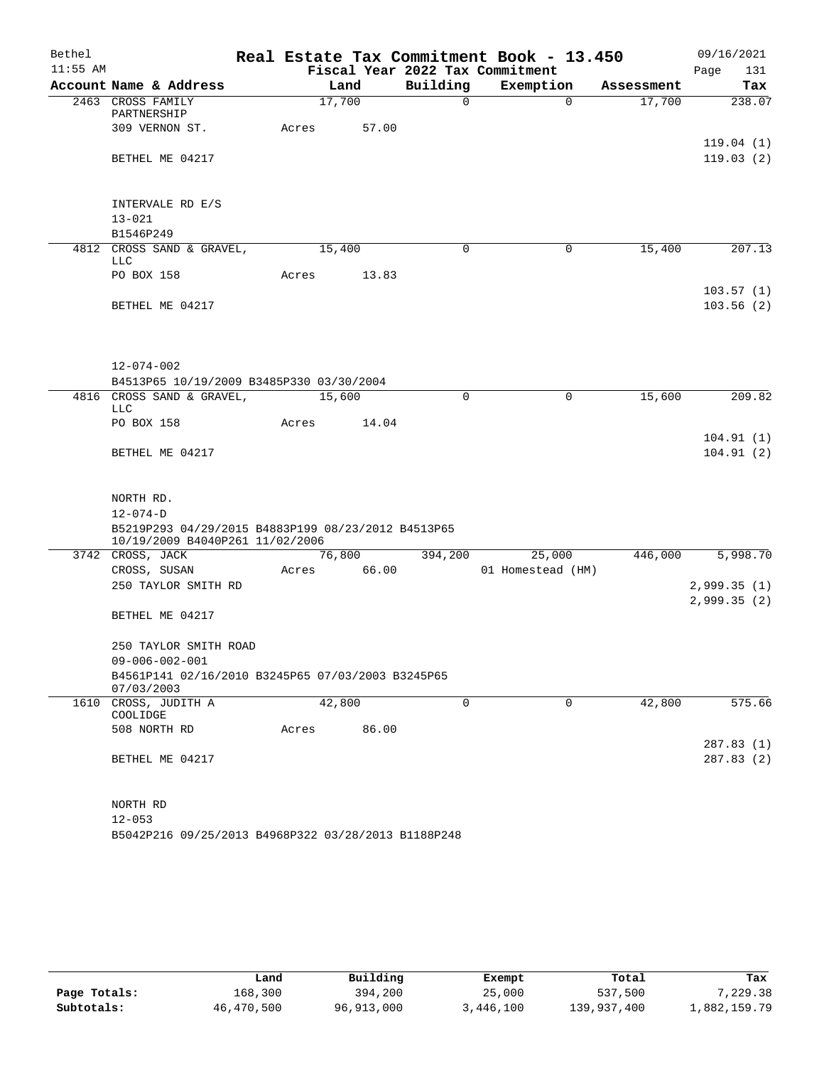Bethel | Real Estate Tax Commitment Book - 13.450 | 09/16/2021
11:55 AM | Fiscal Year 2022 Tax Commitment | Page 131

| Account Name & Address | Land | Building | Exemption | Assessment | Tax |
|---|---|---|---|---|---|
| 2463 CROSS FAMILY PARTNERSHIP | 17,700 | 0 | 0 | 17,700 | 238.07 |
| 309 VERNON ST. | Acres 57.00 | | | | |
| | | | | | 119.04 (1) |
| BETHEL ME 04217 | | | | | 119.03 (2) |
| INTERVALE RD E/S | | | | | |
| 13-021 | | | | | |
| B1546P249 | | | | | |
| 4812 CROSS SAND & GRAVEL, LLC | 15,400 | 0 | 0 | 15,400 | 207.13 |
| PO BOX 158 | Acres 13.83 | | | | |
| | | | | | 103.57 (1) |
| BETHEL ME 04217 | | | | | 103.56 (2) |
| 12-074-002 | | | | | |
| B4513P65 10/19/2009 B3485P330 03/30/2004 | | | | | |
| 4816 CROSS SAND & GRAVEL, LLC | 15,600 | 0 | 0 | 15,600 | 209.82 |
| PO BOX 158 | Acres 14.04 | | | | |
| | | | | | 104.91 (1) |
| BETHEL ME 04217 | | | | | 104.91 (2) |
| NORTH RD. | | | | | |
| 12-074-D | | | | | |
| B5219P293 04/29/2015 B4883P199 08/23/2012 B4513P65 10/19/2009 B4040P261 11/02/2006 | | | | | |
| 3742 CROSS, JACK | 76,800 | 394,200 | 25,000 | 446,000 | 5,998.70 |
| CROSS, SUSAN | Acres 66.00 | | 01 Homestead (HM) | | |
| 250 TAYLOR SMITH RD | | | | | 2,999.35 (1) |
| | | | | | 2,999.35 (2) |
| BETHEL ME 04217 | | | | | |
| 250 TAYLOR SMITH ROAD | | | | | |
| 09-006-002-001 | | | | | |
| B4561P141 02/16/2010 B3245P65 07/03/2003 B3245P65 07/03/2003 | | | | | |
| 1610 CROSS, JUDITH A COOLIDGE | 42,800 | 0 | 0 | 42,800 | 575.66 |
| 508 NORTH RD | Acres 86.00 | | | | |
| | | | | | 287.83 (1) |
| BETHEL ME 04217 | | | | | 287.83 (2) |
| NORTH RD | | | | | |
| 12-053 | | | | | |
| B5042P216 09/25/2013 B4968P322 03/28/2013 B1188P248 | | | | | |

| | Land | Building | Exempt | Total | Tax |
|---|---|---|---|---|---|
| Page Totals: | 168,300 | 394,200 | 25,000 | 537,500 | 7,229.38 |
| Subtotals: | 46,470,500 | 96,913,000 | 3,446,100 | 139,937,400 | 1,882,159.79 |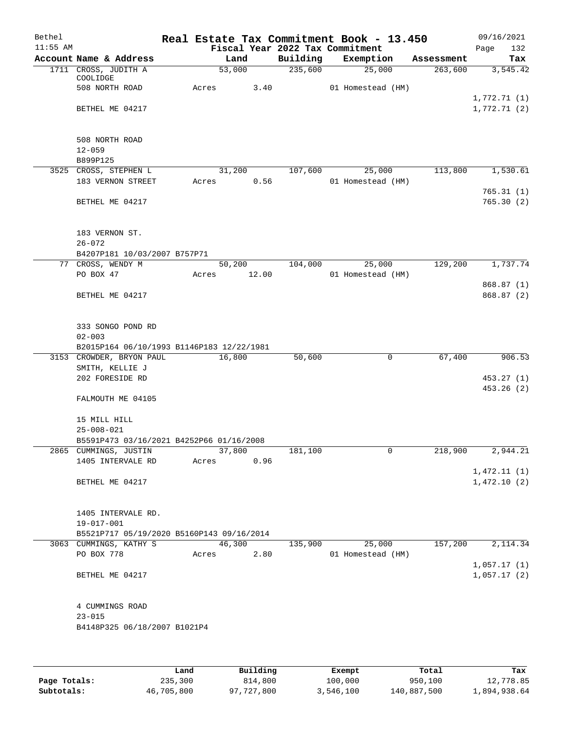# Real Estate Tax Commitment Book - 13.450

Bethel 11:55 AM — Fiscal Year 2022 Tax Commitment — 09/16/2021

| Account | Name & Address | Land | Building | Exemption | Assessment | Tax |
|---|---|---|---|---|---|---|
| 1711 | CROSS, JUDITH A COOLIDGE<br>508 NORTH ROAD<br>BETHEL ME 04217<br><br>508 NORTH ROAD<br>12-059<br>B899P125 | 53,000<br>Acres 3.40 | 235,600 | 25,000<br>01 Homestead (HM) | 263,600 | 3,545.42<br>1,772.71 (1)<br>1,772.71 (2) |
| 3525 | CROSS, STEPHEN L<br>183 VERNON STREET<br>BETHEL ME 04217<br><br>183 VERNON ST.<br>26-072<br>B4207P181 10/03/2007 B757P71 | 31,200<br>Acres 0.56 | 107,600 | 25,000<br>01 Homestead (HM) | 113,800 | 1,530.61<br>765.31 (1)<br>765.30 (2) |
| 77 | CROSS, WENDY M<br>PO BOX 47<br>BETHEL ME 04217<br><br>333 SONGO POND RD<br>02-003<br>B2015P164 06/10/1993 B1146P183 12/22/1981 | 50,200<br>Acres 12.00 | 104,000 | 25,000<br>01 Homestead (HM) | 129,200 | 1,737.74<br>868.87 (1)<br>868.87 (2) |
| 3153 | CROWDER, BRYON PAUL<br>SMITH, KELLIE J<br>202 FORESIDE RD<br>FALMOUTH ME 04105<br><br>15 MILL HILL<br>25-008-021<br>B5591P473 03/16/2021 B4252P66 01/16/2008 | 16,800 | 50,600 | 0 | 67,400 | 906.53<br>453.27 (1)<br>453.26 (2) |
| 2865 | CUMMINGS, JUSTIN<br>1405 INTERVALE RD<br>BETHEL ME 04217<br><br>1405 INTERVALE RD.<br>19-017-001<br>B5521P717 05/19/2020 B5160P143 09/16/2014 | 37,800<br>Acres 0.96 | 181,100 | 0 | 218,900 | 2,944.21<br>1,472.11 (1)<br>1,472.10 (2) |
| 3063 | CUMMINGS, KATHY S<br>PO BOX 778<br>BETHEL ME 04217<br><br>4 CUMMINGS ROAD<br>23-015<br>B4148P325 06/18/2007 B1021P4 | 46,300<br>Acres 2.80 | 135,900 | 25,000<br>01 Homestead (HM) | 157,200 | 2,114.34<br>1,057.17 (1)<br>1,057.17 (2) |

| | Land | Building | Exempt | Total | Tax |
|---|---|---|---|---|---|
| Page Totals: | 235,300 | 814,800 | 100,000 | 950,100 | 12,778.85 |
| Subtotals: | 46,705,800 | 97,727,800 | 3,546,100 | 140,887,500 | 1,894,938.64 |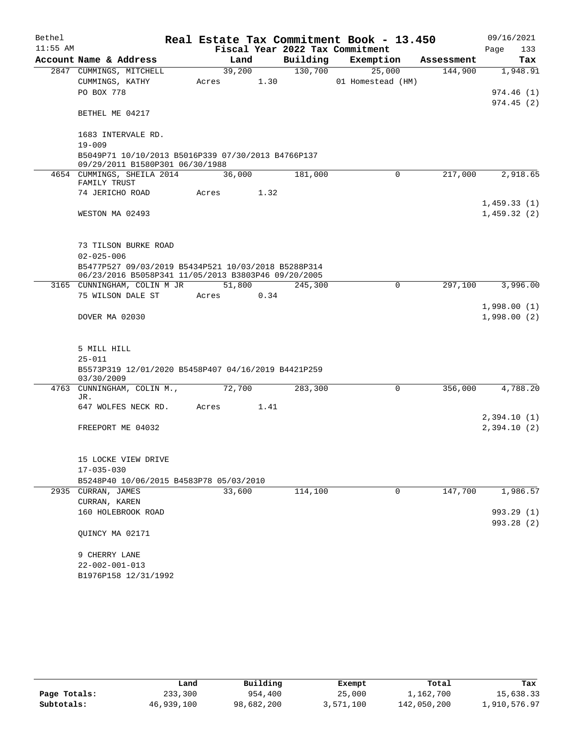# Real Estate Tax Commitment Book - 13.450

Bethel 11:55 AM — Fiscal Year 2022 Tax Commitment — 09/16/2021

| Account Name & Address | Land | Building | Exemption | Assessment | Tax |
|---|---|---|---|---|---|
| 2847 CUMMINGS, MITCHELL | 39,200 | 130,700 | 25,000 | 144,900 | 1,948.91 |
| CUMMINGS, KATHY | Acres 1.30 | | 01 Homestead (HM) | | |
| PO BOX 778 | | | | | 974.46 (1) |
| | | | | | 974.45 (2) |
| BETHEL ME 04217 | | | | | |
| 1683 INTERVALE RD. | | | | | |
| 19-009 | | | | | |
| B5049P71 10/10/2013 B5016P339 07/30/2013 B4766P137 09/29/2011 B1580P301 06/30/1988 | | | | | |
| 4654 CUMMINGS, SHEILA 2014 FAMILY TRUST | 36,000 | 181,000 | 0 | 217,000 | 2,918.65 |
| 74 JERICHO ROAD | Acres 1.32 | | | | |
| | | | | | 1,459.33 (1) |
| WESTON MA 02493 | | | | | 1,459.32 (2) |
| 73 TILSON BURKE ROAD | | | | | |
| 02-025-006 | | | | | |
| B5477P527 09/03/2019 B5434P521 10/03/2018 B5288P314 06/23/2016 B5058P341 11/05/2013 B3803P46 09/20/2005 | | | | | |
| 3165 CUNNINGHAM, COLIN M JR | 51,800 | 245,300 | 0 | 297,100 | 3,996.00 |
| 75 WILSON DALE ST | Acres 0.34 | | | | |
| | | | | | 1,998.00 (1) |
| DOVER MA 02030 | | | | | 1,998.00 (2) |
| 5 MILL HILL | | | | | |
| 25-011 | | | | | |
| B5573P319 12/01/2020 B5458P407 04/16/2019 B4421P259 03/30/2009 | | | | | |
| 4763 CUNNINGHAM, COLIN M., JR. | 72,700 | 283,300 | 0 | 356,000 | 4,788.20 |
| 647 WOLFES NECK RD. | Acres 1.41 | | | | |
| | | | | | 2,394.10 (1) |
| FREEPORT ME 04032 | | | | | 2,394.10 (2) |
| 15 LOCKE VIEW DRIVE | | | | | |
| 17-035-030 | | | | | |
| B5248P40 10/06/2015 B4583P78 05/03/2010 | | | | | |
| 2935 CURRAN, JAMES | 33,600 | 114,100 | 0 | 147,700 | 1,986.57 |
| CURRAN, KAREN | | | | | |
| 160 HOLEBROOK ROAD | | | | | 993.29 (1) |
| | | | | | 993.28 (2) |
| QUINCY MA 02171 | | | | | |
| 9 CHERRY LANE | | | | | |
| 22-002-001-013 | | | | | |
| B1976P158 12/31/1992 | | | | | |

| | Land | Building | Exempt | Total | Tax |
|---|---|---|---|---|---|
| Page Totals: | 233,300 | 954,400 | 25,000 | 1,162,700 | 15,638.33 |
| Subtotals: | 46,939,100 | 98,682,200 | 3,571,100 | 142,050,200 | 1,910,576.97 |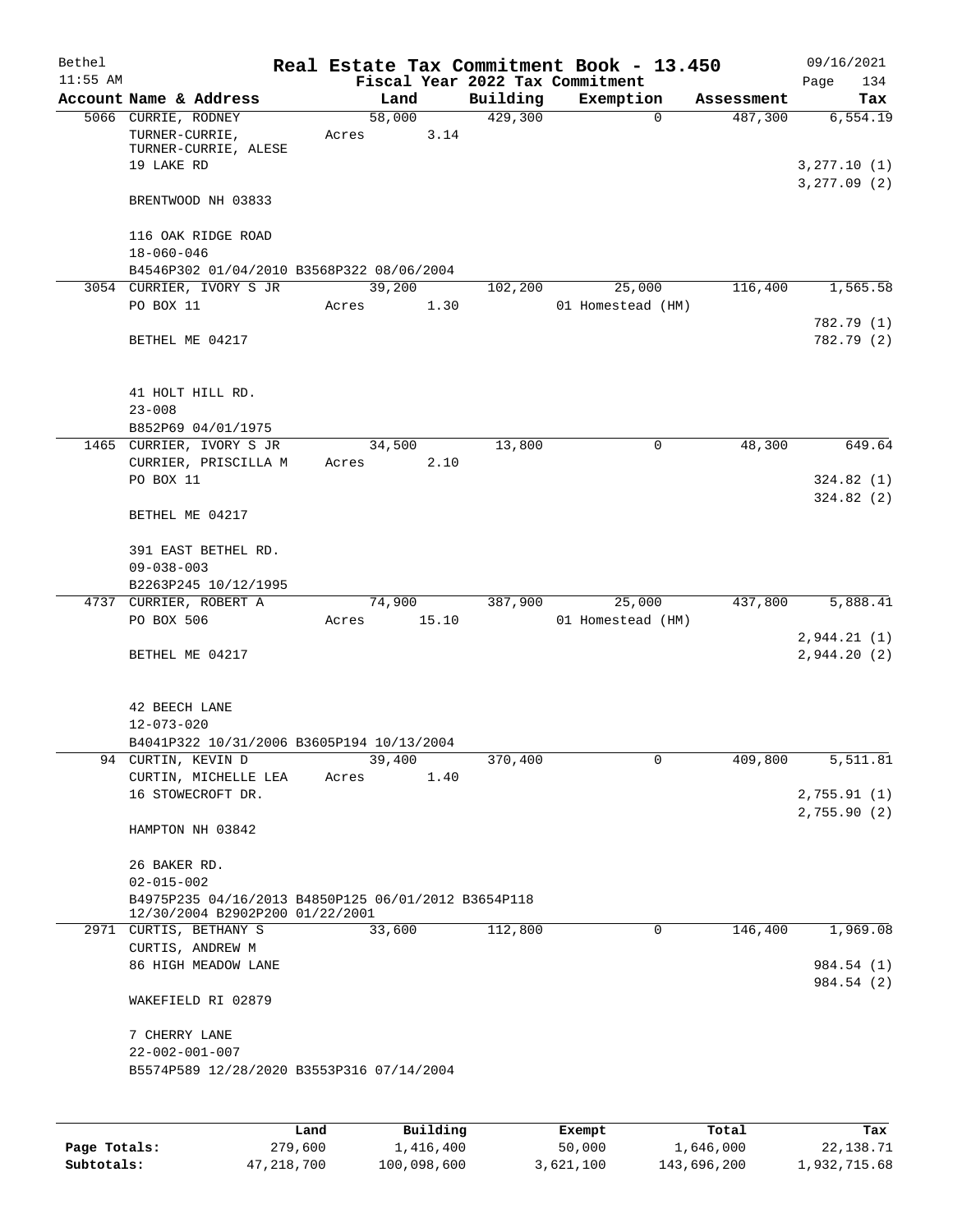# Real Estate Tax Commitment Book - 13.450

Bethel 11:55 AM — Fiscal Year 2022 Tax Commitment — 09/16/2021

| Account | Name & Address | Land | Building | Exemption | Assessment | Tax |
|---|---|---|---|---|---|---|
| 5066 | CURRIE, RODNEY<br>TURNER-CURRIE,<br>TURNER-CURRIE, ALESE<br>19 LAKE RD<br><br>BRENTWOOD NH 03833<br><br>116 OAK RIDGE ROAD<br>18-060-046<br>B4546P302 01/04/2010 B3568P322 08/06/2004 | 58,000<br>Acres 3.14 | 429,300 | 0 | 487,300 | 6,554.19<br><br>3,277.10 (1)<br>3,277.09 (2) |
| 3054 | CURRIER, IVORY S JR<br>PO BOX 11<br><br>BETHEL ME 04217<br><br>41 HOLT HILL RD.<br>23-008<br>B852P69 04/01/1975 | 39,200<br>Acres 1.30 | 102,200 | 25,000<br>01 Homestead (HM) | 116,400 | 1,565.58<br><br>782.79 (1)<br>782.79 (2) |
| 1465 | CURRIER, IVORY S JR<br>CURRIER, PRISCILLA M<br>PO BOX 11<br><br>BETHEL ME 04217<br><br>391 EAST BETHEL RD.<br>09-038-003<br>B2263P245 10/12/1995 | 34,500<br>Acres 2.10 | 13,800 | 0 | 48,300 | 649.64<br><br>324.82 (1)<br>324.82 (2) |
| 4737 | CURRIER, ROBERT A<br>PO BOX 506<br><br>BETHEL ME 04217<br><br>42 BEECH LANE<br>12-073-020<br>B4041P322 10/31/2006 B3605P194 10/13/2004 | 74,900<br>Acres 15.10 | 387,900 | 25,000<br>01 Homestead (HM) | 437,800 | 5,888.41<br><br>2,944.21 (1)<br>2,944.20 (2) |
| 94 | CURTIN, KEVIN D<br>CURTIN, MICHELLE LEA<br>16 STOWECROFT DR.<br><br>HAMPTON NH 03842<br><br>26 BAKER RD.<br>02-015-002<br>B4975P235 04/16/2013 B4850P125 06/01/2012 B3654P118 12/30/2004 B2902P200 01/22/2001 | 39,400<br>Acres 1.40 | 370,400 | 0 | 409,800 | 5,511.81<br><br>2,755.91 (1)<br>2,755.90 (2) |
| 2971 | CURTIS, BETHANY S<br>CURTIS, ANDREW M<br>86 HIGH MEADOW LANE<br><br>WAKEFIELD RI 02879<br><br>7 CHERRY LANE<br>22-002-001-007<br>B5574P589 12/28/2020 B3553P316 07/14/2004 | 33,600 | 112,800 | 0 | 146,400 | 1,969.08<br><br>984.54 (1)<br>984.54 (2) |

| | Land | Building | Exempt | Total | Tax |
|---|---|---|---|---|---|
| Page Totals: | 279,600 | 1,416,400 | 50,000 | 1,646,000 | 22,138.71 |
| Subtotals: | 47,218,700 | 100,098,600 | 3,621,100 | 143,696,200 | 1,932,715.68 |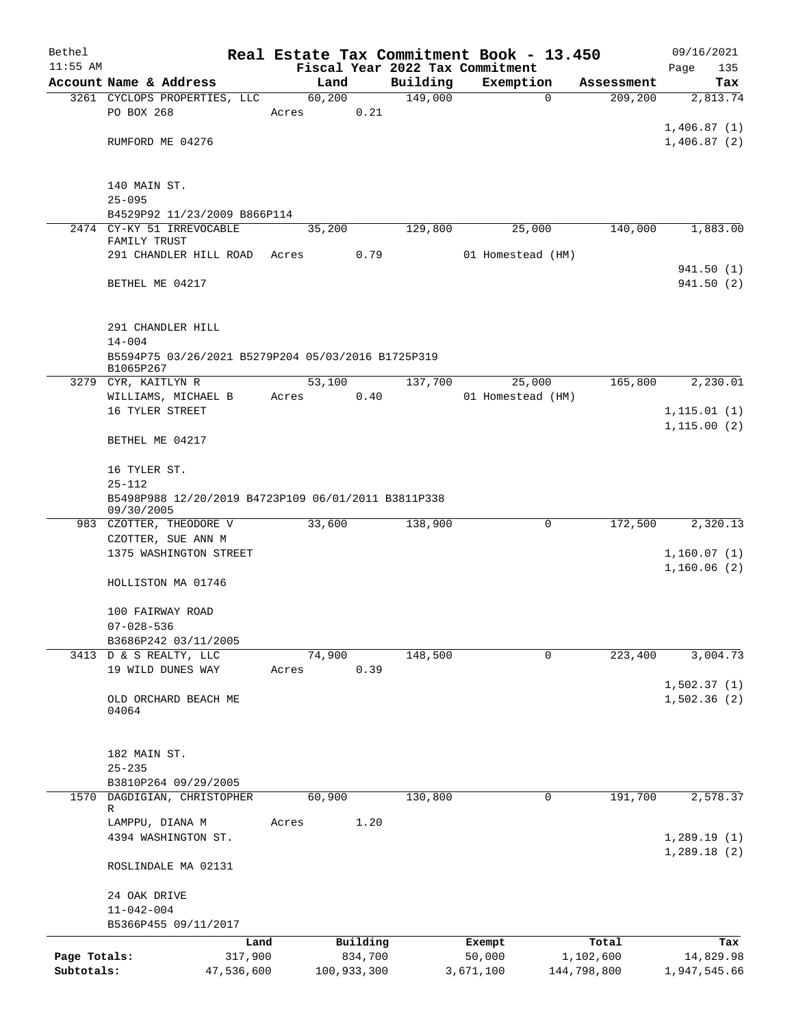# Real Estate Tax Commitment Book - 13.450

Bethel 11:55 AM — Fiscal Year 2022 Tax Commitment — 09/16/2021

| Account | Name & Address | Land | Building | Exemption | Assessment | Tax |
|---|---|---|---|---|---|---|
| 3261 | CYCLOPS PROPERTIES, LLC<br>PO BOX 268<br>RUMFORD ME 04276<br><br>140 MAIN ST.<br>25-095<br>B4529P92 11/23/2009 B866P114 | 60,200<br>Acres 0.21 | 149,000 | 0 | 209,200 | 2,813.74<br>1,406.87 (1)<br>1,406.87 (2) |
| 2474 | CY-KY 51 IRREVOCABLE FAMILY TRUST<br>291 CHANDLER HILL ROAD<br>BETHEL ME 04217<br><br>291 CHANDLER HILL<br>14-004<br>B5594P75 03/26/2021 B5279P204 05/03/2016 B1725P319 B1065P267 | 35,200<br>Acres 0.79 | 129,800 | 25,000<br>01 Homestead (HM) | 140,000 | 1,883.00<br>941.50 (1)<br>941.50 (2) |
| 3279 | CYR, KAITLYN R<br>WILLIAMS, MICHAEL B<br>16 TYLER STREET<br>BETHEL ME 04217<br><br>16 TYLER ST.<br>25-112<br>B5498P988 12/20/2019 B4723P109 06/01/2011 B3811P338 09/30/2005 | 53,100<br>Acres 0.40 | 137,700 | 25,000<br>01 Homestead (HM) | 165,800 | 2,230.01<br>1,115.01 (1)<br>1,115.00 (2) |
| 983 | CZOTTER, THEODORE V<br>CZOTTER, SUE ANN M<br>1375 WASHINGTON STREET<br>HOLLISTON MA 01746<br><br>100 FAIRWAY ROAD<br>07-028-536<br>B3686P242 03/11/2005 | 33,600 | 138,900 | 0 | 172,500 | 2,320.13<br>1,160.07 (1)<br>1,160.06 (2) |
| 3413 | D & S REALTY, LLC<br>19 WILD DUNES WAY<br>OLD ORCHARD BEACH ME 04064<br><br>182 MAIN ST.<br>25-235<br>B3810P264 09/29/2005 | 74,900<br>Acres 0.39 | 148,500 | 0 | 223,400 | 3,004.73<br>1,502.37 (1)<br>1,502.36 (2) |
| 1570 | DAGDIGIAN, CHRISTOPHER R<br>LAMPPU, DIANA M<br>4394 WASHINGTON ST.<br>ROSLINDALE MA 02131<br><br>24 OAK DRIVE<br>11-042-004<br>B5366P455 09/11/2017 | 60,900<br>Acres 1.20 | 130,800 | 0 | 191,700 | 2,578.37<br>1,289.19 (1)<br>1,289.18 (2) |

| | Land | Building | Exempt | Total | Tax |
|---|---|---|---|---|---|
| Page Totals: | 317,900 | 834,700 | 50,000 | 1,102,600 | 14,829.98 |
| Subtotals: | 47,536,600 | 100,933,300 | 3,671,100 | 144,798,800 | 1,947,545.66 |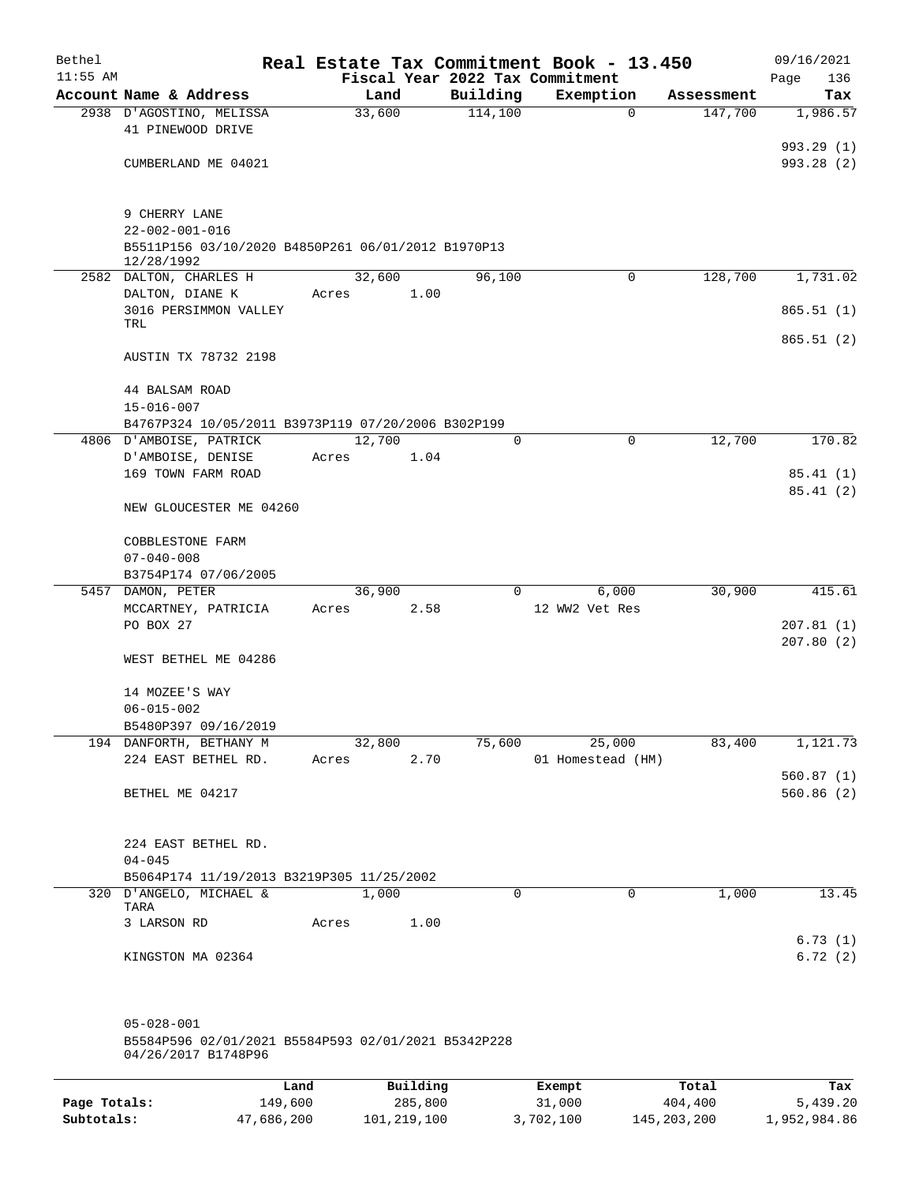# Real Estate Tax Commitment Book - 13.450

Bethel
11:55 AM

Fiscal Year 2022 Tax Commitment

09/16/2021
Page 136

| Account Name & Address | Land | Building | Exemption | Assessment | Tax |
|---|---|---|---|---|---|
| 2938 D'AGOSTINO, MELISSA<br>41 PINEWOOD DRIVE<br><br>CUMBERLAND ME 04021<br><br>9 CHERRY LANE<br>22-002-001-016<br>B5511P156 03/10/2020 B4850P261 06/01/2012 B1970P13 12/28/1992 | 33,600 | 114,100 | 0 | 147,700 | 1,986.57<br><br>993.29 (1)<br>993.28 (2) |
| 2582 DALTON, CHARLES H<br>DALTON, DIANE K<br>3016 PERSIMMON VALLEY TRL<br><br>AUSTIN TX 78732 2198<br><br>44 BALSAM ROAD<br>15-016-007<br>B4767P324 10/05/2011 B3973P119 07/20/2006 B302P199 | 32,600<br>Acres 1.00 | 96,100 | 0 | 128,700 | 1,731.02<br><br>865.51 (1)<br><br>865.51 (2) |
| 4806 D'AMBOISE, PATRICK<br>D'AMBOISE, DENISE<br>169 TOWN FARM ROAD<br><br>NEW GLOUCESTER ME 04260<br><br>COBBLESTONE FARM<br>07-040-008<br>B3754P174 07/06/2005 | 12,700<br>Acres 1.04 | 0 | 0 | 12,700 | 170.82<br><br>85.41 (1)<br>85.41 (2) |
| 5457 DAMON, PETER<br>MCCARTNEY, PATRICIA<br>PO BOX 27<br><br>WEST BETHEL ME 04286<br><br>14 MOZEE'S WAY<br>06-015-002<br>B5480P397 09/16/2019 | 36,900<br>Acres 2.58 | 0 | 6,000<br>12 WW2 Vet Res | 30,900 | 415.61<br><br>207.81 (1)<br>207.80 (2) |
| 194 DANFORTH, BETHANY M<br>224 EAST BETHEL RD.<br><br>BETHEL ME 04217<br><br>224 EAST BETHEL RD.<br>04-045<br>B5064P174 11/19/2013 B3219P305 11/25/2002 | 32,800<br>Acres 2.70 | 75,600 | 25,000<br>01 Homestead (HM) | 83,400 | 1,121.73<br><br>560.87 (1)<br>560.86 (2) |
| 320 D'ANGELO, MICHAEL & TARA<br>3 LARSON RD<br><br>KINGSTON MA 02364<br><br>05-028-001<br>B5584P596 02/01/2021 B5584P593 02/01/2021 B5342P228 04/26/2017 B1748P96 | 1,000<br>Acres 1.00 | 0 | 0 | 1,000 | 13.45<br><br>6.73 (1)<br>6.72 (2) |

| | Land | Building | Exempt | Total | Tax |
|---|---|---|---|---|---|
| Page Totals: | 149,600 | 285,800 | 31,000 | 404,400 | 5,439.20 |
| Subtotals: | 47,686,200 | 101,219,100 | 3,702,100 | 145,203,200 | 1,952,984.86 |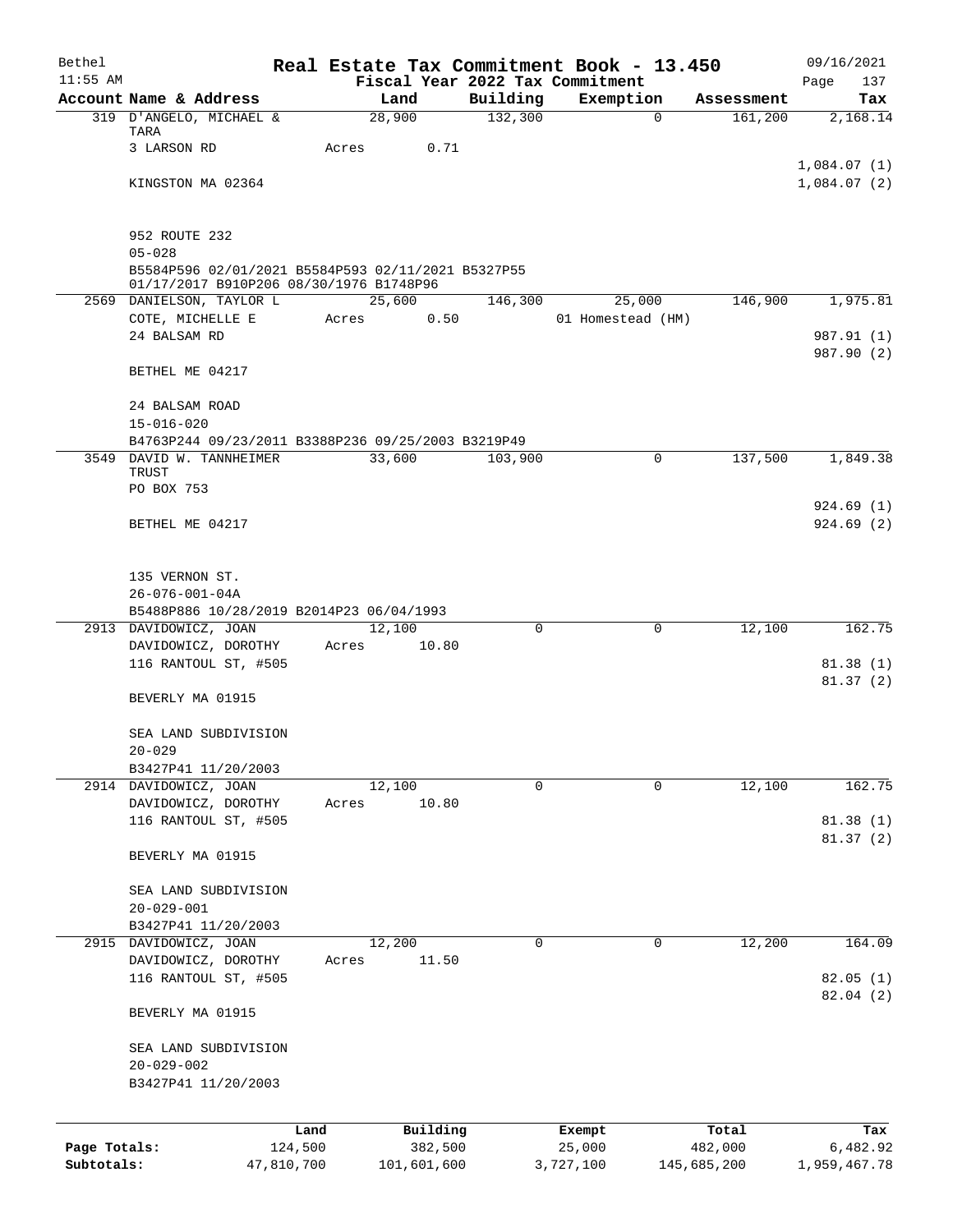Bethel — Real Estate Tax Commitment Book - 13.450 — 09/16/2021
11:55 AM — Fiscal Year 2022 Tax Commitment

| Account Name & Address | Land | Building | Exemption | Assessment | Tax |
|---|---|---|---|---|---|
| 319 D'ANGELO, MICHAEL & TARA | 28,900 | 132,300 | 0 | 161,200 | 2,168.14 |
| 3 LARSON RD | Acres 0.71 | | | | |
| | | | | | 1,084.07 (1) |
| KINGSTON MA 02364 | | | | | 1,084.07 (2) |
| 952 ROUTE 232 | | | | | |
| 05-028 | | | | | |
| B5584P596 02/01/2021 B5584P593 02/11/2021 B5327P55 01/17/2017 B910P206 08/30/1976 B1748P96 | | | | | |
| 2569 DANIELSON, TAYLOR L | 25,600 | 146,300 | 25,000 | 146,900 | 1,975.81 |
| COTE, MICHELLE E | Acres 0.50 | | 01 Homestead (HM) | | |
| 24 BALSAM RD | | | | | 987.91 (1) |
| | | | | | 987.90 (2) |
| BETHEL ME 04217 | | | | | |
| 24 BALSAM ROAD | | | | | |
| 15-016-020 | | | | | |
| B4763P244 09/23/2011 B3388P236 09/25/2003 B3219P49 | | | | | |
| 3549 DAVID W. TANNHEIMER TRUST | 33,600 | 103,900 | 0 | 137,500 | 1,849.38 |
| PO BOX 753 | | | | | |
| | | | | | 924.69 (1) |
| BETHEL ME 04217 | | | | | 924.69 (2) |
| 135 VERNON ST. | | | | | |
| 26-076-001-04A | | | | | |
| B5488P886 10/28/2019 B2014P23 06/04/1993 | | | | | |
| 2913 DAVIDOWICZ, JOAN | 12,100 | 0 | 0 | 12,100 | 162.75 |
| DAVIDOWICZ, DOROTHY | Acres 10.80 | | | | |
| 116 RANTOUL ST, #505 | | | | | 81.38 (1) |
| | | | | | 81.37 (2) |
| BEVERLY MA 01915 | | | | | |
| SEA LAND SUBDIVISION | | | | | |
| 20-029 | | | | | |
| B3427P41 11/20/2003 | | | | | |
| 2914 DAVIDOWICZ, JOAN | 12,100 | 0 | 0 | 12,100 | 162.75 |
| DAVIDOWICZ, DOROTHY | Acres 10.80 | | | | |
| 116 RANTOUL ST, #505 | | | | | 81.38 (1) |
| | | | | | 81.37 (2) |
| BEVERLY MA 01915 | | | | | |
| SEA LAND SUBDIVISION | | | | | |
| 20-029-001 | | | | | |
| B3427P41 11/20/2003 | | | | | |
| 2915 DAVIDOWICZ, JOAN | 12,200 | 0 | 0 | 12,200 | 164.09 |
| DAVIDOWICZ, DOROTHY | Acres 11.50 | | | | |
| 116 RANTOUL ST, #505 | | | | | 82.05 (1) |
| | | | | | 82.04 (2) |
| BEVERLY MA 01915 | | | | | |
| SEA LAND SUBDIVISION | | | | | |
| 20-029-002 | | | | | |
| B3427P41 11/20/2003 | | | | | |

| | Land | Building | Exempt | Total | Tax |
|---|---|---|---|---|---|
| Page Totals: | 124,500 | 382,500 | 25,000 | 482,000 | 6,482.92 |
| Subtotals: | 47,810,700 | 101,601,600 | 3,727,100 | 145,685,200 | 1,959,467.78 |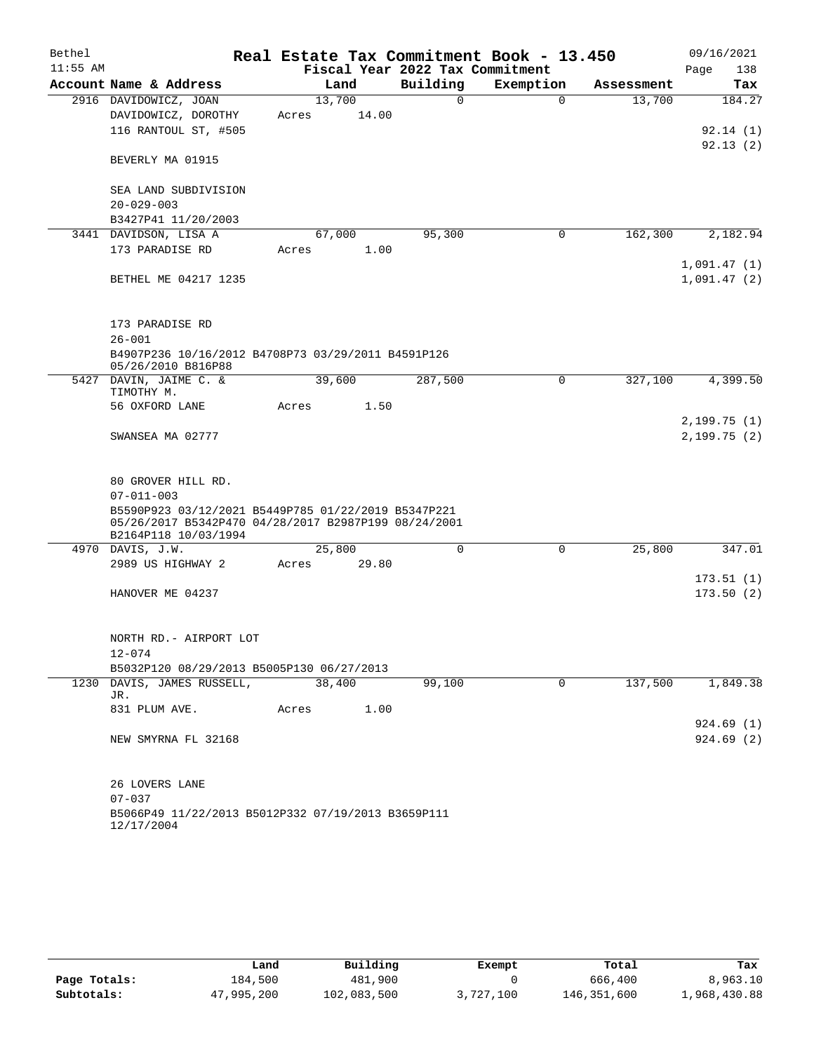Bethel 11:55 AM

# Real Estate Tax Commitment Book - 13.450

Fiscal Year 2022 Tax Commitment

09/16/2021 Page 138

| Account | Name & Address | Land | Building | Exemption | Assessment | Tax |
|---|---|---|---|---|---|---|
| 2916 | DAVIDOWICZ, JOAN<br>DAVIDOWICZ, DOROTHY<br>116 RANTOUL ST, #505<br><br>BEVERLY MA 01915<br><br>SEA LAND SUBDIVISION<br>20-029-003<br>B3427P41 11/20/2003 | 13,700<br>Acres 14.00 | 0 | 0 | 13,700 | 184.27<br><br>92.14 (1)<br>92.13 (2) |
| 3441 | DAVIDSON, LISA A<br>173 PARADISE RD<br><br>BETHEL ME 04217 1235<br><br>173 PARADISE RD<br>26-001<br>B4907P236 10/16/2012 B4708P73 03/29/2011 B4591P126 05/26/2010 B816P88 | 67,000<br>Acres 1.00 | 95,300 | 0 | 162,300 | 2,182.94<br><br>1,091.47 (1)<br>1,091.47 (2) |
| 5427 | DAVIN, JAIME C. & TIMOTHY M.<br>56 OXFORD LANE<br><br>SWANSEA MA 02777<br><br>80 GROVER HILL RD.<br>07-011-003<br>B5590P923 03/12/2021 B5449P785 01/22/2019 B5347P221 05/26/2017 B5342P470 04/28/2017 B2987P199 08/24/2001 B2164P118 10/03/1994 | 39,600<br>Acres 1.50 | 287,500 | 0 | 327,100 | 4,399.50<br><br>2,199.75 (1)<br>2,199.75 (2) |
| 4970 | DAVIS, J.W.<br>2989 US HIGHWAY 2<br><br>HANOVER ME 04237<br><br>NORTH RD.- AIRPORT LOT<br>12-074<br>B5032P120 08/29/2013 B5005P130 06/27/2013 | 25,800<br>Acres 29.80 | 0 | 0 | 25,800 | 347.01<br><br>173.51 (1)<br>173.50 (2) |
| 1230 | DAVIS, JAMES RUSSELL, JR.<br>831 PLUM AVE.<br><br>NEW SMYRNA FL 32168<br><br>26 LOVERS LANE<br>07-037<br>B5066P49 11/22/2013 B5012P332 07/19/2013 B3659P111 12/17/2004 | 38,400<br>Acres 1.00 | 99,100 | 0 | 137,500 | 1,849.38<br><br>924.69 (1)<br>924.69 (2) |

| | Land | Building | Exempt | Total | Tax |
|---|---|---|---|---|---|
| **Page Totals:** | 184,500 | 481,900 | 0 | 666,400 | 8,963.10 |
| **Subtotals:** | 47,995,200 | 102,083,500 | 3,727,100 | 146,351,600 | 1,968,430.88 |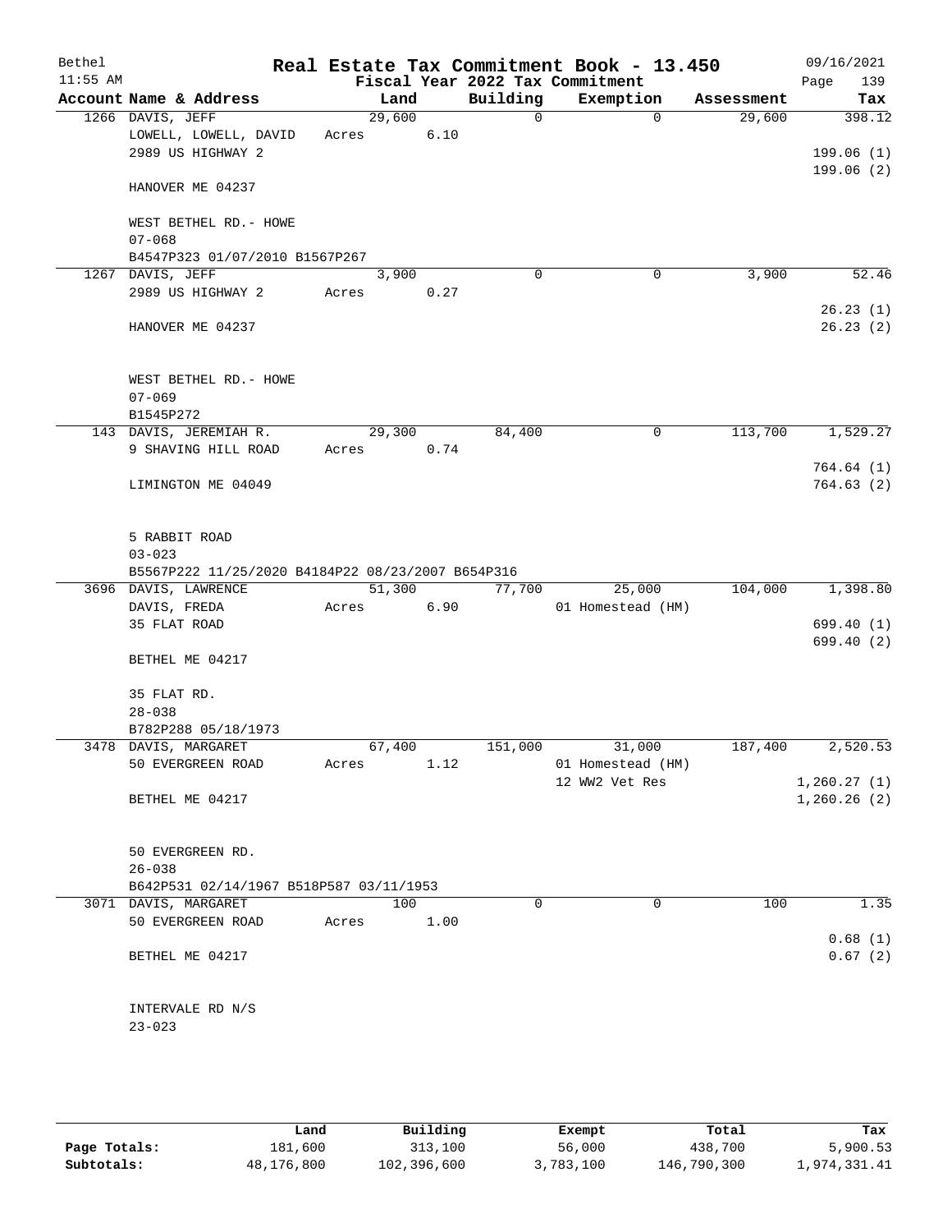Bethel 11:55 AM

# Real Estate Tax Commitment Book - 13.450

Fiscal Year 2022 Tax Commitment

09/16/2021 Page 139

| Account Name & Address | Land | Building | Exemption | Assessment | Tax |
|---|---|---|---|---|---|
| 1266 DAVIS, JEFF | 29,600 | 0 | 0 | 29,600 | 398.12 |
| LOWELL, LOWELL, DAVID | Acres 6.10 | | | | |
| 2989 US HIGHWAY 2 | | | | | 199.06 (1) |
| | | | | | 199.06 (2) |
| HANOVER ME 04237 | | | | | |
| WEST BETHEL RD.- HOWE | | | | | |
| 07-068 | | | | | |
| B4547P323 01/07/2010 B1567P267 | | | | | |
| 1267 DAVIS, JEFF | 3,900 | 0 | 0 | 3,900 | 52.46 |
| 2989 US HIGHWAY 2 | Acres 0.27 | | | | |
| | | | | | 26.23 (1) |
| HANOVER ME 04237 | | | | | 26.23 (2) |
| WEST BETHEL RD.- HOWE | | | | | |
| 07-069 | | | | | |
| B1545P272 | | | | | |
| 143 DAVIS, JEREMIAH R. | 29,300 | 84,400 | 0 | 113,700 | 1,529.27 |
| 9 SHAVING HILL ROAD | Acres 0.74 | | | | |
| | | | | | 764.64 (1) |
| LIMINGTON ME 04049 | | | | | 764.63 (2) |
| 5 RABBIT ROAD | | | | | |
| 03-023 | | | | | |
| B5567P222 11/25/2020 B4184P22 08/23/2007 B654P316 | | | | | |
| 3696 DAVIS, LAWRENCE | 51,300 | 77,700 | 25,000 | 104,000 | 1,398.80 |
| DAVIS, FREDA | Acres 6.90 | | 01 Homestead (HM) | | |
| 35 FLAT ROAD | | | | | 699.40 (1) |
| | | | | | 699.40 (2) |
| BETHEL ME 04217 | | | | | |
| 35 FLAT RD. | | | | | |
| 28-038 | | | | | |
| B782P288 05/18/1973 | | | | | |
| 3478 DAVIS, MARGARET | 67,400 | 151,000 | 31,000 | 187,400 | 2,520.53 |
| 50 EVERGREEN ROAD | Acres 1.12 | | 01 Homestead (HM) | | |
| | | | 12 WW2 Vet Res | | 1,260.27 (1) |
| BETHEL ME 04217 | | | | | 1,260.26 (2) |
| 50 EVERGREEN RD. | | | | | |
| 26-038 | | | | | |
| B642P531 02/14/1967 B518P587 03/11/1953 | | | | | |
| 3071 DAVIS, MARGARET | 100 | 0 | 0 | 100 | 1.35 |
| 50 EVERGREEN ROAD | Acres 1.00 | | | | |
| | | | | | 0.68 (1) |
| BETHEL ME 04217 | | | | | 0.67 (2) |
| INTERVALE RD N/S | | | | | |
| 23-023 | | | | | |

| | Land | Building | Exempt | Total | Tax |
|---|---|---|---|---|---|
| Page Totals: | 181,600 | 313,100 | 56,000 | 438,700 | 5,900.53 |
| Subtotals: | 48,176,800 | 102,396,600 | 3,783,100 | 146,790,300 | 1,974,331.41 |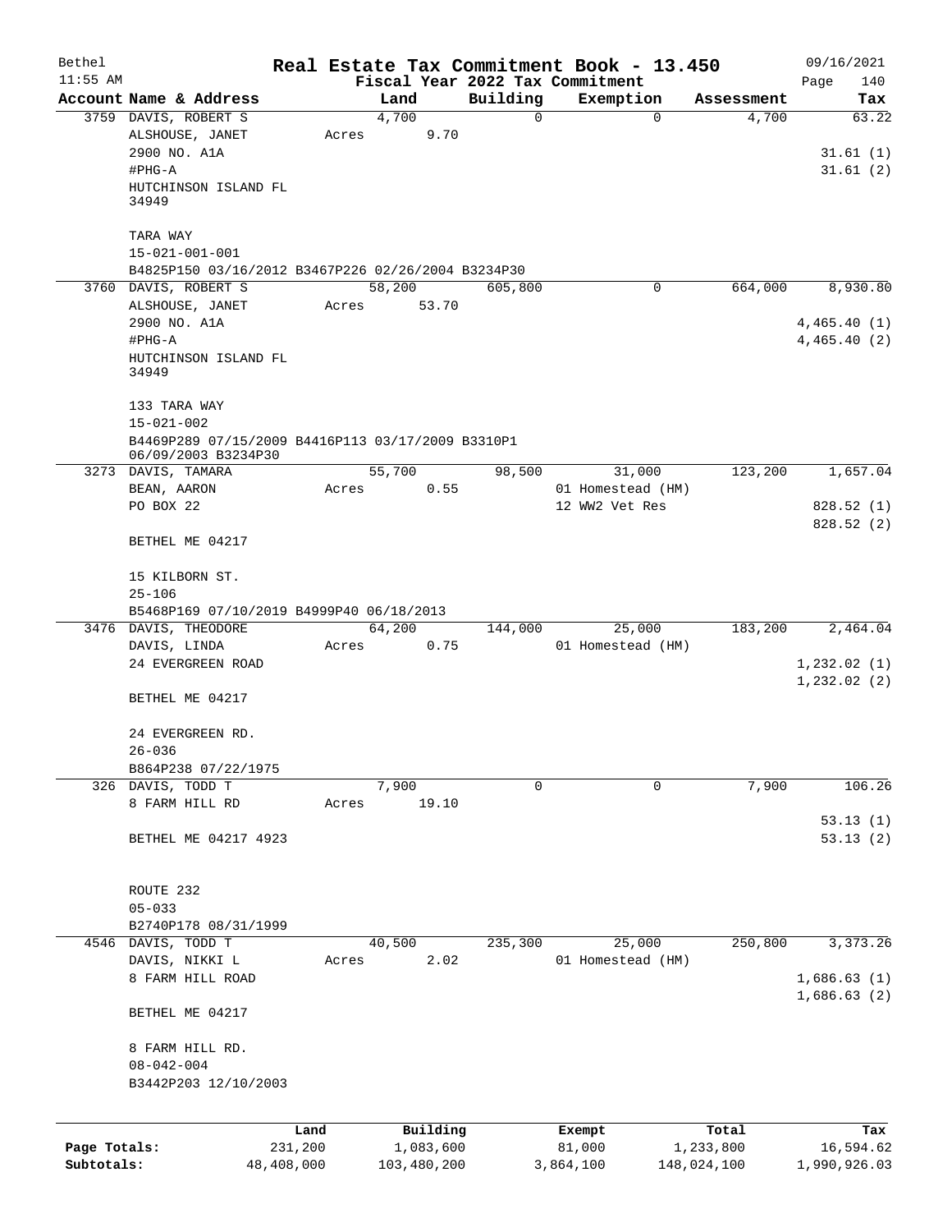# Real Estate Tax Commitment Book - 13.450

Bethel, 11:55 AM — Fiscal Year 2022 Tax Commitment — 09/16/2021

| Account Name & Address | Land | Building | Exemption | Assessment | Tax |
|---|---|---|---|---|---|
| 3759 DAVIS, ROBERT S<br>ALSHOUSE, JANET<br>2900 NO. A1A<br>#PHG-A<br>HUTCHINSON ISLAND FL 34949<br><br>TARA WAY<br>15-021-001-001<br>B4825P150 03/16/2012 B3467P226 02/26/2004 B3234P30 | 4,700<br>Acres 9.70 | 0 | 0 | 4,700 | 63.22<br><br>31.61 (1)<br>31.61 (2) |
| 3760 DAVIS, ROBERT S<br>ALSHOUSE, JANET<br>2900 NO. A1A<br>#PHG-A<br>HUTCHINSON ISLAND FL 34949<br><br>133 TARA WAY<br>15-021-002<br>B4469P289 07/15/2009 B4416P113 03/17/2009 B3310P1 06/09/2003 B3234P30 | 58,200<br>Acres 53.70 | 605,800 | 0 | 664,000 | 8,930.80<br><br>4,465.40 (1)<br>4,465.40 (2) |
| 3273 DAVIS, TAMARA<br>BEAN, AARON<br>PO BOX 22<br><br>BETHEL ME 04217<br><br>15 KILBORN ST.<br>25-106<br>B5468P169 07/10/2019 B4999P40 06/18/2013 | 55,700<br>Acres 0.55 | 98,500 | 31,000<br>01 Homestead (HM)<br>12 WW2 Vet Res | 123,200 | 1,657.04<br><br>828.52 (1)<br>828.52 (2) |
| 3476 DAVIS, THEODORE<br>DAVIS, LINDA<br>24 EVERGREEN ROAD<br><br>BETHEL ME 04217<br><br>24 EVERGREEN RD.<br>26-036<br>B864P238 07/22/1975 | 64,200<br>Acres 0.75 | 144,000 | 25,000<br>01 Homestead (HM) | 183,200 | 2,464.04<br><br>1,232.02 (1)<br>1,232.02 (2) |
| 326 DAVIS, TODD T<br>8 FARM HILL RD<br><br>BETHEL ME 04217 4923<br><br>ROUTE 232<br>05-033<br>B2740P178 08/31/1999 | 7,900<br>Acres 19.10 | 0 | 0 | 7,900 | 106.26<br><br>53.13 (1)<br>53.13 (2) |
| 4546 DAVIS, TODD T<br>DAVIS, NIKKI L<br>8 FARM HILL ROAD<br><br>BETHEL ME 04217<br><br>8 FARM HILL RD.<br>08-042-004<br>B3442P203 12/10/2003 | 40,500<br>Acres 2.02 | 235,300 | 25,000<br>01 Homestead (HM) | 250,800 | 3,373.26<br><br>1,686.63 (1)<br>1,686.63 (2) |

| | Land | Building | Exempt | Total | Tax |
|---|---|---|---|---|---|
| Page Totals: | 231,200 | 1,083,600 | 81,000 | 1,233,800 | 16,594.62 |
| Subtotals: | 48,408,000 | 103,480,200 | 3,864,100 | 148,024,100 | 1,990,926.03 |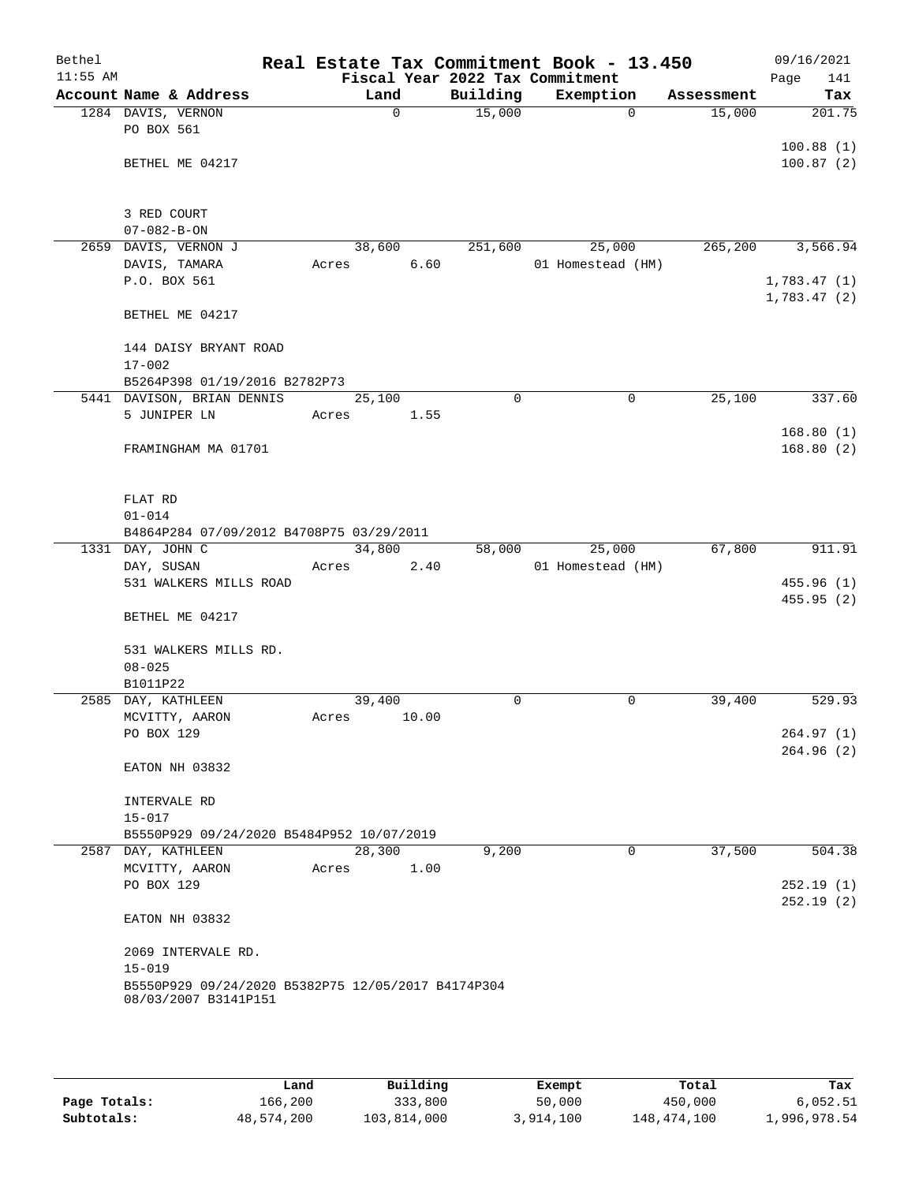# Real Estate Tax Commitment Book - 13.450

Bethel, 11:55 AM — Fiscal Year 2022 Tax Commitment — 09/16/2021

| Account Name & Address | Land | Building | Exemption | Assessment | Tax |
|---|---|---|---|---|---|
| 1284 DAVIS, VERNON<br>PO BOX 561<br><br>BETHEL ME 04217<br><br>3 RED COURT<br>07-082-B-ON | 0 | 15,000 | 0 | 15,000 | 201.75<br><br>100.88 (1)<br>100.87 (2) |
| 2659 DAVIS, VERNON J<br>DAVIS, TAMARA<br>P.O. BOX 561<br><br>BETHEL ME 04217<br><br>144 DAISY BRYANT ROAD<br>17-002<br>B5264P398 01/19/2016 B2782P73 | 38,600<br>Acres 6.60 | 251,600 | 25,000<br>01 Homestead (HM) | 265,200 | 3,566.94<br><br>1,783.47 (1)<br>1,783.47 (2) |
| 5441 DAVISON, BRIAN DENNIS<br>5 JUNIPER LN<br><br>FRAMINGHAM MA 01701<br><br>FLAT RD<br>01-014<br>B4864P284 07/09/2012 B4708P75 03/29/2011 | 25,100<br>Acres 1.55 | 0 | 0 | 25,100 | 337.60<br><br>168.80 (1)<br>168.80 (2) |
| 1331 DAY, JOHN C<br>DAY, SUSAN<br>531 WALKERS MILLS ROAD<br><br>BETHEL ME 04217<br><br>531 WALKERS MILLS RD.<br>08-025<br>B1011P22 | 34,800<br>Acres 2.40 | 58,000 | 25,000<br>01 Homestead (HM) | 67,800 | 911.91<br><br>455.96 (1)<br>455.95 (2) |
| 2585 DAY, KATHLEEN<br>MCVITTY, AARON<br>PO BOX 129<br><br>EATON NH 03832<br><br>INTERVALE RD<br>15-017<br>B5550P929 09/24/2020 B5484P952 10/07/2019 | 39,400<br>Acres 10.00 | 0 | 0 | 39,400 | 529.93<br><br>264.97 (1)<br>264.96 (2) |
| 2587 DAY, KATHLEEN<br>MCVITTY, AARON<br>PO BOX 129<br><br>EATON NH 03832<br><br>2069 INTERVALE RD.<br>15-019<br>B5550P929 09/24/2020 B5382P75 12/05/2017 B4174P304 08/03/2007 B3141P151 | 28,300<br>Acres 1.00 | 9,200 | 0 | 37,500 | 504.38<br><br>252.19 (1)<br>252.19 (2) |

| | Land | Building | Exempt | Total | Tax |
|---|---|---|---|---|---|
| Page Totals: | 166,200 | 333,800 | 50,000 | 450,000 | 6,052.51 |
| Subtotals: | 48,574,200 | 103,814,000 | 3,914,100 | 148,474,100 | 1,996,978.54 |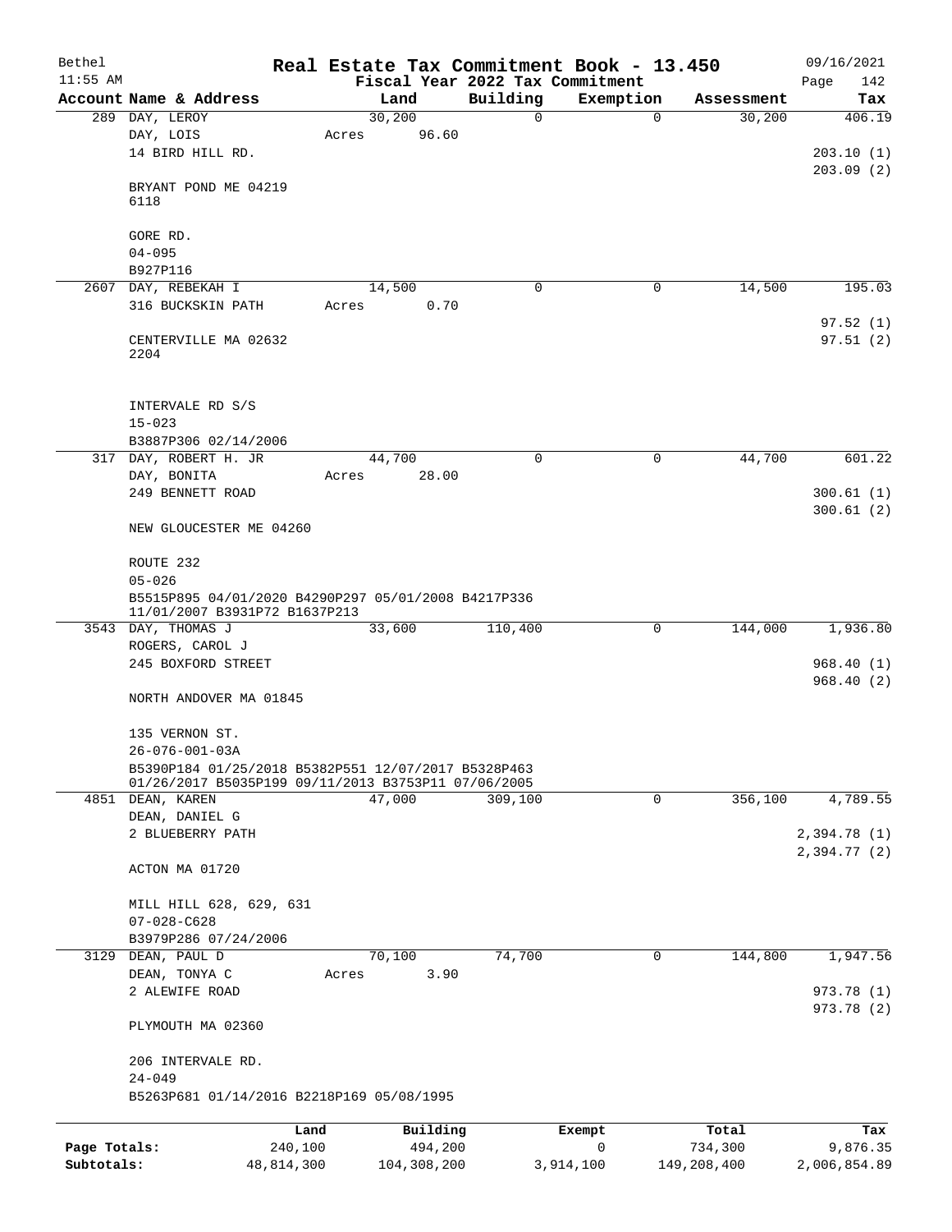Bethel 11:55 AM

# Real Estate Tax Commitment Book - 13.450

Fiscal Year 2022 Tax Commitment

09/16/2021

| Account Name & Address | Land | Building | Exemption | Assessment | Tax |
|---|---|---|---|---|---|
| 289 DAY, LEROY | 30,200 | 0 | 0 | 30,200 | 406.19 |
| DAY, LOIS | Acres 96.60 | | | | |
| 14 BIRD HILL RD. | | | | | 203.10 (1) |
| | | | | | 203.09 (2) |
| BRYANT POND ME 04219 6118 | | | | | |
| GORE RD. | | | | | |
| 04-095 | | | | | |
| B927P116 | | | | | |
| 2607 DAY, REBEKAH I | 14,500 | 0 | 0 | 14,500 | 195.03 |
| 316 BUCKSKIN PATH | Acres 0.70 | | | | |
| | | | | | 97.52 (1) |
| CENTERVILLE MA 02632 2204 | | | | | 97.51 (2) |
| INTERVALE RD S/S | | | | | |
| 15-023 | | | | | |
| B3887P306 02/14/2006 | | | | | |
| 317 DAY, ROBERT H. JR | 44,700 | 0 | 0 | 44,700 | 601.22 |
| DAY, BONITA | Acres 28.00 | | | | |
| 249 BENNETT ROAD | | | | | 300.61 (1) |
| | | | | | 300.61 (2) |
| NEW GLOUCESTER ME 04260 | | | | | |
| ROUTE 232 | | | | | |
| 05-026 | | | | | |
| B5515P895 04/01/2020 B4290P297 05/01/2008 B4217P336 11/01/2007 B3931P72 B1637P213 | | | | | |
| 3543 DAY, THOMAS J | 33,600 | 110,400 | 0 | 144,000 | 1,936.80 |
| ROGERS, CAROL J | | | | | |
| 245 BOXFORD STREET | | | | | 968.40 (1) |
| | | | | | 968.40 (2) |
| NORTH ANDOVER MA 01845 | | | | | |
| 135 VERNON ST. | | | | | |
| 26-076-001-03A | | | | | |
| B5390P184 01/25/2018 B5382P551 12/07/2017 B5328P463 01/26/2017 B5035P199 09/11/2013 B3753P11 07/06/2005 | | | | | |
| 4851 DEAN, KAREN | 47,000 | 309,100 | 0 | 356,100 | 4,789.55 |
| DEAN, DANIEL G | | | | | |
| 2 BLUEBERRY PATH | | | | | 2,394.78 (1) |
| | | | | | 2,394.77 (2) |
| ACTON MA 01720 | | | | | |
| MILL HILL 628, 629, 631 | | | | | |
| 07-028-C628 | | | | | |
| B3979P286 07/24/2006 | | | | | |
| 3129 DEAN, PAUL D | 70,100 | 74,700 | 0 | 144,800 | 1,947.56 |
| DEAN, TONYA C | Acres 3.90 | | | | |
| 2 ALEWIFE ROAD | | | | | 973.78 (1) |
| | | | | | 973.78 (2) |
| PLYMOUTH MA 02360 | | | | | |
| 206 INTERVALE RD. | | | | | |
| 24-049 | | | | | |
| B5263P681 01/14/2016 B2218P169 05/08/1995 | | | | | |

| | Land | Building | Exempt | Total | Tax |
|---|---|---|---|---|---|
| Page Totals: | 240,100 | 494,200 | 0 | 734,300 | 9,876.35 |
| Subtotals: | 48,814,300 | 104,308,200 | 3,914,100 | 149,208,400 | 2,006,854.89 |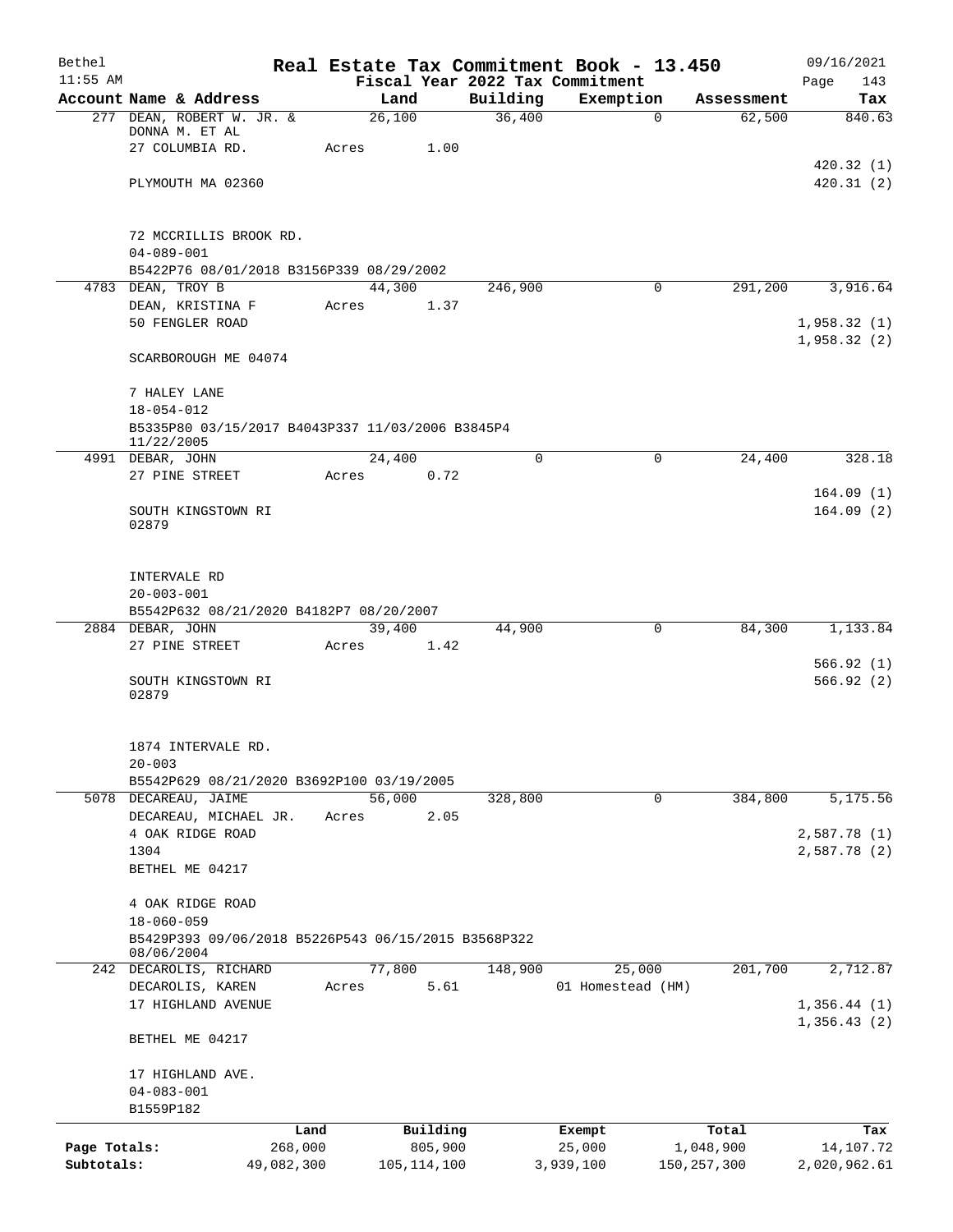Bethel 11:55 AM

# Real Estate Tax Commitment Book - 13.450

## Fiscal Year 2022 Tax Commitment

09/16/2021 Page 143

| Account Name & Address | Land | Building | Exemption | Assessment | Tax |
|---|---|---|---|---|---|
| 277 DEAN, ROBERT W. JR. & DONNA M. ET AL | 26,100 | 36,400 | 0 | 62,500 | 840.63 |
| 27 COLUMBIA RD. | Acres 1.00 | | | | |
| | | | | | 420.32 (1) |
| PLYMOUTH MA 02360 | | | | | 420.31 (2) |
| 72 MCCRILLIS BROOK RD. | | | | | |
| 04-089-001 | | | | | |
| B5422P76 08/01/2018 B3156P339 08/29/2002 | | | | | |
| 4783 DEAN, TROY B | 44,300 | 246,900 | 0 | 291,200 | 3,916.64 |
| DEAN, KRISTINA F | Acres 1.37 | | | | |
| 50 FENGLER ROAD | | | | | 1,958.32 (1) |
| | | | | | 1,958.32 (2) |
| SCARBOROUGH ME 04074 | | | | | |
| 7 HALEY LANE | | | | | |
| 18-054-012 | | | | | |
| B5335P80 03/15/2017 B4043P337 11/03/2006 B3845P4 11/22/2005 | | | | | |
| 4991 DEBAR, JOHN | 24,400 | 0 | 0 | 24,400 | 328.18 |
| 27 PINE STREET | Acres 0.72 | | | | |
| | | | | | 164.09 (1) |
| SOUTH KINGSTOWN RI 02879 | | | | | 164.09 (2) |
| INTERVALE RD | | | | | |
| 20-003-001 | | | | | |
| B5542P632 08/21/2020 B4182P7 08/20/2007 | | | | | |
| 2884 DEBAR, JOHN | 39,400 | 44,900 | 0 | 84,300 | 1,133.84 |
| 27 PINE STREET | Acres 1.42 | | | | |
| | | | | | 566.92 (1) |
| SOUTH KINGSTOWN RI 02879 | | | | | 566.92 (2) |
| 1874 INTERVALE RD. | | | | | |
| 20-003 | | | | | |
| B5542P629 08/21/2020 B3692P100 03/19/2005 | | | | | |
| 5078 DECAREAU, JAIME | 56,000 | 328,800 | 0 | 384,800 | 5,175.56 |
| DECAREAU, MICHAEL JR. | Acres 2.05 | | | | |
| 4 OAK RIDGE ROAD | | | | | 2,587.78 (1) |
| 1304 | | | | | 2,587.78 (2) |
| BETHEL ME 04217 | | | | | |
| 4 OAK RIDGE ROAD | | | | | |
| 18-060-059 | | | | | |
| B5429P393 09/06/2018 B5226P543 06/15/2015 B3568P322 08/06/2004 | | | | | |
| 242 DECAROLIS, RICHARD | 77,800 | 148,900 | 25,000 | 201,700 | 2,712.87 |
| DECAROLIS, KAREN | Acres 5.61 | | 01 Homestead (HM) | | |
| 17 HIGHLAND AVENUE | | | | | 1,356.44 (1) |
| | | | | | 1,356.43 (2) |
| BETHEL ME 04217 | | | | | |
| 17 HIGHLAND AVE. | | | | | |
| 04-083-001 | | | | | |
| B1559P182 | | | | | |

| | Land | Building | Exempt | Total | Tax |
|---|---|---|---|---|---|
| Page Totals: | 268,000 | 805,900 | 25,000 | 1,048,900 | 14,107.72 |
| Subtotals: | 49,082,300 | 105,114,100 | 3,939,100 | 150,257,300 | 2,020,962.61 |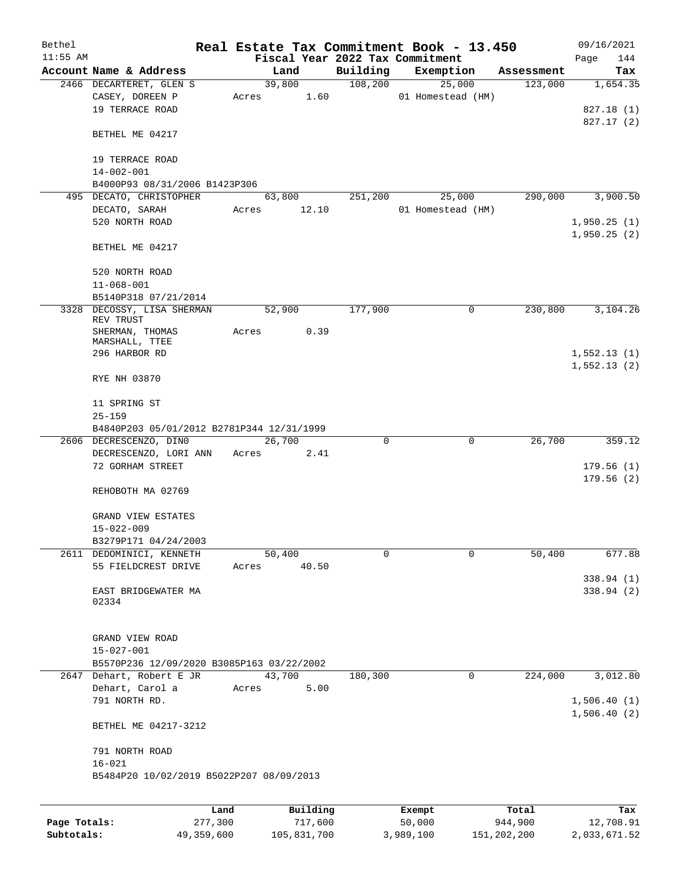# Real Estate Tax Commitment Book - 13.450

Bethel 11:55 AM — Fiscal Year 2022 Tax Commitment — 09/16/2021

| Account Name & Address | Land | Building | Exemption | Assessment | Tax |
|---|---|---|---|---|---|
| 2466 DECARTERET, GLEN S<br>CASEY, DOREEN P<br>19 TERRACE ROAD<br><br>BETHEL ME 04217<br><br>19 TERRACE ROAD<br>14-002-001<br>B4000P93 08/31/2006 B1423P306 | 39,800<br>Acres 1.60 | 108,200 | 25,000<br>01 Homestead (HM) | 123,000 | 1,654.35<br><br>827.18 (1)<br>827.17 (2) |
| 495 DECATO, CHRISTOPHER<br>DECATO, SARAH<br>520 NORTH ROAD<br><br>BETHEL ME 04217<br><br>520 NORTH ROAD<br>11-068-001<br>B5140P318 07/21/2014 | 63,800<br>Acres 12.10 | 251,200 | 25,000<br>01 Homestead (HM) | 290,000 | 3,900.50<br><br>1,950.25 (1)<br>1,950.25 (2) |
| 3328 DECOSSY, LISA SHERMAN REV TRUST<br>SHERMAN, THOMAS MARSHALL, TTEE<br>296 HARBOR RD<br><br>RYE NH 03870<br><br>11 SPRING ST<br>25-159<br>B4840P203 05/01/2012 B2781P344 12/31/1999 | 52,900<br>Acres 0.39 | 177,900 | 0 | 230,800 | 3,104.26<br><br>1,552.13 (1)<br>1,552.13 (2) |
| 2606 DECRESCENZO, DINO<br>DECRESCENZO, LORI ANN<br>72 GORHAM STREET<br><br>REHOBOTH MA 02769<br><br>GRAND VIEW ESTATES<br>15-022-009<br>B3279P171 04/24/2003 | 26,700<br>Acres 2.41 | 0 | 0 | 26,700 | 359.12<br><br>179.56 (1)<br>179.56 (2) |
| 2611 DEDOMINICI, KENNETH<br>55 FIELDCREST DRIVE<br><br>EAST BRIDGEWATER MA 02334<br><br>GRAND VIEW ROAD<br>15-027-001<br>B5570P236 12/09/2020 B3085P163 03/22/2002 | 50,400<br>Acres 40.50 | 0 | 0 | 50,400 | 677.88<br><br>338.94 (1)<br>338.94 (2) |
| 2647 Dehart, Robert E JR<br>Dehart, Carol a<br>791 NORTH RD.<br><br>BETHEL ME 04217-3212<br><br>791 NORTH ROAD<br>16-021<br>B5484P20 10/02/2019 B5022P207 08/09/2013 | 43,700<br>Acres 5.00 | 180,300 | 0 | 224,000 | 3,012.80<br><br>1,506.40 (1)<br>1,506.40 (2) |

| | Land | Building | Exempt | Total | Tax |
|---|---|---|---|---|---|
| Page Totals: | 277,300 | 717,600 | 50,000 | 944,900 | 12,708.91 |
| Subtotals: | 49,359,600 | 105,831,700 | 3,989,100 | 151,202,200 | 2,033,671.52 |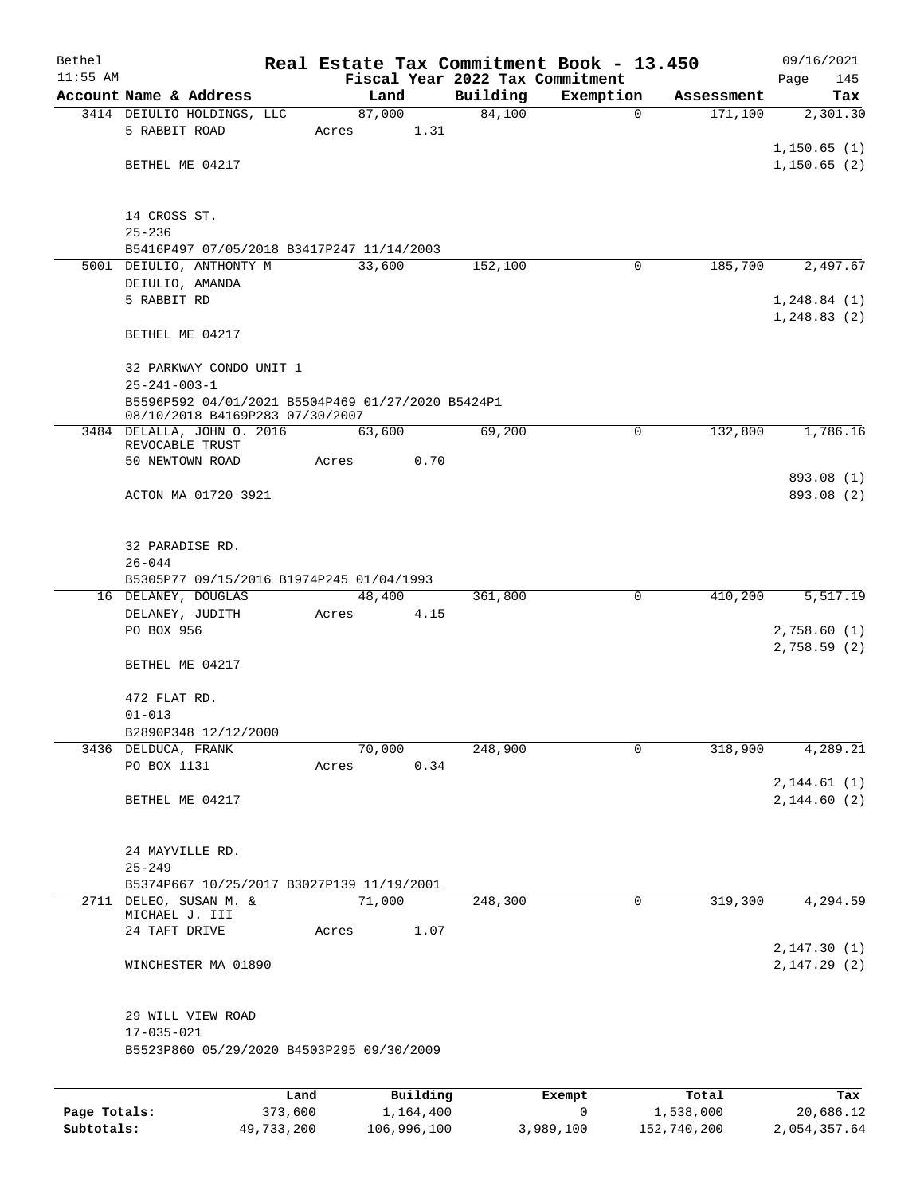Bethel — Real Estate Tax Commitment Book - 13.450 — 09/16/2021
11:55 AM — Fiscal Year 2022 Tax Commitment

| Account | Name & Address | Land | Building | Exemption | Assessment | Tax |
|---|---|---|---|---|---|---|
| 3414 | DEIULIO HOLDINGS, LLC<br>5 RABBIT ROAD<br><br>BETHEL ME 04217<br><br>14 CROSS ST.<br>25-236<br>B5416P497 07/05/2018 B3417P247 11/14/2003 | 87,000<br>Acres 1.31 | 84,100 | 0 | 171,100 | 2,301.30<br>1,150.65 (1)<br>1,150.65 (2) |
| 5001 | DEIULIO, ANTHONTY M<br>DEIULIO, AMANDA<br>5 RABBIT RD<br><br>BETHEL ME 04217<br><br>32 PARKWAY CONDO UNIT 1<br>25-241-003-1<br>B5596P592 04/01/2021 B5504P469 01/27/2020 B5424P1 08/10/2018 B4169P283 07/30/2007 | 33,600 | 152,100 | 0 | 185,700 | 2,497.67<br>1,248.84 (1)<br>1,248.83 (2) |
| 3484 | DELALLA, JOHN O. 2016 REVOCABLE TRUST<br>50 NEWTOWN ROAD<br><br>ACTON MA 01720 3921<br><br>32 PARADISE RD.<br>26-044<br>B5305P77 09/15/2016 B1974P245 01/04/1993 | 63,600<br>Acres 0.70 | 69,200 | 0 | 132,800 | 1,786.16<br>893.08 (1)<br>893.08 (2) |
| 16 | DELANEY, DOUGLAS<br>DELANEY, JUDITH<br>PO BOX 956<br><br>BETHEL ME 04217<br><br>472 FLAT RD.<br>01-013<br>B2890P348 12/12/2000 | 48,400<br>Acres 4.15 | 361,800 | 0 | 410,200 | 5,517.19<br>2,758.60 (1)<br>2,758.59 (2) |
| 3436 | DELDUCA, FRANK<br>PO BOX 1131<br><br>BETHEL ME 04217<br><br>24 MAYVILLE RD.<br>25-249<br>B5374P667 10/25/2017 B3027P139 11/19/2001 | 70,000<br>Acres 0.34 | 248,900 | 0 | 318,900 | 4,289.21<br>2,144.61 (1)<br>2,144.60 (2) |
| 2711 | DELEO, SUSAN M. & MICHAEL J. III<br>24 TAFT DRIVE<br><br>WINCHESTER MA 01890<br><br>29 WILL VIEW ROAD<br>17-035-021<br>B5523P860 05/29/2020 B4503P295 09/30/2009 | 71,000<br>Acres 1.07 | 248,300 | 0 | 319,300 | 4,294.59<br>2,147.30 (1)<br>2,147.29 (2) |

| | Land | Building | Exempt | Total | Tax |
|---|---|---|---|---|---|
| Page Totals: | 373,600 | 1,164,400 | 0 | 1,538,000 | 20,686.12 |
| Subtotals: | 49,733,200 | 106,996,100 | 3,989,100 | 152,740,200 | 2,054,357.64 |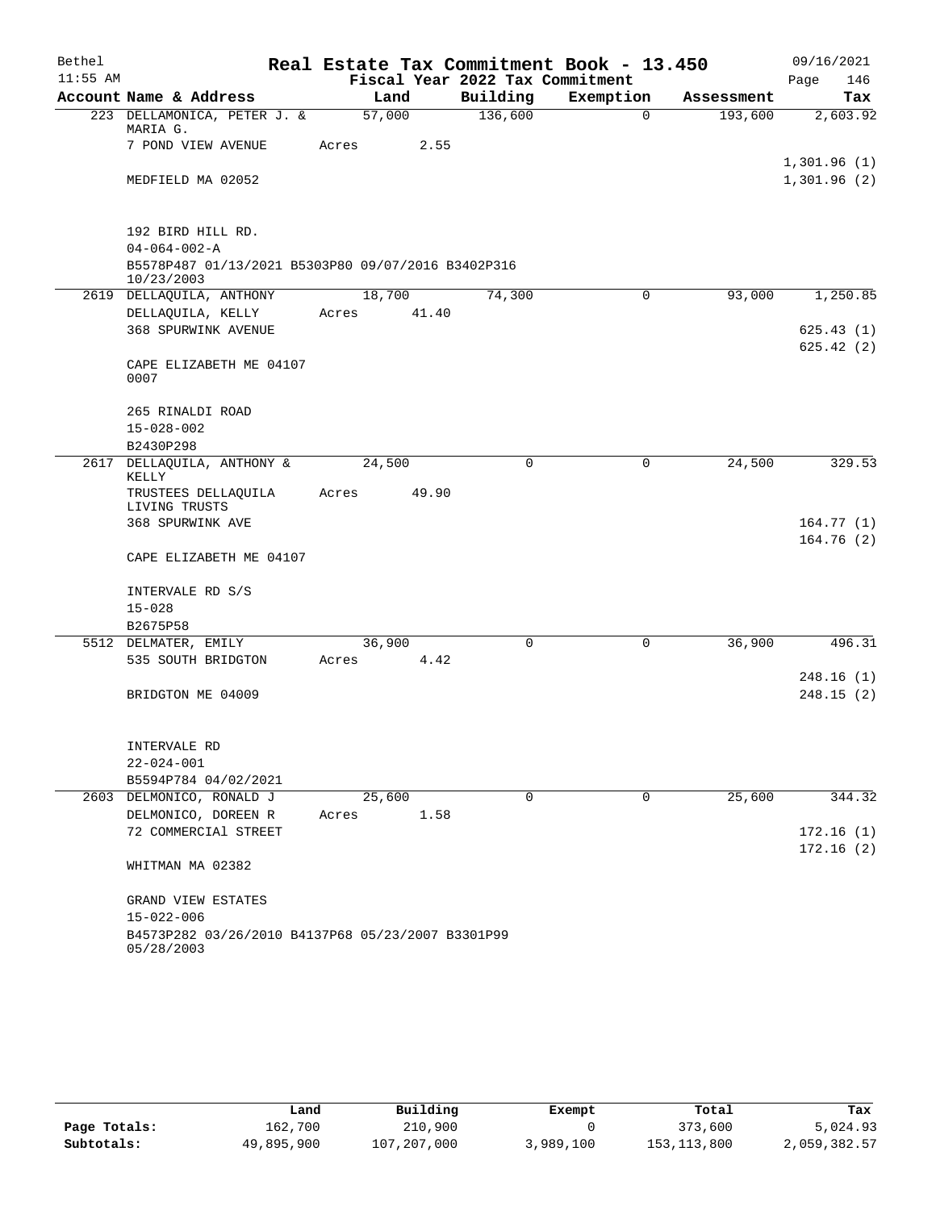# Real Estate Tax Commitment Book - 13.450

Bethel 11:55 AM — Fiscal Year 2022 Tax Commitment — 09/16/2021

| Account Name & Address | Land | Building | Exemption | Assessment | Tax |
|---|---|---|---|---|---|
| 223 DELLAMONICA, PETER J. & MARIA G. | 57,000 | 136,600 | 0 | 193,600 | 2,603.92 |
| 7 POND VIEW AVENUE | Acres 2.55 | | | | |
| | | | | | 1,301.96 (1) |
| MEDFIELD MA 02052 | | | | | 1,301.96 (2) |
| 192 BIRD HILL RD. | | | | | |
| 04-064-002-A | | | | | |
| B5578P487 01/13/2021 B5303P80 09/07/2016 B3402P316 10/23/2003 | | | | | |
| 2619 DELLAQUILA, ANTHONY | 18,700 | 74,300 | 0 | 93,000 | 1,250.85 |
| DELLAQUILA, KELLY | Acres 41.40 | | | | |
| 368 SPURWINK AVENUE | | | | | 625.43 (1) |
| | | | | | 625.42 (2) |
| CAPE ELIZABETH ME 04107 0007 | | | | | |
| 265 RINALDI ROAD | | | | | |
| 15-028-002 | | | | | |
| B2430P298 | | | | | |
| 2617 DELLAQUILA, ANTHONY & KELLY | 24,500 | 0 | 0 | 24,500 | 329.53 |
| TRUSTEES DELLAQUILA LIVING TRUSTS | Acres 49.90 | | | | |
| 368 SPURWINK AVE | | | | | 164.77 (1) |
| | | | | | 164.76 (2) |
| CAPE ELIZABETH ME 04107 | | | | | |
| INTERVALE RD S/S | | | | | |
| 15-028 | | | | | |
| B2675P58 | | | | | |
| 5512 DELMATER, EMILY | 36,900 | 0 | 0 | 36,900 | 496.31 |
| 535 SOUTH BRIDGTON | Acres 4.42 | | | | |
| | | | | | 248.16 (1) |
| BRIDGTON ME 04009 | | | | | 248.15 (2) |
| INTERVALE RD | | | | | |
| 22-024-001 | | | | | |
| B5594P784 04/02/2021 | | | | | |
| 2603 DELMONICO, RONALD J | 25,600 | 0 | 0 | 25,600 | 344.32 |
| DELMONICO, DOREEN R | Acres 1.58 | | | | |
| 72 COMMERCIAl STREET | | | | | 172.16 (1) |
| | | | | | 172.16 (2) |
| WHITMAN MA 02382 | | | | | |
| GRAND VIEW ESTATES | | | | | |
| 15-022-006 | | | | | |
| B4573P282 03/26/2010 B4137P68 05/23/2007 B3301P99 05/28/2003 | | | | | |

| | Land | Building | Exempt | Total | Tax |
|---|---|---|---|---|---|
| Page Totals: | 162,700 | 210,900 | 0 | 373,600 | 5,024.93 |
| Subtotals: | 49,895,900 | 107,207,000 | 3,989,100 | 153,113,800 | 2,059,382.57 |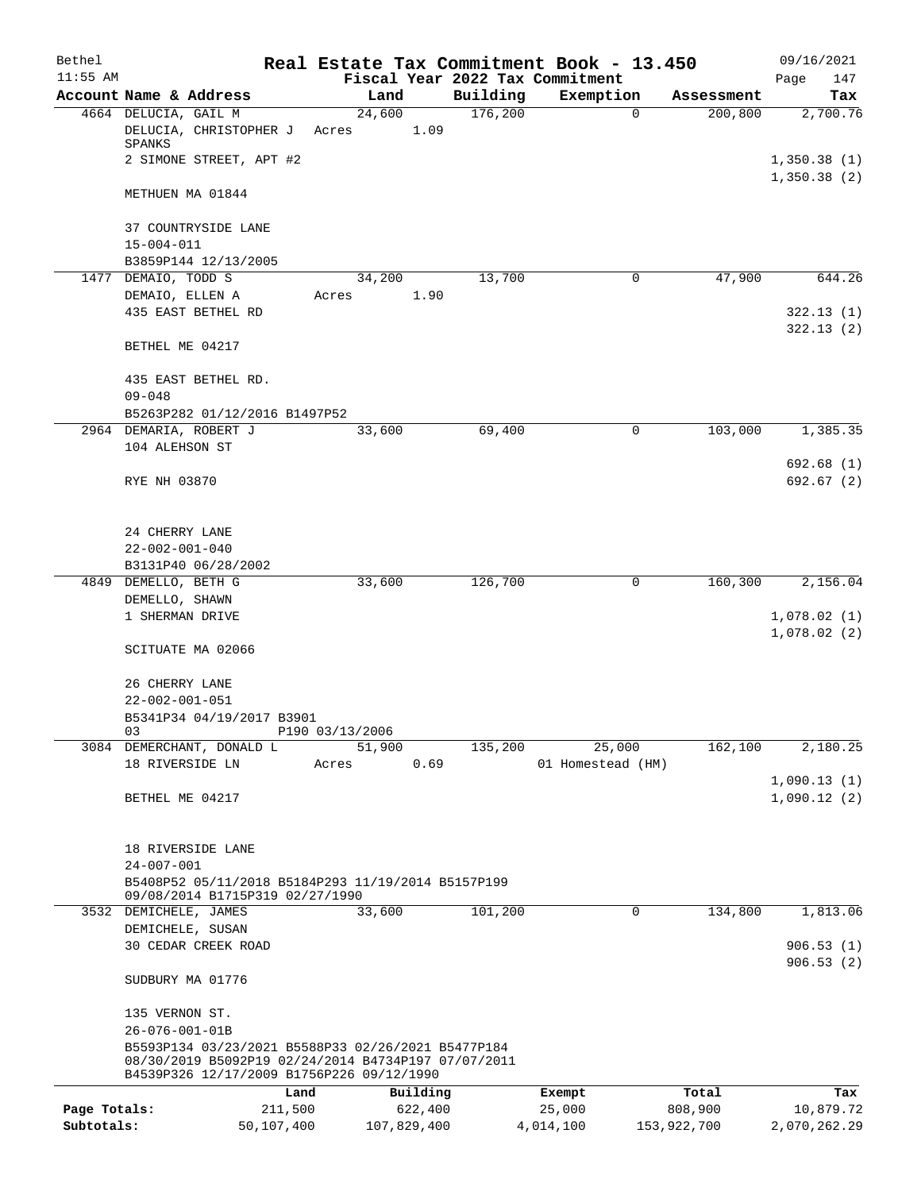Bethel | Real Estate Tax Commitment Book - 13.450 | 09/16/2021
11:55 AM | Fiscal Year 2022 Tax Commitment | Page 147

| Account Name & Address | Land | Building | Exemption | Assessment | Tax |
|---|---|---|---|---|---|
| 4664 DELUCIA, GAIL M | 24,600 | 176,200 | 0 | 200,800 | 2,700.76 |
| DELUCIA, CHRISTOPHER J SPANKS | Acres 1.09 | | | | |
| 2 SIMONE STREET, APT #2 | | | | | 1,350.38 (1) |
| | | | | | 1,350.38 (2) |
| METHUEN MA 01844 | | | | | |
| 37 COUNTRYSIDE LANE | | | | | |
| 15-004-011 | | | | | |
| B3859P144 12/13/2005 | | | | | |
| 1477 DEMAIO, TODD S | 34,200 | 13,700 | 0 | 47,900 | 644.26 |
| DEMAIO, ELLEN A | Acres 1.90 | | | | |
| 435 EAST BETHEL RD | | | | | 322.13 (1) |
| | | | | | 322.13 (2) |
| BETHEL ME 04217 | | | | | |
| 435 EAST BETHEL RD. | | | | | |
| 09-048 | | | | | |
| B5263P282 01/12/2016 B1497P52 | | | | | |
| 2964 DEMARIA, ROBERT J | 33,600 | 69,400 | 0 | 103,000 | 1,385.35 |
| 104 ALEHSON ST | | | | | |
| | | | | | 692.68 (1) |
| RYE NH 03870 | | | | | 692.67 (2) |
| 24 CHERRY LANE | | | | | |
| 22-002-001-040 | | | | | |
| B3131P40 06/28/2002 | | | | | |
| 4849 DEMELLO, BETH G | 33,600 | 126,700 | 0 | 160,300 | 2,156.04 |
| DEMELLO, SHAWN | | | | | |
| 1 SHERMAN DRIVE | | | | | 1,078.02 (1) |
| | | | | | 1,078.02 (2) |
| SCITUATE MA 02066 | | | | | |
| 26 CHERRY LANE | | | | | |
| 22-002-001-051 | | | | | |
| B5341P34 04/19/2017 B3901 03 P190 03/13/2006 | | | | | |
| 3084 DEMERCHANT, DONALD L | 51,900 | 135,200 | 25,000 | 162,100 | 2,180.25 |
| 18 RIVERSIDE LN | Acres 0.69 | | 01 Homestead (HM) | | |
| | | | | | 1,090.13 (1) |
| BETHEL ME 04217 | | | | | 1,090.12 (2) |
| 18 RIVERSIDE LANE | | | | | |
| 24-007-001 | | | | | |
| B5408P52 05/11/2018 B5184P293 11/19/2014 B5157P199 09/08/2014 B1715P319 02/27/1990 | | | | | |
| 3532 DEMICHELE, JAMES | 33,600 | 101,200 | 0 | 134,800 | 1,813.06 |
| DEMICHELE, SUSAN | | | | | |
| 30 CEDAR CREEK ROAD | | | | | 906.53 (1) |
| | | | | | 906.53 (2) |
| SUDBURY MA 01776 | | | | | |
| 135 VERNON ST. | | | | | |
| 26-076-001-01B | | | | | |
| B5593P134 03/23/2021 B5588P33 02/26/2021 B5477P184 08/30/2019 B5092P19 02/24/2014 B4734P197 07/07/2011 B4539P326 12/17/2009 B1756P226 09/12/1990 | | | | | |

| | Land | Building | Exempt | Total | Tax |
|---|---|---|---|---|---|
| Page Totals: | 211,500 | 622,400 | 25,000 | 808,900 | 10,879.72 |
| Subtotals: | 50,107,400 | 107,829,400 | 4,014,100 | 153,922,700 | 2,070,262.29 |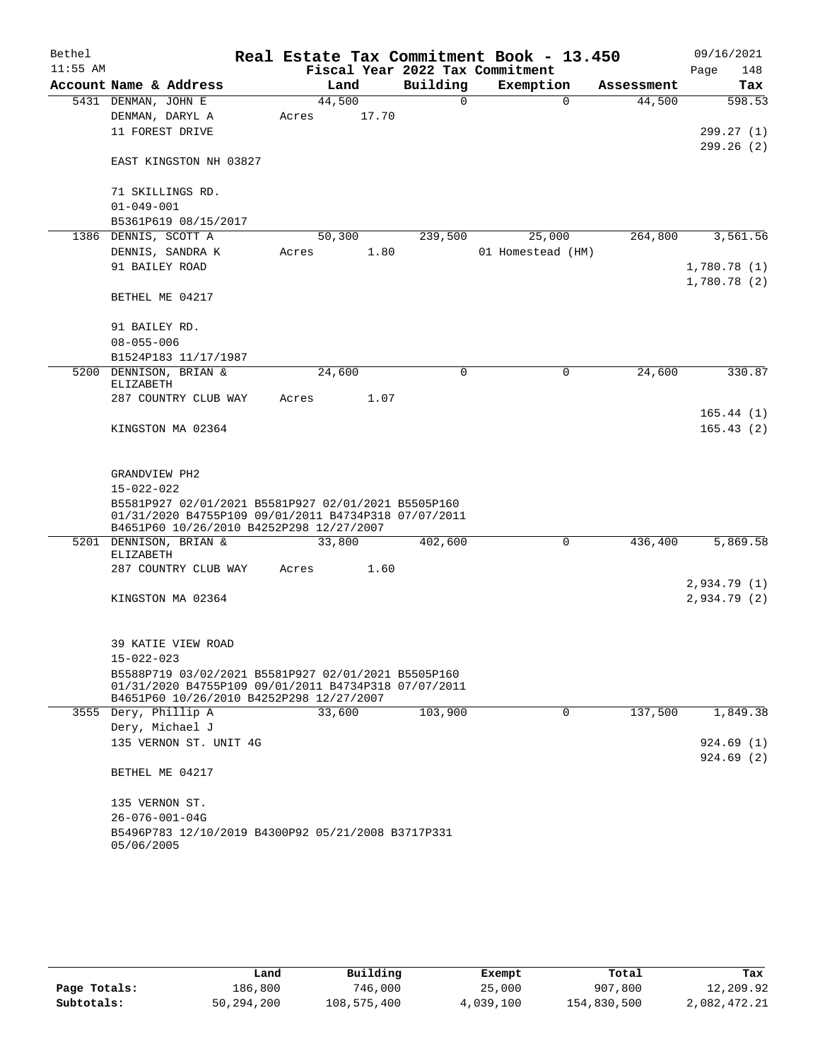Bethel | Real Estate Tax Commitment Book - 13.450 | 09/16/2021
11:55 AM | Fiscal Year 2022 Tax Commitment | Page 148

| Account Name & Address | Land | Building | Exemption | Assessment | Tax |
|---|---|---|---|---|---|
| 5431 DENMAN, JOHN E<br>DENMAN, DARYL A<br>11 FOREST DRIVE<br><br>EAST KINGSTON NH 03827<br><br>71 SKILLINGS RD.<br>01-049-001<br>B5361P619 08/15/2017 | 44,500<br>Acres 17.70 | 0 | 0 | 44,500 | 598.53<br><br>299.27 (1)<br>299.26 (2) |
| 1386 DENNIS, SCOTT A<br>DENNIS, SANDRA K<br>91 BAILEY ROAD<br><br>BETHEL ME 04217<br><br>91 BAILEY RD.<br>08-055-006<br>B1524P183 11/17/1987 | 50,300<br>Acres 1.80 | 239,500 | 25,000<br>01 Homestead (HM) | 264,800 | 3,561.56<br><br>1,780.78 (1)<br>1,780.78 (2) |
| 5200 DENNISON, BRIAN & ELIZABETH<br>287 COUNTRY CLUB WAY<br><br>KINGSTON MA 02364<br><br>GRANDVIEW PH2<br>15-022-022<br>B5581P927 02/01/2021 B5581P927 02/01/2021 B5505P160 01/31/2020 B4755P109 09/01/2011 B4734P318 07/07/2011 B4651P60 10/26/2010 B4252P298 12/27/2007 | 24,600<br>Acres 1.07 | 0 | 0 | 24,600 | 330.87<br><br>165.44 (1)<br>165.43 (2) |
| 5201 DENNISON, BRIAN & ELIZABETH<br>287 COUNTRY CLUB WAY<br><br>KINGSTON MA 02364<br><br>39 KATIE VIEW ROAD<br>15-022-023<br>B5588P719 03/02/2021 B5581P927 02/01/2021 B5505P160 01/31/2020 B4755P109 09/01/2011 B4734P318 07/07/2011 B4651P60 10/26/2010 B4252P298 12/27/2007 | 33,800<br>Acres 1.60 | 402,600 | 0 | 436,400 | 5,869.58<br><br>2,934.79 (1)<br>2,934.79 (2) |
| 3555 Dery, Phillip A<br>Dery, Michael J<br>135 VERNON ST. UNIT 4G<br><br>BETHEL ME 04217<br><br>135 VERNON ST.<br>26-076-001-04G<br>B5496P783 12/10/2019 B4300P92 05/21/2008 B3717P331 05/06/2005 | 33,600 | 103,900 | 0 | 137,500 | 1,849.38<br><br>924.69 (1)<br>924.69 (2) |

| | Land | Building | Exempt | Total | Tax |
|---|---|---|---|---|---|
| Page Totals: | 186,800 | 746,000 | 25,000 | 907,800 | 12,209.92 |
| Subtotals: | 50,294,200 | 108,575,400 | 4,039,100 | 154,830,500 | 2,082,472.21 |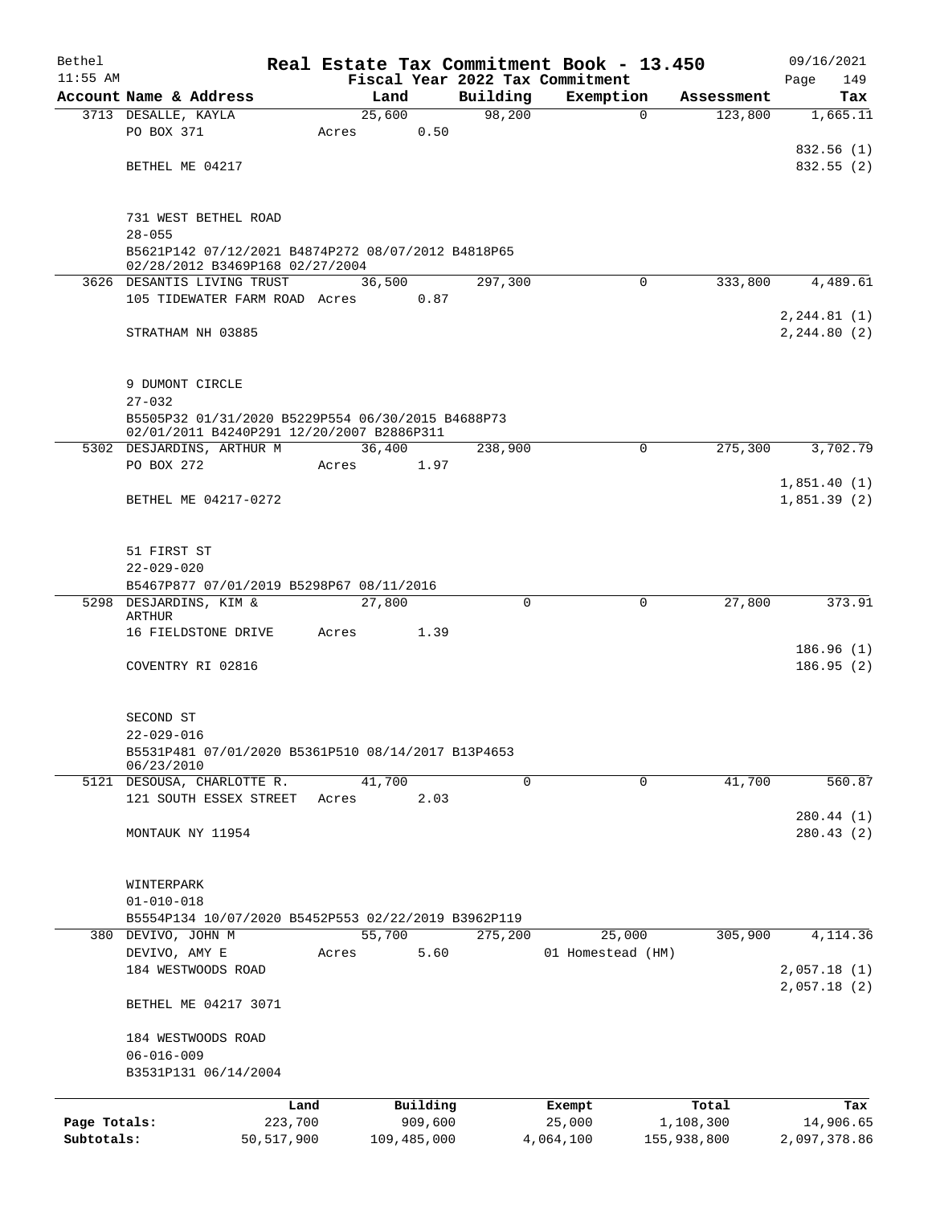# Real Estate Tax Commitment Book - 13.450

Bethel 11:55 AM — Fiscal Year 2022 Tax Commitment — 09/16/2021

| Account | Name & Address | Land | Building | Exemption | Assessment | Tax |
|---|---|---|---|---|---|---|
| 3713 | DESALLE, KAYLA<br>PO BOX 371<br>BETHEL ME 04217<br><br>731 WEST BETHEL ROAD<br>28-055<br>B5621P142 07/12/2021 B4874P272 08/07/2012 B4818P65 02/28/2012 B3469P168 02/27/2004 | 25,600<br>Acres 0.50 | 98,200 | 0 | 123,800 | 1,665.11<br>832.56 (1)<br>832.55 (2) |
| 3626 | DESANTIS LIVING TRUST<br>105 TIDEWATER FARM ROAD<br>STRATHAM NH 03885<br><br>9 DUMONT CIRCLE<br>27-032<br>B5505P32 01/31/2020 B5229P554 06/30/2015 B4688P73 02/01/2011 B4240P291 12/20/2007 B2886P311 | 36,500<br>Acres 0.87 | 297,300 | 0 | 333,800 | 4,489.61<br>2,244.81 (1)<br>2,244.80 (2) |
| 5302 | DESJARDINS, ARTHUR M<br>PO BOX 272<br>BETHEL ME 04217-0272<br><br>51 FIRST ST<br>22-029-020<br>B5467P877 07/01/2019 B5298P67 08/11/2016 | 36,400<br>Acres 1.97 | 238,900 | 0 | 275,300 | 3,702.79<br>1,851.40 (1)<br>1,851.39 (2) |
| 5298 | DESJARDINS, KIM & ARTHUR<br>16 FIELDSTONE DRIVE<br>COVENTRY RI 02816<br><br>SECOND ST<br>22-029-016<br>B5531P481 07/01/2020 B5361P510 08/14/2017 B13P4653 06/23/2010 | 27,800<br>Acres 1.39 | 0 | 0 | 27,800 | 373.91<br>186.96 (1)<br>186.95 (2) |
| 5121 | DESOUSA, CHARLOTTE R.<br>121 SOUTH ESSEX STREET<br>MONTAUK NY 11954<br><br>WINTERPARK<br>01-010-018<br>B5554P134 10/07/2020 B5452P553 02/22/2019 B3962P119 | 41,700<br>Acres 2.03 | 0 | 0 | 41,700 | 560.87<br>280.44 (1)<br>280.43 (2) |
| 380 | DEVIVO, JOHN M<br>DEVIVO, AMY E<br>184 WESTWOODS ROAD<br>BETHEL ME 04217 3071<br><br>184 WESTWOODS ROAD<br>06-016-009<br>B3531P131 06/14/2004 | 55,700<br>Acres 5.60 | 275,200 | 25,000<br>01 Homestead (HM) | 305,900 | 4,114.36<br>2,057.18 (1)<br>2,057.18 (2) |

| | Land | Building | Exempt | Total | Tax |
|---|---|---|---|---|---|
| Page Totals: | 223,700 | 909,600 | 25,000 | 1,108,300 | 14,906.65 |
| Subtotals: | 50,517,900 | 109,485,000 | 4,064,100 | 155,938,800 | 2,097,378.86 |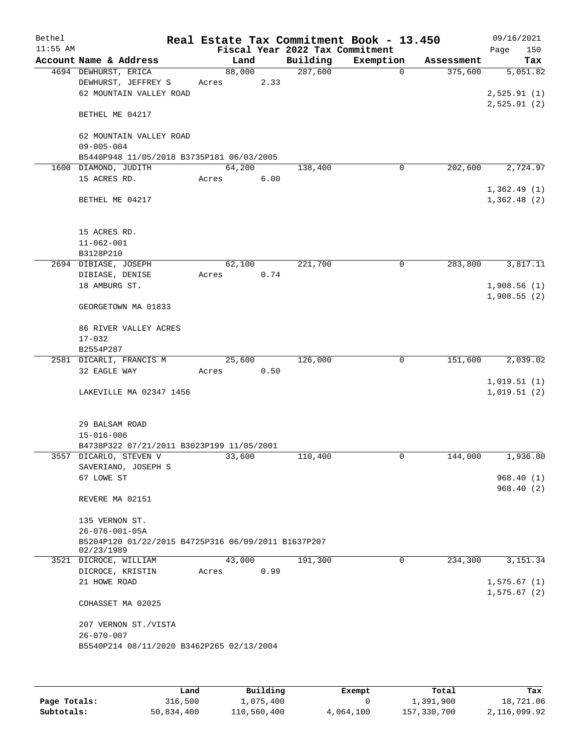# Real Estate Tax Commitment Book - 13.450

Bethel 11:55 AM — Fiscal Year 2022 Tax Commitment — 09/16/2021

| Account | Name & Address | Land | Building | Exemption | Assessment | Tax |
|---|---|---|---|---|---|---|
| 4694 | DEWHURST, ERICA<br>DEWHURST, JEFFREY S<br>62 MOUNTAIN VALLEY ROAD<br><br>BETHEL ME 04217<br><br>62 MOUNTAIN VALLEY ROAD<br>09-005-004<br>B5440P948 11/05/2018 B3735P181 06/03/2005 | 88,000<br>Acres 2.33 | 287,600 | 0 | 375,600 | 5,051.82<br><br>2,525.91 (1)<br>2,525.91 (2) |
| 1600 | DIAMOND, JUDITH<br>15 ACRES RD.<br><br>BETHEL ME 04217<br><br>15 ACRES RD.<br>11-062-001<br>B3128P210 | 64,200<br>Acres 6.00 | 138,400 | 0 | 202,600 | 2,724.97<br><br>1,362.49 (1)<br>1,362.48 (2) |
| 2694 | DIBIASE, JOSEPH<br>DIBIASE, DENISE<br>18 AMBURG ST.<br><br>GEORGETOWN MA 01833<br><br>86 RIVER VALLEY ACRES<br>17-032<br>B2554P287 | 62,100<br>Acres 0.74 | 221,700 | 0 | 283,800 | 3,817.11<br><br>1,908.56 (1)<br>1,908.55 (2) |
| 2581 | DICARLI, FRANCIS M<br>32 EAGLE WAY<br><br>LAKEVILLE MA 02347 1456<br><br>29 BALSAM ROAD<br>15-016-006<br>B4738P322 07/21/2011 B3023P199 11/05/2001 | 25,600<br>Acres 0.50 | 126,000 | 0 | 151,600 | 2,039.02<br><br>1,019.51 (1)<br>1,019.51 (2) |
| 3557 | DICARLO, STEVEN V<br>SAVERIANO, JOSEPH S<br>67 LOWE ST<br><br>REVERE MA 02151<br><br>135 VERNON ST.<br>26-076-001-05A<br>B5204P120 01/22/2015 B4725P316 06/09/2011 B1637P207 02/23/1989 | 33,600 | 110,400 | 0 | 144,000 | 1,936.80<br><br>968.40 (1)<br>968.40 (2) |
| 3521 | DICROCE, WILLIAM<br>DICROCE, KRISTIN<br>21 HOWE ROAD<br><br>COHASSET MA 02025<br><br>207 VERNON ST./VISTA<br>26-070-007<br>B5540P214 08/11/2020 B3462P265 02/13/2004 | 43,000<br>Acres 0.99 | 191,300 | 0 | 234,300 | 3,151.34<br><br>1,575.67 (1)<br>1,575.67 (2) |

| | Land | Building | Exempt | Total | Tax |
|---|---|---|---|---|---|
| Page Totals: | 316,500 | 1,075,400 | 0 | 1,391,900 | 18,721.06 |
| Subtotals: | 50,834,400 | 110,560,400 | 4,064,100 | 157,330,700 | 2,116,099.92 |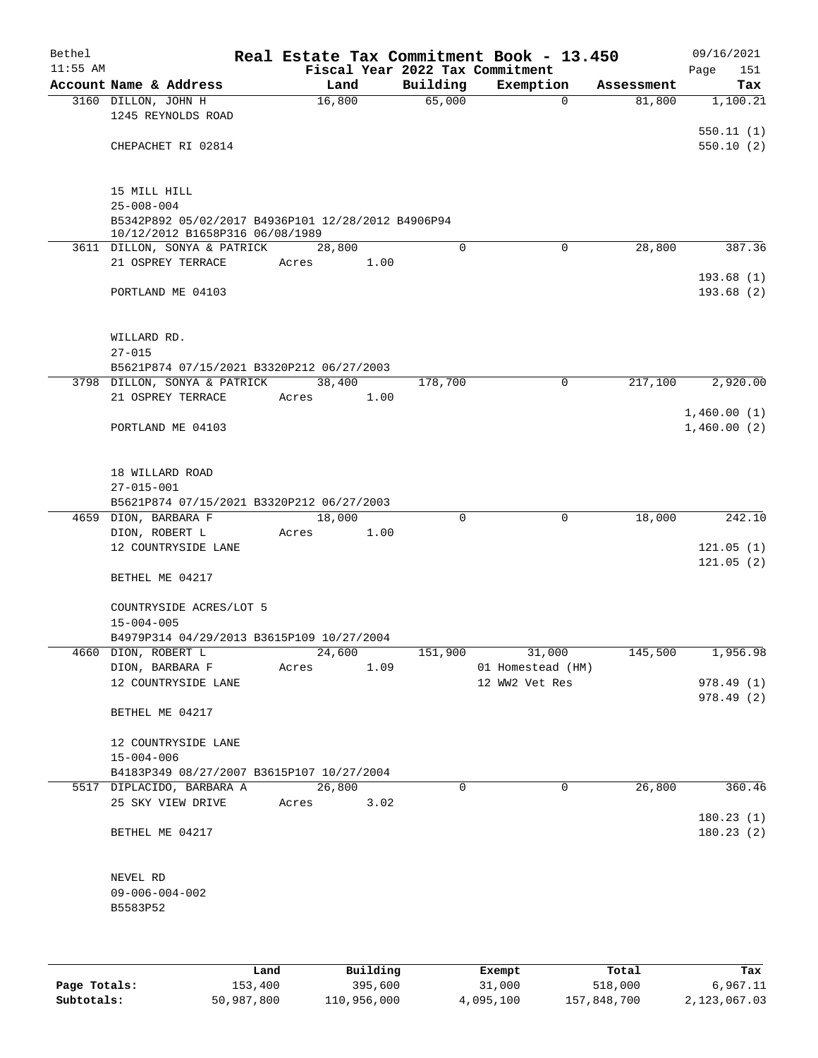# Real Estate Tax Commitment Book - 13.450

Bethel 11:55 AM — Fiscal Year 2022 Tax Commitment — 09/16/2021 Page 151

| Account Name & Address | Land | Building | Exemption | Assessment | Tax |
|---|---|---|---|---|---|
| 3160 DILLON, JOHN H<br>1245 REYNOLDS ROAD<br><br>CHEPACHET RI 02814<br><br>15 MILL HILL<br>25-008-004<br>B5342P892 05/02/2017 B4936P101 12/28/2012 B4906P94 10/12/2012 B1658P316 06/08/1989 | 16,800 | 65,000 | 0 | 81,800 | 1,100.21<br><br>550.11 (1)<br>550.10 (2) |
| 3611 DILLON, SONYA & PATRICK<br>21 OSPREY TERRACE<br><br>PORTLAND ME 04103<br><br>WILLARD RD.<br>27-015<br>B5621P874 07/15/2021 B3320P212 06/27/2003 | 28,800<br>Acres 1.00 | 0 | 0 | 28,800 | 387.36<br><br>193.68 (1)<br>193.68 (2) |
| 3798 DILLON, SONYA & PATRICK<br>21 OSPREY TERRACE<br><br>PORTLAND ME 04103<br><br>18 WILLARD ROAD<br>27-015-001<br>B5621P874 07/15/2021 B3320P212 06/27/2003 | 38,400<br>Acres 1.00 | 178,700 | 0 | 217,100 | 2,920.00<br><br>1,460.00 (1)<br>1,460.00 (2) |
| 4659 DION, BARBARA F<br>DION, ROBERT L<br>12 COUNTRYSIDE LANE<br><br>BETHEL ME 04217<br><br>COUNTRYSIDE ACRES/LOT 5<br>15-004-005<br>B4979P314 04/29/2013 B3615P109 10/27/2004 | 18,000<br>Acres 1.00 | 0 | 0 | 18,000 | 242.10<br><br>121.05 (1)<br>121.05 (2) |
| 4660 DION, ROBERT L<br>DION, BARBARA F<br>12 COUNTRYSIDE LANE<br><br>BETHEL ME 04217<br><br>12 COUNTRYSIDE LANE<br>15-004-006<br>B4183P349 08/27/2007 B3615P107 10/27/2004 | 24,600<br>Acres 1.09 | 151,900 | 31,000<br>01 Homestead (HM)<br>12 WW2 Vet Res | 145,500 | 1,956.98<br><br>978.49 (1)<br>978.49 (2) |
| 5517 DIPLACIDO, BARBARA A<br>25 SKY VIEW DRIVE<br><br>BETHEL ME 04217<br><br>NEVEL RD<br>09-006-004-002<br>B5583P52 | 26,800<br>Acres 3.02 | 0 | 0 | 26,800 | 360.46<br><br>180.23 (1)<br>180.23 (2) |

| | Land | Building | Exempt | Total | Tax |
|---|---|---|---|---|---|
| Page Totals: | 153,400 | 395,600 | 31,000 | 518,000 | 6,967.11 |
| Subtotals: | 50,987,800 | 110,956,000 | 4,095,100 | 157,848,700 | 2,123,067.03 |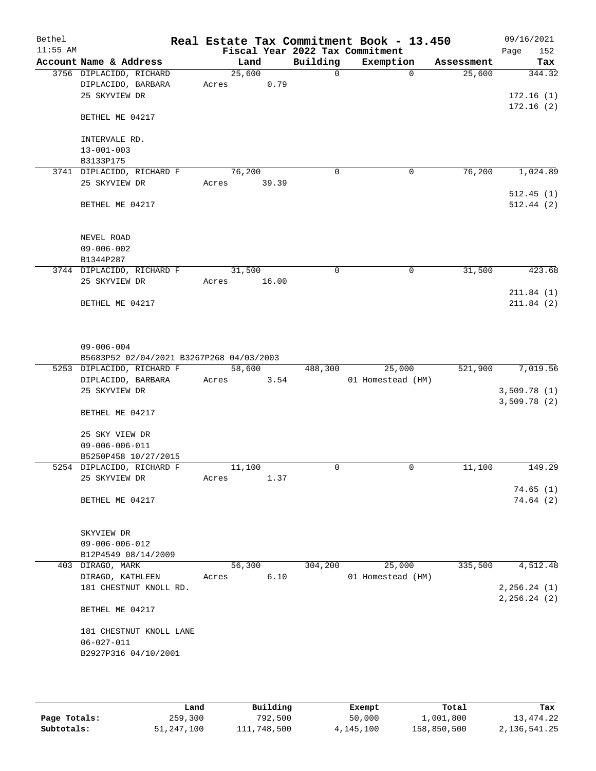# Real Estate Tax Commitment Book - 13.450

Fiscal Year 2022 Tax Commitment

| Account Name & Address | Land | Building | Exemption | Assessment | Tax |
|---|---|---|---|---|---|
| 3756 DIPLACIDO, RICHARD<br>DIPLACIDO, BARBARA<br>25 SKYVIEW DR<br><br>BETHEL ME 04217<br><br>INTERVALE RD.<br>13-001-003<br>B3133P175 | 25,600<br>Acres 0.79 | 0 | 0 | 25,600 | 344.32<br><br>172.16 (1)<br>172.16 (2) |
| 3741 DIPLACIDO, RICHARD F<br>25 SKYVIEW DR<br><br>BETHEL ME 04217<br><br>NEVEL ROAD<br>09-006-002<br>B1344P287 | 76,200<br>Acres 39.39 | 0 | 0 | 76,200 | 1,024.89<br><br>512.45 (1)<br>512.44 (2) |
| 3744 DIPLACIDO, RICHARD F<br>25 SKYVIEW DR<br><br>BETHEL ME 04217<br><br>09-006-004<br>B5683P52 02/04/2021 B3267P268 04/03/2003 | 31,500<br>Acres 16.00 | 0 | 0 | 31,500 | 423.68<br><br>211.84 (1)<br>211.84 (2) |
| 5253 DIPLACIDO, RICHARD F<br>DIPLACIDO, BARBARA<br>25 SKYVIEW DR<br><br>BETHEL ME 04217<br><br>25 SKY VIEW DR<br>09-006-006-011<br>B5250P458 10/27/2015 | 58,600<br>Acres 3.54 | 488,300 | 25,000<br>01 Homestead (HM) | 521,900 | 7,019.56<br><br>3,509.78 (1)<br>3,509.78 (2) |
| 5254 DIPLACIDO, RICHARD F<br>25 SKYVIEW DR<br><br>BETHEL ME 04217<br><br>SKYVIEW DR<br>09-006-006-012<br>B12P4549 08/14/2009 | 11,100<br>Acres 1.37 | 0 | 0 | 11,100 | 149.29<br><br>74.65 (1)<br>74.64 (2) |
| 403 DIRAGO, MARK<br>DIRAGO, KATHLEEN<br>181 CHESTNUT KNOLL RD.<br><br>BETHEL ME 04217<br><br>181 CHESTNUT KNOLL LANE<br>06-027-011<br>B2927P316 04/10/2001 | 56,300<br>Acres 6.10 | 304,200 | 25,000<br>01 Homestead (HM) | 335,500 | 4,512.48<br><br>2,256.24 (1)<br>2,256.24 (2) |

| | Land | Building | Exempt | Total | Tax |
|---|---|---|---|---|---|
| Page Totals: | 259,300 | 792,500 | 50,000 | 1,001,800 | 13,474.22 |
| Subtotals: | 51,247,100 | 111,748,500 | 4,145,100 | 158,850,500 | 2,136,541.25 |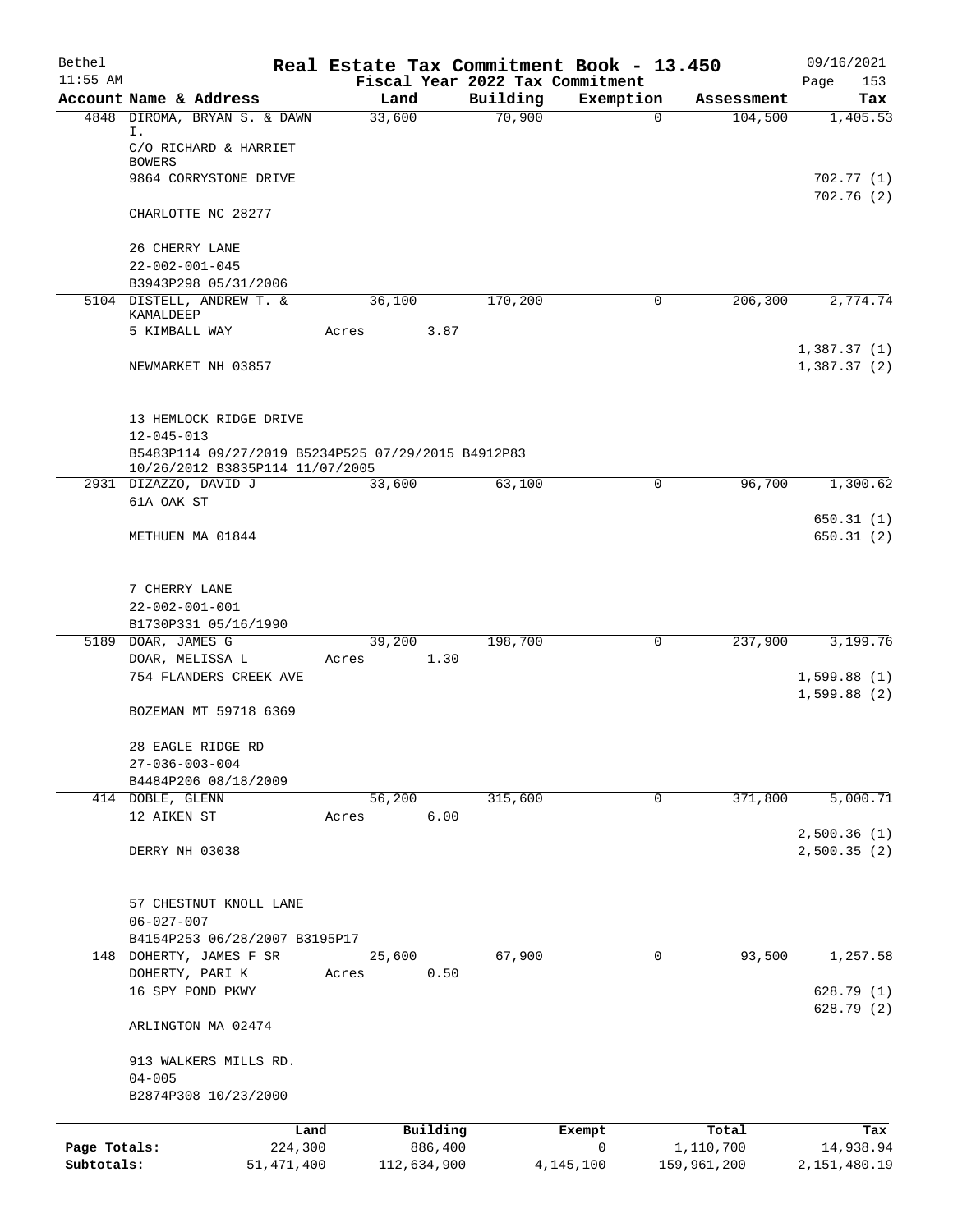Bethel 11:55 AM

# Real Estate Tax Commitment Book - 13.450

Fiscal Year 2022 Tax Commitment

09/16/2021 Page 153

| Account | Name & Address | Land | Building | Exemption | Assessment | Tax |
|---|---|---|---|---|---|---|
| 4848 | DIROMA, BRYAN S. & DAWN I.<br>C/O RICHARD & HARRIET BOWERS<br>9864 CORRYSTONE DRIVE<br><br>CHARLOTTE NC 28277<br><br>26 CHERRY LANE<br>22-002-001-045<br>B3943P298 05/31/2006 | 33,600 | 70,900 | 0 | 104,500 | 1,405.53<br><br>702.77 (1)<br>702.76 (2) |
| 5104 | DISTELL, ANDREW T. & KAMALDEEP<br>5 KIMBALL WAY<br><br>NEWMARKET NH 03857<br><br>13 HEMLOCK RIDGE DRIVE<br>12-045-013<br>B5483P114 09/27/2019 B5234P525 07/29/2015 B4912P83 10/26/2012 B3835P114 11/07/2005 | 36,100<br>Acres 3.87 | 170,200 | 0 | 206,300 | 2,774.74<br><br>1,387.37 (1)<br>1,387.37 (2) |
| 2931 | DIZAZZO, DAVID J<br>61A OAK ST<br><br>METHUEN MA 01844<br><br>7 CHERRY LANE<br>22-002-001-001<br>B1730P331 05/16/1990 | 33,600 | 63,100 | 0 | 96,700 | 1,300.62<br><br>650.31 (1)<br>650.31 (2) |
| 5189 | DOAR, JAMES G<br>DOAR, MELISSA L<br>754 FLANDERS CREEK AVE<br><br>BOZEMAN MT 59718 6369<br><br>28 EAGLE RIDGE RD<br>27-036-003-004<br>B4484P206 08/18/2009 | 39,200<br>Acres 1.30 | 198,700 | 0 | 237,900 | 3,199.76<br><br>1,599.88 (1)<br>1,599.88 (2) |
| 414 | DOBLE, GLENN<br>12 AIKEN ST<br><br>DERRY NH 03038<br><br>57 CHESTNUT KNOLL LANE<br>06-027-007<br>B4154P253 06/28/2007 B3195P17 | 56,200<br>Acres 6.00 | 315,600 | 0 | 371,800 | 5,000.71<br><br>2,500.36 (1)<br>2,500.35 (2) |
| 148 | DOHERTY, JAMES F SR<br>DOHERTY, PARI K<br>16 SPY POND PKWY<br><br>ARLINGTON MA 02474<br><br>913 WALKERS MILLS RD.<br>04-005<br>B2874P308 10/23/2000 | 25,600<br>Acres 0.50 | 67,900 | 0 | 93,500 | 1,257.58<br><br>628.79 (1)<br>628.79 (2) |

| | Land | Building | Exempt | Total | Tax |
|---|---|---|---|---|---|
| Page Totals: | 224,300 | 886,400 | 0 | 1,110,700 | 14,938.94 |
| Subtotals: | 51,471,400 | 112,634,900 | 4,145,100 | 159,961,200 | 2,151,480.19 |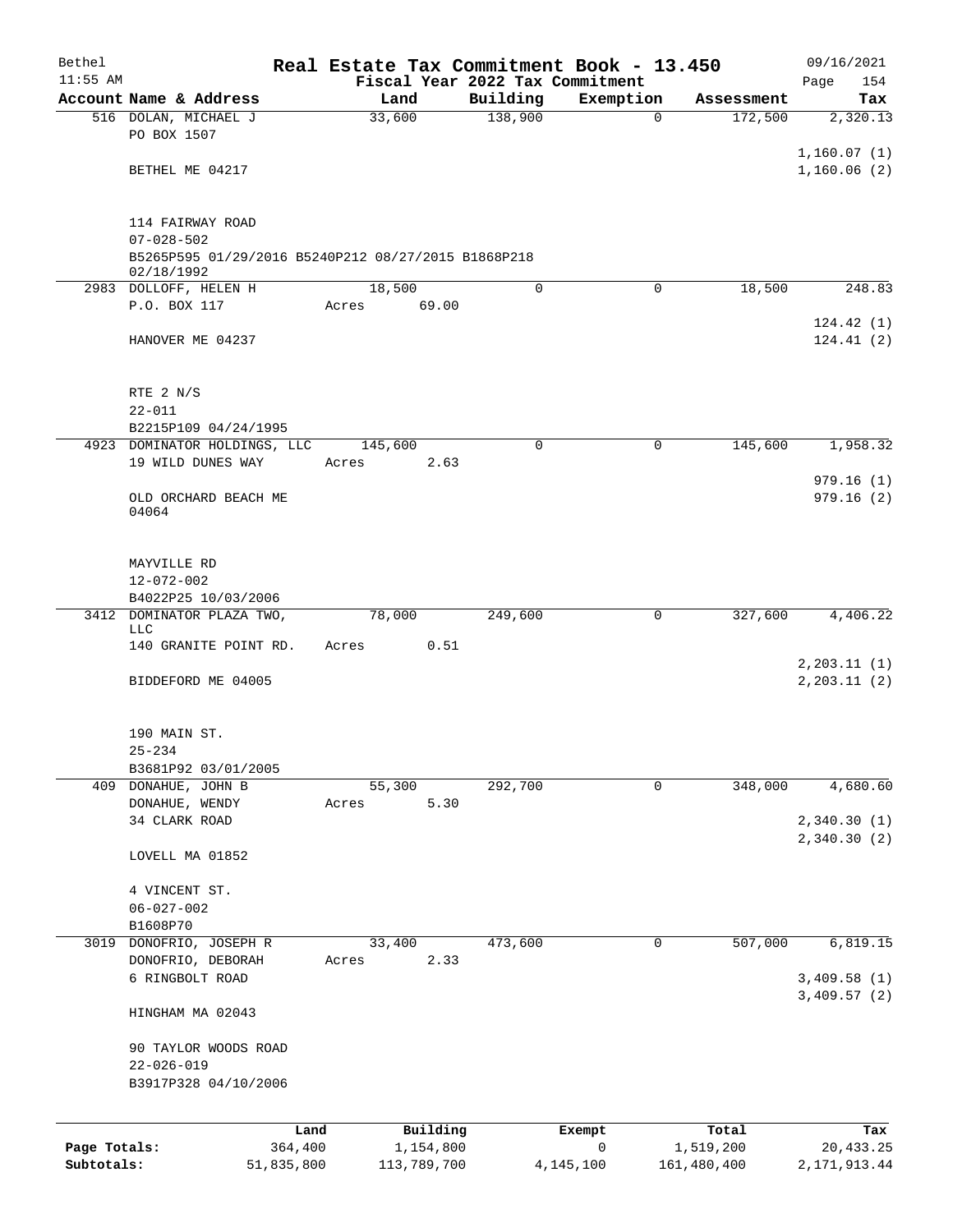# Real Estate Tax Commitment Book - 13.450

Bethel
11:55 AM

Fiscal Year 2022 Tax Commitment

09/16/2021

| Account Name & Address | Land | Building | Exemption | Assessment | Tax |
|---|---|---|---|---|---|
| 516 DOLAN, MICHAEL J<br>PO BOX 1507<br><br>BETHEL ME 04217<br><br>114 FAIRWAY ROAD<br>07-028-502<br>B5265P595 01/29/2016 B5240P212 08/27/2015 B1868P218 02/18/1992 | 33,600 | 138,900 | 0 | 172,500 | 2,320.13<br><br>1,160.07 (1)<br>1,160.06 (2) |
| 2983 DOLLOFF, HELEN H<br>P.O. BOX 117<br><br>HANOVER ME 04237<br><br>RTE 2 N/S<br>22-011<br>B2215P109 04/24/1995 | 18,500<br>Acres 69.00 | 0 | 0 | 18,500 | 248.83<br><br>124.42 (1)<br>124.41 (2) |
| 4923 DOMINATOR HOLDINGS, LLC<br>19 WILD DUNES WAY<br><br>OLD ORCHARD BEACH ME 04064<br><br>MAYVILLE RD<br>12-072-002<br>B4022P25 10/03/2006 | 145,600<br>Acres 2.63 | 0 | 0 | 145,600 | 1,958.32<br><br>979.16 (1)<br>979.16 (2) |
| 3412 DOMINATOR PLAZA TWO, LLC<br>140 GRANITE POINT RD.<br><br>BIDDEFORD ME 04005<br><br>190 MAIN ST.<br>25-234<br>B3681P92 03/01/2005 | 78,000<br>Acres 0.51 | 249,600 | 0 | 327,600 | 4,406.22<br><br>2,203.11 (1)<br>2,203.11 (2) |
| 409 DONAHUE, JOHN B<br>DONAHUE, WENDY<br>34 CLARK ROAD<br><br>LOVELL MA 01852<br><br>4 VINCENT ST.<br>06-027-002<br>B1608P70 | 55,300<br>Acres 5.30 | 292,700 | 0 | 348,000 | 4,680.60<br><br>2,340.30 (1)<br>2,340.30 (2) |
| 3019 DONOFRIO, JOSEPH R<br>DONOFRIO, DEBORAH<br>6 RINGBOLT ROAD<br><br>HINGHAM MA 02043<br><br>90 TAYLOR WOODS ROAD<br>22-026-019<br>B3917P328 04/10/2006 | 33,400<br>Acres 2.33 | 473,600 | 0 | 507,000 | 6,819.15<br><br>3,409.58 (1)<br>3,409.57 (2) |

| | Land | Building | Exempt | Total | Tax |
|---|---|---|---|---|---|
| **Page Totals:** | 364,400 | 1,154,800 | 0 | 1,519,200 | 20,433.25 |
| **Subtotals:** | 51,835,800 | 113,789,700 | 4,145,100 | 161,480,400 | 2,171,913.44 |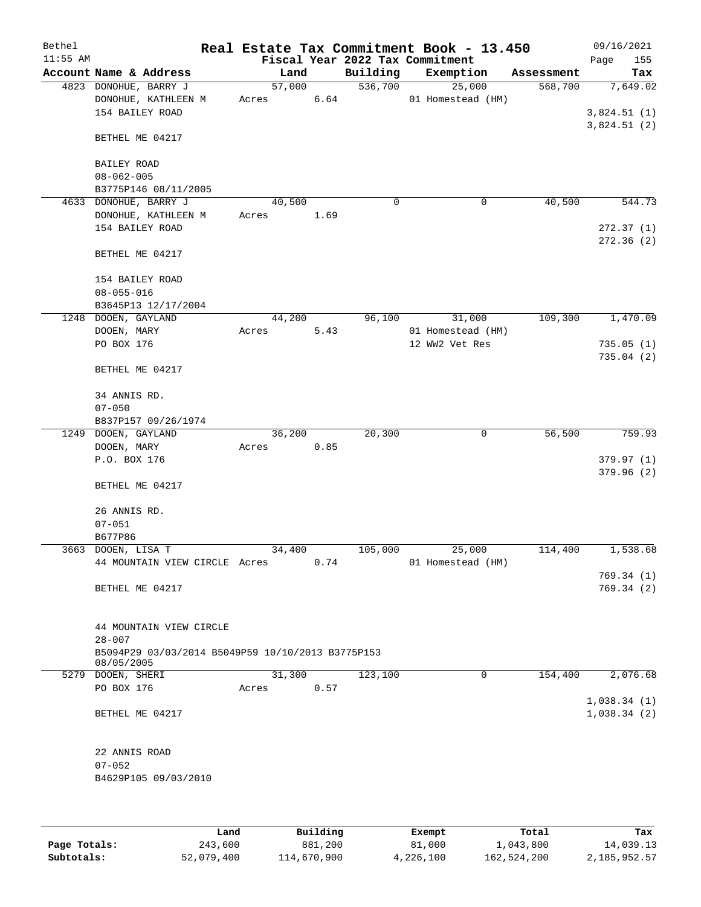Bethel 11:55 AM

# Real Estate Tax Commitment Book - 13.450

Fiscal Year 2022 Tax Commitment

09/16/2021 Page 155

| Account Name & Address | Land | Building | Exemption | Assessment | Tax |
|---|---|---|---|---|---|
| 4823 DONOHUE, BARRY J | 57,000 | 536,700 | 25,000 | 568,700 | 7,649.02 |
| DONOHUE, KATHLEEN M | Acres 6.64 | | 01 Homestead (HM) | | |
| 154 BAILEY ROAD | | | | | 3,824.51 (1) |
| | | | | | 3,824.51 (2) |
| BETHEL ME 04217 | | | | | |
| BAILEY ROAD | | | | | |
| 08-062-005 | | | | | |
| B3775P146 08/11/2005 | | | | | |
| 4633 DONOHUE, BARRY J | 40,500 | 0 | 0 | 40,500 | 544.73 |
| DONOHUE, KATHLEEN M | Acres 1.69 | | | | |
| 154 BAILEY ROAD | | | | | 272.37 (1) |
| | | | | | 272.36 (2) |
| BETHEL ME 04217 | | | | | |
| 154 BAILEY ROAD | | | | | |
| 08-055-016 | | | | | |
| B3645P13 12/17/2004 | | | | | |
| 1248 DOOEN, GAYLAND | 44,200 | 96,100 | 31,000 | 109,300 | 1,470.09 |
| DOOEN, MARY | Acres 5.43 | | 01 Homestead (HM) | | |
| PO BOX 176 | | | 12 WW2 Vet Res | | 735.05 (1) |
| | | | | | 735.04 (2) |
| BETHEL ME 04217 | | | | | |
| 34 ANNIS RD. | | | | | |
| 07-050 | | | | | |
| B837P157 09/26/1974 | | | | | |
| 1249 DOOEN, GAYLAND | 36,200 | 20,300 | 0 | 56,500 | 759.93 |
| DOOEN, MARY | Acres 0.85 | | | | |
| P.O. BOX 176 | | | | | 379.97 (1) |
| | | | | | 379.96 (2) |
| BETHEL ME 04217 | | | | | |
| 26 ANNIS RD. | | | | | |
| 07-051 | | | | | |
| B677P86 | | | | | |
| 3663 DOOEN, LISA T | 34,400 | 105,000 | 25,000 | 114,400 | 1,538.68 |
| 44 MOUNTAIN VIEW CIRCLE | Acres 0.74 | | 01 Homestead (HM) | | |
| | | | | | 769.34 (1) |
| BETHEL ME 04217 | | | | | 769.34 (2) |
| 44 MOUNTAIN VIEW CIRCLE | | | | | |
| 28-007 | | | | | |
| B5094P29 03/03/2014 B5049P59 10/10/2013 B3775P153 08/05/2005 | | | | | |
| 5279 DOOEN, SHERI | 31,300 | 123,100 | 0 | 154,400 | 2,076.68 |
| PO BOX 176 | Acres 0.57 | | | | |
| | | | | | 1,038.34 (1) |
| BETHEL ME 04217 | | | | | 1,038.34 (2) |
| 22 ANNIS ROAD | | | | | |
| 07-052 | | | | | |
| B4629P105 09/03/2010 | | | | | |

| | Land | Building | Exempt | Total | Tax |
|---|---|---|---|---|---|
| **Page Totals:** | 243,600 | 881,200 | 81,000 | 1,043,800 | 14,039.13 |
| **Subtotals:** | 52,079,400 | 114,670,900 | 4,226,100 | 162,524,200 | 2,185,952.57 |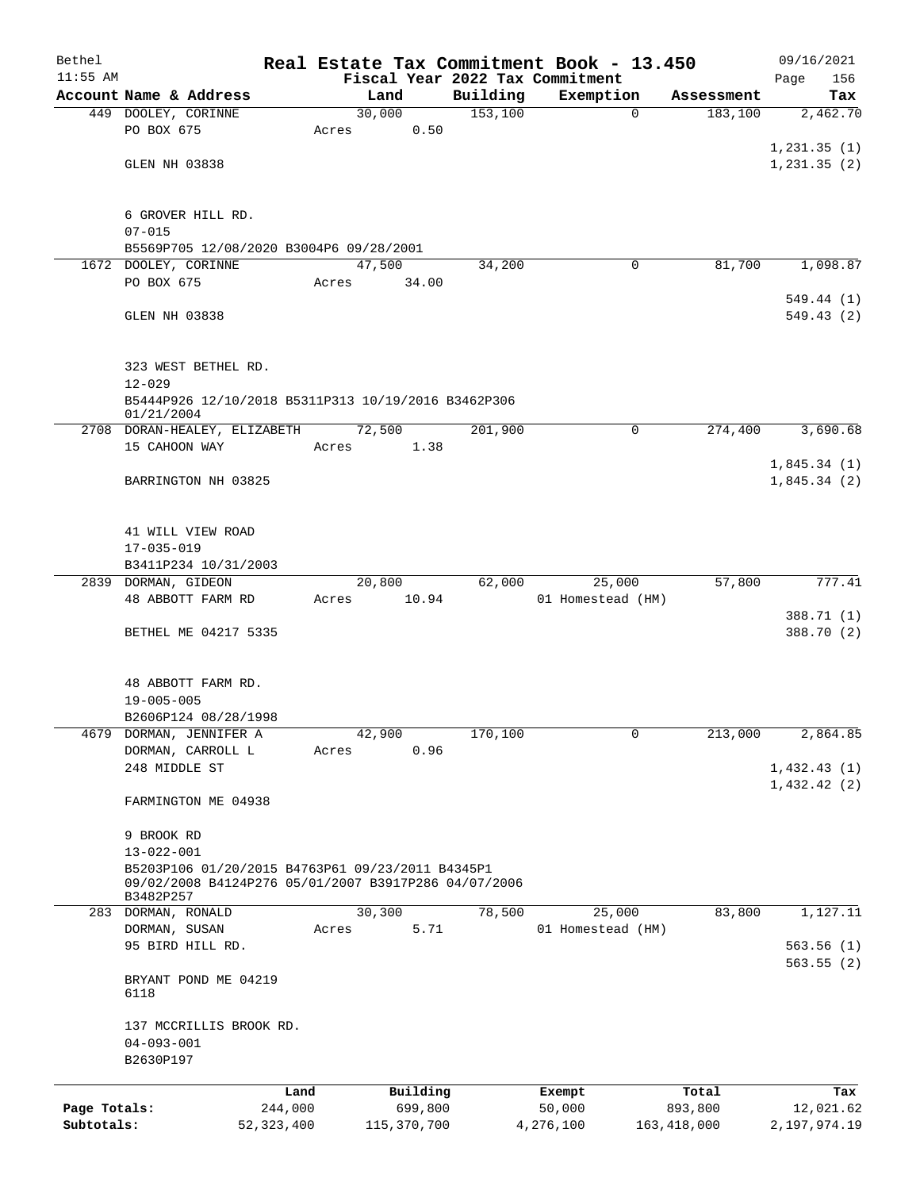Bethel 11:55 AM

# Real Estate Tax Commitment Book - 13.450

Fiscal Year 2022 Tax Commitment

09/16/2021 Page 156

| Account Name & Address | Land | Building | Exemption | Assessment | Tax |
|---|---|---|---|---|---|
| 449 DOOLEY, CORINNE | 30,000 | 153,100 | 0 | 183,100 | 2,462.70 |
| PO BOX 675 | Acres 0.50 | | | | |
| | | | | | 1,231.35 (1) |
| GLEN NH 03838 | | | | | 1,231.35 (2) |
| 6 GROVER HILL RD. | | | | | |
| 07-015 | | | | | |
| B5569P705 12/08/2020 B3004P6 09/28/2001 | | | | | |
| 1672 DOOLEY, CORINNE | 47,500 | 34,200 | 0 | 81,700 | 1,098.87 |
| PO BOX 675 | Acres 34.00 | | | | |
| | | | | | 549.44 (1) |
| GLEN NH 03838 | | | | | 549.43 (2) |
| 323 WEST BETHEL RD. | | | | | |
| 12-029 | | | | | |
| B5444P926 12/10/2018 B5311P313 10/19/2016 B3462P306 01/21/2004 | | | | | |
| 2708 DORAN-HEALEY, ELIZABETH | 72,500 | 201,900 | 0 | 274,400 | 3,690.68 |
| 15 CAHOON WAY | Acres 1.38 | | | | |
| | | | | | 1,845.34 (1) |
| BARRINGTON NH 03825 | | | | | 1,845.34 (2) |
| 41 WILL VIEW ROAD | | | | | |
| 17-035-019 | | | | | |
| B3411P234 10/31/2003 | | | | | |
| 2839 DORMAN, GIDEON | 20,800 | 62,000 | 25,000 | 57,800 | 777.41 |
| 48 ABBOTT FARM RD | Acres 10.94 | | 01 Homestead (HM) | | |
| | | | | | 388.71 (1) |
| BETHEL ME 04217 5335 | | | | | 388.70 (2) |
| 48 ABBOTT FARM RD. | | | | | |
| 19-005-005 | | | | | |
| B2606P124 08/28/1998 | | | | | |
| 4679 DORMAN, JENNIFER A | 42,900 | 170,100 | 0 | 213,000 | 2,864.85 |
| DORMAN, CARROLL L | Acres 0.96 | | | | |
| 248 MIDDLE ST | | | | | 1,432.43 (1) |
| | | | | | 1,432.42 (2) |
| FARMINGTON ME 04938 | | | | | |
| 9 BROOK RD | | | | | |
| 13-022-001 | | | | | |
| B5203P106 01/20/2015 B4763P61 09/23/2011 B4345P1 09/02/2008 B4124P276 05/01/2007 B3917P286 04/07/2006 B3482P257 | | | | | |
| 283 DORMAN, RONALD | 30,300 | 78,500 | 25,000 | 83,800 | 1,127.11 |
| DORMAN, SUSAN | Acres 5.71 | | 01 Homestead (HM) | | |
| 95 BIRD HILL RD. | | | | | 563.56 (1) |
| | | | | | 563.55 (2) |
| BRYANT POND ME 04219 6118 | | | | | |
| 137 MCCRILLIS BROOK RD. | | | | | |
| 04-093-001 | | | | | |
| B2630P197 | | | | | |

| | Land | Building | Exempt | Total | Tax |
|---|---|---|---|---|---|
| Page Totals: | 244,000 | 699,800 | 50,000 | 893,800 | 12,021.62 |
| Subtotals: | 52,323,400 | 115,370,700 | 4,276,100 | 163,418,000 | 2,197,974.19 |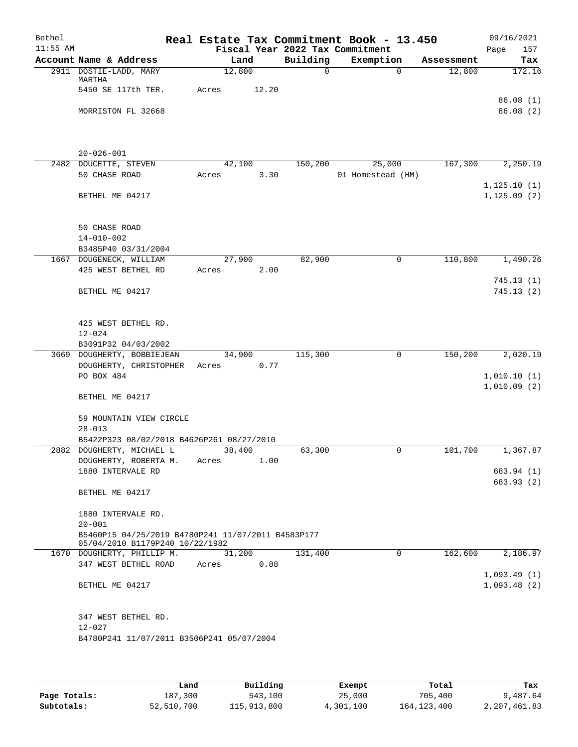# Real Estate Tax Commitment Book - 13.450

Bethel 11:55 AM — Fiscal Year 2022 Tax Commitment — 09/16/2021

| Account Name & Address | Land | Building | Exemption | Assessment | Tax |
|---|---|---|---|---|---|
| 2911 DOSTIE-LADD, MARY MARTHA<br>5450 SE 117th TER.<br>MORRISTON FL 32668<br><br>20-026-001 | 12,800<br>Acres 12.20 | 0 | 0 | 12,800 | 172.16<br>86.08 (1)<br>86.08 (2) |
| 2482 DOUCETTE, STEVEN<br>50 CHASE ROAD<br>BETHEL ME 04217<br><br>50 CHASE ROAD<br>14-010-002<br>B3485P40 03/31/2004 | 42,100<br>Acres 3.30 | 150,200 | 25,000<br>01 Homestead (HM) | 167,300 | 2,250.19<br>1,125.10 (1)<br>1,125.09 (2) |
| 1667 DOUGENECK, WILLIAM<br>425 WEST BETHEL RD<br>BETHEL ME 04217<br><br>425 WEST BETHEL RD.<br>12-024<br>B3091P32 04/03/2002 | 27,900<br>Acres 2.00 | 82,900 | 0 | 110,800 | 1,490.26<br>745.13 (1)<br>745.13 (2) |
| 3669 DOUGHERTY, BOBBIEJEAN<br>DOUGHERTY, CHRISTOPHER<br>PO BOX 484<br>BETHEL ME 04217<br><br>59 MOUNTAIN VIEW CIRCLE<br>28-013<br>B5422P323 08/02/2018 B4626P261 08/27/2010 | 34,900<br>Acres 0.77 | 115,300 | 0 | 150,200 | 2,020.19<br>1,010.10 (1)<br>1,010.09 (2) |
| 2882 DOUGHERTY, MICHAEL L<br>DOUGHERTY, ROBERTA M.<br>1880 INTERVALE RD<br>BETHEL ME 04217<br><br>1880 INTERVALE RD.<br>20-001<br>B5460P15 04/25/2019 B4780P241 11/07/2011 B4583P177 05/04/2010 B1179P240 10/22/1982 | 38,400<br>Acres 1.00 | 63,300 | 0 | 101,700 | 1,367.87<br>683.94 (1)<br>683.93 (2) |
| 1670 DOUGHERTY, PHILLIP M.<br>347 WEST BETHEL ROAD<br>BETHEL ME 04217<br><br>347 WEST BETHEL RD.<br>12-027<br>B4780P241 11/07/2011 B3506P241 05/07/2004 | 31,200<br>Acres 0.88 | 131,400 | 0 | 162,600 | 2,186.97<br>1,093.49 (1)<br>1,093.48 (2) |

| | Land | Building | Exempt | Total | Tax |
|---|---|---|---|---|---|
| Page Totals: | 187,300 | 543,100 | 25,000 | 705,400 | 9,487.64 |
| Subtotals: | 52,510,700 | 115,913,800 | 4,301,100 | 164,123,400 | 2,207,461.83 |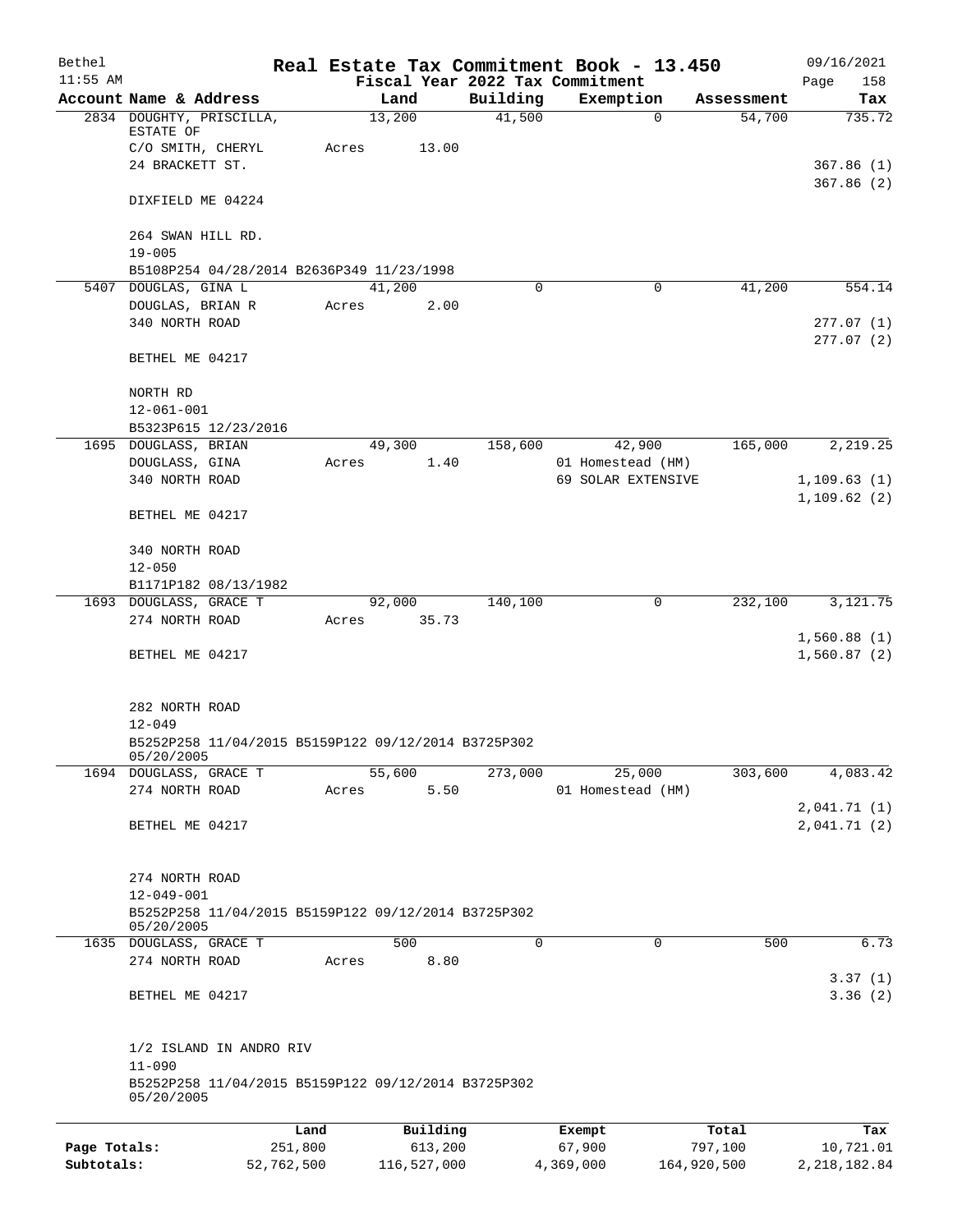Bethel 11:55 AM

**Real Estate Tax Commitment Book - 13.450**
**Fiscal Year 2022 Tax Commitment**

09/16/2021 Page 158

| Account Name & Address | Land | Building | Exemption | Assessment | Tax |
|---|---|---|---|---|---|
| 2834 DOUGHTY, PRISCILLA, ESTATE OF | 13,200 | 41,500 | 0 | 54,700 | 735.72 |
| C/O SMITH, CHERYL | Acres 13.00 | | | | |
| 24 BRACKETT ST. | | | | | 367.86 (1) |
| | | | | | 367.86 (2) |
| DIXFIELD ME 04224 | | | | | |
| 264 SWAN HILL RD. | | | | | |
| 19-005 | | | | | |
| B5108P254 04/28/2014 B2636P349 11/23/1998 | | | | | |
| 5407 DOUGLAS, GINA L | 41,200 | 0 | 0 | 41,200 | 554.14 |
| DOUGLAS, BRIAN R | Acres 2.00 | | | | |
| 340 NORTH ROAD | | | | | 277.07 (1) |
| | | | | | 277.07 (2) |
| BETHEL ME 04217 | | | | | |
| NORTH RD | | | | | |
| 12-061-001 | | | | | |
| B5323P615 12/23/2016 | | | | | |
| 1695 DOUGLASS, BRIAN | 49,300 | 158,600 | 42,900 | 165,000 | 2,219.25 |
| DOUGLASS, GINA | Acres 1.40 | | 01 Homestead (HM) | | |
| 340 NORTH ROAD | | | 69 SOLAR EXTENSIVE | | 1,109.63 (1) |
| | | | | | 1,109.62 (2) |
| BETHEL ME 04217 | | | | | |
| 340 NORTH ROAD | | | | | |
| 12-050 | | | | | |
| B1171P182 08/13/1982 | | | | | |
| 1693 DOUGLASS, GRACE T | 92,000 | 140,100 | 0 | 232,100 | 3,121.75 |
| 274 NORTH ROAD | Acres 35.73 | | | | |
| | | | | | 1,560.88 (1) |
| BETHEL ME 04217 | | | | | 1,560.87 (2) |
| 282 NORTH ROAD | | | | | |
| 12-049 | | | | | |
| B5252P258 11/04/2015 B5159P122 09/12/2014 B3725P302 05/20/2005 | | | | | |
| 1694 DOUGLASS, GRACE T | 55,600 | 273,000 | 25,000 | 303,600 | 4,083.42 |
| 274 NORTH ROAD | Acres 5.50 | | 01 Homestead (HM) | | |
| | | | | | 2,041.71 (1) |
| BETHEL ME 04217 | | | | | 2,041.71 (2) |
| 274 NORTH ROAD | | | | | |
| 12-049-001 | | | | | |
| B5252P258 11/04/2015 B5159P122 09/12/2014 B3725P302 05/20/2005 | | | | | |
| 1635 DOUGLASS, GRACE T | 500 | 0 | 0 | 500 | 6.73 |
| 274 NORTH ROAD | Acres 8.80 | | | | |
| | | | | | 3.37 (1) |
| BETHEL ME 04217 | | | | | 3.36 (2) |
| 1/2 ISLAND IN ANDRO RIV | | | | | |
| 11-090 | | | | | |
| B5252P258 11/04/2015 B5159P122 09/12/2014 B3725P302 05/20/2005 | | | | | |

| | Land | Building | Exempt | Total | Tax |
|---|---|---|---|---|---|
| Page Totals: | 251,800 | 613,200 | 67,900 | 797,100 | 10,721.01 |
| Subtotals: | 52,762,500 | 116,527,000 | 4,369,000 | 164,920,500 | 2,218,182.84 |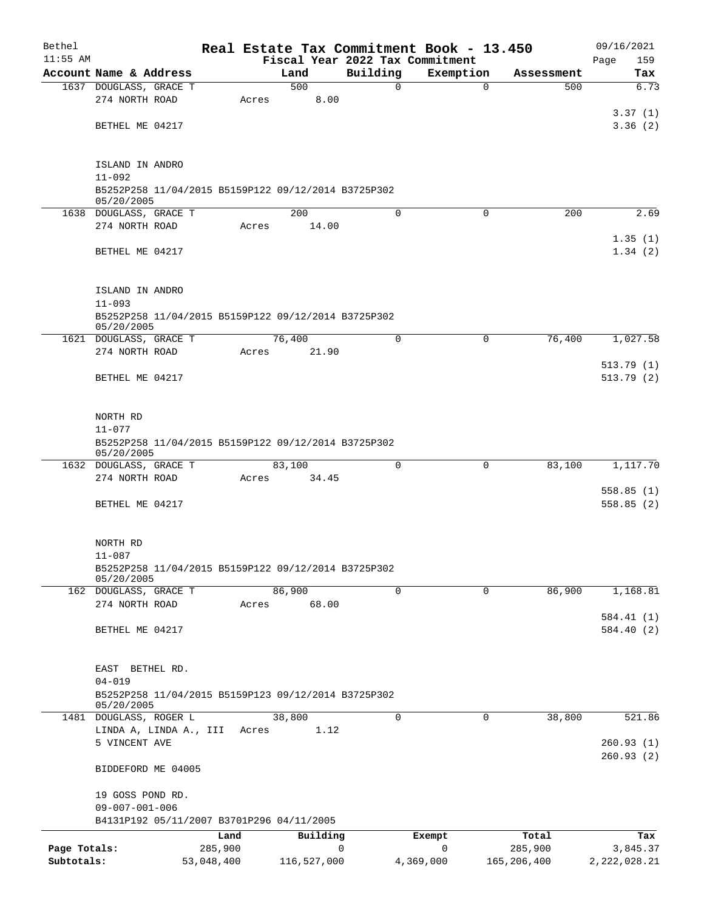# Real Estate Tax Commitment Book - 13.450

Bethel
11:55 AM

Fiscal Year 2022 Tax Commitment

09/16/2021
Page 159

| Account | Name & Address | Land | Building | Exemption | Assessment | Tax |
|---|---|---|---|---|---|---|
| 1637 | DOUGLASS, GRACE T | 500 | 0 | 0 | 500 | 6.73 |
| | 274 NORTH ROAD | Acres 8.00 | | | | |
| | | | | | | 3.37 (1) |
| | BETHEL ME 04217 | | | | | 3.36 (2) |
| | ISLAND IN ANDRO | | | | | |
| | 11-092 | | | | | |
| | B5252P258 11/04/2015 B5159P122 09/12/2014 B3725P302 05/20/2005 | | | | | |
| 1638 | DOUGLASS, GRACE T | 200 | 0 | 0 | 200 | 2.69 |
| | 274 NORTH ROAD | Acres 14.00 | | | | |
| | | | | | | 1.35 (1) |
| | BETHEL ME 04217 | | | | | 1.34 (2) |
| | ISLAND IN ANDRO | | | | | |
| | 11-093 | | | | | |
| | B5252P258 11/04/2015 B5159P122 09/12/2014 B3725P302 05/20/2005 | | | | | |
| 1621 | DOUGLASS, GRACE T | 76,400 | 0 | 0 | 76,400 | 1,027.58 |
| | 274 NORTH ROAD | Acres 21.90 | | | | |
| | | | | | | 513.79 (1) |
| | BETHEL ME 04217 | | | | | 513.79 (2) |
| | NORTH RD | | | | | |
| | 11-077 | | | | | |
| | B5252P258 11/04/2015 B5159P122 09/12/2014 B3725P302 05/20/2005 | | | | | |
| 1632 | DOUGLASS, GRACE T | 83,100 | 0 | 0 | 83,100 | 1,117.70 |
| | 274 NORTH ROAD | Acres 34.45 | | | | |
| | | | | | | 558.85 (1) |
| | BETHEL ME 04217 | | | | | 558.85 (2) |
| | NORTH RD | | | | | |
| | 11-087 | | | | | |
| | B5252P258 11/04/2015 B5159P122 09/12/2014 B3725P302 05/20/2005 | | | | | |
| 162 | DOUGLASS, GRACE T | 86,900 | 0 | 0 | 86,900 | 1,168.81 |
| | 274 NORTH ROAD | Acres 68.00 | | | | |
| | | | | | | 584.41 (1) |
| | BETHEL ME 04217 | | | | | 584.40 (2) |
| | EAST BETHEL RD. | | | | | |
| | 04-019 | | | | | |
| | B5252P258 11/04/2015 B5159P123 09/12/2014 B3725P302 05/20/2005 | | | | | |
| 1481 | DOUGLASS, ROGER L | 38,800 | 0 | 0 | 38,800 | 521.86 |
| | LINDA A, LINDA A., III | Acres 1.12 | | | | |
| | 5 VINCENT AVE | | | | | 260.93 (1) |
| | | | | | | 260.93 (2) |
| | BIDDEFORD ME 04005 | | | | | |
| | 19 GOSS POND RD. | | | | | |
| | 09-007-001-006 | | | | | |
| | B4131P192 05/11/2007 B3701P296 04/11/2005 | | | | | |

| | Land | Building | Exempt | Total | Tax |
|---|---|---|---|---|---|
| Page Totals: | 285,900 | 0 | 0 | 285,900 | 3,845.37 |
| Subtotals: | 53,048,400 | 116,527,000 | 4,369,000 | 165,206,400 | 2,222,028.21 |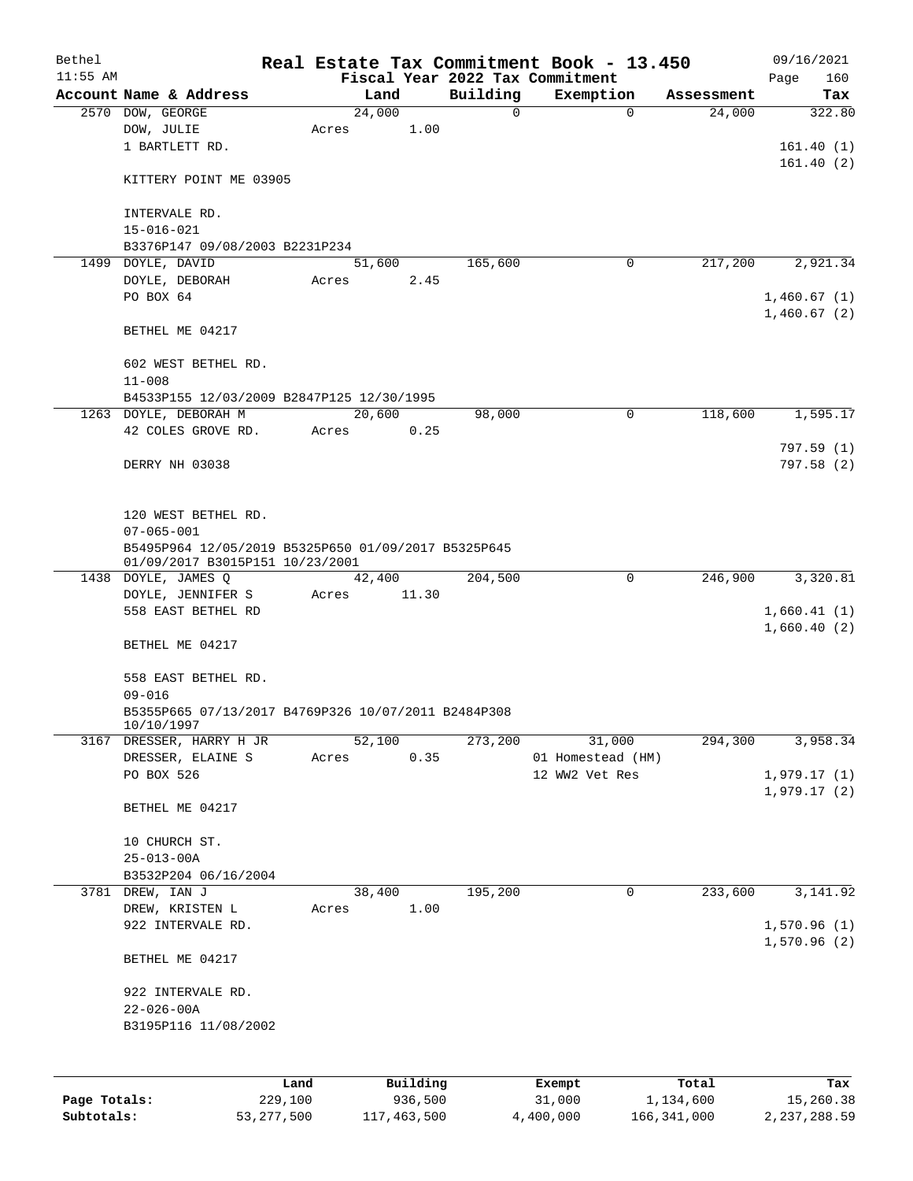Bethel 11:55 AM

# Real Estate Tax Commitment Book - 13.450

Fiscal Year 2022 Tax Commitment

09/16/2021

| Account | Name & Address | Land | Building | Exemption | Assessment | Tax |
|---|---|---|---|---|---|---|
| 2570 | DOW, GEORGE | 24,000 | 0 | 0 | 24,000 | 322.80 |
| | DOW, JULIE | Acres 1.00 | | | | |
| | 1 BARTLETT RD. | | | | | 161.40 (1) |
| | | | | | | 161.40 (2) |
| | KITTERY POINT ME 03905 | | | | | |
| | INTERVALE RD. | | | | | |
| | 15-016-021 | | | | | |
| | B3376P147 09/08/2003 B2231P234 | | | | | |
| 1499 | DOYLE, DAVID | 51,600 | 165,600 | 0 | 217,200 | 2,921.34 |
| | DOYLE, DEBORAH | Acres 2.45 | | | | |
| | PO BOX 64 | | | | | 1,460.67 (1) |
| | | | | | | 1,460.67 (2) |
| | BETHEL ME 04217 | | | | | |
| | 602 WEST BETHEL RD. | | | | | |
| | 11-008 | | | | | |
| | B4533P155 12/03/2009 B2847P125 12/30/1995 | | | | | |
| 1263 | DOYLE, DEBORAH M | 20,600 | 98,000 | 0 | 118,600 | 1,595.17 |
| | 42 COLES GROVE RD. | Acres 0.25 | | | | |
| | | | | | | 797.59 (1) |
| | DERRY NH 03038 | | | | | 797.58 (2) |
| | 120 WEST BETHEL RD. | | | | | |
| | 07-065-001 | | | | | |
| | B5495P964 12/05/2019 B5325P650 01/09/2017 B5325P645 01/09/2017 B3015P151 10/23/2001 | | | | | |
| 1438 | DOYLE, JAMES Q | 42,400 | 204,500 | 0 | 246,900 | 3,320.81 |
| | DOYLE, JENNIFER S | Acres 11.30 | | | | |
| | 558 EAST BETHEL RD | | | | | 1,660.41 (1) |
| | | | | | | 1,660.40 (2) |
| | BETHEL ME 04217 | | | | | |
| | 558 EAST BETHEL RD. | | | | | |
| | 09-016 | | | | | |
| | B5355P665 07/13/2017 B4769P326 10/07/2011 B2484P308 10/10/1997 | | | | | |
| 3167 | DRESSER, HARRY H JR | 52,100 | 273,200 | 31,000 | 294,300 | 3,958.34 |
| | DRESSER, ELAINE S | Acres 0.35 | | 01 Homestead (HM) | | |
| | PO BOX 526 | | | 12 WW2 Vet Res | | 1,979.17 (1) |
| | | | | | | 1,979.17 (2) |
| | BETHEL ME 04217 | | | | | |
| | 10 CHURCH ST. | | | | | |
| | 25-013-00A | | | | | |
| | B3532P204 06/16/2004 | | | | | |
| 3781 | DREW, IAN J | 38,400 | 195,200 | 0 | 233,600 | 3,141.92 |
| | DREW, KRISTEN L | Acres 1.00 | | | | |
| | 922 INTERVALE RD. | | | | | 1,570.96 (1) |
| | | | | | | 1,570.96 (2) |
| | BETHEL ME 04217 | | | | | |
| | 922 INTERVALE RD. | | | | | |
| | 22-026-00A | | | | | |
| | B3195P116 11/08/2002 | | | | | |

| | Land | Building | Exempt | Total | Tax |
|---|---|---|---|---|---|
| Page Totals: | 229,100 | 936,500 | 31,000 | 1,134,600 | 15,260.38 |
| Subtotals: | 53,277,500 | 117,463,500 | 4,400,000 | 166,341,000 | 2,237,288.59 |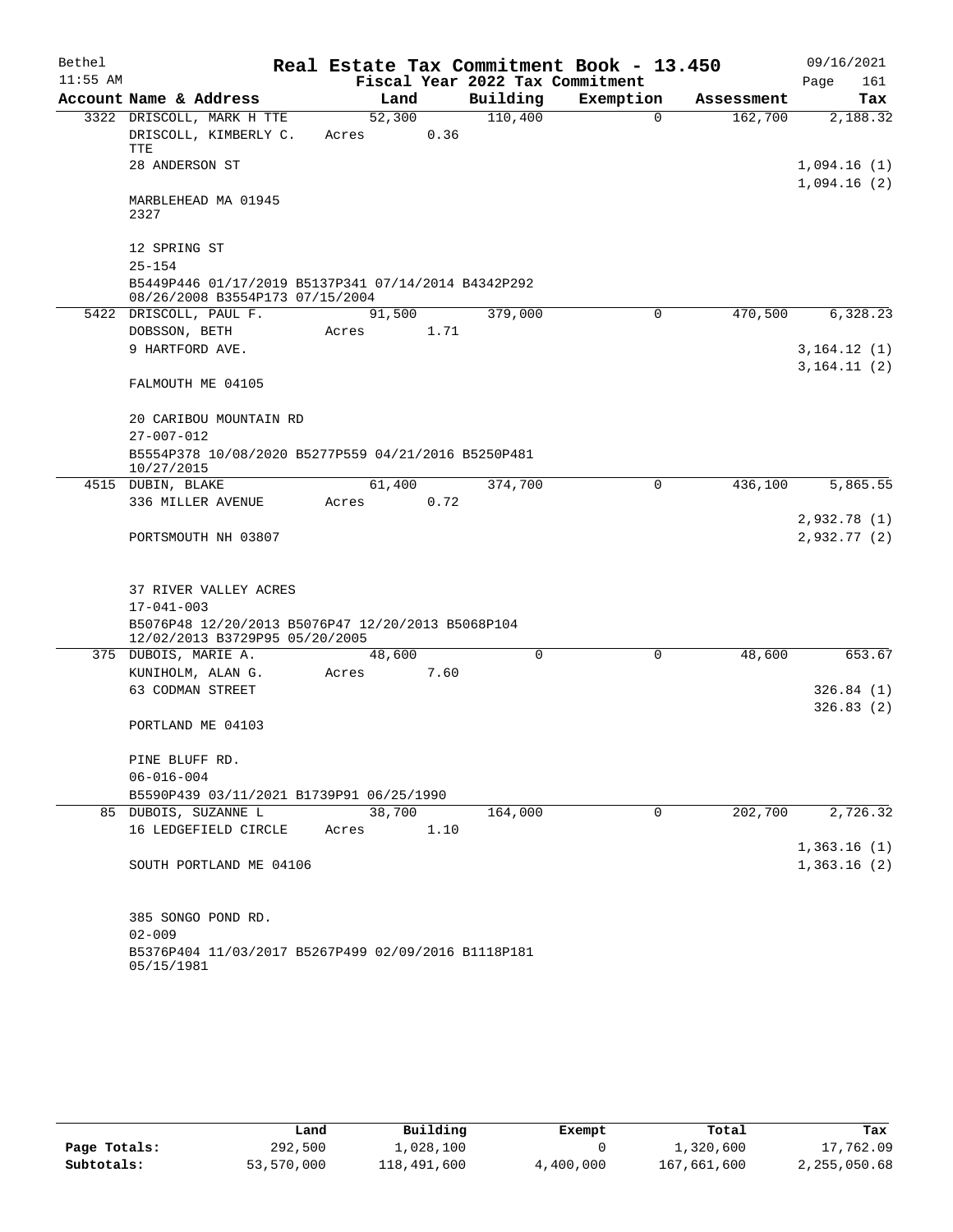# Real Estate Tax Commitment Book - 13.450

Bethel
11:55 AM

Fiscal Year 2022 Tax Commitment

09/16/2021
Page 161

| Account | Name & Address | Land | Building | Exemption | Assessment | Tax |
|---|---|---|---|---|---|---|
| 3322 | DRISCOLL, MARK H TTE<br>DRISCOLL, KIMBERLY C. TTE<br>28 ANDERSON ST<br><br>MARBLEHEAD MA 01945 2327<br><br>12 SPRING ST<br>25-154<br>B5449P446 01/17/2019 B5137P341 07/14/2014 B4342P292 08/26/2008 B3554P173 07/15/2004 | 52,300<br>Acres 0.36 | 110,400 | 0 | 162,700 | 2,188.32<br><br>1,094.16 (1)<br>1,094.16 (2) |
| 5422 | DRISCOLL, PAUL F.<br>DOBSSON, BETH<br>9 HARTFORD AVE.<br><br>FALMOUTH ME 04105<br><br>20 CARIBOU MOUNTAIN RD<br>27-007-012<br>B5554P378 10/08/2020 B5277P559 04/21/2016 B5250P481 10/27/2015 | 91,500<br>Acres 1.71 | 379,000 | 0 | 470,500 | 6,328.23<br><br>3,164.12 (1)<br>3,164.11 (2) |
| 4515 | DUBIN, BLAKE<br>336 MILLER AVENUE<br><br>PORTSMOUTH NH 03807<br><br>37 RIVER VALLEY ACRES<br>17-041-003<br>B5076P48 12/20/2013 B5076P47 12/20/2013 B5068P104 12/02/2013 B3729P95 05/20/2005 | 61,400<br>Acres 0.72 | 374,700 | 0 | 436,100 | 5,865.55<br><br>2,932.78 (1)<br>2,932.77 (2) |
| 375 | DUBOIS, MARIE A.<br>KUNIHOLM, ALAN G.<br>63 CODMAN STREET<br><br>PORTLAND ME 04103<br><br>PINE BLUFF RD.<br>06-016-004<br>B5590P439 03/11/2021 B1739P91 06/25/1990 | 48,600<br>Acres 7.60 | 0 | 0 | 48,600 | 653.67<br><br>326.84 (1)<br>326.83 (2) |
| 85 | DUBOIS, SUZANNE L<br>16 LEDGEFIELD CIRCLE<br><br>SOUTH PORTLAND ME 04106<br><br>385 SONGO POND RD.<br>02-009<br>B5376P404 11/03/2017 B5267P499 02/09/2016 B1118P181 05/15/1981 | 38,700<br>Acres 1.10 | 164,000 | 0 | 202,700 | 2,726.32<br><br>1,363.16 (1)<br>1,363.16 (2) |

| | Land | Building | Exempt | Total | Tax |
|---|---|---|---|---|---|
| Page Totals: | 292,500 | 1,028,100 | 0 | 1,320,600 | 17,762.09 |
| Subtotals: | 53,570,000 | 118,491,600 | 4,400,000 | 167,661,600 | 2,255,050.68 |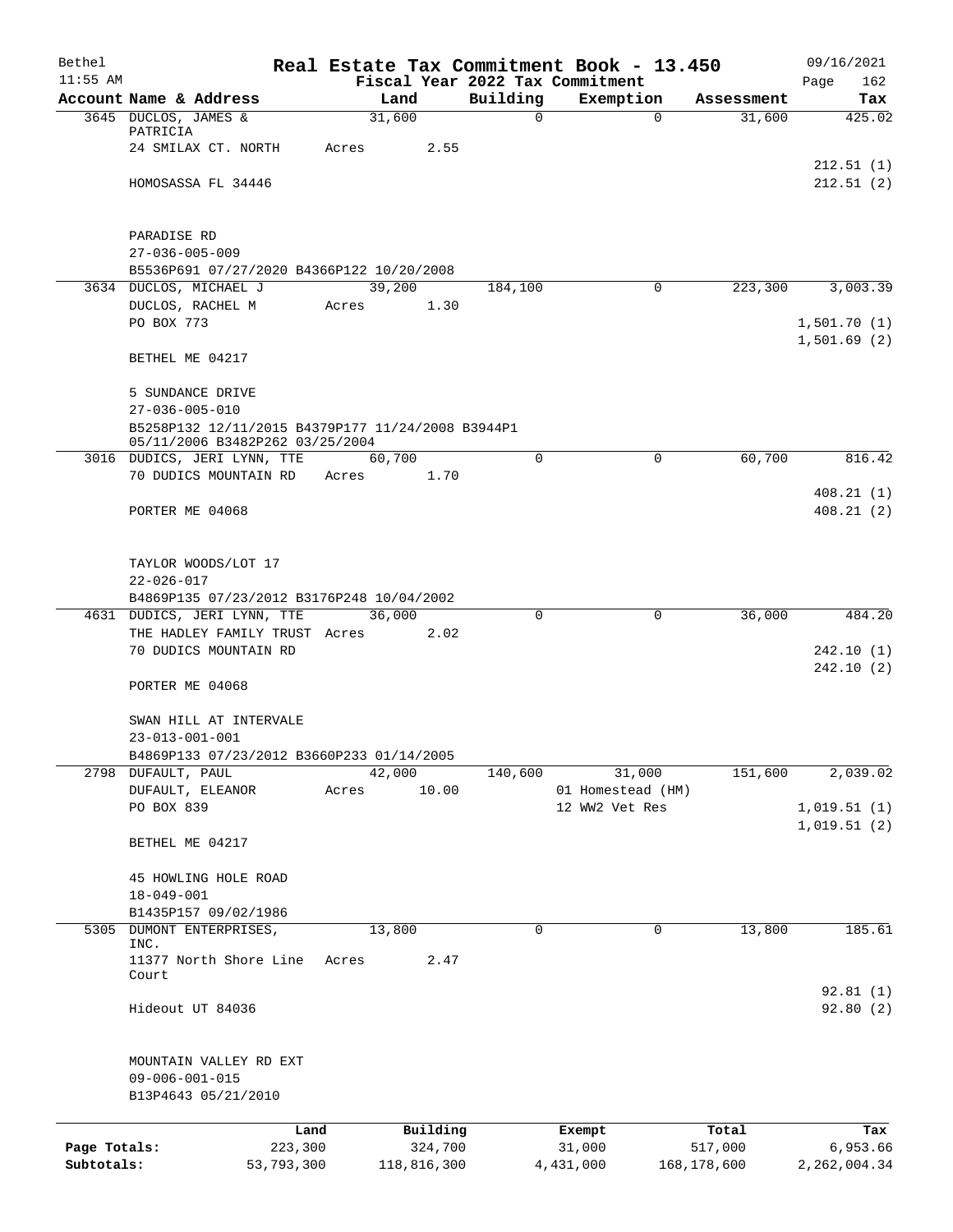Bethel 11:55 AM

# Real Estate Tax Commitment Book - 13.450

## Fiscal Year 2022 Tax Commitment

09/16/2021 Page 162

| Account Name & Address | Land | Building | Exemption | Assessment | Tax |
|---|---|---|---|---|---|
| 3645 DUCLOS, JAMES & PATRICIA | 31,600 | 0 | 0 | 31,600 | 425.02 |
| 24 SMILAX CT. NORTH | Acres 2.55 | | | | |
| | | | | | 212.51 (1) |
| HOMOSASSA FL 34446 | | | | | 212.51 (2) |
| PARADISE RD | | | | | |
| 27-036-005-009 | | | | | |
| B5536P691 07/27/2020 B4366P122 10/20/2008 | | | | | |
| 3634 DUCLOS, MICHAEL J | 39,200 | 184,100 | 0 | 223,300 | 3,003.39 |
| DUCLOS, RACHEL M | Acres 1.30 | | | | |
| PO BOX 773 | | | | | 1,501.70 (1) |
| | | | | | 1,501.69 (2) |
| BETHEL ME 04217 | | | | | |
| 5 SUNDANCE DRIVE | | | | | |
| 27-036-005-010 | | | | | |
| B5258P132 12/11/2015 B4379P177 11/24/2008 B3944P1 05/11/2006 B3482P262 03/25/2004 | | | | | |
| 3016 DUDICS, JERI LYNN, TTE | 60,700 | 0 | 0 | 60,700 | 816.42 |
| 70 DUDICS MOUNTAIN RD | Acres 1.70 | | | | |
| | | | | | 408.21 (1) |
| PORTER ME 04068 | | | | | 408.21 (2) |
| TAYLOR WOODS/LOT 17 | | | | | |
| 22-026-017 | | | | | |
| B4869P135 07/23/2012 B3176P248 10/04/2002 | | | | | |
| 4631 DUDICS, JERI LYNN, TTE | 36,000 | 0 | 0 | 36,000 | 484.20 |
| THE HADLEY FAMILY TRUST | Acres 2.02 | | | | |
| 70 DUDICS MOUNTAIN RD | | | | | 242.10 (1) |
| | | | | | 242.10 (2) |
| PORTER ME 04068 | | | | | |
| SWAN HILL AT INTERVALE | | | | | |
| 23-013-001-001 | | | | | |
| B4869P133 07/23/2012 B3660P233 01/14/2005 | | | | | |
| 2798 DUFAULT, PAUL | 42,000 | 140,600 | 31,000 | 151,600 | 2,039.02 |
| DUFAULT, ELEANOR | Acres 10.00 | | 01 Homestead (HM) | | |
| PO BOX 839 | | | 12 WW2 Vet Res | | 1,019.51 (1) |
| | | | | | 1,019.51 (2) |
| BETHEL ME 04217 | | | | | |
| 45 HOWLING HOLE ROAD | | | | | |
| 18-049-001 | | | | | |
| B1435P157 09/02/1986 | | | | | |
| 5305 DUMONT ENTERPRISES, INC. | 13,800 | 0 | 0 | 13,800 | 185.61 |
| 11377 North Shore Line Court | Acres 2.47 | | | | |
| | | | | | 92.81 (1) |
| Hideout UT 84036 | | | | | 92.80 (2) |
| MOUNTAIN VALLEY RD EXT | | | | | |
| 09-006-001-015 | | | | | |
| B13P4643 05/21/2010 | | | | | |

| | Land | Building | Exempt | Total | Tax |
|---|---|---|---|---|---|
| Page Totals: | 223,300 | 324,700 | 31,000 | 517,000 | 6,953.66 |
| Subtotals: | 53,793,300 | 118,816,300 | 4,431,000 | 168,178,600 | 2,262,004.34 |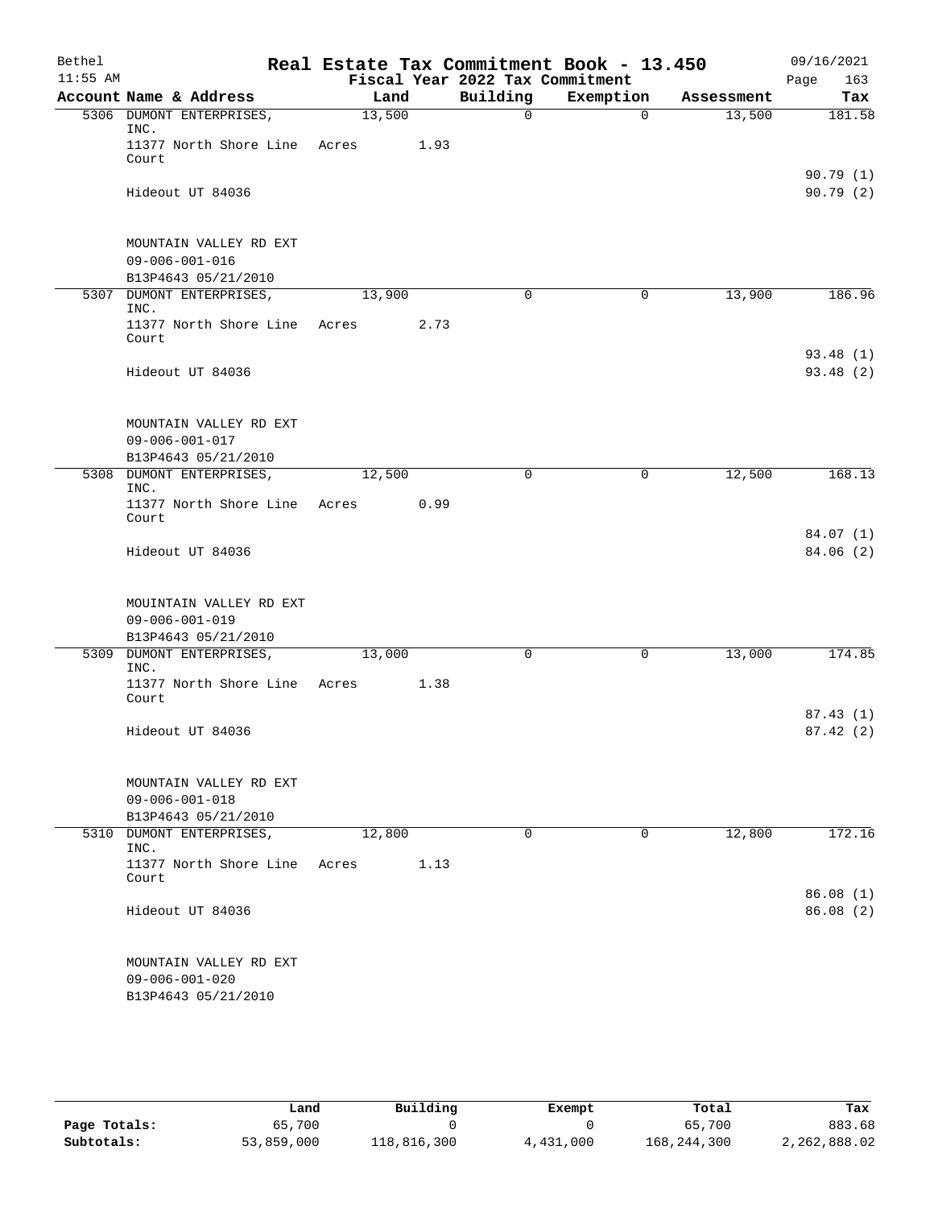# Real Estate Tax Commitment Book - 13.450

Bethel, 11:55 AM — Fiscal Year 2022 Tax Commitment — 09/16/2021

| Account Name & Address | Land | Building | Exemption | Assessment | Tax |
|---|---|---|---|---|---|
| 5306 DUMONT ENTERPRISES, INC.<br>11377 North Shore Line Court<br>Hideout UT 84036<br><br>MOUNTAIN VALLEY RD EXT<br>09-006-001-016<br>B13P4643 05/21/2010 | 13,500<br>Acres 1.93 | 0 | 0 | 13,500 | 181.58<br><br>90.79 (1)<br>90.79 (2) |
| 5307 DUMONT ENTERPRISES, INC.<br>11377 North Shore Line Court<br>Hideout UT 84036<br><br>MOUNTAIN VALLEY RD EXT<br>09-006-001-017<br>B13P4643 05/21/2010 | 13,900<br>Acres 2.73 | 0 | 0 | 13,900 | 186.96<br><br>93.48 (1)<br>93.48 (2) |
| 5308 DUMONT ENTERPRISES, INC.<br>11377 North Shore Line Court<br>Hideout UT 84036<br><br>MOUINTAIN VALLEY RD EXT<br>09-006-001-019<br>B13P4643 05/21/2010 | 12,500<br>Acres 0.99 | 0 | 0 | 12,500 | 168.13<br><br>84.07 (1)<br>84.06 (2) |
| 5309 DUMONT ENTERPRISES, INC.<br>11377 North Shore Line Court<br>Hideout UT 84036<br><br>MOUNTAIN VALLEY RD EXT<br>09-006-001-018<br>B13P4643 05/21/2010 | 13,000<br>Acres 1.38 | 0 | 0 | 13,000 | 174.85<br><br>87.43 (1)<br>87.42 (2) |
| 5310 DUMONT ENTERPRISES, INC.<br>11377 North Shore Line Court<br>Hideout UT 84036<br><br>MOUNTAIN VALLEY RD EXT<br>09-006-001-020<br>B13P4643 05/21/2010 | 12,800<br>Acres 1.13 | 0 | 0 | 12,800 | 172.16<br><br>86.08 (1)<br>86.08 (2) |

| | Land | Building | Exempt | Total | Tax |
|---|---|---|---|---|---|
| Page Totals: | 65,700 | 0 | 0 | 65,700 | 883.68 |
| Subtotals: | 53,859,000 | 118,816,300 | 4,431,000 | 168,244,300 | 2,262,888.02 |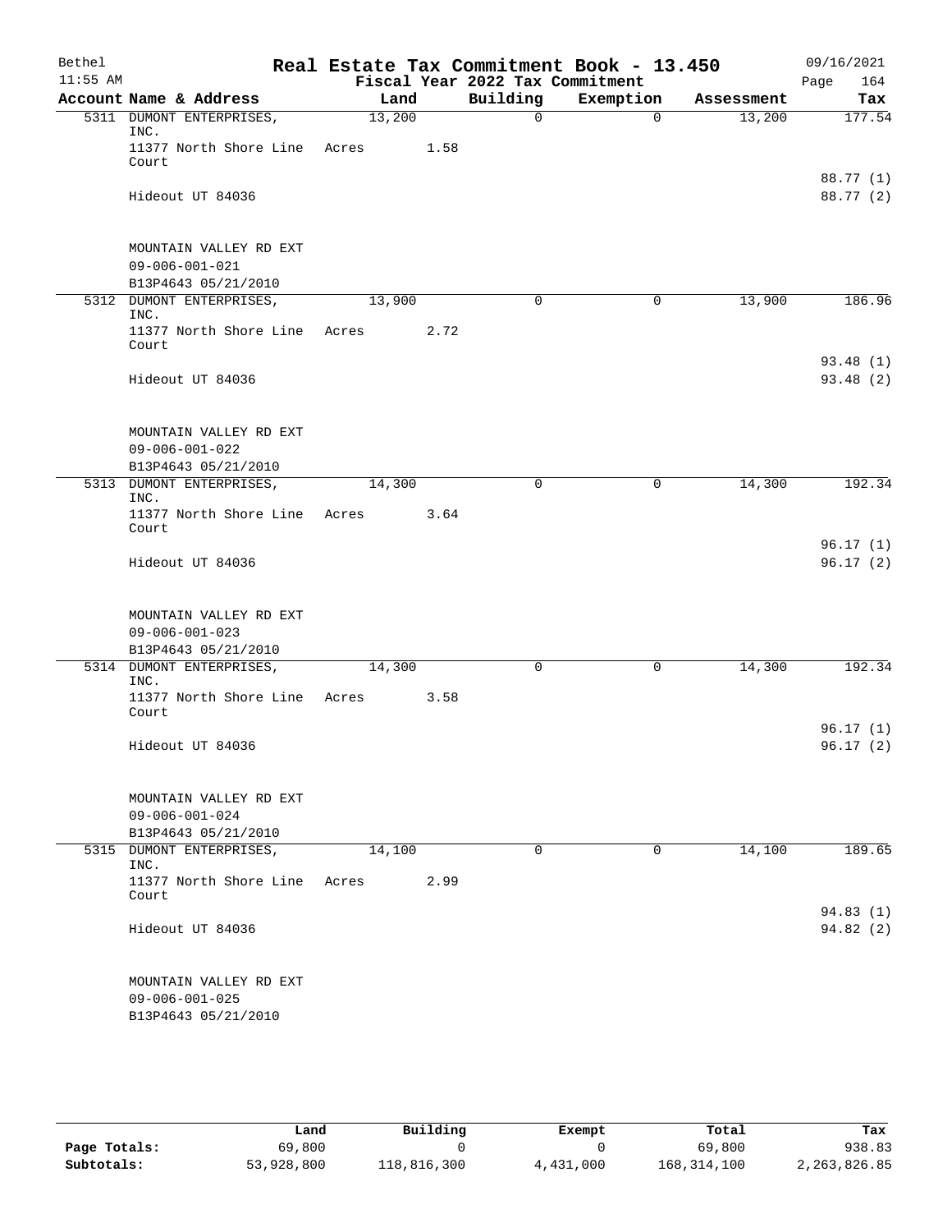# Real Estate Tax Commitment Book - 13.450

Bethel 11:55 AM — Fiscal Year 2022 Tax Commitment — 09/16/2021

| Account | Name & Address | Land | Building | Exemption | Assessment | Tax |
|---|---|---|---|---|---|---|
| 5311 | DUMONT ENTERPRISES, INC.<br>11377 North Shore Line Court<br>Hideout UT 84036<br><br>MOUNTAIN VALLEY RD EXT<br>09-006-001-021<br>B13P4643 05/21/2010 | 13,200<br>Acres 1.58 | 0 | 0 | 13,200 | 177.54<br><br>88.77 (1)<br>88.77 (2) |
| 5312 | DUMONT ENTERPRISES, INC.<br>11377 North Shore Line Court<br>Hideout UT 84036<br><br>MOUNTAIN VALLEY RD EXT<br>09-006-001-022<br>B13P4643 05/21/2010 | 13,900<br>Acres 2.72 | 0 | 0 | 13,900 | 186.96<br><br>93.48 (1)<br>93.48 (2) |
| 5313 | DUMONT ENTERPRISES, INC.<br>11377 North Shore Line Court<br>Hideout UT 84036<br><br>MOUNTAIN VALLEY RD EXT<br>09-006-001-023<br>B13P4643 05/21/2010 | 14,300<br>Acres 3.64 | 0 | 0 | 14,300 | 192.34<br><br>96.17 (1)<br>96.17 (2) |
| 5314 | DUMONT ENTERPRISES, INC.<br>11377 North Shore Line Court<br>Hideout UT 84036<br><br>MOUNTAIN VALLEY RD EXT<br>09-006-001-024<br>B13P4643 05/21/2010 | 14,300<br>Acres 3.58 | 0 | 0 | 14,300 | 192.34<br><br>96.17 (1)<br>96.17 (2) |
| 5315 | DUMONT ENTERPRISES, INC.<br>11377 North Shore Line Court<br>Hideout UT 84036<br><br>MOUNTAIN VALLEY RD EXT<br>09-006-001-025<br>B13P4643 05/21/2010 | 14,100<br>Acres 2.99 | 0 | 0 | 14,100 | 189.65<br><br>94.83 (1)<br>94.82 (2) |

| | Land | Building | Exempt | Total | Tax |
|---|---|---|---|---|---|
| Page Totals: | 69,800 | 0 | 0 | 69,800 | 938.83 |
| Subtotals: | 53,928,800 | 118,816,300 | 4,431,000 | 168,314,100 | 2,263,826.85 |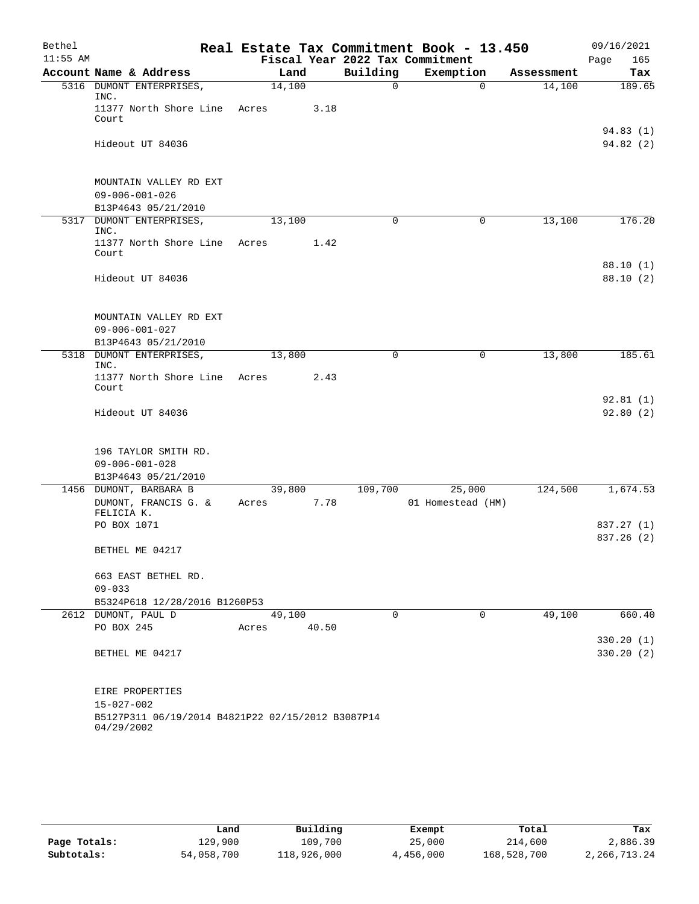Bethel 11:55 AM

# Real Estate Tax Commitment Book - 13.450

Fiscal Year 2022 Tax Commitment

09/16/2021 Page 165

| Account Name & Address | Land | Building | Exemption | Assessment | Tax |
|---|---|---|---|---|---|
| 5316 DUMONT ENTERPRISES, INC. | 14,100 | 0 | 0 | 14,100 | 189.65 |
| 11377 North Shore Line Court | Acres 3.18 | | | | |
| | | | | | 94.83 (1) |
| Hideout UT 84036 | | | | | 94.82 (2) |
| MOUNTAIN VALLEY RD EXT | | | | | |
| 09-006-001-026 | | | | | |
| B13P4643 05/21/2010 | | | | | |
| 5317 DUMONT ENTERPRISES, INC. | 13,100 | 0 | 0 | 13,100 | 176.20 |
| 11377 North Shore Line Court | Acres 1.42 | | | | |
| | | | | | 88.10 (1) |
| Hideout UT 84036 | | | | | 88.10 (2) |
| MOUNTAIN VALLEY RD EXT | | | | | |
| 09-006-001-027 | | | | | |
| B13P4643 05/21/2010 | | | | | |
| 5318 DUMONT ENTERPRISES, INC. | 13,800 | 0 | 0 | 13,800 | 185.61 |
| 11377 North Shore Line Court | Acres 2.43 | | | | |
| | | | | | 92.81 (1) |
| Hideout UT 84036 | | | | | 92.80 (2) |
| 196 TAYLOR SMITH RD. | | | | | |
| 09-006-001-028 | | | | | |
| B13P4643 05/21/2010 | | | | | |
| 1456 DUMONT, BARBARA B | 39,800 | 109,700 | 25,000 | 124,500 | 1,674.53 |
| DUMONT, FRANCIS G. & FELICIA K. | Acres 7.78 | | 01 Homestead (HM) | | |
| PO BOX 1071 | | | | | 837.27 (1) |
| | | | | | 837.26 (2) |
| BETHEL ME 04217 | | | | | |
| 663 EAST BETHEL RD. | | | | | |
| 09-033 | | | | | |
| B5324P618 12/28/2016 B1260P53 | | | | | |
| 2612 DUMONT, PAUL D | 49,100 | 0 | 0 | 49,100 | 660.40 |
| PO BOX 245 | Acres 40.50 | | | | |
| | | | | | 330.20 (1) |
| BETHEL ME 04217 | | | | | 330.20 (2) |
| EIRE PROPERTIES | | | | | |
| 15-027-002 | | | | | |
| B5127P311 06/19/2014 B4821P22 02/15/2012 B3087P14 04/29/2002 | | | | | |

| | Land | Building | Exempt | Total | Tax |
|---|---|---|---|---|---|
| Page Totals: | 129,900 | 109,700 | 25,000 | 214,600 | 2,886.39 |
| Subtotals: | 54,058,700 | 118,926,000 | 4,456,000 | 168,528,700 | 2,266,713.24 |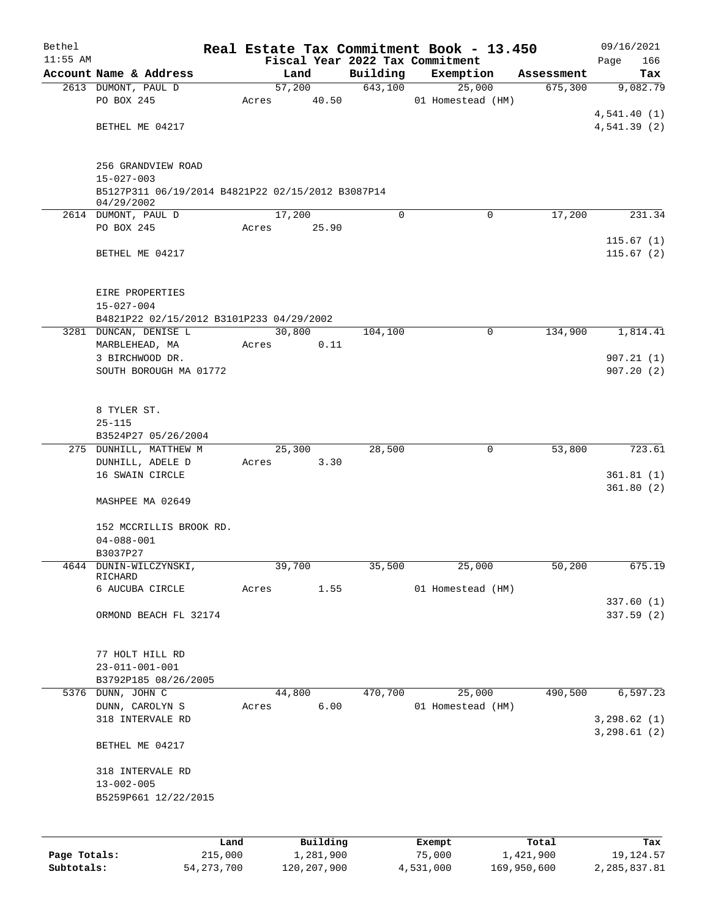Bethel 11:55 AM

# Real Estate Tax Commitment Book - 13.450

Fiscal Year 2022 Tax Commitment

09/16/2021 Page 166

| Account Name & Address | Land | Building | Exemption | Assessment | Tax |
|---|---|---|---|---|---|
| 2613 DUMONT, PAUL D<br>PO BOX 245<br><br>BETHEL ME 04217<br><br>256 GRANDVIEW ROAD<br>15-027-003<br>B5127P311 06/19/2014 B4821P22 02/15/2012 B3087P14 04/29/2002 | 57,200<br>Acres 40.50 | 643,100 | 25,000<br>01 Homestead (HM) | 675,300 | 9,082.79<br><br>4,541.40 (1)<br>4,541.39 (2) |
| 2614 DUMONT, PAUL D<br>PO BOX 245<br><br>BETHEL ME 04217<br><br>EIRE PROPERTIES<br>15-027-004<br>B4821P22 02/15/2012 B3101P233 04/29/2002 | 17,200<br>Acres 25.90 | 0 | 0 | 17,200 | 231.34<br><br>115.67 (1)<br>115.67 (2) |
| 3281 DUNCAN, DENISE L<br>MARBLEHEAD, MA<br>3 BIRCHWOOD DR.<br>SOUTH BOROUGH MA 01772<br><br>8 TYLER ST.<br>25-115<br>B3524P27 05/26/2004 | 30,800<br>Acres 0.11 | 104,100 | 0 | 134,900 | 1,814.41<br><br>907.21 (1)<br>907.20 (2) |
| 275 DUNHILL, MATTHEW M<br>DUNHILL, ADELE D<br>16 SWAIN CIRCLE<br><br>MASHPEE MA 02649<br><br>152 MCCRILLIS BROOK RD.<br>04-088-001<br>B3037P27 | 25,300<br>Acres 3.30 | 28,500 | 0 | 53,800 | 723.61<br><br>361.81 (1)<br>361.80 (2) |
| 4644 DUNIN-WILCZYNSKI, RICHARD<br>6 AUCUBA CIRCLE<br><br>ORMOND BEACH FL 32174<br><br>77 HOLT HILL RD<br>23-011-001-001<br>B3792P185 08/26/2005 | 39,700<br>Acres 1.55 | 35,500 | 25,000<br>01 Homestead (HM) | 50,200 | 675.19<br><br>337.60 (1)<br>337.59 (2) |
| 5376 DUNN, JOHN C<br>DUNN, CAROLYN S<br>318 INTERVALE RD<br><br>BETHEL ME 04217<br><br>318 INTERVALE RD<br>13-002-005<br>B5259P661 12/22/2015 | 44,800<br>Acres 6.00 | 470,700 | 25,000<br>01 Homestead (HM) | 490,500 | 6,597.23<br><br>3,298.62 (1)<br>3,298.61 (2) |

| | Land | Building | Exempt | Total | Tax |
|---|---|---|---|---|---|
| Page Totals: | 215,000 | 1,281,900 | 75,000 | 1,421,900 | 19,124.57 |
| Subtotals: | 54,273,700 | 120,207,900 | 4,531,000 | 169,950,600 | 2,285,837.81 |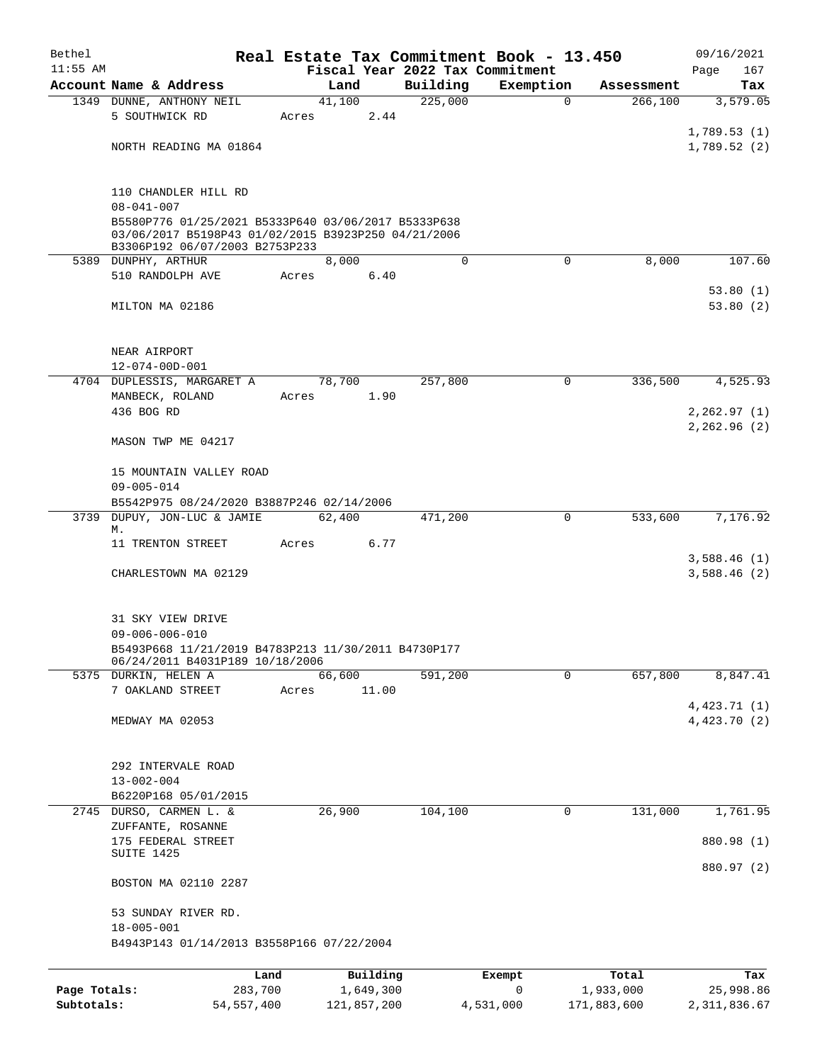Bethel 11:55 AM

# Real Estate Tax Commitment Book - 13.450

## Fiscal Year 2022 Tax Commitment

09/16/2021 Page 167

| Account Name & Address | Land | Building | Exemption | Assessment | Tax |
|---|---|---|---|---|---|
| 1349 DUNNE, ANTHONY NEIL | 41,100 | 225,000 | 0 | 266,100 | 3,579.05 |
| 5 SOUTHWICK RD | Acres 2.44 | | | | |
| | | | | | 1,789.53 (1) |
| NORTH READING MA 01864 | | | | | 1,789.52 (2) |
| 110 CHANDLER HILL RD | | | | | |
| 08-041-007 | | | | | |
| B5580P776 01/25/2021 B5333P640 03/06/2017 B5333P638 03/06/2017 B5198P43 01/02/2015 B3923P250 04/21/2006 B3306P192 06/07/2003 B2753P233 | | | | | |
| 5389 DUNPHY, ARTHUR | 8,000 | 0 | 0 | 8,000 | 107.60 |
| 510 RANDOLPH AVE | Acres 6.40 | | | | |
| | | | | | 53.80 (1) |
| MILTON MA 02186 | | | | | 53.80 (2) |
| NEAR AIRPORT | | | | | |
| 12-074-00D-001 | | | | | |
| 4704 DUPLESSIS, MARGARET A | 78,700 | 257,800 | 0 | 336,500 | 4,525.93 |
| MANBECK, ROLAND | Acres 1.90 | | | | |
| 436 BOG RD | | | | | 2,262.97 (1) |
| | | | | | 2,262.96 (2) |
| MASON TWP ME 04217 | | | | | |
| 15 MOUNTAIN VALLEY ROAD | | | | | |
| 09-005-014 | | | | | |
| B5542P975 08/24/2020 B3887P246 02/14/2006 | | | | | |
| 3739 DUPUY, JON-LUC & JAMIE M. | 62,400 | 471,200 | 0 | 533,600 | 7,176.92 |
| 11 TRENTON STREET | Acres 6.77 | | | | |
| | | | | | 3,588.46 (1) |
| CHARLESTOWN MA 02129 | | | | | 3,588.46 (2) |
| 31 SKY VIEW DRIVE | | | | | |
| 09-006-006-010 | | | | | |
| B5493P668 11/21/2019 B4783P213 11/30/2011 B4730P177 06/24/2011 B4031P189 10/18/2006 | | | | | |
| 5375 DURKIN, HELEN A | 66,600 | 591,200 | 0 | 657,800 | 8,847.41 |
| 7 OAKLAND STREET | Acres 11.00 | | | | |
| | | | | | 4,423.71 (1) |
| MEDWAY MA 02053 | | | | | 4,423.70 (2) |
| 292 INTERVALE ROAD | | | | | |
| 13-002-004 | | | | | |
| B6220P168 05/01/2015 | | | | | |
| 2745 DURSO, CARMEN L. & | 26,900 | 104,100 | 0 | 131,000 | 1,761.95 |
| ZUFFANTE, ROSANNE | | | | | |
| 175 FEDERAL STREET | | | | | 880.98 (1) |
| SUITE 1425 | | | | | |
| | | | | | 880.97 (2) |
| BOSTON MA 02110 2287 | | | | | |
| 53 SUNDAY RIVER RD. | | | | | |
| 18-005-001 | | | | | |
| B4943P143 01/14/2013 B3558P166 07/22/2004 | | | | | |

| | Land | Building | Exempt | Total | Tax |
|---|---|---|---|---|---|
| Page Totals: | 283,700 | 1,649,300 | 0 | 1,933,000 | 25,998.86 |
| Subtotals: | 54,557,400 | 121,857,200 | 4,531,000 | 171,883,600 | 2,311,836.67 |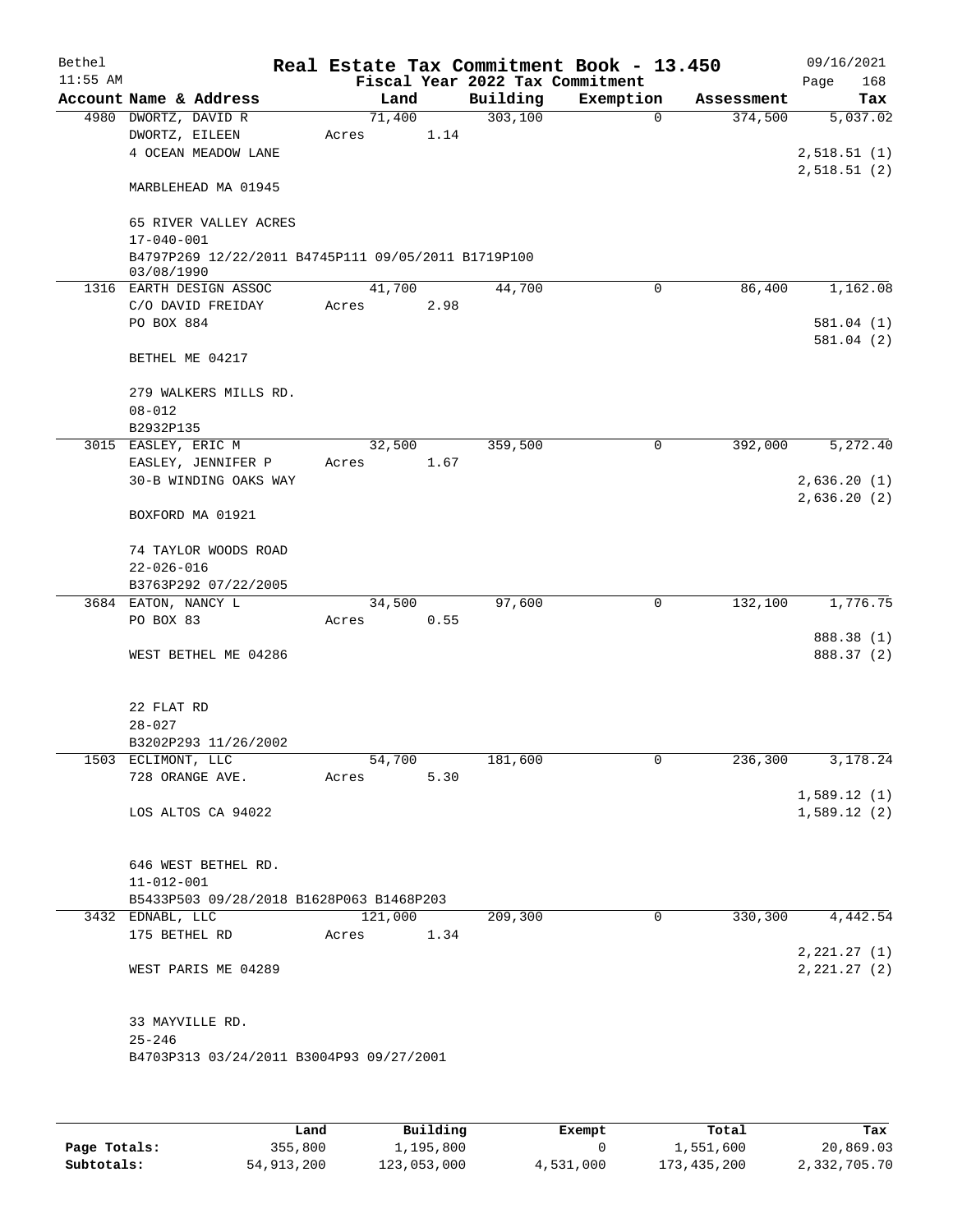# Real Estate Tax Commitment Book - 13.450

Bethel 11:55 AM — Fiscal Year 2022 Tax Commitment — 09/16/2021 Page 168

| Account Name & Address | Land | Building | Exemption | Assessment | Tax |
|---|---|---|---|---|---|
| 4980 DWORTZ, DAVID R<br>DWORTZ, EILEEN<br>4 OCEAN MEADOW LANE<br><br>MARBLEHEAD MA 01945<br><br>65 RIVER VALLEY ACRES<br>17-040-001<br>B4797P269 12/22/2011 B4745P111 09/05/2011 B1719P100 03/08/1990 | 71,400<br>Acres 1.14 | 303,100 | 0 | 374,500 | 5,037.02<br><br>2,518.51 (1)<br>2,518.51 (2) |
| 1316 EARTH DESIGN ASSOC<br>C/O DAVID FREIDAY<br>PO BOX 884<br><br>BETHEL ME 04217<br><br>279 WALKERS MILLS RD.<br>08-012<br>B2932P135 | 41,700<br>Acres 2.98 | 44,700 | 0 | 86,400 | 1,162.08<br><br>581.04 (1)<br>581.04 (2) |
| 3015 EASLEY, ERIC M<br>EASLEY, JENNIFER P<br>30-B WINDING OAKS WAY<br><br>BOXFORD MA 01921<br><br>74 TAYLOR WOODS ROAD<br>22-026-016<br>B3763P292 07/22/2005 | 32,500<br>Acres 1.67 | 359,500 | 0 | 392,000 | 5,272.40<br><br>2,636.20 (1)<br>2,636.20 (2) |
| 3684 EATON, NANCY L<br>PO BOX 83<br><br>WEST BETHEL ME 04286<br><br>22 FLAT RD<br>28-027<br>B3202P293 11/26/2002 | 34,500<br>Acres 0.55 | 97,600 | 0 | 132,100 | 1,776.75<br><br>888.38 (1)<br>888.37 (2) |
| 1503 ECLIMONT, LLC<br>728 ORANGE AVE.<br><br>LOS ALTOS CA 94022<br><br>646 WEST BETHEL RD.<br>11-012-001<br>B5433P503 09/28/2018 B1628P063 B1468P203 | 54,700<br>Acres 5.30 | 181,600 | 0 | 236,300 | 3,178.24<br><br>1,589.12 (1)<br>1,589.12 (2) |
| 3432 EDNABL, LLC<br>175 BETHEL RD<br><br>WEST PARIS ME 04289<br><br>33 MAYVILLE RD.<br>25-246<br>B4703P313 03/24/2011 B3004P93 09/27/2001 | 121,000<br>Acres 1.34 | 209,300 | 0 | 330,300 | 4,442.54<br><br>2,221.27 (1)<br>2,221.27 (2) |

| | Land | Building | Exempt | Total | Tax |
|---|---|---|---|---|---|
| Page Totals: | 355,800 | 1,195,800 | 0 | 1,551,600 | 20,869.03 |
| Subtotals: | 54,913,200 | 123,053,000 | 4,531,000 | 173,435,200 | 2,332,705.70 |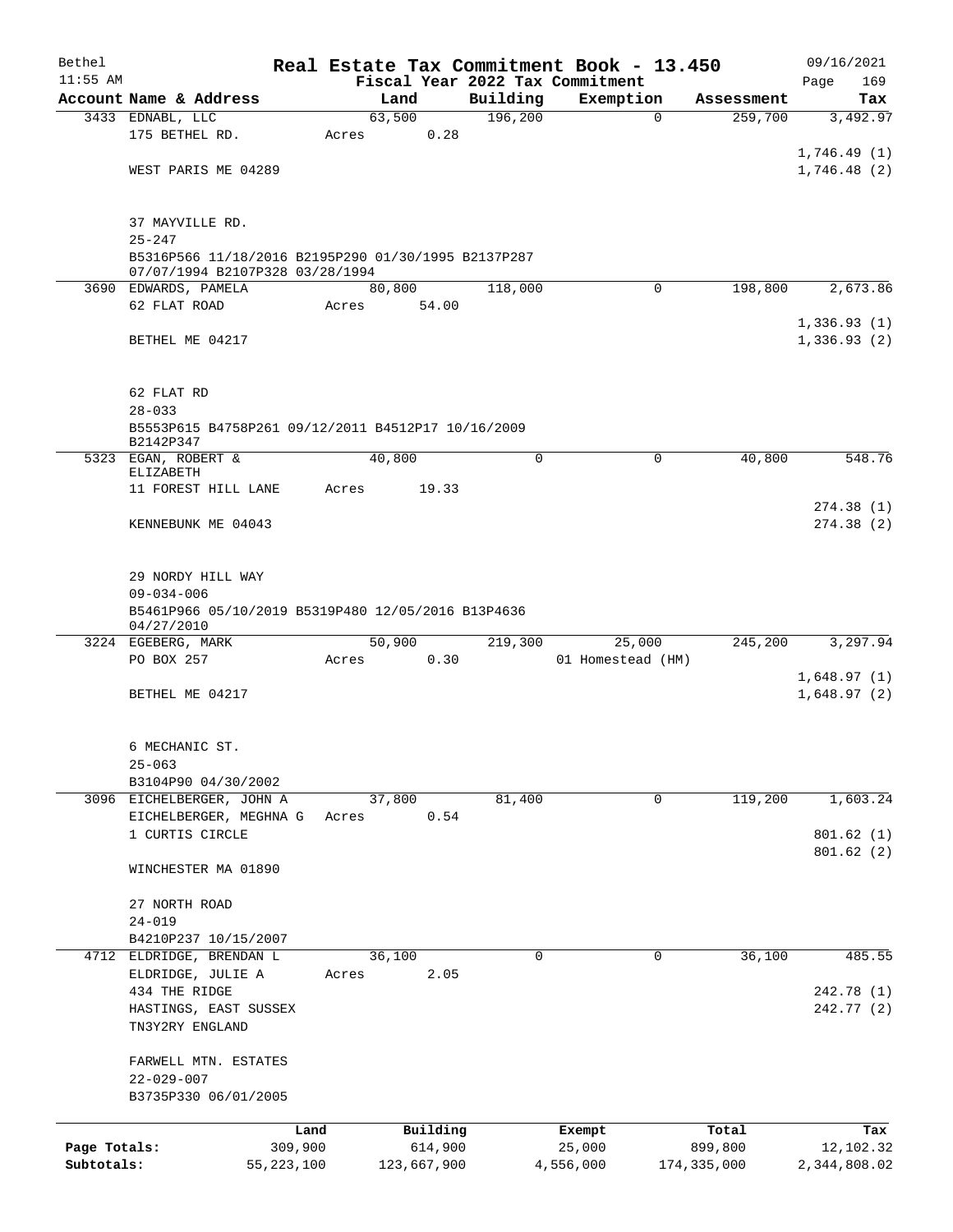# Real Estate Tax Commitment Book - 13.450

Bethel 11:55 AM — Fiscal Year 2022 Tax Commitment — 09/16/2021

| Account Name & Address | Land | Building | Exemption | Assessment | Tax |
|---|---|---|---|---|---|
| 3433 EDNABL, LLC | 63,500 | 196,200 | 0 | 259,700 | 3,492.97 |
| 175 BETHEL RD. | Acres 0.28 | | | | |
| | | | | | 1,746.49 (1) |
| WEST PARIS ME 04289 | | | | | 1,746.48 (2) |
| 37 MAYVILLE RD. | | | | | |
| 25-247 | | | | | |
| B5316P566 11/18/2016 B2195P290 01/30/1995 B2137P287 07/07/1994 B2107P328 03/28/1994 | | | | | |
| 3690 EDWARDS, PAMELA | 80,800 | 118,000 | 0 | 198,800 | 2,673.86 |
| 62 FLAT ROAD | Acres 54.00 | | | | |
| | | | | | 1,336.93 (1) |
| BETHEL ME 04217 | | | | | 1,336.93 (2) |
| 62 FLAT RD | | | | | |
| 28-033 | | | | | |
| B5553P615 B4758P261 09/12/2011 B4512P17 10/16/2009 B2142P347 | | | | | |
| 5323 EGAN, ROBERT & ELIZABETH | 40,800 | 0 | 0 | 40,800 | 548.76 |
| 11 FOREST HILL LANE | Acres 19.33 | | | | |
| | | | | | 274.38 (1) |
| KENNEBUNK ME 04043 | | | | | 274.38 (2) |
| 29 NORDY HILL WAY | | | | | |
| 09-034-006 | | | | | |
| B5461P966 05/10/2019 B5319P480 12/05/2016 B13P4636 04/27/2010 | | | | | |
| 3224 EGEBERG, MARK | 50,900 | 219,300 | 25,000 | 245,200 | 3,297.94 |
| PO BOX 257 | Acres 0.30 | | 01 Homestead (HM) | | |
| | | | | | 1,648.97 (1) |
| BETHEL ME 04217 | | | | | 1,648.97 (2) |
| 6 MECHANIC ST. | | | | | |
| 25-063 | | | | | |
| B3104P90 04/30/2002 | | | | | |
| 3096 EICHELBERGER, JOHN A | 37,800 | 81,400 | 0 | 119,200 | 1,603.24 |
| EICHELBERGER, MEGHNA G | Acres 0.54 | | | | |
| 1 CURTIS CIRCLE | | | | | 801.62 (1) |
| | | | | | 801.62 (2) |
| WINCHESTER MA 01890 | | | | | |
| 27 NORTH ROAD | | | | | |
| 24-019 | | | | | |
| B4210P237 10/15/2007 | | | | | |
| 4712 ELDRIDGE, BRENDAN L | 36,100 | 0 | 0 | 36,100 | 485.55 |
| ELDRIDGE, JULIE A | Acres 2.05 | | | | |
| 434 THE RIDGE | | | | | 242.78 (1) |
| HASTINGS, EAST SUSSEX | | | | | 242.77 (2) |
| TN3Y2RY ENGLAND | | | | | |
| FARWELL MTN. ESTATES | | | | | |
| 22-029-007 | | | | | |
| B3735P330 06/01/2005 | | | | | |

| | Land | Building | Exempt | Total | Tax |
|---|---|---|---|---|---|
| Page Totals: | 309,900 | 614,900 | 25,000 | 899,800 | 12,102.32 |
| Subtotals: | 55,223,100 | 123,667,900 | 4,556,000 | 174,335,000 | 2,344,808.02 |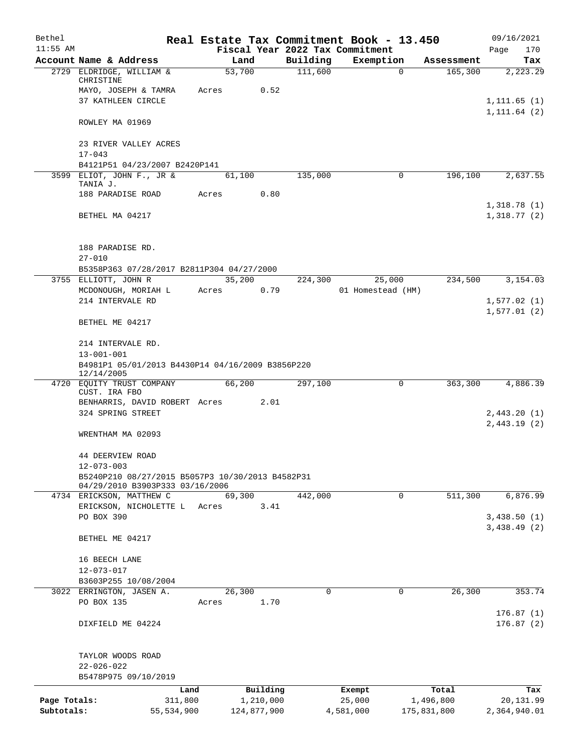Bethel | Real Estate Tax Commitment Book - 13.450 | 09/16/2021
11:55 AM | Fiscal Year 2022 Tax Commitment | Page 170

| Account Name & Address | Land | Building | Exemption | Assessment | Tax |
|---|---|---|---|---|---|
| 2729 ELDRIDGE, WILLIAM & CHRISTINE | 53,700 | 111,600 | 0 | 165,300 | 2,223.29 |
| MAYO, JOSEPH & TAMRA | Acres 0.52 | | | | |
| 37 KATHLEEN CIRCLE | | | | | 1,111.65 (1) |
| | | | | | 1,111.64 (2) |
| ROWLEY MA 01969 | | | | | |
| 23 RIVER VALLEY ACRES | | | | | |
| 17-043 | | | | | |
| B4121P51 04/23/2007 B2420P141 | | | | | |
| 3599 ELIOT, JOHN F., JR & TANIA J. | 61,100 | 135,000 | 0 | 196,100 | 2,637.55 |
| 188 PARADISE ROAD | Acres 0.80 | | | | |
| | | | | | 1,318.78 (1) |
| BETHEL MA 04217 | | | | | 1,318.77 (2) |
| 188 PARADISE RD. | | | | | |
| 27-010 | | | | | |
| B5358P363 07/28/2017 B2811P304 04/27/2000 | | | | | |
| 3755 ELLIOTT, JOHN R | 35,200 | 224,300 | 25,000 | 234,500 | 3,154.03 |
| MCDONOUGH, MORIAH L | Acres 0.79 | | 01 Homestead (HM) | | |
| 214 INTERVALE RD | | | | | 1,577.02 (1) |
| | | | | | 1,577.01 (2) |
| BETHEL ME 04217 | | | | | |
| 214 INTERVALE RD. | | | | | |
| 13-001-001 | | | | | |
| B4981P1 05/01/2013 B4430P14 04/16/2009 B3856P220 12/14/2005 | | | | | |
| 4720 EQUITY TRUST COMPANY CUST. IRA FBO | 66,200 | 297,100 | 0 | 363,300 | 4,886.39 |
| BENHARRIS, DAVID ROBERT | Acres 2.01 | | | | |
| 324 SPRING STREET | | | | | 2,443.20 (1) |
| | | | | | 2,443.19 (2) |
| WRENTHAM MA 02093 | | | | | |
| 44 DEERVIEW ROAD | | | | | |
| 12-073-003 | | | | | |
| B5240P210 08/27/2015 B5057P3 10/30/2013 B4582P31 04/29/2010 B3903P333 03/16/2006 | | | | | |
| 4734 ERICKSON, MATTHEW C | 69,300 | 442,000 | 0 | 511,300 | 6,876.99 |
| ERICKSON, NICHOLETTE L | Acres 3.41 | | | | |
| PO BOX 390 | | | | | 3,438.50 (1) |
| | | | | | 3,438.49 (2) |
| BETHEL ME 04217 | | | | | |
| 16 BEECH LANE | | | | | |
| 12-073-017 | | | | | |
| B3603P255 10/08/2004 | | | | | |
| 3022 ERRINGTON, JASEN A. | 26,300 | 0 | 0 | 26,300 | 353.74 |
| PO BOX 135 | Acres 1.70 | | | | |
| | | | | | 176.87 (1) |
| DIXFIELD ME 04224 | | | | | 176.87 (2) |
| TAYLOR WOODS ROAD | | | | | |
| 22-026-022 | | | | | |
| B5478P975 09/10/2019 | | | | | |

| | Land | Building | Exempt | Total | Tax |
|---|---|---|---|---|---|
| Page Totals: | 311,800 | 1,210,000 | 25,000 | 1,496,800 | 20,131.99 |
| Subtotals: | 55,534,900 | 124,877,900 | 4,581,000 | 175,831,800 | 2,364,940.01 |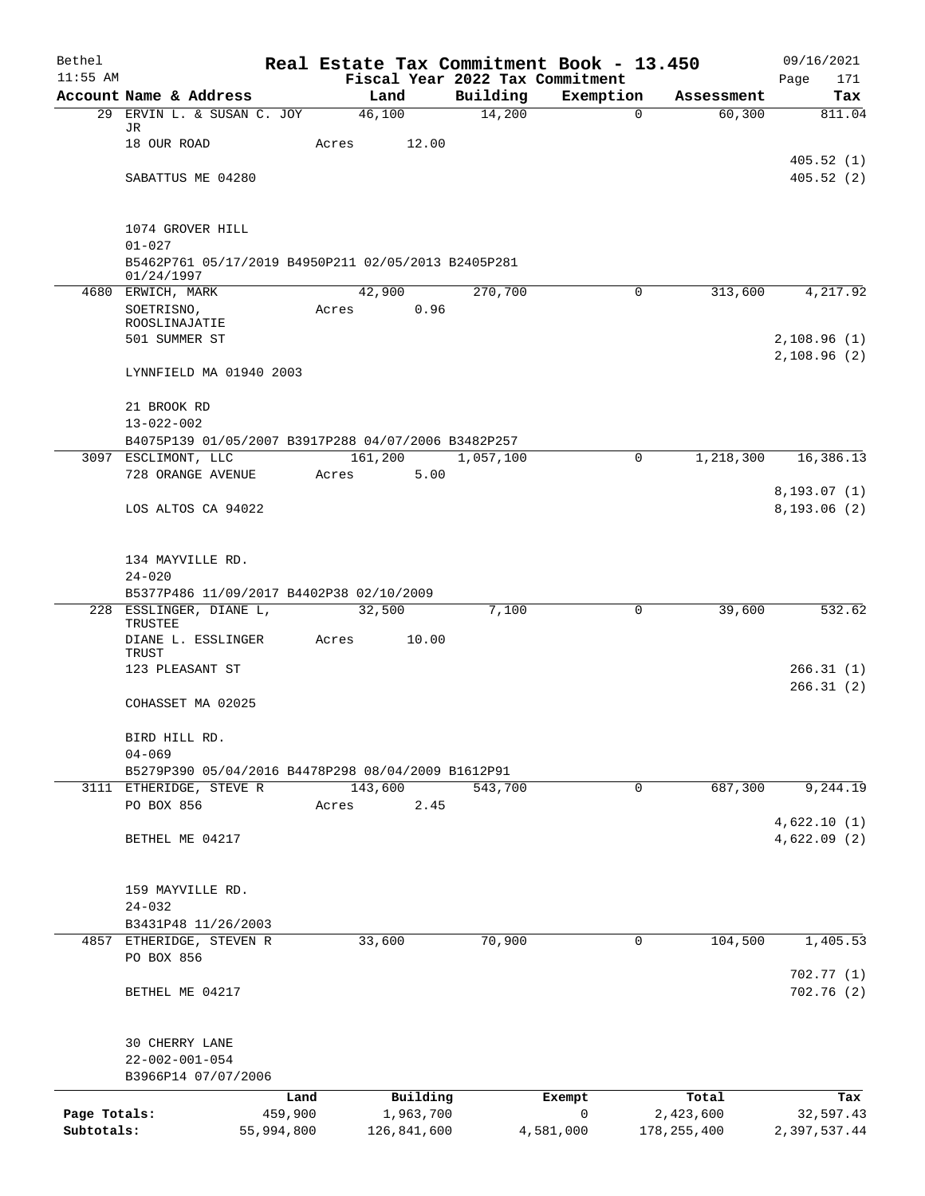Bethel 11:55 AM

# Real Estate Tax Commitment Book - 13.450

09/16/2021

## Fiscal Year 2022 Tax Commitment

| Account | Name & Address | Land | Building | Exemption | Assessment | Tax |
|---|---|---|---|---|---|---|
| 29 | ERVIN L. & SUSAN C. JOY JR | 46,100 | 14,200 | 0 | 60,300 | 811.04 |
| | 18 OUR ROAD | Acres 12.00 | | | | |
| | | | | | | 405.52 (1) |
| | SABATTUS ME 04280 | | | | | 405.52 (2) |
| | 1074 GROVER HILL | | | | | |
| | 01-027 | | | | | |
| | B5462P761 05/17/2019 B4950P211 02/05/2013 B2405P281 01/24/1997 | | | | | |
| 4680 | ERWICH, MARK | 42,900 | 270,700 | 0 | 313,600 | 4,217.92 |
| | SOETRISNO, ROOSLINAJATIE | Acres 0.96 | | | | |
| | 501 SUMMER ST | | | | | 2,108.96 (1) |
| | | | | | | 2,108.96 (2) |
| | LYNNFIELD MA 01940 2003 | | | | | |
| | 21 BROOK RD | | | | | |
| | 13-022-002 | | | | | |
| | B4075P139 01/05/2007 B3917P288 04/07/2006 B3482P257 | | | | | |
| 3097 | ESCLIMONT, LLC | 161,200 | 1,057,100 | 0 | 1,218,300 | 16,386.13 |
| | 728 ORANGE AVENUE | Acres 5.00 | | | | |
| | | | | | | 8,193.07 (1) |
| | LOS ALTOS CA 94022 | | | | | 8,193.06 (2) |
| | 134 MAYVILLE RD. | | | | | |
| | 24-020 | | | | | |
| | B5377P486 11/09/2017 B4402P38 02/10/2009 | | | | | |
| 228 | ESSLINGER, DIANE L, TRUSTEE | 32,500 | 7,100 | 0 | 39,600 | 532.62 |
| | DIANE L. ESSLINGER TRUST | Acres 10.00 | | | | |
| | 123 PLEASANT ST | | | | | 266.31 (1) |
| | | | | | | 266.31 (2) |
| | COHASSET MA 02025 | | | | | |
| | BIRD HILL RD. | | | | | |
| | 04-069 | | | | | |
| | B5279P390 05/04/2016 B4478P298 08/04/2009 B1612P91 | | | | | |
| 3111 | ETHERIDGE, STEVE R | 143,600 | 543,700 | 0 | 687,300 | 9,244.19 |
| | PO BOX 856 | Acres 2.45 | | | | |
| | | | | | | 4,622.10 (1) |
| | BETHEL ME 04217 | | | | | 4,622.09 (2) |
| | 159 MAYVILLE RD. | | | | | |
| | 24-032 | | | | | |
| | B3431P48 11/26/2003 | | | | | |
| 4857 | ETHERIDGE, STEVEN R | 33,600 | 70,900 | 0 | 104,500 | 1,405.53 |
| | PO BOX 856 | | | | | |
| | | | | | | 702.77 (1) |
| | BETHEL ME 04217 | | | | | 702.76 (2) |
| | 30 CHERRY LANE | | | | | |
| | 22-002-001-054 | | | | | |
| | B3966P14 07/07/2006 | | | | | |

| | Land | Building | Exempt | Total | Tax |
|---|---|---|---|---|---|
| Page Totals: | 459,900 | 1,963,700 | 0 | 2,423,600 | 32,597.43 |
| Subtotals: | 55,994,800 | 126,841,600 | 4,581,000 | 178,255,400 | 2,397,537.44 |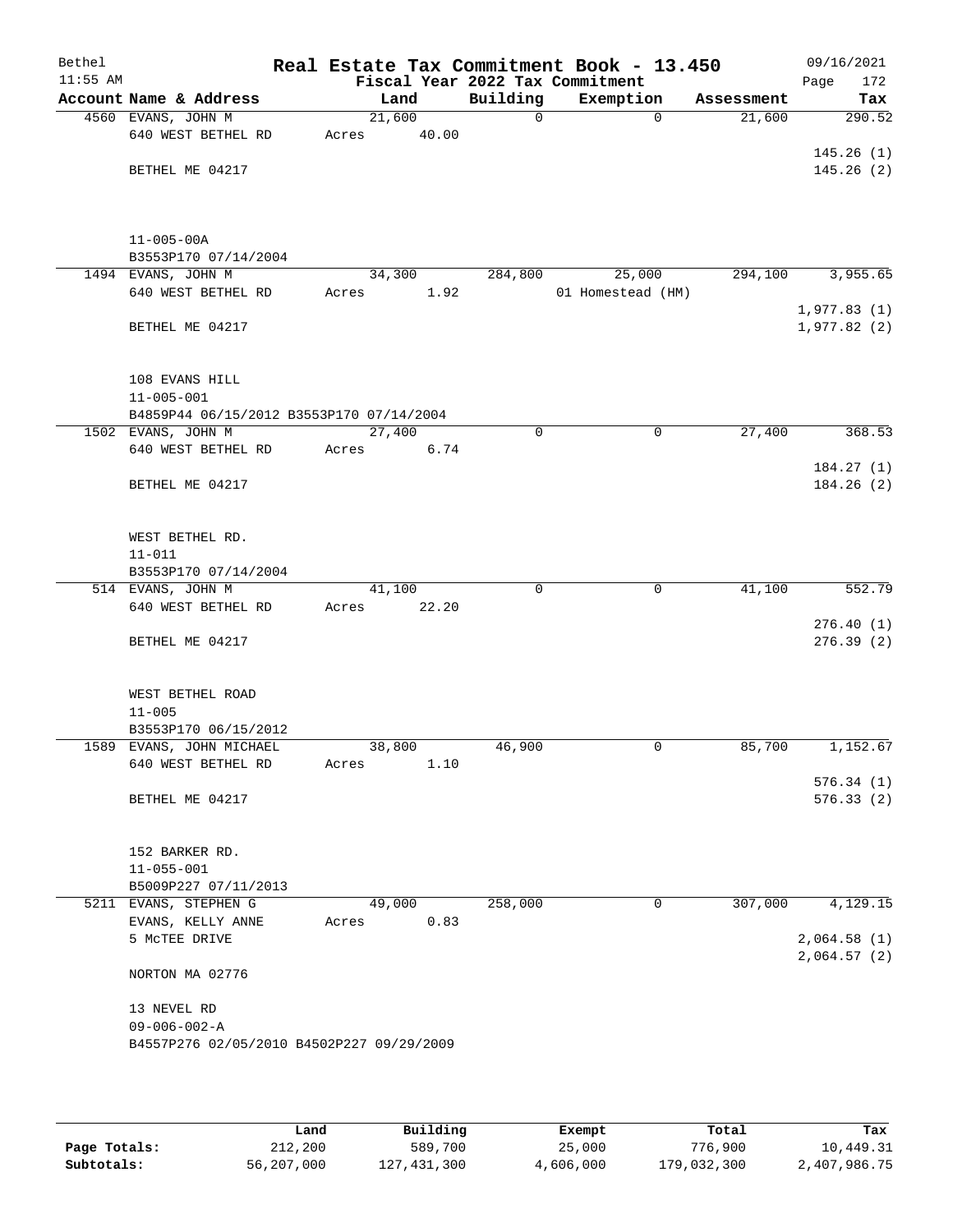Bethel 11:55 AM

# Real Estate Tax Commitment Book - 13.450

Fiscal Year 2022 Tax Commitment

09/16/2021 Page 172

| Account Name & Address | Land | Building | Exemption | Assessment | Tax |
|---|---|---|---|---|---|
| 4560 EVANS, JOHN M<br>640 WEST BETHEL RD<br><br>BETHEL ME 04217<br><br>11-005-00A<br>B3553P170 07/14/2004 | 21,600<br>Acres 40.00 | 0 | 0 | 21,600 | 290.52<br><br>145.26 (1)<br>145.26 (2) |
| 1494 EVANS, JOHN M<br>640 WEST BETHEL RD<br><br>BETHEL ME 04217<br><br>108 EVANS HILL<br>11-005-001<br>B4859P44 06/15/2012 B3553P170 07/14/2004 | 34,300<br>Acres 1.92 | 284,800 | 25,000<br>01 Homestead (HM) | 294,100 | 3,955.65<br><br>1,977.83 (1)<br>1,977.82 (2) |
| 1502 EVANS, JOHN M<br>640 WEST BETHEL RD<br><br>BETHEL ME 04217<br><br>WEST BETHEL RD.<br>11-011<br>B3553P170 07/14/2004 | 27,400<br>Acres 6.74 | 0 | 0 | 27,400 | 368.53<br><br>184.27 (1)<br>184.26 (2) |
| 514 EVANS, JOHN M<br>640 WEST BETHEL RD<br><br>BETHEL ME 04217<br><br>WEST BETHEL ROAD<br>11-005<br>B3553P170 06/15/2012 | 41,100<br>Acres 22.20 | 0 | 0 | 41,100 | 552.79<br><br>276.40 (1)<br>276.39 (2) |
| 1589 EVANS, JOHN MICHAEL<br>640 WEST BETHEL RD<br><br>BETHEL ME 04217<br><br>152 BARKER RD.<br>11-055-001<br>B5009P227 07/11/2013 | 38,800<br>Acres 1.10 | 46,900 | 0 | 85,700 | 1,152.67<br><br>576.34 (1)<br>576.33 (2) |
| 5211 EVANS, STEPHEN G<br>EVANS, KELLY ANNE<br>5 McTEE DRIVE<br><br>NORTON MA 02776<br><br>13 NEVEL RD<br>09-006-002-A<br>B4557P276 02/05/2010 B4502P227 09/29/2009 | 49,000<br>Acres 0.83 | 258,000 | 0 | 307,000 | 4,129.15<br><br>2,064.58 (1)<br>2,064.57 (2) |

| | Land | Building | Exempt | Total | Tax |
|---|---|---|---|---|---|
| Page Totals: | 212,200 | 589,700 | 25,000 | 776,900 | 10,449.31 |
| Subtotals: | 56,207,000 | 127,431,300 | 4,606,000 | 179,032,300 | 2,407,986.75 |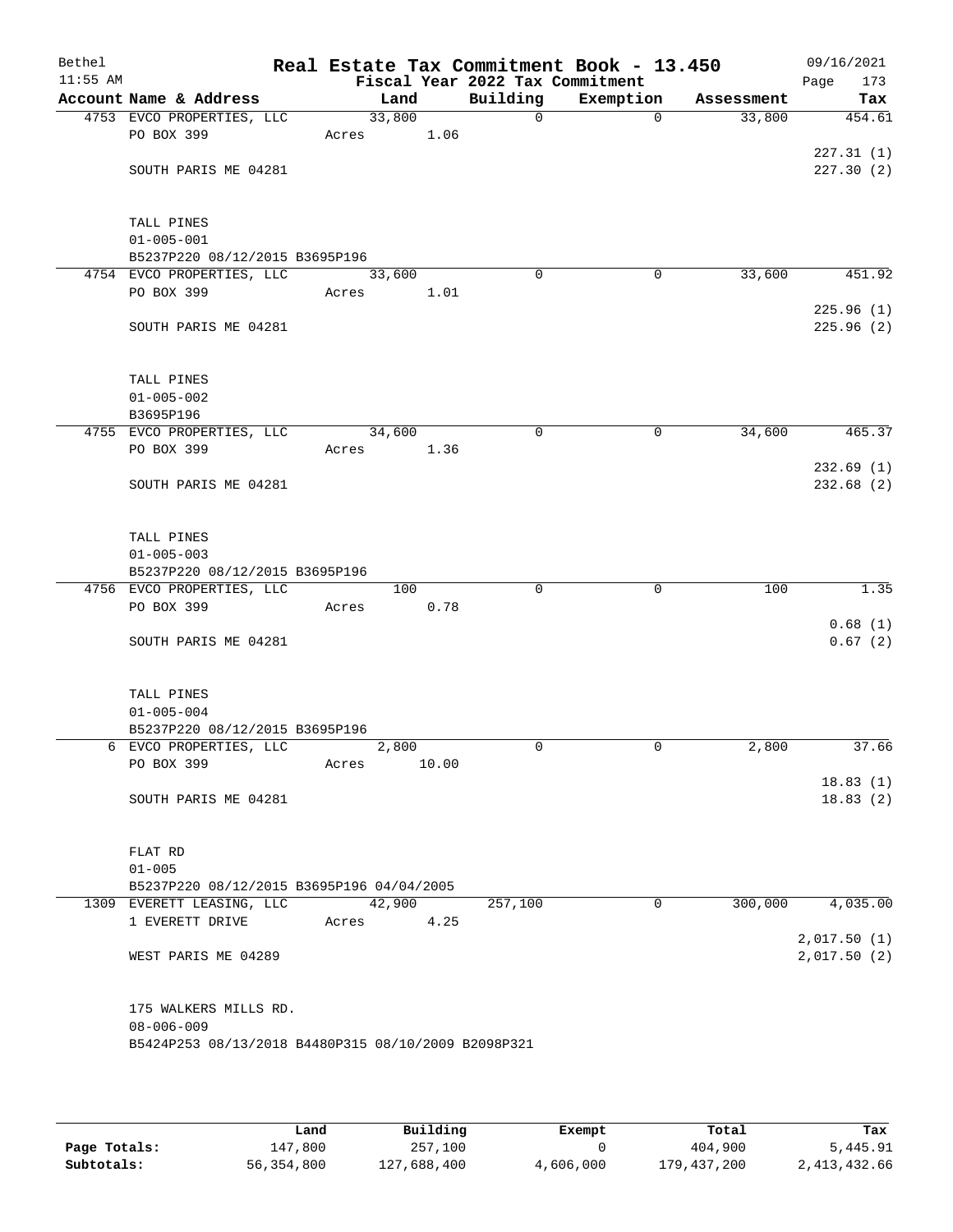# Real Estate Tax Commitment Book - 13.450

Bethel 11:55 AM — Fiscal Year 2022 Tax Commitment — 09/16/2021

| Account Name & Address | Land | Building | Exemption | Assessment | Tax |
|---|---|---|---|---|---|
| 4753 EVCO PROPERTIES, LLC | 33,800 | 0 | 0 | 33,800 | 454.61 |
| PO BOX 399 | Acres 1.06 | | | | |
| | | | | | 227.31 (1) |
| SOUTH PARIS ME 04281 | | | | | 227.30 (2) |
| TALL PINES | | | | | |
| 01-005-001 | | | | | |
| B5237P220 08/12/2015 B3695P196 | | | | | |
| 4754 EVCO PROPERTIES, LLC | 33,600 | 0 | 0 | 33,600 | 451.92 |
| PO BOX 399 | Acres 1.01 | | | | |
| | | | | | 225.96 (1) |
| SOUTH PARIS ME 04281 | | | | | 225.96 (2) |
| TALL PINES | | | | | |
| 01-005-002 | | | | | |
| B3695P196 | | | | | |
| 4755 EVCO PROPERTIES, LLC | 34,600 | 0 | 0 | 34,600 | 465.37 |
| PO BOX 399 | Acres 1.36 | | | | |
| | | | | | 232.69 (1) |
| SOUTH PARIS ME 04281 | | | | | 232.68 (2) |
| TALL PINES | | | | | |
| 01-005-003 | | | | | |
| B5237P220 08/12/2015 B3695P196 | | | | | |
| 4756 EVCO PROPERTIES, LLC | 100 | 0 | 0 | 100 | 1.35 |
| PO BOX 399 | Acres 0.78 | | | | |
| | | | | | 0.68 (1) |
| SOUTH PARIS ME 04281 | | | | | 0.67 (2) |
| TALL PINES | | | | | |
| 01-005-004 | | | | | |
| B5237P220 08/12/2015 B3695P196 | | | | | |
| 6 EVCO PROPERTIES, LLC | 2,800 | 0 | 0 | 2,800 | 37.66 |
| PO BOX 399 | Acres 10.00 | | | | |
| | | | | | 18.83 (1) |
| SOUTH PARIS ME 04281 | | | | | 18.83 (2) |
| FLAT RD | | | | | |
| 01-005 | | | | | |
| B5237P220 08/12/2015 B3695P196 04/04/2005 | | | | | |
| 1309 EVERETT LEASING, LLC | 42,900 | 257,100 | 0 | 300,000 | 4,035.00 |
| 1 EVERETT DRIVE | Acres 4.25 | | | | |
| | | | | | 2,017.50 (1) |
| WEST PARIS ME 04289 | | | | | 2,017.50 (2) |
| 175 WALKERS MILLS RD. | | | | | |
| 08-006-009 | | | | | |
| B5424P253 08/13/2018 B4480P315 08/10/2009 B2098P321 | | | | | |

| | Land | Building | Exempt | Total | Tax |
|---|---|---|---|---|---|
| Page Totals: | 147,800 | 257,100 | 0 | 404,900 | 5,445.91 |
| Subtotals: | 56,354,800 | 127,688,400 | 4,606,000 | 179,437,200 | 2,413,432.66 |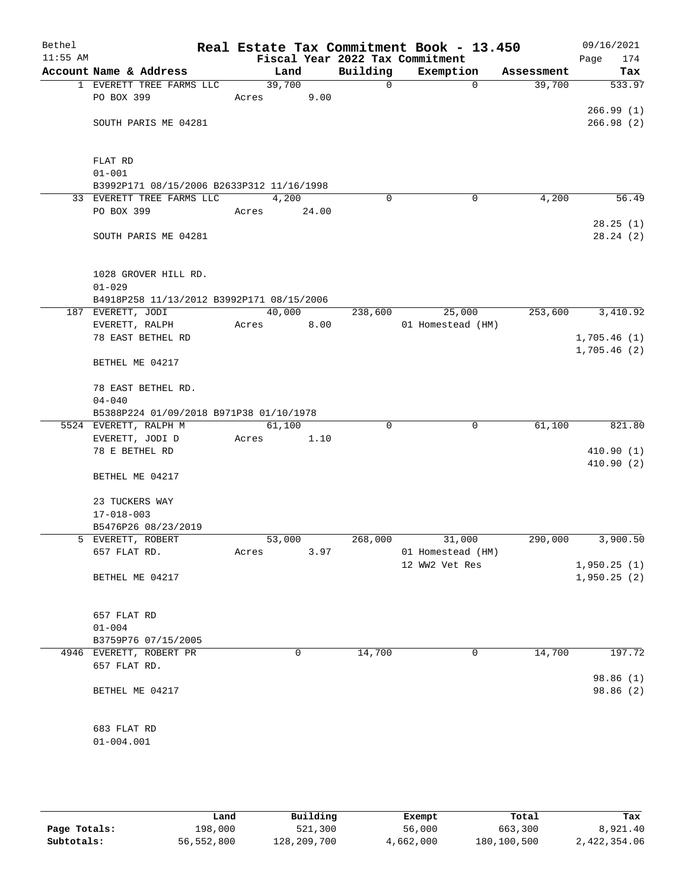# Real Estate Tax Commitment Book - 13.450

Bethel
11:55 AM

Fiscal Year 2022 Tax Commitment

09/16/2021
Page 174

| Account | Name & Address | Land | Building | Exemption | Assessment | Tax |
|---|---|---|---|---|---|---|
| 1 | EVERETT TREE FARMS LLC<br>PO BOX 399<br><br>SOUTH PARIS ME 04281<br><br>FLAT RD<br>01-001<br>B3992P171 08/15/2006 B2633P312 11/16/1998 | 39,700<br>Acres 9.00 | 0 | 0 | 39,700 | 533.97<br><br>266.99 (1)<br>266.98 (2) |
| 33 | EVERETT TREE FARMS LLC<br>PO BOX 399<br><br>SOUTH PARIS ME 04281<br><br>1028 GROVER HILL RD.<br>01-029<br>B4918P258 11/13/2012 B3992P171 08/15/2006 | 4,200<br>Acres 24.00 | 0 | 0 | 4,200 | 56.49<br><br>28.25 (1)<br>28.24 (2) |
| 187 | EVERETT, JODI<br>EVERETT, RALPH<br>78 EAST BETHEL RD<br><br>BETHEL ME 04217<br><br>78 EAST BETHEL RD.<br>04-040<br>B5388P224 01/09/2018 B971P38 01/10/1978 | 40,000<br>Acres 8.00 | 238,600 | 25,000<br>01 Homestead (HM) | 253,600 | 3,410.92<br><br>1,705.46 (1)<br>1,705.46 (2) |
| 5524 | EVERETT, RALPH M<br>EVERETT, JODI D<br>78 E BETHEL RD<br><br>BETHEL ME 04217<br><br>23 TUCKERS WAY<br>17-018-003<br>B5476P26 08/23/2019 | 61,100<br>Acres 1.10 | 0 | 0 | 61,100 | 821.80<br><br>410.90 (1)<br>410.90 (2) |
| 5 | EVERETT, ROBERT<br>657 FLAT RD.<br><br>BETHEL ME 04217<br><br>657 FLAT RD<br>01-004<br>B3759P76 07/15/2005 | 53,000<br>Acres 3.97 | 268,000 | 31,000<br>01 Homestead (HM)<br>12 WW2 Vet Res | 290,000 | 3,900.50<br><br>1,950.25 (1)<br>1,950.25 (2) |
| 4946 | EVERETT, ROBERT PR<br>657 FLAT RD.<br><br>BETHEL ME 04217<br><br>683 FLAT RD<br>01-004.001 | 0 | 14,700 | 0 | 14,700 | 197.72<br><br>98.86 (1)<br>98.86 (2) |

| | Land | Building | Exempt | Total | Tax |
|---|---|---|---|---|---|
| **Page Totals:** | 198,000 | 521,300 | 56,000 | 663,300 | 8,921.40 |
| **Subtotals:** | 56,552,800 | 128,209,700 | 4,662,000 | 180,100,500 | 2,422,354.06 |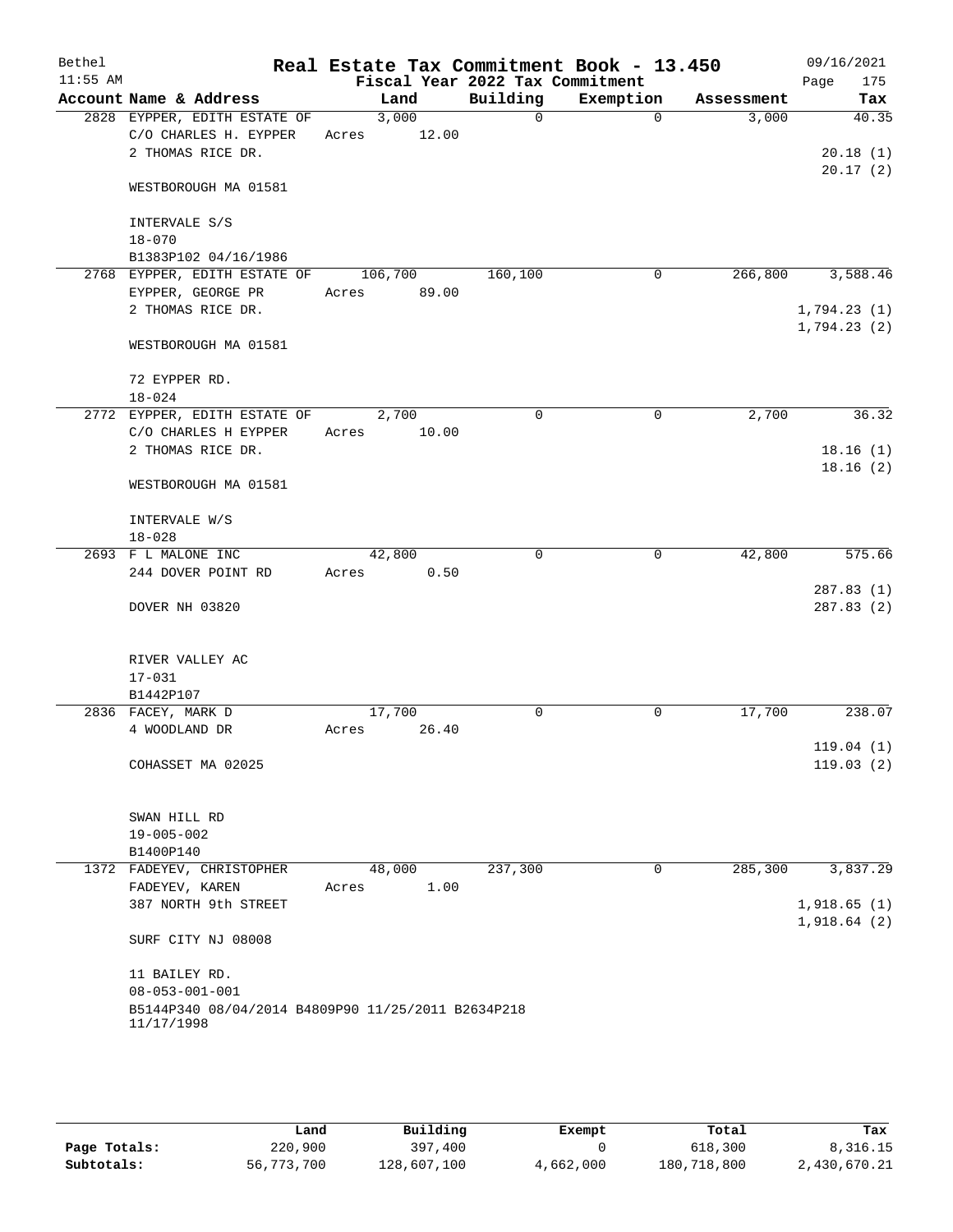# Real Estate Tax Commitment Book - 13.450

Bethel 11:55 AM — Fiscal Year 2022 Tax Commitment — 09/16/2021

| Account Name & Address | Land | Building | Exemption | Assessment | Tax |
|---|---|---|---|---|---|
| 2828 EYPPER, EDITH ESTATE OF<br>C/O CHARLES H. EYPPER<br>2 THOMAS RICE DR.<br><br>WESTBOROUGH MA 01581<br><br>INTERVALE S/S<br>18-070<br>B1383P102 04/16/1986 | 3,000<br>Acres 12.00 | 0 | 0 | 3,000 | 40.35<br><br>20.18 (1)<br>20.17 (2) |
| 2768 EYPPER, EDITH ESTATE OF<br>EYPPER, GEORGE PR<br>2 THOMAS RICE DR.<br><br>WESTBOROUGH MA 01581<br><br>72 EYPPER RD.<br>18-024 | 106,700<br>Acres 89.00 | 160,100 | 0 | 266,800 | 3,588.46<br><br>1,794.23 (1)<br>1,794.23 (2) |
| 2772 EYPPER, EDITH ESTATE OF<br>C/O CHARLES H EYPPER<br>2 THOMAS RICE DR.<br><br>WESTBOROUGH MA 01581<br><br>INTERVALE W/S<br>18-028 | 2,700<br>Acres 10.00 | 0 | 0 | 2,700 | 36.32<br><br>18.16 (1)<br>18.16 (2) |
| 2693 F L MALONE INC<br>244 DOVER POINT RD<br><br>DOVER NH 03820<br><br>RIVER VALLEY AC<br>17-031<br>B1442P107 | 42,800<br>Acres 0.50 | 0 | 0 | 42,800 | 575.66<br><br>287.83 (1)<br>287.83 (2) |
| 2836 FACEY, MARK D<br>4 WOODLAND DR<br><br>COHASSET MA 02025<br><br>SWAN HILL RD<br>19-005-002<br>B1400P140 | 17,700<br>Acres 26.40 | 0 | 0 | 17,700 | 238.07<br><br>119.04 (1)<br>119.03 (2) |
| 1372 FADEYEV, CHRISTOPHER<br>FADEYEV, KAREN<br>387 NORTH 9th STREET<br><br>SURF CITY NJ 08008<br><br>11 BAILEY RD.<br>08-053-001-001<br>B5144P340 08/04/2014 B4809P90 11/25/2011 B2634P218 11/17/1998 | 48,000<br>Acres 1.00 | 237,300 | 0 | 285,300 | 3,837.29<br><br>1,918.65 (1)<br>1,918.64 (2) |

|  | Land | Building | Exempt | Total | Tax |
|---|---|---|---|---|---|
| Page Totals: | 220,900 | 397,400 | 0 | 618,300 | 8,316.15 |
| Subtotals: | 56,773,700 | 128,607,100 | 4,662,000 | 180,718,800 | 2,430,670.21 |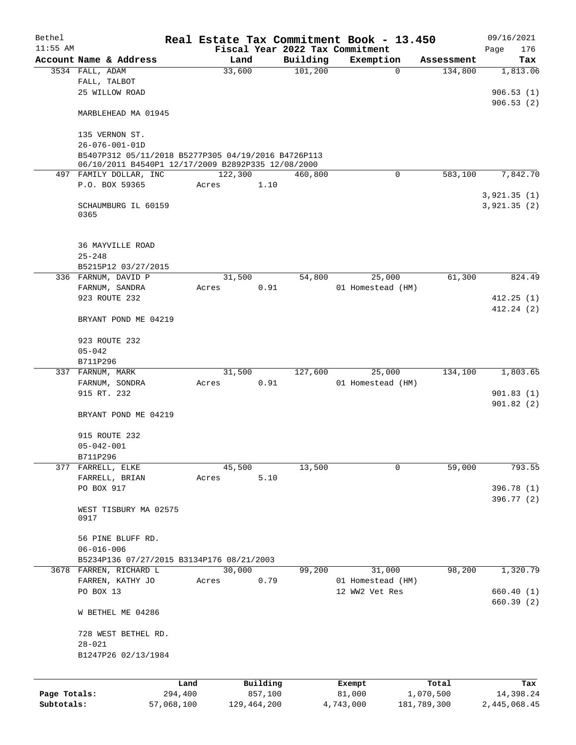# Real Estate Tax Commitment Book - 13.450

Bethel 11:55 AM — Fiscal Year 2022 Tax Commitment — 09/16/2021

| Account Name & Address | Land | Building | Exemption | Assessment | Tax |
|---|---|---|---|---|---|
| 3534 FALL, ADAM<br>FALL, TALBOT<br>25 WILLOW ROAD<br><br>MARBLEHEAD MA 01945<br><br>135 VERNON ST.<br>26-076-001-01D<br>B5407P312 05/11/2018 B5277P305 04/19/2016 B4726P113 06/10/2011 B4540P1 12/17/2009 B2892P335 12/08/2000 | 33,600 | 101,200 | 0 | 134,800 | 1,813.06<br><br>906.53 (1)<br>906.53 (2) |
| 497 FAMILY DOLLAR, INC<br>P.O. BOX 59365<br><br>SCHAUMBURG IL 60159<br>0365<br><br>36 MAYVILLE ROAD<br>25-248<br>B5215P12 03/27/2015 | 122,300<br>Acres 1.10 | 460,800 | 0 | 583,100 | 7,842.70<br><br>3,921.35 (1)<br>3,921.35 (2) |
| 336 FARNUM, DAVID P<br>FARNUM, SANDRA<br>923 ROUTE 232<br><br>BRYANT POND ME 04219<br><br>923 ROUTE 232<br>05-042<br>B711P296 | 31,500<br>Acres 0.91 | 54,800 | 25,000<br>01 Homestead (HM) | 61,300 | 824.49<br><br>412.25 (1)<br>412.24 (2) |
| 337 FARNUM, MARK<br>FARNUM, SONDRA<br>915 RT. 232<br><br>BRYANT POND ME 04219<br><br>915 ROUTE 232<br>05-042-001<br>B711P296 | 31,500<br>Acres 0.91 | 127,600 | 25,000<br>01 Homestead (HM) | 134,100 | 1,803.65<br><br>901.83 (1)<br>901.82 (2) |
| 377 FARRELL, ELKE<br>FARRELL, BRIAN<br>PO BOX 917<br><br>WEST TISBURY MA 02575<br>0917<br><br>56 PINE BLUFF RD.<br>06-016-006<br>B5234P136 07/27/2015 B3134P176 08/21/2003 | 45,500<br>Acres 5.10 | 13,500 | 0 | 59,000 | 793.55<br><br>396.78 (1)<br>396.77 (2) |
| 3678 FARREN, RICHARD L<br>FARREN, KATHY JO<br>PO BOX 13<br><br>W BETHEL ME 04286<br><br>728 WEST BETHEL RD.<br>28-021<br>B1247P26 02/13/1984 | 30,000<br>Acres 0.79 | 99,200 | 31,000<br>01 Homestead (HM)<br>12 WW2 Vet Res | 98,200 | 1,320.79<br><br>660.40 (1)<br>660.39 (2) |

| | Land | Building | Exempt | Total | Tax |
|---|---|---|---|---|---|
| Page Totals: | 294,400 | 857,100 | 81,000 | 1,070,500 | 14,398.24 |
| Subtotals: | 57,068,100 | 129,464,200 | 4,743,000 | 181,789,300 | 2,445,068.45 |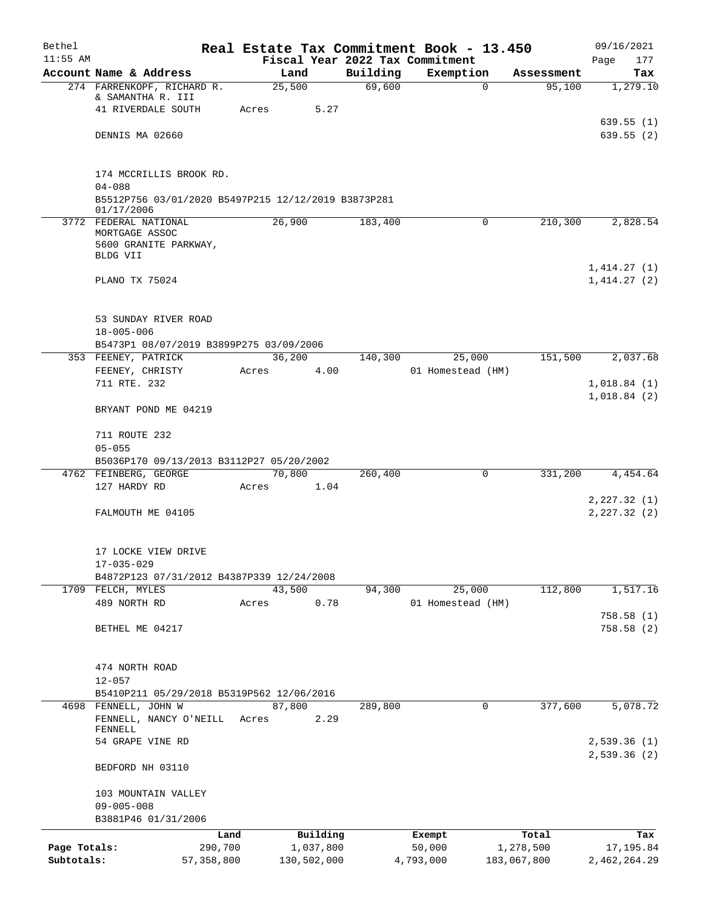# Real Estate Tax Commitment Book - 13.450

Bethel
Fiscal Year 2022 Tax Commitment

| Account Name & Address | Land | Building | Exemption | Assessment | Tax |
|---|---|---|---|---|---|
| 274 FARRENKOPF, RICHARD R. & SAMANTHA R. III | 25,500 | 69,600 | 0 | 95,100 | 1,279.10 |
| 41 RIVERDALE SOUTH | Acres 5.27 | | | | |
| | | | | | 639.55 (1) |
| DENNIS MA 02660 | | | | | 639.55 (2) |
| 174 MCCRILLIS BROOK RD. | | | | | |
| 04-088 | | | | | |
| B5512P756 03/01/2020 B5497P215 12/12/2019 B3873P281 01/17/2006 | | | | | |
| 3772 FEDERAL NATIONAL MORTGAGE ASSOC | 26,900 | 183,400 | 0 | 210,300 | 2,828.54 |
| 5600 GRANITE PARKWAY, BLDG VII | | | | | |
| | | | | | 1,414.27 (1) |
| PLANO TX 75024 | | | | | 1,414.27 (2) |
| 53 SUNDAY RIVER ROAD | | | | | |
| 18-005-006 | | | | | |
| B5473P1 08/07/2019 B3899P275 03/09/2006 | | | | | |
| 353 FEENEY, PATRICK | 36,200 | 140,300 | 25,000 | 151,500 | 2,037.68 |
| FEENEY, CHRISTY | Acres 4.00 | | 01 Homestead (HM) | | |
| 711 RTE. 232 | | | | | 1,018.84 (1) |
| | | | | | 1,018.84 (2) |
| BRYANT POND ME 04219 | | | | | |
| 711 ROUTE 232 | | | | | |
| 05-055 | | | | | |
| B5036P170 09/13/2013 B3112P27 05/20/2002 | | | | | |
| 4762 FEINBERG, GEORGE | 70,800 | 260,400 | 0 | 331,200 | 4,454.64 |
| 127 HARDY RD | Acres 1.04 | | | | |
| | | | | | 2,227.32 (1) |
| FALMOUTH ME 04105 | | | | | 2,227.32 (2) |
| 17 LOCKE VIEW DRIVE | | | | | |
| 17-035-029 | | | | | |
| B4872P123 07/31/2012 B4387P339 12/24/2008 | | | | | |
| 1709 FELCH, MYLES | 43,500 | 94,300 | 25,000 | 112,800 | 1,517.16 |
| 489 NORTH RD | Acres 0.78 | | 01 Homestead (HM) | | |
| | | | | | 758.58 (1) |
| BETHEL ME 04217 | | | | | 758.58 (2) |
| 474 NORTH ROAD | | | | | |
| 12-057 | | | | | |
| B5410P211 05/29/2018 B5319P562 12/06/2016 | | | | | |
| 4698 FENNELL, JOHN W | 87,800 | 289,800 | 0 | 377,600 | 5,078.72 |
| FENNELL, NANCY O'NEILL FENNELL | Acres 2.29 | | | | |
| 54 GRAPE VINE RD | | | | | 2,539.36 (1) |
| | | | | | 2,539.36 (2) |
| BEDFORD NH 03110 | | | | | |
| 103 MOUNTAIN VALLEY | | | | | |
| 09-005-008 | | | | | |
| B3881P46 01/31/2006 | | | | | |

| | Land | Building | Exempt | Total | Tax |
|---|---|---|---|---|---|
| Page Totals: | 290,700 | 1,037,800 | 50,000 | 1,278,500 | 17,195.84 |
| Subtotals: | 57,358,800 | 130,502,000 | 4,793,000 | 183,067,800 | 2,462,264.29 |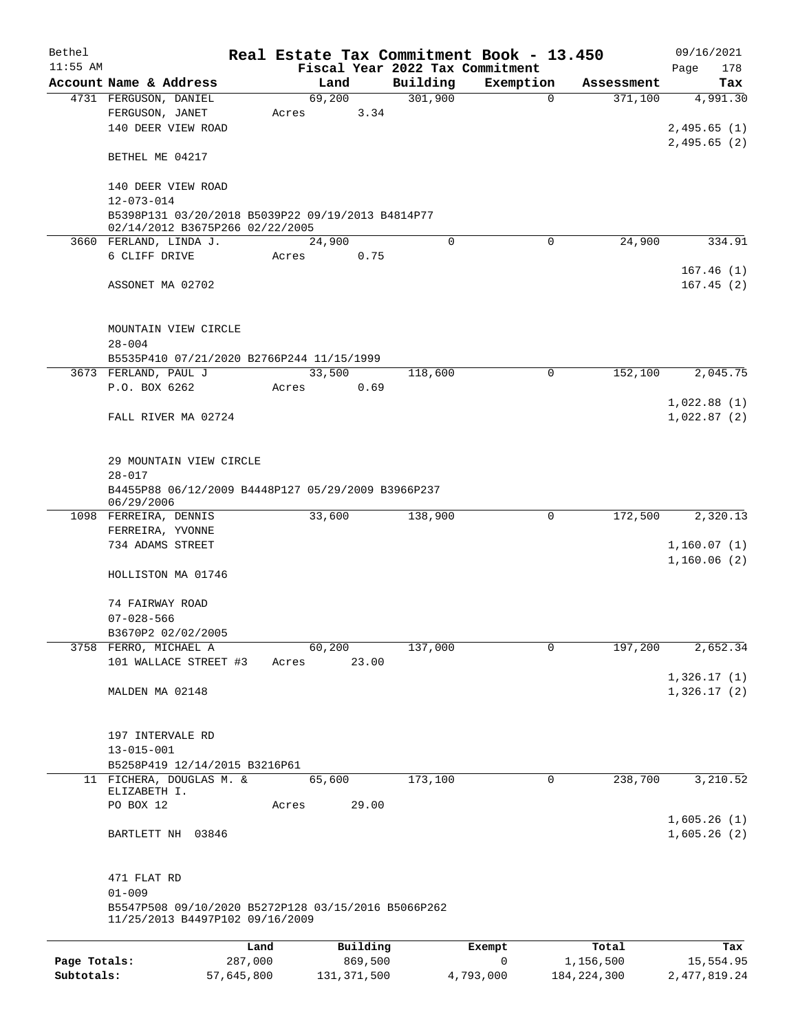Bethel 11:55 AM

# Real Estate Tax Commitment Book - 13.450

Fiscal Year 2022 Tax Commitment

09/16/2021 Page 178

| Account Name & Address | Land | Building | Exemption | Assessment | Tax |
|---|---|---|---|---|---|
| 4731 FERGUSON, DANIEL<br>FERGUSON, JANET<br>140 DEER VIEW ROAD<br><br>BETHEL ME 04217<br><br>140 DEER VIEW ROAD<br>12-073-014<br>B5398P131 03/20/2018 B5039P22 09/19/2013 B4814P77 02/14/2012 B3675P266 02/22/2005 | 69,200<br>Acres 3.34 | 301,900 | 0 | 371,100 | 4,991.30<br><br>2,495.65 (1)<br>2,495.65 (2) |
| 3660 FERLAND, LINDA J.<br>6 CLIFF DRIVE<br><br>ASSONET MA 02702<br><br>MOUNTAIN VIEW CIRCLE<br>28-004<br>B5535P410 07/21/2020 B2766P244 11/15/1999 | 24,900<br>Acres 0.75 | 0 | 0 | 24,900 | 334.91<br><br>167.46 (1)<br>167.45 (2) |
| 3673 FERLAND, PAUL J<br>P.O. BOX 6262<br><br>FALL RIVER MA 02724<br><br>29 MOUNTAIN VIEW CIRCLE<br>28-017<br>B4455P88 06/12/2009 B4448P127 05/29/2009 B3966P237 06/29/2006 | 33,500<br>Acres 0.69 | 118,600 | 0 | 152,100 | 2,045.75<br><br>1,022.88 (1)<br>1,022.87 (2) |
| 1098 FERREIRA, DENNIS<br>FERREIRA, YVONNE<br>734 ADAMS STREET<br><br>HOLLISTON MA 01746<br><br>74 FAIRWAY ROAD<br>07-028-566<br>B3670P2 02/02/2005 | 33,600 | 138,900 | 0 | 172,500 | 2,320.13<br><br>1,160.07 (1)<br>1,160.06 (2) |
| 3758 FERRO, MICHAEL A<br>101 WALLACE STREET #3<br><br>MALDEN MA 02148<br><br>197 INTERVALE RD<br>13-015-001<br>B5258P419 12/14/2015 B3216P61 | 60,200<br>Acres 23.00 | 137,000 | 0 | 197,200 | 2,652.34<br><br>1,326.17 (1)<br>1,326.17 (2) |
| 11 FICHERA, DOUGLAS M. & ELIZABETH I.<br>PO BOX 12<br><br>BARTLETT NH 03846<br><br>471 FLAT RD<br>01-009<br>B5547P508 09/10/2020 B5272P128 03/15/2016 B5066P262 11/25/2013 B4497P102 09/16/2009 | 65,600<br>Acres 29.00 | 173,100 | 0 | 238,700 | 3,210.52<br><br>1,605.26 (1)<br>1,605.26 (2) |

| | Land | Building | Exempt | Total | Tax |
|---|---|---|---|---|---|
| Page Totals: | 287,000 | 869,500 | 0 | 1,156,500 | 15,554.95 |
| Subtotals: | 57,645,800 | 131,371,500 | 4,793,000 | 184,224,300 | 2,477,819.24 |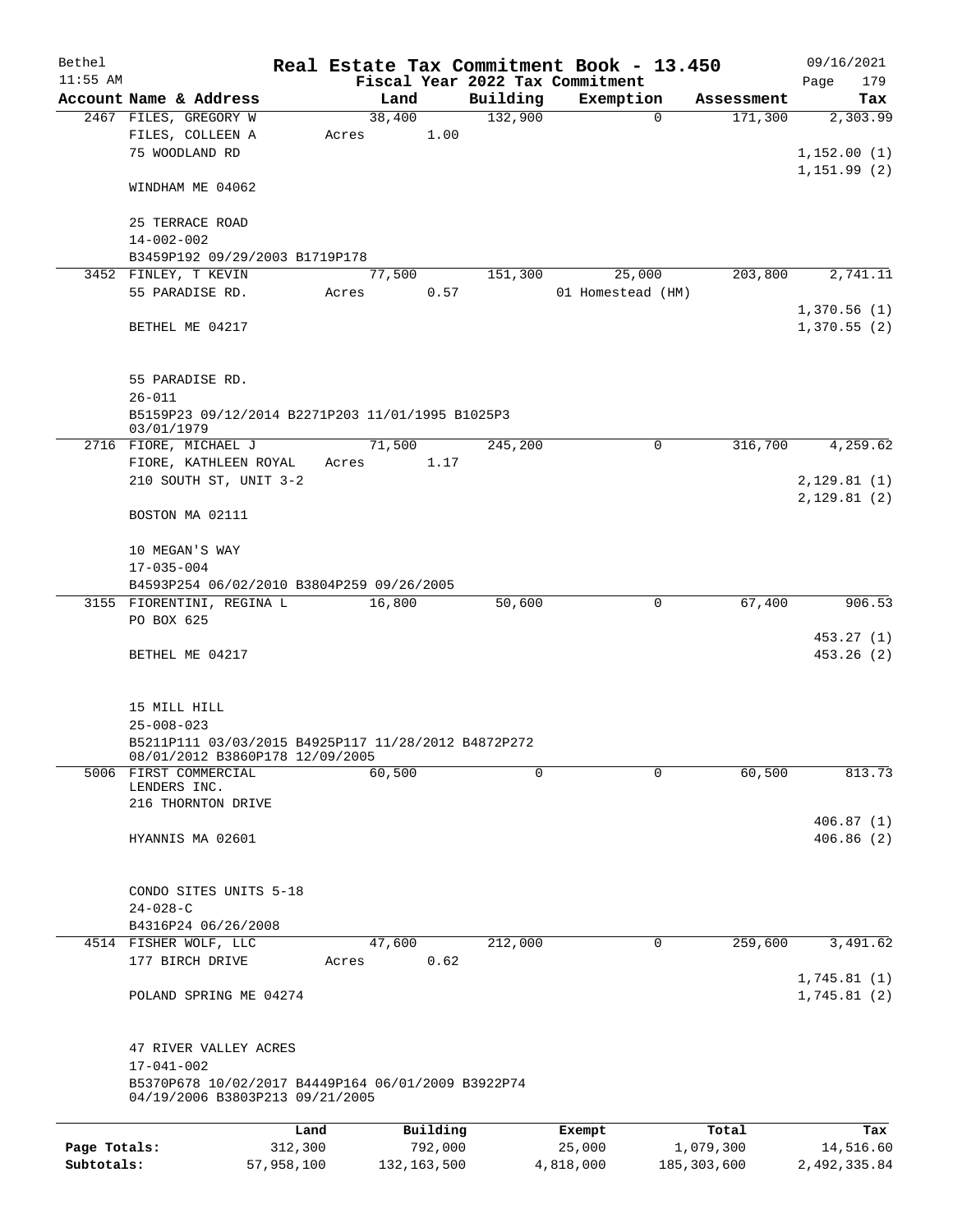# Real Estate Tax Commitment Book - 13.450

Bethel 11:55 AM — Fiscal Year 2022 Tax Commitment — 09/16/2021

| Account Name & Address | Land | Building | Exemption | Assessment | Tax |
|---|---|---|---|---|---|
| 2467 FILES, GREGORY W<br>FILES, COLLEEN A<br>75 WOODLAND RD<br><br>WINDHAM ME 04062<br><br>25 TERRACE ROAD<br>14-002-002<br>B3459P192 09/29/2003 B1719P178 | 38,400<br>Acres 1.00 | 132,900 | 0 | 171,300 | 2,303.99<br><br>1,152.00 (1)<br>1,151.99 (2) |
| 3452 FINLEY, T KEVIN<br>55 PARADISE RD.<br><br>BETHEL ME 04217<br><br>55 PARADISE RD.<br>26-011<br>B5159P23 09/12/2014 B2271P203 11/01/1995 B1025P3 03/01/1979 | 77,500<br>Acres 0.57 | 151,300 | 25,000<br>01 Homestead (HM) | 203,800 | 2,741.11<br><br>1,370.56 (1)<br>1,370.55 (2) |
| 2716 FIORE, MICHAEL J<br>FIORE, KATHLEEN ROYAL<br>210 SOUTH ST, UNIT 3-2<br><br>BOSTON MA 02111<br><br>10 MEGAN'S WAY<br>17-035-004<br>B4593P254 06/02/2010 B3804P259 09/26/2005 | 71,500<br>Acres 1.17 | 245,200 | 0 | 316,700 | 4,259.62<br><br>2,129.81 (1)<br>2,129.81 (2) |
| 3155 FIORENTINI, REGINA L<br>PO BOX 625<br><br>BETHEL ME 04217<br><br>15 MILL HILL<br>25-008-023<br>B5211P111 03/03/2015 B4925P117 11/28/2012 B4872P272 08/01/2012 B3860P178 12/09/2005 | 16,800 | 50,600 | 0 | 67,400 | 906.53<br><br>453.27 (1)<br>453.26 (2) |
| 5006 FIRST COMMERCIAL LENDERS INC.<br>216 THORNTON DRIVE<br><br>HYANNIS MA 02601<br><br>CONDO SITES UNITS 5-18<br>24-028-C<br>B4316P24 06/26/2008 | 60,500 | 0 | 0 | 60,500 | 813.73<br><br>406.87 (1)<br>406.86 (2) |
| 4514 FISHER WOLF, LLC<br>177 BIRCH DRIVE<br><br>POLAND SPRING ME 04274<br><br>47 RIVER VALLEY ACRES<br>17-041-002<br>B5370P678 10/02/2017 B4449P164 06/01/2009 B3922P74 04/19/2006 B3803P213 09/21/2005 | 47,600<br>Acres 0.62 | 212,000 | 0 | 259,600 | 3,491.62<br><br>1,745.81 (1)<br>1,745.81 (2) |

| | Land | Building | Exempt | Total | Tax |
|---|---|---|---|---|---|
| Page Totals: | 312,300 | 792,000 | 25,000 | 1,079,300 | 14,516.60 |
| Subtotals: | 57,958,100 | 132,163,500 | 4,818,000 | 185,303,600 | 2,492,335.84 |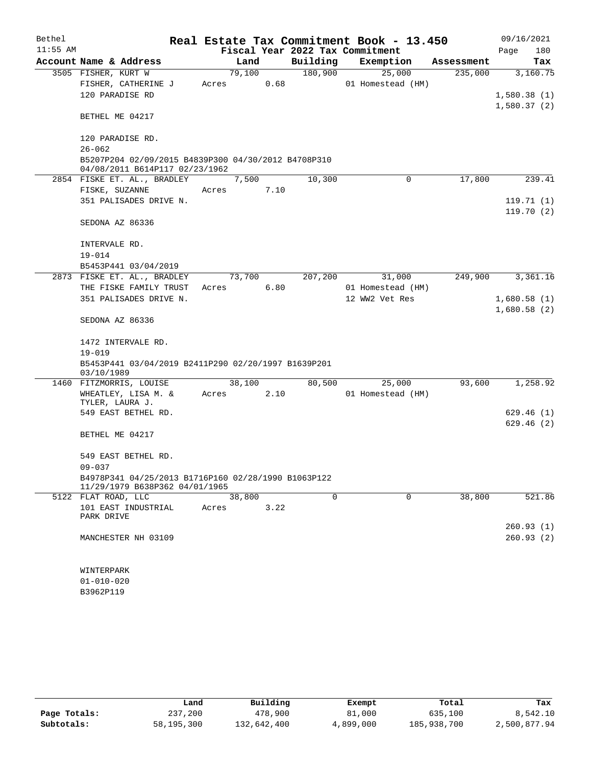# Real Estate Tax Commitment Book - 13.450

Bethel 11:55 AM — Fiscal Year 2022 Tax Commitment — 09/16/2021

| Account Name & Address | Land | Building | Exemption | Assessment | Tax |
|---|---|---|---|---|---|
| 3505 FISHER, KURT W | 79,100 | 180,900 | 25,000 | 235,000 | 3,160.75 |
| FISHER, CATHERINE J | Acres 0.68 | | 01 Homestead (HM) | | |
| 120 PARADISE RD | | | | | 1,580.38 (1) |
| | | | | | 1,580.37 (2) |
| BETHEL ME 04217 | | | | | |
| 120 PARADISE RD. | | | | | |
| 26-062 | | | | | |
| B5207P204 02/09/2015 B4839P300 04/30/2012 B4708P310 04/08/2011 B614P117 02/23/1962 | | | | | |
| 2854 FISKE ET. AL., BRADLEY | 7,500 | 10,300 | 0 | 17,800 | 239.41 |
| FISKE, SUZANNE | Acres 7.10 | | | | |
| 351 PALISADES DRIVE N. | | | | | 119.71 (1) |
| | | | | | 119.70 (2) |
| SEDONA AZ 86336 | | | | | |
| INTERVALE RD. | | | | | |
| 19-014 | | | | | |
| B5453P441 03/04/2019 | | | | | |
| 2873 FISKE ET. AL., BRADLEY | 73,700 | 207,200 | 31,000 | 249,900 | 3,361.16 |
| THE FISKE FAMILY TRUST | Acres 6.80 | | 01 Homestead (HM) | | |
| 351 PALISADES DRIVE N. | | | 12 WW2 Vet Res | | 1,680.58 (1) |
| | | | | | 1,680.58 (2) |
| SEDONA AZ 86336 | | | | | |
| 1472 INTERVALE RD. | | | | | |
| 19-019 | | | | | |
| B5453P441 03/04/2019 B2411P290 02/20/1997 B1639P201 03/10/1989 | | | | | |
| 1460 FITZMORRIS, LOUISE | 38,100 | 80,500 | 25,000 | 93,600 | 1,258.92 |
| WHEATLEY, LISA M. & TYLER, LAURA J. | Acres 2.10 | | 01 Homestead (HM) | | |
| 549 EAST BETHEL RD. | | | | | 629.46 (1) |
| | | | | | 629.46 (2) |
| BETHEL ME 04217 | | | | | |
| 549 EAST BETHEL RD. | | | | | |
| 09-037 | | | | | |
| B4978P341 04/25/2013 B1716P160 02/28/1990 B1063P122 11/29/1979 B638P362 04/01/1965 | | | | | |
| 5122 FLAT ROAD, LLC | 38,800 | 0 | 0 | 38,800 | 521.86 |
| 101 EAST INDUSTRIAL PARK DRIVE | Acres 3.22 | | | | |
| | | | | | 260.93 (1) |
| MANCHESTER NH 03109 | | | | | 260.93 (2) |
| WINTERPARK | | | | | |
| 01-010-020 | | | | | |
| B3962P119 | | | | | |

| | Land | Building | Exempt | Total | Tax |
|---|---|---|---|---|---|
| Page Totals: | 237,200 | 478,900 | 81,000 | 635,100 | 8,542.10 |
| Subtotals: | 58,195,300 | 132,642,400 | 4,899,000 | 185,938,700 | 2,500,877.94 |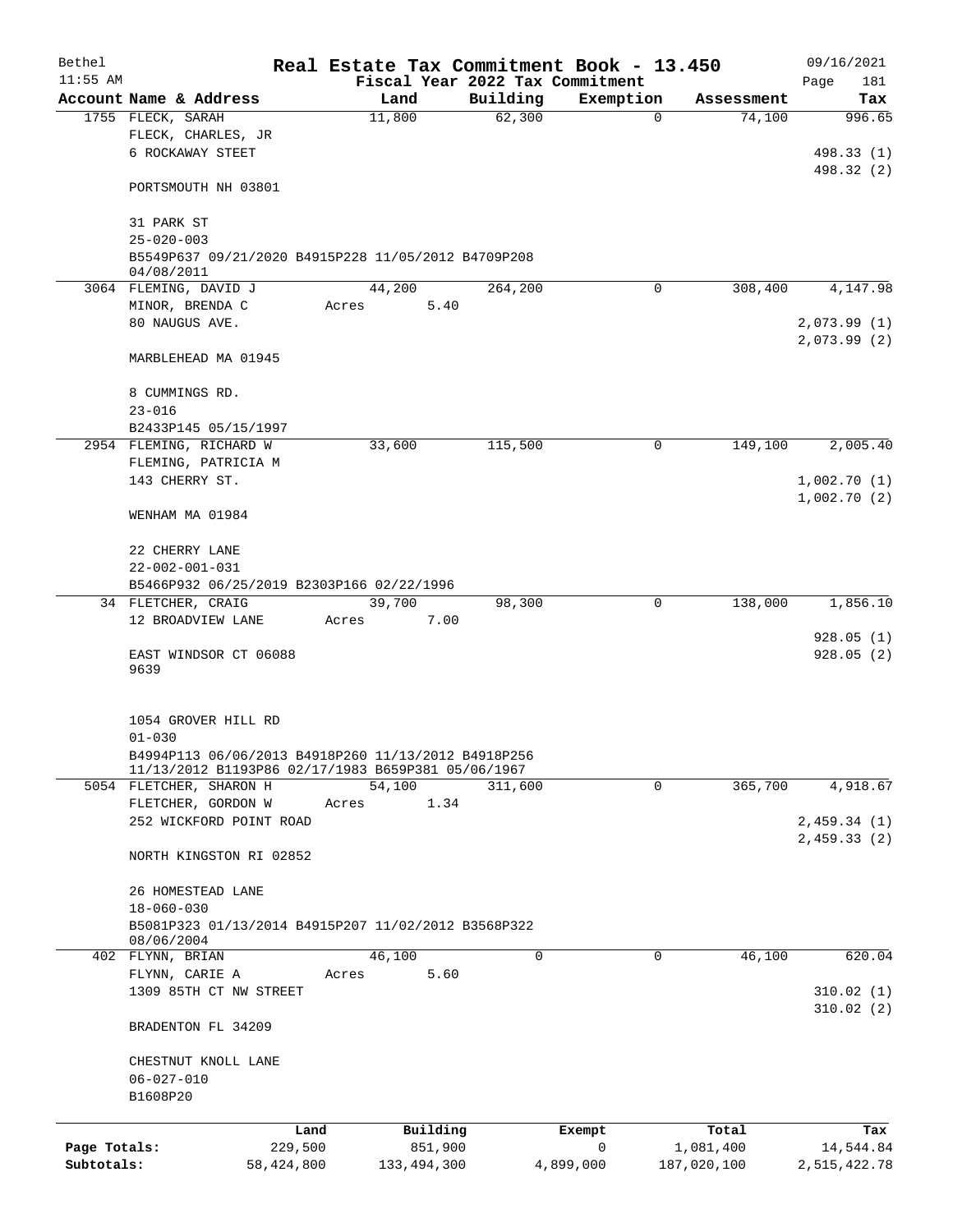# Real Estate Tax Commitment Book - 13.450

Bethel 11:55 AM — Fiscal Year 2022 Tax Commitment — 09/16/2021

| Account Name & Address | Land | Building | Exemption | Assessment | Tax |
|---|---|---|---|---|---|
| 1755 FLECK, SARAH | 11,800 | 62,300 | 0 | 74,100 | 996.65 |
| FLECK, CHARLES, JR | | | | | |
| 6 ROCKAWAY STEET | | | | | 498.33 (1) |
| | | | | | 498.32 (2) |
| PORTSMOUTH NH 03801 | | | | | |
| 31 PARK ST | | | | | |
| 25-020-003 | | | | | |
| B5549P637 09/21/2020 B4915P228 11/05/2012 B4709P208 04/08/2011 | | | | | |
| 3064 FLEMING, DAVID J | 44,200 | 264,200 | 0 | 308,400 | 4,147.98 |
| MINOR, BRENDA C | Acres 5.40 | | | | |
| 80 NAUGUS AVE. | | | | | 2,073.99 (1) |
| | | | | | 2,073.99 (2) |
| MARBLEHEAD MA 01945 | | | | | |
| 8 CUMMINGS RD. | | | | | |
| 23-016 | | | | | |
| B2433P145 05/15/1997 | | | | | |
| 2954 FLEMING, RICHARD W | 33,600 | 115,500 | 0 | 149,100 | 2,005.40 |
| FLEMING, PATRICIA M | | | | | |
| 143 CHERRY ST. | | | | | 1,002.70 (1) |
| | | | | | 1,002.70 (2) |
| WENHAM MA 01984 | | | | | |
| 22 CHERRY LANE | | | | | |
| 22-002-001-031 | | | | | |
| B5466P932 06/25/2019 B2303P166 02/22/1996 | | | | | |
| 34 FLETCHER, CRAIG | 39,700 | 98,300 | 0 | 138,000 | 1,856.10 |
| 12 BROADVIEW LANE | Acres 7.00 | | | | |
| | | | | | 928.05 (1) |
| EAST WINDSOR CT 06088 9639 | | | | | 928.05 (2) |
| 1054 GROVER HILL RD | | | | | |
| 01-030 | | | | | |
| B4994P113 06/06/2013 B4918P260 11/13/2012 B4918P256 11/13/2012 B1193P86 02/17/1983 B659P381 05/06/1967 | | | | | |
| 5054 FLETCHER, SHARON H | 54,100 | 311,600 | 0 | 365,700 | 4,918.67 |
| FLETCHER, GORDON W | Acres 1.34 | | | | |
| 252 WICKFORD POINT ROAD | | | | | 2,459.34 (1) |
| | | | | | 2,459.33 (2) |
| NORTH KINGSTON RI 02852 | | | | | |
| 26 HOMESTEAD LANE | | | | | |
| 18-060-030 | | | | | |
| B5081P323 01/13/2014 B4915P207 11/02/2012 B3568P322 08/06/2004 | | | | | |
| 402 FLYNN, BRIAN | 46,100 | 0 | 0 | 46,100 | 620.04 |
| FLYNN, CARIE A | Acres 5.60 | | | | |
| 1309 85TH CT NW STREET | | | | | 310.02 (1) |
| | | | | | 310.02 (2) |
| BRADENTON FL 34209 | | | | | |
| CHESTNUT KNOLL LANE | | | | | |
| 06-027-010 | | | | | |
| B1608P20 | | | | | |

| | Land | Building | Exempt | Total | Tax |
|---|---|---|---|---|---|
| Page Totals: | 229,500 | 851,900 | 0 | 1,081,400 | 14,544.84 |
| Subtotals: | 58,424,800 | 133,494,300 | 4,899,000 | 187,020,100 | 2,515,422.78 |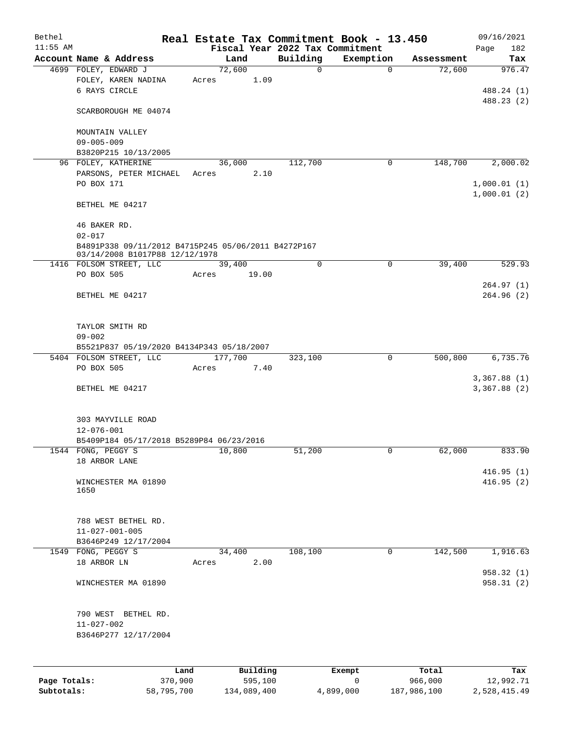Bethel Real Estate Tax Commitment Book - 13.450 09/16/2021
11:55 AM Fiscal Year 2022 Tax Commitment

| Account Name & Address | Land | Building | Exemption | Assessment | Tax |
|---|---|---|---|---|---|
| 4699 FOLEY, EDWARD J<br>FOLEY, KAREN NADINA<br>6 RAYS CIRCLE<br><br>SCARBOROUGH ME 04074<br><br>MOUNTAIN VALLEY<br>09-005-009<br>B3820P215 10/13/2005 | 72,600<br>Acres 1.09 | 0 | 0 | 72,600 | 976.47<br><br>488.24 (1)<br>488.23 (2) |
| 96 FOLEY, KATHERINE<br>PARSONS, PETER MICHAEL<br>PO BOX 171<br><br>BETHEL ME 04217<br><br>46 BAKER RD.<br>02-017<br>B4891P338 09/11/2012 B4715P245 05/06/2011 B4272P167 03/14/2008 B1017P88 12/12/1978 | 36,000<br>Acres 2.10 | 112,700 | 0 | 148,700 | 2,000.02<br><br>1,000.01 (1)<br>1,000.01 (2) |
| 1416 FOLSOM STREET, LLC<br>PO BOX 505<br><br>BETHEL ME 04217<br><br>TAYLOR SMITH RD<br>09-002<br>B5521P837 05/19/2020 B4134P343 05/18/2007 | 39,400<br>Acres 19.00 | 0 | 0 | 39,400 | 529.93<br><br>264.97 (1)<br>264.96 (2) |
| 5404 FOLSOM STREET, LLC<br>PO BOX 505<br><br>BETHEL ME 04217<br><br>303 MAYVILLE ROAD<br>12-076-001<br>B5409P184 05/17/2018 B5289P84 06/23/2016 | 177,700<br>Acres 7.40 | 323,100 | 0 | 500,800 | 6,735.76<br><br>3,367.88 (1)<br>3,367.88 (2) |
| 1544 FONG, PEGGY S<br>18 ARBOR LANE<br><br>WINCHESTER MA 01890<br>1650<br><br>788 WEST BETHEL RD.<br>11-027-001-005<br>B3646P249 12/17/2004 | 10,800 | 51,200 | 0 | 62,000 | 833.90<br><br>416.95 (1)<br>416.95 (2) |
| 1549 FONG, PEGGY S<br>18 ARBOR LN<br><br>WINCHESTER MA 01890<br><br>790 WEST BETHEL RD.<br>11-027-002<br>B3646P277 12/17/2004 | 34,400<br>Acres 2.00 | 108,100 | 0 | 142,500 | 1,916.63<br><br>958.32 (1)<br>958.31 (2) |

| | Land | Building | Exempt | Total | Tax |
|---|---|---|---|---|---|
| Page Totals: | 370,900 | 595,100 | 0 | 966,000 | 12,992.71 |
| Subtotals: | 58,795,700 | 134,089,400 | 4,899,000 | 187,986,100 | 2,528,415.49 |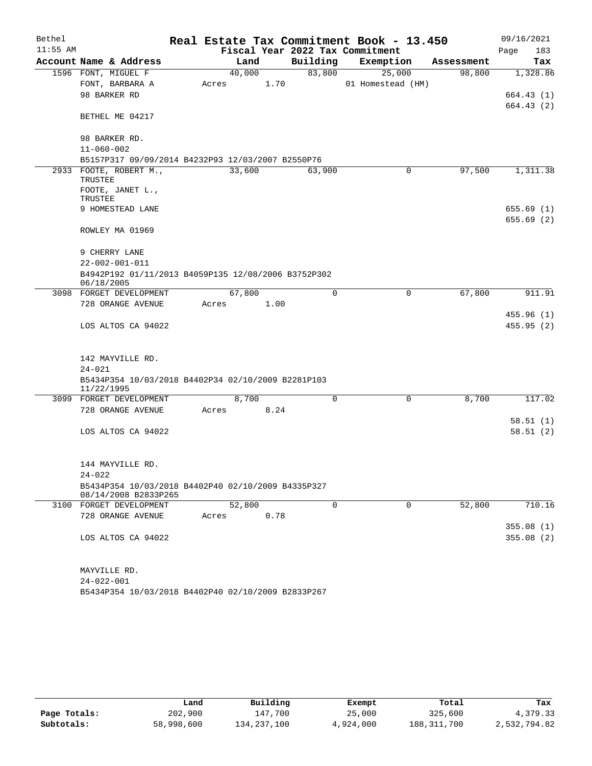Bethel 11:55 AM

# Real Estate Tax Commitment Book - 13.450

Fiscal Year 2022 Tax Commitment

09/16/2021 Page 183

| Account Name & Address | Land | Building | Exemption | Assessment | Tax |
|---|---|---|---|---|---|
| 1596 FONT, MIGUEL F | 40,000 | 83,800 | 25,000 | 98,800 | 1,328.86 |
| FONT, BARBARA A | Acres 1.70 | | 01 Homestead (HM) | | |
| 98 BARKER RD | | | | | 664.43 (1) |
| | | | | | 664.43 (2) |
| BETHEL ME 04217 | | | | | |
| 98 BARKER RD. | | | | | |
| 11-060-002 | | | | | |
| B5157P317 09/09/2014 B4232P93 12/03/2007 B2550P76 | | | | | |
| 2933 FOOTE, ROBERT M., TRUSTEE | 33,600 | 63,900 | 0 | 97,500 | 1,311.38 |
| FOOTE, JANET L., TRUSTEE | | | | | |
| 9 HOMESTEAD LANE | | | | | 655.69 (1) |
| | | | | | 655.69 (2) |
| ROWLEY MA 01969 | | | | | |
| 9 CHERRY LANE | | | | | |
| 22-002-001-011 | | | | | |
| B4942P192 01/11/2013 B4059P135 12/08/2006 B3752P302 06/18/2005 | | | | | |
| 3098 FORGET DEVELOPMENT | 67,800 | 0 | 0 | 67,800 | 911.91 |
| 728 ORANGE AVENUE | Acres 1.00 | | | | |
| | | | | | 455.96 (1) |
| LOS ALTOS CA 94022 | | | | | 455.95 (2) |
| 142 MAYVILLE RD. | | | | | |
| 24-021 | | | | | |
| B5434P354 10/03/2018 B4402P34 02/10/2009 B2281P103 11/22/1995 | | | | | |
| 3099 FORGET DEVELOPMENT | 8,700 | 0 | 0 | 8,700 | 117.02 |
| 728 ORANGE AVENUE | Acres 8.24 | | | | |
| | | | | | 58.51 (1) |
| LOS ALTOS CA 94022 | | | | | 58.51 (2) |
| 144 MAYVILLE RD. | | | | | |
| 24-022 | | | | | |
| B5434P354 10/03/2018 B4402P40 02/10/2009 B4335P327 08/14/2008 B2833P265 | | | | | |
| 3100 FORGET DEVELOPMENT | 52,800 | 0 | 0 | 52,800 | 710.16 |
| 728 ORANGE AVENUE | Acres 0.78 | | | | |
| | | | | | 355.08 (1) |
| LOS ALTOS CA 94022 | | | | | 355.08 (2) |
| MAYVILLE RD. | | | | | |
| 24-022-001 | | | | | |
| B5434P354 10/03/2018 B4402P40 02/10/2009 B2833P267 | | | | | |

| | Land | Building | Exempt | Total | Tax |
|---|---|---|---|---|---|
| Page Totals: | 202,900 | 147,700 | 25,000 | 325,600 | 4,379.33 |
| Subtotals: | 58,998,600 | 134,237,100 | 4,924,000 | 188,311,700 | 2,532,794.82 |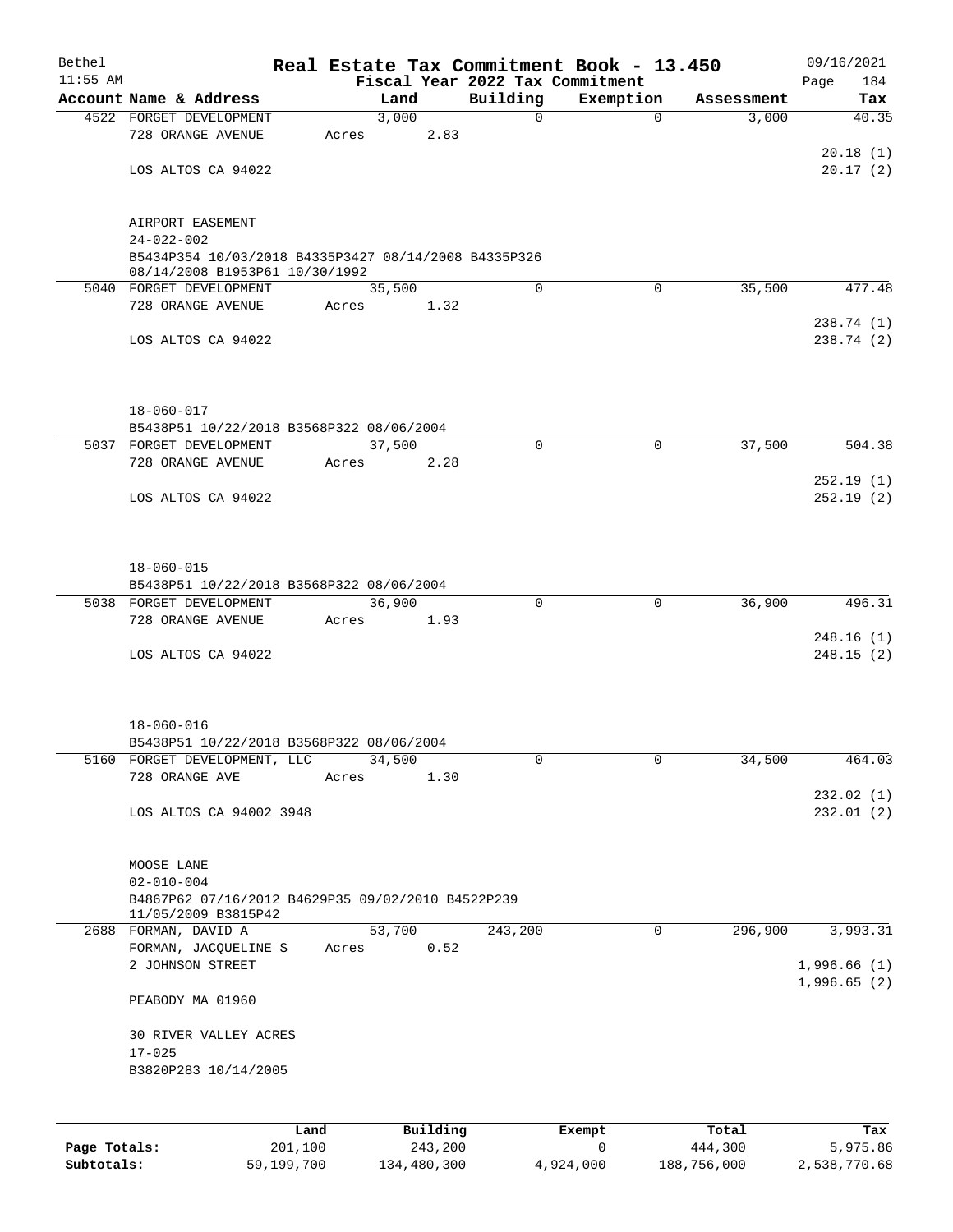# Real Estate Tax Commitment Book - 13.450

Bethel 11:55 AM — Fiscal Year 2022 Tax Commitment — 09/16/2021 Page 184

| Account Name & Address | Land | Building | Exemption | Assessment | Tax |
|---|---|---|---|---|---|
| 4522 FORGET DEVELOPMENT<br>728 ORANGE AVENUE<br><br>LOS ALTOS CA 94022<br><br>AIRPORT EASEMENT<br>24-022-002<br>B5434P354 10/03/2018 B4335P3427 08/14/2008 B4335P326 08/14/2008 B1953P61 10/30/1992 | 3,000<br>Acres 2.83 | 0 | 0 | 3,000 | 40.35<br><br>20.18 (1)<br>20.17 (2) |
| 5040 FORGET DEVELOPMENT<br>728 ORANGE AVENUE<br><br>LOS ALTOS CA 94022<br><br>18-060-017<br>B5438P51 10/22/2018 B3568P322 08/06/2004 | 35,500<br>Acres 1.32 | 0 | 0 | 35,500 | 477.48<br><br>238.74 (1)<br>238.74 (2) |
| 5037 FORGET DEVELOPMENT<br>728 ORANGE AVENUE<br><br>LOS ALTOS CA 94022<br><br>18-060-015<br>B5438P51 10/22/2018 B3568P322 08/06/2004 | 37,500<br>Acres 2.28 | 0 | 0 | 37,500 | 504.38<br><br>252.19 (1)<br>252.19 (2) |
| 5038 FORGET DEVELOPMENT<br>728 ORANGE AVENUE<br><br>LOS ALTOS CA 94022<br><br>18-060-016<br>B5438P51 10/22/2018 B3568P322 08/06/2004 | 36,900<br>Acres 1.93 | 0 | 0 | 36,900 | 496.31<br><br>248.16 (1)<br>248.15 (2) |
| 5160 FORGET DEVELOPMENT, LLC<br>728 ORANGE AVE<br><br>LOS ALTOS CA 94002 3948<br><br>MOOSE LANE<br>02-010-004<br>B4867P62 07/16/2012 B4629P35 09/02/2010 B4522P239 11/05/2009 B3815P42 | 34,500<br>Acres 1.30 | 0 | 0 | 34,500 | 464.03<br><br>232.02 (1)<br>232.01 (2) |
| 2688 FORMAN, DAVID A<br>FORMAN, JACQUELINE S<br>2 JOHNSON STREET<br><br>PEABODY MA 01960<br><br>30 RIVER VALLEY ACRES<br>17-025<br>B3820P283 10/14/2005 | 53,700<br>Acres 0.52 | 243,200 | 0 | 296,900 | 3,993.31<br><br>1,996.66 (1)<br>1,996.65 (2) |

| | Land | Building | Exempt | Total | Tax |
|---|---|---|---|---|---|
| **Page Totals:** | 201,100 | 243,200 | 0 | 444,300 | 5,975.86 |
| **Subtotals:** | 59,199,700 | 134,480,300 | 4,924,000 | 188,756,000 | 2,538,770.68 |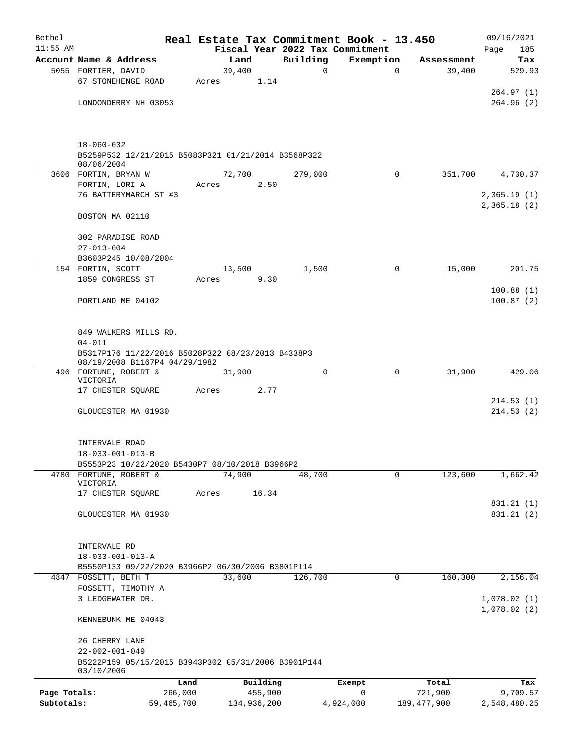# Real Estate Tax Commitment Book - 13.450

Bethel 11:55 AM — Fiscal Year 2022 Tax Commitment — 09/16/2021

| Account Name & Address | Land | Building | Exemption | Assessment | Tax |
|---|---|---|---|---|---|
| 5055 FORTIER, DAVID | 39,400 | 0 | 0 | 39,400 | 529.93 |
| 67 STONEHENGE ROAD | Acres 1.14 | | | | |
| | | | | | 264.97 (1) |
| LONDONDERRY NH 03053 | | | | | 264.96 (2) |
| 18-060-032 | | | | | |
| B5259P532 12/21/2015 B5083P321 01/21/2014 B3568P322 08/06/2004 | | | | | |
| 3606 FORTIN, BRYAN W | 72,700 | 279,000 | 0 | 351,700 | 4,730.37 |
| FORTIN, LORI A | Acres 2.50 | | | | |
| 76 BATTERYMARCH ST #3 | | | | | 2,365.19 (1) |
| | | | | | 2,365.18 (2) |
| BOSTON MA 02110 | | | | | |
| 302 PARADISE ROAD | | | | | |
| 27-013-004 | | | | | |
| B3603P245 10/08/2004 | | | | | |
| 154 FORTIN, SCOTT | 13,500 | 1,500 | 0 | 15,000 | 201.75 |
| 1859 CONGRESS ST | Acres 9.30 | | | | |
| | | | | | 100.88 (1) |
| PORTLAND ME 04102 | | | | | 100.87 (2) |
| 849 WALKERS MILLS RD. | | | | | |
| 04-011 | | | | | |
| B5317P176 11/22/2016 B5028P322 08/23/2013 B4338P3 08/19/2008 B1167P4 04/29/1982 | | | | | |
| 496 FORTUNE, ROBERT & VICTORIA | 31,900 | 0 | 0 | 31,900 | 429.06 |
| 17 CHESTER SQUARE | Acres 2.77 | | | | |
| | | | | | 214.53 (1) |
| GLOUCESTER MA 01930 | | | | | 214.53 (2) |
| INTERVALE ROAD | | | | | |
| 18-033-001-013-B | | | | | |
| B5553P23 10/22/2020 B5430P7 08/10/2018 B3966P2 | | | | | |
| 4780 FORTUNE, ROBERT & VICTORIA | 74,900 | 48,700 | 0 | 123,600 | 1,662.42 |
| 17 CHESTER SQUARE | Acres 16.34 | | | | |
| | | | | | 831.21 (1) |
| GLOUCESTER MA 01930 | | | | | 831.21 (2) |
| INTERVALE RD | | | | | |
| 18-033-001-013-A | | | | | |
| B5550P133 09/22/2020 B3966P2 06/30/2006 B3801P114 | | | | | |
| 4847 FOSSETT, BETH T | 33,600 | 126,700 | 0 | 160,300 | 2,156.04 |
| FOSSETT, TIMOTHY A | | | | | |
| 3 LEDGEWATER DR. | | | | | 1,078.02 (1) |
| | | | | | 1,078.02 (2) |
| KENNEBUNK ME 04043 | | | | | |
| 26 CHERRY LANE | | | | | |
| 22-002-001-049 | | | | | |
| B5222P159 05/15/2015 B3943P302 05/31/2006 B3901P144 03/10/2006 | | | | | |

| | Land | Building | Exempt | Total | Tax |
|---|---|---|---|---|---|
| Page Totals: | 266,000 | 455,900 | 0 | 721,900 | 9,709.57 |
| Subtotals: | 59,465,700 | 134,936,200 | 4,924,000 | 189,477,900 | 2,548,480.25 |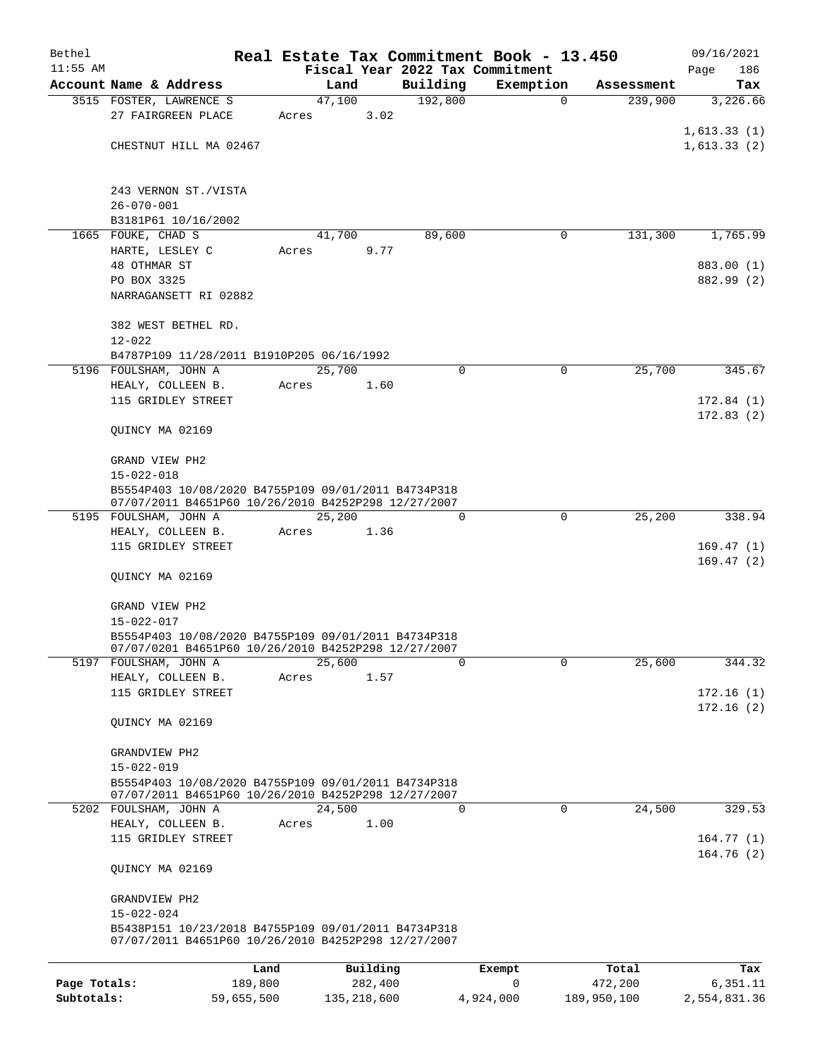Bethel 11:55 AM

# Real Estate Tax Commitment Book - 13.450

Fiscal Year 2022 Tax Commitment

09/16/2021 Page 186

| Account | Name & Address | Land | Building | Exemption | Assessment | Tax |
|---|---|---|---|---|---|---|
| 3515 | FOSTER, LAWRENCE S | 47,100 | 192,800 | 0 | 239,900 | 3,226.66 |
| | 27 FAIRGREEN PLACE | Acres 3.02 | | | | |
| | | | | | | 1,613.33 (1) |
| | CHESTNUT HILL MA 02467 | | | | | 1,613.33 (2) |
| | 243 VERNON ST./VISTA | | | | | |
| | 26-070-001 | | | | | |
| | B3181P61 10/16/2002 | | | | | |
| 1665 | FOUKE, CHAD S | 41,700 | 89,600 | 0 | 131,300 | 1,765.99 |
| | HARTE, LESLEY C | Acres 9.77 | | | | |
| | 48 OTHMAR ST | | | | | 883.00 (1) |
| | PO BOX 3325 | | | | | 882.99 (2) |
| | NARRAGANSETT RI 02882 | | | | | |
| | 382 WEST BETHEL RD. | | | | | |
| | 12-022 | | | | | |
| | B4787P109 11/28/2011 B1910P205 06/16/1992 | | | | | |
| 5196 | FOULSHAM, JOHN A | 25,700 | 0 | 0 | 25,700 | 345.67 |
| | HEALY, COLLEEN B. | Acres 1.60 | | | | |
| | 115 GRIDLEY STREET | | | | | 172.84 (1) |
| | | | | | | 172.83 (2) |
| | QUINCY MA 02169 | | | | | |
| | GRAND VIEW PH2 | | | | | |
| | 15-022-018 | | | | | |
| | B5554P403 10/08/2020 B4755P109 09/01/2011 B4734P318 07/07/2011 B4651P60 10/26/2010 B4252P298 12/27/2007 | | | | | |
| 5195 | FOULSHAM, JOHN A | 25,200 | 0 | 0 | 25,200 | 338.94 |
| | HEALY, COLLEEN B. | Acres 1.36 | | | | |
| | 115 GRIDLEY STREET | | | | | 169.47 (1) |
| | | | | | | 169.47 (2) |
| | QUINCY MA 02169 | | | | | |
| | GRAND VIEW PH2 | | | | | |
| | 15-022-017 | | | | | |
| | B5554P403 10/08/2020 B4755P109 09/01/2011 B4734P318 07/07/0201 B4651P60 10/26/2010 B4252P298 12/27/2007 | | | | | |
| 5197 | FOULSHAM, JOHN A | 25,600 | 0 | 0 | 25,600 | 344.32 |
| | HEALY, COLLEEN B. | Acres 1.57 | | | | |
| | 115 GRIDLEY STREET | | | | | 172.16 (1) |
| | | | | | | 172.16 (2) |
| | QUINCY MA 02169 | | | | | |
| | GRANDVIEW PH2 | | | | | |
| | 15-022-019 | | | | | |
| | B5554P403 10/08/2020 B4755P109 09/01/2011 B4734P318 07/07/2011 B4651P60 10/26/2010 B4252P298 12/27/2007 | | | | | |
| 5202 | FOULSHAM, JOHN A | 24,500 | 0 | 0 | 24,500 | 329.53 |
| | HEALY, COLLEEN B. | Acres 1.00 | | | | |
| | 115 GRIDLEY STREET | | | | | 164.77 (1) |
| | | | | | | 164.76 (2) |
| | QUINCY MA 02169 | | | | | |
| | GRANDVIEW PH2 | | | | | |
| | 15-022-024 | | | | | |
| | B5438P151 10/23/2018 B4755P109 09/01/2011 B4734P318 07/07/2011 B4651P60 10/26/2010 B4252P298 12/27/2007 | | | | | |

| | Land | Building | Exempt | Total | Tax |
|---|---|---|---|---|---|
| Page Totals: | 189,800 | 282,400 | 0 | 472,200 | 6,351.11 |
| Subtotals: | 59,655,500 | 135,218,600 | 4,924,000 | 189,950,100 | 2,554,831.36 |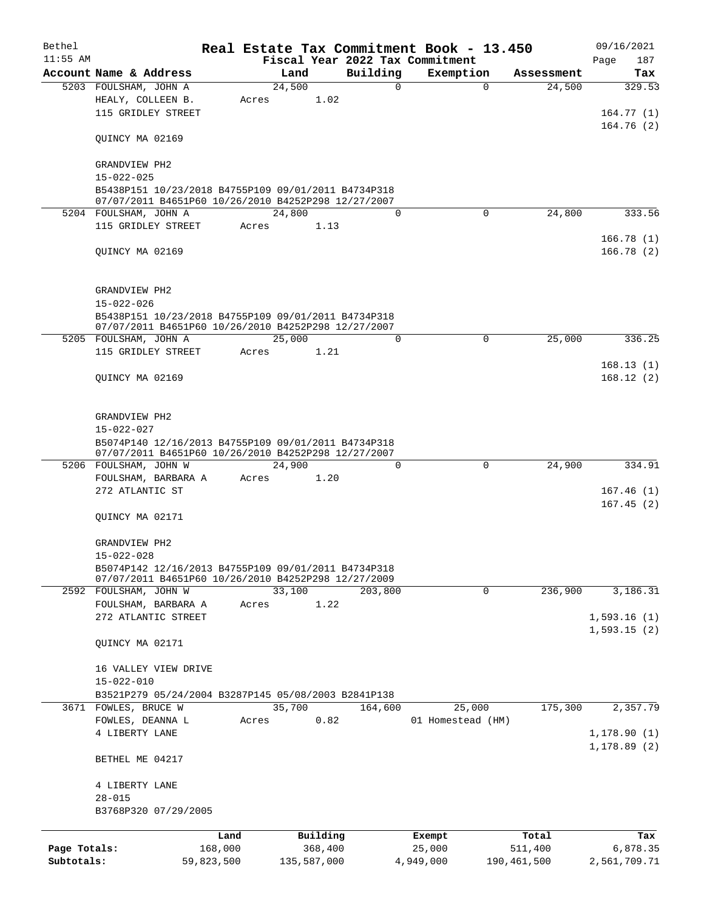Bethel | Real Estate Tax Commitment Book - 13.450 | 09/16/2021
11:55 AM | Fiscal Year 2022 Tax Commitment | Page 187

| Account Name & Address | Land | Building | Exemption | Assessment | Tax |
|---|---|---|---|---|---|
| 5203 FOULSHAM, JOHN A | 24,500 | 0 | 0 | 24,500 | 329.53 |
| HEALY, COLLEEN B. | Acres 1.02 | | | | |
| 115 GRIDLEY STREET | | | | | 164.77 (1) |
| | | | | | 164.76 (2) |
| QUINCY MA 02169 | | | | | |
| GRANDVIEW PH2 | | | | | |
| 15-022-025 | | | | | |
| B5438P151 10/23/2018 B4755P109 09/01/2011 B4734P318 07/07/2011 B4651P60 10/26/2010 B4252P298 12/27/2007 | | | | | |
| 5204 FOULSHAM, JOHN A | 24,800 | 0 | 0 | 24,800 | 333.56 |
| 115 GRIDLEY STREET | Acres 1.13 | | | | |
| | | | | | 166.78 (1) |
| QUINCY MA 02169 | | | | | 166.78 (2) |
| GRANDVIEW PH2 | | | | | |
| 15-022-026 | | | | | |
| B5438P151 10/23/2018 B4755P109 09/01/2011 B4734P318 07/07/2011 B4651P60 10/26/2010 B4252P298 12/27/2007 | | | | | |
| 5205 FOULSHAM, JOHN A | 25,000 | 0 | 0 | 25,000 | 336.25 |
| 115 GRIDLEY STREET | Acres 1.21 | | | | |
| | | | | | 168.13 (1) |
| QUINCY MA 02169 | | | | | 168.12 (2) |
| GRANDVIEW PH2 | | | | | |
| 15-022-027 | | | | | |
| B5074P140 12/16/2013 B4755P109 09/01/2011 B4734P318 07/07/2011 B4651P60 10/26/2010 B4252P298 12/27/2007 | | | | | |
| 5206 FOULSHAM, JOHN W | 24,900 | 0 | 0 | 24,900 | 334.91 |
| FOULSHAM, BARBARA A | Acres 1.20 | | | | |
| 272 ATLANTIC ST | | | | | 167.46 (1) |
| | | | | | 167.45 (2) |
| QUINCY MA 02171 | | | | | |
| GRANDVIEW PH2 | | | | | |
| 15-022-028 | | | | | |
| B5074P142 12/16/2013 B4755P109 09/01/2011 B4734P318 07/07/2011 B4651P60 10/26/2010 B4252P298 12/27/2009 | | | | | |
| 2592 FOULSHAM, JOHN W | 33,100 | 203,800 | 0 | 236,900 | 3,186.31 |
| FOULSHAM, BARBARA A | Acres 1.22 | | | | |
| 272 ATLANTIC STREET | | | | | 1,593.16 (1) |
| | | | | | 1,593.15 (2) |
| QUINCY MA 02171 | | | | | |
| 16 VALLEY VIEW DRIVE | | | | | |
| 15-022-010 | | | | | |
| B3521P279 05/24/2004 B3287P145 05/08/2003 B2841P138 | | | | | |
| 3671 FOWLES, BRUCE W | 35,700 | 164,600 | 25,000 | 175,300 | 2,357.79 |
| FOWLES, DEANNA L | Acres 0.82 | | 01 Homestead (HM) | | |
| 4 LIBERTY LANE | | | | | 1,178.90 (1) |
| | | | | | 1,178.89 (2) |
| BETHEL ME 04217 | | | | | |
| 4 LIBERTY LANE | | | | | |
| 28-015 | | | | | |
| B3768P320 07/29/2005 | | | | | |

| | Land | Building | Exempt | Total | Tax |
|---|---|---|---|---|---|
| Page Totals: | 168,000 | 368,400 | 25,000 | 511,400 | 6,878.35 |
| Subtotals: | 59,823,500 | 135,587,000 | 4,949,000 | 190,461,500 | 2,561,709.71 |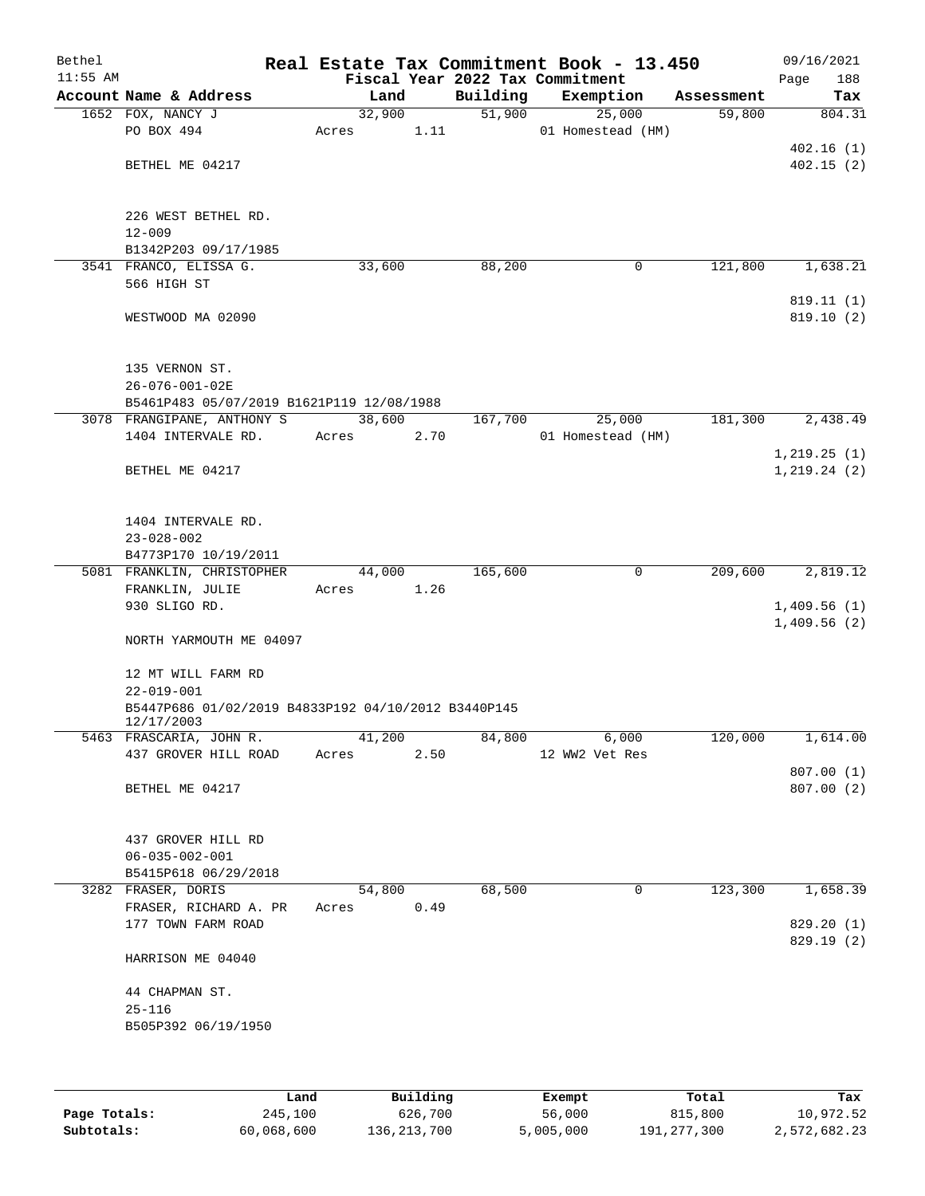Bethel 11:55 AM

# Real Estate Tax Commitment Book - 13.450

Fiscal Year 2022 Tax Commitment

09/16/2021 Page 188

| Account Name & Address | Land | Building | Exemption | Assessment | Tax |
|---|---|---|---|---|---|
| 1652 FOX, NANCY J | 32,900 | 51,900 | 25,000 | 59,800 | 804.31 |
| PO BOX 494 | Acres 1.11 | | 01 Homestead (HM) | | |
| | | | | | 402.16 (1) |
| BETHEL ME 04217 | | | | | 402.15 (2) |
| 226 WEST BETHEL RD. | | | | | |
| 12-009 | | | | | |
| B1342P203 09/17/1985 | | | | | |
| 3541 FRANCO, ELISSA G. | 33,600 | 88,200 | 0 | 121,800 | 1,638.21 |
| 566 HIGH ST | | | | | |
| | | | | | 819.11 (1) |
| WESTWOOD MA 02090 | | | | | 819.10 (2) |
| 135 VERNON ST. | | | | | |
| 26-076-001-02E | | | | | |
| B5461P483 05/07/2019 B1621P119 12/08/1988 | | | | | |
| 3078 FRANGIPANE, ANTHONY S | 38,600 | 167,700 | 25,000 | 181,300 | 2,438.49 |
| 1404 INTERVALE RD. | Acres 2.70 | | 01 Homestead (HM) | | |
| | | | | | 1,219.25 (1) |
| BETHEL ME 04217 | | | | | 1,219.24 (2) |
| 1404 INTERVALE RD. | | | | | |
| 23-028-002 | | | | | |
| B4773P170 10/19/2011 | | | | | |
| 5081 FRANKLIN, CHRISTOPHER | 44,000 | 165,600 | 0 | 209,600 | 2,819.12 |
| FRANKLIN, JULIE | Acres 1.26 | | | | |
| 930 SLIGO RD. | | | | | 1,409.56 (1) |
| | | | | | 1,409.56 (2) |
| NORTH YARMOUTH ME 04097 | | | | | |
| 12 MT WILL FARM RD | | | | | |
| 22-019-001 | | | | | |
| B5447P686 01/02/2019 B4833P192 04/10/2012 B3440P145 12/17/2003 | | | | | |
| 5463 FRASCARIA, JOHN R. | 41,200 | 84,800 | 6,000 | 120,000 | 1,614.00 |
| 437 GROVER HILL ROAD | Acres 2.50 | | 12 WW2 Vet Res | | |
| | | | | | 807.00 (1) |
| BETHEL ME 04217 | | | | | 807.00 (2) |
| 437 GROVER HILL RD | | | | | |
| 06-035-002-001 | | | | | |
| B5415P618 06/29/2018 | | | | | |
| 3282 FRASER, DORIS | 54,800 | 68,500 | 0 | 123,300 | 1,658.39 |
| FRASER, RICHARD A. PR | Acres 0.49 | | | | |
| 177 TOWN FARM ROAD | | | | | 829.20 (1) |
| | | | | | 829.19 (2) |
| HARRISON ME 04040 | | | | | |
| 44 CHAPMAN ST. | | | | | |
| 25-116 | | | | | |
| B505P392 06/19/1950 | | | | | |

| | Land | Building | Exempt | Total | Tax |
|---|---|---|---|---|---|
| Page Totals: | 245,100 | 626,700 | 56,000 | 815,800 | 10,972.52 |
| Subtotals: | 60,068,600 | 136,213,700 | 5,005,000 | 191,277,300 | 2,572,682.23 |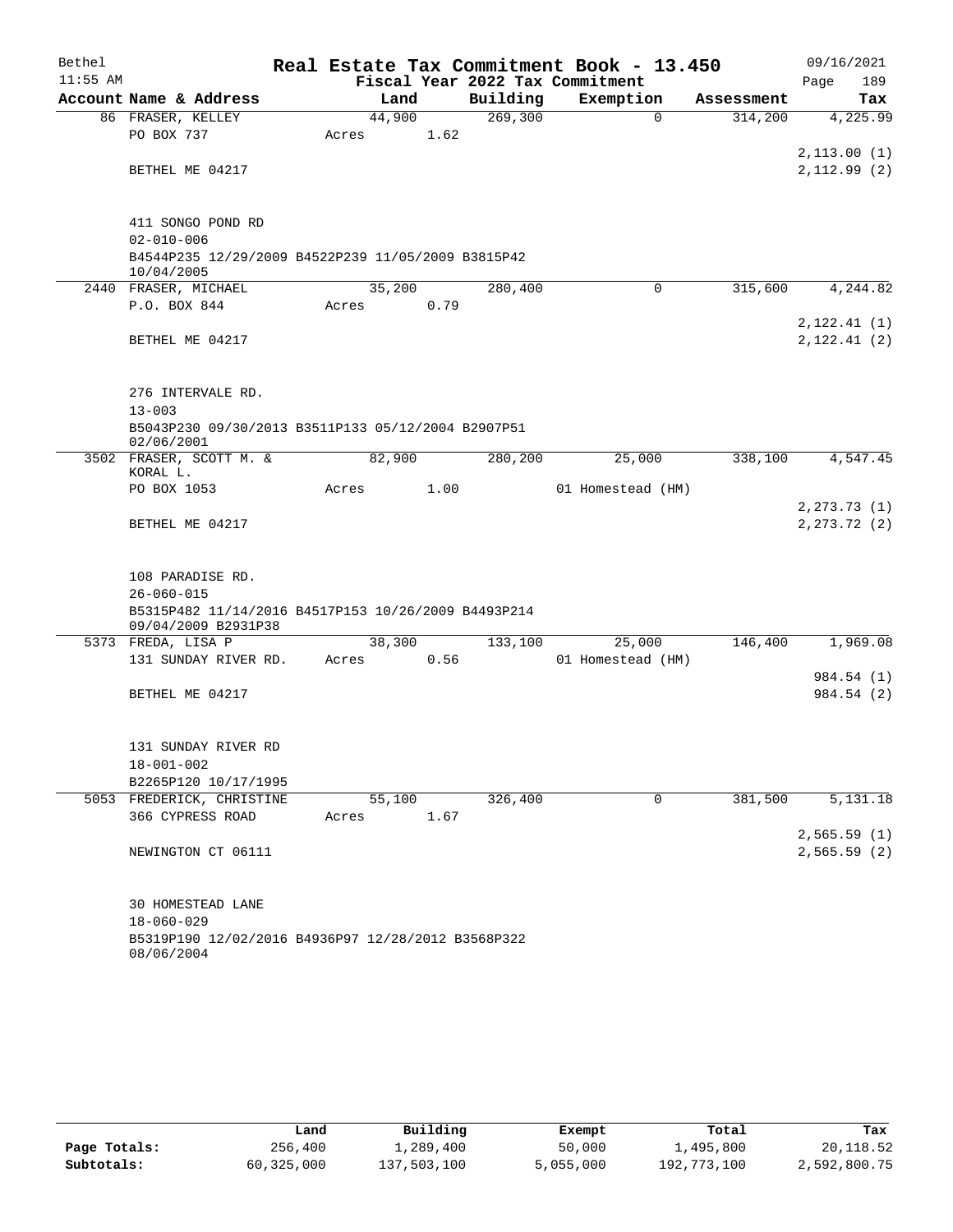Bethel 11:55 AM

# Real Estate Tax Commitment Book - 13.450

Fiscal Year 2022 Tax Commitment

09/16/2021

| Account Name & Address | Land | Building | Exemption | Assessment | Tax |
|---|---|---|---|---|---|
| 86 FRASER, KELLEY | 44,900 | 269,300 | 0 | 314,200 | 4,225.99 |
| PO BOX 737 | Acres 1.62 | | | | |
| | | | | | 2,113.00 (1) |
| BETHEL ME 04217 | | | | | 2,112.99 (2) |
| 411 SONGO POND RD | | | | | |
| 02-010-006 | | | | | |
| B4544P235 12/29/2009 B4522P239 11/05/2009 B3815P42 10/04/2005 | | | | | |
| 2440 FRASER, MICHAEL | 35,200 | 280,400 | 0 | 315,600 | 4,244.82 |
| P.O. BOX 844 | Acres 0.79 | | | | |
| | | | | | 2,122.41 (1) |
| BETHEL ME 04217 | | | | | 2,122.41 (2) |
| 276 INTERVALE RD. | | | | | |
| 13-003 | | | | | |
| B5043P230 09/30/2013 B3511P133 05/12/2004 B2907P51 02/06/2001 | | | | | |
| 3502 FRASER, SCOTT M. & KORAL L. | 82,900 | 280,200 | 25,000 | 338,100 | 4,547.45 |
| PO BOX 1053 | Acres 1.00 | | 01 Homestead (HM) | | |
| | | | | | 2,273.73 (1) |
| BETHEL ME 04217 | | | | | 2,273.72 (2) |
| 108 PARADISE RD. | | | | | |
| 26-060-015 | | | | | |
| B5315P482 11/14/2016 B4517P153 10/26/2009 B4493P214 09/04/2009 B2931P38 | | | | | |
| 5373 FREDA, LISA P | 38,300 | 133,100 | 25,000 | 146,400 | 1,969.08 |
| 131 SUNDAY RIVER RD. | Acres 0.56 | | 01 Homestead (HM) | | |
| | | | | | 984.54 (1) |
| BETHEL ME 04217 | | | | | 984.54 (2) |
| 131 SUNDAY RIVER RD | | | | | |
| 18-001-002 | | | | | |
| B2265P120 10/17/1995 | | | | | |
| 5053 FREDERICK, CHRISTINE | 55,100 | 326,400 | 0 | 381,500 | 5,131.18 |
| 366 CYPRESS ROAD | Acres 1.67 | | | | |
| | | | | | 2,565.59 (1) |
| NEWINGTON CT 06111 | | | | | 2,565.59 (2) |
| 30 HOMESTEAD LANE | | | | | |
| 18-060-029 | | | | | |
| B5319P190 12/02/2016 B4936P97 12/28/2012 B3568P322 08/06/2004 | | | | | |

| | Land | Building | Exempt | Total | Tax |
|---|---|---|---|---|---|
| Page Totals: | 256,400 | 1,289,400 | 50,000 | 1,495,800 | 20,118.52 |
| Subtotals: | 60,325,000 | 137,503,100 | 5,055,000 | 192,773,100 | 2,592,800.75 |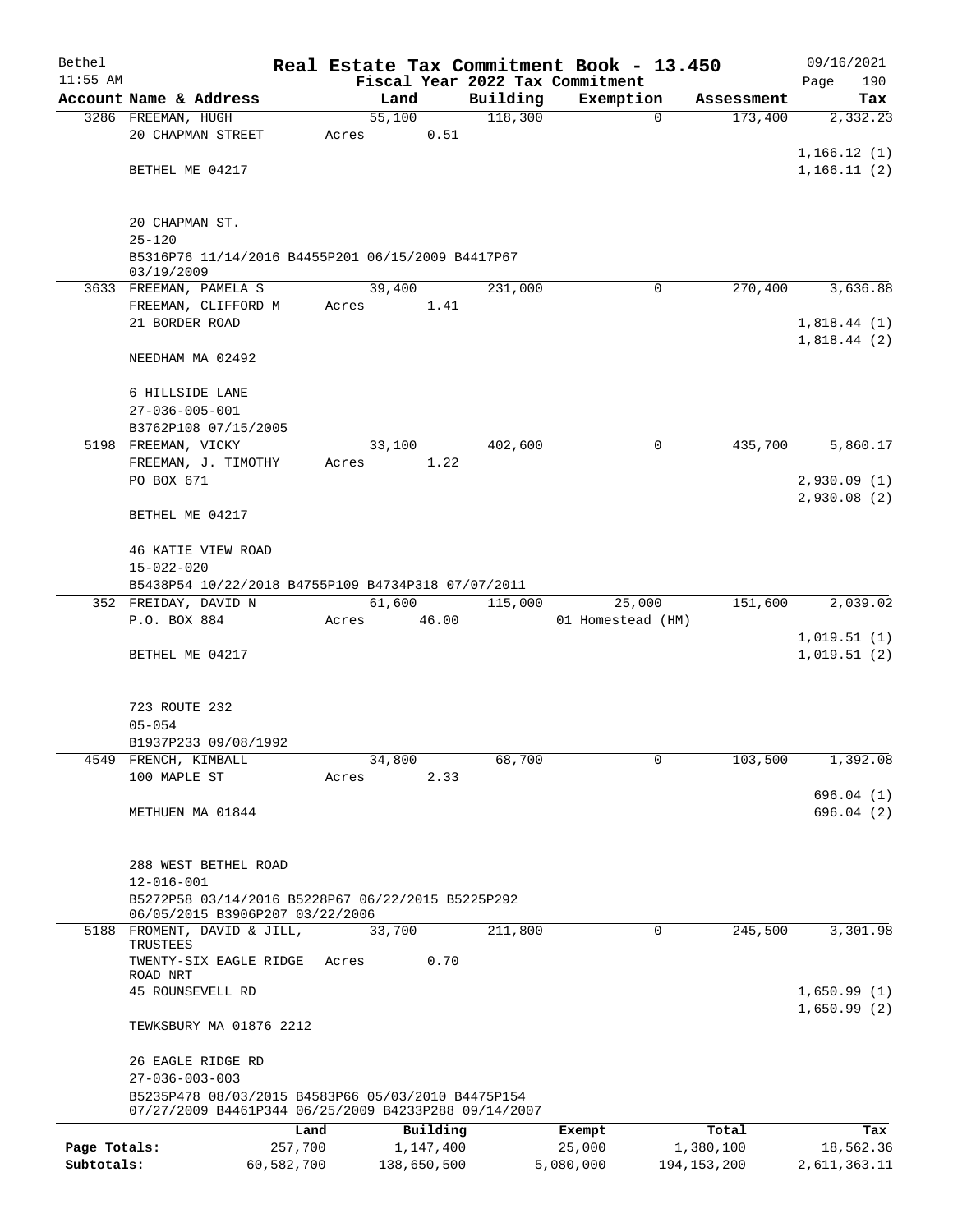Bethel | Real Estate Tax Commitment Book - 13.450 | 09/16/2021
11:55 AM | Fiscal Year 2022 Tax Commitment | Page 190

| Account Name & Address | Land | Building | Exemption | Assessment | Tax |
|---|---|---|---|---|---|
| 3286 FREEMAN, HUGH<br>20 CHAPMAN STREET<br><br>BETHEL ME 04217<br><br>20 CHAPMAN ST.<br>25-120<br>B5316P76 11/14/2016 B4455P201 06/15/2009 B4417P67 03/19/2009 | 55,100<br>Acres 0.51 | 118,300 | 0 | 173,400 | 2,332.23<br><br>1,166.12 (1)<br>1,166.11 (2) |
| 3633 FREEMAN, PAMELA S<br>FREEMAN, CLIFFORD M<br>21 BORDER ROAD<br><br>NEEDHAM MA 02492<br><br>6 HILLSIDE LANE<br>27-036-005-001<br>B3762P108 07/15/2005 | 39,400<br>Acres 1.41 | 231,000 | 0 | 270,400 | 3,636.88<br><br>1,818.44 (1)<br>1,818.44 (2) |
| 5198 FREEMAN, VICKY<br>FREEMAN, J. TIMOTHY<br>PO BOX 671<br><br>BETHEL ME 04217<br><br>46 KATIE VIEW ROAD<br>15-022-020<br>B5438P54 10/22/2018 B4755P109 B4734P318 07/07/2011 | 33,100<br>Acres 1.22 | 402,600 | 0 | 435,700 | 5,860.17<br><br>2,930.09 (1)<br>2,930.08 (2) |
| 352 FREIDAY, DAVID N<br>P.O. BOX 884<br><br>BETHEL ME 04217<br><br>723 ROUTE 232<br>05-054<br>B1937P233 09/08/1992 | 61,600<br>Acres 46.00 | 115,000 | 25,000<br>01 Homestead (HM) | 151,600 | 2,039.02<br><br>1,019.51 (1)<br>1,019.51 (2) |
| 4549 FRENCH, KIMBALL<br>100 MAPLE ST<br><br>METHUEN MA 01844<br><br>288 WEST BETHEL ROAD<br>12-016-001<br>B5272P58 03/14/2016 B5228P67 06/22/2015 B5225P292 06/05/2015 B3906P207 03/22/2006 | 34,800<br>Acres 2.33 | 68,700 | 0 | 103,500 | 1,392.08<br><br>696.04 (1)<br>696.04 (2) |
| 5188 FROMENT, DAVID & JILL, TRUSTEES<br>TWENTY-SIX EAGLE RIDGE ROAD NRT<br>45 ROUNSEVELL RD<br><br>TEWKSBURY MA 01876 2212<br><br>26 EAGLE RIDGE RD<br>27-036-003-003<br>B5235P478 08/03/2015 B4583P66 05/03/2010 B4475P154 07/27/2009 B4461P344 06/25/2009 B4233P288 09/14/2007 | 33,700<br>Acres 0.70 | 211,800 | 0 | 245,500 | 3,301.98<br><br>1,650.99 (1)<br>1,650.99 (2) |

| | Land | Building | Exempt | Total | Tax |
|---|---|---|---|---|---|
| Page Totals: | 257,700 | 1,147,400 | 25,000 | 1,380,100 | 18,562.36 |
| Subtotals: | 60,582,700 | 138,650,500 | 5,080,000 | 194,153,200 | 2,611,363.11 |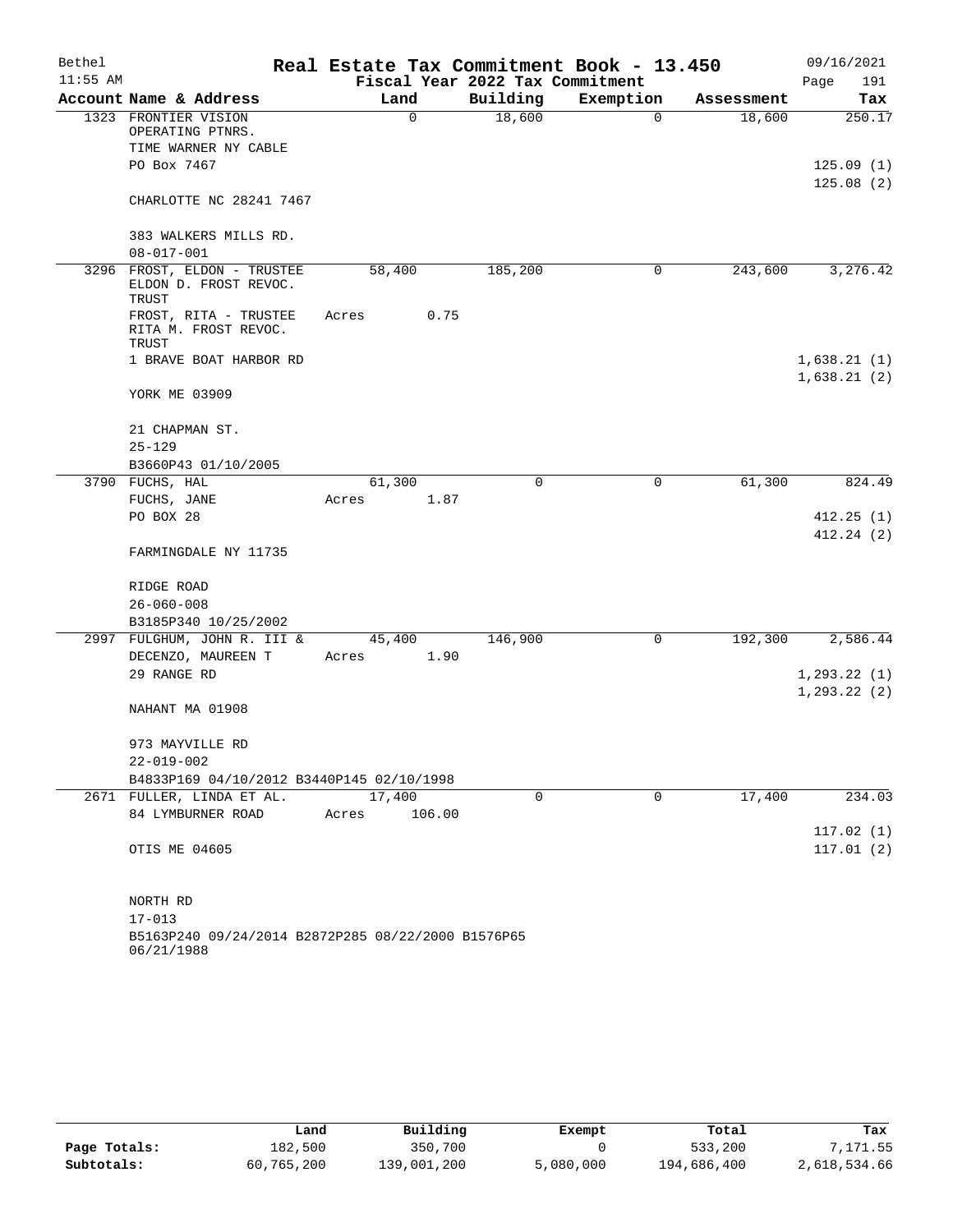# Real Estate Tax Commitment Book - 13.450

Bethel
11:55 AM

Fiscal Year 2022 Tax Commitment

09/16/2021
Page 191

| Account Name & Address | Land | Building | Exemption | Assessment | Tax |
|---|---|---|---|---|---|
| 1323 FRONTIER VISION OPERATING PTNRS. | 0 | 18,600 | 0 | 18,600 | 250.17 |
| TIME WARNER NY CABLE | | | | | |
| PO Box 7467 | | | | | 125.09 (1) |
| | | | | | 125.08 (2) |
| CHARLOTTE NC 28241 7467 | | | | | |
| 383 WALKERS MILLS RD. | | | | | |
| 08-017-001 | | | | | |
| 3296 FROST, ELDON - TRUSTEE ELDON D. FROST REVOC. TRUST | 58,400 | 185,200 | 0 | 243,600 | 3,276.42 |
| FROST, RITA - TRUSTEE RITA M. FROST REVOC. TRUST | Acres 0.75 | | | | |
| 1 BRAVE BOAT HARBOR RD | | | | | 1,638.21 (1) |
| | | | | | 1,638.21 (2) |
| YORK ME 03909 | | | | | |
| 21 CHAPMAN ST. | | | | | |
| 25-129 | | | | | |
| B3660P43 01/10/2005 | | | | | |
| 3790 FUCHS, HAL | 61,300 | 0 | 0 | 61,300 | 824.49 |
| FUCHS, JANE | Acres 1.87 | | | | |
| PO BOX 28 | | | | | 412.25 (1) |
| | | | | | 412.24 (2) |
| FARMINGDALE NY 11735 | | | | | |
| RIDGE ROAD | | | | | |
| 26-060-008 | | | | | |
| B3185P340 10/25/2002 | | | | | |
| 2997 FULGHUM, JOHN R. III & | 45,400 | 146,900 | 0 | 192,300 | 2,586.44 |
| DECENZO, MAUREEN T | Acres 1.90 | | | | |
| 29 RANGE RD | | | | | 1,293.22 (1) |
| | | | | | 1,293.22 (2) |
| NAHANT MA 01908 | | | | | |
| 973 MAYVILLE RD | | | | | |
| 22-019-002 | | | | | |
| B4833P169 04/10/2012 B3440P145 02/10/1998 | | | | | |
| 2671 FULLER, LINDA ET AL. | 17,400 | 0 | 0 | 17,400 | 234.03 |
| 84 LYMBURNER ROAD | Acres 106.00 | | | | |
| | | | | | 117.02 (1) |
| OTIS ME 04605 | | | | | 117.01 (2) |
| NORTH RD | | | | | |
| 17-013 | | | | | |
| B5163P240 09/24/2014 B2872P285 08/22/2000 B1576P65 06/21/1988 | | | | | |

| | Land | Building | Exempt | Total | Tax |
|---|---|---|---|---|---|
| Page Totals: | 182,500 | 350,700 | 0 | 533,200 | 7,171.55 |
| Subtotals: | 60,765,200 | 139,001,200 | 5,080,000 | 194,686,400 | 2,618,534.66 |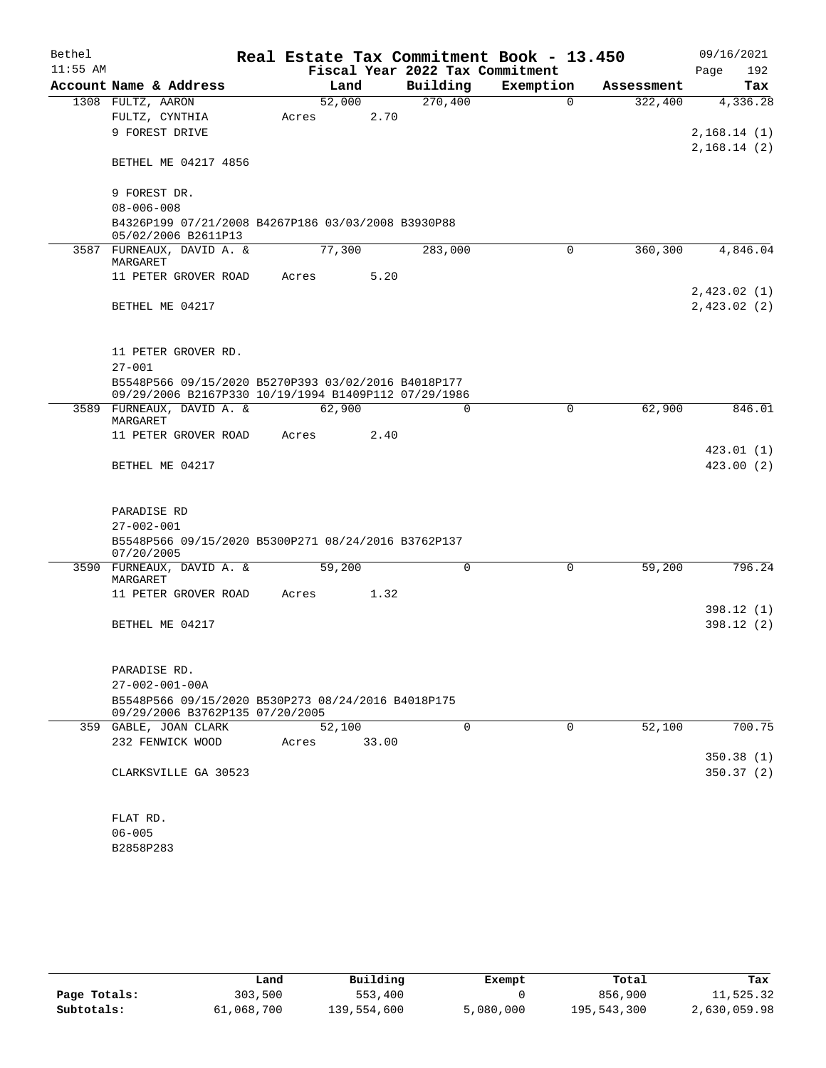Bethel — Real Estate Tax Commitment Book - 13.450 — 09/16/2021
11:55 AM — Fiscal Year 2022 Tax Commitment

| Account | Name & Address | Land | Building | Exemption | Assessment | Tax |
|---|---|---|---|---|---|---|
| 1308 | FULTZ, AARON<br>FULTZ, CYNTHIA<br>9 FOREST DRIVE<br><br>BETHEL ME 04217 4856<br><br>9 FOREST DR.<br>08-006-008<br>B4326P199 07/21/2008 B4267P186 03/03/2008 B3930P88 05/02/2006 B2611P13 | 52,000<br>Acres 2.70 | 270,400 | 0 | 322,400 | 4,336.28<br><br>2,168.14 (1)<br>2,168.14 (2) |
| 3587 | FURNEAUX, DAVID A. & MARGARET<br>11 PETER GROVER ROAD<br><br>BETHEL ME 04217<br><br>11 PETER GROVER RD.<br>27-001<br>B5548P566 09/15/2020 B5270P393 03/02/2016 B4018P177 09/29/2006 B2167P330 10/19/1994 B1409P112 07/29/1986 | 77,300<br>Acres 5.20 | 283,000 | 0 | 360,300 | 4,846.04<br><br>2,423.02 (1)<br>2,423.02 (2) |
| 3589 | FURNEAUX, DAVID A. & MARGARET<br>11 PETER GROVER ROAD<br><br>BETHEL ME 04217<br><br>PARADISE RD<br>27-002-001<br>B5548P566 09/15/2020 B5300P271 08/24/2016 B3762P137 07/20/2005 | 62,900<br>Acres 2.40 | 0 | 0 | 62,900 | 846.01<br><br>423.01 (1)<br>423.00 (2) |
| 3590 | FURNEAUX, DAVID A. & MARGARET<br>11 PETER GROVER ROAD<br><br>BETHEL ME 04217<br><br>PARADISE RD.<br>27-002-001-00A<br>B5548P566 09/15/2020 B530P273 08/24/2016 B4018P175 09/29/2006 B3762P135 07/20/2005 | 59,200<br>Acres 1.32 | 0 | 0 | 59,200 | 796.24<br><br>398.12 (1)<br>398.12 (2) |
| 359 | GABLE, JOAN CLARK<br>232 FENWICK WOOD<br><br>CLARKSVILLE GA 30523<br><br>FLAT RD.<br>06-005<br>B2858P283 | 52,100<br>Acres 33.00 | 0 | 0 | 52,100 | 700.75<br><br>350.38 (1)<br>350.37 (2) |

| | Land | Building | Exempt | Total | Tax |
|---|---|---|---|---|---|
| Page Totals: | 303,500 | 553,400 | 0 | 856,900 | 11,525.32 |
| Subtotals: | 61,068,700 | 139,554,600 | 5,080,000 | 195,543,300 | 2,630,059.98 |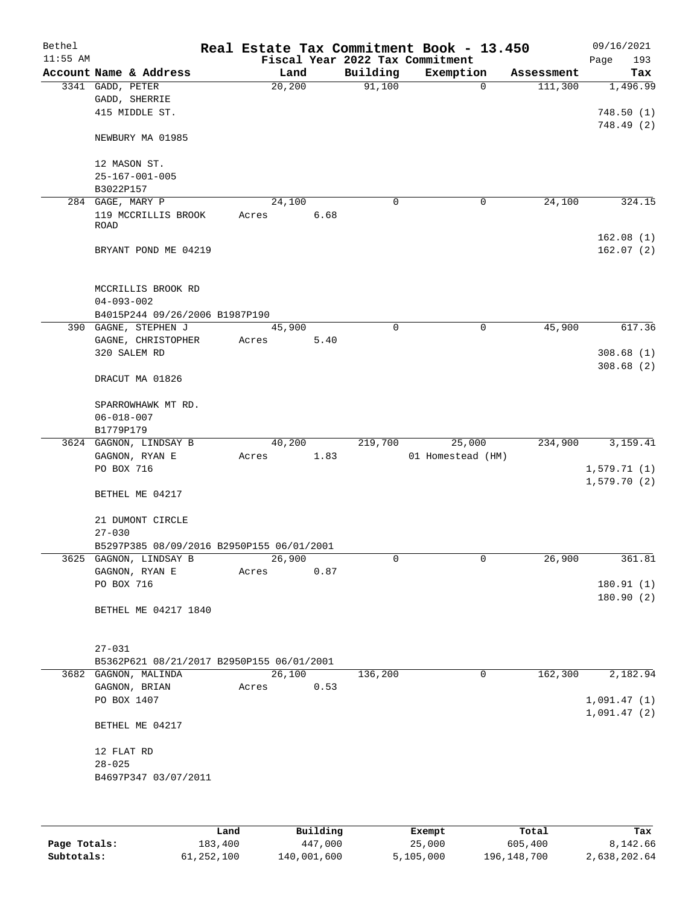Bethel 11:55 AM

# Real Estate Tax Commitment Book - 13.450

Fiscal Year 2022 Tax Commitment

09/16/2021 Page 193

| Account Name & Address | Land | Building | Exemption | Assessment | Tax |
|---|---|---|---|---|---|
| 3341 GADD, PETER<br>GADD, SHERRIE<br>415 MIDDLE ST.<br><br>NEWBURY MA 01985<br><br>12 MASON ST.<br>25-167-001-005<br>B3022P157 | 20,200 | 91,100 | 0 | 111,300 | 1,496.99<br><br>748.50 (1)<br>748.49 (2) |
| 284 GAGE, MARY P<br>119 MCCRILLIS BROOK ROAD<br><br>BRYANT POND ME 04219<br><br>MCCRILLIS BROOK RD<br>04-093-002<br>B4015P244 09/26/2006 B1987P190 | 24,100<br>Acres 6.68 | 0 | 0 | 24,100 | 324.15<br><br>162.08 (1)<br>162.07 (2) |
| 390 GAGNE, STEPHEN J<br>GAGNE, CHRISTOPHER<br>320 SALEM RD<br><br>DRACUT MA 01826<br><br>SPARROWHAWK MT RD.<br>06-018-007<br>B1779P179 | 45,900<br>Acres 5.40 | 0 | 0 | 45,900 | 617.36<br><br>308.68 (1)<br>308.68 (2) |
| 3624 GAGNON, LINDSAY B<br>GAGNON, RYAN E<br>PO BOX 716<br><br>BETHEL ME 04217<br><br>21 DUMONT CIRCLE<br>27-030<br>B5297P385 08/09/2016 B2950P155 06/01/2001 | 40,200<br>Acres 1.83 | 219,700 | 25,000<br>01 Homestead (HM) | 234,900 | 3,159.41<br><br>1,579.71 (1)<br>1,579.70 (2) |
| 3625 GAGNON, LINDSAY B<br>GAGNON, RYAN E<br>PO BOX 716<br><br>BETHEL ME 04217 1840<br><br>27-031<br>B5362P621 08/21/2017 B2950P155 06/01/2001 | 26,900<br>Acres 0.87 | 0 | 0 | 26,900 | 361.81<br><br>180.91 (1)<br>180.90 (2) |
| 3682 GAGNON, MALINDA<br>GAGNON, BRIAN<br>PO BOX 1407<br><br>BETHEL ME 04217<br><br>12 FLAT RD<br>28-025<br>B4697P347 03/07/2011 | 26,100<br>Acres 0.53 | 136,200 | 0 | 162,300 | 2,182.94<br><br>1,091.47 (1)<br>1,091.47 (2) |

| | Land | Building | Exempt | Total | Tax |
|---|---|---|---|---|---|
| Page Totals: | 183,400 | 447,000 | 25,000 | 605,400 | 8,142.66 |
| Subtotals: | 61,252,100 | 140,001,600 | 5,105,000 | 196,148,700 | 2,638,202.64 |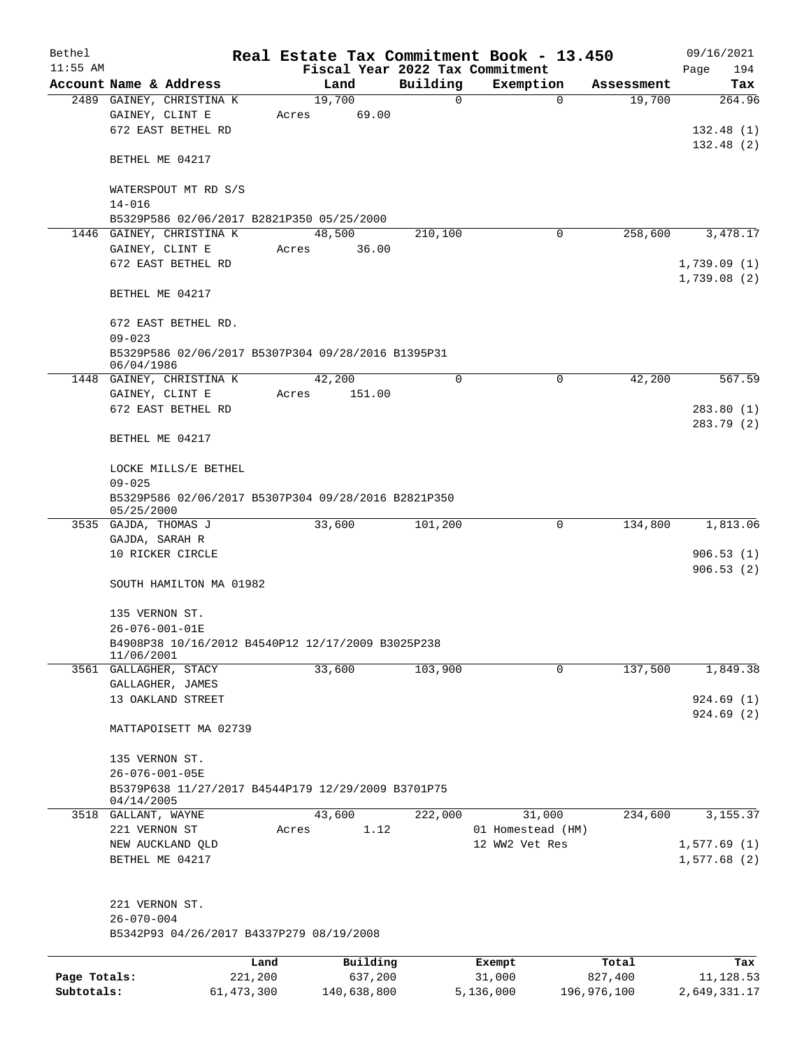Bethel 11:55 AM

**Real Estate Tax Commitment Book - 13.450**
**Fiscal Year 2022 Tax Commitment**

09/16/2021 Page 194

| Account Name & Address | Land | Building | Exemption | Assessment | Tax |
|---|---|---|---|---|---|
| 2489 GAINEY, CHRISTINA K | 19,700 | 0 | 0 | 19,700 | 264.96 |
| GAINEY, CLINT E | Acres 69.00 | | | | |
| 672 EAST BETHEL RD | | | | | 132.48 (1) |
| | | | | | 132.48 (2) |
| BETHEL ME 04217 | | | | | |
| WATERSPOUT MT RD S/S | | | | | |
| 14-016 | | | | | |
| B5329P586 02/06/2017 B2821P350 05/25/2000 | | | | | |
| 1446 GAINEY, CHRISTINA K | 48,500 | 210,100 | 0 | 258,600 | 3,478.17 |
| GAINEY, CLINT E | Acres 36.00 | | | | |
| 672 EAST BETHEL RD | | | | | 1,739.09 (1) |
| | | | | | 1,739.08 (2) |
| BETHEL ME 04217 | | | | | |
| 672 EAST BETHEL RD. | | | | | |
| 09-023 | | | | | |
| B5329P586 02/06/2017 B5307P304 09/28/2016 B1395P31 06/04/1986 | | | | | |
| 1448 GAINEY, CHRISTINA K | 42,200 | 0 | 0 | 42,200 | 567.59 |
| GAINEY, CLINT E | Acres 151.00 | | | | |
| 672 EAST BETHEL RD | | | | | 283.80 (1) |
| | | | | | 283.79 (2) |
| BETHEL ME 04217 | | | | | |
| LOCKE MILLS/E BETHEL | | | | | |
| 09-025 | | | | | |
| B5329P586 02/06/2017 B5307P304 09/28/2016 B2821P350 05/25/2000 | | | | | |
| 3535 GAJDA, THOMAS J | 33,600 | 101,200 | 0 | 134,800 | 1,813.06 |
| GAJDA, SARAH R | | | | | |
| 10 RICKER CIRCLE | | | | | 906.53 (1) |
| | | | | | 906.53 (2) |
| SOUTH HAMILTON MA 01982 | | | | | |
| 135 VERNON ST. | | | | | |
| 26-076-001-01E | | | | | |
| B4908P38 10/16/2012 B4540P12 12/17/2009 B3025P238 11/06/2001 | | | | | |
| 3561 GALLAGHER, STACY | 33,600 | 103,900 | 0 | 137,500 | 1,849.38 |
| GALLAGHER, JAMES | | | | | |
| 13 OAKLAND STREET | | | | | 924.69 (1) |
| | | | | | 924.69 (2) |
| MATTAPOISETT MA 02739 | | | | | |
| 135 VERNON ST. | | | | | |
| 26-076-001-05E | | | | | |
| B5379P638 11/27/2017 B4544P179 12/29/2009 B3701P75 04/14/2005 | | | | | |
| 3518 GALLANT, WAYNE | 43,600 | 222,000 | 31,000 | 234,600 | 3,155.37 |
| 221 VERNON ST | Acres 1.12 | | 01 Homestead (HM) | | |
| NEW AUCKLAND QLD | | | 12 WW2 Vet Res | | 1,577.69 (1) |
| BETHEL ME 04217 | | | | | 1,577.68 (2) |
| 221 VERNON ST. | | | | | |
| 26-070-004 | | | | | |
| B5342P93 04/26/2017 B4337P279 08/19/2008 | | | | | |

| | Land | Building | Exempt | Total | Tax |
|---|---|---|---|---|---|
| Page Totals: | 221,200 | 637,200 | 31,000 | 827,400 | 11,128.53 |
| Subtotals: | 61,473,300 | 140,638,800 | 5,136,000 | 196,976,100 | 2,649,331.17 |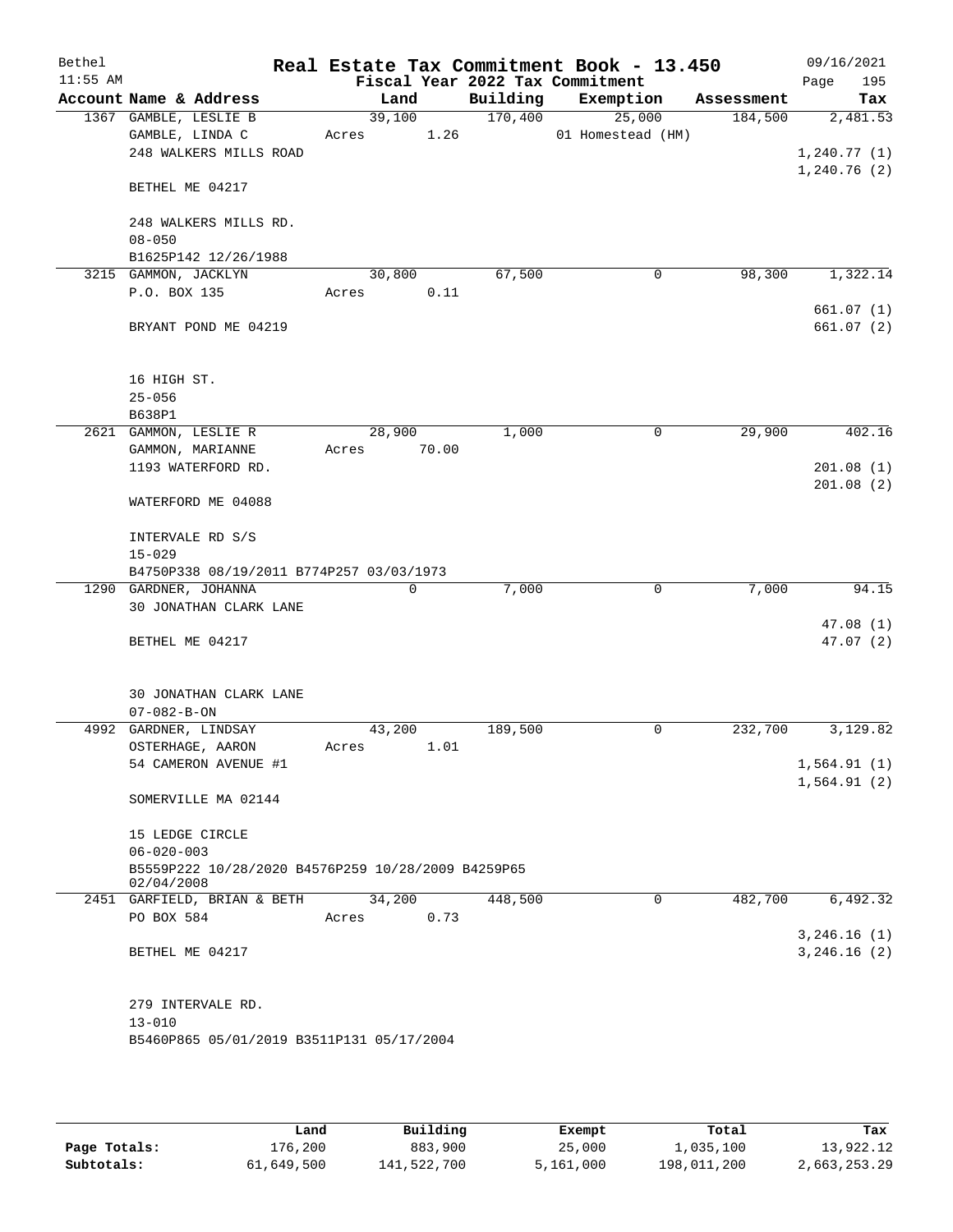Bethel 11:55 AM

# Real Estate Tax Commitment Book - 13.450

09/16/2021

## Fiscal Year 2022 Tax Commitment

| Account Name & Address | Land | Building | Exemption | Assessment | Tax |
|---|---|---|---|---|---|
| 1367 GAMBLE, LESLIE B | 39,100 | 170,400 | 25,000 | 184,500 | 2,481.53 |
| GAMBLE, LINDA C | Acres 1.26 | | 01 Homestead (HM) | | |
| 248 WALKERS MILLS ROAD | | | | | 1,240.77 (1) |
| | | | | | 1,240.76 (2) |
| BETHEL ME 04217 | | | | | |
| 248 WALKERS MILLS RD. | | | | | |
| 08-050 | | | | | |
| B1625P142 12/26/1988 | | | | | |
| 3215 GAMMON, JACKLYN | 30,800 | 67,500 | 0 | 98,300 | 1,322.14 |
| P.O. BOX 135 | Acres 0.11 | | | | |
| | | | | | 661.07 (1) |
| BRYANT POND ME 04219 | | | | | 661.07 (2) |
| 16 HIGH ST. | | | | | |
| 25-056 | | | | | |
| B638P1 | | | | | |
| 2621 GAMMON, LESLIE R | 28,900 | 1,000 | 0 | 29,900 | 402.16 |
| GAMMON, MARIANNE | Acres 70.00 | | | | |
| 1193 WATERFORD RD. | | | | | 201.08 (1) |
| | | | | | 201.08 (2) |
| WATERFORD ME 04088 | | | | | |
| INTERVALE RD S/S | | | | | |
| 15-029 | | | | | |
| B4750P338 08/19/2011 B774P257 03/03/1973 | | | | | |
| 1290 GARDNER, JOHANNA | 0 | 7,000 | 0 | 7,000 | 94.15 |
| 30 JONATHAN CLARK LANE | | | | | |
| | | | | | 47.08 (1) |
| BETHEL ME 04217 | | | | | 47.07 (2) |
| 30 JONATHAN CLARK LANE | | | | | |
| 07-082-B-ON | | | | | |
| 4992 GARDNER, LINDSAY | 43,200 | 189,500 | 0 | 232,700 | 3,129.82 |
| OSTERHAGE, AARON | Acres 1.01 | | | | |
| 54 CAMERON AVENUE #1 | | | | | 1,564.91 (1) |
| | | | | | 1,564.91 (2) |
| SOMERVILLE MA 02144 | | | | | |
| 15 LEDGE CIRCLE | | | | | |
| 06-020-003 | | | | | |
| B5559P222 10/28/2020 B4576P259 10/28/2009 B4259P65 02/04/2008 | | | | | |
| 2451 GARFIELD, BRIAN & BETH | 34,200 | 448,500 | 0 | 482,700 | 6,492.32 |
| PO BOX 584 | Acres 0.73 | | | | |
| | | | | | 3,246.16 (1) |
| BETHEL ME 04217 | | | | | 3,246.16 (2) |
| 279 INTERVALE RD. | | | | | |
| 13-010 | | | | | |
| B5460P865 05/01/2019 B3511P131 05/17/2004 | | | | | |

| | Land | Building | Exempt | Total | Tax |
|---|---|---|---|---|---|
| Page Totals: | 176,200 | 883,900 | 25,000 | 1,035,100 | 13,922.12 |
| Subtotals: | 61,649,500 | 141,522,700 | 5,161,000 | 198,011,200 | 2,663,253.29 |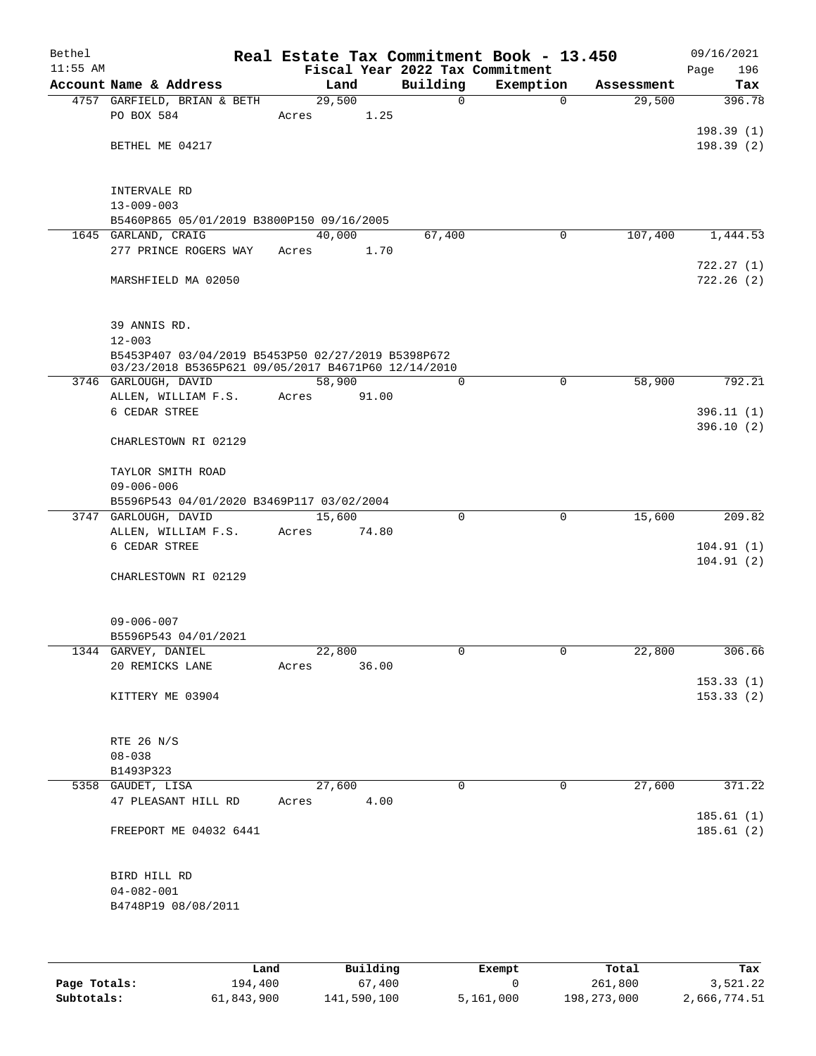Bethel 11:55 AM

# Real Estate Tax Commitment Book - 13.450

Fiscal Year 2022 Tax Commitment

09/16/2021 Page 196

| Account Name & Address | Land | Building | Exemption | Assessment | Tax |
|---|---|---|---|---|---|
| 4757 GARFIELD, BRIAN & BETH | 29,500 | 0 | 0 | 29,500 | 396.78 |
| PO BOX 584 | Acres 1.25 | | | | |
| | | | | | 198.39 (1) |
| BETHEL ME 04217 | | | | | 198.39 (2) |
| INTERVALE RD | | | | | |
| 13-009-003 | | | | | |
| B5460P865 05/01/2019 B3800P150 09/16/2005 | | | | | |
| 1645 GARLAND, CRAIG | 40,000 | 67,400 | 0 | 107,400 | 1,444.53 |
| 277 PRINCE ROGERS WAY | Acres 1.70 | | | | |
| | | | | | 722.27 (1) |
| MARSHFIELD MA 02050 | | | | | 722.26 (2) |
| 39 ANNIS RD. | | | | | |
| 12-003 | | | | | |
| B5453P407 03/04/2019 B5453P50 02/27/2019 B5398P672 03/23/2018 B5365P621 09/05/2017 B4671P60 12/14/2010 | | | | | |
| 3746 GARLOUGH, DAVID | 58,900 | 0 | 0 | 58,900 | 792.21 |
| ALLEN, WILLIAM F.S. | Acres 91.00 | | | | |
| 6 CEDAR STREE | | | | | 396.11 (1) |
| | | | | | 396.10 (2) |
| CHARLESTOWN RI 02129 | | | | | |
| TAYLOR SMITH ROAD | | | | | |
| 09-006-006 | | | | | |
| B5596P543 04/01/2020 B3469P117 03/02/2004 | | | | | |
| 3747 GARLOUGH, DAVID | 15,600 | 0 | 0 | 15,600 | 209.82 |
| ALLEN, WILLIAM F.S. | Acres 74.80 | | | | |
| 6 CEDAR STREE | | | | | 104.91 (1) |
| | | | | | 104.91 (2) |
| CHARLESTOWN RI 02129 | | | | | |
| 09-006-007 | | | | | |
| B5596P543 04/01/2021 | | | | | |
| 1344 GARVEY, DANIEL | 22,800 | 0 | 0 | 22,800 | 306.66 |
| 20 REMICKS LANE | Acres 36.00 | | | | |
| | | | | | 153.33 (1) |
| KITTERY ME 03904 | | | | | 153.33 (2) |
| RTE 26 N/S | | | | | |
| 08-038 | | | | | |
| B1493P323 | | | | | |
| 5358 GAUDET, LISA | 27,600 | 0 | 0 | 27,600 | 371.22 |
| 47 PLEASANT HILL RD | Acres 4.00 | | | | |
| | | | | | 185.61 (1) |
| FREEPORT ME 04032 6441 | | | | | 185.61 (2) |
| BIRD HILL RD | | | | | |
| 04-082-001 | | | | | |
| B4748P19 08/08/2011 | | | | | |

| | Land | Building | Exempt | Total | Tax |
|---|---|---|---|---|---|
| Page Totals: | 194,400 | 67,400 | 0 | 261,800 | 3,521.22 |
| Subtotals: | 61,843,900 | 141,590,100 | 5,161,000 | 198,273,000 | 2,666,774.51 |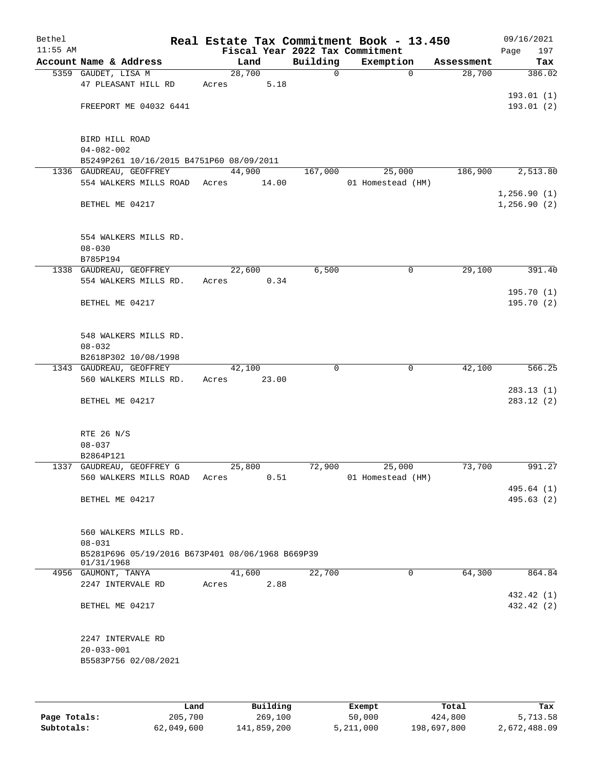Bethel 11:55 AM

# Real Estate Tax Commitment Book - 13.450

Fiscal Year 2022 Tax Commitment

09/16/2021 Page 197

| Account Name & Address | Land | Building | Exemption | Assessment | Tax |
|---|---|---|---|---|---|
| 5359 GAUDET, LISA M | 28,700 | 0 | 0 | 28,700 | 386.02 |
| 47 PLEASANT HILL RD | Acres 5.18 | | | | |
| | | | | | 193.01 (1) |
| FREEPORT ME 04032 6441 | | | | | 193.01 (2) |
| BIRD HILL ROAD | | | | | |
| 04-082-002 | | | | | |
| B5249P261 10/16/2015 B4751P60 08/09/2011 | | | | | |
| 1336 GAUDREAU, GEOFFREY | 44,900 | 167,000 | 25,000 | 186,900 | 2,513.80 |
| 554 WALKERS MILLS ROAD | Acres 14.00 | | 01 Homestead (HM) | | |
| | | | | | 1,256.90 (1) |
| BETHEL ME 04217 | | | | | 1,256.90 (2) |
| 554 WALKERS MILLS RD. | | | | | |
| 08-030 | | | | | |
| B785P194 | | | | | |
| 1338 GAUDREAU, GEOFFREY | 22,600 | 6,500 | 0 | 29,100 | 391.40 |
| 554 WALKERS MILLS RD. | Acres 0.34 | | | | |
| | | | | | 195.70 (1) |
| BETHEL ME 04217 | | | | | 195.70 (2) |
| 548 WALKERS MILLS RD. | | | | | |
| 08-032 | | | | | |
| B2618P302 10/08/1998 | | | | | |
| 1343 GAUDREAU, GEOFFREY | 42,100 | 0 | 0 | 42,100 | 566.25 |
| 560 WALKERS MILLS RD. | Acres 23.00 | | | | |
| | | | | | 283.13 (1) |
| BETHEL ME 04217 | | | | | 283.12 (2) |
| RTE 26 N/S | | | | | |
| 08-037 | | | | | |
| B2864P121 | | | | | |
| 1337 GAUDREAU, GEOFFREY G | 25,800 | 72,900 | 25,000 | 73,700 | 991.27 |
| 560 WALKERS MILLS ROAD | Acres 0.51 | | 01 Homestead (HM) | | |
| | | | | | 495.64 (1) |
| BETHEL ME 04217 | | | | | 495.63 (2) |
| 560 WALKERS MILLS RD. | | | | | |
| 08-031 | | | | | |
| B5281P696 05/19/2016 B673P401 08/06/1968 B669P39 01/31/1968 | | | | | |
| 4956 GAUMONT, TANYA | 41,600 | 22,700 | 0 | 64,300 | 864.84 |
| 2247 INTERVALE RD | Acres 2.88 | | | | |
| | | | | | 432.42 (1) |
| BETHEL ME 04217 | | | | | 432.42 (2) |
| 2247 INTERVALE RD | | | | | |
| 20-033-001 | | | | | |
| B5583P756 02/08/2021 | | | | | |

| | Land | Building | Exempt | Total | Tax |
|---|---|---|---|---|---|
| Page Totals: | 205,700 | 269,100 | 50,000 | 424,800 | 5,713.58 |
| Subtotals: | 62,049,600 | 141,859,200 | 5,211,000 | 198,697,800 | 2,672,488.09 |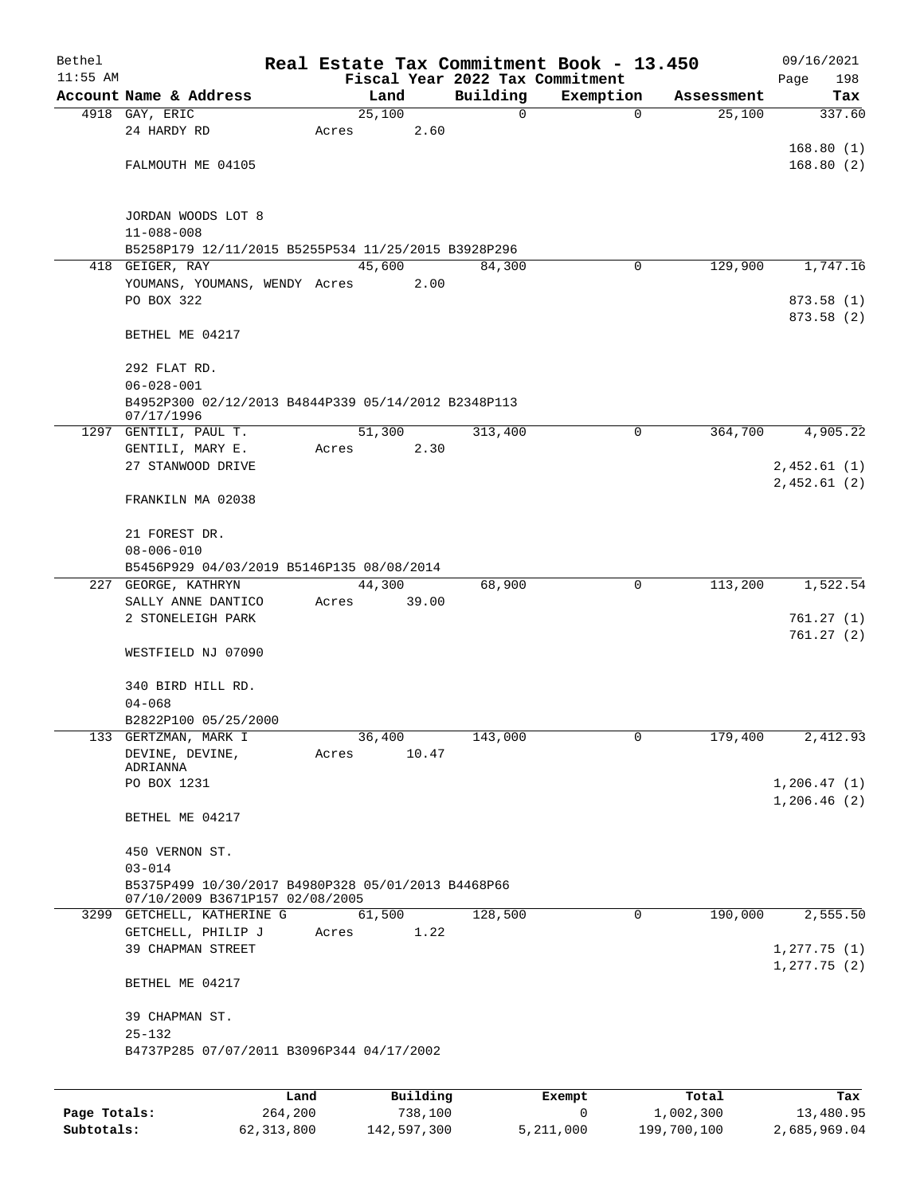Bethel | Real Estate Tax Commitment Book - 13.450 | 09/16/2021
11:55 AM | Fiscal Year 2022 Tax Commitment | Page 198

| Account Name & Address | Land | Building | Exemption | Assessment | Tax |
|---|---|---|---|---|---|
| 4918 GAY, ERIC | 25,100 | 0 | 0 | 25,100 | 337.60 |
| 24 HARDY RD | Acres 2.60 | | | | |
| | | | | | 168.80 (1) |
| FALMOUTH ME 04105 | | | | | 168.80 (2) |
| JORDAN WOODS LOT 8 | | | | | |
| 11-088-008 | | | | | |
| B5258P179 12/11/2015 B5255P534 11/25/2015 B3928P296 | | | | | |
| 418 GEIGER, RAY | 45,600 | 84,300 | 0 | 129,900 | 1,747.16 |
| YOUMANS, YOUMANS, WENDY | Acres 2.00 | | | | |
| PO BOX 322 | | | | | 873.58 (1) |
| | | | | | 873.58 (2) |
| BETHEL ME 04217 | | | | | |
| 292 FLAT RD. | | | | | |
| 06-028-001 | | | | | |
| B4952P300 02/12/2013 B4844P339 05/14/2012 B2348P113 07/17/1996 | | | | | |
| 1297 GENTILI, PAUL T. | 51,300 | 313,400 | 0 | 364,700 | 4,905.22 |
| GENTILI, MARY E. | Acres 2.30 | | | | |
| 27 STANWOOD DRIVE | | | | | 2,452.61 (1) |
| | | | | | 2,452.61 (2) |
| FRANKILN MA 02038 | | | | | |
| 21 FOREST DR. | | | | | |
| 08-006-010 | | | | | |
| B5456P929 04/03/2019 B5146P135 08/08/2014 | | | | | |
| 227 GEORGE, KATHRYN | 44,300 | 68,900 | 0 | 113,200 | 1,522.54 |
| SALLY ANNE DANTICO | Acres 39.00 | | | | |
| 2 STONELEIGH PARK | | | | | 761.27 (1) |
| | | | | | 761.27 (2) |
| WESTFIELD NJ 07090 | | | | | |
| 340 BIRD HILL RD. | | | | | |
| 04-068 | | | | | |
| B2822P100 05/25/2000 | | | | | |
| 133 GERTZMAN, MARK I | 36,400 | 143,000 | 0 | 179,400 | 2,412.93 |
| DEVINE, DEVINE, ADRIANNA | Acres 10.47 | | | | |
| PO BOX 1231 | | | | | 1,206.47 (1) |
| | | | | | 1,206.46 (2) |
| BETHEL ME 04217 | | | | | |
| 450 VERNON ST. | | | | | |
| 03-014 | | | | | |
| B5375P499 10/30/2017 B4980P328 05/01/2013 B4468P66 07/10/2009 B3671P157 02/08/2005 | | | | | |
| 3299 GETCHELL, KATHERINE G | 61,500 | 128,500 | 0 | 190,000 | 2,555.50 |
| GETCHELL, PHILIP J | Acres 1.22 | | | | |
| 39 CHAPMAN STREET | | | | | 1,277.75 (1) |
| | | | | | 1,277.75 (2) |
| BETHEL ME 04217 | | | | | |
| 39 CHAPMAN ST. | | | | | |
| 25-132 | | | | | |
| B4737P285 07/07/2011 B3096P344 04/17/2002 | | | | | |

| | Land | Building | Exempt | Total | Tax |
|---|---|---|---|---|---|
| Page Totals: | 264,200 | 738,100 | 0 | 1,002,300 | 13,480.95 |
| Subtotals: | 62,313,800 | 142,597,300 | 5,211,000 | 199,700,100 | 2,685,969.04 |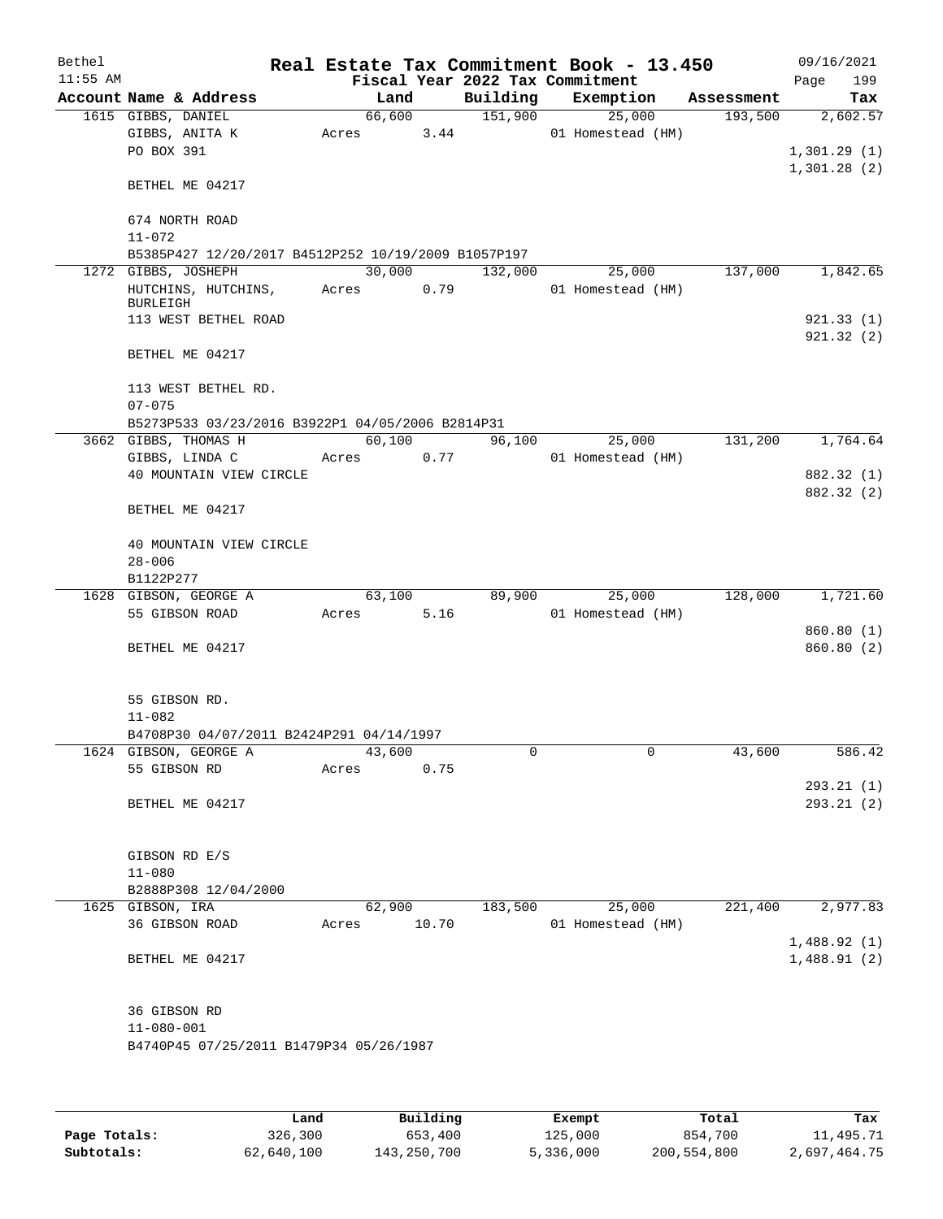# Real Estate Tax Commitment Book - 13.450

Bethel — 11:55 AM — Fiscal Year 2022 Tax Commitment — 09/16/2021 — Page 199

| Account Name & Address | Land | Building | Exemption | Assessment | Tax |
|---|---|---|---|---|---|
| 1615 GIBBS, DANIEL<br>GIBBS, ANITA K<br>PO BOX 391<br><br>BETHEL ME 04217<br><br>674 NORTH ROAD<br>11-072<br>B5385P427 12/20/2017 B4512P252 10/19/2009 B1057P197 | 66,600<br>Acres 3.44 | 151,900 | 25,000<br>01 Homestead (HM) | 193,500 | 2,602.57<br><br>1,301.29 (1)<br>1,301.28 (2) |
| 1272 GIBBS, JOSHEPH<br>HUTCHINS, HUTCHINS, BURLEIGH<br>113 WEST BETHEL ROAD<br><br>BETHEL ME 04217<br><br>113 WEST BETHEL RD.<br>07-075<br>B5273P533 03/23/2016 B3922P1 04/05/2006 B2814P31 | 30,000<br>Acres 0.79 | 132,000 | 25,000<br>01 Homestead (HM) | 137,000 | 1,842.65<br><br>921.33 (1)<br>921.32 (2) |
| 3662 GIBBS, THOMAS H<br>GIBBS, LINDA C<br>40 MOUNTAIN VIEW CIRCLE<br><br>BETHEL ME 04217<br><br>40 MOUNTAIN VIEW CIRCLE<br>28-006<br>B1122P277 | 60,100<br>Acres 0.77 | 96,100 | 25,000<br>01 Homestead (HM) | 131,200 | 1,764.64<br><br>882.32 (1)<br>882.32 (2) |
| 1628 GIBSON, GEORGE A<br>55 GIBSON ROAD<br><br>BETHEL ME 04217<br><br>55 GIBSON RD.<br>11-082<br>B4708P30 04/07/2011 B2424P291 04/14/1997 | 63,100<br>Acres 5.16 | 89,900 | 25,000<br>01 Homestead (HM) | 128,000 | 1,721.60<br><br>860.80 (1)<br>860.80 (2) |
| 1624 GIBSON, GEORGE A<br>55 GIBSON RD<br><br>BETHEL ME 04217<br><br>GIBSON RD E/S<br>11-080<br>B2888P308 12/04/2000 | 43,600<br>Acres 0.75 | 0 | 0 | 43,600 | 586.42<br><br>293.21 (1)<br>293.21 (2) |
| 1625 GIBSON, IRA<br>36 GIBSON ROAD<br><br>BETHEL ME 04217<br><br>36 GIBSON RD<br>11-080-001<br>B4740P45 07/25/2011 B1479P34 05/26/1987 | 62,900<br>Acres 10.70 | 183,500 | 25,000<br>01 Homestead (HM) | 221,400 | 2,977.83<br><br>1,488.92 (1)<br>1,488.91 (2) |

| | Land | Building | Exempt | Total | Tax |
|---|---|---|---|---|---|
| Page Totals: | 326,300 | 653,400 | 125,000 | 854,700 | 11,495.71 |
| Subtotals: | 62,640,100 | 143,250,700 | 5,336,000 | 200,554,800 | 2,697,464.75 |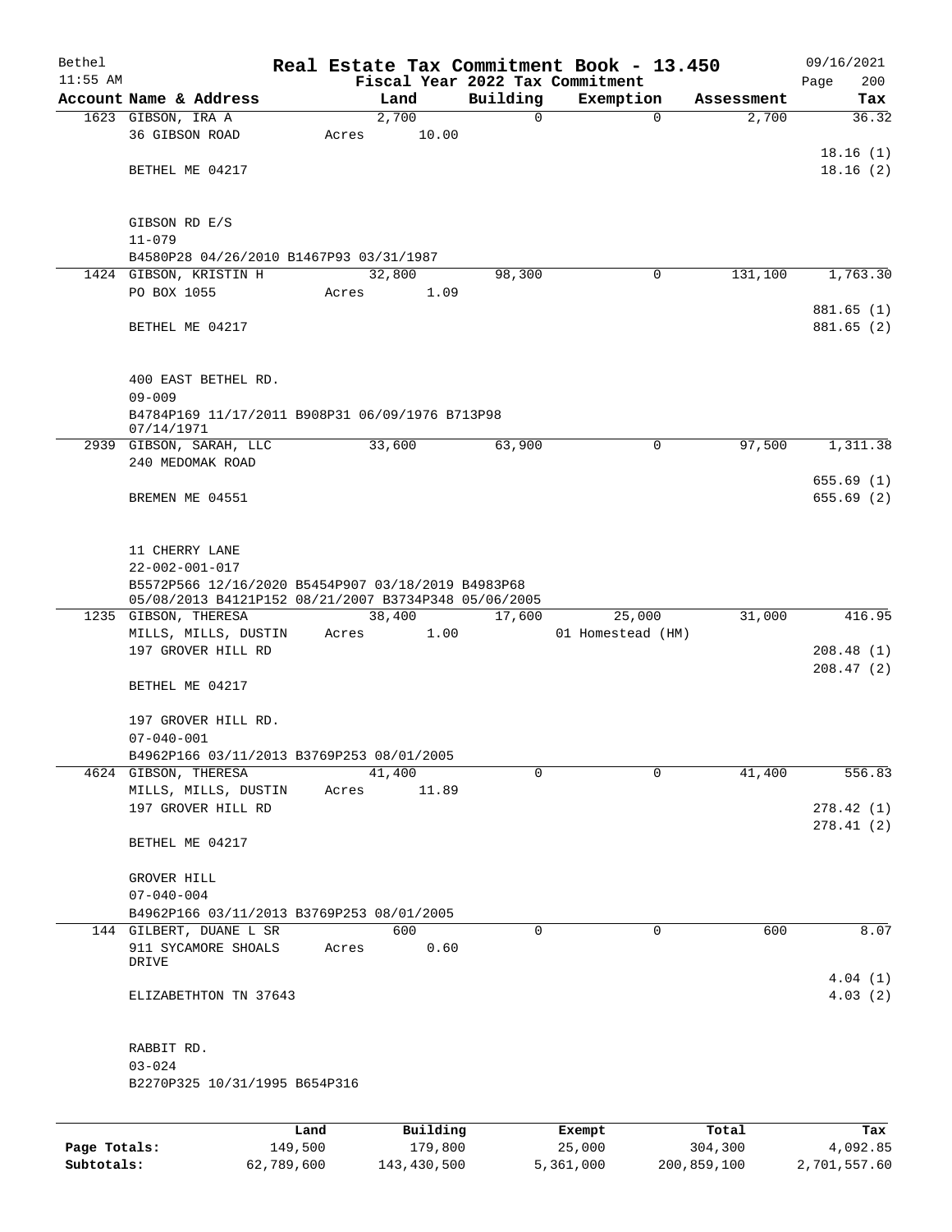Bethel 11:55 AM

# Real Estate Tax Commitment Book - 13.450

Fiscal Year 2022 Tax Commitment

09/16/2021 Page 200

| Account | Name & Address | Land | Building | Exemption | Assessment | Tax |
|---|---|---|---|---|---|---|
| 1623 | GIBSON, IRA A<br>36 GIBSON ROAD<br>BETHEL ME 04217<br><br>GIBSON RD E/S<br>11-079<br>B4580P28 04/26/2010 B1467P93 03/31/1987 | 2,700<br>Acres 10.00 | 0 | 0 | 2,700 | 36.32<br>18.16 (1)<br>18.16 (2) |
| 1424 | GIBSON, KRISTIN H<br>PO BOX 1055<br>BETHEL ME 04217<br><br>400 EAST BETHEL RD.<br>09-009<br>B4784P169 11/17/2011 B908P31 06/09/1976 B713P98 07/14/1971 | 32,800<br>Acres 1.09 | 98,300 | 0 | 131,100 | 1,763.30<br>881.65 (1)<br>881.65 (2) |
| 2939 | GIBSON, SARAH, LLC<br>240 MEDOMAK ROAD<br>BREMEN ME 04551<br><br>11 CHERRY LANE<br>22-002-001-017<br>B5572P566 12/16/2020 B5454P907 03/18/2019 B4983P68 05/08/2013 B4121P152 08/21/2007 B3734P348 05/06/2005 | 33,600 | 63,900 | 0 | 97,500 | 1,311.38<br>655.69 (1)<br>655.69 (2) |
| 1235 | GIBSON, THERESA<br>MILLS, MILLS, DUSTIN<br>197 GROVER HILL RD<br>BETHEL ME 04217<br><br>197 GROVER HILL RD.<br>07-040-001<br>B4962P166 03/11/2013 B3769P253 08/01/2005 | 38,400<br>Acres 1.00 | 17,600 | 25,000<br>01 Homestead (HM) | 31,000 | 416.95<br>208.48 (1)<br>208.47 (2) |
| 4624 | GIBSON, THERESA<br>MILLS, MILLS, DUSTIN<br>197 GROVER HILL RD<br>BETHEL ME 04217<br><br>GROVER HILL<br>07-040-004<br>B4962P166 03/11/2013 B3769P253 08/01/2005 | 41,400<br>Acres 11.89 | 0 | 0 | 41,400 | 556.83<br>278.42 (1)<br>278.41 (2) |
| 144 | GILBERT, DUANE L SR<br>911 SYCAMORE SHOALS DRIVE<br>ELIZABETHTON TN 37643<br><br>RABBIT RD.<br>03-024<br>B2270P325 10/31/1995 B654P316 | 600<br>Acres 0.60 | 0 | 0 | 600 | 8.07<br>4.04 (1)<br>4.03 (2) |

| | Land | Building | Exempt | Total | Tax |
|---|---|---|---|---|---|
| Page Totals: | 149,500 | 179,800 | 25,000 | 304,300 | 4,092.85 |
| Subtotals: | 62,789,600 | 143,430,500 | 5,361,000 | 200,859,100 | 2,701,557.60 |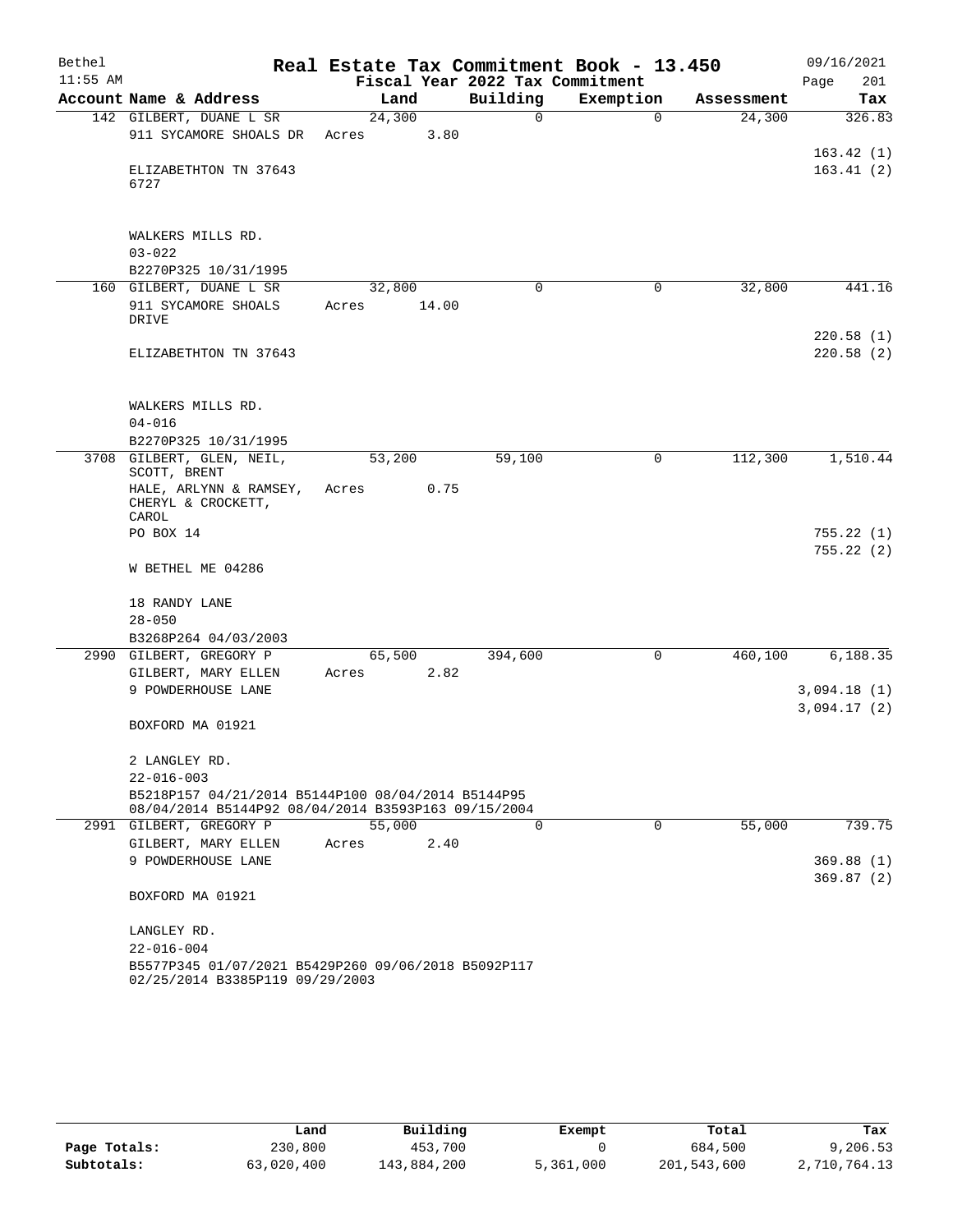# Real Estate Tax Commitment Book - 13.450

Bethel 11:55 AM — Fiscal Year 2022 Tax Commitment — 09/16/2021 Page 201

| Account Name & Address | Land | Building | Exemption | Assessment | Tax |
|---|---|---|---|---|---|
| 142 GILBERT, DUANE L SR<br>911 SYCAMORE SHOALS DR<br><br>ELIZABETHTON TN 37643<br>6727<br><br>WALKERS MILLS RD.<br>03-022<br>B2270P325 10/31/1995 | 24,300<br>Acres 3.80 | 0 | 0 | 24,300 | 326.83<br><br>163.42 (1)<br>163.41 (2) |
| 160 GILBERT, DUANE L SR<br>911 SYCAMORE SHOALS DRIVE<br><br>ELIZABETHTON TN 37643<br><br>WALKERS MILLS RD.<br>04-016<br>B2270P325 10/31/1995 | 32,800<br>Acres 14.00 | 0 | 0 | 32,800 | 441.16<br><br>220.58 (1)<br>220.58 (2) |
| 3708 GILBERT, GLEN, NEIL, SCOTT, BRENT<br>HALE, ARLYNN & RAMSEY, CHERYL & CROCKETT, CAROL<br>PO BOX 14<br><br>W BETHEL ME 04286<br><br>18 RANDY LANE<br>28-050<br>B3268P264 04/03/2003 | 53,200<br>Acres 0.75 | 59,100 | 0 | 112,300 | 1,510.44<br><br>755.22 (1)<br>755.22 (2) |
| 2990 GILBERT, GREGORY P<br>GILBERT, MARY ELLEN<br>9 POWDERHOUSE LANE<br><br>BOXFORD MA 01921<br><br>2 LANGLEY RD.<br>22-016-003<br>B5218P157 04/21/2014 B5144P100 08/04/2014 B5144P95 08/04/2014 B5144P92 08/04/2014 B3593P163 09/15/2004 | 65,500<br>Acres 2.82 | 394,600 | 0 | 460,100 | 6,188.35<br><br>3,094.18 (1)<br>3,094.17 (2) |
| 2991 GILBERT, GREGORY P<br>GILBERT, MARY ELLEN<br>9 POWDERHOUSE LANE<br><br>BOXFORD MA 01921<br><br>LANGLEY RD.<br>22-016-004<br>B5577P345 01/07/2021 B5429P260 09/06/2018 B5092P117 02/25/2014 B3385P119 09/29/2003 | 55,000<br>Acres 2.40 | 0 | 0 | 55,000 | 739.75<br><br>369.88 (1)<br>369.87 (2) |

| | Land | Building | Exempt | Total | Tax |
|---|---|---|---|---|---|
| Page Totals: | 230,800 | 453,700 | 0 | 684,500 | 9,206.53 |
| Subtotals: | 63,020,400 | 143,884,200 | 5,361,000 | 201,543,600 | 2,710,764.13 |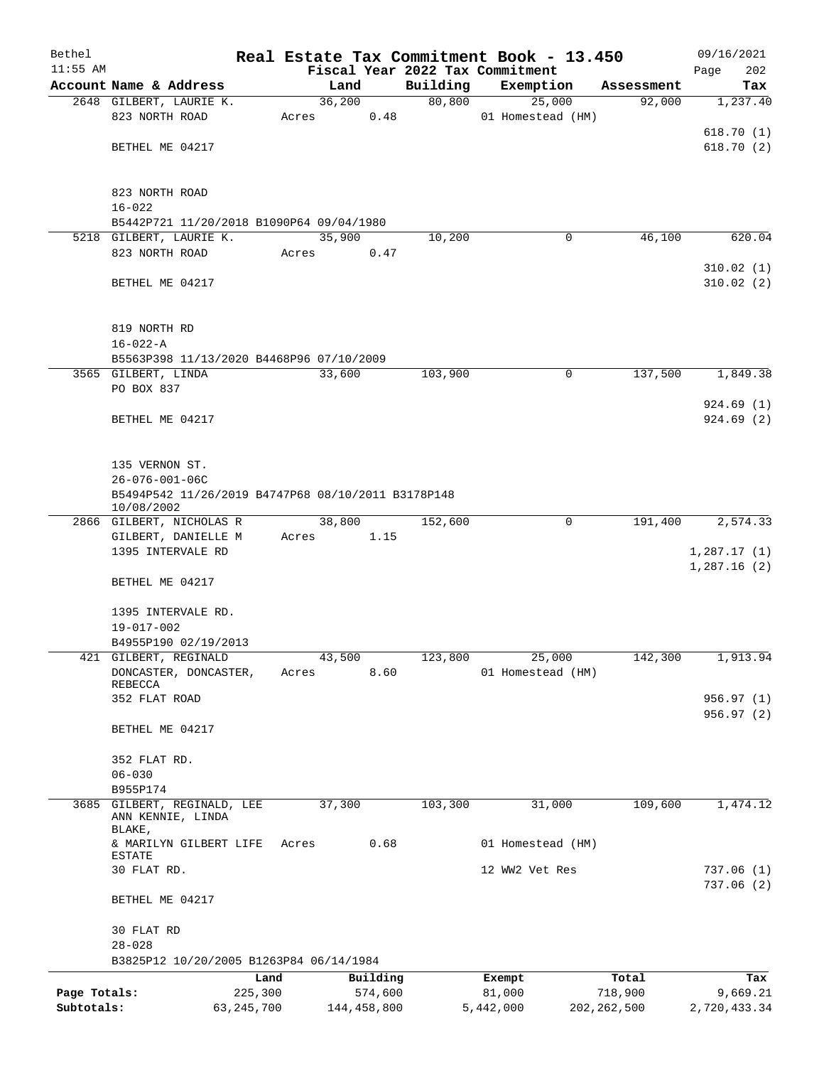# Real Estate Tax Commitment Book - 13.450

Bethel 11:55 AM — Fiscal Year 2022 Tax Commitment — 09/16/2021

| Account Name & Address | Land | Building | Exemption | Assessment | Tax |
|---|---|---|---|---|---|
| 2648 GILBERT, LAURIE K.<br>823 NORTH ROAD<br><br>BETHEL ME 04217<br><br>823 NORTH ROAD<br>16-022<br>B5442P721 11/20/2018 B1090P64 09/04/1980 | 36,200<br>Acres 0.48 | 80,800 | 25,000<br>01 Homestead (HM) | 92,000 | 1,237.40<br><br>618.70 (1)<br>618.70 (2) |
| 5218 GILBERT, LAURIE K.<br>823 NORTH ROAD<br><br>BETHEL ME 04217<br><br>819 NORTH RD<br>16-022-A<br>B5563P398 11/13/2020 B4468P96 07/10/2009 | 35,900<br>Acres 0.47 | 10,200 | 0 | 46,100 | 620.04<br><br>310.02 (1)<br>310.02 (2) |
| 3565 GILBERT, LINDA<br>PO BOX 837<br><br>BETHEL ME 04217<br><br>135 VERNON ST.<br>26-076-001-06C<br>B5494P542 11/26/2019 B4747P68 08/10/2011 B3178P148 10/08/2002 | 33,600 | 103,900 | 0 | 137,500 | 1,849.38<br><br>924.69 (1)<br>924.69 (2) |
| 2866 GILBERT, NICHOLAS R<br>GILBERT, DANIELLE M<br>1395 INTERVALE RD<br><br>BETHEL ME 04217<br><br>1395 INTERVALE RD.<br>19-017-002<br>B4955P190 02/19/2013 | 38,800<br>Acres 1.15 | 152,600 | 0 | 191,400 | 2,574.33<br><br>1,287.17 (1)<br>1,287.16 (2) |
| 421 GILBERT, REGINALD<br>DONCASTER, DONCASTER, REBECCA<br>352 FLAT ROAD<br><br>BETHEL ME 04217<br><br>352 FLAT RD.<br>06-030<br>B955P174 | 43,500<br>Acres 8.60 | 123,800 | 25,000<br>01 Homestead (HM) | 142,300 | 1,913.94<br><br>956.97 (1)<br>956.97 (2) |
| 3685 GILBERT, REGINALD, LEE ANN KENNIE, LINDA BLAKE,<br>& MARILYN GILBERT LIFE ESTATE<br>30 FLAT RD.<br><br>BETHEL ME 04217<br><br>30 FLAT RD<br>28-028<br>B3825P12 10/20/2005 B1263P84 06/14/1984 | 37,300<br>Acres 0.68 | 103,300 | 31,000<br>01 Homestead (HM)<br>12 WW2 Vet Res | 109,600 | 1,474.12<br><br>737.06 (1)<br>737.06 (2) |

| | Land | Building | Exempt | Total | Tax |
|---|---|---|---|---|---|
| Page Totals: | 225,300 | 574,600 | 81,000 | 718,900 | 9,669.21 |
| Subtotals: | 63,245,700 | 144,458,800 | 5,442,000 | 202,262,500 | 2,720,433.34 |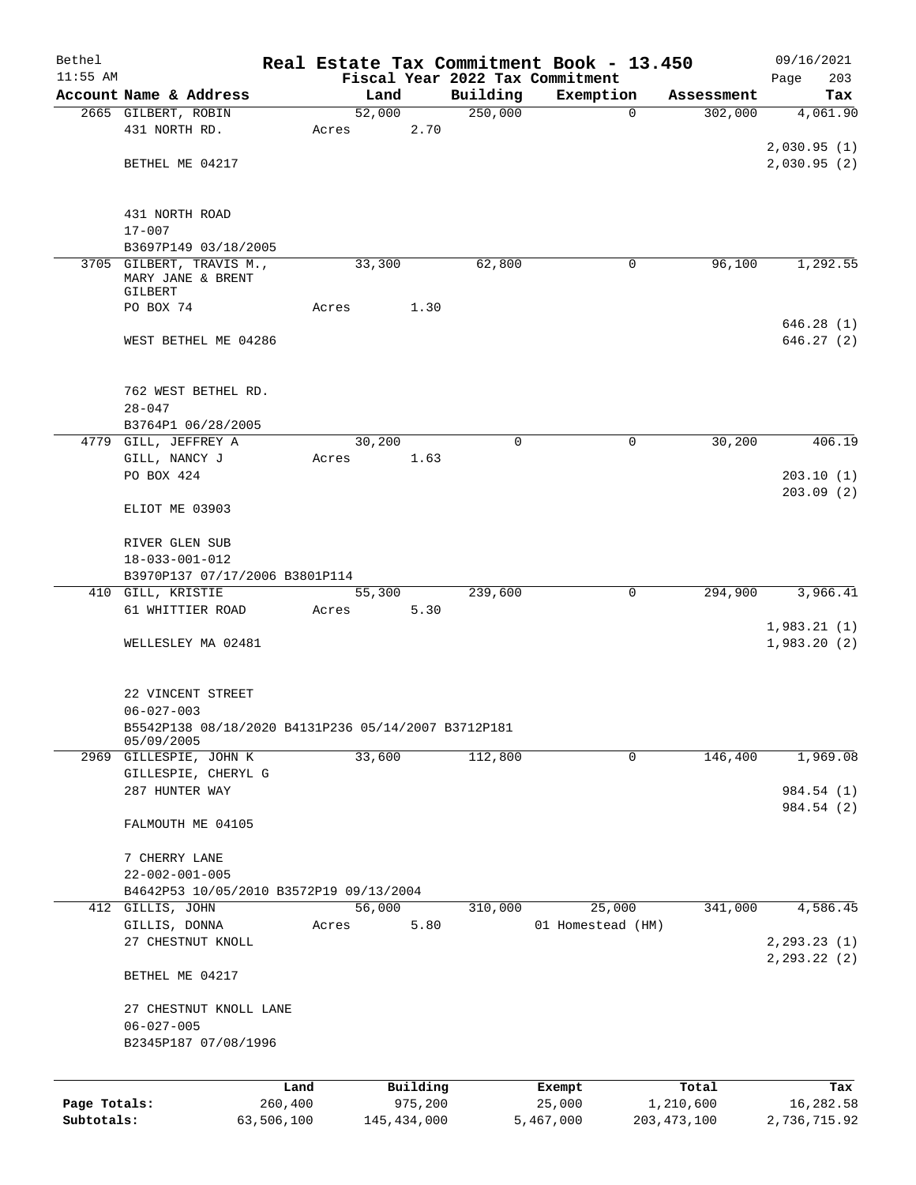Bethel 11:55 AM

# Real Estate Tax Commitment Book - 13.450

Fiscal Year 2022 Tax Commitment

09/16/2021 Page 203

| Account Name & Address | Land | Building | Exemption | Assessment | Tax |
|---|---|---|---|---|---|
| 2665 GILBERT, ROBIN<br>431 NORTH RD.<br><br>BETHEL ME 04217<br><br>431 NORTH ROAD<br>17-007<br>B3697P149 03/18/2005 | 52,000<br>Acres 2.70 | 250,000 | 0 | 302,000 | 4,061.90<br><br>2,030.95 (1)<br>2,030.95 (2) |
| 3705 GILBERT, TRAVIS M.,<br>MARY JANE & BRENT GILBERT<br>PO BOX 74<br><br>WEST BETHEL ME 04286<br><br>762 WEST BETHEL RD.<br>28-047<br>B3764P1 06/28/2005 | 33,300<br>Acres 1.30 | 62,800 | 0 | 96,100 | 1,292.55<br><br>646.28 (1)<br>646.27 (2) |
| 4779 GILL, JEFFREY A<br>GILL, NANCY J<br>PO BOX 424<br><br>ELIOT ME 03903<br><br>RIVER GLEN SUB<br>18-033-001-012<br>B3970P137 07/17/2006 B3801P114 | 30,200<br>Acres 1.63 | 0 | 0 | 30,200 | 406.19<br><br>203.10 (1)<br>203.09 (2) |
| 410 GILL, KRISTIE<br>61 WHITTIER ROAD<br><br>WELLESLEY MA 02481<br><br>22 VINCENT STREET<br>06-027-003<br>B5542P138 08/18/2020 B4131P236 05/14/2007 B3712P181 05/09/2005 | 55,300<br>Acres 5.30 | 239,600 | 0 | 294,900 | 3,966.41<br><br>1,983.21 (1)<br>1,983.20 (2) |
| 2969 GILLESPIE, JOHN K<br>GILLESPIE, CHERYL G<br>287 HUNTER WAY<br><br>FALMOUTH ME 04105<br><br>7 CHERRY LANE<br>22-002-001-005<br>B4642P53 10/05/2010 B3572P19 09/13/2004 | 33,600 | 112,800 | 0 | 146,400 | 1,969.08<br><br>984.54 (1)<br>984.54 (2) |
| 412 GILLIS, JOHN<br>GILLIS, DONNA<br>27 CHESTNUT KNOLL<br><br>BETHEL ME 04217<br><br>27 CHESTNUT KNOLL LANE<br>06-027-005<br>B2345P187 07/08/1996 | 56,000<br>Acres 5.80 | 310,000 | 25,000<br>01 Homestead (HM) | 341,000 | 4,586.45<br><br>2,293.23 (1)<br>2,293.22 (2) |

| | Land | Building | Exempt | Total | Tax |
|---|---|---|---|---|---|
| Page Totals: | 260,400 | 975,200 | 25,000 | 1,210,600 | 16,282.58 |
| Subtotals: | 63,506,100 | 145,434,000 | 5,467,000 | 203,473,100 | 2,736,715.92 |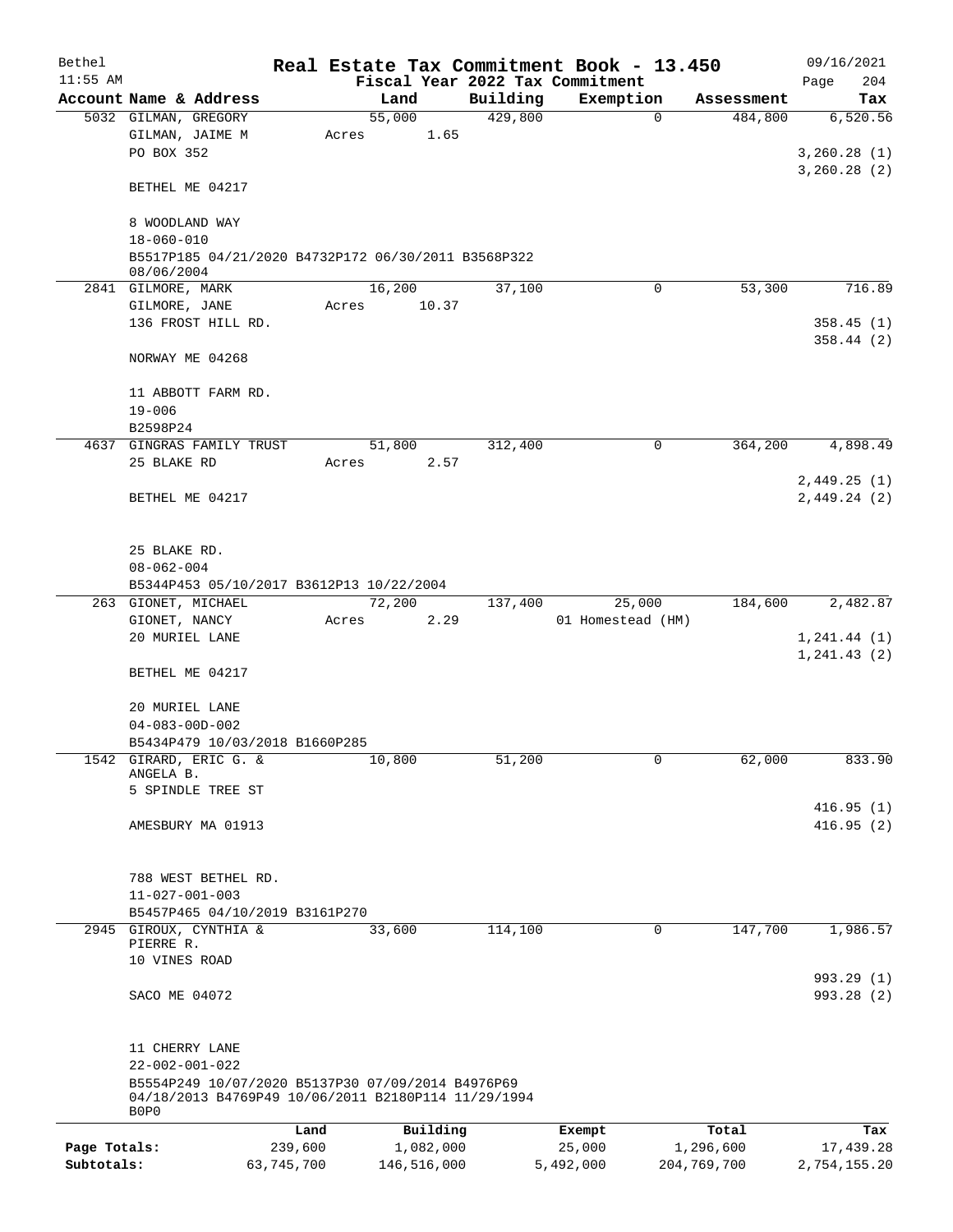# Real Estate Tax Commitment Book - 13.450

Bethel
11:55 AM

Fiscal Year 2022 Tax Commitment

09/16/2021
Page 204

| Account Name & Address | Land | Building | Exemption | Assessment | Tax |
|---|---|---|---|---|---|
| 5032 GILMAN, GREGORY | 55,000 | 429,800 | 0 | 484,800 | 6,520.56 |
| GILMAN, JAIME M | Acres 1.65 | | | | |
| PO BOX 352 | | | | | 3,260.28 (1) |
| | | | | | 3,260.28 (2) |
| BETHEL ME 04217 | | | | | |
| 8 WOODLAND WAY | | | | | |
| 18-060-010 | | | | | |
| B5517P185 04/21/2020 B4732P172 06/30/2011 B3568P322 08/06/2004 | | | | | |
| 2841 GILMORE, MARK | 16,200 | 37,100 | 0 | 53,300 | 716.89 |
| GILMORE, JANE | Acres 10.37 | | | | |
| 136 FROST HILL RD. | | | | | 358.45 (1) |
| | | | | | 358.44 (2) |
| NORWAY ME 04268 | | | | | |
| 11 ABBOTT FARM RD. | | | | | |
| 19-006 | | | | | |
| B2598P24 | | | | | |
| 4637 GINGRAS FAMILY TRUST | 51,800 | 312,400 | 0 | 364,200 | 4,898.49 |
| 25 BLAKE RD | Acres 2.57 | | | | |
| | | | | | 2,449.25 (1) |
| BETHEL ME 04217 | | | | | 2,449.24 (2) |
| 25 BLAKE RD. | | | | | |
| 08-062-004 | | | | | |
| B5344P453 05/10/2017 B3612P13 10/22/2004 | | | | | |
| 263 GIONET, MICHAEL | 72,200 | 137,400 | 25,000 | 184,600 | 2,482.87 |
| GIONET, NANCY | Acres 2.29 | | 01 Homestead (HM) | | |
| 20 MURIEL LANE | | | | | 1,241.44 (1) |
| | | | | | 1,241.43 (2) |
| BETHEL ME 04217 | | | | | |
| 20 MURIEL LANE | | | | | |
| 04-083-00D-002 | | | | | |
| B5434P479 10/03/2018 B1660P285 | | | | | |
| 1542 GIRARD, ERIC G. & ANGELA B. | 10,800 | 51,200 | 0 | 62,000 | 833.90 |
| 5 SPINDLE TREE ST | | | | | |
| | | | | | 416.95 (1) |
| AMESBURY MA 01913 | | | | | 416.95 (2) |
| 788 WEST BETHEL RD. | | | | | |
| 11-027-001-003 | | | | | |
| B5457P465 04/10/2019 B3161P270 | | | | | |
| 2945 GIROUX, CYNTHIA & PIERRE R. | 33,600 | 114,100 | 0 | 147,700 | 1,986.57 |
| 10 VINES ROAD | | | | | |
| | | | | | 993.29 (1) |
| SACO ME 04072 | | | | | 993.28 (2) |
| 11 CHERRY LANE | | | | | |
| 22-002-001-022 | | | | | |
| B5554P249 10/07/2020 B5137P30 07/09/2014 B4976P69 04/18/2013 B4769P49 10/06/2011 B2180P114 11/29/1994 B0P0 | | | | | |

| | Land | Building | Exempt | Total | Tax |
|---|---|---|---|---|---|
| Page Totals: | 239,600 | 1,082,000 | 25,000 | 1,296,600 | 17,439.28 |
| Subtotals: | 63,745,700 | 146,516,000 | 5,492,000 | 204,769,700 | 2,754,155.20 |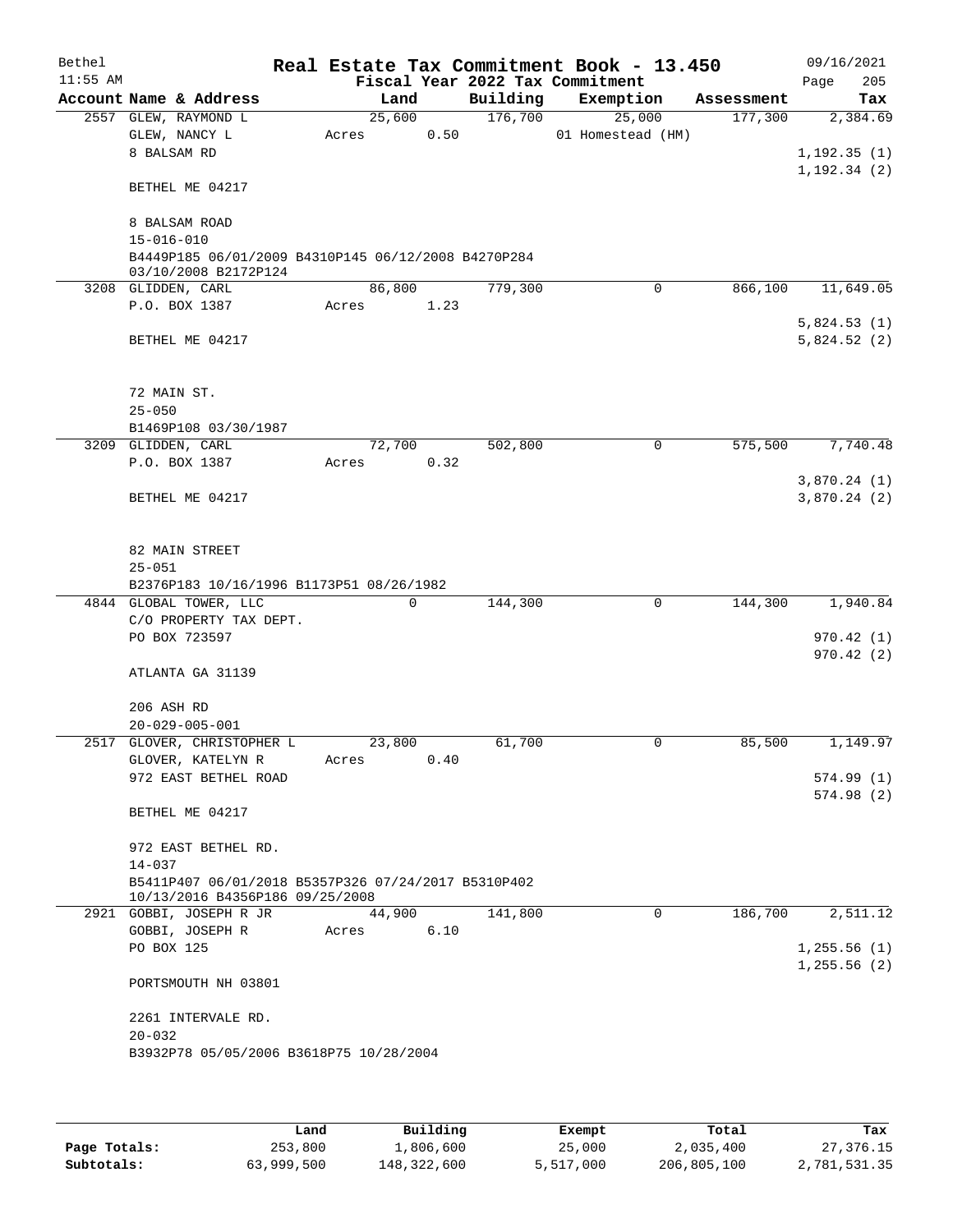# Real Estate Tax Commitment Book - 13.450

Bethel 11:55 AM — Fiscal Year 2022 Tax Commitment — 09/16/2021

| Account | Name & Address | Land | Building | Exemption | Assessment | Tax |
|---|---|---|---|---|---|---|
| 2557 | GLEW, RAYMOND L<br>GLEW, NANCY L<br>8 BALSAM RD<br><br>BETHEL ME 04217<br><br>8 BALSAM ROAD<br>15-016-010<br>B4449P185 06/01/2009 B4310P145 06/12/2008 B4270P284 03/10/2008 B2172P124 | 25,600<br>Acres 0.50 | 176,700 | 25,000<br>01 Homestead (HM) | 177,300 | 2,384.69<br><br>1,192.35 (1)<br>1,192.34 (2) |
| 3208 | GLIDDEN, CARL<br>P.O. BOX 1387<br><br>BETHEL ME 04217<br><br>72 MAIN ST.<br>25-050<br>B1469P108 03/30/1987 | 86,800<br>Acres 1.23 | 779,300 | 0 | 866,100 | 11,649.05<br><br>5,824.53 (1)<br>5,824.52 (2) |
| 3209 | GLIDDEN, CARL<br>P.O. BOX 1387<br><br>BETHEL ME 04217<br><br>82 MAIN STREET<br>25-051<br>B2376P183 10/16/1996 B1173P51 08/26/1982 | 72,700<br>Acres 0.32 | 502,800 | 0 | 575,500 | 7,740.48<br><br>3,870.24 (1)<br>3,870.24 (2) |
| 4844 | GLOBAL TOWER, LLC<br>C/O PROPERTY TAX DEPT.<br>PO BOX 723597<br><br>ATLANTA GA 31139<br><br>206 ASH RD<br>20-029-005-001 | 0 | 144,300 | 0 | 144,300 | 1,940.84<br><br>970.42 (1)<br>970.42 (2) |
| 2517 | GLOVER, CHRISTOPHER L<br>GLOVER, KATELYN R<br>972 EAST BETHEL ROAD<br><br>BETHEL ME 04217<br><br>972 EAST BETHEL RD.<br>14-037<br>B5411P407 06/01/2018 B5357P326 07/24/2017 B5310P402 10/13/2016 B4356P186 09/25/2008 | 23,800<br>Acres 0.40 | 61,700 | 0 | 85,500 | 1,149.97<br><br>574.99 (1)<br>574.98 (2) |
| 2921 | GOBBI, JOSEPH R JR<br>GOBBI, JOSEPH R<br>PO BOX 125<br><br>PORTSMOUTH NH 03801<br><br>2261 INTERVALE RD.<br>20-032<br>B3932P78 05/05/2006 B3618P75 10/28/2004 | 44,900<br>Acres 6.10 | 141,800 | 0 | 186,700 | 2,511.12<br><br>1,255.56 (1)<br>1,255.56 (2) |

| | Land | Building | Exempt | Total | Tax |
|---|---|---|---|---|---|
| Page Totals: | 253,800 | 1,806,600 | 25,000 | 2,035,400 | 27,376.15 |
| Subtotals: | 63,999,500 | 148,322,600 | 5,517,000 | 206,805,100 | 2,781,531.35 |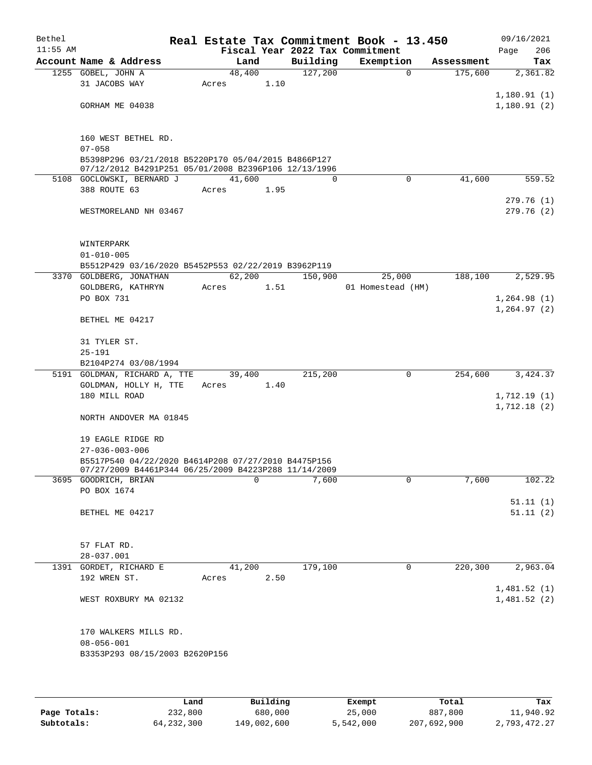# Real Estate Tax Commitment Book - 13.450

Bethel 11:55 AM — Fiscal Year 2022 Tax Commitment — 09/16/2021

| Account Name & Address | Land | Building | Exemption | Assessment | Tax |
|---|---|---|---|---|---|
| 1255 GOBEL, JOHN A | 48,400 | 127,200 | 0 | 175,600 | 2,361.82 |
| 31 JACOBS WAY | Acres 1.10 | | | | |
| | | | | | 1,180.91 (1) |
| GORHAM ME 04038 | | | | | 1,180.91 (2) |
| 160 WEST BETHEL RD. | | | | | |
| 07-058 | | | | | |
| B5398P296 03/21/2018 B5220P170 05/04/2015 B4866P127 07/12/2012 B4291P251 05/01/2008 B2396P106 12/13/1996 | | | | | |
| 5108 GOCLOWSKI, BERNARD J | 41,600 | 0 | 0 | 41,600 | 559.52 |
| 388 ROUTE 63 | Acres 1.95 | | | | |
| | | | | | 279.76 (1) |
| WESTMORELAND NH 03467 | | | | | 279.76 (2) |
| WINTERPARK | | | | | |
| 01-010-005 | | | | | |
| B5512P429 03/16/2020 B5452P553 02/22/2019 B3962P119 | | | | | |
| 3370 GOLDBERG, JONATHAN | 62,200 | 150,900 | 25,000 | 188,100 | 2,529.95 |
| GOLDBERG, KATHRYN | Acres 1.51 | | 01 Homestead (HM) | | |
| PO BOX 731 | | | | | 1,264.98 (1) |
| | | | | | 1,264.97 (2) |
| BETHEL ME 04217 | | | | | |
| 31 TYLER ST. | | | | | |
| 25-191 | | | | | |
| B2104P274 03/08/1994 | | | | | |
| 5191 GOLDMAN, RICHARD A, TTE | 39,400 | 215,200 | 0 | 254,600 | 3,424.37 |
| GOLDMAN, HOLLY H, TTE | Acres 1.40 | | | | |
| 180 MILL ROAD | | | | | 1,712.19 (1) |
| | | | | | 1,712.18 (2) |
| NORTH ANDOVER MA 01845 | | | | | |
| 19 EAGLE RIDGE RD | | | | | |
| 27-036-003-006 | | | | | |
| B5517P540 04/22/2020 B4614P208 07/27/2010 B4475P156 07/27/2009 B4461P344 06/25/2009 B4223P288 11/14/2009 | | | | | |
| 3695 GOODRICH, BRIAN | 0 | 7,600 | 0 | 7,600 | 102.22 |
| PO BOX 1674 | | | | | |
| | | | | | 51.11 (1) |
| BETHEL ME 04217 | | | | | 51.11 (2) |
| 57 FLAT RD. | | | | | |
| 28-037.001 | | | | | |
| 1391 GORDET, RICHARD E | 41,200 | 179,100 | 0 | 220,300 | 2,963.04 |
| 192 WREN ST. | Acres 2.50 | | | | |
| | | | | | 1,481.52 (1) |
| WEST ROXBURY MA 02132 | | | | | 1,481.52 (2) |
| 170 WALKERS MILLS RD. | | | | | |
| 08-056-001 | | | | | |
| B3353P293 08/15/2003 B2620P156 | | | | | |

| | Land | Building | Exempt | Total | Tax |
|---|---|---|---|---|---|
| Page Totals: | 232,800 | 680,000 | 25,000 | 887,800 | 11,940.92 |
| Subtotals: | 64,232,300 | 149,002,600 | 5,542,000 | 207,692,900 | 2,793,472.27 |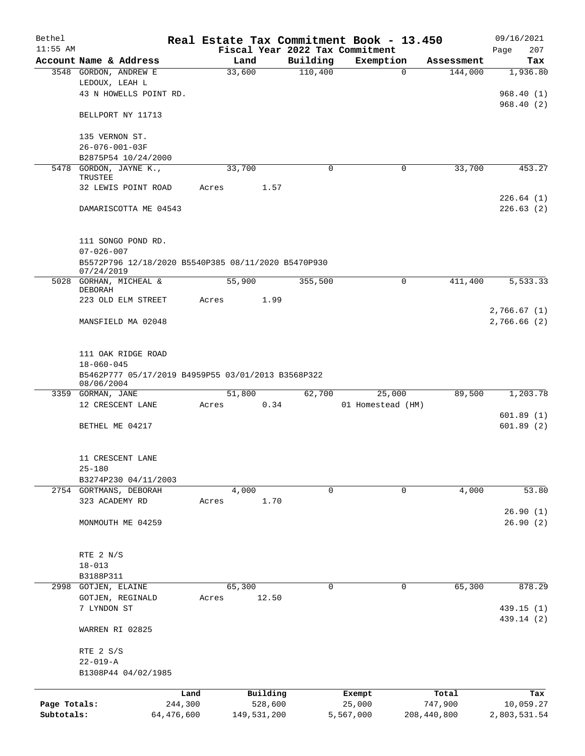# Real Estate Tax Commitment Book - 13.450

Bethel 11:55 AM — Fiscal Year 2022 Tax Commitment — 09/16/2021

| Account | Name & Address | Land | Building | Exemption | Assessment | Tax |
|---|---|---|---|---|---|---|
| 3548 | GORDON, ANDREW E<br>LEDOUX, LEAH L<br>43 N HOWELLS POINT RD.<br><br>BELLPORT NY 11713<br><br>135 VERNON ST.<br>26-076-001-03F<br>B2875P54 10/24/2000 | 33,600 | 110,400 | 0 | 144,000 | 1,936.80<br><br>968.40 (1)<br>968.40 (2) |
| 5478 | GORDON, JAYNE K., TRUSTEE<br>32 LEWIS POINT ROAD<br><br>DAMARISCOTTA ME 04543<br><br>111 SONGO POND RD.<br>07-026-007<br>B5572P796 12/18/2020 B5540P385 08/11/2020 B5470P930 07/24/2019 | 33,700<br>Acres 1.57 | 0 | 0 | 33,700 | 453.27<br><br>226.64 (1)<br>226.63 (2) |
| 5028 | GORHAN, MICHEAL & DEBORAH<br>223 OLD ELM STREET<br><br>MANSFIELD MA 02048<br><br>111 OAK RIDGE ROAD<br>18-060-045<br>B5462P777 05/17/2019 B4959P55 03/01/2013 B3568P322 08/06/2004 | 55,900<br>Acres 1.99 | 355,500 | 0 | 411,400 | 5,533.33<br><br>2,766.67 (1)<br>2,766.66 (2) |
| 3359 | GORMAN, JANE<br>12 CRESCENT LANE<br><br>BETHEL ME 04217<br><br>11 CRESCENT LANE<br>25-180<br>B3274P230 04/11/2003 | 51,800<br>Acres 0.34 | 62,700 | 25,000<br>01 Homestead (HM) | 89,500 | 1,203.78<br><br>601.89 (1)<br>601.89 (2) |
| 2754 | GORTMANS, DEBORAH<br>323 ACADEMY RD<br><br>MONMOUTH ME 04259<br><br>RTE 2 N/S<br>18-013<br>B3188P311 | 4,000<br>Acres 1.70 | 0 | 0 | 4,000 | 53.80<br><br>26.90 (1)<br>26.90 (2) |
| 2998 | GOTJEN, ELAINE<br>GOTJEN, REGINALD<br>7 LYNDON ST<br><br>WARREN RI 02825<br><br>RTE 2 S/S<br>22-019-A<br>B1308P44 04/02/1985 | 65,300<br>Acres 12.50 | 0 | 0 | 65,300 | 878.29<br><br>439.15 (1)<br>439.14 (2) |

| | Land | Building | Exempt | Total | Tax |
|---|---|---|---|---|---|
| Page Totals: | 244,300 | 528,600 | 25,000 | 747,900 | 10,059.27 |
| Subtotals: | 64,476,600 | 149,531,200 | 5,567,000 | 208,440,800 | 2,803,531.54 |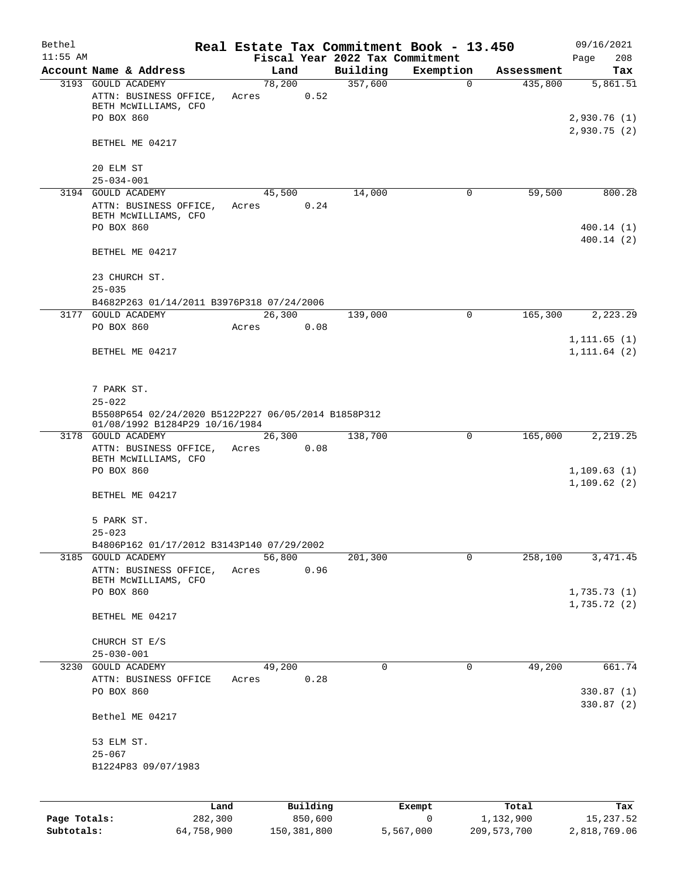# Real Estate Tax Commitment Book - 13.450

Bethel, 11:55 AM — Fiscal Year 2022 Tax Commitment — 09/16/2021

| Account Name & Address | Land | Building | Exemption | Assessment | Tax |
|---|---|---|---|---|---|
| 3193 GOULD ACADEMY<br>ATTN: BUSINESS OFFICE, BETH McWILLIAMS, CFO<br>PO BOX 860<br>BETHEL ME 04217<br><br>20 ELM ST<br>25-034-001 | 78,200<br>Acres 0.52 | 357,600 | 0 | 435,800 | 5,861.51<br><br>2,930.76 (1)<br>2,930.75 (2) |
| 3194 GOULD ACADEMY<br>ATTN: BUSINESS OFFICE, BETH McWILLIAMS, CFO<br>PO BOX 860<br>BETHEL ME 04217<br><br>23 CHURCH ST.<br>25-035<br>B4682P263 01/14/2011 B3976P318 07/24/2006 | 45,500<br>Acres 0.24 | 14,000 | 0 | 59,500 | 800.28<br><br>400.14 (1)<br>400.14 (2) |
| 3177 GOULD ACADEMY<br>PO BOX 860<br>BETHEL ME 04217<br><br>7 PARK ST.<br>25-022<br>B5508P654 02/24/2020 B5122P227 06/05/2014 B1858P312 01/08/1992 B1284P29 10/16/1984 | 26,300<br>Acres 0.08 | 139,000 | 0 | 165,300 | 2,223.29<br><br>1,111.65 (1)<br>1,111.64 (2) |
| 3178 GOULD ACADEMY<br>ATTN: BUSINESS OFFICE, BETH McWILLIAMS, CFO<br>PO BOX 860<br>BETHEL ME 04217<br><br>5 PARK ST.<br>25-023<br>B4806P162 01/17/2012 B3143P140 07/29/2002 | 26,300<br>Acres 0.08 | 138,700 | 0 | 165,000 | 2,219.25<br><br>1,109.63 (1)<br>1,109.62 (2) |
| 3185 GOULD ACADEMY<br>ATTN: BUSINESS OFFICE, BETH McWILLIAMS, CFO<br>PO BOX 860<br>BETHEL ME 04217<br><br>CHURCH ST E/S<br>25-030-001 | 56,800<br>Acres 0.96 | 201,300 | 0 | 258,100 | 3,471.45<br><br>1,735.73 (1)<br>1,735.72 (2) |
| 3230 GOULD ACADEMY<br>ATTN: BUSINESS OFFICE<br>PO BOX 860<br>Bethel ME 04217<br><br>53 ELM ST.<br>25-067<br>B1224P83 09/07/1983 | 49,200<br>Acres 0.28 | 0 | 0 | 49,200 | 661.74<br><br>330.87 (1)<br>330.87 (2) |

| | Land | Building | Exempt | Total | Tax |
|---|---|---|---|---|---|
| Page Totals: | 282,300 | 850,600 | 0 | 1,132,900 | 15,237.52 |
| Subtotals: | 64,758,900 | 150,381,800 | 5,567,000 | 209,573,700 | 2,818,769.06 |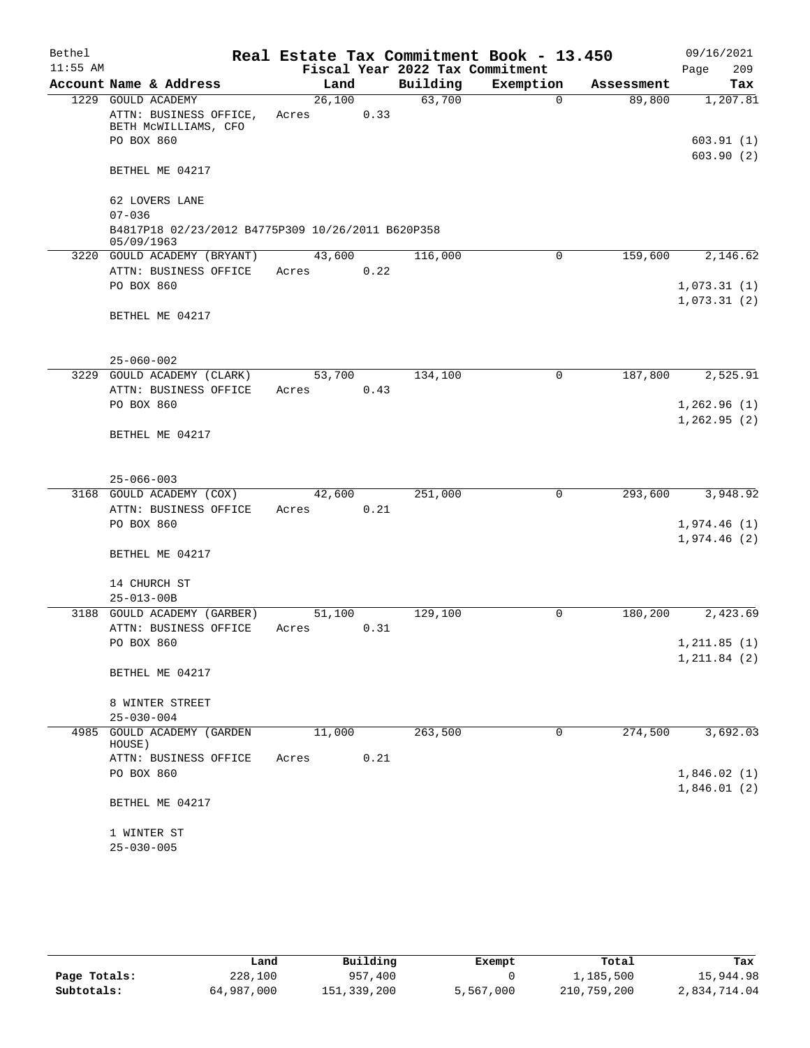Bethel 11:55 AM

# Real Estate Tax Commitment Book - 13.450

Fiscal Year 2022 Tax Commitment

09/16/2021 Page 209

| Account Name & Address | Land | Building | Exemption | Assessment | Tax |
|---|---|---|---|---|---|
| 1229 GOULD ACADEMY | 26,100 | 63,700 | 0 | 89,800 | 1,207.81 |
| ATTN: BUSINESS OFFICE, BETH McWILLIAMS, CFO | Acres 0.33 | | | | |
| PO BOX 860 | | | | | 603.91 (1) |
| | | | | | 603.90 (2) |
| BETHEL ME 04217 | | | | | |
| 62 LOVERS LANE | | | | | |
| 07-036 | | | | | |
| B4817P18 02/23/2012 B4775P309 10/26/2011 B620P358 05/09/1963 | | | | | |
| 3220 GOULD ACADEMY (BRYANT) | 43,600 | 116,000 | 0 | 159,600 | 2,146.62 |
| ATTN: BUSINESS OFFICE | Acres 0.22 | | | | |
| PO BOX 860 | | | | | 1,073.31 (1) |
| | | | | | 1,073.31 (2) |
| BETHEL ME 04217 | | | | | |
| 25-060-002 | | | | | |
| 3229 GOULD ACADEMY (CLARK) | 53,700 | 134,100 | 0 | 187,800 | 2,525.91 |
| ATTN: BUSINESS OFFICE | Acres 0.43 | | | | |
| PO BOX 860 | | | | | 1,262.96 (1) |
| | | | | | 1,262.95 (2) |
| BETHEL ME 04217 | | | | | |
| 25-066-003 | | | | | |
| 3168 GOULD ACADEMY (COX) | 42,600 | 251,000 | 0 | 293,600 | 3,948.92 |
| ATTN: BUSINESS OFFICE | Acres 0.21 | | | | |
| PO BOX 860 | | | | | 1,974.46 (1) |
| | | | | | 1,974.46 (2) |
| BETHEL ME 04217 | | | | | |
| 14 CHURCH ST | | | | | |
| 25-013-00B | | | | | |
| 3188 GOULD ACADEMY (GARBER) | 51,100 | 129,100 | 0 | 180,200 | 2,423.69 |
| ATTN: BUSINESS OFFICE | Acres 0.31 | | | | |
| PO BOX 860 | | | | | 1,211.85 (1) |
| | | | | | 1,211.84 (2) |
| BETHEL ME 04217 | | | | | |
| 8 WINTER STREET | | | | | |
| 25-030-004 | | | | | |
| 4985 GOULD ACADEMY (GARDEN HOUSE) | 11,000 | 263,500 | 0 | 274,500 | 3,692.03 |
| ATTN: BUSINESS OFFICE | Acres 0.21 | | | | |
| PO BOX 860 | | | | | 1,846.02 (1) |
| | | | | | 1,846.01 (2) |
| BETHEL ME 04217 | | | | | |
| 1 WINTER ST | | | | | |
| 25-030-005 | | | | | |

| | Land | Building | Exempt | Total | Tax |
|---|---|---|---|---|---|
| Page Totals: | 228,100 | 957,400 | 0 | 1,185,500 | 15,944.98 |
| Subtotals: | 64,987,000 | 151,339,200 | 5,567,000 | 210,759,200 | 2,834,714.04 |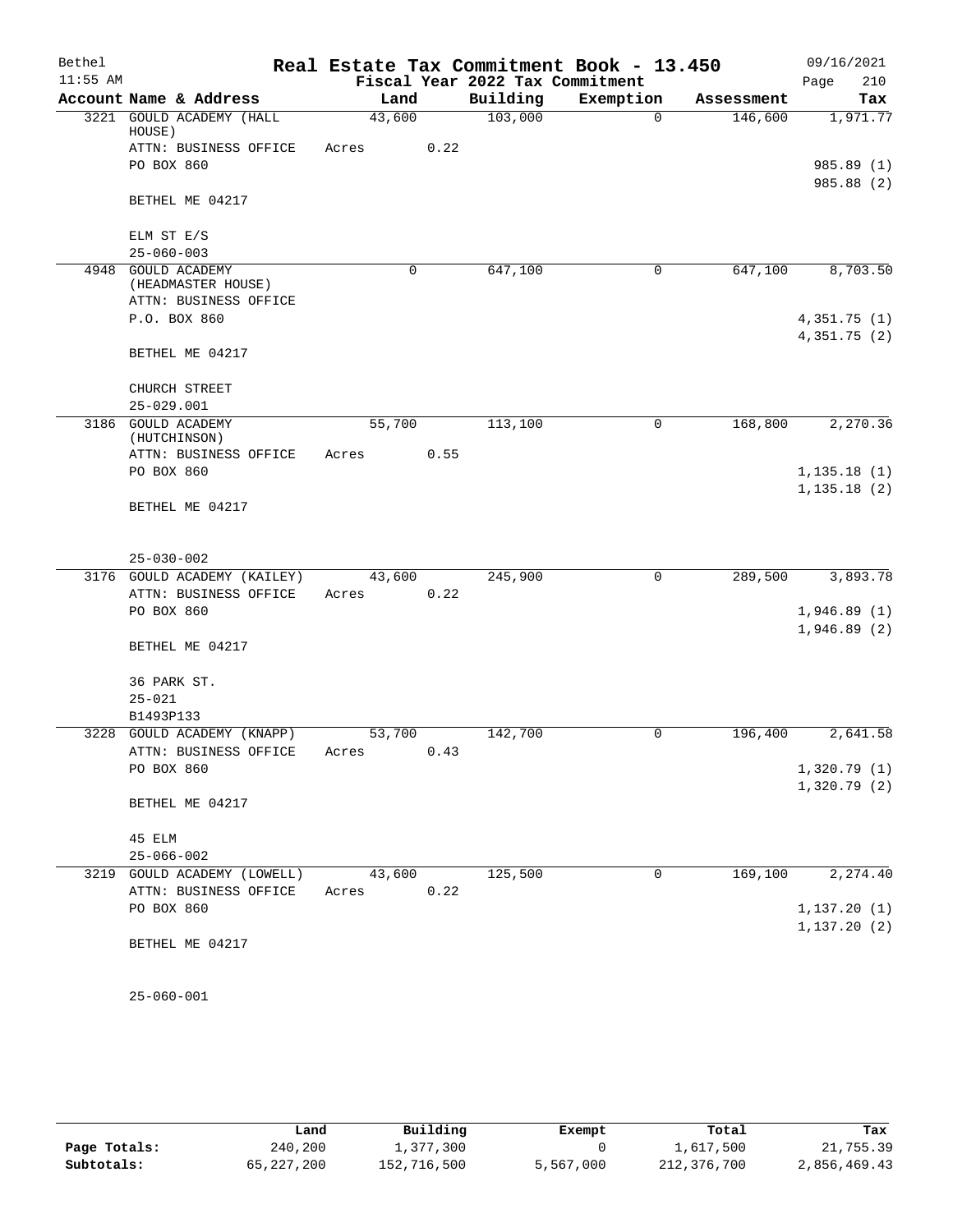# Real Estate Tax Commitment Book - 13.450

Bethel 11:55 AM — Fiscal Year 2022 Tax Commitment — 09/16/2021

| Account Name & Address | Land | Building | Exemption | Assessment | Tax |
|---|---|---|---|---|---|
| 3221 GOULD ACADEMY (HALL HOUSE) | 43,600 | 103,000 | 0 | 146,600 | 1,971.77 |
| ATTN: BUSINESS OFFICE | Acres 0.22 | | | | |
| PO BOX 860 | | | | | 985.89 (1) |
| | | | | | 985.88 (2) |
| BETHEL ME 04217 | | | | | |
| ELM ST E/S | | | | | |
| 25-060-003 | | | | | |
| 4948 GOULD ACADEMY (HEADMASTER HOUSE) | 0 | 647,100 | 0 | 647,100 | 8,703.50 |
| ATTN: BUSINESS OFFICE | | | | | |
| P.O. BOX 860 | | | | | 4,351.75 (1) |
| | | | | | 4,351.75 (2) |
| BETHEL ME 04217 | | | | | |
| CHURCH STREET | | | | | |
| 25-029.001 | | | | | |
| 3186 GOULD ACADEMY (HUTCHINSON) | 55,700 | 113,100 | 0 | 168,800 | 2,270.36 |
| ATTN: BUSINESS OFFICE | Acres 0.55 | | | | |
| PO BOX 860 | | | | | 1,135.18 (1) |
| | | | | | 1,135.18 (2) |
| BETHEL ME 04217 | | | | | |
| 25-030-002 | | | | | |
| 3176 GOULD ACADEMY (KAILEY) | 43,600 | 245,900 | 0 | 289,500 | 3,893.78 |
| ATTN: BUSINESS OFFICE | Acres 0.22 | | | | |
| PO BOX 860 | | | | | 1,946.89 (1) |
| | | | | | 1,946.89 (2) |
| BETHEL ME 04217 | | | | | |
| 36 PARK ST. | | | | | |
| 25-021 | | | | | |
| B1493P133 | | | | | |
| 3228 GOULD ACADEMY (KNAPP) | 53,700 | 142,700 | 0 | 196,400 | 2,641.58 |
| ATTN: BUSINESS OFFICE | Acres 0.43 | | | | |
| PO BOX 860 | | | | | 1,320.79 (1) |
| | | | | | 1,320.79 (2) |
| BETHEL ME 04217 | | | | | |
| 45 ELM | | | | | |
| 25-066-002 | | | | | |
| 3219 GOULD ACADEMY (LOWELL) | 43,600 | 125,500 | 0 | 169,100 | 2,274.40 |
| ATTN: BUSINESS OFFICE | Acres 0.22 | | | | |
| PO BOX 860 | | | | | 1,137.20 (1) |
| | | | | | 1,137.20 (2) |
| BETHEL ME 04217 | | | | | |
| 25-060-001 | | | | | |

| | Land | Building | Exempt | Total | Tax |
|---|---|---|---|---|---|
| Page Totals: | 240,200 | 1,377,300 | 0 | 1,617,500 | 21,755.39 |
| Subtotals: | 65,227,200 | 152,716,500 | 5,567,000 | 212,376,700 | 2,856,469.43 |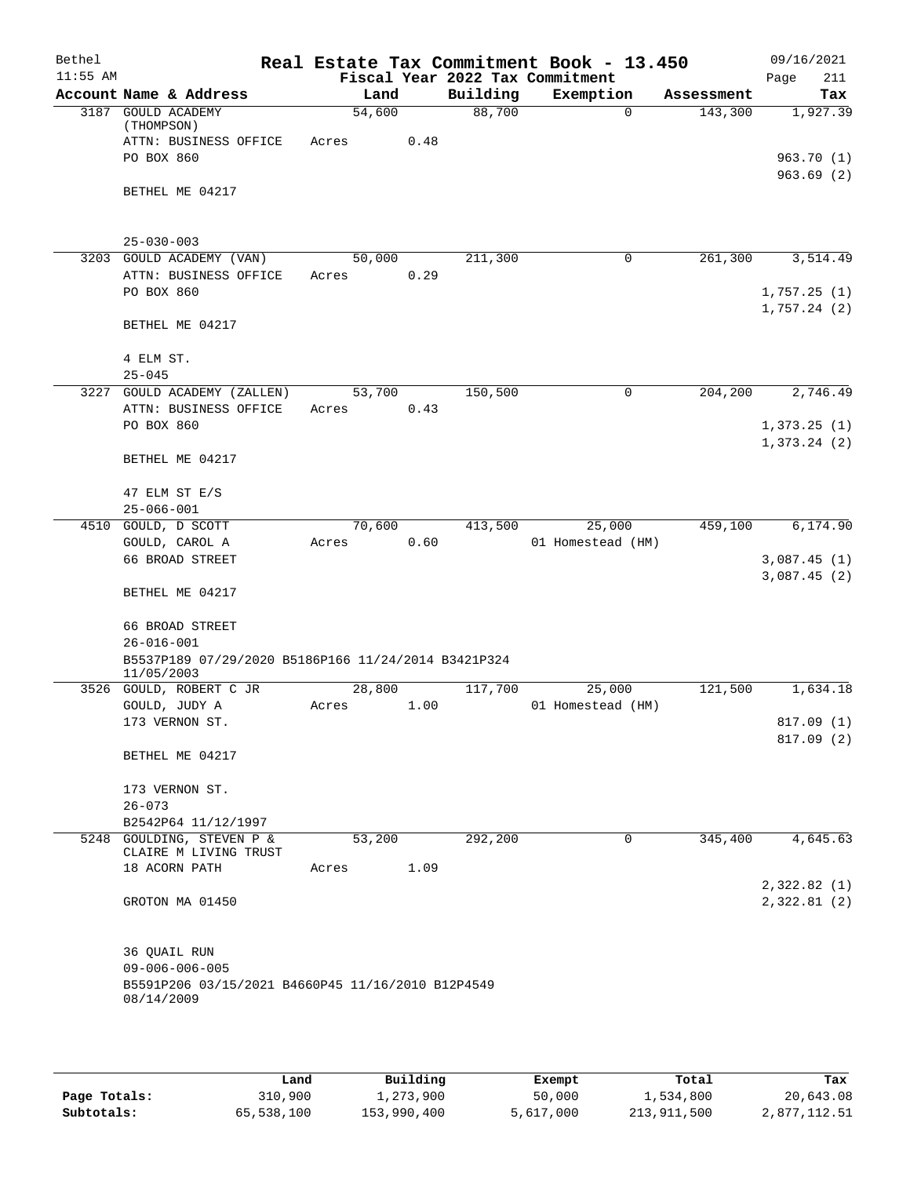Bethel 11:55 AM

# Real Estate Tax Commitment Book - 13.450

Fiscal Year 2022 Tax Commitment

09/16/2021 Page 211

| Account | Name & Address | Land | Building | Exemption | Assessment | Tax |
|---|---|---|---|---|---|---|
| 3187 | GOULD ACADEMY (THOMPSON)<br>ATTN: BUSINESS OFFICE<br>PO BOX 860<br>BETHEL ME 04217<br>25-030-003 | 54,600<br>Acres 0.48 | 88,700 | 0 | 143,300 | 1,927.39<br>963.70 (1)<br>963.69 (2) |
| 3203 | GOULD ACADEMY (VAN)<br>ATTN: BUSINESS OFFICE<br>PO BOX 860<br>BETHEL ME 04217<br>4 ELM ST.<br>25-045 | 50,000<br>Acres 0.29 | 211,300 | 0 | 261,300 | 3,514.49<br>1,757.25 (1)<br>1,757.24 (2) |
| 3227 | GOULD ACADEMY (ZALLEN)<br>ATTN: BUSINESS OFFICE<br>PO BOX 860<br>BETHEL ME 04217<br>47 ELM ST E/S<br>25-066-001 | 53,700<br>Acres 0.43 | 150,500 | 0 | 204,200 | 2,746.49<br>1,373.25 (1)<br>1,373.24 (2) |
| 4510 | GOULD, D SCOTT<br>GOULD, CAROL A<br>66 BROAD STREET<br>BETHEL ME 04217<br>66 BROAD STREET<br>26-016-001<br>B5537P189 07/29/2020 B5186P166 11/24/2014 B3421P324 11/05/2003 | 70,600<br>Acres 0.60 | 413,500 | 25,000<br>01 Homestead (HM) | 459,100 | 6,174.90<br>3,087.45 (1)<br>3,087.45 (2) |
| 3526 | GOULD, ROBERT C JR<br>GOULD, JUDY A<br>173 VERNON ST.<br>BETHEL ME 04217<br>173 VERNON ST.<br>26-073<br>B2542P64 11/12/1997 | 28,800<br>Acres 1.00 | 117,700 | 25,000<br>01 Homestead (HM) | 121,500 | 1,634.18<br>817.09 (1)<br>817.09 (2) |
| 5248 | GOULDING, STEVEN P &<br>CLAIRE M LIVING TRUST<br>18 ACORN PATH<br>GROTON MA 01450<br>36 QUAIL RUN<br>09-006-006-005<br>B5591P206 03/15/2021 B4660P45 11/16/2010 B12P4549 08/14/2009 | 53,200<br>Acres 1.09 | 292,200 | 0 | 345,400 | 4,645.63<br>2,322.82 (1)<br>2,322.81 (2) |

| | Land | Building | Exempt | Total | Tax |
|---|---|---|---|---|---|
| Page Totals: | 310,900 | 1,273,900 | 50,000 | 1,534,800 | 20,643.08 |
| Subtotals: | 65,538,100 | 153,990,400 | 5,617,000 | 213,911,500 | 2,877,112.51 |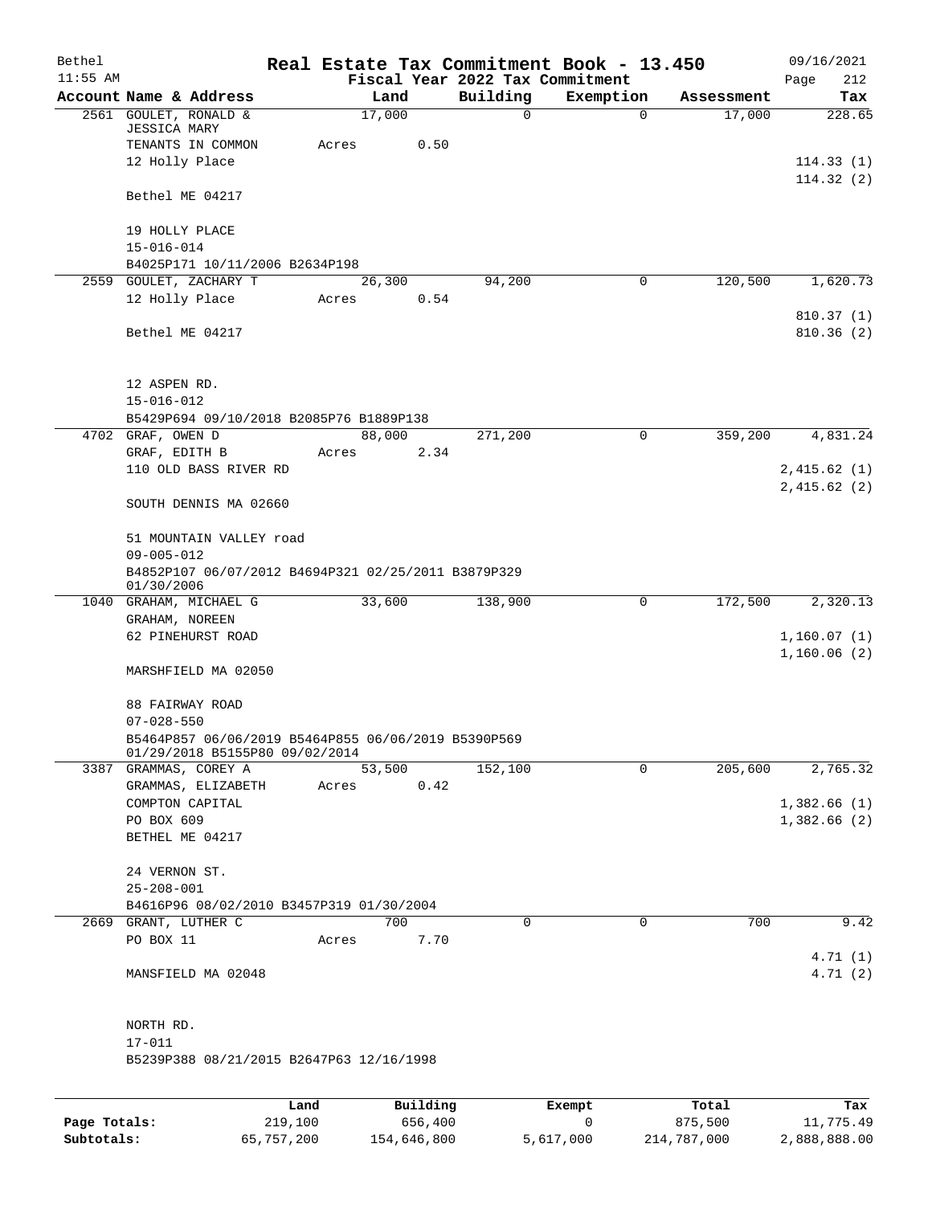# Real Estate Tax Commitment Book - 13.450

Bethel 11:55 AM — Fiscal Year 2022 Tax Commitment — 09/16/2021 Page 212

| Account Name & Address | Land | Building | Exemption | Assessment | Tax |
|---|---|---|---|---|---|
| 2561 GOULET, RONALD & JESSICA MARY<br>TENANTS IN COMMON<br>12 Holly Place<br>Bethel ME 04217<br>19 HOLLY PLACE<br>15-016-014<br>B4025P171 10/11/2006 B2634P198 | 17,000<br>Acres 0.50 | 0 | 0 | 17,000 | 228.65<br>114.33 (1)<br>114.32 (2) |
| 2559 GOULET, ZACHARY T<br>12 Holly Place<br>Bethel ME 04217<br>12 ASPEN RD.<br>15-016-012<br>B5429P694 09/10/2018 B2085P76 B1889P138 | 26,300<br>Acres 0.54 | 94,200 | 0 | 120,500 | 1,620.73<br>810.37 (1)<br>810.36 (2) |
| 4702 GRAF, OWEN D<br>GRAF, EDITH B<br>110 OLD BASS RIVER RD<br>SOUTH DENNIS MA 02660<br>51 MOUNTAIN VALLEY road<br>09-005-012<br>B4852P107 06/07/2012 B4694P321 02/25/2011 B3879P329 01/30/2006 | 88,000<br>Acres 2.34 | 271,200 | 0 | 359,200 | 4,831.24<br>2,415.62 (1)<br>2,415.62 (2) |
| 1040 GRAHAM, MICHAEL G<br>GRAHAM, NOREEN<br>62 PINEHURST ROAD<br>MARSHFIELD MA 02050<br>88 FAIRWAY ROAD<br>07-028-550<br>B5464P857 06/06/2019 B5464P855 06/06/2019 B5390P569 01/29/2018 B5155P80 09/02/2014 | 33,600 | 138,900 | 0 | 172,500 | 2,320.13<br>1,160.07 (1)<br>1,160.06 (2) |
| 3387 GRAMMAS, COREY A<br>GRAMMAS, ELIZABETH<br>COMPTON CAPITAL<br>PO BOX 609<br>BETHEL ME 04217<br>24 VERNON ST.<br>25-208-001<br>B4616P96 08/02/2010 B3457P319 01/30/2004 | 53,500<br>Acres 0.42 | 152,100 | 0 | 205,600 | 2,765.32<br>1,382.66 (1)<br>1,382.66 (2) |
| 2669 GRANT, LUTHER C<br>PO BOX 11<br>MANSFIELD MA 02048<br>NORTH RD.<br>17-011<br>B5239P388 08/21/2015 B2647P63 12/16/1998 | 700<br>Acres 7.70 | 0 | 0 | 700 | 9.42<br>4.71 (1)<br>4.71 (2) |

| | Land | Building | Exempt | Total | Tax |
|---|---|---|---|---|---|
| Page Totals: | 219,100 | 656,400 | 0 | 875,500 | 11,775.49 |
| Subtotals: | 65,757,200 | 154,646,800 | 5,617,000 | 214,787,000 | 2,888,888.00 |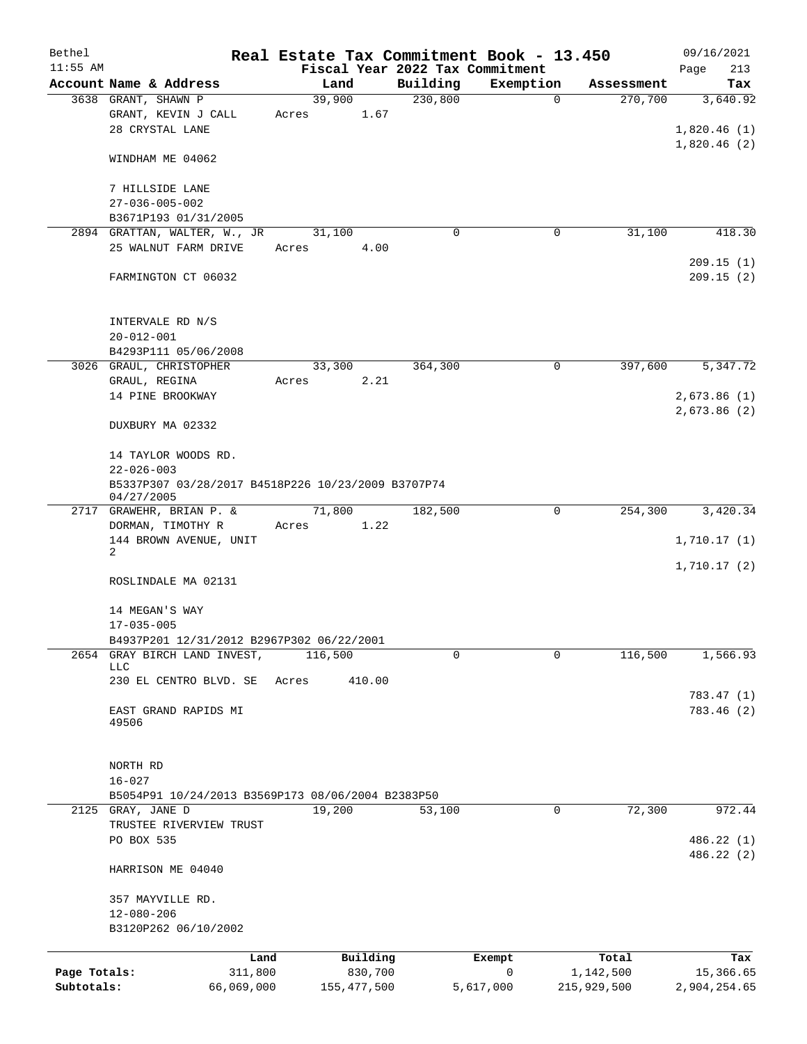Bethel | Real Estate Tax Commitment Book - 13.450 | 09/16/2021
11:55 AM | Fiscal Year 2022 Tax Commitment

| Account | Name & Address | Land | Building | Exemption | Assessment | Tax |
|---|---|---|---|---|---|---|
| 3638 | GRANT, SHAWN P<br>GRANT, KEVIN J CALL<br>28 CRYSTAL LANE<br><br>WINDHAM ME 04062<br><br>7 HILLSIDE LANE<br>27-036-005-002<br>B3671P193 01/31/2005 | 39,900<br>Acres 1.67 | 230,800 | 0 | 270,700 | 3,640.92<br><br>1,820.46 (1)<br>1,820.46 (2) |
| 2894 | GRATTAN, WALTER, W., JR<br>25 WALNUT FARM DRIVE<br><br>FARMINGTON CT 06032<br><br>INTERVALE RD N/S<br>20-012-001<br>B4293P111 05/06/2008 | 31,100<br>Acres 4.00 | 0 | 0 | 31,100 | 418.30<br><br>209.15 (1)<br>209.15 (2) |
| 3026 | GRAUL, CHRISTOPHER<br>GRAUL, REGINA<br>14 PINE BROOKWAY<br><br>DUXBURY MA 02332<br><br>14 TAYLOR WOODS RD.<br>22-026-003<br>B5337P307 03/28/2017 B4518P226 10/23/2009 B3707P74 04/27/2005 | 33,300<br>Acres 2.21 | 364,300 | 0 | 397,600 | 5,347.72<br><br>2,673.86 (1)<br>2,673.86 (2) |
| 2717 | GRAWEHR, BRIAN P. &<br>DORMAN, TIMOTHY R<br>144 BROWN AVENUE, UNIT 2<br><br>ROSLINDALE MA 02131<br><br>14 MEGAN'S WAY<br>17-035-005<br>B4937P201 12/31/2012 B2967P302 06/22/2001 | 71,800<br>Acres 1.22 | 182,500 | 0 | 254,300 | 3,420.34<br><br>1,710.17 (1)<br>1,710.17 (2) |
| 2654 | GRAY BIRCH LAND INVEST, LLC<br>230 EL CENTRO BLVD. SE<br><br>EAST GRAND RAPIDS MI 49506<br><br>NORTH RD<br>16-027<br>B5054P91 10/24/2013 B3569P173 08/06/2004 B2383P50 | 116,500<br>Acres 410.00 | 0 | 0 | 116,500 | 1,566.93<br><br>783.47 (1)<br>783.46 (2) |
| 2125 | GRAY, JANE D<br>TRUSTEE RIVERVIEW TRUST<br>PO BOX 535<br><br>HARRISON ME 04040<br><br>357 MAYVILLE RD.<br>12-080-206<br>B3120P262 06/10/2002 | 19,200 | 53,100 | 0 | 72,300 | 972.44<br><br>486.22 (1)<br>486.22 (2) |

| | Land | Building | Exempt | Total | Tax |
|---|---|---|---|---|---|
| Page Totals: | 311,800 | 830,700 | 0 | 1,142,500 | 15,366.65 |
| Subtotals: | 66,069,000 | 155,477,500 | 5,617,000 | 215,929,500 | 2,904,254.65 |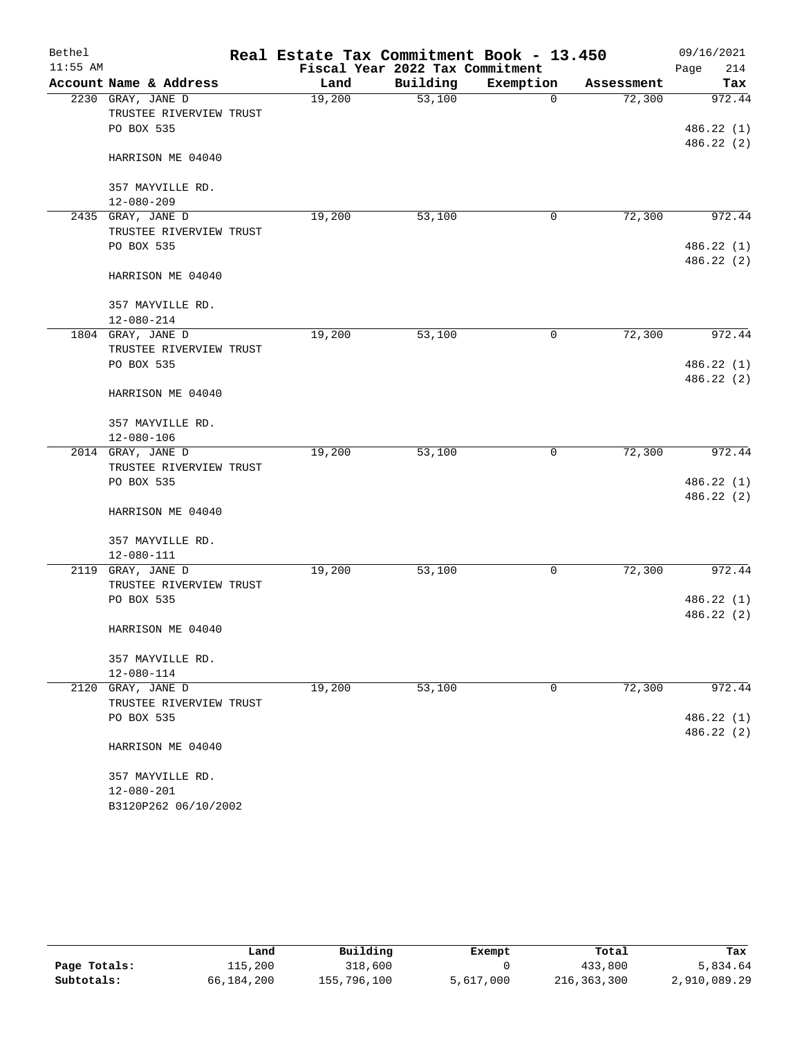# Real Estate Tax Commitment Book - 13.450

Bethel
11:55 AM

Fiscal Year 2022 Tax Commitment

09/16/2021

| Account | Name & Address | Land | Building | Exemption | Assessment | Tax |
|---|---|---|---|---|---|---|
| 2230 | GRAY, JANE D<br>TRUSTEE RIVERVIEW TRUST<br>PO BOX 535<br><br>HARRISON ME 04040<br><br>357 MAYVILLE RD.<br>12-080-209 | 19,200 | 53,100 | 0 | 72,300 | 972.44<br><br>486.22 (1)<br>486.22 (2) |
| 2435 | GRAY, JANE D<br>TRUSTEE RIVERVIEW TRUST<br>PO BOX 535<br><br>HARRISON ME 04040<br><br>357 MAYVILLE RD.<br>12-080-214 | 19,200 | 53,100 | 0 | 72,300 | 972.44<br><br>486.22 (1)<br>486.22 (2) |
| 1804 | GRAY, JANE D<br>TRUSTEE RIVERVIEW TRUST<br>PO BOX 535<br><br>HARRISON ME 04040<br><br>357 MAYVILLE RD.<br>12-080-106 | 19,200 | 53,100 | 0 | 72,300 | 972.44<br><br>486.22 (1)<br>486.22 (2) |
| 2014 | GRAY, JANE D<br>TRUSTEE RIVERVIEW TRUST<br>PO BOX 535<br><br>HARRISON ME 04040<br><br>357 MAYVILLE RD.<br>12-080-111 | 19,200 | 53,100 | 0 | 72,300 | 972.44<br><br>486.22 (1)<br>486.22 (2) |
| 2119 | GRAY, JANE D<br>TRUSTEE RIVERVIEW TRUST<br>PO BOX 535<br><br>HARRISON ME 04040<br><br>357 MAYVILLE RD.<br>12-080-114 | 19,200 | 53,100 | 0 | 72,300 | 972.44<br><br>486.22 (1)<br>486.22 (2) |
| 2120 | GRAY, JANE D<br>TRUSTEE RIVERVIEW TRUST<br>PO BOX 535<br><br>HARRISON ME 04040<br><br>357 MAYVILLE RD.<br>12-080-201<br>B3120P262 06/10/2002 | 19,200 | 53,100 | 0 | 72,300 | 972.44<br><br>486.22 (1)<br>486.22 (2) |

| | Land | Building | Exempt | Total | Tax |
|---|---|---|---|---|---|
| Page Totals: | 115,200 | 318,600 | 0 | 433,800 | 5,834.64 |
| Subtotals: | 66,184,200 | 155,796,100 | 5,617,000 | 216,363,300 | 2,910,089.29 |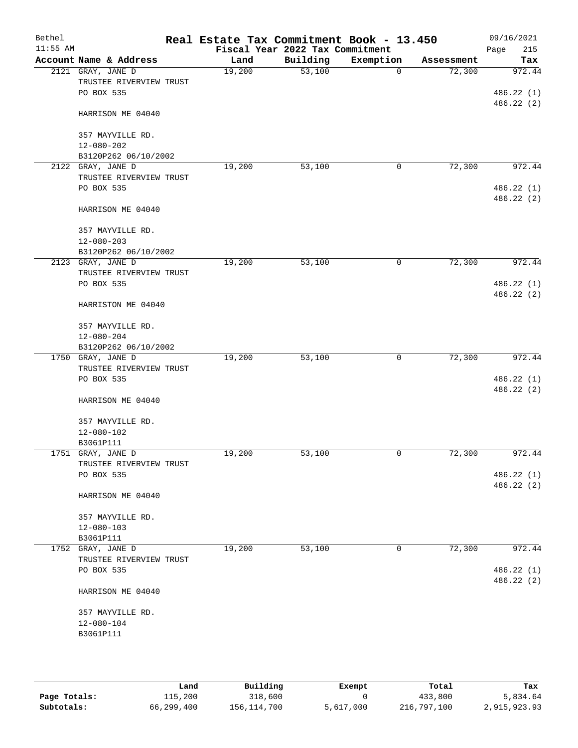# Real Estate Tax Commitment Book - 13.450

Bethel 11:55 AM — Fiscal Year 2022 Tax Commitment — 09/16/2021

| Account Name & Address | Land | Building | Exemption | Assessment | Tax |
|---|---|---|---|---|---|
| 2121 GRAY, JANE D<br>TRUSTEE RIVERVIEW TRUST<br>PO BOX 535<br><br>HARRISON ME 04040<br><br>357 MAYVILLE RD.<br>12-080-202<br>B3120P262 06/10/2002 | 19,200 | 53,100 | 0 | 72,300 | 972.44<br><br>486.22 (1)<br>486.22 (2) |
| 2122 GRAY, JANE D<br>TRUSTEE RIVERVIEW TRUST<br>PO BOX 535<br><br>HARRISON ME 04040<br><br>357 MAYVILLE RD.<br>12-080-203<br>B3120P262 06/10/2002 | 19,200 | 53,100 | 0 | 72,300 | 972.44<br><br>486.22 (1)<br>486.22 (2) |
| 2123 GRAY, JANE D<br>TRUSTEE RIVERVIEW TRUST<br>PO BOX 535<br><br>HARRISTON ME 04040<br><br>357 MAYVILLE RD.<br>12-080-204<br>B3120P262 06/10/2002 | 19,200 | 53,100 | 0 | 72,300 | 972.44<br><br>486.22 (1)<br>486.22 (2) |
| 1750 GRAY, JANE D<br>TRUSTEE RIVERVIEW TRUST<br>PO BOX 535<br><br>HARRISON ME 04040<br><br>357 MAYVILLE RD.<br>12-080-102<br>B3061P111 | 19,200 | 53,100 | 0 | 72,300 | 972.44<br><br>486.22 (1)<br>486.22 (2) |
| 1751 GRAY, JANE D<br>TRUSTEE RIVERVIEW TRUST<br>PO BOX 535<br><br>HARRISON ME 04040<br><br>357 MAYVILLE RD.<br>12-080-103<br>B3061P111 | 19,200 | 53,100 | 0 | 72,300 | 972.44<br><br>486.22 (1)<br>486.22 (2) |
| 1752 GRAY, JANE D<br>TRUSTEE RIVERVIEW TRUST<br>PO BOX 535<br><br>HARRISON ME 04040<br><br>357 MAYVILLE RD.<br>12-080-104<br>B3061P111 | 19,200 | 53,100 | 0 | 72,300 | 972.44<br><br>486.22 (1)<br>486.22 (2) |

| | Land | Building | Exempt | Total | Tax |
|---|---|---|---|---|---|
| Page Totals: | 115,200 | 318,600 | 0 | 433,800 | 5,834.64 |
| Subtotals: | 66,299,400 | 156,114,700 | 5,617,000 | 216,797,100 | 2,915,923.93 |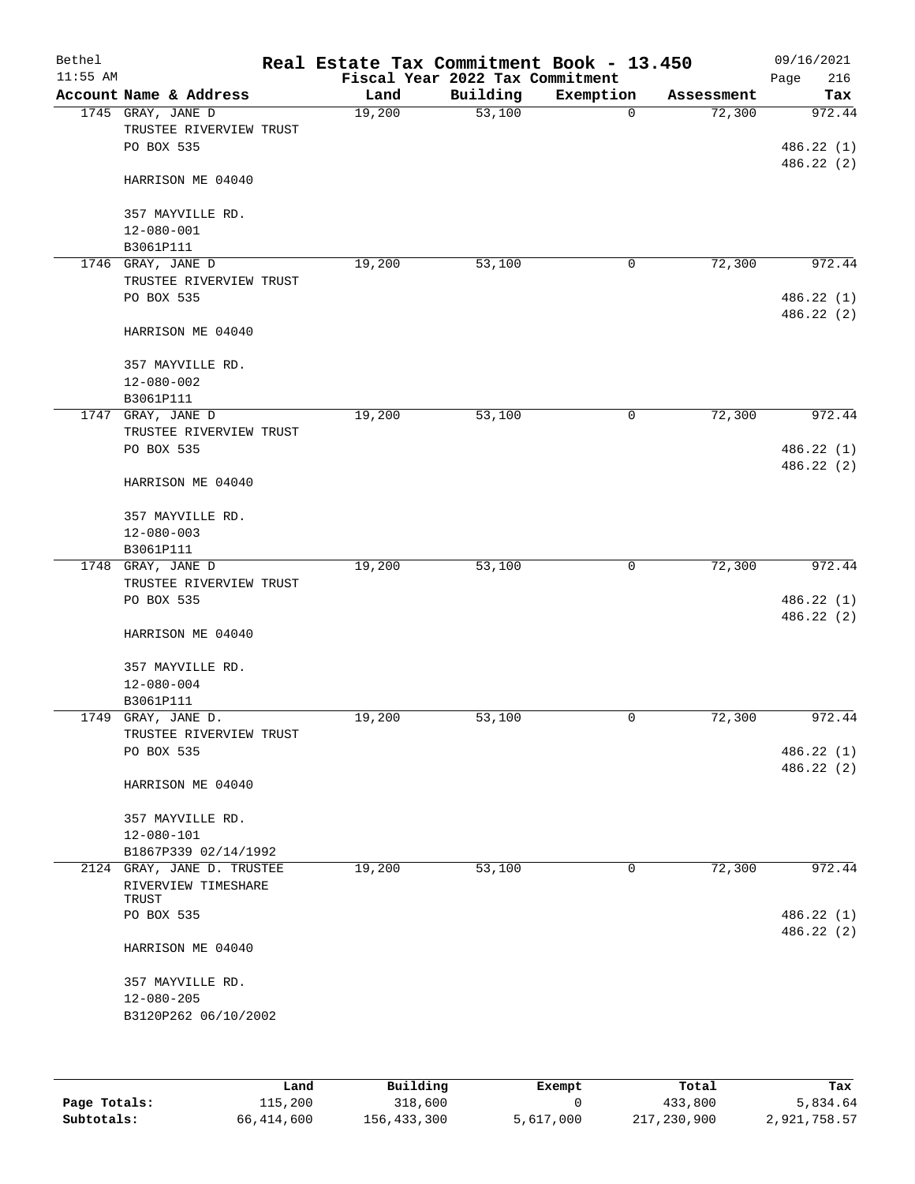# Real Estate Tax Commitment Book - 13.450

Bethel 11:55 AM — Fiscal Year 2022 Tax Commitment — 09/16/2021

| Account | Name & Address | Land | Building | Exemption | Assessment | Tax |
|---|---|---|---|---|---|---|
| 1745 | GRAY, JANE D<br>TRUSTEE RIVERVIEW TRUST<br>PO BOX 535<br><br>HARRISON ME 04040<br><br>357 MAYVILLE RD.<br>12-080-001<br>B3061P111 | 19,200 | 53,100 | 0 | 72,300 | 972.44<br><br>486.22 (1)<br>486.22 (2) |
| 1746 | GRAY, JANE D<br>TRUSTEE RIVERVIEW TRUST<br>PO BOX 535<br><br>HARRISON ME 04040<br><br>357 MAYVILLE RD.<br>12-080-002<br>B3061P111 | 19,200 | 53,100 | 0 | 72,300 | 972.44<br><br>486.22 (1)<br>486.22 (2) |
| 1747 | GRAY, JANE D<br>TRUSTEE RIVERVIEW TRUST<br>PO BOX 535<br><br>HARRISON ME 04040<br><br>357 MAYVILLE RD.<br>12-080-003<br>B3061P111 | 19,200 | 53,100 | 0 | 72,300 | 972.44<br><br>486.22 (1)<br>486.22 (2) |
| 1748 | GRAY, JANE D<br>TRUSTEE RIVERVIEW TRUST<br>PO BOX 535<br><br>HARRISON ME 04040<br><br>357 MAYVILLE RD.<br>12-080-004<br>B3061P111 | 19,200 | 53,100 | 0 | 72,300 | 972.44<br><br>486.22 (1)<br>486.22 (2) |
| 1749 | GRAY, JANE D.<br>TRUSTEE RIVERVIEW TRUST<br>PO BOX 535<br><br>HARRISON ME 04040<br><br>357 MAYVILLE RD.<br>12-080-101<br>B1867P339 02/14/1992 | 19,200 | 53,100 | 0 | 72,300 | 972.44<br><br>486.22 (1)<br>486.22 (2) |
| 2124 | GRAY, JANE D. TRUSTEE<br>RIVERVIEW TIMESHARE TRUST<br>PO BOX 535<br><br>HARRISON ME 04040<br><br>357 MAYVILLE RD.<br>12-080-205<br>B3120P262 06/10/2002 | 19,200 | 53,100 | 0 | 72,300 | 972.44<br><br>486.22 (1)<br>486.22 (2) |

| | Land | Building | Exempt | Total | Tax |
|---|---|---|---|---|---|
| Page Totals: | 115,200 | 318,600 | 0 | 433,800 | 5,834.64 |
| Subtotals: | 66,414,600 | 156,433,300 | 5,617,000 | 217,230,900 | 2,921,758.57 |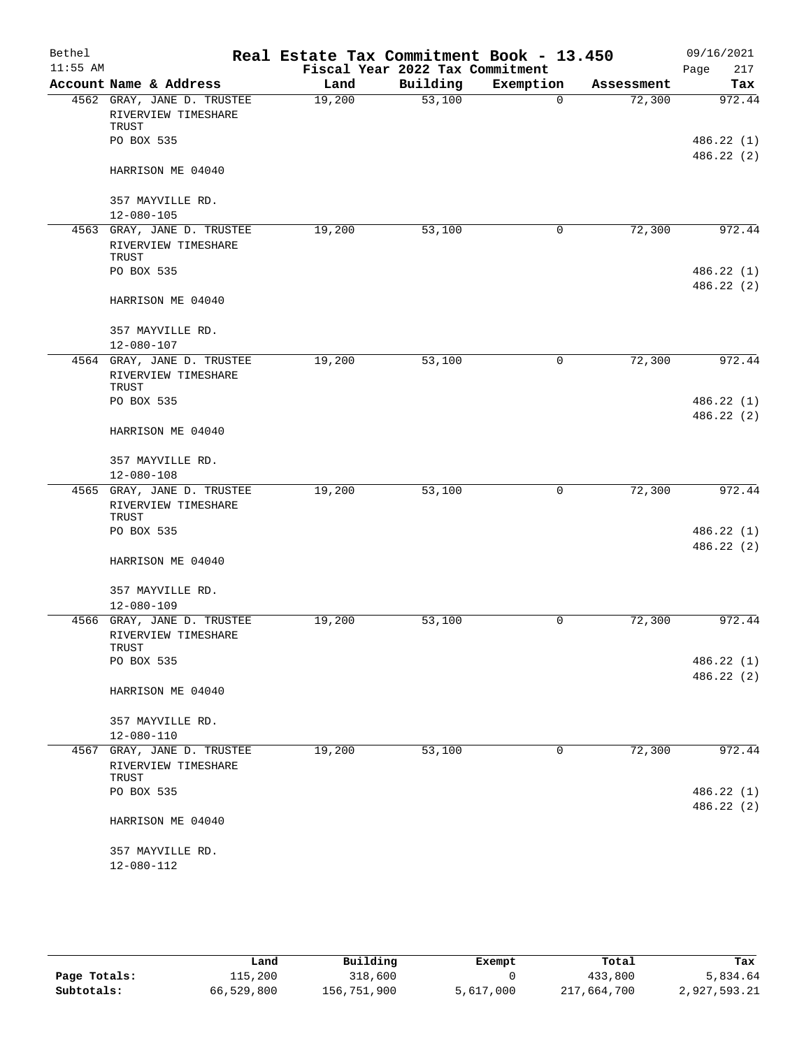# Real Estate Tax Commitment Book - 13.450

Bethel 11:55 AM — Fiscal Year 2022 Tax Commitment — 09/16/2021

| Account Name & Address | Land | Building | Exemption | Assessment | Tax |
|---|---|---|---|---|---|
| 4562 GRAY, JANE D. TRUSTEE<br>RIVERVIEW TIMESHARE TRUST<br>PO BOX 535<br>HARRISON ME 04040<br>357 MAYVILLE RD.<br>12-080-105 | 19,200 | 53,100 | 0 | 72,300 | 972.44<br>486.22 (1)<br>486.22 (2) |
| 4563 GRAY, JANE D. TRUSTEE<br>RIVERVIEW TIMESHARE TRUST<br>PO BOX 535<br>HARRISON ME 04040<br>357 MAYVILLE RD.<br>12-080-107 | 19,200 | 53,100 | 0 | 72,300 | 972.44<br>486.22 (1)<br>486.22 (2) |
| 4564 GRAY, JANE D. TRUSTEE<br>RIVERVIEW TIMESHARE TRUST<br>PO BOX 535<br>HARRISON ME 04040<br>357 MAYVILLE RD.<br>12-080-108 | 19,200 | 53,100 | 0 | 72,300 | 972.44<br>486.22 (1)<br>486.22 (2) |
| 4565 GRAY, JANE D. TRUSTEE<br>RIVERVIEW TIMESHARE TRUST<br>PO BOX 535<br>HARRISON ME 04040<br>357 MAYVILLE RD.<br>12-080-109 | 19,200 | 53,100 | 0 | 72,300 | 972.44<br>486.22 (1)<br>486.22 (2) |
| 4566 GRAY, JANE D. TRUSTEE<br>RIVERVIEW TIMESHARE TRUST<br>PO BOX 535<br>HARRISON ME 04040<br>357 MAYVILLE RD.<br>12-080-110 | 19,200 | 53,100 | 0 | 72,300 | 972.44<br>486.22 (1)<br>486.22 (2) |
| 4567 GRAY, JANE D. TRUSTEE<br>RIVERVIEW TIMESHARE TRUST<br>PO BOX 535<br>HARRISON ME 04040<br>357 MAYVILLE RD.<br>12-080-112 | 19,200 | 53,100 | 0 | 72,300 | 972.44<br>486.22 (1)<br>486.22 (2) |

| | Land | Building | Exempt | Total | Tax |
|---|---|---|---|---|---|
| Page Totals: | 115,200 | 318,600 | 0 | 433,800 | 5,834.64 |
| Subtotals: | 66,529,800 | 156,751,900 | 5,617,000 | 217,664,700 | 2,927,593.21 |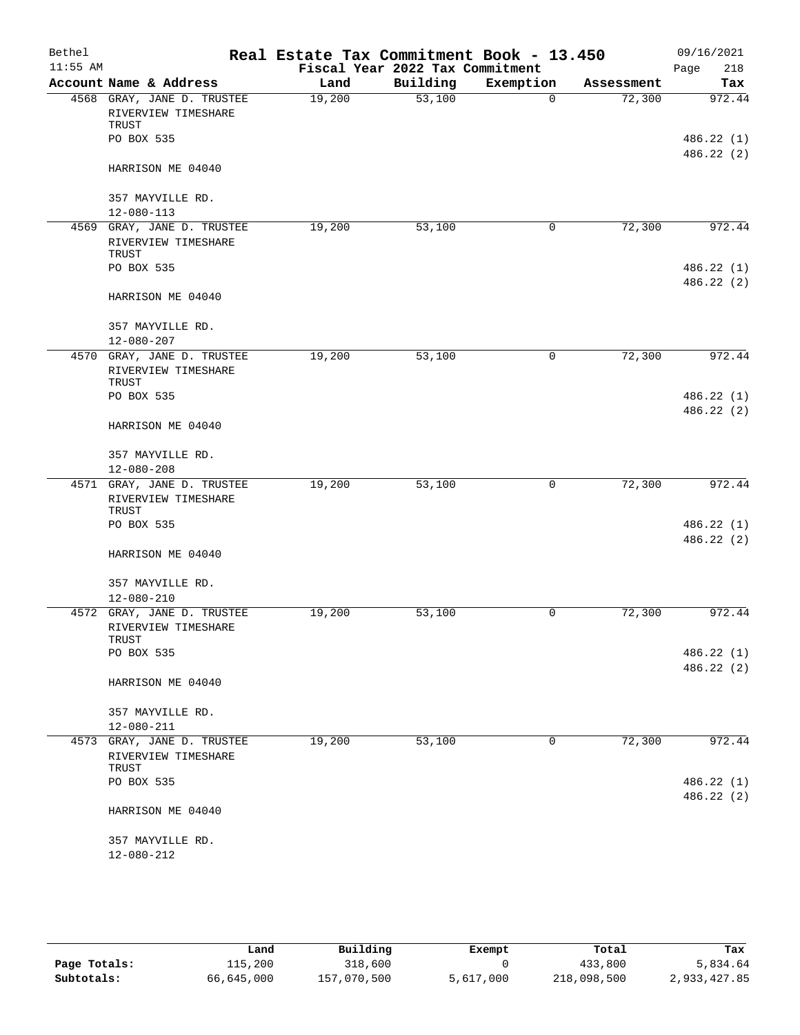# Real Estate Tax Commitment Book - 13.450

Bethel — 11:55 AM — 09/16/2021

Fiscal Year 2022 Tax Commitment

| Account Name & Address | Land | Building | Exemption | Assessment | Tax |
|---|---|---|---|---|---|
| 4568 GRAY, JANE D. TRUSTEE<br>RIVERVIEW TIMESHARE TRUST<br>PO BOX 535<br>HARRISON ME 04040<br>357 MAYVILLE RD.<br>12-080-113 | 19,200 | 53,100 | 0 | 72,300 | 972.44<br>486.22 (1)<br>486.22 (2) |
| 4569 GRAY, JANE D. TRUSTEE<br>RIVERVIEW TIMESHARE TRUST<br>PO BOX 535<br>HARRISON ME 04040<br>357 MAYVILLE RD.<br>12-080-207 | 19,200 | 53,100 | 0 | 72,300 | 972.44<br>486.22 (1)<br>486.22 (2) |
| 4570 GRAY, JANE D. TRUSTEE<br>RIVERVIEW TIMESHARE TRUST<br>PO BOX 535<br>HARRISON ME 04040<br>357 MAYVILLE RD.<br>12-080-208 | 19,200 | 53,100 | 0 | 72,300 | 972.44<br>486.22 (1)<br>486.22 (2) |
| 4571 GRAY, JANE D. TRUSTEE<br>RIVERVIEW TIMESHARE TRUST<br>PO BOX 535<br>HARRISON ME 04040<br>357 MAYVILLE RD.<br>12-080-210 | 19,200 | 53,100 | 0 | 72,300 | 972.44<br>486.22 (1)<br>486.22 (2) |
| 4572 GRAY, JANE D. TRUSTEE<br>RIVERVIEW TIMESHARE TRUST<br>PO BOX 535<br>HARRISON ME 04040<br>357 MAYVILLE RD.<br>12-080-211 | 19,200 | 53,100 | 0 | 72,300 | 972.44<br>486.22 (1)<br>486.22 (2) |
| 4573 GRAY, JANE D. TRUSTEE<br>RIVERVIEW TIMESHARE TRUST<br>PO BOX 535<br>HARRISON ME 04040<br>357 MAYVILLE RD.<br>12-080-212 | 19,200 | 53,100 | 0 | 72,300 | 972.44<br>486.22 (1)<br>486.22 (2) |

| | Land | Building | Exempt | Total | Tax |
|---|---|---|---|---|---|
| Page Totals: | 115,200 | 318,600 | 0 | 433,800 | 5,834.64 |
| Subtotals: | 66,645,000 | 157,070,500 | 5,617,000 | 218,098,500 | 2,933,427.85 |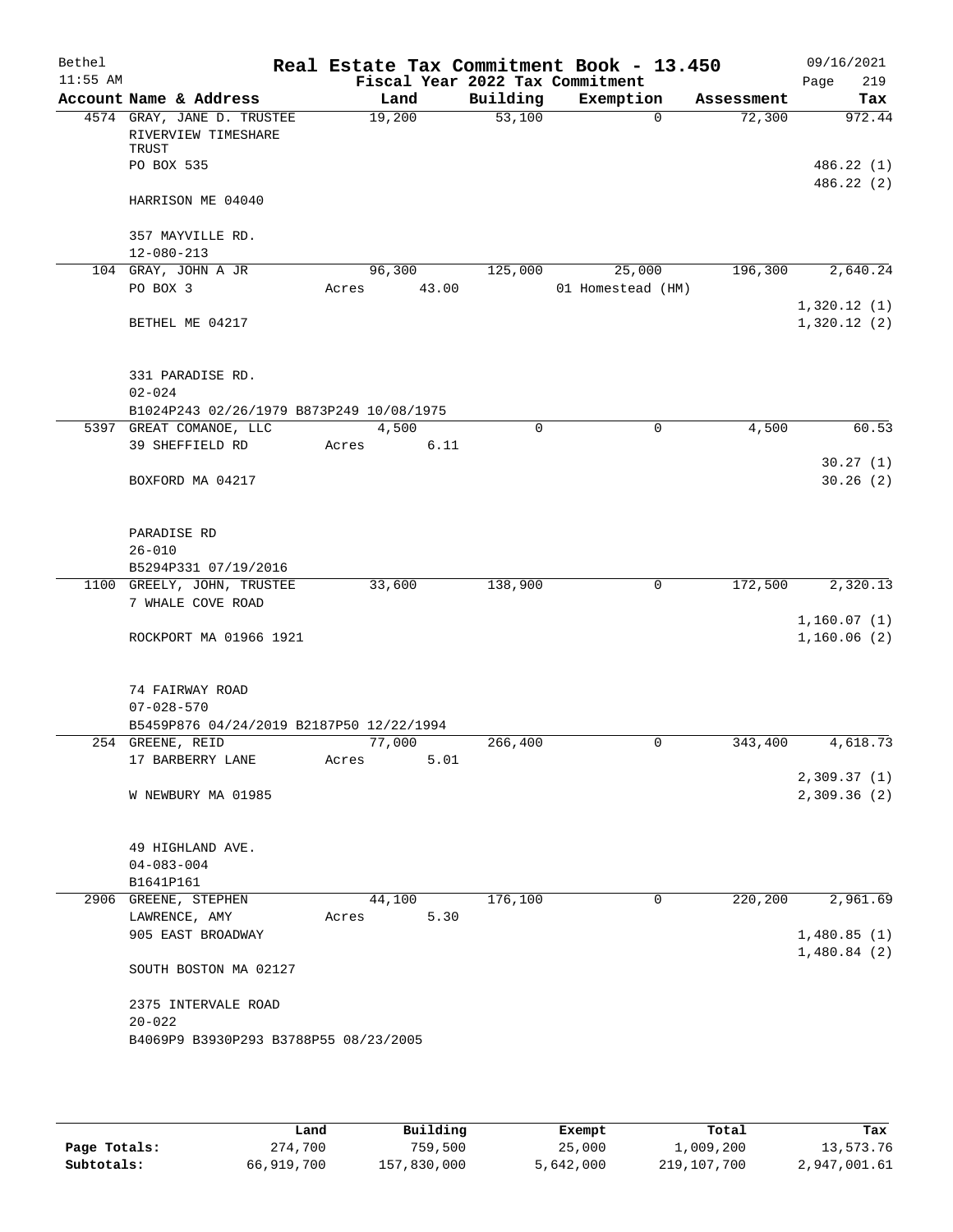# Real Estate Tax Commitment Book - 13.450

Bethel
11:55 AM

Fiscal Year 2022 Tax Commitment

09/16/2021
Page 219

| Account Name & Address | Land | Building | Exemption | Assessment | Tax |
|---|---|---|---|---|---|
| 4574 GRAY, JANE D. TRUSTEE<br>RIVERVIEW TIMESHARE TRUST<br>PO BOX 535<br><br>HARRISON ME 04040<br><br>357 MAYVILLE RD.<br>12-080-213 | 19,200 | 53,100 | 0 | 72,300 | 972.44<br><br>486.22 (1)<br>486.22 (2) |
| 104 GRAY, JOHN A JR<br>PO BOX 3<br><br>BETHEL ME 04217<br><br>331 PARADISE RD.<br>02-024<br>B1024P243 02/26/1979 B873P249 10/08/1975 | 96,300<br>Acres 43.00 | 125,000 | 25,000<br>01 Homestead (HM) | 196,300 | 2,640.24<br><br>1,320.12 (1)<br>1,320.12 (2) |
| 5397 GREAT COMANOE, LLC<br>39 SHEFFIELD RD<br><br>BOXFORD MA 04217<br><br>PARADISE RD<br>26-010<br>B5294P331 07/19/2016 | 4,500<br>Acres 6.11 | 0 | 0 | 4,500 | 60.53<br><br>30.27 (1)<br>30.26 (2) |
| 1100 GREELY, JOHN, TRUSTEE<br>7 WHALE COVE ROAD<br><br>ROCKPORT MA 01966 1921<br><br>74 FAIRWAY ROAD<br>07-028-570<br>B5459P876 04/24/2019 B2187P50 12/22/1994 | 33,600 | 138,900 | 0 | 172,500 | 2,320.13<br><br>1,160.07 (1)<br>1,160.06 (2) |
| 254 GREENE, REID<br>17 BARBERRY LANE<br><br>W NEWBURY MA 01985<br><br>49 HIGHLAND AVE.<br>04-083-004<br>B1641P161 | 77,000<br>Acres 5.01 | 266,400 | 0 | 343,400 | 4,618.73<br><br>2,309.37 (1)<br>2,309.36 (2) |
| 2906 GREENE, STEPHEN<br>LAWRENCE, AMY<br>905 EAST BROADWAY<br><br>SOUTH BOSTON MA 02127<br><br>2375 INTERVALE ROAD<br>20-022<br>B4069P9 B3930P293 B3788P55 08/23/2005 | 44,100<br>Acres 5.30 | 176,100 | 0 | 220,200 | 2,961.69<br><br>1,480.85 (1)<br>1,480.84 (2) |

| | Land | Building | Exempt | Total | Tax |
|---|---|---|---|---|---|
| Page Totals: | 274,700 | 759,500 | 25,000 | 1,009,200 | 13,573.76 |
| Subtotals: | 66,919,700 | 157,830,000 | 5,642,000 | 219,107,700 | 2,947,001.61 |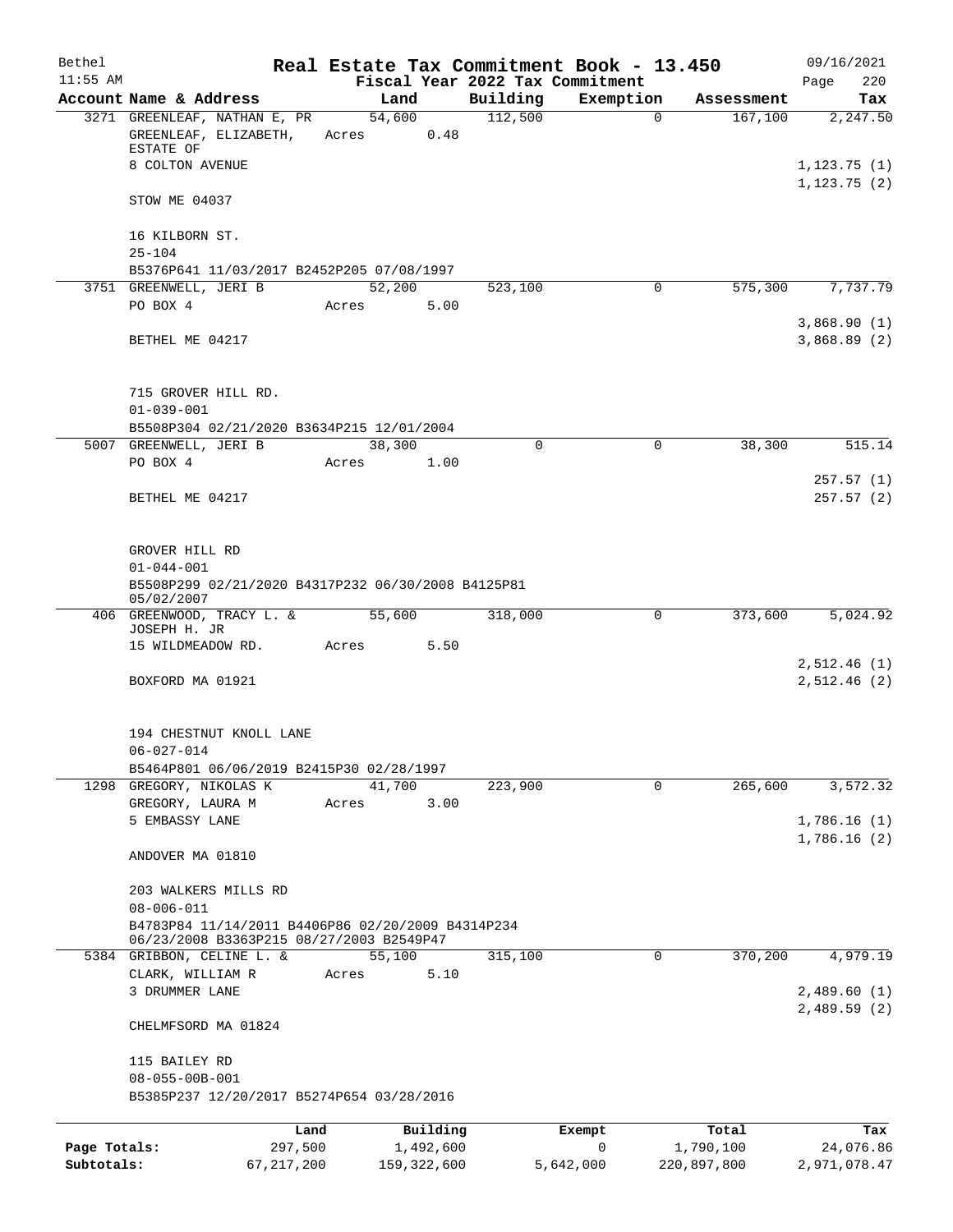# Real Estate Tax Commitment Book - 13.450

Bethel
11:55 AM

Fiscal Year 2022 Tax Commitment

09/16/2021
Page 220

| Account Name & Address | Land | Building | Exemption | Assessment | Tax |
|---|---|---|---|---|---|
| 3271 GREENLEAF, NATHAN E, PR<br>GREENLEAF, ELIZABETH, ESTATE OF<br>8 COLTON AVENUE<br><br>STOW ME 04037<br><br>16 KILBORN ST.<br>25-104<br>B5376P641 11/03/2017 B2452P205 07/08/1997 | 54,600<br>Acres 0.48 | 112,500 | 0 | 167,100 | 2,247.50<br><br>1,123.75 (1)<br>1,123.75 (2) |
| 3751 GREENWELL, JERI B<br>PO BOX 4<br><br>BETHEL ME 04217<br><br>715 GROVER HILL RD.<br>01-039-001<br>B5508P304 02/21/2020 B3634P215 12/01/2004 | 52,200<br>Acres 5.00 | 523,100 | 0 | 575,300 | 7,737.79<br><br>3,868.90 (1)<br>3,868.89 (2) |
| 5007 GREENWELL, JERI B<br>PO BOX 4<br><br>BETHEL ME 04217<br><br>GROVER HILL RD<br>01-044-001<br>B5508P299 02/21/2020 B4317P232 06/30/2008 B4125P81 05/02/2007 | 38,300<br>Acres 1.00 | 0 | 0 | 38,300 | 515.14<br><br>257.57 (1)<br>257.57 (2) |
| 406 GREENWOOD, TRACY L. & JOSEPH H. JR<br>15 WILDMEADOW RD.<br><br>BOXFORD MA 01921<br><br>194 CHESTNUT KNOLL LANE<br>06-027-014<br>B5464P801 06/06/2019 B2415P30 02/28/1997 | 55,600<br>Acres 5.50 | 318,000 | 0 | 373,600 | 5,024.92<br><br>2,512.46 (1)<br>2,512.46 (2) |
| 1298 GREGORY, NIKOLAS K<br>GREGORY, LAURA M<br>5 EMBASSY LANE<br><br>ANDOVER MA 01810<br><br>203 WALKERS MILLS RD<br>08-006-011<br>B4783P84 11/14/2011 B4406P86 02/20/2009 B4314P234 06/23/2008 B3363P215 08/27/2003 B2549P47 | 41,700<br>Acres 3.00 | 223,900 | 0 | 265,600 | 3,572.32<br><br>1,786.16 (1)<br>1,786.16 (2) |
| 5384 GRIBBON, CELINE L. &<br>CLARK, WILLIAM R<br>3 DRUMMER LANE<br><br>CHELMFSORD MA 01824<br><br>115 BAILEY RD<br>08-055-00B-001<br>B5385P237 12/20/2017 B5274P654 03/28/2016 | 55,100<br>Acres 5.10 | 315,100 | 0 | 370,200 | 4,979.19<br><br>2,489.60 (1)<br>2,489.59 (2) |

| | Land | Building | Exempt | Total | Tax |
|---|---|---|---|---|---|
| Page Totals: | 297,500 | 1,492,600 | 0 | 1,790,100 | 24,076.86 |
| Subtotals: | 67,217,200 | 159,322,600 | 5,642,000 | 220,897,800 | 2,971,078.47 |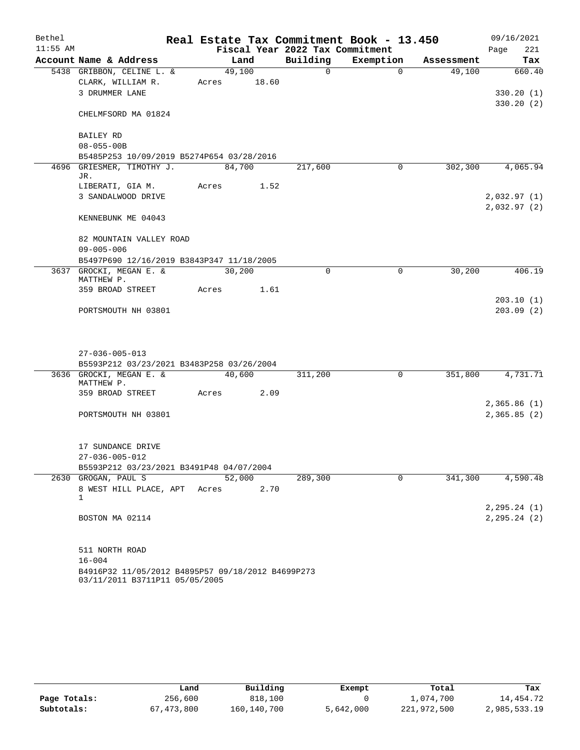Bethel 11:55 AM

# Real Estate Tax Commitment Book - 13.450

## Fiscal Year 2022 Tax Commitment

09/16/2021 Page 221

| Account Name & Address | Land | Building | Exemption | Assessment | Tax |
|---|---|---|---|---|---|
| 5438 GRIBBON, CELINE L. & | 49,100 | 0 | 0 | 49,100 | 660.40 |
| CLARK, WILLIAM R. | Acres 18.60 | | | | |
| 3 DRUMMER LANE | | | | | 330.20 (1) |
| | | | | | 330.20 (2) |
| CHELMSFORD MA 01824 | | | | | |
| BAILEY RD | | | | | |
| 08-055-00B | | | | | |
| B5485P253 10/09/2019 B5274P654 03/28/2016 | | | | | |
| 4696 GRIESMER, TIMOTHY J. JR. | 84,700 | 217,600 | 0 | 302,300 | 4,065.94 |
| LIBERATI, GIA M. | Acres 1.52 | | | | |
| 3 SANDALWOOD DRIVE | | | | | 2,032.97 (1) |
| | | | | | 2,032.97 (2) |
| KENNEBUNK ME 04043 | | | | | |
| 82 MOUNTAIN VALLEY ROAD | | | | | |
| 09-005-006 | | | | | |
| B5497P690 12/16/2019 B3843P347 11/18/2005 | | | | | |
| 3637 GROCKI, MEGAN E. & MATTHEW P. | 30,200 | 0 | 0 | 30,200 | 406.19 |
| 359 BROAD STREET | Acres 1.61 | | | | |
| | | | | | 203.10 (1) |
| PORTSMOUTH NH 03801 | | | | | 203.09 (2) |
| 27-036-005-013 | | | | | |
| B5593P212 03/23/2021 B3483P258 03/26/2004 | | | | | |
| 3636 GROCKI, MEGAN E. & MATTHEW P. | 40,600 | 311,200 | 0 | 351,800 | 4,731.71 |
| 359 BROAD STREET | Acres 2.09 | | | | |
| | | | | | 2,365.86 (1) |
| PORTSMOUTH NH 03801 | | | | | 2,365.85 (2) |
| 17 SUNDANCE DRIVE | | | | | |
| 27-036-005-012 | | | | | |
| B5593P212 03/23/2021 B3491P48 04/07/2004 | | | | | |
| 2630 GROGAN, PAUL S | 52,000 | 289,300 | 0 | 341,300 | 4,590.48 |
| 8 WEST HILL PLACE, APT 1 | Acres 2.70 | | | | |
| | | | | | 2,295.24 (1) |
| BOSTON MA 02114 | | | | | 2,295.24 (2) |
| 511 NORTH ROAD | | | | | |
| 16-004 | | | | | |
| B4916P32 11/05/2012 B4895P57 09/18/2012 B4699P273 03/11/2011 B3711P11 05/05/2005 | | | | | |

| | Land | Building | Exempt | Total | Tax |
|---|---|---|---|---|---|
| Page Totals: | 256,600 | 818,100 | 0 | 1,074,700 | 14,454.72 |
| Subtotals: | 67,473,800 | 160,140,700 | 5,642,000 | 221,972,500 | 2,985,533.19 |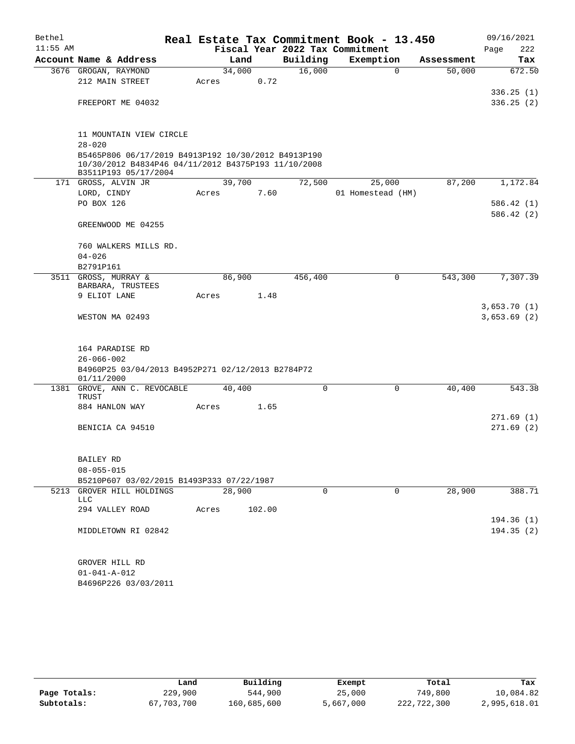# Real Estate Tax Commitment Book - 13.450

Bethel 11:55 AM — Fiscal Year 2022 Tax Commitment — 09/16/2021 Page 222

| Account | Name & Address | Land | Building | Exemption | Assessment | Tax |
|---|---|---|---|---|---|---|
| 3676 | GROGAN, RAYMOND<br>212 MAIN STREET<br>FREEPORT ME 04032<br><br>11 MOUNTAIN VIEW CIRCLE<br>28-020<br>B5465P806 06/17/2019 B4913P192 10/30/2012 B4913P190 10/30/2012 B4834P46 04/11/2012 B4375P193 11/10/2008 B3511P193 05/17/2004 | 34,000<br>Acres 0.72 | 16,000 | 0 | 50,000 | 672.50<br>336.25 (1)<br>336.25 (2) |
| 171 | GROSS, ALVIN JR<br>LORD, CINDY<br>PO BOX 126<br>GREENWOOD ME 04255<br><br>760 WALKERS MILLS RD.<br>04-026<br>B2791P161 | 39,700<br>Acres 7.60 | 72,500 | 25,000<br>01 Homestead (HM) | 87,200 | 1,172.84<br>586.42 (1)<br>586.42 (2) |
| 3511 | GROSS, MURRAY &<br>BARBARA, TRUSTEES<br>9 ELIOT LANE<br>WESTON MA 02493<br><br>164 PARADISE RD<br>26-066-002<br>B4960P25 03/04/2013 B4952P271 02/12/2013 B2784P72 01/11/2000 | 86,900<br>Acres 1.48 | 456,400 | 0 | 543,300 | 7,307.39<br>3,653.70 (1)<br>3,653.69 (2) |
| 1381 | GROVE, ANN C. REVOCABLE TRUST<br>884 HANLON WAY<br>BENICIA CA 94510<br><br>BAILEY RD<br>08-055-015<br>B5210P607 03/02/2015 B1493P333 07/22/1987 | 40,400<br>Acres 1.65 | 0 | 0 | 40,400 | 543.38<br>271.69 (1)<br>271.69 (2) |
| 5213 | GROVER HILL HOLDINGS LLC<br>294 VALLEY ROAD<br>MIDDLETOWN RI 02842<br><br>GROVER HILL RD<br>01-041-A-012<br>B4696P226 03/03/2011 | 28,900<br>Acres 102.00 | 0 | 0 | 28,900 | 388.71<br>194.36 (1)<br>194.35 (2) |

| | Land | Building | Exempt | Total | Tax |
|---|---|---|---|---|---|
| Page Totals: | 229,900 | 544,900 | 25,000 | 749,800 | 10,084.82 |
| Subtotals: | 67,703,700 | 160,685,600 | 5,667,000 | 222,722,300 | 2,995,618.01 |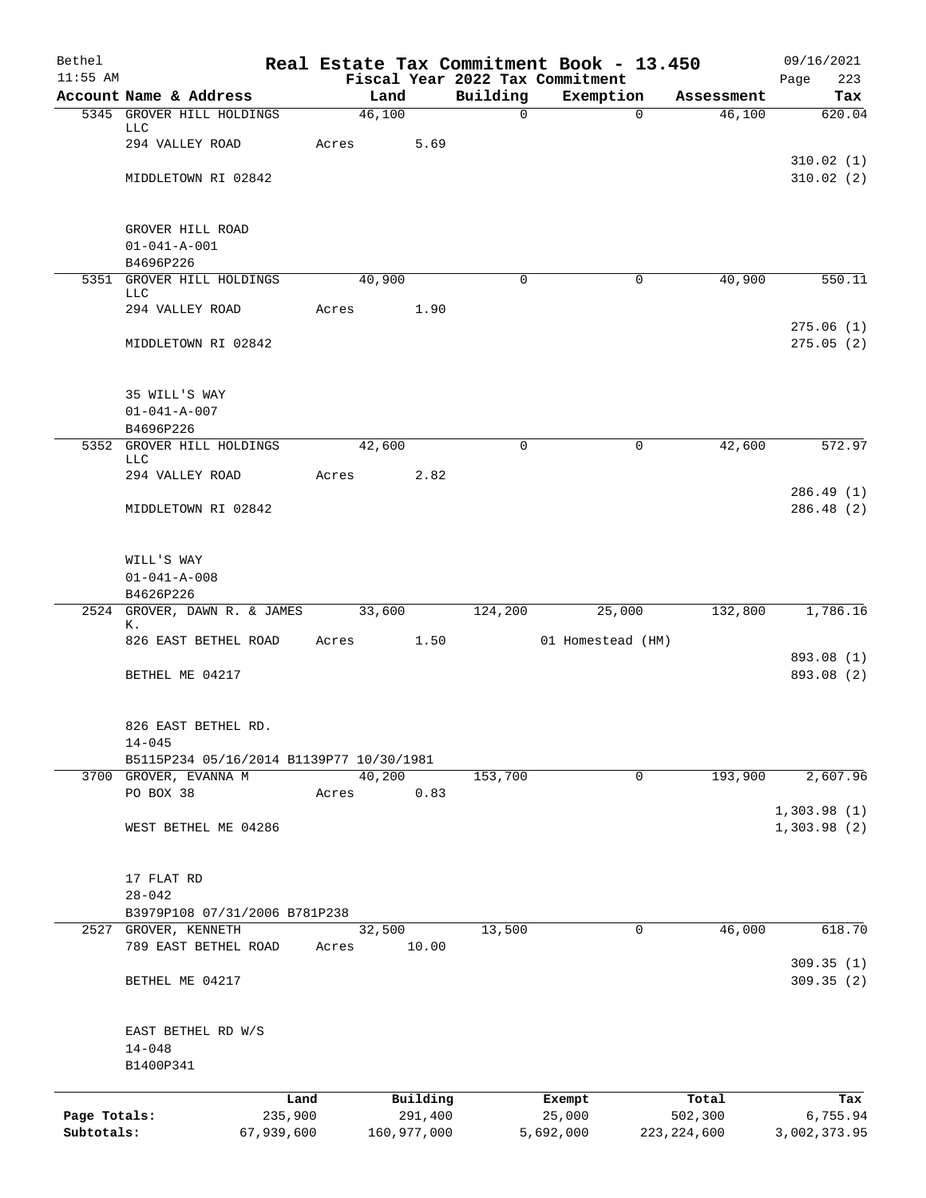# Real Estate Tax Commitment Book - 13.450

Bethel
11:55 AM

Fiscal Year 2022 Tax Commitment

09/16/2021

| Account | Name & Address | Land | Building | Exemption | Assessment | Tax |
|---|---|---|---|---|---|---|
| 5345 | GROVER HILL HOLDINGS LLC | 46,100 | 0 | 0 | 46,100 | 620.04 |
| | 294 VALLEY ROAD | Acres 5.69 | | | | |
| | | | | | | 310.02 (1) |
| | MIDDLETOWN RI 02842 | | | | | 310.02 (2) |
| | GROVER HILL ROAD | | | | | |
| | 01-041-A-001 | | | | | |
| | B4696P226 | | | | | |
| 5351 | GROVER HILL HOLDINGS LLC | 40,900 | 0 | 0 | 40,900 | 550.11 |
| | 294 VALLEY ROAD | Acres 1.90 | | | | |
| | | | | | | 275.06 (1) |
| | MIDDLETOWN RI 02842 | | | | | 275.05 (2) |
| | 35 WILL'S WAY | | | | | |
| | 01-041-A-007 | | | | | |
| | B4696P226 | | | | | |
| 5352 | GROVER HILL HOLDINGS LLC | 42,600 | 0 | 0 | 42,600 | 572.97 |
| | 294 VALLEY ROAD | Acres 2.82 | | | | |
| | | | | | | 286.49 (1) |
| | MIDDLETOWN RI 02842 | | | | | 286.48 (2) |
| | WILL'S WAY | | | | | |
| | 01-041-A-008 | | | | | |
| | B4626P226 | | | | | |
| 2524 | GROVER, DAWN R. & JAMES K. | 33,600 | 124,200 | 25,000 | 132,800 | 1,786.16 |
| | 826 EAST BETHEL ROAD | Acres 1.50 | | 01 Homestead (HM) | | |
| | | | | | | 893.08 (1) |
| | BETHEL ME 04217 | | | | | 893.08 (2) |
| | 826 EAST BETHEL RD. | | | | | |
| | 14-045 | | | | | |
| | B5115P234 05/16/2014 B1139P77 10/30/1981 | | | | | |
| 3700 | GROVER, EVANNA M | 40,200 | 153,700 | 0 | 193,900 | 2,607.96 |
| | PO BOX 38 | Acres 0.83 | | | | |
| | | | | | | 1,303.98 (1) |
| | WEST BETHEL ME 04286 | | | | | 1,303.98 (2) |
| | 17 FLAT RD | | | | | |
| | 28-042 | | | | | |
| | B3979P108 07/31/2006 B781P238 | | | | | |
| 2527 | GROVER, KENNETH | 32,500 | 13,500 | 0 | 46,000 | 618.70 |
| | 789 EAST BETHEL ROAD | Acres 10.00 | | | | |
| | | | | | | 309.35 (1) |
| | BETHEL ME 04217 | | | | | 309.35 (2) |
| | EAST BETHEL RD W/S | | | | | |
| | 14-048 | | | | | |
| | B1400P341 | | | | | |

| | Land | Building | Exempt | Total | Tax |
|---|---|---|---|---|---|
| Page Totals: | 235,900 | 291,400 | 25,000 | 502,300 | 6,755.94 |
| Subtotals: | 67,939,600 | 160,977,000 | 5,692,000 | 223,224,600 | 3,002,373.95 |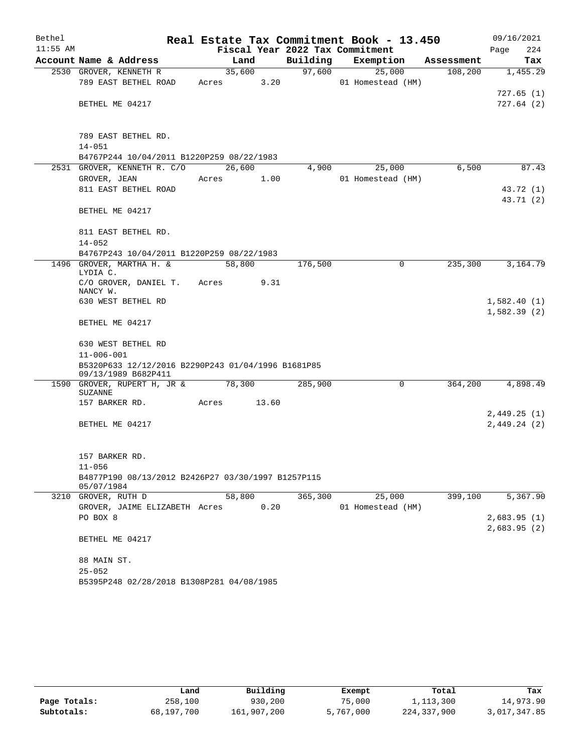# Real Estate Tax Commitment Book - 13.450

Bethel 11:55 AM — 09/16/2021

Fiscal Year 2022 Tax Commitment

| Account Name & Address | Land | Building | Exemption | Assessment | Tax |
|---|---|---|---|---|---|
| 2530 GROVER, KENNETH R | 35,600 | 97,600 | 25,000 | 108,200 | 1,455.29 |
| 789 EAST BETHEL ROAD | Acres 3.20 | | 01 Homestead (HM) | | |
| | | | | | 727.65 (1) |
| BETHEL ME 04217 | | | | | 727.64 (2) |
| 789 EAST BETHEL RD. | | | | | |
| 14-051 | | | | | |
| B4767P244 10/04/2011 B1220P259 08/22/1983 | | | | | |
| 2531 GROVER, KENNETH R. C/O | 26,600 | 4,900 | 25,000 | 6,500 | 87.43 |
| GROVER, JEAN | Acres 1.00 | | 01 Homestead (HM) | | |
| 811 EAST BETHEL ROAD | | | | | 43.72 (1) |
| | | | | | 43.71 (2) |
| BETHEL ME 04217 | | | | | |
| 811 EAST BETHEL RD. | | | | | |
| 14-052 | | | | | |
| B4767P243 10/04/2011 B1220P259 08/22/1983 | | | | | |
| 1496 GROVER, MARTHA H. & LYDIA C. | 58,800 | 176,500 | 0 | 235,300 | 3,164.79 |
| C/O GROVER, DANIEL T. NANCY W. | Acres 9.31 | | | | |
| 630 WEST BETHEL RD | | | | | 1,582.40 (1) |
| | | | | | 1,582.39 (2) |
| BETHEL ME 04217 | | | | | |
| 630 WEST BETHEL RD | | | | | |
| 11-006-001 | | | | | |
| B5320P633 12/12/2016 B2290P243 01/04/1996 B1681P85 09/13/1989 B682P411 | | | | | |
| 1590 GROVER, RUPERT H, JR & SUZANNE | 78,300 | 285,900 | 0 | 364,200 | 4,898.49 |
| 157 BARKER RD. | Acres 13.60 | | | | |
| | | | | | 2,449.25 (1) |
| BETHEL ME 04217 | | | | | 2,449.24 (2) |
| 157 BARKER RD. | | | | | |
| 11-056 | | | | | |
| B4877P190 08/13/2012 B2426P27 03/30/1997 B1257P115 05/07/1984 | | | | | |
| 3210 GROVER, RUTH D | 58,800 | 365,300 | 25,000 | 399,100 | 5,367.90 |
| GROVER, JAIME ELIZABETH | Acres 0.20 | | 01 Homestead (HM) | | |
| PO BOX 8 | | | | | 2,683.95 (1) |
| | | | | | 2,683.95 (2) |
| BETHEL ME 04217 | | | | | |
| 88 MAIN ST. | | | | | |
| 25-052 | | | | | |
| B5395P248 02/28/2018 B1308P281 04/08/1985 | | | | | |

| | Land | Building | Exempt | Total | Tax |
|---|---|---|---|---|---|
| Page Totals: | 258,100 | 930,200 | 75,000 | 1,113,300 | 14,973.90 |
| Subtotals: | 68,197,700 | 161,907,200 | 5,767,000 | 224,337,900 | 3,017,347.85 |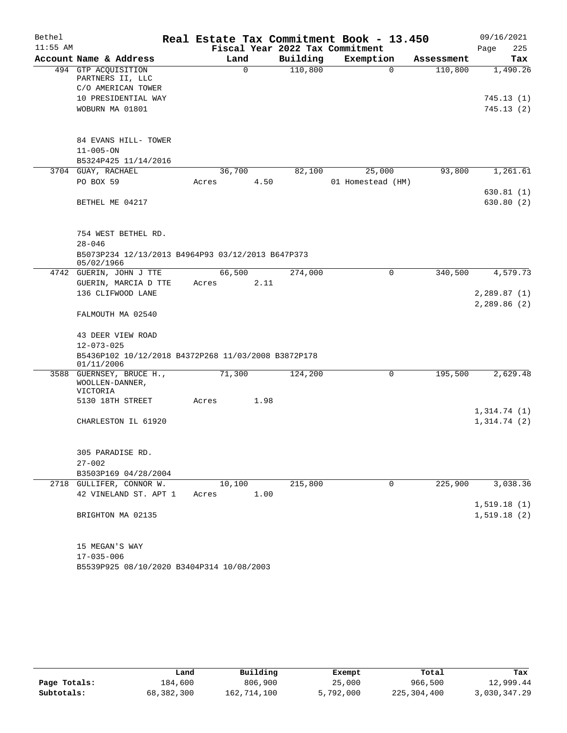# Real Estate Tax Commitment Book - 13.450

Bethel 11:55 AM — Fiscal Year 2022 Tax Commitment — 09/16/2021

| Account Name & Address | Land | Building | Exemption | Assessment | Tax |
|---|---|---|---|---|---|
| 494 GTP ACQUISITION PARTNERS II, LLC<br>C/O AMERICAN TOWER<br>10 PRESIDENTIAL WAY<br>WOBURN MA 01801<br><br>84 EVANS HILL- TOWER<br>11-005-ON<br>B5324P425 11/14/2016 | 0 | 110,800 | 0 | 110,800 | 1,490.26<br>745.13 (1)<br>745.13 (2) |
| 3704 GUAY, RACHAEL<br>PO BOX 59<br>BETHEL ME 04217<br><br>754 WEST BETHEL RD.<br>28-046<br>B5073P234 12/13/2013 B4964P93 03/12/2013 B647P373 05/02/1966 | 36,700<br>Acres 4.50 | 82,100 | 25,000<br>01 Homestead (HM) | 93,800 | 1,261.61<br>630.81 (1)<br>630.80 (2) |
| 4742 GUERIN, JOHN J TTE<br>GUERIN, MARCIA D TTE<br>136 CLIFWOOD LANE<br>FALMOUTH MA 02540<br><br>43 DEER VIEW ROAD<br>12-073-025<br>B5436P102 10/12/2018 B4372P268 11/03/2008 B3872P178 01/11/2006 | 66,500<br>Acres 2.11 | 274,000 | 0 | 340,500 | 4,579.73<br>2,289.87 (1)<br>2,289.86 (2) |
| 3588 GUERNSEY, BRUCE H.,<br>WOOLLEN-DANNER, VICTORIA<br>5130 18TH STREET<br>CHARLESTON IL 61920<br><br>305 PARADISE RD.<br>27-002<br>B3503P169 04/28/2004 | 71,300<br>Acres 1.98 | 124,200 | 0 | 195,500 | 2,629.48<br>1,314.74 (1)<br>1,314.74 (2) |
| 2718 GULLIFER, CONNOR W.<br>42 VINELAND ST. APT 1<br>BRIGHTON MA 02135<br><br>15 MEGAN'S WAY<br>17-035-006<br>B5539P925 08/10/2020 B3404P314 10/08/2003 | 10,100<br>Acres 1.00 | 215,800 | 0 | 225,900 | 3,038.36<br>1,519.18 (1)<br>1,519.18 (2) |

| | Land | Building | Exempt | Total | Tax |
|---|---|---|---|---|---|
| Page Totals: | 184,600 | 806,900 | 25,000 | 966,500 | 12,999.44 |
| Subtotals: | 68,382,300 | 162,714,100 | 5,792,000 | 225,304,400 | 3,030,347.29 |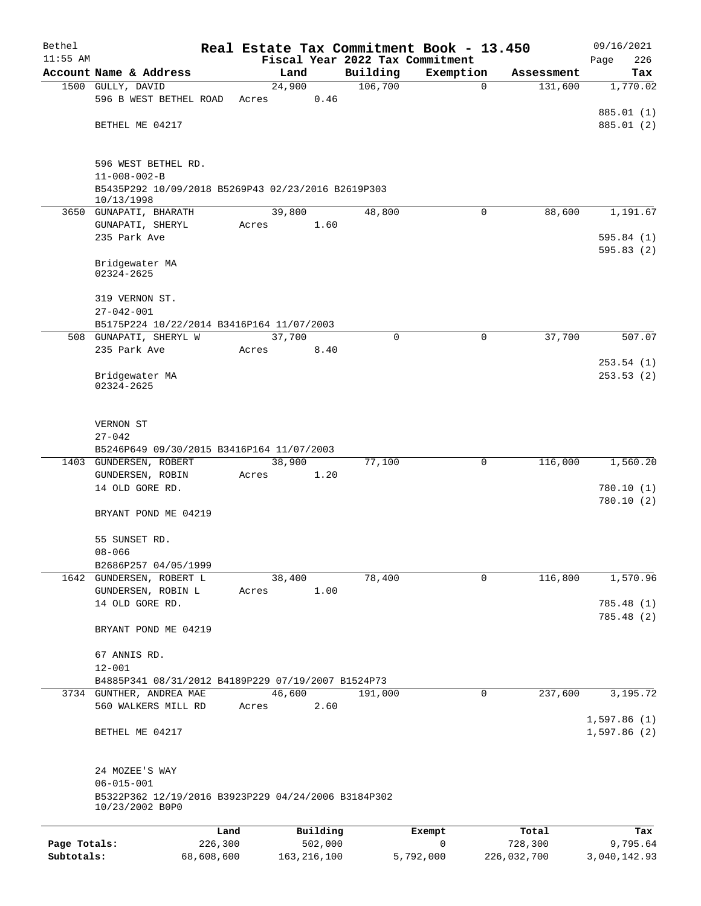Bethel 11:55 AM

# Real Estate Tax Commitment Book - 13.450

## Fiscal Year 2022 Tax Commitment

09/16/2021 Page 226

| Account Name & Address | Land | Building | Exemption | Assessment | Tax |
|---|---|---|---|---|---|
| 1500 GULLY, DAVID<br>596 B WEST BETHEL ROAD<br><br>BETHEL ME 04217<br><br>596 WEST BETHEL RD.<br>11-008-002-B<br>B5435P292 10/09/2018 B5269P43 02/23/2016 B2619P303 10/13/1998 | 24,900<br>Acres 0.46 | 106,700 | 0 | 131,600 | 1,770.02<br><br>885.01 (1)<br>885.01 (2) |
| 3650 GUNAPATI, BHARATH<br>GUNAPATI, SHERYL<br>235 Park Ave<br><br>Bridgewater MA 02324-2625<br><br>319 VERNON ST.<br>27-042-001<br>B5175P224 10/22/2014 B3416P164 11/07/2003 | 39,800<br>Acres 1.60 | 48,800 | 0 | 88,600 | 1,191.67<br><br>595.84 (1)<br>595.83 (2) |
| 508 GUNAPATI, SHERYL W<br>235 Park Ave<br><br>Bridgewater MA 02324-2625<br><br>VERNON ST<br>27-042<br>B5246P649 09/30/2015 B3416P164 11/07/2003 | 37,700<br>Acres 8.40 | 0 | 0 | 37,700 | 507.07<br><br>253.54 (1)<br>253.53 (2) |
| 1403 GUNDERSEN, ROBERT<br>GUNDERSEN, ROBIN<br>14 OLD GORE RD.<br><br>BRYANT POND ME 04219<br><br>55 SUNSET RD.<br>08-066<br>B2686P257 04/05/1999 | 38,900<br>Acres 1.20 | 77,100 | 0 | 116,000 | 1,560.20<br><br>780.10 (1)<br>780.10 (2) |
| 1642 GUNDERSEN, ROBERT L<br>GUNDERSEN, ROBIN L<br>14 OLD GORE RD.<br><br>BRYANT POND ME 04219<br><br>67 ANNIS RD.<br>12-001<br>B4885P341 08/31/2012 B4189P229 07/19/2007 B1524P73 | 38,400<br>Acres 1.00 | 78,400 | 0 | 116,800 | 1,570.96<br><br>785.48 (1)<br>785.48 (2) |
| 3734 GUNTHER, ANDREA MAE<br>560 WALKERS MILL RD<br><br>BETHEL ME 04217<br><br>24 MOZEE'S WAY<br>06-015-001<br>B5322P362 12/19/2016 B3923P229 04/24/2006 B3184P302 10/23/2002 B0P0 | 46,600<br>Acres 2.60 | 191,000 | 0 | 237,600 | 3,195.72<br><br>1,597.86 (1)<br>1,597.86 (2) |

| | Land | Building | Exempt | Total | Tax |
|---|---|---|---|---|---|
| Page Totals: | 226,300 | 502,000 | 0 | 728,300 | 9,795.64 |
| Subtotals: | 68,608,600 | 163,216,100 | 5,792,000 | 226,032,700 | 3,040,142.93 |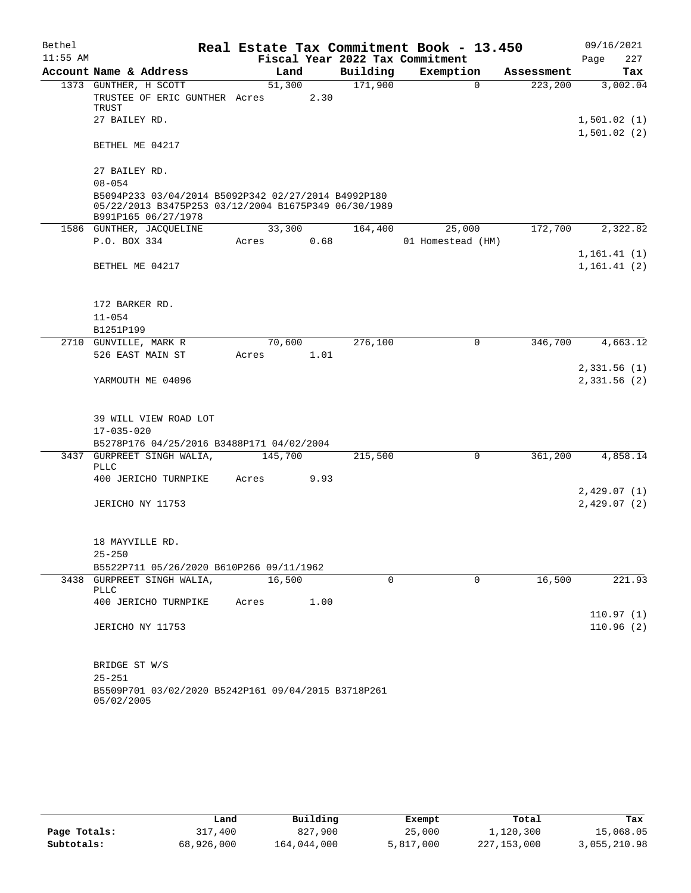# Real Estate Tax Commitment Book - 13.450

Bethel 11:55 AM — 09/16/2021

Fiscal Year 2022 Tax Commitment

| Account Name & Address | Land | Building | Exemption | Assessment | Tax |
|---|---|---|---|---|---|
| 1373 GUNTHER, H SCOTT | 51,300 | 171,900 | 0 | 223,200 | 3,002.04 |
| TRUSTEE OF ERIC GUNTHER TRUST | Acres 2.30 | | | | |
| 27 BAILEY RD. | | | | | 1,501.02 (1) |
| | | | | | 1,501.02 (2) |
| BETHEL ME 04217 | | | | | |
| 27 BAILEY RD. | | | | | |
| 08-054 | | | | | |
| B5094P233 03/04/2014 B5092P342 02/27/2014 B4992P180 05/22/2013 B3475P253 03/12/2004 B1675P349 06/30/1989 B991P165 06/27/1978 | | | | | |
| 1586 GUNTHER, JACQUELINE | 33,300 | 164,400 | 25,000 | 172,700 | 2,322.82 |
| P.O. BOX 334 | Acres 0.68 | | 01 Homestead (HM) | | |
| | | | | | 1,161.41 (1) |
| BETHEL ME 04217 | | | | | 1,161.41 (2) |
| 172 BARKER RD. | | | | | |
| 11-054 | | | | | |
| B1251P199 | | | | | |
| 2710 GUNVILLE, MARK R | 70,600 | 276,100 | 0 | 346,700 | 4,663.12 |
| 526 EAST MAIN ST | Acres 1.01 | | | | |
| | | | | | 2,331.56 (1) |
| YARMOUTH ME 04096 | | | | | 2,331.56 (2) |
| 39 WILL VIEW ROAD LOT | | | | | |
| 17-035-020 | | | | | |
| B5278P176 04/25/2016 B3488P171 04/02/2004 | | | | | |
| 3437 GURPREET SINGH WALIA, PLLC | 145,700 | 215,500 | 0 | 361,200 | 4,858.14 |
| 400 JERICHO TURNPIKE | Acres 9.93 | | | | |
| | | | | | 2,429.07 (1) |
| JERICHO NY 11753 | | | | | 2,429.07 (2) |
| 18 MAYVILLE RD. | | | | | |
| 25-250 | | | | | |
| B5522P711 05/26/2020 B610P266 09/11/1962 | | | | | |
| 3438 GURPREET SINGH WALIA, PLLC | 16,500 | 0 | 0 | 16,500 | 221.93 |
| 400 JERICHO TURNPIKE | Acres 1.00 | | | | |
| | | | | | 110.97 (1) |
| JERICHO NY 11753 | | | | | 110.96 (2) |
| BRIDGE ST W/S | | | | | |
| 25-251 | | | | | |
| B5509P701 03/02/2020 B5242P161 09/04/2015 B3718P261 05/02/2005 | | | | | |

| | Land | Building | Exempt | Total | Tax |
|---|---|---|---|---|---|
| Page Totals: | 317,400 | 827,900 | 25,000 | 1,120,300 | 15,068.05 |
| Subtotals: | 68,926,000 | 164,044,000 | 5,817,000 | 227,153,000 | 3,055,210.98 |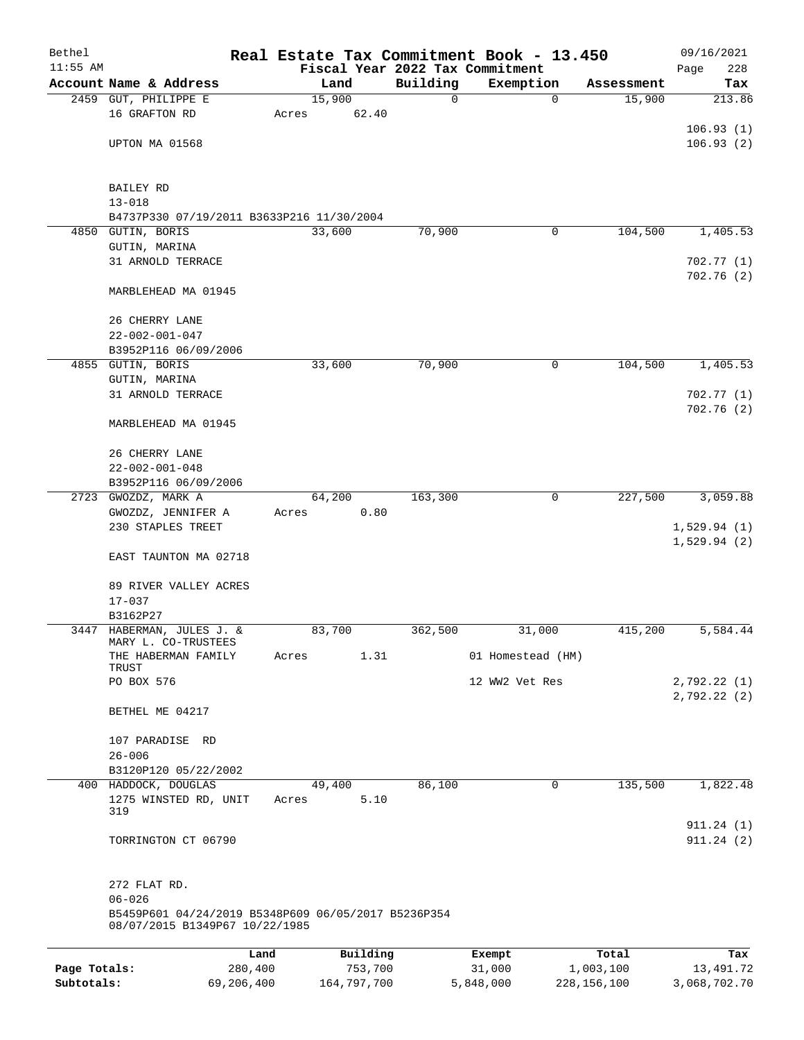# Real Estate Tax Commitment Book - 13.450

Bethel
11:55 AM

Fiscal Year 2022 Tax Commitment

09/16/2021
Page 228

| Account Name & Address | Land | Building | Exemption | Assessment | Tax |
|---|---|---|---|---|---|
| 2459 GUT, PHILIPPE E | 15,900 | 0 | 0 | 15,900 | 213.86 |
| 16 GRAFTON RD | Acres 62.40 | | | | |
| | | | | | 106.93 (1) |
| UPTON MA 01568 | | | | | 106.93 (2) |
| BAILEY RD | | | | | |
| 13-018 | | | | | |
| B4737P330 07/19/2011 B3633P216 11/30/2004 | | | | | |
| 4850 GUTIN, BORIS | 33,600 | 70,900 | 0 | 104,500 | 1,405.53 |
| GUTIN, MARINA | | | | | |
| 31 ARNOLD TERRACE | | | | | 702.77 (1) |
| | | | | | 702.76 (2) |
| MARBLEHEAD MA 01945 | | | | | |
| 26 CHERRY LANE | | | | | |
| 22-002-001-047 | | | | | |
| B3952P116 06/09/2006 | | | | | |
| 4855 GUTIN, BORIS | 33,600 | 70,900 | 0 | 104,500 | 1,405.53 |
| GUTIN, MARINA | | | | | |
| 31 ARNOLD TERRACE | | | | | 702.77 (1) |
| | | | | | 702.76 (2) |
| MARBLEHEAD MA 01945 | | | | | |
| 26 CHERRY LANE | | | | | |
| 22-002-001-048 | | | | | |
| B3952P116 06/09/2006 | | | | | |
| 2723 GWOZDZ, MARK A | 64,200 | 163,300 | 0 | 227,500 | 3,059.88 |
| GWOZDZ, JENNIFER A | Acres 0.80 | | | | |
| 230 STAPLES TREET | | | | | 1,529.94 (1) |
| | | | | | 1,529.94 (2) |
| EAST TAUNTON MA 02718 | | | | | |
| 89 RIVER VALLEY ACRES | | | | | |
| 17-037 | | | | | |
| B3162P27 | | | | | |
| 3447 HABERMAN, JULES J. & MARY L. CO-TRUSTEES | 83,700 | 362,500 | 31,000 | 415,200 | 5,584.44 |
| THE HABERMAN FAMILY TRUST | Acres 1.31 | | 01 Homestead (HM) | | |
| PO BOX 576 | | | 12 WW2 Vet Res | | 2,792.22 (1) |
| | | | | | 2,792.22 (2) |
| BETHEL ME 04217 | | | | | |
| 107 PARADISE RD | | | | | |
| 26-006 | | | | | |
| B3120P120 05/22/2002 | | | | | |
| 400 HADDOCK, DOUGLAS | 49,400 | 86,100 | 0 | 135,500 | 1,822.48 |
| 1275 WINSTED RD, UNIT 319 | Acres 5.10 | | | | |
| | | | | | 911.24 (1) |
| TORRINGTON CT 06790 | | | | | 911.24 (2) |
| 272 FLAT RD. | | | | | |
| 06-026 | | | | | |
| B5459P601 04/24/2019 B5348P609 06/05/2017 B5236P354 08/07/2015 B1349P67 10/22/1985 | | | | | |

| | Land | Building | Exempt | Total | Tax |
|---|---|---|---|---|---|
| Page Totals: | 280,400 | 753,700 | 31,000 | 1,003,100 | 13,491.72 |
| Subtotals: | 69,206,400 | 164,797,700 | 5,848,000 | 228,156,100 | 3,068,702.70 |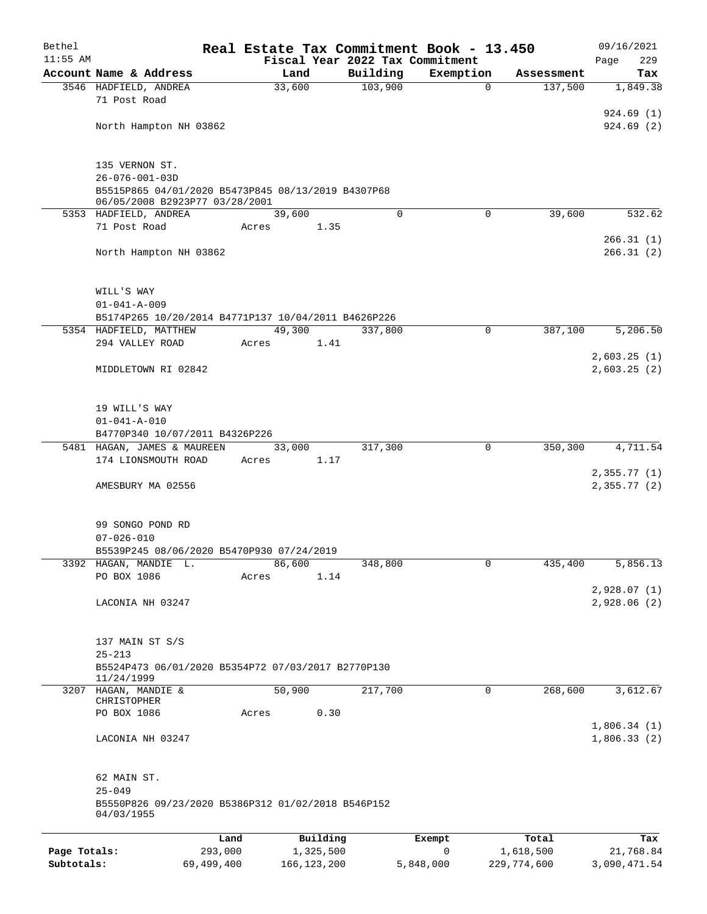Bethel 11:55 AM

# Real Estate Tax Commitment Book - 13.450

Fiscal Year 2022 Tax Commitment

09/16/2021 Page 229

| Account Name & Address | Land | Building | Exemption | Assessment | Tax |
|---|---|---|---|---|---|
| 3546 HADFIELD, ANDREA<br>71 Post Road<br><br>North Hampton NH 03862<br><br>135 VERNON ST.<br>26-076-001-03D<br>B5515P865 04/01/2020 B5473P845 08/13/2019 B4307P68 06/05/2008 B2923P77 03/28/2001 | 33,600 | 103,900 | 0 | 137,500 | 1,849.38<br><br>924.69 (1)<br>924.69 (2) |
| 5353 HADFIELD, ANDREA<br>71 Post Road<br><br>North Hampton NH 03862<br><br>WILL'S WAY<br>01-041-A-009<br>B5174P265 10/20/2014 B4771P137 10/04/2011 B4626P226 | 39,600<br>Acres 1.35 | 0 | 0 | 39,600 | 532.62<br><br>266.31 (1)<br>266.31 (2) |
| 5354 HADFIELD, MATTHEW<br>294 VALLEY ROAD<br><br>MIDDLETOWN RI 02842<br><br>19 WILL'S WAY<br>01-041-A-010<br>B4770P340 10/07/2011 B4326P226 | 49,300<br>Acres 1.41 | 337,800 | 0 | 387,100 | 5,206.50<br><br>2,603.25 (1)<br>2,603.25 (2) |
| 5481 HAGAN, JAMES & MAUREEN<br>174 LIONSMOUTH ROAD<br><br>AMESBURY MA 02556<br><br>99 SONGO POND RD<br>07-026-010<br>B5539P245 08/06/2020 B5470P930 07/24/2019 | 33,000<br>Acres 1.17 | 317,300 | 0 | 350,300 | 4,711.54<br><br>2,355.77 (1)<br>2,355.77 (2) |
| 3392 HAGAN, MANDIE L.<br>PO BOX 1086<br><br>LACONIA NH 03247<br><br>137 MAIN ST S/S<br>25-213<br>B5524P473 06/01/2020 B5354P72 07/03/2017 B2770P130 11/24/1999 | 86,600<br>Acres 1.14 | 348,800 | 0 | 435,400 | 5,856.13<br><br>2,928.07 (1)<br>2,928.06 (2) |
| 3207 HAGAN, MANDIE & CHRISTOPHER<br>PO BOX 1086<br><br>LACONIA NH 03247<br><br>62 MAIN ST.<br>25-049<br>B5550P826 09/23/2020 B5386P312 01/02/2018 B546P152 04/03/1955 | 50,900<br>Acres 0.30 | 217,700 | 0 | 268,600 | 3,612.67<br><br>1,806.34 (1)<br>1,806.33 (2) |

| | Land | Building | Exempt | Total | Tax |
|---|---|---|---|---|---|
| Page Totals: | 293,000 | 1,325,500 | 0 | 1,618,500 | 21,768.84 |
| Subtotals: | 69,499,400 | 166,123,200 | 5,848,000 | 229,774,600 | 3,090,471.54 |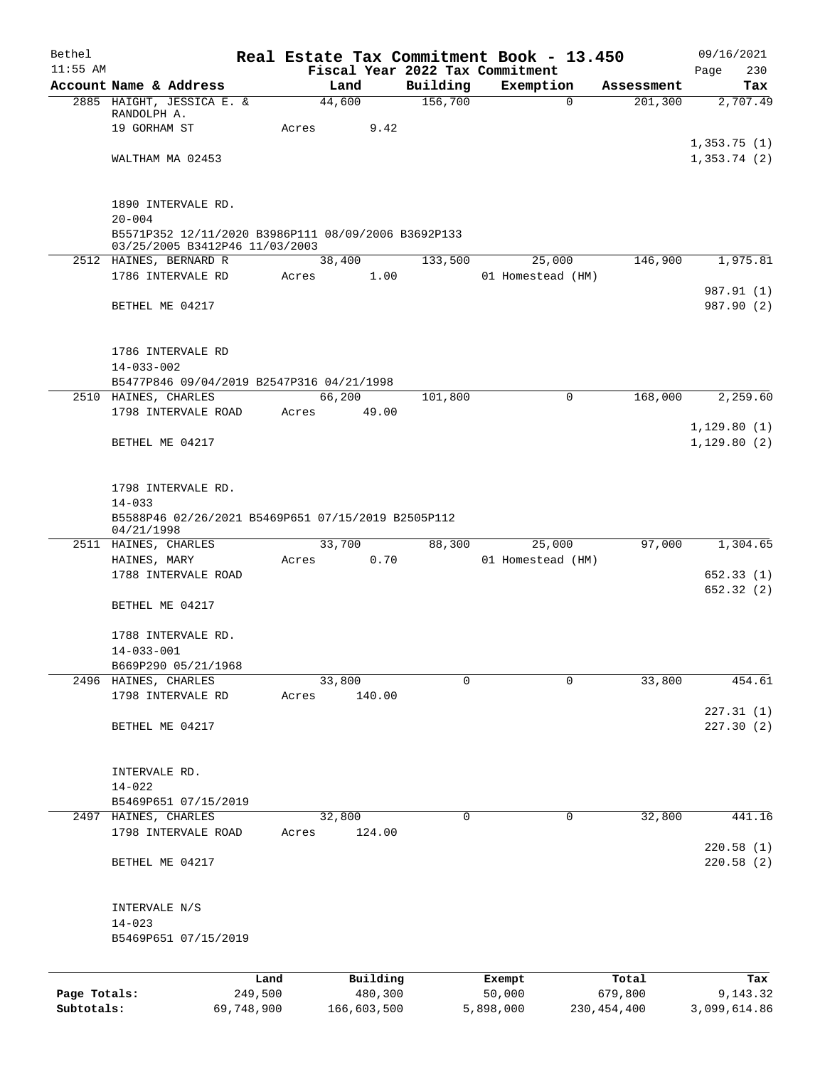# Real Estate Tax Commitment Book - 13.450

Bethel — 11:55 AM — 09/16/2021

Fiscal Year 2022 Tax Commitment

| Account Name & Address | Land | Building | Exemption | Assessment | Tax |
|---|---|---|---|---|---|
| 2885 HAIGHT, JESSICA E. & RANDOLPH A. | 44,600 | 156,700 | 0 | 201,300 | 2,707.49 |
| 19 GORHAM ST | Acres 9.42 | | | | |
| | | | | | 1,353.75 (1) |
| WALTHAM MA 02453 | | | | | 1,353.74 (2) |
| 1890 INTERVALE RD. | | | | | |
| 20-004 | | | | | |
| B5571P352 12/11/2020 B3986P111 08/09/2006 B3692P133 03/25/2005 B3412P46 11/03/2003 | | | | | |
| 2512 HAINES, BERNARD R | 38,400 | 133,500 | 25,000 | 146,900 | 1,975.81 |
| 1786 INTERVALE RD | Acres 1.00 | | 01 Homestead (HM) | | |
| | | | | | 987.91 (1) |
| BETHEL ME 04217 | | | | | 987.90 (2) |
| 1786 INTERVALE RD | | | | | |
| 14-033-002 | | | | | |
| B5477P846 09/04/2019 B2547P316 04/21/1998 | | | | | |
| 2510 HAINES, CHARLES | 66,200 | 101,800 | 0 | 168,000 | 2,259.60 |
| 1798 INTERVALE ROAD | Acres 49.00 | | | | |
| | | | | | 1,129.80 (1) |
| BETHEL ME 04217 | | | | | 1,129.80 (2) |
| 1798 INTERVALE RD. | | | | | |
| 14-033 | | | | | |
| B5588P46 02/26/2021 B5469P651 07/15/2019 B2505P112 04/21/1998 | | | | | |
| 2511 HAINES, CHARLES | 33,700 | 88,300 | 25,000 | 97,000 | 1,304.65 |
| HAINES, MARY | Acres 0.70 | | 01 Homestead (HM) | | |
| 1788 INTERVALE ROAD | | | | | 652.33 (1) |
| | | | | | 652.32 (2) |
| BETHEL ME 04217 | | | | | |
| 1788 INTERVALE RD. | | | | | |
| 14-033-001 | | | | | |
| B669P290 05/21/1968 | | | | | |
| 2496 HAINES, CHARLES | 33,800 | 0 | 0 | 33,800 | 454.61 |
| 1798 INTERVALE RD | Acres 140.00 | | | | |
| | | | | | 227.31 (1) |
| BETHEL ME 04217 | | | | | 227.30 (2) |
| INTERVALE RD. | | | | | |
| 14-022 | | | | | |
| B5469P651 07/15/2019 | | | | | |
| 2497 HAINES, CHARLES | 32,800 | 0 | 0 | 32,800 | 441.16 |
| 1798 INTERVALE ROAD | Acres 124.00 | | | | |
| | | | | | 220.58 (1) |
| BETHEL ME 04217 | | | | | 220.58 (2) |
| INTERVALE N/S | | | | | |
| 14-023 | | | | | |
| B5469P651 07/15/2019 | | | | | |

| | Land | Building | Exempt | Total | Tax |
|---|---|---|---|---|---|
| Page Totals: | 249,500 | 480,300 | 50,000 | 679,800 | 9,143.32 |
| Subtotals: | 69,748,900 | 166,603,500 | 5,898,000 | 230,454,400 | 3,099,614.86 |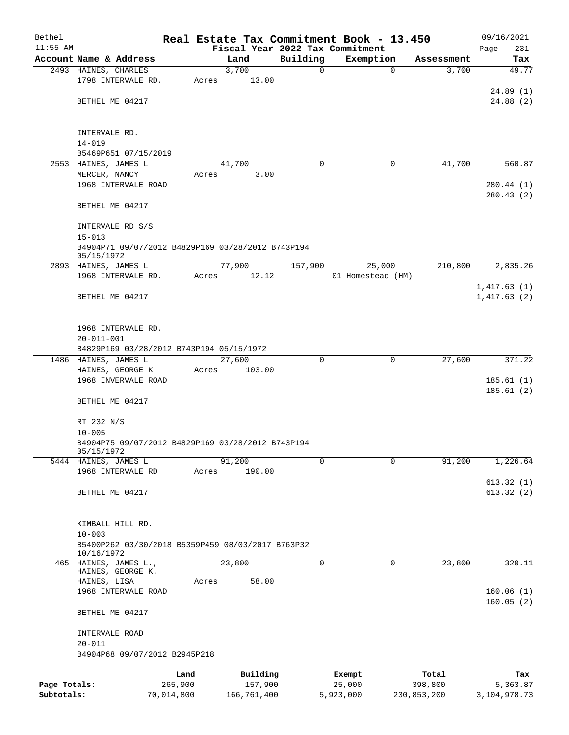Bethel | Real Estate Tax Commitment Book - 13.450 | 09/16/2021
11:55 AM | Fiscal Year 2022 Tax Commitment | Page 231

| Account Name & Address | Land | Building | Exemption | Assessment | Tax |
|---|---|---|---|---|---|
| 2493 HAINES, CHARLES<br>1798 INTERVALE RD.<br><br>BETHEL ME 04217<br><br>INTERVALE RD.<br>14-019<br>B5469P651 07/15/2019 | 3,700<br>Acres 13.00 | 0 | 0 | 3,700 | 49.77<br><br>24.89 (1)<br>24.88 (2) |
| 2553 HAINES, JAMES L<br>MERCER, NANCY<br>1968 INTERVALE ROAD<br><br>BETHEL ME 04217<br><br>INTERVALE RD S/S<br>15-013<br>B4904P71 09/07/2012 B4829P169 03/28/2012 B743P194 05/15/1972 | 41,700<br>Acres 3.00 | 0 | 0 | 41,700 | 560.87<br><br>280.44 (1)<br>280.43 (2) |
| 2893 HAINES, JAMES L<br>1968 INTERVALE RD.<br><br>BETHEL ME 04217<br><br>1968 INTERVALE RD.<br>20-011-001<br>B4829P169 03/28/2012 B743P194 05/15/1972 | 77,900<br>Acres 12.12 | 157,900 | 25,000<br>01 Homestead (HM) | 210,800 | 2,835.26<br><br>1,417.63 (1)<br>1,417.63 (2) |
| 1486 HAINES, JAMES L<br>HAINES, GEORGE K<br>1968 INVERVALE ROAD<br><br>BETHEL ME 04217<br><br>RT 232 N/S<br>10-005<br>B4904P75 09/07/2012 B4829P169 03/28/2012 B743P194 05/15/1972 | 27,600<br>Acres 103.00 | 0 | 0 | 27,600 | 371.22<br><br>185.61 (1)<br>185.61 (2) |
| 5444 HAINES, JAMES L<br>1968 INTERVALE RD<br><br>BETHEL ME 04217<br><br>KIMBALL HILL RD.<br>10-003<br>B5400P262 03/30/2018 B5359P459 08/03/2017 B763P32 10/16/1972 | 91,200<br>Acres 190.00 | 0 | 0 | 91,200 | 1,226.64<br><br>613.32 (1)<br>613.32 (2) |
| 465 HAINES, JAMES L.,<br>HAINES, GEORGE K.<br>HAINES, LISA<br>1968 INTERVALE ROAD<br><br>BETHEL ME 04217<br><br>INTERVALE ROAD<br>20-011<br>B4904P68 09/07/2012 B2945P218 | 23,800<br>Acres 58.00 | 0 | 0 | 23,800 | 320.11<br><br>160.06 (1)<br>160.05 (2) |

| | Land | Building | Exempt | Total | Tax |
|---|---|---|---|---|---|
| Page Totals: | 265,900 | 157,900 | 25,000 | 398,800 | 5,363.87 |
| Subtotals: | 70,014,800 | 166,761,400 | 5,923,000 | 230,853,200 | 3,104,978.73 |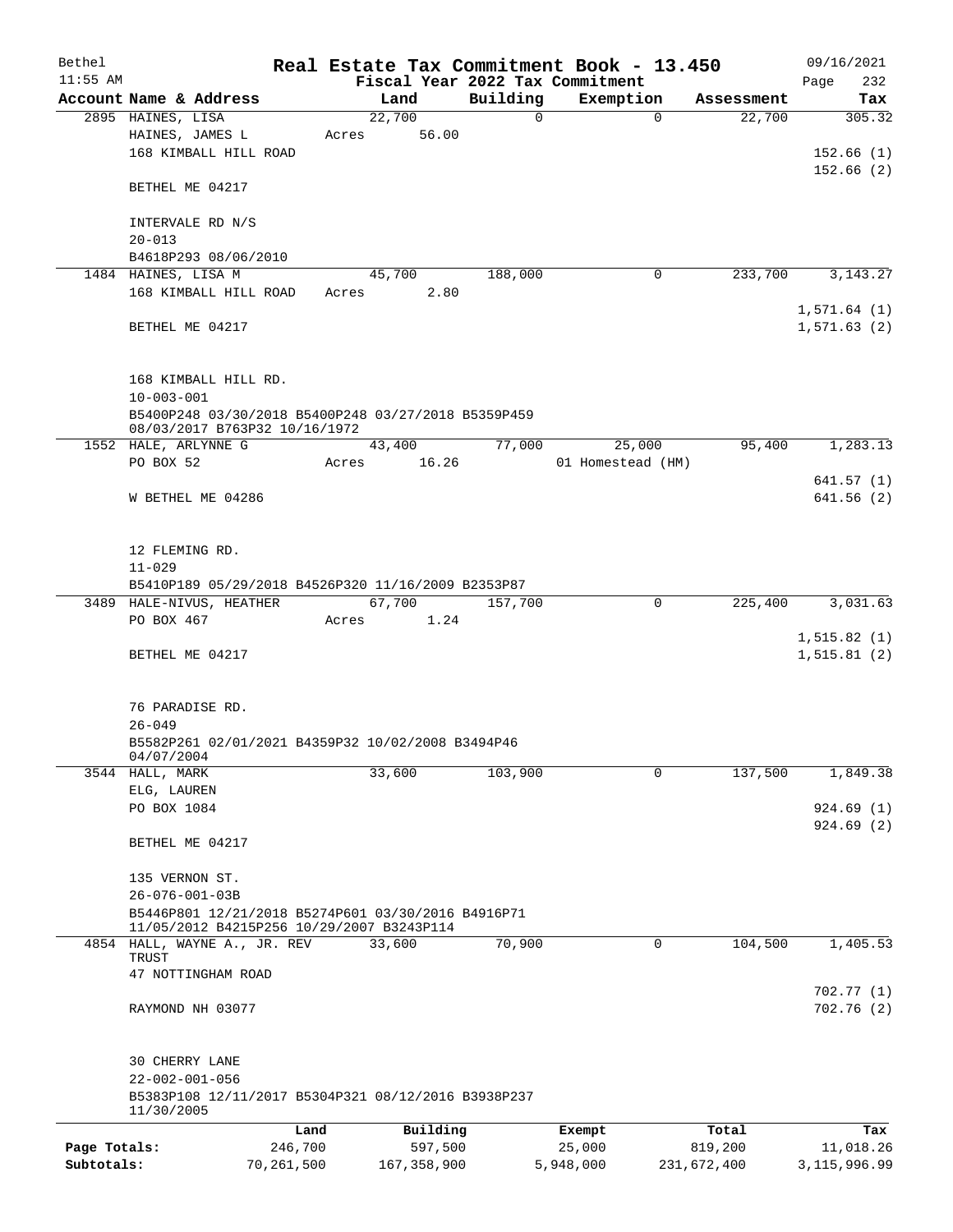# Real Estate Tax Commitment Book - 13.450

Bethel 11:55 AM — Fiscal Year 2022 Tax Commitment — 09/16/2021 Page 232

| Account Name & Address | Land | Building | Exemption | Assessment | Tax |
|---|---|---|---|---|---|
| 2895 HAINES, LISA<br>HAINES, JAMES L<br>168 KIMBALL HILL ROAD<br><br>BETHEL ME 04217<br><br>INTERVALE RD N/S<br>20-013<br>B4618P293 08/06/2010 | 22,700<br>Acres 56.00 | 0 | 0 | 22,700 | 305.32<br><br>152.66 (1)<br>152.66 (2) |
| 1484 HAINES, LISA M<br>168 KIMBALL HILL ROAD<br><br>BETHEL ME 04217<br><br>168 KIMBALL HILL RD.<br>10-003-001<br>B5400P248 03/30/2018 B5400P248 03/27/2018 B5359P459 08/03/2017 B763P32 10/16/1972 | 45,700<br>Acres 2.80 | 188,000 | 0 | 233,700 | 3,143.27<br><br>1,571.64 (1)<br>1,571.63 (2) |
| 1552 HALE, ARLYNNE G<br>PO BOX 52<br><br>W BETHEL ME 04286<br><br>12 FLEMING RD.<br>11-029<br>B5410P189 05/29/2018 B4526P320 11/16/2009 B2353P87 | 43,400<br>Acres 16.26 | 77,000 | 25,000<br>01 Homestead (HM) | 95,400 | 1,283.13<br><br>641.57 (1)<br>641.56 (2) |
| 3489 HALE-NIVUS, HEATHER<br>PO BOX 467<br><br>BETHEL ME 04217<br><br>76 PARADISE RD.<br>26-049<br>B5582P261 02/01/2021 B4359P32 10/02/2008 B3494P46 04/07/2004 | 67,700<br>Acres 1.24 | 157,700 | 0 | 225,400 | 3,031.63<br><br>1,515.82 (1)<br>1,515.81 (2) |
| 3544 HALL, MARK<br>ELG, LAUREN<br>PO BOX 1084<br><br>BETHEL ME 04217<br><br>135 VERNON ST.<br>26-076-001-03B<br>B5446P801 12/21/2018 B5274P601 03/30/2016 B4916P71 11/05/2012 B4215P256 10/29/2007 B3243P114 | 33,600 | 103,900 | 0 | 137,500 | 1,849.38<br><br>924.69 (1)<br>924.69 (2) |
| 4854 HALL, WAYNE A., JR. REV TRUST<br>47 NOTTINGHAM ROAD<br><br>RAYMOND NH 03077<br><br>30 CHERRY LANE<br>22-002-001-056<br>B5383P108 12/11/2017 B5304P321 08/12/2016 B3938P237 11/30/2005 | 33,600 | 70,900 | 0 | 104,500 | 1,405.53<br><br>702.77 (1)<br>702.76 (2) |

| | Land | Building | Exempt | Total | Tax |
|---|---|---|---|---|---|
| Page Totals: | 246,700 | 597,500 | 25,000 | 819,200 | 11,018.26 |
| Subtotals: | 70,261,500 | 167,358,900 | 5,948,000 | 231,672,400 | 3,115,996.99 |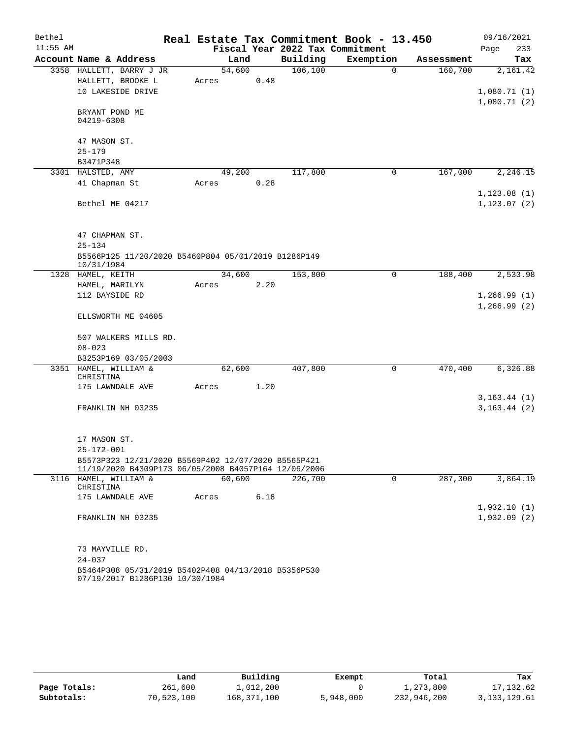Bethel 11:55 AM

**Real Estate Tax Commitment Book - 13.450**

**Fiscal Year 2022 Tax Commitment**

09/16/2021 Page 233

| Account Name & Address | Land | Building | Exemption | Assessment | Tax |
|---|---|---|---|---|---|
| 3358 HALLETT, BARRY J JR | 54,600 | 106,100 | 0 | 160,700 | 2,161.42 |
| HALLETT, BROOKE L | Acres 0.48 | | | | |
| 10 LAKESIDE DRIVE | | | | | 1,080.71 (1) |
| | | | | | 1,080.71 (2) |
| BRYANT POND ME 04219-6308 | | | | | |
| 47 MASON ST. | | | | | |
| 25-179 | | | | | |
| B3471P348 | | | | | |
| 3301 HALSTED, AMY | 49,200 | 117,800 | 0 | 167,000 | 2,246.15 |
| 41 Chapman St | Acres 0.28 | | | | |
| | | | | | 1,123.08 (1) |
| Bethel ME 04217 | | | | | 1,123.07 (2) |
| 47 CHAPMAN ST. | | | | | |
| 25-134 | | | | | |
| B5566P125 11/20/2020 B5460P804 05/01/2019 B1286P149 10/31/1984 | | | | | |
| 1328 HAMEL, KEITH | 34,600 | 153,800 | 0 | 188,400 | 2,533.98 |
| HAMEL, MARILYN | Acres 2.20 | | | | |
| 112 BAYSIDE RD | | | | | 1,266.99 (1) |
| | | | | | 1,266.99 (2) |
| ELLSWORTH ME 04605 | | | | | |
| 507 WALKERS MILLS RD. | | | | | |
| 08-023 | | | | | |
| B3253P169 03/05/2003 | | | | | |
| 3351 HAMEL, WILLIAM & CHRISTINA | 62,600 | 407,800 | 0 | 470,400 | 6,326.88 |
| 175 LAWNDALE AVE | Acres 1.20 | | | | |
| | | | | | 3,163.44 (1) |
| FRANKLIN NH 03235 | | | | | 3,163.44 (2) |
| 17 MASON ST. | | | | | |
| 25-172-001 | | | | | |
| B5573P323 12/21/2020 B5569P402 12/07/2020 B5565P421 11/19/2020 B4309P173 06/05/2008 B4057P164 12/06/2006 | | | | | |
| 3116 HAMEL, WILLIAM & CHRISTINA | 60,600 | 226,700 | 0 | 287,300 | 3,864.19 |
| 175 LAWNDALE AVE | Acres 6.18 | | | | |
| | | | | | 1,932.10 (1) |
| FRANKLIN NH 03235 | | | | | 1,932.09 (2) |
| 73 MAYVILLE RD. | | | | | |
| 24-037 | | | | | |
| B5464P308 05/31/2019 B5402P408 04/13/2018 B5356P530 07/19/2017 B1286P130 10/30/1984 | | | | | |

| | Land | Building | Exempt | Total | Tax |
|---|---|---|---|---|---|
| Page Totals: | 261,600 | 1,012,200 | 0 | 1,273,800 | 17,132.62 |
| Subtotals: | 70,523,100 | 168,371,100 | 5,948,000 | 232,946,200 | 3,133,129.61 |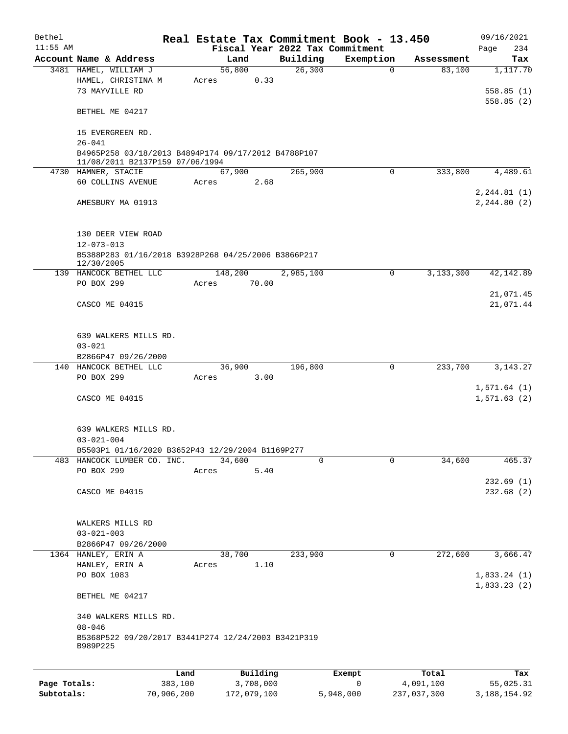# Real Estate Tax Commitment Book - 13.450

Bethel
11:55 AM

Fiscal Year 2022 Tax Commitment

09/16/2021

| Account Name & Address | Land | Building | Exemption | Assessment | Tax |
|---|---|---|---|---|---|
| 3481 HAMEL, WILLIAM J | 56,800 | 26,300 | 0 | 83,100 | 1,117.70 |
| HAMEL, CHRISTINA M | Acres 0.33 | | | | |
| 73 MAYVILLE RD | | | | | 558.85 (1) |
| | | | | | 558.85 (2) |
| BETHEL ME 04217 | | | | | |
| 15 EVERGREEN RD. | | | | | |
| 26-041 | | | | | |
| B4965P258 03/18/2013 B4894P174 09/17/2012 B4788P107 11/08/2011 B2137P159 07/06/1994 | | | | | |
| 4730 HAMNER, STACIE | 67,900 | 265,900 | 0 | 333,800 | 4,489.61 |
| 60 COLLINS AVENUE | Acres 2.68 | | | | |
| | | | | | 2,244.81 (1) |
| AMESBURY MA 01913 | | | | | 2,244.80 (2) |
| 130 DEER VIEW ROAD | | | | | |
| 12-073-013 | | | | | |
| B5388P283 01/16/2018 B3928P268 04/25/2006 B3866P217 12/30/2005 | | | | | |
| 139 HANCOCK BETHEL LLC | 148,200 | 2,985,100 | 0 | 3,133,300 | 42,142.89 |
| PO BOX 299 | Acres 70.00 | | | | |
| | | | | | 21,071.45 |
| CASCO ME 04015 | | | | | 21,071.44 |
| 639 WALKERS MILLS RD. | | | | | |
| 03-021 | | | | | |
| B2866P47 09/26/2000 | | | | | |
| 140 HANCOCK BETHEL LLC | 36,900 | 196,800 | 0 | 233,700 | 3,143.27 |
| PO BOX 299 | Acres 3.00 | | | | |
| | | | | | 1,571.64 (1) |
| CASCO ME 04015 | | | | | 1,571.63 (2) |
| 639 WALKERS MILLS RD. | | | | | |
| 03-021-004 | | | | | |
| B5503P1 01/16/2020 B3652P43 12/29/2004 B1169P277 | | | | | |
| 483 HANCOCK LUMBER CO. INC. | 34,600 | 0 | 0 | 34,600 | 465.37 |
| PO BOX 299 | Acres 5.40 | | | | |
| | | | | | 232.69 (1) |
| CASCO ME 04015 | | | | | 232.68 (2) |
| WALKERS MILLS RD | | | | | |
| 03-021-003 | | | | | |
| B2866P47 09/26/2000 | | | | | |
| 1364 HANLEY, ERIN A | 38,700 | 233,900 | 0 | 272,600 | 3,666.47 |
| HANLEY, ERIN A | Acres 1.10 | | | | |
| PO BOX 1083 | | | | | 1,833.24 (1) |
| | | | | | 1,833.23 (2) |
| BETHEL ME 04217 | | | | | |
| 340 WALKERS MILLS RD. | | | | | |
| 08-046 | | | | | |
| B5368P522 09/20/2017 B3441P274 12/24/2003 B3421P319 B989P225 | | | | | |

| | Land | Building | Exempt | Total | Tax |
|---|---|---|---|---|---|
| Page Totals: | 383,100 | 3,708,000 | 0 | 4,091,100 | 55,025.31 |
| Subtotals: | 70,906,200 | 172,079,100 | 5,948,000 | 237,037,300 | 3,188,154.92 |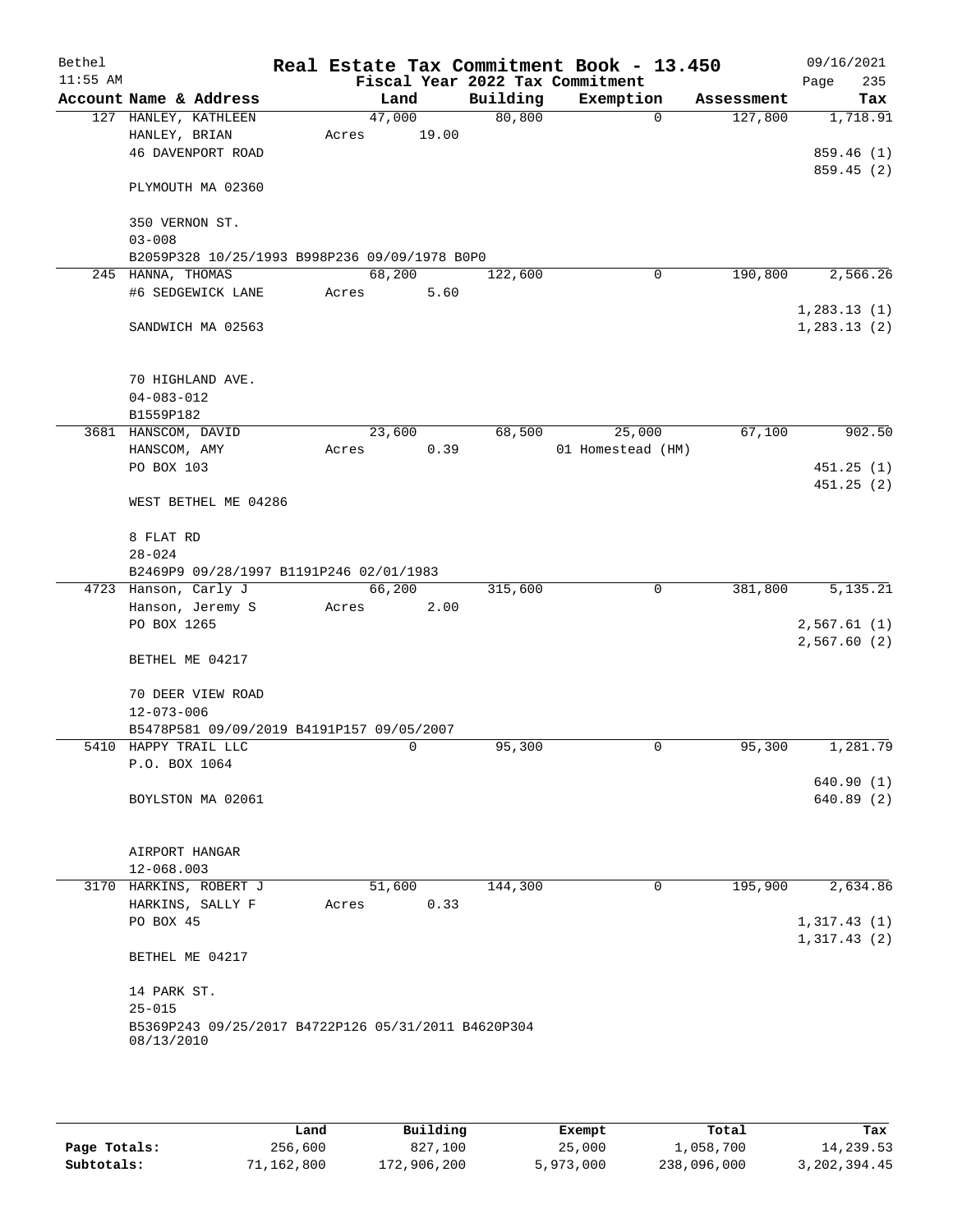Bethel  11:55 AM

# Real Estate Tax Commitment Book - 13.450

Fiscal Year 2022 Tax Commitment

09/16/2021  Page 235

| Account Name & Address | Land | Building | Exemption | Assessment | Tax |
|---|---|---|---|---|---|
| 127 HANLEY, KATHLEEN | 47,000 | 80,800 | 0 | 127,800 | 1,718.91 |
| HANLEY, BRIAN | Acres 19.00 | | | | |
| 46 DAVENPORT ROAD | | | | | 859.46 (1) |
| | | | | | 859.45 (2) |
| PLYMOUTH MA 02360 | | | | | |
| 350 VERNON ST. | | | | | |
| 03-008 | | | | | |
| B2059P328 10/25/1993 B998P236 09/09/1978 B0P0 | | | | | |
| 245 HANNA, THOMAS | 68,200 | 122,600 | 0 | 190,800 | 2,566.26 |
| #6 SEDGEWICK LANE | Acres 5.60 | | | | |
| | | | | | 1,283.13 (1) |
| SANDWICH MA 02563 | | | | | 1,283.13 (2) |
| 70 HIGHLAND AVE. | | | | | |
| 04-083-012 | | | | | |
| B1559P182 | | | | | |
| 3681 HANSCOM, DAVID | 23,600 | 68,500 | 25,000 | 67,100 | 902.50 |
| HANSCOM, AMY | Acres 0.39 | | 01 Homestead (HM) | | |
| PO BOX 103 | | | | | 451.25 (1) |
| | | | | | 451.25 (2) |
| WEST BETHEL ME 04286 | | | | | |
| 8 FLAT RD | | | | | |
| 28-024 | | | | | |
| B2469P9 09/28/1997 B1191P246 02/01/1983 | | | | | |
| 4723 Hanson, Carly J | 66,200 | 315,600 | 0 | 381,800 | 5,135.21 |
| Hanson, Jeremy S | Acres 2.00 | | | | |
| PO BOX 1265 | | | | | 2,567.61 (1) |
| | | | | | 2,567.60 (2) |
| BETHEL ME 04217 | | | | | |
| 70 DEER VIEW ROAD | | | | | |
| 12-073-006 | | | | | |
| B5478P581 09/09/2019 B4191P157 09/05/2007 | | | | | |
| 5410 HAPPY TRAIL LLC | 0 | 95,300 | 0 | 95,300 | 1,281.79 |
| P.O. BOX 1064 | | | | | |
| | | | | | 640.90 (1) |
| BOYLSTON MA 02061 | | | | | 640.89 (2) |
| AIRPORT HANGAR | | | | | |
| 12-068.003 | | | | | |
| 3170 HARKINS, ROBERT J | 51,600 | 144,300 | 0 | 195,900 | 2,634.86 |
| HARKINS, SALLY F | Acres 0.33 | | | | |
| PO BOX 45 | | | | | 1,317.43 (1) |
| | | | | | 1,317.43 (2) |
| BETHEL ME 04217 | | | | | |
| 14 PARK ST. | | | | | |
| 25-015 | | | | | |
| B5369P243 09/25/2017 B4722P126 05/31/2011 B4620P304 08/13/2010 | | | | | |

| | Land | Building | Exempt | Total | Tax |
|---|---|---|---|---|---|
| Page Totals: | 256,600 | 827,100 | 25,000 | 1,058,700 | 14,239.53 |
| Subtotals: | 71,162,800 | 172,906,200 | 5,973,000 | 238,096,000 | 3,202,394.45 |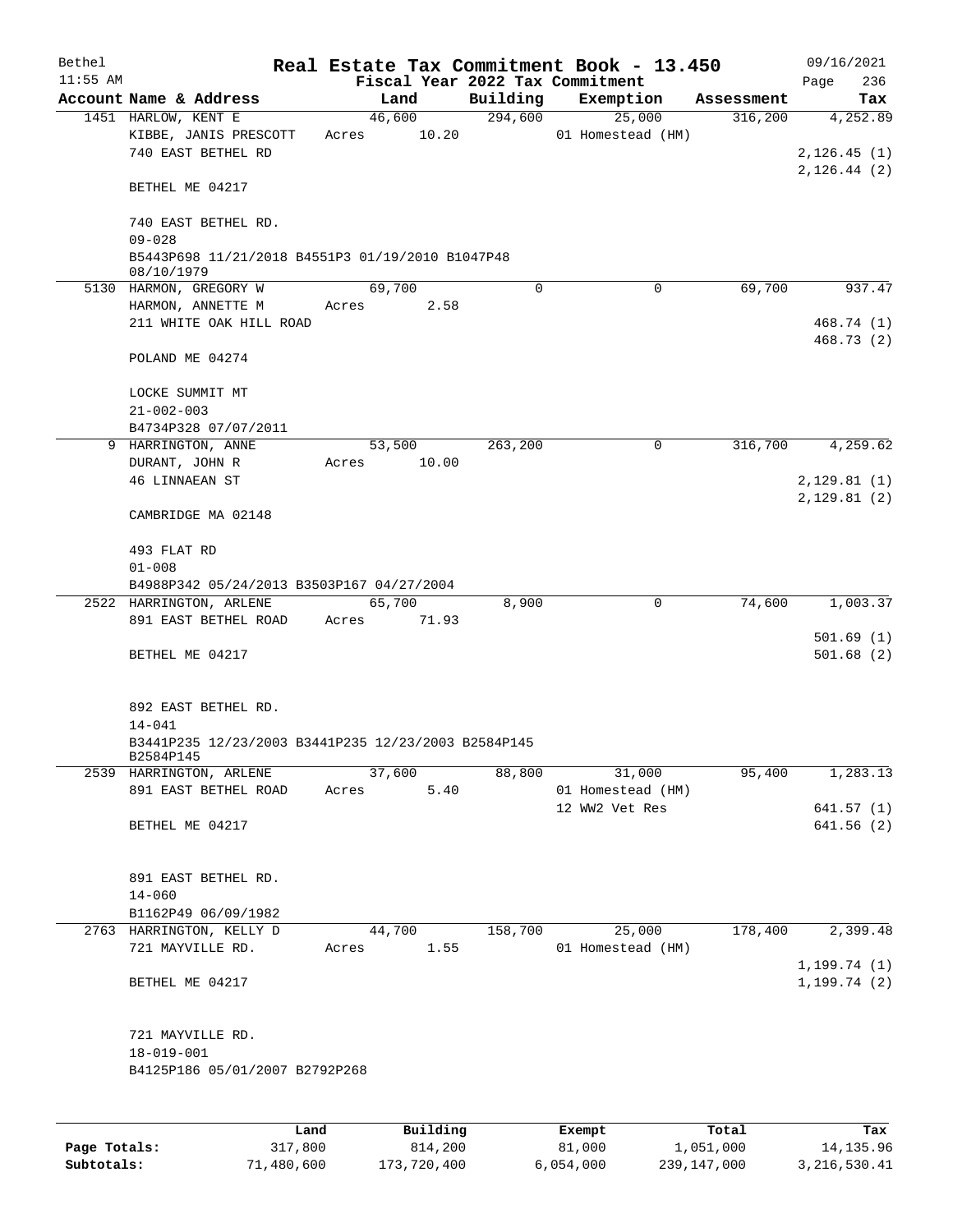# Real Estate Tax Commitment Book - 13.450

Bethel 11:55 AM — Fiscal Year 2022 Tax Commitment — 09/16/2021

| Account Name & Address | Land | Building | Exemption | Assessment | Tax |
|---|---|---|---|---|---|
| 1451 HARLOW, KENT E<br>KIBBE, JANIS PRESCOTT<br>740 EAST BETHEL RD<br><br>BETHEL ME 04217<br><br>740 EAST BETHEL RD.<br>09-028<br>B5443P698 11/21/2018 B4551P3 01/19/2010 B1047P48 08/10/1979 | 46,600<br>Acres 10.20 | 294,600 | 25,000<br>01 Homestead (HM) | 316,200 | 4,252.89<br><br>2,126.45 (1)<br>2,126.44 (2) |
| 5130 HARMON, GREGORY W<br>HARMON, ANNETTE M<br>211 WHITE OAK HILL ROAD<br><br>POLAND ME 04274<br><br>LOCKE SUMMIT MT<br>21-002-003<br>B4734P328 07/07/2011 | 69,700<br>Acres 2.58 | 0 | 0 | 69,700 | 937.47<br><br>468.74 (1)<br>468.73 (2) |
| 9 HARRINGTON, ANNE<br>DURANT, JOHN R<br>46 LINNAEAN ST<br><br>CAMBRIDGE MA 02148<br><br>493 FLAT RD<br>01-008<br>B4988P342 05/24/2013 B3503P167 04/27/2004 | 53,500<br>Acres 10.00 | 263,200 | 0 | 316,700 | 4,259.62<br><br>2,129.81 (1)<br>2,129.81 (2) |
| 2522 HARRINGTON, ARLENE<br>891 EAST BETHEL ROAD<br><br>BETHEL ME 04217<br><br>892 EAST BETHEL RD.<br>14-041<br>B3441P235 12/23/2003 B3441P235 12/23/2003 B2584P145 B2584P145 | 65,700<br>Acres 71.93 | 8,900 | 0 | 74,600 | 1,003.37<br><br>501.69 (1)<br>501.68 (2) |
| 2539 HARRINGTON, ARLENE<br>891 EAST BETHEL ROAD<br><br>BETHEL ME 04217<br><br>891 EAST BETHEL RD.<br>14-060<br>B1162P49 06/09/1982 | 37,600<br>Acres 5.40 | 88,800 | 31,000<br>01 Homestead (HM)<br>12 WW2 Vet Res | 95,400 | 1,283.13<br><br>641.57 (1)<br>641.56 (2) |
| 2763 HARRINGTON, KELLY D<br>721 MAYVILLE RD.<br><br>BETHEL ME 04217<br><br>721 MAYVILLE RD.<br>18-019-001<br>B4125P186 05/01/2007 B2792P268 | 44,700<br>Acres 1.55 | 158,700 | 25,000<br>01 Homestead (HM) | 178,400 | 2,399.48<br><br>1,199.74 (1)<br>1,199.74 (2) |

| | Land | Building | Exempt | Total | Tax |
|---|---|---|---|---|---|
| Page Totals: | 317,800 | 814,200 | 81,000 | 1,051,000 | 14,135.96 |
| Subtotals: | 71,480,600 | 173,720,400 | 6,054,000 | 239,147,000 | 3,216,530.41 |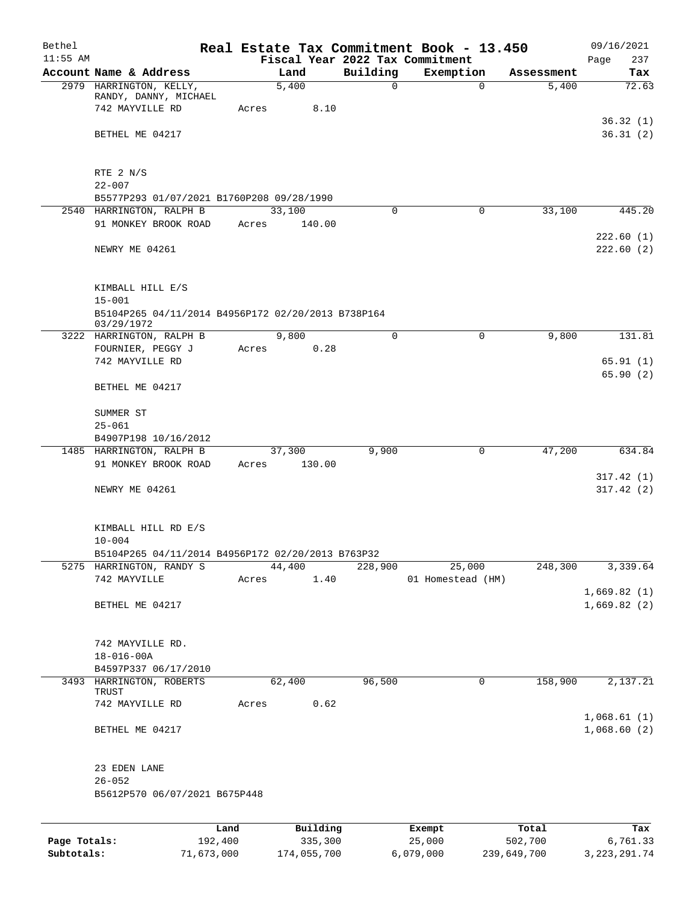# Real Estate Tax Commitment Book - 13.450

Bethel
11:55 AM

Fiscal Year 2022 Tax Commitment

09/16/2021
Page 237

| Account Name & Address | Land | Building | Exemption | Assessment | Tax |
|---|---|---|---|---|---|
| 2979 HARRINGTON, KELLY, RANDY, DANNY, MICHAEL | 5,400 | 0 | 0 | 5,400 | 72.63 |
| 742 MAYVILLE RD | Acres 8.10 | | | | |
| | | | | | 36.32 (1) |
| BETHEL ME 04217 | | | | | 36.31 (2) |
| RTE 2 N/S | | | | | |
| 22-007 | | | | | |
| B5577P293 01/07/2021 B1760P208 09/28/1990 | | | | | |
| 2540 HARRINGTON, RALPH B | 33,100 | 0 | 0 | 33,100 | 445.20 |
| 91 MONKEY BROOK ROAD | Acres 140.00 | | | | |
| | | | | | 222.60 (1) |
| NEWRY ME 04261 | | | | | 222.60 (2) |
| KIMBALL HILL E/S | | | | | |
| 15-001 | | | | | |
| B5104P265 04/11/2014 B4956P172 02/20/2013 B738P164 03/29/1972 | | | | | |
| 3222 HARRINGTON, RALPH B | 9,800 | 0 | 0 | 9,800 | 131.81 |
| FOURNIER, PEGGY J | Acres 0.28 | | | | |
| 742 MAYVILLE RD | | | | | 65.91 (1) |
| | | | | | 65.90 (2) |
| BETHEL ME 04217 | | | | | |
| SUMMER ST | | | | | |
| 25-061 | | | | | |
| B4907P198 10/16/2012 | | | | | |
| 1485 HARRINGTON, RALPH B | 37,300 | 9,900 | 0 | 47,200 | 634.84 |
| 91 MONKEY BROOK ROAD | Acres 130.00 | | | | |
| | | | | | 317.42 (1) |
| NEWRY ME 04261 | | | | | 317.42 (2) |
| KIMBALL HILL RD E/S | | | | | |
| 10-004 | | | | | |
| B5104P265 04/11/2014 B4956P172 02/20/2013 B763P32 | | | | | |
| 5275 HARRINGTON, RANDY S | 44,400 | 228,900 | 25,000 | 248,300 | 3,339.64 |
| 742 MAYVILLE | Acres 1.40 | | 01 Homestead (HM) | | |
| | | | | | 1,669.82 (1) |
| BETHEL ME 04217 | | | | | 1,669.82 (2) |
| 742 MAYVILLE RD. | | | | | |
| 18-016-00A | | | | | |
| B4597P337 06/17/2010 | | | | | |
| 3493 HARRINGTON, ROBERTS TRUST | 62,400 | 96,500 | 0 | 158,900 | 2,137.21 |
| 742 MAYVILLE RD | Acres 0.62 | | | | |
| | | | | | 1,068.61 (1) |
| BETHEL ME 04217 | | | | | 1,068.60 (2) |
| 23 EDEN LANE | | | | | |
| 26-052 | | | | | |
| B5612P570 06/07/2021 B675P448 | | | | | |

| | Land | Building | Exempt | Total | Tax |
|---|---|---|---|---|---|
| Page Totals: | 192,400 | 335,300 | 25,000 | 502,700 | 6,761.33 |
| Subtotals: | 71,673,000 | 174,055,700 | 6,079,000 | 239,649,700 | 3,223,291.74 |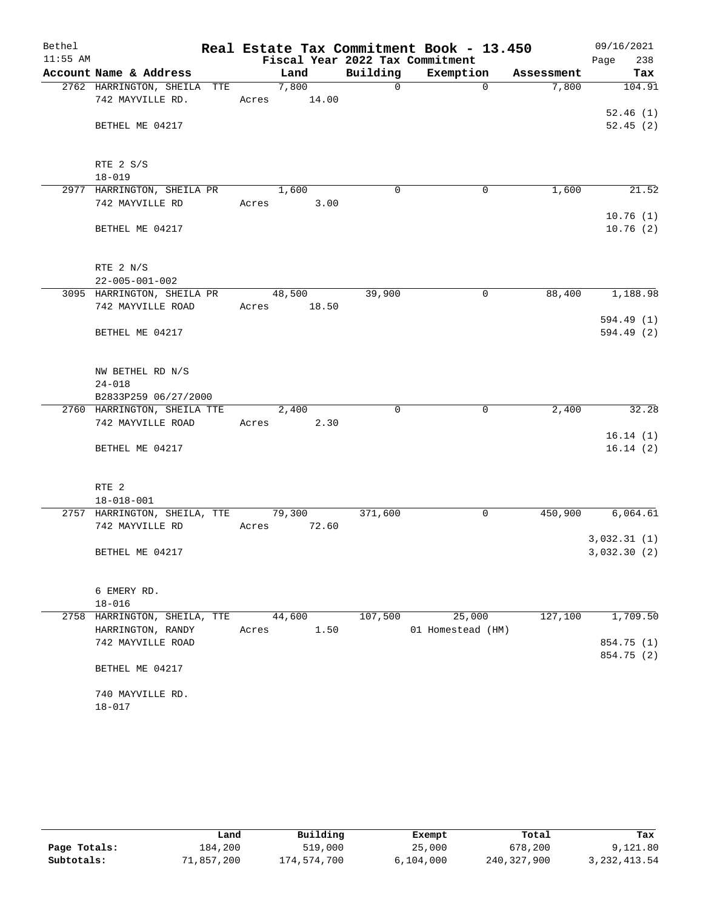# Real Estate Tax Commitment Book - 13.450

Bethel 11:55 AM — Fiscal Year 2022 Tax Commitment — 09/16/2021 Page 238

| Account Name & Address | Land | Building | Exemption | Assessment | Tax |
|---|---|---|---|---|---|
| 2762 HARRINGTON, SHEILA TTE<br>742 MAYVILLE RD.<br>BETHEL ME 04217<br>RTE 2 S/S<br>18-019 | 7,800<br>Acres 14.00 | 0 | 0 | 7,800 | 104.91<br>52.46 (1)<br>52.45 (2) |
| 2977 HARRINGTON, SHEILA PR<br>742 MAYVILLE RD<br>BETHEL ME 04217<br>RTE 2 N/S<br>22-005-001-002 | 1,600<br>Acres 3.00 | 0 | 0 | 1,600 | 21.52<br>10.76 (1)<br>10.76 (2) |
| 3095 HARRINGTON, SHEILA PR<br>742 MAYVILLE ROAD<br>BETHEL ME 04217<br>NW BETHEL RD N/S<br>24-018<br>B2833P259 06/27/2000 | 48,500<br>Acres 18.50 | 39,900 | 0 | 88,400 | 1,188.98<br>594.49 (1)<br>594.49 (2) |
| 2760 HARRINGTON, SHEILA TTE<br>742 MAYVILLE ROAD<br>BETHEL ME 04217<br>RTE 2<br>18-018-001 | 2,400<br>Acres 2.30 | 0 | 0 | 2,400 | 32.28<br>16.14 (1)<br>16.14 (2) |
| 2757 HARRINGTON, SHEILA, TTE<br>742 MAYVILLE RD<br>BETHEL ME 04217<br>6 EMERY RD.<br>18-016 | 79,300<br>Acres 72.60 | 371,600 | 0 | 450,900 | 6,064.61<br>3,032.31 (1)<br>3,032.30 (2) |
| 2758 HARRINGTON, SHEILA, TTE<br>HARRINGTON, RANDY<br>742 MAYVILLE ROAD<br>BETHEL ME 04217<br>740 MAYVILLE RD.<br>18-017 | 44,600<br>Acres 1.50 | 107,500 | 25,000<br>01 Homestead (HM) | 127,100 | 1,709.50<br>854.75 (1)<br>854.75 (2) |

| | Land | Building | Exempt | Total | Tax |
|---|---|---|---|---|---|
| Page Totals: | 184,200 | 519,000 | 25,000 | 678,200 | 9,121.80 |
| Subtotals: | 71,857,200 | 174,574,700 | 6,104,000 | 240,327,900 | 3,232,413.54 |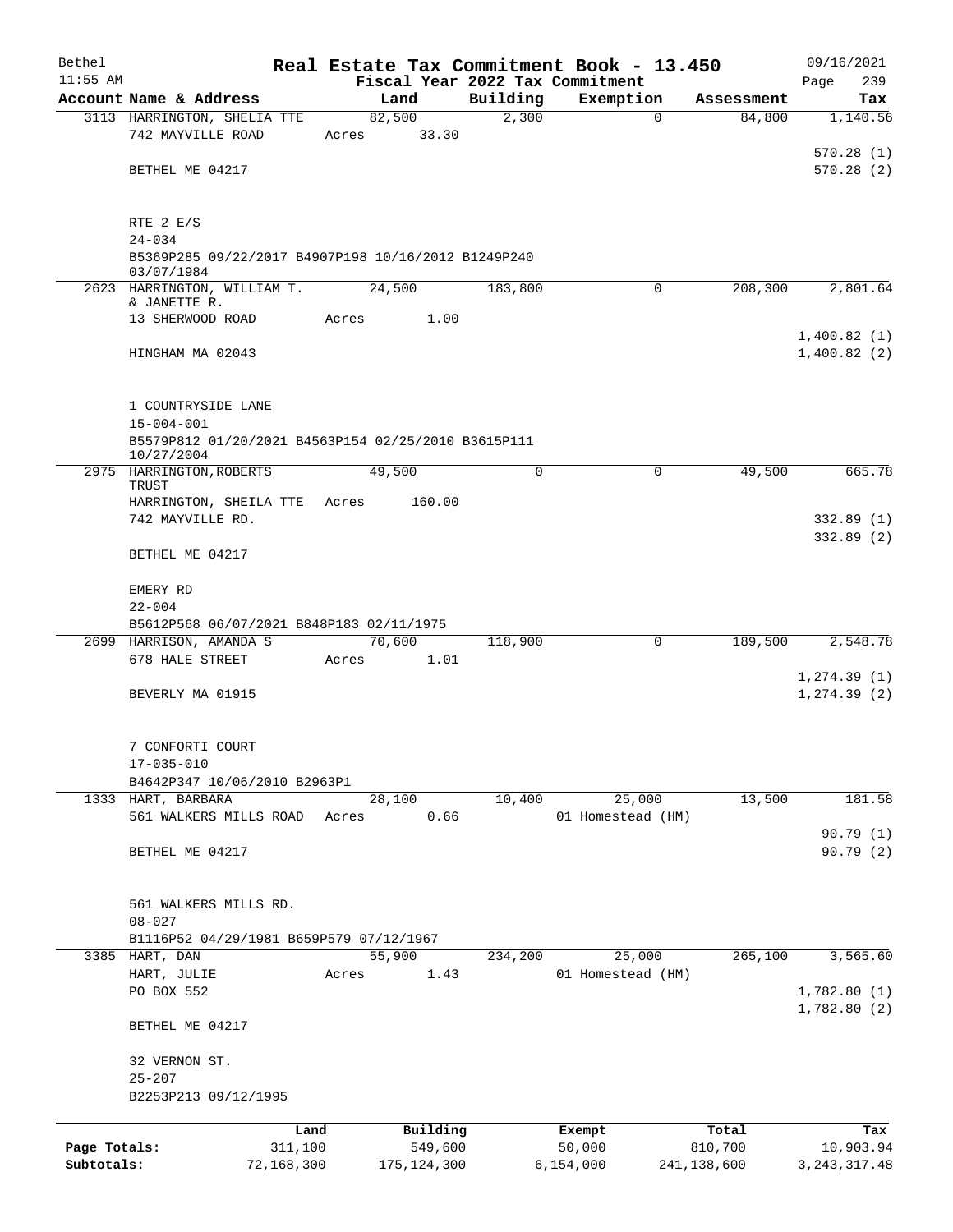Bethel 11:55 AM

# Real Estate Tax Commitment Book - 13.450

Fiscal Year 2022 Tax Commitment

09/16/2021 Page 239

| Account Name & Address | Land | Building | Exemption | Assessment | Tax |
|---|---|---|---|---|---|
| 3113 HARRINGTON, SHELIA TTE | 82,500 | 2,300 | 0 | 84,800 | 1,140.56 |
| 742 MAYVILLE ROAD | Acres 33.30 | | | | |
| | | | | | 570.28 (1) |
| BETHEL ME 04217 | | | | | 570.28 (2) |
| RTE 2 E/S | | | | | |
| 24-034 | | | | | |
| B5369P285 09/22/2017 B4907P198 10/16/2012 B1249P240 03/07/1984 | | | | | |
| 2623 HARRINGTON, WILLIAM T. & JANETTE R. | 24,500 | 183,800 | 0 | 208,300 | 2,801.64 |
| 13 SHERWOOD ROAD | Acres 1.00 | | | | |
| | | | | | 1,400.82 (1) |
| HINGHAM MA 02043 | | | | | 1,400.82 (2) |
| 1 COUNTRYSIDE LANE | | | | | |
| 15-004-001 | | | | | |
| B5579P812 01/20/2021 B4563P154 02/25/2010 B3615P111 10/27/2004 | | | | | |
| 2975 HARRINGTON,ROBERTS TRUST | 49,500 | 0 | 0 | 49,500 | 665.78 |
| HARRINGTON, SHEILA TTE | Acres 160.00 | | | | |
| 742 MAYVILLE RD. | | | | | 332.89 (1) |
| | | | | | 332.89 (2) |
| BETHEL ME 04217 | | | | | |
| EMERY RD | | | | | |
| 22-004 | | | | | |
| B5612P568 06/07/2021 B848P183 02/11/1975 | | | | | |
| 2699 HARRISON, AMANDA S | 70,600 | 118,900 | 0 | 189,500 | 2,548.78 |
| 678 HALE STREET | Acres 1.01 | | | | |
| | | | | | 1,274.39 (1) |
| BEVERLY MA 01915 | | | | | 1,274.39 (2) |
| 7 CONFORTI COURT | | | | | |
| 17-035-010 | | | | | |
| B4642P347 10/06/2010 B2963P1 | | | | | |
| 1333 HART, BARBARA | 28,100 | 10,400 | 25,000 | 13,500 | 181.58 |
| 561 WALKERS MILLS ROAD | Acres 0.66 | | 01 Homestead (HM) | | |
| | | | | | 90.79 (1) |
| BETHEL ME 04217 | | | | | 90.79 (2) |
| 561 WALKERS MILLS RD. | | | | | |
| 08-027 | | | | | |
| B1116P52 04/29/1981 B659P579 07/12/1967 | | | | | |
| 3385 HART, DAN | 55,900 | 234,200 | 25,000 | 265,100 | 3,565.60 |
| HART, JULIE | Acres 1.43 | | 01 Homestead (HM) | | |
| PO BOX 552 | | | | | 1,782.80 (1) |
| | | | | | 1,782.80 (2) |
| BETHEL ME 04217 | | | | | |
| 32 VERNON ST. | | | | | |
| 25-207 | | | | | |
| B2253P213 09/12/1995 | | | | | |

| | Land | Building | Exempt | Total | Tax |
|---|---|---|---|---|---|
| Page Totals: | 311,100 | 549,600 | 50,000 | 810,700 | 10,903.94 |
| Subtotals: | 72,168,300 | 175,124,300 | 6,154,000 | 241,138,600 | 3,243,317.48 |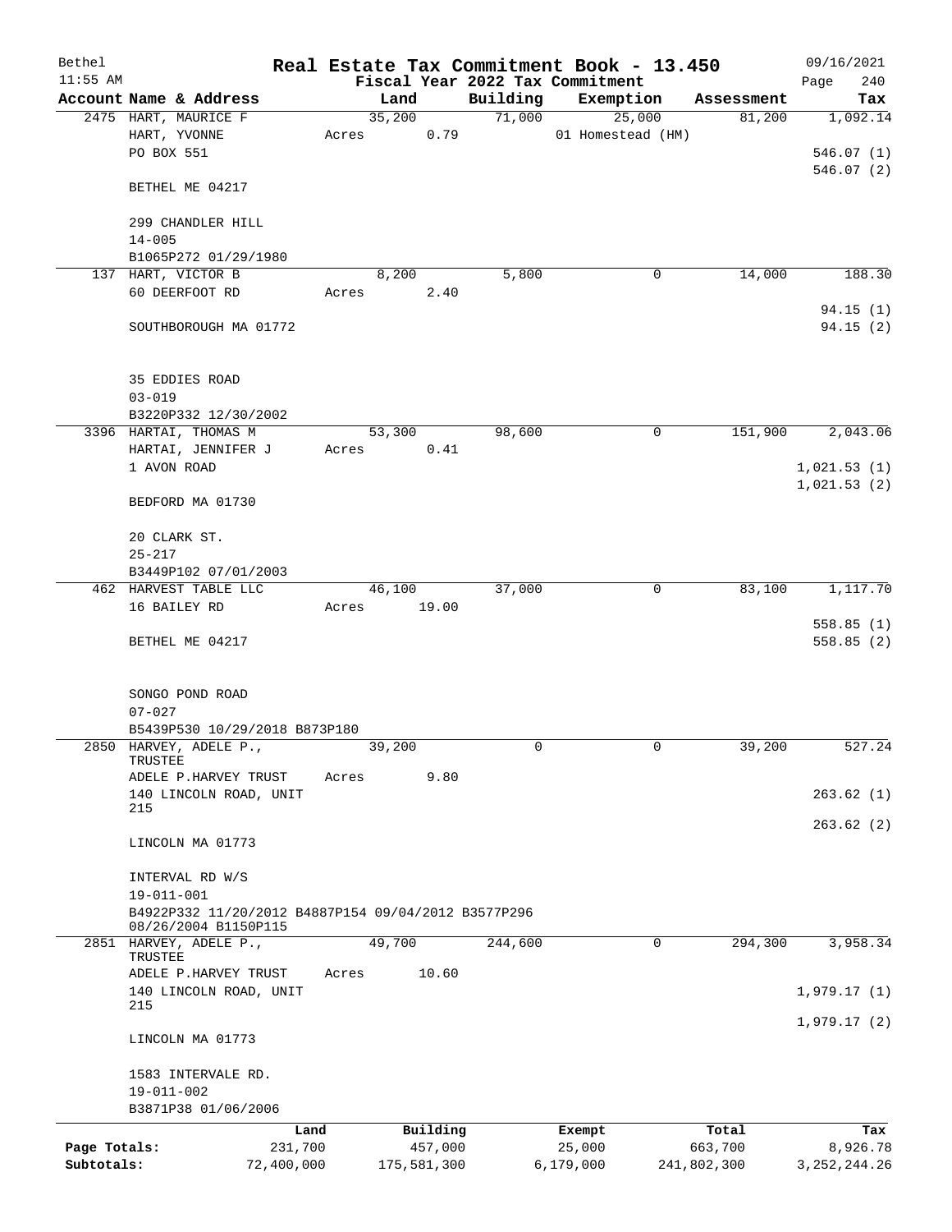# Real Estate Tax Commitment Book - 13.450

Bethel 11:55 AM — Fiscal Year 2022 Tax Commitment — 09/16/2021

| Account Name & Address | Land | Building | Exemption | Assessment | Tax |
|---|---|---|---|---|---|
| 2475 HART, MAURICE F<br>HART, YVONNE<br>PO BOX 551<br><br>BETHEL ME 04217<br><br>299 CHANDLER HILL<br>14-005<br>B1065P272 01/29/1980 | 35,200<br>Acres 0.79 | 71,000 | 25,000<br>01 Homestead (HM) | 81,200 | 1,092.14<br><br>546.07 (1)<br>546.07 (2) |
| 137 HART, VICTOR B<br>60 DEERFOOT RD<br><br>SOUTHBOROUGH MA 01772<br><br>35 EDDIES ROAD<br>03-019<br>B3220P332 12/30/2002 | 8,200<br>Acres 2.40 | 5,800 | 0 | 14,000 | 188.30<br><br>94.15 (1)<br>94.15 (2) |
| 3396 HARTAI, THOMAS M<br>HARTAI, JENNIFER J<br>1 AVON ROAD<br><br>BEDFORD MA 01730<br><br>20 CLARK ST.<br>25-217<br>B3449P102 07/01/2003 | 53,300<br>Acres 0.41 | 98,600 | 0 | 151,900 | 2,043.06<br><br>1,021.53 (1)<br>1,021.53 (2) |
| 462 HARVEST TABLE LLC<br>16 BAILEY RD<br><br>BETHEL ME 04217<br><br>SONGO POND ROAD<br>07-027<br>B5439P530 10/29/2018 B873P180 | 46,100<br>Acres 19.00 | 37,000 | 0 | 83,100 | 1,117.70<br><br>558.85 (1)<br>558.85 (2) |
| 2850 HARVEY, ADELE P., TRUSTEE<br>ADELE P.HARVEY TRUST<br>140 LINCOLN ROAD, UNIT 215<br><br>LINCOLN MA 01773<br><br>INTERVAL RD W/S<br>19-011-001<br>B4922P332 11/20/2012 B4887P154 09/04/2012 B3577P296 08/26/2004 B1150P115 | 39,200<br>Acres 9.80 | 0 | 0 | 39,200 | 527.24<br><br>263.62 (1)<br>263.62 (2) |
| 2851 HARVEY, ADELE P., TRUSTEE<br>ADELE P.HARVEY TRUST<br>140 LINCOLN ROAD, UNIT 215<br><br>LINCOLN MA 01773<br><br>1583 INTERVALE RD.<br>19-011-002<br>B3871P38 01/06/2006 | 49,700<br>Acres 10.60 | 244,600 | 0 | 294,300 | 3,958.34<br><br>1,979.17 (1)<br>1,979.17 (2) |

| | Land | Building | Exempt | Total | Tax |
|---|---|---|---|---|---|
| Page Totals: | 231,700 | 457,000 | 25,000 | 663,700 | 8,926.78 |
| Subtotals: | 72,400,000 | 175,581,300 | 6,179,000 | 241,802,300 | 3,252,244.26 |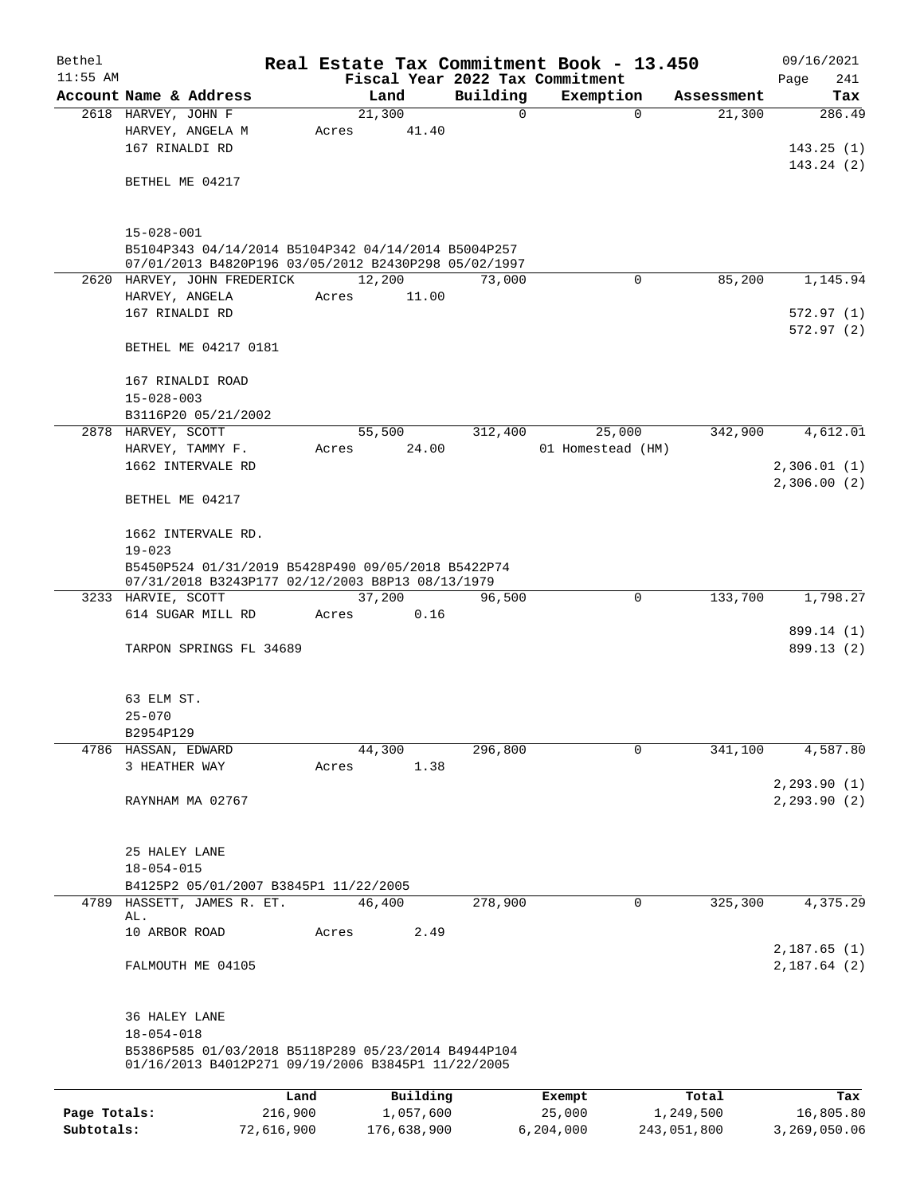# Real Estate Tax Commitment Book - 13.450

Bethel
11:55 AM

Fiscal Year 2022 Tax Commitment

09/16/2021

| Account | Name & Address | Land | Building | Exemption | Assessment | Tax |
|---|---|---|---|---|---|---|
| 2618 | HARVEY, JOHN F<br>HARVEY, ANGELA M<br>167 RINALDI RD<br><br>BETHEL ME 04217<br><br>15-028-001<br>B5104P343 04/14/2014 B5104P342 04/14/2014 B5004P257 07/01/2013 B4820P196 03/05/2012 B2430P298 05/02/1997 | 21,300<br>Acres 41.40 | 0 | 0 | 21,300 | 286.49<br><br>143.25 (1)<br>143.24 (2) |
| 2620 | HARVEY, JOHN FREDERICK<br>HARVEY, ANGELA<br>167 RINALDI RD<br><br>BETHEL ME 04217 0181<br><br>167 RINALDI ROAD<br>15-028-003<br>B3116P20 05/21/2002 | 12,200<br>Acres 11.00 | 73,000 | 0 | 85,200 | 1,145.94<br><br>572.97 (1)<br>572.97 (2) |
| 2878 | HARVEY, SCOTT<br>HARVEY, TAMMY F.<br>1662 INTERVALE RD<br><br>BETHEL ME 04217<br><br>1662 INTERVALE RD.<br>19-023<br>B5450P524 01/31/2019 B5428P490 09/05/2018 B5422P74 07/31/2018 B3243P177 02/12/2003 B8P13 08/13/1979 | 55,500<br>Acres 24.00 | 312,400 | 25,000<br>01 Homestead (HM) | 342,900 | 4,612.01<br><br>2,306.01 (1)<br>2,306.00 (2) |
| 3233 | HARVIE, SCOTT<br>614 SUGAR MILL RD<br><br>TARPON SPRINGS FL 34689<br><br>63 ELM ST.<br>25-070<br>B2954P129 | 37,200<br>Acres 0.16 | 96,500 | 0 | 133,700 | 1,798.27<br><br>899.14 (1)<br>899.13 (2) |
| 4786 | HASSAN, EDWARD<br>3 HEATHER WAY<br><br>RAYNHAM MA 02767<br><br>25 HALEY LANE<br>18-054-015<br>B4125P2 05/01/2007 B3845P1 11/22/2005 | 44,300<br>Acres 1.38 | 296,800 | 0 | 341,100 | 4,587.80<br><br>2,293.90 (1)<br>2,293.90 (2) |
| 4789 | HASSETT, JAMES R. ET. AL.<br>10 ARBOR ROAD<br><br>FALMOUTH ME 04105<br><br>36 HALEY LANE<br>18-054-018<br>B5386P585 01/03/2018 B5118P289 05/23/2014 B4944P104 01/16/2013 B4012P271 09/19/2006 B3845P1 11/22/2005 | 46,400<br>Acres 2.49 | 278,900 | 0 | 325,300 | 4,375.29<br><br>2,187.65 (1)<br>2,187.64 (2) |

| | Land | Building | Exempt | Total | Tax |
|---|---|---|---|---|---|
| Page Totals: | 216,900 | 1,057,600 | 25,000 | 1,249,500 | 16,805.80 |
| Subtotals: | 72,616,900 | 176,638,900 | 6,204,000 | 243,051,800 | 3,269,050.06 |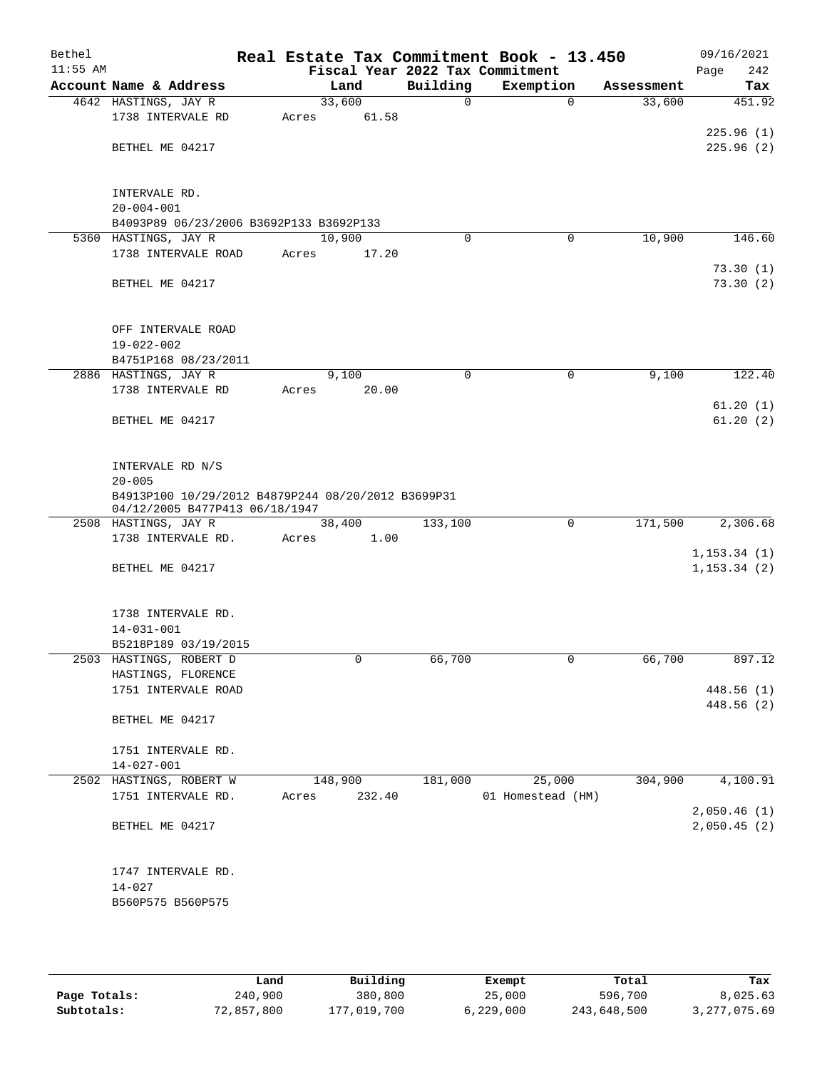Bethel 11:55 AM

# Real Estate Tax Commitment Book - 13.450

Fiscal Year 2022 Tax Commitment

09/16/2021

| Account | Name & Address | Land | Building | Exemption | Assessment | Tax |
|---|---|---|---|---|---|---|
| 4642 | HASTINGS, JAY R<br>1738 INTERVALE RD<br><br>BETHEL ME 04217<br><br>INTERVALE RD.<br>20-004-001<br>B4093P89 06/23/2006 B3692P133 B3692P133 | 33,600<br>Acres 61.58 | 0 | 0 | 33,600 | 451.92<br><br>225.96 (1)<br>225.96 (2) |
| 5360 | HASTINGS, JAY R<br>1738 INTERVALE ROAD<br><br>BETHEL ME 04217<br><br>OFF INTERVALE ROAD<br>19-022-002<br>B4751P168 08/23/2011 | 10,900<br>Acres 17.20 | 0 | 0 | 10,900 | 146.60<br><br>73.30 (1)<br>73.30 (2) |
| 2886 | HASTINGS, JAY R<br>1738 INTERVALE RD<br><br>BETHEL ME 04217<br><br>INTERVALE RD N/S<br>20-005<br>B4913P100 10/29/2012 B4879P244 08/20/2012 B3699P31 04/12/2005 B477P413 06/18/1947 | 9,100<br>Acres 20.00 | 0 | 0 | 9,100 | 122.40<br><br>61.20 (1)<br>61.20 (2) |
| 2508 | HASTINGS, JAY R<br>1738 INTERVALE RD.<br><br>BETHEL ME 04217<br><br>1738 INTERVALE RD.<br>14-031-001<br>B5218P189 03/19/2015 | 38,400<br>Acres 1.00 | 133,100 | 0 | 171,500 | 2,306.68<br><br>1,153.34 (1)<br>1,153.34 (2) |
| 2503 | HASTINGS, ROBERT D<br>HASTINGS, FLORENCE<br>1751 INTERVALE ROAD<br><br>BETHEL ME 04217<br><br>1751 INTERVALE RD.<br>14-027-001 | 0 | 66,700 | 0 | 66,700 | 897.12<br><br>448.56 (1)<br>448.56 (2) |
| 2502 | HASTINGS, ROBERT W<br>1751 INTERVALE RD.<br><br>BETHEL ME 04217<br><br>1747 INTERVALE RD.<br>14-027<br>B560P575 B560P575 | 148,900<br>Acres 232.40 | 181,000 | 25,000<br>01 Homestead (HM) | 304,900 | 4,100.91<br><br>2,050.46 (1)<br>2,050.45 (2) |

| | Land | Building | Exempt | Total | Tax |
|---|---|---|---|---|---|
| Page Totals: | 240,900 | 380,800 | 25,000 | 596,700 | 8,025.63 |
| Subtotals: | 72,857,800 | 177,019,700 | 6,229,000 | 243,648,500 | 3,277,075.69 |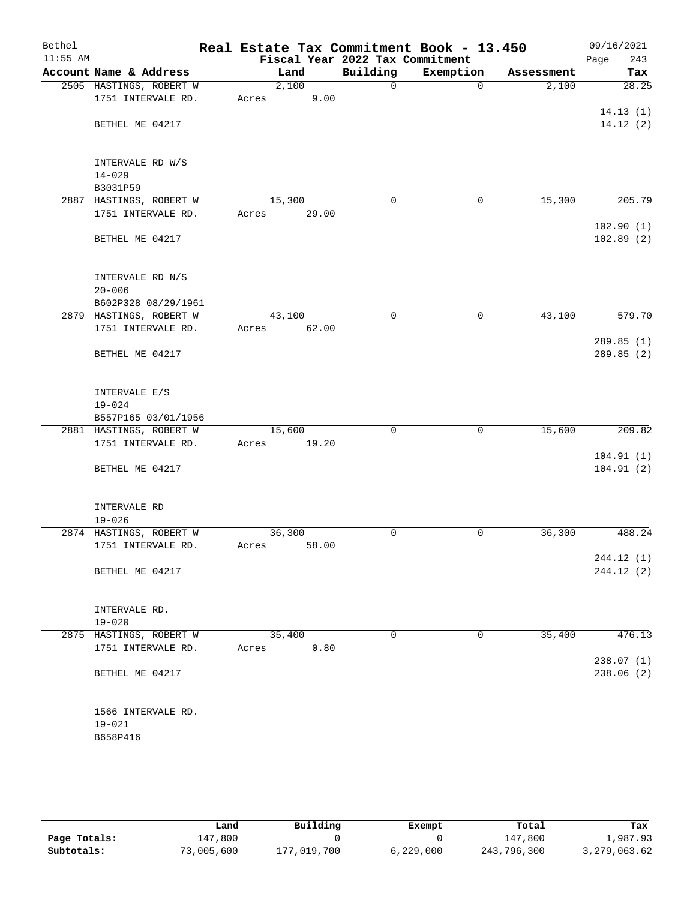# Real Estate Tax Commitment Book - 13.450

Bethel
11:55 AM

Fiscal Year 2022 Tax Commitment

09/16/2021

| Account Name & Address | Land | Building | Exemption | Assessment | Tax |
|---|---|---|---|---|---|
| 2505 HASTINGS, ROBERT W | 2,100 | 0 | 0 | 2,100 | 28.25 |
| 1751 INTERVALE RD. | Acres 9.00 | | | | |
| | | | | | 14.13 (1) |
| BETHEL ME 04217 | | | | | 14.12 (2) |
| INTERVALE RD W/S | | | | | |
| 14-029 | | | | | |
| B3031P59 | | | | | |
| 2887 HASTINGS, ROBERT W | 15,300 | 0 | 0 | 15,300 | 205.79 |
| 1751 INTERVALE RD. | Acres 29.00 | | | | |
| | | | | | 102.90 (1) |
| BETHEL ME 04217 | | | | | 102.89 (2) |
| INTERVALE RD N/S | | | | | |
| 20-006 | | | | | |
| B602P328 08/29/1961 | | | | | |
| 2879 HASTINGS, ROBERT W | 43,100 | 0 | 0 | 43,100 | 579.70 |
| 1751 INTERVALE RD. | Acres 62.00 | | | | |
| | | | | | 289.85 (1) |
| BETHEL ME 04217 | | | | | 289.85 (2) |
| INTERVALE E/S | | | | | |
| 19-024 | | | | | |
| B557P165 03/01/1956 | | | | | |
| 2881 HASTINGS, ROBERT W | 15,600 | 0 | 0 | 15,600 | 209.82 |
| 1751 INTERVALE RD. | Acres 19.20 | | | | |
| | | | | | 104.91 (1) |
| BETHEL ME 04217 | | | | | 104.91 (2) |
| INTERVALE RD | | | | | |
| 19-026 | | | | | |
| 2874 HASTINGS, ROBERT W | 36,300 | 0 | 0 | 36,300 | 488.24 |
| 1751 INTERVALE RD. | Acres 58.00 | | | | |
| | | | | | 244.12 (1) |
| BETHEL ME 04217 | | | | | 244.12 (2) |
| INTERVALE RD. | | | | | |
| 19-020 | | | | | |
| 2875 HASTINGS, ROBERT W | 35,400 | 0 | 0 | 35,400 | 476.13 |
| 1751 INTERVALE RD. | Acres 0.80 | | | | |
| | | | | | 238.07 (1) |
| BETHEL ME 04217 | | | | | 238.06 (2) |
| 1566 INTERVALE RD. | | | | | |
| 19-021 | | | | | |
| B658P416 | | | | | |

| | Land | Building | Exempt | Total | Tax |
|---|---|---|---|---|---|
| Page Totals: | 147,800 | 0 | 0 | 147,800 | 1,987.93 |
| Subtotals: | 73,005,600 | 177,019,700 | 6,229,000 | 243,796,300 | 3,279,063.62 |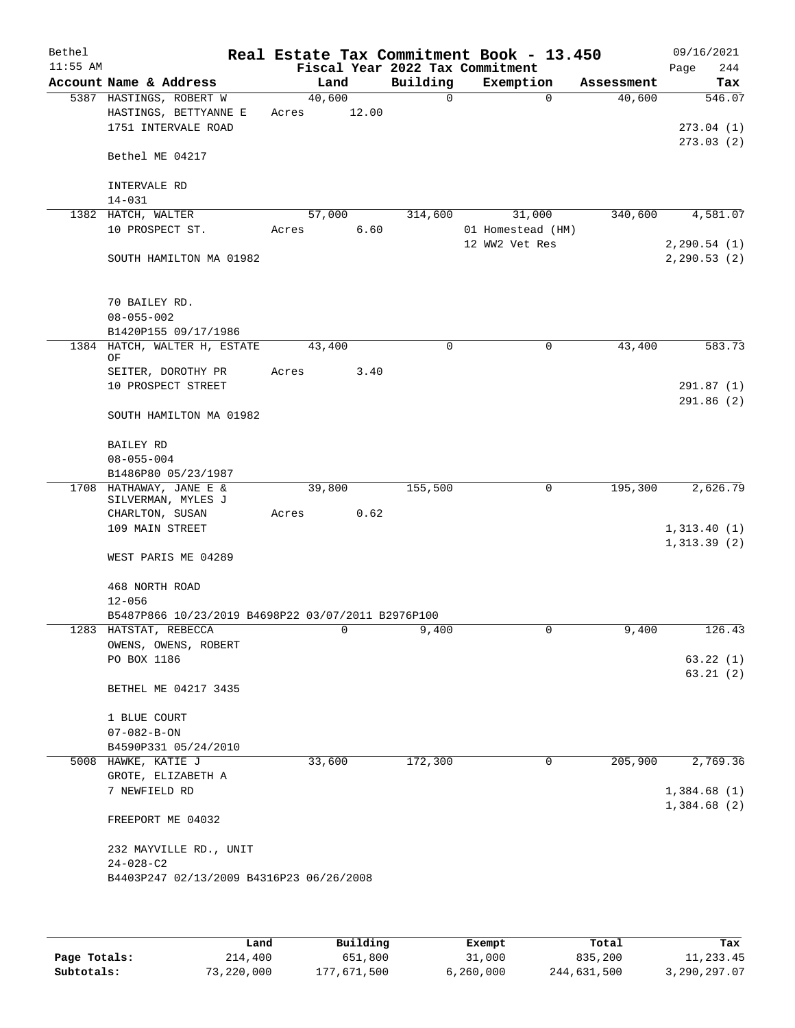Bethel 11:55 AM

# Real Estate Tax Commitment Book - 13.450

Fiscal Year 2022 Tax Commitment

09/16/2021 Page 244

| Account Name & Address | Land | Building | Exemption | Assessment | Tax |
|---|---|---|---|---|---|
| 5387 HASTINGS, ROBERT W<br>HASTINGS, BETTYANNE E<br>1751 INTERVALE ROAD<br><br>Bethel ME 04217<br><br>INTERVALE RD<br>14-031 | 40,600<br>Acres 12.00 | 0 | 0 | 40,600 | 546.07<br><br>273.04 (1)<br>273.03 (2) |
| 1382 HATCH, WALTER<br>10 PROSPECT ST.<br><br>SOUTH HAMILTON MA 01982<br><br>70 BAILEY RD.<br>08-055-002<br>B1420P155 09/17/1986 | 57,000<br>Acres 6.60 | 314,600 | 31,000<br>01 Homestead (HM)<br>12 WW2 Vet Res | 340,600 | 4,581.07<br><br>2,290.54 (1)<br>2,290.53 (2) |
| 1384 HATCH, WALTER H, ESTATE OF<br>SEITER, DOROTHY PR<br>10 PROSPECT STREET<br><br>SOUTH HAMILTON MA 01982<br><br>BAILEY RD<br>08-055-004<br>B1486P80 05/23/1987 | 43,400<br>Acres 3.40 | 0 | 0 | 43,400 | 583.73<br><br>291.87 (1)<br>291.86 (2) |
| 1708 HATHAWAY, JANE E & SILVERMAN, MYLES J<br>CHARLTON, SUSAN<br>109 MAIN STREET<br><br>WEST PARIS ME 04289<br><br>468 NORTH ROAD<br>12-056<br>B5487P866 10/23/2019 B4698P22 03/07/2011 B2976P100 | 39,800<br>Acres 0.62 | 155,500 | 0 | 195,300 | 2,626.79<br><br>1,313.40 (1)<br>1,313.39 (2) |
| 1283 HATSTAT, REBECCA<br>OWENS, OWENS, ROBERT<br>PO BOX 1186<br><br>BETHEL ME 04217 3435<br><br>1 BLUE COURT<br>07-082-B-ON<br>B4590P331 05/24/2010 | 0 | 9,400 | 0 | 9,400 | 126.43<br><br>63.22 (1)<br>63.21 (2) |
| 5008 HAWKE, KATIE J<br>GROTE, ELIZABETH A<br>7 NEWFIELD RD<br><br>FREEPORT ME 04032<br><br>232 MAYVILLE RD., UNIT<br>24-028-C2<br>B4403P247 02/13/2009 B4316P23 06/26/2008 | 33,600 | 172,300 | 0 | 205,900 | 2,769.36<br><br>1,384.68 (1)<br>1,384.68 (2) |

| | Land | Building | Exempt | Total | Tax |
|---|---|---|---|---|---|
| Page Totals: | 214,400 | 651,800 | 31,000 | 835,200 | 11,233.45 |
| Subtotals: | 73,220,000 | 177,671,500 | 6,260,000 | 244,631,500 | 3,290,297.07 |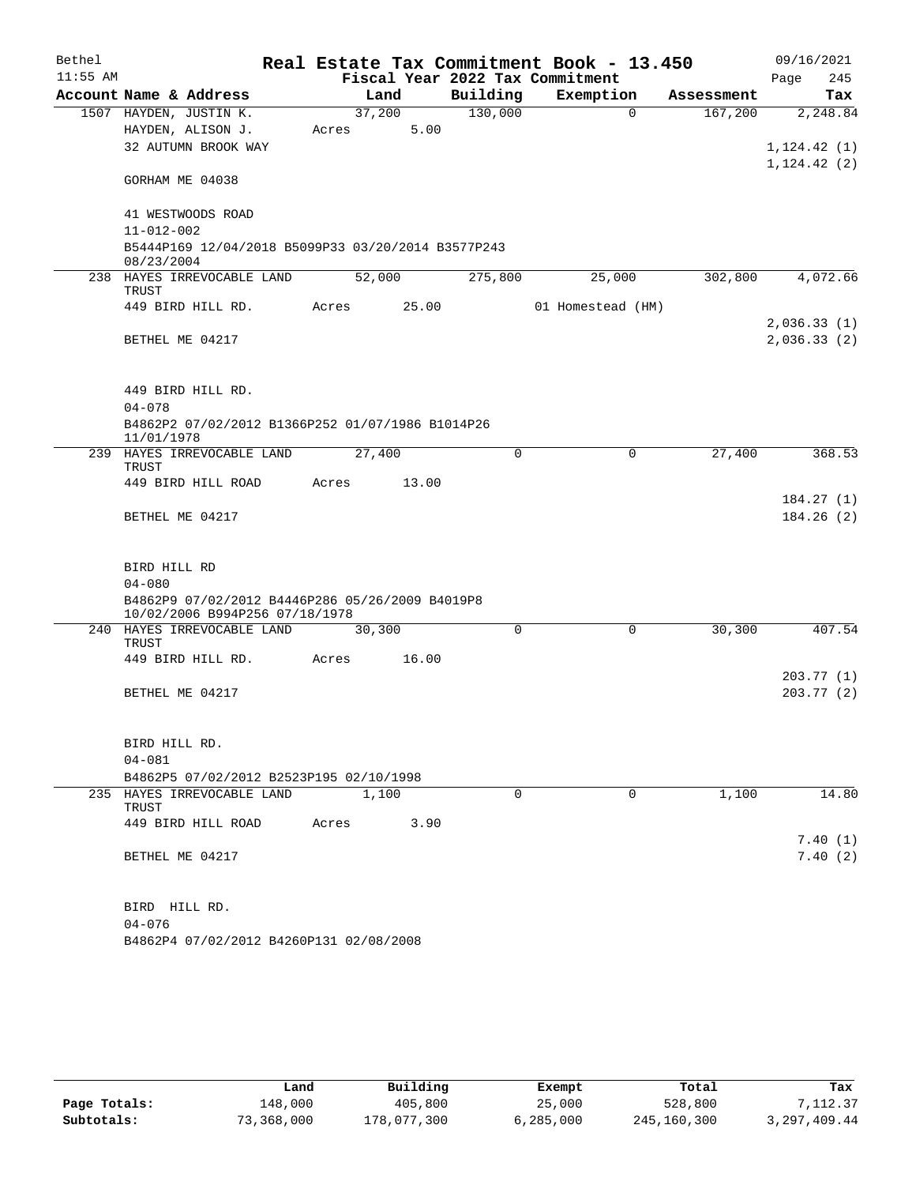# Real Estate Tax Commitment Book - 13.450

Bethel 11:55 AM — Fiscal Year 2022 Tax Commitment — 09/16/2021 Page 245

| Account Name & Address | Land | Building | Exemption | Assessment | Tax |
|---|---|---|---|---|---|
| 1507 HAYDEN, JUSTIN K. | 37,200 | 130,000 | 0 | 167,200 | 2,248.84 |
| HAYDEN, ALISON J. | Acres 5.00 | | | | |
| 32 AUTUMN BROOK WAY | | | | | 1,124.42 (1) |
| | | | | | 1,124.42 (2) |
| GORHAM ME 04038 | | | | | |
| 41 WESTWOODS ROAD | | | | | |
| 11-012-002 | | | | | |
| B5444P169 12/04/2018 B5099P33 03/20/2014 B3577P243 08/23/2004 | | | | | |
| 238 HAYES IRREVOCABLE LAND TRUST | 52,000 | 275,800 | 25,000 | 302,800 | 4,072.66 |
| 449 BIRD HILL RD. | Acres 25.00 | | 01 Homestead (HM) | | |
| | | | | | 2,036.33 (1) |
| BETHEL ME 04217 | | | | | 2,036.33 (2) |
| 449 BIRD HILL RD. | | | | | |
| 04-078 | | | | | |
| B4862P2 07/02/2012 B1366P252 01/07/1986 B1014P26 11/01/1978 | | | | | |
| 239 HAYES IRREVOCABLE LAND TRUST | 27,400 | 0 | 0 | 27,400 | 368.53 |
| 449 BIRD HILL ROAD | Acres 13.00 | | | | |
| | | | | | 184.27 (1) |
| BETHEL ME 04217 | | | | | 184.26 (2) |
| BIRD HILL RD | | | | | |
| 04-080 | | | | | |
| B4862P9 07/02/2012 B4446P286 05/26/2009 B4019P8 10/02/2006 B994P256 07/18/1978 | | | | | |
| 240 HAYES IRREVOCABLE LAND TRUST | 30,300 | 0 | 0 | 30,300 | 407.54 |
| 449 BIRD HILL RD. | Acres 16.00 | | | | |
| | | | | | 203.77 (1) |
| BETHEL ME 04217 | | | | | 203.77 (2) |
| BIRD HILL RD. | | | | | |
| 04-081 | | | | | |
| B4862P5 07/02/2012 B2523P195 02/10/1998 | | | | | |
| 235 HAYES IRREVOCABLE LAND TRUST | 1,100 | 0 | 0 | 1,100 | 14.80 |
| 449 BIRD HILL ROAD | Acres 3.90 | | | | |
| | | | | | 7.40 (1) |
| BETHEL ME 04217 | | | | | 7.40 (2) |
| BIRD HILL RD. | | | | | |
| 04-076 | | | | | |
| B4862P4 07/02/2012 B4260P131 02/08/2008 | | | | | |

| | Land | Building | Exempt | Total | Tax |
|---|---|---|---|---|---|
| Page Totals: | 148,000 | 405,800 | 25,000 | 528,800 | 7,112.37 |
| Subtotals: | 73,368,000 | 178,077,300 | 6,285,000 | 245,160,300 | 3,297,409.44 |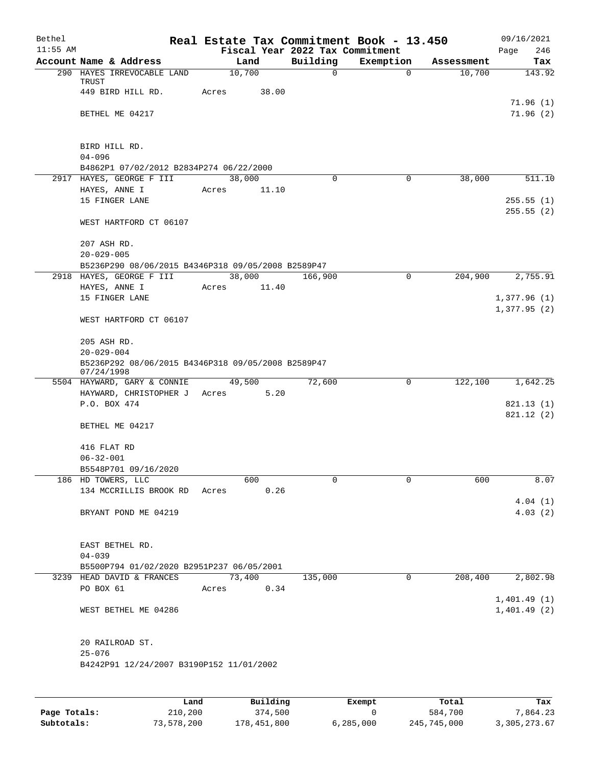# Real Estate Tax Commitment Book - 13.450

Bethel 11:55 AM — Fiscal Year 2022 Tax Commitment — 09/16/2021 Page 246

| Account Name & Address | Land | Building | Exemption | Assessment | Tax |
|---|---|---|---|---|---|
| 290 HAYES IRREVOCABLE LAND TRUST | 10,700 | 0 | 0 | 10,700 | 143.92 |
| 449 BIRD HILL RD. | Acres 38.00 | | | | |
| | | | | | 71.96 (1) |
| BETHEL ME 04217 | | | | | 71.96 (2) |
| BIRD HILL RD. | | | | | |
| 04-096 | | | | | |
| B4862P1 07/02/2012 B2834P274 06/22/2000 | | | | | |
| 2917 HAYES, GEORGE F III | 38,000 | 0 | 0 | 38,000 | 511.10 |
| HAYES, ANNE I | Acres 11.10 | | | | |
| 15 FINGER LANE | | | | | 255.55 (1) |
| | | | | | 255.55 (2) |
| WEST HARTFORD CT 06107 | | | | | |
| 207 ASH RD. | | | | | |
| 20-029-005 | | | | | |
| B5236P290 08/06/2015 B4346P318 09/05/2008 B2589P47 | | | | | |
| 2918 HAYES, GEORGE F III | 38,000 | 166,900 | 0 | 204,900 | 2,755.91 |
| HAYES, ANNE I | Acres 11.40 | | | | |
| 15 FINGER LANE | | | | | 1,377.96 (1) |
| | | | | | 1,377.95 (2) |
| WEST HARTFORD CT 06107 | | | | | |
| 205 ASH RD. | | | | | |
| 20-029-004 | | | | | |
| B5236P292 08/06/2015 B4346P318 09/05/2008 B2589P47 07/24/1998 | | | | | |
| 5504 HAYWARD, GARY & CONNIE | 49,500 | 72,600 | 0 | 122,100 | 1,642.25 |
| HAYWARD, CHRISTOPHER J | Acres 5.20 | | | | |
| P.O. BOX 474 | | | | | 821.13 (1) |
| | | | | | 821.12 (2) |
| BETHEL ME 04217 | | | | | |
| 416 FLAT RD | | | | | |
| 06-32-001 | | | | | |
| B5548P701 09/16/2020 | | | | | |
| 186 HD TOWERS, LLC | 600 | 0 | 0 | 600 | 8.07 |
| 134 MCCRILLIS BROOK RD | Acres 0.26 | | | | |
| | | | | | 4.04 (1) |
| BRYANT POND ME 04219 | | | | | 4.03 (2) |
| EAST BETHEL RD. | | | | | |
| 04-039 | | | | | |
| B5500P794 01/02/2020 B2951P237 06/05/2001 | | | | | |
| 3239 HEAD DAVID & FRANCES | 73,400 | 135,000 | 0 | 208,400 | 2,802.98 |
| PO BOX 61 | Acres 0.34 | | | | |
| | | | | | 1,401.49 (1) |
| WEST BETHEL ME 04286 | | | | | 1,401.49 (2) |
| 20 RAILROAD ST. | | | | | |
| 25-076 | | | | | |
| B4242P91 12/24/2007 B3190P152 11/01/2002 | | | | | |

| | Land | Building | Exempt | Total | Tax |
|---|---|---|---|---|---|
| Page Totals: | 210,200 | 374,500 | 0 | 584,700 | 7,864.23 |
| Subtotals: | 73,578,200 | 178,451,800 | 6,285,000 | 245,745,000 | 3,305,273.67 |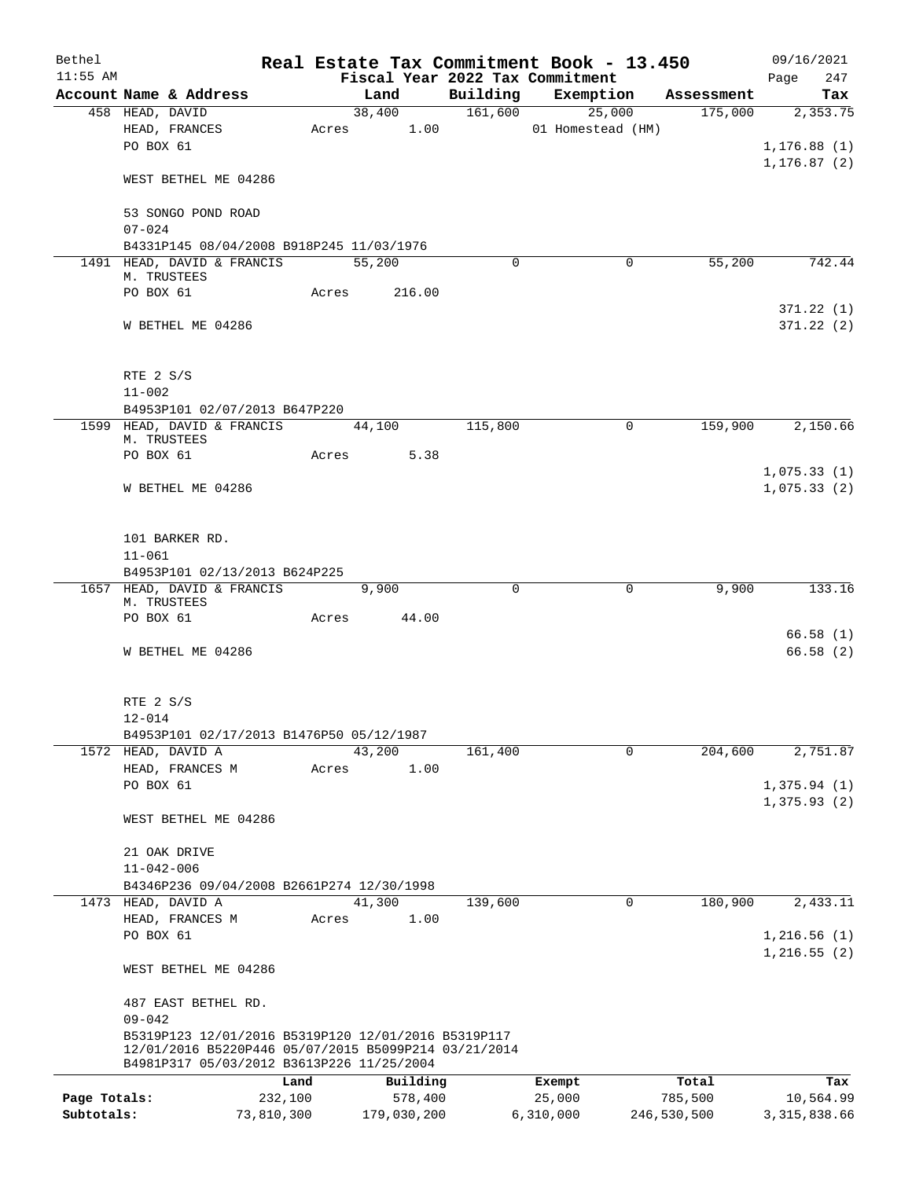Bethel · Real Estate Tax Commitment Book - 13.450 · 09/16/2021
11:55 AM · Fiscal Year 2022 Tax Commitment

| Account Name & Address | Land | Building | Exemption | Assessment | Tax |
|---|---|---|---|---|---|
| 458 HEAD, DAVID | 38,400 | 161,600 | 25,000 | 175,000 | 2,353.75 |
| HEAD, FRANCES | Acres 1.00 | | 01 Homestead (HM) | | |
| PO BOX 61 | | | | | 1,176.88 (1) |
| | | | | | 1,176.87 (2) |
| WEST BETHEL ME 04286 | | | | | |
| 53 SONGO POND ROAD | | | | | |
| 07-024 | | | | | |
| B4331P145 08/04/2008 B918P245 11/03/1976 | | | | | |
| 1491 HEAD, DAVID & FRANCIS M. TRUSTEES | 55,200 | 0 | 0 | 55,200 | 742.44 |
| PO BOX 61 | Acres 216.00 | | | | |
| | | | | | 371.22 (1) |
| W BETHEL ME 04286 | | | | | 371.22 (2) |
| RTE 2 S/S | | | | | |
| 11-002 | | | | | |
| B4953P101 02/07/2013 B647P220 | | | | | |
| 1599 HEAD, DAVID & FRANCIS M. TRUSTEES | 44,100 | 115,800 | 0 | 159,900 | 2,150.66 |
| PO BOX 61 | Acres 5.38 | | | | |
| | | | | | 1,075.33 (1) |
| W BETHEL ME 04286 | | | | | 1,075.33 (2) |
| 101 BARKER RD. | | | | | |
| 11-061 | | | | | |
| B4953P101 02/13/2013 B624P225 | | | | | |
| 1657 HEAD, DAVID & FRANCIS M. TRUSTEES | 9,900 | 0 | 0 | 9,900 | 133.16 |
| PO BOX 61 | Acres 44.00 | | | | |
| | | | | | 66.58 (1) |
| W BETHEL ME 04286 | | | | | 66.58 (2) |
| RTE 2 S/S | | | | | |
| 12-014 | | | | | |
| B4953P101 02/17/2013 B1476P50 05/12/1987 | | | | | |
| 1572 HEAD, DAVID A | 43,200 | 161,400 | 0 | 204,600 | 2,751.87 |
| HEAD, FRANCES M | Acres 1.00 | | | | |
| PO BOX 61 | | | | | 1,375.94 (1) |
| | | | | | 1,375.93 (2) |
| WEST BETHEL ME 04286 | | | | | |
| 21 OAK DRIVE | | | | | |
| 11-042-006 | | | | | |
| B4346P236 09/04/2008 B2661P274 12/30/1998 | | | | | |
| 1473 HEAD, DAVID A | 41,300 | 139,600 | 0 | 180,900 | 2,433.11 |
| HEAD, FRANCES M | Acres 1.00 | | | | |
| PO BOX 61 | | | | | 1,216.56 (1) |
| | | | | | 1,216.55 (2) |
| WEST BETHEL ME 04286 | | | | | |
| 487 EAST BETHEL RD. | | | | | |
| 09-042 | | | | | |
| B5319P123 12/01/2016 B5319P120 12/01/2016 B5319P117 12/01/2016 B5220P446 05/07/2015 B5099P214 03/21/2014 B4981P317 05/03/2012 B3613P226 11/25/2004 | | | | | |

| | Land | Building | Exempt | Total | Tax |
|---|---|---|---|---|---|
| Page Totals: | 232,100 | 578,400 | 25,000 | 785,500 | 10,564.99 |
| Subtotals: | 73,810,300 | 179,030,200 | 6,310,000 | 246,530,500 | 3,315,838.66 |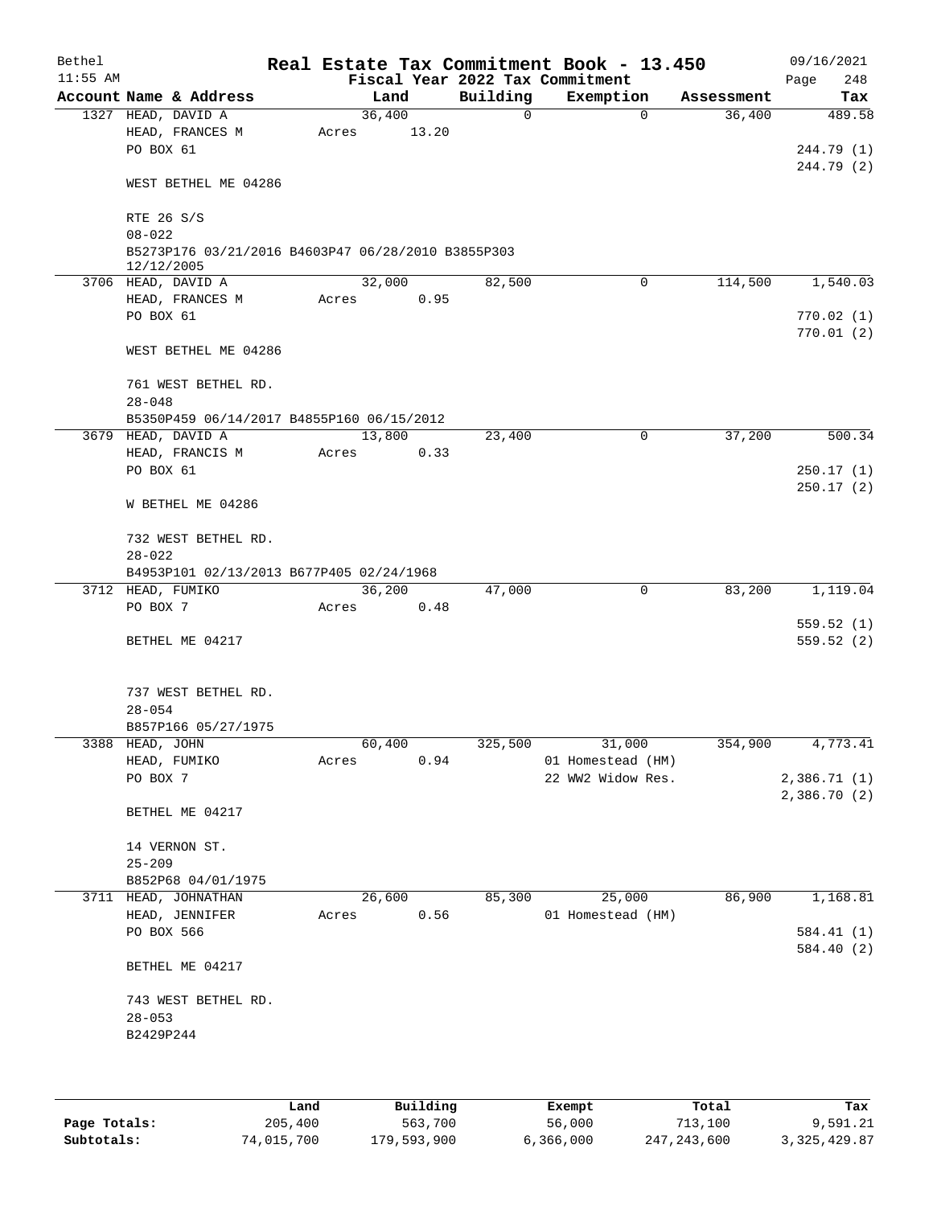Bethel
11:55 AM

# Real Estate Tax Commitment Book - 13.450

Fiscal Year 2022 Tax Commitment

09/16/2021
Page 248

| Account | Name & Address | Land | Building | Exemption | Assessment | Tax |
|---|---|---|---|---|---|---|
| 1327 | HEAD, DAVID A<br>HEAD, FRANCES M<br>PO BOX 61<br><br>WEST BETHEL ME 04286<br><br>RTE 26 S/S<br>08-022<br>B5273P176 03/21/2016 B4603P47 06/28/2010 B3855P303 12/12/2005 | 36,400<br>Acres 13.20 | 0 | 0 | 36,400 | 489.58<br><br>244.79 (1)<br>244.79 (2) |
| 3706 | HEAD, DAVID A<br>HEAD, FRANCES M<br>PO BOX 61<br><br>WEST BETHEL ME 04286<br><br>761 WEST BETHEL RD.<br>28-048<br>B5350P459 06/14/2017 B4855P160 06/15/2012 | 32,000<br>Acres 0.95 | 82,500 | 0 | 114,500 | 1,540.03<br><br>770.02 (1)<br>770.01 (2) |
| 3679 | HEAD, DAVID A<br>HEAD, FRANCIS M<br>PO BOX 61<br><br>W BETHEL ME 04286<br><br>732 WEST BETHEL RD.<br>28-022<br>B4953P101 02/13/2013 B677P405 02/24/1968 | 13,800<br>Acres 0.33 | 23,400 | 0 | 37,200 | 500.34<br><br>250.17 (1)<br>250.17 (2) |
| 3712 | HEAD, FUMIKO<br>PO BOX 7<br><br>BETHEL ME 04217<br><br>737 WEST BETHEL RD.<br>28-054<br>B857P166 05/27/1975 | 36,200<br>Acres 0.48 | 47,000 | 0 | 83,200 | 1,119.04<br><br>559.52 (1)<br>559.52 (2) |
| 3388 | HEAD, JOHN<br>HEAD, FUMIKO<br>PO BOX 7<br><br>BETHEL ME 04217<br><br>14 VERNON ST.<br>25-209<br>B852P68 04/01/1975 | 60,400<br>Acres 0.94 | 325,500 | 31,000<br>01 Homestead (HM)<br>22 WW2 Widow Res. | 354,900 | 4,773.41<br><br>2,386.71 (1)<br>2,386.70 (2) |
| 3711 | HEAD, JOHNATHAN<br>HEAD, JENNIFER<br>PO BOX 566<br><br>BETHEL ME 04217<br><br>743 WEST BETHEL RD.<br>28-053<br>B2429P244 | 26,600<br>Acres 0.56 | 85,300 | 25,000<br>01 Homestead (HM) | 86,900 | 1,168.81<br><br>584.41 (1)<br>584.40 (2) |

| | Land | Building | Exempt | Total | Tax |
|---|---|---|---|---|---|
| **Page Totals:** | 205,400 | 563,700 | 56,000 | 713,100 | 9,591.21 |
| **Subtotals:** | 74,015,700 | 179,593,900 | 6,366,000 | 247,243,600 | 3,325,429.87 |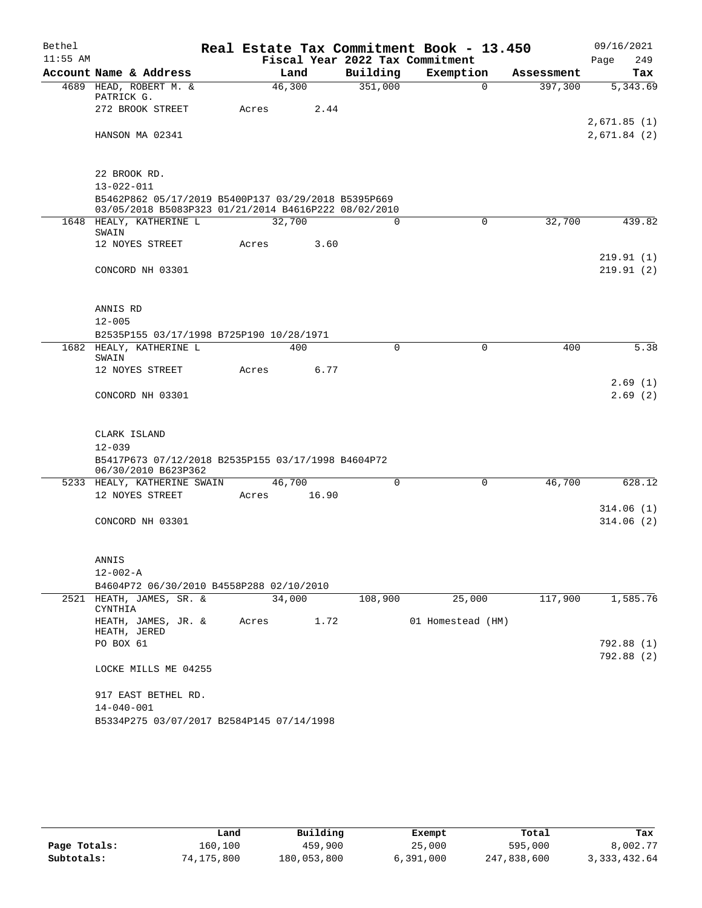# Real Estate Tax Commitment Book - 13.450

Bethel 11:55 AM — Fiscal Year 2022 Tax Commitment — 09/16/2021

| Account Name & Address | Land | Building | Exemption | Assessment | Tax |
|---|---|---|---|---|---|
| 4689 HEAD, ROBERT M. & PATRICK G. | 46,300 | 351,000 | 0 | 397,300 | 5,343.69 |
| 272 BROOK STREET | Acres 2.44 | | | | |
| | | | | | 2,671.85 (1) |
| HANSON MA 02341 | | | | | 2,671.84 (2) |
| 22 BROOK RD. | | | | | |
| 13-022-011 | | | | | |
| B5462P862 05/17/2019 B5400P137 03/29/2018 B5395P669 03/05/2018 B5083P323 01/21/2014 B4616P222 08/02/2010 | | | | | |
| 1648 HEALY, KATHERINE L SWAIN | 32,700 | 0 | 0 | 32,700 | 439.82 |
| 12 NOYES STREET | Acres 3.60 | | | | |
| | | | | | 219.91 (1) |
| CONCORD NH 03301 | | | | | 219.91 (2) |
| ANNIS RD | | | | | |
| 12-005 | | | | | |
| B2535P155 03/17/1998 B725P190 10/28/1971 | | | | | |
| 1682 HEALY, KATHERINE L SWAIN | 400 | 0 | 0 | 400 | 5.38 |
| 12 NOYES STREET | Acres 6.77 | | | | |
| | | | | | 2.69 (1) |
| CONCORD NH 03301 | | | | | 2.69 (2) |
| CLARK ISLAND | | | | | |
| 12-039 | | | | | |
| B5417P673 07/12/2018 B2535P155 03/17/1998 B4604P72 06/30/2010 B623P362 | | | | | |
| 5233 HEALY, KATHERINE SWAIN | 46,700 | 0 | 0 | 46,700 | 628.12 |
| 12 NOYES STREET | Acres 16.90 | | | | |
| | | | | | 314.06 (1) |
| CONCORD NH 03301 | | | | | 314.06 (2) |
| ANNIS | | | | | |
| 12-002-A | | | | | |
| B4604P72 06/30/2010 B4558P288 02/10/2010 | | | | | |
| 2521 HEATH, JAMES, SR. & CYNTHIA | 34,000 | 108,900 | 25,000 | 117,900 | 1,585.76 |
| HEATH, JAMES, JR. & HEATH, JERED | Acres 1.72 | | 01 Homestead (HM) | | |
| PO BOX 61 | | | | | 792.88 (1) |
| | | | | | 792.88 (2) |
| LOCKE MILLS ME 04255 | | | | | |
| 917 EAST BETHEL RD. | | | | | |
| 14-040-001 | | | | | |
| B5334P275 03/07/2017 B2584P145 07/14/1998 | | | | | |

| | Land | Building | Exempt | Total | Tax |
|---|---|---|---|---|---|
| Page Totals: | 160,100 | 459,900 | 25,000 | 595,000 | 8,002.77 |
| Subtotals: | 74,175,800 | 180,053,800 | 6,391,000 | 247,838,600 | 3,333,432.64 |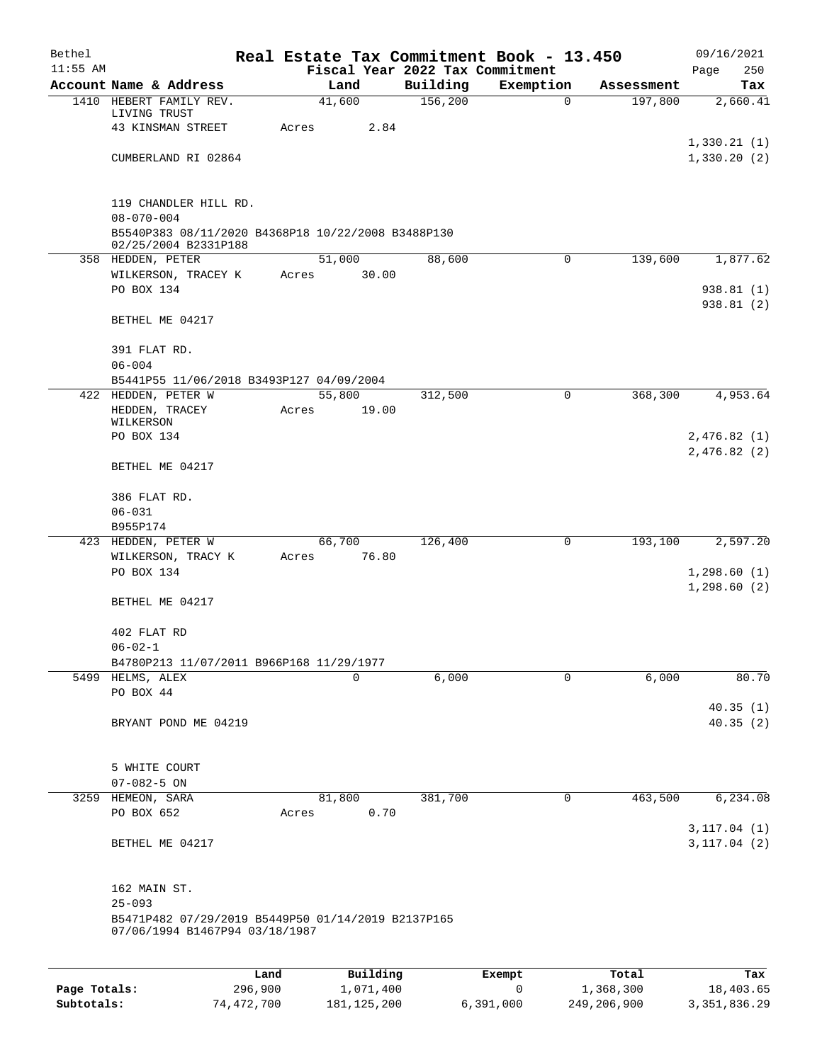# Real Estate Tax Commitment Book - 13.450

Bethel 11:55 AM — Fiscal Year 2022 Tax Commitment — 09/16/2021 Page 250

| Account Name & Address | Land | Building | Exemption | Assessment | Tax |
|---|---|---|---|---|---|
| 1410 HEBERT FAMILY REV. LIVING TRUST | 41,600 | 156,200 | 0 | 197,800 | 2,660.41 |
| 43 KINSMAN STREET | Acres 2.84 | | | | |
| | | | | | 1,330.21 (1) |
| CUMBERLAND RI 02864 | | | | | 1,330.20 (2) |
| 119 CHANDLER HILL RD. | | | | | |
| 08-070-004 | | | | | |
| B5540P383 08/11/2020 B4368P18 10/22/2008 B3488P130 02/25/2004 B2331P188 | | | | | |
| 358 HEDDEN, PETER | 51,000 | 88,600 | 0 | 139,600 | 1,877.62 |
| WILKERSON, TRACEY K | Acres 30.00 | | | | |
| PO BOX 134 | | | | | 938.81 (1) |
| | | | | | 938.81 (2) |
| BETHEL ME 04217 | | | | | |
| 391 FLAT RD. | | | | | |
| 06-004 | | | | | |
| B5441P55 11/06/2018 B3493P127 04/09/2004 | | | | | |
| 422 HEDDEN, PETER W | 55,800 | 312,500 | 0 | 368,300 | 4,953.64 |
| HEDDEN, TRACEY WILKERSON | Acres 19.00 | | | | |
| PO BOX 134 | | | | | 2,476.82 (1) |
| | | | | | 2,476.82 (2) |
| BETHEL ME 04217 | | | | | |
| 386 FLAT RD. | | | | | |
| 06-031 | | | | | |
| B955P174 | | | | | |
| 423 HEDDEN, PETER W | 66,700 | 126,400 | 0 | 193,100 | 2,597.20 |
| WILKERSON, TRACY K | Acres 76.80 | | | | |
| PO BOX 134 | | | | | 1,298.60 (1) |
| | | | | | 1,298.60 (2) |
| BETHEL ME 04217 | | | | | |
| 402 FLAT RD | | | | | |
| 06-02-1 | | | | | |
| B4780P213 11/07/2011 B966P168 11/29/1977 | | | | | |
| 5499 HELMS, ALEX | 0 | 6,000 | 0 | 6,000 | 80.70 |
| PO BOX 44 | | | | | |
| | | | | | 40.35 (1) |
| BRYANT POND ME 04219 | | | | | 40.35 (2) |
| 5 WHITE COURT | | | | | |
| 07-082-5 ON | | | | | |
| 3259 HEMEON, SARA | 81,800 | 381,700 | 0 | 463,500 | 6,234.08 |
| PO BOX 652 | Acres 0.70 | | | | |
| | | | | | 3,117.04 (1) |
| BETHEL ME 04217 | | | | | 3,117.04 (2) |
| 162 MAIN ST. | | | | | |
| 25-093 | | | | | |
| B5471P482 07/29/2019 B5449P50 01/14/2019 B2137P165 07/06/1994 B1467P94 03/18/1987 | | | | | |

| | Land | Building | Exempt | Total | Tax |
|---|---|---|---|---|---|
| Page Totals: | 296,900 | 1,071,400 | 0 | 1,368,300 | 18,403.65 |
| Subtotals: | 74,472,700 | 181,125,200 | 6,391,000 | 249,206,900 | 3,351,836.29 |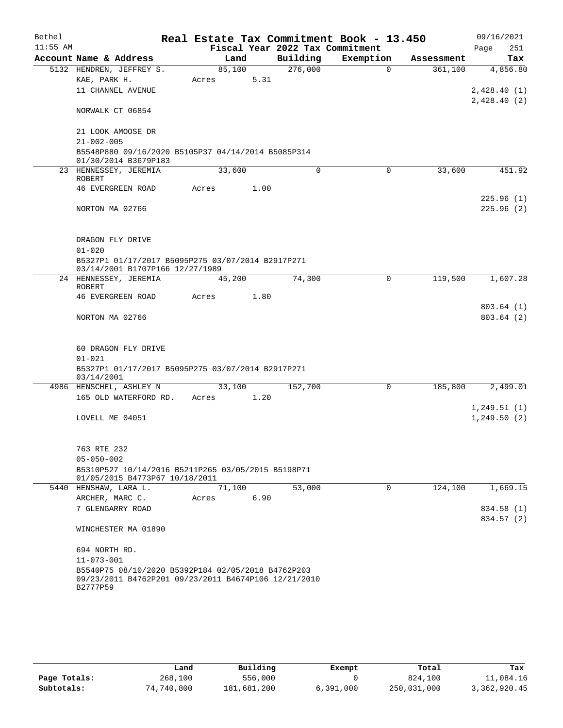# Real Estate Tax Commitment Book - 13.450

Bethel 11:55 AM — Fiscal Year 2022 Tax Commitment — 09/16/2021

| Account Name & Address | Land | Building | Exemption | Assessment | Tax |
|---|---|---|---|---|---|
| 5132 HENDREN, JEFFREY S. | 85,100 | 276,000 | 0 | 361,100 | 4,856.80 |
| KAE, PARK H. | Acres 5.31 | | | | |
| 11 CHANNEL AVENUE | | | | | 2,428.40 (1) |
| | | | | | 2,428.40 (2) |
| NORWALK CT 06854 | | | | | |
| 21 LOOK AMOOSE DR | | | | | |
| 21-002-005 | | | | | |
| B5548P880 09/16/2020 B5105P37 04/14/2014 B5085P314 01/30/2014 B3679P183 | | | | | |
| 23 HENNESSEY, JEREMIA ROBERT | 33,600 | 0 | 0 | 33,600 | 451.92 |
| 46 EVERGREEN ROAD | Acres 1.00 | | | | |
| | | | | | 225.96 (1) |
| NORTON MA 02766 | | | | | 225.96 (2) |
| DRAGON FLY DRIVE | | | | | |
| 01-020 | | | | | |
| B5327P1 01/17/2017 B5095P275 03/07/2014 B2917P271 03/14/2001 B1707P166 12/27/1989 | | | | | |
| 24 HENNESSEY, JEREMIA ROBERT | 45,200 | 74,300 | 0 | 119,500 | 1,607.28 |
| 46 EVERGREEN ROAD | Acres 1.80 | | | | |
| | | | | | 803.64 (1) |
| NORTON MA 02766 | | | | | 803.64 (2) |
| 60 DRAGON FLY DRIVE | | | | | |
| 01-021 | | | | | |
| B5327P1 01/17/2017 B5095P275 03/07/2014 B2917P271 03/14/2001 | | | | | |
| 4986 HENSCHEL, ASHLEY N | 33,100 | 152,700 | 0 | 185,800 | 2,499.01 |
| 165 OLD WATERFORD RD. | Acres 1.20 | | | | |
| | | | | | 1,249.51 (1) |
| LOVELL ME 04051 | | | | | 1,249.50 (2) |
| 763 RTE 232 | | | | | |
| 05-050-002 | | | | | |
| B5310P527 10/14/2016 B5211P265 03/05/2015 B5198P71 01/05/2015 B4773P67 10/18/2011 | | | | | |
| 5440 HENSHAW, LARA L. | 71,100 | 53,000 | 0 | 124,100 | 1,669.15 |
| ARCHER, MARC C. | Acres 6.90 | | | | |
| 7 GLENGARRY ROAD | | | | | 834.58 (1) |
| | | | | | 834.57 (2) |
| WINCHESTER MA 01890 | | | | | |
| 694 NORTH RD. | | | | | |
| 11-073-001 | | | | | |
| B5540P75 08/10/2020 B5392P184 02/05/2018 B4762P203 09/23/2011 B4762P201 09/23/2011 B4674P106 12/21/2010 B2777P59 | | | | | |

| | Land | Building | Exempt | Total | Tax |
|---|---|---|---|---|---|
| Page Totals: | 268,100 | 556,000 | 0 | 824,100 | 11,084.16 |
| Subtotals: | 74,740,800 | 181,681,200 | 6,391,000 | 250,031,000 | 3,362,920.45 |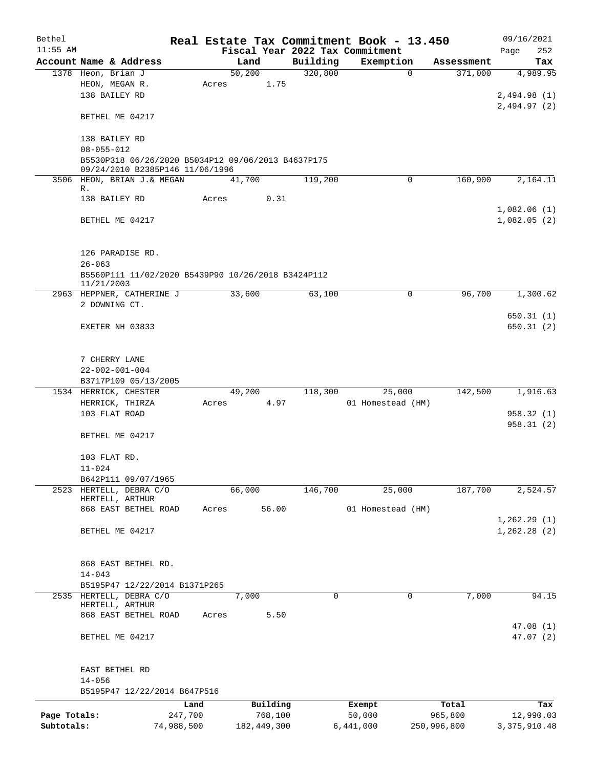Bethel | Real Estate Tax Commitment Book - 13.450 | 09/16/2021
11:55 AM | Fiscal Year 2022 Tax Commitment | Page 252

| Account Name & Address | Land | Building | Exemption | Assessment | Tax |
|---|---|---|---|---|---|
| 1378 Heon, Brian J | 50,200 | 320,800 | 0 | 371,000 | 4,989.95 |
| HEON, MEGAN R. | Acres 1.75 | | | | |
| 138 BAILEY RD | | | | | 2,494.98 (1) |
| | | | | | 2,494.97 (2) |
| BETHEL ME 04217 | | | | | |
| 138 BAILEY RD | | | | | |
| 08-055-012 | | | | | |
| B5530P318 06/26/2020 B5034P12 09/06/2013 B4637P175 09/24/2010 B2385P146 11/06/1996 | | | | | |
| 3506 HEON, BRIAN J.& MEGAN R. | 41,700 | 119,200 | 0 | 160,900 | 2,164.11 |
| 138 BAILEY RD | Acres 0.31 | | | | |
| | | | | | 1,082.06 (1) |
| BETHEL ME 04217 | | | | | 1,082.05 (2) |
| 126 PARADISE RD. | | | | | |
| 26-063 | | | | | |
| B5560P111 11/02/2020 B5439P90 10/26/2018 B3424P112 11/21/2003 | | | | | |
| 2963 HEPPNER, CATHERINE J | 33,600 | 63,100 | 0 | 96,700 | 1,300.62 |
| 2 DOWNING CT. | | | | | |
| | | | | | 650.31 (1) |
| EXETER NH 03833 | | | | | 650.31 (2) |
| 7 CHERRY LANE | | | | | |
| 22-002-001-004 | | | | | |
| B3717P109 05/13/2005 | | | | | |
| 1534 HERRICK, CHESTER | 49,200 | 118,300 | 25,000 | 142,500 | 1,916.63 |
| HERRICK, THIRZA | Acres 4.97 | | 01 Homestead (HM) | | |
| 103 FLAT ROAD | | | | | 958.32 (1) |
| | | | | | 958.31 (2) |
| BETHEL ME 04217 | | | | | |
| 103 FLAT RD. | | | | | |
| 11-024 | | | | | |
| B642P111 09/07/1965 | | | | | |
| 2523 HERTELL, DEBRA C/O HERTELL, ARTHUR | 66,000 | 146,700 | 25,000 | 187,700 | 2,524.57 |
| 868 EAST BETHEL ROAD | Acres 56.00 | | 01 Homestead (HM) | | |
| | | | | | 1,262.29 (1) |
| BETHEL ME 04217 | | | | | 1,262.28 (2) |
| 868 EAST BETHEL RD. | | | | | |
| 14-043 | | | | | |
| B5195P47 12/22/2014 B1371P265 | | | | | |
| 2535 HERTELL, DEBRA C/O HERTELL, ARTHUR | 7,000 | 0 | 0 | 7,000 | 94.15 |
| 868 EAST BETHEL ROAD | Acres 5.50 | | | | |
| | | | | | 47.08 (1) |
| BETHEL ME 04217 | | | | | 47.07 (2) |
| EAST BETHEL RD | | | | | |
| 14-056 | | | | | |
| B5195P47 12/22/2014 B647P516 | | | | | |

| | Land | Building | Exempt | Total | Tax |
|---|---|---|---|---|---|
| Page Totals: | 247,700 | 768,100 | 50,000 | 965,800 | 12,990.03 |
| Subtotals: | 74,988,500 | 182,449,300 | 6,441,000 | 250,996,800 | 3,375,910.48 |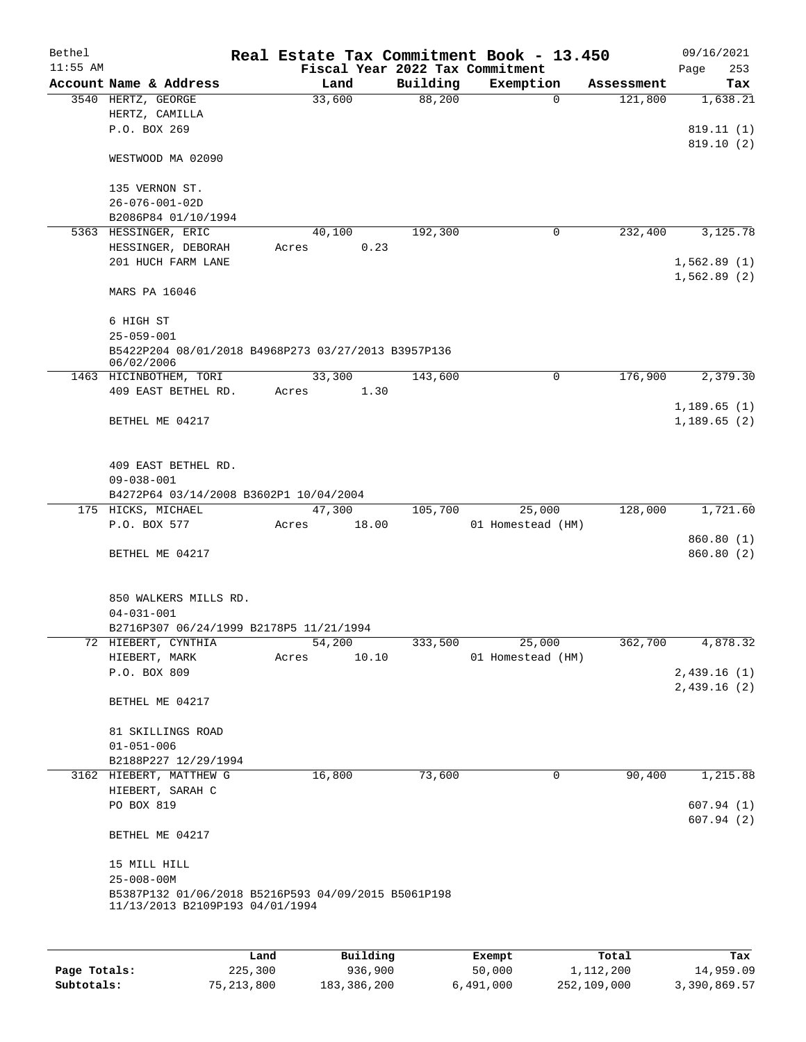# Real Estate Tax Commitment Book - 13.450

Bethel 11:55 AM — Fiscal Year 2022 Tax Commitment — 09/16/2021

| Account Name & Address | Land | Building | Exemption | Assessment | Tax |
|---|---|---|---|---|---|
| 3540 HERTZ, GEORGE<br>HERTZ, CAMILLA<br>P.O. BOX 269<br><br>WESTWOOD MA 02090<br><br>135 VERNON ST.<br>26-076-001-02D<br>B2086P84 01/10/1994 | 33,600 | 88,200 | 0 | 121,800 | 1,638.21<br><br>819.11 (1)<br>819.10 (2) |
| 5363 HESSINGER, ERIC<br>HESSINGER, DEBORAH<br>201 HUCH FARM LANE<br><br>MARS PA 16046<br><br>6 HIGH ST<br>25-059-001<br>B5422P204 08/01/2018 B4968P273 03/27/2013 B3957P136 06/02/2006 | 40,100<br>Acres 0.23 | 192,300 | 0 | 232,400 | 3,125.78<br><br>1,562.89 (1)<br>1,562.89 (2) |
| 1463 HICINBOTHEM, TORI<br>409 EAST BETHEL RD.<br><br>BETHEL ME 04217<br><br>409 EAST BETHEL RD.<br>09-038-001<br>B4272P64 03/14/2008 B3602P1 10/04/2004 | 33,300<br>Acres 1.30 | 143,600 | 0 | 176,900 | 2,379.30<br><br>1,189.65 (1)<br>1,189.65 (2) |
| 175 HICKS, MICHAEL<br>P.O. BOX 577<br><br>BETHEL ME 04217<br><br>850 WALKERS MILLS RD.<br>04-031-001<br>B2716P307 06/24/1999 B2178P5 11/21/1994 | 47,300<br>Acres 18.00 | 105,700 | 25,000<br>01 Homestead (HM) | 128,000 | 1,721.60<br><br>860.80 (1)<br>860.80 (2) |
| 72 HIEBERT, CYNTHIA<br>HIEBERT, MARK<br>P.O. BOX 809<br><br>BETHEL ME 04217<br><br>81 SKILLINGS ROAD<br>01-051-006<br>B2188P227 12/29/1994 | 54,200<br>Acres 10.10 | 333,500 | 25,000<br>01 Homestead (HM) | 362,700 | 4,878.32<br><br>2,439.16 (1)<br>2,439.16 (2) |
| 3162 HIEBERT, MATTHEW G<br>HIEBERT, SARAH C<br>PO BOX 819<br><br>BETHEL ME 04217<br><br>15 MILL HILL<br>25-008-00M<br>B5387P132 01/06/2018 B5216P593 04/09/2015 B5061P198 11/13/2013 B2109P193 04/01/1994 | 16,800 | 73,600 | 0 | 90,400 | 1,215.88<br><br>607.94 (1)<br>607.94 (2) |

| | Land | Building | Exempt | Total | Tax |
|---|---|---|---|---|---|
| **Page Totals:** | 225,300 | 936,900 | 50,000 | 1,112,200 | 14,959.09 |
| **Subtotals:** | 75,213,800 | 183,386,200 | 6,491,000 | 252,109,000 | 3,390,869.57 |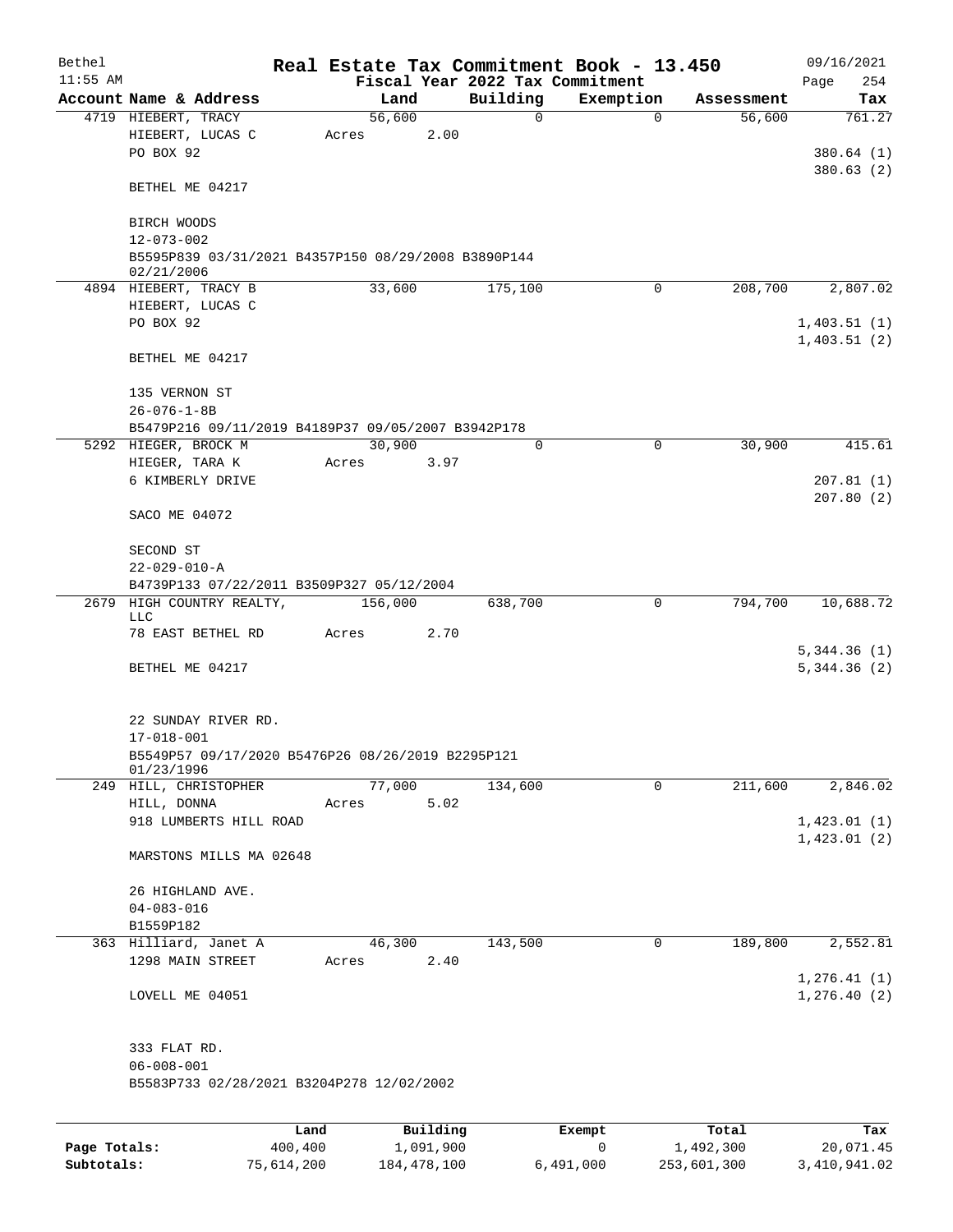Bethel | Real Estate Tax Commitment Book - 13.450 | 09/16/2021
11:55 AM | Fiscal Year 2022 Tax Commitment | Page 254

| Account Name & Address | Land | Building | Exemption | Assessment | Tax |
|---|---|---|---|---|---|
| 4719 HIEBERT, TRACY | 56,600 | 0 | 0 | 56,600 | 761.27 |
| HIEBERT, LUCAS C | Acres 2.00 | | | | |
| PO BOX 92 | | | | | 380.64 (1) |
| | | | | | 380.63 (2) |
| BETHEL ME 04217 | | | | | |
| BIRCH WOODS | | | | | |
| 12-073-002 | | | | | |
| B5595P839 03/31/2021 B4357P150 08/29/2008 B3890P144 02/21/2006 | | | | | |
| 4894 HIEBERT, TRACY B | 33,600 | 175,100 | 0 | 208,700 | 2,807.02 |
| HIEBERT, LUCAS C | | | | | |
| PO BOX 92 | | | | | 1,403.51 (1) |
| | | | | | 1,403.51 (2) |
| BETHEL ME 04217 | | | | | |
| 135 VERNON ST | | | | | |
| 26-076-1-8B | | | | | |
| B5479P216 09/11/2019 B4189P37 09/05/2007 B3942P178 | | | | | |
| 5292 HIEGER, BROCK M | 30,900 | 0 | 0 | 30,900 | 415.61 |
| HIEGER, TARA K | Acres 3.97 | | | | |
| 6 KIMBERLY DRIVE | | | | | 207.81 (1) |
| | | | | | 207.80 (2) |
| SACO ME 04072 | | | | | |
| SECOND ST | | | | | |
| 22-029-010-A | | | | | |
| B4739P133 07/22/2011 B3509P327 05/12/2004 | | | | | |
| 2679 HIGH COUNTRY REALTY, LLC | 156,000 | 638,700 | 0 | 794,700 | 10,688.72 |
| 78 EAST BETHEL RD | Acres 2.70 | | | | |
| | | | | | 5,344.36 (1) |
| BETHEL ME 04217 | | | | | 5,344.36 (2) |
| 22 SUNDAY RIVER RD. | | | | | |
| 17-018-001 | | | | | |
| B5549P57 09/17/2020 B5476P26 08/26/2019 B2295P121 01/23/1996 | | | | | |
| 249 HILL, CHRISTOPHER | 77,000 | 134,600 | 0 | 211,600 | 2,846.02 |
| HILL, DONNA | Acres 5.02 | | | | |
| 918 LUMBERTS HILL ROAD | | | | | 1,423.01 (1) |
| | | | | | 1,423.01 (2) |
| MARSTONS MILLS MA 02648 | | | | | |
| 26 HIGHLAND AVE. | | | | | |
| 04-083-016 | | | | | |
| B1559P182 | | | | | |
| 363 Hilliard, Janet A | 46,300 | 143,500 | 0 | 189,800 | 2,552.81 |
| 1298 MAIN STREET | Acres 2.40 | | | | |
| | | | | | 1,276.41 (1) |
| LOVELL ME 04051 | | | | | 1,276.40 (2) |
| 333 FLAT RD. | | | | | |
| 06-008-001 | | | | | |
| B5583P733 02/28/2021 B3204P278 12/02/2002 | | | | | |

| | Land | Building | Exempt | Total | Tax |
|---|---|---|---|---|---|
| Page Totals: | 400,400 | 1,091,900 | 0 | 1,492,300 | 20,071.45 |
| Subtotals: | 75,614,200 | 184,478,100 | 6,491,000 | 253,601,300 | 3,410,941.02 |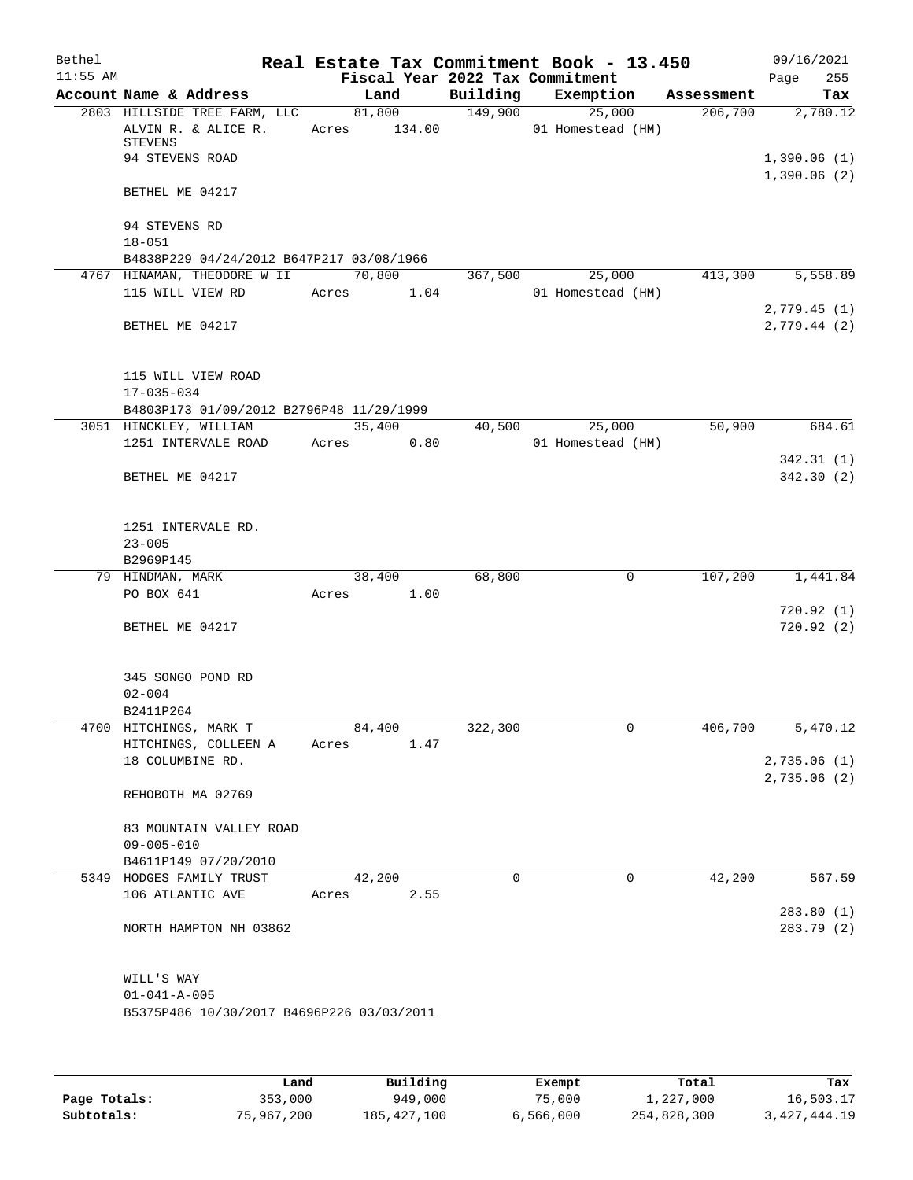# Real Estate Tax Commitment Book - 13.450

Bethel 11:55 AM — Fiscal Year 2022 Tax Commitment — 09/16/2021

| Account Name & Address | Land | Building | Exemption | Assessment | Tax |
|---|---|---|---|---|---|
| 2803 HILLSIDE TREE FARM, LLC | 81,800 | 149,900 | 25,000 | 206,700 | 2,780.12 |
| ALVIN R. & ALICE R. STEVENS | Acres 134.00 | | 01 Homestead (HM) | | |
| 94 STEVENS ROAD | | | | | 1,390.06 (1) |
| | | | | | 1,390.06 (2) |
| BETHEL ME 04217 | | | | | |
| 94 STEVENS RD | | | | | |
| 18-051 | | | | | |
| B4838P229 04/24/2012 B647P217 03/08/1966 | | | | | |
| 4767 HINAMAN, THEODORE W II | 70,800 | 367,500 | 25,000 | 413,300 | 5,558.89 |
| 115 WILL VIEW RD | Acres 1.04 | | 01 Homestead (HM) | | |
| | | | | | 2,779.45 (1) |
| BETHEL ME 04217 | | | | | 2,779.44 (2) |
| 115 WILL VIEW ROAD | | | | | |
| 17-035-034 | | | | | |
| B4803P173 01/09/2012 B2796P48 11/29/1999 | | | | | |
| 3051 HINCKLEY, WILLIAM | 35,400 | 40,500 | 25,000 | 50,900 | 684.61 |
| 1251 INTERVALE ROAD | Acres 0.80 | | 01 Homestead (HM) | | |
| | | | | | 342.31 (1) |
| BETHEL ME 04217 | | | | | 342.30 (2) |
| 1251 INTERVALE RD. | | | | | |
| 23-005 | | | | | |
| B2969P145 | | | | | |
| 79 HINDMAN, MARK | 38,400 | 68,800 | 0 | 107,200 | 1,441.84 |
| PO BOX 641 | Acres 1.00 | | | | |
| | | | | | 720.92 (1) |
| BETHEL ME 04217 | | | | | 720.92 (2) |
| 345 SONGO POND RD | | | | | |
| 02-004 | | | | | |
| B2411P264 | | | | | |
| 4700 HITCHINGS, MARK T | 84,400 | 322,300 | 0 | 406,700 | 5,470.12 |
| HITCHINGS, COLLEEN A | Acres 1.47 | | | | |
| 18 COLUMBINE RD. | | | | | 2,735.06 (1) |
| | | | | | 2,735.06 (2) |
| REHOBOTH MA 02769 | | | | | |
| 83 MOUNTAIN VALLEY ROAD | | | | | |
| 09-005-010 | | | | | |
| B4611P149 07/20/2010 | | | | | |
| 5349 HODGES FAMILY TRUST | 42,200 | 0 | 0 | 42,200 | 567.59 |
| 106 ATLANTIC AVE | Acres 2.55 | | | | |
| | | | | | 283.80 (1) |
| NORTH HAMPTON NH 03862 | | | | | 283.79 (2) |
| WILL'S WAY | | | | | |
| 01-041-A-005 | | | | | |
| B5375P486 10/30/2017 B4696P226 03/03/2011 | | | | | |

| | Land | Building | Exempt | Total | Tax |
|---|---|---|---|---|---|
| Page Totals: | 353,000 | 949,000 | 75,000 | 1,227,000 | 16,503.17 |
| Subtotals: | 75,967,200 | 185,427,100 | 6,566,000 | 254,828,300 | 3,427,444.19 |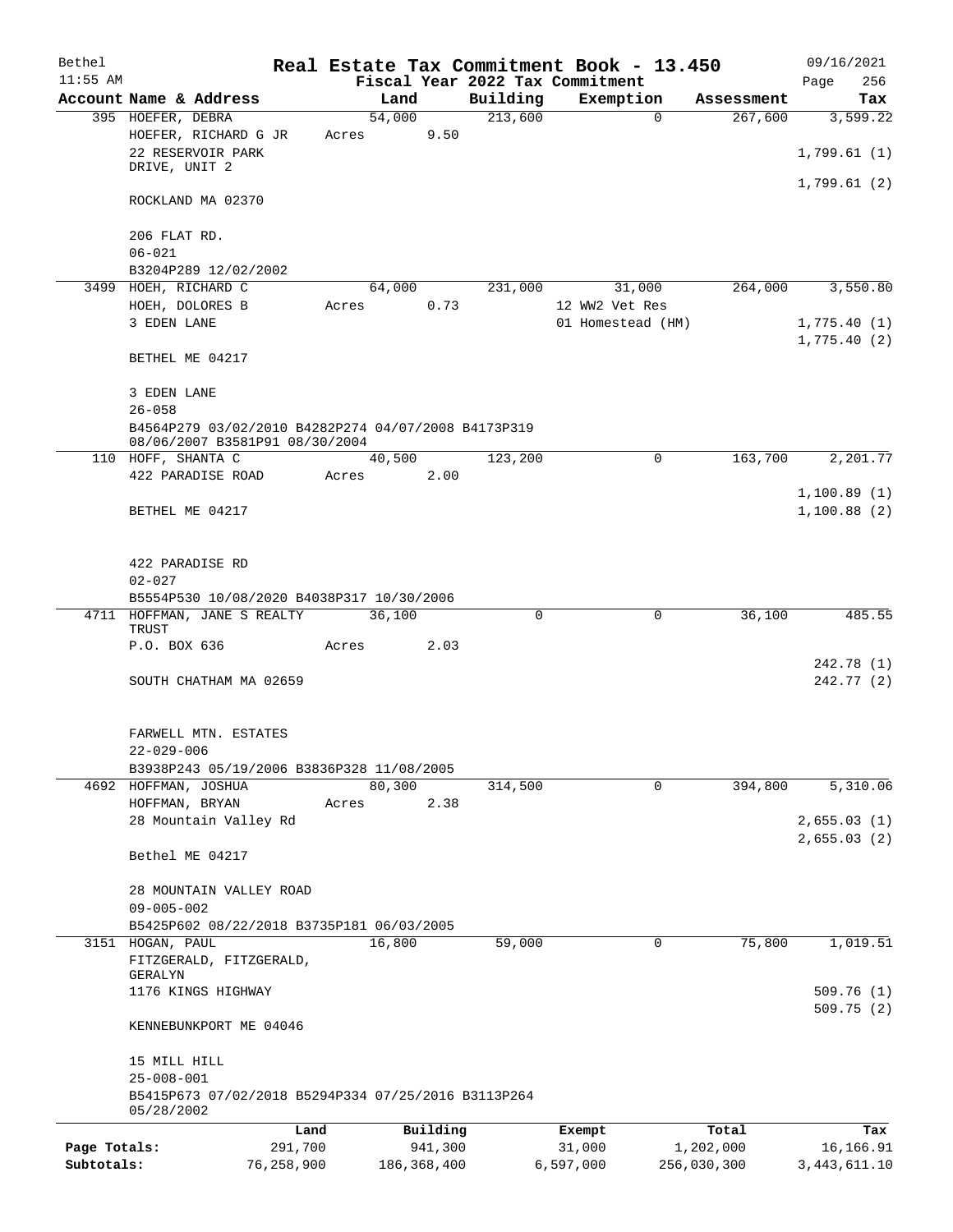Bethel  
11:55 AM

# Real Estate Tax Commitment Book - 13.450

## Fiscal Year 2022 Tax Commitment

09/16/2021  
Page 256

| Account Name & Address | Land | Building | Exemption | Assessment | Tax |
|---|---|---|---|---|---|
| 395 HOEFER, DEBRA<br>HOEFER, RICHARD G JR<br>22 RESERVOIR PARK DRIVE, UNIT 2<br>ROCKLAND MA 02370<br><br>206 FLAT RD.<br>06-021<br>B3204P289 12/02/2002 | 54,000<br>Acres 9.50 | 213,600 | 0 | 267,600 | 3,599.22<br><br>1,799.61 (1)<br>1,799.61 (2) |
| 3499 HOEH, RICHARD C<br>HOEH, DOLORES B<br>3 EDEN LANE<br>BETHEL ME 04217<br><br>3 EDEN LANE<br>26-058<br>B4564P279 03/02/2010 B4282P274 04/07/2008 B4173P319 08/06/2007 B3581P91 08/30/2004 | 64,000<br>Acres 0.73 | 231,000 | 31,000<br>12 WW2 Vet Res<br>01 Homestead (HM) | 264,000 | 3,550.80<br><br>1,775.40 (1)<br>1,775.40 (2) |
| 110 HOFF, SHANTA C<br>422 PARADISE ROAD<br>BETHEL ME 04217<br><br>422 PARADISE RD<br>02-027<br>B5554P530 10/08/2020 B4038P317 10/30/2006 | 40,500<br>Acres 2.00 | 123,200 | 0 | 163,700 | 2,201.77<br><br>1,100.89 (1)<br>1,100.88 (2) |
| 4711 HOFFMAN, JANE S REALTY TRUST<br>P.O. BOX 636<br>SOUTH CHATHAM MA 02659<br><br>FARWELL MTN. ESTATES<br>22-029-006<br>B3938P243 05/19/2006 B3836P328 11/08/2005 | 36,100<br>Acres 2.03 | 0 | 0 | 36,100 | 485.55<br><br>242.78 (1)<br>242.77 (2) |
| 4692 HOFFMAN, JOSHUA<br>HOFFMAN, BRYAN<br>28 Mountain Valley Rd<br>Bethel ME 04217<br><br>28 MOUNTAIN VALLEY ROAD<br>09-005-002<br>B5425P602 08/22/2018 B3735P181 06/03/2005 | 80,300<br>Acres 2.38 | 314,500 | 0 | 394,800 | 5,310.06<br><br>2,655.03 (1)<br>2,655.03 (2) |
| 3151 HOGAN, PAUL<br>FITZGERALD, FITZGERALD, GERALYN<br>1176 KINGS HIGHWAY<br>KENNEBUNKPORT ME 04046<br><br>15 MILL HILL<br>25-008-001<br>B5415P673 07/02/2018 B5294P334 07/25/2016 B3113P264 05/28/2002 | 16,800 | 59,000 | 0 | 75,800 | 1,019.51<br><br>509.76 (1)<br>509.75 (2) |

| | Land | Building | Exempt | Total | Tax |
|---|---|---|---|---|---|
| Page Totals: | 291,700 | 941,300 | 31,000 | 1,202,000 | 16,166.91 |
| Subtotals: | 76,258,900 | 186,368,400 | 6,597,000 | 256,030,300 | 3,443,611.10 |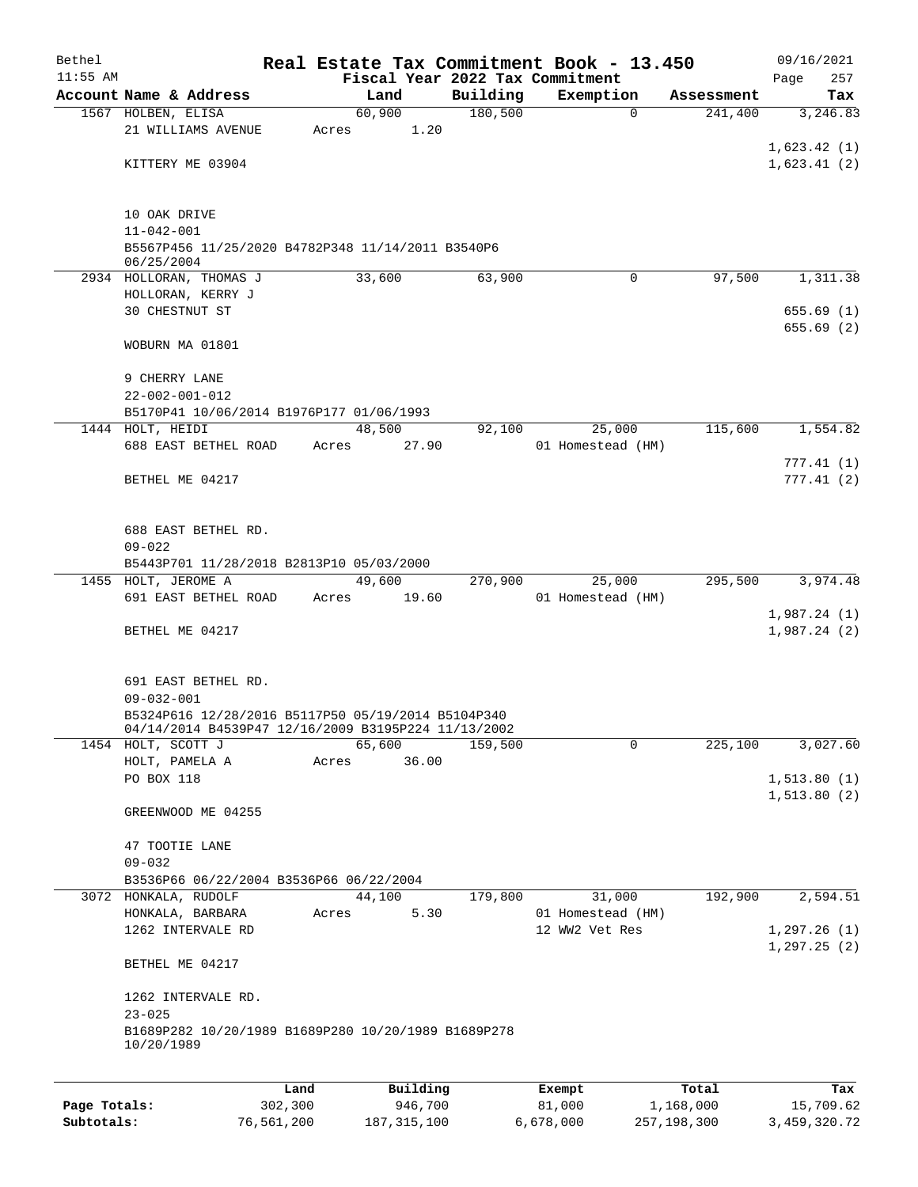Bethel 11:55 AM

# Real Estate Tax Commitment Book - 13.450

Fiscal Year 2022 Tax Commitment

09/16/2021 Page 257

| Account Name & Address | Land | Building | Exemption | Assessment | Tax |
|---|---|---|---|---|---|
| 1567 HOLBEN, ELISA<br>21 WILLIAMS AVENUE<br><br>KITTERY ME 03904<br><br>10 OAK DRIVE<br>11-042-001<br>B5567P456 11/25/2020 B4782P348 11/14/2011 B3540P6 06/25/2004 | 60,900<br>Acres 1.20 | 180,500 | 0 | 241,400 | 3,246.83<br><br>1,623.42 (1)<br>1,623.41 (2) |
| 2934 HOLLORAN, THOMAS J<br>HOLLORAN, KERRY J<br>30 CHESTNUT ST<br><br>WOBURN MA 01801<br><br>9 CHERRY LANE<br>22-002-001-012<br>B5170P41 10/06/2014 B1976P177 01/06/1993 | 33,600 | 63,900 | 0 | 97,500 | 1,311.38<br><br>655.69 (1)<br>655.69 (2) |
| 1444 HOLT, HEIDI<br>688 EAST BETHEL ROAD<br><br>BETHEL ME 04217<br><br>688 EAST BETHEL RD.<br>09-022<br>B5443P701 11/28/2018 B2813P10 05/03/2000 | 48,500<br>Acres 27.90 | 92,100 | 25,000<br>01 Homestead (HM) | 115,600 | 1,554.82<br><br>777.41 (1)<br>777.41 (2) |
| 1455 HOLT, JEROME A<br>691 EAST BETHEL ROAD<br><br>BETHEL ME 04217<br><br>691 EAST BETHEL RD.<br>09-032-001<br>B5324P616 12/28/2016 B5117P50 05/19/2014 B5104P340 04/14/2014 B4539P47 12/16/2009 B3195P224 11/13/2002 | 49,600<br>Acres 19.60 | 270,900 | 25,000<br>01 Homestead (HM) | 295,500 | 3,974.48<br><br>1,987.24 (1)<br>1,987.24 (2) |
| 1454 HOLT, SCOTT J<br>HOLT, PAMELA A<br>PO BOX 118<br><br>GREENWOOD ME 04255<br><br>47 TOOTIE LANE<br>09-032<br>B3536P66 06/22/2004 B3536P66 06/22/2004 | 65,600<br>Acres 36.00 | 159,500 | 0 | 225,100 | 3,027.60<br><br>1,513.80 (1)<br>1,513.80 (2) |
| 3072 HONKALA, RUDOLF<br>HONKALA, BARBARA<br>1262 INTERVALE RD<br><br>BETHEL ME 04217<br><br>1262 INTERVALE RD.<br>23-025<br>B1689P282 10/20/1989 B1689P280 10/20/1989 B1689P278 10/20/1989 | 44,100<br>Acres 5.30 | 179,800 | 31,000<br>01 Homestead (HM)<br>12 WW2 Vet Res | 192,900 | 2,594.51<br><br>1,297.26 (1)<br>1,297.25 (2) |

| | Land | Building | Exempt | Total | Tax |
|---|---|---|---|---|---|
| **Page Totals:** | 302,300 | 946,700 | 81,000 | 1,168,000 | 15,709.62 |
| **Subtotals:** | 76,561,200 | 187,315,100 | 6,678,000 | 257,198,300 | 3,459,320.72 |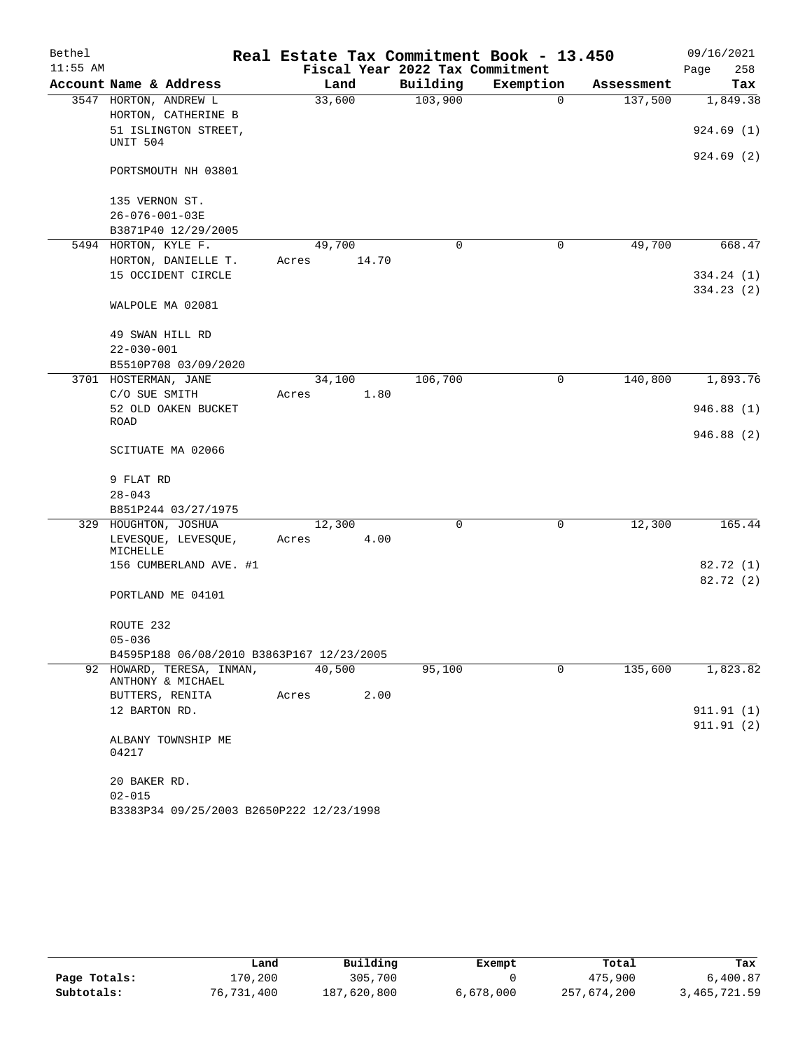Bethel — Real Estate Tax Commitment Book - 13.450 — 09/16/2021

11:55 AM — Fiscal Year 2022 Tax Commitment

| Account Name & Address | Land | Building | Exemption | Assessment | Tax |
|---|---|---|---|---|---|
| 3547 HORTON, ANDREW L | 33,600 | 103,900 | 0 | 137,500 | 1,849.38 |
| HORTON, CATHERINE B | | | | | |
| 51 ISLINGTON STREET, UNIT 504 | | | | | 924.69 (1) |
| | | | | | 924.69 (2) |
| PORTSMOUTH NH 03801 | | | | | |
| 135 VERNON ST. | | | | | |
| 26-076-001-03E | | | | | |
| B3871P40 12/29/2005 | | | | | |
| 5494 HORTON, KYLE F. | 49,700 | 0 | 0 | 49,700 | 668.47 |
| HORTON, DANIELLE T. | Acres 14.70 | | | | |
| 15 OCCIDENT CIRCLE | | | | | 334.24 (1) |
| | | | | | 334.23 (2) |
| WALPOLE MA 02081 | | | | | |
| 49 SWAN HILL RD | | | | | |
| 22-030-001 | | | | | |
| B5510P708 03/09/2020 | | | | | |
| 3701 HOSTERMAN, JANE | 34,100 | 106,700 | 0 | 140,800 | 1,893.76 |
| C/O SUE SMITH | Acres 1.80 | | | | |
| 52 OLD OAKEN BUCKET ROAD | | | | | 946.88 (1) |
| | | | | | 946.88 (2) |
| SCITUATE MA 02066 | | | | | |
| 9 FLAT RD | | | | | |
| 28-043 | | | | | |
| B851P244 03/27/1975 | | | | | |
| 329 HOUGHTON, JOSHUA | 12,300 | 0 | 0 | 12,300 | 165.44 |
| LEVESQUE, LEVESQUE, MICHELLE | Acres 4.00 | | | | |
| 156 CUMBERLAND AVE. #1 | | | | | 82.72 (1) |
| | | | | | 82.72 (2) |
| PORTLAND ME 04101 | | | | | |
| ROUTE 232 | | | | | |
| 05-036 | | | | | |
| B4595P188 06/08/2010 B3863P167 12/23/2005 | | | | | |
| 92 HOWARD, TERESA, INMAN, ANTHONY & MICHAEL | 40,500 | 95,100 | 0 | 135,600 | 1,823.82 |
| BUTTERS, RENITA | Acres 2.00 | | | | |
| 12 BARTON RD. | | | | | 911.91 (1) |
| | | | | | 911.91 (2) |
| ALBANY TOWNSHIP ME 04217 | | | | | |
| 20 BAKER RD. | | | | | |
| 02-015 | | | | | |
| B3383P34 09/25/2003 B2650P222 12/23/1998 | | | | | |

| | Land | Building | Exempt | Total | Tax |
|---|---|---|---|---|---|
| Page Totals: | 170,200 | 305,700 | 0 | 475,900 | 6,400.87 |
| Subtotals: | 76,731,400 | 187,620,800 | 6,678,000 | 257,674,200 | 3,465,721.59 |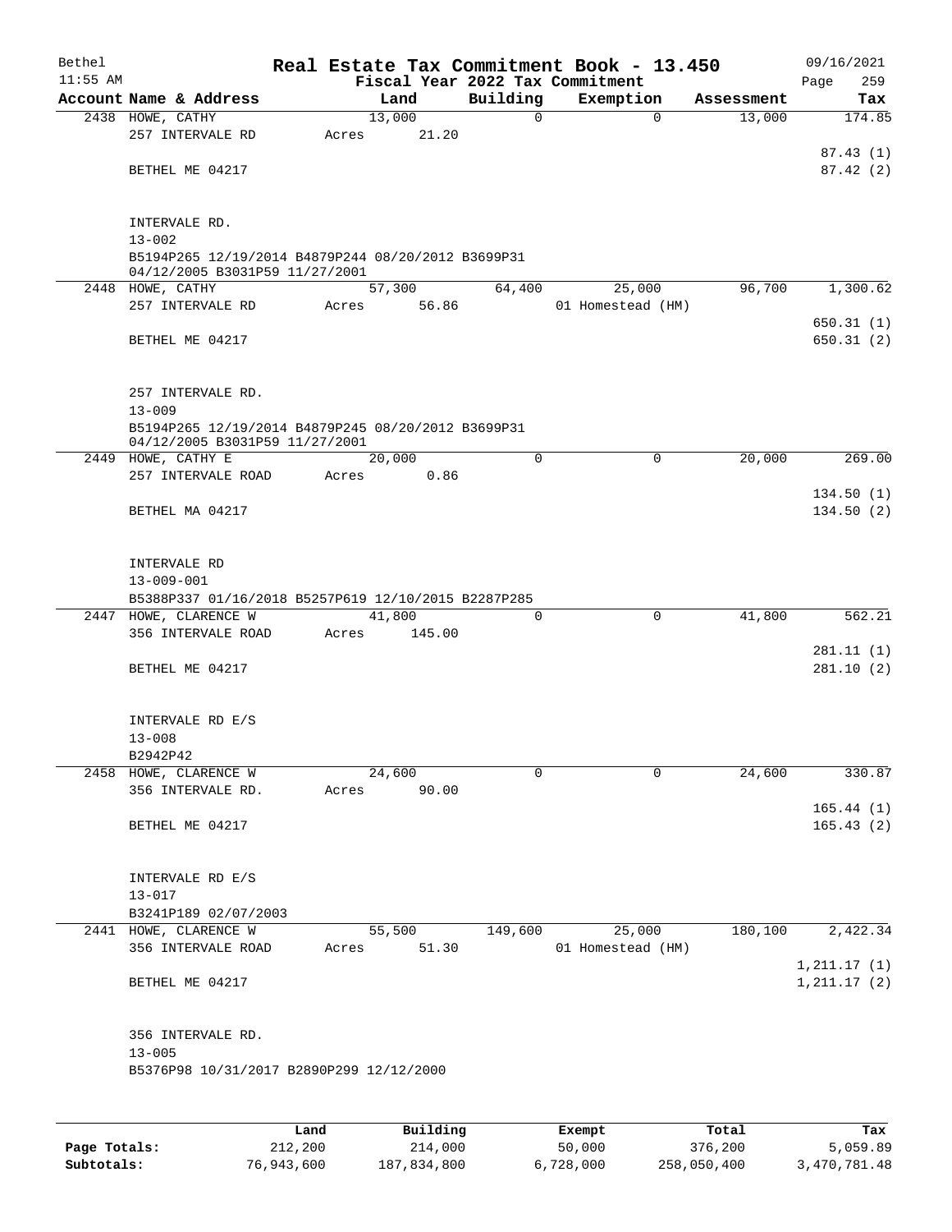# Real Estate Tax Commitment Book - 13.450

Bethel — 11:55 AM — Fiscal Year 2022 Tax Commitment — 09/16/2021

| Account | Name & Address | Land | Building | Exemption | Assessment | Tax |
|---|---|---|---|---|---|---|
| 2438 | HOWE, CATHY<br>257 INTERVALE RD<br>BETHEL ME 04217<br><br>INTERVALE RD.<br>13-002<br>B5194P265 12/19/2014 B4879P244 08/20/2012 B3699P31 04/12/2005 B3031P59 11/27/2001 | 13,000<br>Acres 21.20 | 0 | 0 | 13,000 | 174.85<br>87.43 (1)<br>87.42 (2) |
| 2448 | HOWE, CATHY<br>257 INTERVALE RD<br>BETHEL ME 04217<br><br>257 INTERVALE RD.<br>13-009<br>B5194P265 12/19/2014 B4879P245 08/20/2012 B3699P31 04/12/2005 B3031P59 11/27/2001 | 57,300<br>Acres 56.86 | 64,400 | 25,000<br>01 Homestead (HM) | 96,700 | 1,300.62<br>650.31 (1)<br>650.31 (2) |
| 2449 | HOWE, CATHY E<br>257 INTERVALE ROAD<br>BETHEL MA 04217<br><br>INTERVALE RD<br>13-009-001<br>B5388P337 01/16/2018 B5257P619 12/10/2015 B2287P285 | 20,000<br>Acres 0.86 | 0 | 0 | 20,000 | 269.00<br>134.50 (1)<br>134.50 (2) |
| 2447 | HOWE, CLARENCE W<br>356 INTERVALE ROAD<br>BETHEL ME 04217<br><br>INTERVALE RD E/S<br>13-008<br>B2942P42 | 41,800<br>Acres 145.00 | 0 | 0 | 41,800 | 562.21<br>281.11 (1)<br>281.10 (2) |
| 2458 | HOWE, CLARENCE W<br>356 INTERVALE RD.<br>BETHEL ME 04217<br><br>INTERVALE RD E/S<br>13-017<br>B3241P189 02/07/2003 | 24,600<br>Acres 90.00 | 0 | 0 | 24,600 | 330.87<br>165.44 (1)<br>165.43 (2) |
| 2441 | HOWE, CLARENCE W<br>356 INTERVALE ROAD<br>BETHEL ME 04217<br><br>356 INTERVALE RD.<br>13-005<br>B5376P98 10/31/2017 B2890P299 12/12/2000 | 55,500<br>Acres 51.30 | 149,600 | 25,000<br>01 Homestead (HM) | 180,100 | 2,422.34<br>1,211.17 (1)<br>1,211.17 (2) |

| | Land | Building | Exempt | Total | Tax |
|---|---|---|---|---|---|
| Page Totals: | 212,200 | 214,000 | 50,000 | 376,200 | 5,059.89 |
| Subtotals: | 76,943,600 | 187,834,800 | 6,728,000 | 258,050,400 | 3,470,781.48 |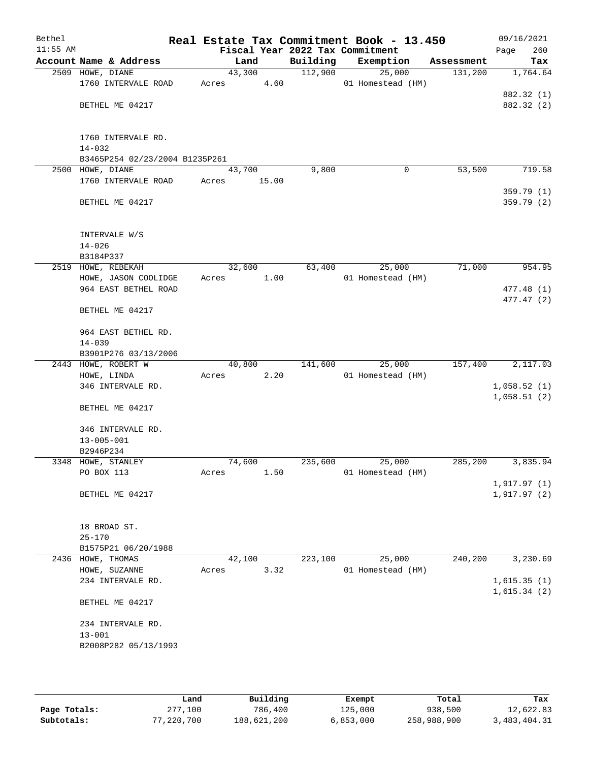# Real Estate Tax Commitment Book - 13.450

Bethel, 11:55 AM — 09/16/2021

Fiscal Year 2022 Tax Commitment

| Account Name & Address | Land | Building | Exemption | Assessment | Tax |
|---|---|---|---|---|---|
| 2509 HOWE, DIANE<br>1760 INTERVALE ROAD<br><br>BETHEL ME 04217<br><br>1760 INTERVALE RD.<br>14-032<br>B3465P254 02/23/2004 B1235P261 | 43,300<br>Acres 4.60 | 112,900 | 25,000<br>01 Homestead (HM) | 131,200 | 1,764.64<br><br>882.32 (1)<br>882.32 (2) |
| 2500 HOWE, DIANE<br>1760 INTERVALE ROAD<br><br>BETHEL ME 04217<br><br>INTERVALE W/S<br>14-026<br>B3184P337 | 43,700<br>Acres 15.00 | 9,800 | 0 | 53,500 | 719.58<br><br>359.79 (1)<br>359.79 (2) |
| 2519 HOWE, REBEKAH<br>HOWE, JASON COOLIDGE<br>964 EAST BETHEL ROAD<br><br>BETHEL ME 04217<br><br>964 EAST BETHEL RD.<br>14-039<br>B3901P276 03/13/2006 | 32,600<br>Acres 1.00 | 63,400 | 25,000<br>01 Homestead (HM) | 71,000 | 954.95<br><br>477.48 (1)<br>477.47 (2) |
| 2443 HOWE, ROBERT W<br>HOWE, LINDA<br>346 INTERVALE RD.<br><br>BETHEL ME 04217<br><br>346 INTERVALE RD.<br>13-005-001<br>B2946P234 | 40,800<br>Acres 2.20 | 141,600 | 25,000<br>01 Homestead (HM) | 157,400 | 2,117.03<br><br>1,058.52 (1)<br>1,058.51 (2) |
| 3348 HOWE, STANLEY<br>PO BOX 113<br><br>BETHEL ME 04217<br><br>18 BROAD ST.<br>25-170<br>B1575P21 06/20/1988 | 74,600<br>Acres 1.50 | 235,600 | 25,000<br>01 Homestead (HM) | 285,200 | 3,835.94<br><br>1,917.97 (1)<br>1,917.97 (2) |
| 2436 HOWE, THOMAS<br>HOWE, SUZANNE<br>234 INTERVALE RD.<br><br>BETHEL ME 04217<br><br>234 INTERVALE RD.<br>13-001<br>B2008P282 05/13/1993 | 42,100<br>Acres 3.32 | 223,100 | 25,000<br>01 Homestead (HM) | 240,200 | 3,230.69<br><br>1,615.35 (1)<br>1,615.34 (2) |

| | Land | Building | Exempt | Total | Tax |
|---|---|---|---|---|---|
| Page Totals: | 277,100 | 786,400 | 125,000 | 938,500 | 12,622.83 |
| Subtotals: | 77,220,700 | 188,621,200 | 6,853,000 | 258,988,900 | 3,483,404.31 |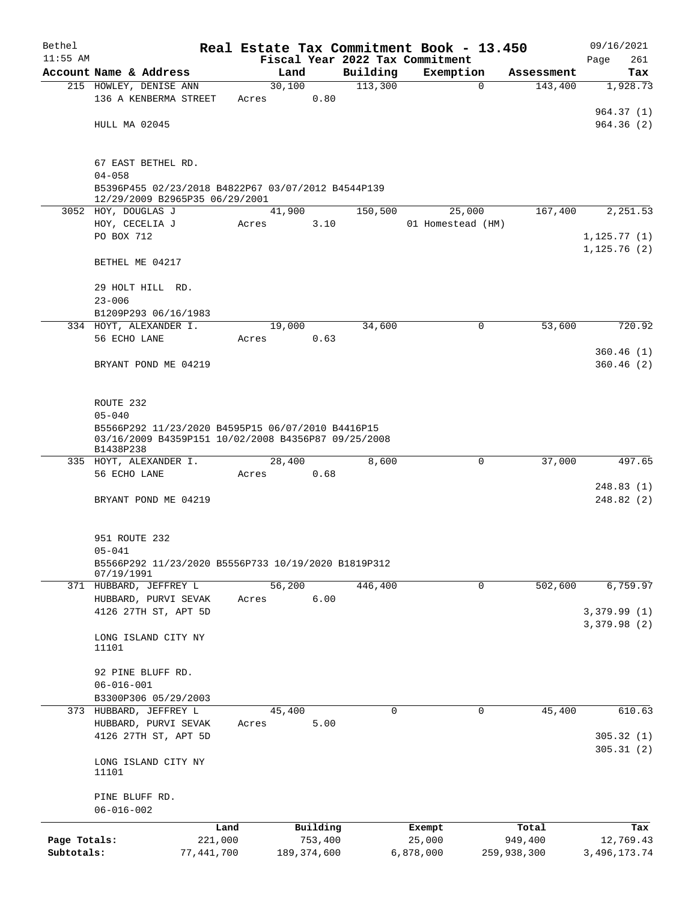Bethel 11:55 AM

# Real Estate Tax Commitment Book - 13.450

Fiscal Year 2022 Tax Commitment

09/16/2021

| Account | Name & Address | Land | Building | Exemption | Assessment | Tax |
|---|---|---|---|---|---|---|
| 215 | HOWLEY, DENISE ANN<br>136 A KENBERMA STREET<br><br>HULL MA 02045<br><br>67 EAST BETHEL RD.<br>04-058<br>B5396P455 02/23/2018 B4822P67 03/07/2012 B4544P139 12/29/2009 B2965P35 06/29/2001 | 30,100<br>Acres 0.80 | 113,300 | 0 | 143,400 | 1,928.73<br><br>964.37 (1)<br>964.36 (2) |
| 3052 | HOY, DOUGLAS J<br>HOY, CECELIA J<br>PO BOX 712<br><br>BETHEL ME 04217<br><br>29 HOLT HILL RD.<br>23-006<br>B1209P293 06/16/1983 | 41,900<br>Acres 3.10 | 150,500 | 25,000<br>01 Homestead (HM) | 167,400 | 2,251.53<br><br>1,125.77 (1)<br>1,125.76 (2) |
| 334 | HOYT, ALEXANDER I.<br>56 ECHO LANE<br><br>BRYANT POND ME 04219<br><br>ROUTE 232<br>05-040<br>B5566P292 11/23/2020 B4595P15 06/07/2010 B4416P15 03/16/2009 B4359P151 10/02/2008 B4356P87 09/25/2008 B1438P238 | 19,000<br>Acres 0.63 | 34,600 | 0 | 53,600 | 720.92<br><br>360.46 (1)<br>360.46 (2) |
| 335 | HOYT, ALEXANDER I.<br>56 ECHO LANE<br><br>BRYANT POND ME 04219<br><br>951 ROUTE 232<br>05-041<br>B5566P292 11/23/2020 B5556P733 10/19/2020 B1819P312 07/19/1991 | 28,400<br>Acres 0.68 | 8,600 | 0 | 37,000 | 497.65<br><br>248.83 (1)<br>248.82 (2) |
| 371 | HUBBARD, JEFFREY L<br>HUBBARD, PURVI SEVAK<br>4126 27TH ST, APT 5D<br><br>LONG ISLAND CITY NY 11101<br><br>92 PINE BLUFF RD.<br>06-016-001<br>B3300P306 05/29/2003 | 56,200<br>Acres 6.00 | 446,400 | 0 | 502,600 | 6,759.97<br><br>3,379.99 (1)<br>3,379.98 (2) |
| 373 | HUBBARD, JEFFREY L<br>HUBBARD, PURVI SEVAK<br>4126 27TH ST, APT 5D<br><br>LONG ISLAND CITY NY 11101<br><br>PINE BLUFF RD.<br>06-016-002 | 45,400<br>Acres 5.00 | 0 | 0 | 45,400 | 610.63<br><br>305.32 (1)<br>305.31 (2) |

| | Land | Building | Exempt | Total | Tax |
|---|---|---|---|---|---|
| Page Totals: | 221,000 | 753,400 | 25,000 | 949,400 | 12,769.43 |
| Subtotals: | 77,441,700 | 189,374,600 | 6,878,000 | 259,938,300 | 3,496,173.74 |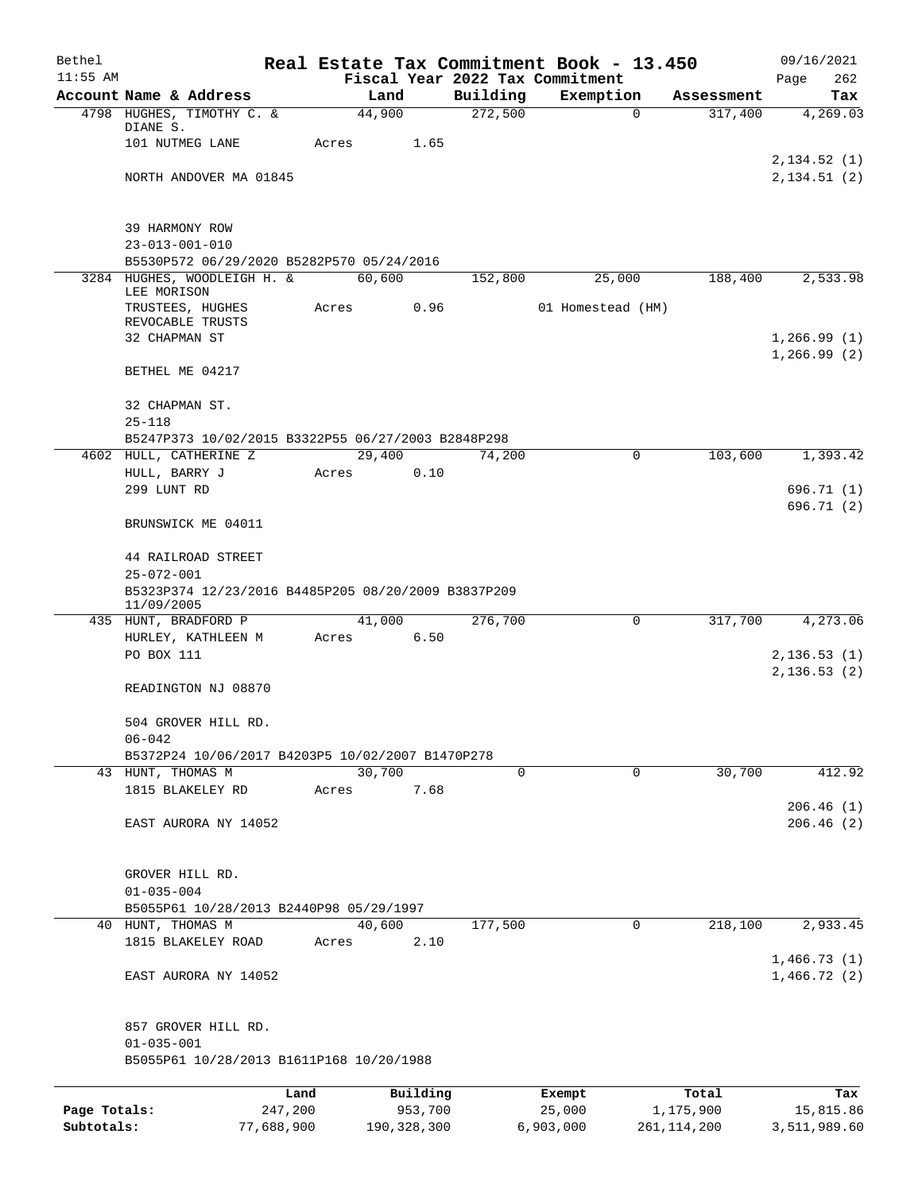Bethel 11:55 AM

# Real Estate Tax Commitment Book - 13.450

Fiscal Year 2022 Tax Commitment

09/16/2021 Page 262

| Account Name & Address | Land | Building | Exemption | Assessment | Tax |
|---|---|---|---|---|---|
| 4798 HUGHES, TIMOTHY C. & DIANE S. | 44,900 | 272,500 | 0 | 317,400 | 4,269.03 |
| 101 NUTMEG LANE | Acres 1.65 | | | | |
| | | | | | 2,134.52 (1) |
| NORTH ANDOVER MA 01845 | | | | | 2,134.51 (2) |
| 39 HARMONY ROW | | | | | |
| 23-013-001-010 | | | | | |
| B5530P572 06/29/2020 B5282P570 05/24/2016 | | | | | |
| 3284 HUGHES, WOODLEIGH H. & LEE MORISON | 60,600 | 152,800 | 25,000 | 188,400 | 2,533.98 |
| TRUSTEES, HUGHES REVOCABLE TRUSTS | Acres 0.96 | | 01 Homestead (HM) | | |
| 32 CHAPMAN ST | | | | | 1,266.99 (1) |
| | | | | | 1,266.99 (2) |
| BETHEL ME 04217 | | | | | |
| 32 CHAPMAN ST. | | | | | |
| 25-118 | | | | | |
| B5247P373 10/02/2015 B3322P55 06/27/2003 B2848P298 | | | | | |
| 4602 HULL, CATHERINE Z | 29,400 | 74,200 | 0 | 103,600 | 1,393.42 |
| HULL, BARRY J | Acres 0.10 | | | | |
| 299 LUNT RD | | | | | 696.71 (1) |
| | | | | | 696.71 (2) |
| BRUNSWICK ME 04011 | | | | | |
| 44 RAILROAD STREET | | | | | |
| 25-072-001 | | | | | |
| B5323P374 12/23/2016 B4485P205 08/20/2009 B3837P209 11/09/2005 | | | | | |
| 435 HUNT, BRADFORD P | 41,000 | 276,700 | 0 | 317,700 | 4,273.06 |
| HURLEY, KATHLEEN M | Acres 6.50 | | | | |
| PO BOX 111 | | | | | 2,136.53 (1) |
| | | | | | 2,136.53 (2) |
| READINGTON NJ 08870 | | | | | |
| 504 GROVER HILL RD. | | | | | |
| 06-042 | | | | | |
| B5372P24 10/06/2017 B4203P5 10/02/2007 B1470P278 | | | | | |
| 43 HUNT, THOMAS M | 30,700 | 0 | 0 | 30,700 | 412.92 |
| 1815 BLAKELEY RD | Acres 7.68 | | | | |
| | | | | | 206.46 (1) |
| EAST AURORA NY 14052 | | | | | 206.46 (2) |
| GROVER HILL RD. | | | | | |
| 01-035-004 | | | | | |
| B5055P61 10/28/2013 B2440P98 05/29/1997 | | | | | |
| 40 HUNT, THOMAS M | 40,600 | 177,500 | 0 | 218,100 | 2,933.45 |
| 1815 BLAKELEY ROAD | Acres 2.10 | | | | |
| | | | | | 1,466.73 (1) |
| EAST AURORA NY 14052 | | | | | 1,466.72 (2) |
| 857 GROVER HILL RD. | | | | | |
| 01-035-001 | | | | | |
| B5055P61 10/28/2013 B1611P168 10/20/1988 | | | | | |

| | Land | Building | Exempt | Total | Tax |
|---|---|---|---|---|---|
| Page Totals: | 247,200 | 953,700 | 25,000 | 1,175,900 | 15,815.86 |
| Subtotals: | 77,688,900 | 190,328,300 | 6,903,000 | 261,114,200 | 3,511,989.60 |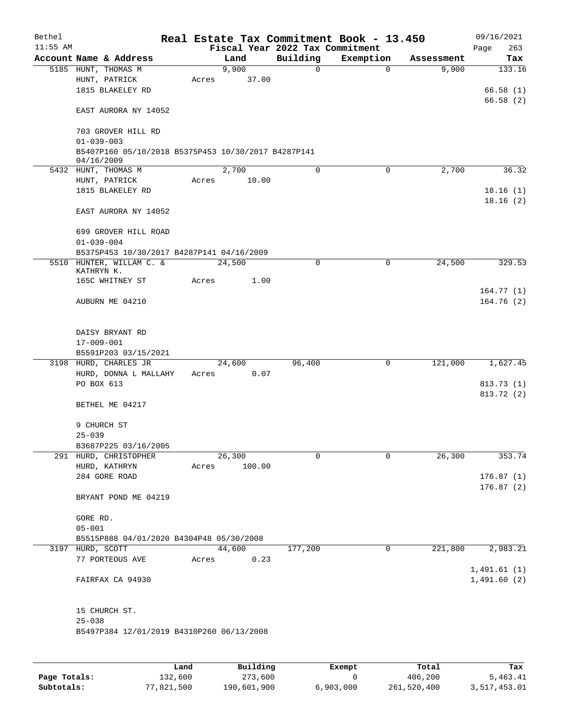Bethel 11:55 AM

# Real Estate Tax Commitment Book - 13.450

Fiscal Year 2022 Tax Commitment

09/16/2021 Page 263

| Account Name & Address | Land | Building | Exemption | Assessment | Tax |
|---|---|---|---|---|---|
| 5185 HUNT, THOMAS M | 9,900 | 0 | 0 | 9,900 | 133.16 |
| HUNT, PATRICK | Acres 37.00 | | | | |
| 1815 BLAKELEY RD | | | | | 66.58 (1) |
| | | | | | 66.58 (2) |
| EAST AURORA NY 14052 | | | | | |
| 703 GROVER HILL RD | | | | | |
| 01-039-003 | | | | | |
| B5407P160 05/10/2018 B5375P453 10/30/2017 B4287P141 04/16/2009 | | | | | |
| 5432 HUNT, THOMAS M | 2,700 | 0 | 0 | 2,700 | 36.32 |
| HUNT, PATRICK | Acres 10.00 | | | | |
| 1815 BLAKELEY RD | | | | | 18.16 (1) |
| | | | | | 18.16 (2) |
| EAST AURORA NY 14052 | | | | | |
| 699 GROVER HILL ROAD | | | | | |
| 01-039-004 | | | | | |
| B5375P453 10/30/2017 B4287P141 04/16/2009 | | | | | |
| 5510 HUNTER, WILLAM C. & KATHRYN K. | 24,500 | 0 | 0 | 24,500 | 329.53 |
| 165C WHITNEY ST | Acres 1.00 | | | | |
| | | | | | 164.77 (1) |
| AUBURN ME 04210 | | | | | 164.76 (2) |
| DAISY BRYANT RD | | | | | |
| 17-009-001 | | | | | |
| B5591P203 03/15/2021 | | | | | |
| 3198 HURD, CHARLES JR | 24,600 | 96,400 | 0 | 121,000 | 1,627.45 |
| HURD, DONNA L MALLAHY | Acres 0.07 | | | | |
| PO BOX 613 | | | | | 813.73 (1) |
| | | | | | 813.72 (2) |
| BETHEL ME 04217 | | | | | |
| 9 CHURCH ST | | | | | |
| 25-039 | | | | | |
| B3687P225 03/16/2005 | | | | | |
| 291 HURD, CHRISTOPHER | 26,300 | 0 | 0 | 26,300 | 353.74 |
| HURD, KATHRYN | Acres 100.00 | | | | |
| 284 GORE ROAD | | | | | 176.87 (1) |
| | | | | | 176.87 (2) |
| BRYANT POND ME 04219 | | | | | |
| GORE RD. | | | | | |
| 05-001 | | | | | |
| B5515P888 04/01/2020 B4304P48 05/30/2008 | | | | | |
| 3197 HURD, SCOTT | 44,600 | 177,200 | 0 | 221,800 | 2,983.21 |
| 77 PORTEOUS AVE | Acres 0.23 | | | | |
| | | | | | 1,491.61 (1) |
| FAIRFAX CA 94930 | | | | | 1,491.60 (2) |
| 15 CHURCH ST. | | | | | |
| 25-038 | | | | | |
| B5497P384 12/01/2019 B4310P260 06/13/2008 | | | | | |

| | Land | Building | Exempt | Total | Tax |
|---|---|---|---|---|---|
| Page Totals: | 132,600 | 273,600 | 0 | 406,200 | 5,463.41 |
| Subtotals: | 77,821,500 | 190,601,900 | 6,903,000 | 261,520,400 | 3,517,453.01 |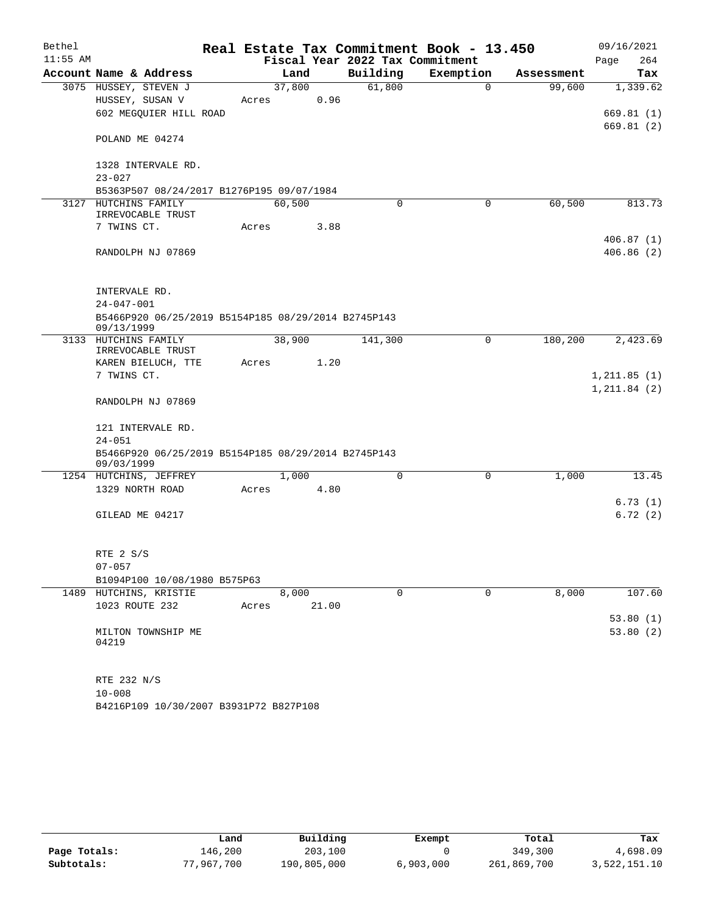Bethel 11:55 AM

# Real Estate Tax Commitment Book - 13.450

Fiscal Year 2022 Tax Commitment

09/16/2021 Page 264

| Account Name & Address | Land | Building | Exemption | Assessment | Tax |
|---|---|---|---|---|---|
| 3075 HUSSEY, STEVEN J | 37,800 | 61,800 | 0 | 99,600 | 1,339.62 |
| HUSSEY, SUSAN V | Acres 0.96 | | | | |
| 602 MEGQUIER HILL ROAD | | | | | 669.81 (1) |
| | | | | | 669.81 (2) |
| POLAND ME 04274 | | | | | |
| 1328 INTERVALE RD. | | | | | |
| 23-027 | | | | | |
| B5363P507 08/24/2017 B1276P195 09/07/1984 | | | | | |
| 3127 HUTCHINS FAMILY IRREVOCABLE TRUST | 60,500 | 0 | 0 | 60,500 | 813.73 |
| 7 TWINS CT. | Acres 3.88 | | | | |
| | | | | | 406.87 (1) |
| RANDOLPH NJ 07869 | | | | | 406.86 (2) |
| INTERVALE RD. | | | | | |
| 24-047-001 | | | | | |
| B5466P920 06/25/2019 B5154P185 08/29/2014 B2745P143 09/13/1999 | | | | | |
| 3133 HUTCHINS FAMILY IRREVOCABLE TRUST | 38,900 | 141,300 | 0 | 180,200 | 2,423.69 |
| KAREN BIELUCH, TTE | Acres 1.20 | | | | |
| 7 TWINS CT. | | | | | 1,211.85 (1) |
| | | | | | 1,211.84 (2) |
| RANDOLPH NJ 07869 | | | | | |
| 121 INTERVALE RD. | | | | | |
| 24-051 | | | | | |
| B5466P920 06/25/2019 B5154P185 08/29/2014 B2745P143 09/03/1999 | | | | | |
| 1254 HUTCHINS, JEFFREY | 1,000 | 0 | 0 | 1,000 | 13.45 |
| 1329 NORTH ROAD | Acres 4.80 | | | | |
| | | | | | 6.73 (1) |
| GILEAD ME 04217 | | | | | 6.72 (2) |
| RTE 2 S/S | | | | | |
| 07-057 | | | | | |
| B1094P100 10/08/1980 B575P63 | | | | | |
| 1489 HUTCHINS, KRISTIE | 8,000 | 0 | 0 | 8,000 | 107.60 |
| 1023 ROUTE 232 | Acres 21.00 | | | | |
| | | | | | 53.80 (1) |
| MILTON TOWNSHIP ME 04219 | | | | | 53.80 (2) |
| RTE 232 N/S | | | | | |
| 10-008 | | | | | |
| B4216P109 10/30/2007 B3931P72 B827P108 | | | | | |

| | Land | Building | Exempt | Total | Tax |
|---|---|---|---|---|---|
| Page Totals: | 146,200 | 203,100 | 0 | 349,300 | 4,698.09 |
| Subtotals: | 77,967,700 | 190,805,000 | 6,903,000 | 261,869,700 | 3,522,151.10 |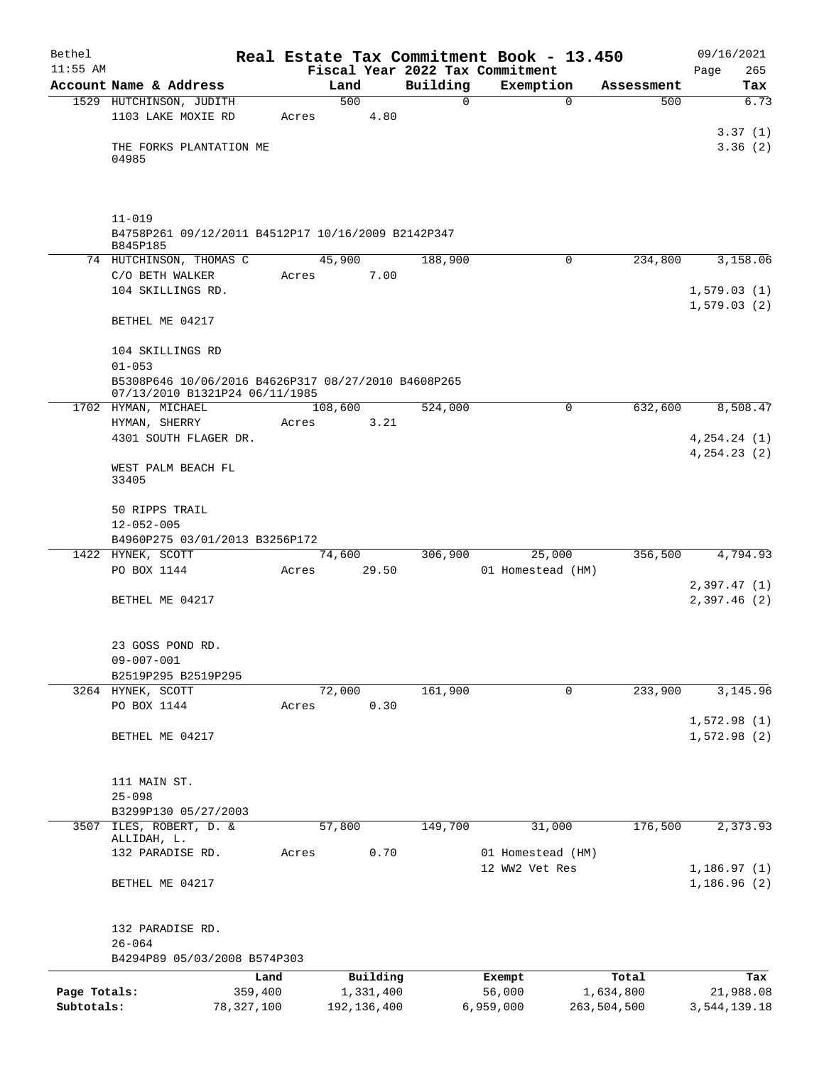Bethel 11:55 AM

# Real Estate Tax Commitment Book - 13.450

## Fiscal Year 2022 Tax Commitment

09/16/2021 Page 265

| Account | Name & Address | Land | Building | Exemption | Assessment | Tax |
|---|---|---|---|---|---|---|
| 1529 | HUTCHINSON, JUDITH<br>1103 LAKE MOXIE RD<br><br>THE FORKS PLANTATION ME 04985<br><br>11-019<br>B4758P261 09/12/2011 B4512P17 10/16/2009 B2142P347 B845P185 | 500<br>Acres 4.80 | 0 | 0 | 500 | 6.73<br><br>3.37 (1)<br>3.36 (2) |
| 74 | HUTCHINSON, THOMAS C<br>C/O BETH WALKER<br>104 SKILLINGS RD.<br><br>BETHEL ME 04217<br><br>104 SKILLINGS RD<br>01-053<br>B5308P646 10/06/2016 B4626P317 08/27/2010 B4608P265 07/13/2010 B1321P24 06/11/1985 | 45,900<br>Acres 7.00 | 188,900 | 0 | 234,800 | 3,158.06<br><br>1,579.03 (1)<br>1,579.03 (2) |
| 1702 | HYMAN, MICHAEL<br>HYMAN, SHERRY<br>4301 SOUTH FLAGER DR.<br><br>WEST PALM BEACH FL 33405<br><br>50 RIPPS TRAIL<br>12-052-005<br>B4960P275 03/01/2013 B3256P172 | 108,600<br>Acres 3.21 | 524,000 | 0 | 632,600 | 8,508.47<br><br>4,254.24 (1)<br>4,254.23 (2) |
| 1422 | HYNEK, SCOTT<br>PO BOX 1144<br><br>BETHEL ME 04217<br><br>23 GOSS POND RD.<br>09-007-001<br>B2519P295 B2519P295 | 74,600<br>Acres 29.50 | 306,900 | 25,000<br>01 Homestead (HM) | 356,500 | 4,794.93<br><br>2,397.47 (1)<br>2,397.46 (2) |
| 3264 | HYNEK, SCOTT<br>PO BOX 1144<br><br>BETHEL ME 04217<br><br>111 MAIN ST.<br>25-098<br>B3299P130 05/27/2003 | 72,000<br>Acres 0.30 | 161,900 | 0 | 233,900 | 3,145.96<br><br>1,572.98 (1)<br>1,572.98 (2) |
| 3507 | ILES, ROBERT, D. & ALLIDAH, L.<br>132 PARADISE RD.<br><br>BETHEL ME 04217<br><br>132 PARADISE RD.<br>26-064<br>B4294P89 05/03/2008 B574P303 | 57,800<br>Acres 0.70 | 149,700 | 31,000<br>01 Homestead (HM)<br>12 WW2 Vet Res | 176,500 | 2,373.93<br><br>1,186.97 (1)<br>1,186.96 (2) |

| | Land | Building | Exempt | Total | Tax |
|---|---|---|---|---|---|
| Page Totals: | 359,400 | 1,331,400 | 56,000 | 1,634,800 | 21,988.08 |
| Subtotals: | 78,327,100 | 192,136,400 | 6,959,000 | 263,504,500 | 3,544,139.18 |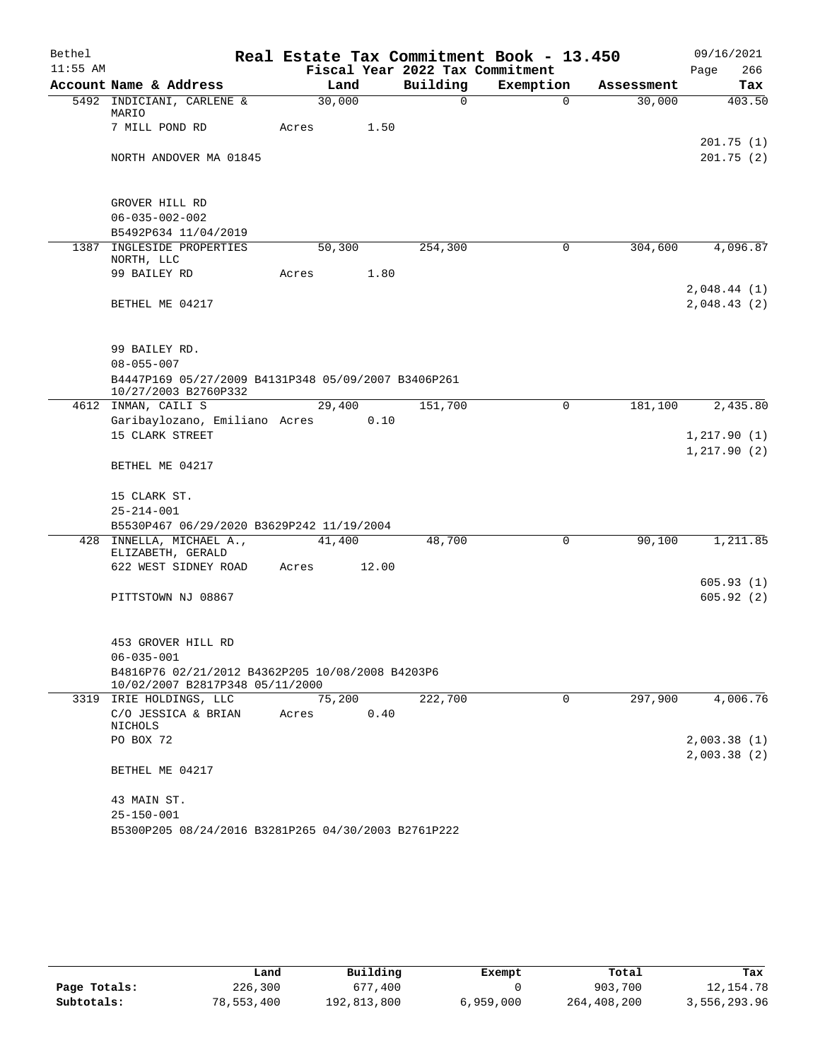# Real Estate Tax Commitment Book - 13.450

Bethel 11:55 AM — Fiscal Year 2022 Tax Commitment — 09/16/2021

| Account Name & Address | Land | Building | Exemption | Assessment | Tax |
|---|---|---|---|---|---|
| 5492 INDICIANI, CARLENE & MARIO | 30,000 | 0 | 0 | 30,000 | 403.50 |
| 7 MILL POND RD | Acres 1.50 | | | | |
| | | | | | 201.75 (1) |
| NORTH ANDOVER MA 01845 | | | | | 201.75 (2) |
| GROVER HILL RD | | | | | |
| 06-035-002-002 | | | | | |
| B5492P634 11/04/2019 | | | | | |
| 1387 INGLESIDE PROPERTIES NORTH, LLC | 50,300 | 254,300 | 0 | 304,600 | 4,096.87 |
| 99 BAILEY RD | Acres 1.80 | | | | |
| | | | | | 2,048.44 (1) |
| BETHEL ME 04217 | | | | | 2,048.43 (2) |
| 99 BAILEY RD. | | | | | |
| 08-055-007 | | | | | |
| B4447P169 05/27/2009 B4131P348 05/09/2007 B3406P261 10/27/2003 B2760P332 | | | | | |
| 4612 INMAN, CAILI S | 29,400 | 151,700 | 0 | 181,100 | 2,435.80 |
| Garibaylozano, Emiliano | Acres 0.10 | | | | |
| 15 CLARK STREET | | | | | 1,217.90 (1) |
| | | | | | 1,217.90 (2) |
| BETHEL ME 04217 | | | | | |
| 15 CLARK ST. | | | | | |
| 25-214-001 | | | | | |
| B5530P467 06/29/2020 B3629P242 11/19/2004 | | | | | |
| 428 INNELLA, MICHAEL A., ELIZABETH, GERALD | 41,400 | 48,700 | 0 | 90,100 | 1,211.85 |
| 622 WEST SIDNEY ROAD | Acres 12.00 | | | | |
| | | | | | 605.93 (1) |
| PITTSTOWN NJ 08867 | | | | | 605.92 (2) |
| 453 GROVER HILL RD | | | | | |
| 06-035-001 | | | | | |
| B4816P76 02/21/2012 B4362P205 10/08/2008 B4203P6 10/02/2007 B2817P348 05/11/2000 | | | | | |
| 3319 IRIE HOLDINGS, LLC | 75,200 | 222,700 | 0 | 297,900 | 4,006.76 |
| C/O JESSICA & BRIAN NICHOLS | Acres 0.40 | | | | |
| PO BOX 72 | | | | | 2,003.38 (1) |
| | | | | | 2,003.38 (2) |
| BETHEL ME 04217 | | | | | |
| 43 MAIN ST. | | | | | |
| 25-150-001 | | | | | |
| B5300P205 08/24/2016 B3281P265 04/30/2003 B2761P222 | | | | | |

| | Land | Building | Exempt | Total | Tax |
|---|---|---|---|---|---|
| Page Totals: | 226,300 | 677,400 | 0 | 903,700 | 12,154.78 |
| Subtotals: | 78,553,400 | 192,813,800 | 6,959,000 | 264,408,200 | 3,556,293.96 |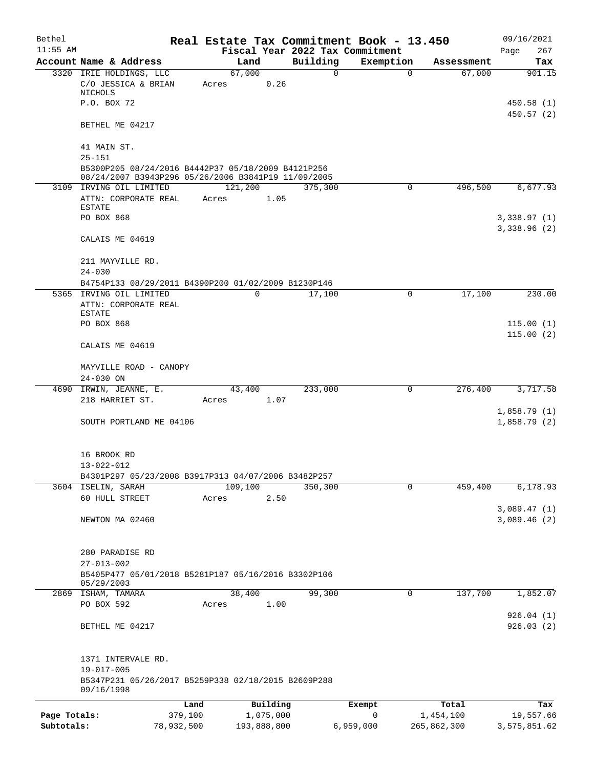Bethel 11:55 AM

# Real Estate Tax Commitment Book - 13.450

Fiscal Year 2022 Tax Commitment

09/16/2021 Page 267

| Account Name & Address | Land | Building | Exemption | Assessment | Tax |
|---|---|---|---|---|---|
| 3320 IRIE HOLDINGS, LLC<br>C/O JESSICA & BRIAN NICHOLS<br>P.O. BOX 72<br><br>BETHEL ME 04217<br><br>41 MAIN ST.<br>25-151<br>B5300P205 08/24/2016 B4442P37 05/18/2009 B4121P256 08/24/2007 B3943P296 05/26/2006 B3841P19 11/09/2005 | 67,000<br>Acres 0.26 | 0 | 0 | 67,000 | 901.15<br><br>450.58 (1)<br>450.57 (2) |
| 3109 IRVING OIL LIMITED<br>ATTN: CORPORATE REAL ESTATE<br>PO BOX 868<br><br>CALAIS ME 04619<br><br>211 MAYVILLE RD.<br>24-030<br>B4754P133 08/29/2011 B4390P200 01/02/2009 B1230P146 | 121,200<br>Acres 1.05 | 375,300 | 0 | 496,500 | 6,677.93<br><br>3,338.97 (1)<br>3,338.96 (2) |
| 5365 IRVING OIL LIMITED<br>ATTN: CORPORATE REAL ESTATE<br>PO BOX 868<br><br>CALAIS ME 04619<br><br>MAYVILLE ROAD - CANOPY<br>24-030 ON | 0 | 17,100 | 0 | 17,100 | 230.00<br><br>115.00 (1)<br>115.00 (2) |
| 4690 IRWIN, JEANNE, E.<br>218 HARRIET ST.<br><br>SOUTH PORTLAND ME 04106<br><br>16 BROOK RD<br>13-022-012<br>B4301P297 05/23/2008 B3917P313 04/07/2006 B3482P257 | 43,400<br>Acres 1.07 | 233,000 | 0 | 276,400 | 3,717.58<br><br>1,858.79 (1)<br>1,858.79 (2) |
| 3604 ISELIN, SARAH<br>60 HULL STREET<br><br>NEWTON MA 02460<br><br>280 PARADISE RD<br>27-013-002<br>B5405P477 05/01/2018 B5281P187 05/16/2016 B3302P106 05/29/2003 | 109,100<br>Acres 2.50 | 350,300 | 0 | 459,400 | 6,178.93<br><br>3,089.47 (1)<br>3,089.46 (2) |
| 2869 ISHAM, TAMARA<br>PO BOX 592<br><br>BETHEL ME 04217<br><br>1371 INTERVALE RD.<br>19-017-005<br>B5347P231 05/26/2017 B5259P338 02/18/2015 B2609P288 09/16/1998 | 38,400<br>Acres 1.00 | 99,300 | 0 | 137,700 | 1,852.07<br><br>926.04 (1)<br>926.03 (2) |

| | Land | Building | Exempt | Total | Tax |
|---|---|---|---|---|---|
| Page Totals: | 379,100 | 1,075,000 | 0 | 1,454,100 | 19,557.66 |
| Subtotals: | 78,932,500 | 193,888,800 | 6,959,000 | 265,862,300 | 3,575,851.62 |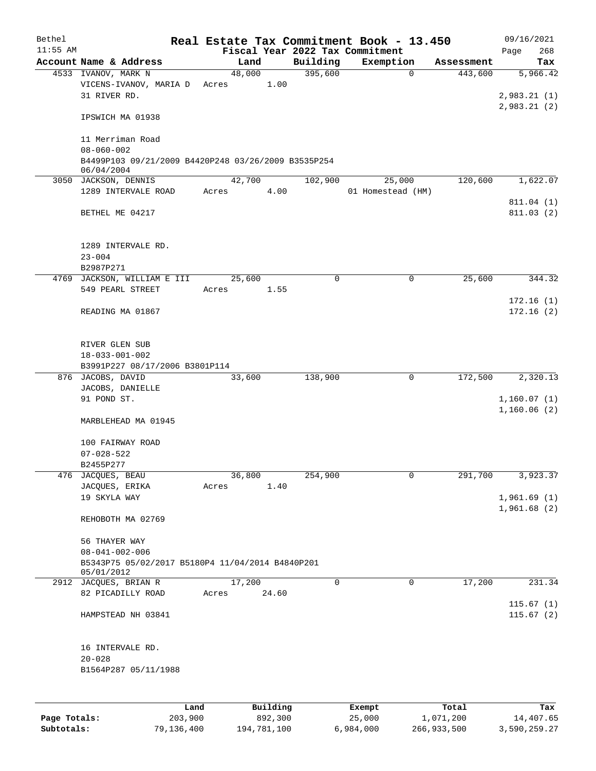# Real Estate Tax Commitment Book - 13.450

Bethel 11:55 AM — Fiscal Year 2022 Tax Commitment — 09/16/2021

| Account Name & Address | Land | Building | Exemption | Assessment | Tax |
|---|---|---|---|---|---|
| 4533 IVANOV, MARK N<br>VICENS-IVANOV, MARIA D<br>31 RIVER RD.<br><br>IPSWICH MA 01938<br><br>11 Merriman Road<br>08-060-002<br>B4499P103 09/21/2009 B4420P248 03/26/2009 B3535P254 06/04/2004 | 48,000<br>Acres 1.00 | 395,600 | 0 | 443,600 | 5,966.42<br><br>2,983.21 (1)<br>2,983.21 (2) |
| 3050 JACKSON, DENNIS<br>1289 INTERVALE ROAD<br><br>BETHEL ME 04217<br><br>1289 INTERVALE RD.<br>23-004<br>B2987P271 | 42,700<br>Acres 4.00 | 102,900 | 25,000<br>01 Homestead (HM) | 120,600 | 1,622.07<br><br>811.04 (1)<br>811.03 (2) |
| 4769 JACKSON, WILLIAM E III<br>549 PEARL STREET<br><br>READING MA 01867<br><br>RIVER GLEN SUB<br>18-033-001-002<br>B3991P227 08/17/2006 B3801P114 | 25,600<br>Acres 1.55 | 0 | 0 | 25,600 | 344.32<br><br>172.16 (1)<br>172.16 (2) |
| 876 JACOBS, DAVID<br>JACOBS, DANIELLE<br>91 POND ST.<br><br>MARBLEHEAD MA 01945<br><br>100 FAIRWAY ROAD<br>07-028-522<br>B2455P277 | 33,600 | 138,900 | 0 | 172,500 | 2,320.13<br><br>1,160.07 (1)<br>1,160.06 (2) |
| 476 JACQUES, BEAU<br>JACQUES, ERIKA<br>19 SKYLA WAY<br><br>REHOBOTH MA 02769<br><br>56 THAYER WAY<br>08-041-002-006<br>B5343P75 05/02/2017 B5180P4 11/04/2014 B4840P201 05/01/2012 | 36,800<br>Acres 1.40 | 254,900 | 0 | 291,700 | 3,923.37<br><br>1,961.69 (1)<br>1,961.68 (2) |
| 2912 JACQUES, BRIAN R<br>82 PICADILLY ROAD<br><br>HAMPSTEAD NH 03841<br><br>16 INTERVALE RD.<br>20-028<br>B1564P287 05/11/1988 | 17,200<br>Acres 24.60 | 0 | 0 | 17,200 | 231.34<br><br>115.67 (1)<br>115.67 (2) |

| | Land | Building | Exempt | Total | Tax |
|---|---|---|---|---|---|
| Page Totals: | 203,900 | 892,300 | 25,000 | 1,071,200 | 14,407.65 |
| Subtotals: | 79,136,400 | 194,781,100 | 6,984,000 | 266,933,500 | 3,590,259.27 |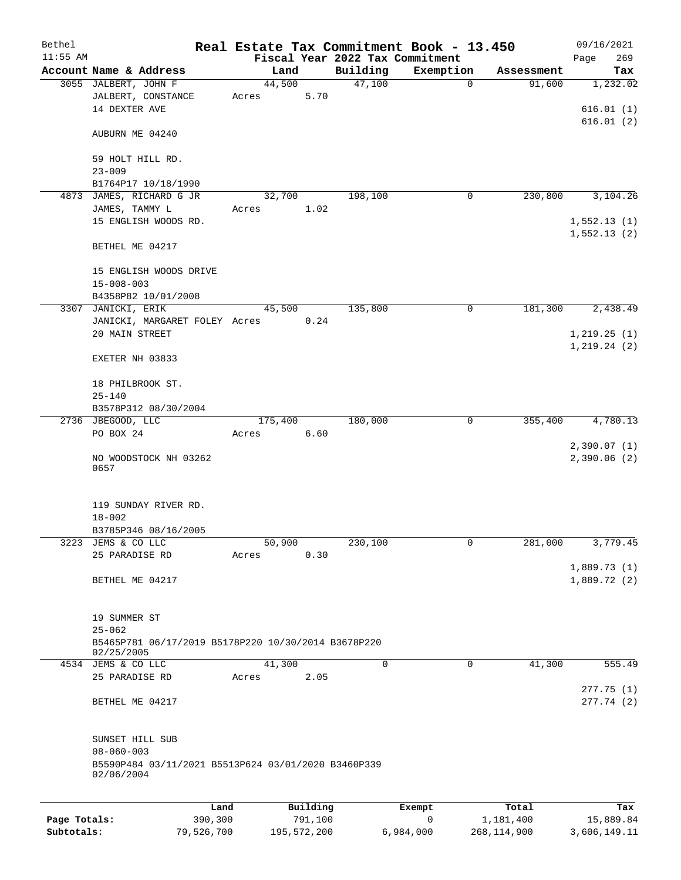Bethel | Real Estate Tax Commitment Book - 13.450 | 09/16/2021
11:55 AM | Fiscal Year 2022 Tax Commitment | Page 269

| Account Name & Address | Land | Building | Exemption | Assessment | Tax |
|---|---|---|---|---|---|
| 3055 JALBERT, JOHN F<br>JALBERT, CONSTANCE<br>14 DEXTER AVE<br><br>AUBURN ME 04240<br><br>59 HOLT HILL RD.<br>23-009<br>B1764P17 10/18/1990 | 44,500<br>Acres 5.70 | 47,100 | 0 | 91,600 | 1,232.02<br><br>616.01 (1)<br>616.01 (2) |
| 4873 JAMES, RICHARD G JR<br>JAMES, TAMMY L<br>15 ENGLISH WOODS RD.<br><br>BETHEL ME 04217<br><br>15 ENGLISH WOODS DRIVE<br>15-008-003<br>B4358P82 10/01/2008 | 32,700<br>Acres 1.02 | 198,100 | 0 | 230,800 | 3,104.26<br><br>1,552.13 (1)<br>1,552.13 (2) |
| 3307 JANICKI, ERIK<br>JANICKI, MARGARET FOLEY<br>20 MAIN STREET<br><br>EXETER NH 03833<br><br>18 PHILBROOK ST.<br>25-140<br>B3578P312 08/30/2004 | 45,500<br>Acres 0.24 | 135,800 | 0 | 181,300 | 2,438.49<br><br>1,219.25 (1)<br>1,219.24 (2) |
| 2736 JBEGOOD, LLC<br>PO BOX 24<br><br>NO WOODSTOCK NH 03262<br>0657<br><br>119 SUNDAY RIVER RD.<br>18-002<br>B3785P346 08/16/2005 | 175,400<br>Acres 6.60 | 180,000 | 0 | 355,400 | 4,780.13<br><br>2,390.07 (1)<br>2,390.06 (2) |
| 3223 JEMS & CO LLC<br>25 PARADISE RD<br><br>BETHEL ME 04217<br><br>19 SUMMER ST<br>25-062<br>B5465P781 06/17/2019 B5178P220 10/30/2014 B3678P220 02/25/2005 | 50,900<br>Acres 0.30 | 230,100 | 0 | 281,000 | 3,779.45<br><br>1,889.73 (1)<br>1,889.72 (2) |
| 4534 JEMS & CO LLC<br>25 PARADISE RD<br><br>BETHEL ME 04217<br><br>SUNSET HILL SUB<br>08-060-003<br>B5590P484 03/11/2021 B5513P624 03/01/2020 B3460P339 02/06/2004 | 41,300<br>Acres 2.05 | 0 | 0 | 41,300 | 555.49<br><br>277.75 (1)<br>277.74 (2) |

| | Land | Building | Exempt | Total | Tax |
|---|---|---|---|---|---|
| Page Totals: | 390,300 | 791,100 | 0 | 1,181,400 | 15,889.84 |
| Subtotals: | 79,526,700 | 195,572,200 | 6,984,000 | 268,114,900 | 3,606,149.11 |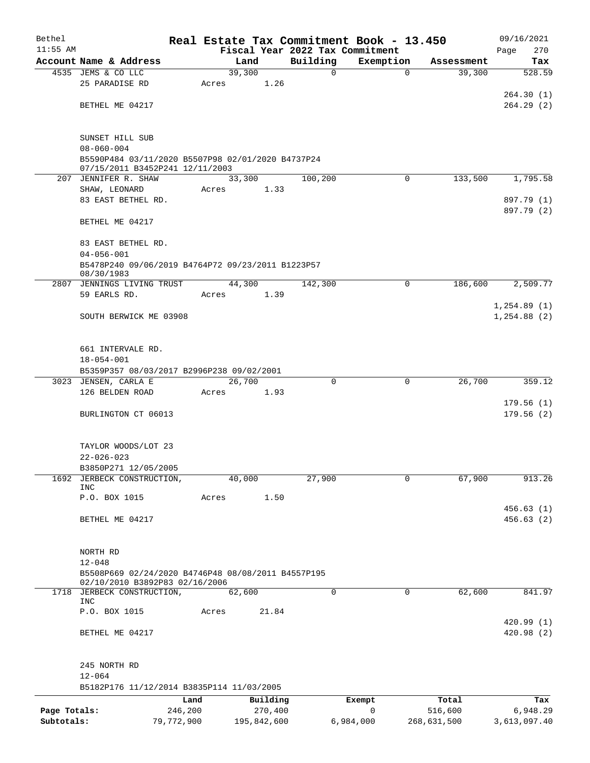# Real Estate Tax Commitment Book - 13.450

Bethel 11:55 AM — Fiscal Year 2022 Tax Commitment — 09/16/2021

| Account | Name & Address | Land | Building | Exemption | Assessment | Tax |
|---|---|---|---|---|---|---|
| 4535 | JEMS & CO LLC<br>25 PARADISE RD<br>BETHEL ME 04217<br><br>SUNSET HILL SUB<br>08-060-004<br>B5590P484 03/11/2020 B5507P98 02/01/2020 B4737P24 07/15/2011 B3452P241 12/11/2003 | 39,300<br>Acres 1.26 | 0 | 0 | 39,300 | 528.59<br>264.30 (1)<br>264.29 (2) |
| 207 | JENNIFER R. SHAW<br>SHAW, LEONARD<br>83 EAST BETHEL RD.<br>BETHEL ME 04217<br><br>83 EAST BETHEL RD.<br>04-056-001<br>B5478P240 09/06/2019 B4764P72 09/23/2011 B1223P57 08/30/1983 | 33,300<br>Acres 1.33 | 100,200 | 0 | 133,500 | 1,795.58<br>897.79 (1)<br>897.79 (2) |
| 2807 | JENNINGS LIVING TRUST<br>59 EARLS RD.<br>SOUTH BERWICK ME 03908<br><br>661 INTERVALE RD.<br>18-054-001<br>B5359P357 08/03/2017 B2996P238 09/02/2001 | 44,300<br>Acres 1.39 | 142,300 | 0 | 186,600 | 2,509.77<br>1,254.89 (1)<br>1,254.88 (2) |
| 3023 | JENSEN, CARLA E<br>126 BELDEN ROAD<br>BURLINGTON CT 06013<br><br>TAYLOR WOODS/LOT 23<br>22-026-023<br>B3850P271 12/05/2005 | 26,700<br>Acres 1.93 | 0 | 0 | 26,700 | 359.12<br>179.56 (1)<br>179.56 (2) |
| 1692 | JERBECK CONSTRUCTION, INC<br>P.O. BOX 1015<br>BETHEL ME 04217<br><br>NORTH RD<br>12-048<br>B5508P669 02/24/2020 B4746P48 08/08/2011 B4557P195 02/10/2010 B3892P83 02/16/2006 | 40,000<br>Acres 1.50 | 27,900 | 0 | 67,900 | 913.26<br>456.63 (1)<br>456.63 (2) |
| 1718 | JERBECK CONSTRUCTION, INC<br>P.O. BOX 1015<br>BETHEL ME 04217<br><br>245 NORTH RD<br>12-064<br>B5182P176 11/12/2014 B3835P114 11/03/2005 | 62,600<br>Acres 21.84 | 0 | 0 | 62,600 | 841.97<br>420.99 (1)<br>420.98 (2) |

| | Land | Building | Exempt | Total | Tax |
|---|---|---|---|---|---|
| Page Totals: | 246,200 | 270,400 | 0 | 516,600 | 6,948.29 |
| Subtotals: | 79,772,900 | 195,842,600 | 6,984,000 | 268,631,500 | 3,613,097.40 |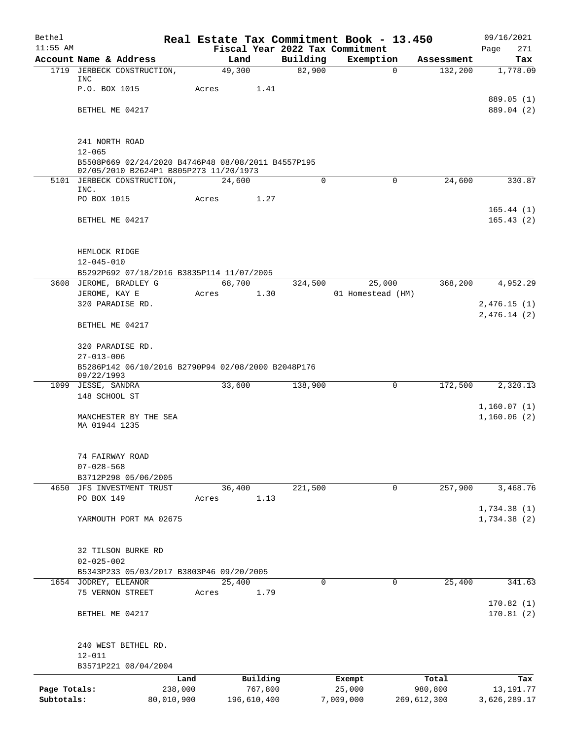# Real Estate Tax Commitment Book - 13.450

Bethel
11:55 AM

Fiscal Year 2022 Tax Commitment

09/16/2021
Page 271

| Account Name & Address | Land | Building | Exemption | Assessment | Tax |
|---|---|---|---|---|---|
| 1719 JERBECK CONSTRUCTION, INC | 49,300 | 82,900 | 0 | 132,200 | 1,778.09 |
| P.O. BOX 1015 | Acres 1.41 | | | | |
| | | | | | 889.05 (1) |
| BETHEL ME 04217 | | | | | 889.04 (2) |
| 241 NORTH ROAD | | | | | |
| 12-065 | | | | | |
| B5508P669 02/24/2020 B4746P48 08/08/2011 B4557P195 02/05/2010 B2624P1 B805P273 11/20/1973 | | | | | |
| 5101 JERBECK CONSTRUCTION, INC. | 24,600 | 0 | 0 | 24,600 | 330.87 |
| PO BOX 1015 | Acres 1.27 | | | | |
| | | | | | 165.44 (1) |
| BETHEL ME 04217 | | | | | 165.43 (2) |
| HEMLOCK RIDGE | | | | | |
| 12-045-010 | | | | | |
| B5292P692 07/18/2016 B3835P114 11/07/2005 | | | | | |
| 3608 JEROME, BRADLEY G | 68,700 | 324,500 | 25,000 | 368,200 | 4,952.29 |
| JEROME, KAY E | Acres 1.30 | | 01 Homestead (HM) | | |
| 320 PARADISE RD. | | | | | 2,476.15 (1) |
| | | | | | 2,476.14 (2) |
| BETHEL ME 04217 | | | | | |
| 320 PARADISE RD. | | | | | |
| 27-013-006 | | | | | |
| B5286P142 06/10/2016 B2790P94 02/08/2000 B2048P176 09/22/1993 | | | | | |
| 1099 JESSE, SANDRA | 33,600 | 138,900 | 0 | 172,500 | 2,320.13 |
| 148 SCHOOL ST | | | | | |
| | | | | | 1,160.07 (1) |
| MANCHESTER BY THE SEA MA 01944 1235 | | | | | 1,160.06 (2) |
| 74 FAIRWAY ROAD | | | | | |
| 07-028-568 | | | | | |
| B3712P298 05/06/2005 | | | | | |
| 4650 JFS INVESTMENT TRUST | 36,400 | 221,500 | 0 | 257,900 | 3,468.76 |
| PO BOX 149 | Acres 1.13 | | | | |
| | | | | | 1,734.38 (1) |
| YARMOUTH PORT MA 02675 | | | | | 1,734.38 (2) |
| 32 TILSON BURKE RD | | | | | |
| 02-025-002 | | | | | |
| B5343P233 05/03/2017 B3803P46 09/20/2005 | | | | | |
| 1654 JODREY, ELEANOR | 25,400 | 0 | 0 | 25,400 | 341.63 |
| 75 VERNON STREET | Acres 1.79 | | | | |
| | | | | | 170.82 (1) |
| BETHEL ME 04217 | | | | | 170.81 (2) |
| 240 WEST BETHEL RD. | | | | | |
| 12-011 | | | | | |
| B3571P221 08/04/2004 | | | | | |

| | Land | Building | Exempt | Total | Tax |
|---|---|---|---|---|---|
| Page Totals: | 238,000 | 767,800 | 25,000 | 980,800 | 13,191.77 |
| Subtotals: | 80,010,900 | 196,610,400 | 7,009,000 | 269,612,300 | 3,626,289.17 |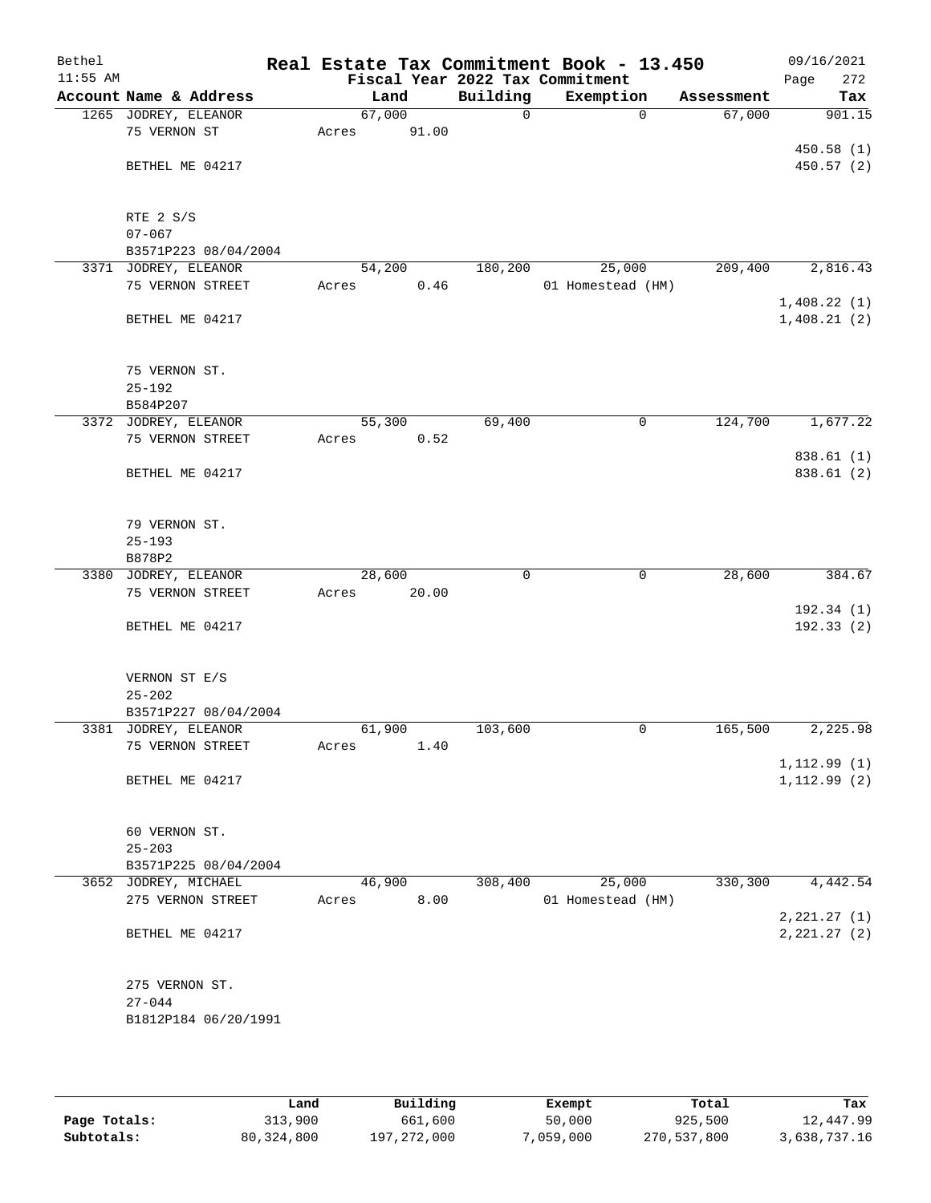# Real Estate Tax Commitment Book - 13.450

Bethel 11:55 AM — Fiscal Year 2022 Tax Commitment — 09/16/2021 Page 272

| Account Name & Address | Land | Building | Exemption | Assessment | Tax |
|---|---|---|---|---|---|
| 1265 JODREY, ELEANOR<br>75 VERNON ST<br>BETHEL ME 04217<br>RTE 2 S/S<br>07-067<br>B3571P223 08/04/2004 | 67,000<br>Acres 91.00 | 0 | 0 | 67,000 | 901.15<br>450.58 (1)<br>450.57 (2) |
| 3371 JODREY, ELEANOR<br>75 VERNON STREET<br>BETHEL ME 04217<br>75 VERNON ST.<br>25-192<br>B584P207 | 54,200<br>Acres 0.46 | 180,200 | 25,000<br>01 Homestead (HM) | 209,400 | 2,816.43<br>1,408.22 (1)<br>1,408.21 (2) |
| 3372 JODREY, ELEANOR<br>75 VERNON STREET<br>BETHEL ME 04217<br>79 VERNON ST.<br>25-193<br>B878P2 | 55,300<br>Acres 0.52 | 69,400 | 0 | 124,700 | 1,677.22<br>838.61 (1)<br>838.61 (2) |
| 3380 JODREY, ELEANOR<br>75 VERNON STREET<br>BETHEL ME 04217<br>VERNON ST E/S<br>25-202<br>B3571P227 08/04/2004 | 28,600<br>Acres 20.00 | 0 | 0 | 28,600 | 384.67<br>192.34 (1)<br>192.33 (2) |
| 3381 JODREY, ELEANOR<br>75 VERNON STREET<br>BETHEL ME 04217<br>60 VERNON ST.<br>25-203<br>B3571P225 08/04/2004 | 61,900<br>Acres 1.40 | 103,600 | 0 | 165,500 | 2,225.98<br>1,112.99 (1)<br>1,112.99 (2) |
| 3652 JODREY, MICHAEL<br>275 VERNON STREET<br>BETHEL ME 04217<br>275 VERNON ST.<br>27-044<br>B1812P184 06/20/1991 | 46,900<br>Acres 8.00 | 308,400 | 25,000<br>01 Homestead (HM) | 330,300 | 4,442.54<br>2,221.27 (1)<br>2,221.27 (2) |

| | Land | Building | Exempt | Total | Tax |
|---|---|---|---|---|---|
| Page Totals: | 313,900 | 661,600 | 50,000 | 925,500 | 12,447.99 |
| Subtotals: | 80,324,800 | 197,272,000 | 7,059,000 | 270,537,800 | 3,638,737.16 |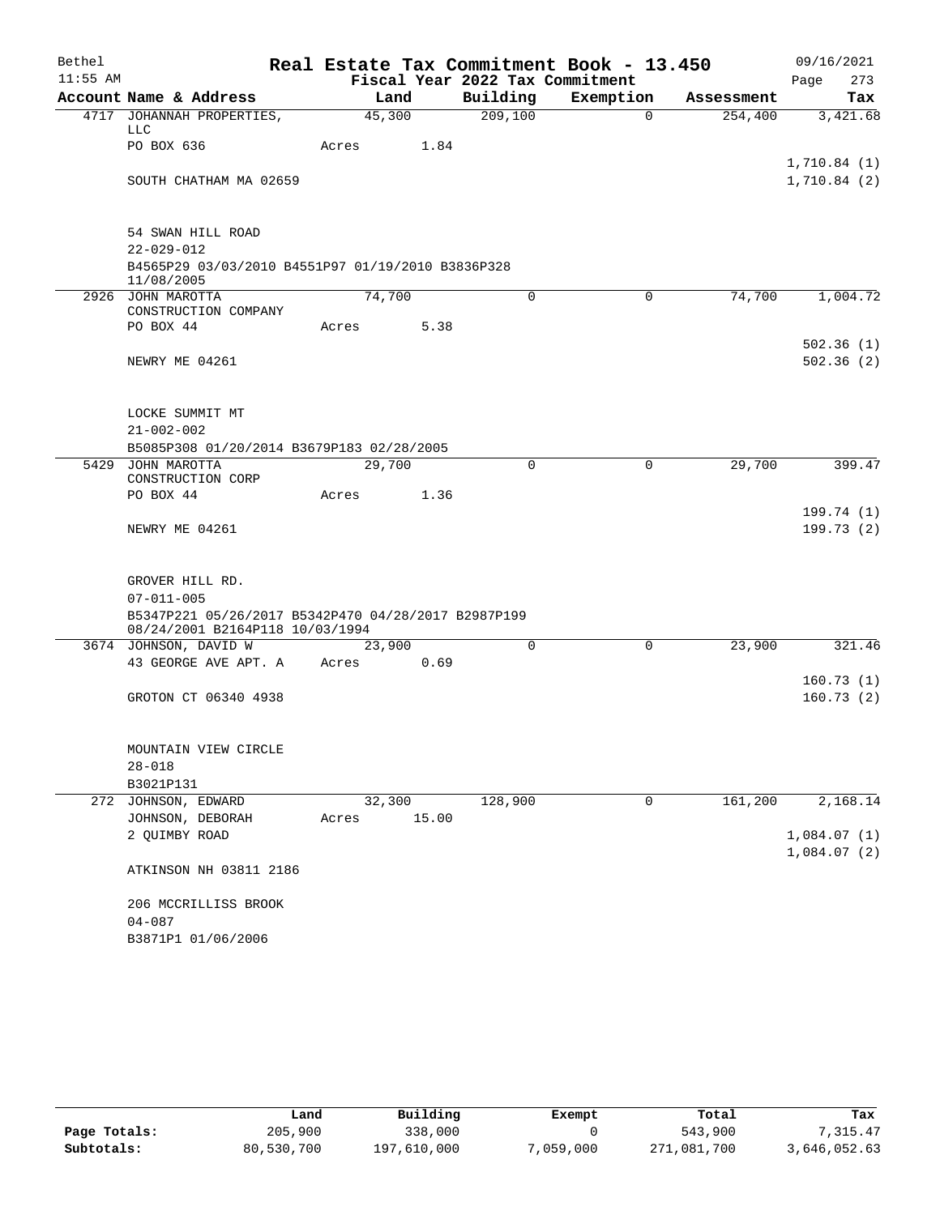Bethel 11:55 AM

# Real Estate Tax Commitment Book - 13.450

Fiscal Year 2022 Tax Commitment

09/16/2021 Page 273

| Account Name & Address | Land | Building | Exemption | Assessment | Tax |
|---|---|---|---|---|---|
| 4717 JOHANNAH PROPERTIES, LLC | 45,300 | 209,100 | 0 | 254,400 | 3,421.68 |
| PO BOX 636 | Acres 1.84 | | | | |
| | | | | | 1,710.84 (1) |
| SOUTH CHATHAM MA 02659 | | | | | 1,710.84 (2) |
| 54 SWAN HILL ROAD | | | | | |
| 22-029-012 | | | | | |
| B4565P29 03/03/2010 B4551P97 01/19/2010 B3836P328 11/08/2005 | | | | | |
| 2926 JOHN MAROTTA CONSTRUCTION COMPANY | 74,700 | 0 | 0 | 74,700 | 1,004.72 |
| PO BOX 44 | Acres 5.38 | | | | |
| | | | | | 502.36 (1) |
| NEWRY ME 04261 | | | | | 502.36 (2) |
| LOCKE SUMMIT MT | | | | | |
| 21-002-002 | | | | | |
| B5085P308 01/20/2014 B3679P183 02/28/2005 | | | | | |
| 5429 JOHN MAROTTA CONSTRUCTION CORP | 29,700 | 0 | 0 | 29,700 | 399.47 |
| PO BOX 44 | Acres 1.36 | | | | |
| | | | | | 199.74 (1) |
| NEWRY ME 04261 | | | | | 199.73 (2) |
| GROVER HILL RD. | | | | | |
| 07-011-005 | | | | | |
| B5347P221 05/26/2017 B5342P470 04/28/2017 B2987P199 08/24/2001 B2164P118 10/03/1994 | | | | | |
| 3674 JOHNSON, DAVID W | 23,900 | 0 | 0 | 23,900 | 321.46 |
| 43 GEORGE AVE APT. A | Acres 0.69 | | | | |
| | | | | | 160.73 (1) |
| GROTON CT 06340 4938 | | | | | 160.73 (2) |
| MOUNTAIN VIEW CIRCLE | | | | | |
| 28-018 | | | | | |
| B3021P131 | | | | | |
| 272 JOHNSON, EDWARD | 32,300 | 128,900 | 0 | 161,200 | 2,168.14 |
| JOHNSON, DEBORAH | Acres 15.00 | | | | |
| 2 QUIMBY ROAD | | | | | 1,084.07 (1) |
| | | | | | 1,084.07 (2) |
| ATKINSON NH 03811 2186 | | | | | |
| 206 MCCRILLISS BROOK | | | | | |
| 04-087 | | | | | |
| B3871P1 01/06/2006 | | | | | |

| | Land | Building | Exempt | Total | Tax |
|---|---|---|---|---|---|
| Page Totals: | 205,900 | 338,000 | 0 | 543,900 | 7,315.47 |
| Subtotals: | 80,530,700 | 197,610,000 | 7,059,000 | 271,081,700 | 3,646,052.63 |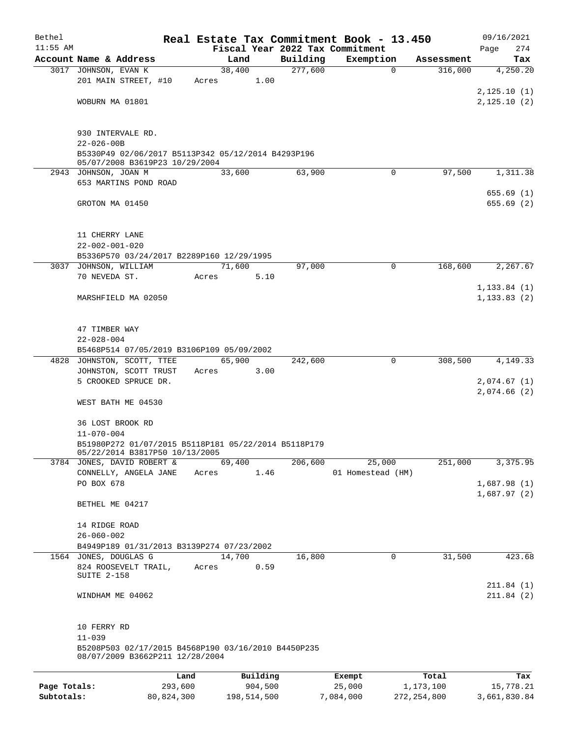Bethel | Real Estate Tax Commitment Book - 13.450 | 09/16/2021
11:55 AM | Fiscal Year 2022 Tax Commitment | Page 274

| Account Name & Address | Land | Building | Exemption | Assessment | Tax |
|---|---|---|---|---|---|
| 3017 JOHNSON, EVAN K | 38,400 | 277,600 | 0 | 316,000 | 4,250.20 |
| 201 MAIN STREET, #10 | Acres 1.00 | | | | |
| | | | | | 2,125.10 (1) |
| WOBURN MA 01801 | | | | | 2,125.10 (2) |
| 930 INTERVALE RD. | | | | | |
| 22-026-00B | | | | | |
| B5330P49 02/06/2017 B5113P342 05/12/2014 B4293P196 05/07/2008 B3619P23 10/29/2004 | | | | | |
| 2943 JOHNSON, JOAN M | 33,600 | 63,900 | 0 | 97,500 | 1,311.38 |
| 653 MARTINS POND ROAD | | | | | |
| | | | | | 655.69 (1) |
| GROTON MA 01450 | | | | | 655.69 (2) |
| 11 CHERRY LANE | | | | | |
| 22-002-001-020 | | | | | |
| B5336P570 03/24/2017 B2289P160 12/29/1995 | | | | | |
| 3037 JOHNSON, WILLIAM | 71,600 | 97,000 | 0 | 168,600 | 2,267.67 |
| 70 NEVEDA ST. | Acres 5.10 | | | | |
| | | | | | 1,133.84 (1) |
| MARSHFIELD MA 02050 | | | | | 1,133.83 (2) |
| 47 TIMBER WAY | | | | | |
| 22-028-004 | | | | | |
| B5468P514 07/05/2019 B3106P109 05/09/2002 | | | | | |
| 4828 JOHNSTON, SCOTT, TTEE | 65,900 | 242,600 | 0 | 308,500 | 4,149.33 |
| JOHNSTON, SCOTT TRUST | Acres 3.00 | | | | |
| 5 CROOKED SPRUCE DR. | | | | | 2,074.67 (1) |
| | | | | | 2,074.66 (2) |
| WEST BATH ME 04530 | | | | | |
| 36 LOST BROOK RD | | | | | |
| 11-070-004 | | | | | |
| B51980P272 01/07/2015 B5118P181 05/22/2014 B5118P179 05/22/2014 B3817P50 10/13/2005 | | | | | |
| 3784 JONES, DAVID ROBERT & | 69,400 | 206,600 | 25,000 | 251,000 | 3,375.95 |
| CONNELLY, ANGELA JANE | Acres 1.46 | | 01 Homestead (HM) | | |
| PO BOX 678 | | | | | 1,687.98 (1) |
| | | | | | 1,687.97 (2) |
| BETHEL ME 04217 | | | | | |
| 14 RIDGE ROAD | | | | | |
| 26-060-002 | | | | | |
| B4949P189 01/31/2013 B3139P274 07/23/2002 | | | | | |
| 1564 JONES, DOUGLAS G | 14,700 | 16,800 | 0 | 31,500 | 423.68 |
| 824 ROOSEVELT TRAIL, SUITE 2-158 | Acres 0.59 | | | | |
| | | | | | 211.84 (1) |
| WINDHAM ME 04062 | | | | | 211.84 (2) |
| 10 FERRY RD | | | | | |
| 11-039 | | | | | |
| B5208P503 02/17/2015 B4568P190 03/16/2010 B4450P235 08/07/2009 B3662P211 12/28/2004 | | | | | |

| | Land | Building | Exempt | Total | Tax |
|---|---|---|---|---|---|
| Page Totals: | 293,600 | 904,500 | 25,000 | 1,173,100 | 15,778.21 |
| Subtotals: | 80,824,300 | 198,514,500 | 7,084,000 | 272,254,800 | 3,661,830.84 |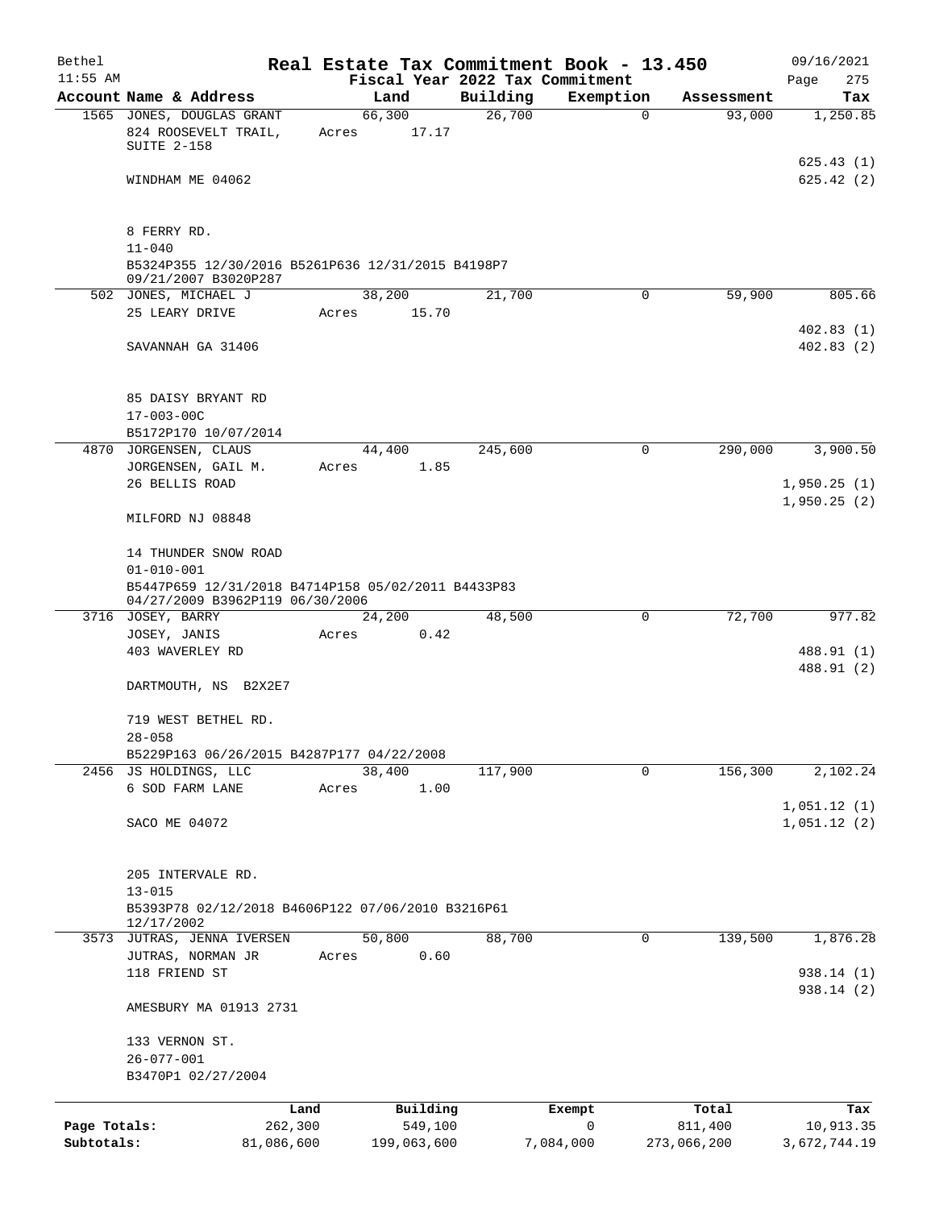# Real Estate Tax Commitment Book - 13.450

Bethel 11:55 AM — Fiscal Year 2022 Tax Commitment — 09/16/2021 Page 275

| Account Name & Address | Land | Building | Exemption | Assessment | Tax |
|---|---|---|---|---|---|
| 1565 JONES, DOUGLAS GRANT<br>824 ROOSEVELT TRAIL, SUITE 2-158<br>WINDHAM ME 04062<br><br>8 FERRY RD.<br>11-040<br>B5324P355 12/30/2016 B5261P636 12/31/2015 B4198P7 09/21/2007 B3020P287 | 66,300<br>Acres 17.17 | 26,700 | 0 | 93,000 | 1,250.85<br><br>625.43 (1)<br>625.42 (2) |
| 502 JONES, MICHAEL J<br>25 LEARY DRIVE<br>SAVANNAH GA 31406<br><br>85 DAISY BRYANT RD<br>17-003-00C<br>B5172P170 10/07/2014 | 38,200<br>Acres 15.70 | 21,700 | 0 | 59,900 | 805.66<br><br>402.83 (1)<br>402.83 (2) |
| 4870 JORGENSEN, CLAUS<br>JORGENSEN, GAIL M.<br>26 BELLIS ROAD<br>MILFORD NJ 08848<br><br>14 THUNDER SNOW ROAD<br>01-010-001<br>B5447P659 12/31/2018 B4714P158 05/02/2011 B4433P83 04/27/2009 B3962P119 06/30/2006 | 44,400<br>Acres 1.85 | 245,600 | 0 | 290,000 | 3,900.50<br><br>1,950.25 (1)<br>1,950.25 (2) |
| 3716 JOSEY, BARRY<br>JOSEY, JANIS<br>403 WAVERLEY RD<br>DARTMOUTH, NS B2X2E7<br><br>719 WEST BETHEL RD.<br>28-058<br>B5229P163 06/26/2015 B4287P177 04/22/2008 | 24,200<br>Acres 0.42 | 48,500 | 0 | 72,700 | 977.82<br><br>488.91 (1)<br>488.91 (2) |
| 2456 JS HOLDINGS, LLC<br>6 SOD FARM LANE<br>SACO ME 04072<br><br>205 INTERVALE RD.<br>13-015<br>B5393P78 02/12/2018 B4606P122 07/06/2010 B3216P61 12/17/2002 | 38,400<br>Acres 1.00 | 117,900 | 0 | 156,300 | 2,102.24<br><br>1,051.12 (1)<br>1,051.12 (2) |
| 3573 JUTRAS, JENNA IVERSEN<br>JUTRAS, NORMAN JR<br>118 FRIEND ST<br>AMESBURY MA 01913 2731<br><br>133 VERNON ST.<br>26-077-001<br>B3470P1 02/27/2004 | 50,800<br>Acres 0.60 | 88,700 | 0 | 139,500 | 1,876.28<br><br>938.14 (1)<br>938.14 (2) |

| | Land | Building | Exempt | Total | Tax |
|---|---|---|---|---|---|
| Page Totals: | 262,300 | 549,100 | 0 | 811,400 | 10,913.35 |
| Subtotals: | 81,086,600 | 199,063,600 | 7,084,000 | 273,066,200 | 3,672,744.19 |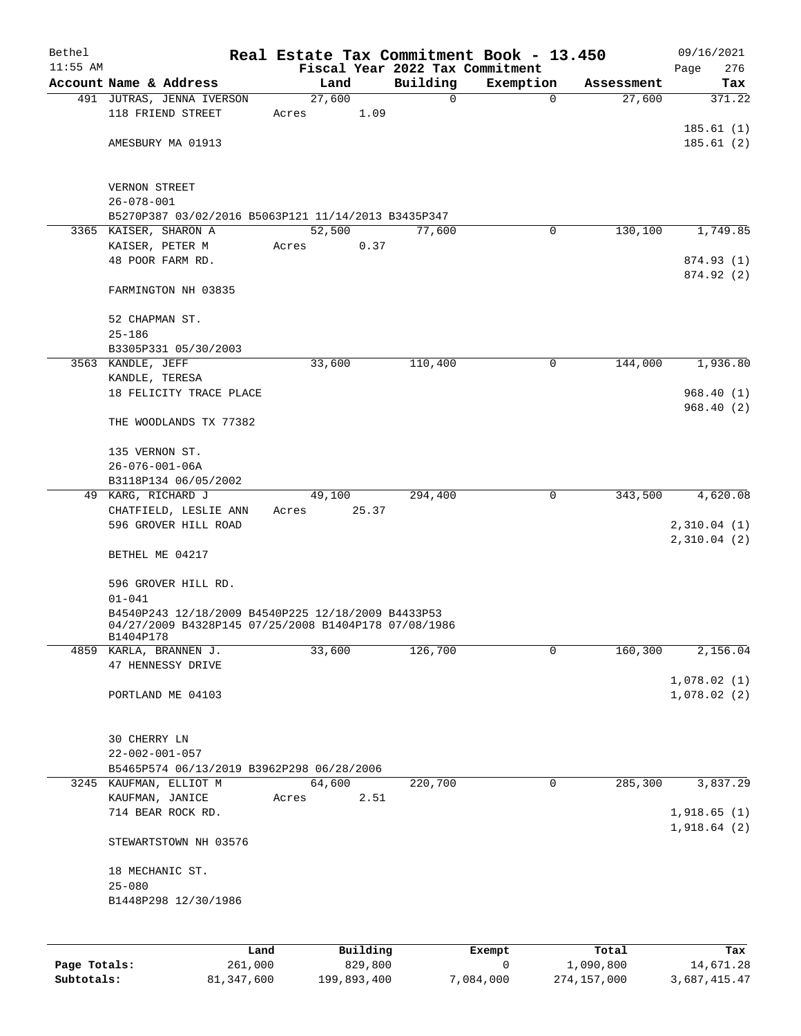Bethel 11:55 AM

# Real Estate Tax Commitment Book - 13.450

Fiscal Year 2022 Tax Commitment

09/16/2021 Page 276

| Account Name & Address | Land | Building | Exemption | Assessment | Tax |
|---|---|---|---|---|---|
| 491 JUTRAS, JENNA IVERSON<br>118 FRIEND STREET<br><br>AMESBURY MA 01913<br><br>VERNON STREET<br>26-078-001<br>B5270P387 03/02/2016 B5063P121 11/14/2013 B3435P347 | 27,600<br>Acres 1.09 | 0 | 0 | 27,600 | 371.22<br><br>185.61 (1)<br>185.61 (2) |
| 3365 KAISER, SHARON A<br>KAISER, PETER M<br>48 POOR FARM RD.<br><br>FARMINGTON NH 03835<br><br>52 CHAPMAN ST.<br>25-186<br>B3305P331 05/30/2003 | 52,500<br>Acres 0.37 | 77,600 | 0 | 130,100 | 1,749.85<br><br>874.93 (1)<br>874.92 (2) |
| 3563 KANDLE, JEFF<br>KANDLE, TERESA<br>18 FELICITY TRACE PLACE<br><br>THE WOODLANDS TX 77382<br><br>135 VERNON ST.<br>26-076-001-06A<br>B3118P134 06/05/2002 | 33,600 | 110,400 | 0 | 144,000 | 1,936.80<br><br>968.40 (1)<br>968.40 (2) |
| 49 KARG, RICHARD J<br>CHATFIELD, LESLIE ANN<br>596 GROVER HILL ROAD<br><br>BETHEL ME 04217<br><br>596 GROVER HILL RD.<br>01-041<br>B4540P243 12/18/2009 B4540P225 12/18/2009 B4433P53 04/27/2009 B4328P145 07/25/2008 B1404P178 07/08/1986 B1404P178 | 49,100<br>Acres 25.37 | 294,400 | 0 | 343,500 | 4,620.08<br><br>2,310.04 (1)<br>2,310.04 (2) |
| 4859 KARLA, BRANNEN J.<br>47 HENNESSY DRIVE<br><br>PORTLAND ME 04103<br><br>30 CHERRY LN<br>22-002-001-057<br>B5465P574 06/13/2019 B3962P298 06/28/2006 | 33,600 | 126,700 | 0 | 160,300 | 2,156.04<br><br>1,078.02 (1)<br>1,078.02 (2) |
| 3245 KAUFMAN, ELLIOT M<br>KAUFMAN, JANICE<br>714 BEAR ROCK RD.<br><br>STEWARTSTOWN NH 03576<br><br>18 MECHANIC ST.<br>25-080<br>B1448P298 12/30/1986 | 64,600<br>Acres 2.51 | 220,700 | 0 | 285,300 | 3,837.29<br><br>1,918.65 (1)<br>1,918.64 (2) |

| | Land | Building | Exempt | Total | Tax |
|---|---|---|---|---|---|
| Page Totals: | 261,000 | 829,800 | 0 | 1,090,800 | 14,671.28 |
| Subtotals: | 81,347,600 | 199,893,400 | 7,084,000 | 274,157,000 | 3,687,415.47 |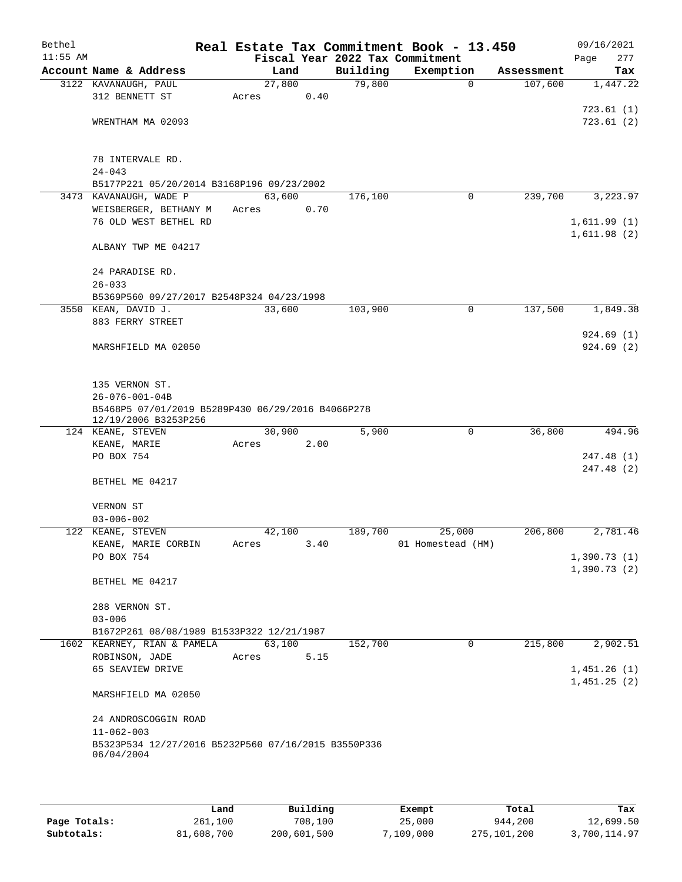# Real Estate Tax Commitment Book - 13.450

Bethel
11:55 AM

Fiscal Year 2022 Tax Commitment

09/16/2021
Page 277

| Account Name & Address | Land | Building | Exemption | Assessment | Tax |
|---|---|---|---|---|---|
| 3122 KAVANAUGH, PAUL<br>312 BENNETT ST<br><br>WRENTHAM MA 02093<br><br>78 INTERVALE RD.<br>24-043<br>B5177P221 05/20/2014 B3168P196 09/23/2002 | 27,800<br>Acres 0.40 | 79,800 | 0 | 107,600 | 1,447.22<br><br>723.61 (1)<br>723.61 (2) |
| 3473 KAVANAUGH, WADE P<br>WEISBERGER, BETHANY M<br>76 OLD WEST BETHEL RD<br><br>ALBANY TWP ME 04217<br><br>24 PARADISE RD.<br>26-033<br>B5369P560 09/27/2017 B2548P324 04/23/1998 | 63,600<br>Acres 0.70 | 176,100 | 0 | 239,700 | 3,223.97<br><br>1,611.99 (1)<br>1,611.98 (2) |
| 3550 KEAN, DAVID J.<br>883 FERRY STREET<br><br>MARSHFIELD MA 02050<br><br>135 VERNON ST.<br>26-076-001-04B<br>B5468P5 07/01/2019 B5289P430 06/29/2016 B4066P278 12/19/2006 B3253P256 | 33,600 | 103,900 | 0 | 137,500 | 1,849.38<br><br>924.69 (1)<br>924.69 (2) |
| 124 KEANE, STEVEN<br>KEANE, MARIE<br>PO BOX 754<br><br>BETHEL ME 04217<br><br>VERNON ST<br>03-006-002 | 30,900<br>Acres 2.00 | 5,900 | 0 | 36,800 | 494.96<br><br>247.48 (1)<br>247.48 (2) |
| 122 KEANE, STEVEN<br>KEANE, MARIE CORBIN<br>PO BOX 754<br><br>BETHEL ME 04217<br><br>288 VERNON ST.<br>03-006<br>B1672P261 08/08/1989 B1533P322 12/21/1987 | 42,100<br>Acres 3.40 | 189,700 | 25,000<br>01 Homestead (HM) | 206,800 | 2,781.46<br><br>1,390.73 (1)<br>1,390.73 (2) |
| 1602 KEARNEY, RIAN & PAMELA<br>ROBINSON, JADE<br>65 SEAVIEW DRIVE<br><br>MARSHFIELD MA 02050<br><br>24 ANDROSCOGGIN ROAD<br>11-062-003<br>B5323P534 12/27/2016 B5232P560 07/16/2015 B3550P336 06/04/2004 | 63,100<br>Acres 5.15 | 152,700 | 0 | 215,800 | 2,902.51<br><br>1,451.26 (1)<br>1,451.25 (2) |

| | Land | Building | Exempt | Total | Tax |
|---|---|---|---|---|---|
| Page Totals: | 261,100 | 708,100 | 25,000 | 944,200 | 12,699.50 |
| Subtotals: | 81,608,700 | 200,601,500 | 7,109,000 | 275,101,200 | 3,700,114.97 |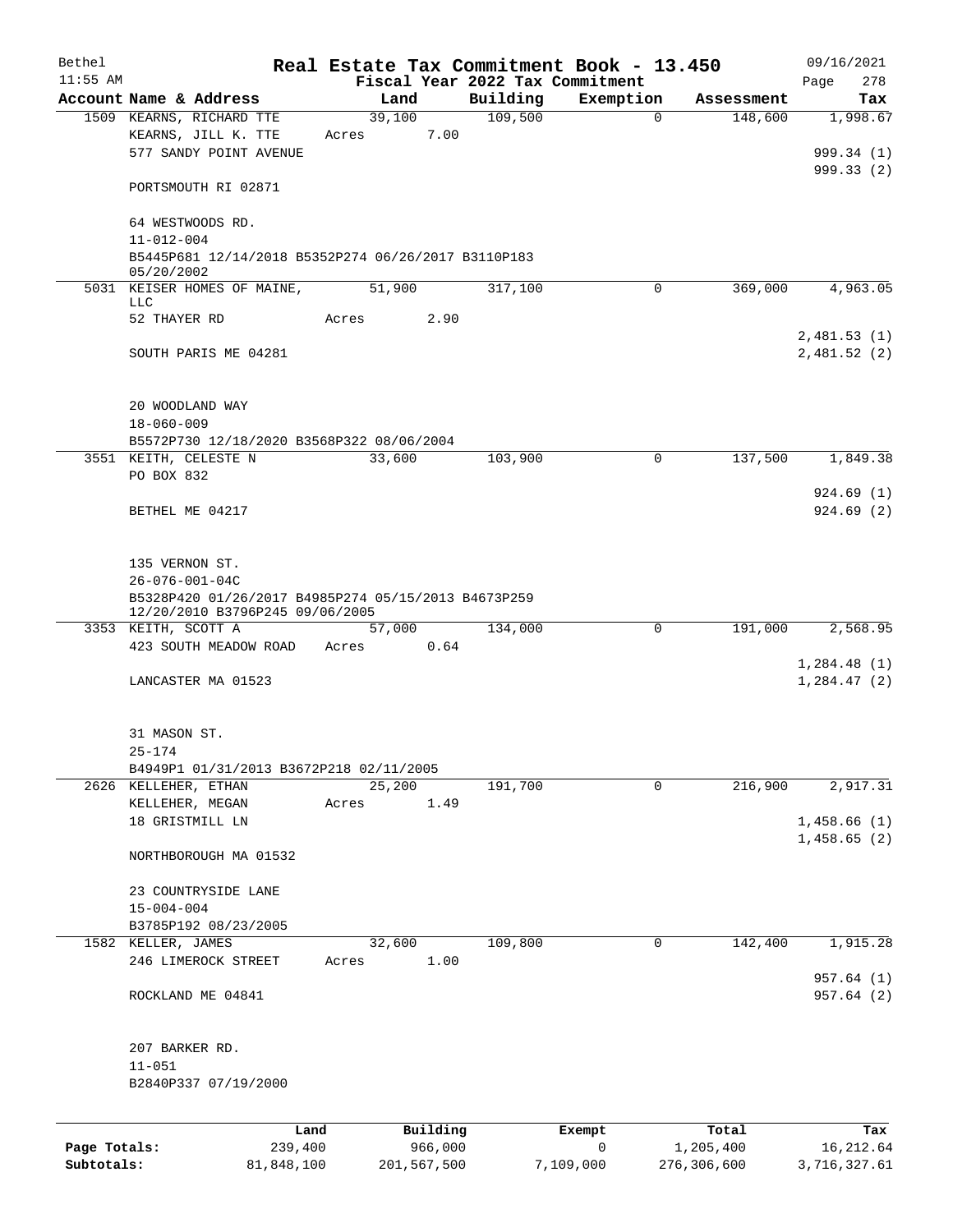Bethel — Real Estate Tax Commitment Book - 13.450 — 09/16/2021
11:55 AM — Fiscal Year 2022 Tax Commitment — Page 278

| Account Name & Address | Land | Building | Exemption | Assessment | Tax |
|---|---|---|---|---|---|
| 1509 KEARNS, RICHARD TTE | 39,100 | 109,500 | 0 | 148,600 | 1,998.67 |
| KEARNS, JILL K. TTE | Acres 7.00 | | | | |
| 577 SANDY POINT AVENUE | | | | | 999.34 (1) |
| | | | | | 999.33 (2) |
| PORTSMOUTH RI 02871 | | | | | |
| 64 WESTWOODS RD. | | | | | |
| 11-012-004 | | | | | |
| B5445P681 12/14/2018 B5352P274 06/26/2017 B3110P183 05/20/2002 | | | | | |
| 5031 KEISER HOMES OF MAINE, LLC | 51,900 | 317,100 | 0 | 369,000 | 4,963.05 |
| 52 THAYER RD | Acres 2.90 | | | | |
| | | | | | 2,481.53 (1) |
| SOUTH PARIS ME 04281 | | | | | 2,481.52 (2) |
| 20 WOODLAND WAY | | | | | |
| 18-060-009 | | | | | |
| B5572P730 12/18/2020 B3568P322 08/06/2004 | | | | | |
| 3551 KEITH, CELESTE N | 33,600 | 103,900 | 0 | 137,500 | 1,849.38 |
| PO BOX 832 | | | | | |
| | | | | | 924.69 (1) |
| BETHEL ME 04217 | | | | | 924.69 (2) |
| 135 VERNON ST. | | | | | |
| 26-076-001-04C | | | | | |
| B5328P420 01/26/2017 B4985P274 05/15/2013 B4673P259 12/20/2010 B3796P245 09/06/2005 | | | | | |
| 3353 KEITH, SCOTT A | 57,000 | 134,000 | 0 | 191,000 | 2,568.95 |
| 423 SOUTH MEADOW ROAD | Acres 0.64 | | | | |
| | | | | | 1,284.48 (1) |
| LANCASTER MA 01523 | | | | | 1,284.47 (2) |
| 31 MASON ST. | | | | | |
| 25-174 | | | | | |
| B4949P1 01/31/2013 B3672P218 02/11/2005 | | | | | |
| 2626 KELLEHER, ETHAN | 25,200 | 191,700 | 0 | 216,900 | 2,917.31 |
| KELLEHER, MEGAN | Acres 1.49 | | | | |
| 18 GRISTMILL LN | | | | | 1,458.66 (1) |
| | | | | | 1,458.65 (2) |
| NORTHBOROUGH MA 01532 | | | | | |
| 23 COUNTRYSIDE LANE | | | | | |
| 15-004-004 | | | | | |
| B3785P192 08/23/2005 | | | | | |
| 1582 KELLER, JAMES | 32,600 | 109,800 | 0 | 142,400 | 1,915.28 |
| 246 LIMEROCK STREET | Acres 1.00 | | | | |
| | | | | | 957.64 (1) |
| ROCKLAND ME 04841 | | | | | 957.64 (2) |
| 207 BARKER RD. | | | | | |
| 11-051 | | | | | |
| B2840P337 07/19/2000 | | | | | |

| | Land | Building | Exempt | Total | Tax |
|---|---|---|---|---|---|
| Page Totals: | 239,400 | 966,000 | 0 | 1,205,400 | 16,212.64 |
| Subtotals: | 81,848,100 | 201,567,500 | 7,109,000 | 276,306,600 | 3,716,327.61 |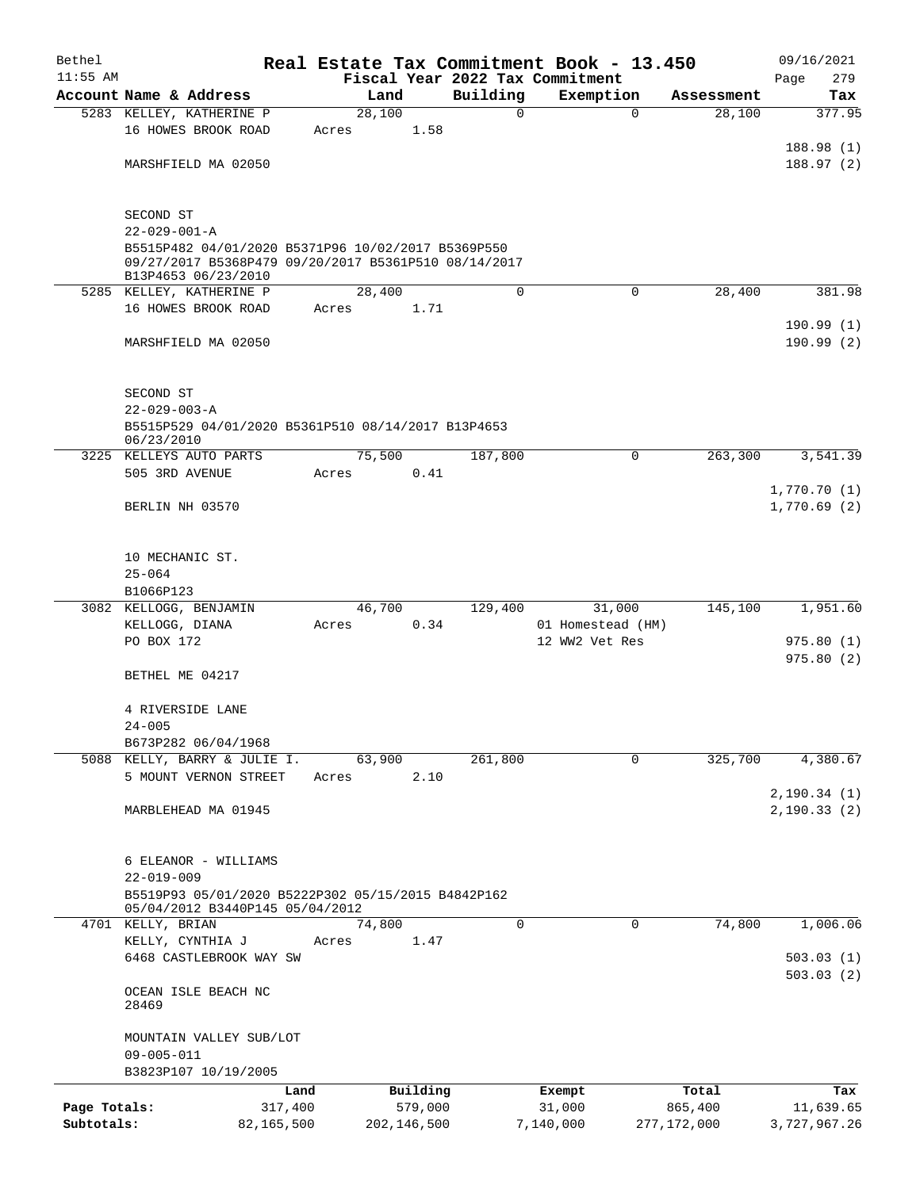Bethel | Real Estate Tax Commitment Book - 13.450 | 09/16/2021
11:55 AM | Fiscal Year 2022 Tax Commitment | Page 279

| Account Name & Address | Land | Building | Exemption | Assessment | Tax |
|---|---|---|---|---|---|
| 5283 KELLEY, KATHERINE P | 28,100 | 0 | 0 | 28,100 | 377.95 |
| 16 HOWES BROOK ROAD | Acres 1.58 | | | | |
| | | | | | 188.98 (1) |
| MARSHFIELD MA 02050 | | | | | 188.97 (2) |
| SECOND ST | | | | | |
| 22-029-001-A | | | | | |
| B5515P482 04/01/2020 B5371P96 10/02/2017 B5369P550 09/27/2017 B5368P479 09/20/2017 B5361P510 08/14/2017 B13P4653 06/23/2010 | | | | | |
| 5285 KELLEY, KATHERINE P | 28,400 | 0 | 0 | 28,400 | 381.98 |
| 16 HOWES BROOK ROAD | Acres 1.71 | | | | |
| | | | | | 190.99 (1) |
| MARSHFIELD MA 02050 | | | | | 190.99 (2) |
| SECOND ST | | | | | |
| 22-029-003-A | | | | | |
| B5515P529 04/01/2020 B5361P510 08/14/2017 B13P4653 06/23/2010 | | | | | |
| 3225 KELLEYS AUTO PARTS | 75,500 | 187,800 | 0 | 263,300 | 3,541.39 |
| 505 3RD AVENUE | Acres 0.41 | | | | |
| | | | | | 1,770.70 (1) |
| BERLIN NH 03570 | | | | | 1,770.69 (2) |
| 10 MECHANIC ST. | | | | | |
| 25-064 | | | | | |
| B1066P123 | | | | | |
| 3082 KELLOGG, BENJAMIN | 46,700 | 129,400 | 31,000 | 145,100 | 1,951.60 |
| KELLOGG, DIANA | Acres 0.34 | | 01 Homestead (HM) | | |
| PO BOX 172 | | | 12 WW2 Vet Res | | 975.80 (1) |
| | | | | | 975.80 (2) |
| BETHEL ME 04217 | | | | | |
| 4 RIVERSIDE LANE | | | | | |
| 24-005 | | | | | |
| B673P282 06/04/1968 | | | | | |
| 5088 KELLY, BARRY & JULIE I. | 63,900 | 261,800 | 0 | 325,700 | 4,380.67 |
| 5 MOUNT VERNON STREET | Acres 2.10 | | | | |
| | | | | | 2,190.34 (1) |
| MARBLEHEAD MA 01945 | | | | | 2,190.33 (2) |
| 6 ELEANOR - WILLIAMS | | | | | |
| 22-019-009 | | | | | |
| B5519P93 05/01/2020 B5222P302 05/15/2015 B4842P162 05/04/2012 B3440P145 05/04/2012 | | | | | |
| 4701 KELLY, BRIAN | 74,800 | 0 | 0 | 74,800 | 1,006.06 |
| KELLY, CYNTHIA J | Acres 1.47 | | | | |
| 6468 CASTLEBROOK WAY SW | | | | | 503.03 (1) |
| | | | | | 503.03 (2) |
| OCEAN ISLE BEACH NC 28469 | | | | | |
| MOUNTAIN VALLEY SUB/LOT | | | | | |
| 09-005-011 | | | | | |
| B3823P107 10/19/2005 | | | | | |

| | Land | Building | Exempt | Total | Tax |
|---|---|---|---|---|---|
| Page Totals: | 317,400 | 579,000 | 31,000 | 865,400 | 11,639.65 |
| Subtotals: | 82,165,500 | 202,146,500 | 7,140,000 | 277,172,000 | 3,727,967.26 |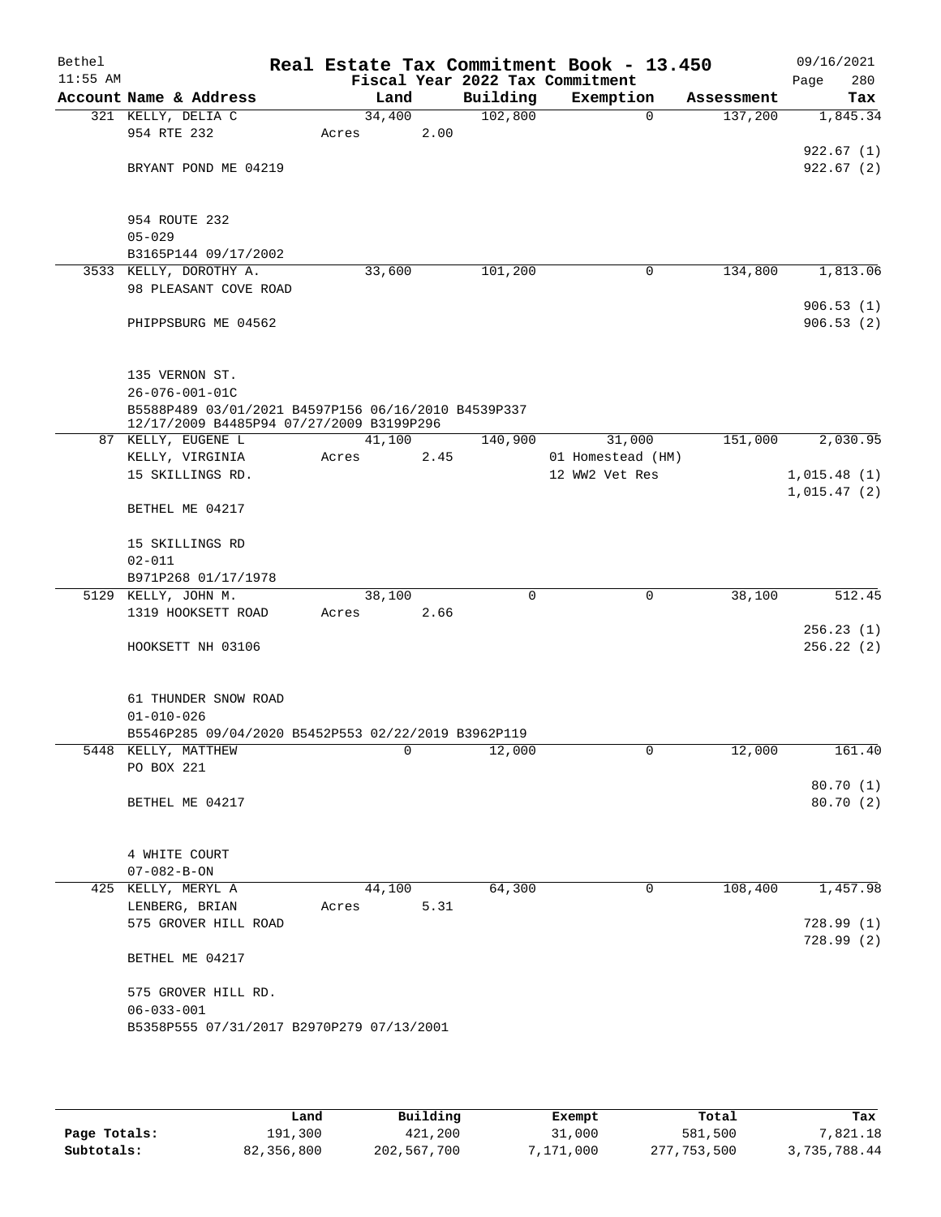# Real Estate Tax Commitment Book - 13.450

Bethel — 11:55 AM — 09/16/2021

## Fiscal Year 2022 Tax Commitment

| Account | Name & Address | Land | Building | Exemption | Assessment | Tax |
|---|---|---|---|---|---|---|
| 321 | KELLY, DELIA C<br>954 RTE 232<br>BRYANT POND ME 04219<br><br>954 ROUTE 232<br>05-029<br>B3165P144 09/17/2002 | 34,400<br>Acres 2.00 | 102,800 | 0 | 137,200 | 1,845.34<br>922.67 (1)<br>922.67 (2) |
| 3533 | KELLY, DOROTHY A.<br>98 PLEASANT COVE ROAD<br>PHIPPSBURG ME 04562<br><br>135 VERNON ST.<br>26-076-001-01C<br>B5588P489 03/01/2021 B4597P156 06/16/2010 B4539P337 12/17/2009 B4485P94 07/27/2009 B3199P296 | 33,600 | 101,200 | 0 | 134,800 | 1,813.06<br>906.53 (1)<br>906.53 (2) |
| 87 | KELLY, EUGENE L<br>KELLY, VIRGINIA<br>15 SKILLINGS RD.<br>BETHEL ME 04217<br><br>15 SKILLINGS RD<br>02-011<br>B971P268 01/17/1978 | 41,100<br>Acres 2.45 | 140,900 | 31,000<br>01 Homestead (HM)<br>12 WW2 Vet Res | 151,000 | 2,030.95<br>1,015.48 (1)<br>1,015.47 (2) |
| 5129 | KELLY, JOHN M.<br>1319 HOOKSETT ROAD<br>HOOKSETT NH 03106<br><br>61 THUNDER SNOW ROAD<br>01-010-026<br>B5546P285 09/04/2020 B5452P553 02/22/2019 B3962P119 | 38,100<br>Acres 2.66 | 0 | 0 | 38,100 | 512.45<br>256.23 (1)<br>256.22 (2) |
| 5448 | KELLY, MATTHEW<br>PO BOX 221<br>BETHEL ME 04217<br><br>4 WHITE COURT<br>07-082-B-ON | 0 | 12,000 | 0 | 12,000 | 161.40<br>80.70 (1)<br>80.70 (2) |
| 425 | KELLY, MERYL A<br>LENBERG, BRIAN<br>575 GROVER HILL ROAD<br>BETHEL ME 04217<br><br>575 GROVER HILL RD.<br>06-033-001<br>B5358P555 07/31/2017 B2970P279 07/13/2001 | 44,100<br>Acres 5.31 | 64,300 | 0 | 108,400 | 1,457.98<br>728.99 (1)<br>728.99 (2) |

| | Land | Building | Exempt | Total | Tax |
|---|---|---|---|---|---|
| Page Totals: | 191,300 | 421,200 | 31,000 | 581,500 | 7,821.18 |
| Subtotals: | 82,356,800 | 202,567,700 | 7,171,000 | 277,753,500 | 3,735,788.44 |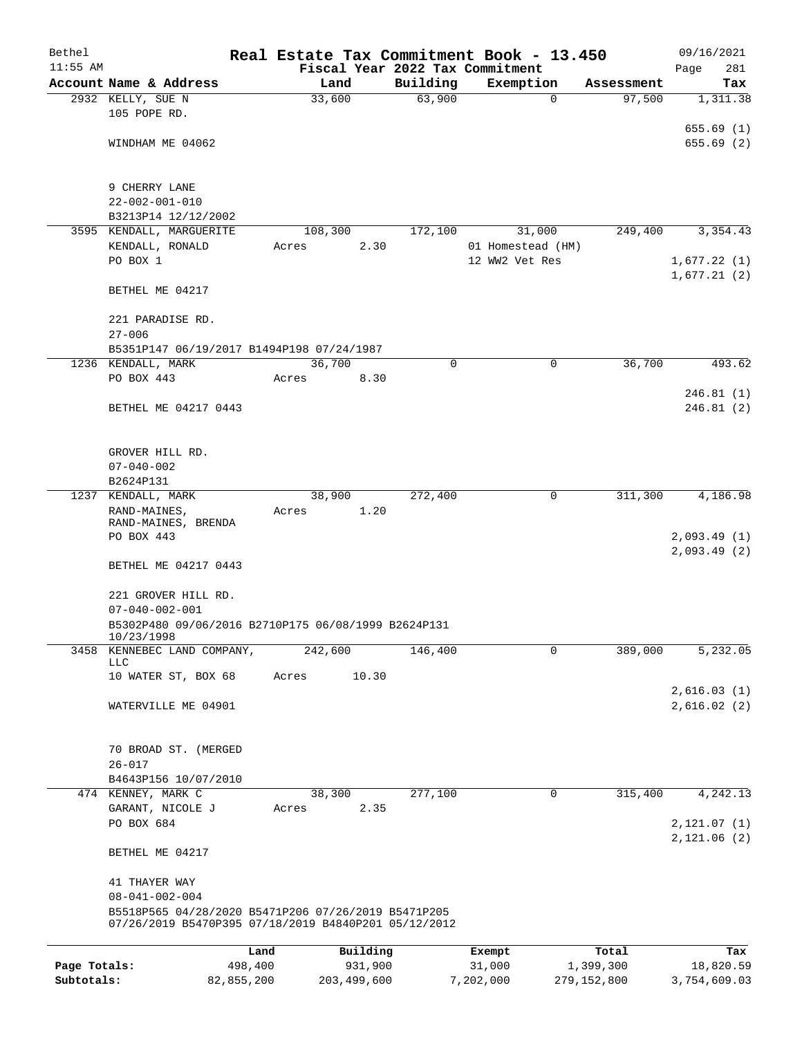Bethel | Real Estate Tax Commitment Book - 13.450 | 09/16/2021
11:55 AM | Fiscal Year 2022 Tax Commitment | Page 281

| Account Name & Address | Land | Building | Exemption | Assessment | Tax |
|---|---|---|---|---|---|
| 2932 KELLY, SUE N | 33,600 | 63,900 | 0 | 97,500 | 1,311.38 |
| 105 POPE RD. | | | | | 655.69 (1) |
| WINDHAM ME 04062 | | | | | 655.69 (2) |
| 9 CHERRY LANE | | | | | |
| 22-002-001-010 | | | | | |
| B3213P14 12/12/2002 | | | | | |
| 3595 KENDALL, MARGUERITE | 108,300 | 172,100 | 31,000 | 249,400 | 3,354.43 |
| KENDALL, RONALD | Acres 2.30 | | 01 Homestead (HM) | | |
| PO BOX 1 | | | 12 WW2 Vet Res | | 1,677.22 (1) |
| | | | | | 1,677.21 (2) |
| BETHEL ME 04217 | | | | | |
| 221 PARADISE RD. | | | | | |
| 27-006 | | | | | |
| B5351P147 06/19/2017 B1494P198 07/24/1987 | | | | | |
| 1236 KENDALL, MARK | 36,700 | 0 | 0 | 36,700 | 493.62 |
| PO BOX 443 | Acres 8.30 | | | | |
| | | | | | 246.81 (1) |
| BETHEL ME 04217 0443 | | | | | 246.81 (2) |
| GROVER HILL RD. | | | | | |
| 07-040-002 | | | | | |
| B2624P131 | | | | | |
| 1237 KENDALL, MARK | 38,900 | 272,400 | 0 | 311,300 | 4,186.98 |
| RAND-MAINES, | Acres 1.20 | | | | |
| RAND-MAINES, BRENDA | | | | | |
| PO BOX 443 | | | | | 2,093.49 (1) |
| | | | | | 2,093.49 (2) |
| BETHEL ME 04217 0443 | | | | | |
| 221 GROVER HILL RD. | | | | | |
| 07-040-002-001 | | | | | |
| B5302P480 09/06/2016 B2710P175 06/08/1999 B2624P131 10/23/1998 | | | | | |
| 3458 KENNEBEC LAND COMPANY, LLC | 242,600 | 146,400 | 0 | 389,000 | 5,232.05 |
| 10 WATER ST, BOX 68 | Acres 10.30 | | | | |
| | | | | | 2,616.03 (1) |
| WATERVILLE ME 04901 | | | | | 2,616.02 (2) |
| 70 BROAD ST. (MERGED | | | | | |
| 26-017 | | | | | |
| B4643P156 10/07/2010 | | | | | |
| 474 KENNEY, MARK C | 38,300 | 277,100 | 0 | 315,400 | 4,242.13 |
| GARANT, NICOLE J | Acres 2.35 | | | | |
| PO BOX 684 | | | | | 2,121.07 (1) |
| | | | | | 2,121.06 (2) |
| BETHEL ME 04217 | | | | | |
| 41 THAYER WAY | | | | | |
| 08-041-002-004 | | | | | |
| B5518P565 04/28/2020 B5471P206 07/26/2019 B5471P205 07/26/2019 B5470P395 07/18/2019 B4840P201 05/12/2012 | | | | | |

| | Land | Building | Exempt | Total | Tax |
|---|---|---|---|---|---|
| Page Totals: | 498,400 | 931,900 | 31,000 | 1,399,300 | 18,820.59 |
| Subtotals: | 82,855,200 | 203,499,600 | 7,202,000 | 279,152,800 | 3,754,609.03 |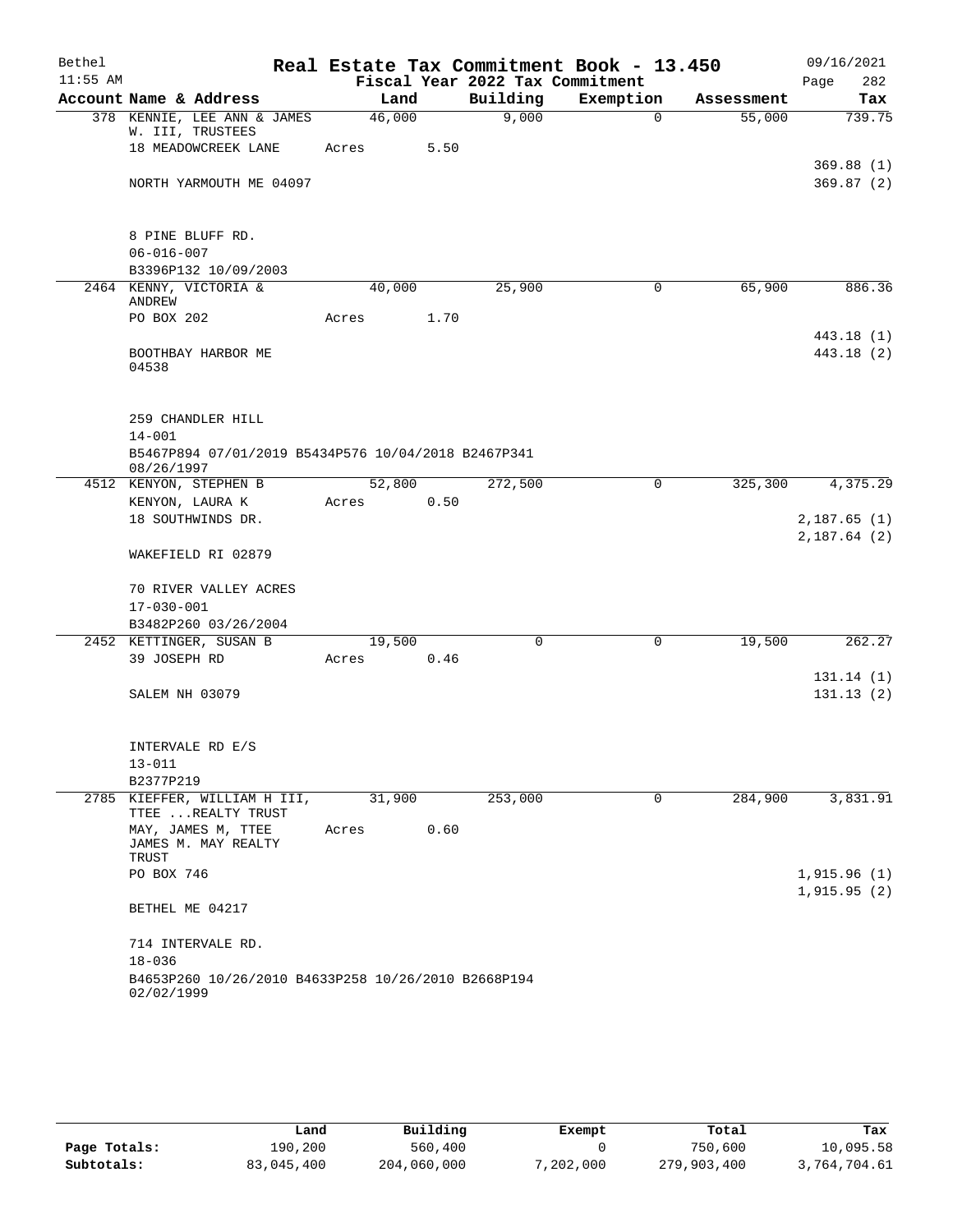Bethel 11:55 AM

# Real Estate Tax Commitment Book - 13.450

## Fiscal Year 2022 Tax Commitment

09/16/2021 Page 282

| Account Name & Address | Land | Building | Exemption | Assessment | Tax |
|---|---|---|---|---|---|
| 378 KENNIE, LEE ANN & JAMES W. III, TRUSTEES<br>18 MEADOWCREEK LANE<br><br>NORTH YARMOUTH ME 04097<br><br>8 PINE BLUFF RD.<br>06-016-007<br>B3396P132 10/09/2003 | 46,000<br>Acres 5.50 | 9,000 | 0 | 55,000 | 739.75<br><br>369.88 (1)<br>369.87 (2) |
| 2464 KENNY, VICTORIA & ANDREW<br>PO BOX 202<br><br>BOOTHBAY HARBOR ME 04538<br><br>259 CHANDLER HILL<br>14-001<br>B5467P894 07/01/2019 B5434P576 10/04/2018 B2467P341 08/26/1997 | 40,000<br>Acres 1.70 | 25,900 | 0 | 65,900 | 886.36<br><br>443.18 (1)<br>443.18 (2) |
| 4512 KENYON, STEPHEN B<br>KENYON, LAURA K<br>18 SOUTHWINDS DR.<br><br>WAKEFIELD RI 02879<br><br>70 RIVER VALLEY ACRES<br>17-030-001<br>B3482P260 03/26/2004 | 52,800<br>Acres 0.50 | 272,500 | 0 | 325,300 | 4,375.29<br><br>2,187.65 (1)<br>2,187.64 (2) |
| 2452 KETTINGER, SUSAN B<br>39 JOSEPH RD<br><br>SALEM NH 03079<br><br>INTERVALE RD E/S<br>13-011<br>B2377P219 | 19,500<br>Acres 0.46 | 0 | 0 | 19,500 | 262.27<br><br>131.14 (1)<br>131.13 (2) |
| 2785 KIEFFER, WILLIAM H III, TTEE ...REALTY TRUST<br>MAY, JAMES M, TTEE JAMES M. MAY REALTY TRUST<br>PO BOX 746<br><br>BETHEL ME 04217<br><br>714 INTERVALE RD.<br>18-036<br>B4653P260 10/26/2010 B4633P258 10/26/2010 B2668P194 02/02/1999 | 31,900<br>Acres 0.60 | 253,000 | 0 | 284,900 | 3,831.91<br><br>1,915.96 (1)<br>1,915.95 (2) |

| | Land | Building | Exempt | Total | Tax |
|---|---|---|---|---|---|
| **Page Totals:** | 190,200 | 560,400 | 0 | 750,600 | 10,095.58 |
| **Subtotals:** | 83,045,400 | 204,060,000 | 7,202,000 | 279,903,400 | 3,764,704.61 |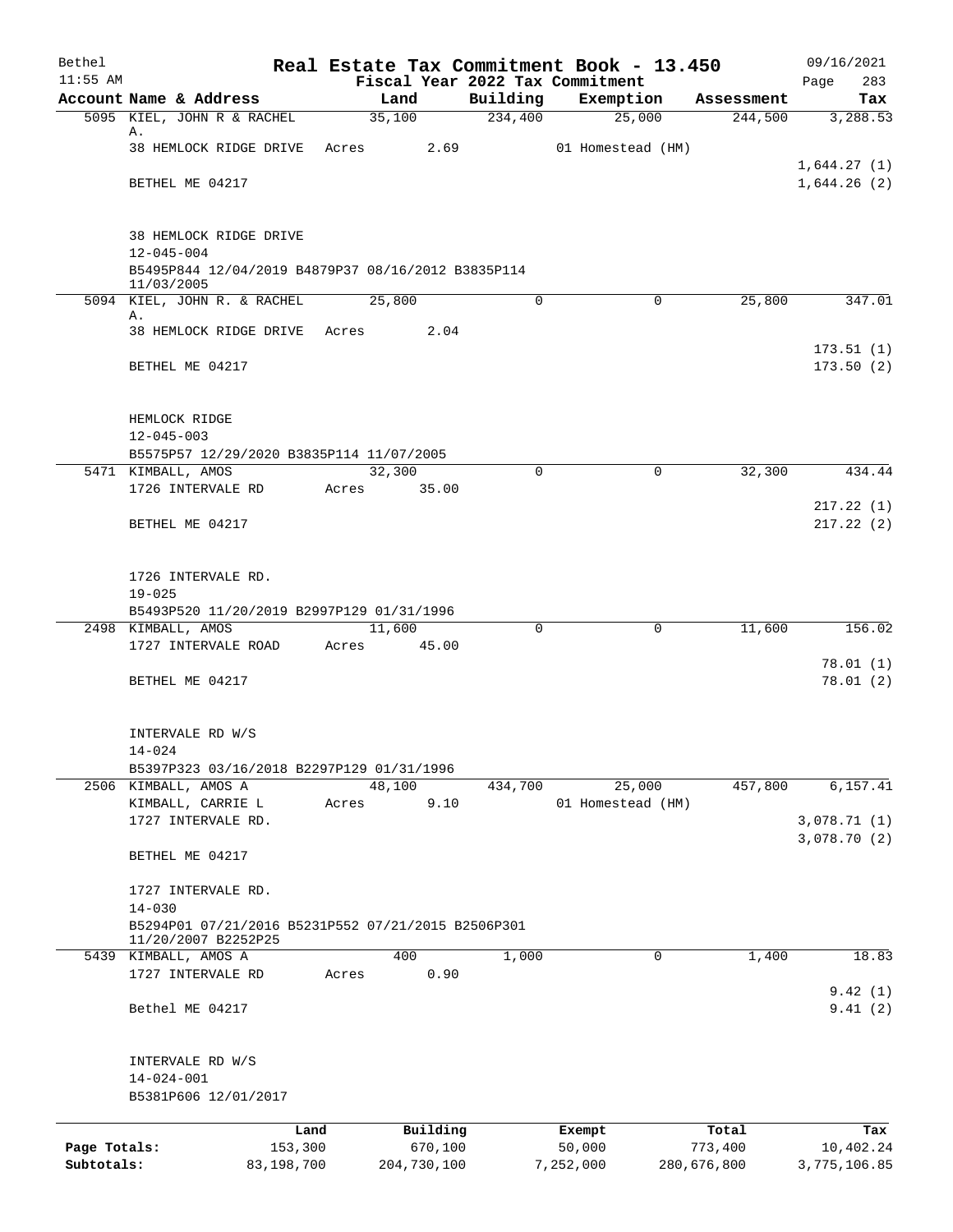# Real Estate Tax Commitment Book - 13.450

Bethel 11:55 AM — Fiscal Year 2022 Tax Commitment — 09/16/2021

| Account Name & Address | Land | Building | Exemption | Assessment | Tax |
|---|---|---|---|---|---|
| 5095 KIEL, JOHN R & RACHEL A. | 35,100 | 234,400 | 25,000 | 244,500 | 3,288.53 |
| 38 HEMLOCK RIDGE DRIVE | Acres 2.69 | | 01 Homestead (HM) | | |
| | | | | | 1,644.27 (1) |
| BETHEL ME 04217 | | | | | 1,644.26 (2) |
| 38 HEMLOCK RIDGE DRIVE | | | | | |
| 12-045-004 | | | | | |
| B5495P844 12/04/2019 B4879P37 08/16/2012 B3835P114 11/03/2005 | | | | | |
| 5094 KIEL, JOHN R. & RACHEL A. | 25,800 | 0 | 0 | 25,800 | 347.01 |
| 38 HEMLOCK RIDGE DRIVE | Acres 2.04 | | | | |
| | | | | | 173.51 (1) |
| BETHEL ME 04217 | | | | | 173.50 (2) |
| HEMLOCK RIDGE | | | | | |
| 12-045-003 | | | | | |
| B5575P57 12/29/2020 B3835P114 11/07/2005 | | | | | |
| 5471 KIMBALL, AMOS | 32,300 | 0 | 0 | 32,300 | 434.44 |
| 1726 INTERVALE RD | Acres 35.00 | | | | |
| | | | | | 217.22 (1) |
| BETHEL ME 04217 | | | | | 217.22 (2) |
| 1726 INTERVALE RD. | | | | | |
| 19-025 | | | | | |
| B5493P520 11/20/2019 B2997P129 01/31/1996 | | | | | |
| 2498 KIMBALL, AMOS | 11,600 | 0 | 0 | 11,600 | 156.02 |
| 1727 INTERVALE ROAD | Acres 45.00 | | | | |
| | | | | | 78.01 (1) |
| BETHEL ME 04217 | | | | | 78.01 (2) |
| INTERVALE RD W/S | | | | | |
| 14-024 | | | | | |
| B5397P323 03/16/2018 B2297P129 01/31/1996 | | | | | |
| 2506 KIMBALL, AMOS A | 48,100 | 434,700 | 25,000 | 457,800 | 6,157.41 |
| KIMBALL, CARRIE L | Acres 9.10 | | 01 Homestead (HM) | | |
| 1727 INTERVALE RD. | | | | | 3,078.71 (1) |
| | | | | | 3,078.70 (2) |
| BETHEL ME 04217 | | | | | |
| 1727 INTERVALE RD. | | | | | |
| 14-030 | | | | | |
| B5294P01 07/21/2016 B5231P552 07/21/2015 B2506P301 11/20/2007 B2252P25 | | | | | |
| 5439 KIMBALL, AMOS A | 400 | 1,000 | 0 | 1,400 | 18.83 |
| 1727 INTERVALE RD | Acres 0.90 | | | | |
| | | | | | 9.42 (1) |
| Bethel ME 04217 | | | | | 9.41 (2) |
| INTERVALE RD W/S | | | | | |
| 14-024-001 | | | | | |
| B5381P606 12/01/2017 | | | | | |

| | Land | Building | Exempt | Total | Tax |
|---|---|---|---|---|---|
| Page Totals: | 153,300 | 670,100 | 50,000 | 773,400 | 10,402.24 |
| Subtotals: | 83,198,700 | 204,730,100 | 7,252,000 | 280,676,800 | 3,775,106.85 |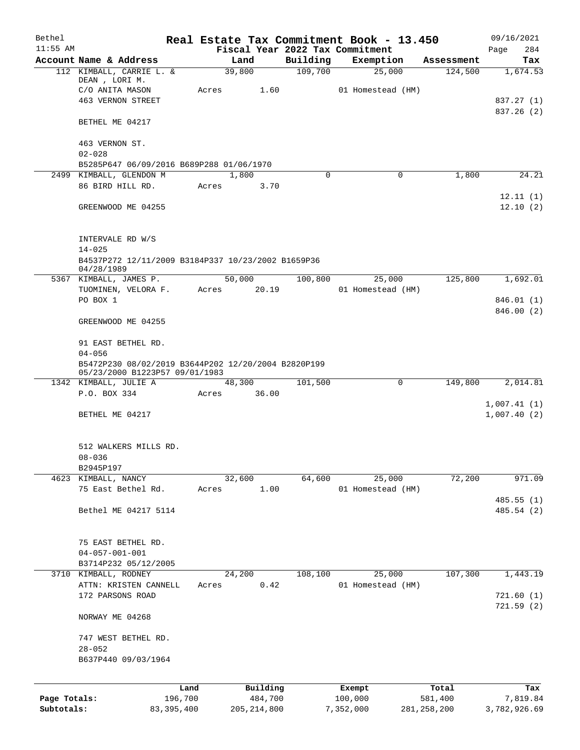# Real Estate Tax Commitment Book - 13.450

Bethel  
11:55 AM  
Fiscal Year 2022 Tax Commitment  
09/16/2021

| Account Name & Address | Land | Building | Exemption | Assessment | Tax |
|---|---|---|---|---|---|
| 112 KIMBALL, CARRIE L. & DEAN , LORI M. | 39,800 | 109,700 | 25,000 | 124,500 | 1,674.53 |
| C/O ANITA MASON | Acres 1.60 | | 01 Homestead (HM) | | |
| 463 VERNON STREET | | | | | 837.27 (1) |
| | | | | | 837.26 (2) |
| BETHEL ME 04217 | | | | | |
| 463 VERNON ST. | | | | | |
| 02-028 | | | | | |
| B5285P647 06/09/2016 B689P288 01/06/1970 | | | | | |
| 2499 KIMBALL, GLENDON M | 1,800 | 0 | 0 | 1,800 | 24.21 |
| 86 BIRD HILL RD. | Acres 3.70 | | | | |
| | | | | | 12.11 (1) |
| GREENWOOD ME 04255 | | | | | 12.10 (2) |
| INTERVALE RD W/S | | | | | |
| 14-025 | | | | | |
| B4537P272 12/11/2009 B3184P337 10/23/2002 B1659P36 04/28/1989 | | | | | |
| 5367 KIMBALL, JAMES P. | 50,000 | 100,800 | 25,000 | 125,800 | 1,692.01 |
| TUOMINEN, VELORA F. | Acres 20.19 | | 01 Homestead (HM) | | |
| PO BOX 1 | | | | | 846.01 (1) |
| | | | | | 846.00 (2) |
| GREENWOOD ME 04255 | | | | | |
| 91 EAST BETHEL RD. | | | | | |
| 04-056 | | | | | |
| B5472P230 08/02/2019 B3644P202 12/20/2004 B2820P199 05/23/2000 B1223P57 09/01/1983 | | | | | |
| 1342 KIMBALL, JULIE A | 48,300 | 101,500 | 0 | 149,800 | 2,014.81 |
| P.O. BOX 334 | Acres 36.00 | | | | |
| | | | | | 1,007.41 (1) |
| BETHEL ME 04217 | | | | | 1,007.40 (2) |
| 512 WALKERS MILLS RD. | | | | | |
| 08-036 | | | | | |
| B2945P197 | | | | | |
| 4623 KIMBALL, NANCY | 32,600 | 64,600 | 25,000 | 72,200 | 971.09 |
| 75 East Bethel Rd. | Acres 1.00 | | 01 Homestead (HM) | | |
| | | | | | 485.55 (1) |
| Bethel ME 04217 5114 | | | | | 485.54 (2) |
| 75 EAST BETHEL RD. | | | | | |
| 04-057-001-001 | | | | | |
| B3714P232 05/12/2005 | | | | | |
| 3710 KIMBALL, RODNEY | 24,200 | 108,100 | 25,000 | 107,300 | 1,443.19 |
| ATTN: KRISTEN CANNELL | Acres 0.42 | | 01 Homestead (HM) | | |
| 172 PARSONS ROAD | | | | | 721.60 (1) |
| | | | | | 721.59 (2) |
| NORWAY ME 04268 | | | | | |
| 747 WEST BETHEL RD. | | | | | |
| 28-052 | | | | | |
| B637P440 09/03/1964 | | | | | |

| | Land | Building | Exempt | Total | Tax |
|---|---|---|---|---|---|
| Page Totals: | 196,700 | 484,700 | 100,000 | 581,400 | 7,819.84 |
| Subtotals: | 83,395,400 | 205,214,800 | 7,352,000 | 281,258,200 | 3,782,926.69 |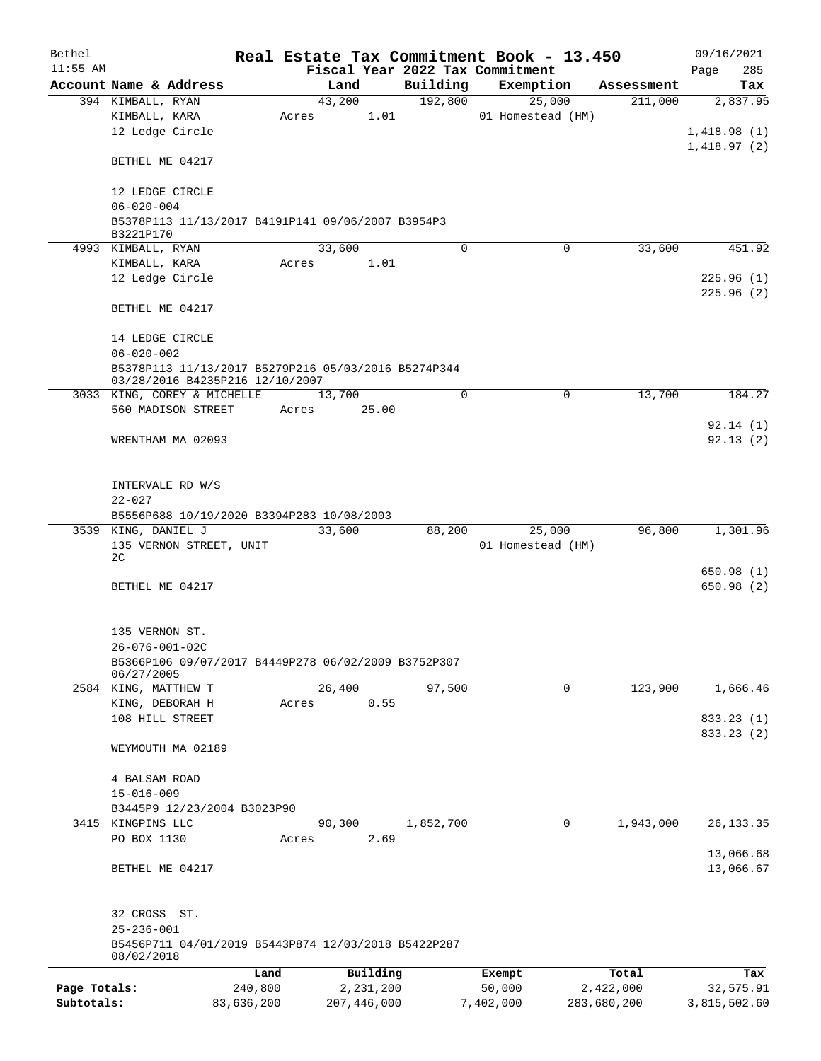# Real Estate Tax Commitment Book - 13.450

Bethel 11:55 AM — Fiscal Year 2022 Tax Commitment — 09/16/2021

| Account Name & Address | Land | Building | Exemption | Assessment | Tax |
|---|---|---|---|---|---|
| 394 KIMBALL, RYAN<br>KIMBALL, KARA<br>12 Ledge Circle<br><br>BETHEL ME 04217<br><br>12 LEDGE CIRCLE<br>06-020-004<br>B5378P113 11/13/2017 B4191P141 09/06/2007 B3954P3 B3221P170 | 43,200<br>Acres 1.01 | 192,800 | 25,000<br>01 Homestead (HM) | 211,000 | 2,837.95<br><br>1,418.98 (1)<br>1,418.97 (2) |
| 4993 KIMBALL, RYAN<br>KIMBALL, KARA<br>12 Ledge Circle<br><br>BETHEL ME 04217<br><br>14 LEDGE CIRCLE<br>06-020-002<br>B5378P113 11/13/2017 B5279P216 05/03/2016 B5274P344 03/28/2016 B4235P216 12/10/2007 | 33,600<br>Acres 1.01 | 0 | 0 | 33,600 | 451.92<br><br>225.96 (1)<br>225.96 (2) |
| 3033 KING, COREY & MICHELLE<br>560 MADISON STREET<br><br>WRENTHAM MA 02093<br><br>INTERVALE RD W/S<br>22-027<br>B5556P688 10/19/2020 B3394P283 10/08/2003 | 13,700<br>Acres 25.00 | 0 | 0 | 13,700 | 184.27<br><br>92.14 (1)<br>92.13 (2) |
| 3539 KING, DANIEL J<br>135 VERNON STREET, UNIT 2C<br><br>BETHEL ME 04217<br><br>135 VERNON ST.<br>26-076-001-02C<br>B5366P106 09/07/2017 B4449P278 06/02/2009 B3752P307 06/27/2005 | 33,600 | 88,200 | 25,000<br>01 Homestead (HM) | 96,800 | 1,301.96<br><br>650.98 (1)<br>650.98 (2) |
| 2584 KING, MATTHEW T<br>KING, DEBORAH H<br>108 HILL STREET<br><br>WEYMOUTH MA 02189<br><br>4 BALSAM ROAD<br>15-016-009<br>B3445P9 12/23/2004 B3023P90 | 26,400<br>Acres 0.55 | 97,500 | 0 | 123,900 | 1,666.46<br><br>833.23 (1)<br>833.23 (2) |
| 3415 KINGPINS LLC<br>PO BOX 1130<br><br>BETHEL ME 04217<br><br>32 CROSS ST.<br>25-236-001<br>B5456P711 04/01/2019 B5443P874 12/03/2018 B5422P287 08/02/2018 | 90,300<br>Acres 2.69 | 1,852,700 | 0 | 1,943,000 | 26,133.35<br><br>13,066.68<br>13,066.67 |

| | Land | Building | Exempt | Total | Tax |
|---|---|---|---|---|---|
| Page Totals: | 240,800 | 2,231,200 | 50,000 | 2,422,000 | 32,575.91 |
| Subtotals: | 83,636,200 | 207,446,000 | 7,402,000 | 283,680,200 | 3,815,502.60 |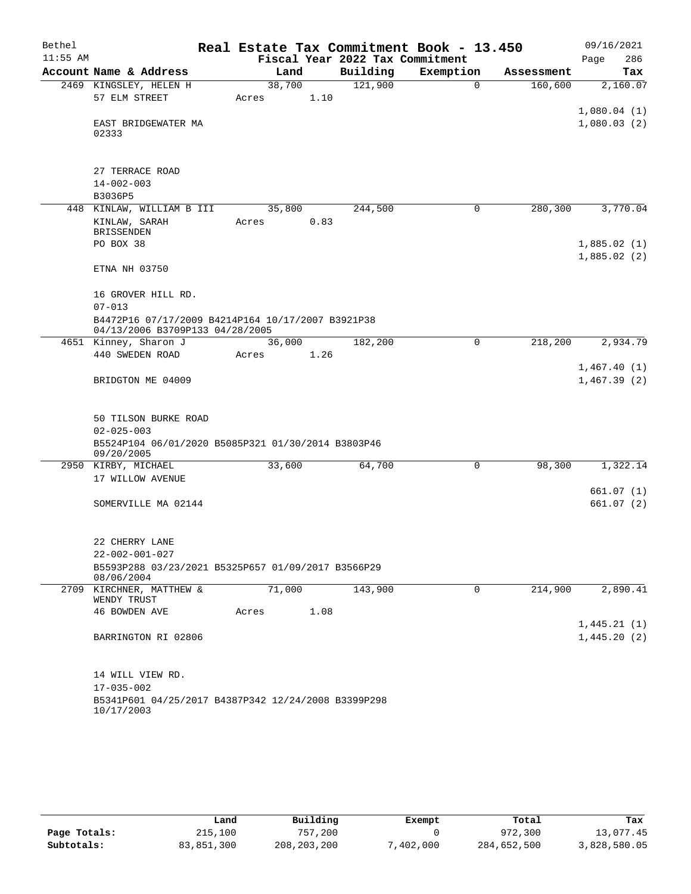# Real Estate Tax Commitment Book - 13.450

Bethel 11:55 AM — Fiscal Year 2022 Tax Commitment — 09/16/2021

| Account Name & Address | Land | Building | Exemption | Assessment | Tax |
|---|---|---|---|---|---|
| 2469 KINGSLEY, HELEN H | 38,700 | 121,900 | 0 | 160,600 | 2,160.07 |
| 57 ELM STREET | Acres 1.10 | | | | |
| | | | | | 1,080.04 (1) |
| EAST BRIDGEWATER MA 02333 | | | | | 1,080.03 (2) |
| 27 TERRACE ROAD | | | | | |
| 14-002-003 | | | | | |
| B3036P5 | | | | | |
| 448 KINLAW, WILLIAM B III | 35,800 | 244,500 | 0 | 280,300 | 3,770.04 |
| KINLAW, SARAH BRISSENDEN | Acres 0.83 | | | | |
| PO BOX 38 | | | | | 1,885.02 (1) |
| | | | | | 1,885.02 (2) |
| ETNA NH 03750 | | | | | |
| 16 GROVER HILL RD. | | | | | |
| 07-013 | | | | | |
| B4472P16 07/17/2009 B4214P164 10/17/2007 B3921P38 04/13/2006 B3709P133 04/28/2005 | | | | | |
| 4651 Kinney, Sharon J | 36,000 | 182,200 | 0 | 218,200 | 2,934.79 |
| 440 SWEDEN ROAD | Acres 1.26 | | | | |
| | | | | | 1,467.40 (1) |
| BRIDGTON ME 04009 | | | | | 1,467.39 (2) |
| 50 TILSON BURKE ROAD | | | | | |
| 02-025-003 | | | | | |
| B5524P104 06/01/2020 B5085P321 01/30/2014 B3803P46 09/20/2005 | | | | | |
| 2950 KIRBY, MICHAEL | 33,600 | 64,700 | 0 | 98,300 | 1,322.14 |
| 17 WILLOW AVENUE | | | | | |
| | | | | | 661.07 (1) |
| SOMERVILLE MA 02144 | | | | | 661.07 (2) |
| 22 CHERRY LANE | | | | | |
| 22-002-001-027 | | | | | |
| B5593P288 03/23/2021 B5325P657 01/09/2017 B3566P29 08/06/2004 | | | | | |
| 2709 KIRCHNER, MATTHEW & WENDY TRUST | 71,000 | 143,900 | 0 | 214,900 | 2,890.41 |
| 46 BOWDEN AVE | Acres 1.08 | | | | |
| | | | | | 1,445.21 (1) |
| BARRINGTON RI 02806 | | | | | 1,445.20 (2) |
| 14 WILL VIEW RD. | | | | | |
| 17-035-002 | | | | | |
| B5341P601 04/25/2017 B4387P342 12/24/2008 B3399P298 10/17/2003 | | | | | |

| | Land | Building | Exempt | Total | Tax |
|---|---|---|---|---|---|
| Page Totals: | 215,100 | 757,200 | 0 | 972,300 | 13,077.45 |
| Subtotals: | 83,851,300 | 208,203,200 | 7,402,000 | 284,652,500 | 3,828,580.05 |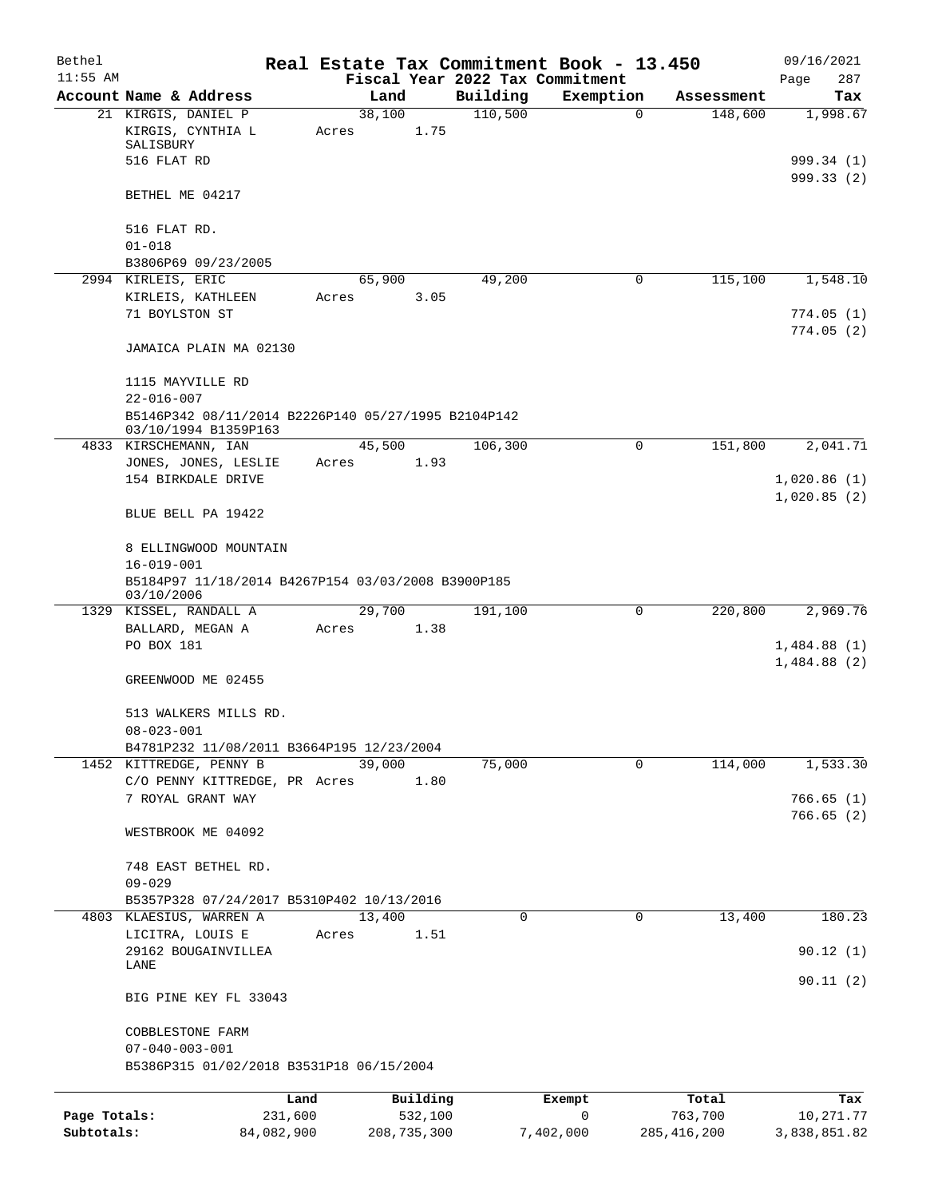# Real Estate Tax Commitment Book - 13.450

Bethel 11:55 AM — Fiscal Year 2022 Tax Commitment — 09/16/2021

| Account Name & Address | Land | Building | Exemption | Assessment | Tax |
|---|---|---|---|---|---|
| 21 KIRGIS, DANIEL P | 38,100 | 110,500 | 0 | 148,600 | 1,998.67 |
| KIRGIS, CYNTHIA L SALISBURY | Acres 1.75 | | | | |
| 516 FLAT RD | | | | | 999.34 (1) |
| | | | | | 999.33 (2) |
| BETHEL ME 04217 | | | | | |
| 516 FLAT RD. | | | | | |
| 01-018 | | | | | |
| B3806P69 09/23/2005 | | | | | |
| 2994 KIRLEIS, ERIC | 65,900 | 49,200 | 0 | 115,100 | 1,548.10 |
| KIRLEIS, KATHLEEN | Acres 3.05 | | | | |
| 71 BOYLSTON ST | | | | | 774.05 (1) |
| | | | | | 774.05 (2) |
| JAMAICA PLAIN MA 02130 | | | | | |
| 1115 MAYVILLE RD | | | | | |
| 22-016-007 | | | | | |
| B5146P342 08/11/2014 B2226P140 05/27/1995 B2104P142 03/10/1994 B1359P163 | | | | | |
| 4833 KIRSCHEMANN, IAN | 45,500 | 106,300 | 0 | 151,800 | 2,041.71 |
| JONES, JONES, LESLIE | Acres 1.93 | | | | |
| 154 BIRKDALE DRIVE | | | | | 1,020.86 (1) |
| | | | | | 1,020.85 (2) |
| BLUE BELL PA 19422 | | | | | |
| 8 ELLINGWOOD MOUNTAIN | | | | | |
| 16-019-001 | | | | | |
| B5184P97 11/18/2014 B4267P154 03/03/2008 B3900P185 03/10/2006 | | | | | |
| 1329 KISSEL, RANDALL A | 29,700 | 191,100 | 0 | 220,800 | 2,969.76 |
| BALLARD, MEGAN A | Acres 1.38 | | | | |
| PO BOX 181 | | | | | 1,484.88 (1) |
| | | | | | 1,484.88 (2) |
| GREENWOOD ME 02455 | | | | | |
| 513 WALKERS MILLS RD. | | | | | |
| 08-023-001 | | | | | |
| B4781P232 11/08/2011 B3664P195 12/23/2004 | | | | | |
| 1452 KITTREDGE, PENNY B | 39,000 | 75,000 | 0 | 114,000 | 1,533.30 |
| C/O PENNY KITTREDGE, PR | Acres 1.80 | | | | |
| 7 ROYAL GRANT WAY | | | | | 766.65 (1) |
| | | | | | 766.65 (2) |
| WESTBROOK ME 04092 | | | | | |
| 748 EAST BETHEL RD. | | | | | |
| 09-029 | | | | | |
| B5357P328 07/24/2017 B5310P402 10/13/2016 | | | | | |
| 4803 KLAESIUS, WARREN A | 13,400 | 0 | 0 | 13,400 | 180.23 |
| LICITRA, LOUIS E | Acres 1.51 | | | | |
| 29162 BOUGAINVILLEA LANE | | | | | 90.12 (1) |
| | | | | | 90.11 (2) |
| BIG PINE KEY FL 33043 | | | | | |
| COBBLESTONE FARM | | | | | |
| 07-040-003-001 | | | | | |
| B5386P315 01/02/2018 B3531P18 06/15/2004 | | | | | |

| | Land | Building | Exempt | Total | Tax |
|---|---|---|---|---|---|
| Page Totals: | 231,600 | 532,100 | 0 | 763,700 | 10,271.77 |
| Subtotals: | 84,082,900 | 208,735,300 | 7,402,000 | 285,416,200 | 3,838,851.82 |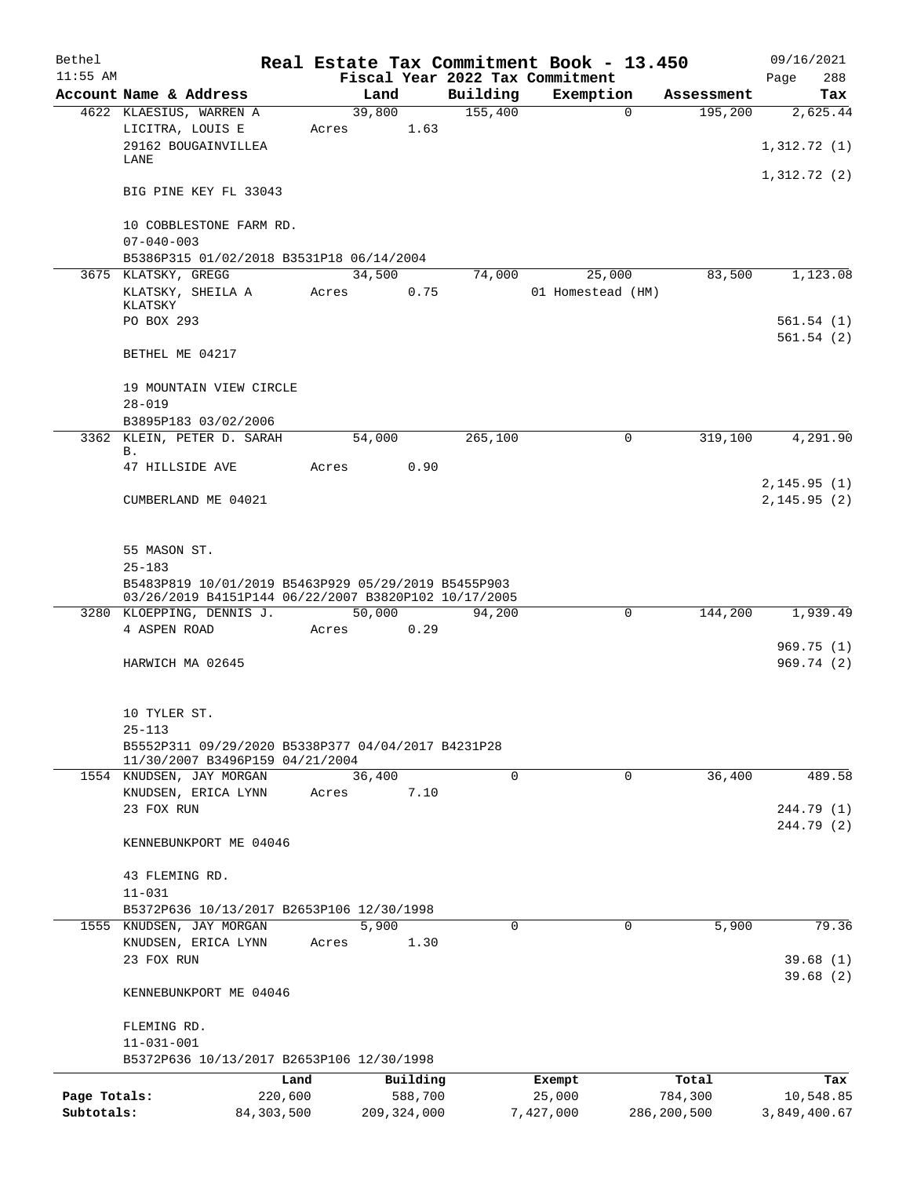Bethel 11:55 AM

# Real Estate Tax Commitment Book - 13.450

09/16/2021

## Fiscal Year 2022 Tax Commitment

| Account Name & Address | Land | Building | Exemption | Assessment | Tax |
|---|---|---|---|---|---|
| 4622 KLAESIUS, WARREN A | 39,800 | 155,400 | 0 | 195,200 | 2,625.44 |
| LICITRA, LOUIS E | Acres 1.63 | | | | |
| 29162 BOUGAINVILLEA LANE | | | | | 1,312.72 (1) |
| | | | | | 1,312.72 (2) |
| BIG PINE KEY FL 33043 | | | | | |
| 10 COBBLESTONE FARM RD. | | | | | |
| 07-040-003 | | | | | |
| B5386P315 01/02/2018 B3531P18 06/14/2004 | | | | | |
| 3675 KLATSKY, GREGG | 34,500 | 74,000 | 25,000 | 83,500 | 1,123.08 |
| KLATSKY, SHEILA A KLATSKY | Acres 0.75 | | 01 Homestead (HM) | | |
| PO BOX 293 | | | | | 561.54 (1) |
| | | | | | 561.54 (2) |
| BETHEL ME 04217 | | | | | |
| 19 MOUNTAIN VIEW CIRCLE | | | | | |
| 28-019 | | | | | |
| B3895P183 03/02/2006 | | | | | |
| 3362 KLEIN, PETER D. SARAH B. | 54,000 | 265,100 | 0 | 319,100 | 4,291.90 |
| 47 HILLSIDE AVE | Acres 0.90 | | | | |
| | | | | | 2,145.95 (1) |
| CUMBERLAND ME 04021 | | | | | 2,145.95 (2) |
| 55 MASON ST. | | | | | |
| 25-183 | | | | | |
| B5483P819 10/01/2019 B5463P929 05/29/2019 B5455P903 03/26/2019 B4151P144 06/22/2007 B3820P102 10/17/2005 | | | | | |
| 3280 KLOEPPING, DENNIS J. | 50,000 | 94,200 | 0 | 144,200 | 1,939.49 |
| 4 ASPEN ROAD | Acres 0.29 | | | | |
| | | | | | 969.75 (1) |
| HARWICH MA 02645 | | | | | 969.74 (2) |
| 10 TYLER ST. | | | | | |
| 25-113 | | | | | |
| B5552P311 09/29/2020 B5338P377 04/04/2017 B4231P28 11/30/2007 B3496P159 04/21/2004 | | | | | |
| 1554 KNUDSEN, JAY MORGAN | 36,400 | 0 | 0 | 36,400 | 489.58 |
| KNUDSEN, ERICA LYNN | Acres 7.10 | | | | |
| 23 FOX RUN | | | | | 244.79 (1) |
| | | | | | 244.79 (2) |
| KENNEBUNKPORT ME 04046 | | | | | |
| 43 FLEMING RD. | | | | | |
| 11-031 | | | | | |
| B5372P636 10/13/2017 B2653P106 12/30/1998 | | | | | |
| 1555 KNUDSEN, JAY MORGAN | 5,900 | 0 | 0 | 5,900 | 79.36 |
| KNUDSEN, ERICA LYNN | Acres 1.30 | | | | |
| 23 FOX RUN | | | | | 39.68 (1) |
| | | | | | 39.68 (2) |
| KENNEBUNKPORT ME 04046 | | | | | |
| FLEMING RD. | | | | | |
| 11-031-001 | | | | | |
| B5372P636 10/13/2017 B2653P106 12/30/1998 | | | | | |

| | Land | Building | Exempt | Total | Tax |
|---|---|---|---|---|---|
| Page Totals: | 220,600 | 588,700 | 25,000 | 784,300 | 10,548.85 |
| Subtotals: | 84,303,500 | 209,324,000 | 7,427,000 | 286,200,500 | 3,849,400.67 |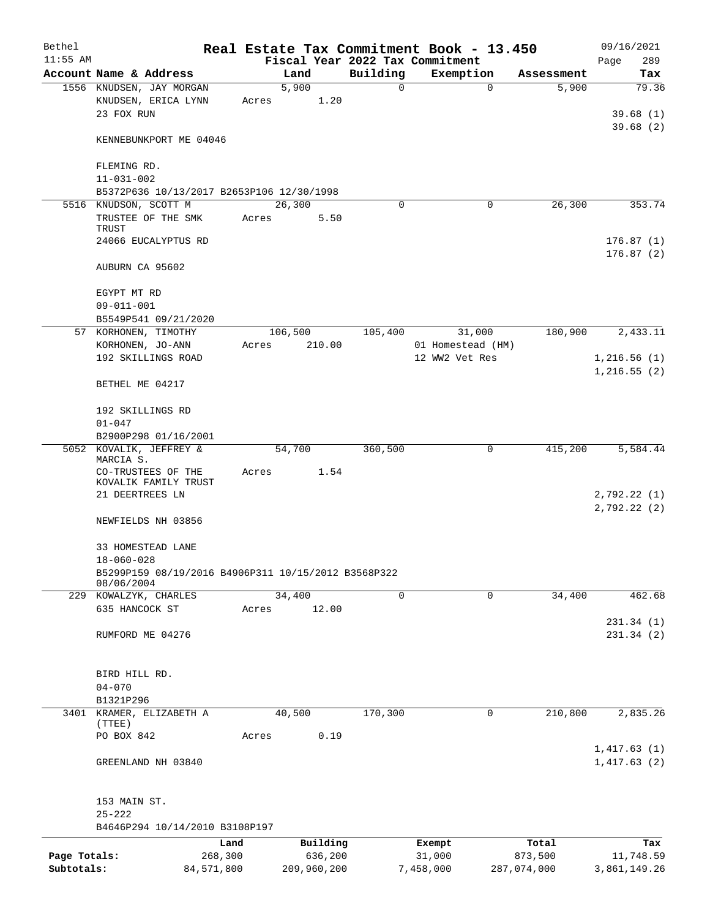Bethel 11:55 AM

# Real Estate Tax Commitment Book - 13.450

Fiscal Year 2022 Tax Commitment

09/16/2021 Page 289

| Account Name & Address | Land | Building | Exemption | Assessment | Tax |
|---|---|---|---|---|---|
| 1556 KNUDSEN, JAY MORGAN | 5,900 | 0 | 0 | 5,900 | 79.36 |
| KNUDSEN, ERICA LYNN | Acres 1.20 | | | | |
| 23 FOX RUN | | | | | 39.68 (1) |
| | | | | | 39.68 (2) |
| KENNEBUNKPORT ME 04046 | | | | | |
| FLEMING RD. | | | | | |
| 11-031-002 | | | | | |
| B5372P636 10/13/2017 B2653P106 12/30/1998 | | | | | |
| 5516 KNUDSON, SCOTT M | 26,300 | 0 | 0 | 26,300 | 353.74 |
| TRUSTEE OF THE SMK TRUST | Acres 5.50 | | | | |
| 24066 EUCALYPTUS RD | | | | | 176.87 (1) |
| | | | | | 176.87 (2) |
| AUBURN CA 95602 | | | | | |
| EGYPT MT RD | | | | | |
| 09-011-001 | | | | | |
| B5549P541 09/21/2020 | | | | | |
| 57 KORHONEN, TIMOTHY | 106,500 | 105,400 | 31,000 | 180,900 | 2,433.11 |
| KORHONEN, JO-ANN | Acres 210.00 | | 01 Homestead (HM) | | |
| 192 SKILLINGS ROAD | | | 12 WW2 Vet Res | | 1,216.56 (1) |
| | | | | | 1,216.55 (2) |
| BETHEL ME 04217 | | | | | |
| 192 SKILLINGS RD | | | | | |
| 01-047 | | | | | |
| B2900P298 01/16/2001 | | | | | |
| 5052 KOVALIK, JEFFREY & MARCIA S. | 54,700 | 360,500 | 0 | 415,200 | 5,584.44 |
| CO-TRUSTEES OF THE KOVALIK FAMILY TRUST | Acres 1.54 | | | | |
| 21 DEERTREES LN | | | | | 2,792.22 (1) |
| | | | | | 2,792.22 (2) |
| NEWFIELDS NH 03856 | | | | | |
| 33 HOMESTEAD LANE | | | | | |
| 18-060-028 | | | | | |
| B5299P159 08/19/2016 B4906P311 10/15/2012 B3568P322 08/06/2004 | | | | | |
| 229 KOWALZYK, CHARLES | 34,400 | 0 | 0 | 34,400 | 462.68 |
| 635 HANCOCK ST | Acres 12.00 | | | | |
| | | | | | 231.34 (1) |
| RUMFORD ME 04276 | | | | | 231.34 (2) |
| BIRD HILL RD. | | | | | |
| 04-070 | | | | | |
| B1321P296 | | | | | |
| 3401 KRAMER, ELIZABETH A (TTEE) | 40,500 | 170,300 | 0 | 210,800 | 2,835.26 |
| PO BOX 842 | Acres 0.19 | | | | |
| | | | | | 1,417.63 (1) |
| GREENLAND NH 03840 | | | | | 1,417.63 (2) |
| 153 MAIN ST. | | | | | |
| 25-222 | | | | | |
| B4646P294 10/14/2010 B3108P197 | | | | | |

| | Land | Building | Exempt | Total | Tax |
|---|---|---|---|---|---|
| Page Totals: | 268,300 | 636,200 | 31,000 | 873,500 | 11,748.59 |
| Subtotals: | 84,571,800 | 209,960,200 | 7,458,000 | 287,074,000 | 3,861,149.26 |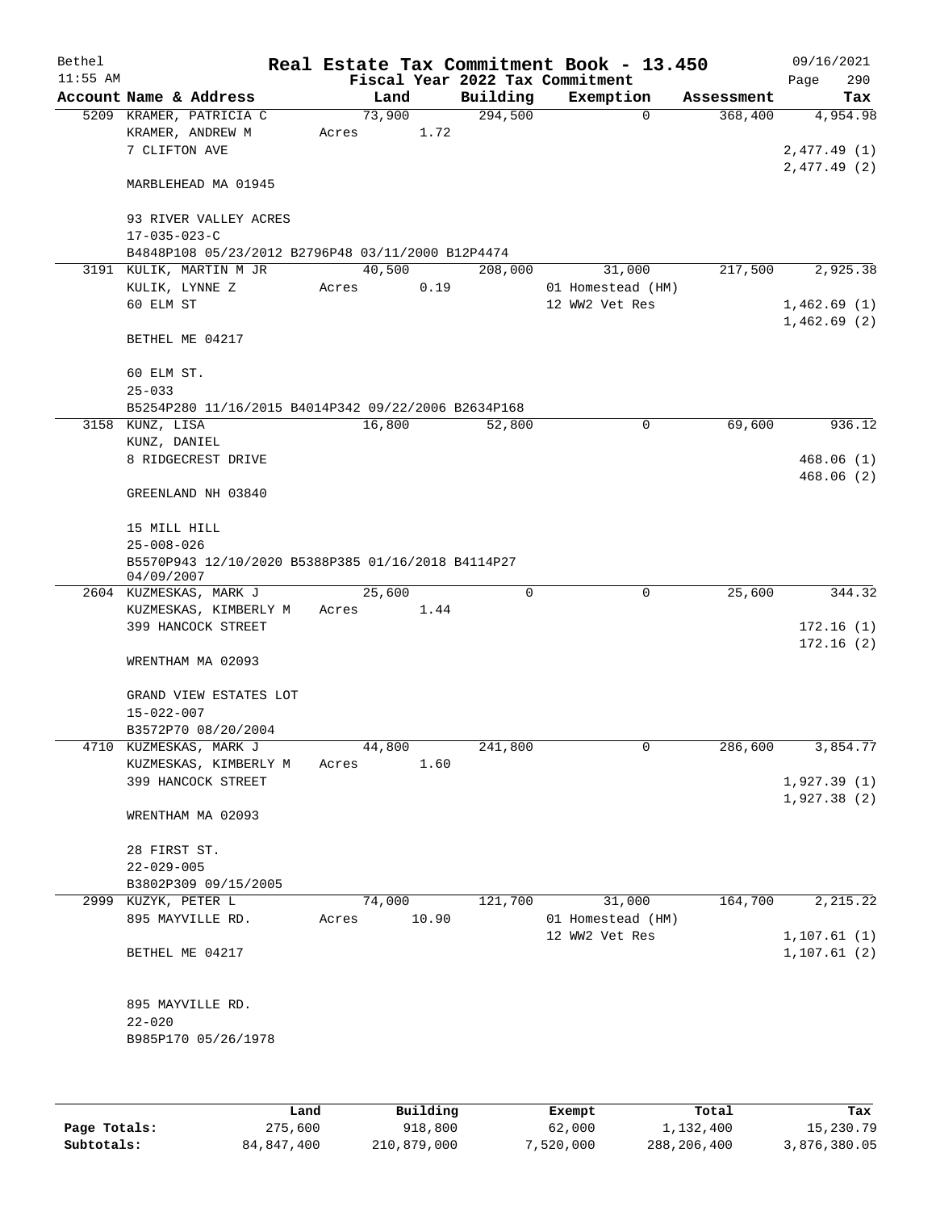# Real Estate Tax Commitment Book - 13.450

Bethel 11:55 AM — Fiscal Year 2022 Tax Commitment — 09/16/2021 Page 290

| Account Name & Address | Land | Building | Exemption | Assessment | Tax |
|---|---|---|---|---|---|
| 5209 KRAMER, PATRICIA C<br>KRAMER, ANDREW M<br>7 CLIFTON AVE<br><br>MARBLEHEAD MA 01945<br><br>93 RIVER VALLEY ACRES<br>17-035-023-C<br>B4848P108 05/23/2012 B2796P48 03/11/2000 B12P4474 | 73,900<br>Acres 1.72 | 294,500 | 0 | 368,400 | 4,954.98<br><br>2,477.49 (1)<br>2,477.49 (2) |
| 3191 KULIK, MARTIN M JR<br>KULIK, LYNNE Z<br>60 ELM ST<br><br>BETHEL ME 04217<br><br>60 ELM ST.<br>25-033<br>B5254P280 11/16/2015 B4014P342 09/22/2006 B2634P168 | 40,500<br>Acres 0.19 | 208,000 | 31,000<br>01 Homestead (HM)<br>12 WW2 Vet Res | 217,500 | 2,925.38<br><br>1,462.69 (1)<br>1,462.69 (2) |
| 3158 KUNZ, LISA<br>KUNZ, DANIEL<br>8 RIDGECREST DRIVE<br><br>GREENLAND NH 03840<br><br>15 MILL HILL<br>25-008-026<br>B5570P943 12/10/2020 B5388P385 01/16/2018 B4114P27 04/09/2007 | 16,800 | 52,800 | 0 | 69,600 | 936.12<br><br>468.06 (1)<br>468.06 (2) |
| 2604 KUZMESKAS, MARK J<br>KUZMESKAS, KIMBERLY M<br>399 HANCOCK STREET<br><br>WRENTHAM MA 02093<br><br>GRAND VIEW ESTATES LOT<br>15-022-007<br>B3572P70 08/20/2004 | 25,600<br>Acres 1.44 | 0 | 0 | 25,600 | 344.32<br><br>172.16 (1)<br>172.16 (2) |
| 4710 KUZMESKAS, MARK J<br>KUZMESKAS, KIMBERLY M<br>399 HANCOCK STREET<br><br>WRENTHAM MA 02093<br><br>28 FIRST ST.<br>22-029-005<br>B3802P309 09/15/2005 | 44,800<br>Acres 1.60 | 241,800 | 0 | 286,600 | 3,854.77<br><br>1,927.39 (1)<br>1,927.38 (2) |
| 2999 KUZYK, PETER L<br>895 MAYVILLE RD.<br><br>BETHEL ME 04217<br><br>895 MAYVILLE RD.<br>22-020<br>B985P170 05/26/1978 | 74,000<br>Acres 10.90 | 121,700 | 31,000<br>01 Homestead (HM)<br>12 WW2 Vet Res | 164,700 | 2,215.22<br><br>1,107.61 (1)<br>1,107.61 (2) |

| | Land | Building | Exempt | Total | Tax |
|---|---|---|---|---|---|
| Page Totals: | 275,600 | 918,800 | 62,000 | 1,132,400 | 15,230.79 |
| Subtotals: | 84,847,400 | 210,879,000 | 7,520,000 | 288,206,400 | 3,876,380.05 |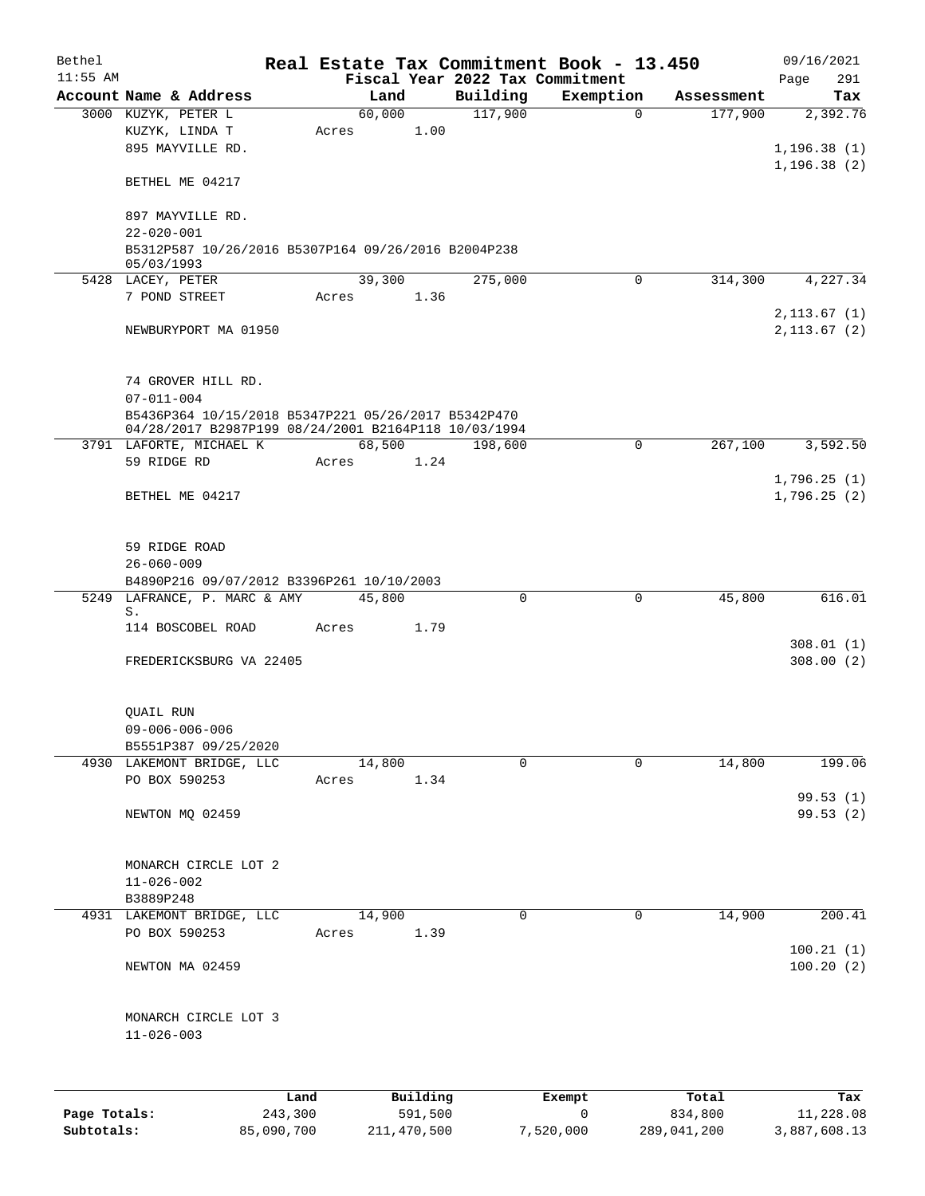# Real Estate Tax Commitment Book - 13.450

Bethel 11:55 AM — Fiscal Year 2022 Tax Commitment — 09/16/2021

| Account | Name & Address | Land | Building | Exemption | Assessment | Tax |
|---|---|---|---|---|---|---|
| 3000 | KUZYK, PETER L<br>KUZYK, LINDA T<br>895 MAYVILLE RD.<br>BETHEL ME 04217<br><br>897 MAYVILLE RD.<br>22-020-001<br>B5312P587 10/26/2016 B5307P164 09/26/2016 B2004P238 05/03/1993 | 60,000<br>Acres 1.00 | 117,900 | 0 | 177,900 | 2,392.76<br>1,196.38 (1)<br>1,196.38 (2) |
| 5428 | LACEY, PETER<br>7 POND STREET<br>NEWBURYPORT MA 01950<br><br>74 GROVER HILL RD.<br>07-011-004<br>B5436P364 10/15/2018 B5347P221 05/26/2017 B5342P470 04/28/2017 B2987P199 08/24/2001 B2164P118 10/03/1994 | 39,300<br>Acres 1.36 | 275,000 | 0 | 314,300 | 4,227.34<br>2,113.67 (1)<br>2,113.67 (2) |
| 3791 | LAFORTE, MICHAEL K<br>59 RIDGE RD<br>BETHEL ME 04217<br><br>59 RIDGE ROAD<br>26-060-009<br>B4890P216 09/07/2012 B3396P261 10/10/2003 | 68,500<br>Acres 1.24 | 198,600 | 0 | 267,100 | 3,592.50<br>1,796.25 (1)<br>1,796.25 (2) |
| 5249 | LAFRANCE, P. MARC & AMY S.<br>114 BOSCOBEL ROAD<br>FREDERICKSBURG VA 22405<br><br>QUAIL RUN<br>09-006-006-006<br>B5551P387 09/25/2020 | 45,800<br>Acres 1.79 | 0 | 0 | 45,800 | 616.01<br>308.01 (1)<br>308.00 (2) |
| 4930 | LAKEMONT BRIDGE, LLC<br>PO BOX 590253<br>NEWTON MQ 02459<br><br>MONARCH CIRCLE LOT 2<br>11-026-002<br>B3889P248 | 14,800<br>Acres 1.34 | 0 | 0 | 14,800 | 199.06<br>99.53 (1)<br>99.53 (2) |
| 4931 | LAKEMONT BRIDGE, LLC<br>PO BOX 590253<br>NEWTON MA 02459<br><br>MONARCH CIRCLE LOT 3<br>11-026-003 | 14,900<br>Acres 1.39 | 0 | 0 | 14,900 | 200.41<br>100.21 (1)<br>100.20 (2) |

| | Land | Building | Exempt | Total | Tax |
|---|---|---|---|---|---|
| Page Totals: | 243,300 | 591,500 | 0 | 834,800 | 11,228.08 |
| Subtotals: | 85,090,700 | 211,470,500 | 7,520,000 | 289,041,200 | 3,887,608.13 |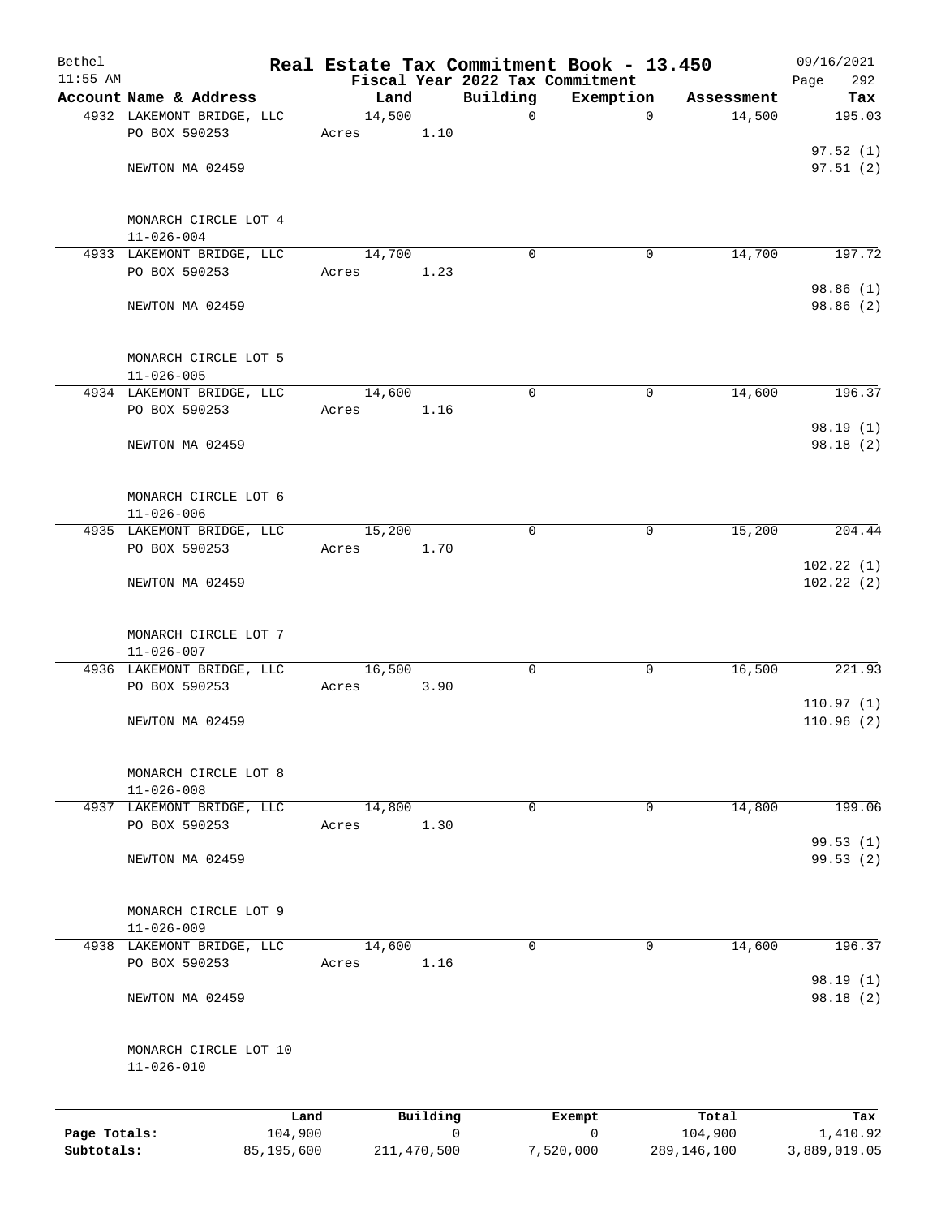# Real Estate Tax Commitment Book - 13.450

Bethel 11:55 AM

Fiscal Year 2022 Tax Commitment

09/16/2021

| Account | Name & Address | Land | Building | Exemption | Assessment | Tax |
|---|---|---|---|---|---|---|
| 4932 | LAKEMONT BRIDGE, LLC<br>PO BOX 590253<br>NEWTON MA 02459<br>MONARCH CIRCLE LOT 4<br>11-026-004 | 14,500<br>Acres 1.10 | 0 | 0 | 14,500 | 195.03<br>97.52 (1)<br>97.51 (2) |
| 4933 | LAKEMONT BRIDGE, LLC<br>PO BOX 590253<br>NEWTON MA 02459<br>MONARCH CIRCLE LOT 5<br>11-026-005 | 14,700<br>Acres 1.23 | 0 | 0 | 14,700 | 197.72<br>98.86 (1)<br>98.86 (2) |
| 4934 | LAKEMONT BRIDGE, LLC<br>PO BOX 590253<br>NEWTON MA 02459<br>MONARCH CIRCLE LOT 6<br>11-026-006 | 14,600<br>Acres 1.16 | 0 | 0 | 14,600 | 196.37<br>98.19 (1)<br>98.18 (2) |
| 4935 | LAKEMONT BRIDGE, LLC<br>PO BOX 590253<br>NEWTON MA 02459<br>MONARCH CIRCLE LOT 7<br>11-026-007 | 15,200<br>Acres 1.70 | 0 | 0 | 15,200 | 204.44<br>102.22 (1)<br>102.22 (2) |
| 4936 | LAKEMONT BRIDGE, LLC<br>PO BOX 590253<br>NEWTON MA 02459<br>MONARCH CIRCLE LOT 8<br>11-026-008 | 16,500<br>Acres 3.90 | 0 | 0 | 16,500 | 221.93<br>110.97 (1)<br>110.96 (2) |
| 4937 | LAKEMONT BRIDGE, LLC<br>PO BOX 590253<br>NEWTON MA 02459<br>MONARCH CIRCLE LOT 9<br>11-026-009 | 14,800<br>Acres 1.30 | 0 | 0 | 14,800 | 199.06<br>99.53 (1)<br>99.53 (2) |
| 4938 | LAKEMONT BRIDGE, LLC<br>PO BOX 590253<br>NEWTON MA 02459<br>MONARCH CIRCLE LOT 10<br>11-026-010 | 14,600<br>Acres 1.16 | 0 | 0 | 14,600 | 196.37<br>98.19 (1)<br>98.18 (2) |

| | Land | Building | Exempt | Total | Tax |
|---|---|---|---|---|---|
| Page Totals: | 104,900 | 0 | 0 | 104,900 | 1,410.92 |
| Subtotals: | 85,195,600 | 211,470,500 | 7,520,000 | 289,146,100 | 3,889,019.05 |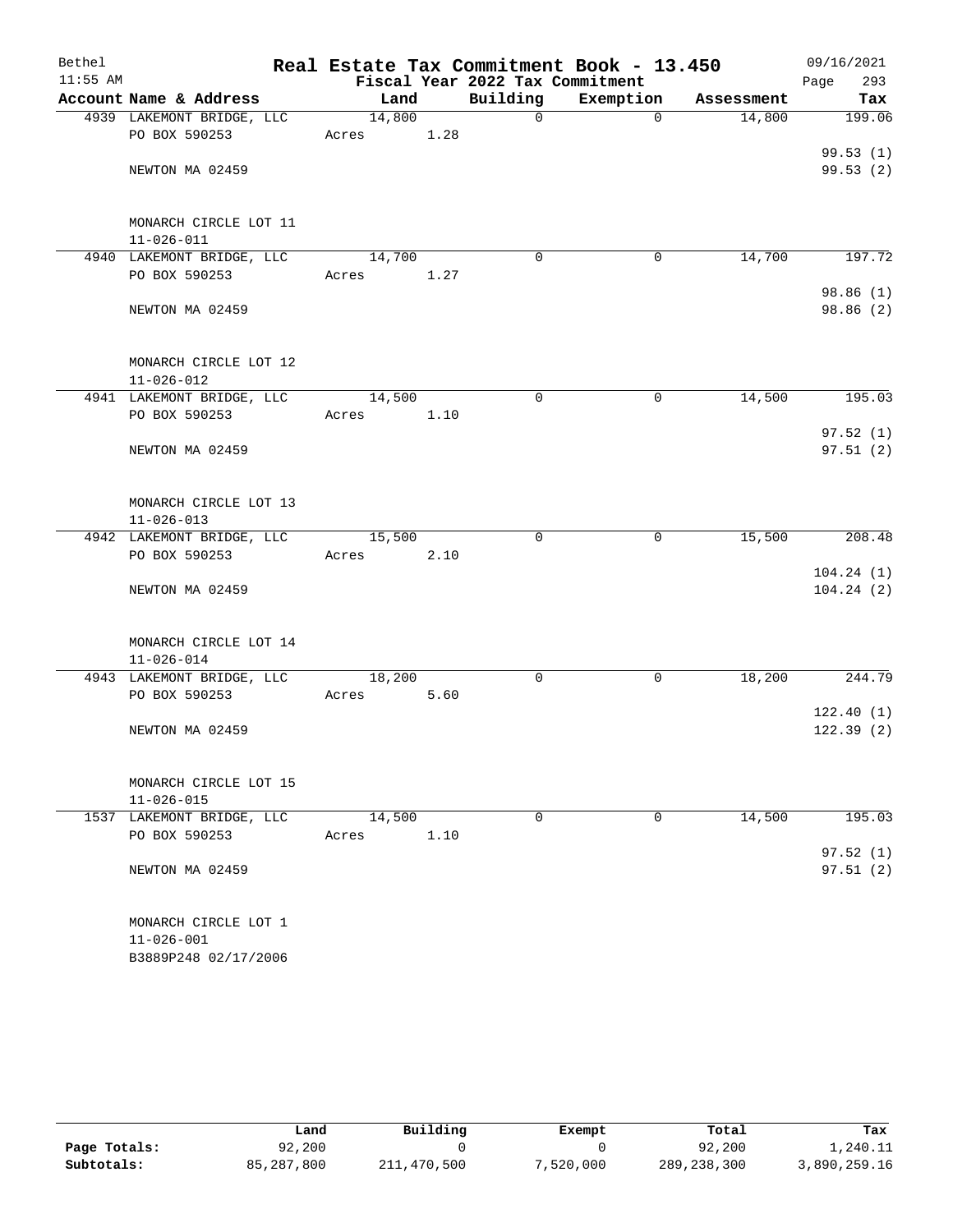Bethel — 11:55 AM

# Real Estate Tax Commitment Book - 13.450

## Fiscal Year 2022 Tax Commitment

09/16/2021

| Account | Name & Address | Land | Building | Exemption | Assessment | Tax |
|---|---|---|---|---|---|---|
| 4939 | LAKEMONT BRIDGE, LLC | 14,800 | 0 | 0 | 14,800 | 199.06 |
| | PO BOX 590253 | Acres 1.28 | | | | 99.53 (1) |
| | NEWTON MA 02459 | | | | | 99.53 (2) |
| | MONARCH CIRCLE LOT 11 | | | | | |
| | 11-026-011 | | | | | |
| 4940 | LAKEMONT BRIDGE, LLC | 14,700 | 0 | 0 | 14,700 | 197.72 |
| | PO BOX 590253 | Acres 1.27 | | | | 98.86 (1) |
| | NEWTON MA 02459 | | | | | 98.86 (2) |
| | MONARCH CIRCLE LOT 12 | | | | | |
| | 11-026-012 | | | | | |
| 4941 | LAKEMONT BRIDGE, LLC | 14,500 | 0 | 0 | 14,500 | 195.03 |
| | PO BOX 590253 | Acres 1.10 | | | | 97.52 (1) |
| | NEWTON MA 02459 | | | | | 97.51 (2) |
| | MONARCH CIRCLE LOT 13 | | | | | |
| | 11-026-013 | | | | | |
| 4942 | LAKEMONT BRIDGE, LLC | 15,500 | 0 | 0 | 15,500 | 208.48 |
| | PO BOX 590253 | Acres 2.10 | | | | 104.24 (1) |
| | NEWTON MA 02459 | | | | | 104.24 (2) |
| | MONARCH CIRCLE LOT 14 | | | | | |
| | 11-026-014 | | | | | |
| 4943 | LAKEMONT BRIDGE, LLC | 18,200 | 0 | 0 | 18,200 | 244.79 |
| | PO BOX 590253 | Acres 5.60 | | | | 122.40 (1) |
| | NEWTON MA 02459 | | | | | 122.39 (2) |
| | MONARCH CIRCLE LOT 15 | | | | | |
| | 11-026-015 | | | | | |
| 1537 | LAKEMONT BRIDGE, LLC | 14,500 | 0 | 0 | 14,500 | 195.03 |
| | PO BOX 590253 | Acres 1.10 | | | | 97.52 (1) |
| | NEWTON MA 02459 | | | | | 97.51 (2) |
| | MONARCH CIRCLE LOT 1 | | | | | |
| | 11-026-001 | | | | | |
| | B3889P248 02/17/2006 | | | | | |

| | Land | Building | Exempt | Total | Tax |
|---|---|---|---|---|---|
| Page Totals: | 92,200 | 0 | 0 | 92,200 | 1,240.11 |
| Subtotals: | 85,287,800 | 211,470,500 | 7,520,000 | 289,238,300 | 3,890,259.16 |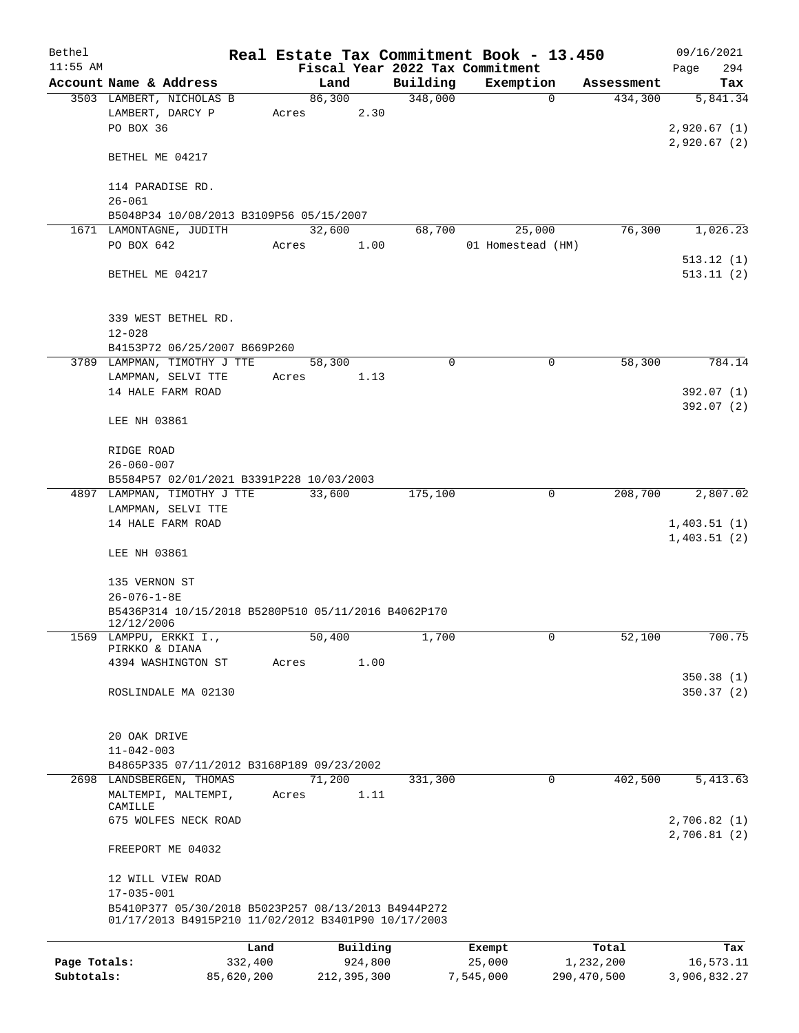Bethel 11:55 AM

# Real Estate Tax Commitment Book - 13.450

Fiscal Year 2022 Tax Commitment

09/16/2021 Page 294

| Account Name & Address | Land | Building | Exemption | Assessment | Tax |
|---|---|---|---|---|---|
| 3503 LAMBERT, NICHOLAS B | 86,300 | 348,000 | 0 | 434,300 | 5,841.34 |
| LAMBERT, DARCY P | Acres 2.30 | | | | |
| PO BOX 36 | | | | | 2,920.67 (1) |
| | | | | | 2,920.67 (2) |
| BETHEL ME 04217 | | | | | |
| 114 PARADISE RD. | | | | | |
| 26-061 | | | | | |
| B5048P34 10/08/2013 B3109P56 05/15/2007 | | | | | |
| 1671 LAMONTAGNE, JUDITH | 32,600 | 68,700 | 25,000 | 76,300 | 1,026.23 |
| PO BOX 642 | Acres 1.00 | | 01 Homestead (HM) | | |
| | | | | | 513.12 (1) |
| BETHEL ME 04217 | | | | | 513.11 (2) |
| 339 WEST BETHEL RD. | | | | | |
| 12-028 | | | | | |
| B4153P72 06/25/2007 B669P260 | | | | | |
| 3789 LAMPMAN, TIMOTHY J TTE | 58,300 | 0 | 0 | 58,300 | 784.14 |
| LAMPMAN, SELVI TTE | Acres 1.13 | | | | |
| 14 HALE FARM ROAD | | | | | 392.07 (1) |
| | | | | | 392.07 (2) |
| LEE NH 03861 | | | | | |
| RIDGE ROAD | | | | | |
| 26-060-007 | | | | | |
| B5584P57 02/01/2021 B3391P228 10/03/2003 | | | | | |
| 4897 LAMPMAN, TIMOTHY J TTE | 33,600 | 175,100 | 0 | 208,700 | 2,807.02 |
| LAMPMAN, SELVI TTE | | | | | |
| 14 HALE FARM ROAD | | | | | 1,403.51 (1) |
| | | | | | 1,403.51 (2) |
| LEE NH 03861 | | | | | |
| 135 VERNON ST | | | | | |
| 26-076-1-8E | | | | | |
| B5436P314 10/15/2018 B5280P510 05/11/2016 B4062P170 12/12/2006 | | | | | |
| 1569 LAMPPU, ERKKI I., PIRKKO & DIANA | 50,400 | 1,700 | 0 | 52,100 | 700.75 |
| 4394 WASHINGTON ST | Acres 1.00 | | | | |
| | | | | | 350.38 (1) |
| ROSLINDALE MA 02130 | | | | | 350.37 (2) |
| 20 OAK DRIVE | | | | | |
| 11-042-003 | | | | | |
| B4865P335 07/11/2012 B3168P189 09/23/2002 | | | | | |
| 2698 LANDSBERGEN, THOMAS | 71,200 | 331,300 | 0 | 402,500 | 5,413.63 |
| MALTEMPI, MALTEMPI, CAMILLE | Acres 1.11 | | | | |
| 675 WOLFES NECK ROAD | | | | | 2,706.82 (1) |
| | | | | | 2,706.81 (2) |
| FREEPORT ME 04032 | | | | | |
| 12 WILL VIEW ROAD | | | | | |
| 17-035-001 | | | | | |
| B5410P377 05/30/2018 B5023P257 08/13/2013 B4944P272 01/17/2013 B4915P210 11/02/2012 B3401P90 10/17/2003 | | | | | |

| | Land | Building | Exempt | Total | Tax |
|---|---|---|---|---|---|
| Page Totals: | 332,400 | 924,800 | 25,000 | 1,232,200 | 16,573.11 |
| Subtotals: | 85,620,200 | 212,395,300 | 7,545,000 | 290,470,500 | 3,906,832.27 |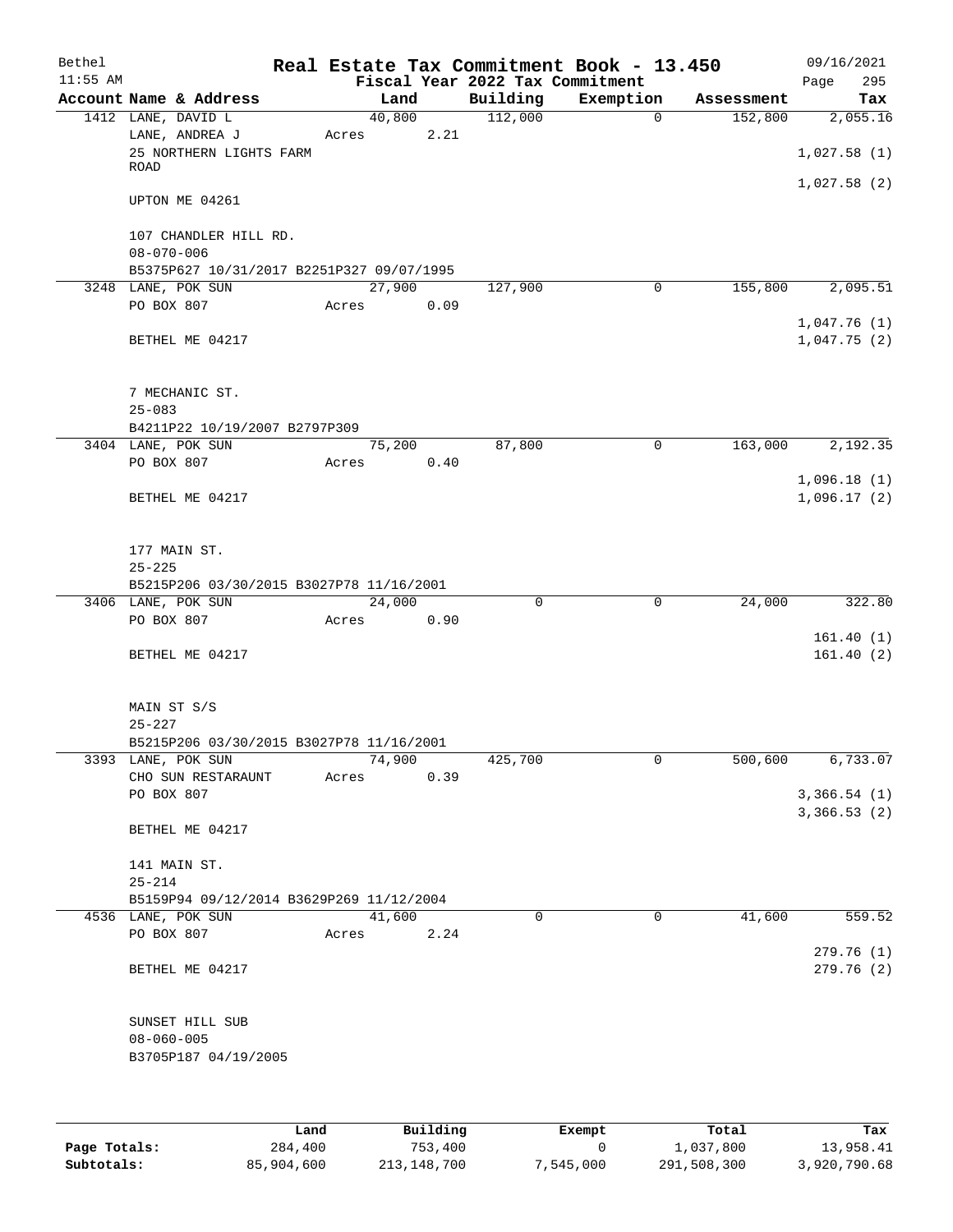# Real Estate Tax Commitment Book - 13.450

Bethel 11:55 AM — Fiscal Year 2022 Tax Commitment — 09/16/2021

| Account Name & Address | Land | Building | Exemption | Assessment | Tax |
|---|---|---|---|---|---|
| 1412 LANE, DAVID L | 40,800 | 112,000 | 0 | 152,800 | 2,055.16 |
| LANE, ANDREA J | Acres 2.21 | | | | |
| 25 NORTHERN LIGHTS FARM ROAD | | | | | 1,027.58 (1) |
| | | | | | 1,027.58 (2) |
| UPTON ME 04261 | | | | | |
| 107 CHANDLER HILL RD. | | | | | |
| 08-070-006 | | | | | |
| B5375P627 10/31/2017 B2251P327 09/07/1995 | | | | | |
| 3248 LANE, POK SUN | 27,900 | 127,900 | 0 | 155,800 | 2,095.51 |
| PO BOX 807 | Acres 0.09 | | | | |
| | | | | | 1,047.76 (1) |
| BETHEL ME 04217 | | | | | 1,047.75 (2) |
| 7 MECHANIC ST. | | | | | |
| 25-083 | | | | | |
| B4211P22 10/19/2007 B2797P309 | | | | | |
| 3404 LANE, POK SUN | 75,200 | 87,800 | 0 | 163,000 | 2,192.35 |
| PO BOX 807 | Acres 0.40 | | | | |
| | | | | | 1,096.18 (1) |
| BETHEL ME 04217 | | | | | 1,096.17 (2) |
| 177 MAIN ST. | | | | | |
| 25-225 | | | | | |
| B5215P206 03/30/2015 B3027P78 11/16/2001 | | | | | |
| 3406 LANE, POK SUN | 24,000 | 0 | 0 | 24,000 | 322.80 |
| PO BOX 807 | Acres 0.90 | | | | |
| | | | | | 161.40 (1) |
| BETHEL ME 04217 | | | | | 161.40 (2) |
| MAIN ST S/S | | | | | |
| 25-227 | | | | | |
| B5215P206 03/30/2015 B3027P78 11/16/2001 | | | | | |
| 3393 LANE, POK SUN | 74,900 | 425,700 | 0 | 500,600 | 6,733.07 |
| CHO SUN RESTARAUNT | Acres 0.39 | | | | |
| PO BOX 807 | | | | | 3,366.54 (1) |
| | | | | | 3,366.53 (2) |
| BETHEL ME 04217 | | | | | |
| 141 MAIN ST. | | | | | |
| 25-214 | | | | | |
| B5159P94 09/12/2014 B3629P269 11/12/2004 | | | | | |
| 4536 LANE, POK SUN | 41,600 | 0 | 0 | 41,600 | 559.52 |
| PO BOX 807 | Acres 2.24 | | | | |
| | | | | | 279.76 (1) |
| BETHEL ME 04217 | | | | | 279.76 (2) |
| SUNSET HILL SUB | | | | | |
| 08-060-005 | | | | | |
| B3705P187 04/19/2005 | | | | | |

| | Land | Building | Exempt | Total | Tax |
|---|---|---|---|---|---|
| Page Totals: | 284,400 | 753,400 | 0 | 1,037,800 | 13,958.41 |
| Subtotals: | 85,904,600 | 213,148,700 | 7,545,000 | 291,508,300 | 3,920,790.68 |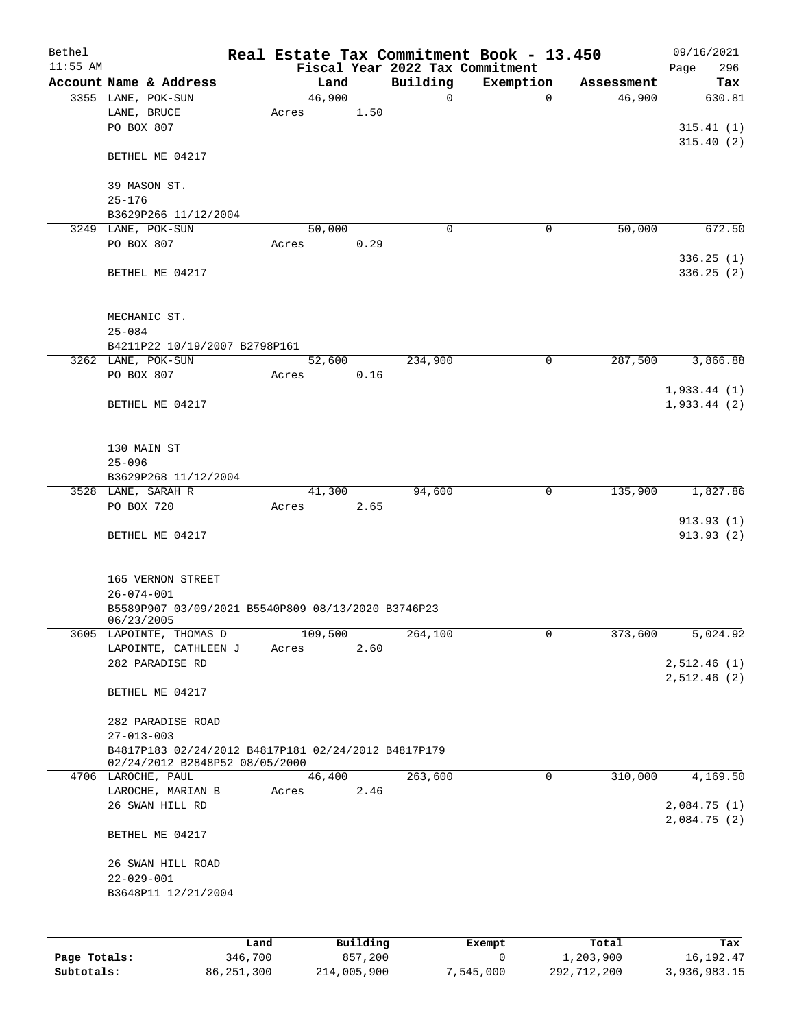# Real Estate Tax Commitment Book - 13.450

Bethel
11:55 AM

Fiscal Year 2022 Tax Commitment

09/16/2021

| Account Name & Address | Land | Building | Exemption | Assessment | Tax |
|---|---|---|---|---|---|
| 3355 LANE, POK-SUN | 46,900 | 0 | 0 | 46,900 | 630.81 |
| LANE, BRUCE | Acres 1.50 | | | | |
| PO BOX 807 | | | | | 315.41 (1) |
| | | | | | 315.40 (2) |
| BETHEL ME 04217 | | | | | |
| 39 MASON ST. | | | | | |
| 25-176 | | | | | |
| B3629P266 11/12/2004 | | | | | |
| 3249 LANE, POK-SUN | 50,000 | 0 | 0 | 50,000 | 672.50 |
| PO BOX 807 | Acres 0.29 | | | | |
| | | | | | 336.25 (1) |
| BETHEL ME 04217 | | | | | 336.25 (2) |
| MECHANIC ST. | | | | | |
| 25-084 | | | | | |
| B4211P22 10/19/2007 B2798P161 | | | | | |
| 3262 LANE, POK-SUN | 52,600 | 234,900 | 0 | 287,500 | 3,866.88 |
| PO BOX 807 | Acres 0.16 | | | | |
| | | | | | 1,933.44 (1) |
| BETHEL ME 04217 | | | | | 1,933.44 (2) |
| 130 MAIN ST | | | | | |
| 25-096 | | | | | |
| B3629P268 11/12/2004 | | | | | |
| 3528 LANE, SARAH R | 41,300 | 94,600 | 0 | 135,900 | 1,827.86 |
| PO BOX 720 | Acres 2.65 | | | | |
| | | | | | 913.93 (1) |
| BETHEL ME 04217 | | | | | 913.93 (2) |
| 165 VERNON STREET | | | | | |
| 26-074-001 | | | | | |
| B5589P907 03/09/2021 B5540P809 08/13/2020 B3746P23 06/23/2005 | | | | | |
| 3605 LAPOINTE, THOMAS D | 109,500 | 264,100 | 0 | 373,600 | 5,024.92 |
| LAPOINTE, CATHLEEN J | Acres 2.60 | | | | |
| 282 PARADISE RD | | | | | 2,512.46 (1) |
| | | | | | 2,512.46 (2) |
| BETHEL ME 04217 | | | | | |
| 282 PARADISE ROAD | | | | | |
| 27-013-003 | | | | | |
| B4817P183 02/24/2012 B4817P181 02/24/2012 B4817P179 02/24/2012 B2848P52 08/05/2000 | | | | | |
| 4706 LAROCHE, PAUL | 46,400 | 263,600 | 0 | 310,000 | 4,169.50 |
| LAROCHE, MARIAN B | Acres 2.46 | | | | |
| 26 SWAN HILL RD | | | | | 2,084.75 (1) |
| | | | | | 2,084.75 (2) |
| BETHEL ME 04217 | | | | | |
| 26 SWAN HILL ROAD | | | | | |
| 22-029-001 | | | | | |
| B3648P11 12/21/2004 | | | | | |

| | Land | Building | Exempt | Total | Tax |
|---|---|---|---|---|---|
| Page Totals: | 346,700 | 857,200 | 0 | 1,203,900 | 16,192.47 |
| Subtotals: | 86,251,300 | 214,005,900 | 7,545,000 | 292,712,200 | 3,936,983.15 |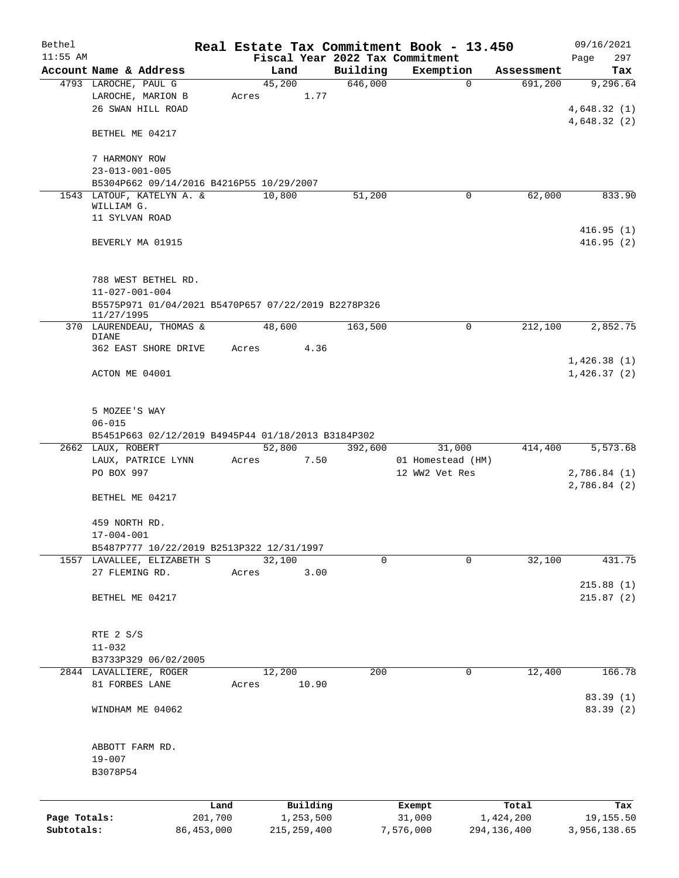Bethel 11:55 AM

# Real Estate Tax Commitment Book - 13.450

Fiscal Year 2022 Tax Commitment

09/16/2021 Page 297

| Account Name & Address | Land | Building | Exemption | Assessment | Tax |
|---|---|---|---|---|---|
| 4793 LAROCHE, PAUL G | 45,200 | 646,000 | 0 | 691,200 | 9,296.64 |
| LAROCHE, MARION B | Acres 1.77 | | | | |
| 26 SWAN HILL ROAD | | | | | 4,648.32 (1) |
| | | | | | 4,648.32 (2) |
| BETHEL ME 04217 | | | | | |
| 7 HARMONY ROW | | | | | |
| 23-013-001-005 | | | | | |
| B5304P662 09/14/2016 B4216P55 10/29/2007 | | | | | |
| 1543 LATOUF, KATELYN A. & WILLIAM G. | 10,800 | 51,200 | 0 | 62,000 | 833.90 |
| 11 SYLVAN ROAD | | | | | |
| | | | | | 416.95 (1) |
| BEVERLY MA 01915 | | | | | 416.95 (2) |
| 788 WEST BETHEL RD. | | | | | |
| 11-027-001-004 | | | | | |
| B5575P971 01/04/2021 B5470P657 07/22/2019 B2278P326 11/27/1995 | | | | | |
| 370 LAURENDEAU, THOMAS & DIANE | 48,600 | 163,500 | 0 | 212,100 | 2,852.75 |
| 362 EAST SHORE DRIVE | Acres 4.36 | | | | |
| | | | | | 1,426.38 (1) |
| ACTON ME 04001 | | | | | 1,426.37 (2) |
| 5 MOZEE'S WAY | | | | | |
| 06-015 | | | | | |
| B5451P663 02/12/2019 B4945P44 01/18/2013 B3184P302 | | | | | |
| 2662 LAUX, ROBERT | 52,800 | 392,600 | 31,000 | 414,400 | 5,573.68 |
| LAUX, PATRICE LYNN | Acres 7.50 | | 01 Homestead (HM) | | |
| PO BOX 997 | | | 12 WW2 Vet Res | | 2,786.84 (1) |
| | | | | | 2,786.84 (2) |
| BETHEL ME 04217 | | | | | |
| 459 NORTH RD. | | | | | |
| 17-004-001 | | | | | |
| B5487P777 10/22/2019 B2513P322 12/31/1997 | | | | | |
| 1557 LAVALLEE, ELIZABETH S | 32,100 | 0 | 0 | 32,100 | 431.75 |
| 27 FLEMING RD. | Acres 3.00 | | | | |
| | | | | | 215.88 (1) |
| BETHEL ME 04217 | | | | | 215.87 (2) |
| RTE 2 S/S | | | | | |
| 11-032 | | | | | |
| B3733P329 06/02/2005 | | | | | |
| 2844 LAVALLIERE, ROGER | 12,200 | 200 | 0 | 12,400 | 166.78 |
| 81 FORBES LANE | Acres 10.90 | | | | |
| | | | | | 83.39 (1) |
| WINDHAM ME 04062 | | | | | 83.39 (2) |
| ABBOTT FARM RD. | | | | | |
| 19-007 | | | | | |
| B3078P54 | | | | | |

| | Land | Building | Exempt | Total | Tax |
|---|---|---|---|---|---|
| Page Totals: | 201,700 | 1,253,500 | 31,000 | 1,424,200 | 19,155.50 |
| Subtotals: | 86,453,000 | 215,259,400 | 7,576,000 | 294,136,400 | 3,956,138.65 |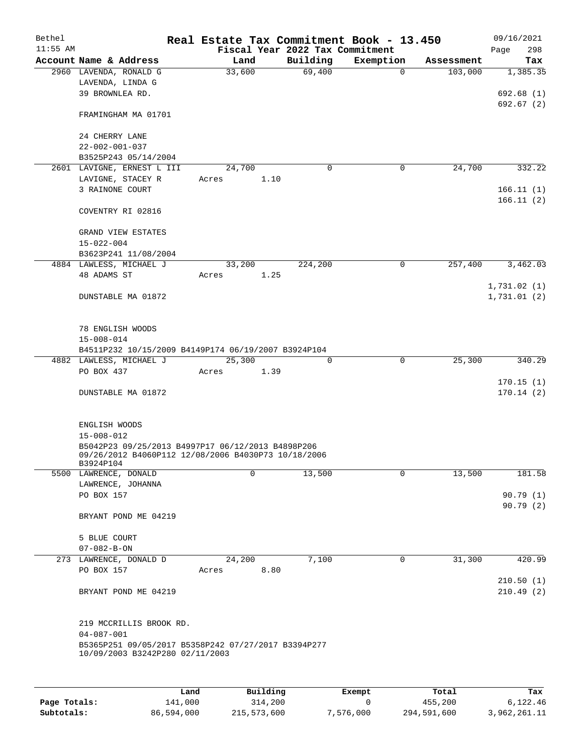# Real Estate Tax Commitment Book - 13.450

Bethel
11:55 AM

Fiscal Year 2022 Tax Commitment

09/16/2021
Page 298

| Account Name & Address | Land | Building | Exemption | Assessment | Tax |
|---|---|---|---|---|---|
| 2960 LAVENDA, RONALD G<br>LAVENDA, LINDA G<br>39 BROWNLEA RD.<br><br>FRAMINGHAM MA 01701<br><br>24 CHERRY LANE<br>22-002-001-037<br>B3525P243 05/14/2004 | 33,600 | 69,400 | 0 | 103,000 | 1,385.35<br><br>692.68 (1)<br>692.67 (2) |
| 2601 LAVIGNE, ERNEST L III<br>LAVIGNE, STACEY R<br>3 RAINONE COURT<br><br>COVENTRY RI 02816<br><br>GRAND VIEW ESTATES<br>15-022-004<br>B3623P241 11/08/2004 | 24,700<br>Acres 1.10 | 0 | 0 | 24,700 | 332.22<br><br>166.11 (1)<br>166.11 (2) |
| 4884 LAWLESS, MICHAEL J<br>48 ADAMS ST<br><br>DUNSTABLE MA 01872<br><br>78 ENGLISH WOODS<br>15-008-014<br>B4511P232 10/15/2009 B4149P174 06/19/2007 B3924P104 | 33,200<br>Acres 1.25 | 224,200 | 0 | 257,400 | 3,462.03<br><br>1,731.02 (1)<br>1,731.01 (2) |
| 4882 LAWLESS, MICHAEL J<br>PO BOX 437<br><br>DUNSTABLE MA 01872<br><br>ENGLISH WOODS<br>15-008-012<br>B5042P23 09/25/2013 B4997P17 06/12/2013 B4898P206 09/26/2012 B4060P112 12/08/2006 B4030P73 10/18/2006 B3924P104 | 25,300<br>Acres 1.39 | 0 | 0 | 25,300 | 340.29<br><br>170.15 (1)<br>170.14 (2) |
| 5500 LAWRENCE, DONALD<br>LAWRENCE, JOHANNA<br>PO BOX 157<br><br>BRYANT POND ME 04219<br><br>5 BLUE COURT<br>07-082-B-ON | 0 | 13,500 | 0 | 13,500 | 181.58<br><br>90.79 (1)<br>90.79 (2) |
| 273 LAWRENCE, DONALD D<br>PO BOX 157<br><br>BRYANT POND ME 04219<br><br>219 MCCRILLIS BROOK RD.<br>04-087-001<br>B5365P251 09/05/2017 B5358P242 07/27/2017 B3394P277 10/09/2003 B3242P280 02/11/2003 | 24,200<br>Acres 8.80 | 7,100 | 0 | 31,300 | 420.99<br><br>210.50 (1)<br>210.49 (2) |

| | Land | Building | Exempt | Total | Tax |
|---|---|---|---|---|---|
| **Page Totals:** | 141,000 | 314,200 | 0 | 455,200 | 6,122.46 |
| **Subtotals:** | 86,594,000 | 215,573,600 | 7,576,000 | 294,591,600 | 3,962,261.11 |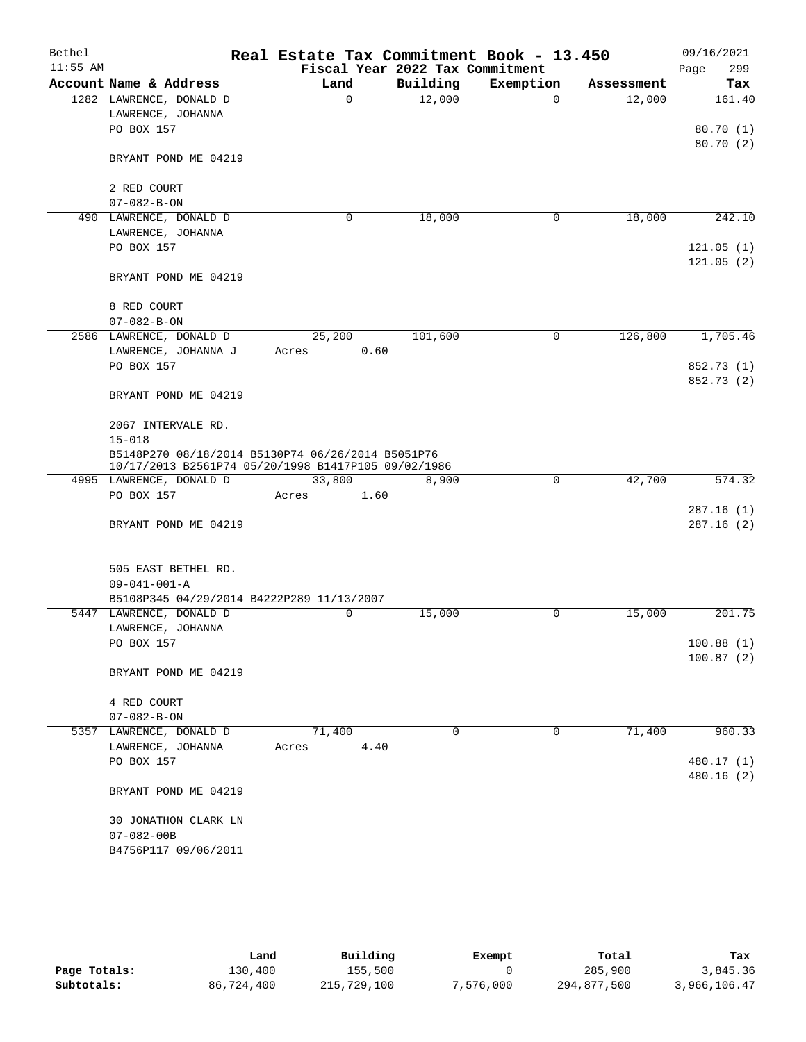# Real Estate Tax Commitment Book - 13.450

Bethel — 11:55 AM — 09/16/2021

Fiscal Year 2022 Tax Commitment

| Account Name & Address | Land | Building | Exemption | Assessment | Tax |
|---|---|---|---|---|---|
| 1282 LAWRENCE, DONALD D<br>LAWRENCE, JOHANNA<br>PO BOX 157<br><br>BRYANT POND ME 04219<br><br>2 RED COURT<br>07-082-B-ON | 0 | 12,000 | 0 | 12,000 | 161.40<br><br>80.70 (1)<br>80.70 (2) |
| 490 LAWRENCE, DONALD D<br>LAWRENCE, JOHANNA<br>PO BOX 157<br><br>BRYANT POND ME 04219<br><br>8 RED COURT<br>07-082-B-ON | 0 | 18,000 | 0 | 18,000 | 242.10<br><br>121.05 (1)<br>121.05 (2) |
| 2586 LAWRENCE, DONALD D<br>LAWRENCE, JOHANNA J<br>PO BOX 157<br><br>BRYANT POND ME 04219<br><br>2067 INTERVALE RD.<br>15-018<br>B5148P270 08/18/2014 B5130P74 06/26/2014 B5051P76 10/17/2013 B2561P74 05/20/1998 B1417P105 09/02/1986 | 25,200<br>Acres 0.60 | 101,600 | 0 | 126,800 | 1,705.46<br><br>852.73 (1)<br>852.73 (2) |
| 4995 LAWRENCE, DONALD D<br>PO BOX 157<br><br>BRYANT POND ME 04219<br><br>505 EAST BETHEL RD.<br>09-041-001-A<br>B5108P345 04/29/2014 B4222P289 11/13/2007 | 33,800<br>Acres 1.60 | 8,900 | 0 | 42,700 | 574.32<br><br>287.16 (1)<br>287.16 (2) |
| 5447 LAWRENCE, DONALD D<br>LAWRENCE, JOHANNA<br>PO BOX 157<br><br>BRYANT POND ME 04219<br><br>4 RED COURT<br>07-082-B-ON | 0 | 15,000 | 0 | 15,000 | 201.75<br><br>100.88 (1)<br>100.87 (2) |
| 5357 LAWRENCE, DONALD D<br>LAWRENCE, JOHANNA<br>PO BOX 157<br><br>BRYANT POND ME 04219<br><br>30 JONATHON CLARK LN<br>07-082-00B<br>B4756P117 09/06/2011 | 71,400<br>Acres 4.40 | 0 | 0 | 71,400 | 960.33<br><br>480.17 (1)<br>480.16 (2) |

| | Land | Building | Exempt | Total | Tax |
|---|---|---|---|---|---|
| Page Totals: | 130,400 | 155,500 | 0 | 285,900 | 3,845.36 |
| Subtotals: | 86,724,400 | 215,729,100 | 7,576,000 | 294,877,500 | 3,966,106.47 |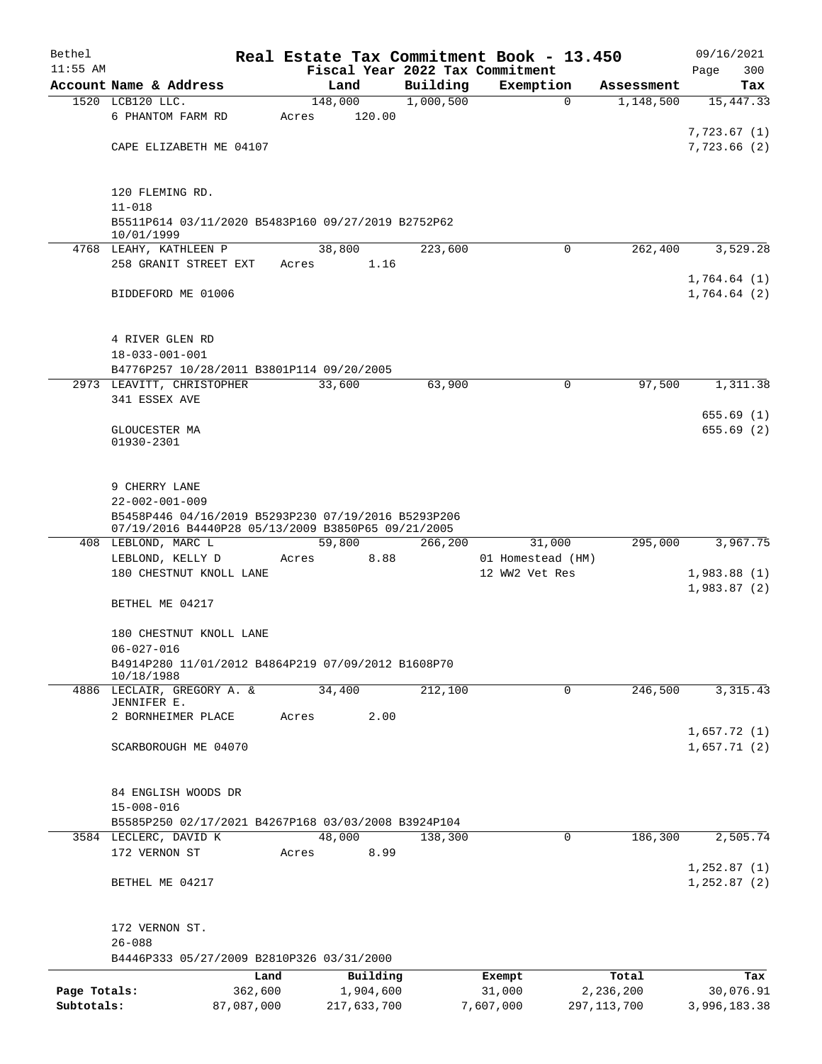# Real Estate Tax Commitment Book - 13.450

Bethel
11:55 AM

Fiscal Year 2022 Tax Commitment

09/16/2021
Page 300

| Account Name & Address | Land | Building | Exemption | Assessment | Tax |
|---|---|---|---|---|---|
| 1520 LCB120 LLC. | 148,000 | 1,000,500 | 0 | 1,148,500 | 15,447.33 |
| 6 PHANTOM FARM RD | Acres 120.00 | | | | |
| | | | | | 7,723.67 (1) |
| CAPE ELIZABETH ME 04107 | | | | | 7,723.66 (2) |
| 120 FLEMING RD. | | | | | |
| 11-018 | | | | | |
| B5511P614 03/11/2020 B5483P160 09/27/2019 B2752P62 10/01/1999 | | | | | |
| 4768 LEAHY, KATHLEEN P | 38,800 | 223,600 | 0 | 262,400 | 3,529.28 |
| 258 GRANIT STREET EXT | Acres 1.16 | | | | |
| | | | | | 1,764.64 (1) |
| BIDDEFORD ME 01006 | | | | | 1,764.64 (2) |
| 4 RIVER GLEN RD | | | | | |
| 18-033-001-001 | | | | | |
| B4776P257 10/28/2011 B3801P114 09/20/2005 | | | | | |
| 2973 LEAVITT, CHRISTOPHER | 33,600 | 63,900 | 0 | 97,500 | 1,311.38 |
| 341 ESSEX AVE | | | | | |
| | | | | | 655.69 (1) |
| GLOUCESTER MA 01930-2301 | | | | | 655.69 (2) |
| 9 CHERRY LANE | | | | | |
| 22-002-001-009 | | | | | |
| B5458P446 04/16/2019 B5293P230 07/19/2016 B5293P206 07/19/2016 B4440P28 05/13/2009 B3850P65 09/21/2005 | | | | | |
| 408 LEBLOND, MARC L | 59,800 | 266,200 | 31,000 | 295,000 | 3,967.75 |
| LEBLOND, KELLY D | Acres 8.88 | | 01 Homestead (HM) | | |
| 180 CHESTNUT KNOLL LANE | | | 12 WW2 Vet Res | | 1,983.88 (1) |
| | | | | | 1,983.87 (2) |
| BETHEL ME 04217 | | | | | |
| 180 CHESTNUT KNOLL LANE | | | | | |
| 06-027-016 | | | | | |
| B4914P280 11/01/2012 B4864P219 07/09/2012 B1608P70 10/18/1988 | | | | | |
| 4886 LECLAIR, GREGORY A. & JENNIFER E. | 34,400 | 212,100 | 0 | 246,500 | 3,315.43 |
| 2 BORNHEIMER PLACE | Acres 2.00 | | | | |
| | | | | | 1,657.72 (1) |
| SCARBOROUGH ME 04070 | | | | | 1,657.71 (2) |
| 84 ENGLISH WOODS DR | | | | | |
| 15-008-016 | | | | | |
| B5585P250 02/17/2021 B4267P168 03/03/2008 B3924P104 | | | | | |
| 3584 LECLERC, DAVID K | 48,000 | 138,300 | 0 | 186,300 | 2,505.74 |
| 172 VERNON ST | Acres 8.99 | | | | |
| | | | | | 1,252.87 (1) |
| BETHEL ME 04217 | | | | | 1,252.87 (2) |
| 172 VERNON ST. | | | | | |
| 26-088 | | | | | |
| B4446P333 05/27/2009 B2810P326 03/31/2000 | | | | | |

| | Land | Building | Exempt | Total | Tax |
|---|---|---|---|---|---|
| Page Totals: | 362,600 | 1,904,600 | 31,000 | 2,236,200 | 30,076.91 |
| Subtotals: | 87,087,000 | 217,633,700 | 7,607,000 | 297,113,700 | 3,996,183.38 |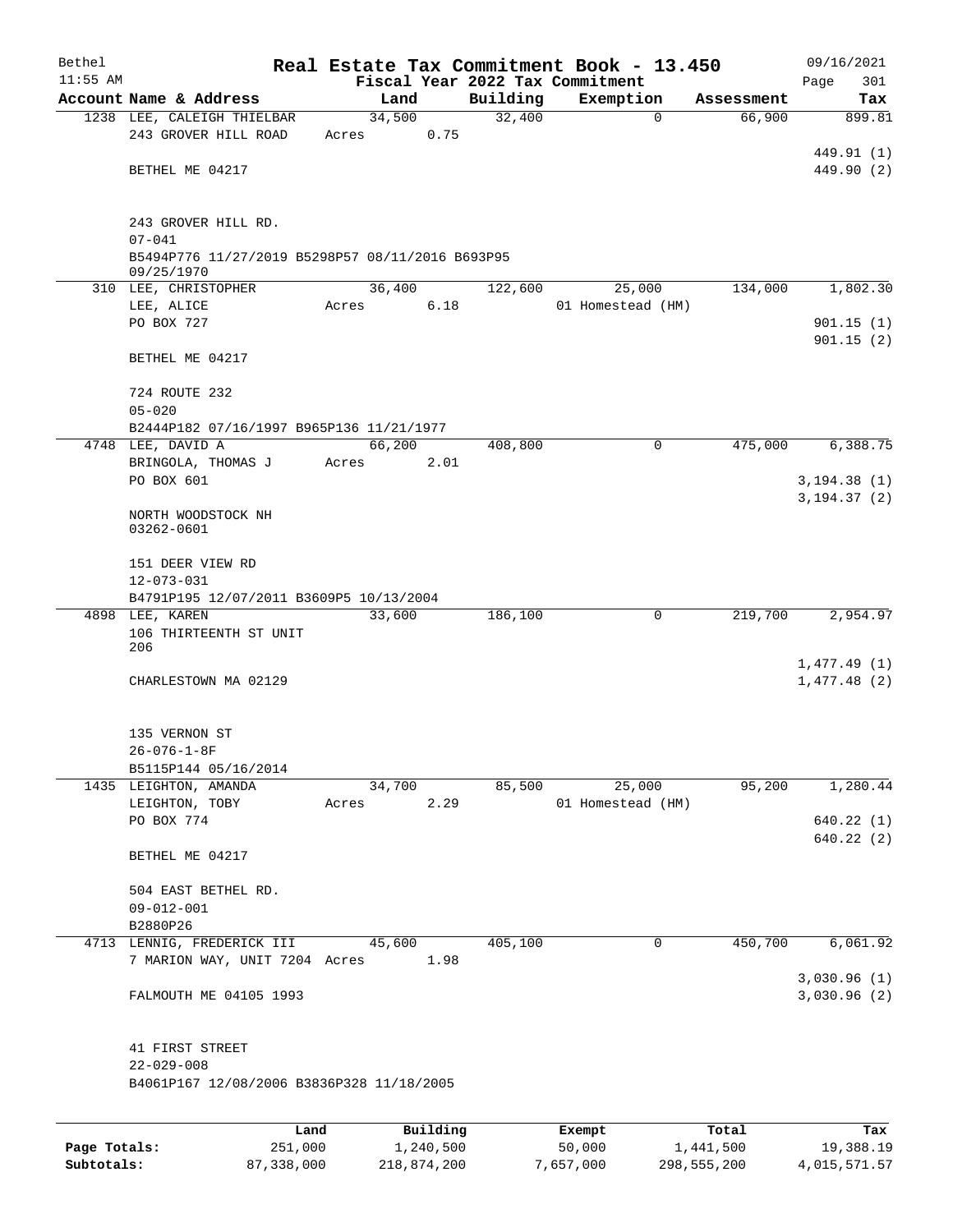Bethel 11:55 AM

# Real Estate Tax Commitment Book - 13.450

Fiscal Year 2022 Tax Commitment

09/16/2021 Page 301

| Account Name & Address | Land | Building | Exemption | Assessment | Tax |
|---|---|---|---|---|---|
| 1238 LEE, CALEIGH THIELBAR<br>243 GROVER HILL ROAD<br><br>BETHEL ME 04217<br><br>243 GROVER HILL RD.<br>07-041<br>B5494P776 11/27/2019 B5298P57 08/11/2016 B693P95 09/25/1970 | 34,500<br>Acres 0.75 | 32,400 | 0 | 66,900 | 899.81<br><br>449.91 (1)<br>449.90 (2) |
| 310 LEE, CHRISTOPHER<br>LEE, ALICE<br>PO BOX 727<br><br>BETHEL ME 04217<br><br>724 ROUTE 232<br>05-020<br>B2444P182 07/16/1997 B965P136 11/21/1977 | 36,400<br>Acres 6.18 | 122,600 | 25,000<br>01 Homestead (HM) | 134,000 | 1,802.30<br><br>901.15 (1)<br>901.15 (2) |
| 4748 LEE, DAVID A<br>BRINGOLA, THOMAS J<br>PO BOX 601<br><br>NORTH WOODSTOCK NH 03262-0601<br><br>151 DEER VIEW RD<br>12-073-031<br>B4791P195 12/07/2011 B3609P5 10/13/2004 | 66,200<br>Acres 2.01 | 408,800 | 0 | 475,000 | 6,388.75<br><br>3,194.38 (1)<br>3,194.37 (2) |
| 4898 LEE, KAREN<br>106 THIRTEENTH ST UNIT 206<br><br>CHARLESTOWN MA 02129<br><br>135 VERNON ST<br>26-076-1-8F<br>B5115P144 05/16/2014 | 33,600 | 186,100 | 0 | 219,700 | 2,954.97<br><br>1,477.49 (1)<br>1,477.48 (2) |
| 1435 LEIGHTON, AMANDA<br>LEIGHTON, TOBY<br>PO BOX 774<br><br>BETHEL ME 04217<br><br>504 EAST BETHEL RD.<br>09-012-001<br>B2880P26 | 34,700<br>Acres 2.29 | 85,500 | 25,000<br>01 Homestead (HM) | 95,200 | 1,280.44<br><br>640.22 (1)<br>640.22 (2) |
| 4713 LENNIG, FREDERICK III<br>7 MARION WAY, UNIT 7204<br><br>FALMOUTH ME 04105 1993<br><br>41 FIRST STREET<br>22-029-008<br>B4061P167 12/08/2006 B3836P328 11/18/2005 | 45,600<br>Acres 1.98 | 405,100 | 0 | 450,700 | 6,061.92<br><br>3,030.96 (1)<br>3,030.96 (2) |

| | Land | Building | Exempt | Total | Tax |
|---|---|---|---|---|---|
| Page Totals: | 251,000 | 1,240,500 | 50,000 | 1,441,500 | 19,388.19 |
| Subtotals: | 87,338,000 | 218,874,200 | 7,657,000 | 298,555,200 | 4,015,571.57 |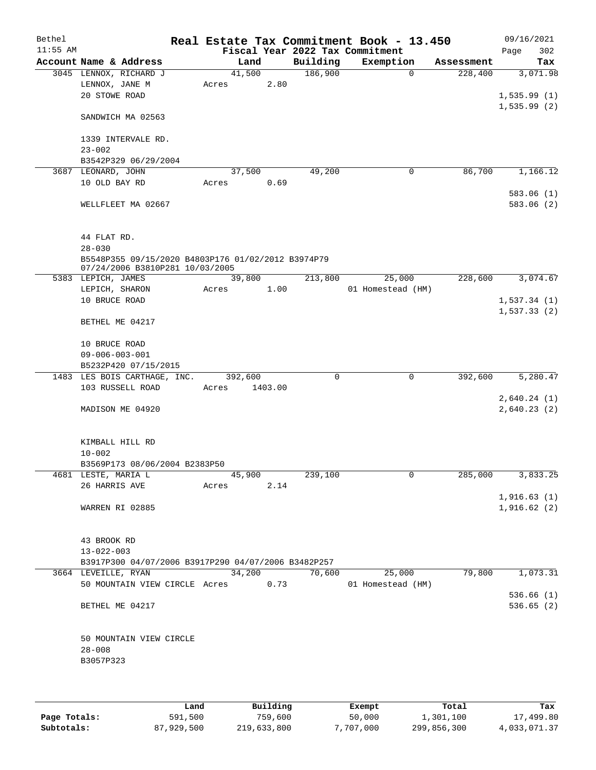Bethel
11:55 AM

# Real Estate Tax Commitment Book - 13.450

09/16/2021
Page 302

Fiscal Year 2022 Tax Commitment

| Account Name & Address | Land | Building | Exemption | Assessment | Tax |
|---|---|---|---|---|---|
| 3045 LENNOX, RICHARD J | 41,500 | 186,900 | 0 | 228,400 | 3,071.98 |
| LENNOX, JANE M | Acres 2.80 | | | | |
| 20 STOWE ROAD | | | | | 1,535.99 (1) |
| | | | | | 1,535.99 (2) |
| SANDWICH MA 02563 | | | | | |
| 1339 INTERVALE RD. | | | | | |
| 23-002 | | | | | |
| B3542P329 06/29/2004 | | | | | |
| 3687 LEONARD, JOHN | 37,500 | 49,200 | 0 | 86,700 | 1,166.12 |
| 10 OLD BAY RD | Acres 0.69 | | | | |
| | | | | | 583.06 (1) |
| WELLFLEET MA 02667 | | | | | 583.06 (2) |
| 44 FLAT RD. | | | | | |
| 28-030 | | | | | |
| B5548P355 09/15/2020 B4803P176 01/02/2012 B3974P79 07/24/2006 B3810P281 10/03/2005 | | | | | |
| 5383 LEPICH, JAMES | 39,800 | 213,800 | 25,000 | 228,600 | 3,074.67 |
| LEPICH, SHARON | Acres 1.00 | | 01 Homestead (HM) | | |
| 10 BRUCE ROAD | | | | | 1,537.34 (1) |
| | | | | | 1,537.33 (2) |
| BETHEL ME 04217 | | | | | |
| 10 BRUCE ROAD | | | | | |
| 09-006-003-001 | | | | | |
| B5232P420 07/15/2015 | | | | | |
| 1483 LES BOIS CARTHAGE, INC. | 392,600 | 0 | 0 | 392,600 | 5,280.47 |
| 103 RUSSELL ROAD | Acres 1403.00 | | | | |
| | | | | | 2,640.24 (1) |
| MADISON ME 04920 | | | | | 2,640.23 (2) |
| KIMBALL HILL RD | | | | | |
| 10-002 | | | | | |
| B3569P173 08/06/2004 B2383P50 | | | | | |
| 4681 LESTE, MARIA L | 45,900 | 239,100 | 0 | 285,000 | 3,833.25 |
| 26 HARRIS AVE | Acres 2.14 | | | | |
| | | | | | 1,916.63 (1) |
| WARREN RI 02885 | | | | | 1,916.62 (2) |
| 43 BROOK RD | | | | | |
| 13-022-003 | | | | | |
| B3917P300 04/07/2006 B3917P290 04/07/2006 B3482P257 | | | | | |
| 3664 LEVEILLE, RYAN | 34,200 | 70,600 | 25,000 | 79,800 | 1,073.31 |
| 50 MOUNTAIN VIEW CIRCLE | Acres 0.73 | | 01 Homestead (HM) | | |
| | | | | | 536.66 (1) |
| BETHEL ME 04217 | | | | | 536.65 (2) |
| 50 MOUNTAIN VIEW CIRCLE | | | | | |
| 28-008 | | | | | |
| B3057P323 | | | | | |

| | Land | Building | Exempt | Total | Tax |
|---|---|---|---|---|---|
| Page Totals: | 591,500 | 759,600 | 50,000 | 1,301,100 | 17,499.80 |
| Subtotals: | 87,929,500 | 219,633,800 | 7,707,000 | 299,856,300 | 4,033,071.37 |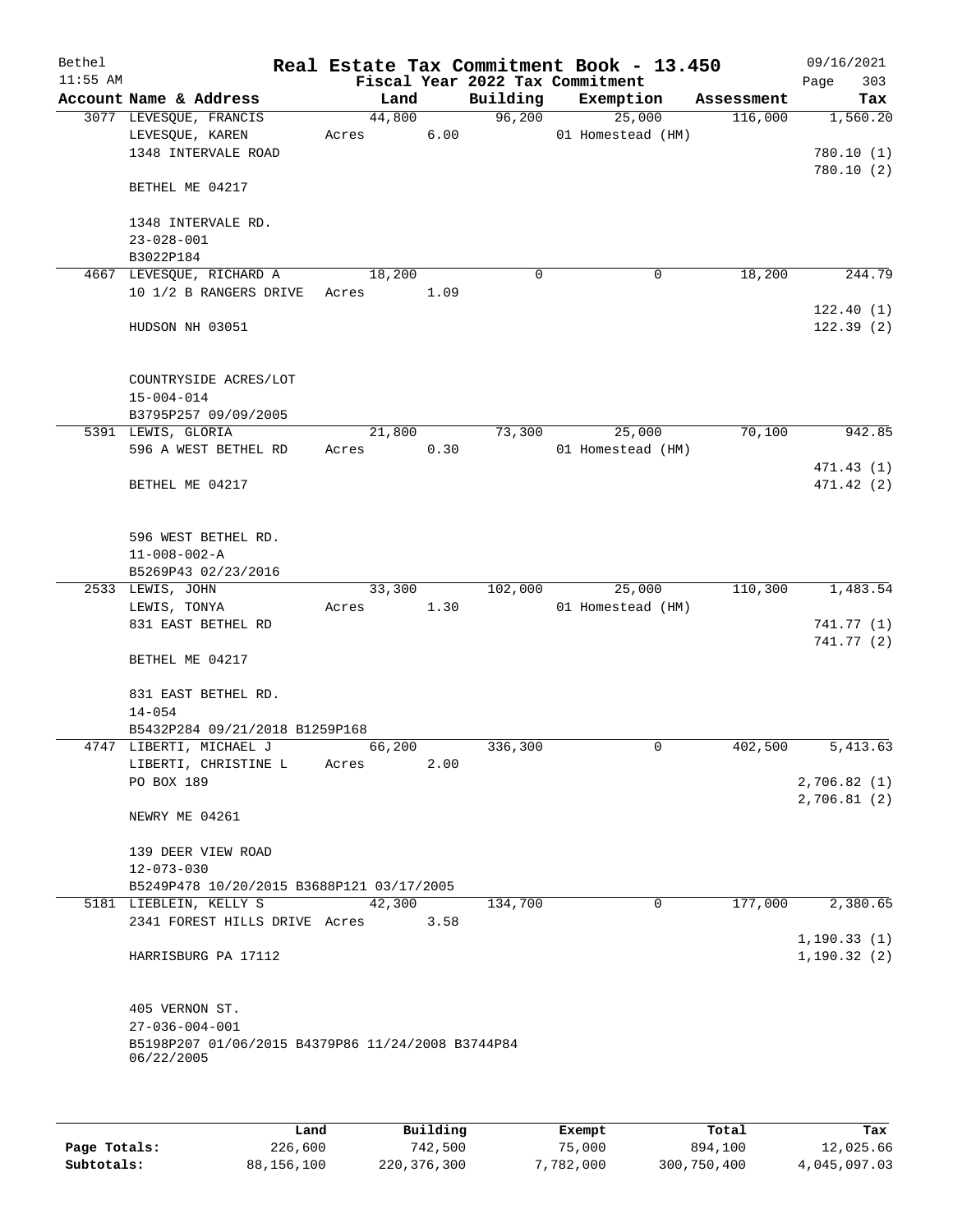Bethel — Real Estate Tax Commitment Book - 13.450 — 09/16/2021
11:55 AM — Fiscal Year 2022 Tax Commitment — Page 303

| Account Name & Address | Land | Building | Exemption | Assessment | Tax |
|---|---|---|---|---|---|
| 3077 LEVESQUE, FRANCIS<br>LEVESQUE, KAREN<br>1348 INTERVALE ROAD<br><br>BETHEL ME 04217<br><br>1348 INTERVALE RD.<br>23-028-001<br>B3022P184 | 44,800<br>Acres 6.00 | 96,200 | 25,000<br>01 Homestead (HM) | 116,000 | 1,560.20<br><br>780.10 (1)<br>780.10 (2) |
| 4667 LEVESQUE, RICHARD A<br>10 1/2 B RANGERS DRIVE<br><br>HUDSON NH 03051<br><br>COUNTRYSIDE ACRES/LOT<br>15-004-014<br>B3795P257 09/09/2005 | 18,200<br>Acres 1.09 | 0 | 0 | 18,200 | 244.79<br><br>122.40 (1)<br>122.39 (2) |
| 5391 LEWIS, GLORIA<br>596 A WEST BETHEL RD<br><br>BETHEL ME 04217<br><br>596 WEST BETHEL RD.<br>11-008-002-A<br>B5269P43 02/23/2016 | 21,800<br>Acres 0.30 | 73,300 | 25,000<br>01 Homestead (HM) | 70,100 | 942.85<br><br>471.43 (1)<br>471.42 (2) |
| 2533 LEWIS, JOHN<br>LEWIS, TONYA<br>831 EAST BETHEL RD<br><br>BETHEL ME 04217<br><br>831 EAST BETHEL RD.<br>14-054<br>B5432P284 09/21/2018 B1259P168 | 33,300<br>Acres 1.30 | 102,000 | 25,000<br>01 Homestead (HM) | 110,300 | 1,483.54<br><br>741.77 (1)<br>741.77 (2) |
| 4747 LIBERTI, MICHAEL J<br>LIBERTI, CHRISTINE L<br>PO BOX 189<br><br>NEWRY ME 04261<br><br>139 DEER VIEW ROAD<br>12-073-030<br>B5249P478 10/20/2015 B3688P121 03/17/2005 | 66,200<br>Acres 2.00 | 336,300 | 0 | 402,500 | 5,413.63<br><br>2,706.82 (1)<br>2,706.81 (2) |
| 5181 LIEBLEIN, KELLY S<br>2341 FOREST HILLS DRIVE<br><br>HARRISBURG PA 17112<br><br>405 VERNON ST.<br>27-036-004-001<br>B5198P207 01/06/2015 B4379P86 11/24/2008 B3744P84 06/22/2005 | 42,300<br>Acres 3.58 | 134,700 | 0 | 177,000 | 2,380.65<br><br>1,190.33 (1)<br>1,190.32 (2) |

| | Land | Building | Exempt | Total | Tax |
|---|---|---|---|---|---|
| Page Totals: | 226,600 | 742,500 | 75,000 | 894,100 | 12,025.66 |
| Subtotals: | 88,156,100 | 220,376,300 | 7,782,000 | 300,750,400 | 4,045,097.03 |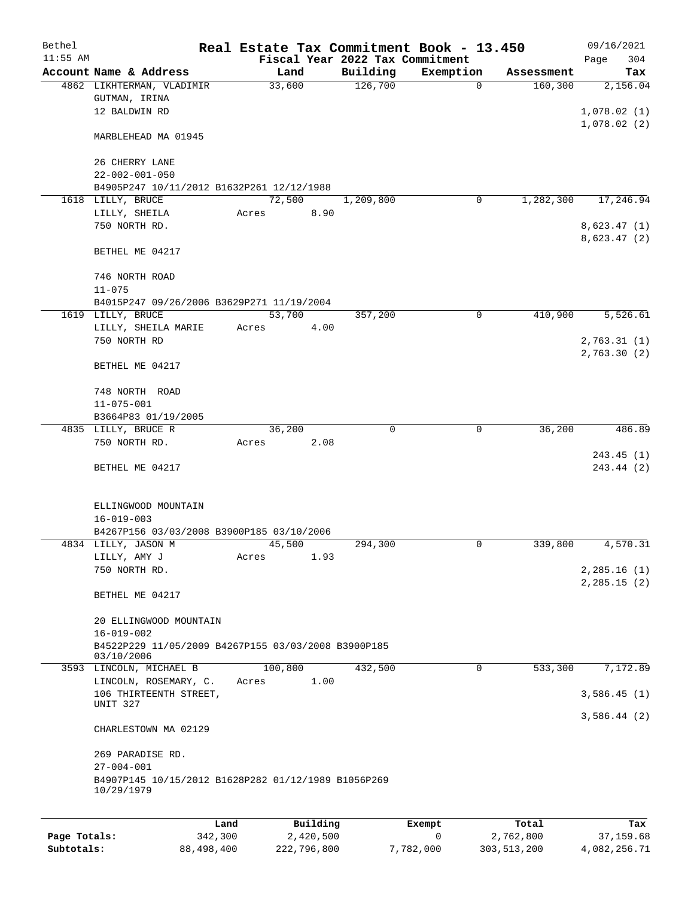Bethel | Real Estate Tax Commitment Book - 13.450 | 09/16/2021
11:55 AM | Fiscal Year 2022 Tax Commitment | Page 304

| Account Name & Address | Land | Building | Exemption | Assessment | Tax |
|---|---|---|---|---|---|
| 4862 LIKHTERMAN, VLADIMIR | 33,600 | 126,700 | 0 | 160,300 | 2,156.04 |
| GUTMAN, IRINA | | | | | |
| 12 BALDWIN RD | | | | | 1,078.02 (1) |
| | | | | | 1,078.02 (2) |
| MARBLEHEAD MA 01945 | | | | | |
| 26 CHERRY LANE | | | | | |
| 22-002-001-050 | | | | | |
| B4905P247 10/11/2012 B1632P261 12/12/1988 | | | | | |
| 1618 LILLY, BRUCE | 72,500 | 1,209,800 | 0 | 1,282,300 | 17,246.94 |
| LILLY, SHEILA | Acres 8.90 | | | | |
| 750 NORTH RD. | | | | | 8,623.47 (1) |
| | | | | | 8,623.47 (2) |
| BETHEL ME 04217 | | | | | |
| 746 NORTH ROAD | | | | | |
| 11-075 | | | | | |
| B4015P247 09/26/2006 B3629P271 11/19/2004 | | | | | |
| 1619 LILLY, BRUCE | 53,700 | 357,200 | 0 | 410,900 | 5,526.61 |
| LILLY, SHEILA MARIE | Acres 4.00 | | | | |
| 750 NORTH RD | | | | | 2,763.31 (1) |
| | | | | | 2,763.30 (2) |
| BETHEL ME 04217 | | | | | |
| 748 NORTH ROAD | | | | | |
| 11-075-001 | | | | | |
| B3664P83 01/19/2005 | | | | | |
| 4835 LILLY, BRUCE R | 36,200 | 0 | 0 | 36,200 | 486.89 |
| 750 NORTH RD. | Acres 2.08 | | | | |
| | | | | | 243.45 (1) |
| BETHEL ME 04217 | | | | | 243.44 (2) |
| ELLINGWOOD MOUNTAIN | | | | | |
| 16-019-003 | | | | | |
| B4267P156 03/03/2008 B3900P185 03/10/2006 | | | | | |
| 4834 LILLY, JASON M | 45,500 | 294,300 | 0 | 339,800 | 4,570.31 |
| LILLY, AMY J | Acres 1.93 | | | | |
| 750 NORTH RD. | | | | | 2,285.16 (1) |
| | | | | | 2,285.15 (2) |
| BETHEL ME 04217 | | | | | |
| 20 ELLINGWOOD MOUNTAIN | | | | | |
| 16-019-002 | | | | | |
| B4522P229 11/05/2009 B4267P155 03/03/2008 B3900P185 03/10/2006 | | | | | |
| 3593 LINCOLN, MICHAEL B | 100,800 | 432,500 | 0 | 533,300 | 7,172.89 |
| LINCOLN, ROSEMARY, C. | Acres 1.00 | | | | |
| 106 THIRTEENTH STREET, UNIT 327 | | | | | 3,586.45 (1) |
| | | | | | 3,586.44 (2) |
| CHARLESTOWN MA 02129 | | | | | |
| 269 PARADISE RD. | | | | | |
| 27-004-001 | | | | | |
| B4907P145 10/15/2012 B1628P282 01/12/1989 B1056P269 10/29/1979 | | | | | |

| | Land | Building | Exempt | Total | Tax |
|---|---|---|---|---|---|
| Page Totals: | 342,300 | 2,420,500 | 0 | 2,762,800 | 37,159.68 |
| Subtotals: | 88,498,400 | 222,796,800 | 7,782,000 | 303,513,200 | 4,082,256.71 |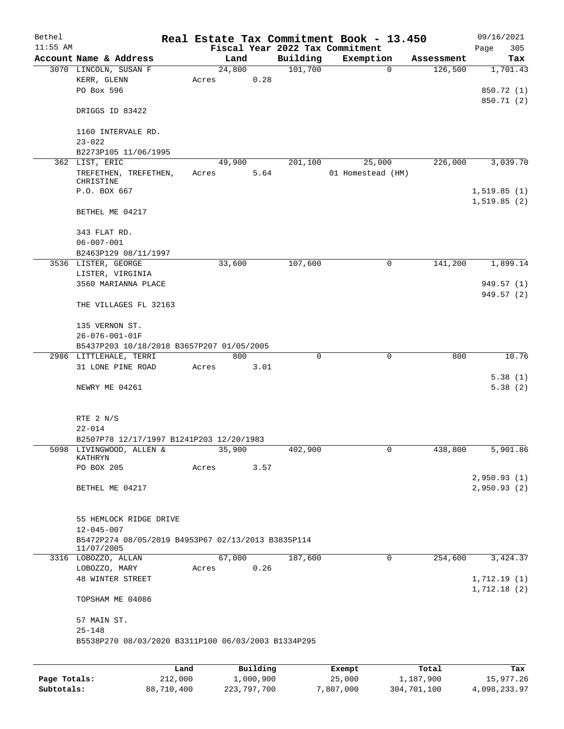Bethel 11:55 AM

# Real Estate Tax Commitment Book - 13.450

Fiscal Year 2022 Tax Commitment

09/16/2021 Page 305

| Account Name & Address | Land | Building | Exemption | Assessment | Tax |
|---|---|---|---|---|---|
| 3070 LINCOLN, SUSAN F | 24,800 | 101,700 | 0 | 126,500 | 1,701.43 |
| KERR, GLENN | Acres 0.28 | | | | |
| PO Box 596 | | | | | 850.72 (1) |
| | | | | | 850.71 (2) |
| DRIGGS ID 83422 | | | | | |
| 1160 INTERVALE RD. | | | | | |
| 23-022 | | | | | |
| B2273P105 11/06/1995 | | | | | |
| 362 LIST, ERIC | 49,900 | 201,100 | 25,000 | 226,000 | 3,039.70 |
| TREFETHEN, TREFETHEN, CHRISTINE | Acres 5.64 | | 01 Homestead (HM) | | |
| P.O. BOX 667 | | | | | 1,519.85 (1) |
| | | | | | 1,519.85 (2) |
| BETHEL ME 04217 | | | | | |
| 343 FLAT RD. | | | | | |
| 06-007-001 | | | | | |
| B2463P129 08/11/1997 | | | | | |
| 3536 LISTER, GEORGE | 33,600 | 107,600 | 0 | 141,200 | 1,899.14 |
| LISTER, VIRGINIA | | | | | |
| 3560 MARIANNA PLACE | | | | | 949.57 (1) |
| | | | | | 949.57 (2) |
| THE VILLAGES FL 32163 | | | | | |
| 135 VERNON ST. | | | | | |
| 26-076-001-01F | | | | | |
| B5437P203 10/18/2018 B3657P207 01/05/2005 | | | | | |
| 2986 LITTLEHALE, TERRI | 800 | 0 | 0 | 800 | 10.76 |
| 31 LONE PINE ROAD | Acres 3.01 | | | | |
| | | | | | 5.38 (1) |
| NEWRY ME 04261 | | | | | 5.38 (2) |
| RTE 2 N/S | | | | | |
| 22-014 | | | | | |
| B2507P78 12/17/1997 B1241P203 12/20/1983 | | | | | |
| 5098 LIVINGWOOD, ALLEN & KATHRYN | 35,900 | 402,900 | 0 | 438,800 | 5,901.86 |
| PO BOX 205 | Acres 3.57 | | | | |
| | | | | | 2,950.93 (1) |
| BETHEL ME 04217 | | | | | 2,950.93 (2) |
| 55 HEMLOCK RIDGE DRIVE | | | | | |
| 12-045-007 | | | | | |
| B5472P274 08/05/2019 B4953P67 02/13/2013 B3835P114 11/07/2005 | | | | | |
| 3316 LOBOZZO, ALLAN | 67,000 | 187,600 | 0 | 254,600 | 3,424.37 |
| LOBOZZO, MARY | Acres 0.26 | | | | |
| 48 WINTER STREET | | | | | 1,712.19 (1) |
| | | | | | 1,712.18 (2) |
| TOPSHAM ME 04086 | | | | | |
| 57 MAIN ST. | | | | | |
| 25-148 | | | | | |
| B5538P270 08/03/2020 B3311P100 06/03/2003 B1334P295 | | | | | |

| | Land | Building | Exempt | Total | Tax |
|---|---|---|---|---|---|
| Page Totals: | 212,000 | 1,000,900 | 25,000 | 1,187,900 | 15,977.26 |
| Subtotals: | 88,710,400 | 223,797,700 | 7,807,000 | 304,701,100 | 4,098,233.97 |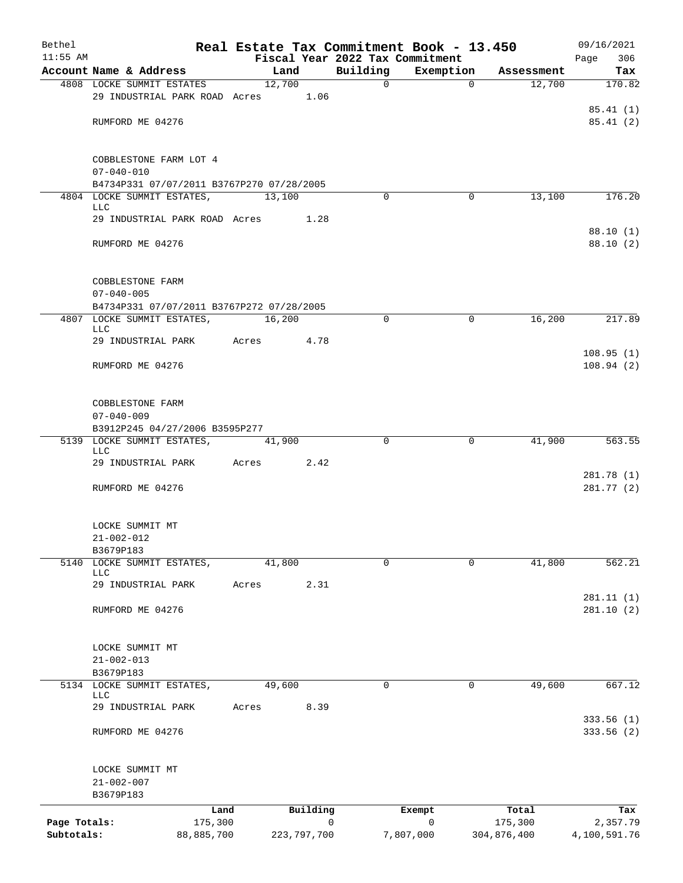Bethel — Real Estate Tax Commitment Book - 13.450 — 09/16/2021

11:55 AM — Fiscal Year 2022 Tax Commitment

| Account | Name & Address | Land | Building | Exemption | Assessment | Tax |
|---|---|---|---|---|---|---|
| 4808 | LOCKE SUMMIT ESTATES<br>29 INDUSTRIAL PARK ROAD Acres 1.06<br>RUMFORD ME 04276<br>COBBLESTONE FARM LOT 4<br>07-040-010<br>B4734P331 07/07/2011 B3767P270 07/28/2005 | 12,700 | 0 | 0 | 12,700 | 170.82<br>85.41 (1)<br>85.41 (2) |
| 4804 | LOCKE SUMMIT ESTATES, LLC<br>29 INDUSTRIAL PARK ROAD Acres 1.28<br>RUMFORD ME 04276<br>COBBLESTONE FARM<br>07-040-005<br>B4734P331 07/07/2011 B3767P272 07/28/2005 | 13,100 | 0 | 0 | 13,100 | 176.20<br>88.10 (1)<br>88.10 (2) |
| 4807 | LOCKE SUMMIT ESTATES, LLC<br>29 INDUSTRIAL PARK Acres 4.78<br>RUMFORD ME 04276<br>COBBLESTONE FARM<br>07-040-009<br>B3912P245 04/27/2006 B3595P277 | 16,200 | 0 | 0 | 16,200 | 217.89<br>108.95 (1)<br>108.94 (2) |
| 5139 | LOCKE SUMMIT ESTATES, LLC<br>29 INDUSTRIAL PARK Acres 2.42<br>RUMFORD ME 04276<br>LOCKE SUMMIT MT<br>21-002-012<br>B3679P183 | 41,900 | 0 | 0 | 41,900 | 563.55<br>281.78 (1)<br>281.77 (2) |
| 5140 | LOCKE SUMMIT ESTATES, LLC<br>29 INDUSTRIAL PARK Acres 2.31<br>RUMFORD ME 04276<br>LOCKE SUMMIT MT<br>21-002-013<br>B3679P183 | 41,800 | 0 | 0 | 41,800 | 562.21<br>281.11 (1)<br>281.10 (2) |
| 5134 | LOCKE SUMMIT ESTATES, LLC<br>29 INDUSTRIAL PARK Acres 8.39<br>RUMFORD ME 04276<br>LOCKE SUMMIT MT<br>21-002-007<br>B3679P183 | 49,600 | 0 | 0 | 49,600 | 667.12<br>333.56 (1)<br>333.56 (2) |

| | Land | Building | Exempt | Total | Tax |
|---|---|---|---|---|---|
| Page Totals: | 175,300 | 0 | 0 | 175,300 | 2,357.79 |
| Subtotals: | 88,885,700 | 223,797,700 | 7,807,000 | 304,876,400 | 4,100,591.76 |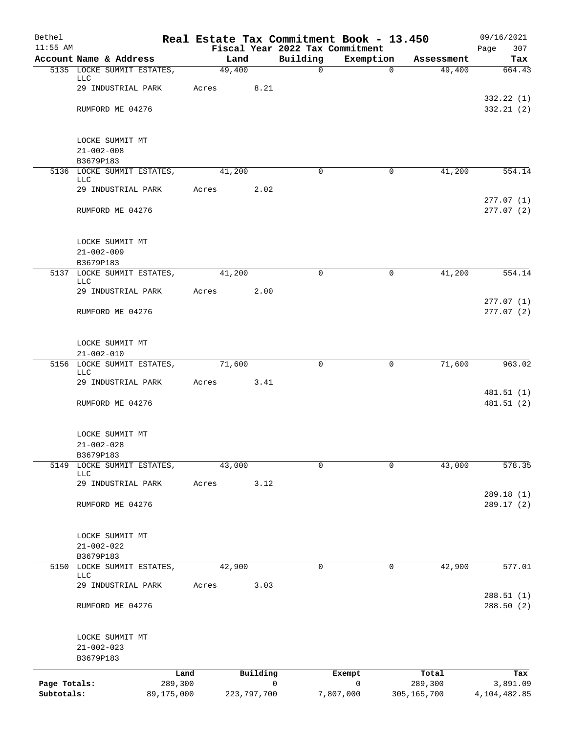Bethel 11:55 AM

# Real Estate Tax Commitment Book - 13.450

Fiscal Year 2022 Tax Commitment

09/16/2021

| Account Name & Address | Land | Building | Exemption | Assessment | Tax |
|---|---|---|---|---|---|
| 5135 LOCKE SUMMIT ESTATES, LLC | 49,400 | 0 | 0 | 49,400 | 664.43 |
| 29 INDUSTRIAL PARK | Acres 8.21 | | | | |
| | | | | | 332.22 (1) |
| RUMFORD ME 04276 | | | | | 332.21 (2) |
| LOCKE SUMMIT MT | | | | | |
| 21-002-008 | | | | | |
| B3679P183 | | | | | |
| 5136 LOCKE SUMMIT ESTATES, LLC | 41,200 | 0 | 0 | 41,200 | 554.14 |
| 29 INDUSTRIAL PARK | Acres 2.02 | | | | |
| | | | | | 277.07 (1) |
| RUMFORD ME 04276 | | | | | 277.07 (2) |
| LOCKE SUMMIT MT | | | | | |
| 21-002-009 | | | | | |
| B3679P183 | | | | | |
| 5137 LOCKE SUMMIT ESTATES, LLC | 41,200 | 0 | 0 | 41,200 | 554.14 |
| 29 INDUSTRIAL PARK | Acres 2.00 | | | | |
| | | | | | 277.07 (1) |
| RUMFORD ME 04276 | | | | | 277.07 (2) |
| LOCKE SUMMIT MT | | | | | |
| 21-002-010 | | | | | |
| 5156 LOCKE SUMMIT ESTATES, LLC | 71,600 | 0 | 0 | 71,600 | 963.02 |
| 29 INDUSTRIAL PARK | Acres 3.41 | | | | |
| | | | | | 481.51 (1) |
| RUMFORD ME 04276 | | | | | 481.51 (2) |
| LOCKE SUMMIT MT | | | | | |
| 21-002-028 | | | | | |
| B3679P183 | | | | | |
| 5149 LOCKE SUMMIT ESTATES, LLC | 43,000 | 0 | 0 | 43,000 | 578.35 |
| 29 INDUSTRIAL PARK | Acres 3.12 | | | | |
| | | | | | 289.18 (1) |
| RUMFORD ME 04276 | | | | | 289.17 (2) |
| LOCKE SUMMIT MT | | | | | |
| 21-002-022 | | | | | |
| B3679P183 | | | | | |
| 5150 LOCKE SUMMIT ESTATES, LLC | 42,900 | 0 | 0 | 42,900 | 577.01 |
| 29 INDUSTRIAL PARK | Acres 3.03 | | | | |
| | | | | | 288.51 (1) |
| RUMFORD ME 04276 | | | | | 288.50 (2) |
| LOCKE SUMMIT MT | | | | | |
| 21-002-023 | | | | | |
| B3679P183 | | | | | |

| | Land | Building | Exempt | Total | Tax |
|---|---|---|---|---|---|
| Page Totals: | 289,300 | 0 | 0 | 289,300 | 3,891.09 |
| Subtotals: | 89,175,000 | 223,797,700 | 7,807,000 | 305,165,700 | 4,104,482.85 |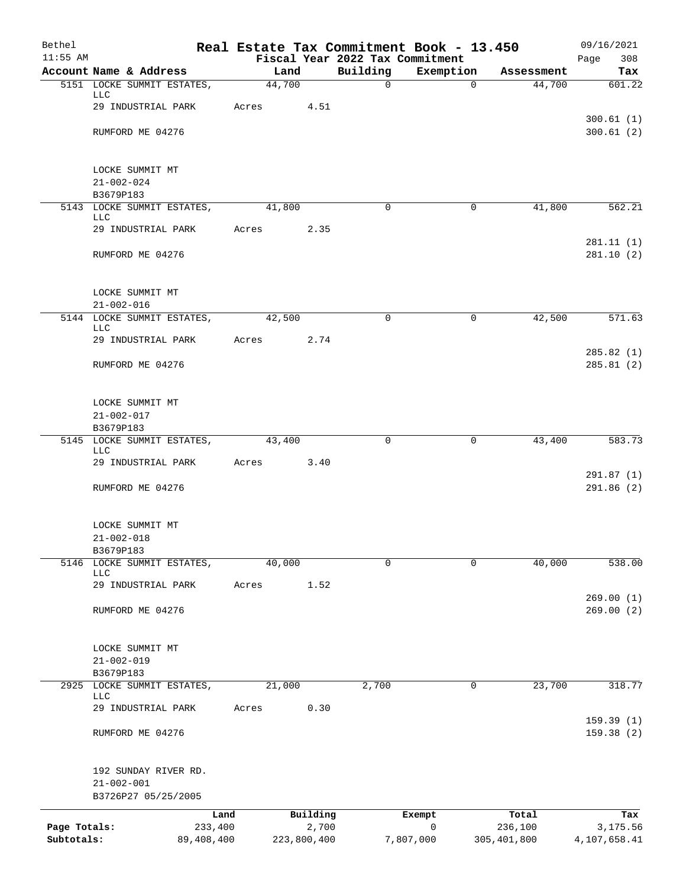Bethel 11:55 AM

# Real Estate Tax Commitment Book - 13.450

Fiscal Year 2022 Tax Commitment

09/16/2021 Page 308

| Account Name & Address | Land | Building | Exemption | Assessment | Tax |
|---|---|---|---|---|---|
| 5151 LOCKE SUMMIT ESTATES, LLC | 44,700 | 0 | 0 | 44,700 | 601.22 |
| 29 INDUSTRIAL PARK | Acres 4.51 | | | | |
| | | | | | 300.61 (1) |
| RUMFORD ME 04276 | | | | | 300.61 (2) |
| LOCKE SUMMIT MT | | | | | |
| 21-002-024 | | | | | |
| B3679P183 | | | | | |
| 5143 LOCKE SUMMIT ESTATES, LLC | 41,800 | 0 | 0 | 41,800 | 562.21 |
| 29 INDUSTRIAL PARK | Acres 2.35 | | | | |
| | | | | | 281.11 (1) |
| RUMFORD ME 04276 | | | | | 281.10 (2) |
| LOCKE SUMMIT MT | | | | | |
| 21-002-016 | | | | | |
| 5144 LOCKE SUMMIT ESTATES, LLC | 42,500 | 0 | 0 | 42,500 | 571.63 |
| 29 INDUSTRIAL PARK | Acres 2.74 | | | | |
| | | | | | 285.82 (1) |
| RUMFORD ME 04276 | | | | | 285.81 (2) |
| LOCKE SUMMIT MT | | | | | |
| 21-002-017 | | | | | |
| B3679P183 | | | | | |
| 5145 LOCKE SUMMIT ESTATES, LLC | 43,400 | 0 | 0 | 43,400 | 583.73 |
| 29 INDUSTRIAL PARK | Acres 3.40 | | | | |
| | | | | | 291.87 (1) |
| RUMFORD ME 04276 | | | | | 291.86 (2) |
| LOCKE SUMMIT MT | | | | | |
| 21-002-018 | | | | | |
| B3679P183 | | | | | |
| 5146 LOCKE SUMMIT ESTATES, LLC | 40,000 | 0 | 0 | 40,000 | 538.00 |
| 29 INDUSTRIAL PARK | Acres 1.52 | | | | |
| | | | | | 269.00 (1) |
| RUMFORD ME 04276 | | | | | 269.00 (2) |
| LOCKE SUMMIT MT | | | | | |
| 21-002-019 | | | | | |
| B3679P183 | | | | | |
| 2925 LOCKE SUMMIT ESTATES, LLC | 21,000 | 2,700 | 0 | 23,700 | 318.77 |
| 29 INDUSTRIAL PARK | Acres 0.30 | | | | |
| | | | | | 159.39 (1) |
| RUMFORD ME 04276 | | | | | 159.38 (2) |
| 192 SUNDAY RIVER RD. | | | | | |
| 21-002-001 | | | | | |
| B3726P27 05/25/2005 | | | | | |

| | Land | Building | Exempt | Total | Tax |
|---|---|---|---|---|---|
| Page Totals: | 233,400 | 2,700 | 0 | 236,100 | 3,175.56 |
| Subtotals: | 89,408,400 | 223,800,400 | 7,807,000 | 305,401,800 | 4,107,658.41 |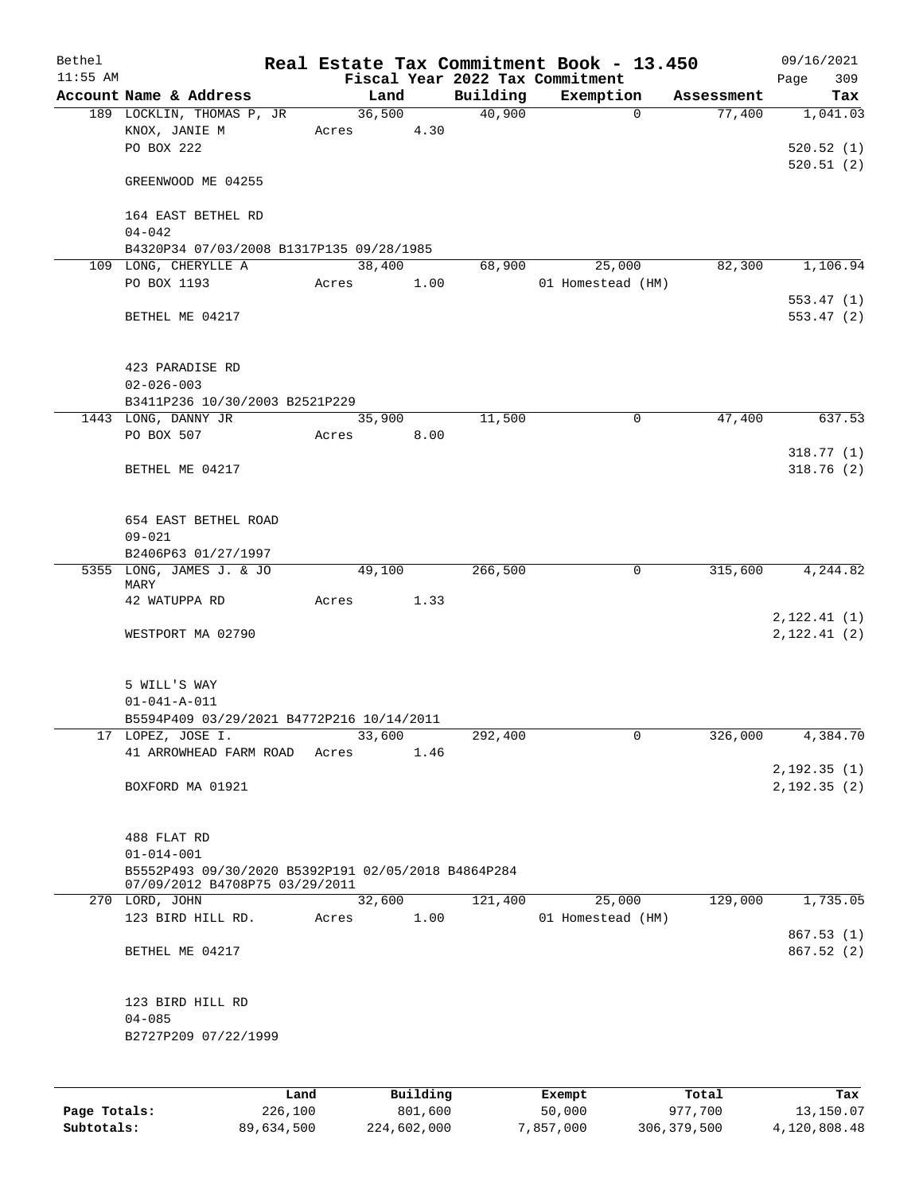Bethel 11:55 AM

# Real Estate Tax Commitment Book - 13.450

Fiscal Year 2022 Tax Commitment

09/16/2021 Page 309

| Account Name & Address | Land | Building | Exemption | Assessment | Tax |
|---|---|---|---|---|---|
| 189 LOCKLIN, THOMAS P, JR | 36,500 | 40,900 | 0 | 77,400 | 1,041.03 |
| KNOX, JANIE M | Acres 4.30 | | | | |
| PO BOX 222 | | | | | 520.52 (1) |
| | | | | | 520.51 (2) |
| GREENWOOD ME 04255 | | | | | |
| 164 EAST BETHEL RD | | | | | |
| 04-042 | | | | | |
| B4320P34 07/03/2008 B1317P135 09/28/1985 | | | | | |
| 109 LONG, CHERYLLE A | 38,400 | 68,900 | 25,000 | 82,300 | 1,106.94 |
| PO BOX 1193 | Acres 1.00 | | 01 Homestead (HM) | | |
| | | | | | 553.47 (1) |
| BETHEL ME 04217 | | | | | 553.47 (2) |
| 423 PARADISE RD | | | | | |
| 02-026-003 | | | | | |
| B3411P236 10/30/2003 B2521P229 | | | | | |
| 1443 LONG, DANNY JR | 35,900 | 11,500 | 0 | 47,400 | 637.53 |
| PO BOX 507 | Acres 8.00 | | | | |
| | | | | | 318.77 (1) |
| BETHEL ME 04217 | | | | | 318.76 (2) |
| 654 EAST BETHEL ROAD | | | | | |
| 09-021 | | | | | |
| B2406P63 01/27/1997 | | | | | |
| 5355 LONG, JAMES J. & JO MARY | 49,100 | 266,500 | 0 | 315,600 | 4,244.82 |
| 42 WATUPPA RD | Acres 1.33 | | | | |
| | | | | | 2,122.41 (1) |
| WESTPORT MA 02790 | | | | | 2,122.41 (2) |
| 5 WILL'S WAY | | | | | |
| 01-041-A-011 | | | | | |
| B5594P409 03/29/2021 B4772P216 10/14/2011 | | | | | |
| 17 LOPEZ, JOSE I. | 33,600 | 292,400 | 0 | 326,000 | 4,384.70 |
| 41 ARROWHEAD FARM ROAD | Acres 1.46 | | | | |
| | | | | | 2,192.35 (1) |
| BOXFORD MA 01921 | | | | | 2,192.35 (2) |
| 488 FLAT RD | | | | | |
| 01-014-001 | | | | | |
| B5552P493 09/30/2020 B5392P191 02/05/2018 B4864P284 07/09/2012 B4708P75 03/29/2011 | | | | | |
| 270 LORD, JOHN | 32,600 | 121,400 | 25,000 | 129,000 | 1,735.05 |
| 123 BIRD HILL RD. | Acres 1.00 | | 01 Homestead (HM) | | |
| | | | | | 867.53 (1) |
| BETHEL ME 04217 | | | | | 867.52 (2) |
| 123 BIRD HILL RD | | | | | |
| 04-085 | | | | | |
| B2727P209 07/22/1999 | | | | | |

| | Land | Building | Exempt | Total | Tax |
|---|---|---|---|---|---|
| Page Totals: | 226,100 | 801,600 | 50,000 | 977,700 | 13,150.07 |
| Subtotals: | 89,634,500 | 224,602,000 | 7,857,000 | 306,379,500 | 4,120,808.48 |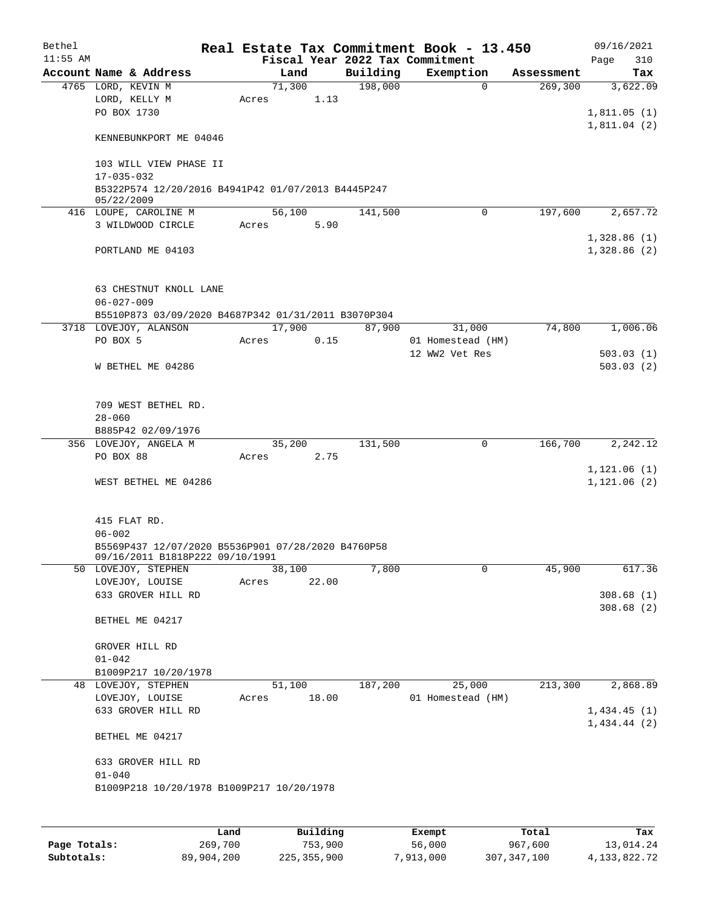# Real Estate Tax Commitment Book - 13.450

Bethel 11:55 AM — Fiscal Year 2022 Tax Commitment — 09/16/2021

| Account Name & Address | Land | Building | Exemption | Assessment | Tax |
|---|---|---|---|---|---|
| 4765 LORD, KEVIN M<br>LORD, KELLY M<br>PO BOX 1730<br><br>KENNEBUNKPORT ME 04046<br><br>103 WILL VIEW PHASE II<br>17-035-032<br>B5322P574 12/20/2016 B4941P42 01/07/2013 B4445P247 05/22/2009 | 71,300<br>Acres 1.13 | 198,000 | 0 | 269,300 | 3,622.09<br><br>1,811.05 (1)<br>1,811.04 (2) |
| 416 LOUPE, CAROLINE M<br>3 WILDWOOD CIRCLE<br><br>PORTLAND ME 04103<br><br>63 CHESTNUT KNOLL LANE<br>06-027-009<br>B5510P873 03/09/2020 B4687P342 01/31/2011 B3070P304 | 56,100<br>Acres 5.90 | 141,500 | 0 | 197,600 | 2,657.72<br><br>1,328.86 (1)<br>1,328.86 (2) |
| 3718 LOVEJOY, ALANSON<br>PO BOX 5<br><br>W BETHEL ME 04286<br><br>709 WEST BETHEL RD.<br>28-060<br>B885P42 02/09/1976 | 17,900<br>Acres 0.15 | 87,900 | 31,000<br>01 Homestead (HM)<br>12 WW2 Vet Res | 74,800 | 1,006.06<br><br>503.03 (1)<br>503.03 (2) |
| 356 LOVEJOY, ANGELA M<br>PO BOX 88<br><br>WEST BETHEL ME 04286<br><br>415 FLAT RD.<br>06-002<br>B5569P437 12/07/2020 B5536P901 07/28/2020 B4760P58 09/16/2011 B1818P222 09/10/1991 | 35,200<br>Acres 2.75 | 131,500 | 0 | 166,700 | 2,242.12<br><br>1,121.06 (1)<br>1,121.06 (2) |
| 50 LOVEJOY, STEPHEN<br>LOVEJOY, LOUISE<br>633 GROVER HILL RD<br><br>BETHEL ME 04217<br><br>GROVER HILL RD<br>01-042<br>B1009P217 10/20/1978 | 38,100<br>Acres 22.00 | 7,800 | 0 | 45,900 | 617.36<br><br>308.68 (1)<br>308.68 (2) |
| 48 LOVEJOY, STEPHEN<br>LOVEJOY, LOUISE<br>633 GROVER HILL RD<br><br>BETHEL ME 04217<br><br>633 GROVER HILL RD<br>01-040<br>B1009P218 10/20/1978 B1009P217 10/20/1978 | 51,100<br>Acres 18.00 | 187,200 | 25,000<br>01 Homestead (HM) | 213,300 | 2,868.89<br><br>1,434.45 (1)<br>1,434.44 (2) |

| | Land | Building | Exempt | Total | Tax |
|---|---|---|---|---|---|
| Page Totals: | 269,700 | 753,900 | 56,000 | 967,600 | 13,014.24 |
| Subtotals: | 89,904,200 | 225,355,900 | 7,913,000 | 307,347,100 | 4,133,822.72 |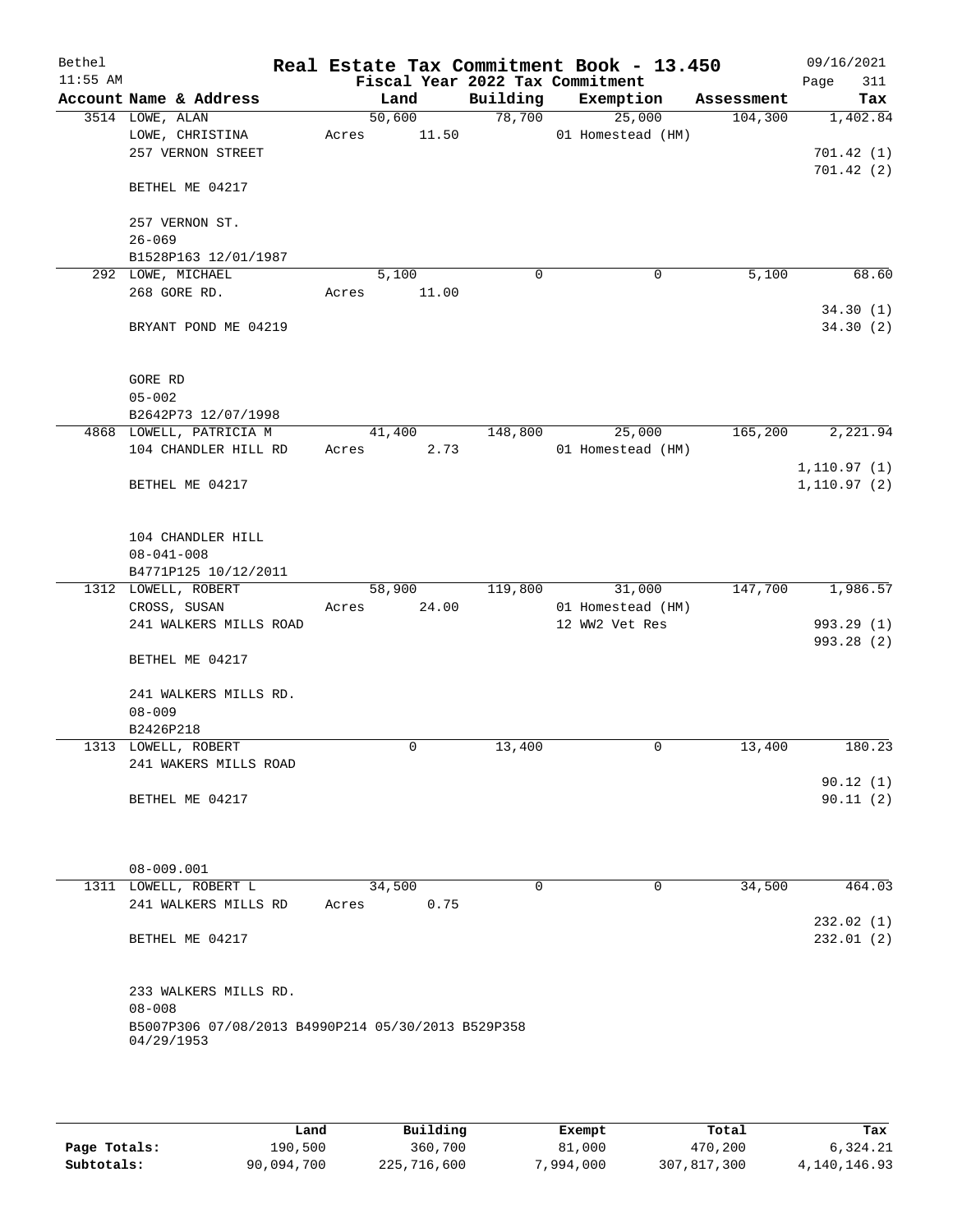# Real Estate Tax Commitment Book - 13.450

Bethel 11:55 AM — Fiscal Year 2022 Tax Commitment — 09/16/2021

| Account Name & Address | Land | Building | Exemption | Assessment | Tax |
|---|---|---|---|---|---|
| 3514 LOWE, ALAN | 50,600 | 78,700 | 25,000 | 104,300 | 1,402.84 |
| LOWE, CHRISTINA | Acres 11.50 | | 01 Homestead (HM) | | |
| 257 VERNON STREET | | | | | 701.42 (1) |
| | | | | | 701.42 (2) |
| BETHEL ME 04217 | | | | | |
| 257 VERNON ST. | | | | | |
| 26-069 | | | | | |
| B1528P163 12/01/1987 | | | | | |
| 292 LOWE, MICHAEL | 5,100 | 0 | 0 | 5,100 | 68.60 |
| 268 GORE RD. | Acres 11.00 | | | | |
| | | | | | 34.30 (1) |
| BRYANT POND ME 04219 | | | | | 34.30 (2) |
| GORE RD | | | | | |
| 05-002 | | | | | |
| B2642P73 12/07/1998 | | | | | |
| 4868 LOWELL, PATRICIA M | 41,400 | 148,800 | 25,000 | 165,200 | 2,221.94 |
| 104 CHANDLER HILL RD | Acres 2.73 | | 01 Homestead (HM) | | |
| | | | | | 1,110.97 (1) |
| BETHEL ME 04217 | | | | | 1,110.97 (2) |
| 104 CHANDLER HILL | | | | | |
| 08-041-008 | | | | | |
| B4771P125 10/12/2011 | | | | | |
| 1312 LOWELL, ROBERT | 58,900 | 119,800 | 31,000 | 147,700 | 1,986.57 |
| CROSS, SUSAN | Acres 24.00 | | 01 Homestead (HM) | | |
| 241 WALKERS MILLS ROAD | | | 12 WW2 Vet Res | | 993.29 (1) |
| | | | | | 993.28 (2) |
| BETHEL ME 04217 | | | | | |
| 241 WALKERS MILLS RD. | | | | | |
| 08-009 | | | | | |
| B2426P218 | | | | | |
| 1313 LOWELL, ROBERT | 0 | 13,400 | 0 | 13,400 | 180.23 |
| 241 WAKERS MILLS ROAD | | | | | |
| | | | | | 90.12 (1) |
| BETHEL ME 04217 | | | | | 90.11 (2) |
| 08-009.001 | | | | | |
| 1311 LOWELL, ROBERT L | 34,500 | 0 | 0 | 34,500 | 464.03 |
| 241 WALKERS MILLS RD | Acres 0.75 | | | | |
| | | | | | 232.02 (1) |
| BETHEL ME 04217 | | | | | 232.01 (2) |
| 233 WALKERS MILLS RD. | | | | | |
| 08-008 | | | | | |
| B5007P306 07/08/2013 B4990P214 05/30/2013 B529P358 04/29/1953 | | | | | |

| | Land | Building | Exempt | Total | Tax |
|---|---|---|---|---|---|
| Page Totals: | 190,500 | 360,700 | 81,000 | 470,200 | 6,324.21 |
| Subtotals: | 90,094,700 | 225,716,600 | 7,994,000 | 307,817,300 | 4,140,146.93 |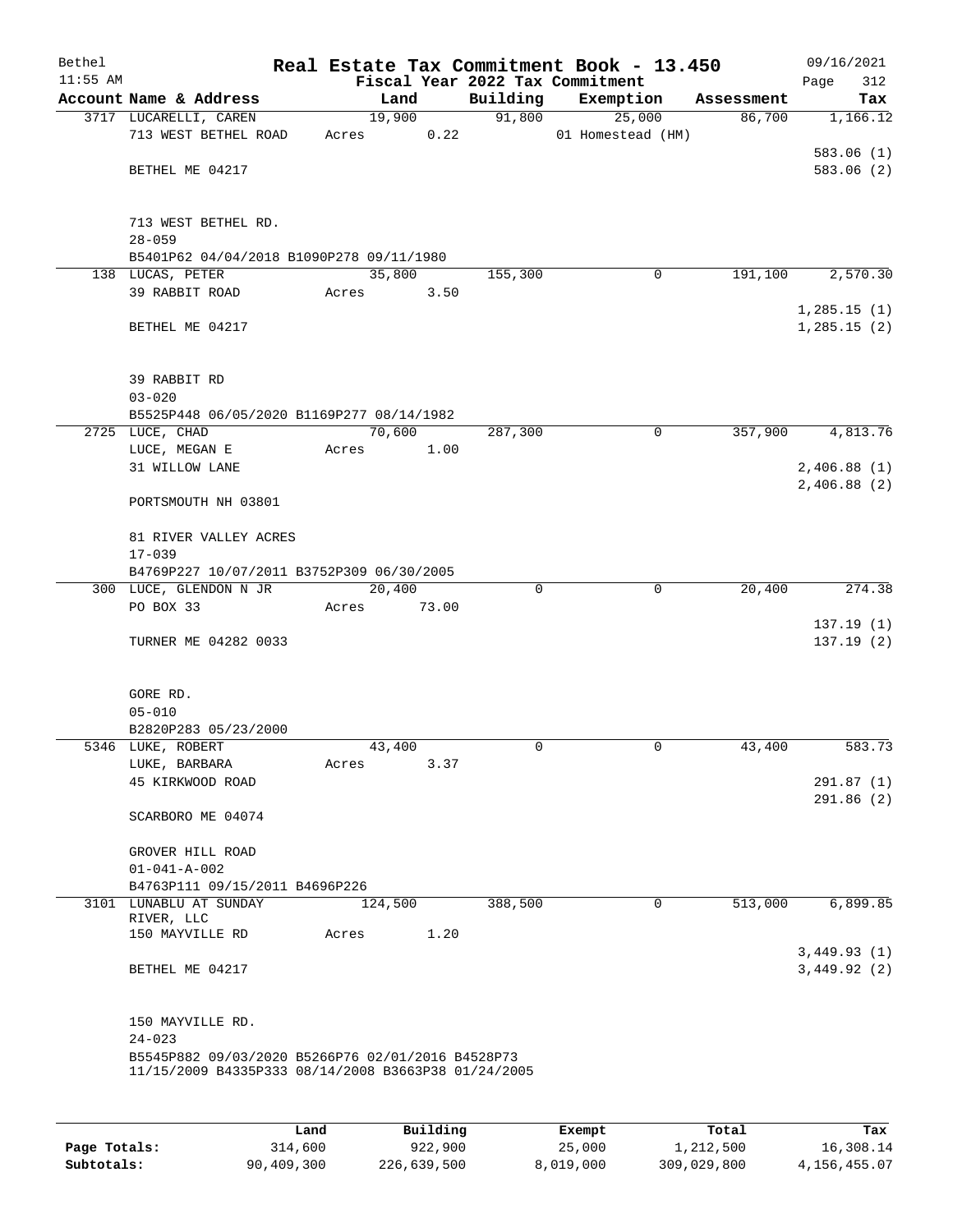# Real Estate Tax Commitment Book - 13.450

Bethel
11:55 AM

Fiscal Year 2022 Tax Commitment

09/16/2021

| Account Name & Address | Land | Building | Exemption | Assessment | Tax |
|---|---|---|---|---|---|
| 3717 LUCARELLI, CAREN | 19,900 | 91,800 | 25,000 | 86,700 | 1,166.12 |
| 713 WEST BETHEL ROAD | Acres 0.22 | | 01 Homestead (HM) | | |
| | | | | | 583.06 (1) |
| BETHEL ME 04217 | | | | | 583.06 (2) |
| 713 WEST BETHEL RD. | | | | | |
| 28-059 | | | | | |
| B5401P62 04/04/2018 B1090P278 09/11/1980 | | | | | |
| 138 LUCAS, PETER | 35,800 | 155,300 | 0 | 191,100 | 2,570.30 |
| 39 RABBIT ROAD | Acres 3.50 | | | | |
| | | | | | 1,285.15 (1) |
| BETHEL ME 04217 | | | | | 1,285.15 (2) |
| 39 RABBIT RD | | | | | |
| 03-020 | | | | | |
| B5525P448 06/05/2020 B1169P277 08/14/1982 | | | | | |
| 2725 LUCE, CHAD | 70,600 | 287,300 | 0 | 357,900 | 4,813.76 |
| LUCE, MEGAN E | Acres 1.00 | | | | |
| 31 WILLOW LANE | | | | | 2,406.88 (1) |
| | | | | | 2,406.88 (2) |
| PORTSMOUTH NH 03801 | | | | | |
| 81 RIVER VALLEY ACRES | | | | | |
| 17-039 | | | | | |
| B4769P227 10/07/2011 B3752P309 06/30/2005 | | | | | |
| 300 LUCE, GLENDON N JR | 20,400 | 0 | 0 | 20,400 | 274.38 |
| PO BOX 33 | Acres 73.00 | | | | |
| | | | | | 137.19 (1) |
| TURNER ME 04282 0033 | | | | | 137.19 (2) |
| GORE RD. | | | | | |
| 05-010 | | | | | |
| B2820P283 05/23/2000 | | | | | |
| 5346 LUKE, ROBERT | 43,400 | 0 | 0 | 43,400 | 583.73 |
| LUKE, BARBARA | Acres 3.37 | | | | |
| 45 KIRKWOOD ROAD | | | | | 291.87 (1) |
| | | | | | 291.86 (2) |
| SCARBORO ME 04074 | | | | | |
| GROVER HILL ROAD | | | | | |
| 01-041-A-002 | | | | | |
| B4763P111 09/15/2011 B4696P226 | | | | | |
| 3101 LUNABLU AT SUNDAY RIVER, LLC | 124,500 | 388,500 | 0 | 513,000 | 6,899.85 |
| 150 MAYVILLE RD | Acres 1.20 | | | | |
| | | | | | 3,449.93 (1) |
| BETHEL ME 04217 | | | | | 3,449.92 (2) |
| 150 MAYVILLE RD. | | | | | |
| 24-023 | | | | | |
| B5545P882 09/03/2020 B5266P76 02/01/2016 B4528P73 11/15/2009 B4335P333 08/14/2008 B3663P38 01/24/2005 | | | | | |

| | Land | Building | Exempt | Total | Tax |
|---|---|---|---|---|---|
| Page Totals: | 314,600 | 922,900 | 25,000 | 1,212,500 | 16,308.14 |
| Subtotals: | 90,409,300 | 226,639,500 | 8,019,000 | 309,029,800 | 4,156,455.07 |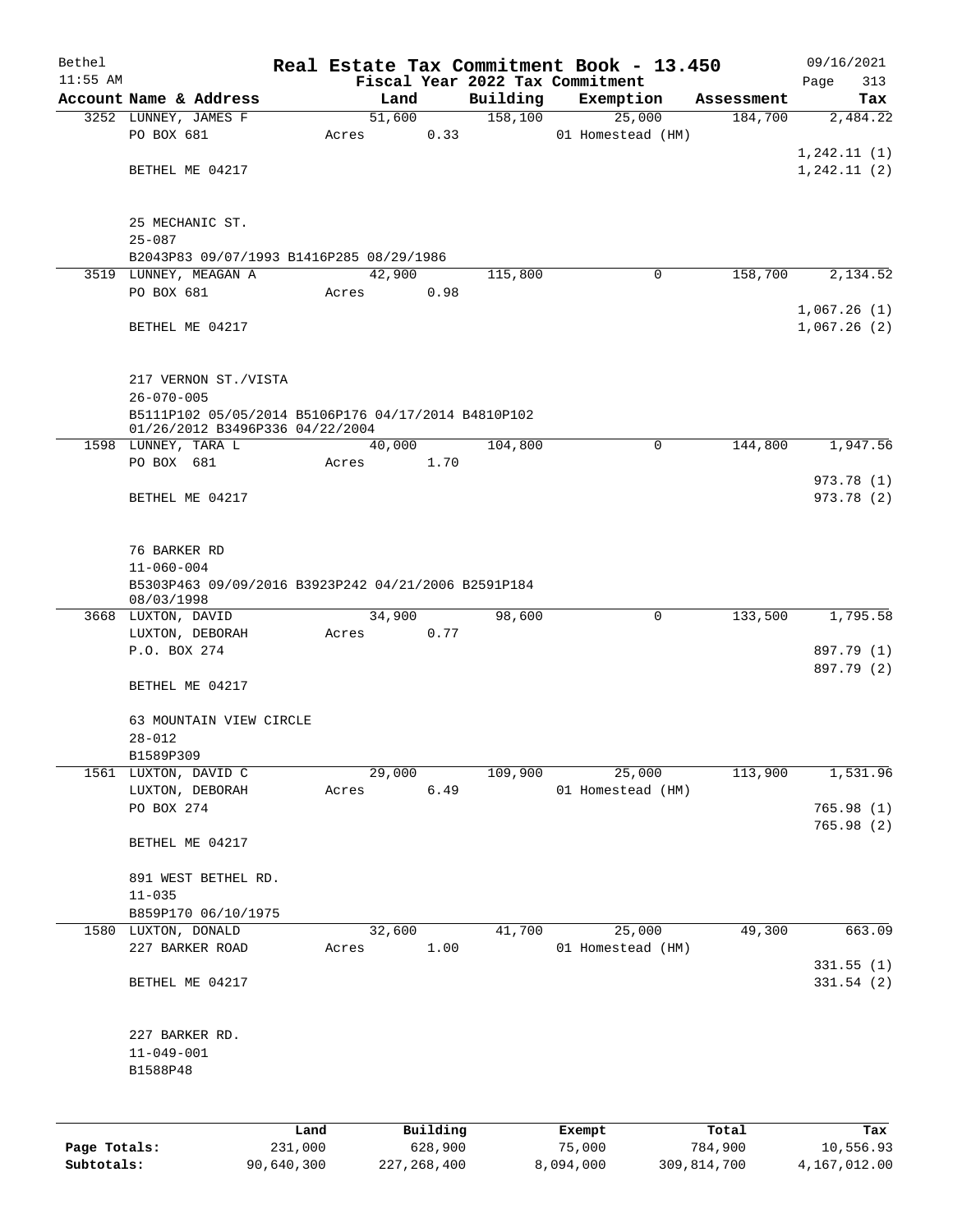# Real Estate Tax Commitment Book - 13.450

Bethel
11:55 AM

Fiscal Year 2022 Tax Commitment

09/16/2021
Page 313

| Account Name & Address | Land | Building | Exemption | Assessment | Tax |
|---|---|---|---|---|---|
| 3252 LUNNEY, JAMES F | 51,600 | 158,100 | 25,000 | 184,700 | 2,484.22 |
| PO BOX 681 | Acres 0.33 | | 01 Homestead (HM) | | |
| | | | | | 1,242.11 (1) |
| BETHEL ME 04217 | | | | | 1,242.11 (2) |
| 25 MECHANIC ST. | | | | | |
| 25-087 | | | | | |
| B2043P83 09/07/1993 B1416P285 08/29/1986 | | | | | |
| 3519 LUNNEY, MEAGAN A | 42,900 | 115,800 | 0 | 158,700 | 2,134.52 |
| PO BOX 681 | Acres 0.98 | | | | |
| | | | | | 1,067.26 (1) |
| BETHEL ME 04217 | | | | | 1,067.26 (2) |
| 217 VERNON ST./VISTA | | | | | |
| 26-070-005 | | | | | |
| B5111P102 05/05/2014 B5106P176 04/17/2014 B4810P102 01/26/2012 B3496P336 04/22/2004 | | | | | |
| 1598 LUNNEY, TARA L | 40,000 | 104,800 | 0 | 144,800 | 1,947.56 |
| PO BOX 681 | Acres 1.70 | | | | |
| | | | | | 973.78 (1) |
| BETHEL ME 04217 | | | | | 973.78 (2) |
| 76 BARKER RD | | | | | |
| 11-060-004 | | | | | |
| B5303P463 09/09/2016 B3923P242 04/21/2006 B2591P184 08/03/1998 | | | | | |
| 3668 LUXTON, DAVID | 34,900 | 98,600 | 0 | 133,500 | 1,795.58 |
| LUXTON, DEBORAH | Acres 0.77 | | | | |
| P.O. BOX 274 | | | | | 897.79 (1) |
| | | | | | 897.79 (2) |
| BETHEL ME 04217 | | | | | |
| 63 MOUNTAIN VIEW CIRCLE | | | | | |
| 28-012 | | | | | |
| B1589P309 | | | | | |
| 1561 LUXTON, DAVID C | 29,000 | 109,900 | 25,000 | 113,900 | 1,531.96 |
| LUXTON, DEBORAH | Acres 6.49 | | 01 Homestead (HM) | | |
| PO BOX 274 | | | | | 765.98 (1) |
| | | | | | 765.98 (2) |
| BETHEL ME 04217 | | | | | |
| 891 WEST BETHEL RD. | | | | | |
| 11-035 | | | | | |
| B859P170 06/10/1975 | | | | | |
| 1580 LUXTON, DONALD | 32,600 | 41,700 | 25,000 | 49,300 | 663.09 |
| 227 BARKER ROAD | Acres 1.00 | | 01 Homestead (HM) | | |
| | | | | | 331.55 (1) |
| BETHEL ME 04217 | | | | | 331.54 (2) |
| 227 BARKER RD. | | | | | |
| 11-049-001 | | | | | |
| B1588P48 | | | | | |

| | Land | Building | Exempt | Total | Tax |
|---|---|---|---|---|---|
| Page Totals: | 231,000 | 628,900 | 75,000 | 784,900 | 10,556.93 |
| Subtotals: | 90,640,300 | 227,268,400 | 8,094,000 | 309,814,700 | 4,167,012.00 |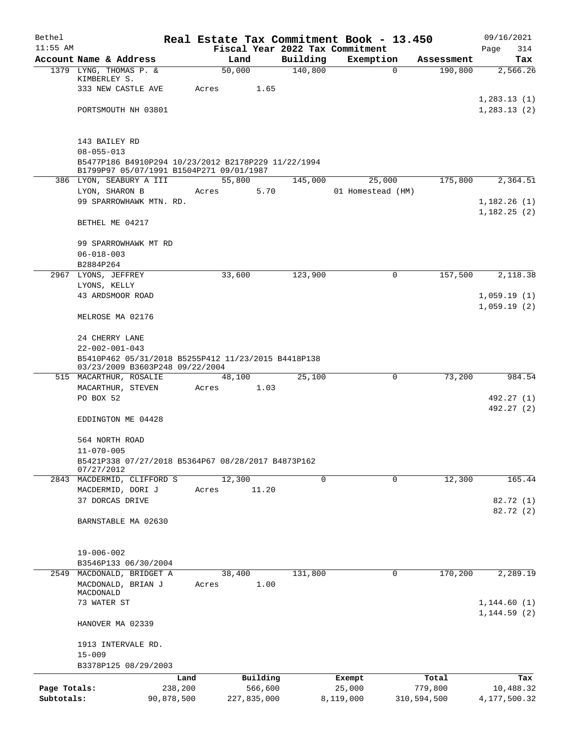Bethel 11:55 AM

# Real Estate Tax Commitment Book - 13.450

Fiscal Year 2022 Tax Commitment

09/16/2021 Page 314

| Account | Name & Address | Land | Building | Exemption | Assessment | Tax |
|---|---|---|---|---|---|---|
| 1379 | LYNG, THOMAS P. & KIMBERLEY S.<br>333 NEW CASTLE AVE<br>PORTSMOUTH NH 03801<br><br>143 BAILEY RD<br>08-055-013<br>B5477P186 B4910P294 10/23/2012 B2178P229 11/22/1994 B1799P97 05/07/1991 B1504P271 09/01/1987 | 50,000<br>Acres 1.65 | 140,800 | 0 | 190,800 | 2,566.26<br><br>1,283.13 (1)<br>1,283.13 (2) |
| 386 | LYON, SEABURY A III<br>LYON, SHARON B<br>99 SPARROWHAWK MTN. RD.<br>BETHEL ME 04217<br><br>99 SPARROWHAWK MT RD<br>06-018-003<br>B2884P264 | 55,800<br>Acres 5.70 | 145,000 | 25,000<br>01 Homestead (HM) | 175,800 | 2,364.51<br><br>1,182.26 (1)<br>1,182.25 (2) |
| 2967 | LYONS, JEFFREY<br>LYONS, KELLY<br>43 ARDSMOOR ROAD<br>MELROSE MA 02176<br><br>24 CHERRY LANE<br>22-002-001-043<br>B5410P462 05/31/2018 B5255P412 11/23/2015 B4418P138 03/23/2009 B3603P248 09/22/2004 | 33,600 | 123,900 | 0 | 157,500 | 2,118.38<br><br>1,059.19 (1)<br>1,059.19 (2) |
| 515 | MACARTHUR, ROSALIE<br>MACARTHUR, STEVEN<br>PO BOX 52<br>EDDINGTON ME 04428<br><br>564 NORTH ROAD<br>11-070-005<br>B5421P338 07/27/2018 B5364P67 08/28/2017 B4873P162 07/27/2012 | 48,100<br>Acres 1.03 | 25,100 | 0 | 73,200 | 984.54<br><br>492.27 (1)<br>492.27 (2) |
| 2843 | MACDERMID, CLIFFORD S<br>MACDERMID, DORI J<br>37 DORCAS DRIVE<br>BARNSTABLE MA 02630<br><br>19-006-002<br>B3546P133 06/30/2004 | 12,300<br>Acres 11.20 | 0 | 0 | 12,300 | 165.44<br><br>82.72 (1)<br>82.72 (2) |
| 2549 | MACDONALD, BRIDGET A<br>MACDONALD, BRIAN J MACDONALD<br>73 WATER ST<br>HANOVER MA 02339<br><br>1913 INTERVALE RD.<br>15-009<br>B3378P125 08/29/2003 | 38,400<br>Acres 1.00 | 131,800 | 0 | 170,200 | 2,289.19<br><br>1,144.60 (1)<br>1,144.59 (2) |

| | Land | Building | Exempt | Total | Tax |
|---|---|---|---|---|---|
| Page Totals: | 238,200 | 566,600 | 25,000 | 779,800 | 10,488.32 |
| Subtotals: | 90,878,500 | 227,835,000 | 8,119,000 | 310,594,500 | 4,177,500.32 |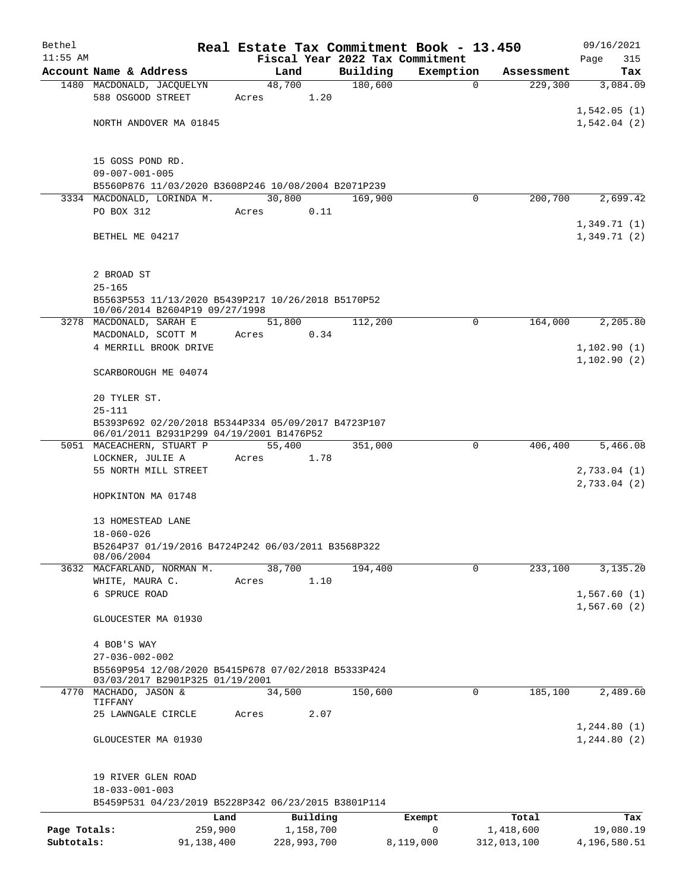# Real Estate Tax Commitment Book - 13.450

Bethel 11:55 AM — Fiscal Year 2022 Tax Commitment — 09/16/2021

| Account | Name & Address | Land | Building | Exemption | Assessment | Tax |
|---|---|---|---|---|---|---|
| 1480 | MACDONALD, JACQUELYN<br>588 OSGOOD STREET<br><br>NORTH ANDOVER MA 01845<br><br>15 GOSS POND RD.<br>09-007-001-005<br>B5560P876 11/03/2020 B3608P246 10/08/2004 B2071P239 | 48,700<br>Acres 1.20 | 180,600 | 0 | 229,300 | 3,084.09<br><br>1,542.05 (1)<br>1,542.04 (2) |
| 3334 | MACDONALD, LORINDA M.<br>PO BOX 312<br><br>BETHEL ME 04217<br><br>2 BROAD ST<br>25-165<br>B5563P553 11/13/2020 B5439P217 10/26/2018 B5170P52 10/06/2014 B2604P19 09/27/1998 | 30,800<br>Acres 0.11 | 169,900 | 0 | 200,700 | 2,699.42<br><br>1,349.71 (1)<br>1,349.71 (2) |
| 3278 | MACDONALD, SARAH E<br>MACDONALD, SCOTT M<br>4 MERRILL BROOK DRIVE<br><br>SCARBOROUGH ME 04074<br><br>20 TYLER ST.<br>25-111<br>B5393P692 02/20/2018 B5344P334 05/09/2017 B4723P107 06/01/2011 B2931P299 04/19/2001 B1476P52 | 51,800<br>Acres 0.34 | 112,200 | 0 | 164,000 | 2,205.80<br><br>1,102.90 (1)<br>1,102.90 (2) |
| 5051 | MACEACHERN, STUART P<br>LOCKNER, JULIE A<br>55 NORTH MILL STREET<br><br>HOPKINTON MA 01748<br><br>13 HOMESTEAD LANE<br>18-060-026<br>B5264P37 01/19/2016 B4724P242 06/03/2011 B3568P322 08/06/2004 | 55,400<br>Acres 1.78 | 351,000 | 0 | 406,400 | 5,466.08<br><br>2,733.04 (1)<br>2,733.04 (2) |
| 3632 | MACFARLAND, NORMAN M.<br>WHITE, MAURA C.<br>6 SPRUCE ROAD<br><br>GLOUCESTER MA 01930<br><br>4 BOB'S WAY<br>27-036-002-002<br>B5569P954 12/08/2020 B5415P678 07/02/2018 B5333P424 03/03/2017 B2901P325 01/19/2001 | 38,700<br>Acres 1.10 | 194,400 | 0 | 233,100 | 3,135.20<br><br>1,567.60 (1)<br>1,567.60 (2) |
| 4770 | MACHADO, JASON & TIFFANY<br>25 LAWNGALE CIRCLE<br><br>GLOUCESTER MA 01930<br><br>19 RIVER GLEN ROAD<br>18-033-001-003<br>B5459P531 04/23/2019 B5228P342 06/23/2015 B3801P114 | 34,500<br>Acres 2.07 | 150,600 | 0 | 185,100 | 2,489.60<br><br>1,244.80 (1)<br>1,244.80 (2) |

| | Land | Building | Exempt | Total | Tax |
|---|---|---|---|---|---|
| Page Totals: | 259,900 | 1,158,700 | 0 | 1,418,600 | 19,080.19 |
| Subtotals: | 91,138,400 | 228,993,700 | 8,119,000 | 312,013,100 | 4,196,580.51 |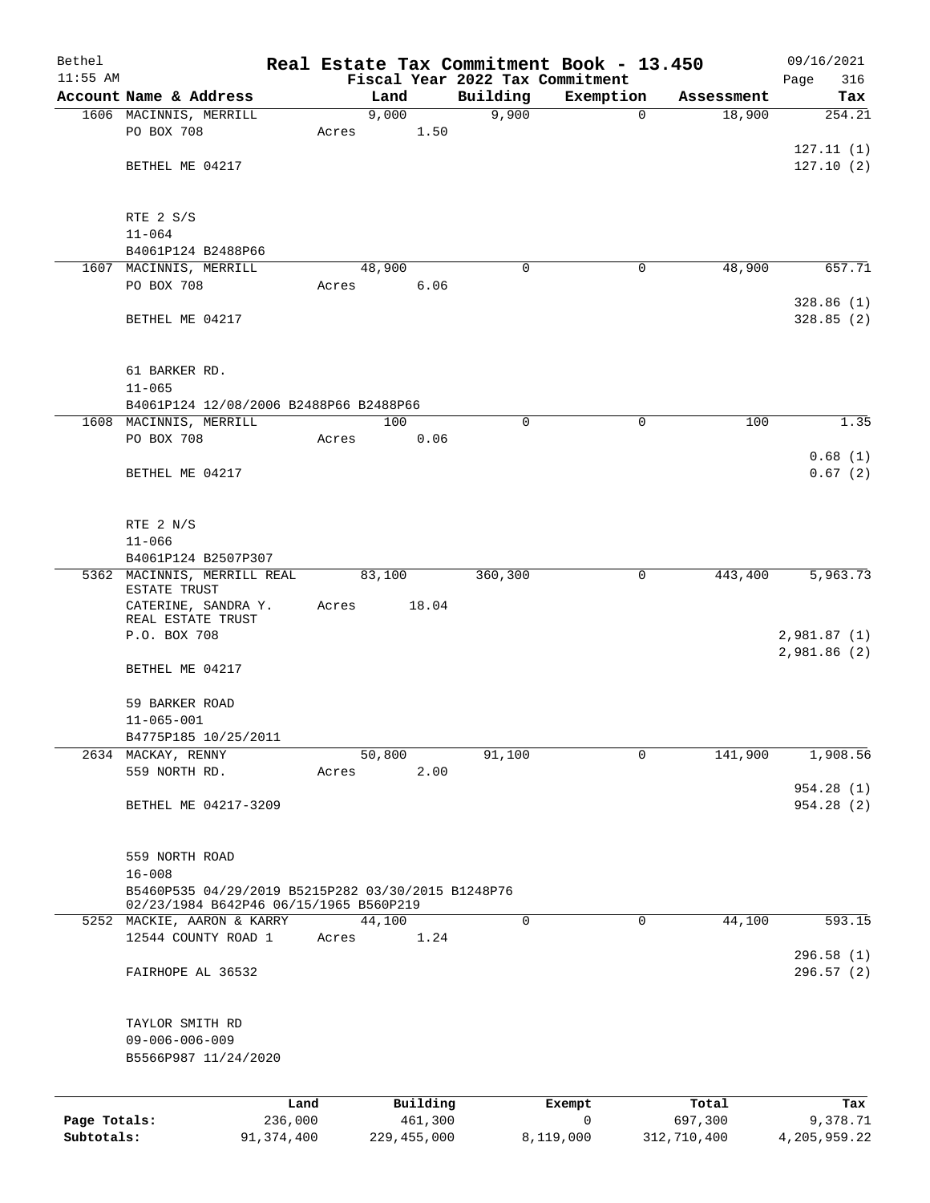# Real Estate Tax Commitment Book - 13.450

Bethel 11:55 AM — Fiscal Year 2022 Tax Commitment — 09/16/2021

| Account Name & Address | Land | Building | Exemption | Assessment | Tax |
|---|---|---|---|---|---|
| 1606 MACINNIS, MERRILL<br>PO BOX 708<br>BETHEL ME 04217<br><br>RTE 2 S/S<br>11-064<br>B4061P124 B2488P66 | 9,000<br>Acres 1.50 | 9,900 | 0 | 18,900 | 254.21<br>127.11 (1)<br>127.10 (2) |
| 1607 MACINNIS, MERRILL<br>PO BOX 708<br>BETHEL ME 04217<br><br>61 BARKER RD.<br>11-065<br>B4061P124 12/08/2006 B2488P66 B2488P66 | 48,900<br>Acres 6.06 | 0 | 0 | 48,900 | 657.71<br>328.86 (1)<br>328.85 (2) |
| 1608 MACINNIS, MERRILL<br>PO BOX 708<br>BETHEL ME 04217<br><br>RTE 2 N/S<br>11-066<br>B4061P124 B2507P307 | 100<br>Acres 0.06 | 0 | 0 | 100 | 1.35<br>0.68 (1)<br>0.67 (2) |
| 5362 MACINNIS, MERRILL REAL ESTATE TRUST<br>CATERINE, SANDRA Y. REAL ESTATE TRUST<br>P.O. BOX 708<br>BETHEL ME 04217<br><br>59 BARKER ROAD<br>11-065-001<br>B4775P185 10/25/2011 | 83,100<br>Acres 18.04 | 360,300 | 0 | 443,400 | 5,963.73<br>2,981.87 (1)<br>2,981.86 (2) |
| 2634 MACKAY, RENNY<br>559 NORTH RD.<br>BETHEL ME 04217-3209<br><br>559 NORTH ROAD<br>16-008<br>B5460P535 04/29/2019 B5215P282 03/30/2015 B1248P76 02/23/1984 B642P46 06/15/1965 B560P219 | 50,800<br>Acres 2.00 | 91,100 | 0 | 141,900 | 1,908.56<br>954.28 (1)<br>954.28 (2) |
| 5252 MACKIE, AARON & KARRY<br>12544 COUNTY ROAD 1<br>FAIRHOPE AL 36532<br><br>TAYLOR SMITH RD<br>09-006-006-009<br>B5566P987 11/24/2020 | 44,100<br>Acres 1.24 | 0 | 0 | 44,100 | 593.15<br>296.58 (1)<br>296.57 (2) |

| | Land | Building | Exempt | Total | Tax |
|---|---|---|---|---|---|
| Page Totals: | 236,000 | 461,300 | 0 | 697,300 | 9,378.71 |
| Subtotals: | 91,374,400 | 229,455,000 | 8,119,000 | 312,710,400 | 4,205,959.22 |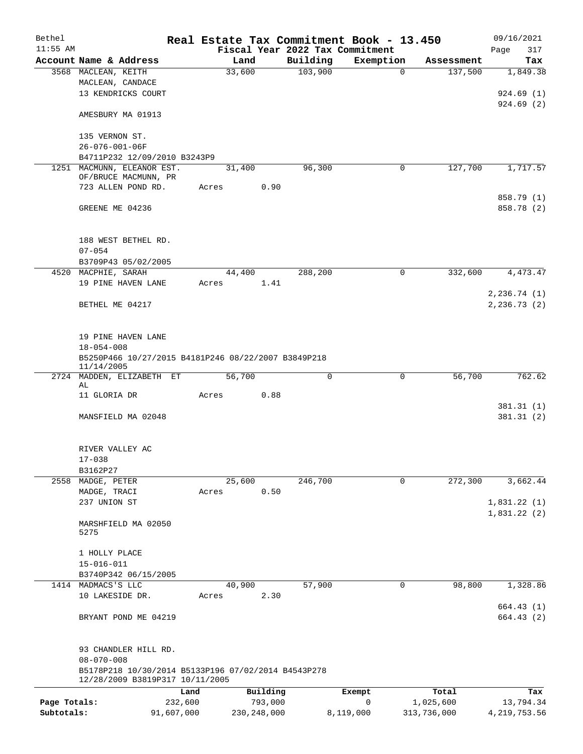Bethel 11:55 AM

**Real Estate Tax Commitment Book - 13.450**

**Fiscal Year 2022 Tax Commitment**

09/16/2021 Page 317

| Account Name & Address | Land | Building | Exemption | Assessment | Tax |
|---|---|---|---|---|---|
| 3568 MACLEAN, KEITH<br>MACLEAN, CANDACE<br>13 KENDRICKS COURT<br><br>AMESBURY MA 01913<br><br>135 VERNON ST.<br>26-076-001-06F<br>B4711P232 12/09/2010 B3243P9 | 33,600 | 103,900 | 0 | 137,500 | 1,849.38<br><br>924.69 (1)<br>924.69 (2) |
| 1251 MACMUNN, ELEANOR EST.<br>OF/BRUCE MACMUNN, PR<br>723 ALLEN POND RD.<br><br>GREENE ME 04236<br><br>188 WEST BETHEL RD.<br>07-054<br>B3709P43 05/02/2005 | 31,400<br>Acres 0.90 | 96,300 | 0 | 127,700 | 1,717.57<br><br>858.79 (1)<br>858.78 (2) |
| 4520 MACPHIE, SARAH<br>19 PINE HAVEN LANE<br><br>BETHEL ME 04217<br><br>19 PINE HAVEN LANE<br>18-054-008<br>B5250P466 10/27/2015 B4181P246 08/22/2007 B3849P218 11/14/2005 | 44,400<br>Acres 1.41 | 288,200 | 0 | 332,600 | 4,473.47<br><br>2,236.74 (1)<br>2,236.73 (2) |
| 2724 MADDEN, ELIZABETH ET AL<br>11 GLORIA DR<br><br>MANSFIELD MA 02048<br><br>RIVER VALLEY AC<br>17-038<br>B3162P27 | 56,700<br>Acres 0.88 | 0 | 0 | 56,700 | 762.62<br><br>381.31 (1)<br>381.31 (2) |
| 2558 MADGE, PETER<br>MADGE, TRACI<br>237 UNION ST<br><br>MARSHFIELD MA 02050 5275<br><br>1 HOLLY PLACE<br>15-016-011<br>B3740P342 06/15/2005 | 25,600<br>Acres 0.50 | 246,700 | 0 | 272,300 | 3,662.44<br><br>1,831.22 (1)<br>1,831.22 (2) |
| 1414 MADMACS'S LLC<br>10 LAKESIDE DR.<br><br>BRYANT POND ME 04219<br><br>93 CHANDLER HILL RD.<br>08-070-008<br>B5178P218 10/30/2014 B5133P196 07/02/2014 B4543P278 12/28/2009 B3819P317 10/11/2005 | 40,900<br>Acres 2.30 | 57,900 | 0 | 98,800 | 1,328.86<br><br>664.43 (1)<br>664.43 (2) |

| | Land | Building | Exempt | Total | Tax |
|---|---|---|---|---|---|
| Page Totals: | 232,600 | 793,000 | 0 | 1,025,600 | 13,794.34 |
| Subtotals: | 91,607,000 | 230,248,000 | 8,119,000 | 313,736,000 | 4,219,753.56 |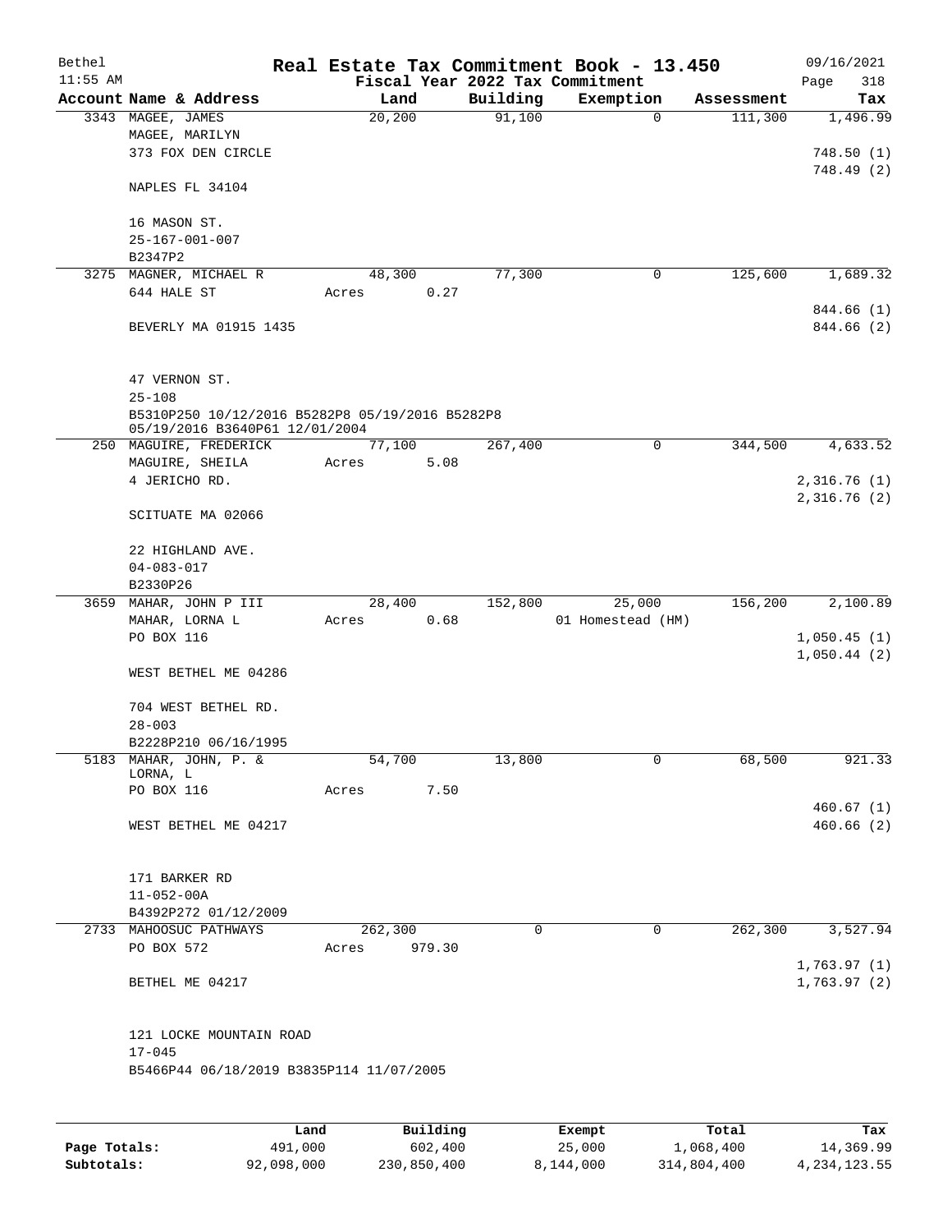Bethel 11:55 AM

**Real Estate Tax Commitment Book - 13.450**

Fiscal Year 2022 Tax Commitment

09/16/2021 Page 318

| Account Name & Address | Land | Building | Exemption | Assessment | Tax |
|---|---|---|---|---|---|
| 3343 MAGEE, JAMES<br>MAGEE, MARILYN<br>373 FOX DEN CIRCLE<br><br>NAPLES FL 34104<br><br>16 MASON ST.<br>25-167-001-007<br>B2347P2 | 20,200 | 91,100 | 0 | 111,300 | 1,496.99<br><br>748.50 (1)<br>748.49 (2) |
| 3275 MAGNER, MICHAEL R<br>644 HALE ST<br><br>BEVERLY MA 01915 1435<br><br>47 VERNON ST.<br>25-108<br>B5310P250 10/12/2016 B5282P8 05/19/2016 B5282P8 05/19/2016 B3640P61 12/01/2004 | 48,300<br>Acres 0.27 | 77,300 | 0 | 125,600 | 1,689.32<br><br>844.66 (1)<br>844.66 (2) |
| 250 MAGUIRE, FREDERICK<br>MAGUIRE, SHEILA<br>4 JERICHO RD.<br><br>SCITUATE MA 02066<br><br>22 HIGHLAND AVE.<br>04-083-017<br>B2330P26 | 77,100<br>Acres 5.08 | 267,400 | 0 | 344,500 | 4,633.52<br><br>2,316.76 (1)<br>2,316.76 (2) |
| 3659 MAHAR, JOHN P III<br>MAHAR, LORNA L<br>PO BOX 116<br><br>WEST BETHEL ME 04286<br><br>704 WEST BETHEL RD.<br>28-003<br>B2228P210 06/16/1995 | 28,400<br>Acres 0.68 | 152,800 | 25,000<br>01 Homestead (HM) | 156,200 | 2,100.89<br><br>1,050.45 (1)<br>1,050.44 (2) |
| 5183 MAHAR, JOHN, P. &<br>LORNA, L<br>PO BOX 116<br><br>WEST BETHEL ME 04217<br><br>171 BARKER RD<br>11-052-00A<br>B4392P272 01/12/2009 | 54,700<br>Acres 7.50 | 13,800 | 0 | 68,500 | 921.33<br><br>460.67 (1)<br>460.66 (2) |
| 2733 MAHOOSUC PATHWAYS<br>PO BOX 572<br><br>BETHEL ME 04217<br><br>121 LOCKE MOUNTAIN ROAD<br>17-045<br>B5466P44 06/18/2019 B3835P114 11/07/2005 | 262,300<br>Acres 979.30 | 0 | 0 | 262,300 | 3,527.94<br><br>1,763.97 (1)<br>1,763.97 (2) |

| | Land | Building | Exempt | Total | Tax |
|---|---|---|---|---|---|
| **Page Totals:** | 491,000 | 602,400 | 25,000 | 1,068,400 | 14,369.99 |
| **Subtotals:** | 92,098,000 | 230,850,400 | 8,144,000 | 314,804,400 | 4,234,123.55 |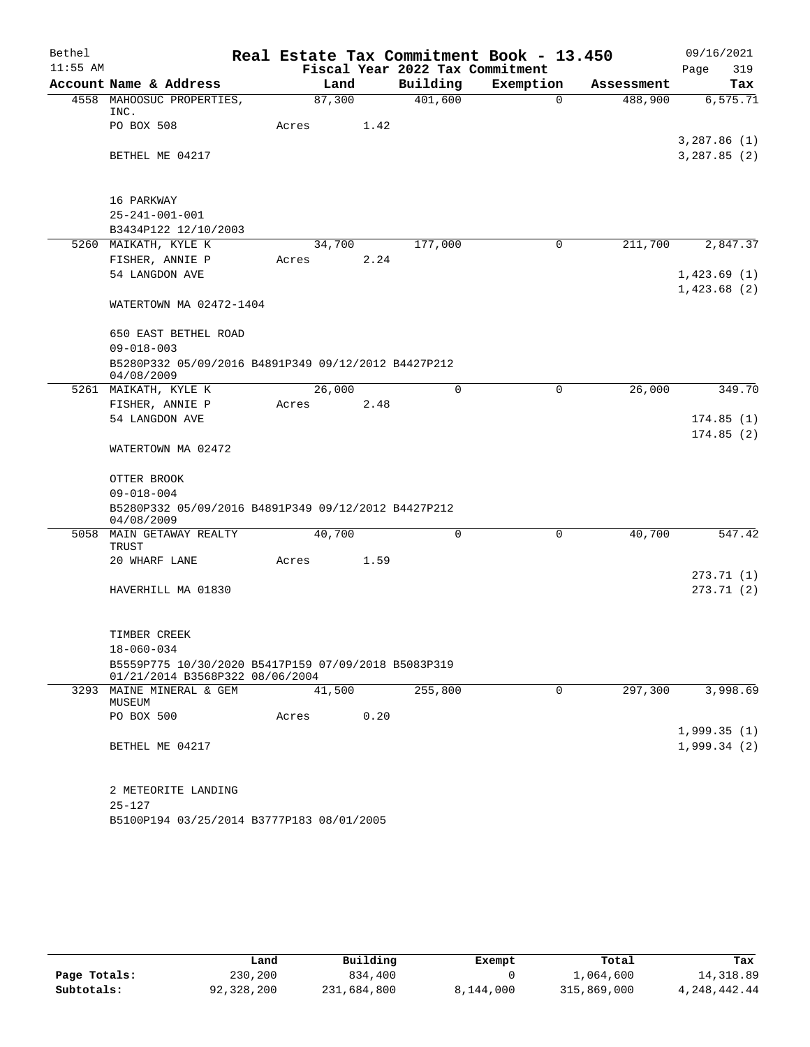# Real Estate Tax Commitment Book - 13.450

Bethel 11:55 AM — Fiscal Year 2022 Tax Commitment — 09/16/2021

| Account Name & Address | Land | Building | Exemption | Assessment | Tax |
|---|---|---|---|---|---|
| 4558 MAHOOSUC PROPERTIES, INC. | 87,300 | 401,600 | 0 | 488,900 | 6,575.71 |
| PO BOX 508 | Acres 1.42 | | | | |
| | | | | | 3,287.86 (1) |
| BETHEL ME 04217 | | | | | 3,287.85 (2) |
| 16 PARKWAY | | | | | |
| 25-241-001-001 | | | | | |
| B3434P122 12/10/2003 | | | | | |
| 5260 MAIKATH, KYLE K | 34,700 | 177,000 | 0 | 211,700 | 2,847.37 |
| FISHER, ANNIE P | Acres 2.24 | | | | |
| 54 LANGDON AVE | | | | | 1,423.69 (1) |
| | | | | | 1,423.68 (2) |
| WATERTOWN MA 02472-1404 | | | | | |
| 650 EAST BETHEL ROAD | | | | | |
| 09-018-003 | | | | | |
| B5280P332 05/09/2016 B4891P349 09/12/2012 B4427P212 04/08/2009 | | | | | |
| 5261 MAIKATH, KYLE K | 26,000 | 0 | 0 | 26,000 | 349.70 |
| FISHER, ANNIE P | Acres 2.48 | | | | |
| 54 LANGDON AVE | | | | | 174.85 (1) |
| | | | | | 174.85 (2) |
| WATERTOWN MA 02472 | | | | | |
| OTTER BROOK | | | | | |
| 09-018-004 | | | | | |
| B5280P332 05/09/2016 B4891P349 09/12/2012 B4427P212 04/08/2009 | | | | | |
| 5058 MAIN GETAWAY REALTY TRUST | 40,700 | 0 | 0 | 40,700 | 547.42 |
| 20 WHARF LANE | Acres 1.59 | | | | |
| | | | | | 273.71 (1) |
| HAVERHILL MA 01830 | | | | | 273.71 (2) |
| TIMBER CREEK | | | | | |
| 18-060-034 | | | | | |
| B5559P775 10/30/2020 B5417P159 07/09/2018 B5083P319 01/21/2014 B3568P322 08/06/2004 | | | | | |
| 3293 MAINE MINERAL & GEM MUSEUM | 41,500 | 255,800 | 0 | 297,300 | 3,998.69 |
| PO BOX 500 | Acres 0.20 | | | | |
| | | | | | 1,999.35 (1) |
| BETHEL ME 04217 | | | | | 1,999.34 (2) |
| 2 METEORITE LANDING | | | | | |
| 25-127 | | | | | |
| B5100P194 03/25/2014 B3777P183 08/01/2005 | | | | | |

| | Land | Building | Exempt | Total | Tax |
|---|---|---|---|---|---|
| Page Totals: | 230,200 | 834,400 | 0 | 1,064,600 | 14,318.89 |
| Subtotals: | 92,328,200 | 231,684,800 | 8,144,000 | 315,869,000 | 4,248,442.44 |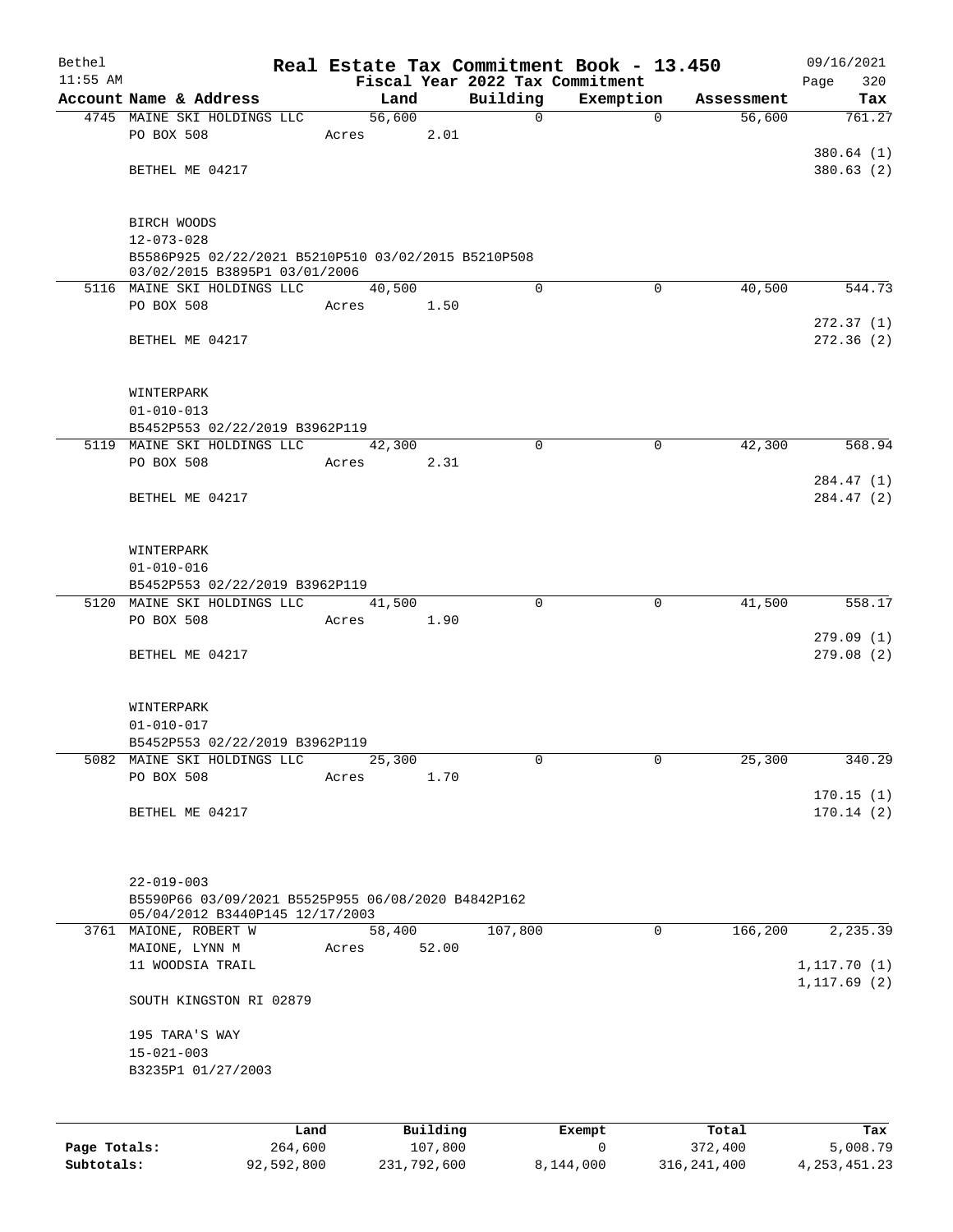# Real Estate Tax Commitment Book - 13.450

Bethel
11:55 AM

Fiscal Year 2022 Tax Commitment

09/16/2021

| Account | Name & Address | Land | Building | Exemption | Assessment | Tax |
|---|---|---|---|---|---|---|
| 4745 | MAINE SKI HOLDINGS LLC<br>PO BOX 508<br>BETHEL ME 04217<br><br>BIRCH WOODS<br>12-073-028<br>B5586P925 02/22/2021 B5210P510 03/02/2015 B5210P508 03/02/2015 B3895P1 03/01/2006 | 56,600<br>Acres 2.01 | 0 | 0 | 56,600 | 761.27<br><br>380.64 (1)<br>380.63 (2) |
| 5116 | MAINE SKI HOLDINGS LLC<br>PO BOX 508<br>BETHEL ME 04217<br><br>WINTERPARK<br>01-010-013<br>B5452P553 02/22/2019 B3962P119 | 40,500<br>Acres 1.50 | 0 | 0 | 40,500 | 544.73<br><br>272.37 (1)<br>272.36 (2) |
| 5119 | MAINE SKI HOLDINGS LLC<br>PO BOX 508<br>BETHEL ME 04217<br><br>WINTERPARK<br>01-010-016<br>B5452P553 02/22/2019 B3962P119 | 42,300<br>Acres 2.31 | 0 | 0 | 42,300 | 568.94<br><br>284.47 (1)<br>284.47 (2) |
| 5120 | MAINE SKI HOLDINGS LLC<br>PO BOX 508<br>BETHEL ME 04217<br><br>WINTERPARK<br>01-010-017<br>B5452P553 02/22/2019 B3962P119 | 41,500<br>Acres 1.90 | 0 | 0 | 41,500 | 558.17<br><br>279.09 (1)<br>279.08 (2) |
| 5082 | MAINE SKI HOLDINGS LLC<br>PO BOX 508<br>BETHEL ME 04217<br><br>22-019-003<br>B5590P66 03/09/2021 B5525P955 06/08/2020 B4842P162 05/04/2012 B3440P145 12/17/2003 | 25,300<br>Acres 1.70 | 0 | 0 | 25,300 | 340.29<br><br>170.15 (1)<br>170.14 (2) |
| 3761 | MAIONE, ROBERT W<br>MAIONE, LYNN M<br>11 WOODSIA TRAIL<br>SOUTH KINGSTON RI 02879<br><br>195 TARA'S WAY<br>15-021-003<br>B3235P1 01/27/2003 | 58,400<br>Acres 52.00 | 107,800 | 0 | 166,200 | 2,235.39<br><br>1,117.70 (1)<br>1,117.69 (2) |

| | Land | Building | Exempt | Total | Tax |
|---|---|---|---|---|---|
| **Page Totals:** | 264,600 | 107,800 | 0 | 372,400 | 5,008.79 |
| **Subtotals:** | 92,592,800 | 231,792,600 | 8,144,000 | 316,241,400 | 4,253,451.23 |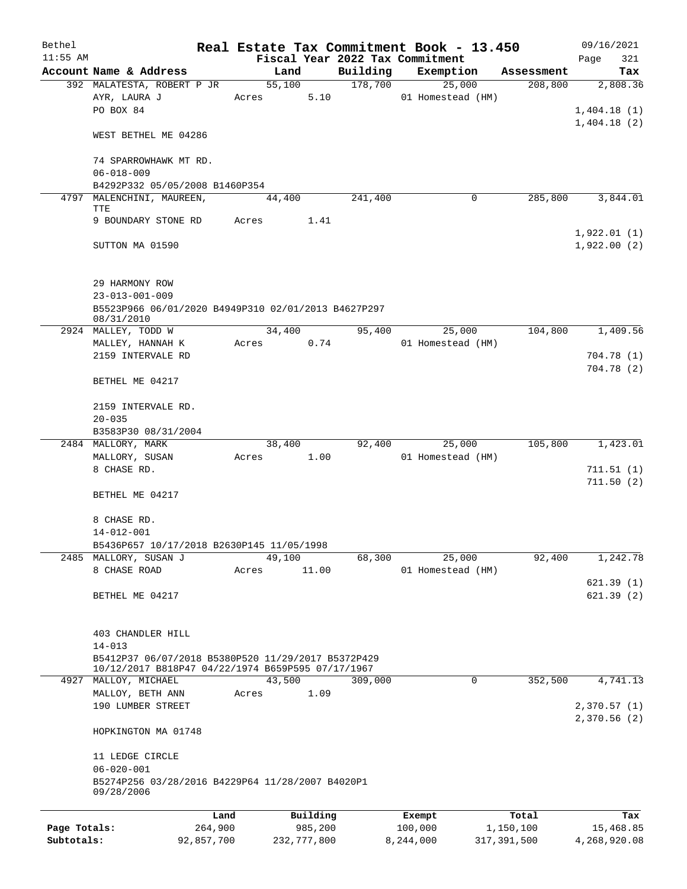Bethel 11:55 AM

# Real Estate Tax Commitment Book - 13.450

Fiscal Year 2022 Tax Commitment

09/16/2021 Page 321

| Account Name & Address | Land | Building | Exemption | Assessment | Tax |
|---|---|---|---|---|---|
| 392 MALATESTA, ROBERT P JR | 55,100 | 178,700 | 25,000 | 208,800 | 2,808.36 |
| AYR, LAURA J | Acres 5.10 | | 01 Homestead (HM) | | |
| PO BOX 84 | | | | | 1,404.18 (1) |
| | | | | | 1,404.18 (2) |
| WEST BETHEL ME 04286 | | | | | |
| 74 SPARROWHAWK MT RD. | | | | | |
| 06-018-009 | | | | | |
| B4292P332 05/05/2008 B1460P354 | | | | | |
| 4797 MALENCHINI, MAUREEN, TTE | 44,400 | 241,400 | 0 | 285,800 | 3,844.01 |
| 9 BOUNDARY STONE RD | Acres 1.41 | | | | |
| | | | | | 1,922.01 (1) |
| SUTTON MA 01590 | | | | | 1,922.00 (2) |
| 29 HARMONY ROW | | | | | |
| 23-013-001-009 | | | | | |
| B5523P966 06/01/2020 B4949P310 02/01/2013 B4627P297 08/31/2010 | | | | | |
| 2924 MALLEY, TODD W | 34,400 | 95,400 | 25,000 | 104,800 | 1,409.56 |
| MALLEY, HANNAH K | Acres 0.74 | | 01 Homestead (HM) | | |
| 2159 INTERVALE RD | | | | | 704.78 (1) |
| | | | | | 704.78 (2) |
| BETHEL ME 04217 | | | | | |
| 2159 INTERVALE RD. | | | | | |
| 20-035 | | | | | |
| B3583P30 08/31/2004 | | | | | |
| 2484 MALLORY, MARK | 38,400 | 92,400 | 25,000 | 105,800 | 1,423.01 |
| MALLORY, SUSAN | Acres 1.00 | | 01 Homestead (HM) | | |
| 8 CHASE RD. | | | | | 711.51 (1) |
| | | | | | 711.50 (2) |
| BETHEL ME 04217 | | | | | |
| 8 CHASE RD. | | | | | |
| 14-012-001 | | | | | |
| B5436P657 10/17/2018 B2630P145 11/05/1998 | | | | | |
| 2485 MALLORY, SUSAN J | 49,100 | 68,300 | 25,000 | 92,400 | 1,242.78 |
| 8 CHASE ROAD | Acres 11.00 | | 01 Homestead (HM) | | |
| | | | | | 621.39 (1) |
| BETHEL ME 04217 | | | | | 621.39 (2) |
| 403 CHANDLER HILL | | | | | |
| 14-013 | | | | | |
| B5412P37 06/07/2018 B5380P520 11/29/2017 B5372P429 10/12/2017 B818P47 04/22/1974 B659P595 07/17/1967 | | | | | |
| 4927 MALLOY, MICHAEL | 43,500 | 309,000 | 0 | 352,500 | 4,741.13 |
| MALLOY, BETH ANN | Acres 1.09 | | | | |
| 190 LUMBER STREET | | | | | 2,370.57 (1) |
| | | | | | 2,370.56 (2) |
| HOPKINGTON MA 01748 | | | | | |
| 11 LEDGE CIRCLE | | | | | |
| 06-020-001 | | | | | |
| B5274P256 03/28/2016 B4229P64 11/28/2007 B4020P1 09/28/2006 | | | | | |

| | Land | Building | Exempt | Total | Tax |
|---|---|---|---|---|---|
| Page Totals: | 264,900 | 985,200 | 100,000 | 1,150,100 | 15,468.85 |
| Subtotals: | 92,857,700 | 232,777,800 | 8,244,000 | 317,391,500 | 4,268,920.08 |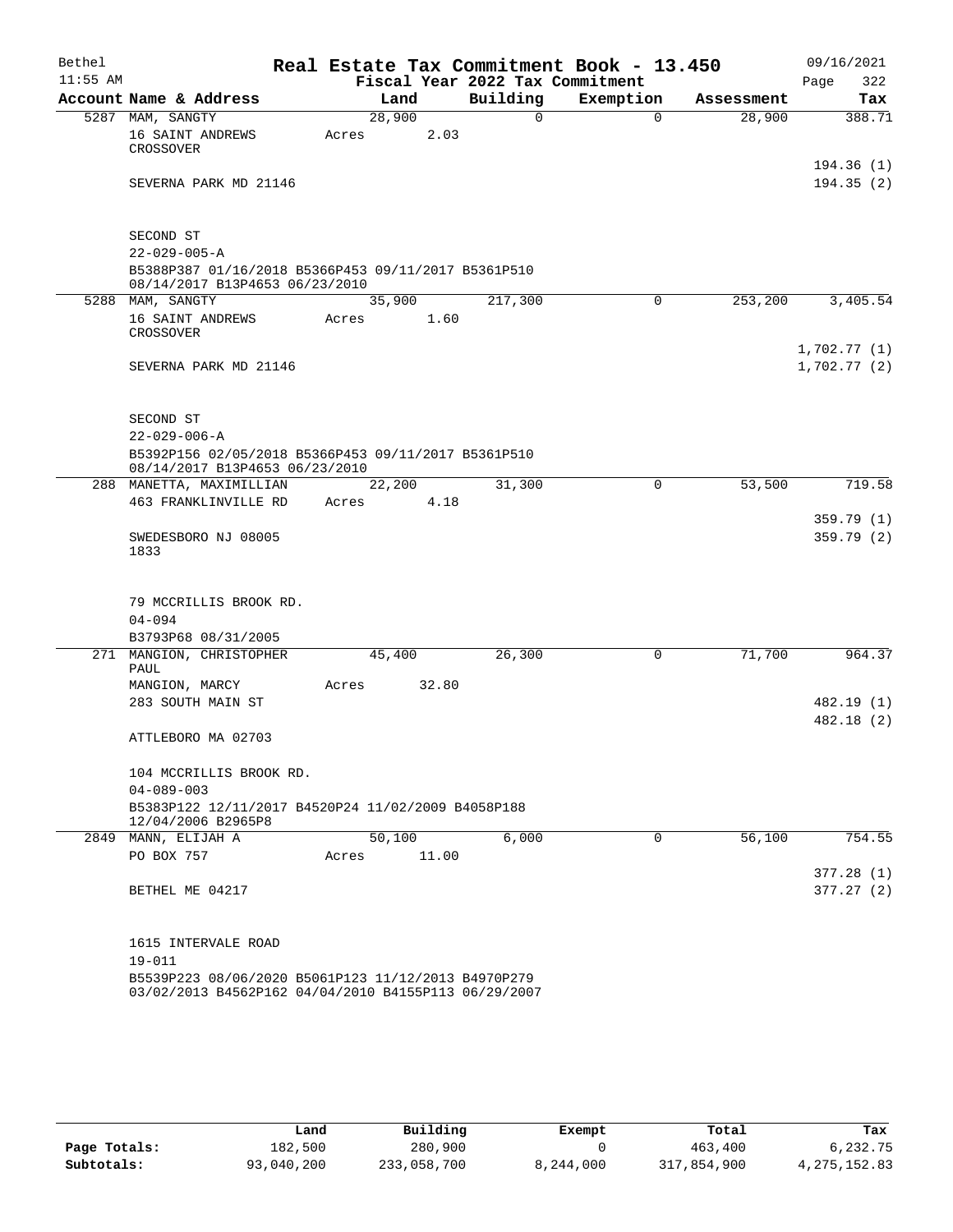# Real Estate Tax Commitment Book - 13.450

Bethel 11:55 AM — Fiscal Year 2022 Tax Commitment — 09/16/2021

| Account Name & Address | Land | Building | Exemption | Assessment | Tax |
|---|---|---|---|---|---|
| 5287 MAM, SANGTY<br>16 SAINT ANDREWS CROSSOVER<br><br>SEVERNA PARK MD 21146<br><br>SECOND ST<br>22-029-005-A<br>B5388P387 01/16/2018 B5366P453 09/11/2017 B5361P510 08/14/2017 B13P4653 06/23/2010 | 28,900<br>Acres 2.03 | 0 | 0 | 28,900 | 388.71<br><br>194.36 (1)<br>194.35 (2) |
| 5288 MAM, SANGTY<br>16 SAINT ANDREWS CROSSOVER<br><br>SEVERNA PARK MD 21146<br><br>SECOND ST<br>22-029-006-A<br>B5392P156 02/05/2018 B5366P453 09/11/2017 B5361P510 08/14/2017 B13P4653 06/23/2010 | 35,900<br>Acres 1.60 | 217,300 | 0 | 253,200 | 3,405.54<br><br>1,702.77 (1)<br>1,702.77 (2) |
| 288 MANETTA, MAXIMILLIAN<br>463 FRANKLINVILLE RD<br><br>SWEDESBORO NJ 08005 1833<br><br>79 MCCRILLIS BROOK RD.<br>04-094<br>B3793P68 08/31/2005 | 22,200<br>Acres 4.18 | 31,300 | 0 | 53,500 | 719.58<br><br>359.79 (1)<br>359.79 (2) |
| 271 MANGION, CHRISTOPHER PAUL<br>MANGION, MARCY<br>283 SOUTH MAIN ST<br><br>ATTLEBORO MA 02703<br><br>104 MCCRILLIS BROOK RD.<br>04-089-003<br>B5383P122 12/11/2017 B4520P24 11/02/2009 B4058P188 12/04/2006 B2965P8 | 45,400<br>Acres 32.80 | 26,300 | 0 | 71,700 | 964.37<br><br>482.19 (1)<br>482.18 (2) |
| 2849 MANN, ELIJAH A<br>PO BOX 757<br><br>BETHEL ME 04217<br><br>1615 INTERVALE ROAD<br>19-011<br>B5539P223 08/06/2020 B5061P123 11/12/2013 B4970P279 03/02/2013 B4562P162 04/04/2010 B4155P113 06/29/2007 | 50,100<br>Acres 11.00 | 6,000 | 0 | 56,100 | 754.55<br><br>377.28 (1)<br>377.27 (2) |

| | Land | Building | Exempt | Total | Tax |
|---|---|---|---|---|---|
| Page Totals: | 182,500 | 280,900 | 0 | 463,400 | 6,232.75 |
| Subtotals: | 93,040,200 | 233,058,700 | 8,244,000 | 317,854,900 | 4,275,152.83 |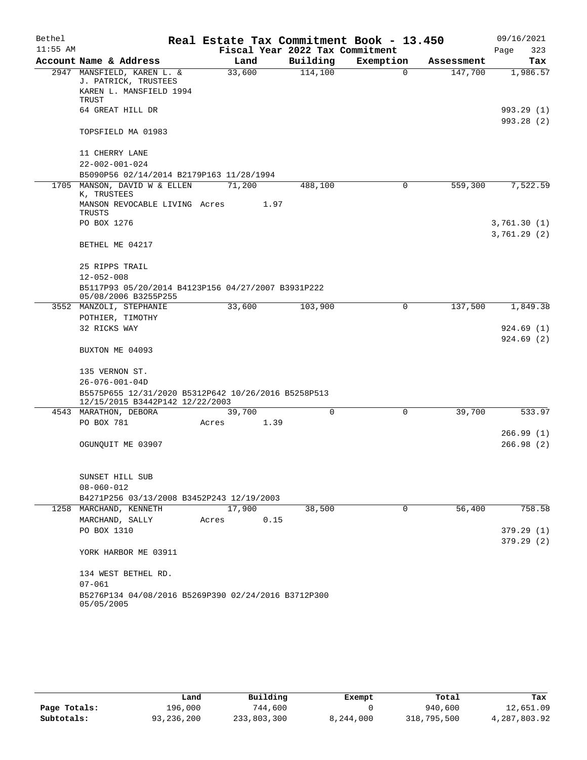# Real Estate Tax Commitment Book - 13.450

Bethel 11:55 AM — Fiscal Year 2022 Tax Commitment — 09/16/2021

| Account Name & Address | Land | Building | Exemption | Assessment | Tax |
|---|---|---|---|---|---|
| 2947 MANSFIELD, KAREN L. & J. PATRICK, TRUSTEES<br>KAREN L. MANSFIELD 1994 TRUST<br>64 GREAT HILL DR<br><br>TOPSFIELD MA 01983<br><br>11 CHERRY LANE<br>22-002-001-024<br>B5090P56 02/14/2014 B2179P163 11/28/1994 | 33,600 | 114,100 | 0 | 147,700 | 1,986.57<br><br>993.29 (1)<br>993.28 (2) |
| 1705 MANSON, DAVID W & ELLEN K, TRUSTEES<br>MANSON REVOCABLE LIVING TRUSTS<br>PO BOX 1276<br><br>BETHEL ME 04217<br><br>25 RIPPS TRAIL<br>12-052-008<br>B5117P93 05/20/2014 B4123P156 04/27/2007 B3931P222 05/08/2006 B3255P255 | 71,200<br>Acres 1.97 | 488,100 | 0 | 559,300 | 7,522.59<br><br>3,761.30 (1)<br>3,761.29 (2) |
| 3552 MANZOLI, STEPHANIE<br>POTHIER, TIMOTHY<br>32 RICKS WAY<br><br>BUXTON ME 04093<br><br>135 VERNON ST.<br>26-076-001-04D<br>B5575P655 12/31/2020 B5312P642 10/26/2016 B5258P513 12/15/2015 B3442P142 12/22/2003 | 33,600 | 103,900 | 0 | 137,500 | 1,849.38<br><br>924.69 (1)<br>924.69 (2) |
| 4543 MARATHON, DEBORA<br>PO BOX 781<br><br>OGUNQUIT ME 03907<br><br>SUNSET HILL SUB<br>08-060-012<br>B4271P256 03/13/2008 B3452P243 12/19/2003 | 39,700<br>Acres 1.39 | 0 | 0 | 39,700 | 533.97<br><br>266.99 (1)<br>266.98 (2) |
| 1258 MARCHAND, KENNETH<br>MARCHAND, SALLY<br>PO BOX 1310<br><br>YORK HARBOR ME 03911<br><br>134 WEST BETHEL RD.<br>07-061<br>B5276P134 04/08/2016 B5269P390 02/24/2016 B3712P300 05/05/2005 | 17,900<br>Acres 0.15 | 38,500 | 0 | 56,400 | 758.58<br><br>379.29 (1)<br>379.29 (2) |

| | Land | Building | Exempt | Total | Tax |
|---|---|---|---|---|---|
| Page Totals: | 196,000 | 744,600 | 0 | 940,600 | 12,651.09 |
| Subtotals: | 93,236,200 | 233,803,300 | 8,244,000 | 318,795,500 | 4,287,803.92 |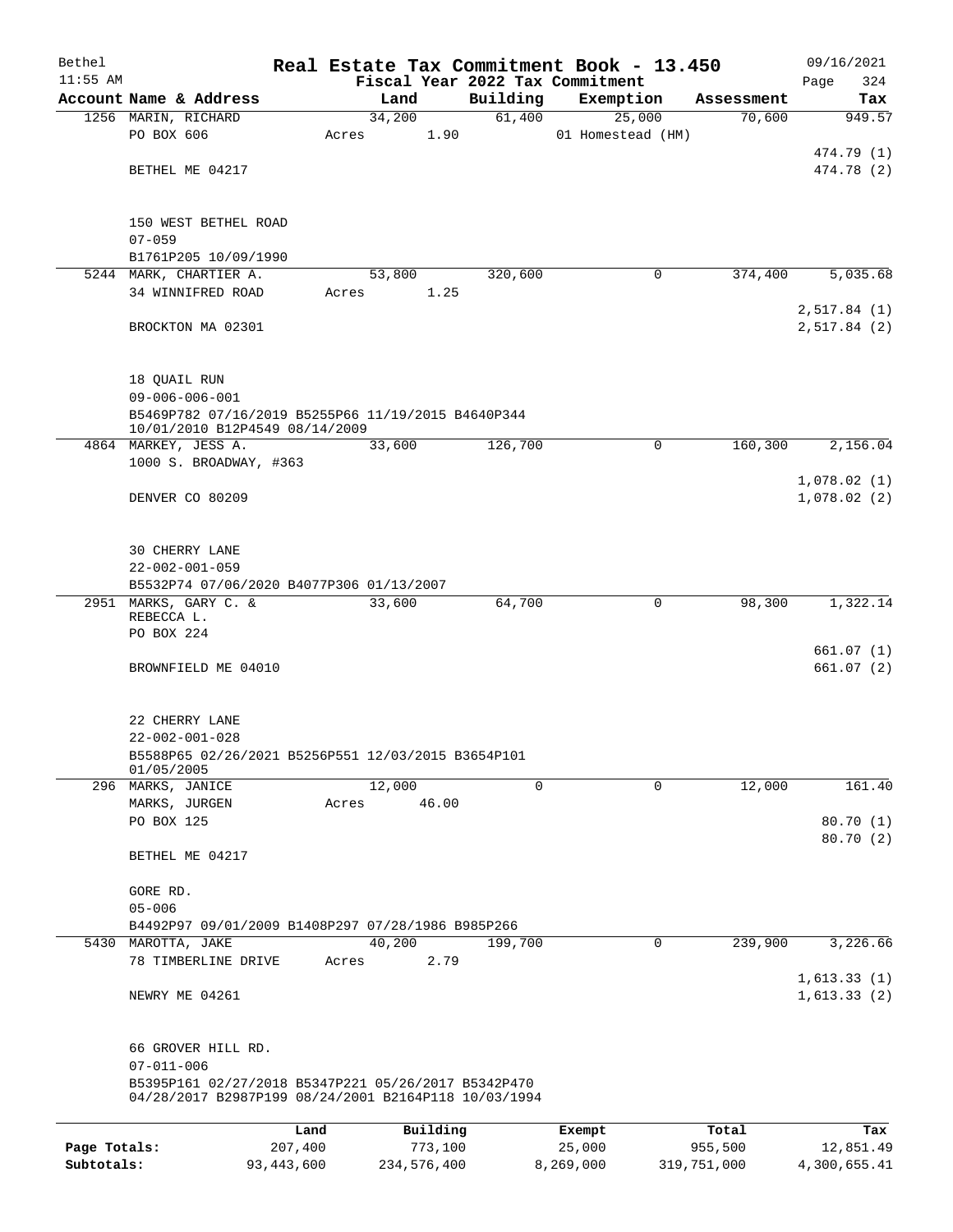# Real Estate Tax Commitment Book - 13.450

Bethel — 11:55 AM — 09/16/2021

Fiscal Year 2022 Tax Commitment — Page 324

| Account Name & Address | Land | Building | Exemption | Assessment | Tax |
|---|---|---|---|---|---|
| 1256 MARIN, RICHARD | 34,200 | 61,400 | 25,000 | 70,600 | 949.57 |
| PO BOX 606 | Acres 1.90 | | 01 Homestead (HM) | | |
| | | | | | 474.79 (1) |
| BETHEL ME 04217 | | | | | 474.78 (2) |
| 150 WEST BETHEL ROAD | | | | | |
| 07-059 | | | | | |
| B1761P205 10/09/1990 | | | | | |
| 5244 MARK, CHARTIER A. | 53,800 | 320,600 | 0 | 374,400 | 5,035.68 |
| 34 WINNIFRED ROAD | Acres 1.25 | | | | |
| | | | | | 2,517.84 (1) |
| BROCKTON MA 02301 | | | | | 2,517.84 (2) |
| 18 QUAIL RUN | | | | | |
| 09-006-006-001 | | | | | |
| B5469P782 07/16/2019 B5255P66 11/19/2015 B4640P344 10/01/2010 B12P4549 08/14/2009 | | | | | |
| 4864 MARKEY, JESS A. | 33,600 | 126,700 | 0 | 160,300 | 2,156.04 |
| 1000 S. BROADWAY, #363 | | | | | |
| | | | | | 1,078.02 (1) |
| DENVER CO 80209 | | | | | 1,078.02 (2) |
| 30 CHERRY LANE | | | | | |
| 22-002-001-059 | | | | | |
| B5532P74 07/06/2020 B4077P306 01/13/2007 | | | | | |
| 2951 MARKS, GARY C. & REBECCA L. | 33,600 | 64,700 | 0 | 98,300 | 1,322.14 |
| PO BOX 224 | | | | | |
| | | | | | 661.07 (1) |
| BROWNFIELD ME 04010 | | | | | 661.07 (2) |
| 22 CHERRY LANE | | | | | |
| 22-002-001-028 | | | | | |
| B5588P65 02/26/2021 B5256P551 12/03/2015 B3654P101 01/05/2005 | | | | | |
| 296 MARKS, JANICE | 12,000 | 0 | 0 | 12,000 | 161.40 |
| MARKS, JURGEN | Acres 46.00 | | | | |
| PO BOX 125 | | | | | 80.70 (1) |
| | | | | | 80.70 (2) |
| BETHEL ME 04217 | | | | | |
| GORE RD. | | | | | |
| 05-006 | | | | | |
| B4492P97 09/01/2009 B1408P297 07/28/1986 B985P266 | | | | | |
| 5430 MAROTTA, JAKE | 40,200 | 199,700 | 0 | 239,900 | 3,226.66 |
| 78 TIMBERLINE DRIVE | Acres 2.79 | | | | |
| | | | | | 1,613.33 (1) |
| NEWRY ME 04261 | | | | | 1,613.33 (2) |
| 66 GROVER HILL RD. | | | | | |
| 07-011-006 | | | | | |
| B5395P161 02/27/2018 B5347P221 05/26/2017 B5342P470 04/28/2017 B2987P199 08/24/2001 B2164P118 10/03/1994 | | | | | |

| | Land | Building | Exempt | Total | Tax |
|---|---|---|---|---|---|
| Page Totals: | 207,400 | 773,100 | 25,000 | 955,500 | 12,851.49 |
| Subtotals: | 93,443,600 | 234,576,400 | 8,269,000 | 319,751,000 | 4,300,655.41 |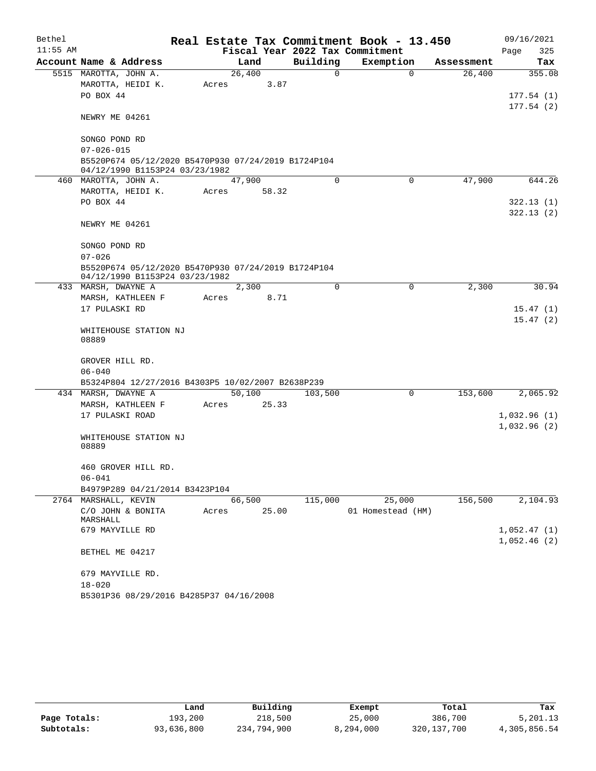Bethel 11:55 AM

# Real Estate Tax Commitment Book - 13.450

Fiscal Year 2022 Tax Commitment

09/16/2021 Page 325

| Account | Name & Address | Land | Building | Exemption | Assessment | Tax |
|---|---|---|---|---|---|---|
| 5515 | MAROTTA, JOHN A.<br>MAROTTA, HEIDI K.<br>PO BOX 44<br><br>NEWRY ME 04261<br><br>SONGO POND RD<br>07-026-015<br>B5520P674 05/12/2020 B5470P930 07/24/2019 B1724P104 04/12/1990 B1153P24 03/23/1982 | 26,400<br>Acres 3.87 | 0 | 0 | 26,400 | 355.08<br><br>177.54 (1)<br>177.54 (2) |
| 460 | MAROTTA, JOHN A.<br>MAROTTA, HEIDI K.<br>PO BOX 44<br><br>NEWRY ME 04261<br><br>SONGO POND RD<br>07-026<br>B5520P674 05/12/2020 B5470P930 07/24/2019 B1724P104 04/12/1990 B1153P24 03/23/1982 | 47,900<br>Acres 58.32 | 0 | 0 | 47,900 | 644.26<br><br>322.13 (1)<br>322.13 (2) |
| 433 | MARSH, DWAYNE A<br>MARSH, KATHLEEN F<br>17 PULASKI RD<br><br>WHITEHOUSE STATION NJ 08889<br><br>GROVER HILL RD.<br>06-040<br>B5324P804 12/27/2016 B4303P5 10/02/2007 B2638P239 | 2,300<br>Acres 8.71 | 0 | 0 | 2,300 | 30.94<br><br>15.47 (1)<br>15.47 (2) |
| 434 | MARSH, DWAYNE A<br>MARSH, KATHLEEN F<br>17 PULASKI ROAD<br><br>WHITEHOUSE STATION NJ 08889<br><br>460 GROVER HILL RD.<br>06-041<br>B4979P289 04/21/2014 B3423P104 | 50,100<br>Acres 25.33 | 103,500 | 0 | 153,600 | 2,065.92<br><br>1,032.96 (1)<br>1,032.96 (2) |
| 2764 | MARSHALL, KEVIN<br>C/O JOHN & BONITA MARSHALL<br>679 MAYVILLE RD<br><br>BETHEL ME 04217<br><br>679 MAYVILLE RD.<br>18-020<br>B5301P36 08/29/2016 B4285P37 04/16/2008 | 66,500<br>Acres 25.00 | 115,000 | 25,000<br>01 Homestead (HM) | 156,500 | 2,104.93<br><br>1,052.47 (1)<br>1,052.46 (2) |

| | Land | Building | Exempt | Total | Tax |
|---|---|---|---|---|---|
| Page Totals: | 193,200 | 218,500 | 25,000 | 386,700 | 5,201.13 |
| Subtotals: | 93,636,800 | 234,794,900 | 8,294,000 | 320,137,700 | 4,305,856.54 |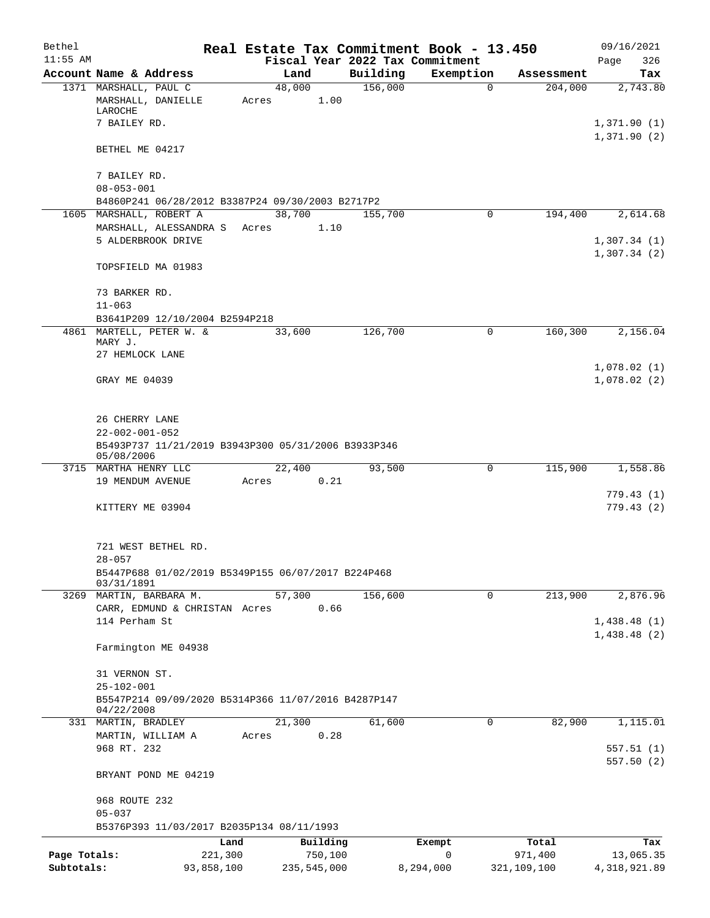Bethel 11:55 AM

# Real Estate Tax Commitment Book - 13.450

Fiscal Year 2022 Tax Commitment

09/16/2021 Page 326

| Account Name & Address | Land | Building | Exemption | Assessment | Tax |
|---|---|---|---|---|---|
| 1371 MARSHALL, PAUL C | 48,000 | 156,000 | 0 | 204,000 | 2,743.80 |
| MARSHALL, DANIELLE LAROCHE | Acres 1.00 | | | | |
| 7 BAILEY RD. | | | | | 1,371.90 (1) |
| | | | | | 1,371.90 (2) |
| BETHEL ME 04217 | | | | | |
| 7 BAILEY RD. | | | | | |
| 08-053-001 | | | | | |
| B4860P241 06/28/2012 B3387P24 09/30/2003 B2717P2 | | | | | |
| 1605 MARSHALL, ROBERT A | 38,700 | 155,700 | 0 | 194,400 | 2,614.68 |
| MARSHALL, ALESSANDRA S | Acres 1.10 | | | | |
| 5 ALDERBROOK DRIVE | | | | | 1,307.34 (1) |
| | | | | | 1,307.34 (2) |
| TOPSFIELD MA 01983 | | | | | |
| 73 BARKER RD. | | | | | |
| 11-063 | | | | | |
| B3641P209 12/10/2004 B2594P218 | | | | | |
| 4861 MARTELL, PETER W. & MARY J. | 33,600 | 126,700 | 0 | 160,300 | 2,156.04 |
| 27 HEMLOCK LANE | | | | | |
| | | | | | 1,078.02 (1) |
| GRAY ME 04039 | | | | | 1,078.02 (2) |
| 26 CHERRY LANE | | | | | |
| 22-002-001-052 | | | | | |
| B5493P737 11/21/2019 B3943P300 05/31/2006 B3933P346 05/08/2006 | | | | | |
| 3715 MARTHA HENRY LLC | 22,400 | 93,500 | 0 | 115,900 | 1,558.86 |
| 19 MENDUM AVENUE | Acres 0.21 | | | | |
| | | | | | 779.43 (1) |
| KITTERY ME 03904 | | | | | 779.43 (2) |
| 721 WEST BETHEL RD. | | | | | |
| 28-057 | | | | | |
| B5447P688 01/02/2019 B5349P155 06/07/2017 B224P468 03/31/1891 | | | | | |
| 3269 MARTIN, BARBARA M. | 57,300 | 156,600 | 0 | 213,900 | 2,876.96 |
| CARR, EDMUND & CHRISTAN | Acres 0.66 | | | | |
| 114 Perham St | | | | | 1,438.48 (1) |
| | | | | | 1,438.48 (2) |
| Farmington ME 04938 | | | | | |
| 31 VERNON ST. | | | | | |
| 25-102-001 | | | | | |
| B5547P214 09/09/2020 B5314P366 11/07/2016 B4287P147 04/22/2008 | | | | | |
| 331 MARTIN, BRADLEY | 21,300 | 61,600 | 0 | 82,900 | 1,115.01 |
| MARTIN, WILLIAM A | Acres 0.28 | | | | |
| 968 RT. 232 | | | | | 557.51 (1) |
| | | | | | 557.50 (2) |
| BRYANT POND ME 04219 | | | | | |
| 968 ROUTE 232 | | | | | |
| 05-037 | | | | | |
| B5376P393 11/03/2017 B2035P134 08/11/1993 | | | | | |

| | Land | Building | Exempt | Total | Tax |
|---|---|---|---|---|---|
| Page Totals: | 221,300 | 750,100 | 0 | 971,400 | 13,065.35 |
| Subtotals: | 93,858,100 | 235,545,000 | 8,294,000 | 321,109,100 | 4,318,921.89 |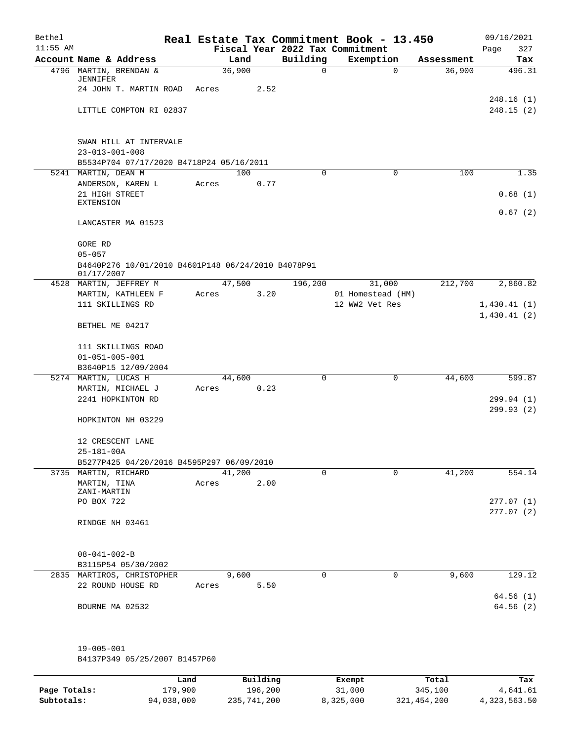# Real Estate Tax Commitment Book - 13.450

Bethel
11:55 AM

Fiscal Year 2022 Tax Commitment

09/16/2021
Page 327

| Account | Name & Address | Land | Building | Exemption | Assessment | Tax |
|---|---|---|---|---|---|---|
| 4796 | MARTIN, BRENDAN & JENNIFER | 36,900 | 0 | 0 | 36,900 | 496.31 |
| | 24 JOHN T. MARTIN ROAD | Acres 2.52 | | | | |
| | | | | | | 248.16 (1) |
| | LITTLE COMPTON RI 02837 | | | | | 248.15 (2) |
| | SWAN HILL AT INTERVALE | | | | | |
| | 23-013-001-008 | | | | | |
| | B5534P704 07/17/2020 B4718P24 05/16/2011 | | | | | |
| 5241 | MARTIN, DEAN M | 100 | 0 | 0 | 100 | 1.35 |
| | ANDERSON, KAREN L | Acres 0.77 | | | | |
| | 21 HIGH STREET EXTENSION | | | | | 0.68 (1) |
| | | | | | | 0.67 (2) |
| | LANCASTER MA 01523 | | | | | |
| | GORE RD | | | | | |
| | 05-057 | | | | | |
| | B4640P276 10/01/2010 B4601P148 06/24/2010 B4078P91 01/17/2007 | | | | | |
| 4528 | MARTIN, JEFFREY M | 47,500 | 196,200 | 31,000 | 212,700 | 2,860.82 |
| | MARTIN, KATHLEEN F | Acres 3.20 | | 01 Homestead (HM) | | |
| | 111 SKILLINGS RD | | | 12 WW2 Vet Res | | 1,430.41 (1) |
| | | | | | | 1,430.41 (2) |
| | BETHEL ME 04217 | | | | | |
| | 111 SKILLINGS ROAD | | | | | |
| | 01-051-005-001 | | | | | |
| | B3640P15 12/09/2004 | | | | | |
| 5274 | MARTIN, LUCAS H | 44,600 | 0 | 0 | 44,600 | 599.87 |
| | MARTIN, MICHAEL J | Acres 0.23 | | | | |
| | 2241 HOPKINTON RD | | | | | 299.94 (1) |
| | | | | | | 299.93 (2) |
| | HOPKINTON NH 03229 | | | | | |
| | 12 CRESCENT LANE | | | | | |
| | 25-181-00A | | | | | |
| | B5277P425 04/20/2016 B4595P297 06/09/2010 | | | | | |
| 3735 | MARTIN, RICHARD | 41,200 | 0 | 0 | 41,200 | 554.14 |
| | MARTIN, TINA ZANI-MARTIN | Acres 2.00 | | | | |
| | PO BOX 722 | | | | | 277.07 (1) |
| | | | | | | 277.07 (2) |
| | RINDGE NH 03461 | | | | | |
| | 08-041-002-B | | | | | |
| | B3115P54 05/30/2002 | | | | | |
| 2835 | MARTIROS, CHRISTOPHER | 9,600 | 0 | 0 | 9,600 | 129.12 |
| | 22 ROUND HOUSE RD | Acres 5.50 | | | | |
| | | | | | | 64.56 (1) |
| | BOURNE MA 02532 | | | | | 64.56 (2) |
| | 19-005-001 | | | | | |
| | B4137P349 05/25/2007 B1457P60 | | | | | |

| | Land | Building | Exempt | Total | Tax |
|---|---|---|---|---|---|
| Page Totals: | 179,900 | 196,200 | 31,000 | 345,100 | 4,641.61 |
| Subtotals: | 94,038,000 | 235,741,200 | 8,325,000 | 321,454,200 | 4,323,563.50 |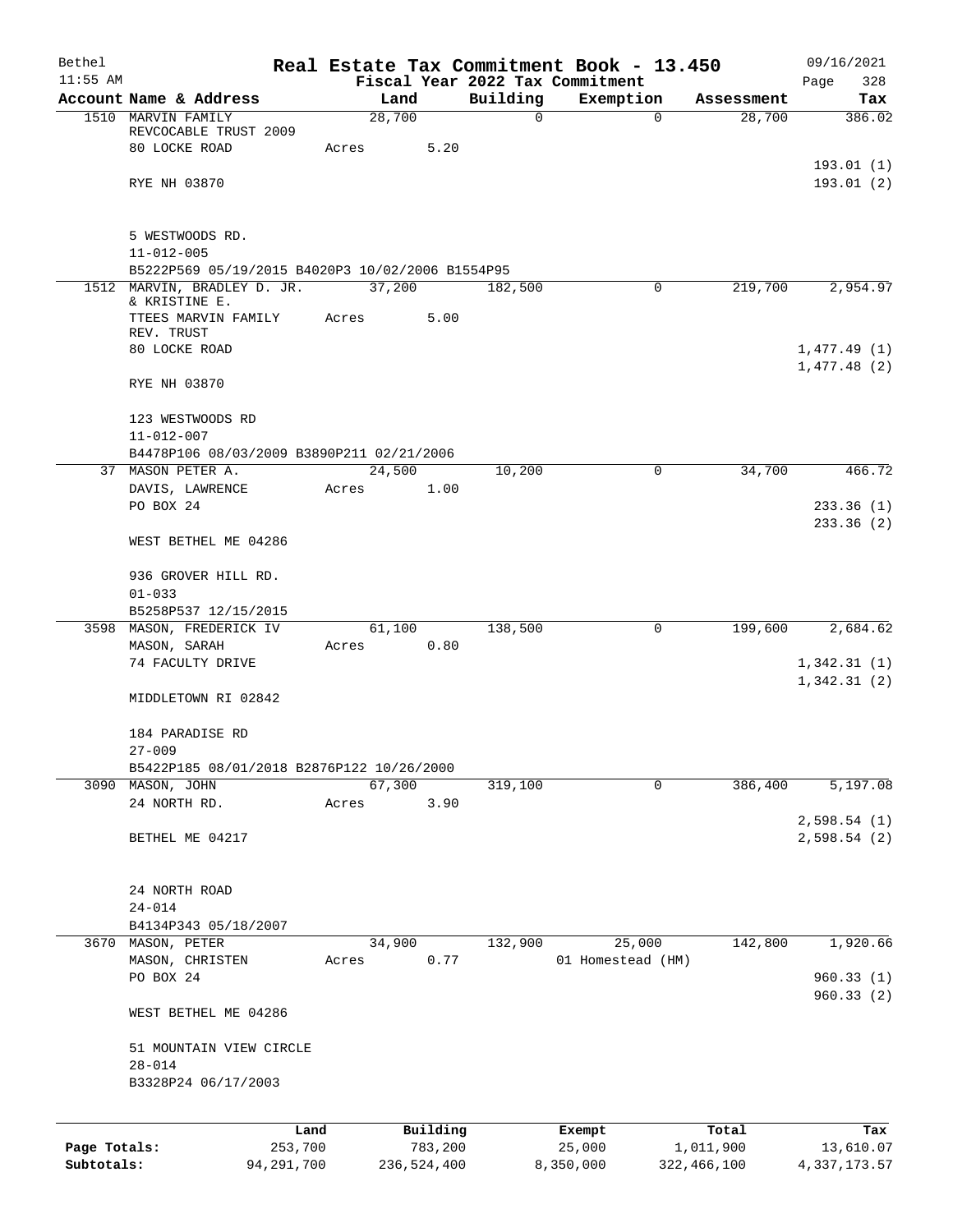Bethel 11:55 AM

# Real Estate Tax Commitment Book - 13.450

Fiscal Year 2022 Tax Commitment

09/16/2021 Page 328

| Account Name & Address | Land | Building | Exemption | Assessment | Tax |
|---|---|---|---|---|---|
| 1510 MARVIN FAMILY REVCOCABLE TRUST 2009 | 28,700 | 0 | 0 | 28,700 | 386.02 |
| 80 LOCKE ROAD | Acres 5.20 | | | | |
| | | | | | 193.01 (1) |
| RYE NH 03870 | | | | | 193.01 (2) |
| 5 WESTWOODS RD. | | | | | |
| 11-012-005 | | | | | |
| B5222P569 05/19/2015 B4020P3 10/02/2006 B1554P95 | | | | | |
| 1512 MARVIN, BRADLEY D. JR. & KRISTINE E. | 37,200 | 182,500 | 0 | 219,700 | 2,954.97 |
| TTEES MARVIN FAMILY REV. TRUST | Acres 5.00 | | | | |
| 80 LOCKE ROAD | | | | | 1,477.49 (1) |
| | | | | | 1,477.48 (2) |
| RYE NH 03870 | | | | | |
| 123 WESTWOODS RD | | | | | |
| 11-012-007 | | | | | |
| B4478P106 08/03/2009 B3890P211 02/21/2006 | | | | | |
| 37 MASON PETER A. | 24,500 | 10,200 | 0 | 34,700 | 466.72 |
| DAVIS, LAWRENCE | Acres 1.00 | | | | |
| PO BOX 24 | | | | | 233.36 (1) |
| | | | | | 233.36 (2) |
| WEST BETHEL ME 04286 | | | | | |
| 936 GROVER HILL RD. | | | | | |
| 01-033 | | | | | |
| B5258P537 12/15/2015 | | | | | |
| 3598 MASON, FREDERICK IV | 61,100 | 138,500 | 0 | 199,600 | 2,684.62 |
| MASON, SARAH | Acres 0.80 | | | | |
| 74 FACULTY DRIVE | | | | | 1,342.31 (1) |
| | | | | | 1,342.31 (2) |
| MIDDLETOWN RI 02842 | | | | | |
| 184 PARADISE RD | | | | | |
| 27-009 | | | | | |
| B5422P185 08/01/2018 B2876P122 10/26/2000 | | | | | |
| 3090 MASON, JOHN | 67,300 | 319,100 | 0 | 386,400 | 5,197.08 |
| 24 NORTH RD. | Acres 3.90 | | | | |
| | | | | | 2,598.54 (1) |
| BETHEL ME 04217 | | | | | 2,598.54 (2) |
| 24 NORTH ROAD | | | | | |
| 24-014 | | | | | |
| B4134P343 05/18/2007 | | | | | |
| 3670 MASON, PETER | 34,900 | 132,900 | 25,000 | 142,800 | 1,920.66 |
| MASON, CHRISTEN | Acres 0.77 | | 01 Homestead (HM) | | |
| PO BOX 24 | | | | | 960.33 (1) |
| | | | | | 960.33 (2) |
| WEST BETHEL ME 04286 | | | | | |
| 51 MOUNTAIN VIEW CIRCLE | | | | | |
| 28-014 | | | | | |
| B3328P24 06/17/2003 | | | | | |

| | Land | Building | Exempt | Total | Tax |
|---|---|---|---|---|---|
| Page Totals: | 253,700 | 783,200 | 25,000 | 1,011,900 | 13,610.07 |
| Subtotals: | 94,291,700 | 236,524,400 | 8,350,000 | 322,466,100 | 4,337,173.57 |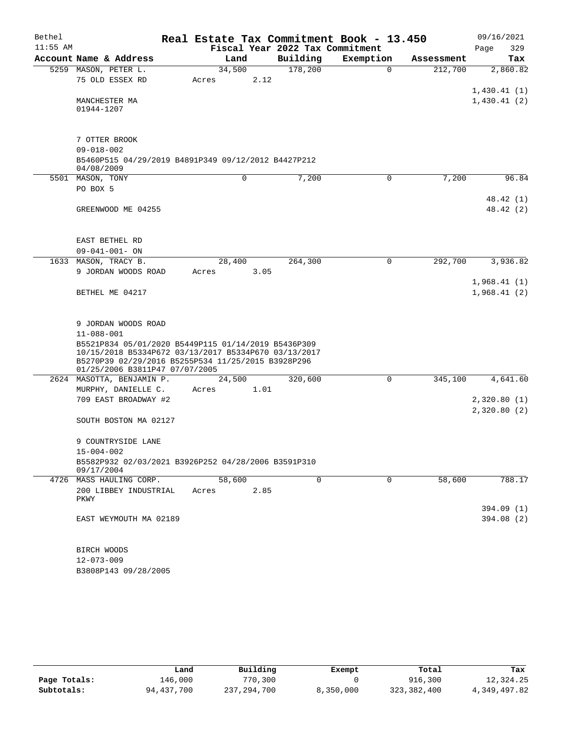# Real Estate Tax Commitment Book - 13.450

Bethel 11:55 AM — Fiscal Year 2022 Tax Commitment — 09/16/2021 Page 329

| Account Name & Address | Land | Building | Exemption | Assessment | Tax |
|---|---|---|---|---|---|
| 5259 MASON, PETER L.<br>75 OLD ESSEX RD<br><br>MANCHESTER MA<br>01944-1207<br><br>7 OTTER BROOK<br>09-018-002<br>B5460P515 04/29/2019 B4891P349 09/12/2012 B4427P212 04/08/2009 | 34,500<br>Acres 2.12 | 178,200 | 0 | 212,700 | 2,860.82<br><br>1,430.41 (1)<br>1,430.41 (2) |
| 5501 MASON, TONY<br>PO BOX 5<br><br>GREENWOOD ME 04255<br><br>EAST BETHEL RD<br>09-041-001- ON | 0 | 7,200 | 0 | 7,200 | 96.84<br><br>48.42 (1)<br>48.42 (2) |
| 1633 MASON, TRACY B.<br>9 JORDAN WOODS ROAD<br><br>BETHEL ME 04217<br><br>9 JORDAN WOODS ROAD<br>11-088-001<br>B5521P834 05/01/2020 B5449P115 01/14/2019 B5436P309 10/15/2018 B5334P672 03/13/2017 B5334P670 03/13/2017 B5270P39 02/29/2016 B5255P534 11/25/2015 B3928P296 01/25/2006 B3811P47 07/07/2005 | 28,400<br>Acres 3.05 | 264,300 | 0 | 292,700 | 3,936.82<br><br>1,968.41 (1)<br>1,968.41 (2) |
| 2624 MASOTTA, BENJAMIN P.<br>MURPHY, DANIELLE C.<br>709 EAST BROADWAY #2<br><br>SOUTH BOSTON MA 02127<br><br>9 COUNTRYSIDE LANE<br>15-004-002<br>B5582P932 02/03/2021 B3926P252 04/28/2006 B3591P310 09/17/2004 | 24,500<br>Acres 1.01 | 320,600 | 0 | 345,100 | 4,641.60<br><br>2,320.80 (1)<br>2,320.80 (2) |
| 4726 MASS HAULING CORP.<br>200 LIBBEY INDUSTRIAL PKWY<br><br>EAST WEYMOUTH MA 02189<br><br>BIRCH WOODS<br>12-073-009<br>B3808P143 09/28/2005 | 58,600<br>Acres 2.85 | 0 | 0 | 58,600 | 788.17<br><br>394.09 (1)<br>394.08 (2) |

| | Land | Building | Exempt | Total | Tax |
|---|---|---|---|---|---|
| Page Totals: | 146,000 | 770,300 | 0 | 916,300 | 12,324.25 |
| Subtotals: | 94,437,700 | 237,294,700 | 8,350,000 | 323,382,400 | 4,349,497.82 |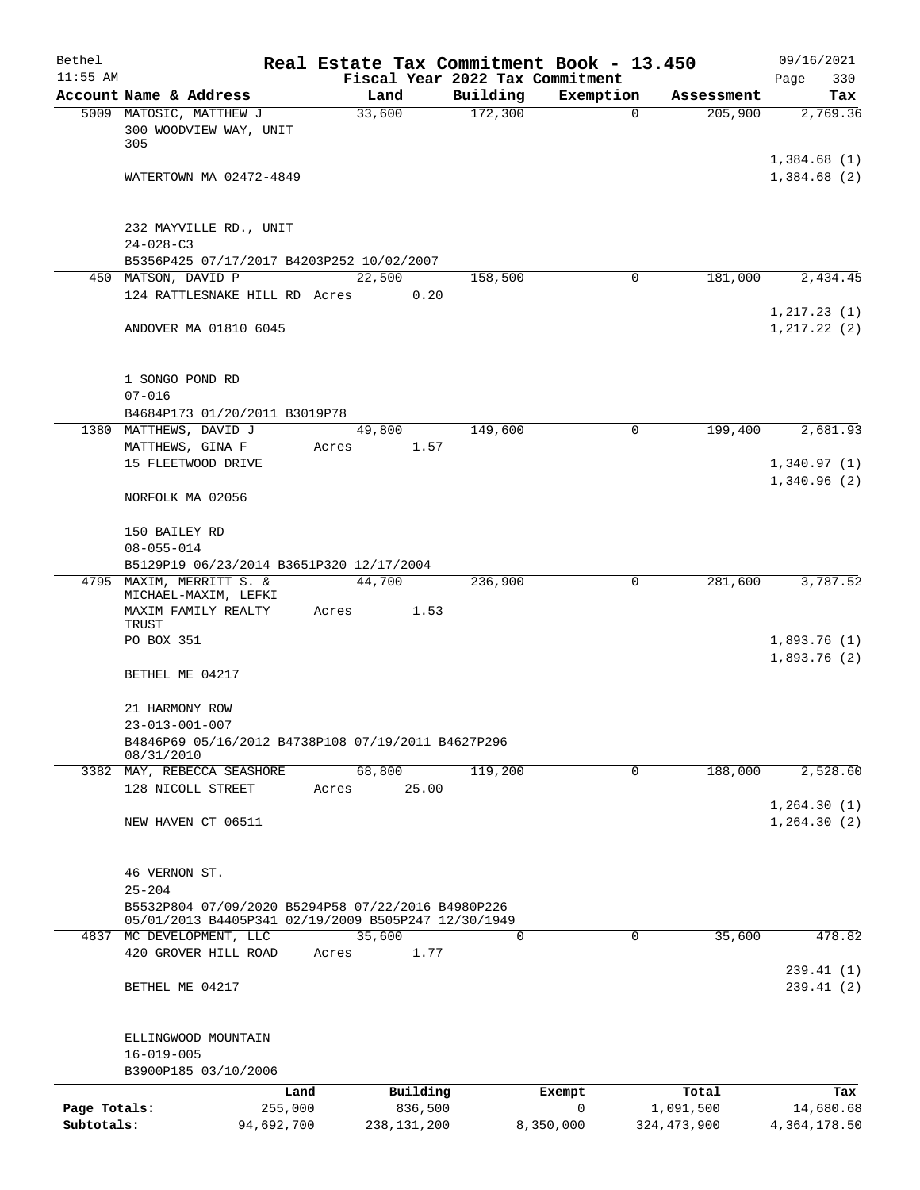Bethel 11:55 AM

# Real Estate Tax Commitment Book - 13.450

Fiscal Year 2022 Tax Commitment

09/16/2021 Page 330

| Account | Name & Address | Land | Building | Exemption | Assessment | Tax |
|---|---|---|---|---|---|---|
| 5009 | MATOSIC, MATTHEW J<br>300 WOODVIEW WAY, UNIT 305<br><br>WATERTOWN MA 02472-4849<br><br>232 MAYVILLE RD., UNIT<br>24-028-C3<br>B5356P425 07/17/2017 B4203P252 10/02/2007 | 33,600 | 172,300 | 0 | 205,900 | 2,769.36<br><br>1,384.68 (1)<br>1,384.68 (2) |
| 450 | MATSON, DAVID P<br>124 RATTLESNAKE HILL RD<br><br>ANDOVER MA 01810 6045<br><br>1 SONGO POND RD<br>07-016<br>B4684P173 01/20/2011 B3019P78 | 22,500<br>Acres 0.20 | 158,500 | 0 | 181,000 | 2,434.45<br><br>1,217.23 (1)<br>1,217.22 (2) |
| 1380 | MATTHEWS, DAVID J<br>MATTHEWS, GINA F<br>15 FLEETWOOD DRIVE<br><br>NORFOLK MA 02056<br><br>150 BAILEY RD<br>08-055-014<br>B5129P19 06/23/2014 B3651P320 12/17/2004 | 49,800<br>Acres 1.57 | 149,600 | 0 | 199,400 | 2,681.93<br><br>1,340.97 (1)<br>1,340.96 (2) |
| 4795 | MAXIM, MERRITT S. &<br>MICHAEL-MAXIM, LEFKI<br>MAXIM FAMILY REALTY TRUST<br>PO BOX 351<br><br>BETHEL ME 04217<br><br>21 HARMONY ROW<br>23-013-001-007<br>B4846P69 05/16/2012 B4738P108 07/19/2011 B4627P296 08/31/2010 | 44,700<br>Acres 1.53 | 236,900 | 0 | 281,600 | 3,787.52<br><br>1,893.76 (1)<br>1,893.76 (2) |
| 3382 | MAY, REBECCA SEASHORE<br>128 NICOLL STREET<br><br>NEW HAVEN CT 06511<br><br>46 VERNON ST.<br>25-204<br>B5532P804 07/09/2020 B5294P58 07/22/2016 B4980P226 05/01/2013 B4405P341 02/19/2009 B505P247 12/30/1949 | 68,800<br>Acres 25.00 | 119,200 | 0 | 188,000 | 2,528.60<br><br>1,264.30 (1)<br>1,264.30 (2) |
| 4837 | MC DEVELOPMENT, LLC<br>420 GROVER HILL ROAD<br><br>BETHEL ME 04217<br><br>ELLINGWOOD MOUNTAIN<br>16-019-005<br>B3900P185 03/10/2006 | 35,600<br>Acres 1.77 | 0 | 0 | 35,600 | 478.82<br><br>239.41 (1)<br>239.41 (2) |

| | Land | Building | Exempt | Total | Tax |
|---|---|---|---|---|---|
| Page Totals: | 255,000 | 836,500 | 0 | 1,091,500 | 14,680.68 |
| Subtotals: | 94,692,700 | 238,131,200 | 8,350,000 | 324,473,900 | 4,364,178.50 |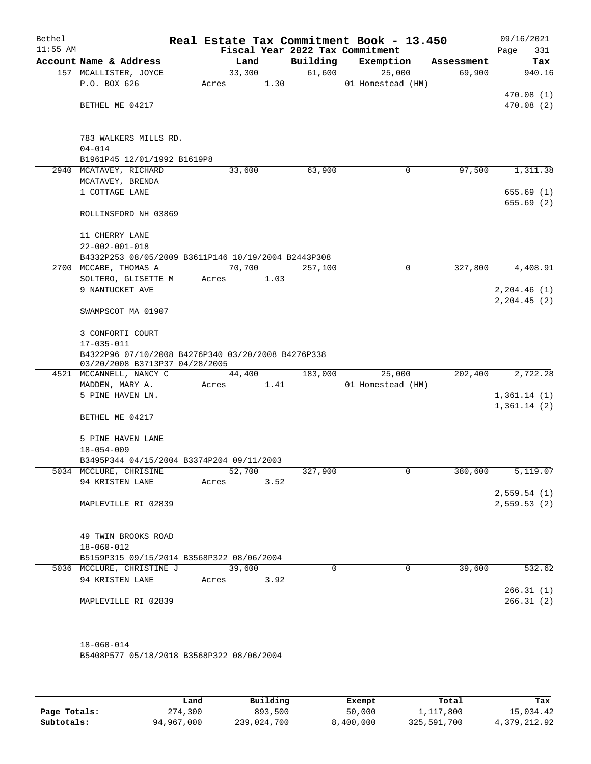# Real Estate Tax Commitment Book - 13.450

Bethel 11:55 AM — Fiscal Year 2022 Tax Commitment — 09/16/2021

| Account Name & Address | Land | Building | Exemption | Assessment | Tax |
|---|---|---|---|---|---|
| 157 MCALLISTER, JOYCE<br>P.O. BOX 626<br><br>BETHEL ME 04217<br><br>783 WALKERS MILLS RD.<br>04-014<br>B1961P45 12/01/1992 B1619P8 | 33,300<br>Acres 1.30 | 61,600 | 25,000<br>01 Homestead (HM) | 69,900 | 940.16<br><br>470.08 (1)<br>470.08 (2) |
| 2940 MCATAVEY, RICHARD<br>MCATAVEY, BRENDA<br>1 COTTAGE LANE<br><br>ROLLINSFORD NH 03869<br><br>11 CHERRY LANE<br>22-002-001-018<br>B4332P253 08/05/2009 B3611P146 10/19/2004 B2443P308 | 33,600 | 63,900 | 0 | 97,500 | 1,311.38<br><br>655.69 (1)<br>655.69 (2) |
| 2700 MCCABE, THOMAS A<br>SOLTERO, GLISETTE M<br>9 NANTUCKET AVE<br><br>SWAMPSCOT MA 01907<br><br>3 CONFORTI COURT<br>17-035-011<br>B4322P96 07/10/2008 B4276P340 03/20/2008 B4276P338 03/20/2008 B3713P37 04/28/2005 | 70,700<br>Acres 1.03 | 257,100 | 0 | 327,800 | 4,408.91<br><br>2,204.46 (1)<br>2,204.45 (2) |
| 4521 MCCANNELL, NANCY C<br>MADDEN, MARY A.<br>5 PINE HAVEN LN.<br><br>BETHEL ME 04217<br><br>5 PINE HAVEN LANE<br>18-054-009<br>B3495P344 04/15/2004 B3374P204 09/11/2003 | 44,400<br>Acres 1.41 | 183,000 | 25,000<br>01 Homestead (HM) | 202,400 | 2,722.28<br><br>1,361.14 (1)<br>1,361.14 (2) |
| 5034 MCCLURE, CHRISINE<br>94 KRISTEN LANE<br><br>MAPLEVILLE RI 02839<br><br>49 TWIN BROOKS ROAD<br>18-060-012<br>B5159P315 09/15/2014 B3568P322 08/06/2004 | 52,700<br>Acres 3.52 | 327,900 | 0 | 380,600 | 5,119.07<br><br>2,559.54 (1)<br>2,559.53 (2) |
| 5036 MCCLURE, CHRISTINE J<br>94 KRISTEN LANE<br><br>MAPLEVILLE RI 02839<br><br>18-060-014<br>B5408P577 05/18/2018 B3568P322 08/06/2004 | 39,600<br>Acres 3.92 | 0 | 0 | 39,600 | 532.62<br><br>266.31 (1)<br>266.31 (2) |

| | Land | Building | Exempt | Total | Tax |
|---|---|---|---|---|---|
| Page Totals: | 274,300 | 893,500 | 50,000 | 1,117,800 | 15,034.42 |
| Subtotals: | 94,967,000 | 239,024,700 | 8,400,000 | 325,591,700 | 4,379,212.92 |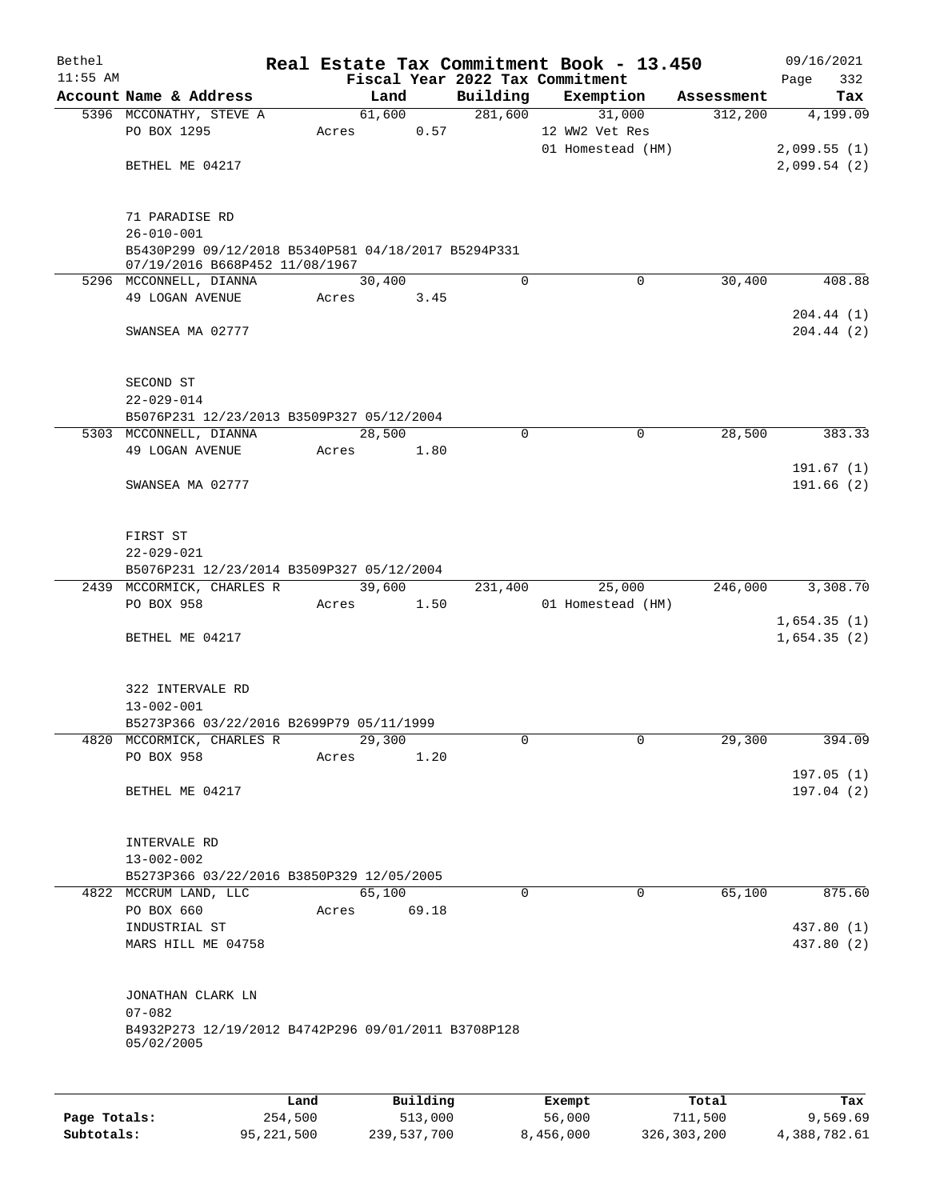# Real Estate Tax Commitment Book - 13.450

Bethel
11:55 AM

Fiscal Year 2022 Tax Commitment

09/16/2021
Page 332

| Account Name & Address | Land | Building | Exemption | Assessment | Tax |
|---|---|---|---|---|---|
| 5396 MCCONATHY, STEVE A | 61,600 | 281,600 | 31,000 | 312,200 | 4,199.09 |
| PO BOX 1295 | Acres 0.57 | | 12 WW2 Vet Res | | |
| | | | 01 Homestead (HM) | | 2,099.55 (1) |
| BETHEL ME 04217 | | | | | 2,099.54 (2) |
| 71 PARADISE RD | | | | | |
| 26-010-001 | | | | | |
| B5430P299 09/12/2018 B5340P581 04/18/2017 B5294P331 07/19/2016 B668P452 11/08/1967 | | | | | |
| 5296 MCCONNELL, DIANNA | 30,400 | 0 | 0 | 30,400 | 408.88 |
| 49 LOGAN AVENUE | Acres 3.45 | | | | |
| | | | | | 204.44 (1) |
| SWANSEA MA 02777 | | | | | 204.44 (2) |
| SECOND ST | | | | | |
| 22-029-014 | | | | | |
| B5076P231 12/23/2013 B3509P327 05/12/2004 | | | | | |
| 5303 MCCONNELL, DIANNA | 28,500 | 0 | 0 | 28,500 | 383.33 |
| 49 LOGAN AVENUE | Acres 1.80 | | | | |
| | | | | | 191.67 (1) |
| SWANSEA MA 02777 | | | | | 191.66 (2) |
| FIRST ST | | | | | |
| 22-029-021 | | | | | |
| B5076P231 12/23/2014 B3509P327 05/12/2004 | | | | | |
| 2439 MCCORMICK, CHARLES R | 39,600 | 231,400 | 25,000 | 246,000 | 3,308.70 |
| PO BOX 958 | Acres 1.50 | | 01 Homestead (HM) | | |
| | | | | | 1,654.35 (1) |
| BETHEL ME 04217 | | | | | 1,654.35 (2) |
| 322 INTERVALE RD | | | | | |
| 13-002-001 | | | | | |
| B5273P366 03/22/2016 B2699P79 05/11/1999 | | | | | |
| 4820 MCCORMICK, CHARLES R | 29,300 | 0 | 0 | 29,300 | 394.09 |
| PO BOX 958 | Acres 1.20 | | | | |
| | | | | | 197.05 (1) |
| BETHEL ME 04217 | | | | | 197.04 (2) |
| INTERVALE RD | | | | | |
| 13-002-002 | | | | | |
| B5273P366 03/22/2016 B3850P329 12/05/2005 | | | | | |
| 4822 MCCRUM LAND, LLC | 65,100 | 0 | 0 | 65,100 | 875.60 |
| PO BOX 660 | Acres 69.18 | | | | |
| INDUSTRIAL ST | | | | | 437.80 (1) |
| MARS HILL ME 04758 | | | | | 437.80 (2) |
| JONATHAN CLARK LN | | | | | |
| 07-082 | | | | | |
| B4932P273 12/19/2012 B4742P296 09/01/2011 B3708P128 05/02/2005 | | | | | |

| | Land | Building | Exempt | Total | Tax |
|---|---|---|---|---|---|
| Page Totals: | 254,500 | 513,000 | 56,000 | 711,500 | 9,569.69 |
| Subtotals: | 95,221,500 | 239,537,700 | 8,456,000 | 326,303,200 | 4,388,782.61 |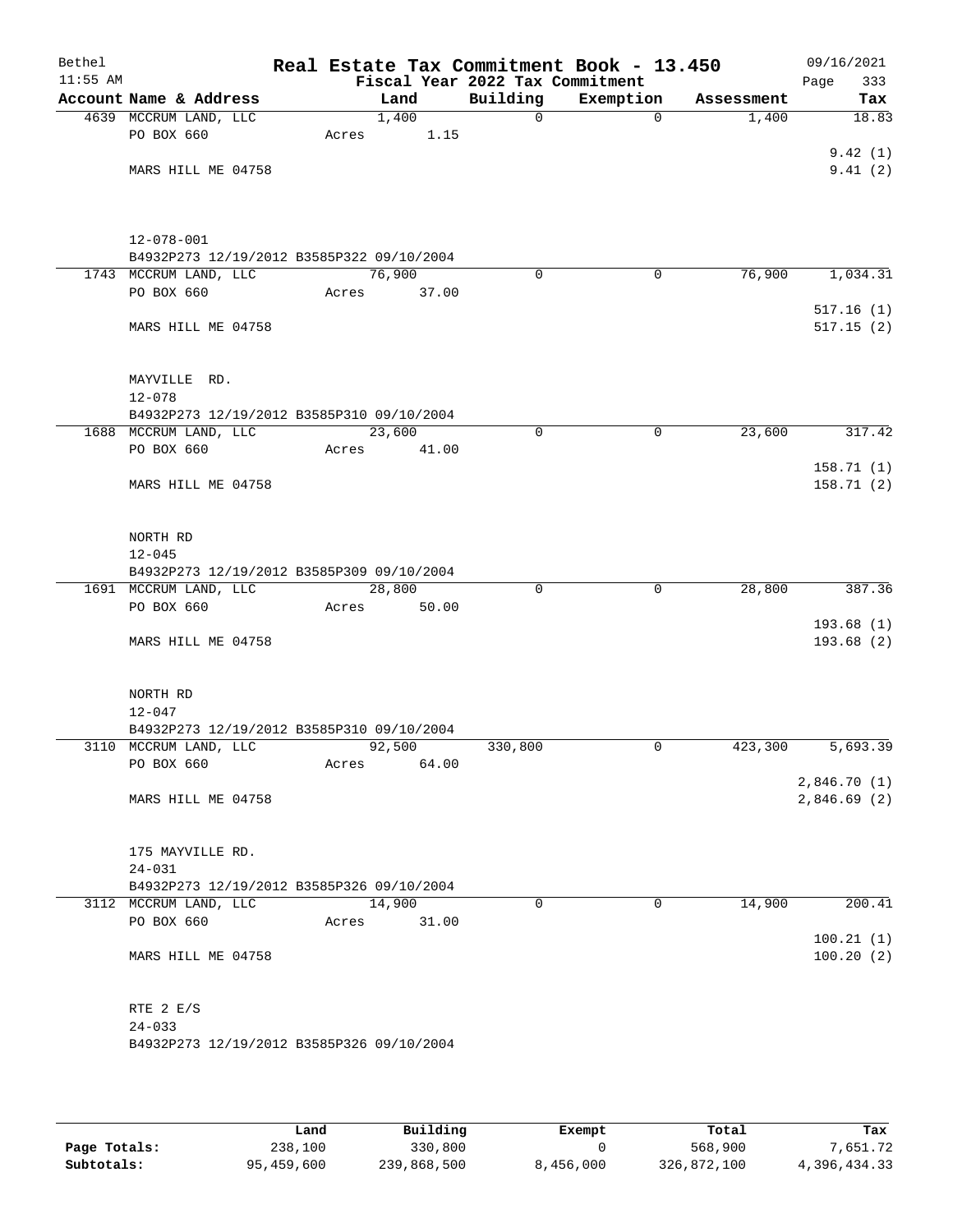Bethel 11:55 AM

# Real Estate Tax Commitment Book - 13.450

Fiscal Year 2022 Tax Commitment

09/16/2021 Page 333

| Account Name & Address | Land | Building | Exemption | Assessment | Tax |
|---|---|---|---|---|---|
| 4639 MCCRUM LAND, LLC | 1,400 | 0 | 0 | 1,400 | 18.83 |
| PO BOX 660 | Acres 1.15 | | | | |
| | | | | | 9.42 (1) |
| MARS HILL ME 04758 | | | | | 9.41 (2) |
| 12-078-001 | | | | | |
| B4932P273 12/19/2012 B3585P322 09/10/2004 | | | | | |
| 1743 MCCRUM LAND, LLC | 76,900 | 0 | 0 | 76,900 | 1,034.31 |
| PO BOX 660 | Acres 37.00 | | | | |
| | | | | | 517.16 (1) |
| MARS HILL ME 04758 | | | | | 517.15 (2) |
| MAYVILLE RD. | | | | | |
| 12-078 | | | | | |
| B4932P273 12/19/2012 B3585P310 09/10/2004 | | | | | |
| 1688 MCCRUM LAND, LLC | 23,600 | 0 | 0 | 23,600 | 317.42 |
| PO BOX 660 | Acres 41.00 | | | | |
| | | | | | 158.71 (1) |
| MARS HILL ME 04758 | | | | | 158.71 (2) |
| NORTH RD | | | | | |
| 12-045 | | | | | |
| B4932P273 12/19/2012 B3585P309 09/10/2004 | | | | | |
| 1691 MCCRUM LAND, LLC | 28,800 | 0 | 0 | 28,800 | 387.36 |
| PO BOX 660 | Acres 50.00 | | | | |
| | | | | | 193.68 (1) |
| MARS HILL ME 04758 | | | | | 193.68 (2) |
| NORTH RD | | | | | |
| 12-047 | | | | | |
| B4932P273 12/19/2012 B3585P310 09/10/2004 | | | | | |
| 3110 MCCRUM LAND, LLC | 92,500 | 330,800 | 0 | 423,300 | 5,693.39 |
| PO BOX 660 | Acres 64.00 | | | | |
| | | | | | 2,846.70 (1) |
| MARS HILL ME 04758 | | | | | 2,846.69 (2) |
| 175 MAYVILLE RD. | | | | | |
| 24-031 | | | | | |
| B4932P273 12/19/2012 B3585P326 09/10/2004 | | | | | |
| 3112 MCCRUM LAND, LLC | 14,900 | 0 | 0 | 14,900 | 200.41 |
| PO BOX 660 | Acres 31.00 | | | | |
| | | | | | 100.21 (1) |
| MARS HILL ME 04758 | | | | | 100.20 (2) |
| RTE 2 E/S | | | | | |
| 24-033 | | | | | |
| B4932P273 12/19/2012 B3585P326 09/10/2004 | | | | | |

| | Land | Building | Exempt | Total | Tax |
|---|---|---|---|---|---|
| Page Totals: | 238,100 | 330,800 | 0 | 568,900 | 7,651.72 |
| Subtotals: | 95,459,600 | 239,868,500 | 8,456,000 | 326,872,100 | 4,396,434.33 |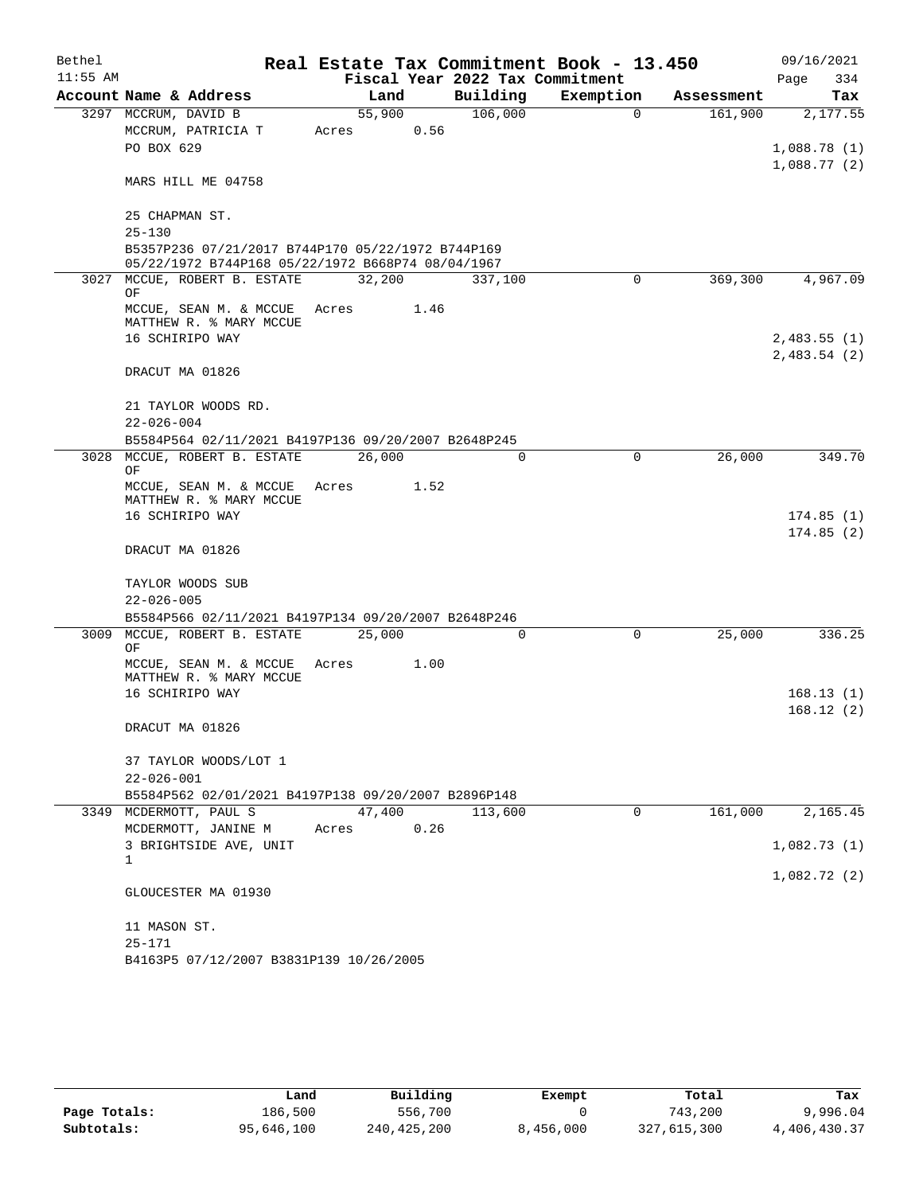Bethel 11:55 AM

# Real Estate Tax Commitment Book - 13.450

## Fiscal Year 2022 Tax Commitment

09/16/2021 Page 334

| Account Name & Address | Land | Building | Exemption | Assessment | Tax |
|---|---|---|---|---|---|
| 3297 MCCRUM, DAVID B | 55,900 | 106,000 | 0 | 161,900 | 2,177.55 |
| MCCRUM, PATRICIA T | Acres 0.56 | | | | |
| PO BOX 629 | | | | | 1,088.78 (1) |
| | | | | | 1,088.77 (2) |
| MARS HILL ME 04758 | | | | | |
| 25 CHAPMAN ST. | | | | | |
| 25-130 | | | | | |
| B5357P236 07/21/2017 B744P170 05/22/1972 B744P169 05/22/1972 B744P168 05/22/1972 B668P74 08/04/1967 | | | | | |
| 3027 MCCUE, ROBERT B. ESTATE OF | 32,200 | 337,100 | 0 | 369,300 | 4,967.09 |
| MCCUE, SEAN M. & MCCUE MATTHEW R. % MARY MCCUE | Acres 1.46 | | | | |
| 16 SCHIRIPO WAY | | | | | 2,483.55 (1) |
| | | | | | 2,483.54 (2) |
| DRACUT MA 01826 | | | | | |
| 21 TAYLOR WOODS RD. | | | | | |
| 22-026-004 | | | | | |
| B5584P564 02/11/2021 B4197P136 09/20/2007 B2648P245 | | | | | |
| 3028 MCCUE, ROBERT B. ESTATE OF | 26,000 | 0 | 0 | 26,000 | 349.70 |
| MCCUE, SEAN M. & MCCUE MATTHEW R. % MARY MCCUE | Acres 1.52 | | | | |
| 16 SCHIRIPO WAY | | | | | 174.85 (1) |
| | | | | | 174.85 (2) |
| DRACUT MA 01826 | | | | | |
| TAYLOR WOODS SUB | | | | | |
| 22-026-005 | | | | | |
| B5584P566 02/11/2021 B4197P134 09/20/2007 B2648P246 | | | | | |
| 3009 MCCUE, ROBERT B. ESTATE OF | 25,000 | 0 | 0 | 25,000 | 336.25 |
| MCCUE, SEAN M. & MCCUE MATTHEW R. % MARY MCCUE | Acres 1.00 | | | | |
| 16 SCHIRIPO WAY | | | | | 168.13 (1) |
| | | | | | 168.12 (2) |
| DRACUT MA 01826 | | | | | |
| 37 TAYLOR WOODS/LOT 1 | | | | | |
| 22-026-001 | | | | | |
| B5584P562 02/01/2021 B4197P138 09/20/2007 B2896P148 | | | | | |
| 3349 MCDERMOTT, PAUL S | 47,400 | 113,600 | 0 | 161,000 | 2,165.45 |
| MCDERMOTT, JANINE M | Acres 0.26 | | | | |
| 3 BRIGHTSIDE AVE, UNIT 1 | | | | | 1,082.73 (1) |
| | | | | | 1,082.72 (2) |
| GLOUCESTER MA 01930 | | | | | |
| 11 MASON ST. | | | | | |
| 25-171 | | | | | |
| B4163P5 07/12/2007 B3831P139 10/26/2005 | | | | | |

| | Land | Building | Exempt | Total | Tax |
|---|---|---|---|---|---|
| Page Totals: | 186,500 | 556,700 | 0 | 743,200 | 9,996.04 |
| Subtotals: | 95,646,100 | 240,425,200 | 8,456,000 | 327,615,300 | 4,406,430.37 |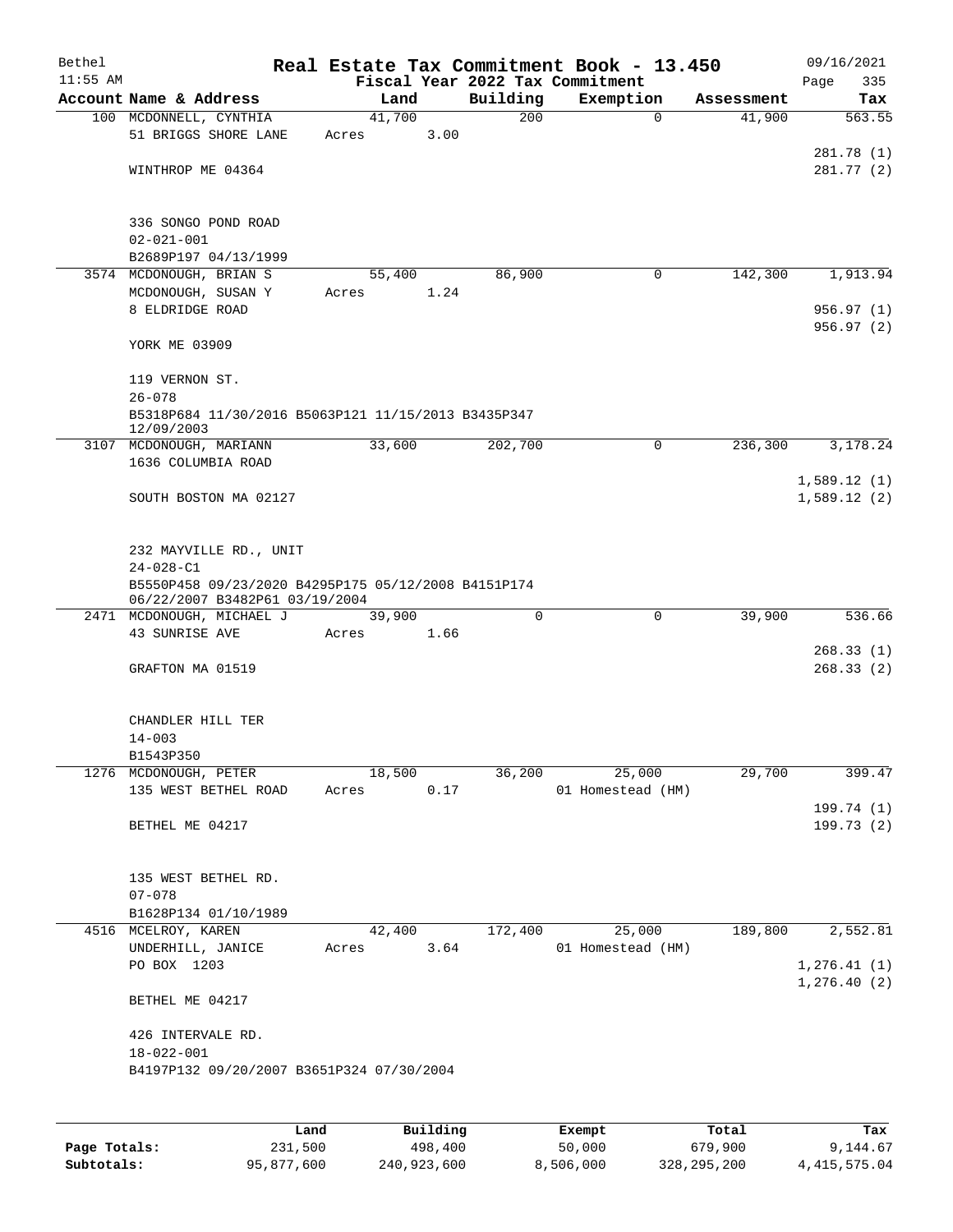Bethel 11:55 AM

# Real Estate Tax Commitment Book - 13.450

Fiscal Year 2022 Tax Commitment

09/16/2021 Page 335

| Account | Name & Address | Land | Building | Exemption | Assessment | Tax |
|---|---|---|---|---|---|---|
| 100 | MCDONNELL, CYNTHIA<br>51 BRIGGS SHORE LANE<br><br>WINTHROP ME 04364<br><br>336 SONGO POND ROAD<br>02-021-001<br>B2689P197 04/13/1999 | 41,700<br>Acres 3.00 | 200 | 0 | 41,900 | 563.55<br><br>281.78 (1)<br>281.77 (2) |
| 3574 | MCDONOUGH, BRIAN S<br>MCDONOUGH, SUSAN Y<br>8 ELDRIDGE ROAD<br><br>YORK ME 03909<br><br>119 VERNON ST.<br>26-078<br>B5318P684 11/30/2016 B5063P121 11/15/2013 B3435P347 12/09/2003 | 55,400<br>Acres 1.24 | 86,900 | 0 | 142,300 | 1,913.94<br><br>956.97 (1)<br>956.97 (2) |
| 3107 | MCDONOUGH, MARIANN<br>1636 COLUMBIA ROAD<br><br>SOUTH BOSTON MA 02127<br><br>232 MAYVILLE RD., UNIT<br>24-028-C1<br>B5550P458 09/23/2020 B4295P175 05/12/2008 B4151P174 06/22/2007 B3482P61 03/19/2004 | 33,600 | 202,700 | 0 | 236,300 | 3,178.24<br><br>1,589.12 (1)<br>1,589.12 (2) |
| 2471 | MCDONOUGH, MICHAEL J<br>43 SUNRISE AVE<br><br>GRAFTON MA 01519<br><br>CHANDLER HILL TER<br>14-003<br>B1543P350 | 39,900<br>Acres 1.66 | 0 | 0 | 39,900 | 536.66<br><br>268.33 (1)<br>268.33 (2) |
| 1276 | MCDONOUGH, PETER<br>135 WEST BETHEL ROAD<br><br>BETHEL ME 04217<br><br>135 WEST BETHEL RD.<br>07-078<br>B1628P134 01/10/1989 | 18,500<br>Acres 0.17 | 36,200 | 25,000<br>01 Homestead (HM) | 29,700 | 399.47<br><br>199.74 (1)<br>199.73 (2) |
| 4516 | MCELROY, KAREN<br>UNDERHILL, JANICE<br>PO BOX 1203<br><br>BETHEL ME 04217<br><br>426 INTERVALE RD.<br>18-022-001<br>B4197P132 09/20/2007 B3651P324 07/30/2004 | 42,400<br>Acres 3.64 | 172,400 | 25,000<br>01 Homestead (HM) | 189,800 | 2,552.81<br><br>1,276.41 (1)<br>1,276.40 (2) |

| | Land | Building | Exempt | Total | Tax |
|---|---|---|---|---|---|
| Page Totals: | 231,500 | 498,400 | 50,000 | 679,900 | 9,144.67 |
| Subtotals: | 95,877,600 | 240,923,600 | 8,506,000 | 328,295,200 | 4,415,575.04 |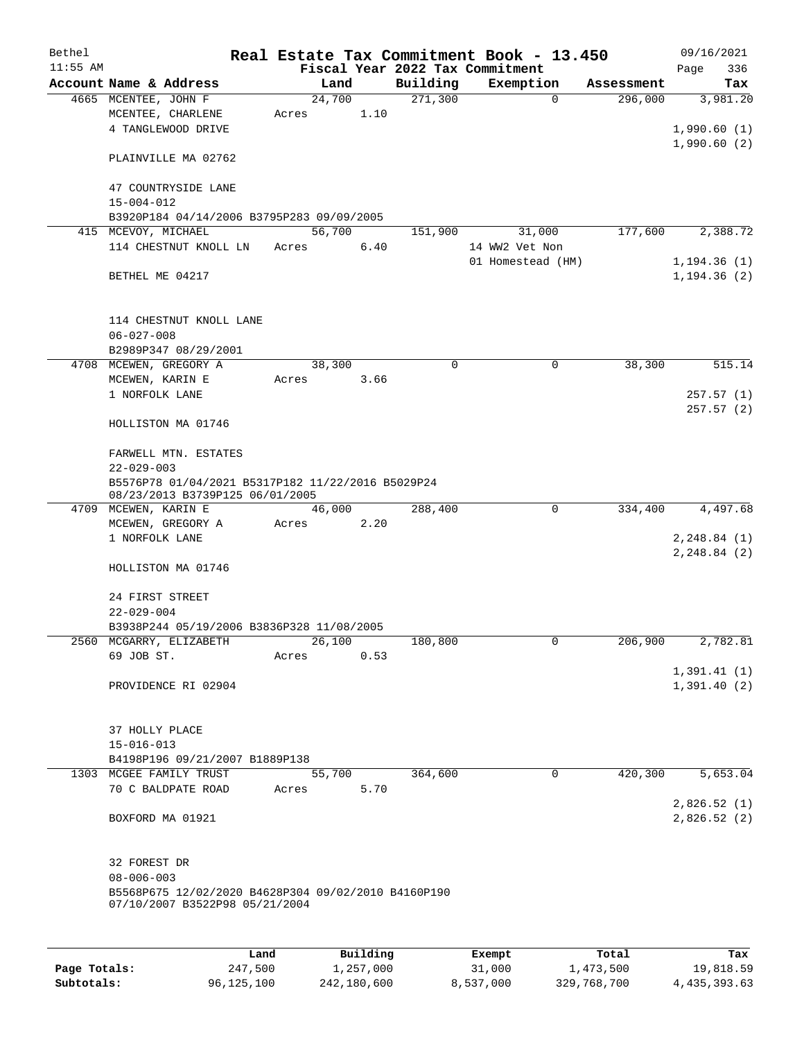# Real Estate Tax Commitment Book - 13.450

Bethel 11:55 AM — Fiscal Year 2022 Tax Commitment — 09/16/2021

| Account Name & Address | Land | Building | Exemption | Assessment | Tax |
|---|---|---|---|---|---|
| 4665 MCENTEE, JOHN F | 24,700 | 271,300 | 0 | 296,000 | 3,981.20 |
| MCENTEE, CHARLENE | Acres 1.10 | | | | |
| 4 TANGLEWOOD DRIVE | | | | | 1,990.60 (1) |
| | | | | | 1,990.60 (2) |
| PLAINVILLE MA 02762 | | | | | |
| 47 COUNTRYSIDE LANE | | | | | |
| 15-004-012 | | | | | |
| B3920P184 04/14/2006 B3795P283 09/09/2005 | | | | | |
| 415 MCEVOY, MICHAEL | 56,700 | 151,900 | 31,000 | 177,600 | 2,388.72 |
| 114 CHESTNUT KNOLL LN | Acres 6.40 | | 14 WW2 Vet Non | | |
| | | | 01 Homestead (HM) | | 1,194.36 (1) |
| BETHEL ME 04217 | | | | | 1,194.36 (2) |
| 114 CHESTNUT KNOLL LANE | | | | | |
| 06-027-008 | | | | | |
| B2989P347 08/29/2001 | | | | | |
| 4708 MCEWEN, GREGORY A | 38,300 | 0 | 0 | 38,300 | 515.14 |
| MCEWEN, KARIN E | Acres 3.66 | | | | |
| 1 NORFOLK LANE | | | | | 257.57 (1) |
| | | | | | 257.57 (2) |
| HOLLISTON MA 01746 | | | | | |
| FARWELL MTN. ESTATES | | | | | |
| 22-029-003 | | | | | |
| B5576P78 01/04/2021 B5317P182 11/22/2016 B5029P24 08/23/2013 B3739P125 06/01/2005 | | | | | |
| 4709 MCEWEN, KARIN E | 46,000 | 288,400 | 0 | 334,400 | 4,497.68 |
| MCEWEN, GREGORY A | Acres 2.20 | | | | |
| 1 NORFOLK LANE | | | | | 2,248.84 (1) |
| | | | | | 2,248.84 (2) |
| HOLLISTON MA 01746 | | | | | |
| 24 FIRST STREET | | | | | |
| 22-029-004 | | | | | |
| B3938P244 05/19/2006 B3836P328 11/08/2005 | | | | | |
| 2560 MCGARRY, ELIZABETH | 26,100 | 180,800 | 0 | 206,900 | 2,782.81 |
| 69 JOB ST. | Acres 0.53 | | | | |
| | | | | | 1,391.41 (1) |
| PROVIDENCE RI 02904 | | | | | 1,391.40 (2) |
| 37 HOLLY PLACE | | | | | |
| 15-016-013 | | | | | |
| B4198P196 09/21/2007 B1889P138 | | | | | |
| 1303 MCGEE FAMILY TRUST | 55,700 | 364,600 | 0 | 420,300 | 5,653.04 |
| 70 C BALDPATE ROAD | Acres 5.70 | | | | |
| | | | | | 2,826.52 (1) |
| BOXFORD MA 01921 | | | | | 2,826.52 (2) |
| 32 FOREST DR | | | | | |
| 08-006-003 | | | | | |
| B5568P675 12/02/2020 B4628P304 09/02/2010 B4160P190 07/10/2007 B3522P98 05/21/2004 | | | | | |

| | Land | Building | Exempt | Total | Tax |
|---|---|---|---|---|---|
| Page Totals: | 247,500 | 1,257,000 | 31,000 | 1,473,500 | 19,818.59 |
| Subtotals: | 96,125,100 | 242,180,600 | 8,537,000 | 329,768,700 | 4,435,393.63 |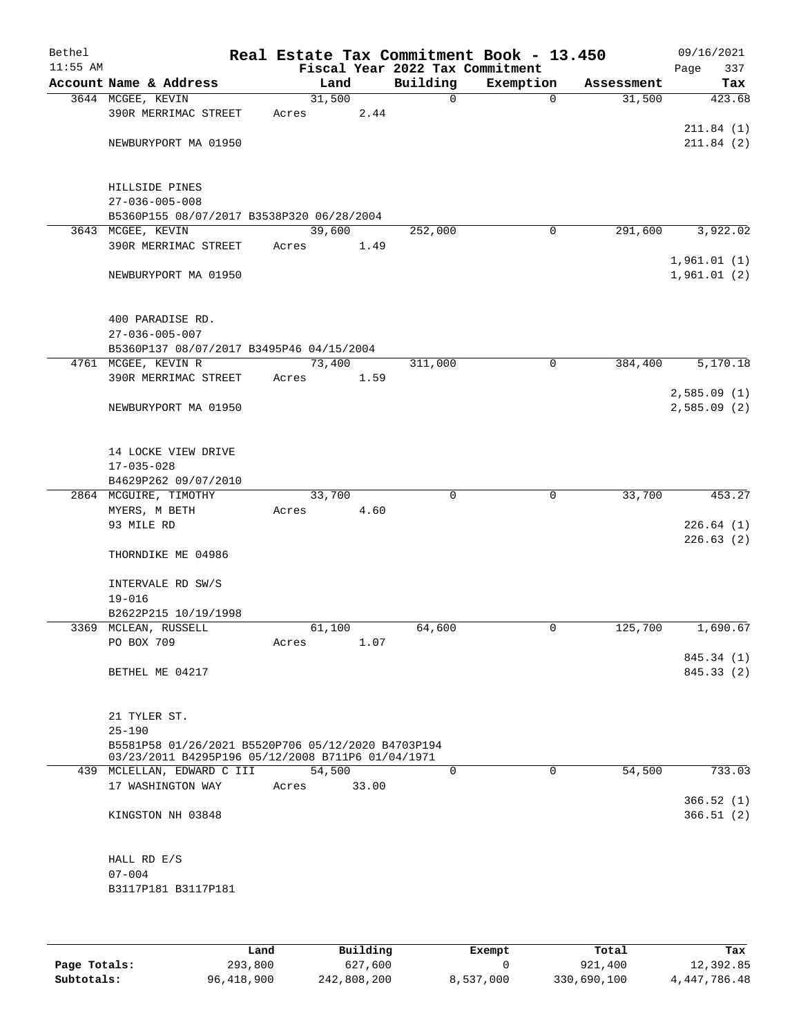Bethel 11:55 AM

# Real Estate Tax Commitment Book - 13.450

Fiscal Year 2022 Tax Commitment

09/16/2021 Page 337

| Account | Name & Address | Land | Building | Exemption | Assessment | Tax |
|---|---|---|---|---|---|---|
| 3644 | MCGEE, KEVIN<br>390R MERRIMAC STREET<br><br>NEWBURYPORT MA 01950<br><br>HILLSIDE PINES<br>27-036-005-008<br>B5360P155 08/07/2017 B3538P320 06/28/2004 | 31,500<br>Acres 2.44 | 0 | 0 | 31,500 | 423.68<br><br>211.84 (1)<br>211.84 (2) |
| 3643 | MCGEE, KEVIN<br>390R MERRIMAC STREET<br><br>NEWBURYPORT MA 01950<br><br>400 PARADISE RD.<br>27-036-005-007<br>B5360P137 08/07/2017 B3495P46 04/15/2004 | 39,600<br>Acres 1.49 | 252,000 | 0 | 291,600 | 3,922.02<br><br>1,961.01 (1)<br>1,961.01 (2) |
| 4761 | MCGEE, KEVIN R<br>390R MERRIMAC STREET<br><br>NEWBURYPORT MA 01950<br><br>14 LOCKE VIEW DRIVE<br>17-035-028<br>B4629P262 09/07/2010 | 73,400<br>Acres 1.59 | 311,000 | 0 | 384,400 | 5,170.18<br><br>2,585.09 (1)<br>2,585.09 (2) |
| 2864 | MCGUIRE, TIMOTHY<br>MYERS, M BETH<br>93 MILE RD<br><br>THORNDIKE ME 04986<br><br>INTERVALE RD SW/S<br>19-016<br>B2622P215 10/19/1998 | 33,700<br>Acres 4.60 | 0 | 0 | 33,700 | 453.27<br><br>226.64 (1)<br>226.63 (2) |
| 3369 | MCLEAN, RUSSELL<br>PO BOX 709<br><br>BETHEL ME 04217<br><br>21 TYLER ST.<br>25-190<br>B5581P58 01/26/2021 B5520P706 05/12/2020 B4703P194 03/23/2011 B4295P196 05/12/2008 B711P6 01/04/1971 | 61,100<br>Acres 1.07 | 64,600 | 0 | 125,700 | 1,690.67<br><br>845.34 (1)<br>845.33 (2) |
| 439 | MCLELLAN, EDWARD C III<br>17 WASHINGTON WAY<br><br>KINGSTON NH 03848<br><br>HALL RD E/S<br>07-004<br>B3117P181 B3117P181 | 54,500<br>Acres 33.00 | 0 | 0 | 54,500 | 733.03<br><br>366.52 (1)<br>366.51 (2) |

| | Land | Building | Exempt | Total | Tax |
|---|---|---|---|---|---|
| Page Totals: | 293,800 | 627,600 | 0 | 921,400 | 12,392.85 |
| Subtotals: | 96,418,900 | 242,808,200 | 8,537,000 | 330,690,100 | 4,447,786.48 |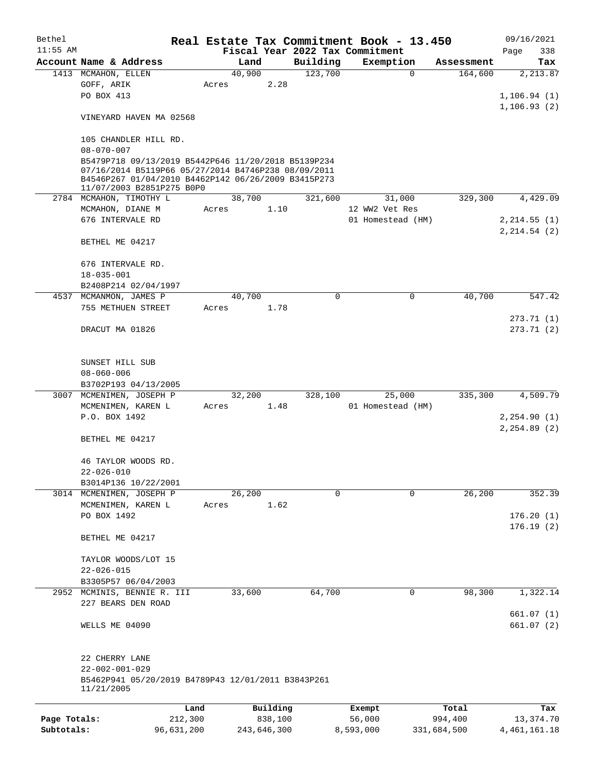# Real Estate Tax Commitment Book - 13.450

Bethel
11:55 AM

Fiscal Year 2022 Tax Commitment

09/16/2021
Page 338

| Account Name & Address | Land | Building | Exemption | Assessment | Tax |
|---|---|---|---|---|---|
| 1413 MCMAHON, ELLEN<br>GOFF, ARIK<br>PO BOX 413<br><br>VINEYARD HAVEN MA 02568<br><br>105 CHANDLER HILL RD.<br>08-070-007<br>B5479P718 09/13/2019 B5442P646 11/20/2018 B5139P234 07/16/2014 B5119P66 05/27/2014 B4746P238 08/09/2011 B4546P267 01/04/2010 B4462P142 06/26/2009 B3415P273 11/07/2003 B2851P275 B0P0 | 40,900<br>Acres 2.28 | 123,700 | 0 | 164,600 | 2,213.87<br><br>1,106.94 (1)<br>1,106.93 (2) |
| 2784 MCMAHON, TIMOTHY L<br>MCMAHON, DIANE M<br>676 INTERVALE RD<br><br>BETHEL ME 04217<br><br>676 INTERVALE RD.<br>18-035-001<br>B2408P214 02/04/1997 | 38,700<br>Acres 1.10 | 321,600 | 31,000<br>12 WW2 Vet Res<br>01 Homestead (HM) | 329,300 | 4,429.09<br><br>2,214.55 (1)<br>2,214.54 (2) |
| 4537 MCMANMON, JAMES P<br>755 METHUEN STREET<br><br>DRACUT MA 01826<br><br>SUNSET HILL SUB<br>08-060-006<br>B3702P193 04/13/2005 | 40,700<br>Acres 1.78 | 0 | 0 | 40,700 | 547.42<br><br>273.71 (1)<br>273.71 (2) |
| 3007 MCMENIMEN, JOSEPH P<br>MCMENIMEN, KAREN L<br>P.O. BOX 1492<br><br>BETHEL ME 04217<br><br>46 TAYLOR WOODS RD.<br>22-026-010<br>B3014P136 10/22/2001 | 32,200<br>Acres 1.48 | 328,100 | 25,000<br>01 Homestead (HM) | 335,300 | 4,509.79<br><br>2,254.90 (1)<br>2,254.89 (2) |
| 3014 MCMENIMEN, JOSEPH P<br>MCMENIMEN, KAREN L<br>PO BOX 1492<br><br>BETHEL ME 04217<br><br>TAYLOR WOODS/LOT 15<br>22-026-015<br>B3305P57 06/04/2003 | 26,200<br>Acres 1.62 | 0 | 0 | 26,200 | 352.39<br><br>176.20 (1)<br>176.19 (2) |
| 2952 MCMINIS, BENNIE R. III<br>227 BEARS DEN ROAD<br><br>WELLS ME 04090<br><br>22 CHERRY LANE<br>22-002-001-029<br>B5462P941 05/20/2019 B4789P43 12/01/2011 B3843P261 11/21/2005 | 33,600 | 64,700 | 0 | 98,300 | 1,322.14<br><br>661.07 (1)<br>661.07 (2) |

| | Land | Building | Exempt | Total | Tax |
|---|---|---|---|---|---|
| Page Totals: | 212,300 | 838,100 | 56,000 | 994,400 | 13,374.70 |
| Subtotals: | 96,631,200 | 243,646,300 | 8,593,000 | 331,684,500 | 4,461,161.18 |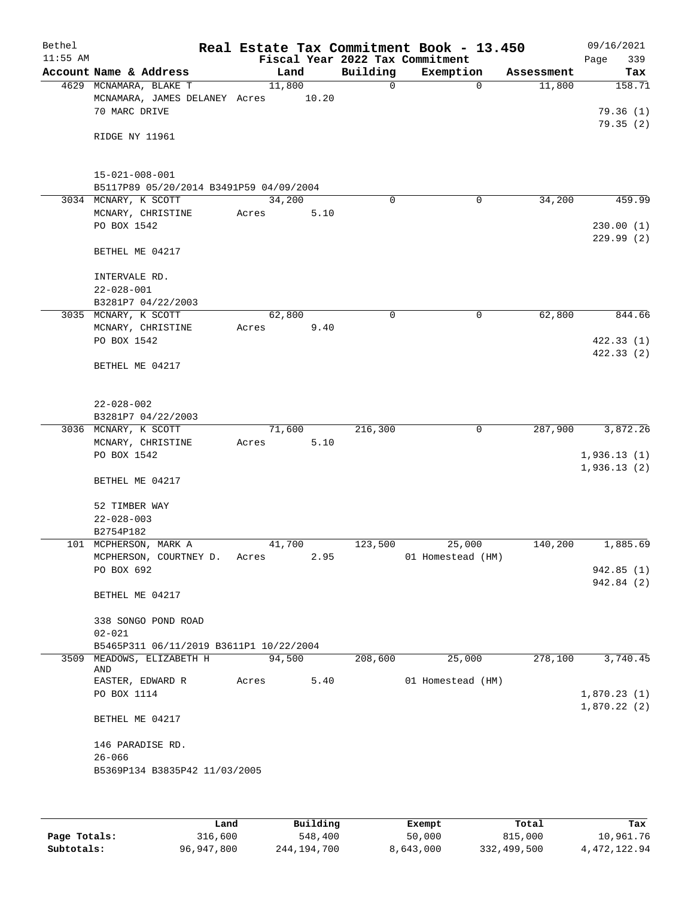# Real Estate Tax Commitment Book - 13.450

Bethel
11:55 AM

Fiscal Year 2022 Tax Commitment

09/16/2021
Page 339

| Account | Name & Address | Land | Building | Exemption | Assessment | Tax |
|---|---|---|---|---|---|---|
| 4629 | MCNAMARA, BLAKE T<br>MCNAMARA, JAMES DELANEY<br>70 MARC DRIVE<br><br>RIDGE NY 11961<br><br>15-021-008-001<br>B5117P89 05/20/2014 B3491P59 04/09/2004 | 11,800<br>Acres 10.20 | 0 | 0 | 11,800 | 158.71<br><br>79.36 (1)<br>79.35 (2) |
| 3034 | MCNARY, K SCOTT<br>MCNARY, CHRISTINE<br>PO BOX 1542<br><br>BETHEL ME 04217<br><br>INTERVALE RD.<br>22-028-001<br>B3281P7 04/22/2003 | 34,200<br>Acres 5.10 | 0 | 0 | 34,200 | 459.99<br><br>230.00 (1)<br>229.99 (2) |
| 3035 | MCNARY, K SCOTT<br>MCNARY, CHRISTINE<br>PO BOX 1542<br><br>BETHEL ME 04217<br><br>22-028-002<br>B3281P7 04/22/2003 | 62,800<br>Acres 9.40 | 0 | 0 | 62,800 | 844.66<br><br>422.33 (1)<br>422.33 (2) |
| 3036 | MCNARY, K SCOTT<br>MCNARY, CHRISTINE<br>PO BOX 1542<br><br>BETHEL ME 04217<br><br>52 TIMBER WAY<br>22-028-003<br>B2754P182 | 71,600<br>Acres 5.10 | 216,300 | 0 | 287,900 | 3,872.26<br><br>1,936.13 (1)<br>1,936.13 (2) |
| 101 | MCPHERSON, MARK A<br>MCPHERSON, COURTNEY D.<br>PO BOX 692<br><br>BETHEL ME 04217<br><br>338 SONGO POND ROAD<br>02-021<br>B5465P311 06/11/2019 B3611P1 10/22/2004 | 41,700<br>Acres 2.95 | 123,500 | 25,000<br>01 Homestead (HM) | 140,200 | 1,885.69<br><br>942.85 (1)<br>942.84 (2) |
| 3509 | MEADOWS, ELIZABETH H AND<br>EASTER, EDWARD R<br>PO BOX 1114<br><br>BETHEL ME 04217<br><br>146 PARADISE RD.<br>26-066<br>B5369P134 B3835P42 11/03/2005 | 94,500<br>Acres 5.40 | 208,600 | 25,000<br>01 Homestead (HM) | 278,100 | 3,740.45<br><br>1,870.23 (1)<br>1,870.22 (2) |

| | Land | Building | Exempt | Total | Tax |
|---|---|---|---|---|---|
| **Page Totals:** | 316,600 | 548,400 | 50,000 | 815,000 | 10,961.76 |
| **Subtotals:** | 96,947,800 | 244,194,700 | 8,643,000 | 332,499,500 | 4,472,122.94 |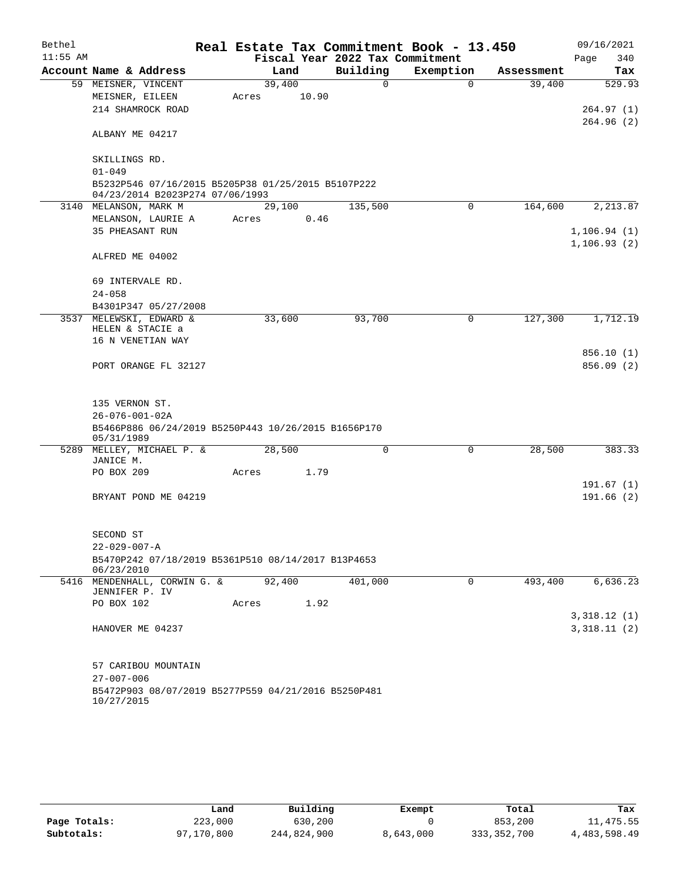# Real Estate Tax Commitment Book - 13.450

Bethel 11:55 AM — Fiscal Year 2022 Tax Commitment — 09/16/2021 Page 340

| Account Name & Address | Land | Building | Exemption | Assessment | Tax |
|---|---|---|---|---|---|
| 59 MEISNER, VINCENT<br>MEISNER, EILEEN<br>214 SHAMROCK ROAD<br><br>ALBANY ME 04217<br><br>SKILLINGS RD.<br>01-049<br>B5232P546 07/16/2015 B5205P38 01/25/2015 B5107P222 04/23/2014 B2023P274 07/06/1993 | 39,400<br>Acres 10.90 | 0 | 0 | 39,400 | 529.93<br><br>264.97 (1)<br>264.96 (2) |
| 3140 MELANSON, MARK M<br>MELANSON, LAURIE A<br>35 PHEASANT RUN<br><br>ALFRED ME 04002<br><br>69 INTERVALE RD.<br>24-058<br>B4301P347 05/27/2008 | 29,100<br>Acres 0.46 | 135,500 | 0 | 164,600 | 2,213.87<br><br>1,106.94 (1)<br>1,106.93 (2) |
| 3537 MELEWSKI, EDWARD &<br>HELEN & STACIE a<br>16 N VENETIAN WAY<br><br>PORT ORANGE FL 32127<br><br>135 VERNON ST.<br>26-076-001-02A<br>B5466P886 06/24/2019 B5250P443 10/26/2015 B1656P170 05/31/1989 | 33,600 | 93,700 | 0 | 127,300 | 1,712.19<br><br>856.10 (1)<br>856.09 (2) |
| 5289 MELLEY, MICHAEL P. &<br>JANICE M.<br>PO BOX 209<br><br>BRYANT POND ME 04219<br><br>SECOND ST<br>22-029-007-A<br>B5470P242 07/18/2019 B5361P510 08/14/2017 B13P4653 06/23/2010 | 28,500<br>Acres 1.79 | 0 | 0 | 28,500 | 383.33<br><br>191.67 (1)<br>191.66 (2) |
| 5416 MENDENHALL, CORWIN G. &<br>JENNIFER P. IV<br>PO BOX 102<br><br>HANOVER ME 04237<br><br>57 CARIBOU MOUNTAIN<br>27-007-006<br>B5472P903 08/07/2019 B5277P559 04/21/2016 B5250P481 10/27/2015 | 92,400<br>Acres 1.92 | 401,000 | 0 | 493,400 | 6,636.23<br><br>3,318.12 (1)<br>3,318.11 (2) |

| | Land | Building | Exempt | Total | Tax |
|---|---|---|---|---|---|
| Page Totals: | 223,000 | 630,200 | 0 | 853,200 | 11,475.55 |
| Subtotals: | 97,170,800 | 244,824,900 | 8,643,000 | 333,352,700 | 4,483,598.49 |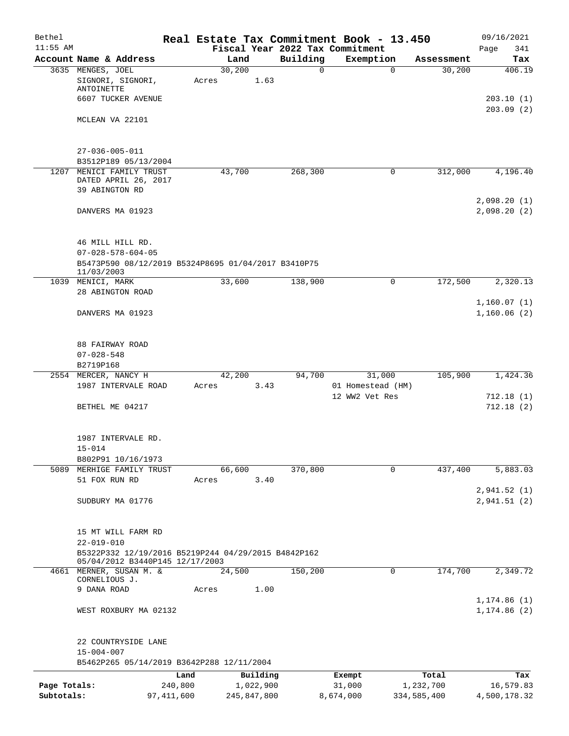# Real Estate Tax Commitment Book - 13.450

Bethel 11:55 AM — Fiscal Year 2022 Tax Commitment — 09/16/2021

| Account Name & Address | Land | Building | Exemption | Assessment | Tax |
|---|---|---|---|---|---|
| 3635 MENGES, JOEL<br>SIGNORI, SIGNORI, ANTOINETTE<br>6607 TUCKER AVENUE<br>MCLEAN VA 22101<br>27-036-005-011<br>B3512P189 05/13/2004 | 30,200<br>Acres 1.63 | 0 | 0 | 30,200 | 406.19<br>203.10 (1)<br>203.09 (2) |
| 1207 MENICI FAMILY TRUST DATED APRIL 26, 2017<br>39 ABINGTON RD<br>DANVERS MA 01923<br>46 MILL HILL RD.<br>07-028-578-604-05<br>B5473P590 08/12/2019 B5324P8695 01/04/2017 B3410P75 11/03/2003 | 43,700 | 268,300 | 0 | 312,000 | 4,196.40<br>2,098.20 (1)<br>2,098.20 (2) |
| 1039 MENICI, MARK<br>28 ABINGTON ROAD<br>DANVERS MA 01923<br>88 FAIRWAY ROAD<br>07-028-548<br>B2719P168 | 33,600 | 138,900 | 0 | 172,500 | 2,320.13<br>1,160.07 (1)<br>1,160.06 (2) |
| 2554 MERCER, NANCY H<br>1987 INTERVALE ROAD<br>BETHEL ME 04217<br>1987 INTERVALE RD.<br>15-014<br>B802P91 10/16/1973 | 42,200<br>Acres 3.43 | 94,700 | 31,000<br>01 Homestead (HM)<br>12 WW2 Vet Res | 105,900 | 1,424.36<br>712.18 (1)<br>712.18 (2) |
| 5089 MERHIGE FAMILY TRUST<br>51 FOX RUN RD<br>SUDBURY MA 01776<br>15 MT WILL FARM RD<br>22-019-010<br>B5322P332 12/19/2016 B5219P244 04/29/2015 B4842P162 05/04/2012 B3440P145 12/17/2003 | 66,600<br>Acres 3.40 | 370,800 | 0 | 437,400 | 5,883.03<br>2,941.52 (1)<br>2,941.51 (2) |
| 4661 MERNER, SUSAN M. & CORNELIOUS J.<br>9 DANA ROAD<br>WEST ROXBURY MA 02132<br>22 COUNTRYSIDE LANE<br>15-004-007<br>B5462P265 05/14/2019 B3642P288 12/11/2004 | 24,500<br>Acres 1.00 | 150,200 | 0 | 174,700 | 2,349.72<br>1,174.86 (1)<br>1,174.86 (2) |

| | Land | Building | Exempt | Total | Tax |
|---|---|---|---|---|---|
| Page Totals: | 240,800 | 1,022,900 | 31,000 | 1,232,700 | 16,579.83 |
| Subtotals: | 97,411,600 | 245,847,800 | 8,674,000 | 334,585,400 | 4,500,178.32 |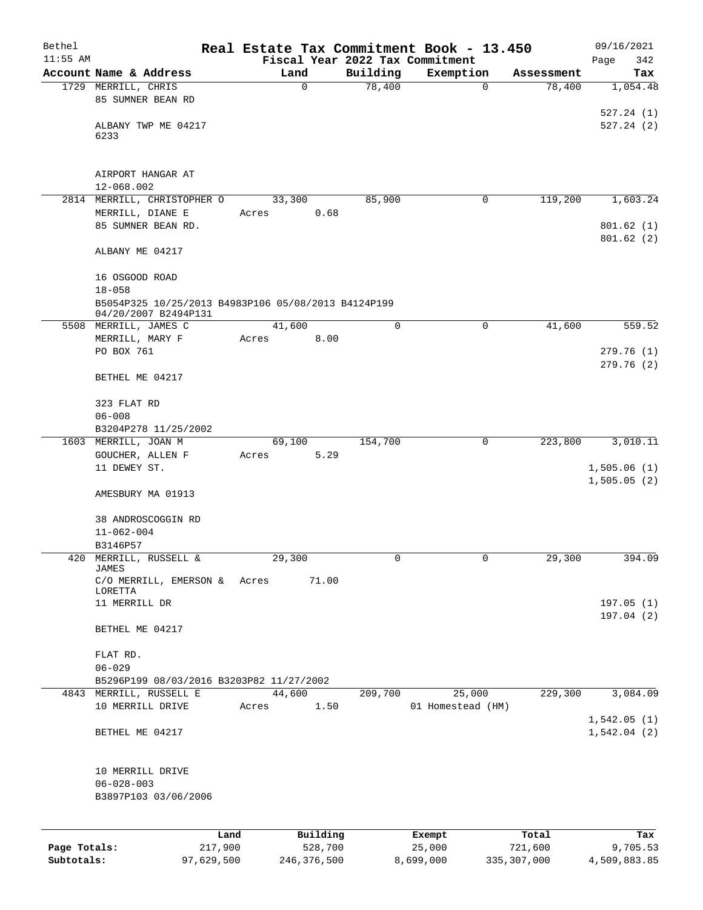Bethel 11:55 AM

# Real Estate Tax Commitment Book - 13.450

Fiscal Year 2022 Tax Commitment

09/16/2021 Page 342

| Account Name & Address | Land | Building | Exemption | Assessment | Tax |
|---|---|---|---|---|---|
| 1729 MERRILL, CHRIS<br>85 SUMNER BEAN RD<br><br>ALBANY TWP ME 04217<br>6233<br><br>AIRPORT HANGAR AT<br>12-068.002 | 0 | 78,400 | 0 | 78,400 | 1,054.48<br><br>527.24 (1)<br>527.24 (2) |
| 2814 MERRILL, CHRISTOPHER O<br>MERRILL, DIANE E<br>85 SUMNER BEAN RD.<br><br>ALBANY ME 04217<br><br>16 OSGOOD ROAD<br>18-058<br>B5054P325 10/25/2013 B4983P106 05/08/2013 B4124P199 04/20/2007 B2494P131 | 33,300<br>Acres 0.68 | 85,900 | 0 | 119,200 | 1,603.24<br><br>801.62 (1)<br>801.62 (2) |
| 5508 MERRILL, JAMES C<br>MERRILL, MARY F<br>PO BOX 761<br><br>BETHEL ME 04217<br><br>323 FLAT RD<br>06-008<br>B3204P278 11/25/2002 | 41,600<br>Acres 8.00 | 0 | 0 | 41,600 | 559.52<br><br>279.76 (1)<br>279.76 (2) |
| 1603 MERRILL, JOAN M<br>GOUCHER, ALLEN F<br>11 DEWEY ST.<br><br>AMESBURY MA 01913<br><br>38 ANDROSCOGGIN RD<br>11-062-004<br>B3146P57 | 69,100<br>Acres 5.29 | 154,700 | 0 | 223,800 | 3,010.11<br><br>1,505.06 (1)<br>1,505.05 (2) |
| 420 MERRILL, RUSSELL & JAMES<br>C/O MERRILL, EMERSON & LORETTA<br>11 MERRILL DR<br><br>BETHEL ME 04217<br><br>FLAT RD.<br>06-029<br>B5296P199 08/03/2016 B3203P82 11/27/2002 | 29,300<br>Acres 71.00 | 0 | 0 | 29,300 | 394.09<br><br>197.05 (1)<br>197.04 (2) |
| 4843 MERRILL, RUSSELL E<br>10 MERRILL DRIVE<br><br>BETHEL ME 04217<br><br>10 MERRILL DRIVE<br>06-028-003<br>B3897P103 03/06/2006 | 44,600<br>Acres 1.50 | 209,700 | 25,000<br>01 Homestead (HM) | 229,300 | 3,084.09<br><br>1,542.05 (1)<br>1,542.04 (2) |

| | Land | Building | Exempt | Total | Tax |
|---|---|---|---|---|---|
| Page Totals: | 217,900 | 528,700 | 25,000 | 721,600 | 9,705.53 |
| Subtotals: | 97,629,500 | 246,376,500 | 8,699,000 | 335,307,000 | 4,509,883.85 |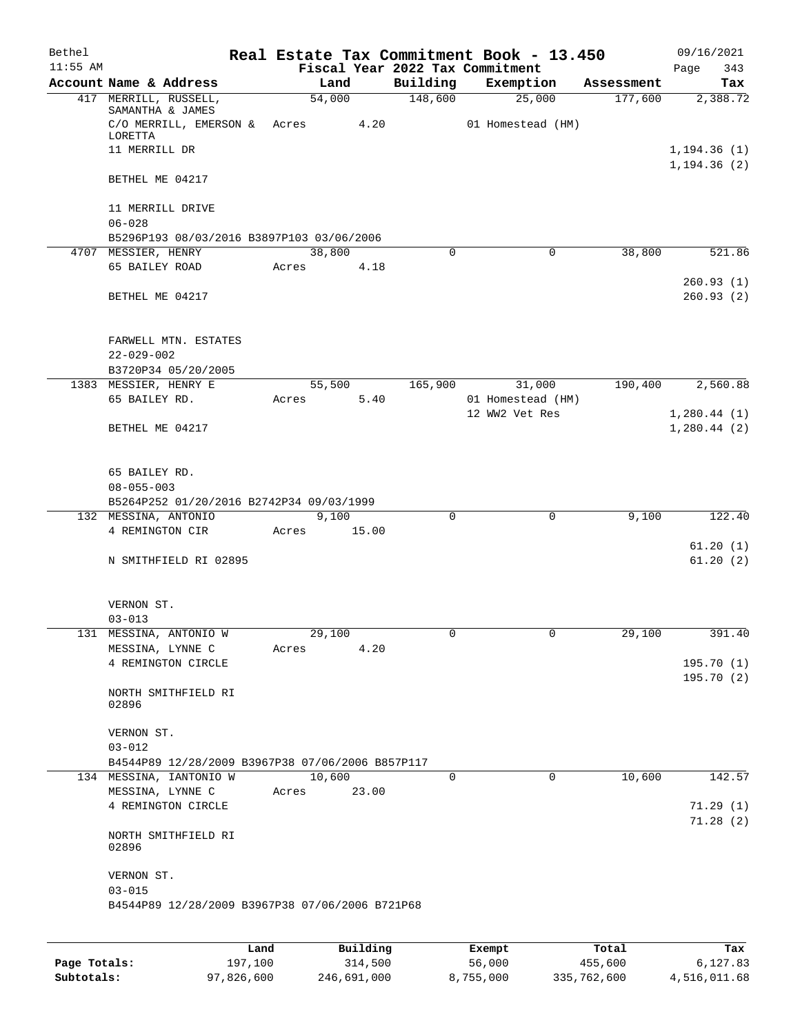# Real Estate Tax Commitment Book - 13.450

Bethel 11:55 AM — Fiscal Year 2022 Tax Commitment — 09/16/2021

| Account Name & Address | Land | Building | Exemption | Assessment | Tax |
|---|---|---|---|---|---|
| 417 MERRILL, RUSSELL, SAMANTHA & JAMES | 54,000 | 148,600 | 25,000 | 177,600 | 2,388.72 |
| C/O MERRILL, EMERSON & LORETTA | Acres 4.20 | | 01 Homestead (HM) | | |
| 11 MERRILL DR | | | | | 1,194.36 (1) |
| | | | | | 1,194.36 (2) |
| BETHEL ME 04217 | | | | | |
| 11 MERRILL DRIVE | | | | | |
| 06-028 | | | | | |
| B5296P193 08/03/2016 B3897P103 03/06/2006 | | | | | |
| 4707 MESSIER, HENRY | 38,800 | 0 | 0 | 38,800 | 521.86 |
| 65 BAILEY ROAD | Acres 4.18 | | | | |
| | | | | | 260.93 (1) |
| BETHEL ME 04217 | | | | | 260.93 (2) |
| FARWELL MTN. ESTATES | | | | | |
| 22-029-002 | | | | | |
| B3720P34 05/20/2005 | | | | | |
| 1383 MESSIER, HENRY E | 55,500 | 165,900 | 31,000 | 190,400 | 2,560.88 |
| 65 BAILEY RD. | Acres 5.40 | | 01 Homestead (HM) | | |
| | | | 12 WW2 Vet Res | | 1,280.44 (1) |
| BETHEL ME 04217 | | | | | 1,280.44 (2) |
| 65 BAILEY RD. | | | | | |
| 08-055-003 | | | | | |
| B5264P252 01/20/2016 B2742P34 09/03/1999 | | | | | |
| 132 MESSINA, ANTONIO | 9,100 | 0 | 0 | 9,100 | 122.40 |
| 4 REMINGTON CIR | Acres 15.00 | | | | |
| | | | | | 61.20 (1) |
| N SMITHFIELD RI 02895 | | | | | 61.20 (2) |
| VERNON ST. | | | | | |
| 03-013 | | | | | |
| 131 MESSINA, ANTONIO W | 29,100 | 0 | 0 | 29,100 | 391.40 |
| MESSINA, LYNNE C | Acres 4.20 | | | | |
| 4 REMINGTON CIRCLE | | | | | 195.70 (1) |
| | | | | | 195.70 (2) |
| NORTH SMITHFIELD RI 02896 | | | | | |
| VERNON ST. | | | | | |
| 03-012 | | | | | |
| B4544P89 12/28/2009 B3967P38 07/06/2006 B857P117 | | | | | |
| 134 MESSINA, IANTONIO W | 10,600 | 0 | 0 | 10,600 | 142.57 |
| MESSINA, LYNNE C | Acres 23.00 | | | | |
| 4 REMINGTON CIRCLE | | | | | 71.29 (1) |
| | | | | | 71.28 (2) |
| NORTH SMITHFIELD RI 02896 | | | | | |
| VERNON ST. | | | | | |
| 03-015 | | | | | |
| B4544P89 12/28/2009 B3967P38 07/06/2006 B721P68 | | | | | |

| | Land | Building | Exempt | Total | Tax |
|---|---|---|---|---|---|
| Page Totals: | 197,100 | 314,500 | 56,000 | 455,600 | 6,127.83 |
| Subtotals: | 97,826,600 | 246,691,000 | 8,755,000 | 335,762,600 | 4,516,011.68 |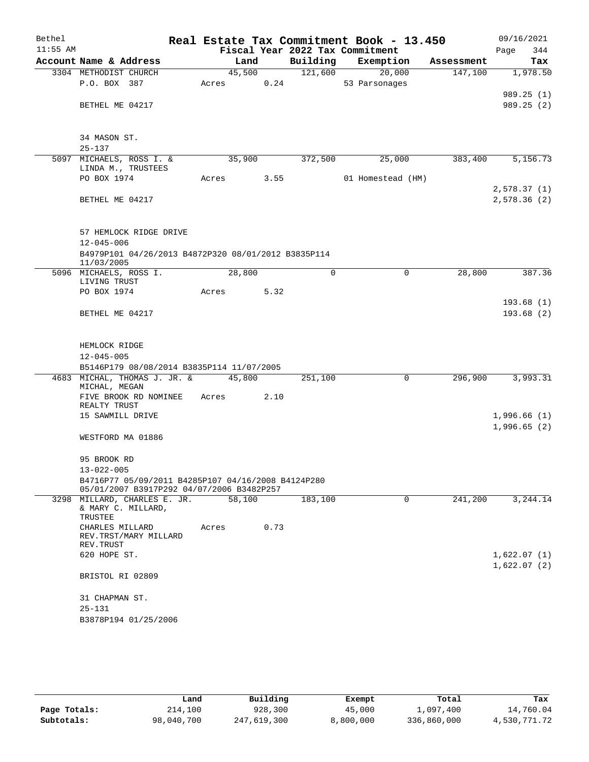# Real Estate Tax Commitment Book - 13.450

Bethel
11:55 AM

09/16/2021
Page 344

## Fiscal Year 2022 Tax Commitment

| Account Name & Address | Land | Building | Exemption | Assessment | Tax |
|---|---|---|---|---|---|
| 3304 METHODIST CHURCH | 45,500 | 121,600 | 20,000 | 147,100 | 1,978.50 |
| P.O. BOX 387 | Acres 0.24 | | 53 Parsonages | | |
| | | | | | 989.25 (1) |
| BETHEL ME 04217 | | | | | 989.25 (2) |
| 34 MASON ST. | | | | | |
| 25-137 | | | | | |
| 5097 MICHAELS, ROSS I. & LINDA M., TRUSTEES | 35,900 | 372,500 | 25,000 | 383,400 | 5,156.73 |
| PO BOX 1974 | Acres 3.55 | | 01 Homestead (HM) | | |
| | | | | | 2,578.37 (1) |
| BETHEL ME 04217 | | | | | 2,578.36 (2) |
| 57 HEMLOCK RIDGE DRIVE | | | | | |
| 12-045-006 | | | | | |
| B4979P101 04/26/2013 B4872P320 08/01/2012 B3835P114 11/03/2005 | | | | | |
| 5096 MICHAELS, ROSS I. LIVING TRUST | 28,800 | 0 | 0 | 28,800 | 387.36 |
| PO BOX 1974 | Acres 5.32 | | | | |
| | | | | | 193.68 (1) |
| BETHEL ME 04217 | | | | | 193.68 (2) |
| HEMLOCK RIDGE | | | | | |
| 12-045-005 | | | | | |
| B5146P179 08/08/2014 B3835P114 11/07/2005 | | | | | |
| 4683 MICHAL, THOMAS J. JR. & MICHAL, MEGAN | 45,800 | 251,100 | 0 | 296,900 | 3,993.31 |
| FIVE BROOK RD NOMINEE REALTY TRUST | Acres 2.10 | | | | |
| 15 SAWMILL DRIVE | | | | | 1,996.66 (1) |
| | | | | | 1,996.65 (2) |
| WESTFORD MA 01886 | | | | | |
| 95 BROOK RD | | | | | |
| 13-022-005 | | | | | |
| B4716P77 05/09/2011 B4285P107 04/16/2008 B4124P280 05/01/2007 B3917P292 04/07/2006 B3482P257 | | | | | |
| 3298 MILLARD, CHARLES E. JR. & MARY C. MILLARD, TRUSTEE | 58,100 | 183,100 | 0 | 241,200 | 3,244.14 |
| CHARLES MILLARD REV.TRST/MARY MILLARD REV.TRUST | Acres 0.73 | | | | |
| 620 HOPE ST. | | | | | 1,622.07 (1) |
| | | | | | 1,622.07 (2) |
| BRISTOL RI 02809 | | | | | |
| 31 CHAPMAN ST. | | | | | |
| 25-131 | | | | | |
| B3878P194 01/25/2006 | | | | | |

| | Land | Building | Exempt | Total | Tax |
|---|---|---|---|---|---|
| Page Totals: | 214,100 | 928,300 | 45,000 | 1,097,400 | 14,760.04 |
| Subtotals: | 98,040,700 | 247,619,300 | 8,800,000 | 336,860,000 | 4,530,771.72 |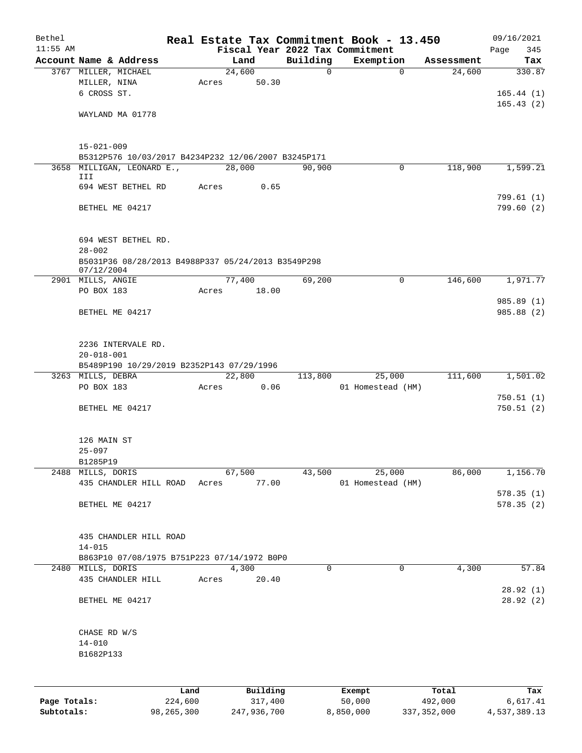Bethel 11:55 AM

# Real Estate Tax Commitment Book - 13.450

Fiscal Year 2022 Tax Commitment

09/16/2021 Page 345

| Account Name & Address | Land | Building | Exemption | Assessment | Tax |
|---|---|---|---|---|---|
| 3767 MILLER, MICHAEL | 24,600 | 0 | 0 | 24,600 | 330.87 |
| MILLER, NINA | Acres 50.30 | | | | |
| 6 CROSS ST. | | | | | 165.44 (1) |
| | | | | | 165.43 (2) |
| WAYLAND MA 01778 | | | | | |
| 15-021-009 | | | | | |
| B5312P576 10/03/2017 B4234P232 12/06/2007 B3245P171 | | | | | |
| 3658 MILLIGAN, LEONARD E., III | 28,000 | 90,900 | 0 | 118,900 | 1,599.21 |
| 694 WEST BETHEL RD | Acres 0.65 | | | | |
| | | | | | 799.61 (1) |
| BETHEL ME 04217 | | | | | 799.60 (2) |
| 694 WEST BETHEL RD. | | | | | |
| 28-002 | | | | | |
| B5031P36 08/28/2013 B4988P337 05/24/2013 B3549P298 07/12/2004 | | | | | |
| 2901 MILLS, ANGIE | 77,400 | 69,200 | 0 | 146,600 | 1,971.77 |
| PO BOX 183 | Acres 18.00 | | | | |
| | | | | | 985.89 (1) |
| BETHEL ME 04217 | | | | | 985.88 (2) |
| 2236 INTERVALE RD. | | | | | |
| 20-018-001 | | | | | |
| B5489P190 10/29/2019 B2352P143 07/29/1996 | | | | | |
| 3263 MILLS, DEBRA | 22,800 | 113,800 | 25,000 | 111,600 | 1,501.02 |
| PO BOX 183 | Acres 0.06 | | 01 Homestead (HM) | | |
| | | | | | 750.51 (1) |
| BETHEL ME 04217 | | | | | 750.51 (2) |
| 126 MAIN ST | | | | | |
| 25-097 | | | | | |
| B1285P19 | | | | | |
| 2488 MILLS, DORIS | 67,500 | 43,500 | 25,000 | 86,000 | 1,156.70 |
| 435 CHANDLER HILL ROAD | Acres 77.00 | | 01 Homestead (HM) | | |
| | | | | | 578.35 (1) |
| BETHEL ME 04217 | | | | | 578.35 (2) |
| 435 CHANDLER HILL ROAD | | | | | |
| 14-015 | | | | | |
| B863P10 07/08/1975 B751P223 07/14/1972 B0P0 | | | | | |
| 2480 MILLS, DORIS | 4,300 | 0 | 0 | 4,300 | 57.84 |
| 435 CHANDLER HILL | Acres 20.40 | | | | |
| | | | | | 28.92 (1) |
| BETHEL ME 04217 | | | | | 28.92 (2) |
| CHASE RD W/S | | | | | |
| 14-010 | | | | | |
| B1682P133 | | | | | |

| | Land | Building | Exempt | Total | Tax |
|---|---|---|---|---|---|
| Page Totals: | 224,600 | 317,400 | 50,000 | 492,000 | 6,617.41 |
| Subtotals: | 98,265,300 | 247,936,700 | 8,850,000 | 337,352,000 | 4,537,389.13 |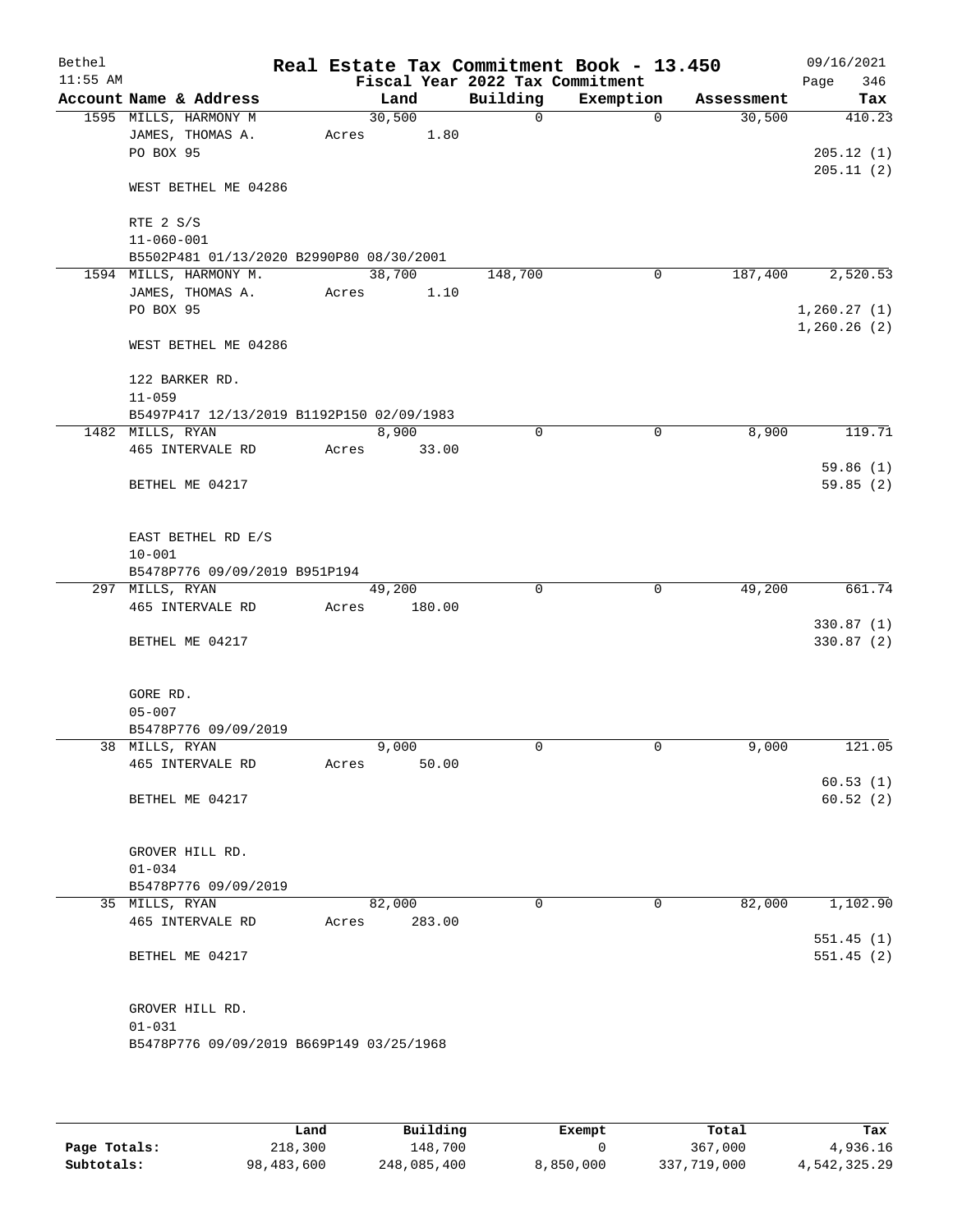Bethel 11:55 AM

# Real Estate Tax Commitment Book - 13.450

Fiscal Year 2022 Tax Commitment

09/16/2021 Page 346

| Account Name & Address | Land | Building | Exemption | Assessment | Tax |
|---|---|---|---|---|---|
| 1595 MILLS, HARMONY M | 30,500 | 0 | 0 | 30,500 | 410.23 |
| JAMES, THOMAS A. | Acres 1.80 | | | | |
| PO BOX 95 | | | | | 205.12 (1) |
| | | | | | 205.11 (2) |
| WEST BETHEL ME 04286 | | | | | |
| RTE 2 S/S | | | | | |
| 11-060-001 | | | | | |
| B5502P481 01/13/2020 B2990P80 08/30/2001 | | | | | |
| 1594 MILLS, HARMONY M. | 38,700 | 148,700 | 0 | 187,400 | 2,520.53 |
| JAMES, THOMAS A. | Acres 1.10 | | | | |
| PO BOX 95 | | | | | 1,260.27 (1) |
| | | | | | 1,260.26 (2) |
| WEST BETHEL ME 04286 | | | | | |
| 122 BARKER RD. | | | | | |
| 11-059 | | | | | |
| B5497P417 12/13/2019 B1192P150 02/09/1983 | | | | | |
| 1482 MILLS, RYAN | 8,900 | 0 | 0 | 8,900 | 119.71 |
| 465 INTERVALE RD | Acres 33.00 | | | | |
| | | | | | 59.86 (1) |
| BETHEL ME 04217 | | | | | 59.85 (2) |
| EAST BETHEL RD E/S | | | | | |
| 10-001 | | | | | |
| B5478P776 09/09/2019 B951P194 | | | | | |
| 297 MILLS, RYAN | 49,200 | 0 | 0 | 49,200 | 661.74 |
| 465 INTERVALE RD | Acres 180.00 | | | | |
| | | | | | 330.87 (1) |
| BETHEL ME 04217 | | | | | 330.87 (2) |
| GORE RD. | | | | | |
| 05-007 | | | | | |
| B5478P776 09/09/2019 | | | | | |
| 38 MILLS, RYAN | 9,000 | 0 | 0 | 9,000 | 121.05 |
| 465 INTERVALE RD | Acres 50.00 | | | | |
| | | | | | 60.53 (1) |
| BETHEL ME 04217 | | | | | 60.52 (2) |
| GROVER HILL RD. | | | | | |
| 01-034 | | | | | |
| B5478P776 09/09/2019 | | | | | |
| 35 MILLS, RYAN | 82,000 | 0 | 0 | 82,000 | 1,102.90 |
| 465 INTERVALE RD | Acres 283.00 | | | | |
| | | | | | 551.45 (1) |
| BETHEL ME 04217 | | | | | 551.45 (2) |
| GROVER HILL RD. | | | | | |
| 01-031 | | | | | |
| B5478P776 09/09/2019 B669P149 03/25/1968 | | | | | |

| | Land | Building | Exempt | Total | Tax |
|---|---|---|---|---|---|
| Page Totals: | 218,300 | 148,700 | 0 | 367,000 | 4,936.16 |
| Subtotals: | 98,483,600 | 248,085,400 | 8,850,000 | 337,719,000 | 4,542,325.29 |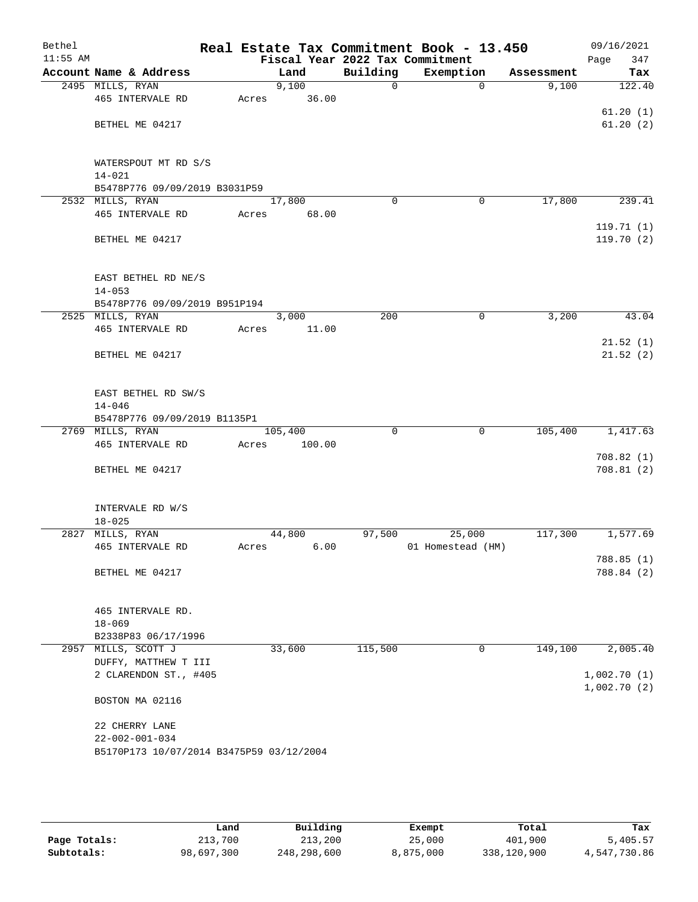Bethel | Real Estate Tax Commitment Book - 13.450 | 09/16/2021
11:55 AM | Fiscal Year 2022 Tax Commitment

| Account Name & Address | Land | Building | Exemption | Assessment | Tax |
|---|---|---|---|---|---|
| 2495 MILLS, RYAN | 9,100 | 0 | 0 | 9,100 | 122.40 |
| 465 INTERVALE RD | Acres 36.00 | | | | |
| | | | | | 61.20 (1) |
| BETHEL ME 04217 | | | | | 61.20 (2) |
| WATERSPOUT MT RD S/S | | | | | |
| 14-021 | | | | | |
| B5478P776 09/09/2019 B3031P59 | | | | | |
| 2532 MILLS, RYAN | 17,800 | 0 | 0 | 17,800 | 239.41 |
| 465 INTERVALE RD | Acres 68.00 | | | | |
| | | | | | 119.71 (1) |
| BETHEL ME 04217 | | | | | 119.70 (2) |
| EAST BETHEL RD NE/S | | | | | |
| 14-053 | | | | | |
| B5478P776 09/09/2019 B951P194 | | | | | |
| 2525 MILLS, RYAN | 3,000 | 200 | 0 | 3,200 | 43.04 |
| 465 INTERVALE RD | Acres 11.00 | | | | |
| | | | | | 21.52 (1) |
| BETHEL ME 04217 | | | | | 21.52 (2) |
| EAST BETHEL RD SW/S | | | | | |
| 14-046 | | | | | |
| B5478P776 09/09/2019 B1135P1 | | | | | |
| 2769 MILLS, RYAN | 105,400 | 0 | 0 | 105,400 | 1,417.63 |
| 465 INTERVALE RD | Acres 100.00 | | | | |
| | | | | | 708.82 (1) |
| BETHEL ME 04217 | | | | | 708.81 (2) |
| INTERVALE RD W/S | | | | | |
| 18-025 | | | | | |
| 2827 MILLS, RYAN | 44,800 | 97,500 | 25,000 | 117,300 | 1,577.69 |
| 465 INTERVALE RD | Acres 6.00 | | 01 Homestead (HM) | | |
| | | | | | 788.85 (1) |
| BETHEL ME 04217 | | | | | 788.84 (2) |
| 465 INTERVALE RD. | | | | | |
| 18-069 | | | | | |
| B2338P83 06/17/1996 | | | | | |
| 2957 MILLS, SCOTT J | 33,600 | 115,500 | 0 | 149,100 | 2,005.40 |
| DUFFY, MATTHEW T III | | | | | |
| 2 CLARENDON ST., #405 | | | | | 1,002.70 (1) |
| | | | | | 1,002.70 (2) |
| BOSTON MA 02116 | | | | | |
| 22 CHERRY LANE | | | | | |
| 22-002-001-034 | | | | | |
| B5170P173 10/07/2014 B3475P59 03/12/2004 | | | | | |

| | Land | Building | Exempt | Total | Tax |
|---|---|---|---|---|---|
| Page Totals: | 213,700 | 213,200 | 25,000 | 401,900 | 5,405.57 |
| Subtotals: | 98,697,300 | 248,298,600 | 8,875,000 | 338,120,900 | 4,547,730.86 |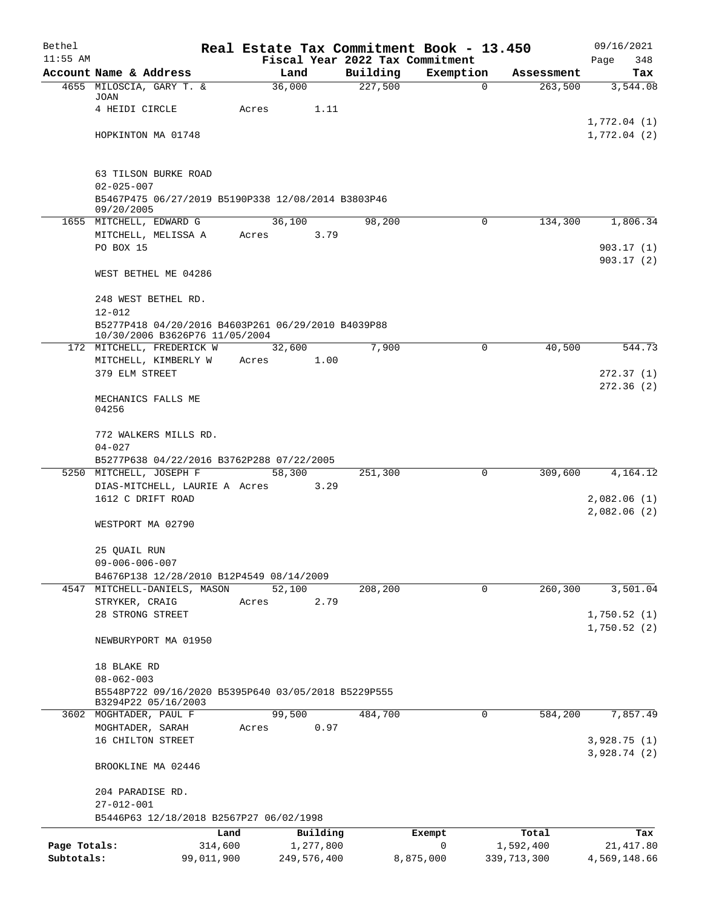# Real Estate Tax Commitment Book - 13.450

Bethel 11:55 AM — Fiscal Year 2022 Tax Commitment — 09/16/2021 Page 348

| Account Name & Address | Land | Building | Exemption | Assessment | Tax |
|---|---|---|---|---|---|
| 4655 MILOSCIA, GARY T. & JOAN | 36,000 | 227,500 | 0 | 263,500 | 3,544.08 |
| 4 HEIDI CIRCLE | Acres 1.11 | | | | |
| | | | | | 1,772.04 (1) |
| HOPKINTON MA 01748 | | | | | 1,772.04 (2) |
| 63 TILSON BURKE ROAD | | | | | |
| 02-025-007 | | | | | |
| B5467P475 06/27/2019 B5190P338 12/08/2014 B3803P46 09/20/2005 | | | | | |
| 1655 MITCHELL, EDWARD G | 36,100 | 98,200 | 0 | 134,300 | 1,806.34 |
| MITCHELL, MELISSA A | Acres 3.79 | | | | |
| PO BOX 15 | | | | | 903.17 (1) |
| | | | | | 903.17 (2) |
| WEST BETHEL ME 04286 | | | | | |
| 248 WEST BETHEL RD. | | | | | |
| 12-012 | | | | | |
| B5277P418 04/20/2016 B4603P261 06/29/2010 B4039P88 10/30/2006 B3626P76 11/05/2004 | | | | | |
| 172 MITCHELL, FREDERICK W | 32,600 | 7,900 | 0 | 40,500 | 544.73 |
| MITCHELL, KIMBERLY W | Acres 1.00 | | | | |
| 379 ELM STREET | | | | | 272.37 (1) |
| | | | | | 272.36 (2) |
| MECHANICS FALLS ME 04256 | | | | | |
| 772 WALKERS MILLS RD. | | | | | |
| 04-027 | | | | | |
| B5277P638 04/22/2016 B3762P288 07/22/2005 | | | | | |
| 5250 MITCHELL, JOSEPH F | 58,300 | 251,300 | 0 | 309,600 | 4,164.12 |
| DIAS-MITCHELL, LAURIE A | Acres 3.29 | | | | |
| 1612 C DRIFT ROAD | | | | | 2,082.06 (1) |
| | | | | | 2,082.06 (2) |
| WESTPORT MA 02790 | | | | | |
| 25 QUAIL RUN | | | | | |
| 09-006-006-007 | | | | | |
| B4676P138 12/28/2010 B12P4549 08/14/2009 | | | | | |
| 4547 MITCHELL-DANIELS, MASON | 52,100 | 208,200 | 0 | 260,300 | 3,501.04 |
| STRYKER, CRAIG | Acres 2.79 | | | | |
| 28 STRONG STREET | | | | | 1,750.52 (1) |
| | | | | | 1,750.52 (2) |
| NEWBURYPORT MA 01950 | | | | | |
| 18 BLAKE RD | | | | | |
| 08-062-003 | | | | | |
| B5548P722 09/16/2020 B5395P640 03/05/2018 B5229P555 B3294P22 05/16/2003 | | | | | |
| 3602 MOGHTADER, PAUL F | 99,500 | 484,700 | 0 | 584,200 | 7,857.49 |
| MOGHTADER, SARAH | Acres 0.97 | | | | |
| 16 CHILTON STREET | | | | | 3,928.75 (1) |
| | | | | | 3,928.74 (2) |
| BROOKLINE MA 02446 | | | | | |
| 204 PARADISE RD. | | | | | |
| 27-012-001 | | | | | |
| B5446P63 12/18/2018 B2567P27 06/02/1998 | | | | | |

| | Land | Building | Exempt | Total | Tax |
|---|---|---|---|---|---|
| Page Totals: | 314,600 | 1,277,800 | 0 | 1,592,400 | 21,417.80 |
| Subtotals: | 99,011,900 | 249,576,400 | 8,875,000 | 339,713,300 | 4,569,148.66 |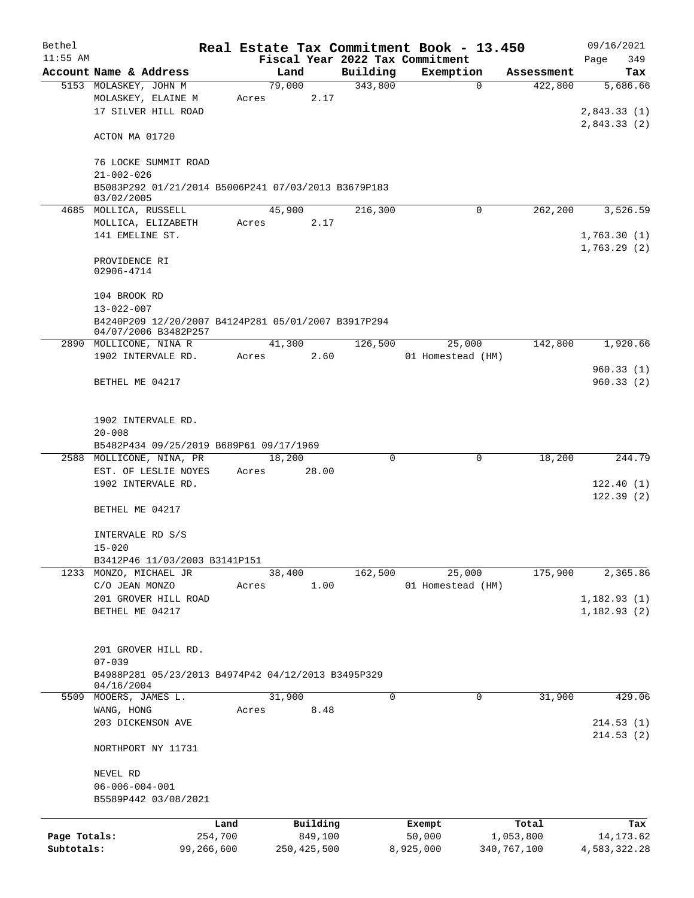# Real Estate Tax Commitment Book - 13.450

Bethel 11:55 AM — Fiscal Year 2022 Tax Commitment — 09/16/2021 Page 349

| Account Name & Address | Land | Building | Exemption | Assessment | Tax |
|---|---|---|---|---|---|
| 5153 MOLASKEY, JOHN M<br>MOLASKEY, ELAINE M<br>17 SILVER HILL ROAD<br><br>ACTON MA 01720<br><br>76 LOCKE SUMMIT ROAD<br>21-002-026<br>B5083P292 01/21/2014 B5006P241 07/03/2013 B3679P183 03/02/2005 | 79,000<br>Acres 2.17 | 343,800 | 0 | 422,800 | 5,686.66<br><br>2,843.33 (1)<br>2,843.33 (2) |
| 4685 MOLLICA, RUSSELL<br>MOLLICA, ELIZABETH<br>141 EMELINE ST.<br><br>PROVIDENCE RI 02906-4714<br><br>104 BROOK RD<br>13-022-007<br>B4240P209 12/20/2007 B4124P281 05/01/2007 B3917P294 04/07/2006 B3482P257 | 45,900<br>Acres 2.17 | 216,300 | 0 | 262,200 | 3,526.59<br><br>1,763.30 (1)<br>1,763.29 (2) |
| 2890 MOLLICONE, NINA R<br>1902 INTERVALE RD.<br><br>BETHEL ME 04217<br><br>1902 INTERVALE RD.<br>20-008<br>B5482P434 09/25/2019 B689P61 09/17/1969 | 41,300<br>Acres 2.60 | 126,500 | 25,000<br>01 Homestead (HM) | 142,800 | 1,920.66<br><br>960.33 (1)<br>960.33 (2) |
| 2588 MOLLICONE, NINA, PR<br>EST. OF LESLIE NOYES<br>1902 INTERVALE RD.<br><br>BETHEL ME 04217<br><br>INTERVALE RD S/S<br>15-020<br>B3412P46 11/03/2003 B3141P151 | 18,200<br>Acres 28.00 | 0 | 0 | 18,200 | 244.79<br><br>122.40 (1)<br>122.39 (2) |
| 1233 MONZO, MICHAEL JR<br>C/O JEAN MONZO<br>201 GROVER HILL ROAD<br>BETHEL ME 04217<br><br>201 GROVER HILL RD.<br>07-039<br>B4988P281 05/23/2013 B4974P42 04/12/2013 B3495P329 04/16/2004 | 38,400<br>Acres 1.00 | 162,500 | 25,000<br>01 Homestead (HM) | 175,900 | 2,365.86<br><br>1,182.93 (1)<br>1,182.93 (2) |
| 5509 MOOERS, JAMES L.<br>WANG, HONG<br>203 DICKENSON AVE<br><br>NORTHPORT NY 11731<br><br>NEVEL RD<br>06-006-004-001<br>B5589P442 03/08/2021 | 31,900<br>Acres 8.48 | 0 | 0 | 31,900 | 429.06<br><br>214.53 (1)<br>214.53 (2) |

| | Land | Building | Exempt | Total | Tax |
|---|---|---|---|---|---|
| Page Totals: | 254,700 | 849,100 | 50,000 | 1,053,800 | 14,173.62 |
| Subtotals: | 99,266,600 | 250,425,500 | 8,925,000 | 340,767,100 | 4,583,322.28 |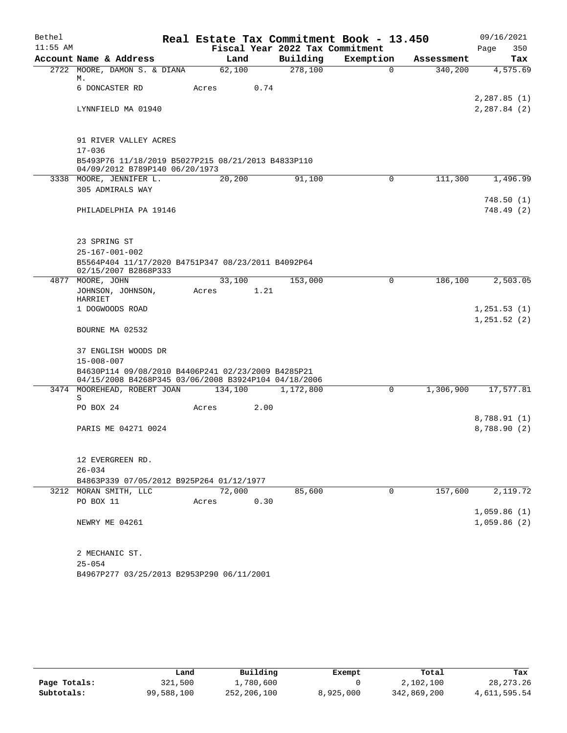# Real Estate Tax Commitment Book - 13.450

Bethel
11:55 AM

Fiscal Year 2022 Tax Commitment

09/16/2021
Page 350

| Account | Name & Address | Land | Building | Exemption | Assessment | Tax |
|---|---|---|---|---|---|---|
| 2722 | MOORE, DAMON S. & DIANA M. | 62,100 | 278,100 | 0 | 340,200 | 4,575.69 |
| | 6 DONCASTER RD | Acres 0.74 | | | | |
| | | | | | | 2,287.85 (1) |
| | LYNNFIELD MA 01940 | | | | | 2,287.84 (2) |
| | 91 RIVER VALLEY ACRES | | | | | |
| | 17-036 | | | | | |
| | B5493P76 11/18/2019 B5027P215 08/21/2013 B4833P110 04/09/2012 B789P140 06/20/1973 | | | | | |
| 3338 | MOORE, JENNIFER L. | 20,200 | 91,100 | 0 | 111,300 | 1,496.99 |
| | 305 ADMIRALS WAY | | | | | |
| | | | | | | 748.50 (1) |
| | PHILADELPHIA PA 19146 | | | | | 748.49 (2) |
| | 23 SPRING ST | | | | | |
| | 25-167-001-002 | | | | | |
| | B5564P404 11/17/2020 B4751P347 08/23/2011 B4092P64 02/15/2007 B2868P333 | | | | | |
| 4877 | MOORE, JOHN | 33,100 | 153,000 | 0 | 186,100 | 2,503.05 |
| | JOHNSON, JOHNSON, HARRIET | Acres 1.21 | | | | |
| | 1 DOGWOODS ROAD | | | | | 1,251.53 (1) |
| | | | | | | 1,251.52 (2) |
| | BOURNE MA 02532 | | | | | |
| | 37 ENGLISH WOODS DR | | | | | |
| | 15-008-007 | | | | | |
| | B4630P114 09/08/2010 B4406P241 02/23/2009 B4285P21 04/15/2008 B4268P345 03/06/2008 B3924P104 04/18/2006 | | | | | |
| 3474 | MOOREHEAD, ROBERT JOAN S | 134,100 | 1,172,800 | 0 | 1,306,900 | 17,577.81 |
| | PO BOX 24 | Acres 2.00 | | | | |
| | | | | | | 8,788.91 (1) |
| | PARIS ME 04271 0024 | | | | | 8,788.90 (2) |
| | 12 EVERGREEN RD. | | | | | |
| | 26-034 | | | | | |
| | B4863P339 07/05/2012 B925P264 01/12/1977 | | | | | |
| 3212 | MORAN SMITH, LLC | 72,000 | 85,600 | 0 | 157,600 | 2,119.72 |
| | PO BOX 11 | Acres 0.30 | | | | |
| | | | | | | 1,059.86 (1) |
| | NEWRY ME 04261 | | | | | 1,059.86 (2) |
| | 2 MECHANIC ST. | | | | | |
| | 25-054 | | | | | |
| | B4967P277 03/25/2013 B2953P290 06/11/2001 | | | | | |

| | Land | Building | Exempt | Total | Tax |
|---|---|---|---|---|---|
| Page Totals: | 321,500 | 1,780,600 | 0 | 2,102,100 | 28,273.26 |
| Subtotals: | 99,588,100 | 252,206,100 | 8,925,000 | 342,869,200 | 4,611,595.54 |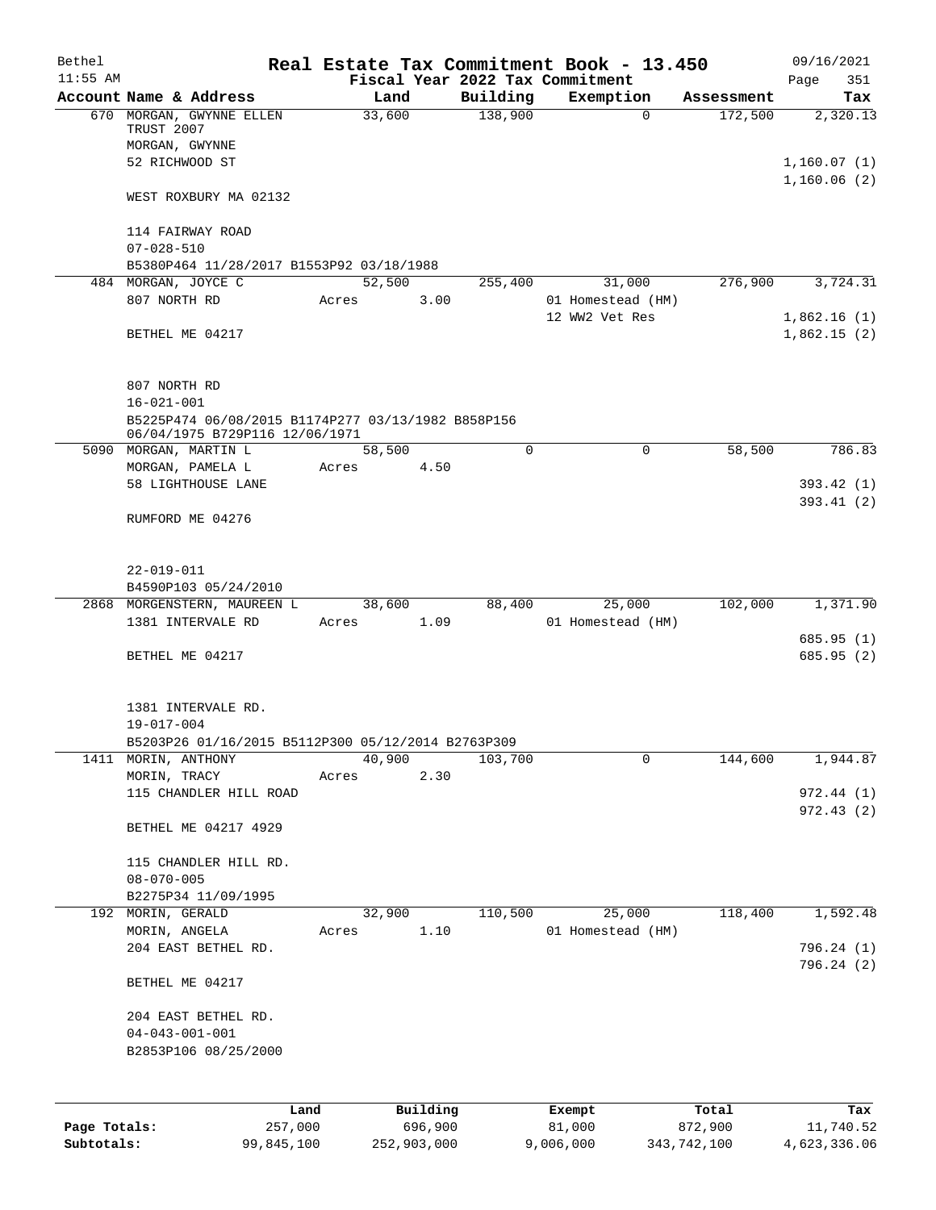# Real Estate Tax Commitment Book - 13.450

Bethel 11:55 AM — Fiscal Year 2022 Tax Commitment — 09/16/2021

| Account Name & Address | Land | Building | Exemption | Assessment | Tax |
|---|---|---|---|---|---|
| 670 MORGAN, GWYNNE ELLEN TRUST 2007<br>MORGAN, GWYNNE<br>52 RICHWOOD ST<br>WEST ROXBURY MA 02132<br><br>114 FAIRWAY ROAD<br>07-028-510<br>B5380P464 11/28/2017 B1553P92 03/18/1988 | 33,600 | 138,900 | 0 | 172,500 | 2,320.13<br>1,160.07 (1)<br>1,160.06 (2) |
| 484 MORGAN, JOYCE C<br>807 NORTH RD<br>BETHEL ME 04217<br><br>807 NORTH RD<br>16-021-001<br>B5225P474 06/08/2015 B1174P277 03/13/1982 B858P156 06/04/1975 B729P116 12/06/1971 | 52,500<br>Acres 3.00 | 255,400 | 31,000<br>01 Homestead (HM)<br>12 WW2 Vet Res | 276,900 | 3,724.31<br>1,862.16 (1)<br>1,862.15 (2) |
| 5090 MORGAN, MARTIN L<br>MORGAN, PAMELA L<br>58 LIGHTHOUSE LANE<br>RUMFORD ME 04276<br><br>22-019-011<br>B4590P103 05/24/2010 | 58,500<br>Acres 4.50 | 0 | 0 | 58,500 | 786.83<br>393.42 (1)<br>393.41 (2) |
| 2868 MORGENSTERN, MAUREEN L<br>1381 INTERVALE RD<br>BETHEL ME 04217<br><br>1381 INTERVALE RD.<br>19-017-004<br>B5203P26 01/16/2015 B5112P300 05/12/2014 B2763P309 | 38,600<br>Acres 1.09 | 88,400 | 25,000<br>01 Homestead (HM) | 102,000 | 1,371.90<br>685.95 (1)<br>685.95 (2) |
| 1411 MORIN, ANTHONY<br>MORIN, TRACY<br>115 CHANDLER HILL ROAD<br>BETHEL ME 04217 4929<br><br>115 CHANDLER HILL RD.<br>08-070-005<br>B2275P34 11/09/1995 | 40,900<br>Acres 2.30 | 103,700 | 0 | 144,600 | 1,944.87<br>972.44 (1)<br>972.43 (2) |
| 192 MORIN, GERALD<br>MORIN, ANGELA<br>204 EAST BETHEL RD.<br>BETHEL ME 04217<br><br>204 EAST BETHEL RD.<br>04-043-001-001<br>B2853P106 08/25/2000 | 32,900<br>Acres 1.10 | 110,500 | 25,000<br>01 Homestead (HM) | 118,400 | 1,592.48<br>796.24 (1)<br>796.24 (2) |

| | Land | Building | Exempt | Total | Tax |
|---|---|---|---|---|---|
| Page Totals: | 257,000 | 696,900 | 81,000 | 872,900 | 11,740.52 |
| Subtotals: | 99,845,100 | 252,903,000 | 9,006,000 | 343,742,100 | 4,623,336.06 |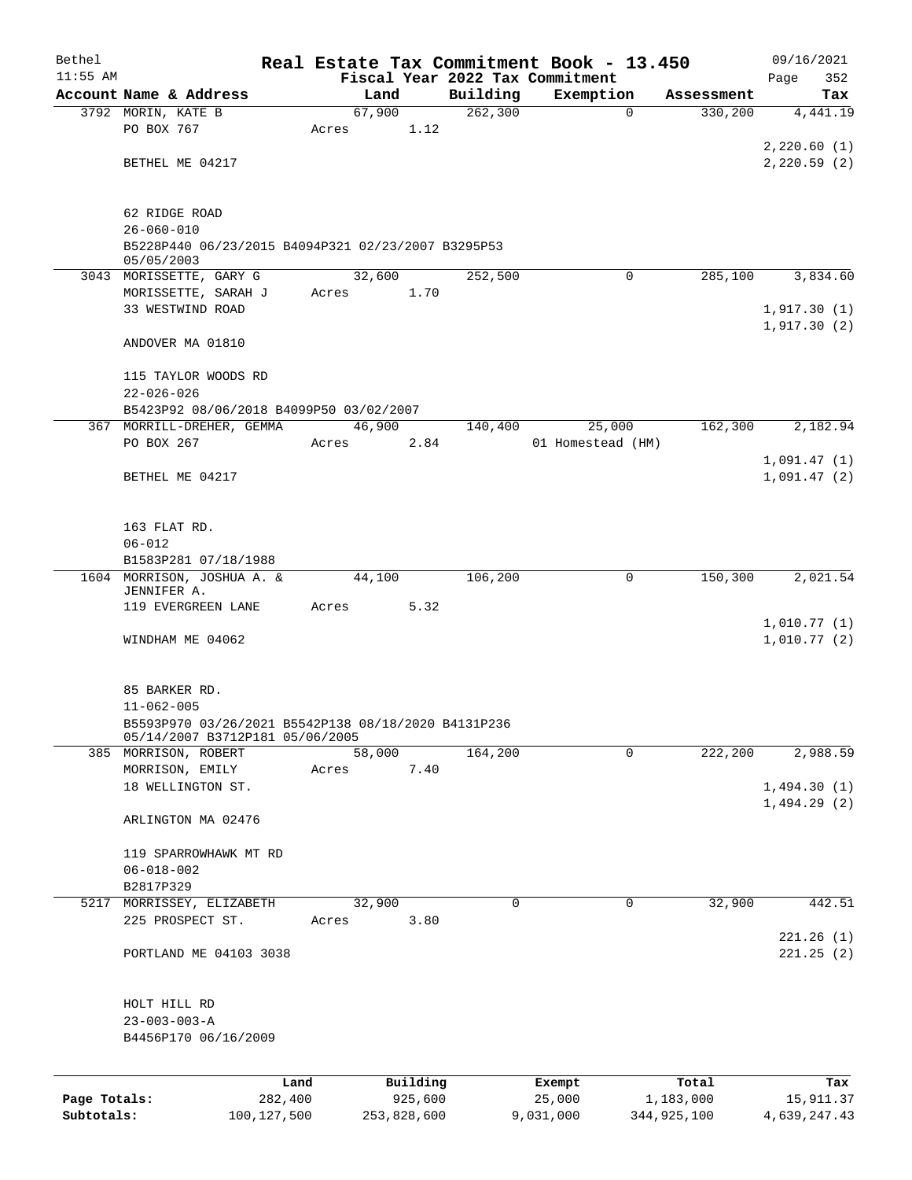Bethel 11:55 AM

# Real Estate Tax Commitment Book - 13.450

Fiscal Year 2022 Tax Commitment

09/16/2021 Page 352

| Account | Name & Address | Land | Building | Exemption | Assessment | Tax |
|---|---|---|---|---|---|---|
| 3792 | MORIN, KATE B<br>PO BOX 767<br>BETHEL ME 04217<br><br>62 RIDGE ROAD<br>26-060-010<br>B5228P440 06/23/2015 B4094P321 02/23/2007 B3295P53 05/05/2003 | 67,900<br>Acres 1.12 | 262,300 | 0 | 330,200 | 4,441.19<br>2,220.60 (1)<br>2,220.59 (2) |
| 3043 | MORISSETTE, GARY G<br>MORISSETTE, SARAH J<br>33 WESTWIND ROAD<br>ANDOVER MA 01810<br><br>115 TAYLOR WOODS RD<br>22-026-026<br>B5423P92 08/06/2018 B4099P50 03/02/2007 | 32,600<br>Acres 1.70 | 252,500 | 0 | 285,100 | 3,834.60<br>1,917.30 (1)<br>1,917.30 (2) |
| 367 | MORRILL-DREHER, GEMMA<br>PO BOX 267<br>BETHEL ME 04217<br><br>163 FLAT RD.<br>06-012<br>B1583P281 07/18/1988 | 46,900<br>Acres 2.84 | 140,400 | 25,000<br>01 Homestead (HM) | 162,300 | 2,182.94<br>1,091.47 (1)<br>1,091.47 (2) |
| 1604 | MORRISON, JOSHUA A. & JENNIFER A.<br>119 EVERGREEN LANE<br>WINDHAM ME 04062<br><br>85 BARKER RD.<br>11-062-005<br>B5593P970 03/26/2021 B5542P138 08/18/2020 B4131P236 05/14/2007 B3712P181 05/06/2005 | 44,100<br>Acres 5.32 | 106,200 | 0 | 150,300 | 2,021.54<br>1,010.77 (1)<br>1,010.77 (2) |
| 385 | MORRISON, ROBERT<br>MORRISON, EMILY<br>18 WELLINGTON ST.<br>ARLINGTON MA 02476<br><br>119 SPARROWHAWK MT RD<br>06-018-002<br>B2817P329 | 58,000<br>Acres 7.40 | 164,200 | 0 | 222,200 | 2,988.59<br>1,494.30 (1)<br>1,494.29 (2) |
| 5217 | MORRISSEY, ELIZABETH<br>225 PROSPECT ST.<br>PORTLAND ME 04103 3038<br><br>HOLT HILL RD<br>23-003-003-A<br>B4456P170 06/16/2009 | 32,900<br>Acres 3.80 | 0 | 0 | 32,900 | 442.51<br>221.26 (1)<br>221.25 (2) |

| | Land | Building | Exempt | Total | Tax |
|---|---|---|---|---|---|
| Page Totals: | 282,400 | 925,600 | 25,000 | 1,183,000 | 15,911.37 |
| Subtotals: | 100,127,500 | 253,828,600 | 9,031,000 | 344,925,100 | 4,639,247.43 |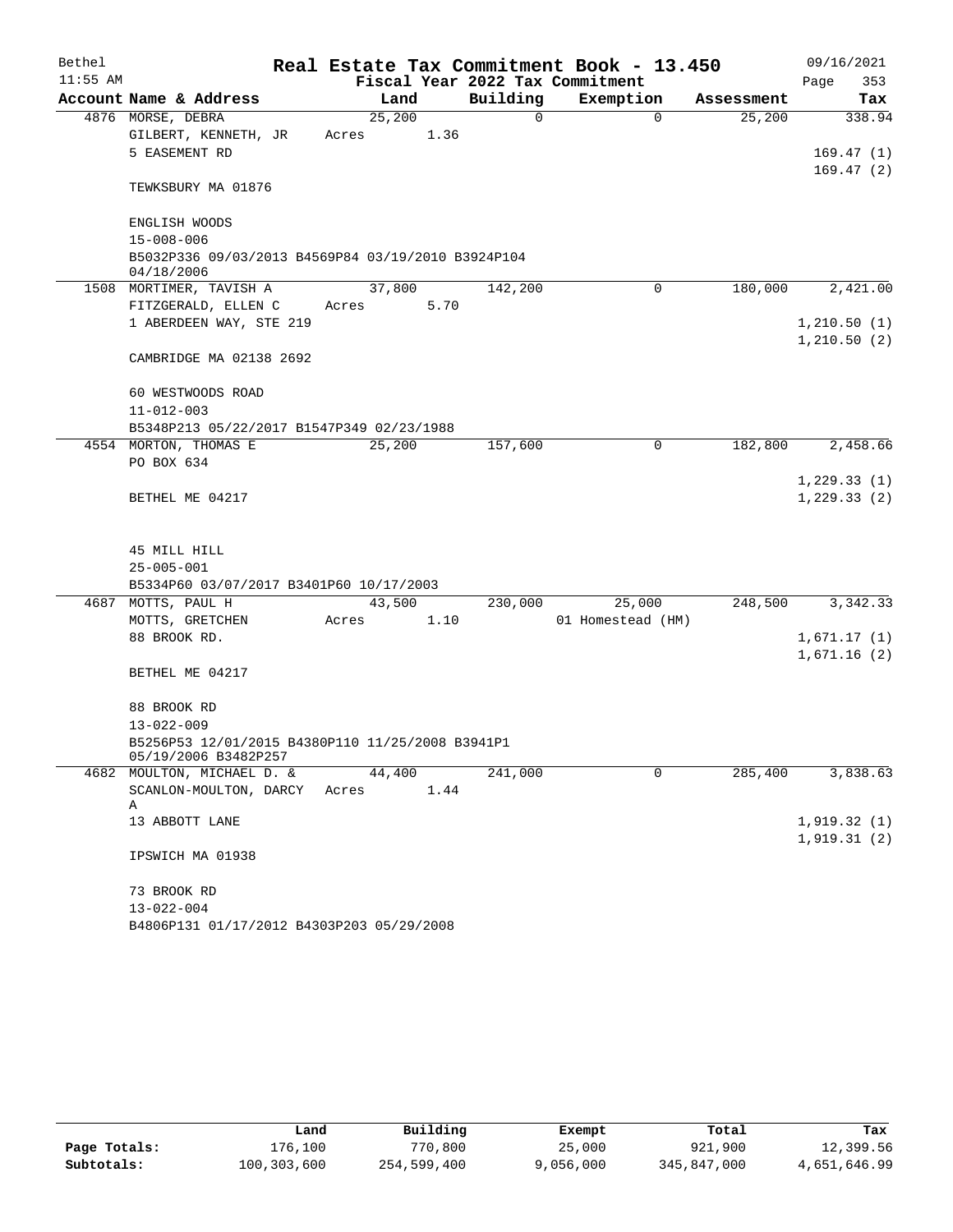# Real Estate Tax Commitment Book - 13.450

Bethel 11:55 AM — Fiscal Year 2022 Tax Commitment — 09/16/2021

| Account Name & Address | Land | Building | Exemption | Assessment | Tax |
|---|---|---|---|---|---|
| 4876 MORSE, DEBRA<br>GILBERT, KENNETH, JR<br>5 EASEMENT RD<br><br>TEWKSBURY MA 01876<br><br>ENGLISH WOODS<br>15-008-006<br>B5032P336 09/03/2013 B4569P84 03/19/2010 B3924P104 04/18/2006 | 25,200<br>Acres 1.36 | 0 | 0 | 25,200 | 338.94<br><br>169.47 (1)<br>169.47 (2) |
| 1508 MORTIMER, TAVISH A<br>FITZGERALD, ELLEN C<br>1 ABERDEEN WAY, STE 219<br><br>CAMBRIDGE MA 02138 2692<br><br>60 WESTWOODS ROAD<br>11-012-003<br>B5348P213 05/22/2017 B1547P349 02/23/1988 | 37,800<br>Acres 5.70 | 142,200 | 0 | 180,000 | 2,421.00<br><br>1,210.50 (1)<br>1,210.50 (2) |
| 4554 MORTON, THOMAS E<br>PO BOX 634<br><br>BETHEL ME 04217<br><br>45 MILL HILL<br>25-005-001<br>B5334P60 03/07/2017 B3401P60 10/17/2003 | 25,200 | 157,600 | 0 | 182,800 | 2,458.66<br><br>1,229.33 (1)<br>1,229.33 (2) |
| 4687 MOTTS, PAUL H<br>MOTTS, GRETCHEN<br>88 BROOK RD.<br><br>BETHEL ME 04217<br><br>88 BROOK RD<br>13-022-009<br>B5256P53 12/01/2015 B4380P110 11/25/2008 B3941P1 05/19/2006 B3482P257 | 43,500<br>Acres 1.10 | 230,000 | 25,000<br>01 Homestead (HM) | 248,500 | 3,342.33<br><br>1,671.17 (1)<br>1,671.16 (2) |
| 4682 MOULTON, MICHAEL D. &<br>SCANLON-MOULTON, DARCY A<br>13 ABBOTT LANE<br><br>IPSWICH MA 01938<br><br>73 BROOK RD<br>13-022-004<br>B4806P131 01/17/2012 B4303P203 05/29/2008 | 44,400<br>Acres 1.44 | 241,000 | 0 | 285,400 | 3,838.63<br><br>1,919.32 (1)<br>1,919.31 (2) |

| | Land | Building | Exempt | Total | Tax |
|---|---|---|---|---|---|
| Page Totals: | 176,100 | 770,800 | 25,000 | 921,900 | 12,399.56 |
| Subtotals: | 100,303,600 | 254,599,400 | 9,056,000 | 345,847,000 | 4,651,646.99 |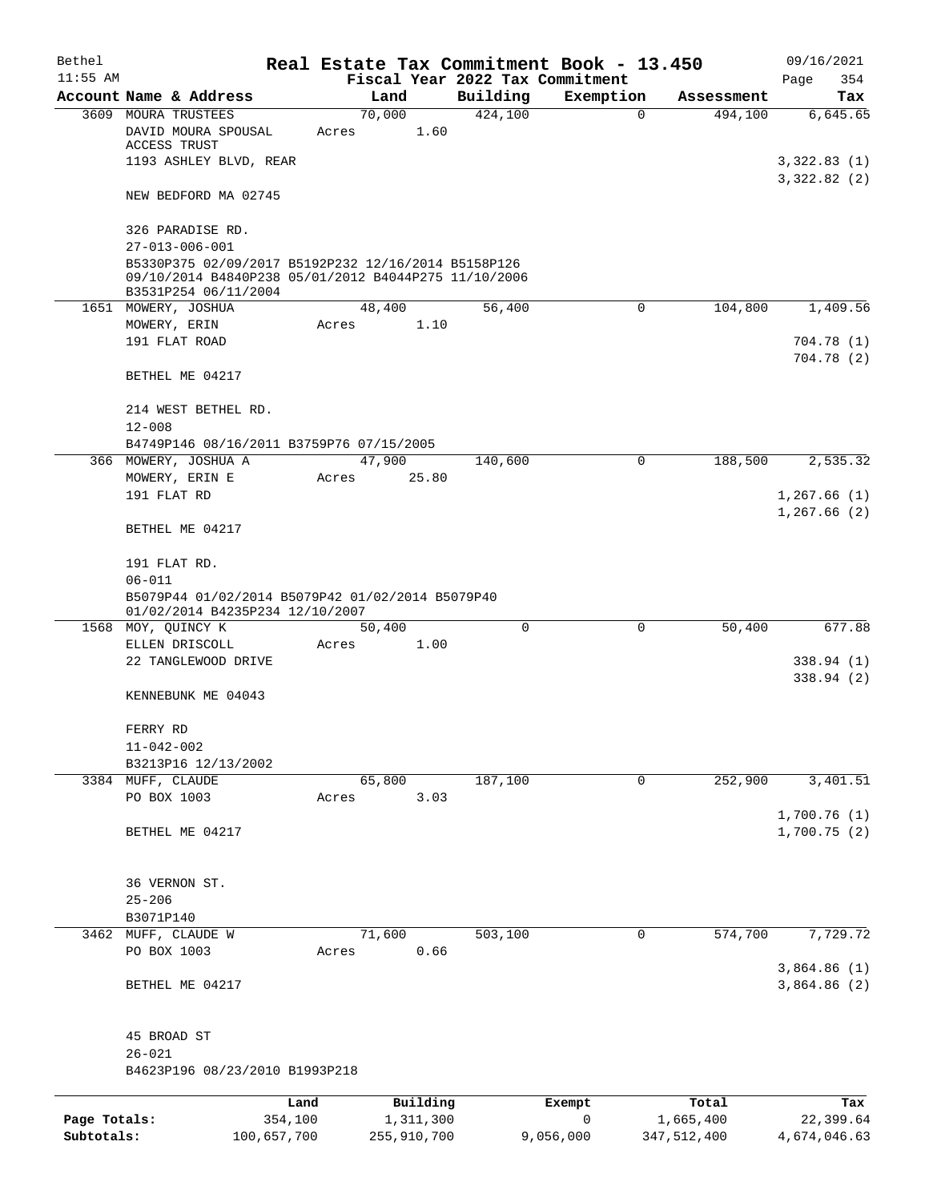# Real Estate Tax Commitment Book - 13.450

Bethel
11:55 AM

Fiscal Year 2022 Tax Commitment

09/16/2021

| Account Name & Address | Land | Building | Exemption | Assessment | Tax |
|---|---|---|---|---|---|
| 3609 MOURA TRUSTEES<br>DAVID MOURA SPOUSAL ACCESS TRUST<br>1193 ASHLEY BLVD, REAR<br><br>NEW BEDFORD MA 02745<br><br>326 PARADISE RD.<br>27-013-006-001<br>B5330P375 02/09/2017 B5192P232 12/16/2014 B5158P126 09/10/2014 B4840P238 05/01/2012 B4044P275 11/10/2006 B3531P254 06/11/2004 | 70,000<br>Acres 1.60 | 424,100 | 0 | 494,100 | 6,645.65<br><br>3,322.83 (1)<br>3,322.82 (2) |
| 1651 MOWERY, JOSHUA<br>MOWERY, ERIN<br>191 FLAT ROAD<br><br>BETHEL ME 04217<br><br>214 WEST BETHEL RD.<br>12-008<br>B4749P146 08/16/2011 B3759P76 07/15/2005 | 48,400<br>Acres 1.10 | 56,400 | 0 | 104,800 | 1,409.56<br><br>704.78 (1)<br>704.78 (2) |
| 366 MOWERY, JOSHUA A<br>MOWERY, ERIN E<br>191 FLAT RD<br><br>BETHEL ME 04217<br><br>191 FLAT RD.<br>06-011<br>B5079P44 01/02/2014 B5079P42 01/02/2014 B5079P40 01/02/2014 B4235P234 12/10/2007 | 47,900<br>Acres 25.80 | 140,600 | 0 | 188,500 | 2,535.32<br><br>1,267.66 (1)<br>1,267.66 (2) |
| 1568 MOY, QUINCY K<br>ELLEN DRISCOLL<br>22 TANGLEWOOD DRIVE<br><br>KENNEBUNK ME 04043<br><br>FERRY RD<br>11-042-002<br>B3213P16 12/13/2002 | 50,400<br>Acres 1.00 | 0 | 0 | 50,400 | 677.88<br><br>338.94 (1)<br>338.94 (2) |
| 3384 MUFF, CLAUDE<br>PO BOX 1003<br><br>BETHEL ME 04217<br><br>36 VERNON ST.<br>25-206<br>B3071P140 | 65,800<br>Acres 3.03 | 187,100 | 0 | 252,900 | 3,401.51<br><br>1,700.76 (1)<br>1,700.75 (2) |
| 3462 MUFF, CLAUDE W<br>PO BOX 1003<br><br>BETHEL ME 04217<br><br>45 BROAD ST<br>26-021<br>B4623P196 08/23/2010 B1993P218 | 71,600<br>Acres 0.66 | 503,100 | 0 | 574,700 | 7,729.72<br><br>3,864.86 (1)<br>3,864.86 (2) |

| | Land | Building | Exempt | Total | Tax |
|---|---|---|---|---|---|
| Page Totals: | 354,100 | 1,311,300 | 0 | 1,665,400 | 22,399.64 |
| Subtotals: | 100,657,700 | 255,910,700 | 9,056,000 | 347,512,400 | 4,674,046.63 |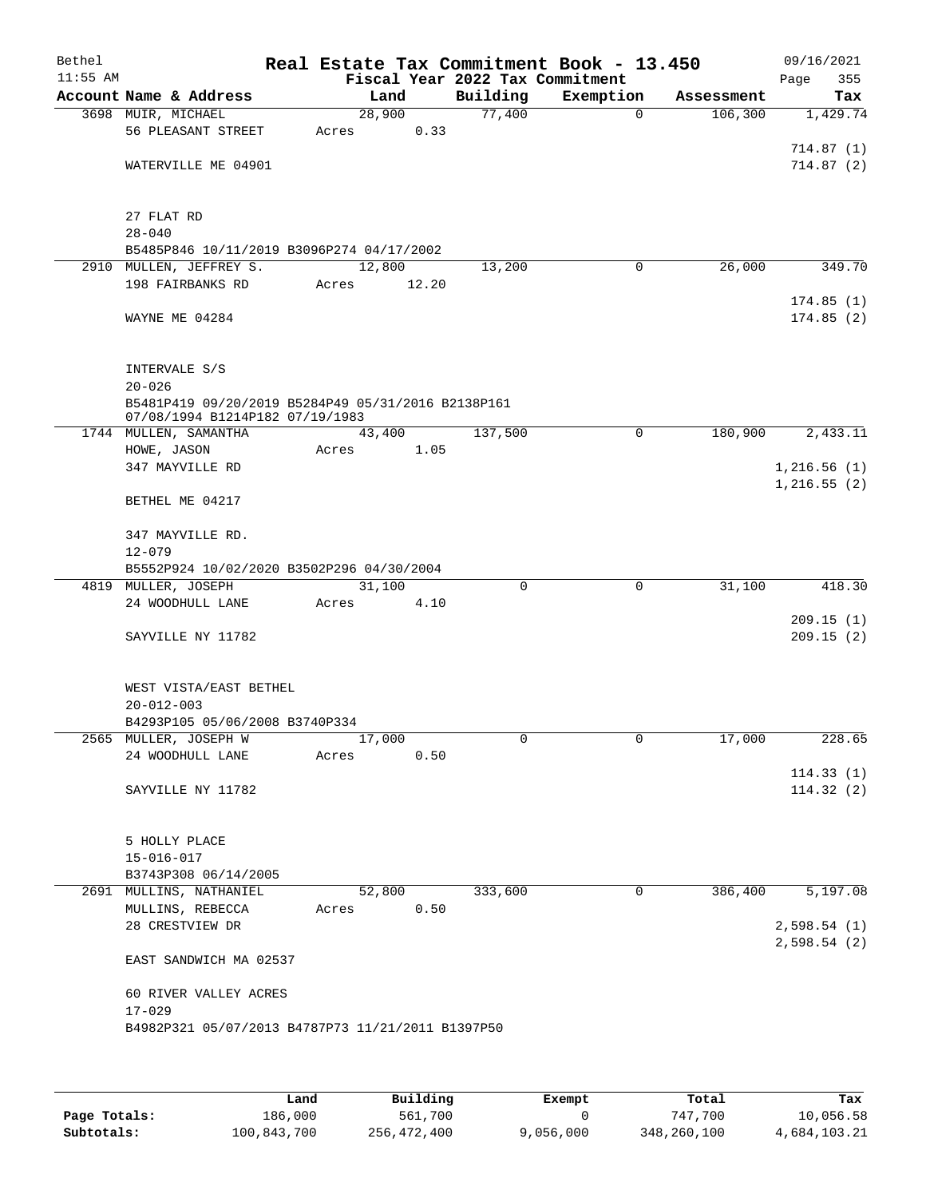Bethel 11:55 AM

# Real Estate Tax Commitment Book - 13.450

## Fiscal Year 2022 Tax Commitment

09/16/2021 Page 355

| Account | Name & Address | Land | Building | Exemption | Assessment | Tax |
|---|---|---|---|---|---|---|
| 3698 | MUIR, MICHAEL<br>56 PLEASANT STREET<br><br>WATERVILLE ME 04901<br><br>27 FLAT RD<br>28-040<br>B5485P846 10/11/2019 B3096P274 04/17/2002 | 28,900<br>Acres 0.33 | 77,400 | 0 | 106,300 | 1,429.74<br><br>714.87 (1)<br>714.87 (2) |
| 2910 | MULLEN, JEFFREY S.<br>198 FAIRBANKS RD<br><br>WAYNE ME 04284<br><br>INTERVALE S/S<br>20-026<br>B5481P419 09/20/2019 B5284P49 05/31/2016 B2138P161 07/08/1994 B1214P182 07/19/1983 | 12,800<br>Acres 12.20 | 13,200 | 0 | 26,000 | 349.70<br><br>174.85 (1)<br>174.85 (2) |
| 1744 | MULLEN, SAMANTHA<br>HOWE, JASON<br>347 MAYVILLE RD<br><br>BETHEL ME 04217<br><br>347 MAYVILLE RD.<br>12-079<br>B5552P924 10/02/2020 B3502P296 04/30/2004 | 43,400<br>Acres 1.05 | 137,500 | 0 | 180,900 | 2,433.11<br><br>1,216.56 (1)<br>1,216.55 (2) |
| 4819 | MULLER, JOSEPH<br>24 WOODHULL LANE<br><br>SAYVILLE NY 11782<br><br>WEST VISTA/EAST BETHEL<br>20-012-003<br>B4293P105 05/06/2008 B3740P334 | 31,100<br>Acres 4.10 | 0 | 0 | 31,100 | 418.30<br><br>209.15 (1)<br>209.15 (2) |
| 2565 | MULLER, JOSEPH W<br>24 WOODHULL LANE<br><br>SAYVILLE NY 11782<br><br>5 HOLLY PLACE<br>15-016-017<br>B3743P308 06/14/2005 | 17,000<br>Acres 0.50 | 0 | 0 | 17,000 | 228.65<br><br>114.33 (1)<br>114.32 (2) |
| 2691 | MULLINS, NATHANIEL<br>MULLINS, REBECCA<br>28 CRESTVIEW DR<br><br>EAST SANDWICH MA 02537<br><br>60 RIVER VALLEY ACRES<br>17-029<br>B4982P321 05/07/2013 B4787P73 11/21/2011 B1397P50 | 52,800<br>Acres 0.50 | 333,600 | 0 | 386,400 | 5,197.08<br><br>2,598.54 (1)<br>2,598.54 (2) |

| | Land | Building | Exempt | Total | Tax |
|---|---|---|---|---|---|
| **Page Totals:** | 186,000 | 561,700 | 0 | 747,700 | 10,056.58 |
| **Subtotals:** | 100,843,700 | 256,472,400 | 9,056,000 | 348,260,100 | 4,684,103.21 |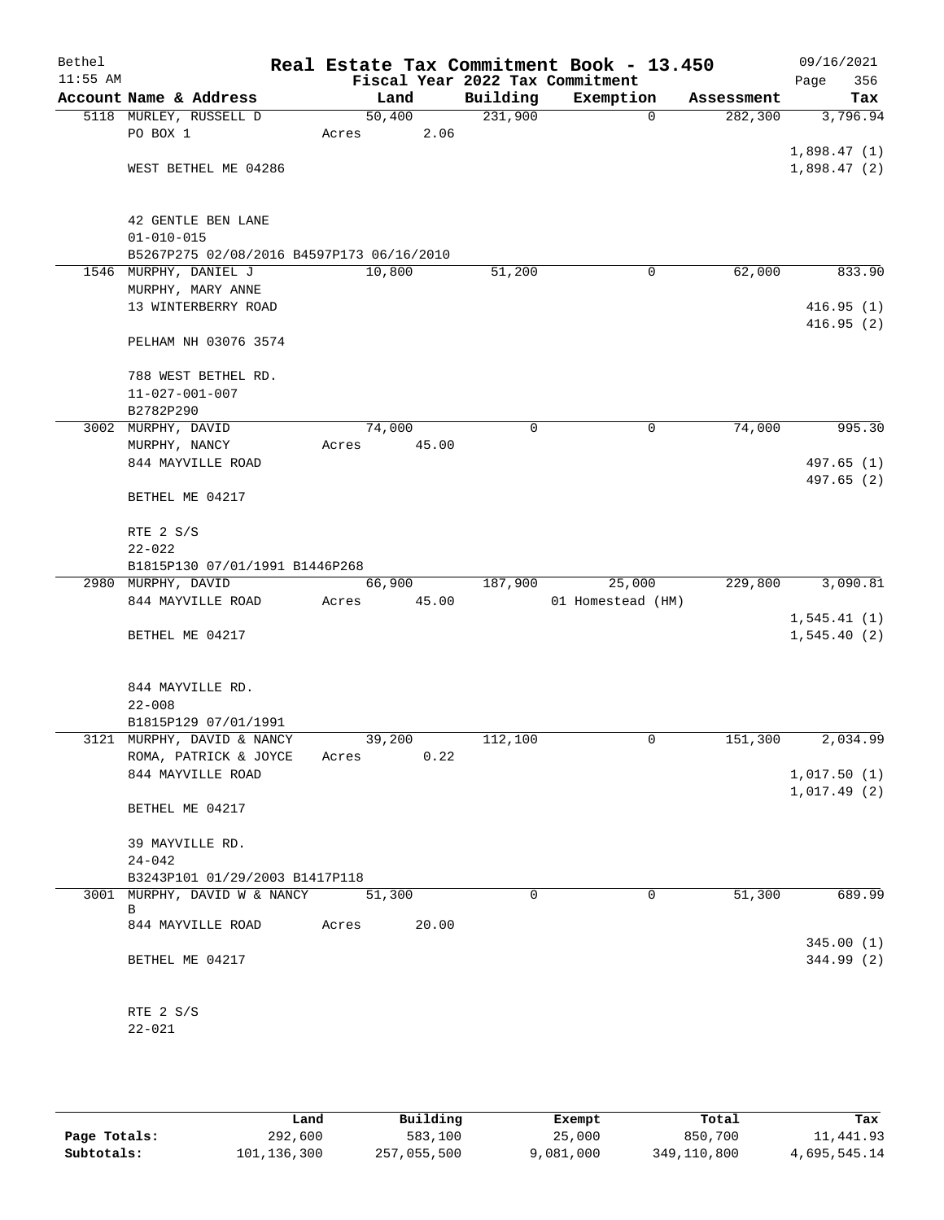# Real Estate Tax Commitment Book - 13.450

Bethel
11:55 AM

Fiscal Year 2022 Tax Commitment

09/16/2021
Page 356

| Account | Name & Address | Land | Building | Exemption | Assessment | Tax |
|---|---|---|---|---|---|---|
| 5118 | MURLEY, RUSSELL D | 50,400 | 231,900 | 0 | 282,300 | 3,796.94 |
| | PO BOX 1 | Acres 2.06 | | | | |
| | | | | | | 1,898.47 (1) |
| | WEST BETHEL ME 04286 | | | | | 1,898.47 (2) |
| | 42 GENTLE BEN LANE | | | | | |
| | 01-010-015 | | | | | |
| | B5267P275 02/08/2016 B4597P173 06/16/2010 | | | | | |
| 1546 | MURPHY, DANIEL J | 10,800 | 51,200 | 0 | 62,000 | 833.90 |
| | MURPHY, MARY ANNE | | | | | |
| | 13 WINTERBERRY ROAD | | | | | 416.95 (1) |
| | | | | | | 416.95 (2) |
| | PELHAM NH 03076 3574 | | | | | |
| | 788 WEST BETHEL RD. | | | | | |
| | 11-027-001-007 | | | | | |
| | B2782P290 | | | | | |
| 3002 | MURPHY, DAVID | 74,000 | 0 | 0 | 74,000 | 995.30 |
| | MURPHY, NANCY | Acres 45.00 | | | | |
| | 844 MAYVILLE ROAD | | | | | 497.65 (1) |
| | | | | | | 497.65 (2) |
| | BETHEL ME 04217 | | | | | |
| | RTE 2 S/S | | | | | |
| | 22-022 | | | | | |
| | B1815P130 07/01/1991 B1446P268 | | | | | |
| 2980 | MURPHY, DAVID | 66,900 | 187,900 | 25,000 | 229,800 | 3,090.81 |
| | 844 MAYVILLE ROAD | Acres 45.00 | | 01 Homestead (HM) | | |
| | | | | | | 1,545.41 (1) |
| | BETHEL ME 04217 | | | | | 1,545.40 (2) |
| | 844 MAYVILLE RD. | | | | | |
| | 22-008 | | | | | |
| | B1815P129 07/01/1991 | | | | | |
| 3121 | MURPHY, DAVID & NANCY | 39,200 | 112,100 | 0 | 151,300 | 2,034.99 |
| | ROMA, PATRICK & JOYCE | Acres 0.22 | | | | |
| | 844 MAYVILLE ROAD | | | | | 1,017.50 (1) |
| | | | | | | 1,017.49 (2) |
| | BETHEL ME 04217 | | | | | |
| | 39 MAYVILLE RD. | | | | | |
| | 24-042 | | | | | |
| | B3243P101 01/29/2003 B1417P118 | | | | | |
| 3001 | MURPHY, DAVID W & NANCY B | 51,300 | 0 | 0 | 51,300 | 689.99 |
| | 844 MAYVILLE ROAD | Acres 20.00 | | | | |
| | | | | | | 345.00 (1) |
| | BETHEL ME 04217 | | | | | 344.99 (2) |
| | RTE 2 S/S | | | | | |
| | 22-021 | | | | | |

| | Land | Building | Exempt | Total | Tax |
|---|---|---|---|---|---|
| Page Totals: | 292,600 | 583,100 | 25,000 | 850,700 | 11,441.93 |
| Subtotals: | 101,136,300 | 257,055,500 | 9,081,000 | 349,110,800 | 4,695,545.14 |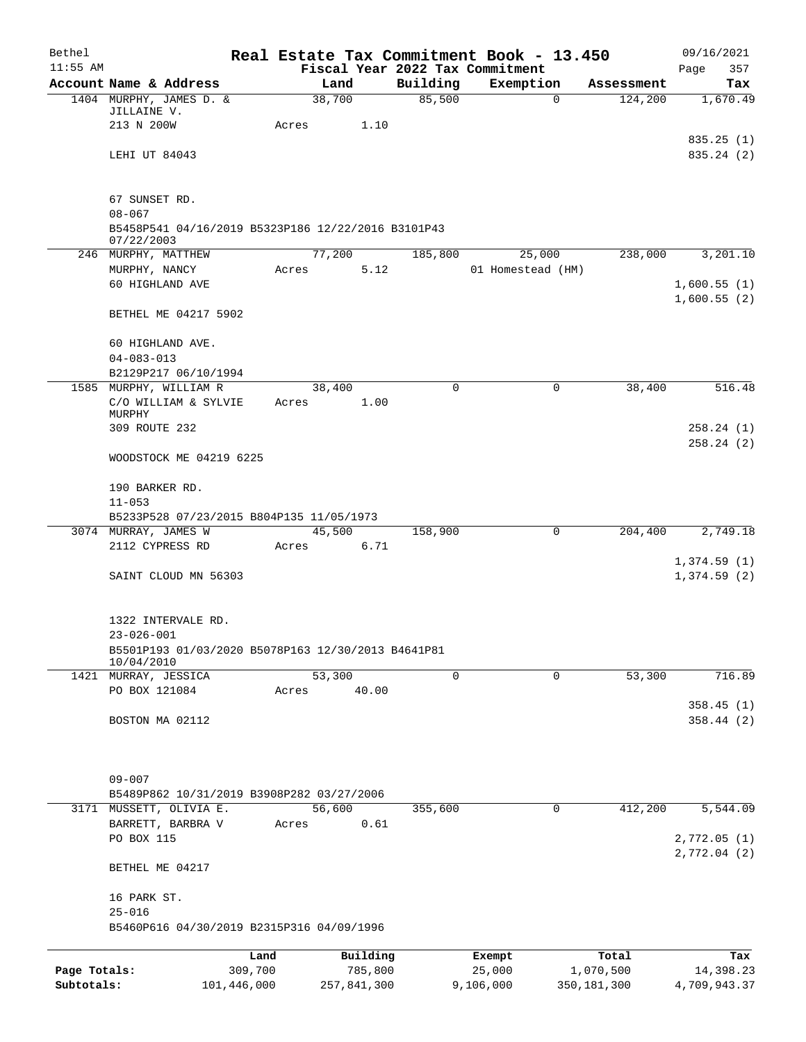# Real Estate Tax Commitment Book - 13.450

Bethel
11:55 AM

Fiscal Year 2022 Tax Commitment

09/16/2021
Page 357

| Account Name & Address | Land | Building | Exemption | Assessment | Tax |
|---|---|---|---|---|---|
| 1404 MURPHY, JAMES D. & JILLAINE V. | 38,700 | 85,500 | 0 | 124,200 | 1,670.49 |
| 213 N 200W | Acres 1.10 | | | | |
| | | | | | 835.25 (1) |
| LEHI UT 84043 | | | | | 835.24 (2) |
| 67 SUNSET RD. | | | | | |
| 08-067 | | | | | |
| B5458P541 04/16/2019 B5323P186 12/22/2016 B3101P43 07/22/2003 | | | | | |
| 246 MURPHY, MATTHEW | 77,200 | 185,800 | 25,000 | 238,000 | 3,201.10 |
| MURPHY, NANCY | Acres 5.12 | | 01 Homestead (HM) | | |
| 60 HIGHLAND AVE | | | | | 1,600.55 (1) |
| | | | | | 1,600.55 (2) |
| BETHEL ME 04217 5902 | | | | | |
| 60 HIGHLAND AVE. | | | | | |
| 04-083-013 | | | | | |
| B2129P217 06/10/1994 | | | | | |
| 1585 MURPHY, WILLIAM R | 38,400 | 0 | 0 | 38,400 | 516.48 |
| C/O WILLIAM & SYLVIE MURPHY | Acres 1.00 | | | | |
| 309 ROUTE 232 | | | | | 258.24 (1) |
| | | | | | 258.24 (2) |
| WOODSTOCK ME 04219 6225 | | | | | |
| 190 BARKER RD. | | | | | |
| 11-053 | | | | | |
| B5233P528 07/23/2015 B804P135 11/05/1973 | | | | | |
| 3074 MURRAY, JAMES W | 45,500 | 158,900 | 0 | 204,400 | 2,749.18 |
| 2112 CYPRESS RD | Acres 6.71 | | | | |
| | | | | | 1,374.59 (1) |
| SAINT CLOUD MN 56303 | | | | | 1,374.59 (2) |
| 1322 INTERVALE RD. | | | | | |
| 23-026-001 | | | | | |
| B5501P193 01/03/2020 B5078P163 12/30/2013 B4641P81 10/04/2010 | | | | | |
| 1421 MURRAY, JESSICA | 53,300 | 0 | 0 | 53,300 | 716.89 |
| PO BOX 121084 | Acres 40.00 | | | | |
| | | | | | 358.45 (1) |
| BOSTON MA 02112 | | | | | 358.44 (2) |
| 09-007 | | | | | |
| B5489P862 10/31/2019 B3908P282 03/27/2006 | | | | | |
| 3171 MUSSETT, OLIVIA E. | 56,600 | 355,600 | 0 | 412,200 | 5,544.09 |
| BARRETT, BARBRA V | Acres 0.61 | | | | |
| PO BOX 115 | | | | | 2,772.05 (1) |
| | | | | | 2,772.04 (2) |
| BETHEL ME 04217 | | | | | |
| 16 PARK ST. | | | | | |
| 25-016 | | | | | |
| B5460P616 04/30/2019 B2315P316 04/09/1996 | | | | | |

| | Land | Building | Exempt | Total | Tax |
|---|---|---|---|---|---|
| Page Totals: | 309,700 | 785,800 | 25,000 | 1,070,500 | 14,398.23 |
| Subtotals: | 101,446,000 | 257,841,300 | 9,106,000 | 350,181,300 | 4,709,943.37 |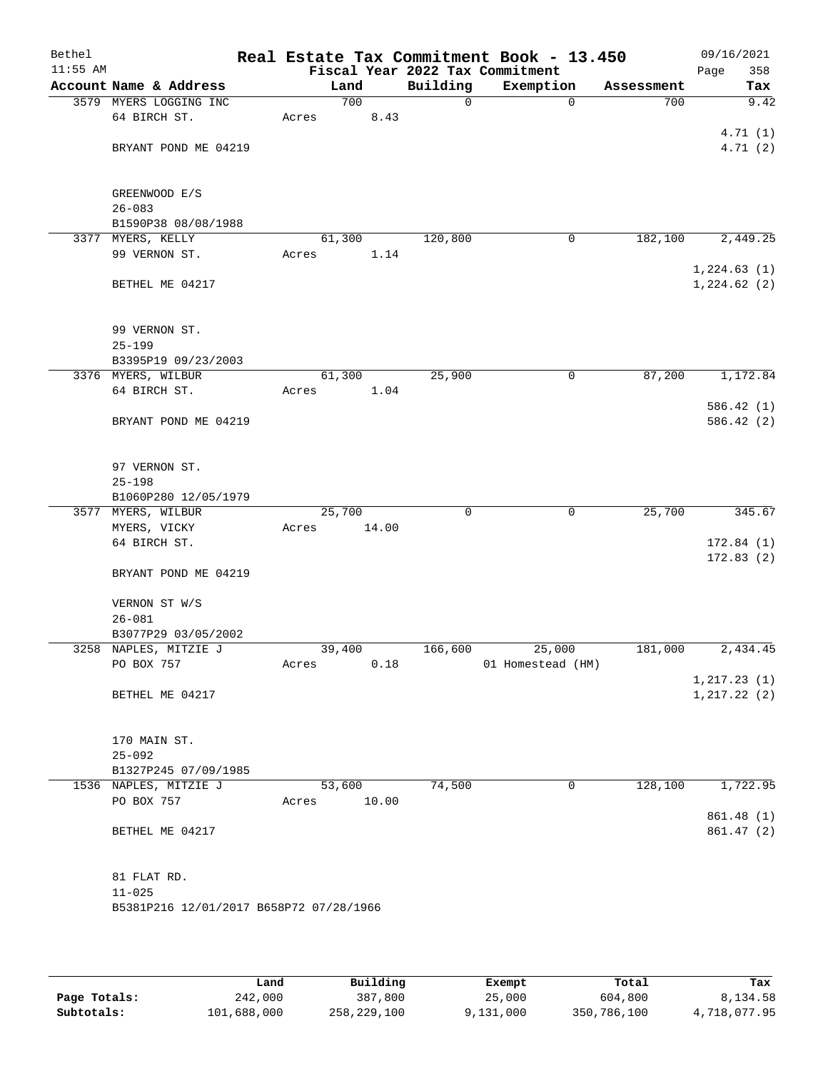# Real Estate Tax Commitment Book - 13.450

Bethel 11:55 AM — Fiscal Year 2022 Tax Commitment — 09/16/2021 Page 358

| Account Name & Address | Land | Building | Exemption | Assessment | Tax |
|---|---|---|---|---|---|
| 3579 MYERS LOGGING INC<br>64 BIRCH ST.<br><br>BRYANT POND ME 04219<br><br>GREENWOOD E/S<br>26-083<br>B1590P38 08/08/1988 | 700<br>Acres 8.43 | 0 | 0 | 700 | 9.42<br><br>4.71 (1)<br>4.71 (2) |
| 3377 MYERS, KELLY<br>99 VERNON ST.<br><br>BETHEL ME 04217<br><br>99 VERNON ST.<br>25-199<br>B3395P19 09/23/2003 | 61,300<br>Acres 1.14 | 120,800 | 0 | 182,100 | 2,449.25<br><br>1,224.63 (1)<br>1,224.62 (2) |
| 3376 MYERS, WILBUR<br>64 BIRCH ST.<br><br>BRYANT POND ME 04219<br><br>97 VERNON ST.<br>25-198<br>B1060P280 12/05/1979 | 61,300<br>Acres 1.04 | 25,900 | 0 | 87,200 | 1,172.84<br><br>586.42 (1)<br>586.42 (2) |
| 3577 MYERS, WILBUR<br>MYERS, VICKY<br>64 BIRCH ST.<br><br>BRYANT POND ME 04219<br><br>VERNON ST W/S<br>26-081<br>B3077P29 03/05/2002 | 25,700<br>Acres 14.00 | 0 | 0 | 25,700 | 345.67<br><br>172.84 (1)<br>172.83 (2) |
| 3258 NAPLES, MITZIE J<br>PO BOX 757<br><br>BETHEL ME 04217<br><br>170 MAIN ST.<br>25-092<br>B1327P245 07/09/1985 | 39,400<br>Acres 0.18 | 166,600 | 25,000<br>01 Homestead (HM) | 181,000 | 2,434.45<br><br>1,217.23 (1)<br>1,217.22 (2) |
| 1536 NAPLES, MITZIE J<br>PO BOX 757<br><br>BETHEL ME 04217<br><br>81 FLAT RD.<br>11-025<br>B5381P216 12/01/2017 B658P72 07/28/1966 | 53,600<br>Acres 10.00 | 74,500 | 0 | 128,100 | 1,722.95<br><br>861.48 (1)<br>861.47 (2) |

| | Land | Building | Exempt | Total | Tax |
|---|---|---|---|---|---|
| Page Totals: | 242,000 | 387,800 | 25,000 | 604,800 | 8,134.58 |
| Subtotals: | 101,688,000 | 258,229,100 | 9,131,000 | 350,786,100 | 4,718,077.95 |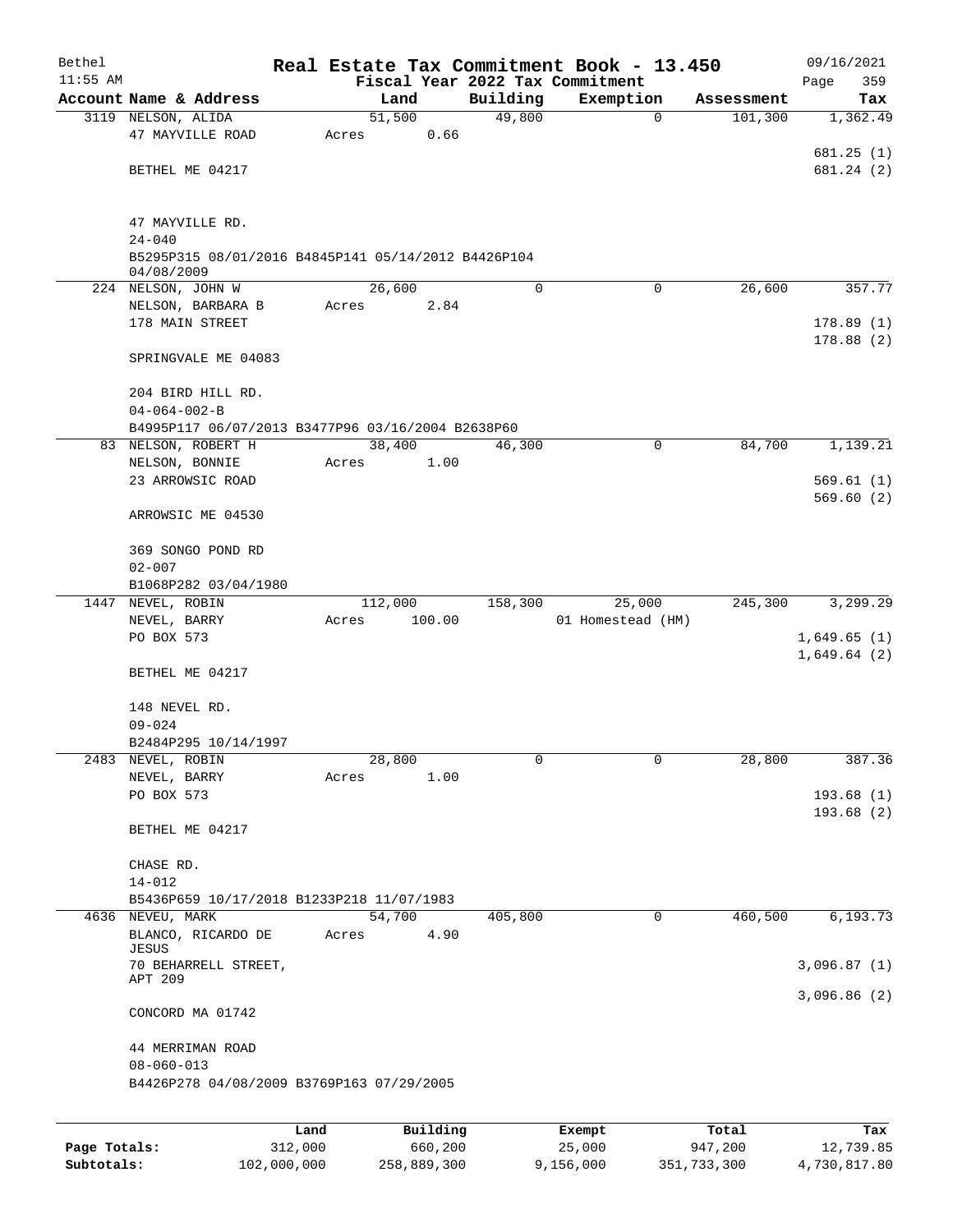# Real Estate Tax Commitment Book - 13.450

Bethel
11:55 AM

Fiscal Year 2022 Tax Commitment

09/16/2021
Page 359

| Account Name & Address | Land | Building | Exemption | Assessment | Tax |
|---|---|---|---|---|---|
| 3119 NELSON, ALIDA<br>47 MAYVILLE ROAD<br><br>BETHEL ME 04217<br><br>47 MAYVILLE RD.<br>24-040<br>B5295P315 08/01/2016 B4845P141 05/14/2012 B4426P104 04/08/2009 | 51,500<br>Acres 0.66 | 49,800 | 0 | 101,300 | 1,362.49<br><br>681.25 (1)<br>681.24 (2) |
| 224 NELSON, JOHN W<br>NELSON, BARBARA B<br>178 MAIN STREET<br><br>SPRINGVALE ME 04083<br><br>204 BIRD HILL RD.<br>04-064-002-B<br>B4995P117 06/07/2013 B3477P96 03/16/2004 B2638P60 | 26,600<br>Acres 2.84 | 0 | 0 | 26,600 | 357.77<br><br>178.89 (1)<br>178.88 (2) |
| 83 NELSON, ROBERT H<br>NELSON, BONNIE<br>23 ARROWSIC ROAD<br><br>ARROWSIC ME 04530<br><br>369 SONGO POND RD<br>02-007<br>B1068P282 03/04/1980 | 38,400<br>Acres 1.00 | 46,300 | 0 | 84,700 | 1,139.21<br><br>569.61 (1)<br>569.60 (2) |
| 1447 NEVEL, ROBIN<br>NEVEL, BARRY<br>PO BOX 573<br><br>BETHEL ME 04217<br><br>148 NEVEL RD.<br>09-024<br>B2484P295 10/14/1997 | 112,000<br>Acres 100.00 | 158,300 | 25,000<br>01 Homestead (HM) | 245,300 | 3,299.29<br><br>1,649.65 (1)<br>1,649.64 (2) |
| 2483 NEVEL, ROBIN<br>NEVEL, BARRY<br>PO BOX 573<br><br>BETHEL ME 04217<br><br>CHASE RD.<br>14-012<br>B5436P659 10/17/2018 B1233P218 11/07/1983 | 28,800<br>Acres 1.00 | 0 | 0 | 28,800 | 387.36<br><br>193.68 (1)<br>193.68 (2) |
| 4636 NEVEU, MARK<br>BLANCO, RICARDO DE JESUS<br>70 BEHARRELL STREET, APT 209<br><br>CONCORD MA 01742<br><br>44 MERRIMAN ROAD<br>08-060-013<br>B4426P278 04/08/2009 B3769P163 07/29/2005 | 54,700<br>Acres 4.90 | 405,800 | 0 | 460,500 | 6,193.73<br><br>3,096.87 (1)<br>3,096.86 (2) |

| | Land | Building | Exempt | Total | Tax |
|---|---|---|---|---|---|
| **Page Totals:** | 312,000 | 660,200 | 25,000 | 947,200 | 12,739.85 |
| **Subtotals:** | 102,000,000 | 258,889,300 | 9,156,000 | 351,733,300 | 4,730,817.80 |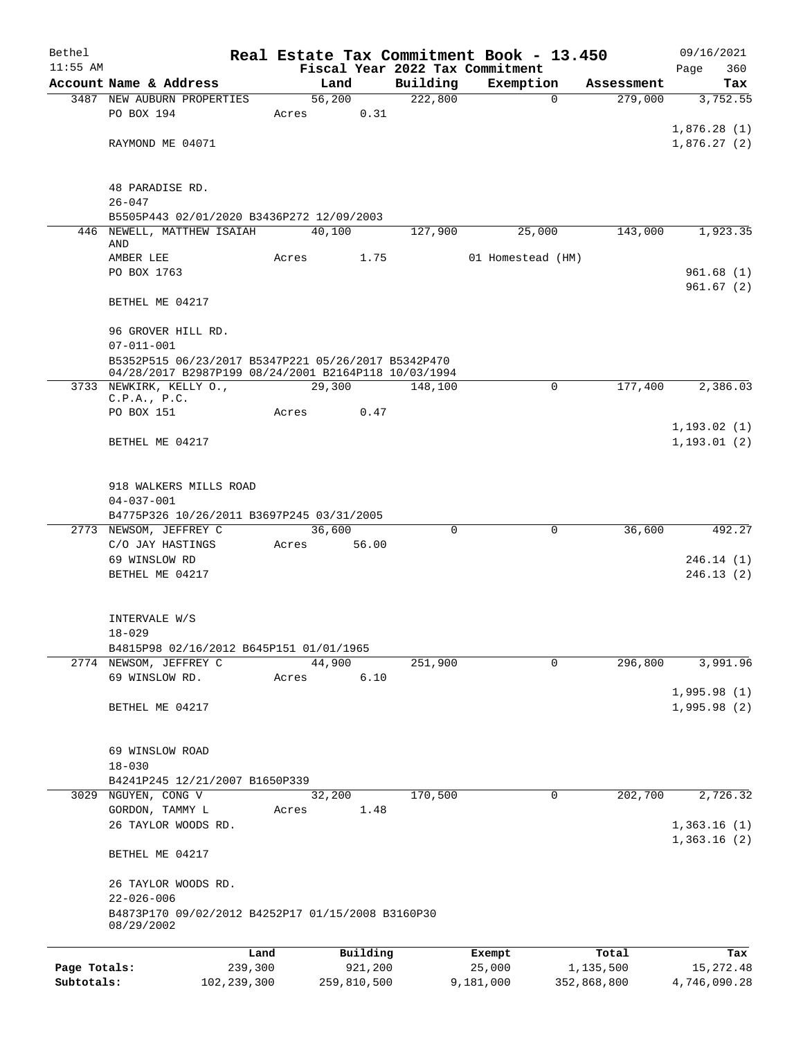Bethel 11:55 AM

# Real Estate Tax Commitment Book - 13.450

## Fiscal Year 2022 Tax Commitment

09/16/2021 Page 360

| Account Name & Address | Land | Building | Exemption | Assessment | Tax |
|---|---|---|---|---|---|
| 3487 NEW AUBURN PROPERTIES<br>PO BOX 194<br><br>RAYMOND ME 04071<br><br>48 PARADISE RD.<br>26-047<br>B5505P443 02/01/2020 B3436P272 12/09/2003 | 56,200<br>Acres 0.31 | 222,800 | 0 | 279,000 | 3,752.55<br><br>1,876.28 (1)<br>1,876.27 (2) |
| 446 NEWELL, MATTHEW ISAIAH AND<br>AMBER LEE<br>PO BOX 1763<br><br>BETHEL ME 04217<br><br>96 GROVER HILL RD.<br>07-011-001<br>B5352P515 06/23/2017 B5347P221 05/26/2017 B5342P470 04/28/2017 B2987P199 08/24/2001 B2164P118 10/03/1994 | 40,100<br>Acres 1.75 | 127,900 | 25,000<br>01 Homestead (HM) | 143,000 | 1,923.35<br><br>961.68 (1)<br>961.67 (2) |
| 3733 NEWKIRK, KELLY O., C.P.A., P.C.<br>PO BOX 151<br><br>BETHEL ME 04217<br><br>918 WALKERS MILLS ROAD<br>04-037-001<br>B4775P326 10/26/2011 B3697P245 03/31/2005 | 29,300<br>Acres 0.47 | 148,100 | 0 | 177,400 | 2,386.03<br><br>1,193.02 (1)<br>1,193.01 (2) |
| 2773 NEWSOM, JEFFREY C<br>C/O JAY HASTINGS<br>69 WINSLOW RD<br>BETHEL ME 04217<br><br>INTERVALE W/S<br>18-029<br>B4815P98 02/16/2012 B645P151 01/01/1965 | 36,600<br>Acres 56.00 | 0 | 0 | 36,600 | 492.27<br><br>246.14 (1)<br>246.13 (2) |
| 2774 NEWSOM, JEFFREY C<br>69 WINSLOW RD.<br><br>BETHEL ME 04217<br><br>69 WINSLOW ROAD<br>18-030<br>B4241P245 12/21/2007 B1650P339 | 44,900<br>Acres 6.10 | 251,900 | 0 | 296,800 | 3,991.96<br><br>1,995.98 (1)<br>1,995.98 (2) |
| 3029 NGUYEN, CONG V<br>GORDON, TAMMY L<br>26 TAYLOR WOODS RD.<br><br>BETHEL ME 04217<br><br>26 TAYLOR WOODS RD.<br>22-026-006<br>B4873P170 09/02/2012 B4252P17 01/15/2008 B3160P30 08/29/2002 | 32,200<br>Acres 1.48 | 170,500 | 0 | 202,700 | 2,726.32<br><br>1,363.16 (1)<br>1,363.16 (2) |

| | Land | Building | Exempt | Total | Tax |
|---|---|---|---|---|---|
| Page Totals: | 239,300 | 921,200 | 25,000 | 1,135,500 | 15,272.48 |
| Subtotals: | 102,239,300 | 259,810,500 | 9,181,000 | 352,868,800 | 4,746,090.28 |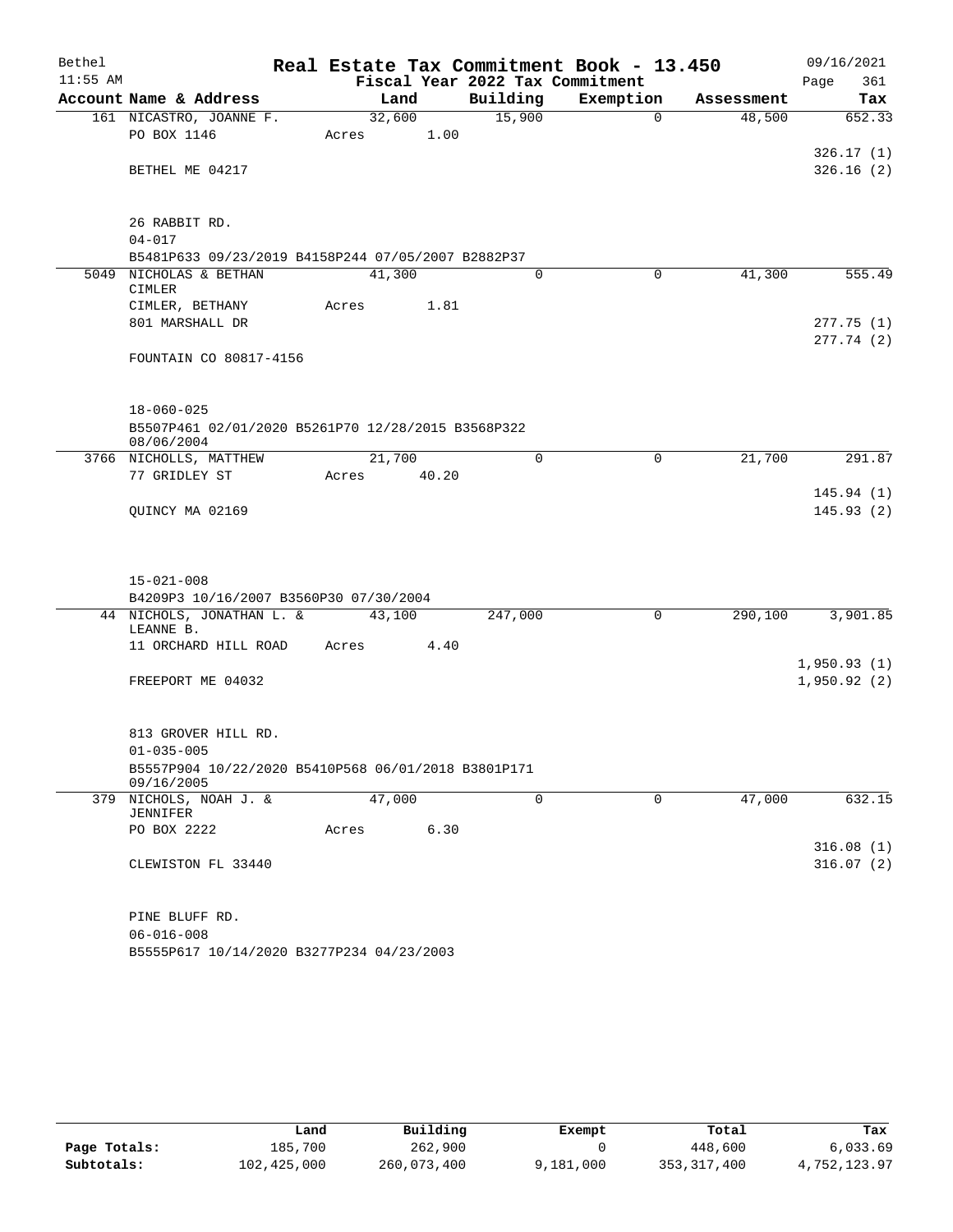**Bethel** — 11:55 AM

# Real Estate Tax Commitment Book - 13.450

## Fiscal Year 2022 Tax Commitment

09/16/2021

| Account Name & Address | Land | Building | Exemption | Assessment | Tax |
|---|---|---|---|---|---|
| 161 NICASTRO, JOANNE F. | 32,600 | 15,900 | 0 | 48,500 | 652.33 |
| PO BOX 1146 | Acres 1.00 | | | | |
| | | | | | 326.17 (1) |
| BETHEL ME 04217 | | | | | 326.16 (2) |
| 26 RABBIT RD. | | | | | |
| 04-017 | | | | | |
| B5481P633 09/23/2019 B4158P244 07/05/2007 B2882P37 | | | | | |
| 5049 NICHOLAS & BETHAN CIMLER | 41,300 | 0 | 0 | 41,300 | 555.49 |
| CIMLER, BETHANY | Acres 1.81 | | | | |
| 801 MARSHALL DR | | | | | 277.75 (1) |
| | | | | | 277.74 (2) |
| FOUNTAIN CO 80817-4156 | | | | | |
| 18-060-025 | | | | | |
| B5507P461 02/01/2020 B5261P70 12/28/2015 B3568P322 08/06/2004 | | | | | |
| 3766 NICHOLLS, MATTHEW | 21,700 | 0 | 0 | 21,700 | 291.87 |
| 77 GRIDLEY ST | Acres 40.20 | | | | |
| | | | | | 145.94 (1) |
| QUINCY MA 02169 | | | | | 145.93 (2) |
| 15-021-008 | | | | | |
| B4209P3 10/16/2007 B3560P30 07/30/2004 | | | | | |
| 44 NICHOLS, JONATHAN L. & LEANNE B. | 43,100 | 247,000 | 0 | 290,100 | 3,901.85 |
| 11 ORCHARD HILL ROAD | Acres 4.40 | | | | |
| | | | | | 1,950.93 (1) |
| FREEPORT ME 04032 | | | | | 1,950.92 (2) |
| 813 GROVER HILL RD. | | | | | |
| 01-035-005 | | | | | |
| B5557P904 10/22/2020 B5410P568 06/01/2018 B3801P171 09/16/2005 | | | | | |
| 379 NICHOLS, NOAH J. & JENNIFER | 47,000 | 0 | 0 | 47,000 | 632.15 |
| PO BOX 2222 | Acres 6.30 | | | | |
| | | | | | 316.08 (1) |
| CLEWISTON FL 33440 | | | | | 316.07 (2) |
| PINE BLUFF RD. | | | | | |
| 06-016-008 | | | | | |
| B5555P617 10/14/2020 B3277P234 04/23/2003 | | | | | |

| | Land | Building | Exempt | Total | Tax |
|---|---|---|---|---|---|
| Page Totals: | 185,700 | 262,900 | 0 | 448,600 | 6,033.69 |
| Subtotals: | 102,425,000 | 260,073,400 | 9,181,000 | 353,317,400 | 4,752,123.97 |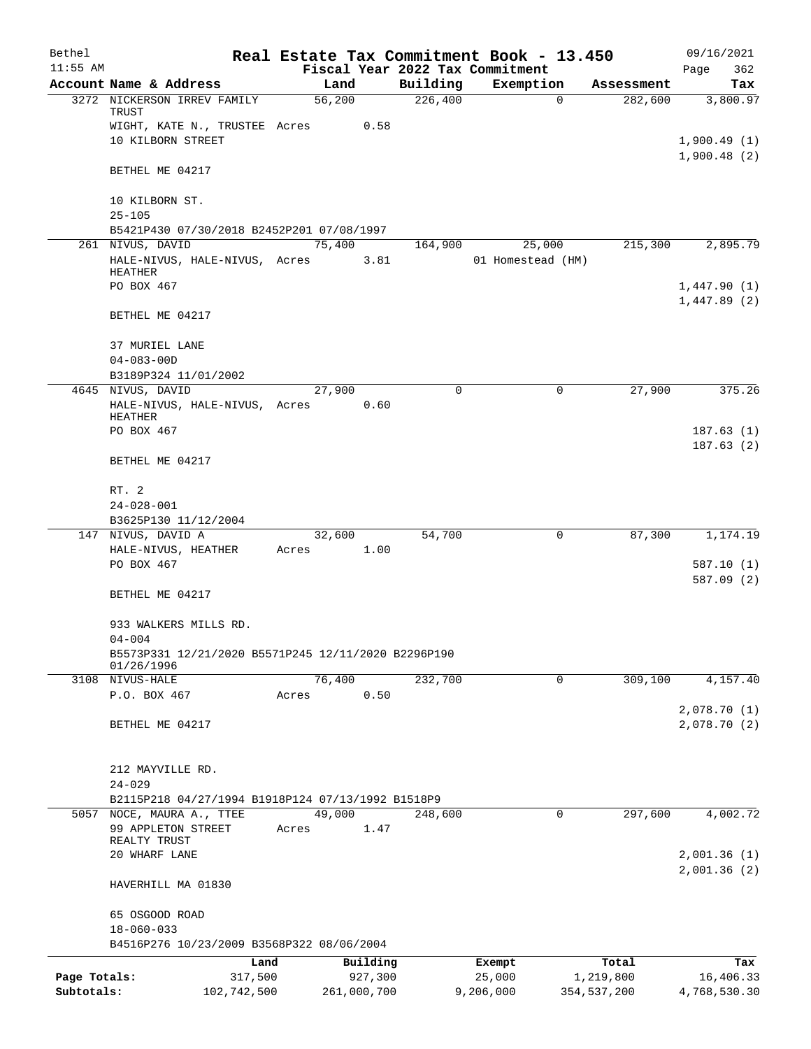Bethel 11:55 AM

# Real Estate Tax Commitment Book - 13.450

Fiscal Year 2022 Tax Commitment

09/16/2021 Page 362

| Account Name & Address | Land | Building | Exemption | Assessment | Tax |
|---|---|---|---|---|---|
| 3272 NICKERSON IRREV FAMILY TRUST | 56,200 | 226,400 | 0 | 282,600 | 3,800.97 |
| WIGHT, KATE N., TRUSTEE Acres 0.58 | | | | | |
| 10 KILBORN STREET | | | | | 1,900.49 (1) |
| | | | | | 1,900.48 (2) |
| BETHEL ME 04217 | | | | | |
| 10 KILBORN ST. | | | | | |
| 25-105 | | | | | |
| B5421P430 07/30/2018 B2452P201 07/08/1997 | | | | | |
| 261 NIVUS, DAVID | 75,400 | 164,900 | 25,000 | 215,300 | 2,895.79 |
| HALE-NIVUS, HALE-NIVUS, HEATHER Acres 3.81 | | | 01 Homestead (HM) | | |
| PO BOX 467 | | | | | 1,447.90 (1) |
| | | | | | 1,447.89 (2) |
| BETHEL ME 04217 | | | | | |
| 37 MURIEL LANE | | | | | |
| 04-083-00D | | | | | |
| B3189P324 11/01/2002 | | | | | |
| 4645 NIVUS, DAVID | 27,900 | 0 | 0 | 27,900 | 375.26 |
| HALE-NIVUS, HALE-NIVUS, HEATHER Acres 0.60 | | | | | |
| PO BOX 467 | | | | | 187.63 (1) |
| | | | | | 187.63 (2) |
| BETHEL ME 04217 | | | | | |
| RT. 2 | | | | | |
| 24-028-001 | | | | | |
| B3625P130 11/12/2004 | | | | | |
| 147 NIVUS, DAVID A | 32,600 | 54,700 | 0 | 87,300 | 1,174.19 |
| HALE-NIVUS, HEATHER Acres 1.00 | | | | | |
| PO BOX 467 | | | | | 587.10 (1) |
| | | | | | 587.09 (2) |
| BETHEL ME 04217 | | | | | |
| 933 WALKERS MILLS RD. | | | | | |
| 04-004 | | | | | |
| B5573P331 12/21/2020 B5571P245 12/11/2020 B2296P190 01/26/1996 | | | | | |
| 3108 NIVUS-HALE | 76,400 | 232,700 | 0 | 309,100 | 4,157.40 |
| P.O. BOX 467 Acres 0.50 | | | | | |
| | | | | | 2,078.70 (1) |
| BETHEL ME 04217 | | | | | 2,078.70 (2) |
| 212 MAYVILLE RD. | | | | | |
| 24-029 | | | | | |
| B2115P218 04/27/1994 B1918P124 07/13/1992 B1518P9 | | | | | |
| 5057 NOCE, MAURA A., TTEE | 49,000 | 248,600 | 0 | 297,600 | 4,002.72 |
| 99 APPLETON STREET REALTY TRUST Acres 1.47 | | | | | |
| 20 WHARF LANE | | | | | 2,001.36 (1) |
| | | | | | 2,001.36 (2) |
| HAVERHILL MA 01830 | | | | | |
| 65 OSGOOD ROAD | | | | | |
| 18-060-033 | | | | | |
| B4516P276 10/23/2009 B3568P322 08/06/2004 | | | | | |

| | Land | Building | Exempt | Total | Tax |
|---|---|---|---|---|---|
| Page Totals: | 317,500 | 927,300 | 25,000 | 1,219,800 | 16,406.33 |
| Subtotals: | 102,742,500 | 261,000,700 | 9,206,000 | 354,537,200 | 4,768,530.30 |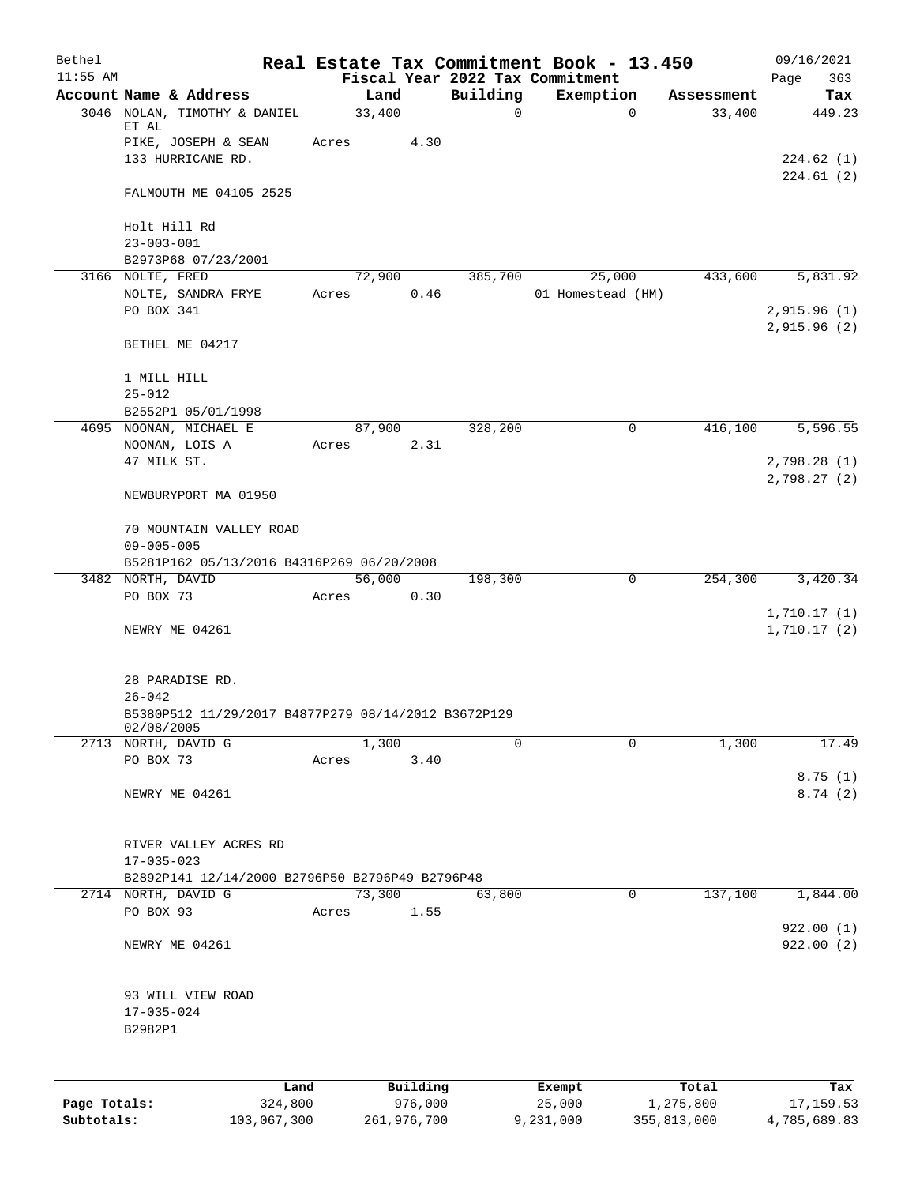Bethel 11:55 AM

# Real Estate Tax Commitment Book - 13.450

Fiscal Year 2022 Tax Commitment

09/16/2021 Page 363

| Account Name & Address | Land | Building | Exemption | Assessment | Tax |
|---|---|---|---|---|---|
| 3046 NOLAN, TIMOTHY & DANIEL ET AL | 33,400 | 0 | 0 | 33,400 | 449.23 |
| PIKE, JOSEPH & SEAN | Acres 4.30 | | | | |
| 133 HURRICANE RD. | | | | | 224.62 (1) |
| | | | | | 224.61 (2) |
| FALMOUTH ME 04105 2525 | | | | | |
| Holt Hill Rd | | | | | |
| 23-003-001 | | | | | |
| B2973P68 07/23/2001 | | | | | |
| 3166 NOLTE, FRED | 72,900 | 385,700 | 25,000 | 433,600 | 5,831.92 |
| NOLTE, SANDRA FRYE | Acres 0.46 | | 01 Homestead (HM) | | |
| PO BOX 341 | | | | | 2,915.96 (1) |
| | | | | | 2,915.96 (2) |
| BETHEL ME 04217 | | | | | |
| 1 MILL HILL | | | | | |
| 25-012 | | | | | |
| B2552P1 05/01/1998 | | | | | |
| 4695 NOONAN, MICHAEL E | 87,900 | 328,200 | 0 | 416,100 | 5,596.55 |
| NOONAN, LOIS A | Acres 2.31 | | | | |
| 47 MILK ST. | | | | | 2,798.28 (1) |
| | | | | | 2,798.27 (2) |
| NEWBURYPORT MA 01950 | | | | | |
| 70 MOUNTAIN VALLEY ROAD | | | | | |
| 09-005-005 | | | | | |
| B5281P162 05/13/2016 B4316P269 06/20/2008 | | | | | |
| 3482 NORTH, DAVID | 56,000 | 198,300 | 0 | 254,300 | 3,420.34 |
| PO BOX 73 | Acres 0.30 | | | | |
| | | | | | 1,710.17 (1) |
| NEWRY ME 04261 | | | | | 1,710.17 (2) |
| 28 PARADISE RD. | | | | | |
| 26-042 | | | | | |
| B5380P512 11/29/2017 B4877P279 08/14/2012 B3672P129 02/08/2005 | | | | | |
| 2713 NORTH, DAVID G | 1,300 | 0 | 0 | 1,300 | 17.49 |
| PO BOX 73 | Acres 3.40 | | | | |
| | | | | | 8.75 (1) |
| NEWRY ME 04261 | | | | | 8.74 (2) |
| RIVER VALLEY ACRES RD | | | | | |
| 17-035-023 | | | | | |
| B2892P141 12/14/2000 B2796P50 B2796P49 B2796P48 | | | | | |
| 2714 NORTH, DAVID G | 73,300 | 63,800 | 0 | 137,100 | 1,844.00 |
| PO BOX 93 | Acres 1.55 | | | | |
| | | | | | 922.00 (1) |
| NEWRY ME 04261 | | | | | 922.00 (2) |
| 93 WILL VIEW ROAD | | | | | |
| 17-035-024 | | | | | |
| B2982P1 | | | | | |

| | Land | Building | Exempt | Total | Tax |
|---|---|---|---|---|---|
| Page Totals: | 324,800 | 976,000 | 25,000 | 1,275,800 | 17,159.53 |
| Subtotals: | 103,067,300 | 261,976,700 | 9,231,000 | 355,813,000 | 4,785,689.83 |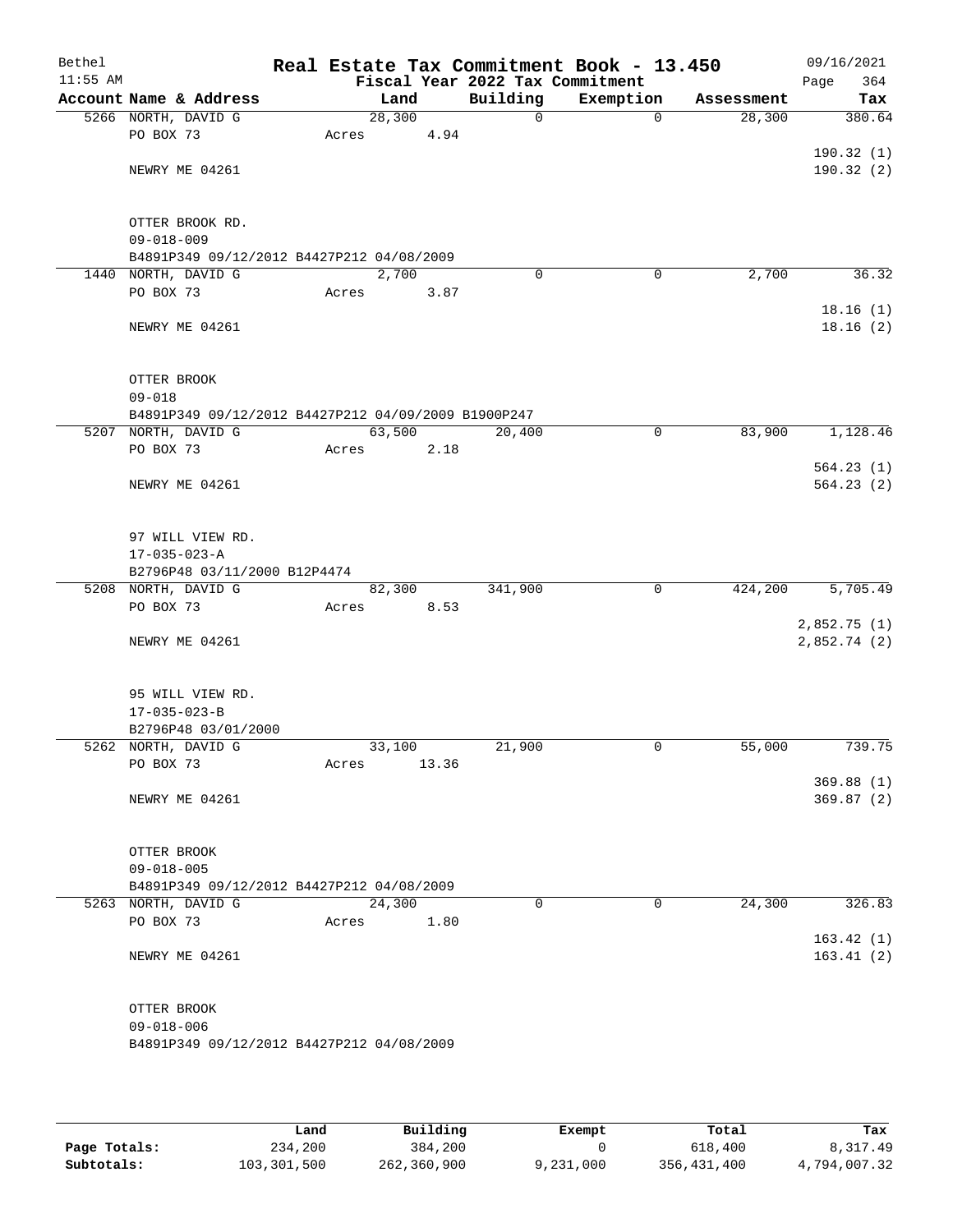Bethel 11:55 AM

# Real Estate Tax Commitment Book - 13.450

Fiscal Year 2022 Tax Commitment

09/16/2021 Page 364

| Account | Name & Address | Land | Building | Exemption | Assessment | Tax |
|---|---|---|---|---|---|---|
| 5266 | NORTH, DAVID G<br>PO BOX 73<br>NEWRY ME 04261<br>OTTER BROOK RD.<br>09-018-009<br>B4891P349 09/12/2012 B4427P212 04/08/2009 | 28,300<br>Acres 4.94 | 0 | 0 | 28,300 | 380.64<br>190.32 (1)<br>190.32 (2) |
| 1440 | NORTH, DAVID G<br>PO BOX 73<br>NEWRY ME 04261<br>OTTER BROOK<br>09-018<br>B4891P349 09/12/2012 B4427P212 04/09/2009 B1900P247 | 2,700<br>Acres 3.87 | 0 | 0 | 2,700 | 36.32<br>18.16 (1)<br>18.16 (2) |
| 5207 | NORTH, DAVID G<br>PO BOX 73<br>NEWRY ME 04261<br>97 WILL VIEW RD.<br>17-035-023-A<br>B2796P48 03/11/2000 B12P4474 | 63,500<br>Acres 2.18 | 20,400 | 0 | 83,900 | 1,128.46<br>564.23 (1)<br>564.23 (2) |
| 5208 | NORTH, DAVID G<br>PO BOX 73<br>NEWRY ME 04261<br>95 WILL VIEW RD.<br>17-035-023-B<br>B2796P48 03/01/2000 | 82,300<br>Acres 8.53 | 341,900 | 0 | 424,200 | 5,705.49<br>2,852.75 (1)<br>2,852.74 (2) |
| 5262 | NORTH, DAVID G<br>PO BOX 73<br>NEWRY ME 04261<br>OTTER BROOK<br>09-018-005<br>B4891P349 09/12/2012 B4427P212 04/08/2009 | 33,100<br>Acres 13.36 | 21,900 | 0 | 55,000 | 739.75<br>369.88 (1)<br>369.87 (2) |
| 5263 | NORTH, DAVID G<br>PO BOX 73<br>NEWRY ME 04261<br>OTTER BROOK<br>09-018-006<br>B4891P349 09/12/2012 B4427P212 04/08/2009 | 24,300<br>Acres 1.80 | 0 | 0 | 24,300 | 326.83<br>163.42 (1)<br>163.41 (2) |

| | Land | Building | Exempt | Total | Tax |
|---|---|---|---|---|---|
| Page Totals: | 234,200 | 384,200 | 0 | 618,400 | 8,317.49 |
| Subtotals: | 103,301,500 | 262,360,900 | 9,231,000 | 356,431,400 | 4,794,007.32 |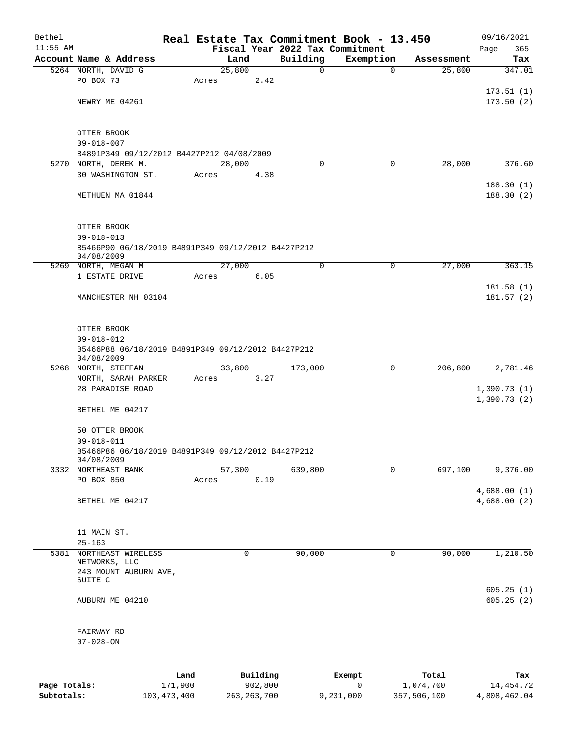Bethel 11:55 AM

# Real Estate Tax Commitment Book - 13.450

Fiscal Year 2022 Tax Commitment

09/16/2021 Page 365

| Account Name & Address | Land | Building | Exemption | Assessment | Tax |
|---|---|---|---|---|---|
| 5264 NORTH, DAVID G<br>PO BOX 73<br><br>NEWRY ME 04261<br><br>OTTER BROOK<br>09-018-007<br>B4891P349 09/12/2012 B4427P212 04/08/2009 | 25,800<br>Acres 2.42 | 0 | 0 | 25,800 | 347.01<br><br>173.51 (1)<br>173.50 (2) |
| 5270 NORTH, DEREK M.<br>30 WASHINGTON ST.<br><br>METHUEN MA 01844<br><br>OTTER BROOK<br>09-018-013<br>B5466P90 06/18/2019 B4891P349 09/12/2012 B4427P212 04/08/2009 | 28,000<br>Acres 4.38 | 0 | 0 | 28,000 | 376.60<br><br>188.30 (1)<br>188.30 (2) |
| 5269 NORTH, MEGAN M<br>1 ESTATE DRIVE<br><br>MANCHESTER NH 03104<br><br>OTTER BROOK<br>09-018-012<br>B5466P88 06/18/2019 B4891P349 09/12/2012 B4427P212 04/08/2009 | 27,000<br>Acres 6.05 | 0 | 0 | 27,000 | 363.15<br><br>181.58 (1)<br>181.57 (2) |
| 5268 NORTH, STEFFAN<br>NORTH, SARAH PARKER<br>28 PARADISE ROAD<br><br>BETHEL ME 04217<br><br>50 OTTER BROOK<br>09-018-011<br>B5466P86 06/18/2019 B4891P349 09/12/2012 B4427P212 04/08/2009 | 33,800<br>Acres 3.27 | 173,000 | 0 | 206,800 | 2,781.46<br><br>1,390.73 (1)<br>1,390.73 (2) |
| 3332 NORTHEAST BANK<br>PO BOX 850<br><br>BETHEL ME 04217<br><br>11 MAIN ST.<br>25-163 | 57,300<br>Acres 0.19 | 639,800 | 0 | 697,100 | 9,376.00<br><br>4,688.00 (1)<br>4,688.00 (2) |
| 5381 NORTHEAST WIRELESS NETWORKS, LLC<br>243 MOUNT AUBURN AVE, SUITE C<br><br>AUBURN ME 04210<br><br>FAIRWAY RD<br>07-028-ON | 0 | 90,000 | 0 | 90,000 | 1,210.50<br><br>605.25 (1)<br>605.25 (2) |

| | Land | Building | Exempt | Total | Tax |
|---|---|---|---|---|---|
| Page Totals: | 171,900 | 902,800 | 0 | 1,074,700 | 14,454.72 |
| Subtotals: | 103,473,400 | 263,263,700 | 9,231,000 | 357,506,100 | 4,808,462.04 |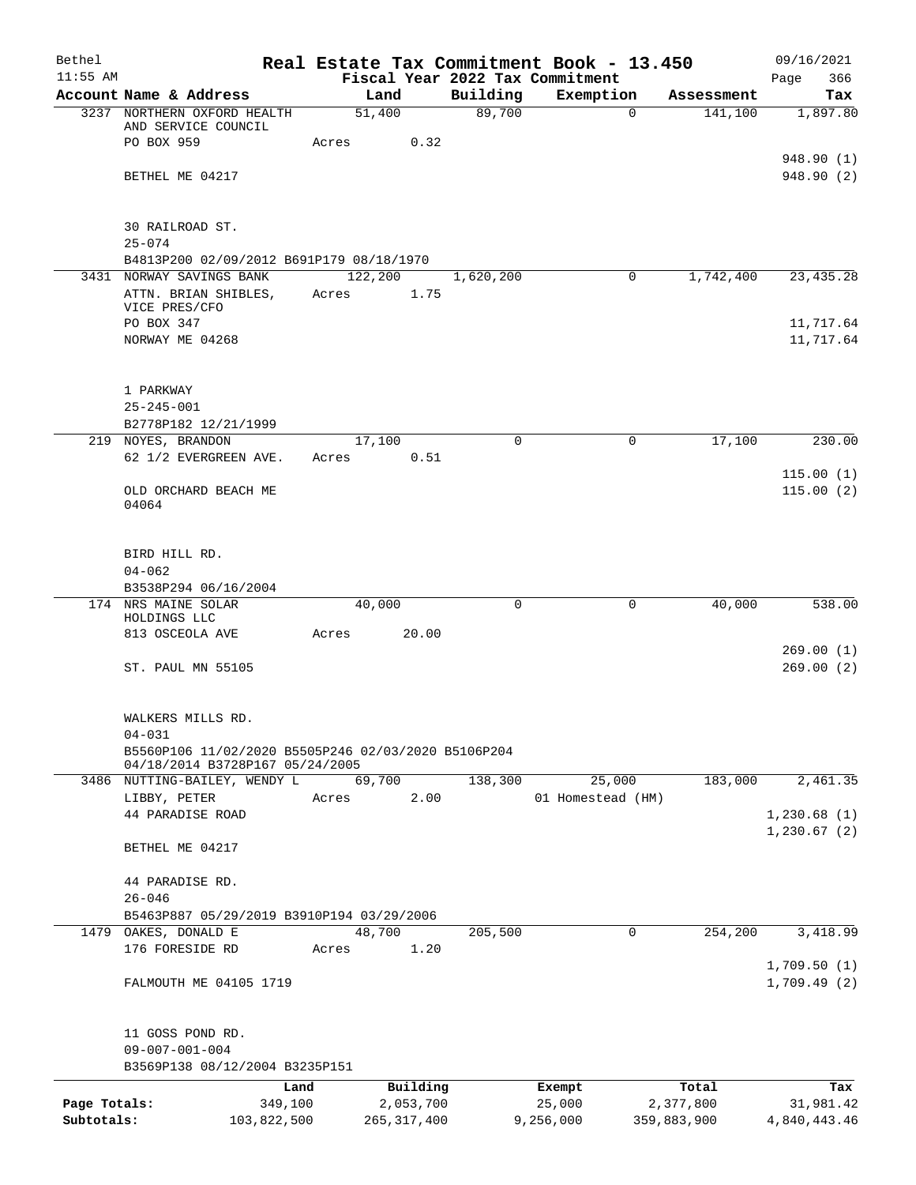Bethel 11:55 AM

# Real Estate Tax Commitment Book - 13.450

Fiscal Year 2022 Tax Commitment

09/16/2021 Page 366

| Account Name & Address | Land | Building | Exemption | Assessment | Tax |
|---|---|---|---|---|---|
| 3237 NORTHERN OXFORD HEALTH AND SERVICE COUNCIL<br>PO BOX 959<br><br>BETHEL ME 04217<br><br>30 RAILROAD ST.<br>25-074<br>B4813P200 02/09/2012 B691P179 08/18/1970 | 51,400<br>Acres 0.32 | 89,700 | 0 | 141,100 | 1,897.80<br><br>948.90 (1)<br>948.90 (2) |
| 3431 NORWAY SAVINGS BANK<br>ATTN. BRIAN SHIBLES, VICE PRES/CFO<br>PO BOX 347<br>NORWAY ME 04268<br><br>1 PARKWAY<br>25-245-001<br>B2778P182 12/21/1999 | 122,200<br>Acres 1.75 | 1,620,200 | 0 | 1,742,400 | 23,435.28<br><br>11,717.64<br>11,717.64 |
| 219 NOYES, BRANDON<br>62 1/2 EVERGREEN AVE.<br><br>OLD ORCHARD BEACH ME 04064<br><br>BIRD HILL RD.<br>04-062<br>B3538P294 06/16/2004 | 17,100<br>Acres 0.51 | 0 | 0 | 17,100 | 230.00<br><br>115.00 (1)<br>115.00 (2) |
| 174 NRS MAINE SOLAR HOLDINGS LLC<br>813 OSCEOLA AVE<br><br>ST. PAUL MN 55105<br><br>WALKERS MILLS RD.<br>04-031<br>B5560P106 11/02/2020 B5505P246 02/03/2020 B5106P204 04/18/2014 B3728P167 05/24/2005 | 40,000<br>Acres 20.00 | 0 | 0 | 40,000 | 538.00<br><br>269.00 (1)<br>269.00 (2) |
| 3486 NUTTING-BAILEY, WENDY L<br>LIBBY, PETER<br>44 PARADISE ROAD<br><br>BETHEL ME 04217<br><br>44 PARADISE RD.<br>26-046<br>B5463P887 05/29/2019 B3910P194 03/29/2006 | 69,700<br>Acres 2.00 | 138,300 | 25,000<br>01 Homestead (HM) | 183,000 | 2,461.35<br><br>1,230.68 (1)<br>1,230.67 (2) |
| 1479 OAKES, DONALD E<br>176 FORESIDE RD<br><br>FALMOUTH ME 04105 1719<br><br>11 GOSS POND RD.<br>09-007-001-004<br>B3569P138 08/12/2004 B3235P151 | 48,700<br>Acres 1.20 | 205,500 | 0 | 254,200 | 3,418.99<br><br>1,709.50 (1)<br>1,709.49 (2) |

| | Land | Building | Exempt | Total | Tax |
|---|---|---|---|---|---|
| Page Totals: | 349,100 | 2,053,700 | 25,000 | 2,377,800 | 31,981.42 |
| Subtotals: | 103,822,500 | 265,317,400 | 9,256,000 | 359,883,900 | 4,840,443.46 |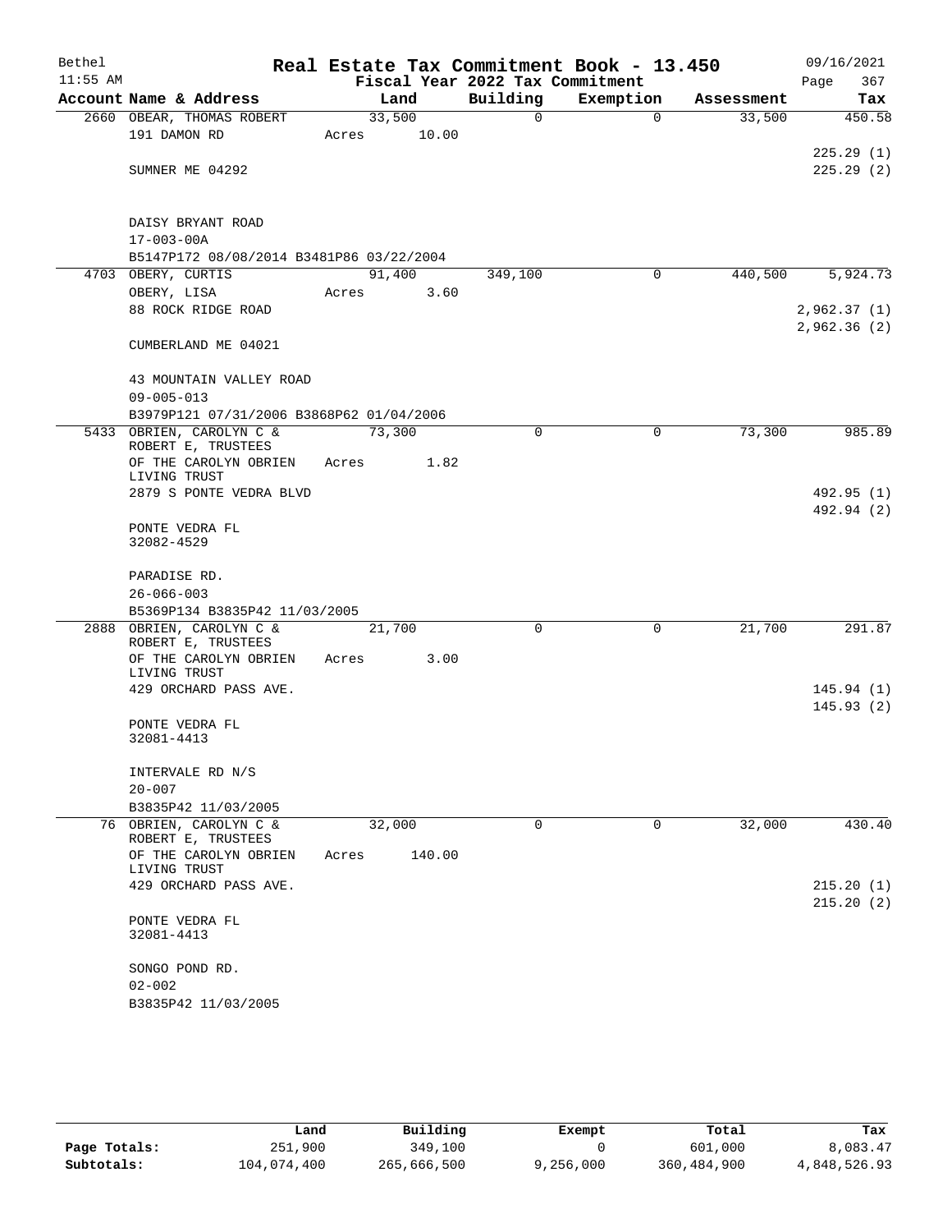Bethel | Real Estate Tax Commitment Book - 13.450 | 09/16/2021
11:55 AM | Fiscal Year 2022 Tax Commitment | Page 367

| Account Name & Address | Land | Building | Exemption | Assessment | Tax |
|---|---|---|---|---|---|
| 2660 OBEAR, THOMAS ROBERT | 33,500 | 0 | 0 | 33,500 | 450.58 |
| 191 DAMON RD | Acres 10.00 | | | | |
| | | | | | 225.29 (1) |
| SUMNER ME 04292 | | | | | 225.29 (2) |
| DAISY BRYANT ROAD | | | | | |
| 17-003-00A | | | | | |
| B5147P172 08/08/2014 B3481P86 03/22/2004 | | | | | |
| 4703 OBERY, CURTIS | 91,400 | 349,100 | 0 | 440,500 | 5,924.73 |
| OBERY, LISA | Acres 3.60 | | | | |
| 88 ROCK RIDGE ROAD | | | | | 2,962.37 (1) |
| | | | | | 2,962.36 (2) |
| CUMBERLAND ME 04021 | | | | | |
| 43 MOUNTAIN VALLEY ROAD | | | | | |
| 09-005-013 | | | | | |
| B3979P121 07/31/2006 B3868P62 01/04/2006 | | | | | |
| 5433 OBRIEN, CAROLYN C & ROBERT E, TRUSTEES | 73,300 | 0 | 0 | 73,300 | 985.89 |
| OF THE CAROLYN OBRIEN LIVING TRUST | Acres 1.82 | | | | |
| 2879 S PONTE VEDRA BLVD | | | | | 492.95 (1) |
| | | | | | 492.94 (2) |
| PONTE VEDRA FL 32082-4529 | | | | | |
| PARADISE RD. | | | | | |
| 26-066-003 | | | | | |
| B5369P134 B3835P42 11/03/2005 | | | | | |
| 2888 OBRIEN, CAROLYN C & ROBERT E, TRUSTEES | 21,700 | 0 | 0 | 21,700 | 291.87 |
| OF THE CAROLYN OBRIEN LIVING TRUST | Acres 3.00 | | | | |
| 429 ORCHARD PASS AVE. | | | | | 145.94 (1) |
| | | | | | 145.93 (2) |
| PONTE VEDRA FL 32081-4413 | | | | | |
| INTERVALE RD N/S | | | | | |
| 20-007 | | | | | |
| B3835P42 11/03/2005 | | | | | |
| 76 OBRIEN, CAROLYN C & ROBERT E, TRUSTEES | 32,000 | 0 | 0 | 32,000 | 430.40 |
| OF THE CAROLYN OBRIEN LIVING TRUST | Acres 140.00 | | | | |
| 429 ORCHARD PASS AVE. | | | | | 215.20 (1) |
| | | | | | 215.20 (2) |
| PONTE VEDRA FL 32081-4413 | | | | | |
| SONGO POND RD. | | | | | |
| 02-002 | | | | | |
| B3835P42 11/03/2005 | | | | | |

| | Land | Building | Exempt | Total | Tax |
|---|---|---|---|---|---|
| Page Totals: | 251,900 | 349,100 | 0 | 601,000 | 8,083.47 |
| Subtotals: | 104,074,400 | 265,666,500 | 9,256,000 | 360,484,900 | 4,848,526.93 |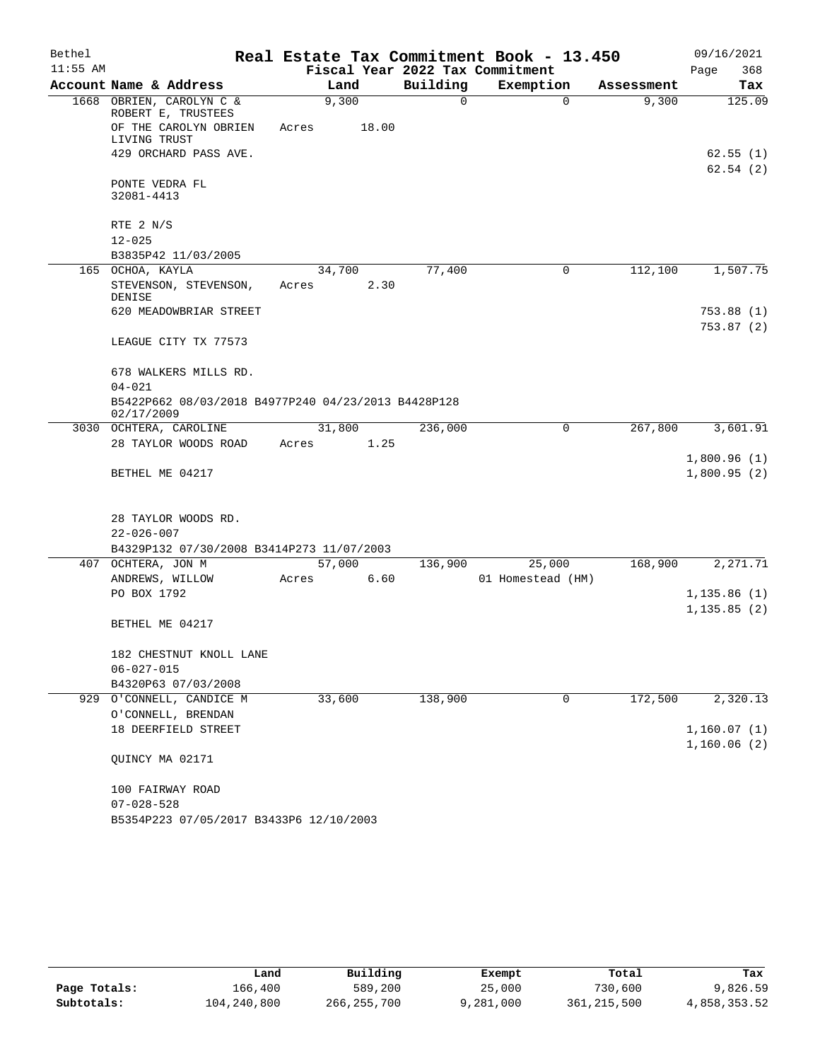# Real Estate Tax Commitment Book - 13.450

Bethel 11:55 AM — Fiscal Year 2022 Tax Commitment — 09/16/2021

| Account Name & Address | Land | Building | Exemption | Assessment | Tax |
|---|---|---|---|---|---|
| 1668 OBRIEN, CAROLYN C & ROBERT E, TRUSTEES OF THE CAROLYN OBRIEN LIVING TRUST 429 ORCHARD PASS AVE. PONTE VEDRA FL 32081-4413 | 9,300 Acres 18.00 | 0 | 0 | 9,300 | 125.09 62.55 (1) 62.54 (2) |
| RTE 2 N/S 12-025 B3835P42 11/03/2005 | | | | | |
| 165 OCHOA, KAYLA STEVENSON, STEVENSON, DENISE 620 MEADOWBRIAR STREET LEAGUE CITY TX 77573 | 34,700 Acres 2.30 | 77,400 | 0 | 112,100 | 1,507.75 753.88 (1) 753.87 (2) |
| 678 WALKERS MILLS RD. 04-021 B5422P662 08/03/2018 B4977P240 04/23/2013 B4428P128 02/17/2009 | | | | | |
| 3030 OCHTERA, CAROLINE 28 TAYLOR WOODS ROAD BETHEL ME 04217 | 31,800 Acres 1.25 | 236,000 | 0 | 267,800 | 3,601.91 1,800.96 (1) 1,800.95 (2) |
| 28 TAYLOR WOODS RD. 22-026-007 B4329P132 07/30/2008 B3414P273 11/07/2003 | | | | | |
| 407 OCHTERA, JON M ANDREWS, WILLOW PO BOX 1792 BETHEL ME 04217 | 57,000 Acres 6.60 | 136,900 | 25,000 01 Homestead (HM) | 168,900 | 2,271.71 1,135.86 (1) 1,135.85 (2) |
| 182 CHESTNUT KNOLL LANE 06-027-015 B4320P63 07/03/2008 | | | | | |
| 929 O'CONNELL, CANDICE M O'CONNELL, BRENDAN 18 DEERFIELD STREET QUINCY MA 02171 | 33,600 | 138,900 | 0 | 172,500 | 2,320.13 1,160.07 (1) 1,160.06 (2) |
| 100 FAIRWAY ROAD 07-028-528 B5354P223 07/05/2017 B3433P6 12/10/2003 | | | | | |

| | Land | Building | Exempt | Total | Tax |
|---|---|---|---|---|---|
| Page Totals: | 166,400 | 589,200 | 25,000 | 730,600 | 9,826.59 |
| Subtotals: | 104,240,800 | 266,255,700 | 9,281,000 | 361,215,500 | 4,858,353.52 |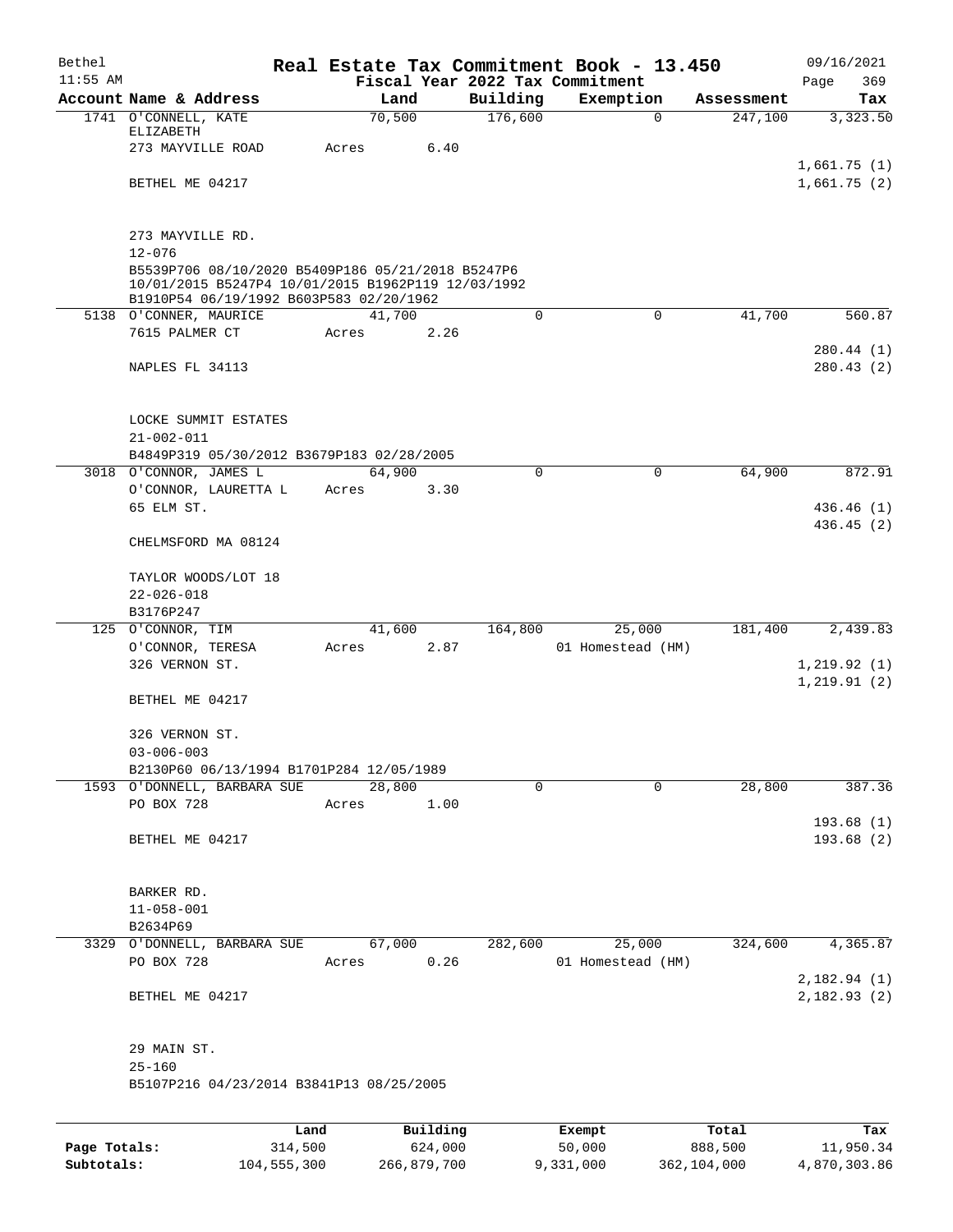Bethel — Real Estate Tax Commitment Book - 13.450 — 09/16/2021

11:55 AM — Fiscal Year 2022 Tax Commitment — Page 369

| Account Name & Address | Land | Building | Exemption | Assessment | Tax |
|---|---|---|---|---|---|
| 1741 O'CONNELL, KATE ELIZABETH | 70,500 | 176,600 | 0 | 247,100 | 3,323.50 |
| 273 MAYVILLE ROAD | Acres 6.40 | | | | |
| | | | | | 1,661.75 (1) |
| BETHEL ME 04217 | | | | | 1,661.75 (2) |
| 273 MAYVILLE RD. | | | | | |
| 12-076 | | | | | |
| B5539P706 08/10/2020 B5409P186 05/21/2018 B5247P6 10/01/2015 B5247P4 10/01/2015 B1962P119 12/03/1992 B1910P54 06/19/1992 B603P583 02/20/1962 | | | | | |
| 5138 O'CONNER, MAURICE | 41,700 | 0 | 0 | 41,700 | 560.87 |
| 7615 PALMER CT | Acres 2.26 | | | | |
| | | | | | 280.44 (1) |
| NAPLES FL 34113 | | | | | 280.43 (2) |
| LOCKE SUMMIT ESTATES | | | | | |
| 21-002-011 | | | | | |
| B4849P319 05/30/2012 B3679P183 02/28/2005 | | | | | |
| 3018 O'CONNOR, JAMES L | 64,900 | 0 | 0 | 64,900 | 872.91 |
| O'CONNOR, LAURETTA L | Acres 3.30 | | | | |
| 65 ELM ST. | | | | | 436.46 (1) |
| | | | | | 436.45 (2) |
| CHELMSFORD MA 08124 | | | | | |
| TAYLOR WOODS/LOT 18 | | | | | |
| 22-026-018 | | | | | |
| B3176P247 | | | | | |
| 125 O'CONNOR, TIM | 41,600 | 164,800 | 25,000 | 181,400 | 2,439.83 |
| O'CONNOR, TERESA | Acres 2.87 | | 01 Homestead (HM) | | |
| 326 VERNON ST. | | | | | 1,219.92 (1) |
| | | | | | 1,219.91 (2) |
| BETHEL ME 04217 | | | | | |
| 326 VERNON ST. | | | | | |
| 03-006-003 | | | | | |
| B2130P60 06/13/1994 B1701P284 12/05/1989 | | | | | |
| 1593 O'DONNELL, BARBARA SUE | 28,800 | 0 | 0 | 28,800 | 387.36 |
| PO BOX 728 | Acres 1.00 | | | | |
| | | | | | 193.68 (1) |
| BETHEL ME 04217 | | | | | 193.68 (2) |
| BARKER RD. | | | | | |
| 11-058-001 | | | | | |
| B2634P69 | | | | | |
| 3329 O'DONNELL, BARBARA SUE | 67,000 | 282,600 | 25,000 | 324,600 | 4,365.87 |
| PO BOX 728 | Acres 0.26 | | 01 Homestead (HM) | | |
| | | | | | 2,182.94 (1) |
| BETHEL ME 04217 | | | | | 2,182.93 (2) |
| 29 MAIN ST. | | | | | |
| 25-160 | | | | | |
| B5107P216 04/23/2014 B3841P13 08/25/2005 | | | | | |

| | Land | Building | Exempt | Total | Tax |
|---|---|---|---|---|---|
| Page Totals: | 314,500 | 624,000 | 50,000 | 888,500 | 11,950.34 |
| Subtotals: | 104,555,300 | 266,879,700 | 9,331,000 | 362,104,000 | 4,870,303.86 |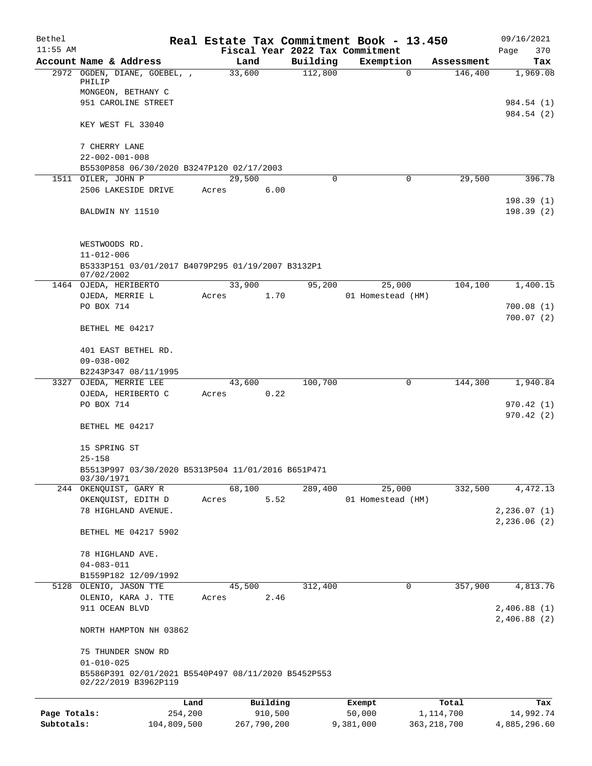Bethel | Real Estate Tax Commitment Book - 13.450 | 09/16/2021
11:55 AM | Fiscal Year 2022 Tax Commitment | Page 370

| Account Name & Address | Land | Building | Exemption | Assessment | Tax |
|---|---|---|---|---|---|
| 2972 OGDEN, DIANE, GOEBEL, , PHILIP | 33,600 | 112,800 | 0 | 146,400 | 1,969.08 |
| MONGEON, BETHANY C | | | | | |
| 951 CAROLINE STREET | | | | | 984.54 (1) |
| | | | | | 984.54 (2) |
| KEY WEST FL 33040 | | | | | |
| 7 CHERRY LANE | | | | | |
| 22-002-001-008 | | | | | |
| B5530P858 06/30/2020 B3247P120 02/17/2003 | | | | | |
| 1511 OILER, JOHN P | 29,500 | 0 | 0 | 29,500 | 396.78 |
| 2506 LAKESIDE DRIVE | Acres 6.00 | | | | |
| | | | | | 198.39 (1) |
| BALDWIN NY 11510 | | | | | 198.39 (2) |
| WESTWOODS RD. | | | | | |
| 11-012-006 | | | | | |
| B5333P151 03/01/2017 B4079P295 01/19/2007 B3132P1 07/02/2002 | | | | | |
| 1464 OJEDA, HERIBERTO | 33,900 | 95,200 | 25,000 | 104,100 | 1,400.15 |
| OJEDA, MERRIE L | Acres 1.70 | | 01 Homestead (HM) | | |
| PO BOX 714 | | | | | 700.08 (1) |
| | | | | | 700.07 (2) |
| BETHEL ME 04217 | | | | | |
| 401 EAST BETHEL RD. | | | | | |
| 09-038-002 | | | | | |
| B2243P347 08/11/1995 | | | | | |
| 3327 OJEDA, MERRIE LEE | 43,600 | 100,700 | 0 | 144,300 | 1,940.84 |
| OJEDA, HERIBERTO C | Acres 0.22 | | | | |
| PO BOX 714 | | | | | 970.42 (1) |
| | | | | | 970.42 (2) |
| BETHEL ME 04217 | | | | | |
| 15 SPRING ST | | | | | |
| 25-158 | | | | | |
| B5513P997 03/30/2020 B5313P504 11/01/2016 B651P471 03/30/1971 | | | | | |
| 244 OKENQUIST, GARY R | 68,100 | 289,400 | 25,000 | 332,500 | 4,472.13 |
| OKENQUIST, EDITH D | Acres 5.52 | | 01 Homestead (HM) | | |
| 78 HIGHLAND AVENUE. | | | | | 2,236.07 (1) |
| | | | | | 2,236.06 (2) |
| BETHEL ME 04217 5902 | | | | | |
| 78 HIGHLAND AVE. | | | | | |
| 04-083-011 | | | | | |
| B1559P182 12/09/1992 | | | | | |
| 5128 OLENIO, JASON TTE | 45,500 | 312,400 | 0 | 357,900 | 4,813.76 |
| OLENIO, KARA J. TTE | Acres 2.46 | | | | |
| 911 OCEAN BLVD | | | | | 2,406.88 (1) |
| | | | | | 2,406.88 (2) |
| NORTH HAMPTON NH 03862 | | | | | |
| 75 THUNDER SNOW RD | | | | | |
| 01-010-025 | | | | | |
| B5586P391 02/01/2021 B5540P497 08/11/2020 B5452P553 02/22/2019 B3962P119 | | | | | |

| | Land | Building | Exempt | Total | Tax |
|---|---|---|---|---|---|
| Page Totals: | 254,200 | 910,500 | 50,000 | 1,114,700 | 14,992.74 |
| Subtotals: | 104,809,500 | 267,790,200 | 9,381,000 | 363,218,700 | 4,885,296.60 |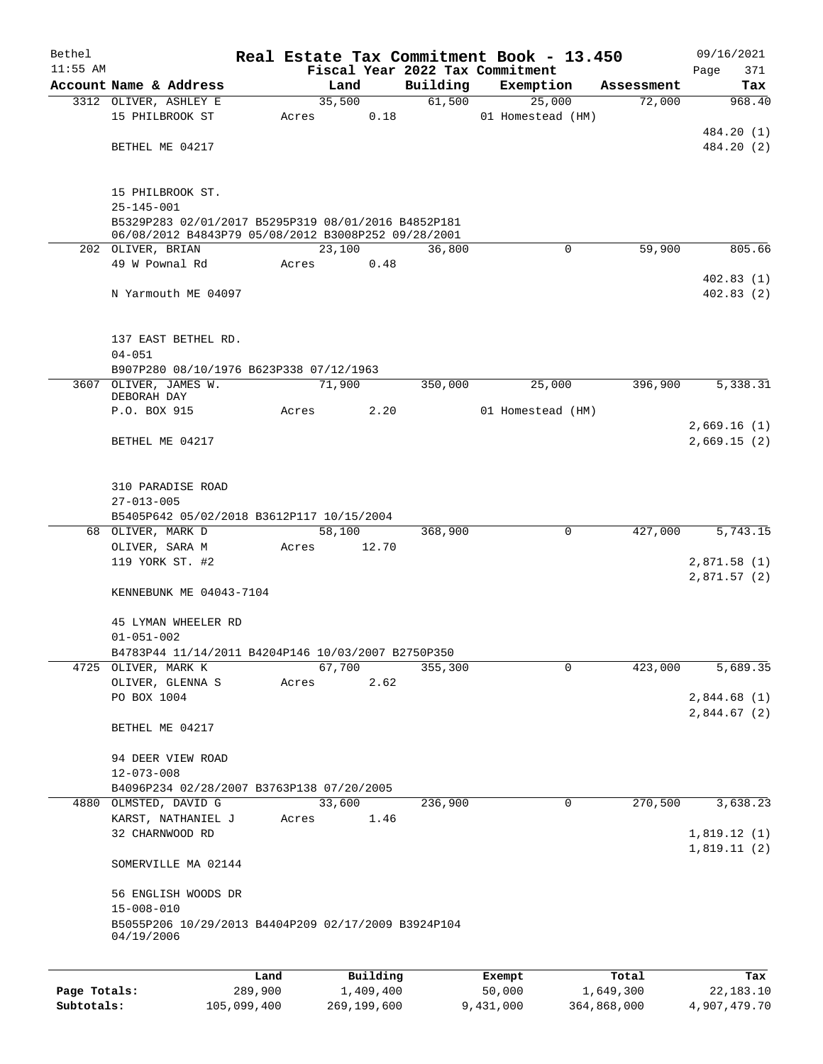# Real Estate Tax Commitment Book - 13.450

Bethel 11:55 AM — Fiscal Year 2022 Tax Commitment — 09/16/2021

| Account Name & Address | Land | Building | Exemption | Assessment | Tax |
|---|---|---|---|---|---|
| 3312 OLIVER, ASHLEY E | 35,500 | 61,500 | 25,000 | 72,000 | 968.40 |
| 15 PHILBROOK ST | Acres 0.18 | | 01 Homestead (HM) | | |
| | | | | | 484.20 (1) |
| BETHEL ME 04217 | | | | | 484.20 (2) |
| 15 PHILBROOK ST. | | | | | |
| 25-145-001 | | | | | |
| B5329P283 02/01/2017 B5295P319 08/01/2016 B4852P181 06/08/2012 B4843P79 05/08/2012 B3008P252 09/28/2001 | | | | | |
| 202 OLIVER, BRIAN | 23,100 | 36,800 | 0 | 59,900 | 805.66 |
| 49 W Pownal Rd | Acres 0.48 | | | | |
| | | | | | 402.83 (1) |
| N Yarmouth ME 04097 | | | | | 402.83 (2) |
| 137 EAST BETHEL RD. | | | | | |
| 04-051 | | | | | |
| B907P280 08/10/1976 B623P338 07/12/1963 | | | | | |
| 3607 OLIVER, JAMES W. | 71,900 | 350,000 | 25,000 | 396,900 | 5,338.31 |
| DEBORAH DAY | | | | | |
| P.O. BOX 915 | Acres 2.20 | | 01 Homestead (HM) | | |
| | | | | | 2,669.16 (1) |
| BETHEL ME 04217 | | | | | 2,669.15 (2) |
| 310 PARADISE ROAD | | | | | |
| 27-013-005 | | | | | |
| B5405P642 05/02/2018 B3612P117 10/15/2004 | | | | | |
| 68 OLIVER, MARK D | 58,100 | 368,900 | 0 | 427,000 | 5,743.15 |
| OLIVER, SARA M | Acres 12.70 | | | | |
| 119 YORK ST. #2 | | | | | 2,871.58 (1) |
| | | | | | 2,871.57 (2) |
| KENNEBUNK ME 04043-7104 | | | | | |
| 45 LYMAN WHEELER RD | | | | | |
| 01-051-002 | | | | | |
| B4783P44 11/14/2011 B4204P146 10/03/2007 B2750P350 | | | | | |
| 4725 OLIVER, MARK K | 67,700 | 355,300 | 0 | 423,000 | 5,689.35 |
| OLIVER, GLENNA S | Acres 2.62 | | | | |
| PO BOX 1004 | | | | | 2,844.68 (1) |
| | | | | | 2,844.67 (2) |
| BETHEL ME 04217 | | | | | |
| 94 DEER VIEW ROAD | | | | | |
| 12-073-008 | | | | | |
| B4096P234 02/28/2007 B3763P138 07/20/2005 | | | | | |
| 4880 OLMSTED, DAVID G | 33,600 | 236,900 | 0 | 270,500 | 3,638.23 |
| KARST, NATHANIEL J | Acres 1.46 | | | | |
| 32 CHARNWOOD RD | | | | | 1,819.12 (1) |
| | | | | | 1,819.11 (2) |
| SOMERVILLE MA 02144 | | | | | |
| 56 ENGLISH WOODS DR | | | | | |
| 15-008-010 | | | | | |
| B5055P206 10/29/2013 B4404P209 02/17/2009 B3924P104 04/19/2006 | | | | | |

| | Land | Building | Exempt | Total | Tax |
|---|---|---|---|---|---|
| Page Totals: | 289,900 | 1,409,400 | 50,000 | 1,649,300 | 22,183.10 |
| Subtotals: | 105,099,400 | 269,199,600 | 9,431,000 | 364,868,000 | 4,907,479.70 |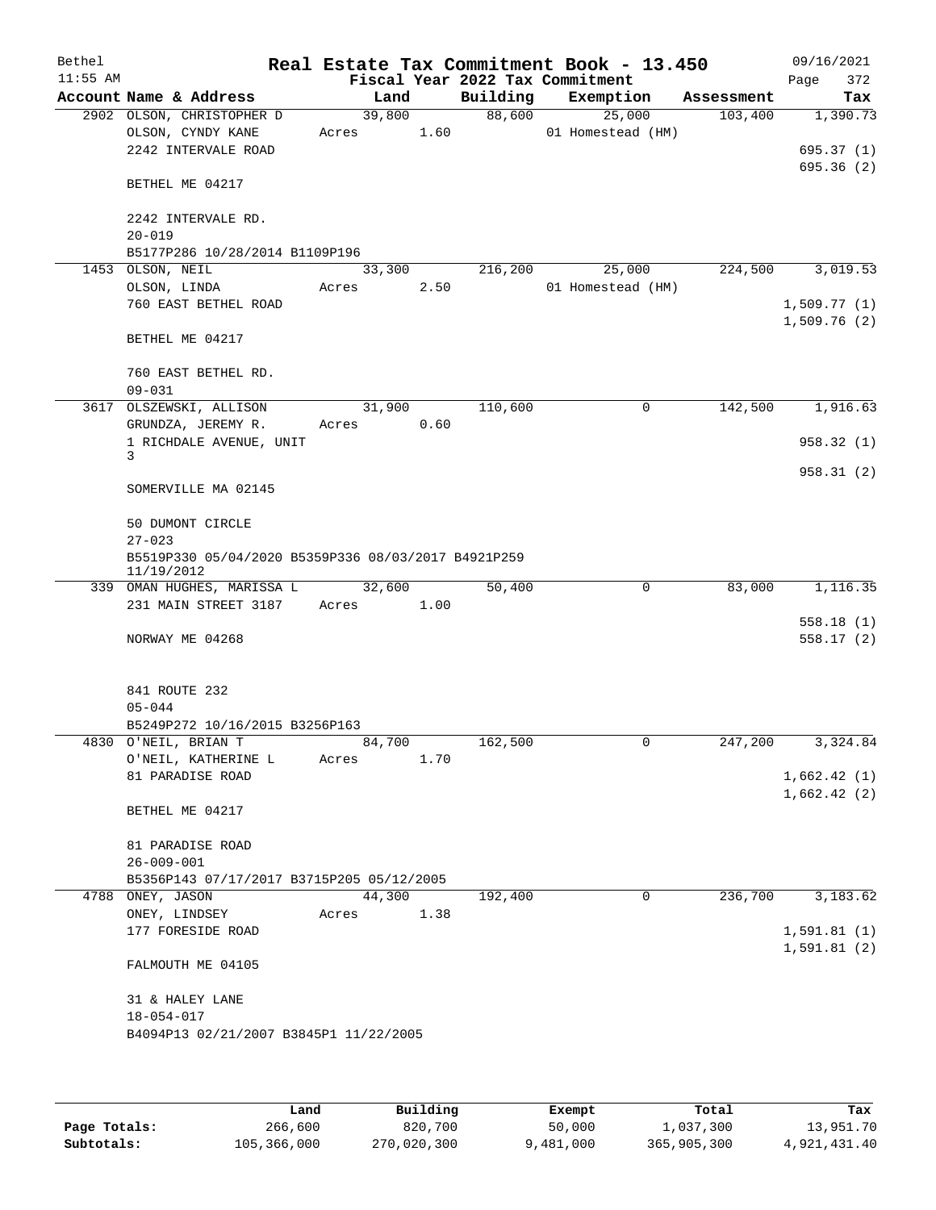Bethel 11:55 AM

# Real Estate Tax Commitment Book - 13.450

Fiscal Year 2022 Tax Commitment

09/16/2021 Page 372

| Account | Name & Address | Land | Building | Exemption | Assessment | Tax |
|---|---|---|---|---|---|---|
| 2902 | OLSON, CHRISTOPHER D<br>OLSON, CYNDY KANE<br>2242 INTERVALE ROAD<br><br>BETHEL ME 04217<br><br>2242 INTERVALE RD.<br>20-019<br>B5177P286 10/28/2014 B1109P196 | 39,800<br>Acres 1.60 | 88,600 | 25,000<br>01 Homestead (HM) | 103,400 | 1,390.73<br>695.37 (1)<br>695.36 (2) |
| 1453 | OLSON, NEIL<br>OLSON, LINDA<br>760 EAST BETHEL ROAD<br><br>BETHEL ME 04217<br><br>760 EAST BETHEL RD.<br>09-031 | 33,300<br>Acres 2.50 | 216,200 | 25,000<br>01 Homestead (HM) | 224,500 | 3,019.53<br>1,509.77 (1)<br>1,509.76 (2) |
| 3617 | OLSZEWSKI, ALLISON<br>GRUNDZA, JEREMY R.<br>1 RICHDALE AVENUE, UNIT 3<br><br>SOMERVILLE MA 02145<br><br>50 DUMONT CIRCLE<br>27-023<br>B5519P330 05/04/2020 B5359P336 08/03/2017 B4921P259 11/19/2012 | 31,900<br>Acres 0.60 | 110,600 | 0 | 142,500 | 1,916.63<br>958.32 (1)<br>958.31 (2) |
| 339 | OMAN HUGHES, MARISSA L<br>231 MAIN STREET 3187<br><br>NORWAY ME 04268<br><br>841 ROUTE 232<br>05-044<br>B5249P272 10/16/2015 B3256P163 | 32,600<br>Acres 1.00 | 50,400 | 0 | 83,000 | 1,116.35<br>558.18 (1)<br>558.17 (2) |
| 4830 | O'NEIL, BRIAN T<br>O'NEIL, KATHERINE L<br>81 PARADISE ROAD<br><br>BETHEL ME 04217<br><br>81 PARADISE ROAD<br>26-009-001<br>B5356P143 07/17/2017 B3715P205 05/12/2005 | 84,700<br>Acres 1.70 | 162,500 | 0 | 247,200 | 3,324.84<br>1,662.42 (1)<br>1,662.42 (2) |
| 4788 | ONEY, JASON<br>ONEY, LINDSEY<br>177 FORESIDE ROAD<br><br>FALMOUTH ME 04105<br><br>31 & HALEY LANE<br>18-054-017<br>B4094P13 02/21/2007 B3845P1 11/22/2005 | 44,300<br>Acres 1.38 | 192,400 | 0 | 236,700 | 3,183.62<br>1,591.81 (1)<br>1,591.81 (2) |

| | Land | Building | Exempt | Total | Tax |
|---|---|---|---|---|---|
| Page Totals: | 266,600 | 820,700 | 50,000 | 1,037,300 | 13,951.70 |
| Subtotals: | 105,366,000 | 270,020,300 | 9,481,000 | 365,905,300 | 4,921,431.40 |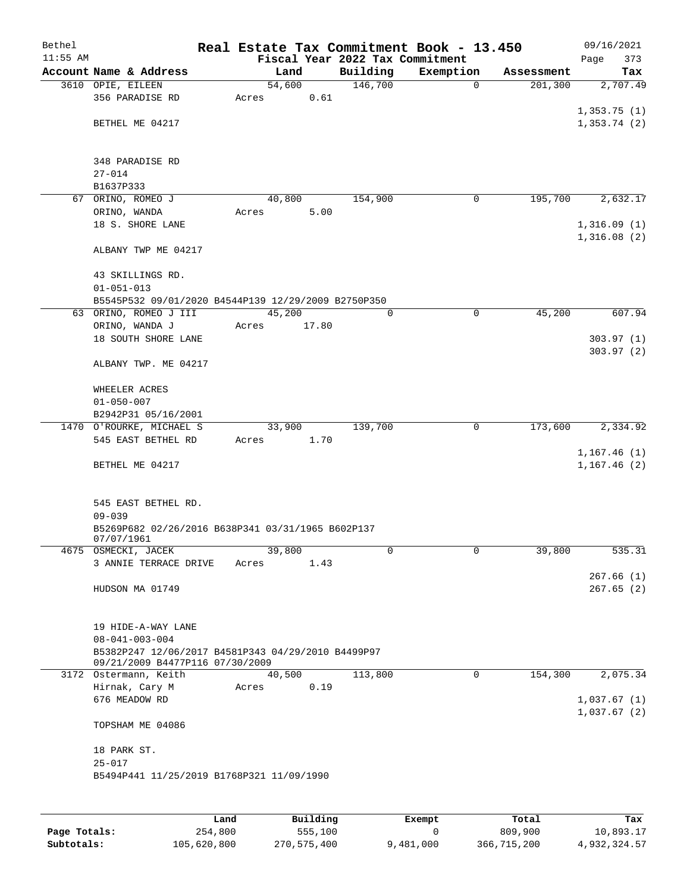Bethel 11:55 AM

# Real Estate Tax Commitment Book - 13.450

Fiscal Year 2022 Tax Commitment

09/16/2021

| Account Name & Address | Land | Building | Exemption | Assessment | Tax |
|---|---|---|---|---|---|
| 3610 OPIE, EILEEN<br>356 PARADISE RD<br><br>BETHEL ME 04217<br><br>348 PARADISE RD<br>27-014<br>B1637P333 | 54,600<br>Acres 0.61 | 146,700 | 0 | 201,300 | 2,707.49<br><br>1,353.75 (1)<br>1,353.74 (2) |
| 67 ORINO, ROMEO J<br>ORINO, WANDA<br>18 S. SHORE LANE<br><br>ALBANY TWP ME 04217<br><br>43 SKILLINGS RD.<br>01-051-013<br>B5545P532 09/01/2020 B4544P139 12/29/2009 B2750P350 | 40,800<br>Acres 5.00 | 154,900 | 0 | 195,700 | 2,632.17<br><br>1,316.09 (1)<br>1,316.08 (2) |
| 63 ORINO, ROMEO J III<br>ORINO, WANDA J<br>18 SOUTH SHORE LANE<br><br>ALBANY TWP. ME 04217<br><br>WHEELER ACRES<br>01-050-007<br>B2942P31 05/16/2001 | 45,200<br>Acres 17.80 | 0 | 0 | 45,200 | 607.94<br><br>303.97 (1)<br>303.97 (2) |
| 1470 O'ROURKE, MICHAEL S<br>545 EAST BETHEL RD<br><br>BETHEL ME 04217<br><br>545 EAST BETHEL RD.<br>09-039<br>B5269P682 02/26/2016 B638P341 03/31/1965 B602P137 07/07/1961 | 33,900<br>Acres 1.70 | 139,700 | 0 | 173,600 | 2,334.92<br><br>1,167.46 (1)<br>1,167.46 (2) |
| 4675 OSMECKI, JACEK<br>3 ANNIE TERRACE DRIVE<br><br>HUDSON MA 01749<br><br>19 HIDE-A-WAY LANE<br>08-041-003-004<br>B5382P247 12/06/2017 B4581P343 04/29/2010 B4499P97 09/21/2009 B4477P116 07/30/2009 | 39,800<br>Acres 1.43 | 0 | 0 | 39,800 | 535.31<br><br>267.66 (1)<br>267.65 (2) |
| 3172 Ostermann, Keith<br>Hirnak, Cary M<br>676 MEADOW RD<br><br>TOPSHAM ME 04086<br><br>18 PARK ST.<br>25-017<br>B5494P441 11/25/2019 B1768P321 11/09/1990 | 40,500<br>Acres 0.19 | 113,800 | 0 | 154,300 | 2,075.34<br><br>1,037.67 (1)<br>1,037.67 (2) |

| | Land | Building | Exempt | Total | Tax |
|---|---|---|---|---|---|
| Page Totals: | 254,800 | 555,100 | 0 | 809,900 | 10,893.17 |
| Subtotals: | 105,620,800 | 270,575,400 | 9,481,000 | 366,715,200 | 4,932,324.57 |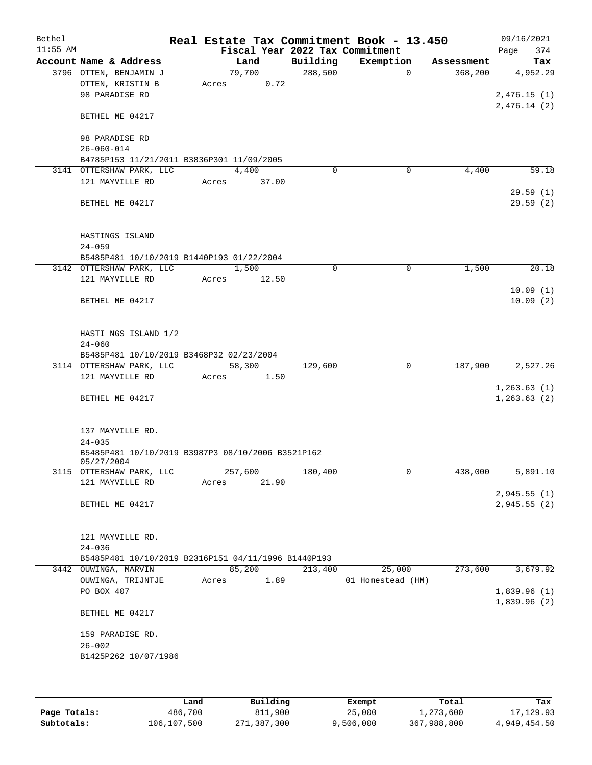Bethel 11:55 AM

# Real Estate Tax Commitment Book - 13.450

Fiscal Year 2022 Tax Commitment

09/16/2021 Page 374

| Account Name & Address | Land | Building | Exemption | Assessment | Tax |
|---|---|---|---|---|---|
| 3796 OTTEN, BENJAMIN J | 79,700 | 288,500 | 0 | 368,200 | 4,952.29 |
| OTTEN, KRISTIN B | Acres 0.72 | | | | |
| 98 PARADISE RD | | | | | 2,476.15 (1) |
| | | | | | 2,476.14 (2) |
| BETHEL ME 04217 | | | | | |
| 98 PARADISE RD | | | | | |
| 26-060-014 | | | | | |
| B4785P153 11/21/2011 B3836P301 11/09/2005 | | | | | |
| 3141 OTTERSHAW PARK, LLC | 4,400 | 0 | 0 | 4,400 | 59.18 |
| 121 MAYVILLE RD | Acres 37.00 | | | | |
| | | | | | 29.59 (1) |
| BETHEL ME 04217 | | | | | 29.59 (2) |
| HASTINGS ISLAND | | | | | |
| 24-059 | | | | | |
| B5485P481 10/10/2019 B1440P193 01/22/2004 | | | | | |
| 3142 OTTERSHAW PARK, LLC | 1,500 | 0 | 0 | 1,500 | 20.18 |
| 121 MAYVILLE RD | Acres 12.50 | | | | |
| | | | | | 10.09 (1) |
| BETHEL ME 04217 | | | | | 10.09 (2) |
| HASTI NGS ISLAND 1/2 | | | | | |
| 24-060 | | | | | |
| B5485P481 10/10/2019 B3468P32 02/23/2004 | | | | | |
| 3114 OTTERSHAW PARK, LLC | 58,300 | 129,600 | 0 | 187,900 | 2,527.26 |
| 121 MAYVILLE RD | Acres 1.50 | | | | |
| | | | | | 1,263.63 (1) |
| BETHEL ME 04217 | | | | | 1,263.63 (2) |
| 137 MAYVILLE RD. | | | | | |
| 24-035 | | | | | |
| B5485P481 10/10/2019 B3987P3 08/10/2006 B3521P162 05/27/2004 | | | | | |
| 3115 OTTERSHAW PARK, LLC | 257,600 | 180,400 | 0 | 438,000 | 5,891.10 |
| 121 MAYVILLE RD | Acres 21.90 | | | | |
| | | | | | 2,945.55 (1) |
| BETHEL ME 04217 | | | | | 2,945.55 (2) |
| 121 MAYVILLE RD. | | | | | |
| 24-036 | | | | | |
| B5485P481 10/10/2019 B2316P151 04/11/1996 B1440P193 | | | | | |
| 3442 OUWINGA, MARVIN | 85,200 | 213,400 | 25,000 | 273,600 | 3,679.92 |
| OUWINGA, TRIJNTJE | Acres 1.89 | | 01 Homestead (HM) | | |
| PO BOX 407 | | | | | 1,839.96 (1) |
| | | | | | 1,839.96 (2) |
| BETHEL ME 04217 | | | | | |
| 159 PARADISE RD. | | | | | |
| 26-002 | | | | | |
| B1425P262 10/07/1986 | | | | | |

| | Land | Building | Exempt | Total | Tax |
|---|---|---|---|---|---|
| Page Totals: | 486,700 | 811,900 | 25,000 | 1,273,600 | 17,129.93 |
| Subtotals: | 106,107,500 | 271,387,300 | 9,506,000 | 367,988,800 | 4,949,454.50 |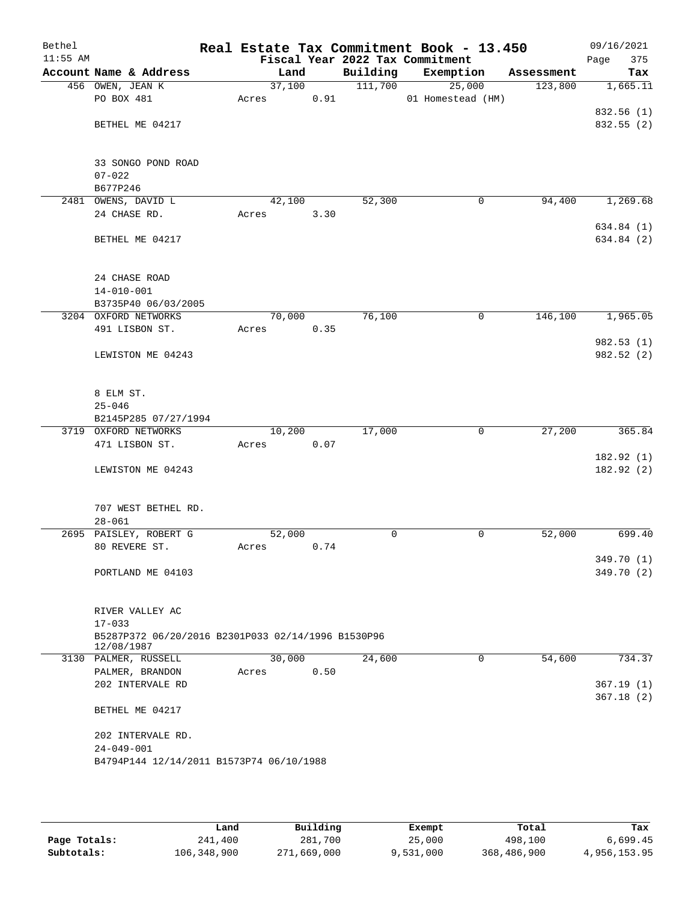# Real Estate Tax Commitment Book - 13.450

Bethel
11:55 AM

Fiscal Year 2022 Tax Commitment

09/16/2021
Page 375

| Account Name & Address | Land | Building | Exemption | Assessment | Tax |
|---|---|---|---|---|---|
| 456 OWEN, JEAN K | 37,100 | 111,700 | 25,000 | 123,800 | 1,665.11 |
| PO BOX 481 | Acres 0.91 | | 01 Homestead (HM) | | |
| | | | | | 832.56 (1) |
| BETHEL ME 04217 | | | | | 832.55 (2) |
| 33 SONGO POND ROAD | | | | | |
| 07-022 | | | | | |
| B677P246 | | | | | |
| 2481 OWENS, DAVID L | 42,100 | 52,300 | 0 | 94,400 | 1,269.68 |
| 24 CHASE RD. | Acres 3.30 | | | | |
| | | | | | 634.84 (1) |
| BETHEL ME 04217 | | | | | 634.84 (2) |
| 24 CHASE ROAD | | | | | |
| 14-010-001 | | | | | |
| B3735P40 06/03/2005 | | | | | |
| 3204 OXFORD NETWORKS | 70,000 | 76,100 | 0 | 146,100 | 1,965.05 |
| 491 LISBON ST. | Acres 0.35 | | | | |
| | | | | | 982.53 (1) |
| LEWISTON ME 04243 | | | | | 982.52 (2) |
| 8 ELM ST. | | | | | |
| 25-046 | | | | | |
| B2145P285 07/27/1994 | | | | | |
| 3719 OXFORD NETWORKS | 10,200 | 17,000 | 0 | 27,200 | 365.84 |
| 471 LISBON ST. | Acres 0.07 | | | | |
| | | | | | 182.92 (1) |
| LEWISTON ME 04243 | | | | | 182.92 (2) |
| 707 WEST BETHEL RD. | | | | | |
| 28-061 | | | | | |
| 2695 PAISLEY, ROBERT G | 52,000 | 0 | 0 | 52,000 | 699.40 |
| 80 REVERE ST. | Acres 0.74 | | | | |
| | | | | | 349.70 (1) |
| PORTLAND ME 04103 | | | | | 349.70 (2) |
| RIVER VALLEY AC | | | | | |
| 17-033 | | | | | |
| B5287P372 06/20/2016 B2301P033 02/14/1996 B1530P96 12/08/1987 | | | | | |
| 3130 PALMER, RUSSELL | 30,000 | 24,600 | 0 | 54,600 | 734.37 |
| PALMER, BRANDON | Acres 0.50 | | | | |
| 202 INTERVALE RD | | | | | 367.19 (1) |
| | | | | | 367.18 (2) |
| BETHEL ME 04217 | | | | | |
| 202 INTERVALE RD. | | | | | |
| 24-049-001 | | | | | |
| B4794P144 12/14/2011 B1573P74 06/10/1988 | | | | | |

| | Land | Building | Exempt | Total | Tax |
|---|---|---|---|---|---|
| Page Totals: | 241,400 | 281,700 | 25,000 | 498,100 | 6,699.45 |
| Subtotals: | 106,348,900 | 271,669,000 | 9,531,000 | 368,486,900 | 4,956,153.95 |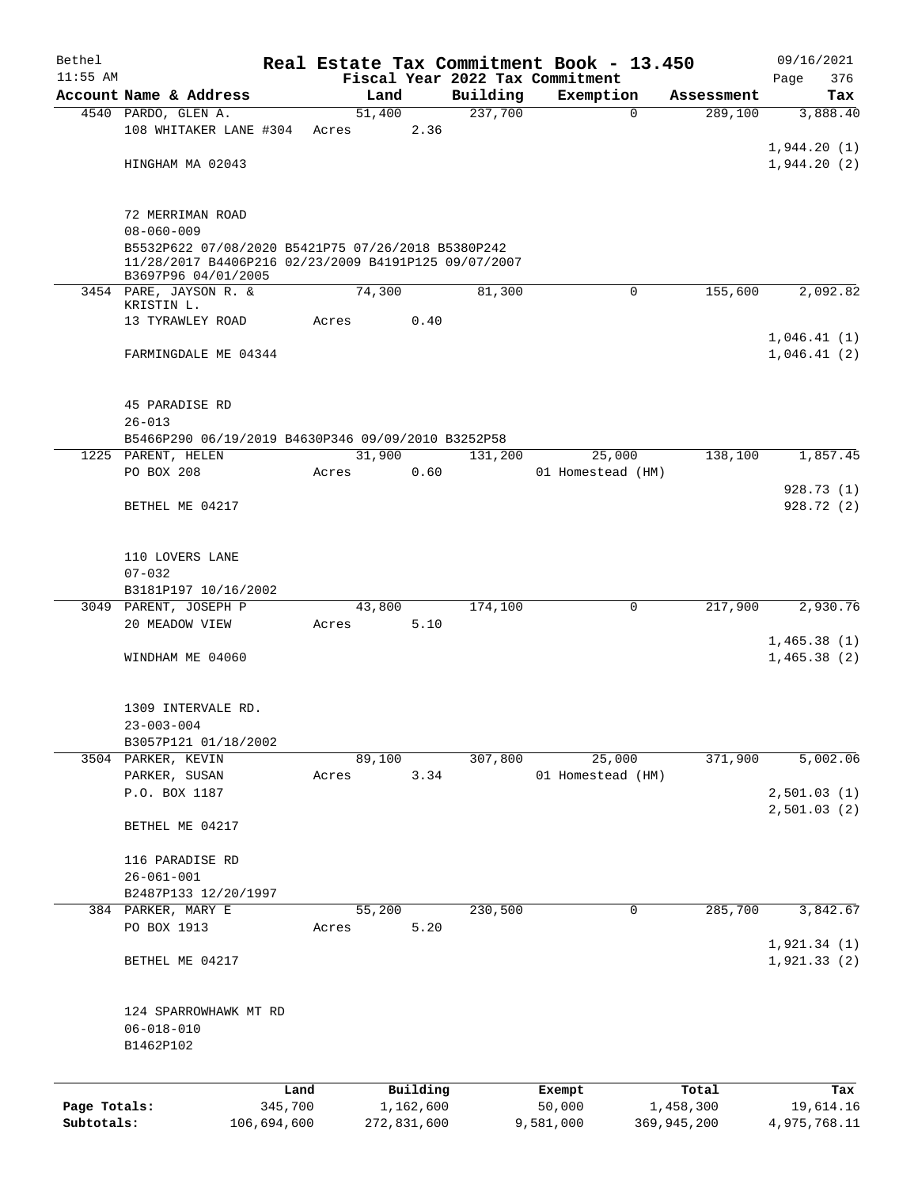# Real Estate Tax Commitment Book - 13.450

Bethel 11:55 AM — Fiscal Year 2022 Tax Commitment — 09/16/2021 Page 376

| Account Name & Address | Land | Building | Exemption | Assessment | Tax |
|---|---|---|---|---|---|
| 4540 PARDO, GLEN A. | 51,400 | 237,700 | 0 | 289,100 | 3,888.40 |
| 108 WHITAKER LANE #304 | Acres 2.36 | | | | |
| | | | | | 1,944.20 (1) |
| HINGHAM MA 02043 | | | | | 1,944.20 (2) |
| 72 MERRIMAN ROAD | | | | | |
| 08-060-009 | | | | | |
| B5532P622 07/08/2020 B5421P75 07/26/2018 B5380P242 11/28/2017 B4406P216 02/23/2009 B4191P125 09/07/2007 B3697P96 04/01/2005 | | | | | |
| 3454 PARE, JAYSON R. & KRISTIN L. | 74,300 | 81,300 | 0 | 155,600 | 2,092.82 |
| 13 TYRAWLEY ROAD | Acres 0.40 | | | | |
| | | | | | 1,046.41 (1) |
| FARMINGDALE ME 04344 | | | | | 1,046.41 (2) |
| 45 PARADISE RD | | | | | |
| 26-013 | | | | | |
| B5466P290 06/19/2019 B4630P346 09/09/2010 B3252P58 | | | | | |
| 1225 PARENT, HELEN | 31,900 | 131,200 | 25,000 | 138,100 | 1,857.45 |
| PO BOX 208 | Acres 0.60 | | 01 Homestead (HM) | | |
| | | | | | 928.73 (1) |
| BETHEL ME 04217 | | | | | 928.72 (2) |
| 110 LOVERS LANE | | | | | |
| 07-032 | | | | | |
| B3181P197 10/16/2002 | | | | | |
| 3049 PARENT, JOSEPH P | 43,800 | 174,100 | 0 | 217,900 | 2,930.76 |
| 20 MEADOW VIEW | Acres 5.10 | | | | |
| | | | | | 1,465.38 (1) |
| WINDHAM ME 04060 | | | | | 1,465.38 (2) |
| 1309 INTERVALE RD. | | | | | |
| 23-003-004 | | | | | |
| B3057P121 01/18/2002 | | | | | |
| 3504 PARKER, KEVIN | 89,100 | 307,800 | 25,000 | 371,900 | 5,002.06 |
| PARKER, SUSAN | Acres 3.34 | | 01 Homestead (HM) | | |
| P.O. BOX 1187 | | | | | 2,501.03 (1) |
| | | | | | 2,501.03 (2) |
| BETHEL ME 04217 | | | | | |
| 116 PARADISE RD | | | | | |
| 26-061-001 | | | | | |
| B2487P133 12/20/1997 | | | | | |
| 384 PARKER, MARY E | 55,200 | 230,500 | 0 | 285,700 | 3,842.67 |
| PO BOX 1913 | Acres 5.20 | | | | |
| | | | | | 1,921.34 (1) |
| BETHEL ME 04217 | | | | | 1,921.33 (2) |
| 124 SPARROWHAWK MT RD | | | | | |
| 06-018-010 | | | | | |
| B1462P102 | | | | | |

| | Land | Building | Exempt | Total | Tax |
|---|---|---|---|---|---|
| Page Totals: | 345,700 | 1,162,600 | 50,000 | 1,458,300 | 19,614.16 |
| Subtotals: | 106,694,600 | 272,831,600 | 9,581,000 | 369,945,200 | 4,975,768.11 |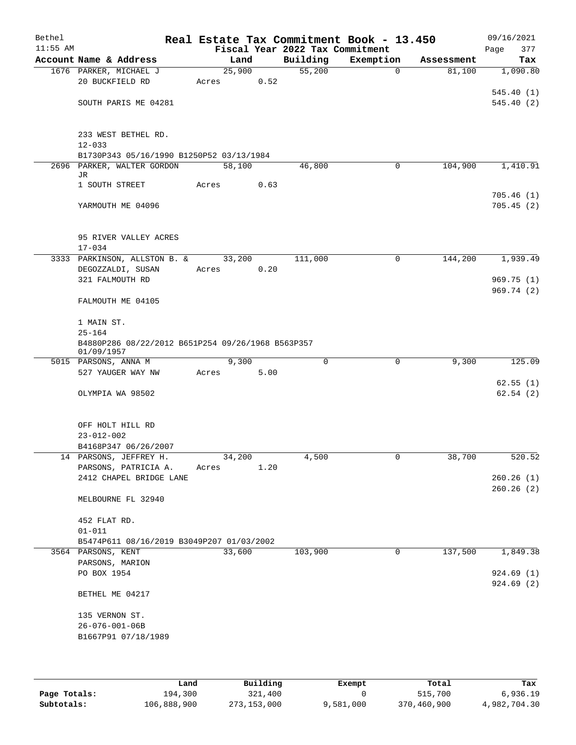# Real Estate Tax Commitment Book - 13.450

Bethel 11:55 AM — Fiscal Year 2022 Tax Commitment — 09/16/2021

| Account Name & Address | Land | Building | Exemption | Assessment | Tax |
|---|---|---|---|---|---|
| 1676 PARKER, MICHAEL J | 25,900 | 55,200 | 0 | 81,100 | 1,090.80 |
| 20 BUCKFIELD RD | Acres 0.52 | | | | |
| | | | | | 545.40 (1) |
| SOUTH PARIS ME 04281 | | | | | 545.40 (2) |
| 233 WEST BETHEL RD. | | | | | |
| 12-033 | | | | | |
| B1730P343 05/16/1990 B1250P52 03/13/1984 | | | | | |
| 2696 PARKER, WALTER GORDON JR | 58,100 | 46,800 | 0 | 104,900 | 1,410.91 |
| 1 SOUTH STREET | Acres 0.63 | | | | |
| | | | | | 705.46 (1) |
| YARMOUTH ME 04096 | | | | | 705.45 (2) |
| 95 RIVER VALLEY ACRES | | | | | |
| 17-034 | | | | | |
| 3333 PARKINSON, ALLSTON B. & | 33,200 | 111,000 | 0 | 144,200 | 1,939.49 |
| DEGOZZALDI, SUSAN | Acres 0.20 | | | | |
| 321 FALMOUTH RD | | | | | 969.75 (1) |
| | | | | | 969.74 (2) |
| FALMOUTH ME 04105 | | | | | |
| 1 MAIN ST. | | | | | |
| 25-164 | | | | | |
| B4880P286 08/22/2012 B651P254 09/26/1968 B563P357 01/09/1957 | | | | | |
| 5015 PARSONS, ANNA M | 9,300 | 0 | 0 | 9,300 | 125.09 |
| 527 YAUGER WAY NW | Acres 5.00 | | | | |
| | | | | | 62.55 (1) |
| OLYMPIA WA 98502 | | | | | 62.54 (2) |
| OFF HOLT HILL RD | | | | | |
| 23-012-002 | | | | | |
| B4168P347 06/26/2007 | | | | | |
| 14 PARSONS, JEFFREY H. | 34,200 | 4,500 | 0 | 38,700 | 520.52 |
| PARSONS, PATRICIA A. | Acres 1.20 | | | | |
| 2412 CHAPEL BRIDGE LANE | | | | | 260.26 (1) |
| | | | | | 260.26 (2) |
| MELBOURNE FL 32940 | | | | | |
| 452 FLAT RD. | | | | | |
| 01-011 | | | | | |
| B5474P611 08/16/2019 B3049P207 01/03/2002 | | | | | |
| 3564 PARSONS, KENT | 33,600 | 103,900 | 0 | 137,500 | 1,849.38 |
| PARSONS, MARION | | | | | |
| PO BOX 1954 | | | | | 924.69 (1) |
| | | | | | 924.69 (2) |
| BETHEL ME 04217 | | | | | |
| 135 VERNON ST. | | | | | |
| 26-076-001-06B | | | | | |
| B1667P91 07/18/1989 | | | | | |

| | Land | Building | Exempt | Total | Tax |
|---|---|---|---|---|---|
| Page Totals: | 194,300 | 321,400 | 0 | 515,700 | 6,936.19 |
| Subtotals: | 106,888,900 | 273,153,000 | 9,581,000 | 370,460,900 | 4,982,704.30 |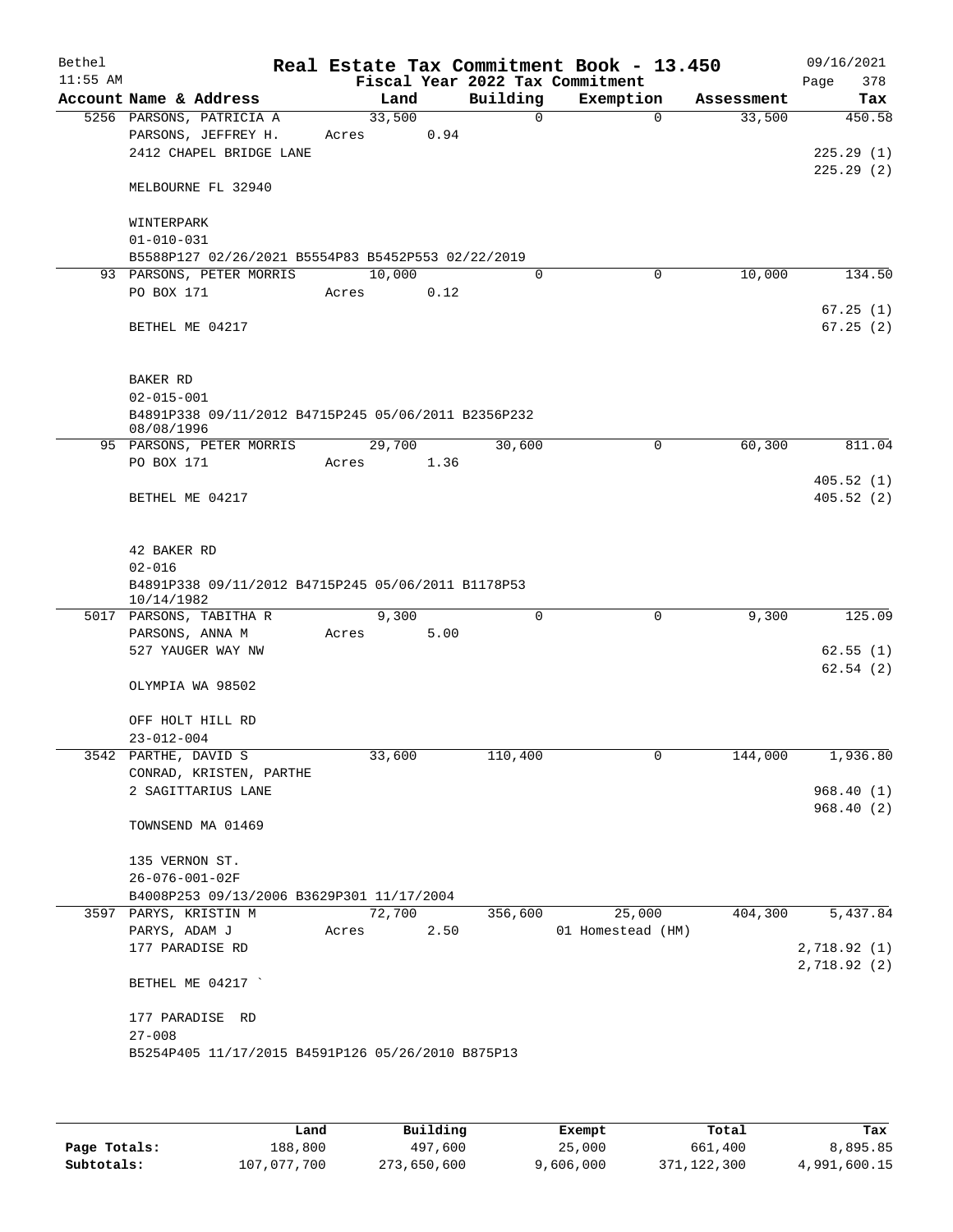# Real Estate Tax Commitment Book - 13.450

Bethel
11:55 AM

Fiscal Year 2022 Tax Commitment

09/16/2021

| Account | Name & Address | Land | Building | Exemption | Assessment | Tax |
|---|---|---|---|---|---|---|
| 5256 | PARSONS, PATRICIA A<br>PARSONS, JEFFREY H.<br>2412 CHAPEL BRIDGE LANE<br><br>MELBOURNE FL 32940<br><br>WINTERPARK<br>01-010-031<br>B5588P127 02/26/2021 B5554P83 B5452P553 02/22/2019 | 33,500<br>Acres 0.94 | 0 | 0 | 33,500 | 450.58<br><br>225.29 (1)<br>225.29 (2) |
| 93 | PARSONS, PETER MORRIS<br>PO BOX 171<br><br>BETHEL ME 04217<br><br>BAKER RD<br>02-015-001<br>B4891P338 09/11/2012 B4715P245 05/06/2011 B2356P232 08/08/1996 | 10,000<br>Acres 0.12 | 0 | 0 | 10,000 | 134.50<br><br>67.25 (1)<br>67.25 (2) |
| 95 | PARSONS, PETER MORRIS<br>PO BOX 171<br><br>BETHEL ME 04217<br><br>42 BAKER RD<br>02-016<br>B4891P338 09/11/2012 B4715P245 05/06/2011 B1178P53 10/14/1982 | 29,700<br>Acres 1.36 | 30,600 | 0 | 60,300 | 811.04<br><br>405.52 (1)<br>405.52 (2) |
| 5017 | PARSONS, TABITHA R<br>PARSONS, ANNA M<br>527 YAUGER WAY NW<br><br>OLYMPIA WA 98502<br><br>OFF HOLT HILL RD<br>23-012-004 | 9,300<br>Acres 5.00 | 0 | 0 | 9,300 | 125.09<br><br>62.55 (1)<br>62.54 (2) |
| 3542 | PARTHE, DAVID S<br>CONRAD, KRISTEN, PARTHE<br>2 SAGITTARIUS LANE<br><br>TOWNSEND MA 01469<br><br>135 VERNON ST.<br>26-076-001-02F<br>B4008P253 09/13/2006 B3629P301 11/17/2004 | 33,600 | 110,400 | 0 | 144,000 | 1,936.80<br><br>968.40 (1)<br>968.40 (2) |
| 3597 | PARYS, KRISTIN M<br>PARYS, ADAM J<br>177 PARADISE RD<br><br>BETHEL ME 04217 `<br><br>177 PARADISE RD<br>27-008<br>B5254P405 11/17/2015 B4591P126 05/26/2010 B875P13 | 72,700<br>Acres 2.50 | 356,600 | 25,000<br>01 Homestead (HM) | 404,300 | 5,437.84<br><br>2,718.92 (1)<br>2,718.92 (2) |

| | Land | Building | Exempt | Total | Tax |
|---|---|---|---|---|---|
| Page Totals: | 188,800 | 497,600 | 25,000 | 661,400 | 8,895.85 |
| Subtotals: | 107,077,700 | 273,650,600 | 9,606,000 | 371,122,300 | 4,991,600.15 |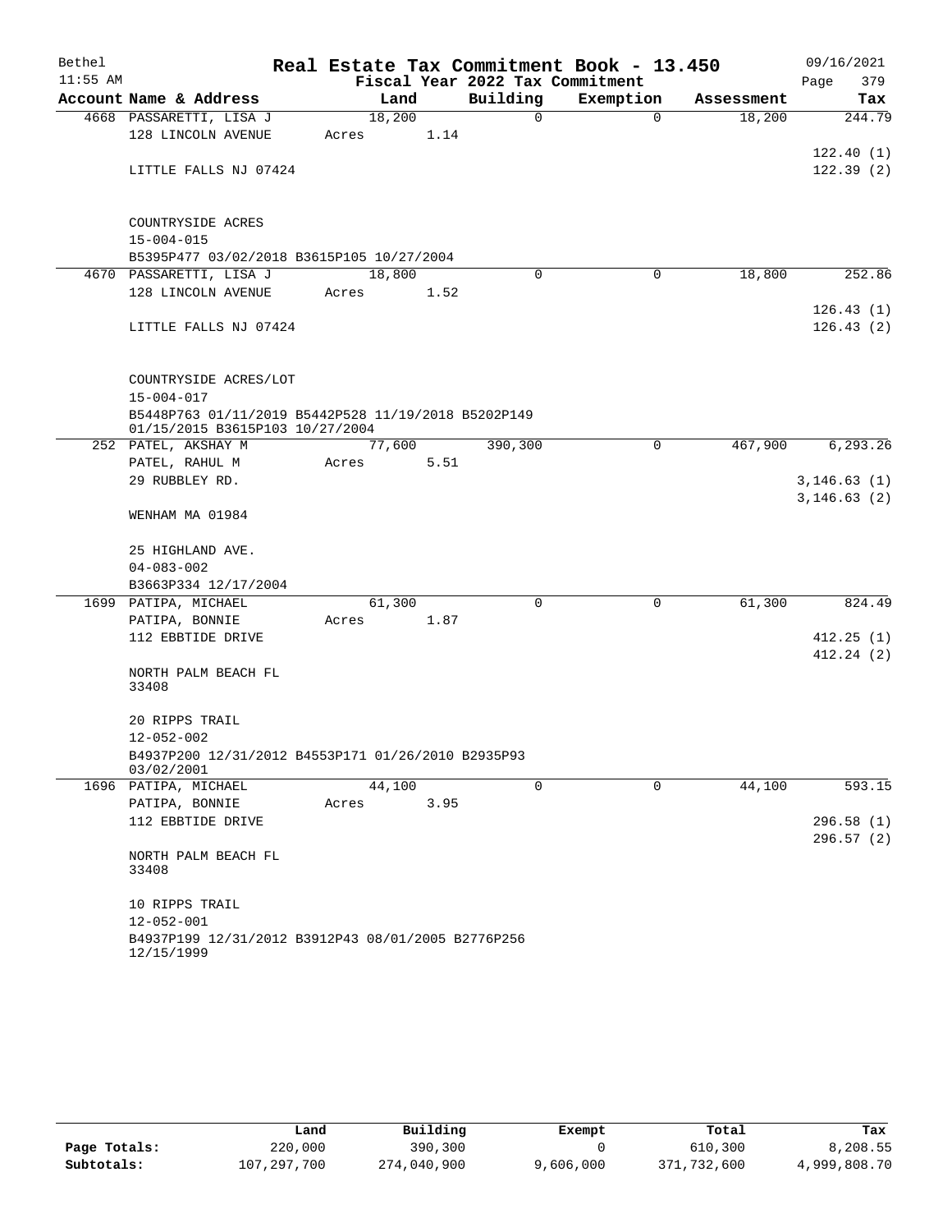# Real Estate Tax Commitment Book - 13.450

Bethel 11:55 AM — Fiscal Year 2022 Tax Commitment — 09/16/2021

| Account Name & Address | Land | Building | Exemption | Assessment | Tax |
|---|---|---|---|---|---|
| 4668 PASSARETTI, LISA J | 18,200 | 0 | 0 | 18,200 | 244.79 |
| 128 LINCOLN AVENUE | Acres 1.14 | | | | |
| | | | | | 122.40 (1) |
| LITTLE FALLS NJ 07424 | | | | | 122.39 (2) |
| COUNTRYSIDE ACRES | | | | | |
| 15-004-015 | | | | | |
| B5395P477 03/02/2018 B3615P105 10/27/2004 | | | | | |
| 4670 PASSARETTI, LISA J | 18,800 | 0 | 0 | 18,800 | 252.86 |
| 128 LINCOLN AVENUE | Acres 1.52 | | | | |
| | | | | | 126.43 (1) |
| LITTLE FALLS NJ 07424 | | | | | 126.43 (2) |
| COUNTRYSIDE ACRES/LOT | | | | | |
| 15-004-017 | | | | | |
| B5448P763 01/11/2019 B5442P528 11/19/2018 B5202P149 01/15/2015 B3615P103 10/27/2004 | | | | | |
| 252 PATEL, AKSHAY M | 77,600 | 390,300 | 0 | 467,900 | 6,293.26 |
| PATEL, RAHUL M | Acres 5.51 | | | | |
| 29 RUBBLEY RD. | | | | | 3,146.63 (1) |
| | | | | | 3,146.63 (2) |
| WENHAM MA 01984 | | | | | |
| 25 HIGHLAND AVE. | | | | | |
| 04-083-002 | | | | | |
| B3663P334 12/17/2004 | | | | | |
| 1699 PATIPA, MICHAEL | 61,300 | 0 | 0 | 61,300 | 824.49 |
| PATIPA, BONNIE | Acres 1.87 | | | | |
| 112 EBBTIDE DRIVE | | | | | 412.25 (1) |
| | | | | | 412.24 (2) |
| NORTH PALM BEACH FL 33408 | | | | | |
| 20 RIPPS TRAIL | | | | | |
| 12-052-002 | | | | | |
| B4937P200 12/31/2012 B4553P171 01/26/2010 B2935P93 03/02/2001 | | | | | |
| 1696 PATIPA, MICHAEL | 44,100 | 0 | 0 | 44,100 | 593.15 |
| PATIPA, BONNIE | Acres 3.95 | | | | |
| 112 EBBTIDE DRIVE | | | | | 296.58 (1) |
| | | | | | 296.57 (2) |
| NORTH PALM BEACH FL 33408 | | | | | |
| 10 RIPPS TRAIL | | | | | |
| 12-052-001 | | | | | |
| B4937P199 12/31/2012 B3912P43 08/01/2005 B2776P256 12/15/1999 | | | | | |

| | Land | Building | Exempt | Total | Tax |
|---|---|---|---|---|---|
| Page Totals: | 220,000 | 390,300 | 0 | 610,300 | 8,208.55 |
| Subtotals: | 107,297,700 | 274,040,900 | 9,606,000 | 371,732,600 | 4,999,808.70 |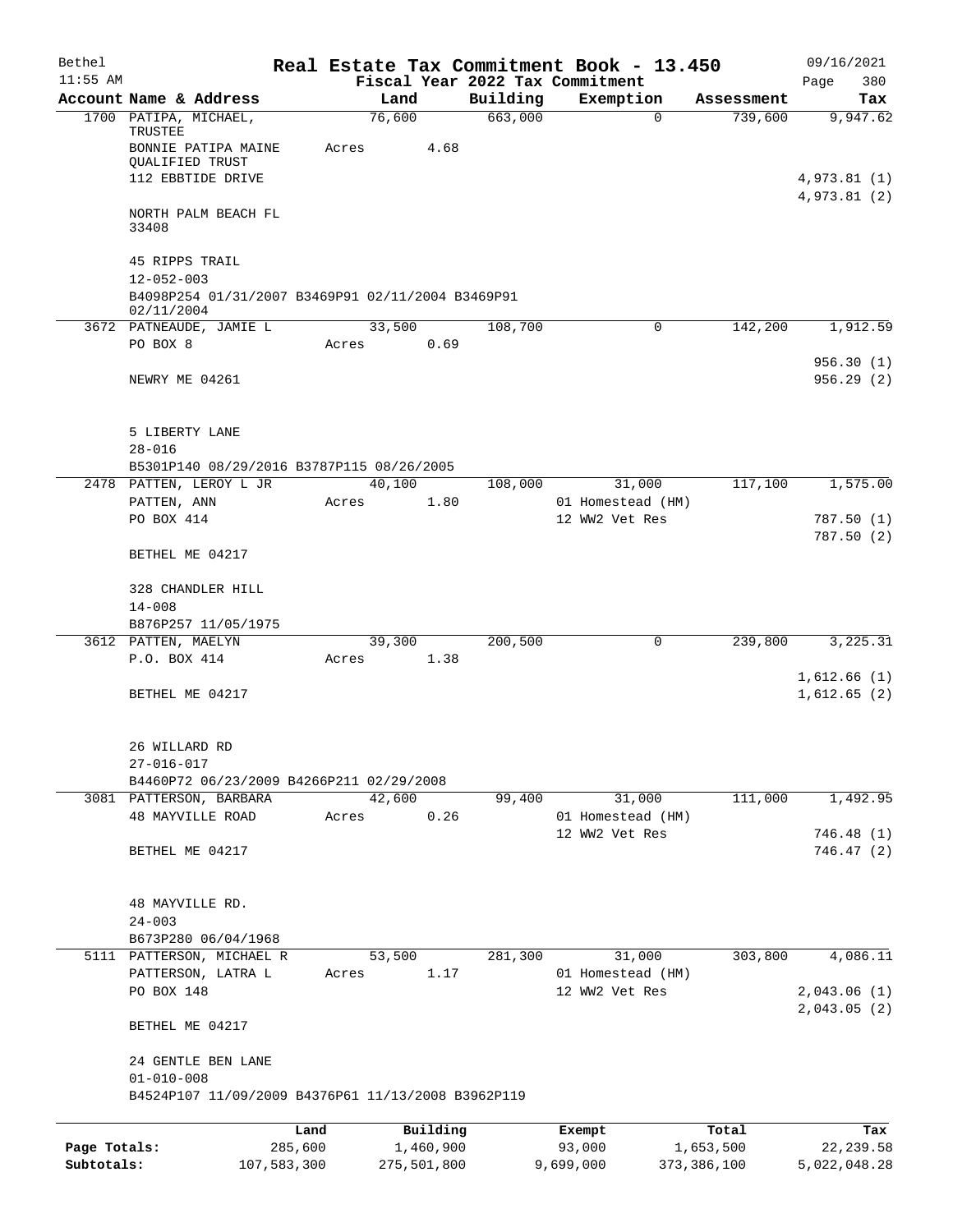Bethel 11:55 AM

# Real Estate Tax Commitment Book - 13.450

Fiscal Year 2022 Tax Commitment

09/16/2021

| Account Name & Address | Land | Building | Exemption | Assessment | Tax |
|---|---|---|---|---|---|
| 1700 PATIPA, MICHAEL, TRUSTEE | 76,600 | 663,000 | 0 | 739,600 | 9,947.62 |
| BONNIE PATIPA MAINE QUALIFIED TRUST | Acres 4.68 | | | | |
| 112 EBBTIDE DRIVE | | | | | 4,973.81 (1) |
| | | | | | 4,973.81 (2) |
| NORTH PALM BEACH FL 33408 | | | | | |
| 45 RIPPS TRAIL | | | | | |
| 12-052-003 | | | | | |
| B4098P254 01/31/2007 B3469P91 02/11/2004 B3469P91 02/11/2004 | | | | | |
| 3672 PATNEAUDE, JAMIE L | 33,500 | 108,700 | 0 | 142,200 | 1,912.59 |
| PO BOX 8 | Acres 0.69 | | | | |
| | | | | | 956.30 (1) |
| NEWRY ME 04261 | | | | | 956.29 (2) |
| 5 LIBERTY LANE | | | | | |
| 28-016 | | | | | |
| B5301P140 08/29/2016 B3787P115 08/26/2005 | | | | | |
| 2478 PATTEN, LEROY L JR | 40,100 | 108,000 | 31,000 | 117,100 | 1,575.00 |
| PATTEN, ANN | Acres 1.80 | | 01 Homestead (HM) | | |
| PO BOX 414 | | | 12 WW2 Vet Res | | 787.50 (1) |
| | | | | | 787.50 (2) |
| BETHEL ME 04217 | | | | | |
| 328 CHANDLER HILL | | | | | |
| 14-008 | | | | | |
| B876P257 11/05/1975 | | | | | |
| 3612 PATTEN, MAELYN | 39,300 | 200,500 | 0 | 239,800 | 3,225.31 |
| P.O. BOX 414 | Acres 1.38 | | | | |
| | | | | | 1,612.66 (1) |
| BETHEL ME 04217 | | | | | 1,612.65 (2) |
| 26 WILLARD RD | | | | | |
| 27-016-017 | | | | | |
| B4460P72 06/23/2009 B4266P211 02/29/2008 | | | | | |
| 3081 PATTERSON, BARBARA | 42,600 | 99,400 | 31,000 | 111,000 | 1,492.95 |
| 48 MAYVILLE ROAD | Acres 0.26 | | 01 Homestead (HM) | | |
| | | | 12 WW2 Vet Res | | 746.48 (1) |
| BETHEL ME 04217 | | | | | 746.47 (2) |
| 48 MAYVILLE RD. | | | | | |
| 24-003 | | | | | |
| B673P280 06/04/1968 | | | | | |
| 5111 PATTERSON, MICHAEL R | 53,500 | 281,300 | 31,000 | 303,800 | 4,086.11 |
| PATTERSON, LATRA L | Acres 1.17 | | 01 Homestead (HM) | | |
| PO BOX 148 | | | 12 WW2 Vet Res | | 2,043.06 (1) |
| | | | | | 2,043.05 (2) |
| BETHEL ME 04217 | | | | | |
| 24 GENTLE BEN LANE | | | | | |
| 01-010-008 | | | | | |
| B4524P107 11/09/2009 B4376P61 11/13/2008 B3962P119 | | | | | |

| | Land | Building | Exempt | Total | Tax |
|---|---|---|---|---|---|
| Page Totals: | 285,600 | 1,460,900 | 93,000 | 1,653,500 | 22,239.58 |
| Subtotals: | 107,583,300 | 275,501,800 | 9,699,000 | 373,386,100 | 5,022,048.28 |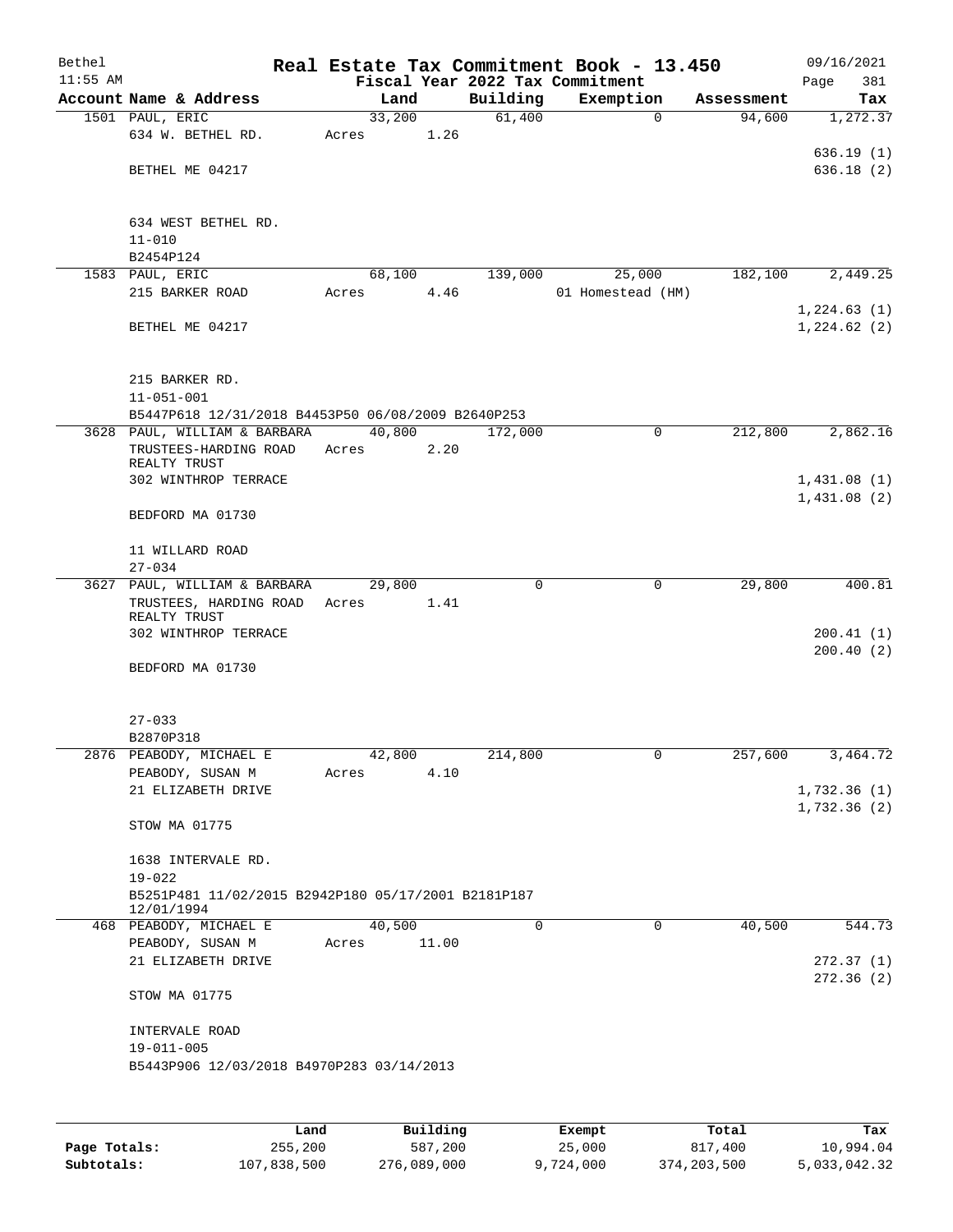# Real Estate Tax Commitment Book - 13.450

Bethel 11:55 AM — Fiscal Year 2022 Tax Commitment — 09/16/2021

| Account Name & Address | Land | Building | Exemption | Assessment | Tax |
|---|---|---|---|---|---|
| 1501 PAUL, ERIC<br>634 W. BETHEL RD.<br>BETHEL ME 04217<br><br>634 WEST BETHEL RD.<br>11-010<br>B2454P124 | 33,200<br>Acres 1.26 | 61,400 | 0 | 94,600 | 1,272.37<br><br>636.19 (1)<br>636.18 (2) |
| 1583 PAUL, ERIC<br>215 BARKER ROAD<br>BETHEL ME 04217<br><br>215 BARKER RD.<br>11-051-001<br>B5447P618 12/31/2018 B4453P50 06/08/2009 B2640P253 | 68,100<br>Acres 4.46 | 139,000 | 25,000<br>01 Homestead (HM) | 182,100 | 2,449.25<br><br>1,224.63 (1)<br>1,224.62 (2) |
| 3628 PAUL, WILLIAM & BARBARA<br>TRUSTEES-HARDING ROAD REALTY TRUST<br>302 WINTHROP TERRACE<br>BEDFORD MA 01730<br><br>11 WILLARD ROAD<br>27-034 | 40,800<br>Acres 2.20 | 172,000 | 0 | 212,800 | 2,862.16<br><br>1,431.08 (1)<br>1,431.08 (2) |
| 3627 PAUL, WILLIAM & BARBARA<br>TRUSTEES, HARDING ROAD REALTY TRUST<br>302 WINTHROP TERRACE<br>BEDFORD MA 01730<br><br>27-033<br>B2870P318 | 29,800<br>Acres 1.41 | 0 | 0 | 29,800 | 400.81<br><br>200.41 (1)<br>200.40 (2) |
| 2876 PEABODY, MICHAEL E<br>PEABODY, SUSAN M<br>21 ELIZABETH DRIVE<br>STOW MA 01775<br><br>1638 INTERVALE RD.<br>19-022<br>B5251P481 11/02/2015 B2942P180 05/17/2001 B2181P187 12/01/1994 | 42,800<br>Acres 4.10 | 214,800 | 0 | 257,600 | 3,464.72<br><br>1,732.36 (1)<br>1,732.36 (2) |
| 468 PEABODY, MICHAEL E<br>PEABODY, SUSAN M<br>21 ELIZABETH DRIVE<br>STOW MA 01775<br><br>INTERVALE ROAD<br>19-011-005<br>B5443P906 12/03/2018 B4970P283 03/14/2013 | 40,500<br>Acres 11.00 | 0 | 0 | 40,500 | 544.73<br><br>272.37 (1)<br>272.36 (2) |

| | Land | Building | Exempt | Total | Tax |
|---|---|---|---|---|---|
| Page Totals: | 255,200 | 587,200 | 25,000 | 817,400 | 10,994.04 |
| Subtotals: | 107,838,500 | 276,089,000 | 9,724,000 | 374,203,500 | 5,033,042.32 |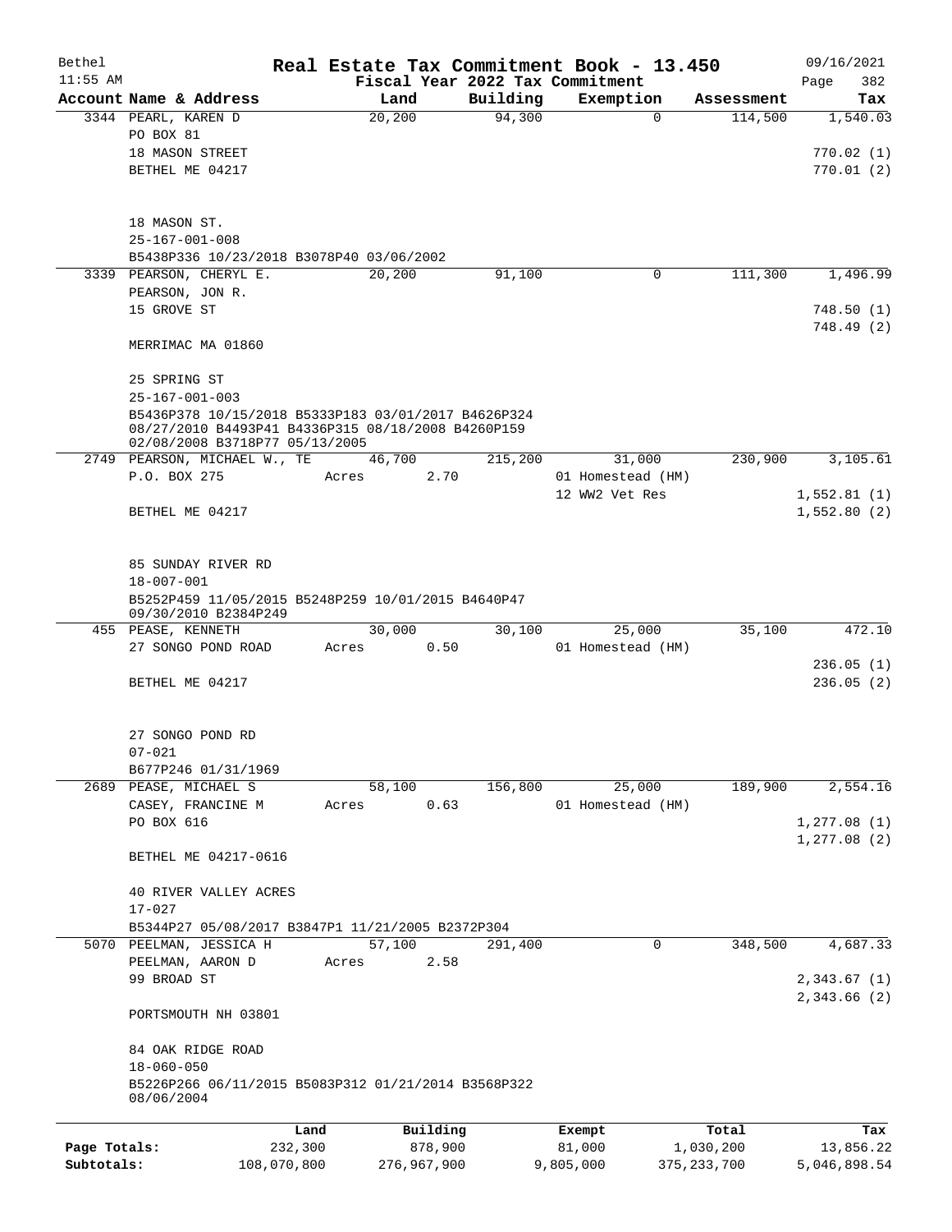# Real Estate Tax Commitment Book - 13.450

Bethel
11:55 AM

Fiscal Year 2022 Tax Commitment

09/16/2021
Page 382

| Account Name & Address | Land | Building | Exemption | Assessment | Tax |
|---|---|---|---|---|---|
| 3344 PEARL, KAREN D | 20,200 | 94,300 | 0 | 114,500 | 1,540.03 |
| PO BOX 81 | | | | | |
| 18 MASON STREET | | | | | 770.02 (1) |
| BETHEL ME 04217 | | | | | 770.01 (2) |
| 18 MASON ST. | | | | | |
| 25-167-001-008 | | | | | |
| B5438P336 10/23/2018 B3078P40 03/06/2002 | | | | | |
| 3339 PEARSON, CHERYL E. | 20,200 | 91,100 | 0 | 111,300 | 1,496.99 |
| PEARSON, JON R. | | | | | |
| 15 GROVE ST | | | | | 748.50 (1) |
| | | | | | 748.49 (2) |
| MERRIMAC MA 01860 | | | | | |
| 25 SPRING ST | | | | | |
| 25-167-001-003 | | | | | |
| B5436P378 10/15/2018 B5333P183 03/01/2017 B4626P324 08/27/2010 B4493P41 B4336P315 08/18/2008 B4260P159 02/08/2008 B3718P77 05/13/2005 | | | | | |
| 2749 PEARSON, MICHAEL W., TE | 46,700 | 215,200 | 31,000 | 230,900 | 3,105.61 |
| P.O. BOX 275 | Acres 2.70 | | 01 Homestead (HM) | | |
| | | | 12 WW2 Vet Res | | 1,552.81 (1) |
| BETHEL ME 04217 | | | | | 1,552.80 (2) |
| 85 SUNDAY RIVER RD | | | | | |
| 18-007-001 | | | | | |
| B5252P459 11/05/2015 B5248P259 10/01/2015 B4640P47 09/30/2010 B2384P249 | | | | | |
| 455 PEASE, KENNETH | 30,000 | 30,100 | 25,000 | 35,100 | 472.10 |
| 27 SONGO POND ROAD | Acres 0.50 | | 01 Homestead (HM) | | |
| | | | | | 236.05 (1) |
| BETHEL ME 04217 | | | | | 236.05 (2) |
| 27 SONGO POND RD | | | | | |
| 07-021 | | | | | |
| B677P246 01/31/1969 | | | | | |
| 2689 PEASE, MICHAEL S | 58,100 | 156,800 | 25,000 | 189,900 | 2,554.16 |
| CASEY, FRANCINE M | Acres 0.63 | | 01 Homestead (HM) | | |
| PO BOX 616 | | | | | 1,277.08 (1) |
| | | | | | 1,277.08 (2) |
| BETHEL ME 04217-0616 | | | | | |
| 40 RIVER VALLEY ACRES | | | | | |
| 17-027 | | | | | |
| B5344P27 05/08/2017 B3847P1 11/21/2005 B2372P304 | | | | | |
| 5070 PEELMAN, JESSICA H | 57,100 | 291,400 | 0 | 348,500 | 4,687.33 |
| PEELMAN, AARON D | Acres 2.58 | | | | |
| 99 BROAD ST | | | | | 2,343.67 (1) |
| | | | | | 2,343.66 (2) |
| PORTSMOUTH NH 03801 | | | | | |
| 84 OAK RIDGE ROAD | | | | | |
| 18-060-050 | | | | | |
| B5226P266 06/11/2015 B5083P312 01/21/2014 B3568P322 08/06/2004 | | | | | |

| | Land | Building | Exempt | Total | Tax |
|---|---|---|---|---|---|
| Page Totals: | 232,300 | 878,900 | 81,000 | 1,030,200 | 13,856.22 |
| Subtotals: | 108,070,800 | 276,967,900 | 9,805,000 | 375,233,700 | 5,046,898.54 |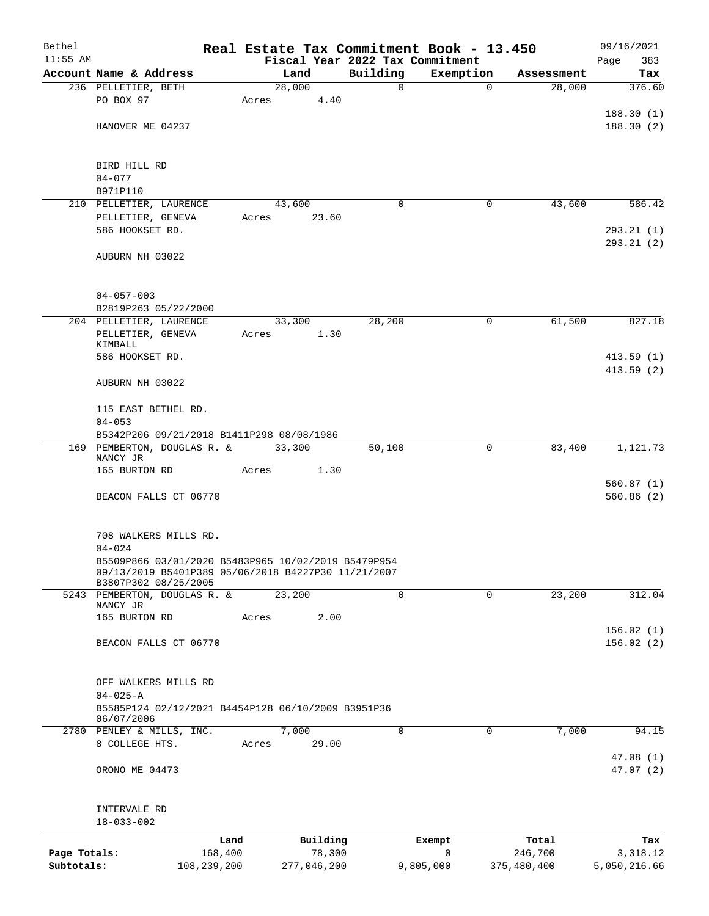# Real Estate Tax Commitment Book - 13.450

Bethel 11:55 AM — Fiscal Year 2022 Tax Commitment — 09/16/2021

| Account Name & Address | Land | Building | Exemption | Assessment | Tax |
|---|---|---|---|---|---|
| 236 PELLETIER, BETH<br>PO BOX 97<br><br>HANOVER ME 04237<br><br>BIRD HILL RD<br>04-077<br>B971P110 | 28,000<br>Acres 4.40 | 0 | 0 | 28,000 | 376.60<br><br>188.30 (1)<br>188.30 (2) |
| 210 PELLETIER, LAURENCE<br>PELLETIER, GENEVA<br>586 HOOKSET RD.<br><br>AUBURN NH 03022<br><br>04-057-003<br>B2819P263 05/22/2000 | 43,600<br>Acres 23.60 | 0 | 0 | 43,600 | 586.42<br><br>293.21 (1)<br>293.21 (2) |
| 204 PELLETIER, LAURENCE<br>PELLETIER, GENEVA KIMBALL<br>586 HOOKSET RD.<br><br>AUBURN NH 03022<br><br>115 EAST BETHEL RD.<br>04-053<br>B5342P206 09/21/2018 B1411P298 08/08/1986 | 33,300<br>Acres 1.30 | 28,200 | 0 | 61,500 | 827.18<br><br>413.59 (1)<br>413.59 (2) |
| 169 PEMBERTON, DOUGLAS R. & NANCY JR<br>165 BURTON RD<br><br>BEACON FALLS CT 06770<br><br>708 WALKERS MILLS RD.<br>04-024<br>B5509P866 03/01/2020 B5483P965 10/02/2019 B5479P954 09/13/2019 B5401P389 05/06/2018 B4227P30 11/21/2007 B3807P302 08/25/2005 | 33,300<br>Acres 1.30 | 50,100 | 0 | 83,400 | 1,121.73<br><br>560.87 (1)<br>560.86 (2) |
| 5243 PEMBERTON, DOUGLAS R. & NANCY JR<br>165 BURTON RD<br><br>BEACON FALLS CT 06770<br><br>OFF WALKERS MILLS RD<br>04-025-A<br>B5585P124 02/12/2021 B4454P128 06/10/2009 B3951P36 06/07/2006 | 23,200<br>Acres 2.00 | 0 | 0 | 23,200 | 312.04<br><br>156.02 (1)<br>156.02 (2) |
| 2780 PENLEY & MILLS, INC.<br>8 COLLEGE HTS.<br><br>ORONO ME 04473<br><br>INTERVALE RD<br>18-033-002 | 7,000<br>Acres 29.00 | 0 | 0 | 7,000 | 94.15<br><br>47.08 (1)<br>47.07 (2) |

| | Land | Building | Exempt | Total | Tax |
|---|---|---|---|---|---|
| Page Totals: | 168,400 | 78,300 | 0 | 246,700 | 3,318.12 |
| Subtotals: | 108,239,200 | 277,046,200 | 9,805,000 | 375,480,400 | 5,050,216.66 |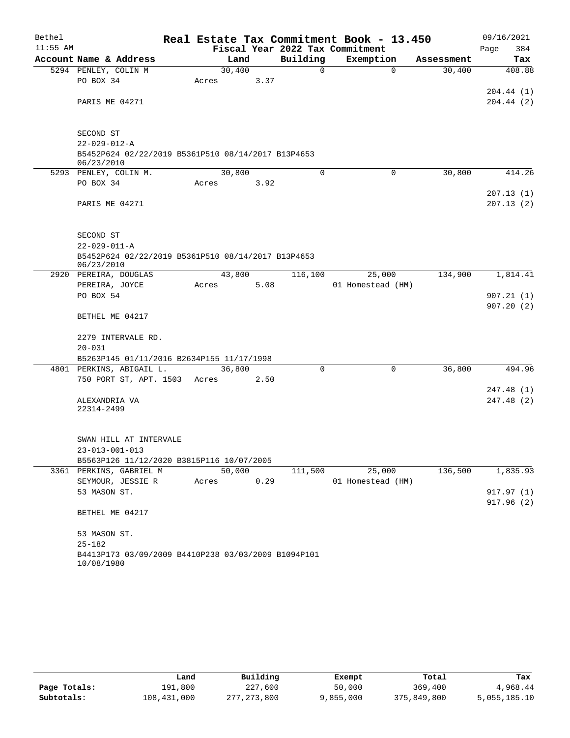# Real Estate Tax Commitment Book - 13.450

Bethel 11:55 AM — Fiscal Year 2022 Tax Commitment — 09/16/2021

| Account Name & Address | Land | Building | Exemption | Assessment | Tax |
|---|---|---|---|---|---|
| 5294 PENLEY, COLIN M<br>PO BOX 34<br><br>PARIS ME 04271<br><br>SECOND ST<br>22-029-012-A<br>B5452P624 02/22/2019 B5361P510 08/14/2017 B13P4653 06/23/2010 | 30,400<br>Acres 3.37 | 0 | 0 | 30,400 | 408.88<br><br>204.44 (1)<br>204.44 (2) |
| 5293 PENLEY, COLIN M.<br>PO BOX 34<br><br>PARIS ME 04271<br><br>SECOND ST<br>22-029-011-A<br>B5452P624 02/22/2019 B5361P510 08/14/2017 B13P4653 06/23/2010 | 30,800<br>Acres 3.92 | 0 | 0 | 30,800 | 414.26<br><br>207.13 (1)<br>207.13 (2) |
| 2920 PEREIRA, DOUGLAS<br>PEREIRA, JOYCE<br>PO BOX 54<br><br>BETHEL ME 04217<br><br>2279 INTERVALE RD.<br>20-031<br>B5263P145 01/11/2016 B2634P155 11/17/1998 | 43,800<br>Acres 5.08 | 116,100 | 25,000<br>01 Homestead (HM) | 134,900 | 1,814.41<br><br>907.21 (1)<br>907.20 (2) |
| 4801 PERKINS, ABIGAIL L.<br>750 PORT ST, APT. 1503<br><br>ALEXANDRIA VA<br>22314-2499<br><br>SWAN HILL AT INTERVALE<br>23-013-001-013<br>B5563P126 11/12/2020 B3815P116 10/07/2005 | 36,800<br>Acres 2.50 | 0 | 0 | 36,800 | 494.96<br><br>247.48 (1)<br>247.48 (2) |
| 3361 PERKINS, GABRIEL M<br>SEYMOUR, JESSIE R<br>53 MASON ST.<br><br>BETHEL ME 04217<br><br>53 MASON ST.<br>25-182<br>B4413P173 03/09/2009 B4410P238 03/03/2009 B1094P101 10/08/1980 | 50,000<br>Acres 0.29 | 111,500 | 25,000<br>01 Homestead (HM) | 136,500 | 1,835.93<br><br>917.97 (1)<br>917.96 (2) |

| | Land | Building | Exempt | Total | Tax |
|---|---|---|---|---|---|
| **Page Totals:** | 191,800 | 227,600 | 50,000 | 369,400 | 4,968.44 |
| **Subtotals:** | 108,431,000 | 277,273,800 | 9,855,000 | 375,849,800 | 5,055,185.10 |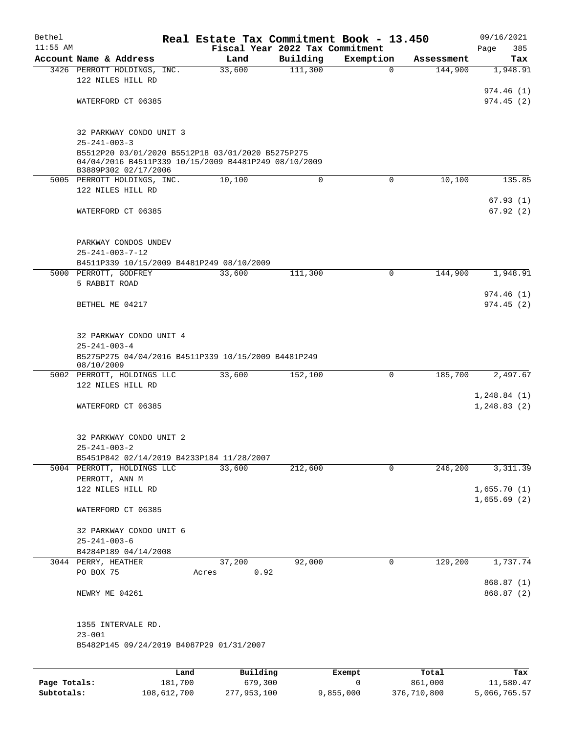Bethel 11:55 AM

# Real Estate Tax Commitment Book - 13.450

Fiscal Year 2022 Tax Commitment

09/16/2021 Page 385

| Account | Name & Address | Land | Building | Exemption | Assessment | Tax |
|---|---|---|---|---|---|---|
| 3426 | PERROTT HOLDINGS, INC.<br>122 NILES HILL RD<br><br>WATERFORD CT 06385<br><br>32 PARKWAY CONDO UNIT 3<br>25-241-003-3<br>B5512P20 03/01/2020 B5512P18 03/01/2020 B5275P275 04/04/2016 B4511P339 10/15/2009 B4481P249 08/10/2009 B3889P302 02/17/2006 | 33,600 | 111,300 | 0 | 144,900 | 1,948.91<br>974.46 (1)<br>974.45 (2) |
| 5005 | PERROTT HOLDINGS, INC.<br>122 NILES HILL RD<br><br>WATERFORD CT 06385<br><br>PARKWAY CONDOS UNDEV<br>25-241-003-7-12<br>B4511P339 10/15/2009 B4481P249 08/10/2009 | 10,100 | 0 | 0 | 10,100 | 135.85<br>67.93 (1)<br>67.92 (2) |
| 5000 | PERROTT, GODFREY<br>5 RABBIT ROAD<br><br>BETHEL ME 04217<br><br>32 PARKWAY CONDO UNIT 4<br>25-241-003-4<br>B5275P275 04/04/2016 B4511P339 10/15/2009 B4481P249 08/10/2009 | 33,600 | 111,300 | 0 | 144,900 | 1,948.91<br>974.46 (1)<br>974.45 (2) |
| 5002 | PERROTT, HOLDINGS LLC<br>122 NILES HILL RD<br><br>WATERFORD CT 06385<br><br>32 PARKWAY CONDO UNIT 2<br>25-241-003-2<br>B5451P842 02/14/2019 B4233P184 11/28/2007 | 33,600 | 152,100 | 0 | 185,700 | 2,497.67<br>1,248.84 (1)<br>1,248.83 (2) |
| 5004 | PERROTT, HOLDINGS LLC<br>PERROTT, ANN M<br>122 NILES HILL RD<br><br>WATERFORD CT 06385<br><br>32 PARKWAY CONDO UNIT 6<br>25-241-003-6<br>B4284P189 04/14/2008 | 33,600 | 212,600 | 0 | 246,200 | 3,311.39<br>1,655.70 (1)<br>1,655.69 (2) |
| 3044 | PERRY, HEATHER<br>PO BOX 75<br><br>NEWRY ME 04261<br><br>1355 INTERVALE RD.<br>23-001<br>B5482P145 09/24/2019 B4087P29 01/31/2007 | 37,200<br>Acres 0.92 | 92,000 | 0 | 129,200 | 1,737.74<br>868.87 (1)<br>868.87 (2) |

| | Land | Building | Exempt | Total | Tax |
|---|---|---|---|---|---|
| Page Totals: | 181,700 | 679,300 | 0 | 861,000 | 11,580.47 |
| Subtotals: | 108,612,700 | 277,953,100 | 9,855,000 | 376,710,800 | 5,066,765.57 |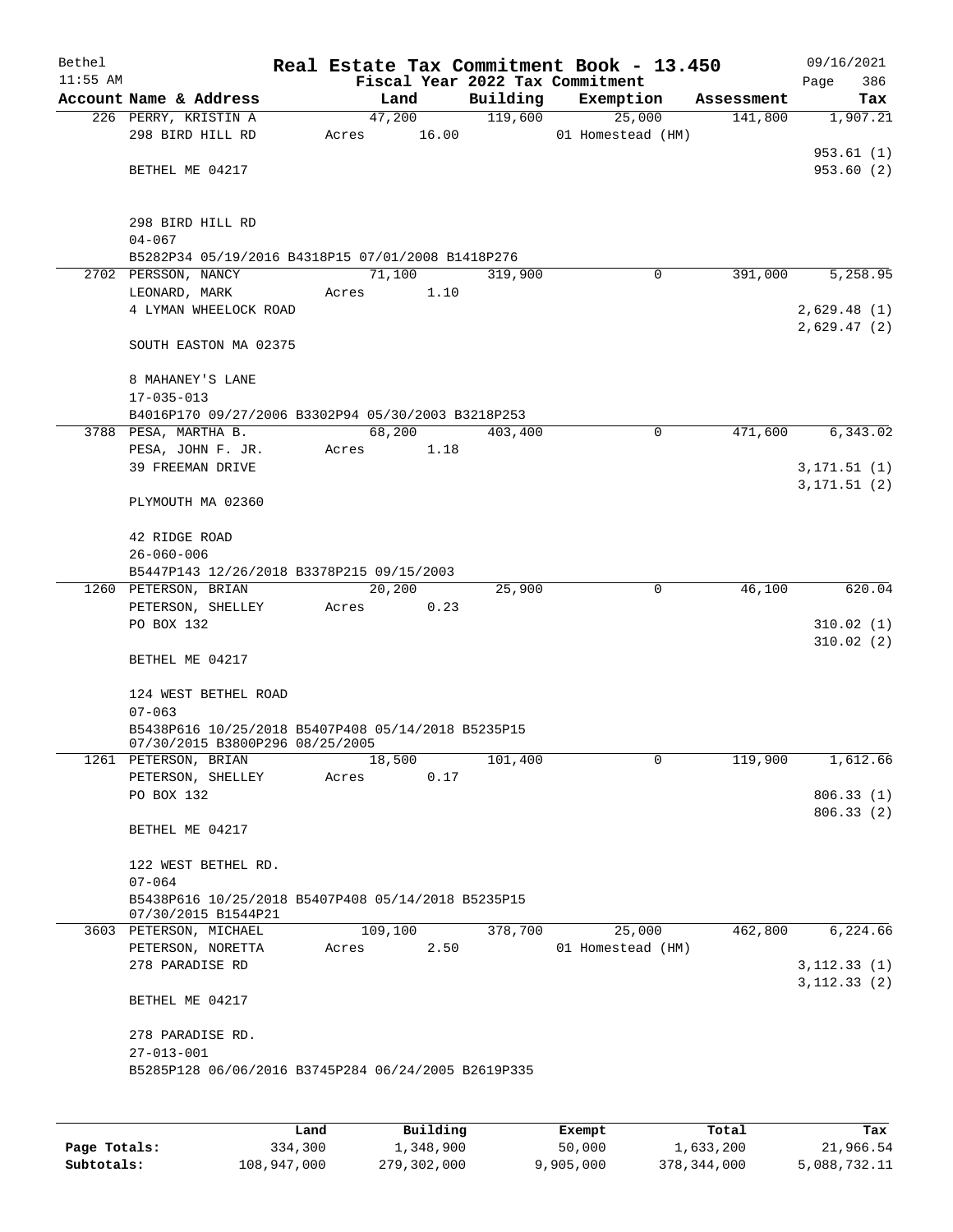# Real Estate Tax Commitment Book - 13.450

Bethel 11:55 AM — 09/16/2021

## Fiscal Year 2022 Tax Commitment

| Account Name & Address | Land | Building | Exemption | Assessment | Tax |
|---|---|---|---|---|---|
| 226 PERRY, KRISTIN A | 47,200 | 119,600 | 25,000 | 141,800 | 1,907.21 |
| 298 BIRD HILL RD | Acres 16.00 | | 01 Homestead (HM) | | |
| | | | | | 953.61 (1) |
| BETHEL ME 04217 | | | | | 953.60 (2) |
| 298 BIRD HILL RD | | | | | |
| 04-067 | | | | | |
| B5282P34 05/19/2016 B4318P15 07/01/2008 B1418P276 | | | | | |
| 2702 PERSSON, NANCY | 71,100 | 319,900 | 0 | 391,000 | 5,258.95 |
| LEONARD, MARK | Acres 1.10 | | | | |
| 4 LYMAN WHEELOCK ROAD | | | | | 2,629.48 (1) |
| | | | | | 2,629.47 (2) |
| SOUTH EASTON MA 02375 | | | | | |
| 8 MAHANEY'S LANE | | | | | |
| 17-035-013 | | | | | |
| B4016P170 09/27/2006 B3302P94 05/30/2003 B3218P253 | | | | | |
| 3788 PESA, MARTHA B. | 68,200 | 403,400 | 0 | 471,600 | 6,343.02 |
| PESA, JOHN F. JR. | Acres 1.18 | | | | |
| 39 FREEMAN DRIVE | | | | | 3,171.51 (1) |
| | | | | | 3,171.51 (2) |
| PLYMOUTH MA 02360 | | | | | |
| 42 RIDGE ROAD | | | | | |
| 26-060-006 | | | | | |
| B5447P143 12/26/2018 B3378P215 09/15/2003 | | | | | |
| 1260 PETERSON, BRIAN | 20,200 | 25,900 | 0 | 46,100 | 620.04 |
| PETERSON, SHELLEY | Acres 0.23 | | | | |
| PO BOX 132 | | | | | 310.02 (1) |
| | | | | | 310.02 (2) |
| BETHEL ME 04217 | | | | | |
| 124 WEST BETHEL ROAD | | | | | |
| 07-063 | | | | | |
| B5438P616 10/25/2018 B5407P408 05/14/2018 B5235P15 07/30/2015 B3800P296 08/25/2005 | | | | | |
| 1261 PETERSON, BRIAN | 18,500 | 101,400 | 0 | 119,900 | 1,612.66 |
| PETERSON, SHELLEY | Acres 0.17 | | | | |
| PO BOX 132 | | | | | 806.33 (1) |
| | | | | | 806.33 (2) |
| BETHEL ME 04217 | | | | | |
| 122 WEST BETHEL RD. | | | | | |
| 07-064 | | | | | |
| B5438P616 10/25/2018 B5407P408 05/14/2018 B5235P15 07/30/2015 B1544P21 | | | | | |
| 3603 PETERSON, MICHAEL | 109,100 | 378,700 | 25,000 | 462,800 | 6,224.66 |
| PETERSON, NORETTA | Acres 2.50 | | 01 Homestead (HM) | | |
| 278 PARADISE RD | | | | | 3,112.33 (1) |
| | | | | | 3,112.33 (2) |
| BETHEL ME 04217 | | | | | |
| 278 PARADISE RD. | | | | | |
| 27-013-001 | | | | | |
| B5285P128 06/06/2016 B3745P284 06/24/2005 B2619P335 | | | | | |

| | Land | Building | Exempt | Total | Tax |
|---|---|---|---|---|---|
| Page Totals: | 334,300 | 1,348,900 | 50,000 | 1,633,200 | 21,966.54 |
| Subtotals: | 108,947,000 | 279,302,000 | 9,905,000 | 378,344,000 | 5,088,732.11 |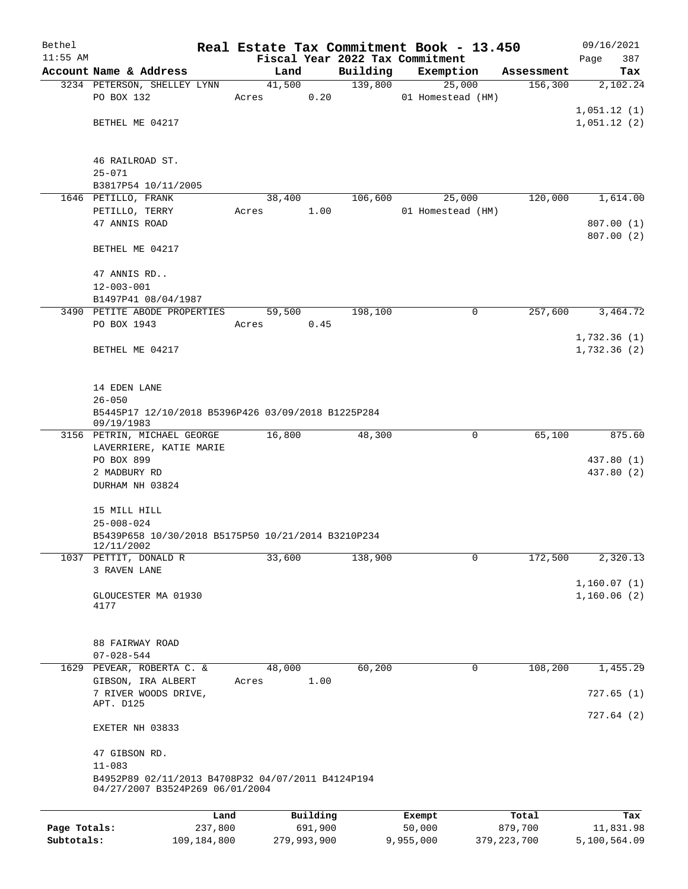# Real Estate Tax Commitment Book - 13.450

Bethel
11:55 AM

Fiscal Year 2022 Tax Commitment

09/16/2021
Page 387

| Account Name & Address | Land | Building | Exemption | Assessment | Tax |
|---|---|---|---|---|---|
| 3234 PETERSON, SHELLEY LYNN | 41,500 | 139,800 | 25,000 | 156,300 | 2,102.24 |
| PO BOX 132 | Acres 0.20 | | 01 Homestead (HM) | | |
| | | | | | 1,051.12 (1) |
| BETHEL ME 04217 | | | | | 1,051.12 (2) |
| 46 RAILROAD ST. | | | | | |
| 25-071 | | | | | |
| B3817P54 10/11/2005 | | | | | |
| 1646 PETILLO, FRANK | 38,400 | 106,600 | 25,000 | 120,000 | 1,614.00 |
| PETILLO, TERRY | Acres 1.00 | | 01 Homestead (HM) | | |
| 47 ANNIS ROAD | | | | | 807.00 (1) |
| | | | | | 807.00 (2) |
| BETHEL ME 04217 | | | | | |
| 47 ANNIS RD.. | | | | | |
| 12-003-001 | | | | | |
| B1497P41 08/04/1987 | | | | | |
| 3490 PETITE ABODE PROPERTIES | 59,500 | 198,100 | 0 | 257,600 | 3,464.72 |
| PO BOX 1943 | Acres 0.45 | | | | |
| | | | | | 1,732.36 (1) |
| BETHEL ME 04217 | | | | | 1,732.36 (2) |
| 14 EDEN LANE | | | | | |
| 26-050 | | | | | |
| B5445P17 12/10/2018 B5396P426 03/09/2018 B1225P284 09/19/1983 | | | | | |
| 3156 PETRIN, MICHAEL GEORGE | 16,800 | 48,300 | 0 | 65,100 | 875.60 |
| LAVERRIERE, KATIE MARIE | | | | | |
| PO BOX 899 | | | | | 437.80 (1) |
| 2 MADBURY RD | | | | | 437.80 (2) |
| DURHAM NH 03824 | | | | | |
| 15 MILL HILL | | | | | |
| 25-008-024 | | | | | |
| B5439P658 10/30/2018 B5175P50 10/21/2014 B3210P234 12/11/2002 | | | | | |
| 1037 PETTIT, DONALD R | 33,600 | 138,900 | 0 | 172,500 | 2,320.13 |
| 3 RAVEN LANE | | | | | |
| | | | | | 1,160.07 (1) |
| GLOUCESTER MA 01930 4177 | | | | | 1,160.06 (2) |
| 88 FAIRWAY ROAD | | | | | |
| 07-028-544 | | | | | |
| 1629 PEVEAR, ROBERTA C. & | 48,000 | 60,200 | 0 | 108,200 | 1,455.29 |
| GIBSON, IRA ALBERT | Acres 1.00 | | | | |
| 7 RIVER WOODS DRIVE, APT. D125 | | | | | 727.65 (1) |
| | | | | | 727.64 (2) |
| EXETER NH 03833 | | | | | |
| 47 GIBSON RD. | | | | | |
| 11-083 | | | | | |
| B4952P89 02/11/2013 B4708P32 04/07/2011 B4124P194 04/27/2007 B3524P269 06/01/2004 | | | | | |

| | Land | Building | Exempt | Total | Tax |
|---|---|---|---|---|---|
| Page Totals: | 237,800 | 691,900 | 50,000 | 879,700 | 11,831.98 |
| Subtotals: | 109,184,800 | 279,993,900 | 9,955,000 | 379,223,700 | 5,100,564.09 |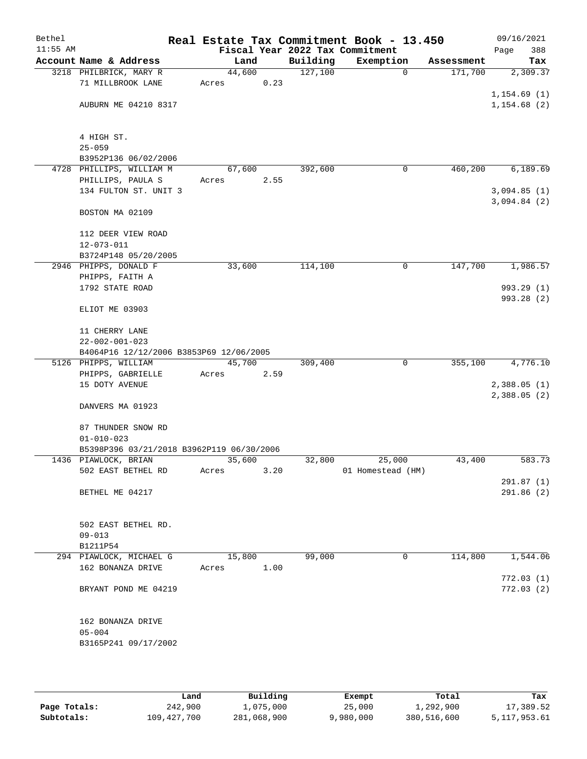Bethel 11:55 AM

# Real Estate Tax Commitment Book - 13.450

Fiscal Year 2022 Tax Commitment

09/16/2021 Page 388

| Account Name & Address | Land | Building | Exemption | Assessment | Tax |
|---|---|---|---|---|---|
| 3218 PHILBRICK, MARY R<br>71 MILLBROOK LANE<br><br>AUBURN ME 04210 8317<br><br>4 HIGH ST.<br>25-059<br>B3952P136 06/02/2006 | 44,600<br>Acres 0.23 | 127,100 | 0 | 171,700 | 2,309.37<br><br>1,154.69 (1)<br>1,154.68 (2) |
| 4728 PHILLIPS, WILLIAM M<br>PHILLIPS, PAULA S<br>134 FULTON ST. UNIT 3<br><br>BOSTON MA 02109<br><br>112 DEER VIEW ROAD<br>12-073-011<br>B3724P148 05/20/2005 | 67,600<br>Acres 2.55 | 392,600 | 0 | 460,200 | 6,189.69<br><br>3,094.85 (1)<br>3,094.84 (2) |
| 2946 PHIPPS, DONALD F<br>PHIPPS, FAITH A<br>1792 STATE ROAD<br><br>ELIOT ME 03903<br><br>11 CHERRY LANE<br>22-002-001-023<br>B4064P16 12/12/2006 B3853P69 12/06/2005 | 33,600 | 114,100 | 0 | 147,700 | 1,986.57<br><br>993.29 (1)<br>993.28 (2) |
| 5126 PHIPPS, WILLIAM<br>PHIPPS, GABRIELLE<br>15 DOTY AVENUE<br><br>DANVERS MA 01923<br><br>87 THUNDER SNOW RD<br>01-010-023<br>B5398P396 03/21/2018 B3962P119 06/30/2006 | 45,700<br>Acres 2.59 | 309,400 | 0 | 355,100 | 4,776.10<br><br>2,388.05 (1)<br>2,388.05 (2) |
| 1436 PIAWLOCK, BRIAN<br>502 EAST BETHEL RD<br><br>BETHEL ME 04217<br><br>502 EAST BETHEL RD.<br>09-013<br>B1211P54 | 35,600<br>Acres 3.20 | 32,800 | 25,000<br>01 Homestead (HM) | 43,400 | 583.73<br><br>291.87 (1)<br>291.86 (2) |
| 294 PIAWLOCK, MICHAEL G<br>162 BONANZA DRIVE<br><br>BRYANT POND ME 04219<br><br>162 BONANZA DRIVE<br>05-004<br>B3165P241 09/17/2002 | 15,800<br>Acres 1.00 | 99,000 | 0 | 114,800 | 1,544.06<br><br>772.03 (1)<br>772.03 (2) |

| | Land | Building | Exempt | Total | Tax |
|---|---|---|---|---|---|
| Page Totals: | 242,900 | 1,075,000 | 25,000 | 1,292,900 | 17,389.52 |
| Subtotals: | 109,427,700 | 281,068,900 | 9,980,000 | 380,516,600 | 5,117,953.61 |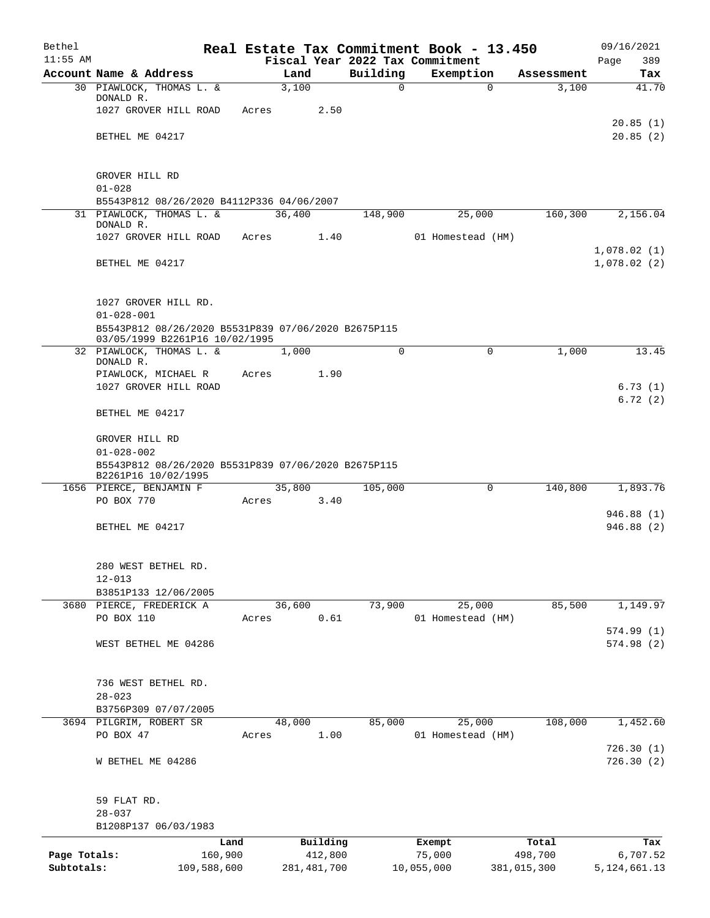Bethel  
11:55 AM

# Real Estate Tax Commitment Book - 13.450

Fiscal Year 2022 Tax Commitment

09/16/2021  
Page 389

| Account | Name & Address | Land | Building | Exemption | Assessment | Tax |
|---|---|---|---|---|---|---|
| 30 | PIAWLOCK, THOMAS L. & DONALD R. | 3,100 | 0 | 0 | 3,100 | 41.70 |
| | 1027 GROVER HILL ROAD | Acres 2.50 | | | | |
| | | | | | | 20.85 (1) |
| | BETHEL ME 04217 | | | | | 20.85 (2) |
| | GROVER HILL RD | | | | | |
| | 01-028 | | | | | |
| | B5543P812 08/26/2020 B4112P336 04/06/2007 | | | | | |
| 31 | PIAWLOCK, THOMAS L. & DONALD R. | 36,400 | 148,900 | 25,000 | 160,300 | 2,156.04 |
| | 1027 GROVER HILL ROAD | Acres 1.40 | | 01 Homestead (HM) | | |
| | | | | | | 1,078.02 (1) |
| | BETHEL ME 04217 | | | | | 1,078.02 (2) |
| | 1027 GROVER HILL RD. | | | | | |
| | 01-028-001 | | | | | |
| | B5543P812 08/26/2020 B5531P839 07/06/2020 B2675P115 03/05/1999 B2261P16 10/02/1995 | | | | | |
| 32 | PIAWLOCK, THOMAS L. & DONALD R. | 1,000 | 0 | 0 | 1,000 | 13.45 |
| | PIAWLOCK, MICHAEL R | Acres 1.90 | | | | |
| | 1027 GROVER HILL ROAD | | | | | 6.73 (1) |
| | | | | | | 6.72 (2) |
| | BETHEL ME 04217 | | | | | |
| | GROVER HILL RD | | | | | |
| | 01-028-002 | | | | | |
| | B5543P812 08/26/2020 B5531P839 07/06/2020 B2675P115 B2261P16 10/02/1995 | | | | | |
| 1656 | PIERCE, BENJAMIN F | 35,800 | 105,000 | 0 | 140,800 | 1,893.76 |
| | PO BOX 770 | Acres 3.40 | | | | |
| | | | | | | 946.88 (1) |
| | BETHEL ME 04217 | | | | | 946.88 (2) |
| | 280 WEST BETHEL RD. | | | | | |
| | 12-013 | | | | | |
| | B3851P133 12/06/2005 | | | | | |
| 3680 | PIERCE, FREDERICK A | 36,600 | 73,900 | 25,000 | 85,500 | 1,149.97 |
| | PO BOX 110 | Acres 0.61 | | 01 Homestead (HM) | | |
| | | | | | | 574.99 (1) |
| | WEST BETHEL ME 04286 | | | | | 574.98 (2) |
| | 736 WEST BETHEL RD. | | | | | |
| | 28-023 | | | | | |
| | B3756P309 07/07/2005 | | | | | |
| 3694 | PILGRIM, ROBERT SR | 48,000 | 85,000 | 25,000 | 108,000 | 1,452.60 |
| | PO BOX 47 | Acres 1.00 | | 01 Homestead (HM) | | |
| | | | | | | 726.30 (1) |
| | W BETHEL ME 04286 | | | | | 726.30 (2) |
| | 59 FLAT RD. | | | | | |
| | 28-037 | | | | | |
| | B1208P137 06/03/1983 | | | | | |

| | Land | Building | Exempt | Total | Tax |
|---|---|---|---|---|---|
| Page Totals: | 160,900 | 412,800 | 75,000 | 498,700 | 6,707.52 |
| Subtotals: | 109,588,600 | 281,481,700 | 10,055,000 | 381,015,300 | 5,124,661.13 |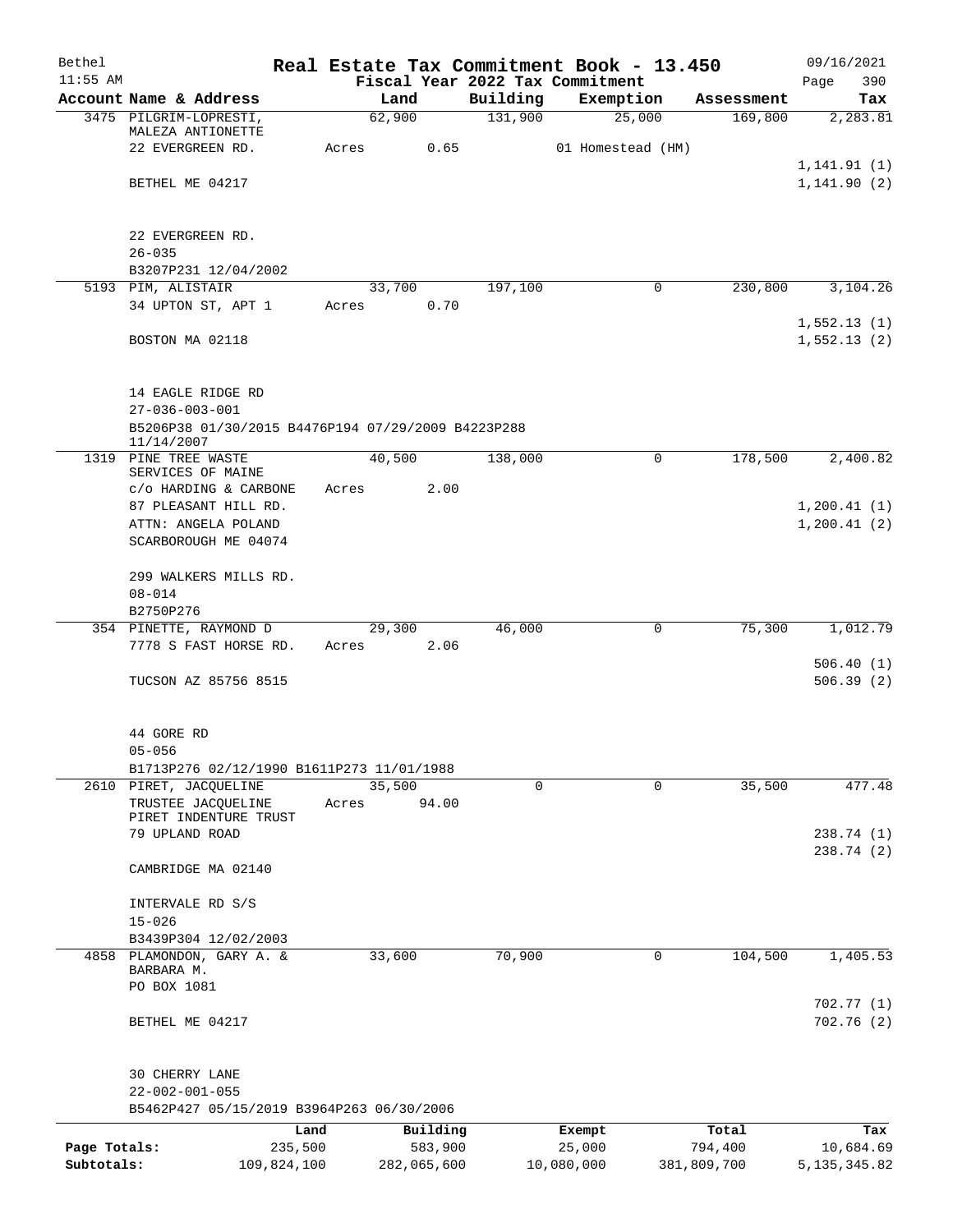# Real Estate Tax Commitment Book - 13.450

Bethel 11:55 AM — Fiscal Year 2022 Tax Commitment — 09/16/2021 Page 390

| Account Name & Address | Land | Building | Exemption | Assessment | Tax |
|---|---|---|---|---|---|
| 3475 PILGRIM-LOPRESTI, MALEZA ANTIONETTE | 62,900 | 131,900 | 25,000 | 169,800 | 2,283.81 |
| 22 EVERGREEN RD. | Acres 0.65 | | 01 Homestead (HM) | | |
| | | | | | 1,141.91 (1) |
| BETHEL ME 04217 | | | | | 1,141.90 (2) |
| 22 EVERGREEN RD. | | | | | |
| 26-035 | | | | | |
| B3207P231 12/04/2002 | | | | | |
| 5193 PIM, ALISTAIR | 33,700 | 197,100 | 0 | 230,800 | 3,104.26 |
| 34 UPTON ST, APT 1 | Acres 0.70 | | | | |
| | | | | | 1,552.13 (1) |
| BOSTON MA 02118 | | | | | 1,552.13 (2) |
| 14 EAGLE RIDGE RD | | | | | |
| 27-036-003-001 | | | | | |
| B5206P38 01/30/2015 B4476P194 07/29/2009 B4223P288 11/14/2007 | | | | | |
| 1319 PINE TREE WASTE SERVICES OF MAINE | 40,500 | 138,000 | 0 | 178,500 | 2,400.82 |
| c/o HARDING & CARBONE | Acres 2.00 | | | | |
| 87 PLEASANT HILL RD. | | | | | 1,200.41 (1) |
| ATTN: ANGELA POLAND | | | | | 1,200.41 (2) |
| SCARBOROUGH ME 04074 | | | | | |
| 299 WALKERS MILLS RD. | | | | | |
| 08-014 | | | | | |
| B2750P276 | | | | | |
| 354 PINETTE, RAYMOND D | 29,300 | 46,000 | 0 | 75,300 | 1,012.79 |
| 7778 S FAST HORSE RD. | Acres 2.06 | | | | |
| | | | | | 506.40 (1) |
| TUCSON AZ 85756 8515 | | | | | 506.39 (2) |
| 44 GORE RD | | | | | |
| 05-056 | | | | | |
| B1713P276 02/12/1990 B1611P273 11/01/1988 | | | | | |
| 2610 PIRET, JACQUELINE | 35,500 | 0 | 0 | 35,500 | 477.48 |
| TRUSTEE JACQUELINE PIRET INDENTURE TRUST | Acres 94.00 | | | | |
| 79 UPLAND ROAD | | | | | 238.74 (1) |
| | | | | | 238.74 (2) |
| CAMBRIDGE MA 02140 | | | | | |
| INTERVALE RD S/S | | | | | |
| 15-026 | | | | | |
| B3439P304 12/02/2003 | | | | | |
| 4858 PLAMONDON, GARY A. & BARBARA M. | 33,600 | 70,900 | 0 | 104,500 | 1,405.53 |
| PO BOX 1081 | | | | | |
| | | | | | 702.77 (1) |
| BETHEL ME 04217 | | | | | 702.76 (2) |
| 30 CHERRY LANE | | | | | |
| 22-002-001-055 | | | | | |
| B5462P427 05/15/2019 B3964P263 06/30/2006 | | | | | |

| | Land | Building | Exempt | Total | Tax |
|---|---|---|---|---|---|
| Page Totals: | 235,500 | 583,900 | 25,000 | 794,400 | 10,684.69 |
| Subtotals: | 109,824,100 | 282,065,600 | 10,080,000 | 381,809,700 | 5,135,345.82 |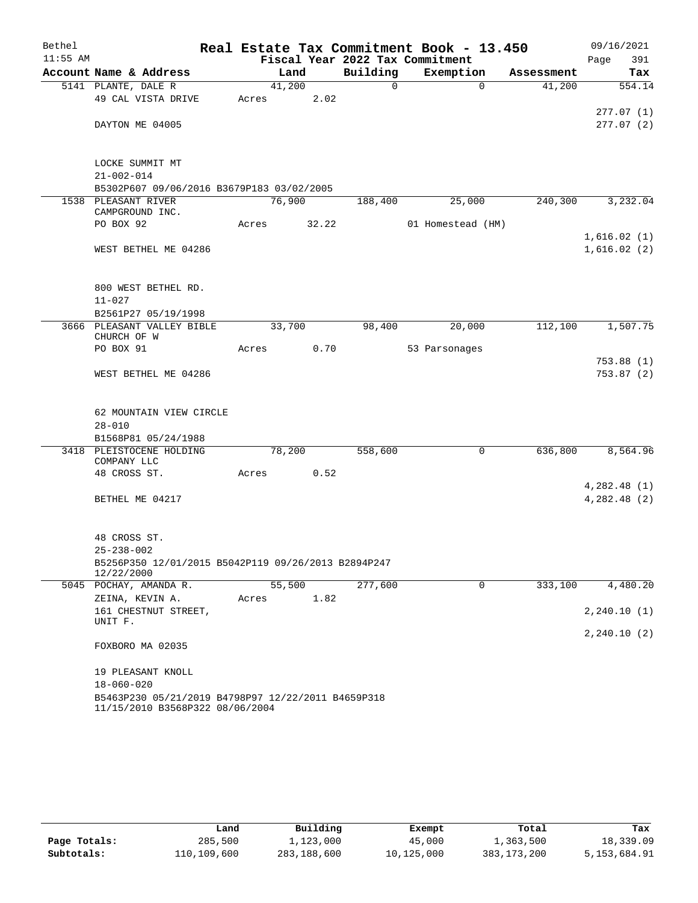Bethel 11:55 AM

# Real Estate Tax Commitment Book - 13.450

Fiscal Year 2022 Tax Commitment

09/16/2021 Page 391

| Account Name & Address | Land | Building | Exemption | Assessment | Tax |
|---|---|---|---|---|---|
| 5141 PLANTE, DALE R | 41,200 | 0 | 0 | 41,200 | 554.14 |
| 49 CAL VISTA DRIVE | Acres 2.02 | | | | |
| | | | | | 277.07 (1) |
| DAYTON ME 04005 | | | | | 277.07 (2) |
| LOCKE SUMMIT MT | | | | | |
| 21-002-014 | | | | | |
| B5302P607 09/06/2016 B3679P183 03/02/2005 | | | | | |
| 1538 PLEASANT RIVER CAMPGROUND INC. | 76,900 | 188,400 | 25,000 | 240,300 | 3,232.04 |
| PO BOX 92 | Acres 32.22 | | 01 Homestead (HM) | | |
| | | | | | 1,616.02 (1) |
| WEST BETHEL ME 04286 | | | | | 1,616.02 (2) |
| 800 WEST BETHEL RD. | | | | | |
| 11-027 | | | | | |
| B2561P27 05/19/1998 | | | | | |
| 3666 PLEASANT VALLEY BIBLE CHURCH OF W | 33,700 | 98,400 | 20,000 | 112,100 | 1,507.75 |
| PO BOX 91 | Acres 0.70 | | 53 Parsonages | | |
| | | | | | 753.88 (1) |
| WEST BETHEL ME 04286 | | | | | 753.87 (2) |
| 62 MOUNTAIN VIEW CIRCLE | | | | | |
| 28-010 | | | | | |
| B1568P81 05/24/1988 | | | | | |
| 3418 PLEISTOCENE HOLDING COMPANY LLC | 78,200 | 558,600 | 0 | 636,800 | 8,564.96 |
| 48 CROSS ST. | Acres 0.52 | | | | |
| | | | | | 4,282.48 (1) |
| BETHEL ME 04217 | | | | | 4,282.48 (2) |
| 48 CROSS ST. | | | | | |
| 25-238-002 | | | | | |
| B5256P350 12/01/2015 B5042P119 09/26/2013 B2894P247 12/22/2000 | | | | | |
| 5045 POCHAY, AMANDA R. | 55,500 | 277,600 | 0 | 333,100 | 4,480.20 |
| ZEINA, KEVIN A. | Acres 1.82 | | | | |
| 161 CHESTNUT STREET, UNIT F. | | | | | 2,240.10 (1) |
| | | | | | 2,240.10 (2) |
| FOXBORO MA 02035 | | | | | |
| 19 PLEASANT KNOLL | | | | | |
| 18-060-020 | | | | | |
| B5463P230 05/21/2019 B4798P97 12/22/2011 B4659P318 11/15/2010 B3568P322 08/06/2004 | | | | | |

| | Land | Building | Exempt | Total | Tax |
|---|---|---|---|---|---|
| Page Totals: | 285,500 | 1,123,000 | 45,000 | 1,363,500 | 18,339.09 |
| Subtotals: | 110,109,600 | 283,188,600 | 10,125,000 | 383,173,200 | 5,153,684.91 |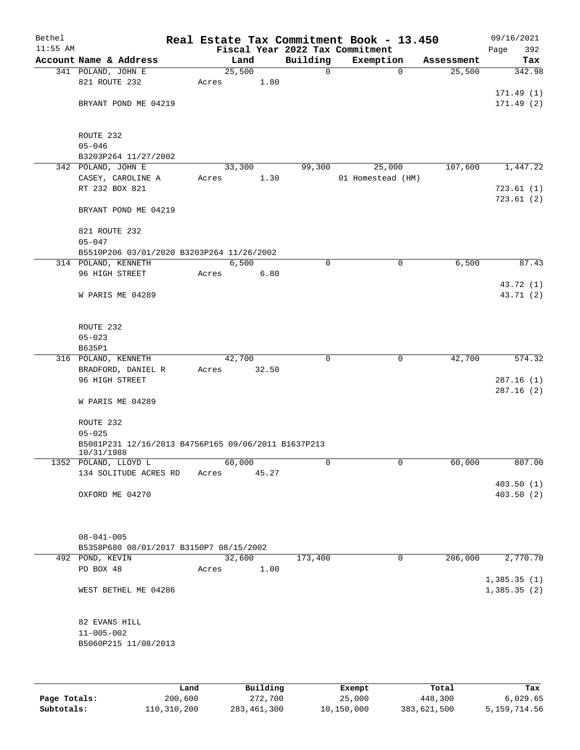Bethel 11:55 AM

# Real Estate Tax Commitment Book - 13.450

Fiscal Year 2022 Tax Commitment

09/16/2021 Page 392

| Account Name & Address | Land | Building | Exemption | Assessment | Tax |
|---|---|---|---|---|---|
| 341 POLAND, JOHN E | 25,500 | 0 | 0 | 25,500 | 342.98 |
| 821 ROUTE 232 | Acres 1.80 | | | | |
| | | | | | 171.49 (1) |
| BRYANT POND ME 04219 | | | | | 171.49 (2) |
| ROUTE 232 | | | | | |
| 05-046 | | | | | |
| B3203P264 11/27/2002 | | | | | |
| 342 POLAND, JOHN E | 33,300 | 99,300 | 25,000 | 107,600 | 1,447.22 |
| CASEY, CAROLINE A | Acres 1.30 | | 01 Homestead (HM) | | |
| RT 232 BOX 821 | | | | | 723.61 (1) |
| | | | | | 723.61 (2) |
| BRYANT POND ME 04219 | | | | | |
| 821 ROUTE 232 | | | | | |
| 05-047 | | | | | |
| B5510P206 03/01/2020 B3203P264 11/26/2002 | | | | | |
| 314 POLAND, KENNETH | 6,500 | 0 | 0 | 6,500 | 87.43 |
| 96 HIGH STREET | Acres 6.80 | | | | |
| | | | | | 43.72 (1) |
| W PARIS ME 04289 | | | | | 43.71 (2) |
| ROUTE 232 | | | | | |
| 05-023 | | | | | |
| B635P1 | | | | | |
| 316 POLAND, KENNETH | 42,700 | 0 | 0 | 42,700 | 574.32 |
| BRADFORD, DANIEL R | Acres 32.50 | | | | |
| 96 HIGH STREET | | | | | 287.16 (1) |
| | | | | | 287.16 (2) |
| W PARIS ME 04289 | | | | | |
| ROUTE 232 | | | | | |
| 05-025 | | | | | |
| B5081P231 12/16/2013 B4756P165 09/06/2011 B1637P213 10/31/1988 | | | | | |
| 1352 POLAND, LLOYD L | 60,000 | 0 | 0 | 60,000 | 807.00 |
| 134 SOLITUDE ACRES RD | Acres 45.27 | | | | |
| | | | | | 403.50 (1) |
| OXFORD ME 04270 | | | | | 403.50 (2) |
| 08-041-005 | | | | | |
| B5358P680 08/01/2017 B3150P7 08/15/2002 | | | | | |
| 492 POND, KEVIN | 32,600 | 173,400 | 0 | 206,000 | 2,770.70 |
| PO BOX 48 | Acres 1.00 | | | | |
| | | | | | 1,385.35 (1) |
| WEST BETHEL ME 04286 | | | | | 1,385.35 (2) |
| 82 EVANS HILL | | | | | |
| 11-005-002 | | | | | |
| B5060P215 11/08/2013 | | | | | |

| | Land | Building | Exempt | Total | Tax |
|---|---|---|---|---|---|
| Page Totals: | 200,600 | 272,700 | 25,000 | 448,300 | 6,029.65 |
| Subtotals: | 110,310,200 | 283,461,300 | 10,150,000 | 383,621,500 | 5,159,714.56 |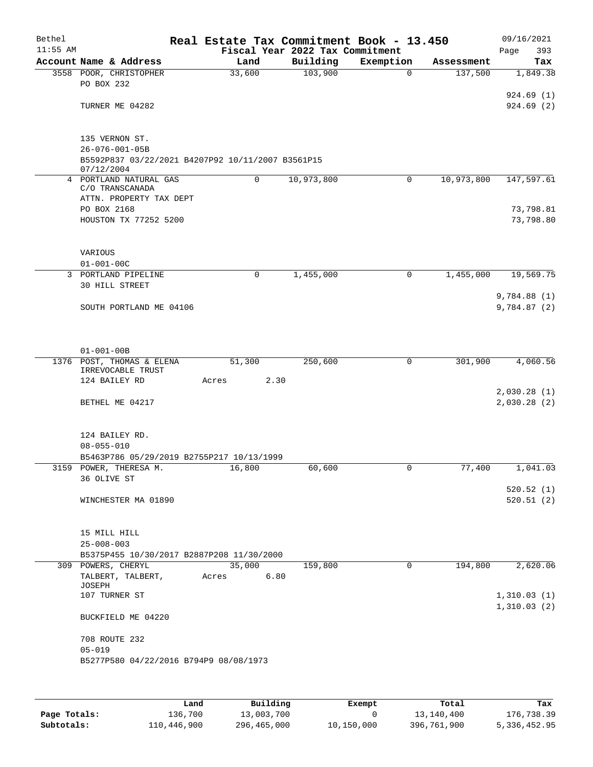Bethel 11:55 AM

# Real Estate Tax Commitment Book - 13.450

Fiscal Year 2022 Tax Commitment

09/16/2021

| Account | Name & Address | Land | Building | Exemption | Assessment | Tax |
|---|---|---|---|---|---|---|
| 3558 | POOR, CHRISTOPHER<br>PO BOX 232<br><br>TURNER ME 04282<br><br>135 VERNON ST.<br>26-076-001-05B<br>B5592P837 03/22/2021 B4207P92 10/11/2007 B3561P15 07/12/2004 | 33,600 | 103,900 | 0 | 137,500 | 1,849.38<br><br>924.69 (1)<br>924.69 (2) |
| 4 | PORTLAND NATURAL GAS<br>C/O TRANSCANADA<br>ATTN. PROPERTY TAX DEPT<br>PO BOX 2168<br>HOUSTON TX 77252 5200<br><br>VARIOUS<br>01-001-00C | 0 | 10,973,800 | 0 | 10,973,800 | 147,597.61<br><br>73,798.81<br>73,798.80 |
| 3 | PORTLAND PIPELINE<br>30 HILL STREET<br><br>SOUTH PORTLAND ME 04106<br><br>01-001-00B | 0 | 1,455,000 | 0 | 1,455,000 | 19,569.75<br><br>9,784.88 (1)<br>9,784.87 (2) |
| 1376 | POST, THOMAS & ELENA<br>IRREVOCABLE TRUST<br>124 BAILEY RD<br><br>BETHEL ME 04217<br><br>124 BAILEY RD.<br>08-055-010<br>B5463P786 05/29/2019 B2755P217 10/13/1999 | 51,300<br>Acres 2.30 | 250,600 | 0 | 301,900 | 4,060.56<br><br>2,030.28 (1)<br>2,030.28 (2) |
| 3159 | POWER, THERESA M.<br>36 OLIVE ST<br><br>WINCHESTER MA 01890<br><br>15 MILL HILL<br>25-008-003<br>B5375P455 10/30/2017 B2887P208 11/30/2000 | 16,800 | 60,600 | 0 | 77,400 | 1,041.03<br><br>520.52 (1)<br>520.51 (2) |
| 309 | POWERS, CHERYL<br>TALBERT, TALBERT, JOSEPH<br>107 TURNER ST<br><br>BUCKFIELD ME 04220<br><br>708 ROUTE 232<br>05-019<br>B5277P580 04/22/2016 B794P9 08/08/1973 | 35,000<br>Acres 6.80 | 159,800 | 0 | 194,800 | 2,620.06<br><br>1,310.03 (1)<br>1,310.03 (2) |

| | Land | Building | Exempt | Total | Tax |
|---|---|---|---|---|---|
| Page Totals: | 136,700 | 13,003,700 | 0 | 13,140,400 | 176,738.39 |
| Subtotals: | 110,446,900 | 296,465,000 | 10,150,000 | 396,761,900 | 5,336,452.95 |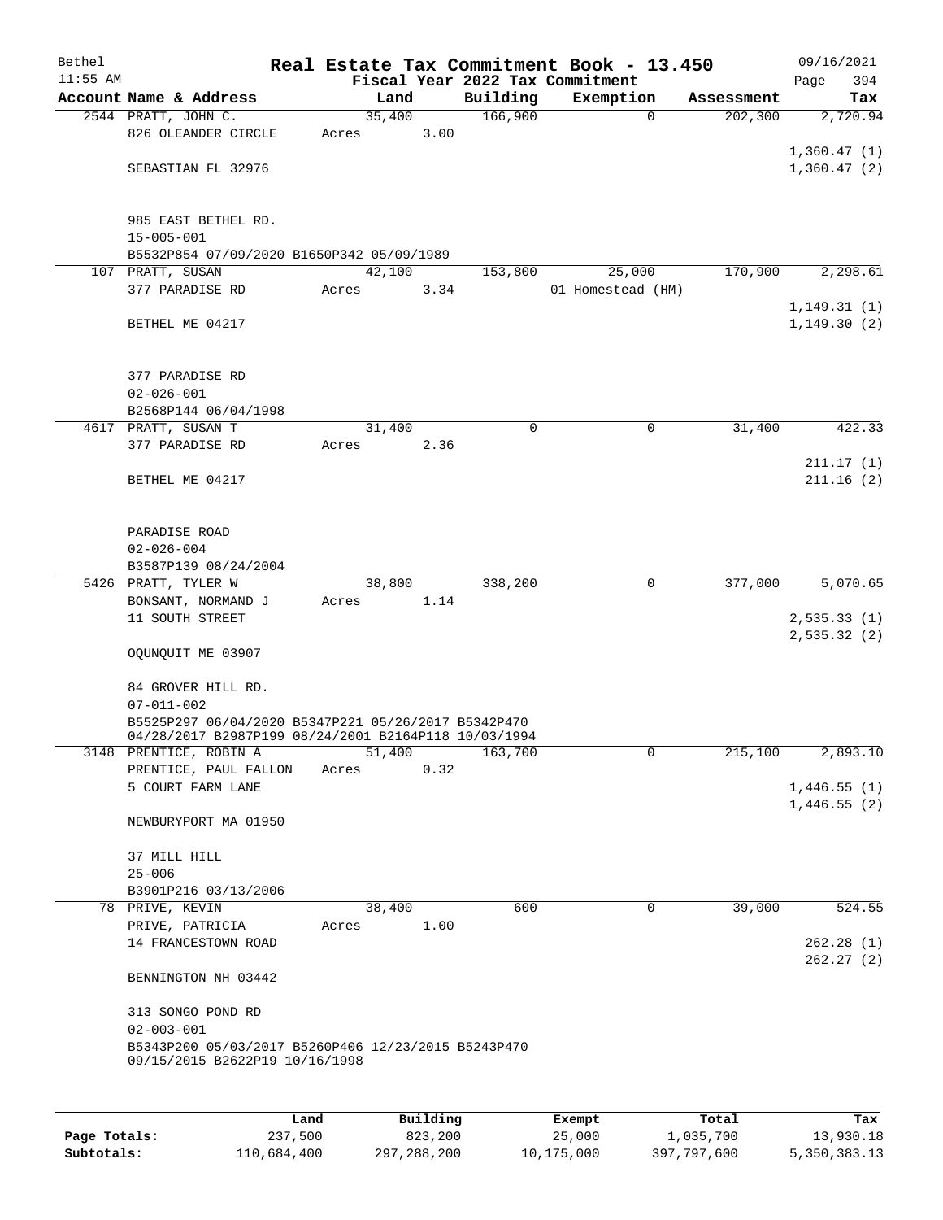Bethel — Real Estate Tax Commitment Book - 13.450 — 09/16/2021
11:55 AM — Fiscal Year 2022 Tax Commitment

| Account Name & Address | Land | Building | Exemption | Assessment | Tax |
|---|---|---|---|---|---|
| 2544 PRATT, JOHN C. | 35,400 | 166,900 | 0 | 202,300 | 2,720.94 |
| 826 OLEANDER CIRCLE | Acres 3.00 | | | | |
| | | | | | 1,360.47 (1) |
| SEBASTIAN FL 32976 | | | | | 1,360.47 (2) |
| 985 EAST BETHEL RD. | | | | | |
| 15-005-001 | | | | | |
| B5532P854 07/09/2020 B1650P342 05/09/1989 | | | | | |
| 107 PRATT, SUSAN | 42,100 | 153,800 | 25,000 | 170,900 | 2,298.61 |
| 377 PARADISE RD | Acres 3.34 | | 01 Homestead (HM) | | |
| | | | | | 1,149.31 (1) |
| BETHEL ME 04217 | | | | | 1,149.30 (2) |
| 377 PARADISE RD | | | | | |
| 02-026-001 | | | | | |
| B2568P144 06/04/1998 | | | | | |
| 4617 PRATT, SUSAN T | 31,400 | 0 | 0 | 31,400 | 422.33 |
| 377 PARADISE RD | Acres 2.36 | | | | |
| | | | | | 211.17 (1) |
| BETHEL ME 04217 | | | | | 211.16 (2) |
| PARADISE ROAD | | | | | |
| 02-026-004 | | | | | |
| B3587P139 08/24/2004 | | | | | |
| 5426 PRATT, TYLER W | 38,800 | 338,200 | 0 | 377,000 | 5,070.65 |
| BONSANT, NORMAND J | Acres 1.14 | | | | |
| 11 SOUTH STREET | | | | | 2,535.33 (1) |
| | | | | | 2,535.32 (2) |
| OQUNQUIT ME 03907 | | | | | |
| 84 GROVER HILL RD. | | | | | |
| 07-011-002 | | | | | |
| B5525P297 06/04/2020 B5347P221 05/26/2017 B5342P470 04/28/2017 B2987P199 08/24/2001 B2164P118 10/03/1994 | | | | | |
| 3148 PRENTICE, ROBIN A | 51,400 | 163,700 | 0 | 215,100 | 2,893.10 |
| PRENTICE, PAUL FALLON | Acres 0.32 | | | | |
| 5 COURT FARM LANE | | | | | 1,446.55 (1) |
| | | | | | 1,446.55 (2) |
| NEWBURYPORT MA 01950 | | | | | |
| 37 MILL HILL | | | | | |
| 25-006 | | | | | |
| B3901P216 03/13/2006 | | | | | |
| 78 PRIVE, KEVIN | 38,400 | 600 | 0 | 39,000 | 524.55 |
| PRIVE, PATRICIA | Acres 1.00 | | | | |
| 14 FRANCESTOWN ROAD | | | | | 262.28 (1) |
| | | | | | 262.27 (2) |
| BENNINGTON NH 03442 | | | | | |
| 313 SONGO POND RD | | | | | |
| 02-003-001 | | | | | |
| B5343P200 05/03/2017 B5260P406 12/23/2015 B5243P470 09/15/2015 B2622P19 10/16/1998 | | | | | |

| | Land | Building | Exempt | Total | Tax |
|---|---|---|---|---|---|
| Page Totals: | 237,500 | 823,200 | 25,000 | 1,035,700 | 13,930.18 |
| Subtotals: | 110,684,400 | 297,288,200 | 10,175,000 | 397,797,600 | 5,350,383.13 |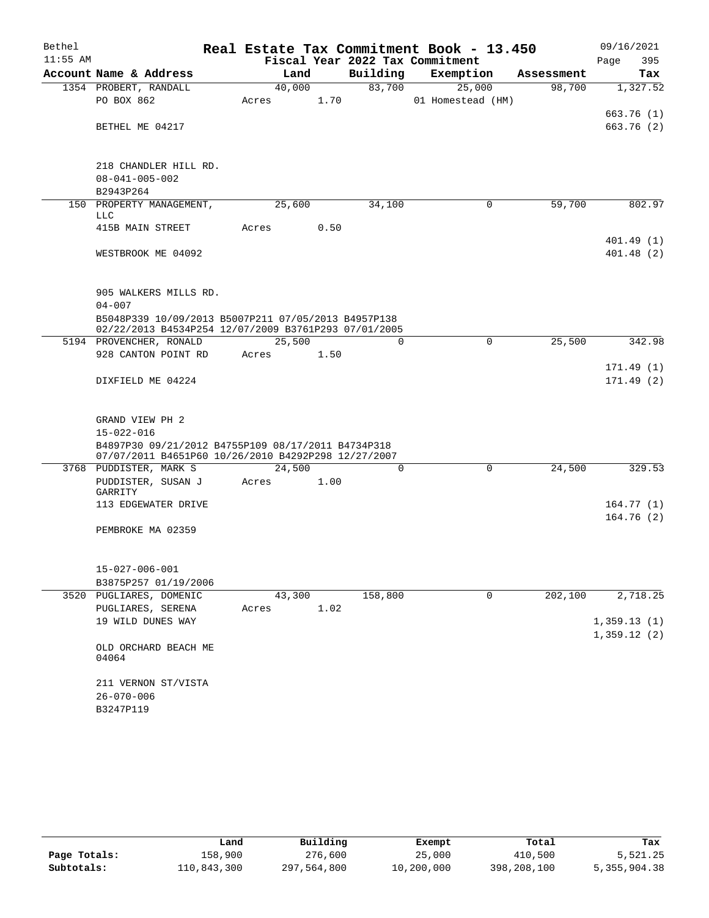Bethel 11:55 AM

# Real Estate Tax Commitment Book - 13.450

Fiscal Year 2022 Tax Commitment

09/16/2021 Page 395

| Account Name & Address | Land | Building | Exemption | Assessment | Tax |
|---|---|---|---|---|---|
| 1354 PROBERT, RANDALL | 40,000 | 83,700 | 25,000 | 98,700 | 1,327.52 |
| PO BOX 862 | Acres 1.70 | | 01 Homestead (HM) | | |
| | | | | | 663.76 (1) |
| BETHEL ME 04217 | | | | | 663.76 (2) |
| 218 CHANDLER HILL RD. | | | | | |
| 08-041-005-002 | | | | | |
| B2943P264 | | | | | |
| 150 PROPERTY MANAGEMENT, LLC | 25,600 | 34,100 | 0 | 59,700 | 802.97 |
| 415B MAIN STREET | Acres 0.50 | | | | |
| | | | | | 401.49 (1) |
| WESTBROOK ME 04092 | | | | | 401.48 (2) |
| 905 WALKERS MILLS RD. | | | | | |
| 04-007 | | | | | |
| B5048P339 10/09/2013 B5007P211 07/05/2013 B4957P138 02/22/2013 B4534P254 12/07/2009 B3761P293 07/01/2005 | | | | | |
| 5194 PROVENCHER, RONALD | 25,500 | 0 | 0 | 25,500 | 342.98 |
| 928 CANTON POINT RD | Acres 1.50 | | | | |
| | | | | | 171.49 (1) |
| DIXFIELD ME 04224 | | | | | 171.49 (2) |
| GRAND VIEW PH 2 | | | | | |
| 15-022-016 | | | | | |
| B4897P30 09/21/2012 B4755P109 08/17/2011 B4734P318 07/07/2011 B4651P60 10/26/2010 B4292P298 12/27/2007 | | | | | |
| 3768 PUDDISTER, MARK S | 24,500 | 0 | 0 | 24,500 | 329.53 |
| PUDDISTER, SUSAN J GARRITY | Acres 1.00 | | | | |
| 113 EDGEWATER DRIVE | | | | | 164.77 (1) |
| | | | | | 164.76 (2) |
| PEMBROKE MA 02359 | | | | | |
| 15-027-006-001 | | | | | |
| B3875P257 01/19/2006 | | | | | |
| 3520 PUGLIARES, DOMENIC | 43,300 | 158,800 | 0 | 202,100 | 2,718.25 |
| PUGLIARES, SERENA | Acres 1.02 | | | | |
| 19 WILD DUNES WAY | | | | | 1,359.13 (1) |
| | | | | | 1,359.12 (2) |
| OLD ORCHARD BEACH ME 04064 | | | | | |
| 211 VERNON ST/VISTA | | | | | |
| 26-070-006 | | | | | |
| B3247P119 | | | | | |

| | Land | Building | Exempt | Total | Tax |
|---|---|---|---|---|---|
| Page Totals: | 158,900 | 276,600 | 25,000 | 410,500 | 5,521.25 |
| Subtotals: | 110,843,300 | 297,564,800 | 10,200,000 | 398,208,100 | 5,355,904.38 |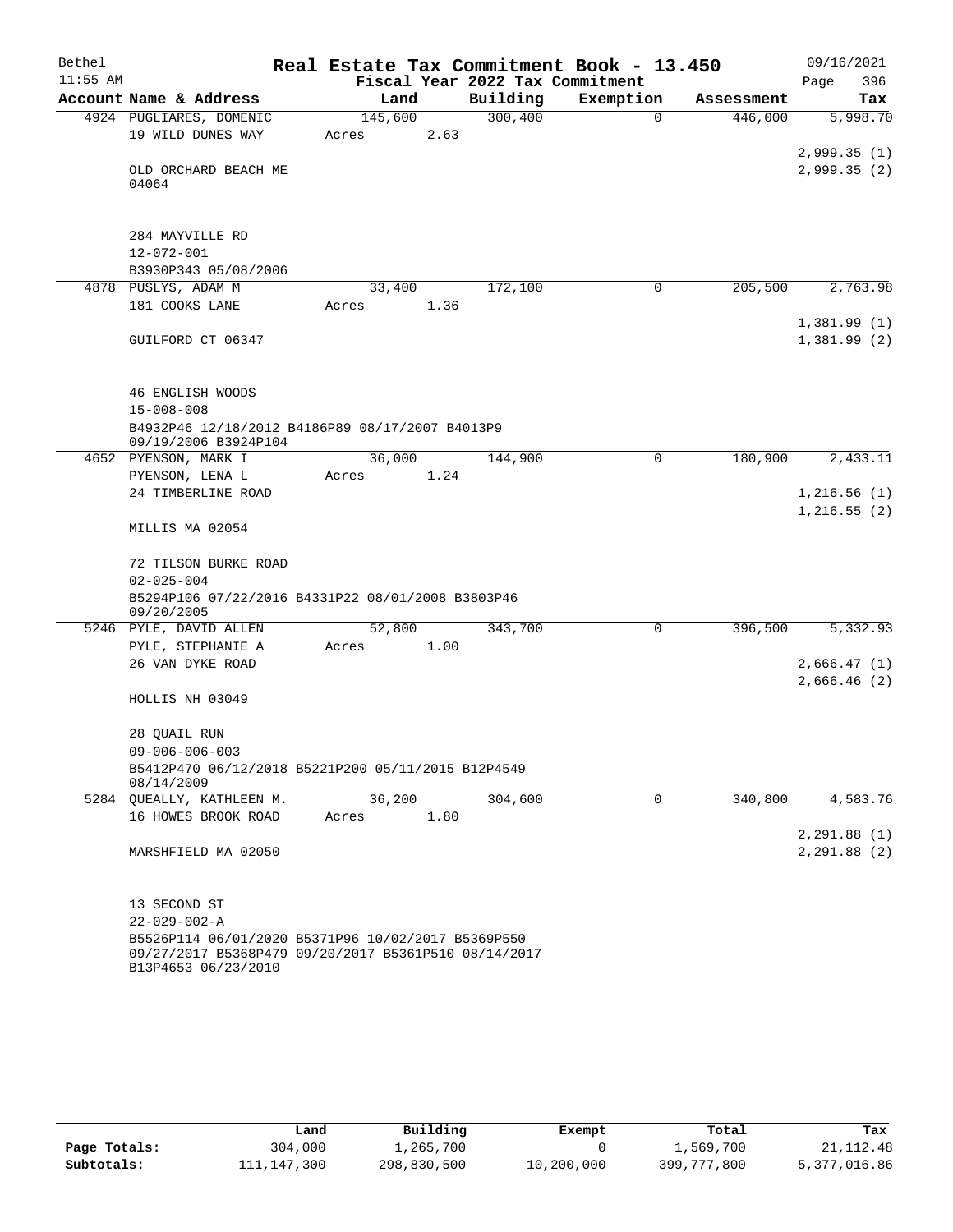# Real Estate Tax Commitment Book - 13.450

Bethel 11:55 AM — Fiscal Year 2022 Tax Commitment — 09/16/2021

| Account Name & Address | Land | Building | Exemption | Assessment | Tax |
|---|---|---|---|---|---|
| 4924 PUGLIARES, DOMENIC<br>19 WILD DUNES WAY<br><br>OLD ORCHARD BEACH ME 04064<br><br>284 MAYVILLE RD<br>12-072-001<br>B3930P343 05/08/2006 | 145,600<br>Acres 2.63 | 300,400 | 0 | 446,000 | 5,998.70<br><br>2,999.35 (1)<br>2,999.35 (2) |
| 4878 PUSLYS, ADAM M<br>181 COOKS LANE<br><br>GUILFORD CT 06347<br><br>46 ENGLISH WOODS<br>15-008-008<br>B4932P46 12/18/2012 B4186P89 08/17/2007 B4013P9 09/19/2006 B3924P104 | 33,400<br>Acres 1.36 | 172,100 | 0 | 205,500 | 2,763.98<br><br>1,381.99 (1)<br>1,381.99 (2) |
| 4652 PYENSON, MARK I<br>PYENSON, LENA L<br>24 TIMBERLINE ROAD<br><br>MILLIS MA 02054<br><br>72 TILSON BURKE ROAD<br>02-025-004<br>B5294P106 07/22/2016 B4331P22 08/01/2008 B3803P46 09/20/2005 | 36,000<br>Acres 1.24 | 144,900 | 0 | 180,900 | 2,433.11<br><br>1,216.56 (1)<br>1,216.55 (2) |
| 5246 PYLE, DAVID ALLEN<br>PYLE, STEPHANIE A<br>26 VAN DYKE ROAD<br><br>HOLLIS NH 03049<br><br>28 QUAIL RUN<br>09-006-006-003<br>B5412P470 06/12/2018 B5221P200 05/11/2015 B12P4549 08/14/2009 | 52,800<br>Acres 1.00 | 343,700 | 0 | 396,500 | 5,332.93<br><br>2,666.47 (1)<br>2,666.46 (2) |
| 5284 QUEALLY, KATHLEEN M.<br>16 HOWES BROOK ROAD<br><br>MARSHFIELD MA 02050<br><br>13 SECOND ST<br>22-029-002-A<br>B5526P114 06/01/2020 B5371P96 10/02/2017 B5369P550 09/27/2017 B5368P479 09/20/2017 B5361P510 08/14/2017 B13P4653 06/23/2010 | 36,200<br>Acres 1.80 | 304,600 | 0 | 340,800 | 4,583.76<br><br>2,291.88 (1)<br>2,291.88 (2) |

| | Land | Building | Exempt | Total | Tax |
|---|---|---|---|---|---|
| Page Totals: | 304,000 | 1,265,700 | 0 | 1,569,700 | 21,112.48 |
| Subtotals: | 111,147,300 | 298,830,500 | 10,200,000 | 399,777,800 | 5,377,016.86 |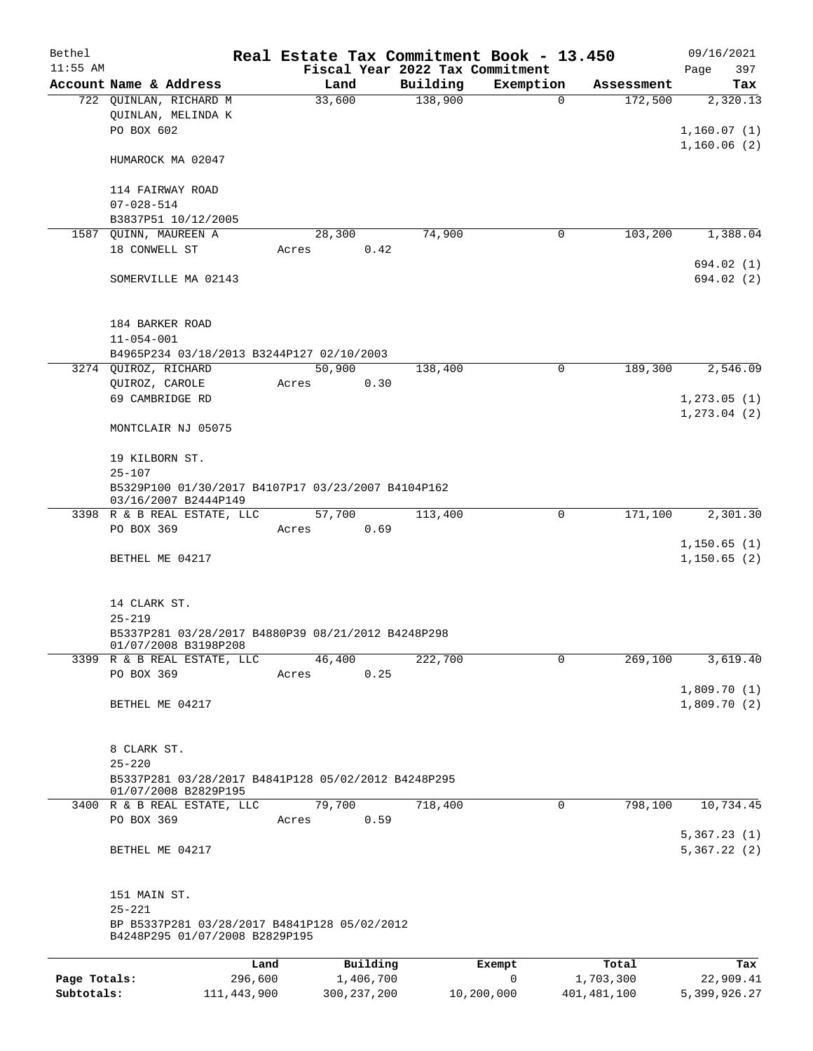# Real Estate Tax Commitment Book - 13.450

Bethel 11:55 AM — Fiscal Year 2022 Tax Commitment — 09/16/2021

| Account Name & Address | Land | Building | Exemption | Assessment | Tax |
|---|---|---|---|---|---|
| 722 QUINLAN, RICHARD M<br>QUINLAN, MELINDA K<br>PO BOX 602<br><br>HUMAROCK MA 02047<br><br>114 FAIRWAY ROAD<br>07-028-514<br>B3837P51 10/12/2005 | 33,600 | 138,900 | 0 | 172,500 | 2,320.13<br><br>1,160.07 (1)<br>1,160.06 (2) |
| 1587 QUINN, MAUREEN A<br>18 CONWELL ST<br><br>SOMERVILLE MA 02143<br><br>184 BARKER ROAD<br>11-054-001<br>B4965P234 03/18/2013 B3244P127 02/10/2003 | 28,300<br>Acres 0.42 | 74,900 | 0 | 103,200 | 1,388.04<br><br>694.02 (1)<br>694.02 (2) |
| 3274 QUIROZ, RICHARD<br>QUIROZ, CAROLE<br>69 CAMBRIDGE RD<br><br>MONTCLAIR NJ 05075<br><br>19 KILBORN ST.<br>25-107<br>B5329P100 01/30/2017 B4107P17 03/23/2007 B4104P162 03/16/2007 B2444P149 | 50,900<br>Acres 0.30 | 138,400 | 0 | 189,300 | 2,546.09<br><br>1,273.05 (1)<br>1,273.04 (2) |
| 3398 R & B REAL ESTATE, LLC<br>PO BOX 369<br><br>BETHEL ME 04217<br><br>14 CLARK ST.<br>25-219<br>B5337P281 03/28/2017 B4880P39 08/21/2012 B4248P298 01/07/2008 B3198P208 | 57,700<br>Acres 0.69 | 113,400 | 0 | 171,100 | 2,301.30<br><br>1,150.65 (1)<br>1,150.65 (2) |
| 3399 R & B REAL ESTATE, LLC<br>PO BOX 369<br><br>BETHEL ME 04217<br><br>8 CLARK ST.<br>25-220<br>B5337P281 03/28/2017 B4841P128 05/02/2012 B4248P295 01/07/2008 B2829P195 | 46,400<br>Acres 0.25 | 222,700 | 0 | 269,100 | 3,619.40<br><br>1,809.70 (1)<br>1,809.70 (2) |
| 3400 R & B REAL ESTATE, LLC<br>PO BOX 369<br><br>BETHEL ME 04217<br><br>151 MAIN ST.<br>25-221<br>BP B5337P281 03/28/2017 B4841P128 05/02/2012 B4248P295 01/07/2008 B2829P195 | 79,700<br>Acres 0.59 | 718,400 | 0 | 798,100 | 10,734.45<br><br>5,367.23 (1)<br>5,367.22 (2) |

| | Land | Building | Exempt | Total | Tax |
|---|---|---|---|---|---|
| Page Totals: | 296,600 | 1,406,700 | 0 | 1,703,300 | 22,909.41 |
| Subtotals: | 111,443,900 | 300,237,200 | 10,200,000 | 401,481,100 | 5,399,926.27 |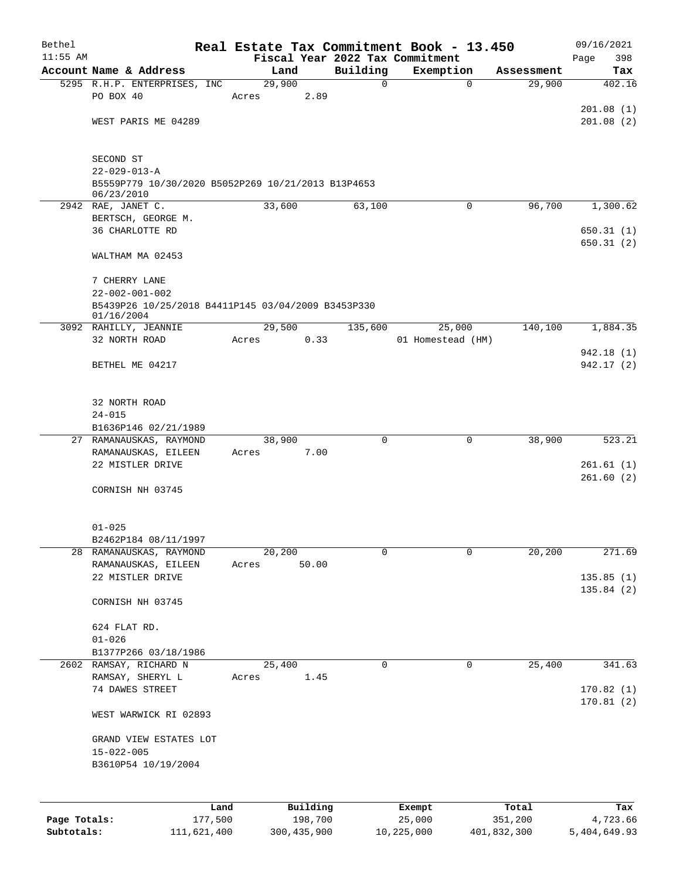Bethel 11:55 AM

# Real Estate Tax Commitment Book - 13.450

Fiscal Year 2022 Tax Commitment

09/16/2021 Page 398

| Account | Name & Address | Land | Building | Exemption | Assessment | Tax |
|---|---|---|---|---|---|---|
| 5295 | R.H.P. ENTERPRISES, INC<br>PO BOX 40<br><br>WEST PARIS ME 04289<br><br>SECOND ST<br>22-029-013-A<br>B5559P779 10/30/2020 B5052P269 10/21/2013 B13P4653 06/23/2010 | 29,900<br>Acres 2.89 | 0 | 0 | 29,900 | 402.16<br><br>201.08 (1)<br>201.08 (2) |
| 2942 | RAE, JANET C.<br>BERTSCH, GEORGE M.<br>36 CHARLOTTE RD<br><br>WALTHAM MA 02453<br><br>7 CHERRY LANE<br>22-002-001-002<br>B5439P26 10/25/2018 B4411P145 03/04/2009 B3453P330 01/16/2004 | 33,600 | 63,100 | 0 | 96,700 | 1,300.62<br><br>650.31 (1)<br>650.31 (2) |
| 3092 | RAHILLY, JEANNIE<br>32 NORTH ROAD<br><br>BETHEL ME 04217<br><br>32 NORTH ROAD<br>24-015<br>B1636P146 02/21/1989 | 29,500<br>Acres 0.33 | 135,600 | 25,000<br>01 Homestead (HM) | 140,100 | 1,884.35<br><br>942.18 (1)<br>942.17 (2) |
| 27 | RAMANAUSKAS, RAYMOND<br>RAMANAUSKAS, EILEEN<br>22 MISTLER DRIVE<br><br>CORNISH NH 03745<br><br>01-025<br>B2462P184 08/11/1997 | 38,900<br>Acres 7.00 | 0 | 0 | 38,900 | 523.21<br><br>261.61 (1)<br>261.60 (2) |
| 28 | RAMANAUSKAS, RAYMOND<br>RAMANAUSKAS, EILEEN<br>22 MISTLER DRIVE<br><br>CORNISH NH 03745<br><br>624 FLAT RD.<br>01-026<br>B1377P266 03/18/1986 | 20,200<br>Acres 50.00 | 0 | 0 | 20,200 | 271.69<br><br>135.85 (1)<br>135.84 (2) |
| 2602 | RAMSAY, RICHARD N<br>RAMSAY, SHERYL L<br>74 DAWES STREET<br><br>WEST WARWICK RI 02893<br><br>GRAND VIEW ESTATES LOT<br>15-022-005<br>B3610P54 10/19/2004 | 25,400<br>Acres 1.45 | 0 | 0 | 25,400 | 341.63<br><br>170.82 (1)<br>170.81 (2) |

| | Land | Building | Exempt | Total | Tax |
|---|---|---|---|---|---|
| Page Totals: | 177,500 | 198,700 | 25,000 | 351,200 | 4,723.66 |
| Subtotals: | 111,621,400 | 300,435,900 | 10,225,000 | 401,832,300 | 5,404,649.93 |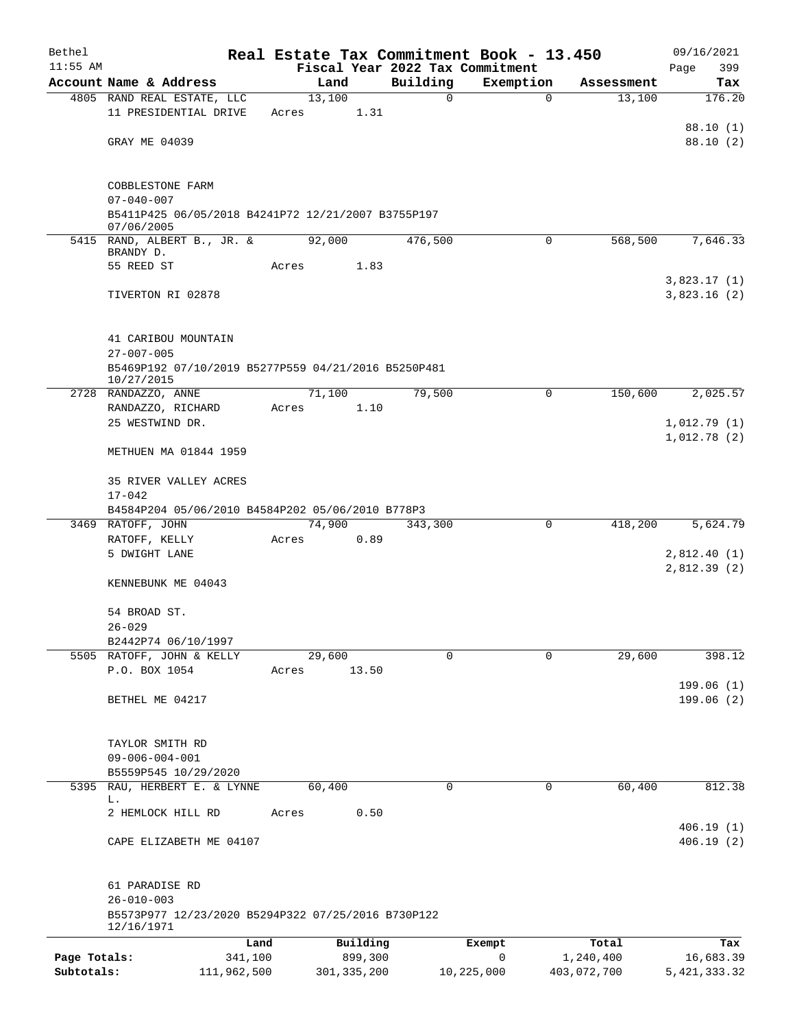Bethel 11:55 AM

# Real Estate Tax Commitment Book - 13.450

Fiscal Year 2022 Tax Commitment

09/16/2021 Page 399

| Account Name & Address | Land | Building | Exemption | Assessment | Tax |
|---|---|---|---|---|---|
| 4805 RAND REAL ESTATE, LLC | 13,100 | 0 | 0 | 13,100 | 176.20 |
| 11 PRESIDENTIAL DRIVE | Acres 1.31 | | | | |
| | | | | | 88.10 (1) |
| GRAY ME 04039 | | | | | 88.10 (2) |
| COBBLESTONE FARM | | | | | |
| 07-040-007 | | | | | |
| B5411P425 06/05/2018 B4241P72 12/21/2007 B3755P197 07/06/2005 | | | | | |
| 5415 RAND, ALBERT B., JR. & BRANDY D. | 92,000 | 476,500 | 0 | 568,500 | 7,646.33 |
| 55 REED ST | Acres 1.83 | | | | |
| | | | | | 3,823.17 (1) |
| TIVERTON RI 02878 | | | | | 3,823.16 (2) |
| 41 CARIBOU MOUNTAIN | | | | | |
| 27-007-005 | | | | | |
| B5469P192 07/10/2019 B5277P559 04/21/2016 B5250P481 10/27/2015 | | | | | |
| 2728 RANDAZZO, ANNE | 71,100 | 79,500 | 0 | 150,600 | 2,025.57 |
| RANDAZZO, RICHARD | Acres 1.10 | | | | |
| 25 WESTWIND DR. | | | | | 1,012.79 (1) |
| | | | | | 1,012.78 (2) |
| METHUEN MA 01844 1959 | | | | | |
| 35 RIVER VALLEY ACRES | | | | | |
| 17-042 | | | | | |
| B4584P204 05/06/2010 B4584P202 05/06/2010 B778P3 | | | | | |
| 3469 RATOFF, JOHN | 74,900 | 343,300 | 0 | 418,200 | 5,624.79 |
| RATOFF, KELLY | Acres 0.89 | | | | |
| 5 DWIGHT LANE | | | | | 2,812.40 (1) |
| | | | | | 2,812.39 (2) |
| KENNEBUNK ME 04043 | | | | | |
| 54 BROAD ST. | | | | | |
| 26-029 | | | | | |
| B2442P74 06/10/1997 | | | | | |
| 5505 RATOFF, JOHN & KELLY | 29,600 | 0 | 0 | 29,600 | 398.12 |
| P.O. BOX 1054 | Acres 13.50 | | | | |
| | | | | | 199.06 (1) |
| BETHEL ME 04217 | | | | | 199.06 (2) |
| TAYLOR SMITH RD | | | | | |
| 09-006-004-001 | | | | | |
| B5559P545 10/29/2020 | | | | | |
| 5395 RAU, HERBERT E. & LYNNE L. | 60,400 | 0 | 0 | 60,400 | 812.38 |
| 2 HEMLOCK HILL RD | Acres 0.50 | | | | |
| | | | | | 406.19 (1) |
| CAPE ELIZABETH ME 04107 | | | | | 406.19 (2) |
| 61 PARADISE RD | | | | | |
| 26-010-003 | | | | | |
| B5573P977 12/23/2020 B5294P322 07/25/2016 B730P122 12/16/1971 | | | | | |

| | Land | Building | Exempt | Total | Tax |
|---|---|---|---|---|---|
| Page Totals: | 341,100 | 899,300 | 0 | 1,240,400 | 16,683.39 |
| Subtotals: | 111,962,500 | 301,335,200 | 10,225,000 | 403,072,700 | 5,421,333.32 |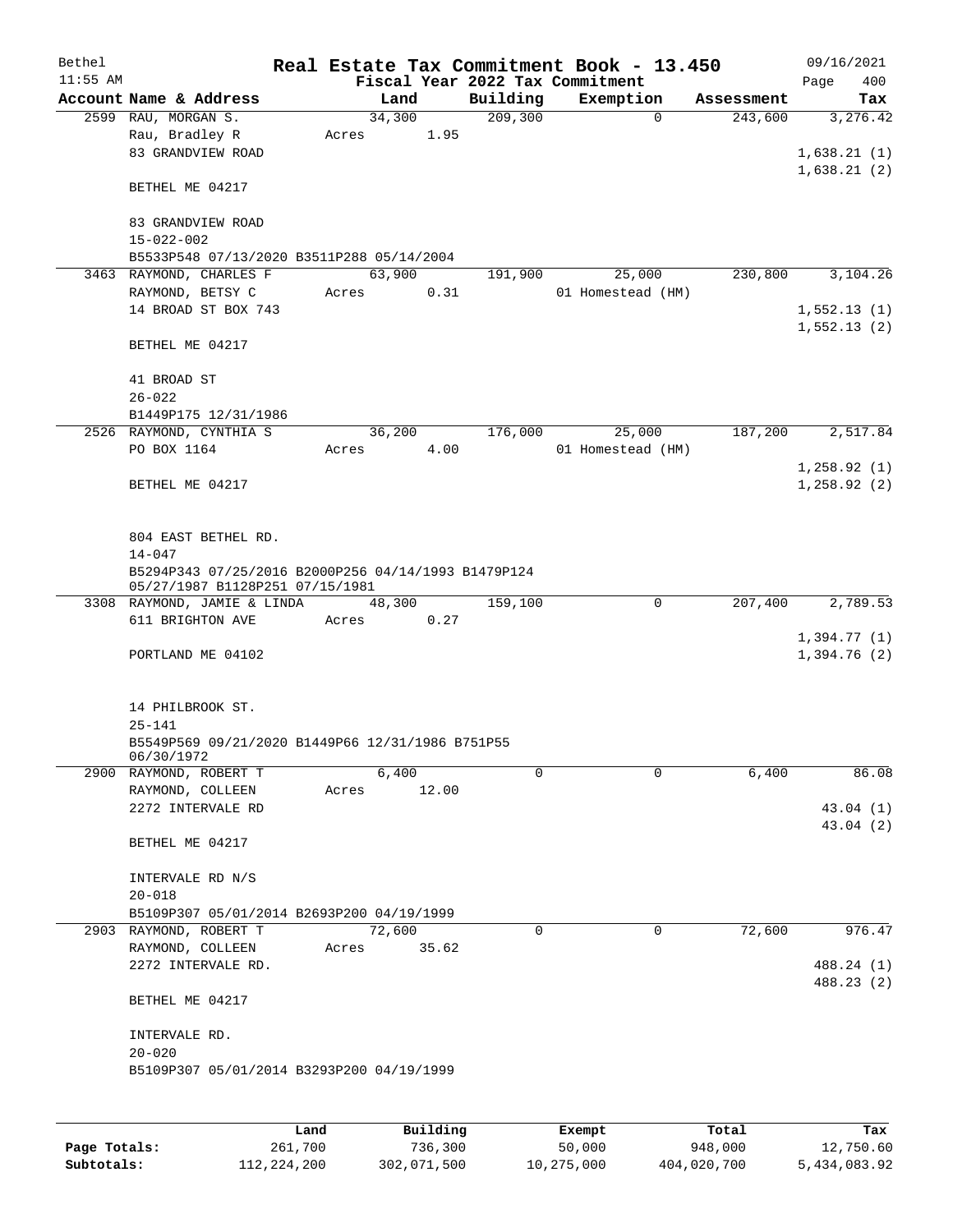# Real Estate Tax Commitment Book - 13.450

Bethel 11:55 AM — Fiscal Year 2022 Tax Commitment — 09/16/2021

| Account Name & Address | Land | Building | Exemption | Assessment | Tax |
|---|---|---|---|---|---|
| 2599 RAU, MORGAN S.<br>Rau, Bradley R<br>83 GRANDVIEW ROAD<br><br>BETHEL ME 04217<br><br>83 GRANDVIEW ROAD<br>15-022-002<br>B5533P548 07/13/2020 B3511P288 05/14/2004 | 34,300<br>Acres 1.95 | 209,300 | 0 | 243,600 | 3,276.42<br><br>1,638.21 (1)<br>1,638.21 (2) |
| 3463 RAYMOND, CHARLES F<br>RAYMOND, BETSY C<br>14 BROAD ST BOX 743<br><br>BETHEL ME 04217<br><br>41 BROAD ST<br>26-022<br>B1449P175 12/31/1986 | 63,900<br>Acres 0.31 | 191,900 | 25,000<br>01 Homestead (HM) | 230,800 | 3,104.26<br><br>1,552.13 (1)<br>1,552.13 (2) |
| 2526 RAYMOND, CYNTHIA S<br>PO BOX 1164<br><br>BETHEL ME 04217<br><br>804 EAST BETHEL RD.<br>14-047<br>B5294P343 07/25/2016 B2000P256 04/14/1993 B1479P124 05/27/1987 B1128P251 07/15/1981 | 36,200<br>Acres 4.00 | 176,000 | 25,000<br>01 Homestead (HM) | 187,200 | 2,517.84<br><br>1,258.92 (1)<br>1,258.92 (2) |
| 3308 RAYMOND, JAMIE & LINDA<br>611 BRIGHTON AVE<br><br>PORTLAND ME 04102<br><br>14 PHILBROOK ST.<br>25-141<br>B5549P569 09/21/2020 B1449P66 12/31/1986 B751P55 06/30/1972 | 48,300<br>Acres 0.27 | 159,100 | 0 | 207,400 | 2,789.53<br><br>1,394.77 (1)<br>1,394.76 (2) |
| 2900 RAYMOND, ROBERT T<br>RAYMOND, COLLEEN<br>2272 INTERVALE RD<br><br>BETHEL ME 04217<br><br>INTERVALE RD N/S<br>20-018<br>B5109P307 05/01/2014 B2693P200 04/19/1999 | 6,400<br>Acres 12.00 | 0 | 0 | 6,400 | 86.08<br><br>43.04 (1)<br>43.04 (2) |
| 2903 RAYMOND, ROBERT T<br>RAYMOND, COLLEEN<br>2272 INTERVALE RD.<br><br>BETHEL ME 04217<br><br>INTERVALE RD.<br>20-020<br>B5109P307 05/01/2014 B3293P200 04/19/1999 | 72,600<br>Acres 35.62 | 0 | 0 | 72,600 | 976.47<br><br>488.24 (1)<br>488.23 (2) |

| | Land | Building | Exempt | Total | Tax |
|---|---|---|---|---|---|
| Page Totals: | 261,700 | 736,300 | 50,000 | 948,000 | 12,750.60 |
| Subtotals: | 112,224,200 | 302,071,500 | 10,275,000 | 404,020,700 | 5,434,083.92 |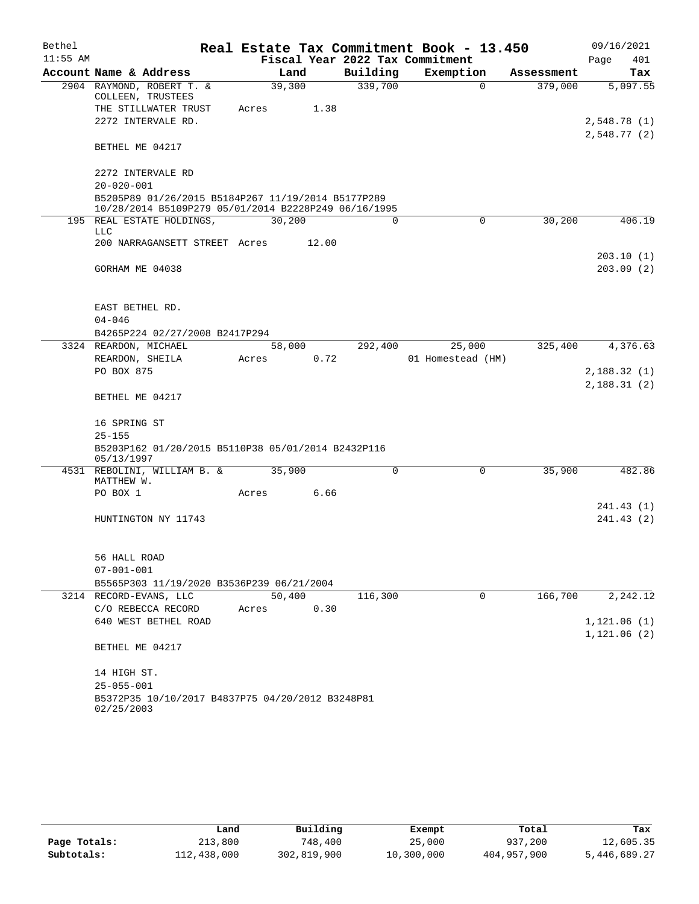Bethel 11:55 AM

# Real Estate Tax Commitment Book - 13.450

Fiscal Year 2022 Tax Commitment

09/16/2021 Page 401

| Account Name & Address | Land | Building | Exemption | Assessment | Tax |
|---|---|---|---|---|---|
| 2904 RAYMOND, ROBERT T. & COLLEEN, TRUSTEES | 39,300 | 339,700 | 0 | 379,000 | 5,097.55 |
| THE STILLWATER TRUST | Acres 1.38 | | | | |
| 2272 INTERVALE RD. | | | | | 2,548.78 (1) |
| | | | | | 2,548.77 (2) |
| BETHEL ME 04217 | | | | | |
| 2272 INTERVALE RD | | | | | |
| 20-020-001 | | | | | |
| B5205P89 01/26/2015 B5184P267 11/19/2014 B5177P289 10/28/2014 B5109P279 05/01/2014 B2228P249 06/16/1995 | | | | | |
| 195 REAL ESTATE HOLDINGS, LLC | 30,200 | 0 | 0 | 30,200 | 406.19 |
| 200 NARRAGANSETT STREET | Acres 12.00 | | | | |
| | | | | | 203.10 (1) |
| GORHAM ME 04038 | | | | | 203.09 (2) |
| EAST BETHEL RD. | | | | | |
| 04-046 | | | | | |
| B4265P224 02/27/2008 B2417P294 | | | | | |
| 3324 REARDON, MICHAEL | 58,000 | 292,400 | 25,000 | 325,400 | 4,376.63 |
| REARDON, SHEILA | Acres 0.72 | | 01 Homestead (HM) | | |
| PO BOX 875 | | | | | 2,188.32 (1) |
| | | | | | 2,188.31 (2) |
| BETHEL ME 04217 | | | | | |
| 16 SPRING ST | | | | | |
| 25-155 | | | | | |
| B5203P162 01/20/2015 B5110P38 05/01/2014 B2432P116 05/13/1997 | | | | | |
| 4531 REBOLINI, WILLIAM B. & MATTHEW W. | 35,900 | 0 | 0 | 35,900 | 482.86 |
| PO BOX 1 | Acres 6.66 | | | | |
| | | | | | 241.43 (1) |
| HUNTINGTON NY 11743 | | | | | 241.43 (2) |
| 56 HALL ROAD | | | | | |
| 07-001-001 | | | | | |
| B5565P303 11/19/2020 B3536P239 06/21/2004 | | | | | |
| 3214 RECORD-EVANS, LLC | 50,400 | 116,300 | 0 | 166,700 | 2,242.12 |
| C/O REBECCA RECORD | Acres 0.30 | | | | |
| 640 WEST BETHEL ROAD | | | | | 1,121.06 (1) |
| | | | | | 1,121.06 (2) |
| BETHEL ME 04217 | | | | | |
| 14 HIGH ST. | | | | | |
| 25-055-001 | | | | | |
| B5372P35 10/10/2017 B4837P75 04/20/2012 B3248P81 02/25/2003 | | | | | |

| | Land | Building | Exempt | Total | Tax |
|---|---|---|---|---|---|
| Page Totals: | 213,800 | 748,400 | 25,000 | 937,200 | 12,605.35 |
| Subtotals: | 112,438,000 | 302,819,900 | 10,300,000 | 404,957,900 | 5,446,689.27 |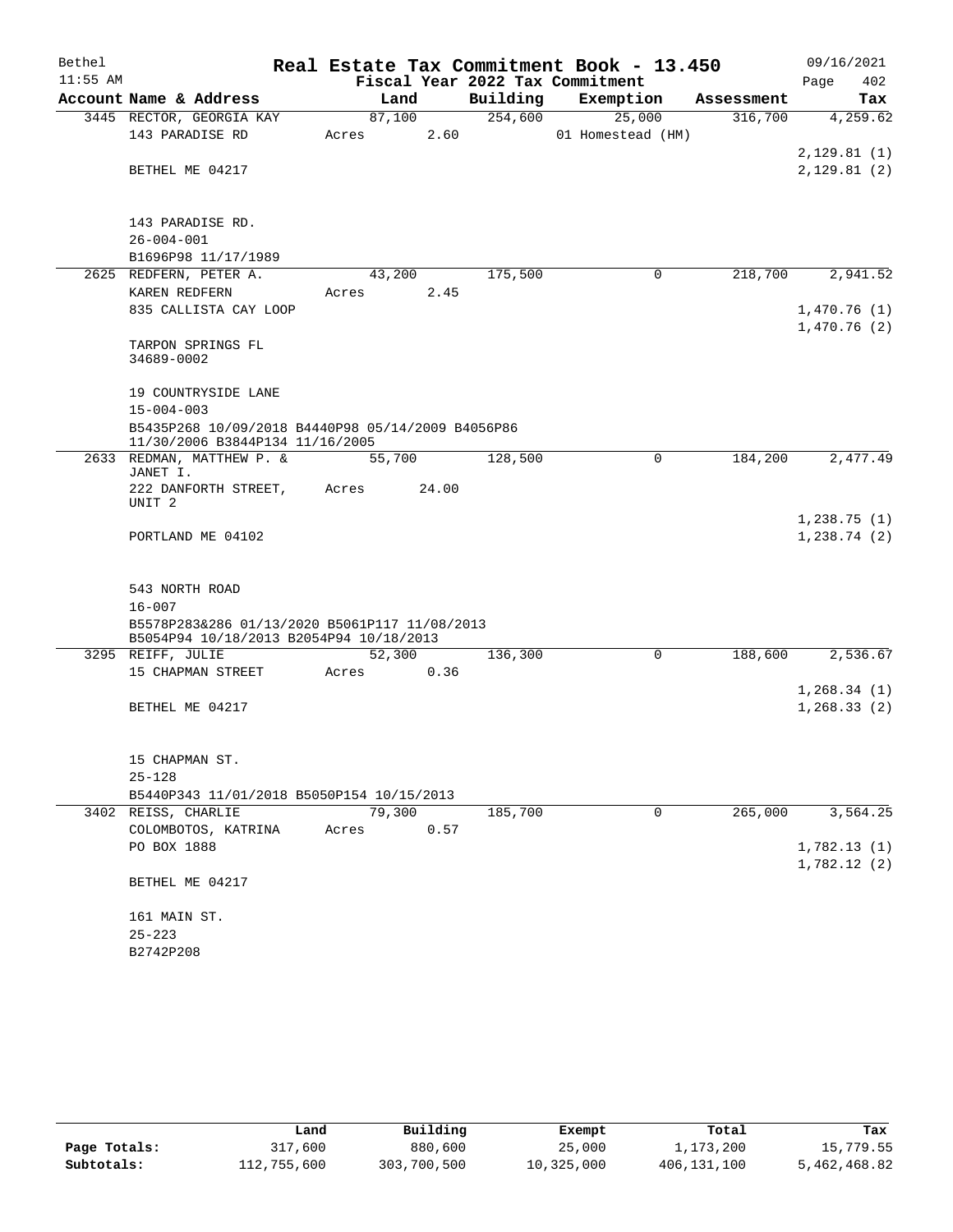# Real Estate Tax Commitment Book - 13.450

Bethel 11:55 AM — Fiscal Year 2022 Tax Commitment — 09/16/2021

| Account Name & Address | Land | Building | Exemption | Assessment | Tax |
|---|---|---|---|---|---|
| 3445 RECTOR, GEORGIA KAY | 87,100 | 254,600 | 25,000 | 316,700 | 4,259.62 |
| 143 PARADISE RD | Acres 2.60 | | 01 Homestead (HM) | | |
| | | | | | 2,129.81 (1) |
| BETHEL ME 04217 | | | | | 2,129.81 (2) |
| 143 PARADISE RD. | | | | | |
| 26-004-001 | | | | | |
| B1696P98 11/17/1989 | | | | | |
| 2625 REDFERN, PETER A. | 43,200 | 175,500 | 0 | 218,700 | 2,941.52 |
| KAREN REDFERN | Acres 2.45 | | | | |
| 835 CALLISTA CAY LOOP | | | | | 1,470.76 (1) |
| | | | | | 1,470.76 (2) |
| TARPON SPRINGS FL 34689-0002 | | | | | |
| 19 COUNTRYSIDE LANE | | | | | |
| 15-004-003 | | | | | |
| B5435P268 10/09/2018 B4440P98 05/14/2009 B4056P86 11/30/2006 B3844P134 11/16/2005 | | | | | |
| 2633 REDMAN, MATTHEW P. & JANET I. | 55,700 | 128,500 | 0 | 184,200 | 2,477.49 |
| 222 DANFORTH STREET, UNIT 2 | Acres 24.00 | | | | |
| | | | | | 1,238.75 (1) |
| PORTLAND ME 04102 | | | | | 1,238.74 (2) |
| 543 NORTH ROAD | | | | | |
| 16-007 | | | | | |
| B5578P283&286 01/13/2020 B5061P117 11/08/2013 B5054P94 10/18/2013 B2054P94 10/18/2013 | | | | | |
| 3295 REIFF, JULIE | 52,300 | 136,300 | 0 | 188,600 | 2,536.67 |
| 15 CHAPMAN STREET | Acres 0.36 | | | | |
| | | | | | 1,268.34 (1) |
| BETHEL ME 04217 | | | | | 1,268.33 (2) |
| 15 CHAPMAN ST. | | | | | |
| 25-128 | | | | | |
| B5440P343 11/01/2018 B5050P154 10/15/2013 | | | | | |
| 3402 REISS, CHARLIE | 79,300 | 185,700 | 0 | 265,000 | 3,564.25 |
| COLOMBOTOS, KATRINA | Acres 0.57 | | | | |
| PO BOX 1888 | | | | | 1,782.13 (1) |
| | | | | | 1,782.12 (2) |
| BETHEL ME 04217 | | | | | |
| 161 MAIN ST. | | | | | |
| 25-223 | | | | | |
| B2742P208 | | | | | |

| | Land | Building | Exempt | Total | Tax |
|---|---|---|---|---|---|
| Page Totals: | 317,600 | 880,600 | 25,000 | 1,173,200 | 15,779.55 |
| Subtotals: | 112,755,600 | 303,700,500 | 10,325,000 | 406,131,100 | 5,462,468.82 |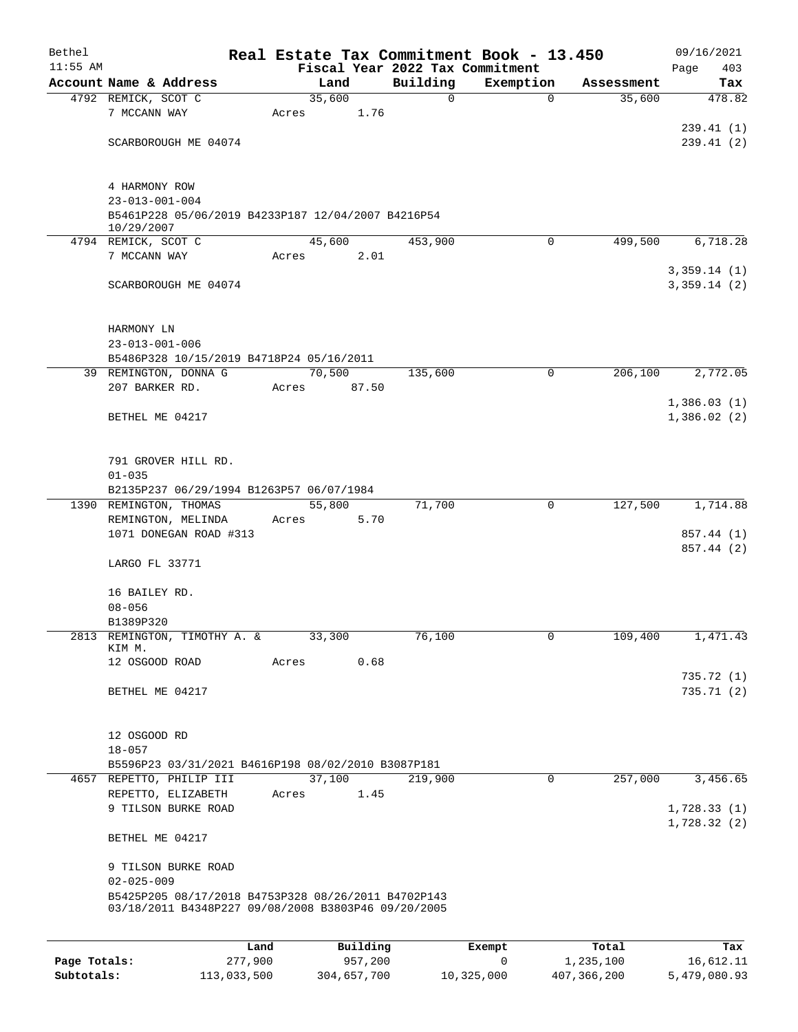# Real Estate Tax Commitment Book - 13.450

Bethel 11:55 AM — Fiscal Year 2022 Tax Commitment — 09/16/2021

| Account | Name & Address | Land | Building | Exemption | Assessment | Tax |
|---|---|---|---|---|---|---|
| 4792 | REMICK, SCOT C<br>7 MCCANN WAY<br>SCARBOROUGH ME 04074<br><br>4 HARMONY ROW<br>23-013-001-004<br>B5461P228 05/06/2019 B4233P187 12/04/2007 B4216P54 10/29/2007 | 35,600<br>Acres 1.76 | 0 | 0 | 35,600 | 478.82<br>239.41 (1)<br>239.41 (2) |
| 4794 | REMICK, SCOT C<br>7 MCCANN WAY<br>SCARBOROUGH ME 04074<br><br>HARMONY LN<br>23-013-001-006<br>B5486P328 10/15/2019 B4718P24 05/16/2011 | 45,600<br>Acres 2.01 | 453,900 | 0 | 499,500 | 6,718.28<br>3,359.14 (1)<br>3,359.14 (2) |
| 39 | REMINGTON, DONNA G<br>207 BARKER RD.<br>BETHEL ME 04217<br><br>791 GROVER HILL RD.<br>01-035<br>B2135P237 06/29/1994 B1263P57 06/07/1984 | 70,500<br>Acres 87.50 | 135,600 | 0 | 206,100 | 2,772.05<br>1,386.03 (1)<br>1,386.02 (2) |
| 1390 | REMINGTON, THOMAS<br>REMINGTON, MELINDA<br>1071 DONEGAN ROAD #313<br>LARGO FL 33771<br><br>16 BAILEY RD.<br>08-056<br>B1389P320 | 55,800<br>Acres 5.70 | 71,700 | 0 | 127,500 | 1,714.88<br>857.44 (1)<br>857.44 (2) |
| 2813 | REMINGTON, TIMOTHY A. & KIM M.<br>12 OSGOOD ROAD<br>BETHEL ME 04217<br><br>12 OSGOOD RD<br>18-057<br>B5596P23 03/31/2021 B4616P198 08/02/2010 B3087P181 | 33,300<br>Acres 0.68 | 76,100 | 0 | 109,400 | 1,471.43<br>735.72 (1)<br>735.71 (2) |
| 4657 | REPETTO, PHILIP III<br>REPETTO, ELIZABETH<br>9 TILSON BURKE ROAD<br>BETHEL ME 04217<br><br>9 TILSON BURKE ROAD<br>02-025-009<br>B5425P205 08/17/2018 B4753P328 08/26/2011 B4702P143 03/18/2011 B4348P227 09/08/2008 B3803P46 09/20/2005 | 37,100<br>Acres 1.45 | 219,900 | 0 | 257,000 | 3,456.65<br>1,728.33 (1)<br>1,728.32 (2) |

| | Land | Building | Exempt | Total | Tax |
|---|---|---|---|---|---|
| Page Totals: | 277,900 | 957,200 | 0 | 1,235,100 | 16,612.11 |
| Subtotals: | 113,033,500 | 304,657,700 | 10,325,000 | 407,366,200 | 5,479,080.93 |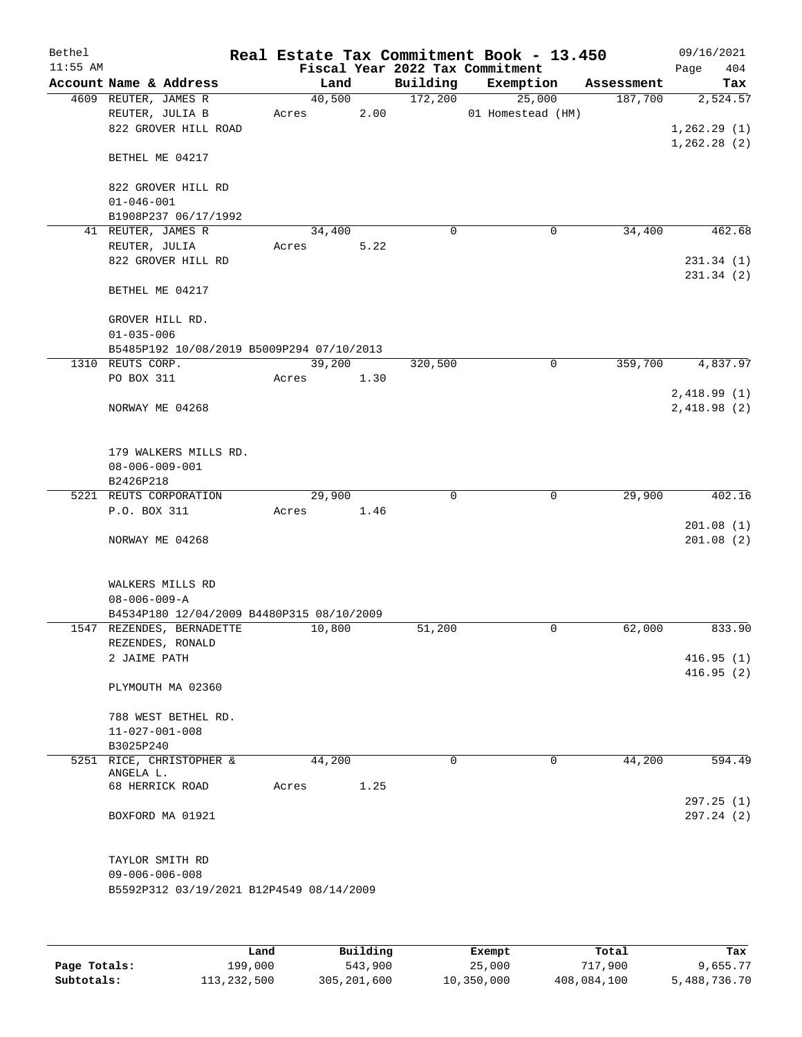Bethel 11:55 AM

# Real Estate Tax Commitment Book - 13.450

Fiscal Year 2022 Tax Commitment

09/16/2021 Page 404

| Account | Name & Address | Land | Building | Exemption | Assessment | Tax |
|---|---|---|---|---|---|---|
| 4609 | REUTER, JAMES R<br>REUTER, JULIA B<br>822 GROVER HILL ROAD<br><br>BETHEL ME 04217<br><br>822 GROVER HILL RD<br>01-046-001<br>B1908P237 06/17/1992 | 40,500<br>Acres 2.00 | 172,200 | 25,000<br>01 Homestead (HM) | 187,700 | 2,524.57<br><br>1,262.29 (1)<br>1,262.28 (2) |
| 41 | REUTER, JAMES R<br>REUTER, JULIA<br>822 GROVER HILL RD<br><br>BETHEL ME 04217<br><br>GROVER HILL RD.<br>01-035-006<br>B5485P192 10/08/2019 B5009P294 07/10/2013 | 34,400<br>Acres 5.22 | 0 | 0 | 34,400 | 462.68<br><br>231.34 (1)<br>231.34 (2) |
| 1310 | REUTS CORP.<br>PO BOX 311<br><br>NORWAY ME 04268<br><br>179 WALKERS MILLS RD.<br>08-006-009-001<br>B2426P218 | 39,200<br>Acres 1.30 | 320,500 | 0 | 359,700 | 4,837.97<br><br>2,418.99 (1)<br>2,418.98 (2) |
| 5221 | REUTS CORPORATION<br>P.O. BOX 311<br><br>NORWAY ME 04268<br><br>WALKERS MILLS RD<br>08-006-009-A<br>B4534P180 12/04/2009 B4480P315 08/10/2009 | 29,900<br>Acres 1.46 | 0 | 0 | 29,900 | 402.16<br><br>201.08 (1)<br>201.08 (2) |
| 1547 | REZENDES, BERNADETTE<br>REZENDES, RONALD<br>2 JAIME PATH<br><br>PLYMOUTH MA 02360<br><br>788 WEST BETHEL RD.<br>11-027-001-008<br>B3025P240 | 10,800 | 51,200 | 0 | 62,000 | 833.90<br><br>416.95 (1)<br>416.95 (2) |
| 5251 | RICE, CHRISTOPHER &<br>ANGELA L.<br>68 HERRICK ROAD<br><br>BOXFORD MA 01921<br><br>TAYLOR SMITH RD<br>09-006-006-008<br>B5592P312 03/19/2021 B12P4549 08/14/2009 | 44,200<br>Acres 1.25 | 0 | 0 | 44,200 | 594.49<br><br>297.25 (1)<br>297.24 (2) |

| | Land | Building | Exempt | Total | Tax |
|---|---|---|---|---|---|
| Page Totals: | 199,000 | 543,900 | 25,000 | 717,900 | 9,655.77 |
| Subtotals: | 113,232,500 | 305,201,600 | 10,350,000 | 408,084,100 | 5,488,736.70 |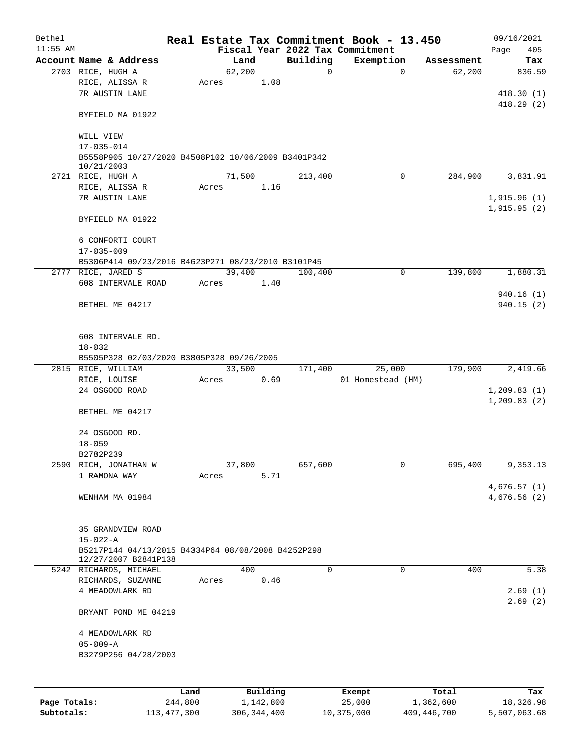Bethel 11:55 AM

# Real Estate Tax Commitment Book - 13.450

Fiscal Year 2022 Tax Commitment

09/16/2021 Page 405

| Account Name & Address | Land | Building | Exemption | Assessment | Tax |
|---|---|---|---|---|---|
| 2703 RICE, HUGH A | 62,200 | 0 | 0 | 62,200 | 836.59 |
| RICE, ALISSA R | Acres 1.08 | | | | |
| 7R AUSTIN LANE | | | | | 418.30 (1) |
| | | | | | 418.29 (2) |
| BYFIELD MA 01922 | | | | | |
| WILL VIEW | | | | | |
| 17-035-014 | | | | | |
| B5558P905 10/27/2020 B4508P102 10/06/2009 B3401P342 10/21/2003 | | | | | |
| 2721 RICE, HUGH A | 71,500 | 213,400 | 0 | 284,900 | 3,831.91 |
| RICE, ALISSA R | Acres 1.16 | | | | |
| 7R AUSTIN LANE | | | | | 1,915.96 (1) |
| | | | | | 1,915.95 (2) |
| BYFIELD MA 01922 | | | | | |
| 6 CONFORTI COURT | | | | | |
| 17-035-009 | | | | | |
| B5306P414 09/23/2016 B4623P271 08/23/2010 B3101P45 | | | | | |
| 2777 RICE, JARED S | 39,400 | 100,400 | 0 | 139,800 | 1,880.31 |
| 608 INTERVALE ROAD | Acres 1.40 | | | | |
| | | | | | 940.16 (1) |
| BETHEL ME 04217 | | | | | 940.15 (2) |
| 608 INTERVALE RD. | | | | | |
| 18-032 | | | | | |
| B5505P328 02/03/2020 B3805P328 09/26/2005 | | | | | |
| 2815 RICE, WILLIAM | 33,500 | 171,400 | 25,000 | 179,900 | 2,419.66 |
| RICE, LOUISE | Acres 0.69 | | 01 Homestead (HM) | | |
| 24 OSGOOD ROAD | | | | | 1,209.83 (1) |
| | | | | | 1,209.83 (2) |
| BETHEL ME 04217 | | | | | |
| 24 OSGOOD RD. | | | | | |
| 18-059 | | | | | |
| B2782P239 | | | | | |
| 2590 RICH, JONATHAN W | 37,800 | 657,600 | 0 | 695,400 | 9,353.13 |
| 1 RAMONA WAY | Acres 5.71 | | | | |
| | | | | | 4,676.57 (1) |
| WENHAM MA 01984 | | | | | 4,676.56 (2) |
| 35 GRANDVIEW ROAD | | | | | |
| 15-022-A | | | | | |
| B5217P144 04/13/2015 B4334P64 08/08/2008 B4252P298 12/27/2007 B2841P138 | | | | | |
| 5242 RICHARDS, MICHAEL | 400 | 0 | 0 | 400 | 5.38 |
| RICHARDS, SUZANNE | Acres 0.46 | | | | |
| 4 MEADOWLARK RD | | | | | 2.69 (1) |
| | | | | | 2.69 (2) |
| BRYANT POND ME 04219 | | | | | |
| 4 MEADOWLARK RD | | | | | |
| 05-009-A | | | | | |
| B3279P256 04/28/2003 | | | | | |

| | Land | Building | Exempt | Total | Tax |
|---|---|---|---|---|---|
| Page Totals: | 244,800 | 1,142,800 | 25,000 | 1,362,600 | 18,326.98 |
| Subtotals: | 113,477,300 | 306,344,400 | 10,375,000 | 409,446,700 | 5,507,063.68 |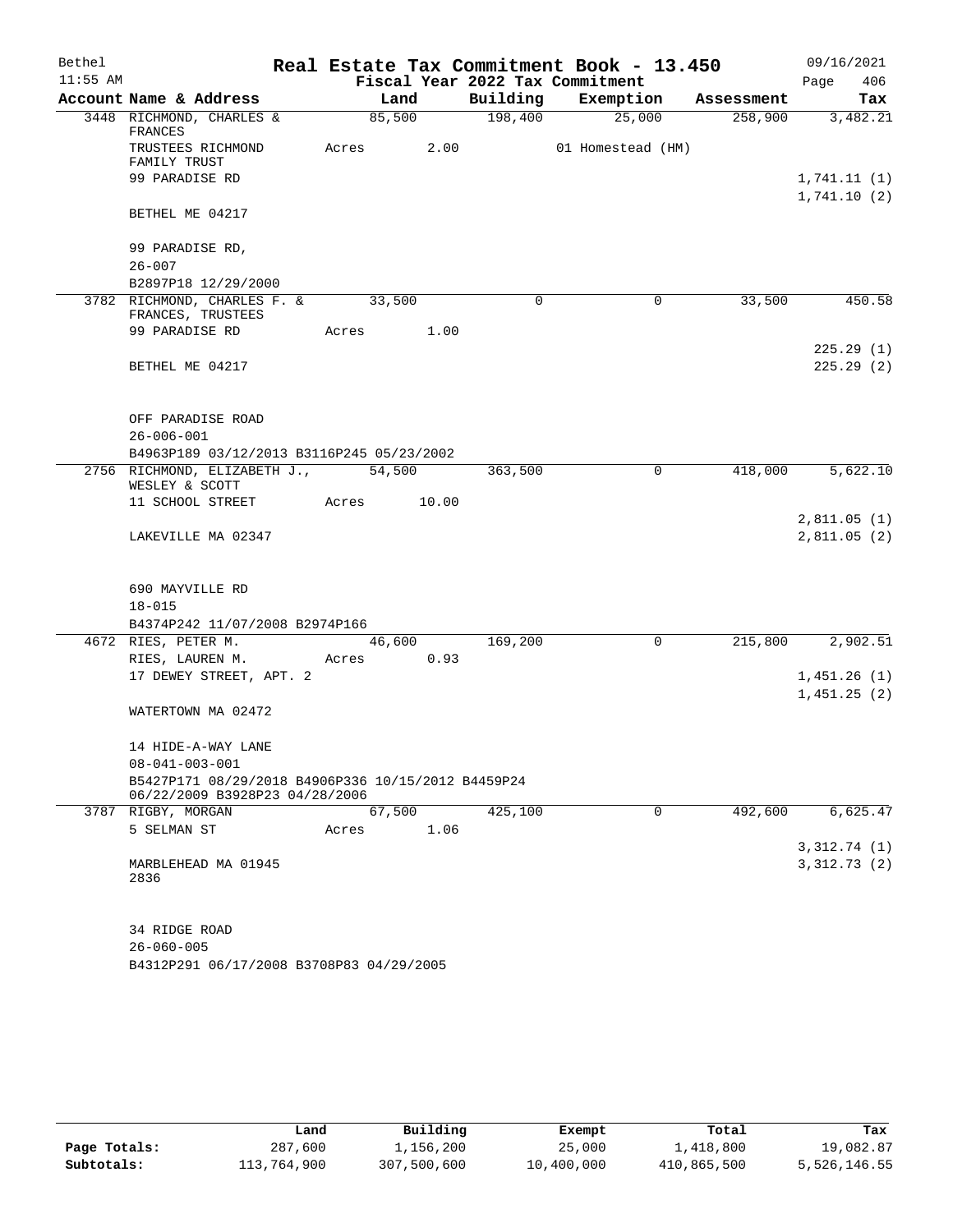# Real Estate Tax Commitment Book - 13.450

Bethel — 11:55 AM — 09/16/2021

Fiscal Year 2022 Tax Commitment

| Account Name & Address | Land | Building | Exemption | Assessment | Tax |
|---|---|---|---|---|---|
| 3448 RICHMOND, CHARLES & FRANCES | 85,500 | 198,400 | 25,000 | 258,900 | 3,482.21 |
| TRUSTEES RICHMOND FAMILY TRUST | Acres 2.00 | | 01 Homestead (HM) | | |
| 99 PARADISE RD | | | | | 1,741.11 (1) |
| | | | | | 1,741.10 (2) |
| BETHEL ME 04217 | | | | | |
| 99 PARADISE RD, | | | | | |
| 26-007 | | | | | |
| B2897P18 12/29/2000 | | | | | |
| 3782 RICHMOND, CHARLES F. & FRANCES, TRUSTEES | 33,500 | 0 | 0 | 33,500 | 450.58 |
| 99 PARADISE RD | Acres 1.00 | | | | |
| | | | | | 225.29 (1) |
| BETHEL ME 04217 | | | | | 225.29 (2) |
| OFF PARADISE ROAD | | | | | |
| 26-006-001 | | | | | |
| B4963P189 03/12/2013 B3116P245 05/23/2002 | | | | | |
| 2756 RICHMOND, ELIZABETH J., WESLEY & SCOTT | 54,500 | 363,500 | 0 | 418,000 | 5,622.10 |
| 11 SCHOOL STREET | Acres 10.00 | | | | |
| | | | | | 2,811.05 (1) |
| LAKEVILLE MA 02347 | | | | | 2,811.05 (2) |
| 690 MAYVILLE RD | | | | | |
| 18-015 | | | | | |
| B4374P242 11/07/2008 B2974P166 | | | | | |
| 4672 RIES, PETER M. | 46,600 | 169,200 | 0 | 215,800 | 2,902.51 |
| RIES, LAUREN M. | Acres 0.93 | | | | |
| 17 DEWEY STREET, APT. 2 | | | | | 1,451.26 (1) |
| | | | | | 1,451.25 (2) |
| WATERTOWN MA 02472 | | | | | |
| 14 HIDE-A-WAY LANE | | | | | |
| 08-041-003-001 | | | | | |
| B5427P171 08/29/2018 B4906P336 10/15/2012 B4459P24 06/22/2009 B3928P23 04/28/2006 | | | | | |
| 3787 RIGBY, MORGAN | 67,500 | 425,100 | 0 | 492,600 | 6,625.47 |
| 5 SELMAN ST | Acres 1.06 | | | | |
| | | | | | 3,312.74 (1) |
| MARBLEHEAD MA 01945 2836 | | | | | 3,312.73 (2) |
| 34 RIDGE ROAD | | | | | |
| 26-060-005 | | | | | |
| B4312P291 06/17/2008 B3708P83 04/29/2005 | | | | | |

| | Land | Building | Exempt | Total | Tax |
|---|---|---|---|---|---|
| Page Totals: | 287,600 | 1,156,200 | 25,000 | 1,418,800 | 19,082.87 |
| Subtotals: | 113,764,900 | 307,500,600 | 10,400,000 | 410,865,500 | 5,526,146.55 |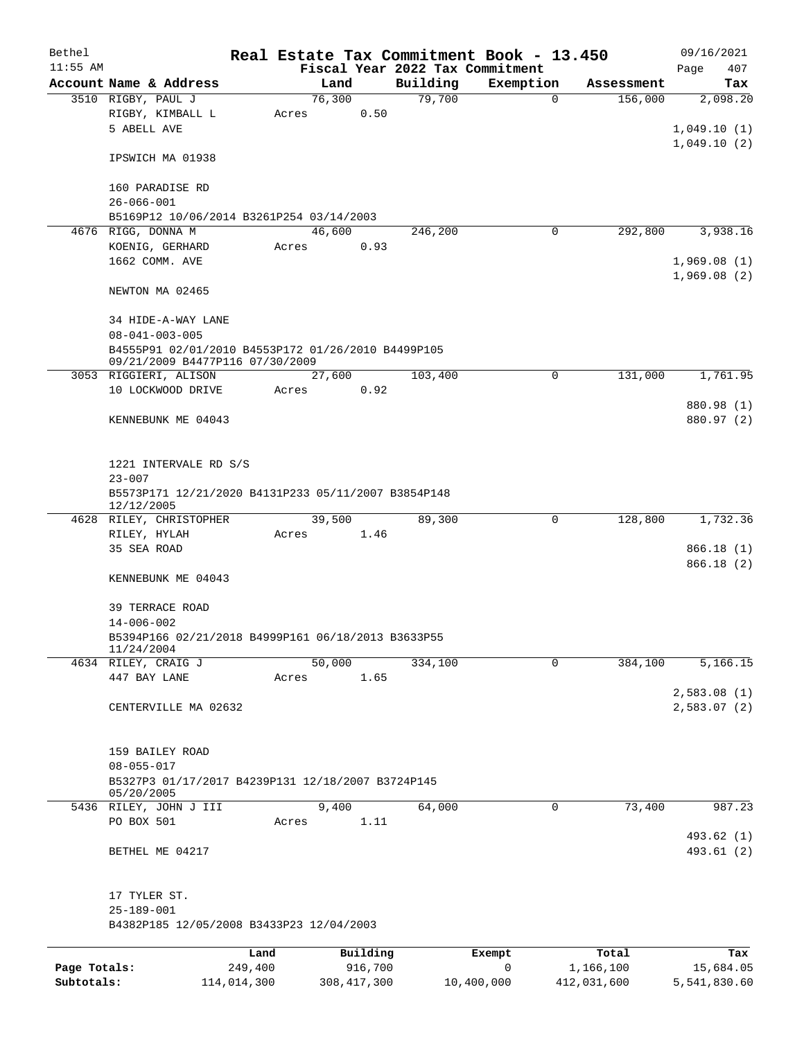# Real Estate Tax Commitment Book - 13.450

Bethel 11:55 AM — Fiscal Year 2022 Tax Commitment — 09/16/2021

| Account Name & Address | Land | Building | Exemption | Assessment | Tax |
|---|---|---|---|---|---|
| 3510 RIGBY, PAUL J<br>RIGBY, KIMBALL L<br>5 ABELL AVE<br><br>IPSWICH MA 01938<br><br>160 PARADISE RD<br>26-066-001<br>B5169P12 10/06/2014 B3261P254 03/14/2003 | 76,300<br>Acres 0.50 | 79,700 | 0 | 156,000 | 2,098.20<br><br>1,049.10 (1)<br>1,049.10 (2) |
| 4676 RIGG, DONNA M<br>KOENIG, GERHARD<br>1662 COMM. AVE<br><br>NEWTON MA 02465<br><br>34 HIDE-A-WAY LANE<br>08-041-003-005<br>B4555P91 02/01/2010 B4553P172 01/26/2010 B4499P105 09/21/2009 B4477P116 07/30/2009 | 46,600<br>Acres 0.93 | 246,200 | 0 | 292,800 | 3,938.16<br><br>1,969.08 (1)<br>1,969.08 (2) |
| 3053 RIGGIERI, ALISON<br>10 LOCKWOOD DRIVE<br><br>KENNEBUNK ME 04043<br><br>1221 INTERVALE RD S/S<br>23-007<br>B5573P171 12/21/2020 B4131P233 05/11/2007 B3854P148 12/12/2005 | 27,600<br>Acres 0.92 | 103,400 | 0 | 131,000 | 1,761.95<br><br>880.98 (1)<br>880.97 (2) |
| 4628 RILEY, CHRISTOPHER<br>RILEY, HYLAH<br>35 SEA ROAD<br><br>KENNEBUNK ME 04043<br><br>39 TERRACE ROAD<br>14-006-002<br>B5394P166 02/21/2018 B4999P161 06/18/2013 B3633P55 11/24/2004 | 39,500<br>Acres 1.46 | 89,300 | 0 | 128,800 | 1,732.36<br><br>866.18 (1)<br>866.18 (2) |
| 4634 RILEY, CRAIG J<br>447 BAY LANE<br><br>CENTERVILLE MA 02632<br><br>159 BAILEY ROAD<br>08-055-017<br>B5327P3 01/17/2017 B4239P131 12/18/2007 B3724P145 05/20/2005 | 50,000<br>Acres 1.65 | 334,100 | 0 | 384,100 | 5,166.15<br><br>2,583.08 (1)<br>2,583.07 (2) |
| 5436 RILEY, JOHN J III<br>PO BOX 501<br><br>BETHEL ME 04217<br><br>17 TYLER ST.<br>25-189-001<br>B4382P185 12/05/2008 B3433P23 12/04/2003 | 9,400<br>Acres 1.11 | 64,000 | 0 | 73,400 | 987.23<br><br>493.62 (1)<br>493.61 (2) |

| | Land | Building | Exempt | Total | Tax |
|---|---|---|---|---|---|
| Page Totals: | 249,400 | 916,700 | 0 | 1,166,100 | 15,684.05 |
| Subtotals: | 114,014,300 | 308,417,300 | 10,400,000 | 412,031,600 | 5,541,830.60 |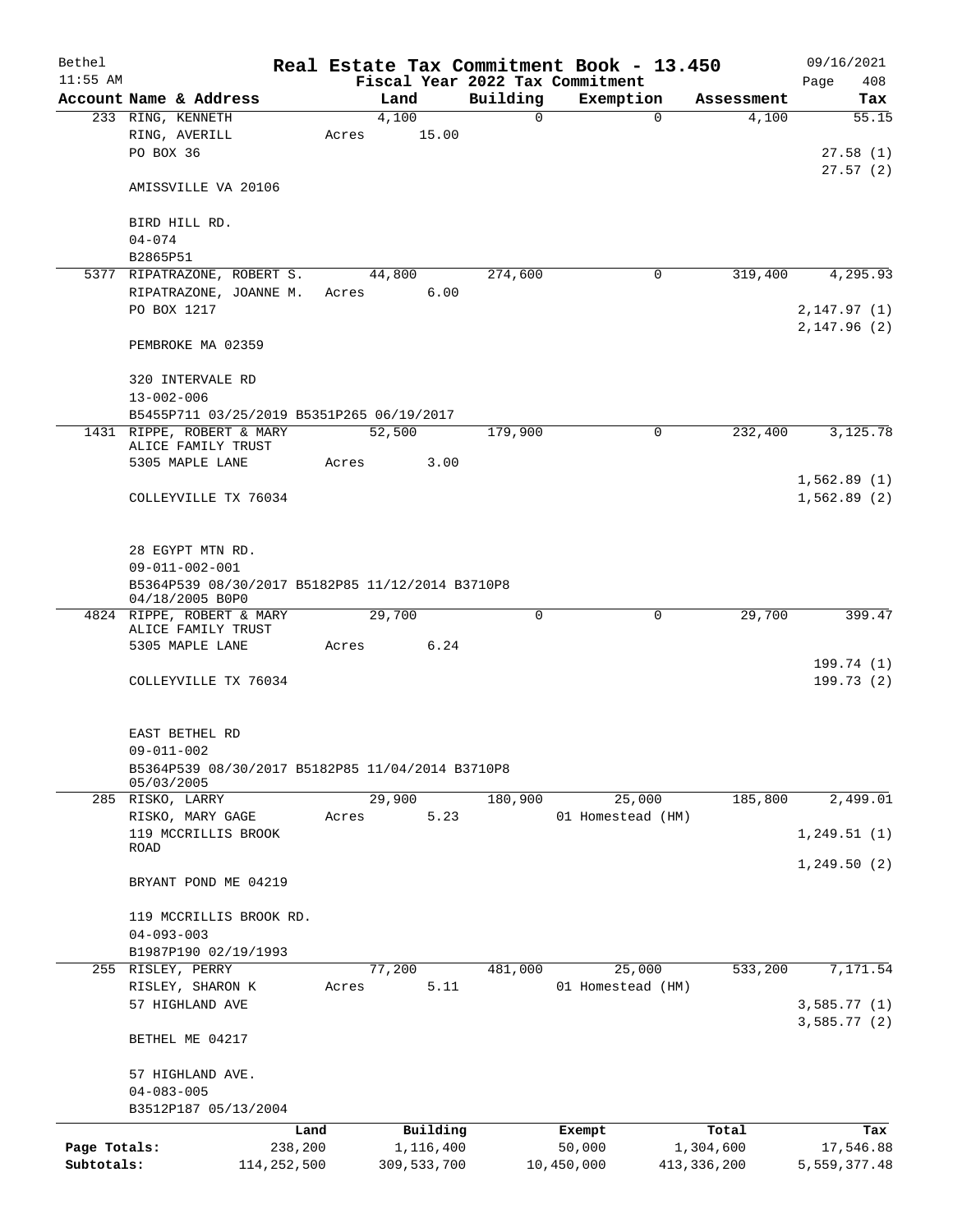# Real Estate Tax Commitment Book - 13.450

Bethel 11:55 AM

Fiscal Year 2022 Tax Commitment

09/16/2021 Page 408

| Account Name & Address | Land | Building | Exemption | Assessment | Tax |
|---|---|---|---|---|---|
| 233 RING, KENNETH | 4,100 | 0 | 0 | 4,100 | 55.15 |
| RING, AVERILL | Acres 15.00 | | | | |
| PO BOX 36 | | | | | 27.58 (1) |
| | | | | | 27.57 (2) |
| AMISSVILLE VA 20106 | | | | | |
| BIRD HILL RD. | | | | | |
| 04-074 | | | | | |
| B2865P51 | | | | | |
| 5377 RIPATRAZONE, ROBERT S. | 44,800 | 274,600 | 0 | 319,400 | 4,295.93 |
| RIPATRAZONE, JOANNE M. | Acres 6.00 | | | | |
| PO BOX 1217 | | | | | 2,147.97 (1) |
| | | | | | 2,147.96 (2) |
| PEMBROKE MA 02359 | | | | | |
| 320 INTERVALE RD | | | | | |
| 13-002-006 | | | | | |
| B5455P711 03/25/2019 B5351P265 06/19/2017 | | | | | |
| 1431 RIPPE, ROBERT & MARY ALICE FAMILY TRUST | 52,500 | 179,900 | 0 | 232,400 | 3,125.78 |
| 5305 MAPLE LANE | Acres 3.00 | | | | |
| | | | | | 1,562.89 (1) |
| COLLEYVILLE TX 76034 | | | | | 1,562.89 (2) |
| 28 EGYPT MTN RD. | | | | | |
| 09-011-002-001 | | | | | |
| B5364P539 08/30/2017 B5182P85 11/12/2014 B3710P8 04/18/2005 B0P0 | | | | | |
| 4824 RIPPE, ROBERT & MARY ALICE FAMILY TRUST | 29,700 | 0 | 0 | 29,700 | 399.47 |
| 5305 MAPLE LANE | Acres 6.24 | | | | |
| | | | | | 199.74 (1) |
| COLLEYVILLE TX 76034 | | | | | 199.73 (2) |
| EAST BETHEL RD | | | | | |
| 09-011-002 | | | | | |
| B5364P539 08/30/2017 B5182P85 11/04/2014 B3710P8 05/03/2005 | | | | | |
| 285 RISKO, LARRY | 29,900 | 180,900 | 25,000 | 185,800 | 2,499.01 |
| RISKO, MARY GAGE | Acres 5.23 | | 01 Homestead (HM) | | |
| 119 MCCRILLIS BROOK ROAD | | | | | 1,249.51 (1) |
| | | | | | 1,249.50 (2) |
| BRYANT POND ME 04219 | | | | | |
| 119 MCCRILLIS BROOK RD. | | | | | |
| 04-093-003 | | | | | |
| B1987P190 02/19/1993 | | | | | |
| 255 RISLEY, PERRY | 77,200 | 481,000 | 25,000 | 533,200 | 7,171.54 |
| RISLEY, SHARON K | Acres 5.11 | | 01 Homestead (HM) | | |
| 57 HIGHLAND AVE | | | | | 3,585.77 (1) |
| | | | | | 3,585.77 (2) |
| BETHEL ME 04217 | | | | | |
| 57 HIGHLAND AVE. | | | | | |
| 04-083-005 | | | | | |
| B3512P187 05/13/2004 | | | | | |

| | Land | Building | Exempt | Total | Tax |
|---|---|---|---|---|---|
| Page Totals: | 238,200 | 1,116,400 | 50,000 | 1,304,600 | 17,546.88 |
| Subtotals: | 114,252,500 | 309,533,700 | 10,450,000 | 413,336,200 | 5,559,377.48 |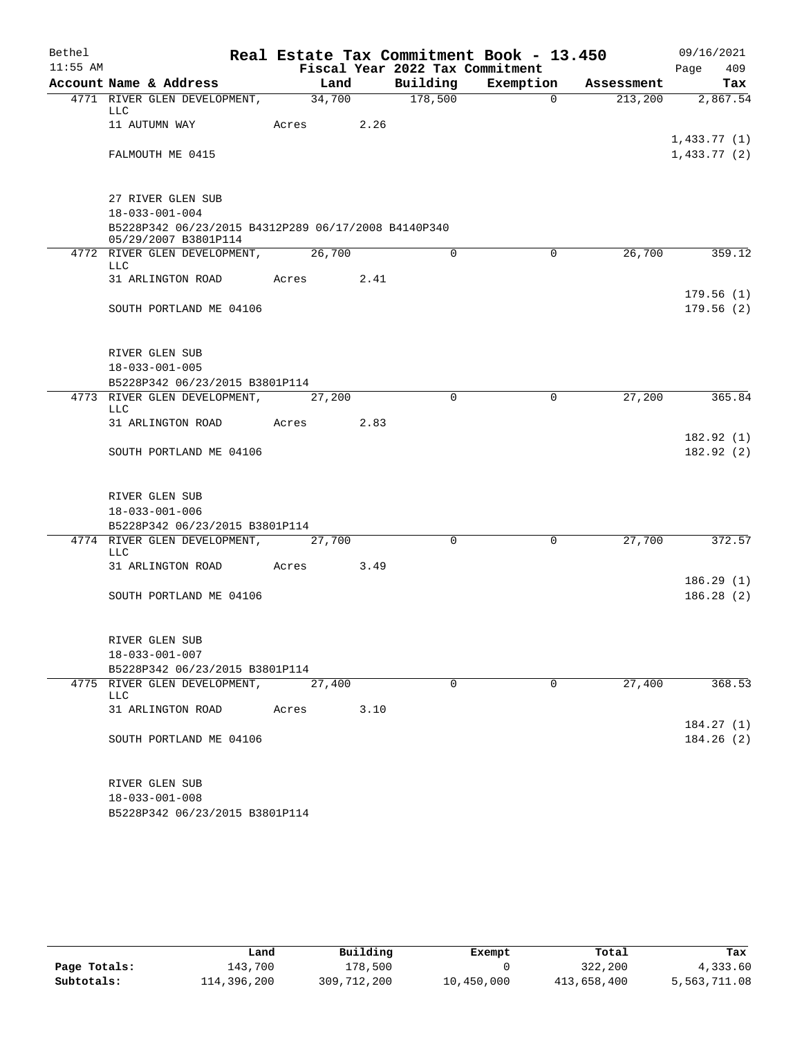Bethel 11:55 AM

# Real Estate Tax Commitment Book - 13.450

Fiscal Year 2022 Tax Commitment

09/16/2021 Page 409

| Account Name & Address | Land | Building | Exemption | Assessment | Tax |
|---|---|---|---|---|---|
| 4771 RIVER GLEN DEVELOPMENT, LLC | 34,700 | 178,500 | 0 | 213,200 | 2,867.54 |
| 11 AUTUMN WAY | Acres 2.26 | | | | |
| | | | | | 1,433.77 (1) |
| FALMOUTH ME 0415 | | | | | 1,433.77 (2) |
| 27 RIVER GLEN SUB | | | | | |
| 18-033-001-004 | | | | | |
| B5228P342 06/23/2015 B4312P289 06/17/2008 B4140P340 05/29/2007 B3801P114 | | | | | |
| 4772 RIVER GLEN DEVELOPMENT, LLC | 26,700 | 0 | 0 | 26,700 | 359.12 |
| 31 ARLINGTON ROAD | Acres 2.41 | | | | |
| | | | | | 179.56 (1) |
| SOUTH PORTLAND ME 04106 | | | | | 179.56 (2) |
| RIVER GLEN SUB | | | | | |
| 18-033-001-005 | | | | | |
| B5228P342 06/23/2015 B3801P114 | | | | | |
| 4773 RIVER GLEN DEVELOPMENT, LLC | 27,200 | 0 | 0 | 27,200 | 365.84 |
| 31 ARLINGTON ROAD | Acres 2.83 | | | | |
| | | | | | 182.92 (1) |
| SOUTH PORTLAND ME 04106 | | | | | 182.92 (2) |
| RIVER GLEN SUB | | | | | |
| 18-033-001-006 | | | | | |
| B5228P342 06/23/2015 B3801P114 | | | | | |
| 4774 RIVER GLEN DEVELOPMENT, LLC | 27,700 | 0 | 0 | 27,700 | 372.57 |
| 31 ARLINGTON ROAD | Acres 3.49 | | | | |
| | | | | | 186.29 (1) |
| SOUTH PORTLAND ME 04106 | | | | | 186.28 (2) |
| RIVER GLEN SUB | | | | | |
| 18-033-001-007 | | | | | |
| B5228P342 06/23/2015 B3801P114 | | | | | |
| 4775 RIVER GLEN DEVELOPMENT, LLC | 27,400 | 0 | 0 | 27,400 | 368.53 |
| 31 ARLINGTON ROAD | Acres 3.10 | | | | |
| | | | | | 184.27 (1) |
| SOUTH PORTLAND ME 04106 | | | | | 184.26 (2) |
| RIVER GLEN SUB | | | | | |
| 18-033-001-008 | | | | | |
| B5228P342 06/23/2015 B3801P114 | | | | | |

| | Land | Building | Exempt | Total | Tax |
|---|---|---|---|---|---|
| Page Totals: | 143,700 | 178,500 | 0 | 322,200 | 4,333.60 |
| Subtotals: | 114,396,200 | 309,712,200 | 10,450,000 | 413,658,400 | 5,563,711.08 |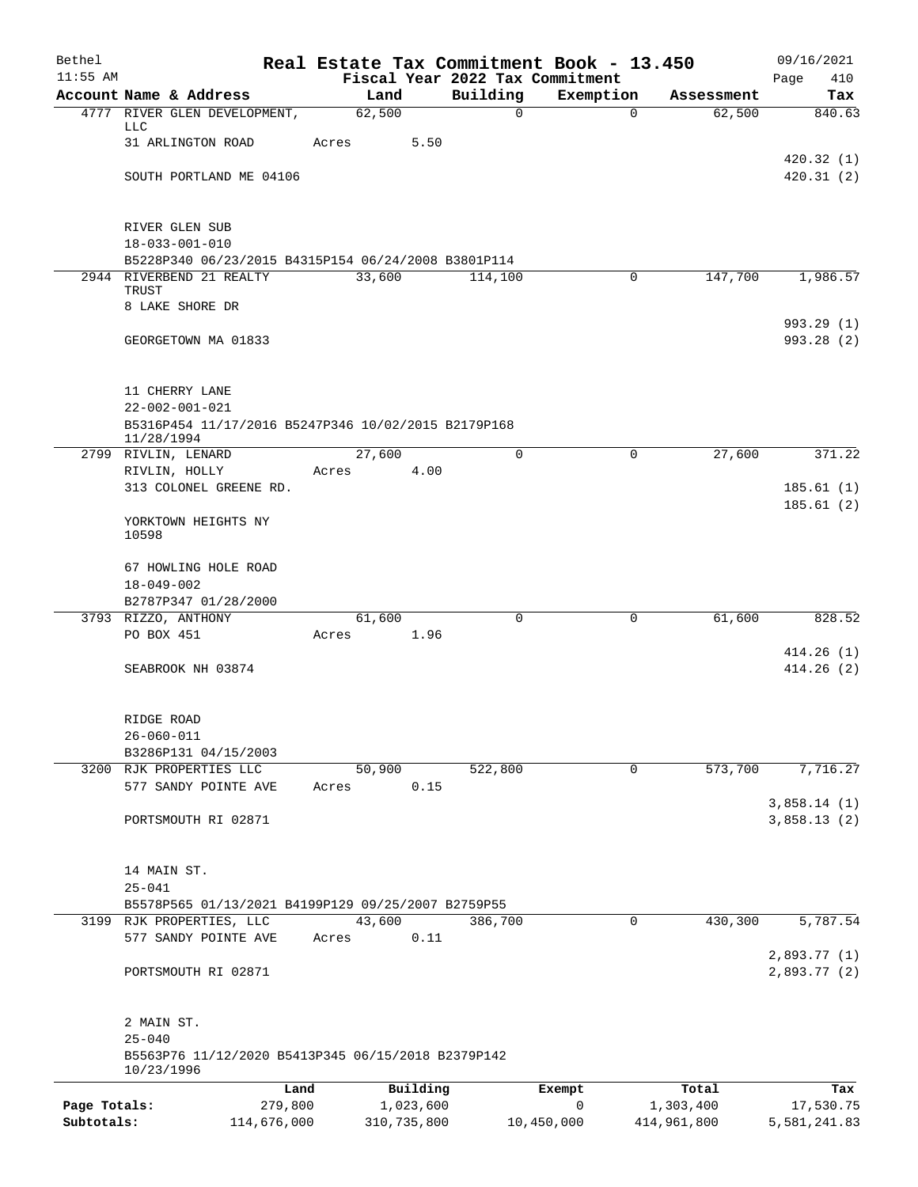Bethel 11:55 AM

# Real Estate Tax Commitment Book - 13.450

Fiscal Year 2022 Tax Commitment

09/16/2021

| Account Name & Address | Land | Building | Exemption | Assessment | Tax |
|---|---|---|---|---|---|
| 4777 RIVER GLEN DEVELOPMENT, LLC | 62,500 | 0 | 0 | 62,500 | 840.63 |
| 31 ARLINGTON ROAD | Acres 5.50 | | | | |
| | | | | | 420.32 (1) |
| SOUTH PORTLAND ME 04106 | | | | | 420.31 (2) |
| RIVER GLEN SUB | | | | | |
| 18-033-001-010 | | | | | |
| B5228P340 06/23/2015 B4315P154 06/24/2008 B3801P114 | | | | | |
| 2944 RIVERBEND 21 REALTY TRUST | 33,600 | 114,100 | 0 | 147,700 | 1,986.57 |
| 8 LAKE SHORE DR | | | | | |
| | | | | | 993.29 (1) |
| GEORGETOWN MA 01833 | | | | | 993.28 (2) |
| 11 CHERRY LANE | | | | | |
| 22-002-001-021 | | | | | |
| B5316P454 11/17/2016 B5247P346 10/02/2015 B2179P168 11/28/1994 | | | | | |
| 2799 RIVLIN, LENARD | 27,600 | 0 | 0 | 27,600 | 371.22 |
| RIVLIN, HOLLY | Acres 4.00 | | | | |
| 313 COLONEL GREENE RD. | | | | | 185.61 (1) |
| | | | | | 185.61 (2) |
| YORKTOWN HEIGHTS NY 10598 | | | | | |
| 67 HOWLING HOLE ROAD | | | | | |
| 18-049-002 | | | | | |
| B2787P347 01/28/2000 | | | | | |
| 3793 RIZZO, ANTHONY | 61,600 | 0 | 0 | 61,600 | 828.52 |
| PO BOX 451 | Acres 1.96 | | | | |
| | | | | | 414.26 (1) |
| SEABROOK NH 03874 | | | | | 414.26 (2) |
| RIDGE ROAD | | | | | |
| 26-060-011 | | | | | |
| B3286P131 04/15/2003 | | | | | |
| 3200 RJK PROPERTIES LLC | 50,900 | 522,800 | 0 | 573,700 | 7,716.27 |
| 577 SANDY POINTE AVE | Acres 0.15 | | | | |
| | | | | | 3,858.14 (1) |
| PORTSMOUTH RI 02871 | | | | | 3,858.13 (2) |
| 14 MAIN ST. | | | | | |
| 25-041 | | | | | |
| B5578P565 01/13/2021 B4199P129 09/25/2007 B2759P55 | | | | | |
| 3199 RJK PROPERTIES, LLC | 43,600 | 386,700 | 0 | 430,300 | 5,787.54 |
| 577 SANDY POINTE AVE | Acres 0.11 | | | | |
| | | | | | 2,893.77 (1) |
| PORTSMOUTH RI 02871 | | | | | 2,893.77 (2) |
| 2 MAIN ST. | | | | | |
| 25-040 | | | | | |
| B5563P76 11/12/2020 B5413P345 06/15/2018 B2379P142 10/23/1996 | | | | | |

| | Land | Building | Exempt | Total | Tax |
|---|---|---|---|---|---|
| Page Totals: | 279,800 | 1,023,600 | 0 | 1,303,400 | 17,530.75 |
| Subtotals: | 114,676,000 | 310,735,800 | 10,450,000 | 414,961,800 | 5,581,241.83 |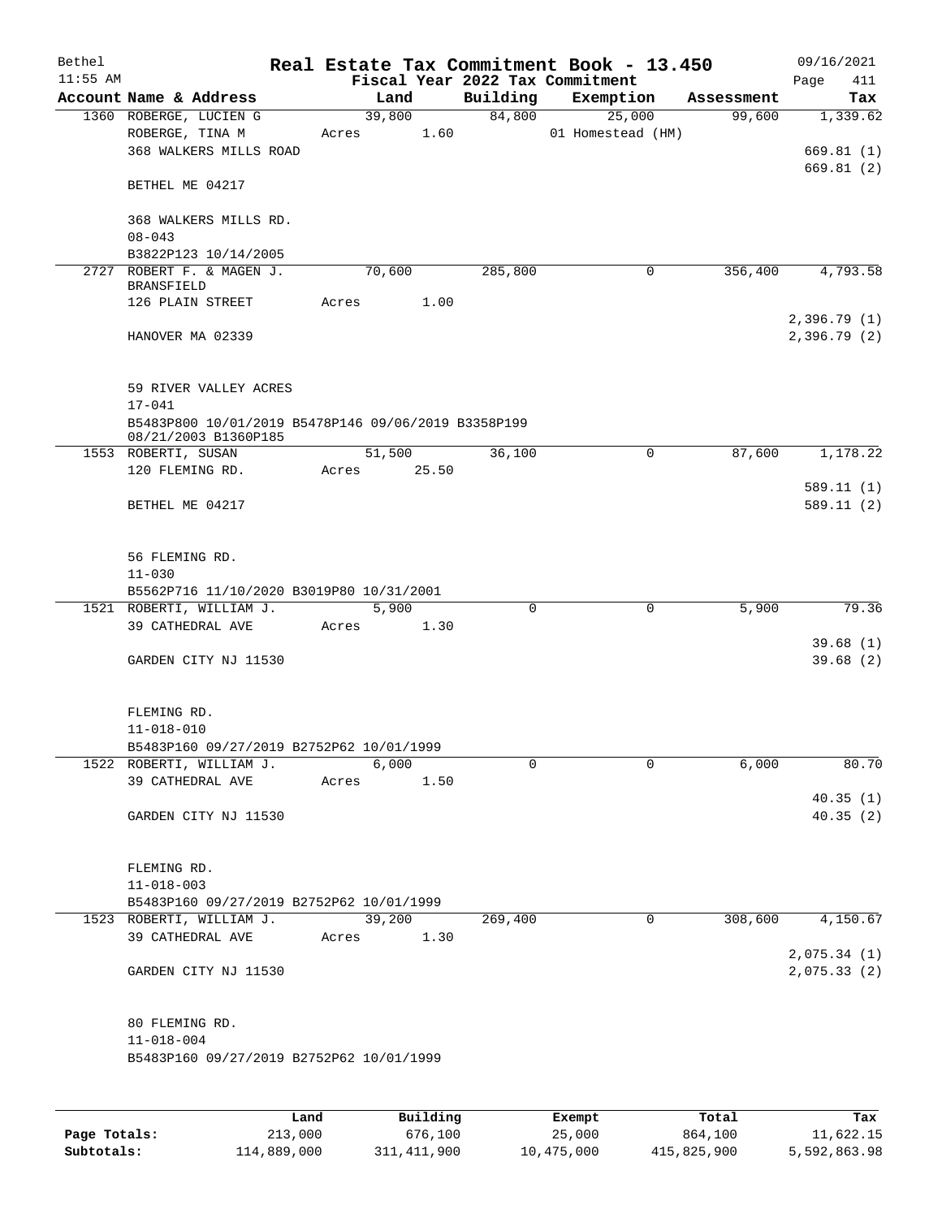Bethel 11:55 AM

# Real Estate Tax Commitment Book - 13.450

## Fiscal Year 2022 Tax Commitment

09/16/2021 Page 411

| Account | Name & Address | Land | Building | Exemption | Assessment | Tax |
|---|---|---|---|---|---|---|
| 1360 | ROBERGE, LUCIEN G<br>ROBERGE, TINA M<br>368 WALKERS MILLS ROAD<br><br>BETHEL ME 04217<br><br>368 WALKERS MILLS RD.<br>08-043<br>B3822P123 10/14/2005 | 39,800<br>Acres 1.60 | 84,800 | 25,000<br>01 Homestead (HM) | 99,600 | 1,339.62<br><br>669.81 (1)<br>669.81 (2) |
| 2727 | ROBERT F. & MAGEN J. BRANSFIELD<br>126 PLAIN STREET<br><br>HANOVER MA 02339<br><br>59 RIVER VALLEY ACRES<br>17-041<br>B5483P800 10/01/2019 B5478P146 09/06/2019 B3358P199 08/21/2003 B1360P185 | 70,600<br>Acres 1.00 | 285,800 | 0 | 356,400 | 4,793.58<br><br>2,396.79 (1)<br>2,396.79 (2) |
| 1553 | ROBERTI, SUSAN<br>120 FLEMING RD.<br><br>BETHEL ME 04217<br><br>56 FLEMING RD.<br>11-030<br>B5562P716 11/10/2020 B3019P80 10/31/2001 | 51,500<br>Acres 25.50 | 36,100 | 0 | 87,600 | 1,178.22<br><br>589.11 (1)<br>589.11 (2) |
| 1521 | ROBERTI, WILLIAM J.<br>39 CATHEDRAL AVE<br><br>GARDEN CITY NJ 11530<br><br>FLEMING RD.<br>11-018-010<br>B5483P160 09/27/2019 B2752P62 10/01/1999 | 5,900<br>Acres 1.30 | 0 | 0 | 5,900 | 79.36<br><br>39.68 (1)<br>39.68 (2) |
| 1522 | ROBERTI, WILLIAM J.<br>39 CATHEDRAL AVE<br><br>GARDEN CITY NJ 11530<br><br>FLEMING RD.<br>11-018-003<br>B5483P160 09/27/2019 B2752P62 10/01/1999 | 6,000<br>Acres 1.50 | 0 | 0 | 6,000 | 80.70<br><br>40.35 (1)<br>40.35 (2) |
| 1523 | ROBERTI, WILLIAM J.<br>39 CATHEDRAL AVE<br><br>GARDEN CITY NJ 11530<br><br>80 FLEMING RD.<br>11-018-004<br>B5483P160 09/27/2019 B2752P62 10/01/1999 | 39,200<br>Acres 1.30 | 269,400 | 0 | 308,600 | 4,150.67<br><br>2,075.34 (1)<br>2,075.33 (2) |

| | Land | Building | Exempt | Total | Tax |
|---|---|---|---|---|---|
| Page Totals: | 213,000 | 676,100 | 25,000 | 864,100 | 11,622.15 |
| Subtotals: | 114,889,000 | 311,411,900 | 10,475,000 | 415,825,900 | 5,592,863.98 |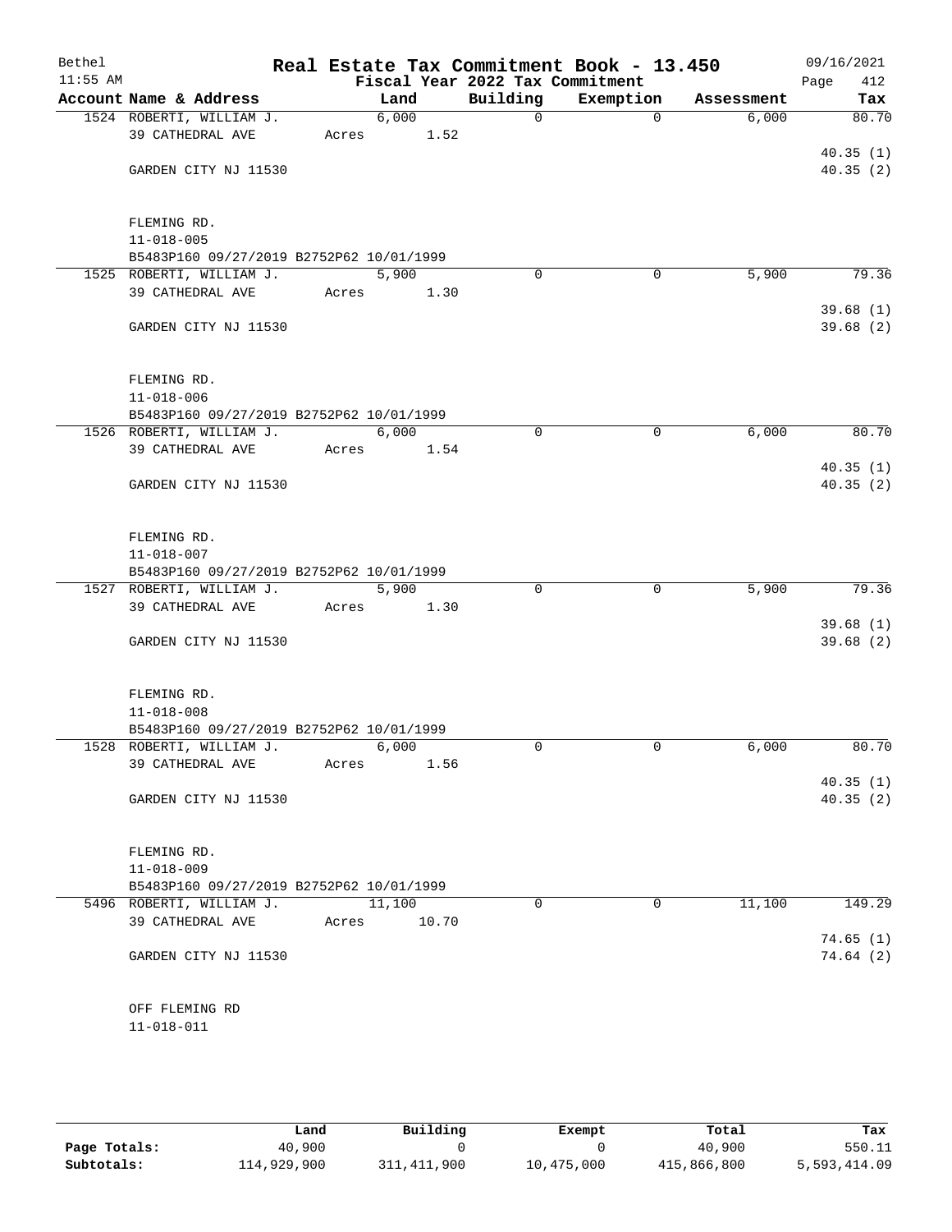# Real Estate Tax Commitment Book - 13.450

Bethel 11:55 AM — Fiscal Year 2022 Tax Commitment — 09/16/2021 Page 412

| Account Name & Address | Land | Building | Exemption | Assessment | Tax |
|---|---|---|---|---|---|
| 1524 ROBERTI, WILLIAM J. | 6,000 | 0 | 0 | 6,000 | 80.70 |
| 39 CATHEDRAL AVE | Acres 1.52 | | | | |
| | | | | | 40.35 (1) |
| GARDEN CITY NJ 11530 | | | | | 40.35 (2) |
| FLEMING RD. | | | | | |
| 11-018-005 | | | | | |
| B5483P160 09/27/2019 B2752P62 10/01/1999 | | | | | |
| 1525 ROBERTI, WILLIAM J. | 5,900 | 0 | 0 | 5,900 | 79.36 |
| 39 CATHEDRAL AVE | Acres 1.30 | | | | |
| | | | | | 39.68 (1) |
| GARDEN CITY NJ 11530 | | | | | 39.68 (2) |
| FLEMING RD. | | | | | |
| 11-018-006 | | | | | |
| B5483P160 09/27/2019 B2752P62 10/01/1999 | | | | | |
| 1526 ROBERTI, WILLIAM J. | 6,000 | 0 | 0 | 6,000 | 80.70 |
| 39 CATHEDRAL AVE | Acres 1.54 | | | | |
| | | | | | 40.35 (1) |
| GARDEN CITY NJ 11530 | | | | | 40.35 (2) |
| FLEMING RD. | | | | | |
| 11-018-007 | | | | | |
| B5483P160 09/27/2019 B2752P62 10/01/1999 | | | | | |
| 1527 ROBERTI, WILLIAM J. | 5,900 | 0 | 0 | 5,900 | 79.36 |
| 39 CATHEDRAL AVE | Acres 1.30 | | | | |
| | | | | | 39.68 (1) |
| GARDEN CITY NJ 11530 | | | | | 39.68 (2) |
| FLEMING RD. | | | | | |
| 11-018-008 | | | | | |
| B5483P160 09/27/2019 B2752P62 10/01/1999 | | | | | |
| 1528 ROBERTI, WILLIAM J. | 6,000 | 0 | 0 | 6,000 | 80.70 |
| 39 CATHEDRAL AVE | Acres 1.56 | | | | |
| | | | | | 40.35 (1) |
| GARDEN CITY NJ 11530 | | | | | 40.35 (2) |
| FLEMING RD. | | | | | |
| 11-018-009 | | | | | |
| B5483P160 09/27/2019 B2752P62 10/01/1999 | | | | | |
| 5496 ROBERTI, WILLIAM J. | 11,100 | 0 | 0 | 11,100 | 149.29 |
| 39 CATHEDRAL AVE | Acres 10.70 | | | | |
| | | | | | 74.65 (1) |
| GARDEN CITY NJ 11530 | | | | | 74.64 (2) |
| OFF FLEMING RD | | | | | |
| 11-018-011 | | | | | |

| | Land | Building | Exempt | Total | Tax |
|---|---|---|---|---|---|
| Page Totals: | 40,900 | 0 | 0 | 40,900 | 550.11 |
| Subtotals: | 114,929,900 | 311,411,900 | 10,475,000 | 415,866,800 | 5,593,414.09 |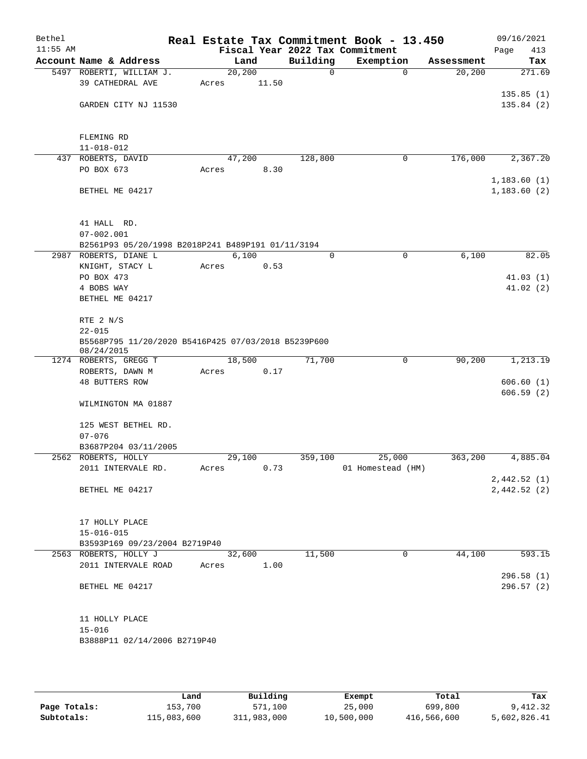# Real Estate Tax Commitment Book - 13.450

Bethel
11:55 AM

Fiscal Year 2022 Tax Commitment

09/16/2021
Page 413

| Account Name & Address | Land | Building | Exemption | Assessment | Tax |
|---|---|---|---|---|---|
| 5497 ROBERTI, WILLIAM J.<br>39 CATHEDRAL AVE<br><br>GARDEN CITY NJ 11530<br><br>FLEMING RD<br>11-018-012 | 20,200<br>Acres 11.50 | 0 | 0 | 20,200 | 271.69<br><br>135.85 (1)<br>135.84 (2) |
| 437 ROBERTS, DAVID<br>PO BOX 673<br><br>BETHEL ME 04217<br><br>41 HALL RD.<br>07-002.001<br>B2561P93 05/20/1998 B2018P241 B489P191 01/11/3194 | 47,200<br>Acres 8.30 | 128,800 | 0 | 176,000 | 2,367.20<br><br>1,183.60 (1)<br>1,183.60 (2) |
| 2987 ROBERTS, DIANE L<br>KNIGHT, STACY L<br>PO BOX 473<br>4 BOBS WAY<br>BETHEL ME 04217<br><br>RTE 2 N/S<br>22-015<br>B5568P795 11/20/2020 B5416P425 07/03/2018 B5239P600 08/24/2015 | 6,100<br>Acres 0.53 | 0 | 0 | 6,100 | 82.05<br><br>41.03 (1)<br>41.02 (2) |
| 1274 ROBERTS, GREGG T<br>ROBERTS, DAWN M<br>48 BUTTERS ROW<br><br>WILMINGTON MA 01887<br><br>125 WEST BETHEL RD.<br>07-076<br>B3687P204 03/11/2005 | 18,500<br>Acres 0.17 | 71,700 | 0 | 90,200 | 1,213.19<br><br>606.60 (1)<br>606.59 (2) |
| 2562 ROBERTS, HOLLY<br>2011 INTERVALE RD.<br><br>BETHEL ME 04217<br><br>17 HOLLY PLACE<br>15-016-015<br>B3593P169 09/23/2004 B2719P40 | 29,100<br>Acres 0.73 | 359,100 | 25,000<br>01 Homestead (HM) | 363,200 | 4,885.04<br><br>2,442.52 (1)<br>2,442.52 (2) |
| 2563 ROBERTS, HOLLY J<br>2011 INTERVALE ROAD<br><br>BETHEL ME 04217<br><br>11 HOLLY PLACE<br>15-016<br>B3888P11 02/14/2006 B2719P40 | 32,600<br>Acres 1.00 | 11,500 | 0 | 44,100 | 593.15<br><br>296.58 (1)<br>296.57 (2) |

| | Land | Building | Exempt | Total | Tax |
|---|---|---|---|---|---|
| Page Totals: | 153,700 | 571,100 | 25,000 | 699,800 | 9,412.32 |
| Subtotals: | 115,083,600 | 311,983,000 | 10,500,000 | 416,566,600 | 5,602,826.41 |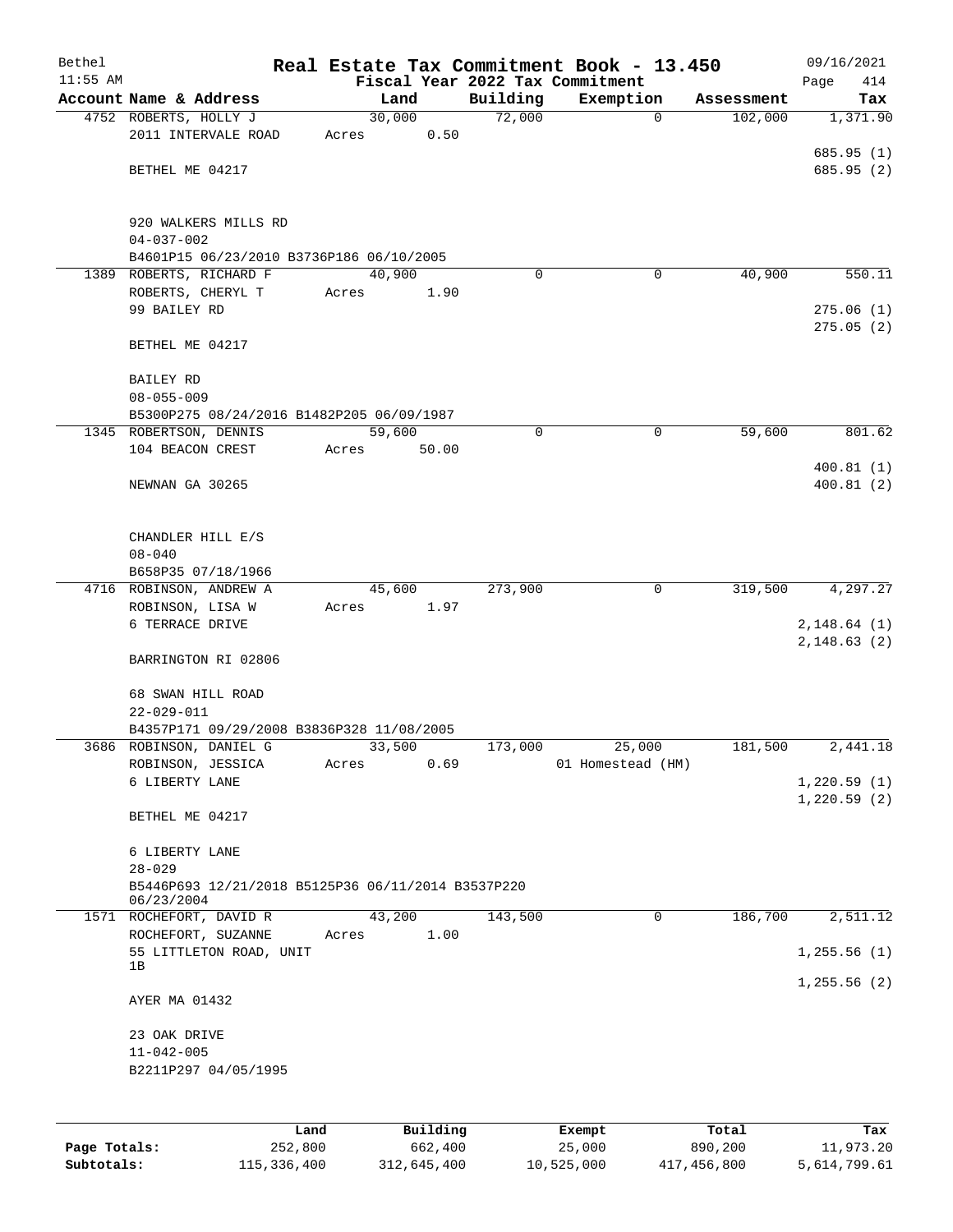Bethel 11:55 AM

# Real Estate Tax Commitment Book - 13.450

Fiscal Year 2022 Tax Commitment

09/16/2021 Page 414

| Account Name & Address | Land | Building | Exemption | Assessment | Tax |
|---|---|---|---|---|---|
| 4752 ROBERTS, HOLLY J<br>2011 INTERVALE ROAD<br><br>BETHEL ME 04217<br><br>920 WALKERS MILLS RD<br>04-037-002<br>B4601P15 06/23/2010 B3736P186 06/10/2005 | 30,000<br>Acres 0.50 | 72,000 | 0 | 102,000 | 1,371.90<br><br>685.95 (1)<br>685.95 (2) |
| 1389 ROBERTS, RICHARD F<br>ROBERTS, CHERYL T<br>99 BAILEY RD<br><br>BETHEL ME 04217<br><br>BAILEY RD<br>08-055-009<br>B5300P275 08/24/2016 B1482P205 06/09/1987 | 40,900<br>Acres 1.90 | 0 | 0 | 40,900 | 550.11<br><br>275.06 (1)<br>275.05 (2) |
| 1345 ROBERTSON, DENNIS<br>104 BEACON CREST<br><br>NEWNAN GA 30265<br><br>CHANDLER HILL E/S<br>08-040<br>B658P35 07/18/1966 | 59,600<br>Acres 50.00 | 0 | 0 | 59,600 | 801.62<br><br>400.81 (1)<br>400.81 (2) |
| 4716 ROBINSON, ANDREW A<br>ROBINSON, LISA W<br>6 TERRACE DRIVE<br><br>BARRINGTON RI 02806<br><br>68 SWAN HILL ROAD<br>22-029-011<br>B4357P171 09/29/2008 B3836P328 11/08/2005 | 45,600<br>Acres 1.97 | 273,900 | 0 | 319,500 | 4,297.27<br><br>2,148.64 (1)<br>2,148.63 (2) |
| 3686 ROBINSON, DANIEL G<br>ROBINSON, JESSICA<br>6 LIBERTY LANE<br><br>BETHEL ME 04217<br><br>6 LIBERTY LANE<br>28-029<br>B5446P693 12/21/2018 B5125P36 06/11/2014 B3537P220 06/23/2004 | 33,500<br>Acres 0.69 | 173,000 | 25,000<br>01 Homestead (HM) | 181,500 | 2,441.18<br><br>1,220.59 (1)<br>1,220.59 (2) |
| 1571 ROCHEFORT, DAVID R<br>ROCHEFORT, SUZANNE<br>55 LITTLETON ROAD, UNIT 1B<br><br>AYER MA 01432<br><br>23 OAK DRIVE<br>11-042-005<br>B2211P297 04/05/1995 | 43,200<br>Acres 1.00 | 143,500 | 0 | 186,700 | 2,511.12<br><br>1,255.56 (1)<br>1,255.56 (2) |

| | Land | Building | Exempt | Total | Tax |
|---|---|---|---|---|---|
| Page Totals: | 252,800 | 662,400 | 25,000 | 890,200 | 11,973.20 |
| Subtotals: | 115,336,400 | 312,645,400 | 10,525,000 | 417,456,800 | 5,614,799.61 |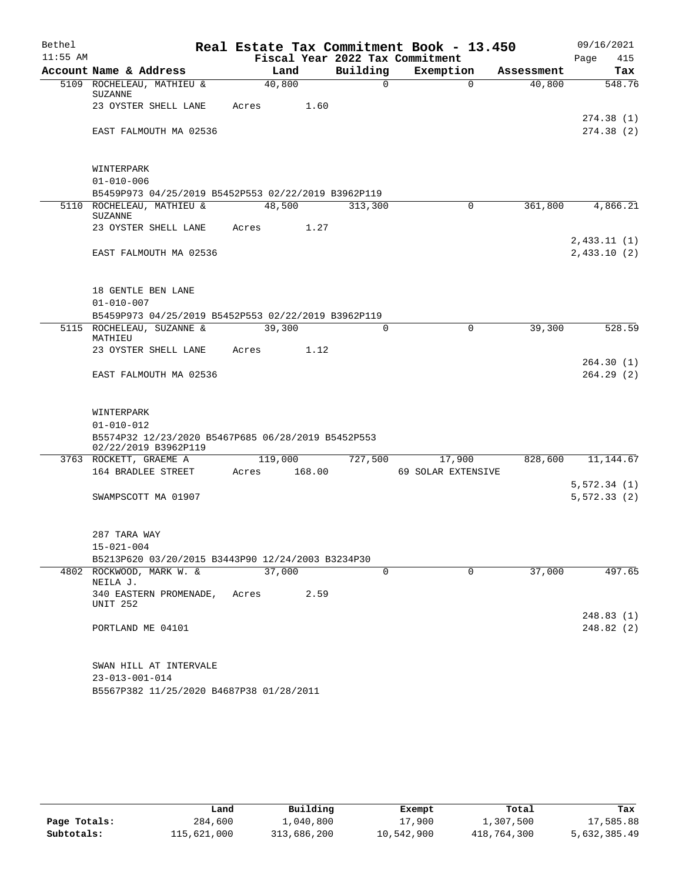# Real Estate Tax Commitment Book - 13.450

Bethel 11:55 AM — Fiscal Year 2022 Tax Commitment — 09/16/2021

| Account Name & Address | Land | Building | Exemption | Assessment | Tax |
|---|---|---|---|---|---|
| 5109 ROCHELEAU, MATHIEU & SUZANNE | 40,800 | 0 | 0 | 40,800 | 548.76 |
| 23 OYSTER SHELL LANE | Acres 1.60 | | | | |
| | | | | | 274.38 (1) |
| EAST FALMOUTH MA 02536 | | | | | 274.38 (2) |
| WINTERPARK | | | | | |
| 01-010-006 | | | | | |
| B5459P973 04/25/2019 B5452P553 02/22/2019 B3962P119 | | | | | |
| 5110 ROCHELEAU, MATHIEU & SUZANNE | 48,500 | 313,300 | 0 | 361,800 | 4,866.21 |
| 23 OYSTER SHELL LANE | Acres 1.27 | | | | |
| | | | | | 2,433.11 (1) |
| EAST FALMOUTH MA 02536 | | | | | 2,433.10 (2) |
| 18 GENTLE BEN LANE | | | | | |
| 01-010-007 | | | | | |
| B5459P973 04/25/2019 B5452P553 02/22/2019 B3962P119 | | | | | |
| 5115 ROCHELEAU, SUZANNE & MATHIEU | 39,300 | 0 | 0 | 39,300 | 528.59 |
| 23 OYSTER SHELL LANE | Acres 1.12 | | | | |
| | | | | | 264.30 (1) |
| EAST FALMOUTH MA 02536 | | | | | 264.29 (2) |
| WINTERPARK | | | | | |
| 01-010-012 | | | | | |
| B5574P32 12/23/2020 B5467P685 06/28/2019 B5452P553 02/22/2019 B3962P119 | | | | | |
| 3763 ROCKETT, GRAEME A | 119,000 | 727,500 | 17,900 | 828,600 | 11,144.67 |
| 164 BRADLEE STREET | Acres 168.00 | | 69 SOLAR EXTENSIVE | | |
| | | | | | 5,572.34 (1) |
| SWAMPSCOTT MA 01907 | | | | | 5,572.33 (2) |
| 287 TARA WAY | | | | | |
| 15-021-004 | | | | | |
| B5213P620 03/20/2015 B3443P90 12/24/2003 B3234P30 | | | | | |
| 4802 ROCKWOOD, MARK W. & NEILA J. | 37,000 | 0 | 0 | 37,000 | 497.65 |
| 340 EASTERN PROMENADE, UNIT 252 | Acres 2.59 | | | | |
| | | | | | 248.83 (1) |
| PORTLAND ME 04101 | | | | | 248.82 (2) |
| SWAN HILL AT INTERVALE | | | | | |
| 23-013-001-014 | | | | | |
| B5567P382 11/25/2020 B4687P38 01/28/2011 | | | | | |

| | Land | Building | Exempt | Total | Tax |
|---|---|---|---|---|---|
| Page Totals: | 284,600 | 1,040,800 | 17,900 | 1,307,500 | 17,585.88 |
| Subtotals: | 115,621,000 | 313,686,200 | 10,542,900 | 418,764,300 | 5,632,385.49 |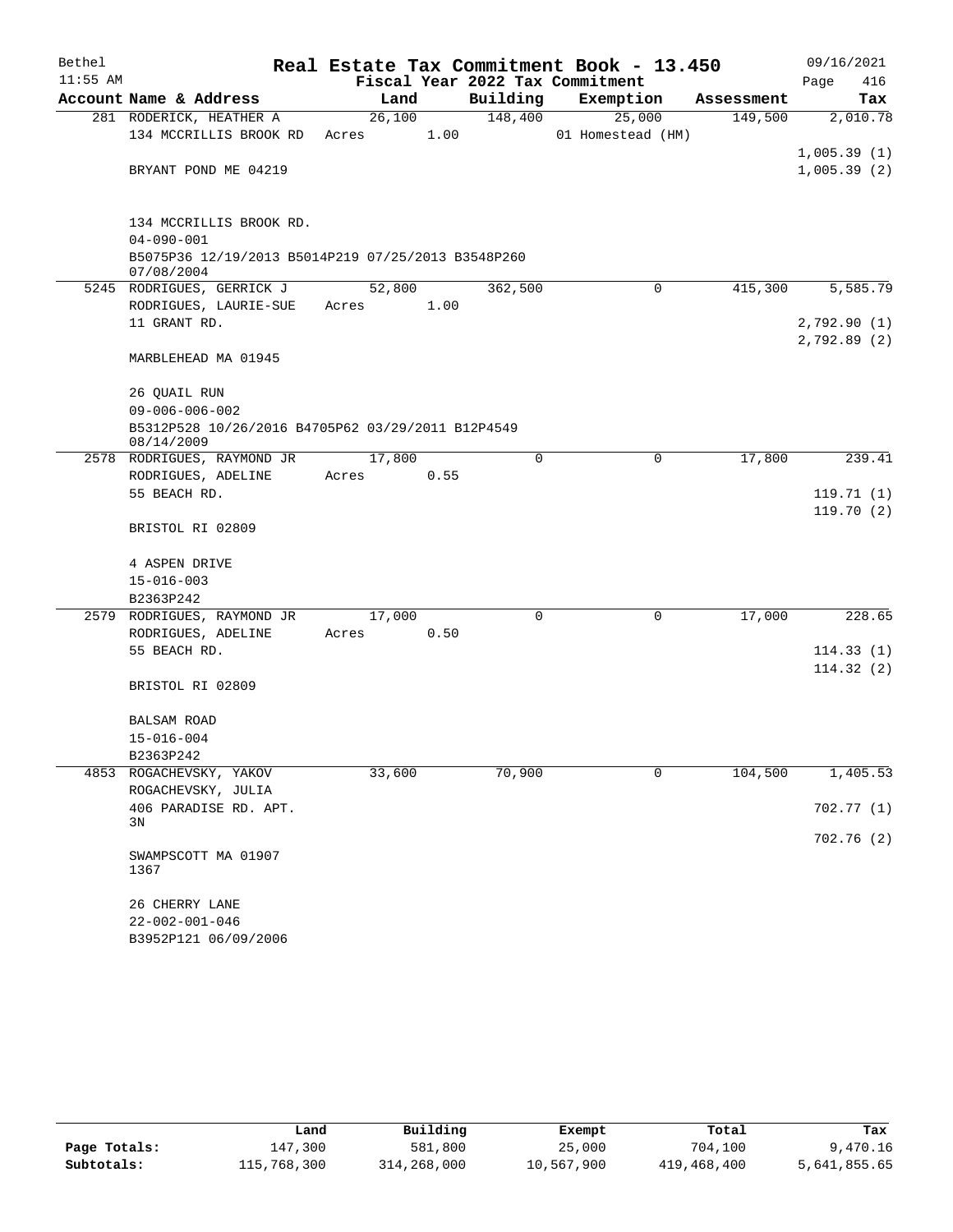Bethel — Real Estate Tax Commitment Book - 13.450 — 09/16/2021

11:55 AM — Fiscal Year 2022 Tax Commitment — Page 416

| Account Name & Address | Land | Building | Exemption | Assessment | Tax |
|---|---|---|---|---|---|
| 281 RODERICK, HEATHER A<br>134 MCCRILLIS BROOK RD<br><br>BRYANT POND ME 04219<br><br>134 MCCRILLIS BROOK RD.<br>04-090-001<br>B5075P36 12/19/2013 B5014P219 07/25/2013 B3548P260 07/08/2004 | 26,100<br>Acres 1.00 | 148,400 | 25,000<br>01 Homestead (HM) | 149,500 | 2,010.78<br><br>1,005.39 (1)<br>1,005.39 (2) |
| 5245 RODRIGUES, GERRICK J<br>RODRIGUES, LAURIE-SUE<br>11 GRANT RD.<br><br>MARBLEHEAD MA 01945<br><br>26 QUAIL RUN<br>09-006-006-002<br>B5312P528 10/26/2016 B4705P62 03/29/2011 B12P4549 08/14/2009 | 52,800<br>Acres 1.00 | 362,500 | 0 | 415,300 | 5,585.79<br><br>2,792.90 (1)<br>2,792.89 (2) |
| 2578 RODRIGUES, RAYMOND JR<br>RODRIGUES, ADELINE<br>55 BEACH RD.<br><br>BRISTOL RI 02809<br><br>4 ASPEN DRIVE<br>15-016-003<br>B2363P242 | 17,800<br>Acres 0.55 | 0 | 0 | 17,800 | 239.41<br><br>119.71 (1)<br>119.70 (2) |
| 2579 RODRIGUES, RAYMOND JR<br>RODRIGUES, ADELINE<br>55 BEACH RD.<br><br>BRISTOL RI 02809<br><br>BALSAM ROAD<br>15-016-004<br>B2363P242 | 17,000<br>Acres 0.50 | 0 | 0 | 17,000 | 228.65<br><br>114.33 (1)<br>114.32 (2) |
| 4853 ROGACHEVSKY, YAKOV<br>ROGACHEVSKY, JULIA<br>406 PARADISE RD. APT. 3N<br><br>SWAMPSCOTT MA 01907 1367<br><br>26 CHERRY LANE<br>22-002-001-046<br>B3952P121 06/09/2006 | 33,600 | 70,900 | 0 | 104,500 | 1,405.53<br><br>702.77 (1)<br>702.76 (2) |

| | Land | Building | Exempt | Total | Tax |
|---|---|---|---|---|---|
| Page Totals: | 147,300 | 581,800 | 25,000 | 704,100 | 9,470.16 |
| Subtotals: | 115,768,300 | 314,268,000 | 10,567,900 | 419,468,400 | 5,641,855.65 |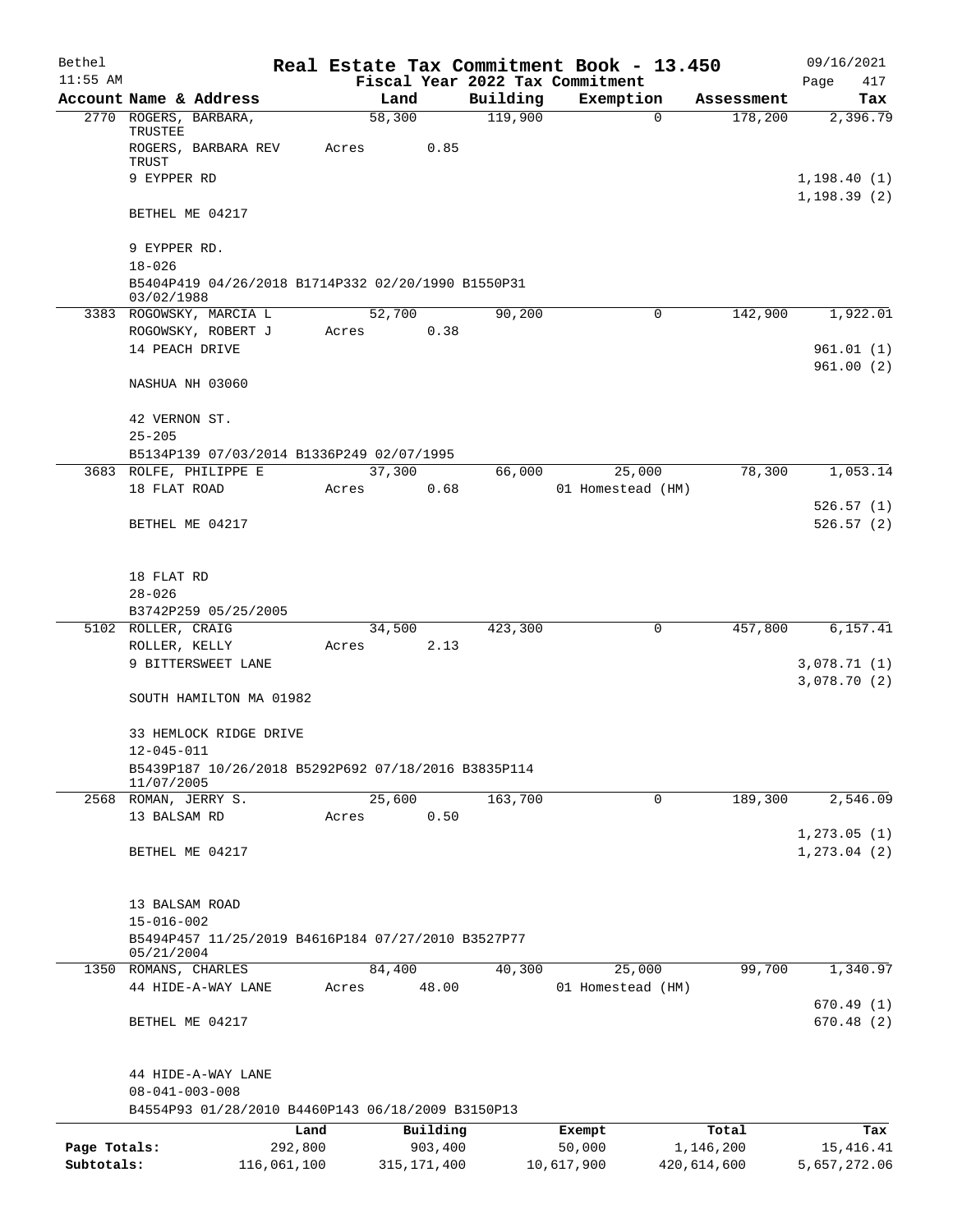Bethel | Real Estate Tax Commitment Book - 13.450 | 09/16/2021
11:55 AM | Fiscal Year 2022 Tax Commitment | Page 417

| Account Name & Address | Land | Building | Exemption | Assessment | Tax |
|---|---|---|---|---|---|
| 2770 ROGERS, BARBARA, TRUSTEE | 58,300 | 119,900 | 0 | 178,200 | 2,396.79 |
| ROGERS, BARBARA REV TRUST | Acres 0.85 | | | | |
| 9 EYPPER RD | | | | | 1,198.40 (1) |
| | | | | | 1,198.39 (2) |
| BETHEL ME 04217 | | | | | |
| 9 EYPPER RD. | | | | | |
| 18-026 | | | | | |
| B5404P419 04/26/2018 B1714P332 02/20/1990 B1550P31 03/02/1988 | | | | | |
| 3383 ROGOWSKY, MARCIA L | 52,700 | 90,200 | 0 | 142,900 | 1,922.01 |
| ROGOWSKY, ROBERT J | Acres 0.38 | | | | |
| 14 PEACH DRIVE | | | | | 961.01 (1) |
| | | | | | 961.00 (2) |
| NASHUA NH 03060 | | | | | |
| 42 VERNON ST. | | | | | |
| 25-205 | | | | | |
| B5134P139 07/03/2014 B1336P249 02/07/1995 | | | | | |
| 3683 ROLFE, PHILIPPE E | 37,300 | 66,000 | 25,000 | 78,300 | 1,053.14 |
| 18 FLAT ROAD | Acres 0.68 | | 01 Homestead (HM) | | |
| | | | | | 526.57 (1) |
| BETHEL ME 04217 | | | | | 526.57 (2) |
| 18 FLAT RD | | | | | |
| 28-026 | | | | | |
| B3742P259 05/25/2005 | | | | | |
| 5102 ROLLER, CRAIG | 34,500 | 423,300 | 0 | 457,800 | 6,157.41 |
| ROLLER, KELLY | Acres 2.13 | | | | |
| 9 BITTERSWEET LANE | | | | | 3,078.71 (1) |
| | | | | | 3,078.70 (2) |
| SOUTH HAMILTON MA 01982 | | | | | |
| 33 HEMLOCK RIDGE DRIVE | | | | | |
| 12-045-011 | | | | | |
| B5439P187 10/26/2018 B5292P692 07/18/2016 B3835P114 11/07/2005 | | | | | |
| 2568 ROMAN, JERRY S. | 25,600 | 163,700 | 0 | 189,300 | 2,546.09 |
| 13 BALSAM RD | Acres 0.50 | | | | |
| | | | | | 1,273.05 (1) |
| BETHEL ME 04217 | | | | | 1,273.04 (2) |
| 13 BALSAM ROAD | | | | | |
| 15-016-002 | | | | | |
| B5494P457 11/25/2019 B4616P184 07/27/2010 B3527P77 05/21/2004 | | | | | |
| 1350 ROMANS, CHARLES | 84,400 | 40,300 | 25,000 | 99,700 | 1,340.97 |
| 44 HIDE-A-WAY LANE | Acres 48.00 | | 01 Homestead (HM) | | |
| | | | | | 670.49 (1) |
| BETHEL ME 04217 | | | | | 670.48 (2) |
| 44 HIDE-A-WAY LANE | | | | | |
| 08-041-003-008 | | | | | |
| B4554P93 01/28/2010 B4460P143 06/18/2009 B3150P13 | | | | | |

| | Land | Building | Exempt | Total | Tax |
|---|---|---|---|---|---|
| Page Totals: | 292,800 | 903,400 | 50,000 | 1,146,200 | 15,416.41 |
| Subtotals: | 116,061,100 | 315,171,400 | 10,617,900 | 420,614,600 | 5,657,272.06 |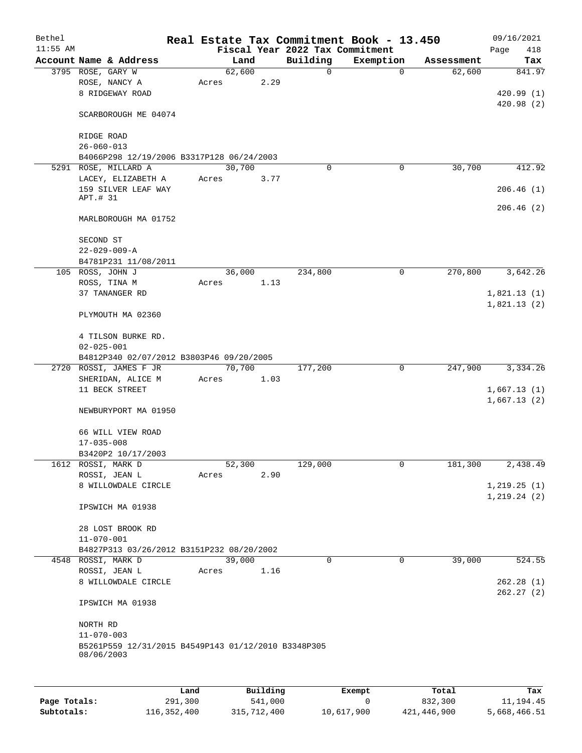# Real Estate Tax Commitment Book - 13.450

Bethel 11:55 AM — Fiscal Year 2022 Tax Commitment — 09/16/2021 Page 418

| Account Name & Address | Land | Building | Exemption | Assessment | Tax |
|---|---|---|---|---|---|
| 3795 ROSE, GARY W<br>ROSE, NANCY A<br>8 RIDGEWAY ROAD<br><br>SCARBOROUGH ME 04074<br><br>RIDGE ROAD<br>26-060-013<br>B4066P298 12/19/2006 B3317P128 06/24/2003 | 62,600<br>Acres 2.29 | 0 | 0 | 62,600 | 841.97<br><br>420.99 (1)<br>420.98 (2) |
| 5291 ROSE, MILLARD A<br>LACEY, ELIZABETH A<br>159 SILVER LEAF WAY<br>APT.# 31<br>MARLBOROUGH MA 01752<br><br>SECOND ST<br>22-029-009-A<br>B4781P231 11/08/2011 | 30,700<br>Acres 3.77 | 0 | 0 | 30,700 | 412.92<br><br>206.46 (1)<br>206.46 (2) |
| 105 ROSS, JOHN J<br>ROSS, TINA M<br>37 TANANGER RD<br><br>PLYMOUTH MA 02360<br><br>4 TILSON BURKE RD.<br>02-025-001<br>B4812P340 02/07/2012 B3803P46 09/20/2005 | 36,000<br>Acres 1.13 | 234,800 | 0 | 270,800 | 3,642.26<br><br>1,821.13 (1)<br>1,821.13 (2) |
| 2720 ROSSI, JAMES F JR<br>SHERIDAN, ALICE M<br>11 BECK STREET<br><br>NEWBURYPORT MA 01950<br><br>66 WILL VIEW ROAD<br>17-035-008<br>B3420P2 10/17/2003 | 70,700<br>Acres 1.03 | 177,200 | 0 | 247,900 | 3,334.26<br><br>1,667.13 (1)<br>1,667.13 (2) |
| 1612 ROSSI, MARK D<br>ROSSI, JEAN L<br>8 WILLOWDALE CIRCLE<br><br>IPSWICH MA 01938<br><br>28 LOST BROOK RD<br>11-070-001<br>B4827P313 03/26/2012 B3151P232 08/20/2002 | 52,300<br>Acres 2.90 | 129,000 | 0 | 181,300 | 2,438.49<br><br>1,219.25 (1)<br>1,219.24 (2) |
| 4548 ROSSI, MARK D<br>ROSSI, JEAN L<br>8 WILLOWDALE CIRCLE<br><br>IPSWICH MA 01938<br><br>NORTH RD<br>11-070-003<br>B5261P559 12/31/2015 B4549P143 01/12/2010 B3348P305 08/06/2003 | 39,000<br>Acres 1.16 | 0 | 0 | 39,000 | 524.55<br><br>262.28 (1)<br>262.27 (2) |

| | Land | Building | Exempt | Total | Tax |
|---|---|---|---|---|---|
| Page Totals: | 291,300 | 541,000 | 0 | 832,300 | 11,194.45 |
| Subtotals: | 116,352,400 | 315,712,400 | 10,617,900 | 421,446,900 | 5,668,466.51 |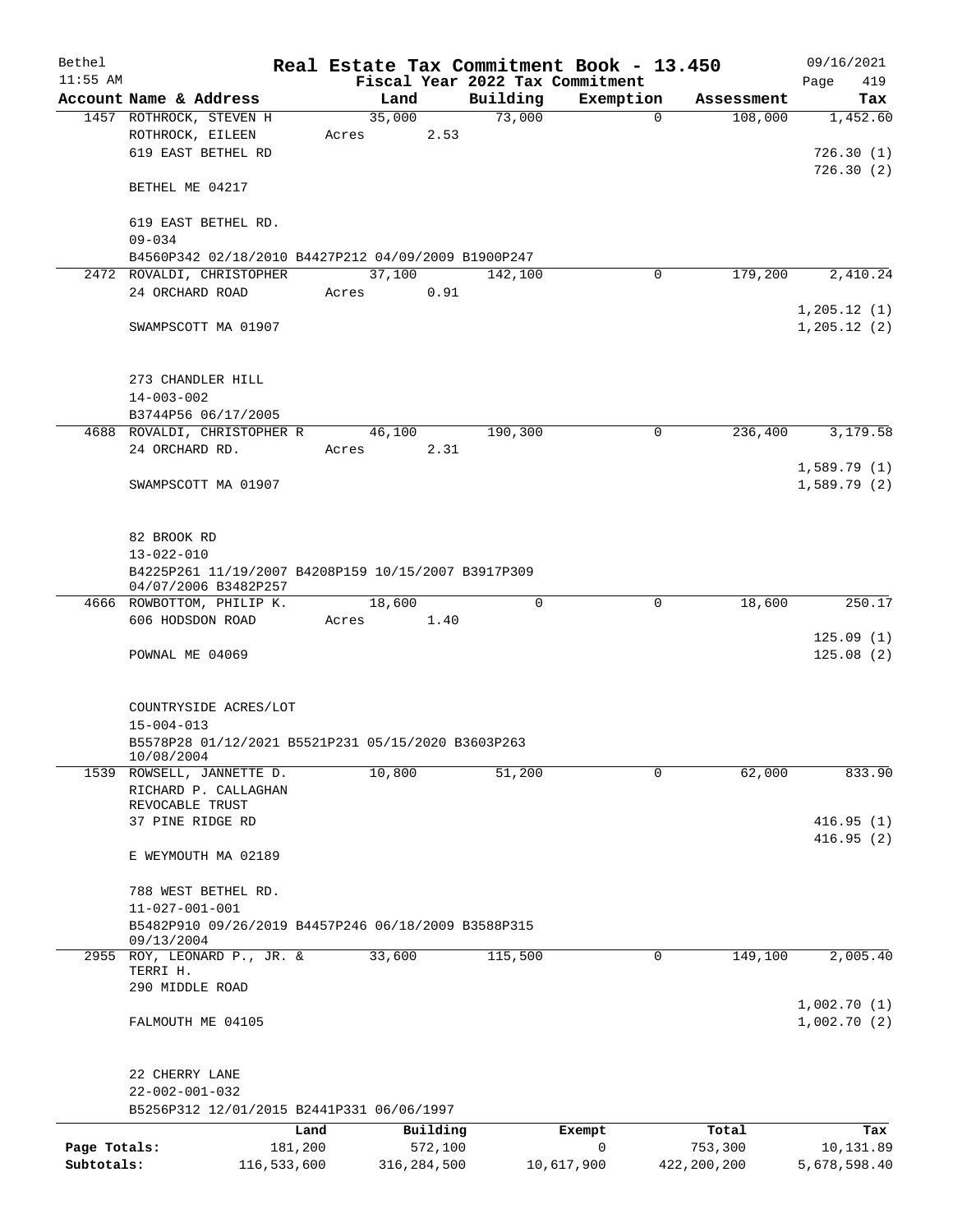# Real Estate Tax Commitment Book - 13.450

Bethel
11:55 AM

Fiscal Year 2022 Tax Commitment

09/16/2021
Page 419

| Account Name & Address | Land | Building | Exemption | Assessment | Tax |
|---|---|---|---|---|---|
| 1457 ROTHROCK, STEVEN H<br>ROTHROCK, EILEEN<br>619 EAST BETHEL RD<br><br>BETHEL ME 04217<br><br>619 EAST BETHEL RD.<br>09-034<br>B4560P342 02/18/2010 B4427P212 04/09/2009 B1900P247 | 35,000<br>Acres 2.53 | 73,000 | 0 | 108,000 | 1,452.60<br><br>726.30 (1)<br>726.30 (2) |
| 2472 ROVALDI, CHRISTOPHER<br>24 ORCHARD ROAD<br><br>SWAMPSCOTT MA 01907<br><br>273 CHANDLER HILL<br>14-003-002<br>B3744P56 06/17/2005 | 37,100<br>Acres 0.91 | 142,100 | 0 | 179,200 | 2,410.24<br><br>1,205.12 (1)<br>1,205.12 (2) |
| 4688 ROVALDI, CHRISTOPHER R<br>24 ORCHARD RD.<br><br>SWAMPSCOTT MA 01907<br><br>82 BROOK RD<br>13-022-010<br>B4225P261 11/19/2007 B4208P159 10/15/2007 B3917P309 04/07/2006 B3482P257 | 46,100<br>Acres 2.31 | 190,300 | 0 | 236,400 | 3,179.58<br><br>1,589.79 (1)<br>1,589.79 (2) |
| 4666 ROWBOTTOM, PHILIP K.<br>606 HODSDON ROAD<br><br>POWNAL ME 04069<br><br>COUNTRYSIDE ACRES/LOT<br>15-004-013<br>B5578P28 01/12/2021 B5521P231 05/15/2020 B3603P263 10/08/2004 | 18,600<br>Acres 1.40 | 0 | 0 | 18,600 | 250.17<br><br>125.09 (1)<br>125.08 (2) |
| 1539 ROWSELL, JANNETTE D.<br>RICHARD P. CALLAGHAN<br>REVOCABLE TRUST<br>37 PINE RIDGE RD<br><br>E WEYMOUTH MA 02189<br><br>788 WEST BETHEL RD.<br>11-027-001-001<br>B5482P910 09/26/2019 B4457P246 06/18/2009 B3588P315 09/13/2004 | 10,800 | 51,200 | 0 | 62,000 | 833.90<br><br>416.95 (1)<br>416.95 (2) |
| 2955 ROY, LEONARD P., JR. &<br>TERRI H.<br>290 MIDDLE ROAD<br><br>FALMOUTH ME 04105<br><br>22 CHERRY LANE<br>22-002-001-032<br>B5256P312 12/01/2015 B2441P331 06/06/1997 | 33,600 | 115,500 | 0 | 149,100 | 2,005.40<br><br>1,002.70 (1)<br>1,002.70 (2) |

| | Land | Building | Exempt | Total | Tax |
|---|---|---|---|---|---|
| Page Totals: | 181,200 | 572,100 | 0 | 753,300 | 10,131.89 |
| Subtotals: | 116,533,600 | 316,284,500 | 10,617,900 | 422,200,200 | 5,678,598.40 |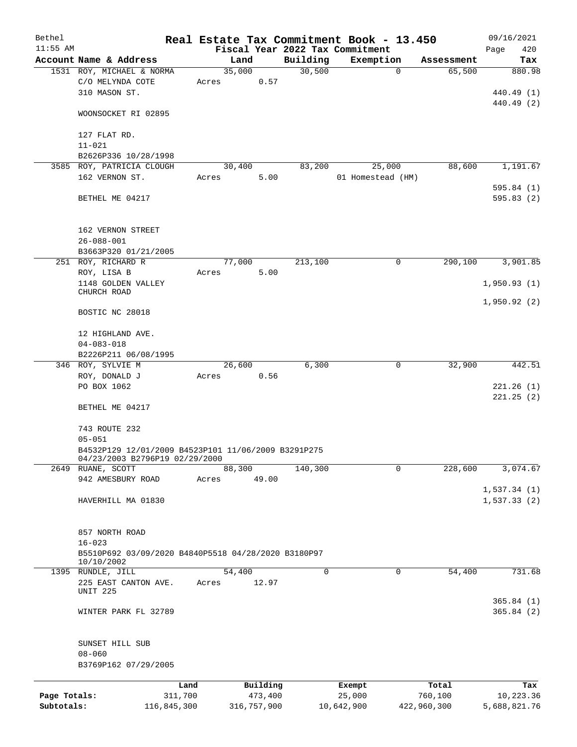Bethel 11:55 AM

# Real Estate Tax Commitment Book - 13.450

Fiscal Year 2022 Tax Commitment

09/16/2021 Page 420

| Account | Name & Address | Land | Building | Exemption | Assessment | Tax |
|---|---|---|---|---|---|---|
| 1531 | ROY, MICHAEL & NORMA<br>C/O MELYNDA COTE<br>310 MASON ST.<br><br>WOONSOCKET RI 02895<br><br>127 FLAT RD.<br>11-021<br>B2626P336 10/28/1998 | 35,000<br>Acres 0.57 | 30,500 | 0 | 65,500 | 880.98<br><br>440.49 (1)<br>440.49 (2) |
| 3585 | ROY, PATRICIA CLOUGH<br>162 VERNON ST.<br><br>BETHEL ME 04217<br><br>162 VERNON STREET<br>26-088-001<br>B3663P320 01/21/2005 | 30,400<br>Acres 5.00 | 83,200 | 25,000<br>01 Homestead (HM) | 88,600 | 1,191.67<br><br>595.84 (1)<br>595.83 (2) |
| 251 | ROY, RICHARD R<br>ROY, LISA B<br>1148 GOLDEN VALLEY CHURCH ROAD<br><br>BOSTIC NC 28018<br><br>12 HIGHLAND AVE.<br>04-083-018<br>B2226P211 06/08/1995 | 77,000<br>Acres 5.00 | 213,100 | 0 | 290,100 | 3,901.85<br><br>1,950.93 (1)<br>1,950.92 (2) |
| 346 | ROY, SYLVIE M<br>ROY, DONALD J<br>PO BOX 1062<br><br>BETHEL ME 04217<br><br>743 ROUTE 232<br>05-051<br>B4532P129 12/01/2009 B4523P101 11/06/2009 B3291P275 04/23/2003 B2796P19 02/29/2000 | 26,600<br>Acres 0.56 | 6,300 | 0 | 32,900 | 442.51<br><br>221.26 (1)<br>221.25 (2) |
| 2649 | RUANE, SCOTT<br>942 AMESBURY ROAD<br><br>HAVERHILL MA 01830<br><br>857 NORTH ROAD<br>16-023<br>B5510P692 03/09/2020 B4840P5518 04/28/2020 B3180P97 10/10/2002 | 88,300<br>Acres 49.00 | 140,300 | 0 | 228,600 | 3,074.67<br><br>1,537.34 (1)<br>1,537.33 (2) |
| 1395 | RUNDLE, JILL<br>225 EAST CANTON AVE. UNIT 225<br><br>WINTER PARK FL 32789<br><br>SUNSET HILL SUB<br>08-060<br>B3769P162 07/29/2005 | 54,400<br>Acres 12.97 | 0 | 0 | 54,400 | 731.68<br><br>365.84 (1)<br>365.84 (2) |

| | Land | Building | Exempt | Total | Tax |
|---|---|---|---|---|---|
| Page Totals: | 311,700 | 473,400 | 25,000 | 760,100 | 10,223.36 |
| Subtotals: | 116,845,300 | 316,757,900 | 10,642,900 | 422,960,300 | 5,688,821.76 |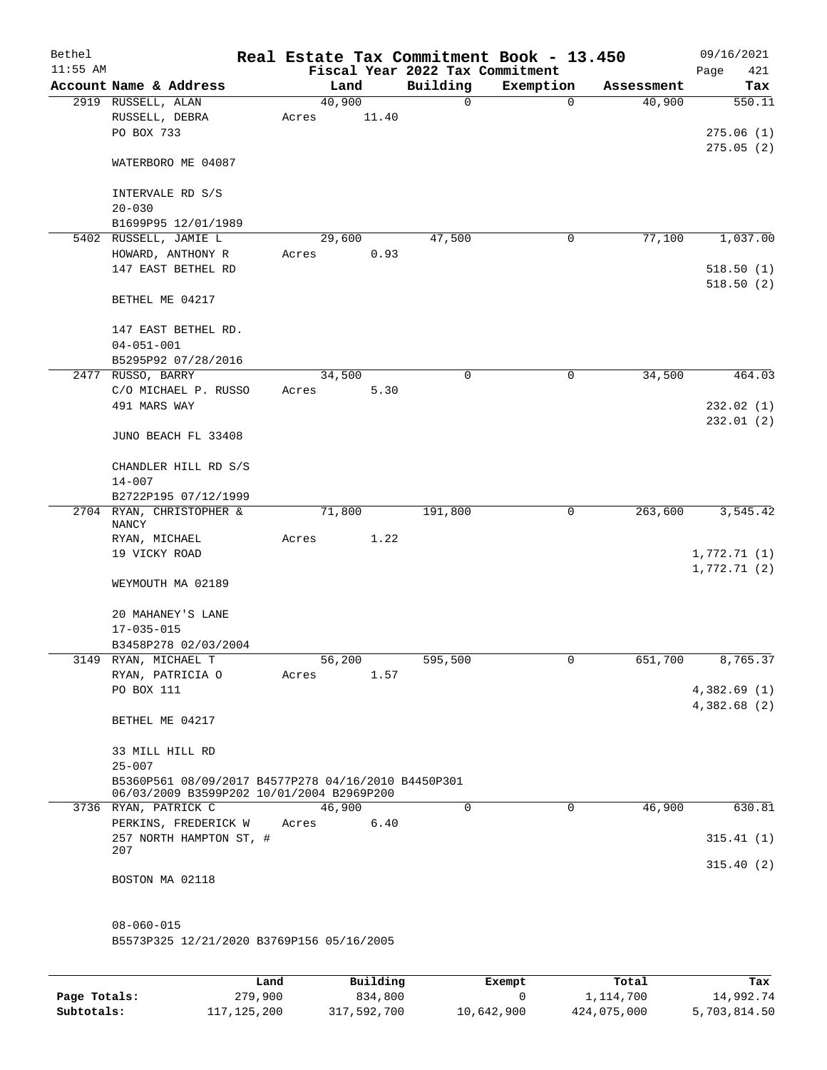Bethel 11:55 AM

**Real Estate Tax Commitment Book - 13.450**
**Fiscal Year 2022 Tax Commitment**

09/16/2021 Page 421

| Account Name & Address | Land | Building | Exemption | Assessment | Tax |
|---|---|---|---|---|---|
| 2919 RUSSELL, ALAN<br>RUSSELL, DEBRA<br>PO BOX 733<br><br>WATERBORO ME 04087<br><br>INTERVALE RD S/S<br>20-030<br>B1699P95 12/01/1989 | 40,900<br>Acres 11.40 | 0 | 0 | 40,900 | 550.11<br><br>275.06 (1)<br>275.05 (2) |
| 5402 RUSSELL, JAMIE L<br>HOWARD, ANTHONY R<br>147 EAST BETHEL RD<br><br>BETHEL ME 04217<br><br>147 EAST BETHEL RD.<br>04-051-001<br>B5295P92 07/28/2016 | 29,600<br>Acres 0.93 | 47,500 | 0 | 77,100 | 1,037.00<br><br>518.50 (1)<br>518.50 (2) |
| 2477 RUSSO, BARRY<br>C/O MICHAEL P. RUSSO<br>491 MARS WAY<br><br>JUNO BEACH FL 33408<br><br>CHANDLER HILL RD S/S<br>14-007<br>B2722P195 07/12/1999 | 34,500<br>Acres 5.30 | 0 | 0 | 34,500 | 464.03<br><br>232.02 (1)<br>232.01 (2) |
| 2704 RYAN, CHRISTOPHER & NANCY<br>RYAN, MICHAEL<br>19 VICKY ROAD<br><br>WEYMOUTH MA 02189<br><br>20 MAHANEY'S LANE<br>17-035-015<br>B3458P278 02/03/2004 | 71,800<br>Acres 1.22 | 191,800 | 0 | 263,600 | 3,545.42<br><br>1,772.71 (1)<br>1,772.71 (2) |
| 3149 RYAN, MICHAEL T<br>RYAN, PATRICIA O<br>PO BOX 111<br><br>BETHEL ME 04217<br><br>33 MILL HILL RD<br>25-007<br>B5360P561 08/09/2017 B4577P278 04/16/2010 B4450P301 06/03/2009 B3599P202 10/01/2004 B2969P200 | 56,200<br>Acres 1.57 | 595,500 | 0 | 651,700 | 8,765.37<br><br>4,382.69 (1)<br>4,382.68 (2) |
| 3736 RYAN, PATRICK C<br>PERKINS, FREDERICK W<br>257 NORTH HAMPTON ST, # 207<br><br>BOSTON MA 02118<br><br>08-060-015<br>B5573P325 12/21/2020 B3769P156 05/16/2005 | 46,900<br>Acres 6.40 | 0 | 0 | 46,900 | 630.81<br><br>315.41 (1)<br>315.40 (2) |

| | Land | Building | Exempt | Total | Tax |
|---|---|---|---|---|---|
| Page Totals: | 279,900 | 834,800 | 0 | 1,114,700 | 14,992.74 |
| Subtotals: | 117,125,200 | 317,592,700 | 10,642,900 | 424,075,000 | 5,703,814.50 |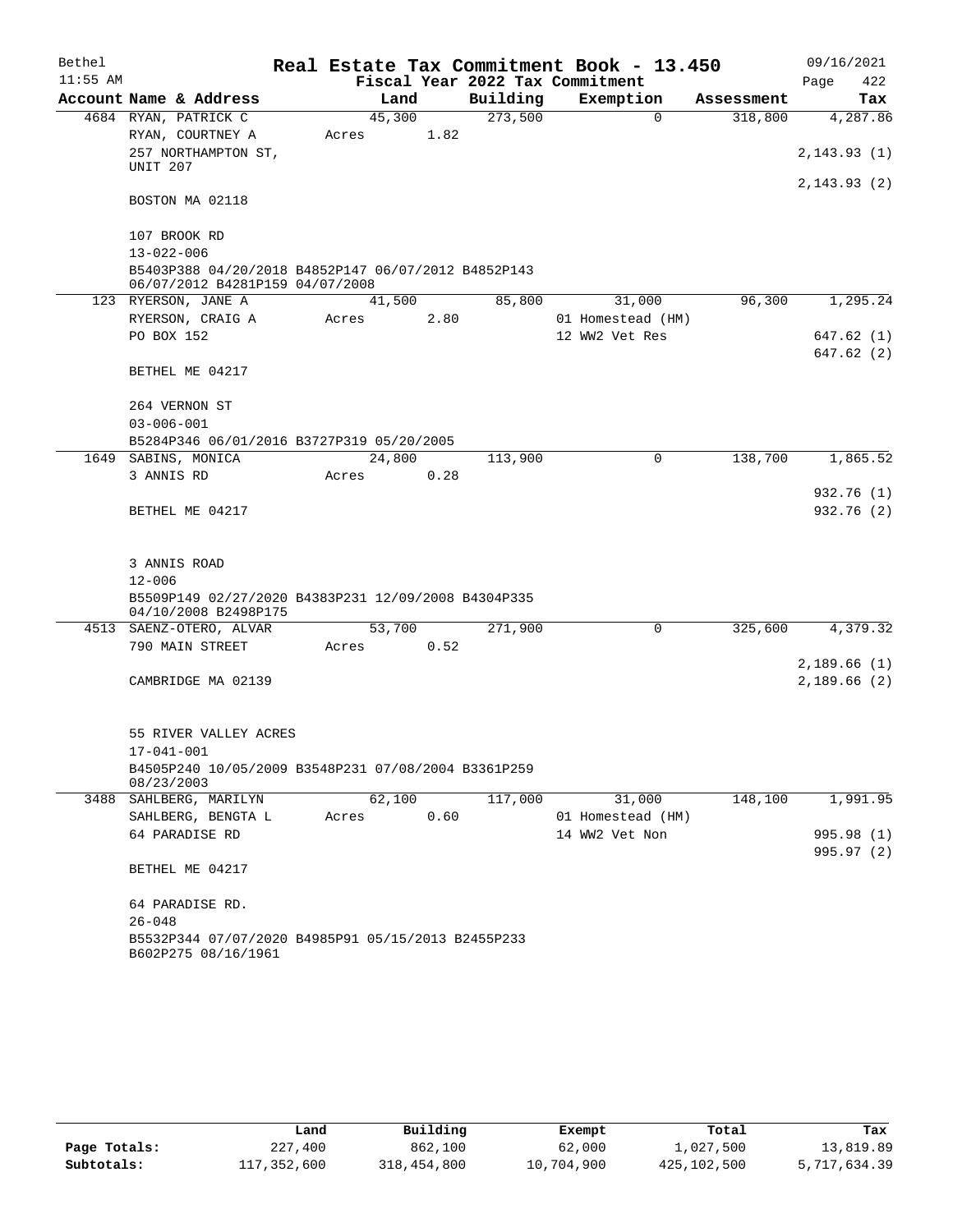# Real Estate Tax Commitment Book - 13.450

Bethel
11:55 AM

Fiscal Year 2022 Tax Commitment

09/16/2021
Page 422

| Account Name & Address | Land | Building | Exemption | Assessment | Tax |
|---|---|---|---|---|---|
| 4684 RYAN, PATRICK C | 45,300 | 273,500 | 0 | 318,800 | 4,287.86 |
| RYAN, COURTNEY A | Acres 1.82 | | | | |
| 257 NORTHAMPTON ST, UNIT 207 | | | | | 2,143.93 (1) |
| | | | | | 2,143.93 (2) |
| BOSTON MA 02118 | | | | | |
| 107 BROOK RD | | | | | |
| 13-022-006 | | | | | |
| B5403P388 04/20/2018 B4852P147 06/07/2012 B4852P143 06/07/2012 B4281P159 04/07/2008 | | | | | |
| 123 RYERSON, JANE A | 41,500 | 85,800 | 31,000 | 96,300 | 1,295.24 |
| RYERSON, CRAIG A | Acres 2.80 | | 01 Homestead (HM) | | |
| PO BOX 152 | | | 12 WW2 Vet Res | | 647.62 (1) |
| | | | | | 647.62 (2) |
| BETHEL ME 04217 | | | | | |
| 264 VERNON ST | | | | | |
| 03-006-001 | | | | | |
| B5284P346 06/01/2016 B3727P319 05/20/2005 | | | | | |
| 1649 SABINS, MONICA | 24,800 | 113,900 | 0 | 138,700 | 1,865.52 |
| 3 ANNIS RD | Acres 0.28 | | | | |
| | | | | | 932.76 (1) |
| BETHEL ME 04217 | | | | | 932.76 (2) |
| 3 ANNIS ROAD | | | | | |
| 12-006 | | | | | |
| B5509P149 02/27/2020 B4383P231 12/09/2008 B4304P335 04/10/2008 B2498P175 | | | | | |
| 4513 SAENZ-OTERO, ALVAR | 53,700 | 271,900 | 0 | 325,600 | 4,379.32 |
| 790 MAIN STREET | Acres 0.52 | | | | |
| | | | | | 2,189.66 (1) |
| CAMBRIDGE MA 02139 | | | | | 2,189.66 (2) |
| 55 RIVER VALLEY ACRES | | | | | |
| 17-041-001 | | | | | |
| B4505P240 10/05/2009 B3548P231 07/08/2004 B3361P259 08/23/2003 | | | | | |
| 3488 SAHLBERG, MARILYN | 62,100 | 117,000 | 31,000 | 148,100 | 1,991.95 |
| SAHLBERG, BENGTA L | Acres 0.60 | | 01 Homestead (HM) | | |
| 64 PARADISE RD | | | 14 WW2 Vet Non | | 995.98 (1) |
| | | | | | 995.97 (2) |
| BETHEL ME 04217 | | | | | |
| 64 PARADISE RD. | | | | | |
| 26-048 | | | | | |
| B5532P344 07/07/2020 B4985P91 05/15/2013 B2455P233 B602P275 08/16/1961 | | | | | |

| | Land | Building | Exempt | Total | Tax |
|---|---|---|---|---|---|
| Page Totals: | 227,400 | 862,100 | 62,000 | 1,027,500 | 13,819.89 |
| Subtotals: | 117,352,600 | 318,454,800 | 10,704,900 | 425,102,500 | 5,717,634.39 |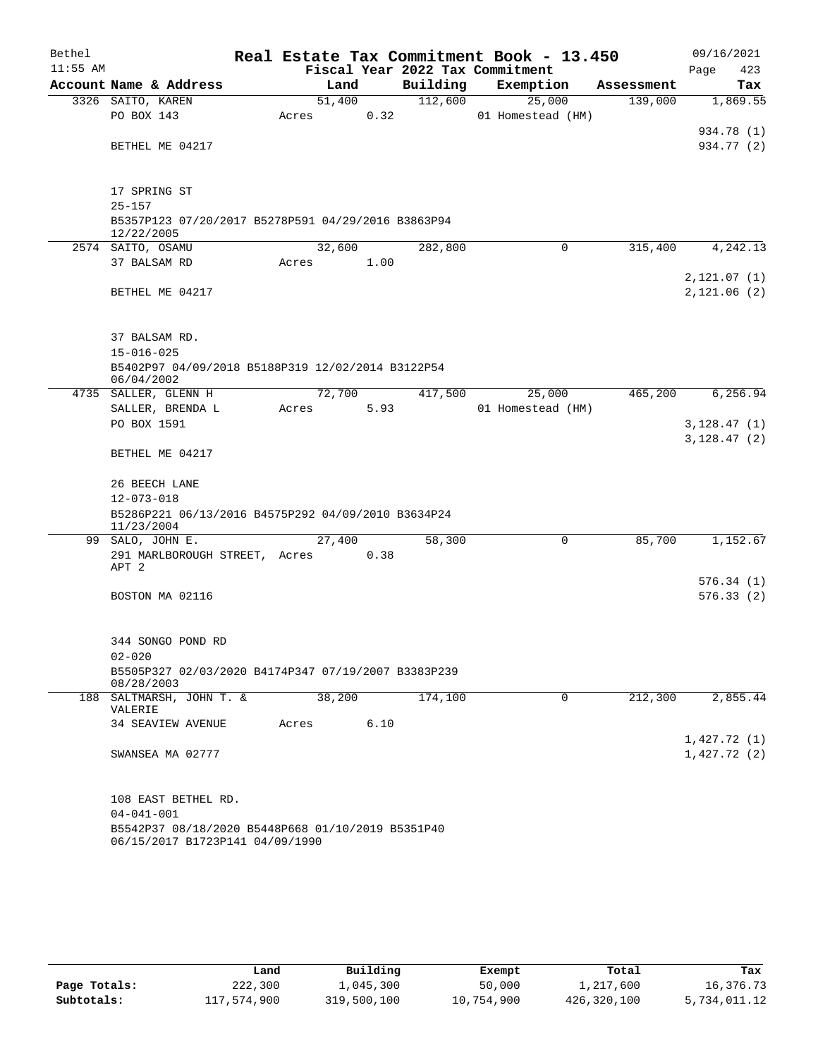# Real Estate Tax Commitment Book - 13.450

Bethel 11:55 AM — Fiscal Year 2022 Tax Commitment — 09/16/2021 Page 423

| Account Name & Address | Land | Building | Exemption | Assessment | Tax |
|---|---|---|---|---|---|
| 3326 SAITO, KAREN<br>PO BOX 143<br>BETHEL ME 04217<br><br>17 SPRING ST<br>25-157<br>B5357P123 07/20/2017 B5278P591 04/29/2016 B3863P94 12/22/2005 | 51,400<br>Acres 0.32 | 112,600 | 25,000<br>01 Homestead (HM) | 139,000 | 1,869.55<br><br>934.78 (1)<br>934.77 (2) |
| 2574 SAITO, OSAMU<br>37 BALSAM RD<br>BETHEL ME 04217<br><br>37 BALSAM RD.<br>15-016-025<br>B5402P97 04/09/2018 B5188P319 12/02/2014 B3122P54 06/04/2002 | 32,600<br>Acres 1.00 | 282,800 | 0 | 315,400 | 4,242.13<br><br>2,121.07 (1)<br>2,121.06 (2) |
| 4735 SALLER, GLENN H<br>SALLER, BRENDA L<br>PO BOX 1591<br>BETHEL ME 04217<br><br>26 BEECH LANE<br>12-073-018<br>B5286P221 06/13/2016 B4575P292 04/09/2010 B3634P24 11/23/2004 | 72,700<br>Acres 5.93 | 417,500 | 25,000<br>01 Homestead (HM) | 465,200 | 6,256.94<br><br>3,128.47 (1)<br>3,128.47 (2) |
| 99 SALO, JOHN E.<br>291 MARLBOROUGH STREET, APT 2<br>BOSTON MA 02116<br><br>344 SONGO POND RD<br>02-020<br>B5505P327 02/03/2020 B4174P347 07/19/2007 B3383P239 08/28/2003 | 27,400<br>Acres 0.38 | 58,300 | 0 | 85,700 | 1,152.67<br><br>576.34 (1)<br>576.33 (2) |
| 188 SALTMARSH, JOHN T. & VALERIE<br>34 SEAVIEW AVENUE<br>SWANSEA MA 02777<br><br>108 EAST BETHEL RD.<br>04-041-001<br>B5542P37 08/18/2020 B5448P668 01/10/2019 B5351P40 06/15/2017 B1723P141 04/09/1990 | 38,200<br>Acres 6.10 | 174,100 | 0 | 212,300 | 2,855.44<br><br>1,427.72 (1)<br>1,427.72 (2) |

| | Land | Building | Exempt | Total | Tax |
|---|---|---|---|---|---|
| Page Totals: | 222,300 | 1,045,300 | 50,000 | 1,217,600 | 16,376.73 |
| Subtotals: | 117,574,900 | 319,500,100 | 10,754,900 | 426,320,100 | 5,734,011.12 |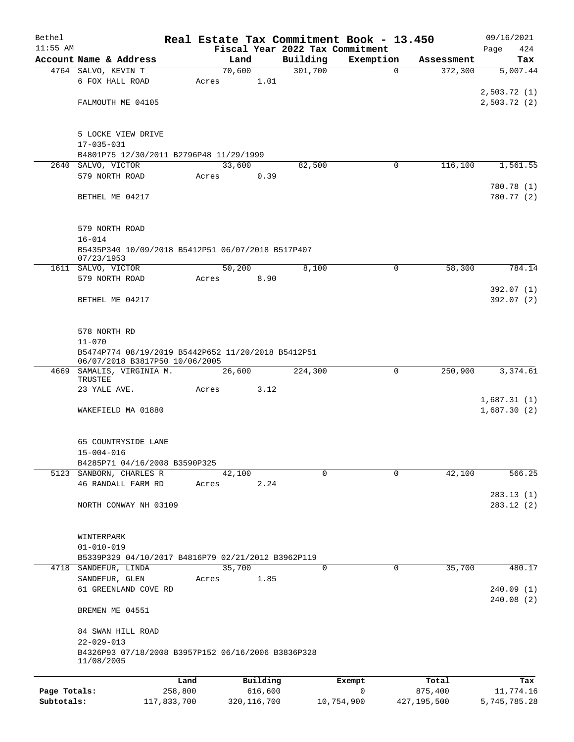Bethel 11:55 AM

# Real Estate Tax Commitment Book - 13.450

Fiscal Year 2022 Tax Commitment

09/16/2021 Page 424

| Account Name & Address | Land | Building | Exemption | Assessment | Tax |
|---|---|---|---|---|---|
| 4764 SALVO, KEVIN T | 70,600 | 301,700 | 0 | 372,300 | 5,007.44 |
| 6 FOX HALL ROAD | Acres 1.01 | | | | |
| | | | | | 2,503.72 (1) |
| FALMOUTH ME 04105 | | | | | 2,503.72 (2) |
| 5 LOCKE VIEW DRIVE | | | | | |
| 17-035-031 | | | | | |
| B4801P75 12/30/2011 B2796P48 11/29/1999 | | | | | |
| 2640 SALVO, VICTOR | 33,600 | 82,500 | 0 | 116,100 | 1,561.55 |
| 579 NORTH ROAD | Acres 0.39 | | | | |
| | | | | | 780.78 (1) |
| BETHEL ME 04217 | | | | | 780.77 (2) |
| 579 NORTH ROAD | | | | | |
| 16-014 | | | | | |
| B5435P340 10/09/2018 B5412P51 06/07/2018 B517P407 07/23/1953 | | | | | |
| 1611 SALVO, VICTOR | 50,200 | 8,100 | 0 | 58,300 | 784.14 |
| 579 NORTH ROAD | Acres 8.90 | | | | |
| | | | | | 392.07 (1) |
| BETHEL ME 04217 | | | | | 392.07 (2) |
| 578 NORTH RD | | | | | |
| 11-070 | | | | | |
| B5474P774 08/19/2019 B5442P652 11/20/2018 B5412P51 06/07/2018 B3817P50 10/06/2005 | | | | | |
| 4669 SAMALIS, VIRGINIA M. TRUSTEE | 26,600 | 224,300 | 0 | 250,900 | 3,374.61 |
| 23 YALE AVE. | Acres 3.12 | | | | |
| | | | | | 1,687.31 (1) |
| WAKEFIELD MA 01880 | | | | | 1,687.30 (2) |
| 65 COUNTRYSIDE LANE | | | | | |
| 15-004-016 | | | | | |
| B4285P71 04/16/2008 B3590P325 | | | | | |
| 5123 SANBORN, CHARLES R | 42,100 | 0 | 0 | 42,100 | 566.25 |
| 46 RANDALL FARM RD | Acres 2.24 | | | | |
| | | | | | 283.13 (1) |
| NORTH CONWAY NH 03109 | | | | | 283.12 (2) |
| WINTERPARK | | | | | |
| 01-010-019 | | | | | |
| B5339P329 04/10/2017 B4816P79 02/21/2012 B3962P119 | | | | | |
| 4718 SANDEFUR, LINDA | 35,700 | 0 | 0 | 35,700 | 480.17 |
| SANDEFUR, GLEN | Acres 1.85 | | | | |
| 61 GREENLAND COVE RD | | | | | 240.09 (1) |
| | | | | | 240.08 (2) |
| BREMEN ME 04551 | | | | | |
| 84 SWAN HILL ROAD | | | | | |
| 22-029-013 | | | | | |
| B4326P93 07/18/2008 B3957P152 06/16/2006 B3836P328 11/08/2005 | | | | | |

| | Land | Building | Exempt | Total | Tax |
|---|---|---|---|---|---|
| Page Totals: | 258,800 | 616,600 | 0 | 875,400 | 11,774.16 |
| Subtotals: | 117,833,700 | 320,116,700 | 10,754,900 | 427,195,500 | 5,745,785.28 |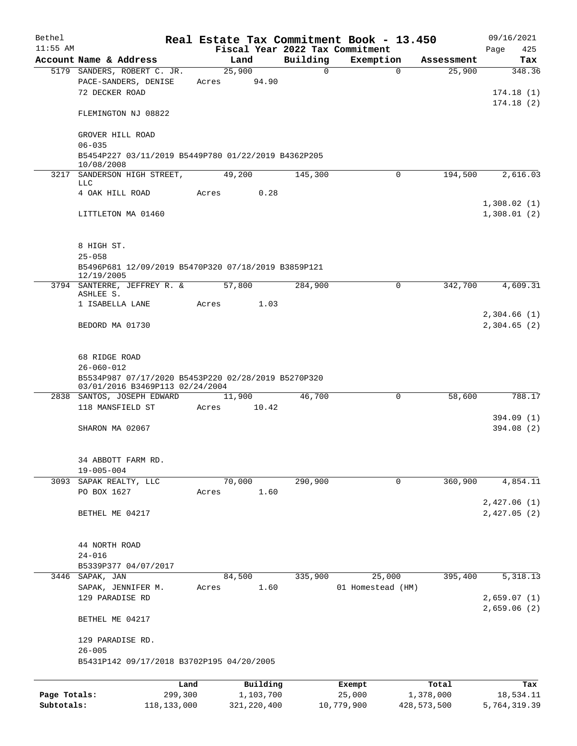Bethel 11:55 AM

# Real Estate Tax Commitment Book - 13.450

Fiscal Year 2022 Tax Commitment

09/16/2021 Page 425

| Account Name & Address | Land | Building | Exemption | Assessment | Tax |
|---|---|---|---|---|---|
| 5179 SANDERS, ROBERT C. JR. | 25,900 | 0 | 0 | 25,900 | 348.36 |
| PACE-SANDERS, DENISE | Acres 94.90 | | | | |
| 72 DECKER ROAD | | | | | 174.18 (1) |
| | | | | | 174.18 (2) |
| FLEMINGTON NJ 08822 | | | | | |
| GROVER HILL ROAD | | | | | |
| 06-035 | | | | | |
| B5454P227 03/11/2019 B5449P780 01/22/2019 B4362P205 10/08/2008 | | | | | |
| 3217 SANDERSON HIGH STREET, LLC | 49,200 | 145,300 | 0 | 194,500 | 2,616.03 |
| 4 OAK HILL ROAD | Acres 0.28 | | | | |
| | | | | | 1,308.02 (1) |
| LITTLETON MA 01460 | | | | | 1,308.01 (2) |
| 8 HIGH ST. | | | | | |
| 25-058 | | | | | |
| B5496P681 12/09/2019 B5470P320 07/18/2019 B3859P121 12/19/2005 | | | | | |
| 3794 SANTERRE, JEFFREY R. & ASHLEE S. | 57,800 | 284,900 | 0 | 342,700 | 4,609.31 |
| 1 ISABELLA LANE | Acres 1.03 | | | | |
| | | | | | 2,304.66 (1) |
| BEDORD MA 01730 | | | | | 2,304.65 (2) |
| 68 RIDGE ROAD | | | | | |
| 26-060-012 | | | | | |
| B5534P987 07/17/2020 B5453P220 02/28/2019 B5270P320 03/01/2016 B3469P113 02/24/2004 | | | | | |
| 2838 SANTOS, JOSEPH EDWARD | 11,900 | 46,700 | 0 | 58,600 | 788.17 |
| 118 MANSFIELD ST | Acres 10.42 | | | | |
| | | | | | 394.09 (1) |
| SHARON MA 02067 | | | | | 394.08 (2) |
| 34 ABBOTT FARM RD. | | | | | |
| 19-005-004 | | | | | |
| 3093 SAPAK REALTY, LLC | 70,000 | 290,900 | 0 | 360,900 | 4,854.11 |
| PO BOX 1627 | Acres 1.60 | | | | |
| | | | | | 2,427.06 (1) |
| BETHEL ME 04217 | | | | | 2,427.05 (2) |
| 44 NORTH ROAD | | | | | |
| 24-016 | | | | | |
| B5339P377 04/07/2017 | | | | | |
| 3446 SAPAK, JAN | 84,500 | 335,900 | 25,000 | 395,400 | 5,318.13 |
| SAPAK, JENNIFER M. | Acres 1.60 | | 01 Homestead (HM) | | |
| 129 PARADISE RD | | | | | 2,659.07 (1) |
| | | | | | 2,659.06 (2) |
| BETHEL ME 04217 | | | | | |
| 129 PARADISE RD. | | | | | |
| 26-005 | | | | | |
| B5431P142 09/17/2018 B3702P195 04/20/2005 | | | | | |

| | Land | Building | Exempt | Total | Tax |
|---|---|---|---|---|---|
| Page Totals: | 299,300 | 1,103,700 | 25,000 | 1,378,000 | 18,534.11 |
| Subtotals: | 118,133,000 | 321,220,400 | 10,779,900 | 428,573,500 | 5,764,319.39 |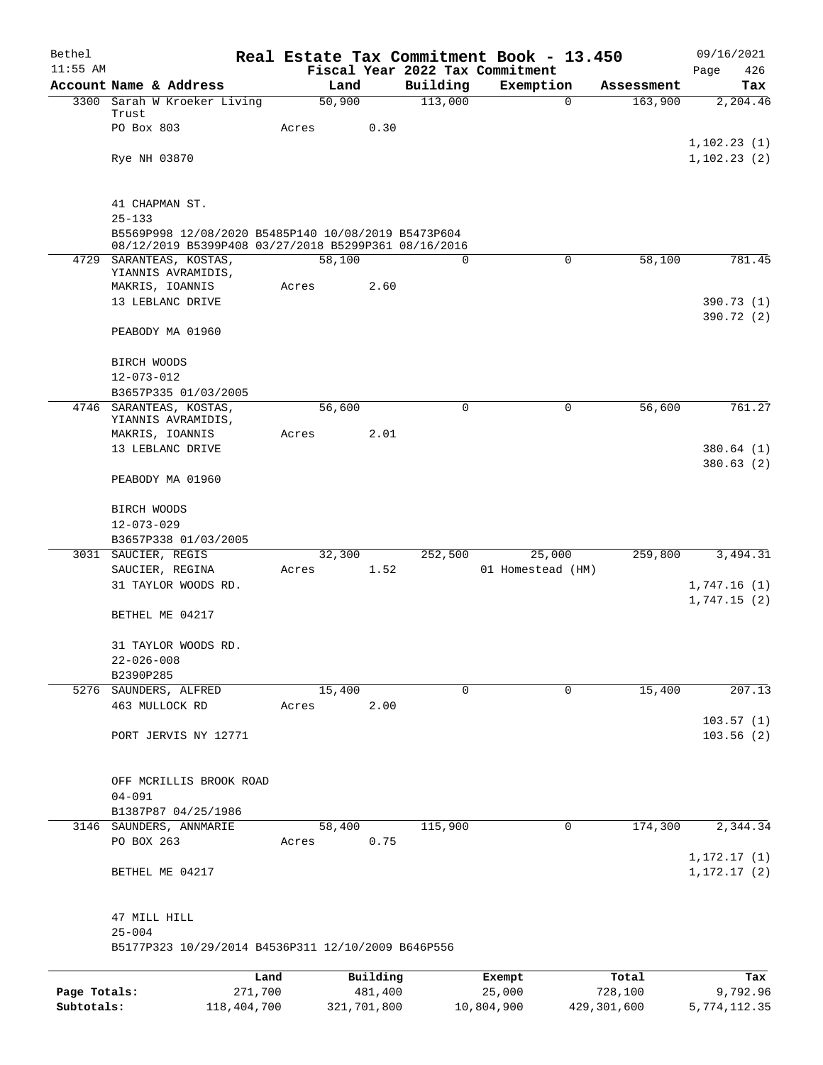Bethel 11:55 AM

# Real Estate Tax Commitment Book - 13.450

Fiscal Year 2022 Tax Commitment

09/16/2021 Page 426

| Account Name & Address | Land | Building | Exemption | Assessment | Tax |
|---|---|---|---|---|---|
| 3300 Sarah W Kroeker Living Trust | 50,900 | 113,000 | 0 | 163,900 | 2,204.46 |
| PO Box 803 | Acres 0.30 | | | | |
| | | | | | 1,102.23 (1) |
| Rye NH 03870 | | | | | 1,102.23 (2) |
| 41 CHAPMAN ST. | | | | | |
| 25-133 | | | | | |
| B5569P998 12/08/2020 B5485P140 10/08/2019 B5473P604 08/12/2019 B5399P408 03/27/2018 B5299P361 08/16/2016 | | | | | |
| 4729 SARANTEAS, KOSTAS, YIANNIS AVRAMIDIS, | 58,100 | 0 | 0 | 58,100 | 781.45 |
| MAKRIS, IOANNIS | Acres 2.60 | | | | |
| 13 LEBLANC DRIVE | | | | | 390.73 (1) |
| | | | | | 390.72 (2) |
| PEABODY MA 01960 | | | | | |
| BIRCH WOODS | | | | | |
| 12-073-012 | | | | | |
| B3657P335 01/03/2005 | | | | | |
| 4746 SARANTEAS, KOSTAS, YIANNIS AVRAMIDIS, | 56,600 | 0 | 0 | 56,600 | 761.27 |
| MAKRIS, IOANNIS | Acres 2.01 | | | | |
| 13 LEBLANC DRIVE | | | | | 380.64 (1) |
| | | | | | 380.63 (2) |
| PEABODY MA 01960 | | | | | |
| BIRCH WOODS | | | | | |
| 12-073-029 | | | | | |
| B3657P338 01/03/2005 | | | | | |
| 3031 SAUCIER, REGIS | 32,300 | 252,500 | 25,000 | 259,800 | 3,494.31 |
| SAUCIER, REGINA | Acres 1.52 | | 01 Homestead (HM) | | |
| 31 TAYLOR WOODS RD. | | | | | 1,747.16 (1) |
| | | | | | 1,747.15 (2) |
| BETHEL ME 04217 | | | | | |
| 31 TAYLOR WOODS RD. | | | | | |
| 22-026-008 | | | | | |
| B2390P285 | | | | | |
| 5276 SAUNDERS, ALFRED | 15,400 | 0 | 0 | 15,400 | 207.13 |
| 463 MULLOCK RD | Acres 2.00 | | | | |
| | | | | | 103.57 (1) |
| PORT JERVIS NY 12771 | | | | | 103.56 (2) |
| OFF MCRILLIS BROOK ROAD | | | | | |
| 04-091 | | | | | |
| B1387P87 04/25/1986 | | | | | |
| 3146 SAUNDERS, ANNMARIE | 58,400 | 115,900 | 0 | 174,300 | 2,344.34 |
| PO BOX 263 | Acres 0.75 | | | | |
| | | | | | 1,172.17 (1) |
| BETHEL ME 04217 | | | | | 1,172.17 (2) |
| 47 MILL HILL | | | | | |
| 25-004 | | | | | |
| B5177P323 10/29/2014 B4536P311 12/10/2009 B646P556 | | | | | |

| | Land | Building | Exempt | Total | Tax |
|---|---|---|---|---|---|
| Page Totals: | 271,700 | 481,400 | 25,000 | 728,100 | 9,792.96 |
| Subtotals: | 118,404,700 | 321,701,800 | 10,804,900 | 429,301,600 | 5,774,112.35 |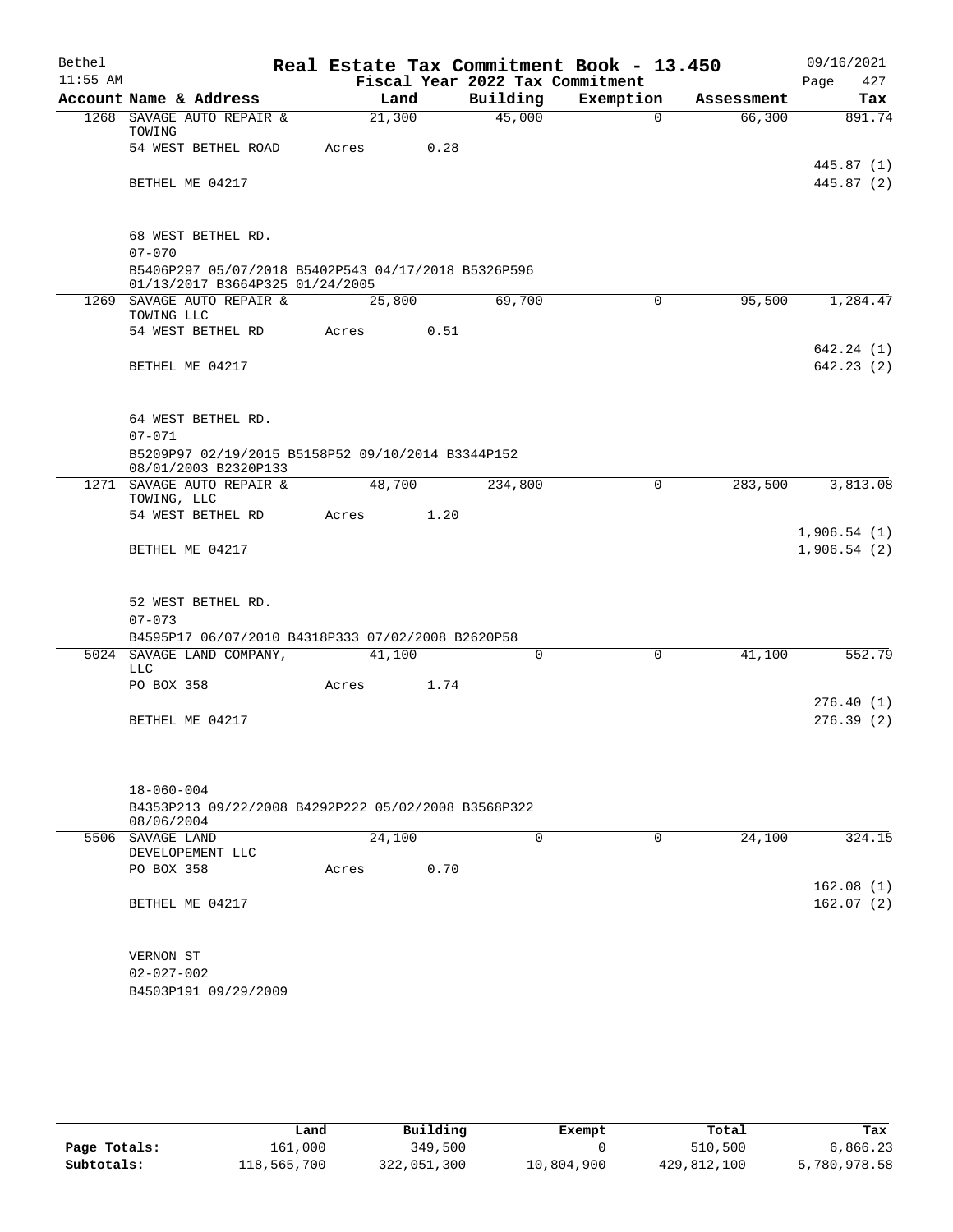# Real Estate Tax Commitment Book - 13.450

Bethel 11:55 AM — Fiscal Year 2022 Tax Commitment — 09/16/2021

| Account | Name & Address | Land | Building | Exemption | Assessment | Tax |
|---|---|---|---|---|---|---|
| 1268 | SAVAGE AUTO REPAIR & TOWING | 21,300 | 45,000 | 0 | 66,300 | 891.74 |
| | 54 WEST BETHEL ROAD | Acres 0.28 | | | | |
| | | | | | | 445.87 (1) |
| | BETHEL ME 04217 | | | | | 445.87 (2) |
| | 68 WEST BETHEL RD. | | | | | |
| | 07-070 | | | | | |
| | B5406P297 05/07/2018 B5402P543 04/17/2018 B5326P596 01/13/2017 B3664P325 01/24/2005 | | | | | |
| 1269 | SAVAGE AUTO REPAIR & TOWING LLC | 25,800 | 69,700 | 0 | 95,500 | 1,284.47 |
| | 54 WEST BETHEL RD | Acres 0.51 | | | | |
| | | | | | | 642.24 (1) |
| | BETHEL ME 04217 | | | | | 642.23 (2) |
| | 64 WEST BETHEL RD. | | | | | |
| | 07-071 | | | | | |
| | B5209P97 02/19/2015 B5158P52 09/10/2014 B3344P152 08/01/2003 B2320P133 | | | | | |
| 1271 | SAVAGE AUTO REPAIR & TOWING, LLC | 48,700 | 234,800 | 0 | 283,500 | 3,813.08 |
| | 54 WEST BETHEL RD | Acres 1.20 | | | | |
| | | | | | | 1,906.54 (1) |
| | BETHEL ME 04217 | | | | | 1,906.54 (2) |
| | 52 WEST BETHEL RD. | | | | | |
| | 07-073 | | | | | |
| | B4595P17 06/07/2010 B4318P333 07/02/2008 B2620P58 | | | | | |
| 5024 | SAVAGE LAND COMPANY, LLC | 41,100 | 0 | 0 | 41,100 | 552.79 |
| | PO BOX 358 | Acres 1.74 | | | | |
| | | | | | | 276.40 (1) |
| | BETHEL ME 04217 | | | | | 276.39 (2) |
| | 18-060-004 | | | | | |
| | B4353P213 09/22/2008 B4292P222 05/02/2008 B3568P322 08/06/2004 | | | | | |
| 5506 | SAVAGE LAND DEVELOPEMENT LLC | 24,100 | 0 | 0 | 24,100 | 324.15 |
| | PO BOX 358 | Acres 0.70 | | | | |
| | | | | | | 162.08 (1) |
| | BETHEL ME 04217 | | | | | 162.07 (2) |
| | VERNON ST | | | | | |
| | 02-027-002 | | | | | |
| | B4503P191 09/29/2009 | | | | | |

| | Land | Building | Exempt | Total | Tax |
|---|---|---|---|---|---|
| Page Totals: | 161,000 | 349,500 | 0 | 510,500 | 6,866.23 |
| Subtotals: | 118,565,700 | 322,051,300 | 10,804,900 | 429,812,100 | 5,780,978.58 |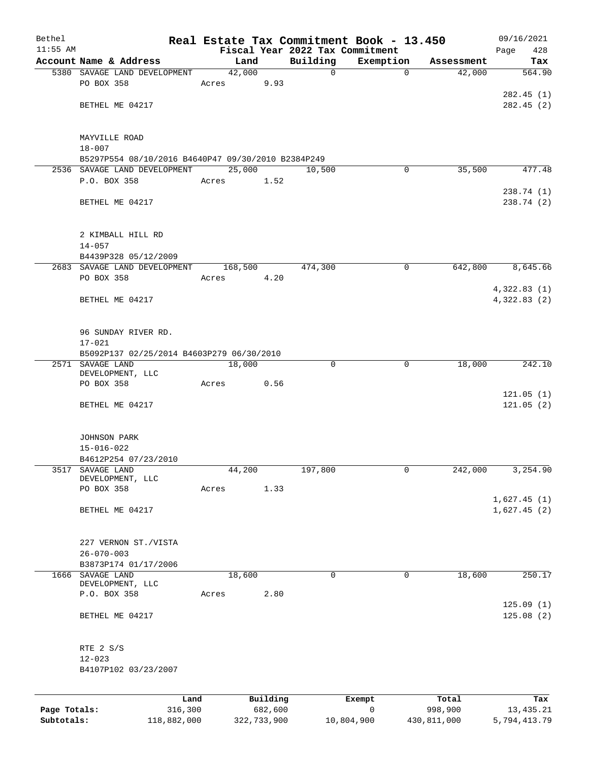# Real Estate Tax Commitment Book - 13.450

Bethel
11:55 AM

Fiscal Year 2022 Tax Commitment

09/16/2021

| Account | Name & Address | Land | Building | Exemption | Assessment | Tax |
|---|---|---|---|---|---|---|
| 5380 | SAVAGE LAND DEVELOPMENT<br>PO BOX 358<br>BETHEL ME 04217<br><br>MAYVILLE ROAD<br>18-007<br>B5297P554 08/10/2016 B4640P47 09/30/2010 B2384P249 | 42,000<br>Acres 9.93 | 0 | 0 | 42,000 | 564.90<br><br>282.45 (1)<br>282.45 (2) |
| 2536 | SAVAGE LAND DEVELOPMENT<br>P.O. BOX 358<br>BETHEL ME 04217<br><br>2 KIMBALL HILL RD<br>14-057<br>B4439P328 05/12/2009 | 25,000<br>Acres 1.52 | 10,500 | 0 | 35,500 | 477.48<br><br>238.74 (1)<br>238.74 (2) |
| 2683 | SAVAGE LAND DEVELOPMENT<br>PO BOX 358<br>BETHEL ME 04217<br><br>96 SUNDAY RIVER RD.<br>17-021<br>B5092P137 02/25/2014 B4603P279 06/30/2010 | 168,500<br>Acres 4.20 | 474,300 | 0 | 642,800 | 8,645.66<br><br>4,322.83 (1)<br>4,322.83 (2) |
| 2571 | SAVAGE LAND DEVELOPMENT, LLC<br>PO BOX 358<br>BETHEL ME 04217<br><br>JOHNSON PARK<br>15-016-022<br>B4612P254 07/23/2010 | 18,000<br>Acres 0.56 | 0 | 0 | 18,000 | 242.10<br><br>121.05 (1)<br>121.05 (2) |
| 3517 | SAVAGE LAND DEVELOPMENT, LLC<br>PO BOX 358<br>BETHEL ME 04217<br><br>227 VERNON ST./VISTA<br>26-070-003<br>B3873P174 01/17/2006 | 44,200<br>Acres 1.33 | 197,800 | 0 | 242,000 | 3,254.90<br><br>1,627.45 (1)<br>1,627.45 (2) |
| 1666 | SAVAGE LAND DEVELOPMENT, LLC<br>P.O. BOX 358<br>BETHEL ME 04217<br><br>RTE 2 S/S<br>12-023<br>B4107P102 03/23/2007 | 18,600<br>Acres 2.80 | 0 | 0 | 18,600 | 250.17<br><br>125.09 (1)<br>125.08 (2) |

| | Land | Building | Exempt | Total | Tax |
|---|---|---|---|---|---|
| Page Totals: | 316,300 | 682,600 | 0 | 998,900 | 13,435.21 |
| Subtotals: | 118,882,000 | 322,733,900 | 10,804,900 | 430,811,000 | 5,794,413.79 |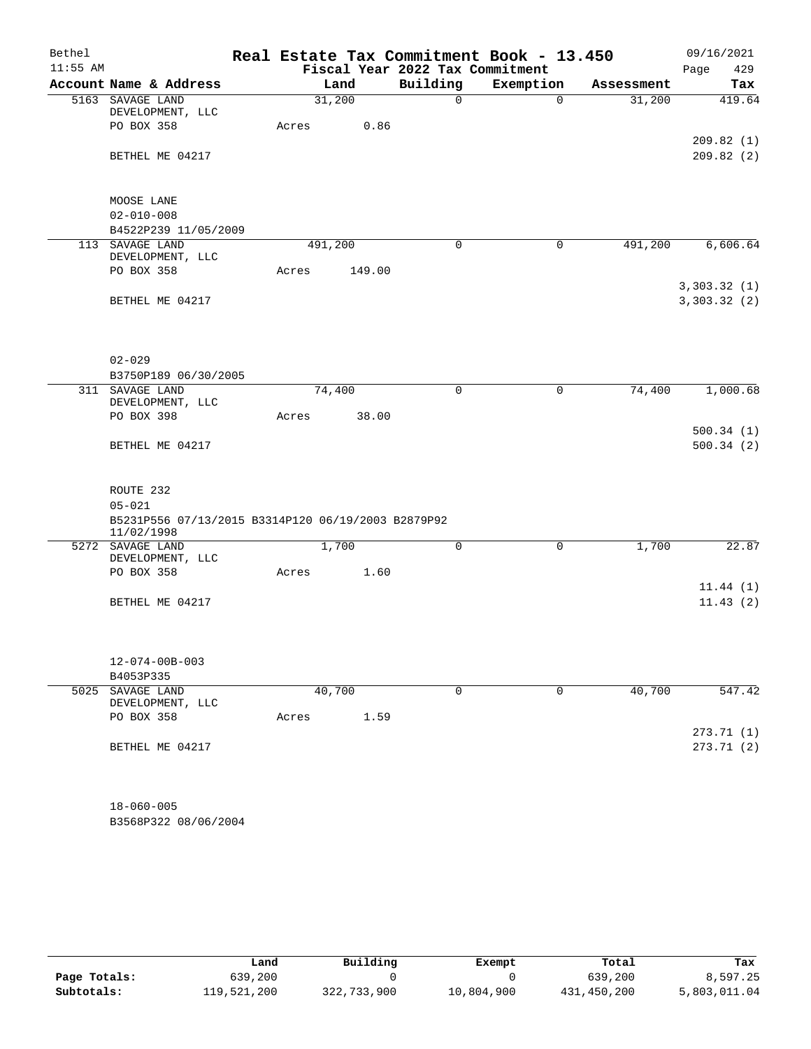# Real Estate Tax Commitment Book - 13.450

Bethel
11:55 AM

Fiscal Year 2022 Tax Commitment

09/16/2021
Page 429

| Account | Name & Address | Land | Building | Exemption | Assessment | Tax |
|---|---|---|---|---|---|---|
| 5163 | SAVAGE LAND DEVELOPMENT, LLC | 31,200 | 0 | 0 | 31,200 | 419.64 |
| | PO BOX 358 | Acres 0.86 | | | | |
| | | | | | | 209.82 (1) |
| | BETHEL ME 04217 | | | | | 209.82 (2) |
| | MOOSE LANE | | | | | |
| | 02-010-008 | | | | | |
| | B4522P239 11/05/2009 | | | | | |
| 113 | SAVAGE LAND DEVELOPMENT, LLC | 491,200 | 0 | 0 | 491,200 | 6,606.64 |
| | PO BOX 358 | Acres 149.00 | | | | |
| | | | | | | 3,303.32 (1) |
| | BETHEL ME 04217 | | | | | 3,303.32 (2) |
| | 02-029 | | | | | |
| | B3750P189 06/30/2005 | | | | | |
| 311 | SAVAGE LAND DEVELOPMENT, LLC | 74,400 | 0 | 0 | 74,400 | 1,000.68 |
| | PO BOX 398 | Acres 38.00 | | | | |
| | | | | | | 500.34 (1) |
| | BETHEL ME 04217 | | | | | 500.34 (2) |
| | ROUTE 232 | | | | | |
| | 05-021 | | | | | |
| | B5231P556 07/13/2015 B3314P120 06/19/2003 B2879P92 11/02/1998 | | | | | |
| 5272 | SAVAGE LAND DEVELOPMENT, LLC | 1,700 | 0 | 0 | 1,700 | 22.87 |
| | PO BOX 358 | Acres 1.60 | | | | |
| | | | | | | 11.44 (1) |
| | BETHEL ME 04217 | | | | | 11.43 (2) |
| | 12-074-00B-003 | | | | | |
| | B4053P335 | | | | | |
| 5025 | SAVAGE LAND DEVELOPMENT, LLC | 40,700 | 0 | 0 | 40,700 | 547.42 |
| | PO BOX 358 | Acres 1.59 | | | | |
| | | | | | | 273.71 (1) |
| | BETHEL ME 04217 | | | | | 273.71 (2) |
| | 18-060-005 | | | | | |
| | B3568P322 08/06/2004 | | | | | |

| | Land | Building | Exempt | Total | Tax |
|---|---|---|---|---|---|
| Page Totals: | 639,200 | 0 | 0 | 639,200 | 8,597.25 |
| Subtotals: | 119,521,200 | 322,733,900 | 10,804,900 | 431,450,200 | 5,803,011.04 |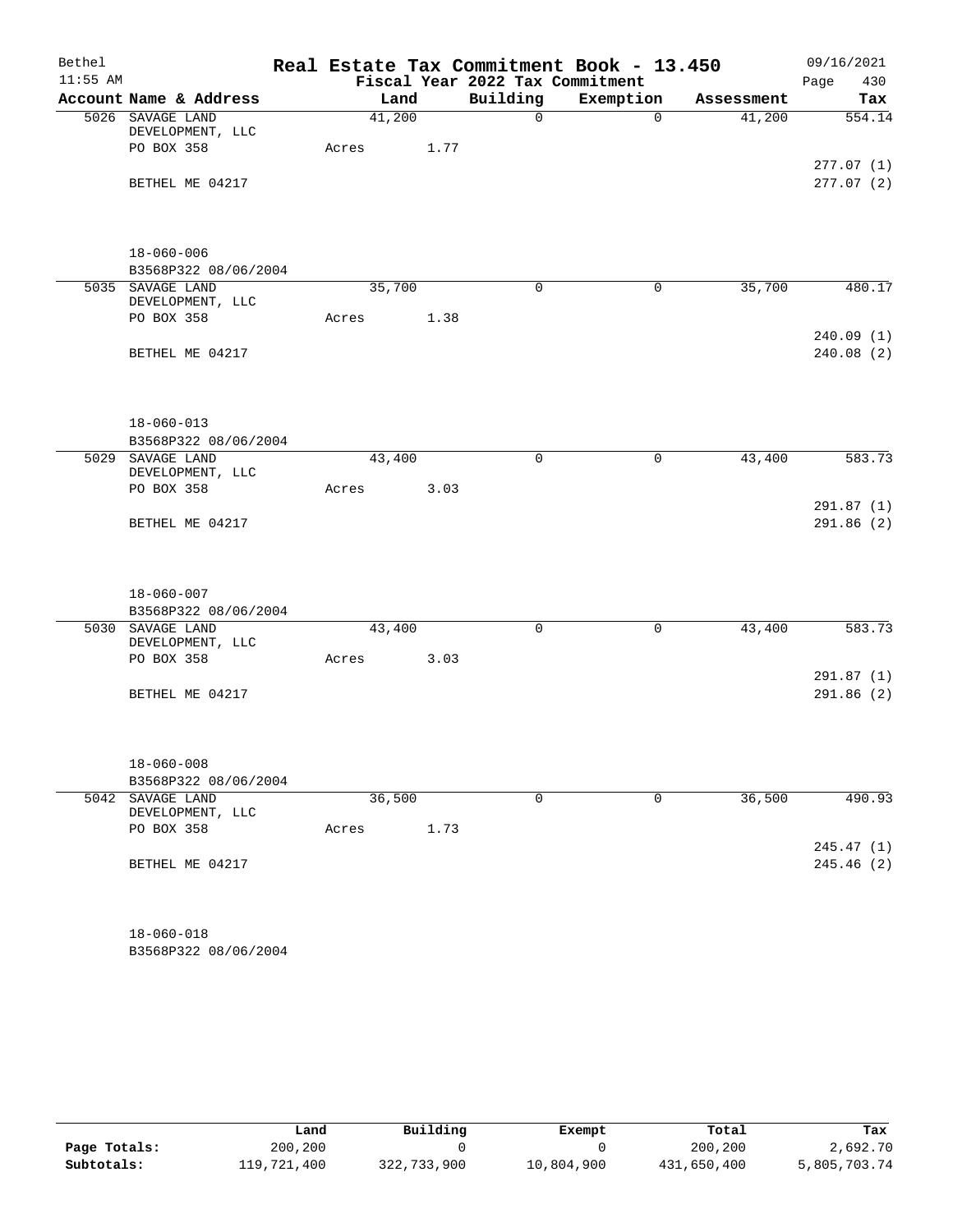# Real Estate Tax Commitment Book - 13.450

Bethel
11:55 AM

Fiscal Year 2022 Tax Commitment

09/16/2021
Page 430

| Account | Name & Address | Land | Building | Exemption | Assessment | Tax |
|---|---|---|---|---|---|---|
| 5026 | SAVAGE LAND DEVELOPMENT, LLC<br>PO BOX 358<br>BETHEL ME 04217<br>18-060-006<br>B3568P322 08/06/2004 | 41,200<br>Acres 1.77 | 0 | 0 | 41,200 | 554.14<br>277.07 (1)<br>277.07 (2) |
| 5035 | SAVAGE LAND DEVELOPMENT, LLC<br>PO BOX 358<br>BETHEL ME 04217<br>18-060-013<br>B3568P322 08/06/2004 | 35,700<br>Acres 1.38 | 0 | 0 | 35,700 | 480.17<br>240.09 (1)<br>240.08 (2) |
| 5029 | SAVAGE LAND DEVELOPMENT, LLC<br>PO BOX 358<br>BETHEL ME 04217<br>18-060-007<br>B3568P322 08/06/2004 | 43,400<br>Acres 3.03 | 0 | 0 | 43,400 | 583.73<br>291.87 (1)<br>291.86 (2) |
| 5030 | SAVAGE LAND DEVELOPMENT, LLC<br>PO BOX 358<br>BETHEL ME 04217<br>18-060-008<br>B3568P322 08/06/2004 | 43,400<br>Acres 3.03 | 0 | 0 | 43,400 | 583.73<br>291.87 (1)<br>291.86 (2) |
| 5042 | SAVAGE LAND DEVELOPMENT, LLC<br>PO BOX 358<br>BETHEL ME 04217<br>18-060-018<br>B3568P322 08/06/2004 | 36,500<br>Acres 1.73 | 0 | 0 | 36,500 | 490.93<br>245.47 (1)<br>245.46 (2) |

| | Land | Building | Exempt | Total | Tax |
|---|---|---|---|---|---|
| Page Totals: | 200,200 | 0 | 0 | 200,200 | 2,692.70 |
| Subtotals: | 119,721,400 | 322,733,900 | 10,804,900 | 431,650,400 | 5,805,703.74 |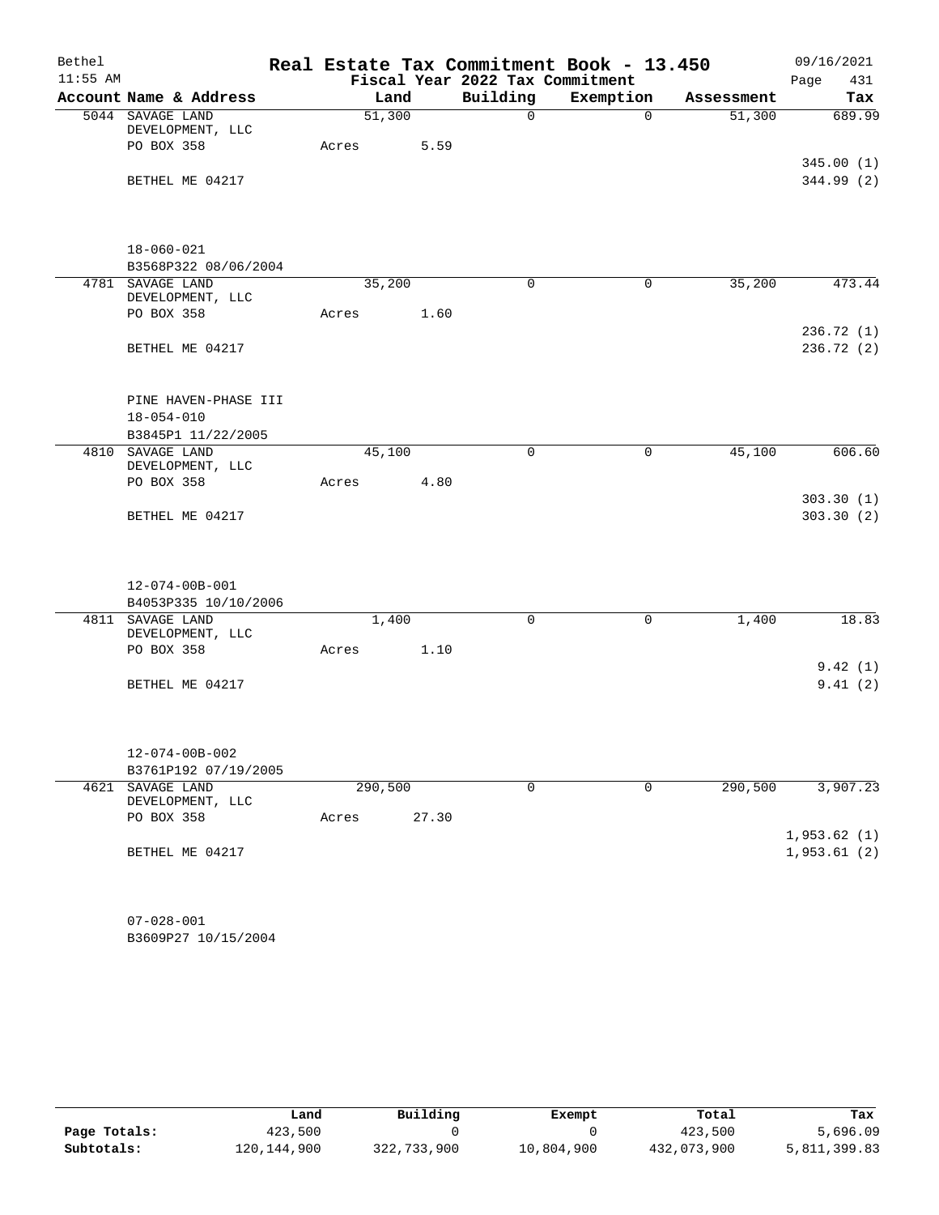Bethel 11:55 AM

# Real Estate Tax Commitment Book - 13.450

Fiscal Year 2022 Tax Commitment

09/16/2021

| Account Name & Address | Land | Building | Exemption | Assessment | Tax |
|---|---|---|---|---|---|
| 5044 SAVAGE LAND DEVELOPMENT, LLC | 51,300 | 0 | 0 | 51,300 | 689.99 |
| PO BOX 358 | Acres 5.59 | | | | |
| | | | | | 345.00 (1) |
| BETHEL ME 04217 | | | | | 344.99 (2) |
| 18-060-021 | | | | | |
| B3568P322 08/06/2004 | | | | | |
| 4781 SAVAGE LAND DEVELOPMENT, LLC | 35,200 | 0 | 0 | 35,200 | 473.44 |
| PO BOX 358 | Acres 1.60 | | | | |
| | | | | | 236.72 (1) |
| BETHEL ME 04217 | | | | | 236.72 (2) |
| PINE HAVEN-PHASE III | | | | | |
| 18-054-010 | | | | | |
| B3845P1 11/22/2005 | | | | | |
| 4810 SAVAGE LAND DEVELOPMENT, LLC | 45,100 | 0 | 0 | 45,100 | 606.60 |
| PO BOX 358 | Acres 4.80 | | | | |
| | | | | | 303.30 (1) |
| BETHEL ME 04217 | | | | | 303.30 (2) |
| 12-074-00B-001 | | | | | |
| B4053P335 10/10/2006 | | | | | |
| 4811 SAVAGE LAND DEVELOPMENT, LLC | 1,400 | 0 | 0 | 1,400 | 18.83 |
| PO BOX 358 | Acres 1.10 | | | | |
| | | | | | 9.42 (1) |
| BETHEL ME 04217 | | | | | 9.41 (2) |
| 12-074-00B-002 | | | | | |
| B3761P192 07/19/2005 | | | | | |
| 4621 SAVAGE LAND DEVELOPMENT, LLC | 290,500 | 0 | 0 | 290,500 | 3,907.23 |
| PO BOX 358 | Acres 27.30 | | | | |
| | | | | | 1,953.62 (1) |
| BETHEL ME 04217 | | | | | 1,953.61 (2) |
| 07-028-001 | | | | | |
| B3609P27 10/15/2004 | | | | | |

| | Land | Building | Exempt | Total | Tax |
|---|---|---|---|---|---|
| Page Totals: | 423,500 | 0 | 0 | 423,500 | 5,696.09 |
| Subtotals: | 120,144,900 | 322,733,900 | 10,804,900 | 432,073,900 | 5,811,399.83 |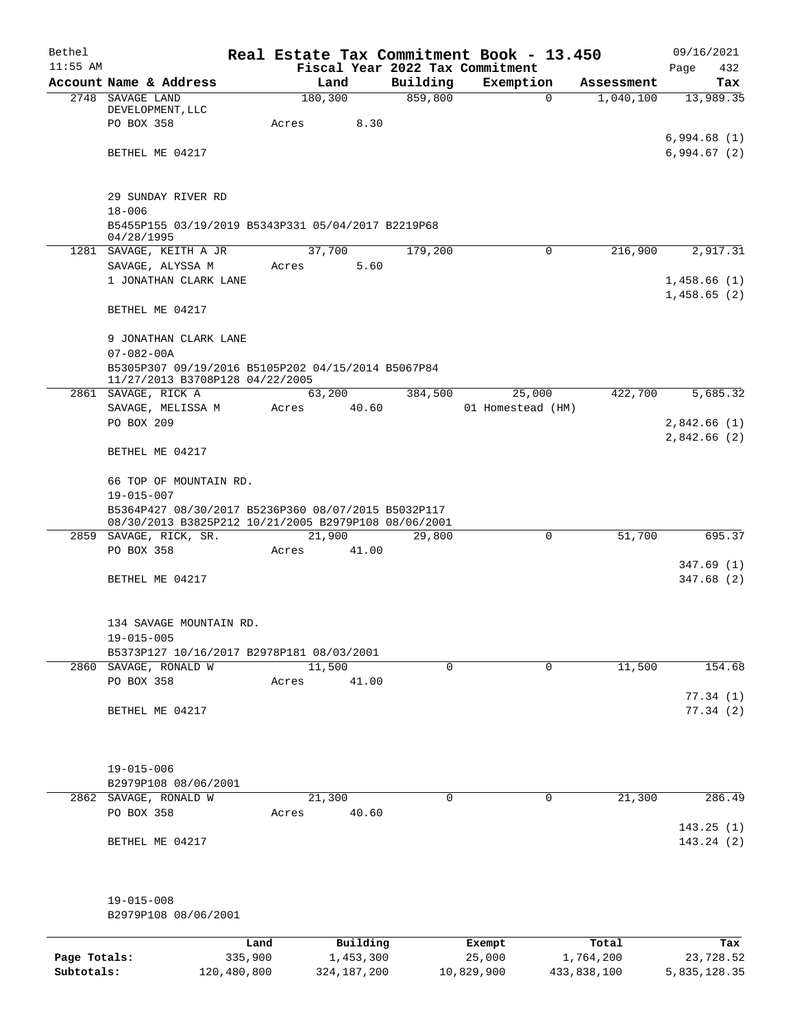Bethel 11:55 AM

# Real Estate Tax Commitment Book - 13.450

Fiscal Year 2022 Tax Commitment

09/16/2021 Page 432

| Account Name & Address | Land | Building | Exemption | Assessment | Tax |
|---|---|---|---|---|---|
| 2748 SAVAGE LAND DEVELOPMENT, LLC | 180,300 | 859,800 | 0 | 1,040,100 | 13,989.35 |
| PO BOX 358 | Acres 8.30 | | | | |
| | | | | | 6,994.68 (1) |
| BETHEL ME 04217 | | | | | 6,994.67 (2) |
| 29 SUNDAY RIVER RD | | | | | |
| 18-006 | | | | | |
| B5455P155 03/19/2019 B5343P331 05/04/2017 B2219P68 04/28/1995 | | | | | |
| 1281 SAVAGE, KEITH A JR | 37,700 | 179,200 | 0 | 216,900 | 2,917.31 |
| SAVAGE, ALYSSA M | Acres 5.60 | | | | |
| 1 JONATHAN CLARK LANE | | | | | 1,458.66 (1) |
| | | | | | 1,458.65 (2) |
| BETHEL ME 04217 | | | | | |
| 9 JONATHAN CLARK LANE | | | | | |
| 07-082-00A | | | | | |
| B5305P307 09/19/2016 B5105P202 04/15/2014 B5067P84 11/27/2013 B3708P128 04/22/2005 | | | | | |
| 2861 SAVAGE, RICK A | 63,200 | 384,500 | 25,000 | 422,700 | 5,685.32 |
| SAVAGE, MELISSA M | Acres 40.60 | | 01 Homestead (HM) | | |
| PO BOX 209 | | | | | 2,842.66 (1) |
| | | | | | 2,842.66 (2) |
| BETHEL ME 04217 | | | | | |
| 66 TOP OF MOUNTAIN RD. | | | | | |
| 19-015-007 | | | | | |
| B5364P427 08/30/2017 B5236P360 08/07/2015 B5032P117 08/30/2013 B3825P212 10/21/2005 B2979P108 08/06/2001 | | | | | |
| 2859 SAVAGE, RICK, SR. | 21,900 | 29,800 | 0 | 51,700 | 695.37 |
| PO BOX 358 | Acres 41.00 | | | | |
| | | | | | 347.69 (1) |
| BETHEL ME 04217 | | | | | 347.68 (2) |
| 134 SAVAGE MOUNTAIN RD. | | | | | |
| 19-015-005 | | | | | |
| B5373P127 10/16/2017 B2978P181 08/03/2001 | | | | | |
| 2860 SAVAGE, RONALD W | 11,500 | 0 | 0 | 11,500 | 154.68 |
| PO BOX 358 | Acres 41.00 | | | | |
| | | | | | 77.34 (1) |
| BETHEL ME 04217 | | | | | 77.34 (2) |
| 19-015-006 | | | | | |
| B2979P108 08/06/2001 | | | | | |
| 2862 SAVAGE, RONALD W | 21,300 | 0 | 0 | 21,300 | 286.49 |
| PO BOX 358 | Acres 40.60 | | | | |
| | | | | | 143.25 (1) |
| BETHEL ME 04217 | | | | | 143.24 (2) |
| 19-015-008 | | | | | |
| B2979P108 08/06/2001 | | | | | |

| | Land | Building | Exempt | Total | Tax |
|---|---|---|---|---|---|
| Page Totals: | 335,900 | 1,453,300 | 25,000 | 1,764,200 | 23,728.52 |
| Subtotals: | 120,480,800 | 324,187,200 | 10,829,900 | 433,838,100 | 5,835,128.35 |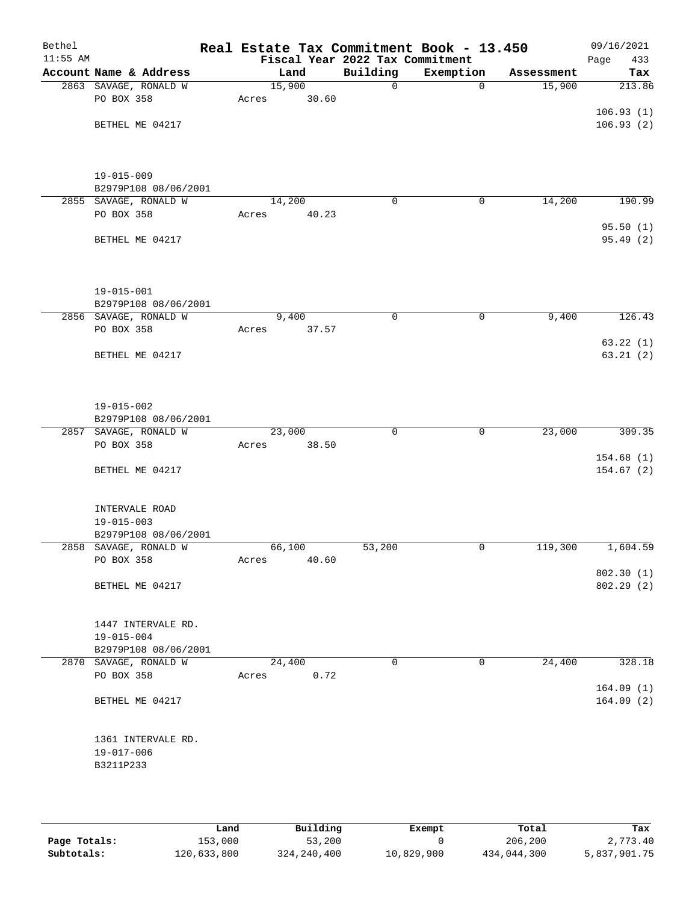# Real Estate Tax Commitment Book - 13.450

Bethel
11:55 AM

Fiscal Year 2022 Tax Commitment

09/16/2021

| Account Name & Address | Land | Building | Exemption | Assessment | Tax |
|---|---|---|---|---|---|
| 2863 SAVAGE, RONALD W<br>PO BOX 358<br><br>BETHEL ME 04217<br><br>19-015-009<br>B2979P108 08/06/2001 | 15,900<br>Acres 30.60 | 0 | 0 | 15,900 | 213.86<br><br>106.93 (1)<br>106.93 (2) |
| 2855 SAVAGE, RONALD W<br>PO BOX 358<br><br>BETHEL ME 04217<br><br>19-015-001<br>B2979P108 08/06/2001 | 14,200<br>Acres 40.23 | 0 | 0 | 14,200 | 190.99<br><br>95.50 (1)<br>95.49 (2) |
| 2856 SAVAGE, RONALD W<br>PO BOX 358<br><br>BETHEL ME 04217<br><br>19-015-002<br>B2979P108 08/06/2001 | 9,400<br>Acres 37.57 | 0 | 0 | 9,400 | 126.43<br><br>63.22 (1)<br>63.21 (2) |
| 2857 SAVAGE, RONALD W<br>PO BOX 358<br><br>BETHEL ME 04217<br><br>INTERVALE ROAD<br>19-015-003<br>B2979P108 08/06/2001 | 23,000<br>Acres 38.50 | 0 | 0 | 23,000 | 309.35<br><br>154.68 (1)<br>154.67 (2) |
| 2858 SAVAGE, RONALD W<br>PO BOX 358<br><br>BETHEL ME 04217<br><br>1447 INTERVALE RD.<br>19-015-004<br>B2979P108 08/06/2001 | 66,100<br>Acres 40.60 | 53,200 | 0 | 119,300 | 1,604.59<br><br>802.30 (1)<br>802.29 (2) |
| 2870 SAVAGE, RONALD W<br>PO BOX 358<br><br>BETHEL ME 04217<br><br>1361 INTERVALE RD.<br>19-017-006<br>B3211P233 | 24,400<br>Acres 0.72 | 0 | 0 | 24,400 | 328.18<br><br>164.09 (1)<br>164.09 (2) |

| | Land | Building | Exempt | Total | Tax |
|---|---|---|---|---|---|
| Page Totals: | 153,000 | 53,200 | 0 | 206,200 | 2,773.40 |
| Subtotals: | 120,633,800 | 324,240,400 | 10,829,900 | 434,044,300 | 5,837,901.75 |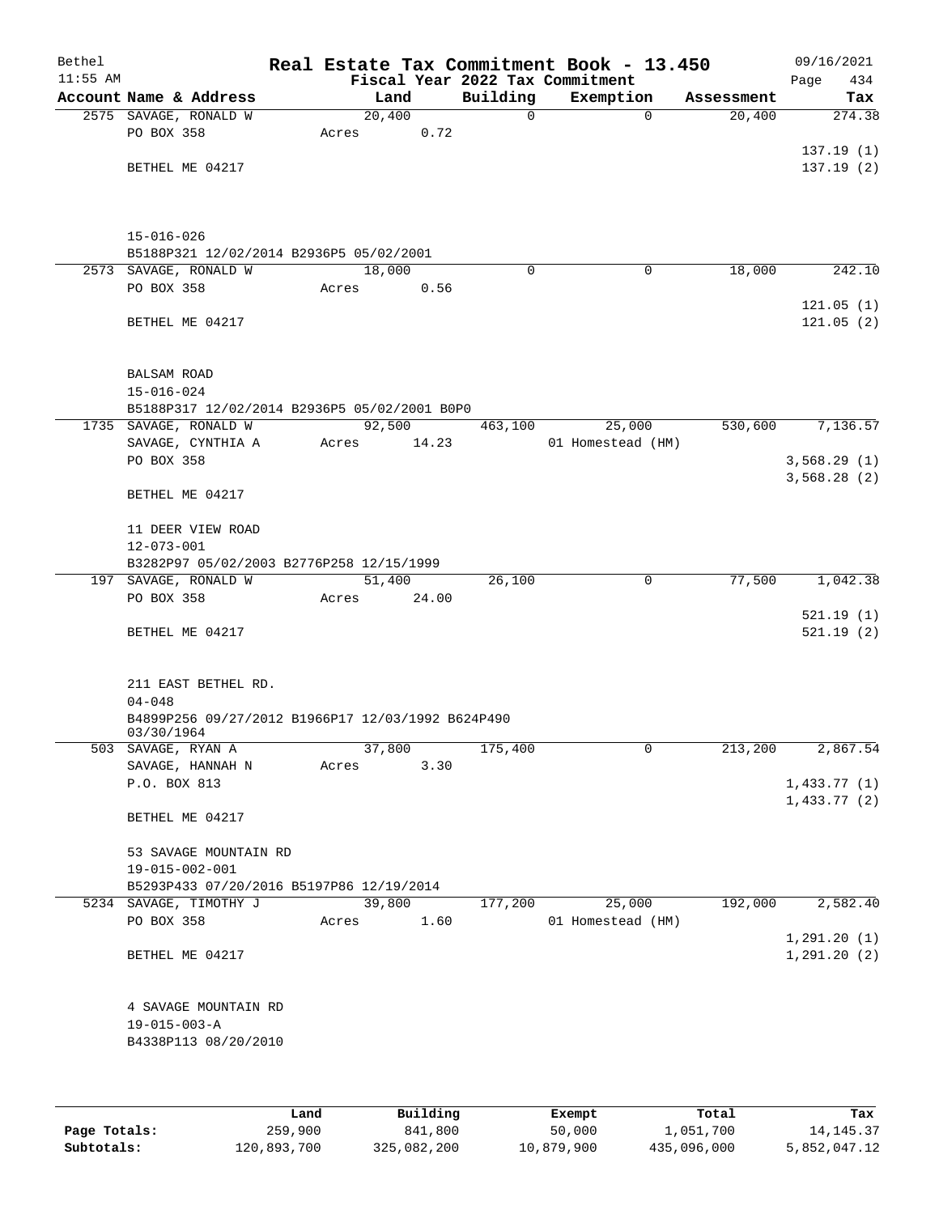# Real Estate Tax Commitment Book - 13.450

Bethel 11:55 AM — Fiscal Year 2022 Tax Commitment — 09/16/2021

| Account Name & Address | Land | Building | Exemption | Assessment | Tax |
|---|---|---|---|---|---|
| 2575 SAVAGE, RONALD W | 20,400 | 0 | 0 | 20,400 | 274.38 |
| PO BOX 358 | Acres 0.72 | | | | |
| | | | | | 137.19 (1) |
| BETHEL ME 04217 | | | | | 137.19 (2) |
| 15-016-026 | | | | | |
| B5188P321 12/02/2014 B2936P5 05/02/2001 | | | | | |
| 2573 SAVAGE, RONALD W | 18,000 | 0 | 0 | 18,000 | 242.10 |
| PO BOX 358 | Acres 0.56 | | | | |
| | | | | | 121.05 (1) |
| BETHEL ME 04217 | | | | | 121.05 (2) |
| BALSAM ROAD | | | | | |
| 15-016-024 | | | | | |
| B5188P317 12/02/2014 B2936P5 05/02/2001 B0P0 | | | | | |
| 1735 SAVAGE, RONALD W | 92,500 | 463,100 | 25,000 | 530,600 | 7,136.57 |
| SAVAGE, CYNTHIA A | Acres 14.23 | | 01 Homestead (HM) | | |
| PO BOX 358 | | | | | 3,568.29 (1) |
| | | | | | 3,568.28 (2) |
| BETHEL ME 04217 | | | | | |
| 11 DEER VIEW ROAD | | | | | |
| 12-073-001 | | | | | |
| B3282P97 05/02/2003 B2776P258 12/15/1999 | | | | | |
| 197 SAVAGE, RONALD W | 51,400 | 26,100 | 0 | 77,500 | 1,042.38 |
| PO BOX 358 | Acres 24.00 | | | | |
| | | | | | 521.19 (1) |
| BETHEL ME 04217 | | | | | 521.19 (2) |
| 211 EAST BETHEL RD. | | | | | |
| 04-048 | | | | | |
| B4899P256 09/27/2012 B1966P17 12/03/1992 B624P490 03/30/1964 | | | | | |
| 503 SAVAGE, RYAN A | 37,800 | 175,400 | 0 | 213,200 | 2,867.54 |
| SAVAGE, HANNAH N | Acres 3.30 | | | | |
| P.O. BOX 813 | | | | | 1,433.77 (1) |
| | | | | | 1,433.77 (2) |
| BETHEL ME 04217 | | | | | |
| 53 SAVAGE MOUNTAIN RD | | | | | |
| 19-015-002-001 | | | | | |
| B5293P433 07/20/2016 B5197P86 12/19/2014 | | | | | |
| 5234 SAVAGE, TIMOTHY J | 39,800 | 177,200 | 25,000 | 192,000 | 2,582.40 |
| PO BOX 358 | Acres 1.60 | | 01 Homestead (HM) | | |
| | | | | | 1,291.20 (1) |
| BETHEL ME 04217 | | | | | 1,291.20 (2) |
| 4 SAVAGE MOUNTAIN RD | | | | | |
| 19-015-003-A | | | | | |
| B4338P113 08/20/2010 | | | | | |

| | Land | Building | Exempt | Total | Tax |
|---|---|---|---|---|---|
| Page Totals: | 259,900 | 841,800 | 50,000 | 1,051,700 | 14,145.37 |
| Subtotals: | 120,893,700 | 325,082,200 | 10,879,900 | 435,096,000 | 5,852,047.12 |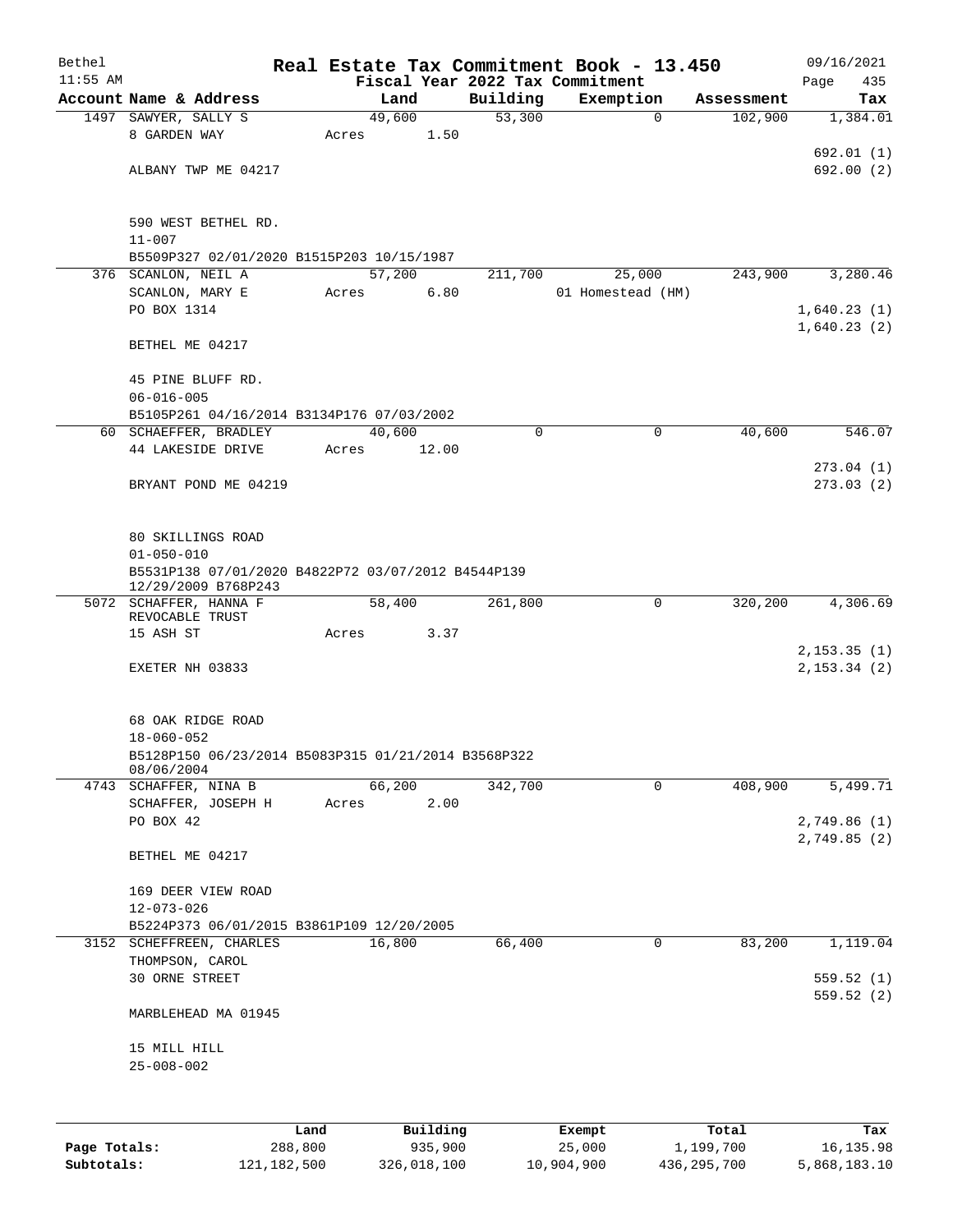# Real Estate Tax Commitment Book - 13.450

Bethel
11:55 AM

Fiscal Year 2022 Tax Commitment

09/16/2021
Page 435

| Account Name & Address | Land | Building | Exemption | Assessment | Tax |
|---|---|---|---|---|---|
| 1497 SAWYER, SALLY S | 49,600 | 53,300 | 0 | 102,900 | 1,384.01 |
| 8 GARDEN WAY | Acres 1.50 | | | | |
| | | | | | 692.01 (1) |
| ALBANY TWP ME 04217 | | | | | 692.00 (2) |
| 590 WEST BETHEL RD. | | | | | |
| 11-007 | | | | | |
| B5509P327 02/01/2020 B1515P203 10/15/1987 | | | | | |
| 376 SCANLON, NEIL A | 57,200 | 211,700 | 25,000 | 243,900 | 3,280.46 |
| SCANLON, MARY E | Acres 6.80 | | 01 Homestead (HM) | | |
| PO BOX 1314 | | | | | 1,640.23 (1) |
| | | | | | 1,640.23 (2) |
| BETHEL ME 04217 | | | | | |
| 45 PINE BLUFF RD. | | | | | |
| 06-016-005 | | | | | |
| B5105P261 04/16/2014 B3134P176 07/03/2002 | | | | | |
| 60 SCHAEFFER, BRADLEY | 40,600 | 0 | 0 | 40,600 | 546.07 |
| 44 LAKESIDE DRIVE | Acres 12.00 | | | | |
| | | | | | 273.04 (1) |
| BRYANT POND ME 04219 | | | | | 273.03 (2) |
| 80 SKILLINGS ROAD | | | | | |
| 01-050-010 | | | | | |
| B5531P138 07/01/2020 B4822P72 03/07/2012 B4544P139 12/29/2009 B768P243 | | | | | |
| 5072 SCHAFFER, HANNA F REVOCABLE TRUST | 58,400 | 261,800 | 0 | 320,200 | 4,306.69 |
| 15 ASH ST | Acres 3.37 | | | | |
| | | | | | 2,153.35 (1) |
| EXETER NH 03833 | | | | | 2,153.34 (2) |
| 68 OAK RIDGE ROAD | | | | | |
| 18-060-052 | | | | | |
| B5128P150 06/23/2014 B5083P315 01/21/2014 B3568P322 08/06/2004 | | | | | |
| 4743 SCHAFFER, NINA B | 66,200 | 342,700 | 0 | 408,900 | 5,499.71 |
| SCHAFFER, JOSEPH H | Acres 2.00 | | | | |
| PO BOX 42 | | | | | 2,749.86 (1) |
| | | | | | 2,749.85 (2) |
| BETHEL ME 04217 | | | | | |
| 169 DEER VIEW ROAD | | | | | |
| 12-073-026 | | | | | |
| B5224P373 06/01/2015 B3861P109 12/20/2005 | | | | | |
| 3152 SCHEFFREEN, CHARLES | 16,800 | 66,400 | 0 | 83,200 | 1,119.04 |
| THOMPSON, CAROL | | | | | |
| 30 ORNE STREET | | | | | 559.52 (1) |
| | | | | | 559.52 (2) |
| MARBLEHEAD MA 01945 | | | | | |
| 15 MILL HILL | | | | | |
| 25-008-002 | | | | | |

| | Land | Building | Exempt | Total | Tax |
|---|---|---|---|---|---|
| Page Totals: | 288,800 | 935,900 | 25,000 | 1,199,700 | 16,135.98 |
| Subtotals: | 121,182,500 | 326,018,100 | 10,904,900 | 436,295,700 | 5,868,183.10 |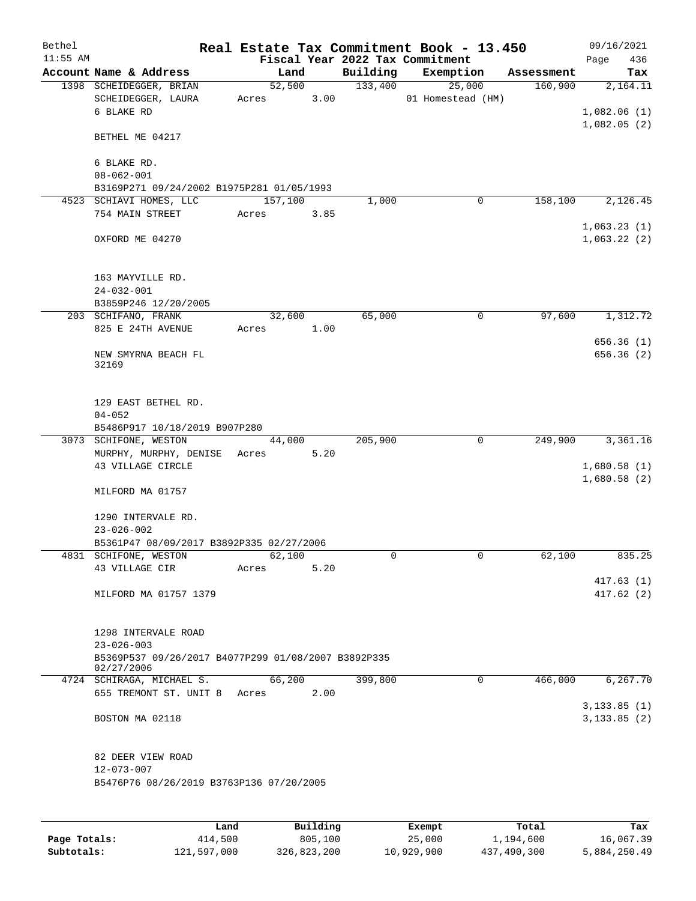# Bethel — Real Estate Tax Commitment Book - 13.450

11:55 AM — Fiscal Year 2022 Tax Commitment — 09/16/2021

| Account Name & Address | Land | Building | Exemption | Assessment | Tax |
|---|---|---|---|---|---|
| 1398 SCHEIDEGGER, BRIAN | 52,500 | 133,400 | 25,000 | 160,900 | 2,164.11 |
| SCHEIDEGGER, LAURA | Acres 3.00 | | 01 Homestead (HM) | | |
| 6 BLAKE RD | | | | | 1,082.06 (1) |
| | | | | | 1,082.05 (2) |
| BETHEL ME 04217 | | | | | |
| 6 BLAKE RD. | | | | | |
| 08-062-001 | | | | | |
| B3169P271 09/24/2002 B1975P281 01/05/1993 | | | | | |
| 4523 SCHIAVI HOMES, LLC | 157,100 | 1,000 | 0 | 158,100 | 2,126.45 |
| 754 MAIN STREET | Acres 3.85 | | | | |
| | | | | | 1,063.23 (1) |
| OXFORD ME 04270 | | | | | 1,063.22 (2) |
| 163 MAYVILLE RD. | | | | | |
| 24-032-001 | | | | | |
| B3859P246 12/20/2005 | | | | | |
| 203 SCHIFANO, FRANK | 32,600 | 65,000 | 0 | 97,600 | 1,312.72 |
| 825 E 24TH AVENUE | Acres 1.00 | | | | |
| | | | | | 656.36 (1) |
| NEW SMYRNA BEACH FL 32169 | | | | | 656.36 (2) |
| 129 EAST BETHEL RD. | | | | | |
| 04-052 | | | | | |
| B5486P917 10/18/2019 B907P280 | | | | | |
| 3073 SCHIFONE, WESTON | 44,000 | 205,900 | 0 | 249,900 | 3,361.16 |
| MURPHY, MURPHY, DENISE | Acres 5.20 | | | | |
| 43 VILLAGE CIRCLE | | | | | 1,680.58 (1) |
| | | | | | 1,680.58 (2) |
| MILFORD MA 01757 | | | | | |
| 1290 INTERVALE RD. | | | | | |
| 23-026-002 | | | | | |
| B5361P47 08/09/2017 B3892P335 02/27/2006 | | | | | |
| 4831 SCHIFONE, WESTON | 62,100 | 0 | 0 | 62,100 | 835.25 |
| 43 VILLAGE CIR | Acres 5.20 | | | | |
| | | | | | 417.63 (1) |
| MILFORD MA 01757 1379 | | | | | 417.62 (2) |
| 1298 INTERVALE ROAD | | | | | |
| 23-026-003 | | | | | |
| B5369P537 09/26/2017 B4077P299 01/08/2007 B3892P335 02/27/2006 | | | | | |
| 4724 SCHIRAGA, MICHAEL S. | 66,200 | 399,800 | 0 | 466,000 | 6,267.70 |
| 655 TREMONT ST. UNIT 8 | Acres 2.00 | | | | |
| | | | | | 3,133.85 (1) |
| BOSTON MA 02118 | | | | | 3,133.85 (2) |
| 82 DEER VIEW ROAD | | | | | |
| 12-073-007 | | | | | |
| B5476P76 08/26/2019 B3763P136 07/20/2005 | | | | | |

| | Land | Building | Exempt | Total | Tax |
|---|---|---|---|---|---|
| Page Totals: | 414,500 | 805,100 | 25,000 | 1,194,600 | 16,067.39 |
| Subtotals: | 121,597,000 | 326,823,200 | 10,929,900 | 437,490,300 | 5,884,250.49 |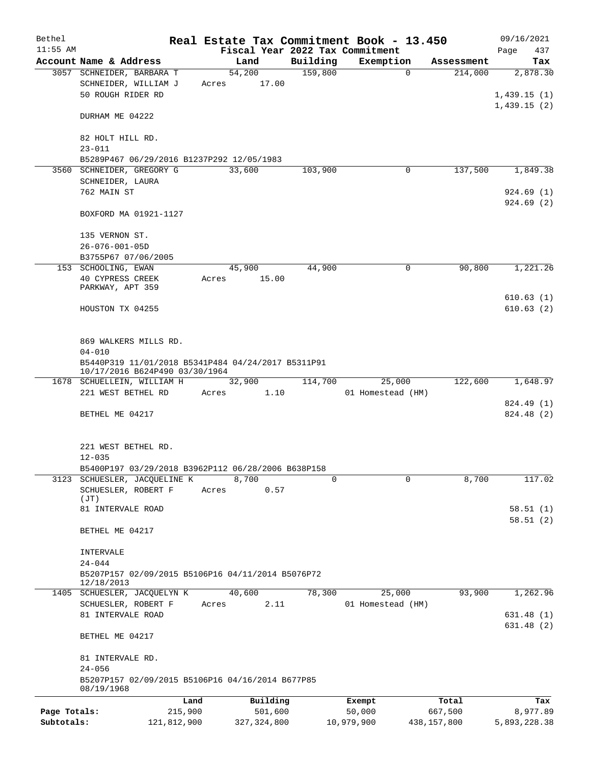Bethel 11:55 AM

# Real Estate Tax Commitment Book - 13.450

Fiscal Year 2022 Tax Commitment

09/16/2021 Page 437

| Account Name & Address | Land | Building | Exemption | Assessment | Tax |
|---|---|---|---|---|---|
| 3057 SCHNEIDER, BARBARA T<br>SCHNEIDER, WILLIAM J<br>50 ROUGH RIDER RD<br><br>DURHAM ME 04222<br><br>82 HOLT HILL RD.<br>23-011<br>B5289P467 06/29/2016 B1237P292 12/05/1983 | 54,200<br>Acres 17.00 | 159,800 | 0 | 214,000 | 2,878.30<br><br>1,439.15 (1)<br>1,439.15 (2) |
| 3560 SCHNEIDER, GREGORY G<br>SCHNEIDER, LAURA<br>762 MAIN ST<br><br>BOXFORD MA 01921-1127<br><br>135 VERNON ST.<br>26-076-001-05D<br>B3755P67 07/06/2005 | 33,600 | 103,900 | 0 | 137,500 | 1,849.38<br><br>924.69 (1)<br>924.69 (2) |
| 153 SCHOOLING, EWAN<br>40 CYPRESS CREEK PARKWAY, APT 359<br><br>HOUSTON TX 04255<br><br>869 WALKERS MILLS RD.<br>04-010<br>B5440P319 11/01/2018 B5341P484 04/24/2017 B5311P91 10/17/2016 B624P490 03/30/1964 | 45,900<br>Acres 15.00 | 44,900 | 0 | 90,800 | 1,221.26<br><br>610.63 (1)<br>610.63 (2) |
| 1678 SCHUELLEIN, WILLIAM H<br>221 WEST BETHEL RD<br><br>BETHEL ME 04217<br><br>221 WEST BETHEL RD.<br>12-035<br>B5400P197 03/29/2018 B3962P112 06/28/2006 B638P158 | 32,900<br>Acres 1.10 | 114,700 | 25,000<br>01 Homestead (HM) | 122,600 | 1,648.97<br><br>824.49 (1)<br>824.48 (2) |
| 3123 SCHUESLER, JACQUELINE K<br>SCHUESLER, ROBERT F (JT)<br>81 INTERVALE ROAD<br><br>BETHEL ME 04217<br><br>INTERVALE<br>24-044<br>B5207P157 02/09/2015 B5106P16 04/11/2014 B5076P72 12/18/2013 | 8,700<br>Acres 0.57 | 0 | 0 | 8,700 | 117.02<br><br>58.51 (1)<br>58.51 (2) |
| 1405 SCHUESLER, JACQUELYN K<br>SCHUESLER, ROBERT F<br>81 INTERVALE ROAD<br><br>BETHEL ME 04217<br><br>81 INTERVALE RD.<br>24-056<br>B5207P157 02/09/2015 B5106P16 04/16/2014 B677P85 08/19/1968 | 40,600<br>Acres 2.11 | 78,300 | 25,000<br>01 Homestead (HM) | 93,900 | 1,262.96<br><br>631.48 (1)<br>631.48 (2) |

| | Land | Building | Exempt | Total | Tax |
|---|---|---|---|---|---|
| Page Totals: | 215,900 | 501,600 | 50,000 | 667,500 | 8,977.89 |
| Subtotals: | 121,812,900 | 327,324,800 | 10,979,900 | 438,157,800 | 5,893,228.38 |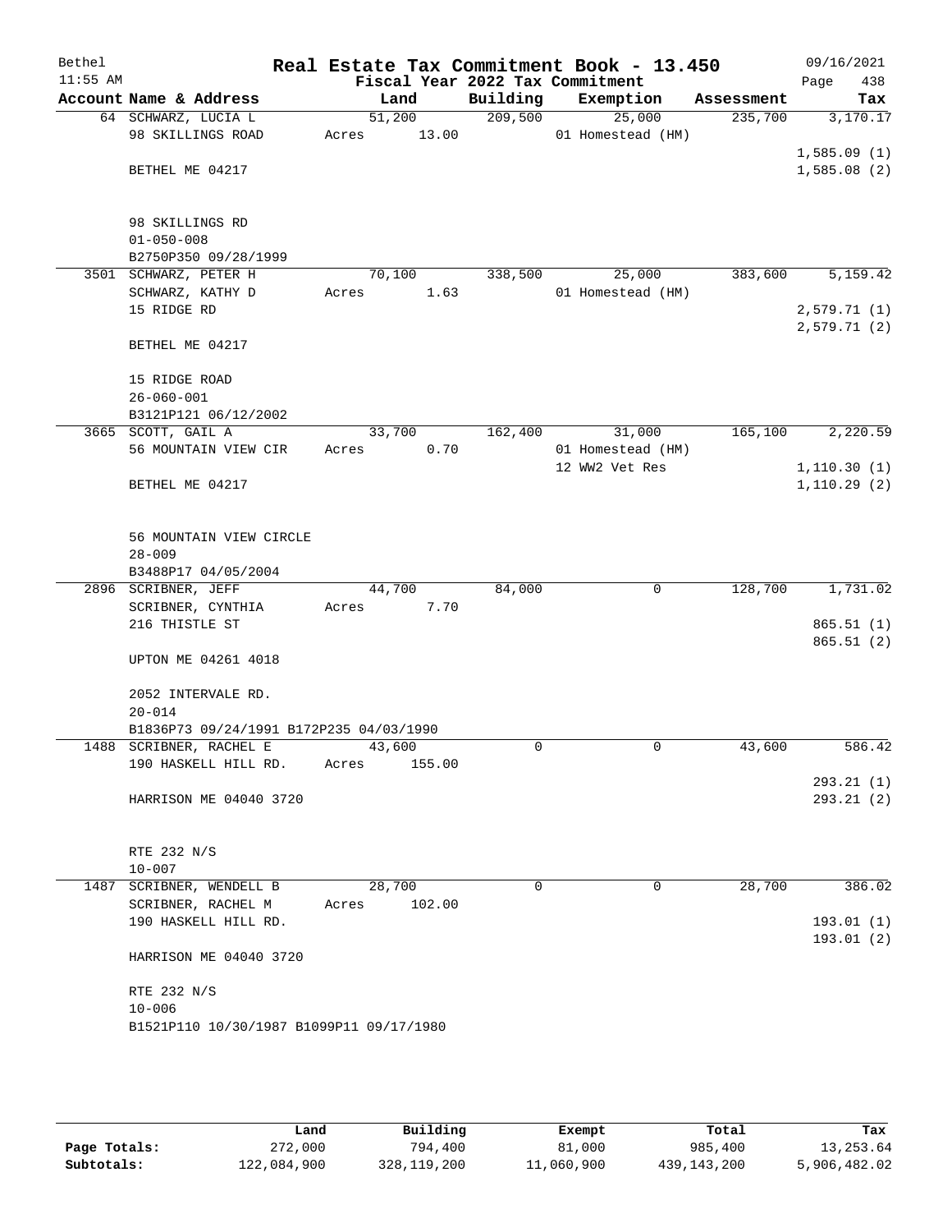Bethel | Real Estate Tax Commitment Book - 13.450 | 09/16/2021
11:55 AM | Fiscal Year 2022 Tax Commitment

| Account Name & Address | Land | Building | Exemption | Assessment | Tax |
|---|---|---|---|---|---|
| 64 SCHWARZ, LUCIA L | 51,200 | 209,500 | 25,000 | 235,700 | 3,170.17 |
| 98 SKILLINGS ROAD | Acres 13.00 | | 01 Homestead (HM) | | |
| | | | | | 1,585.09 (1) |
| BETHEL ME 04217 | | | | | 1,585.08 (2) |
| 98 SKILLINGS RD | | | | | |
| 01-050-008 | | | | | |
| B2750P350 09/28/1999 | | | | | |
| 3501 SCHWARZ, PETER H | 70,100 | 338,500 | 25,000 | 383,600 | 5,159.42 |
| SCHWARZ, KATHY D | Acres 1.63 | | 01 Homestead (HM) | | |
| 15 RIDGE RD | | | | | 2,579.71 (1) |
| | | | | | 2,579.71 (2) |
| BETHEL ME 04217 | | | | | |
| 15 RIDGE ROAD | | | | | |
| 26-060-001 | | | | | |
| B3121P121 06/12/2002 | | | | | |
| 3665 SCOTT, GAIL A | 33,700 | 162,400 | 31,000 | 165,100 | 2,220.59 |
| 56 MOUNTAIN VIEW CIR | Acres 0.70 | | 01 Homestead (HM) | | |
| | | | 12 WW2 Vet Res | | 1,110.30 (1) |
| BETHEL ME 04217 | | | | | 1,110.29 (2) |
| 56 MOUNTAIN VIEW CIRCLE | | | | | |
| 28-009 | | | | | |
| B3488P17 04/05/2004 | | | | | |
| 2896 SCRIBNER, JEFF | 44,700 | 84,000 | 0 | 128,700 | 1,731.02 |
| SCRIBNER, CYNTHIA | Acres 7.70 | | | | |
| 216 THISTLE ST | | | | | 865.51 (1) |
| | | | | | 865.51 (2) |
| UPTON ME 04261 4018 | | | | | |
| 2052 INTERVALE RD. | | | | | |
| 20-014 | | | | | |
| B1836P73 09/24/1991 B172P235 04/03/1990 | | | | | |
| 1488 SCRIBNER, RACHEL E | 43,600 | 0 | 0 | 43,600 | 586.42 |
| 190 HASKELL HILL RD. | Acres 155.00 | | | | |
| | | | | | 293.21 (1) |
| HARRISON ME 04040 3720 | | | | | 293.21 (2) |
| RTE 232 N/S | | | | | |
| 10-007 | | | | | |
| 1487 SCRIBNER, WENDELL B | 28,700 | 0 | 0 | 28,700 | 386.02 |
| SCRIBNER, RACHEL M | Acres 102.00 | | | | |
| 190 HASKELL HILL RD. | | | | | 193.01 (1) |
| | | | | | 193.01 (2) |
| HARRISON ME 04040 3720 | | | | | |
| RTE 232 N/S | | | | | |
| 10-006 | | | | | |
| B1521P110 10/30/1987 B1099P11 09/17/1980 | | | | | |

| | Land | Building | Exempt | Total | Tax |
|---|---|---|---|---|---|
| Page Totals: | 272,000 | 794,400 | 81,000 | 985,400 | 13,253.64 |
| Subtotals: | 122,084,900 | 328,119,200 | 11,060,900 | 439,143,200 | 5,906,482.02 |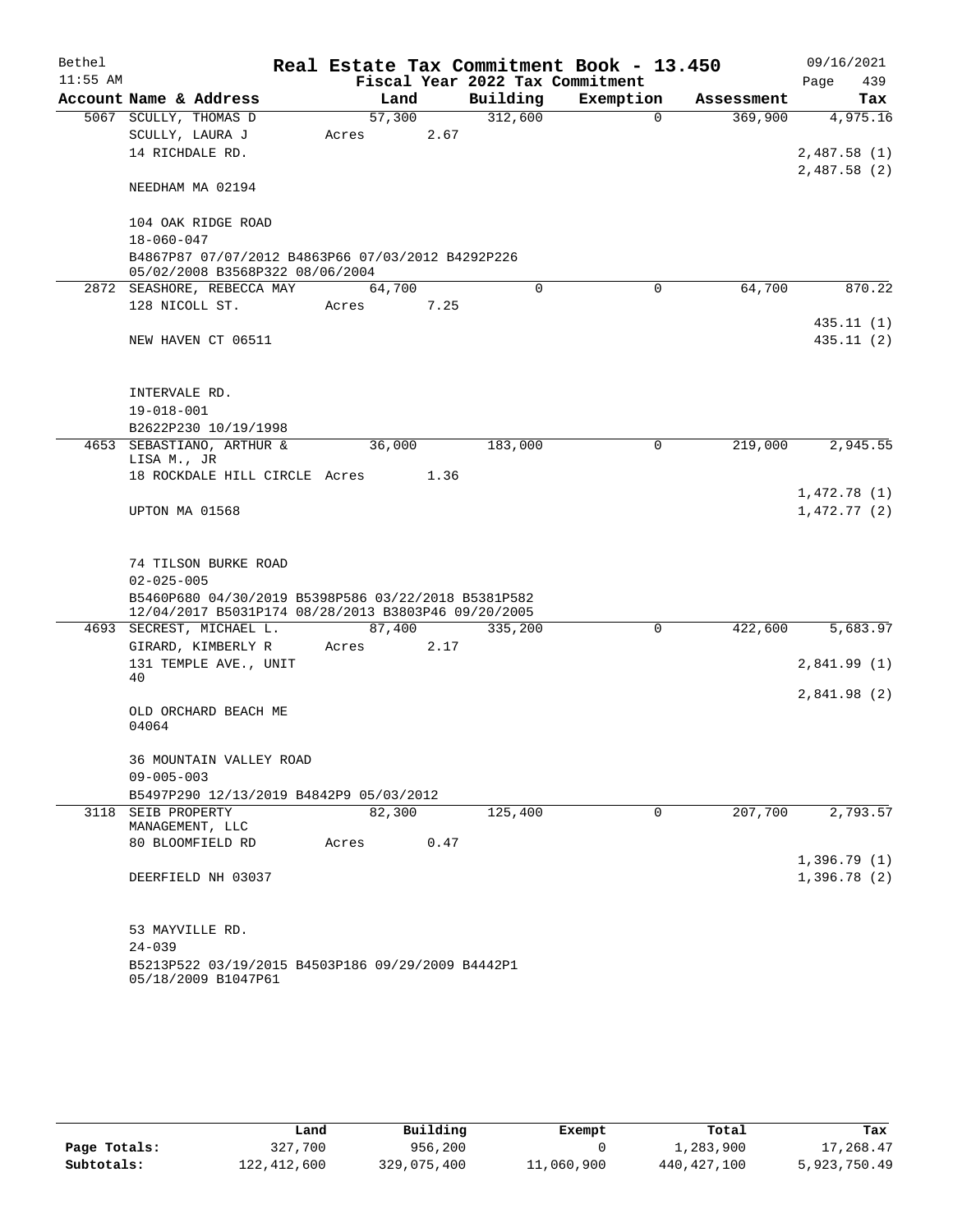# Real Estate Tax Commitment Book - 13.450

Bethel 11:55 AM — Fiscal Year 2022 Tax Commitment — 09/16/2021

| Account Name & Address | Land | Building | Exemption | Assessment | Tax |
|---|---|---|---|---|---|
| 5067 SCULLY, THOMAS D<br>SCULLY, LAURA J<br>14 RICHDALE RD.<br>NEEDHAM MA 02194<br><br>104 OAK RIDGE ROAD<br>18-060-047<br>B4867P87 07/07/2012 B4863P66 07/03/2012 B4292P226 05/02/2008 B3568P322 08/06/2004 | 57,300<br>Acres 2.67 | 312,600 | 0 | 369,900 | 4,975.16<br>2,487.58 (1)<br>2,487.58 (2) |
| 2872 SEASHORE, REBECCA MAY<br>128 NICOLL ST.<br>NEW HAVEN CT 06511<br><br>INTERVALE RD.<br>19-018-001<br>B2622P230 10/19/1998 | 64,700<br>Acres 7.25 | 0 | 0 | 64,700 | 870.22<br>435.11 (1)<br>435.11 (2) |
| 4653 SEBASTIANO, ARTHUR & LISA M., JR<br>18 ROCKDALE HILL CIRCLE<br>UPTON MA 01568<br><br>74 TILSON BURKE ROAD<br>02-025-005<br>B5460P680 04/30/2019 B5398P586 03/22/2018 B5381P582 12/04/2017 B5031P174 08/28/2013 B3803P46 09/20/2005 | 36,000<br>Acres 1.36 | 183,000 | 0 | 219,000 | 2,945.55<br>1,472.78 (1)<br>1,472.77 (2) |
| 4693 SECREST, MICHAEL L.<br>GIRARD, KIMBERLY R<br>131 TEMPLE AVE., UNIT 40<br>OLD ORCHARD BEACH ME 04064<br><br>36 MOUNTAIN VALLEY ROAD<br>09-005-003<br>B5497P290 12/13/2019 B4842P9 05/03/2012 | 87,400<br>Acres 2.17 | 335,200 | 0 | 422,600 | 5,683.97<br>2,841.99 (1)<br>2,841.98 (2) |
| 3118 SEIB PROPERTY MANAGEMENT, LLC<br>80 BLOOMFIELD RD<br>DEERFIELD NH 03037<br><br>53 MAYVILLE RD.<br>24-039<br>B5213P522 03/19/2015 B4503P186 09/29/2009 B4442P1 05/18/2009 B1047P61 | 82,300<br>Acres 0.47 | 125,400 | 0 | 207,700 | 2,793.57<br>1,396.79 (1)<br>1,396.78 (2) |

| | Land | Building | Exempt | Total | Tax |
|---|---|---|---|---|---|
| Page Totals: | 327,700 | 956,200 | 0 | 1,283,900 | 17,268.47 |
| Subtotals: | 122,412,600 | 329,075,400 | 11,060,900 | 440,427,100 | 5,923,750.49 |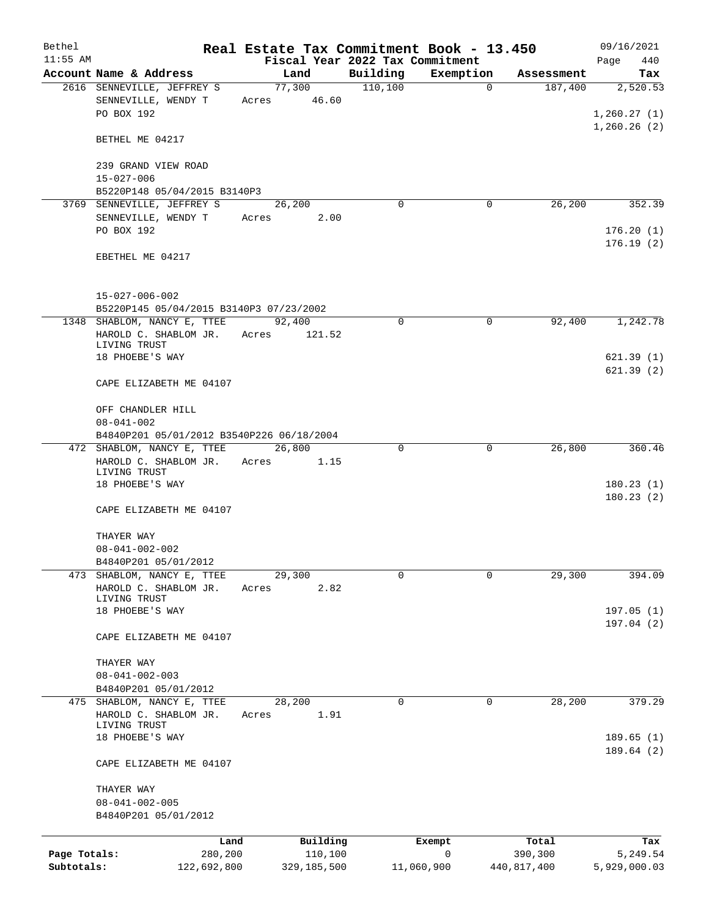# Real Estate Tax Commitment Book - 13.450

Bethel — 11:55 AM — Fiscal Year 2022 Tax Commitment — 09/16/2021

| Account | Name & Address | Land | Building | Exemption | Assessment | Tax |
|---|---|---|---|---|---|---|
| 2616 | SENNEVILLE, JEFFREY S<br>SENNEVILLE, WENDY T<br>PO BOX 192<br><br>BETHEL ME 04217<br><br>239 GRAND VIEW ROAD<br>15-027-006<br>B5220P148 05/04/2015 B3140P3 | 77,300<br>Acres 46.60 | 110,100 | 0 | 187,400 | 2,520.53<br><br>1,260.27 (1)<br>1,260.26 (2) |
| 3769 | SENNEVILLE, JEFFREY S<br>SENNEVILLE, WENDY T<br>PO BOX 192<br><br>EBETHEL ME 04217<br><br>15-027-006-002<br>B5220P145 05/04/2015 B3140P3 07/23/2002 | 26,200<br>Acres 2.00 | 0 | 0 | 26,200 | 352.39<br><br>176.20 (1)<br>176.19 (2) |
| 1348 | SHABLOM, NANCY E, TTEE<br>HAROLD C. SHABLOM JR. LIVING TRUST<br>18 PHOEBE'S WAY<br><br>CAPE ELIZABETH ME 04107<br><br>OFF CHANDLER HILL<br>08-041-002<br>B4840P201 05/01/2012 B3540P226 06/18/2004 | 92,400<br>Acres 121.52 | 0 | 0 | 92,400 | 1,242.78<br><br>621.39 (1)<br>621.39 (2) |
| 472 | SHABLOM, NANCY E, TTEE<br>HAROLD C. SHABLOM JR. LIVING TRUST<br>18 PHOEBE'S WAY<br><br>CAPE ELIZABETH ME 04107<br><br>THAYER WAY<br>08-041-002-002<br>B4840P201 05/01/2012 | 26,800<br>Acres 1.15 | 0 | 0 | 26,800 | 360.46<br><br>180.23 (1)<br>180.23 (2) |
| 473 | SHABLOM, NANCY E, TTEE<br>HAROLD C. SHABLOM JR. LIVING TRUST<br>18 PHOEBE'S WAY<br><br>CAPE ELIZABETH ME 04107<br><br>THAYER WAY<br>08-041-002-003<br>B4840P201 05/01/2012 | 29,300<br>Acres 2.82 | 0 | 0 | 29,300 | 394.09<br><br>197.05 (1)<br>197.04 (2) |
| 475 | SHABLOM, NANCY E, TTEE<br>HAROLD C. SHABLOM JR. LIVING TRUST<br>18 PHOEBE'S WAY<br><br>CAPE ELIZABETH ME 04107<br><br>THAYER WAY<br>08-041-002-005<br>B4840P201 05/01/2012 | 28,200<br>Acres 1.91 | 0 | 0 | 28,200 | 379.29<br><br>189.65 (1)<br>189.64 (2) |

| | Land | Building | Exempt | Total | Tax |
|---|---|---|---|---|---|
| Page Totals: | 280,200 | 110,100 | 0 | 390,300 | 5,249.54 |
| Subtotals: | 122,692,800 | 329,185,500 | 11,060,900 | 440,817,400 | 5,929,000.03 |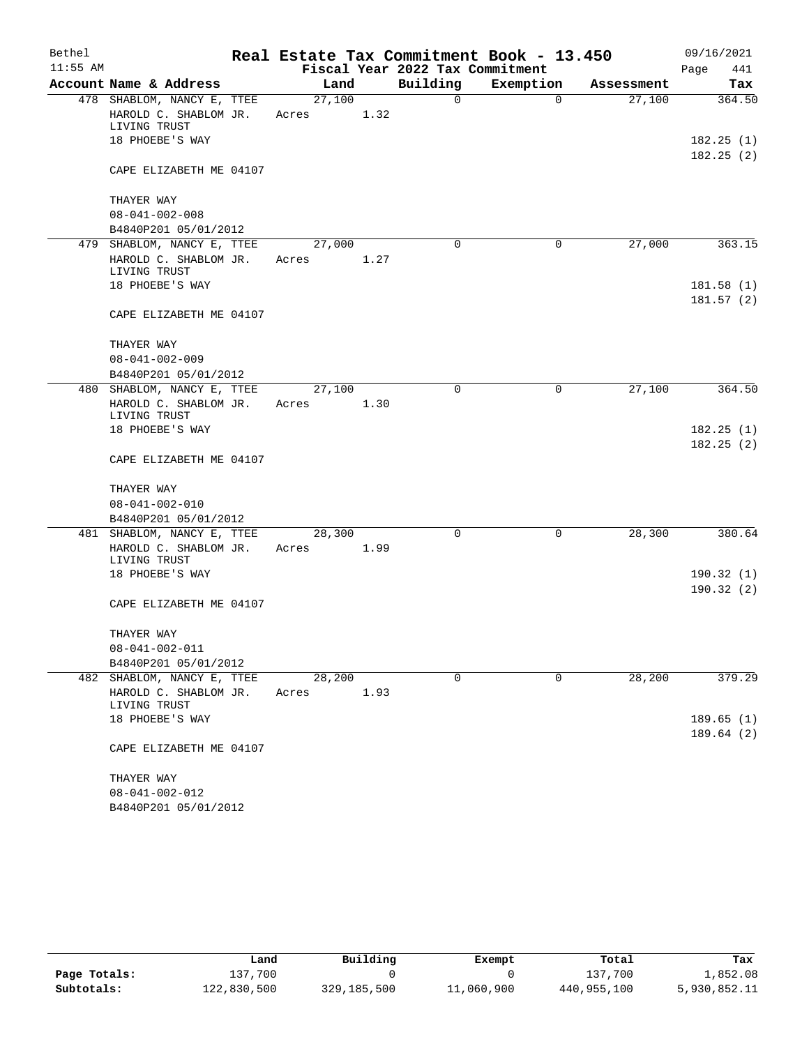Bethel — **Real Estate Tax Commitment Book - 13.450** — 09/16/2021
11:55 AM — Fiscal Year 2022 Tax Commitment

| Account Name & Address | Land | Building | Exemption | Assessment | Tax |
|---|---|---|---|---|---|
| 478 SHABLOM, NANCY E, TTEE<br>HAROLD C. SHABLOM JR. LIVING TRUST<br>18 PHOEBE'S WAY<br>CAPE ELIZABETH ME 04107<br>THAYER WAY<br>08-041-002-008<br>B4840P201 05/01/2012 | 27,100<br>Acres 1.32 | 0 | 0 | 27,100 | 364.50<br>182.25 (1)<br>182.25 (2) |
| 479 SHABLOM, NANCY E, TTEE<br>HAROLD C. SHABLOM JR. LIVING TRUST<br>18 PHOEBE'S WAY<br>CAPE ELIZABETH ME 04107<br>THAYER WAY<br>08-041-002-009<br>B4840P201 05/01/2012 | 27,000<br>Acres 1.27 | 0 | 0 | 27,000 | 363.15<br>181.58 (1)<br>181.57 (2) |
| 480 SHABLOM, NANCY E, TTEE<br>HAROLD C. SHABLOM JR. LIVING TRUST<br>18 PHOEBE'S WAY<br>CAPE ELIZABETH ME 04107<br>THAYER WAY<br>08-041-002-010<br>B4840P201 05/01/2012 | 27,100<br>Acres 1.30 | 0 | 0 | 27,100 | 364.50<br>182.25 (1)<br>182.25 (2) |
| 481 SHABLOM, NANCY E, TTEE<br>HAROLD C. SHABLOM JR. LIVING TRUST<br>18 PHOEBE'S WAY<br>CAPE ELIZABETH ME 04107<br>THAYER WAY<br>08-041-002-011<br>B4840P201 05/01/2012 | 28,300<br>Acres 1.99 | 0 | 0 | 28,300 | 380.64<br>190.32 (1)<br>190.32 (2) |
| 482 SHABLOM, NANCY E, TTEE<br>HAROLD C. SHABLOM JR. LIVING TRUST<br>18 PHOEBE'S WAY<br>CAPE ELIZABETH ME 04107<br>THAYER WAY<br>08-041-002-012<br>B4840P201 05/01/2012 | 28,200<br>Acres 1.93 | 0 | 0 | 28,200 | 379.29<br>189.65 (1)<br>189.64 (2) |

| | Land | Building | Exempt | Total | Tax |
|---|---|---|---|---|---|
| Page Totals: | 137,700 | 0 | 0 | 137,700 | 1,852.08 |
| Subtotals: | 122,830,500 | 329,185,500 | 11,060,900 | 440,955,100 | 5,930,852.11 |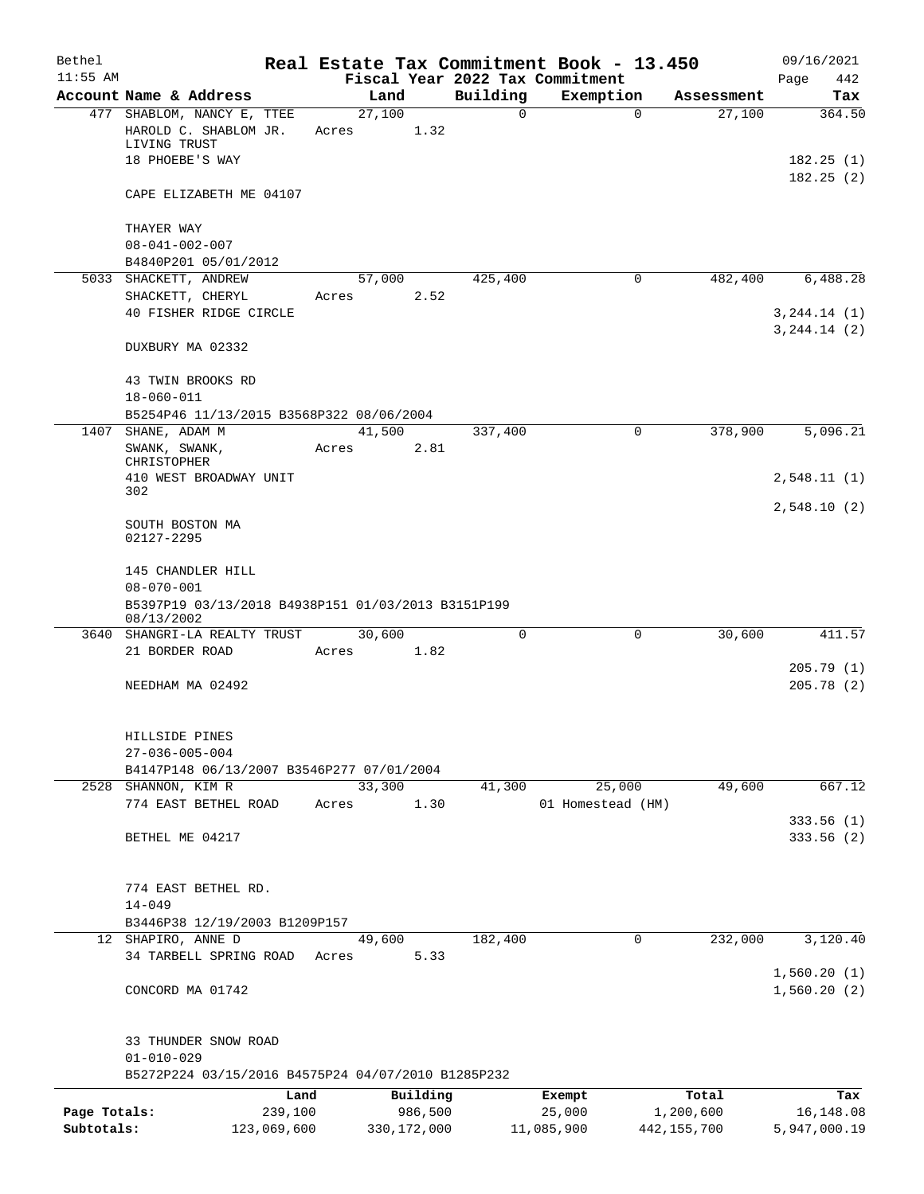Bethel 11:55 AM

# Real Estate Tax Commitment Book - 13.450

Fiscal Year 2022 Tax Commitment

09/16/2021 Page 442

| Account | Name & Address | Land | Building | Exemption | Assessment | Tax |
|---|---|---|---|---|---|---|
| 477 | SHABLOM, NANCY E, TTEE<br>HAROLD C. SHABLOM JR. LIVING TRUST<br>18 PHOEBE'S WAY<br><br>CAPE ELIZABETH ME 04107<br><br>THAYER WAY<br>08-041-002-007<br>B4840P201 05/01/2012 | 27,100<br>Acres 1.32 | 0 | 0 | 27,100 | 364.50<br><br>182.25 (1)<br>182.25 (2) |
| 5033 | SHACKETT, ANDREW<br>SHACKETT, CHERYL<br>40 FISHER RIDGE CIRCLE<br><br>DUXBURY MA 02332<br><br>43 TWIN BROOKS RD<br>18-060-011<br>B5254P46 11/13/2015 B3568P322 08/06/2004 | 57,000<br>Acres 2.52 | 425,400 | 0 | 482,400 | 6,488.28<br><br>3,244.14 (1)<br>3,244.14 (2) |
| 1407 | SHANE, ADAM M<br>SWANK, SWANK, CHRISTOPHER<br>410 WEST BROADWAY UNIT 302<br><br>SOUTH BOSTON MA 02127-2295<br><br>145 CHANDLER HILL<br>08-070-001<br>B5397P19 03/13/2018 B4938P151 01/03/2013 B3151P199 08/13/2002 | 41,500<br>Acres 2.81 | 337,400 | 0 | 378,900 | 5,096.21<br><br>2,548.11 (1)<br>2,548.10 (2) |
| 3640 | SHANGRI-LA REALTY TRUST<br>21 BORDER ROAD<br><br>NEEDHAM MA 02492<br><br>HILLSIDE PINES<br>27-036-005-004<br>B4147P148 06/13/2007 B3546P277 07/01/2004 | 30,600<br>Acres 1.82 | 0 | 0 | 30,600 | 411.57<br><br>205.79 (1)<br>205.78 (2) |
| 2528 | SHANNON, KIM R<br>774 EAST BETHEL ROAD<br><br>BETHEL ME 04217<br><br>774 EAST BETHEL RD.<br>14-049<br>B3446P38 12/19/2003 B1209P157 | 33,300<br>Acres 1.30 | 41,300 | 25,000<br>01 Homestead (HM) | 49,600 | 667.12<br><br>333.56 (1)<br>333.56 (2) |
| 12 | SHAPIRO, ANNE D<br>34 TARBELL SPRING ROAD<br><br>CONCORD MA 01742<br><br>33 THUNDER SNOW ROAD<br>01-010-029<br>B5272P224 03/15/2016 B4575P24 04/07/2010 B1285P232 | 49,600<br>Acres 5.33 | 182,400 | 0 | 232,000 | 3,120.40<br><br>1,560.20 (1)<br>1,560.20 (2) |

| | Land | Building | Exempt | Total | Tax |
|---|---|---|---|---|---|
| Page Totals: | 239,100 | 986,500 | 25,000 | 1,200,600 | 16,148.08 |
| Subtotals: | 123,069,600 | 330,172,000 | 11,085,900 | 442,155,700 | 5,947,000.19 |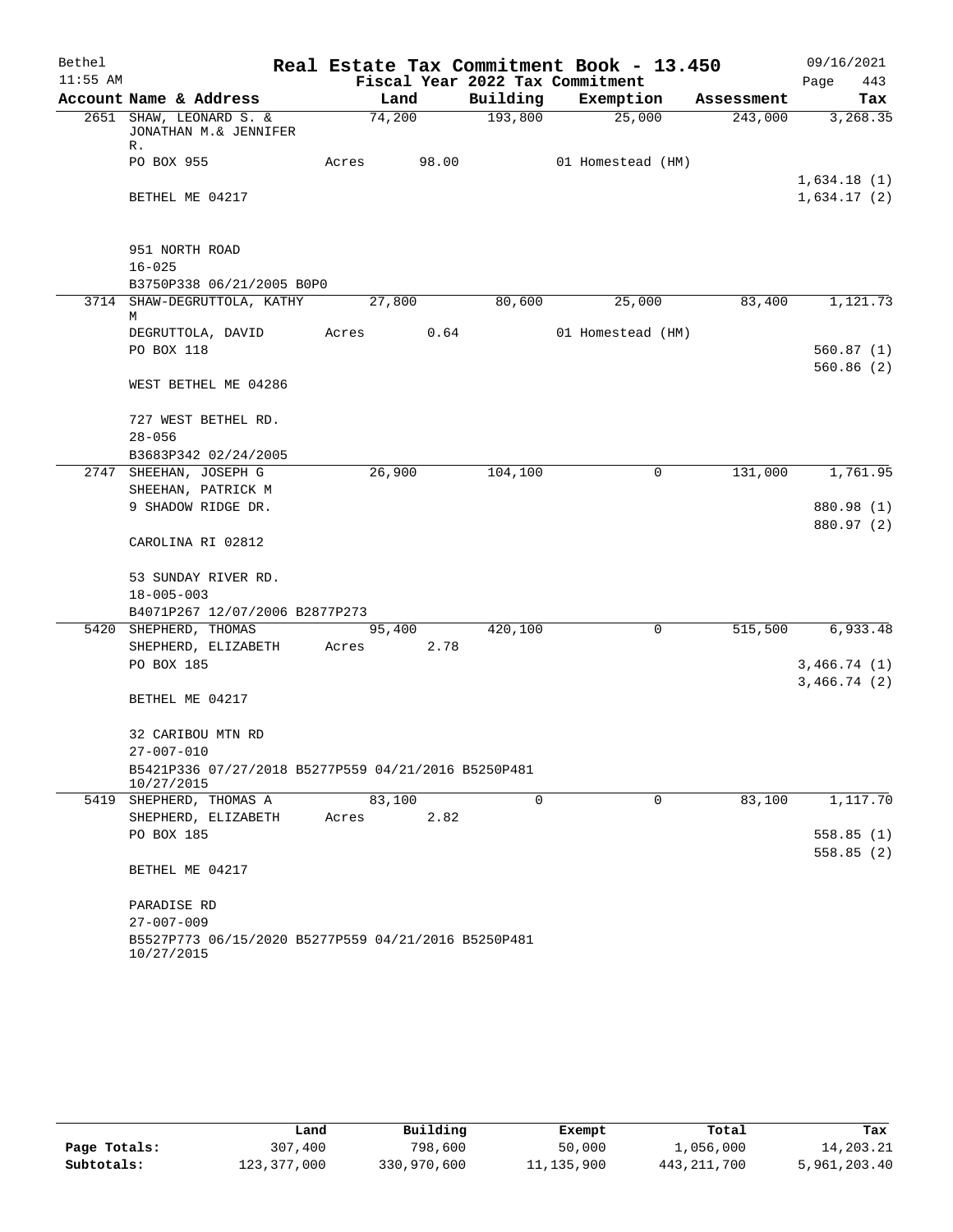# Real Estate Tax Commitment Book - 13.450

Bethel 11:55 AM — Fiscal Year 2022 Tax Commitment — 09/16/2021

| Account Name & Address | Land | Building | Exemption | Assessment | Tax |
|---|---|---|---|---|---|
| 2651 SHAW, LEONARD S. & JONATHAN M.& JENNIFER R. | 74,200 | 193,800 | 25,000 | 243,000 | 3,268.35 |
| PO BOX 955 | Acres 98.00 | | 01 Homestead (HM) | | |
| | | | | | 1,634.18 (1) |
| BETHEL ME 04217 | | | | | 1,634.17 (2) |
| 951 NORTH ROAD | | | | | |
| 16-025 | | | | | |
| B3750P338 06/21/2005 B0P0 | | | | | |
| 3714 SHAW-DEGRUTTOLA, KATHY M | 27,800 | 80,600 | 25,000 | 83,400 | 1,121.73 |
| DEGRUTTOLA, DAVID | Acres 0.64 | | 01 Homestead (HM) | | |
| PO BOX 118 | | | | | 560.87 (1) |
| | | | | | 560.86 (2) |
| WEST BETHEL ME 04286 | | | | | |
| 727 WEST BETHEL RD. | | | | | |
| 28-056 | | | | | |
| B3683P342 02/24/2005 | | | | | |
| 2747 SHEEHAN, JOSEPH G | 26,900 | 104,100 | 0 | 131,000 | 1,761.95 |
| SHEEHAN, PATRICK M | | | | | |
| 9 SHADOW RIDGE DR. | | | | | 880.98 (1) |
| | | | | | 880.97 (2) |
| CAROLINA RI 02812 | | | | | |
| 53 SUNDAY RIVER RD. | | | | | |
| 18-005-003 | | | | | |
| B4071P267 12/07/2006 B2877P273 | | | | | |
| 5420 SHEPHERD, THOMAS | 95,400 | 420,100 | 0 | 515,500 | 6,933.48 |
| SHEPHERD, ELIZABETH | Acres 2.78 | | | | |
| PO BOX 185 | | | | | 3,466.74 (1) |
| | | | | | 3,466.74 (2) |
| BETHEL ME 04217 | | | | | |
| 32 CARIBOU MTN RD | | | | | |
| 27-007-010 | | | | | |
| B5421P336 07/27/2018 B5277P559 04/21/2016 B5250P481 10/27/2015 | | | | | |
| 5419 SHEPHERD, THOMAS A | 83,100 | 0 | 0 | 83,100 | 1,117.70 |
| SHEPHERD, ELIZABETH | Acres 2.82 | | | | |
| PO BOX 185 | | | | | 558.85 (1) |
| | | | | | 558.85 (2) |
| BETHEL ME 04217 | | | | | |
| PARADISE RD | | | | | |
| 27-007-009 | | | | | |
| B5527P773 06/15/2020 B5277P559 04/21/2016 B5250P481 10/27/2015 | | | | | |

| | Land | Building | Exempt | Total | Tax |
|---|---|---|---|---|---|
| Page Totals: | 307,400 | 798,600 | 50,000 | 1,056,000 | 14,203.21 |
| Subtotals: | 123,377,000 | 330,970,600 | 11,135,900 | 443,211,700 | 5,961,203.40 |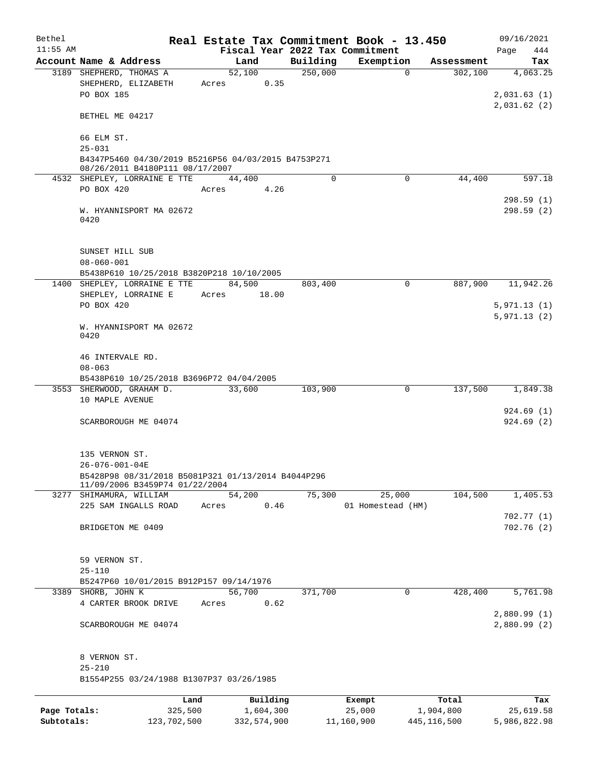Bethel 11:55 AM

# Real Estate Tax Commitment Book - 13.450

Fiscal Year 2022 Tax Commitment

09/16/2021 Page 444

| Account | Name & Address | Land | Building | Exemption | Assessment | Tax |
|---|---|---|---|---|---|---|
| 3189 | SHEPHERD, THOMAS A<br>SHEPHERD, ELIZABETH<br>PO BOX 185<br><br>BETHEL ME 04217<br><br>66 ELM ST.<br>25-031<br>B4347P5460 04/30/2019 B5216P56 04/03/2015 B4753P271 08/26/2011 B4180P111 08/17/2007 | 52,100<br>Acres 0.35 | 250,000 | 0 | 302,100 | 4,063.25<br><br>2,031.63 (1)<br>2,031.62 (2) |
| 4532 | SHEPLEY, LORRAINE E TTE<br>PO BOX 420<br><br>W. HYANNISPORT MA 02672<br>0420<br><br>SUNSET HILL SUB<br>08-060-001<br>B5438P610 10/25/2018 B3820P218 10/10/2005 | 44,400<br>Acres 4.26 | 0 | 0 | 44,400 | 597.18<br><br>298.59 (1)<br>298.59 (2) |
| 1400 | SHEPLEY, LORRAINE E TTE<br>SHEPLEY, LORRAINE E<br>PO BOX 420<br><br>W. HYANNISPORT MA 02672<br>0420<br><br>46 INTERVALE RD.<br>08-063<br>B5438P610 10/25/2018 B3696P72 04/04/2005 | 84,500<br>Acres 18.00 | 803,400 | 0 | 887,900 | 11,942.26<br><br>5,971.13 (1)<br>5,971.13 (2) |
| 3553 | SHERWOOD, GRAHAM D.<br>10 MAPLE AVENUE<br><br>SCARBOROUGH ME 04074<br><br>135 VERNON ST.<br>26-076-001-04E<br>B5428P98 08/31/2018 B5081P321 01/13/2014 B4044P296 11/09/2006 B3459P74 01/22/2004 | 33,600 | 103,900 | 0 | 137,500 | 1,849.38<br><br>924.69 (1)<br>924.69 (2) |
| 3277 | SHIMAMURA, WILLIAM<br>225 SAM INGALLS ROAD<br><br>BRIDGETON ME 0409<br><br>59 VERNON ST.<br>25-110<br>B5247P60 10/01/2015 B912P157 09/14/1976 | 54,200<br>Acres 0.46 | 75,300 | 25,000<br>01 Homestead (HM) | 104,500 | 1,405.53<br><br>702.77 (1)<br>702.76 (2) |
| 3389 | SHORB, JOHN K<br>4 CARTER BROOK DRIVE<br><br>SCARBOROUGH ME 04074<br><br>8 VERNON ST.<br>25-210<br>B1554P255 03/24/1988 B1307P37 03/26/1985 | 56,700<br>Acres 0.62 | 371,700 | 0 | 428,400 | 5,761.98<br><br>2,880.99 (1)<br>2,880.99 (2) |

| | Land | Building | Exempt | Total | Tax |
|---|---|---|---|---|---|
| Page Totals: | 325,500 | 1,604,300 | 25,000 | 1,904,800 | 25,619.58 |
| Subtotals: | 123,702,500 | 332,574,900 | 11,160,900 | 445,116,500 | 5,986,822.98 |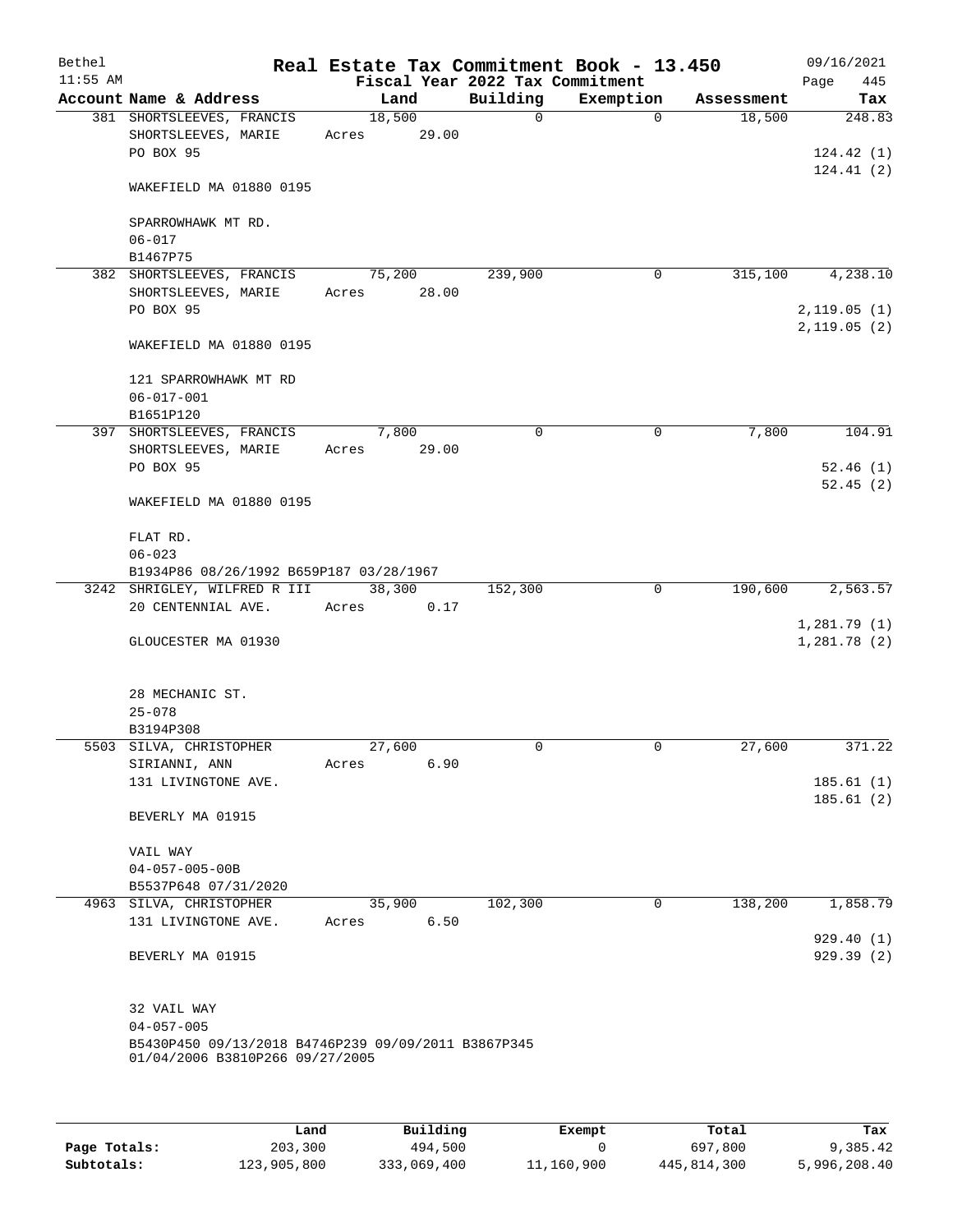Bethel 11:55 AM

# Real Estate Tax Commitment Book - 13.450

Fiscal Year 2022 Tax Commitment

09/16/2021 Page 445

| Account Name & Address | Land | Building | Exemption | Assessment | Tax |
|---|---|---|---|---|---|
| 381 SHORTSLEEVES, FRANCIS<br>SHORTSLEEVES, MARIE<br>PO BOX 95<br><br>WAKEFIELD MA 01880 0195<br><br>SPARROWHAWK MT RD.<br>06-017<br>B1467P75 | 18,500<br>Acres 29.00 | 0 | 0 | 18,500 | 248.83<br><br>124.42 (1)<br>124.41 (2) |
| 382 SHORTSLEEVES, FRANCIS<br>SHORTSLEEVES, MARIE<br>PO BOX 95<br><br>WAKEFIELD MA 01880 0195<br><br>121 SPARROWHAWK MT RD<br>06-017-001<br>B1651P120 | 75,200<br>Acres 28.00 | 239,900 | 0 | 315,100 | 4,238.10<br><br>2,119.05 (1)<br>2,119.05 (2) |
| 397 SHORTSLEEVES, FRANCIS<br>SHORTSLEEVES, MARIE<br>PO BOX 95<br><br>WAKEFIELD MA 01880 0195<br><br>FLAT RD.<br>06-023<br>B1934P86 08/26/1992 B659P187 03/28/1967 | 7,800<br>Acres 29.00 | 0 | 0 | 7,800 | 104.91<br><br>52.46 (1)<br>52.45 (2) |
| 3242 SHRIGLEY, WILFRED R III<br>20 CENTENNIAL AVE.<br><br>GLOUCESTER MA 01930<br><br>28 MECHANIC ST.<br>25-078<br>B3194P308 | 38,300<br>Acres 0.17 | 152,300 | 0 | 190,600 | 2,563.57<br><br>1,281.79 (1)<br>1,281.78 (2) |
| 5503 SILVA, CHRISTOPHER<br>SIRIANNI, ANN<br>131 LIVINGTONE AVE.<br><br>BEVERLY MA 01915<br><br>VAIL WAY<br>04-057-005-00B<br>B5537P648 07/31/2020 | 27,600<br>Acres 6.90 | 0 | 0 | 27,600 | 371.22<br><br>185.61 (1)<br>185.61 (2) |
| 4963 SILVA, CHRISTOPHER<br>131 LIVINGTONE AVE.<br><br>BEVERLY MA 01915<br><br>32 VAIL WAY<br>04-057-005<br>B5430P450 09/13/2018 B4746P239 09/09/2011 B3867P345 01/04/2006 B3810P266 09/27/2005 | 35,900<br>Acres 6.50 | 102,300 | 0 | 138,200 | 1,858.79<br><br>929.40 (1)<br>929.39 (2) |

| | Land | Building | Exempt | Total | Tax |
|---|---|---|---|---|---|
| Page Totals: | 203,300 | 494,500 | 0 | 697,800 | 9,385.42 |
| Subtotals: | 123,905,800 | 333,069,400 | 11,160,900 | 445,814,300 | 5,996,208.40 |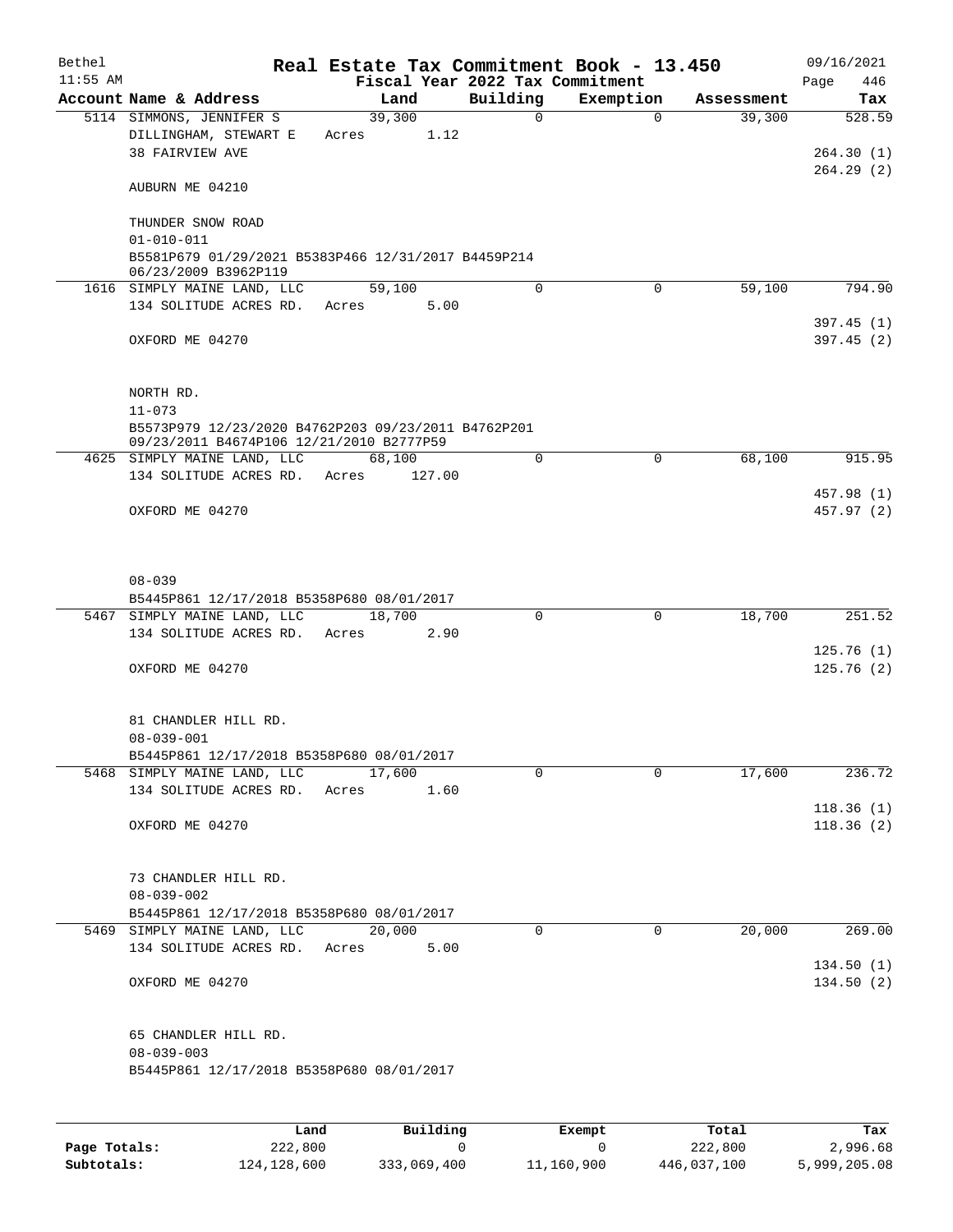# Real Estate Tax Commitment Book - 13.450

Bethel 11:55 AM — Fiscal Year 2022 Tax Commitment — 09/16/2021 Page 446

| Account Name & Address | Land | Building | Exemption | Assessment | Tax |
|---|---|---|---|---|---|
| 5114 SIMMONS, JENNIFER S | 39,300 | 0 | 0 | 39,300 | 528.59 |
| DILLINGHAM, STEWART E | Acres 1.12 | | | | |
| 38 FAIRVIEW AVE | | | | | 264.30 (1) |
| | | | | | 264.29 (2) |
| AUBURN ME 04210 | | | | | |
| THUNDER SNOW ROAD | | | | | |
| 01-010-011 | | | | | |
| B5581P679 01/29/2021 B5383P466 12/31/2017 B4459P214 06/23/2009 B3962P119 | | | | | |
| 1616 SIMPLY MAINE LAND, LLC | 59,100 | 0 | 0 | 59,100 | 794.90 |
| 134 SOLITUDE ACRES RD. | Acres 5.00 | | | | |
| | | | | | 397.45 (1) |
| OXFORD ME 04270 | | | | | 397.45 (2) |
| NORTH RD. | | | | | |
| 11-073 | | | | | |
| B5573P979 12/23/2020 B4762P203 09/23/2011 B4762P201 09/23/2011 B4674P106 12/21/2010 B2777P59 | | | | | |
| 4625 SIMPLY MAINE LAND, LLC | 68,100 | 0 | 0 | 68,100 | 915.95 |
| 134 SOLITUDE ACRES RD. | Acres 127.00 | | | | |
| | | | | | 457.98 (1) |
| OXFORD ME 04270 | | | | | 457.97 (2) |
| 08-039 | | | | | |
| B5445P861 12/17/2018 B5358P680 08/01/2017 | | | | | |
| 5467 SIMPLY MAINE LAND, LLC | 18,700 | 0 | 0 | 18,700 | 251.52 |
| 134 SOLITUDE ACRES RD. | Acres 2.90 | | | | |
| | | | | | 125.76 (1) |
| OXFORD ME 04270 | | | | | 125.76 (2) |
| 81 CHANDLER HILL RD. | | | | | |
| 08-039-001 | | | | | |
| B5445P861 12/17/2018 B5358P680 08/01/2017 | | | | | |
| 5468 SIMPLY MAINE LAND, LLC | 17,600 | 0 | 0 | 17,600 | 236.72 |
| 134 SOLITUDE ACRES RD. | Acres 1.60 | | | | |
| | | | | | 118.36 (1) |
| OXFORD ME 04270 | | | | | 118.36 (2) |
| 73 CHANDLER HILL RD. | | | | | |
| 08-039-002 | | | | | |
| B5445P861 12/17/2018 B5358P680 08/01/2017 | | | | | |
| 5469 SIMPLY MAINE LAND, LLC | 20,000 | 0 | 0 | 20,000 | 269.00 |
| 134 SOLITUDE ACRES RD. | Acres 5.00 | | | | |
| | | | | | 134.50 (1) |
| OXFORD ME 04270 | | | | | 134.50 (2) |
| 65 CHANDLER HILL RD. | | | | | |
| 08-039-003 | | | | | |
| B5445P861 12/17/2018 B5358P680 08/01/2017 | | | | | |

| | Land | Building | Exempt | Total | Tax |
|---|---|---|---|---|---|
| Page Totals: | 222,800 | 0 | 0 | 222,800 | 2,996.68 |
| Subtotals: | 124,128,600 | 333,069,400 | 11,160,900 | 446,037,100 | 5,999,205.08 |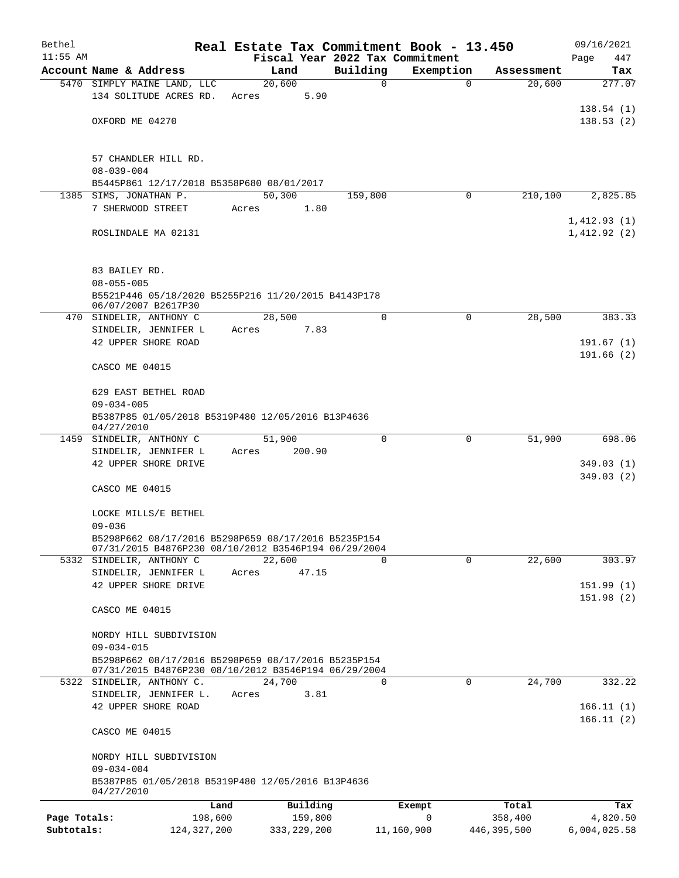# Real Estate Tax Commitment Book - 13.450

Bethel 11:55 AM — Fiscal Year 2022 Tax Commitment — 09/16/2021 Page 447

| Account Name & Address | Land | Building | Exemption | Assessment | Tax |
|---|---|---|---|---|---|
| 5470 SIMPLY MAINE LAND, LLC | 20,600 | 0 | 0 | 20,600 | 277.07 |
| 134 SOLITUDE ACRES RD. | Acres 5.90 | | | | |
| | | | | | 138.54 (1) |
| OXFORD ME 04270 | | | | | 138.53 (2) |
| 57 CHANDLER HILL RD. | | | | | |
| 08-039-004 | | | | | |
| B5445P861 12/17/2018 B5358P680 08/01/2017 | | | | | |
| 1385 SIMS, JONATHAN P. | 50,300 | 159,800 | 0 | 210,100 | 2,825.85 |
| 7 SHERWOOD STREET | Acres 1.80 | | | | |
| | | | | | 1,412.93 (1) |
| ROSLINDALE MA 02131 | | | | | 1,412.92 (2) |
| 83 BAILEY RD. | | | | | |
| 08-055-005 | | | | | |
| B5521P446 05/18/2020 B5255P216 11/20/2015 B4143P178 06/07/2007 B2617P30 | | | | | |
| 470 SINDELIR, ANTHONY C | 28,500 | 0 | 0 | 28,500 | 383.33 |
| SINDELIR, JENNIFER L | Acres 7.83 | | | | |
| 42 UPPER SHORE ROAD | | | | | 191.67 (1) |
| | | | | | 191.66 (2) |
| CASCO ME 04015 | | | | | |
| 629 EAST BETHEL ROAD | | | | | |
| 09-034-005 | | | | | |
| B5387P85 01/05/2018 B5319P480 12/05/2016 B13P4636 04/27/2010 | | | | | |
| 1459 SINDELIR, ANTHONY C | 51,900 | 0 | 0 | 51,900 | 698.06 |
| SINDELIR, JENNIFER L | Acres 200.90 | | | | |
| 42 UPPER SHORE DRIVE | | | | | 349.03 (1) |
| | | | | | 349.03 (2) |
| CASCO ME 04015 | | | | | |
| LOCKE MILLS/E BETHEL | | | | | |
| 09-036 | | | | | |
| B5298P662 08/17/2016 B5298P659 08/17/2016 B5235P154 07/31/2015 B4876P230 08/10/2012 B3546P194 06/29/2004 | | | | | |
| 5332 SINDELIR, ANTHONY C | 22,600 | 0 | 0 | 22,600 | 303.97 |
| SINDELIR, JENNIFER L | Acres 47.15 | | | | |
| 42 UPPER SHORE DRIVE | | | | | 151.99 (1) |
| | | | | | 151.98 (2) |
| CASCO ME 04015 | | | | | |
| NORDY HILL SUBDIVISION | | | | | |
| 09-034-015 | | | | | |
| B5298P662 08/17/2016 B5298P659 08/17/2016 B5235P154 07/31/2015 B4876P230 08/10/2012 B3546P194 06/29/2004 | | | | | |
| 5322 SINDELIR, ANTHONY C. | 24,700 | 0 | 0 | 24,700 | 332.22 |
| SINDELIR, JENNIFER L. | Acres 3.81 | | | | |
| 42 UPPER SHORE ROAD | | | | | 166.11 (1) |
| | | | | | 166.11 (2) |
| CASCO ME 04015 | | | | | |
| NORDY HILL SUBDIVISION | | | | | |
| 09-034-004 | | | | | |
| B5387P85 01/05/2018 B5319P480 12/05/2016 B13P4636 04/27/2010 | | | | | |

| | Land | Building | Exempt | Total | Tax |
|---|---|---|---|---|---|
| Page Totals: | 198,600 | 159,800 | 0 | 358,400 | 4,820.50 |
| Subtotals: | 124,327,200 | 333,229,200 | 11,160,900 | 446,395,500 | 6,004,025.58 |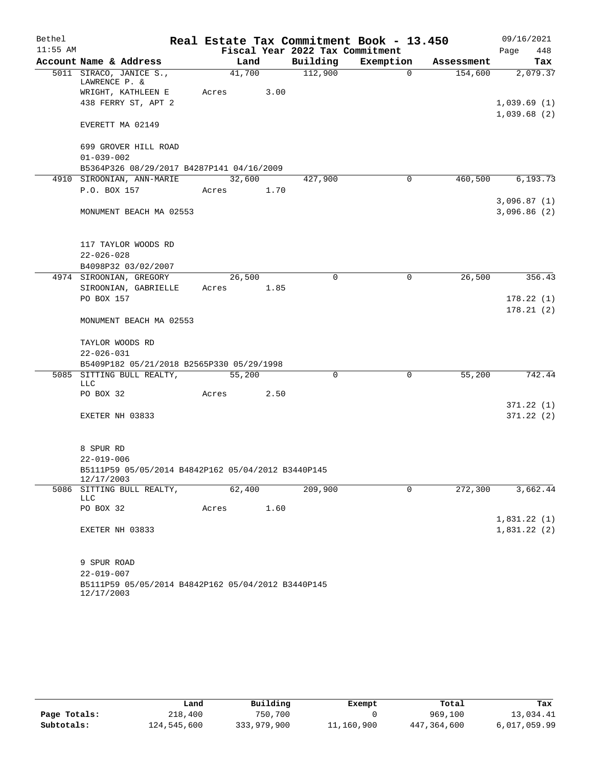Bethel 11:55 AM

# Real Estate Tax Commitment Book - 13.450

Fiscal Year 2022 Tax Commitment

09/16/2021 Page 448

| Account | Name & Address | Land | Building | Exemption | Assessment | Tax |
|---|---|---|---|---|---|---|
| 5011 | SIRACO, JANICE S., LAWRENCE P. & WRIGHT, KATHLEEN E<br>438 FERRY ST, APT 2<br>EVERETT MA 02149<br>699 GROVER HILL ROAD<br>01-039-002<br>B5364P326 08/29/2017 B4287P141 04/16/2009 | 41,700<br>Acres 3.00 | 112,900 | 0 | 154,600 | 2,079.37<br>1,039.69 (1)<br>1,039.68 (2) |
| 4910 | SIROONIAN, ANN-MARIE<br>P.O. BOX 157<br>MONUMENT BEACH MA 02553<br>117 TAYLOR WOODS RD<br>22-026-028<br>B4098P32 03/02/2007 | 32,600<br>Acres 1.70 | 427,900 | 0 | 460,500 | 6,193.73<br>3,096.87 (1)<br>3,096.86 (2) |
| 4974 | SIROONIAN, GREGORY<br>SIROONIAN, GABRIELLE<br>PO BOX 157<br>MONUMENT BEACH MA 02553<br>TAYLOR WOODS RD<br>22-026-031<br>B5409P182 05/21/2018 B2565P330 05/29/1998 | 26,500<br>Acres 1.85 | 0 | 0 | 26,500 | 356.43<br>178.22 (1)<br>178.21 (2) |
| 5085 | SITTING BULL REALTY, LLC<br>PO BOX 32<br>EXETER NH 03833<br>8 SPUR RD<br>22-019-006<br>B5111P59 05/05/2014 B4842P162 05/04/2012 B3440P145 12/17/2003 | 55,200<br>Acres 2.50 | 0 | 0 | 55,200 | 742.44<br>371.22 (1)<br>371.22 (2) |
| 5086 | SITTING BULL REALTY, LLC<br>PO BOX 32<br>EXETER NH 03833<br>9 SPUR ROAD<br>22-019-007<br>B5111P59 05/05/2014 B4842P162 05/04/2012 B3440P145 12/17/2003 | 62,400<br>Acres 1.60 | 209,900 | 0 | 272,300 | 3,662.44<br>1,831.22 (1)<br>1,831.22 (2) |

| | Land | Building | Exempt | Total | Tax |
|---|---|---|---|---|---|
| Page Totals: | 218,400 | 750,700 | 0 | 969,100 | 13,034.41 |
| Subtotals: | 124,545,600 | 333,979,900 | 11,160,900 | 447,364,600 | 6,017,059.99 |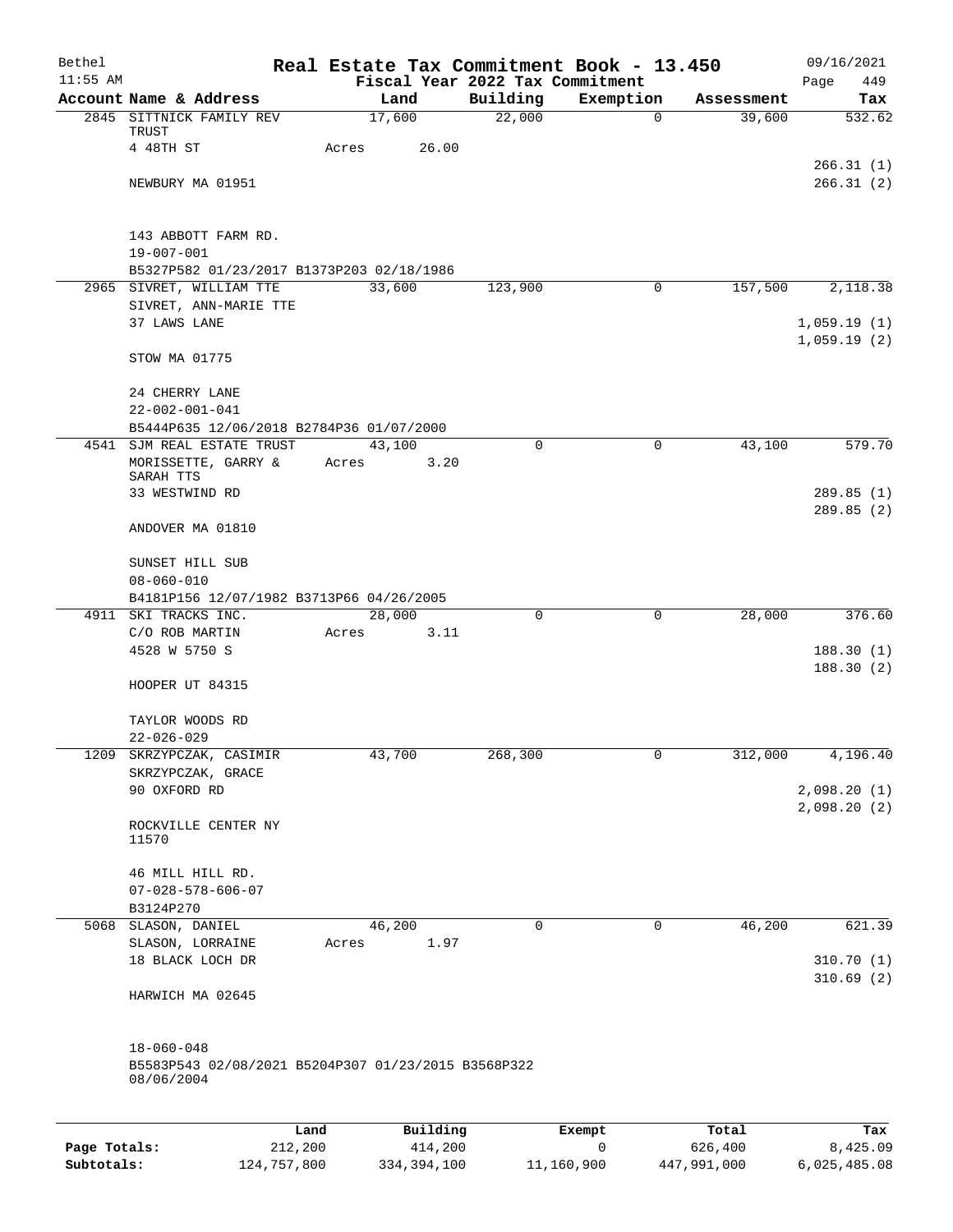# Real Estate Tax Commitment Book - 13.450

Bethel 11:55 AM — Fiscal Year 2022 Tax Commitment — 09/16/2021

| Account Name & Address | Land | Building | Exemption | Assessment | Tax |
|---|---|---|---|---|---|
| 2845 SITTNICK FAMILY REV TRUST<br>4 48TH ST<br>NEWBURY MA 01951<br><br>143 ABBOTT FARM RD.<br>19-007-001<br>B5327P582 01/23/2017 B1373P203 02/18/1986 | 17,600<br>Acres 26.00 | 22,000 | 0 | 39,600 | 532.62<br>266.31 (1)<br>266.31 (2) |
| 2965 SIVRET, WILLIAM TTE<br>SIVRET, ANN-MARIE TTE<br>37 LAWS LANE<br>STOW MA 01775<br><br>24 CHERRY LANE<br>22-002-001-041<br>B5444P635 12/06/2018 B2784P36 01/07/2000 | 33,600 | 123,900 | 0 | 157,500 | 2,118.38<br>1,059.19 (1)<br>1,059.19 (2) |
| 4541 SJM REAL ESTATE TRUST<br>MORISSETTE, GARRY & SARAH TTS<br>33 WESTWIND RD<br>ANDOVER MA 01810<br><br>SUNSET HILL SUB<br>08-060-010<br>B4181P156 12/07/1982 B3713P66 04/26/2005 | 43,100<br>Acres 3.20 | 0 | 0 | 43,100 | 579.70<br>289.85 (1)<br>289.85 (2) |
| 4911 SKI TRACKS INC.<br>C/O ROB MARTIN<br>4528 W 5750 S<br>HOOPER UT 84315<br><br>TAYLOR WOODS RD<br>22-026-029 | 28,000<br>Acres 3.11 | 0 | 0 | 28,000 | 376.60<br>188.30 (1)<br>188.30 (2) |
| 1209 SKRZYPCZAK, CASIMIR<br>SKRZYPCZAK, GRACE<br>90 OXFORD RD<br>ROCKVILLE CENTER NY 11570<br><br>46 MILL HILL RD.<br>07-028-578-606-07<br>B3124P270 | 43,700 | 268,300 | 0 | 312,000 | 4,196.40<br>2,098.20 (1)<br>2,098.20 (2) |
| 5068 SLASON, DANIEL<br>SLASON, LORRAINE<br>18 BLACK LOCH DR<br>HARWICH MA 02645<br><br>18-060-048<br>B5583P543 02/08/2021 B5204P307 01/23/2015 B3568P322 08/06/2004 | 46,200<br>Acres 1.97 | 0 | 0 | 46,200 | 621.39<br>310.70 (1)<br>310.69 (2) |

| | Land | Building | Exempt | Total | Tax |
|---|---|---|---|---|---|
| Page Totals: | 212,200 | 414,200 | 0 | 626,400 | 8,425.09 |
| Subtotals: | 124,757,800 | 334,394,100 | 11,160,900 | 447,991,000 | 6,025,485.08 |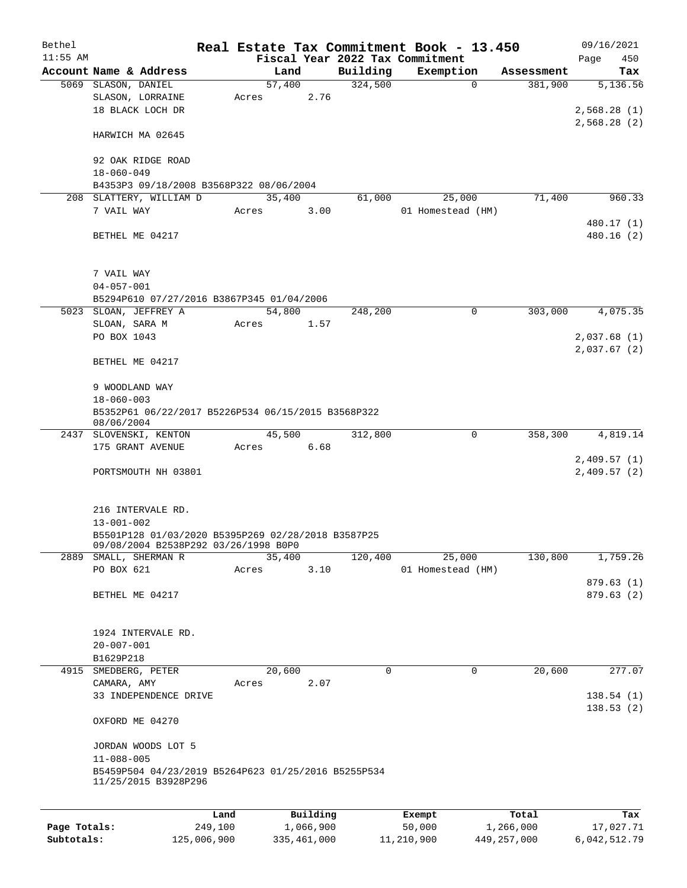Bethel | Real Estate Tax Commitment Book - 13.450 | 09/16/2021
11:55 AM | Fiscal Year 2022 Tax Commitment | Page 450

| Account | Name & Address | Land | Building | Exemption | Assessment | Tax |
|---|---|---|---|---|---|---|
| 5069 | SLASON, DANIEL<br>SLASON, LORRAINE<br>18 BLACK LOCH DR<br><br>HARWICH MA 02645<br><br>92 OAK RIDGE ROAD<br>18-060-049<br>B4353P3 09/18/2008 B3568P322 08/06/2004 | 57,400<br>Acres 2.76 | 324,500 | 0 | 381,900 | 5,136.56<br><br>2,568.28 (1)<br>2,568.28 (2) |
| 208 | SLATTERY, WILLIAM D<br>7 VAIL WAY<br><br>BETHEL ME 04217<br><br>7 VAIL WAY<br>04-057-001<br>B5294P610 07/27/2016 B3867P345 01/04/2006 | 35,400<br>Acres 3.00 | 61,000 | 25,000<br>01 Homestead (HM) | 71,400 | 960.33<br><br>480.17 (1)<br>480.16 (2) |
| 5023 | SLOAN, JEFFREY A<br>SLOAN, SARA M<br>PO BOX 1043<br><br>BETHEL ME 04217<br><br>9 WOODLAND WAY<br>18-060-003<br>B5352P61 06/22/2017 B5226P534 06/15/2015 B3568P322 08/06/2004 | 54,800<br>Acres 1.57 | 248,200 | 0 | 303,000 | 4,075.35<br><br>2,037.68 (1)<br>2,037.67 (2) |
| 2437 | SLOVENSKI, KENTON<br>175 GRANT AVENUE<br><br>PORTSMOUTH NH 03801<br><br>216 INTERVALE RD.<br>13-001-002<br>B5501P128 01/03/2020 B5395P269 02/28/2018 B3587P25 09/08/2004 B2538P292 03/26/1998 B0P0 | 45,500<br>Acres 6.68 | 312,800 | 0 | 358,300 | 4,819.14<br><br>2,409.57 (1)<br>2,409.57 (2) |
| 2889 | SMALL, SHERMAN R<br>PO BOX 621<br><br>BETHEL ME 04217<br><br>1924 INTERVALE RD.<br>20-007-001<br>B1629P218 | 35,400<br>Acres 3.10 | 120,400 | 25,000<br>01 Homestead (HM) | 130,800 | 1,759.26<br><br>879.63 (1)<br>879.63 (2) |
| 4915 | SMEDBERG, PETER<br>CAMARA, AMY<br>33 INDEPENDENCE DRIVE<br><br>OXFORD ME 04270<br><br>JORDAN WOODS LOT 5<br>11-088-005<br>B5459P504 04/23/2019 B5264P623 01/25/2016 B5255P534 11/25/2015 B3928P296 | 20,600<br>Acres 2.07 | 0 | 0 | 20,600 | 277.07<br><br>138.54 (1)<br>138.53 (2) |

| | Land | Building | Exempt | Total | Tax |
|---|---|---|---|---|---|
| Page Totals: | 249,100 | 1,066,900 | 50,000 | 1,266,000 | 17,027.71 |
| Subtotals: | 125,006,900 | 335,461,000 | 11,210,900 | 449,257,000 | 6,042,512.79 |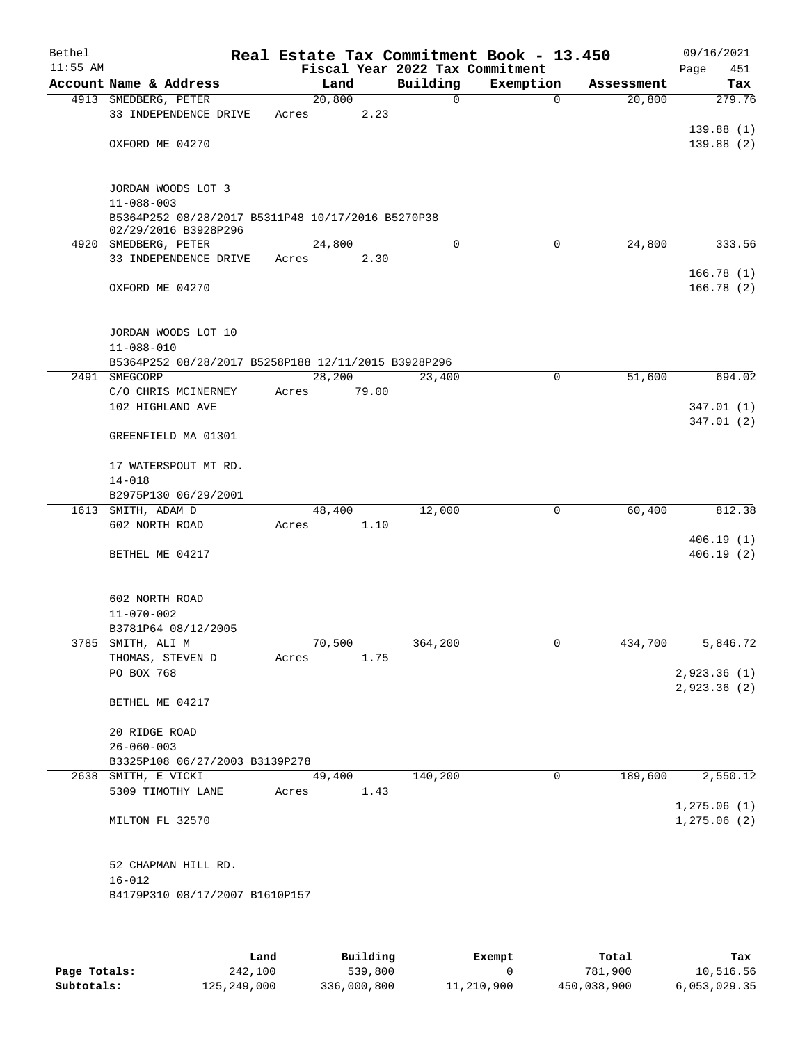Bethel 11:55 AM

# Real Estate Tax Commitment Book - 13.450

Fiscal Year 2022 Tax Commitment

09/16/2021 Page 451

| Account Name & Address | Land | Building | Exemption | Assessment | Tax |
|---|---|---|---|---|---|
| 4913 SMEDBERG, PETER | 20,800 | 0 | 0 | 20,800 | 279.76 |
| 33 INDEPENDENCE DRIVE | Acres 2.23 | | | | |
| | | | | | 139.88 (1) |
| OXFORD ME 04270 | | | | | 139.88 (2) |
| JORDAN WOODS LOT 3 | | | | | |
| 11-088-003 | | | | | |
| B5364P252 08/28/2017 B5311P48 10/17/2016 B5270P38 02/29/2016 B3928P296 | | | | | |
| 4920 SMEDBERG, PETER | 24,800 | 0 | 0 | 24,800 | 333.56 |
| 33 INDEPENDENCE DRIVE | Acres 2.30 | | | | |
| | | | | | 166.78 (1) |
| OXFORD ME 04270 | | | | | 166.78 (2) |
| JORDAN WOODS LOT 10 | | | | | |
| 11-088-010 | | | | | |
| B5364P252 08/28/2017 B5258P188 12/11/2015 B3928P296 | | | | | |
| 2491 SMEGCORP | 28,200 | 23,400 | 0 | 51,600 | 694.02 |
| C/O CHRIS MCINERNEY | Acres 79.00 | | | | |
| 102 HIGHLAND AVE | | | | | 347.01 (1) |
| | | | | | 347.01 (2) |
| GREENFIELD MA 01301 | | | | | |
| 17 WATERSPOUT MT RD. | | | | | |
| 14-018 | | | | | |
| B2975P130 06/29/2001 | | | | | |
| 1613 SMITH, ADAM D | 48,400 | 12,000 | 0 | 60,400 | 812.38 |
| 602 NORTH ROAD | Acres 1.10 | | | | |
| | | | | | 406.19 (1) |
| BETHEL ME 04217 | | | | | 406.19 (2) |
| 602 NORTH ROAD | | | | | |
| 11-070-002 | | | | | |
| B3781P64 08/12/2005 | | | | | |
| 3785 SMITH, ALI M | 70,500 | 364,200 | 0 | 434,700 | 5,846.72 |
| THOMAS, STEVEN D | Acres 1.75 | | | | |
| PO BOX 768 | | | | | 2,923.36 (1) |
| | | | | | 2,923.36 (2) |
| BETHEL ME 04217 | | | | | |
| 20 RIDGE ROAD | | | | | |
| 26-060-003 | | | | | |
| B3325P108 06/27/2003 B3139P278 | | | | | |
| 2638 SMITH, E VICKI | 49,400 | 140,200 | 0 | 189,600 | 2,550.12 |
| 5309 TIMOTHY LANE | Acres 1.43 | | | | |
| | | | | | 1,275.06 (1) |
| MILTON FL 32570 | | | | | 1,275.06 (2) |
| 52 CHAPMAN HILL RD. | | | | | |
| 16-012 | | | | | |
| B4179P310 08/17/2007 B1610P157 | | | | | |

| | Land | Building | Exempt | Total | Tax |
|---|---|---|---|---|---|
| Page Totals: | 242,100 | 539,800 | 0 | 781,900 | 10,516.56 |
| Subtotals: | 125,249,000 | 336,000,800 | 11,210,900 | 450,038,900 | 6,053,029.35 |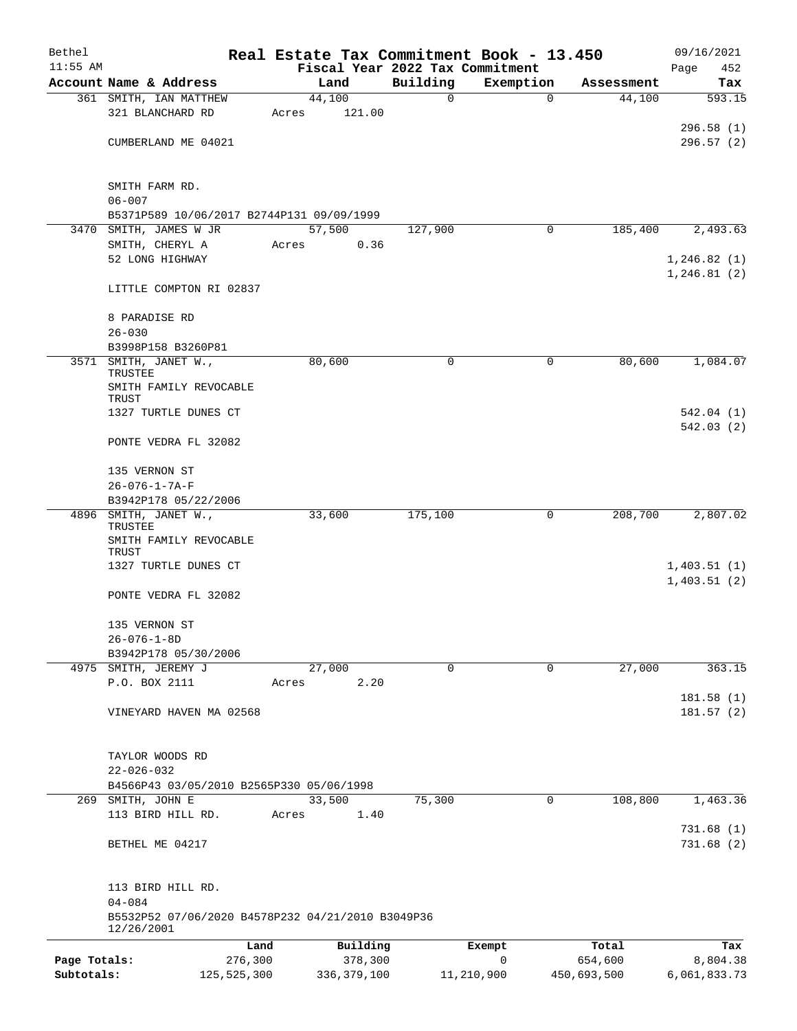Bethel 11:55 AM

# Real Estate Tax Commitment Book - 13.450

Fiscal Year 2022 Tax Commitment

09/16/2021 Page 452

| Account Name & Address | Land | Building | Exemption | Assessment | Tax |
|---|---|---|---|---|---|
| 361 SMITH, IAN MATTHEW<br>321 BLANCHARD RD<br><br>CUMBERLAND ME 04021<br><br>SMITH FARM RD.<br>06-007<br>B5371P589 10/06/2017 B2744P131 09/09/1999 | 44,100<br>Acres 121.00 | 0 | 0 | 44,100 | 593.15<br><br>296.58 (1)<br>296.57 (2) |
| 3470 SMITH, JAMES W JR<br>SMITH, CHERYL A<br>52 LONG HIGHWAY<br><br>LITTLE COMPTON RI 02837<br><br>8 PARADISE RD<br>26-030<br>B3998P158 B3260P81 | 57,500<br>Acres 0.36 | 127,900 | 0 | 185,400 | 2,493.63<br><br>1,246.82 (1)<br>1,246.81 (2) |
| 3571 SMITH, JANET W., TRUSTEE<br>SMITH FAMILY REVOCABLE TRUST<br>1327 TURTLE DUNES CT<br><br>PONTE VEDRA FL 32082<br><br>135 VERNON ST<br>26-076-1-7A-F<br>B3942P178 05/22/2006 | 80,600 | 0 | 0 | 80,600 | 1,084.07<br><br>542.04 (1)<br>542.03 (2) |
| 4896 SMITH, JANET W., TRUSTEE<br>SMITH FAMILY REVOCABLE TRUST<br>1327 TURTLE DUNES CT<br><br>PONTE VEDRA FL 32082<br><br>135 VERNON ST<br>26-076-1-8D<br>B3942P178 05/30/2006 | 33,600 | 175,100 | 0 | 208,700 | 2,807.02<br><br>1,403.51 (1)<br>1,403.51 (2) |
| 4975 SMITH, JEREMY J<br>P.O. BOX 2111<br><br>VINEYARD HAVEN MA 02568<br><br>TAYLOR WOODS RD<br>22-026-032<br>B4566P43 03/05/2010 B2565P330 05/06/1998 | 27,000<br>Acres 2.20 | 0 | 0 | 27,000 | 363.15<br><br>181.58 (1)<br>181.57 (2) |
| 269 SMITH, JOHN E<br>113 BIRD HILL RD.<br><br>BETHEL ME 04217<br><br>113 BIRD HILL RD.<br>04-084<br>B5532P52 07/06/2020 B4578P232 04/21/2010 B3049P36 12/26/2001 | 33,500<br>Acres 1.40 | 75,300 | 0 | 108,800 | 1,463.36<br><br>731.68 (1)<br>731.68 (2) |

| | Land | Building | Exempt | Total | Tax |
|---|---|---|---|---|---|
| Page Totals: | 276,300 | 378,300 | 0 | 654,600 | 8,804.38 |
| Subtotals: | 125,525,300 | 336,379,100 | 11,210,900 | 450,693,500 | 6,061,833.73 |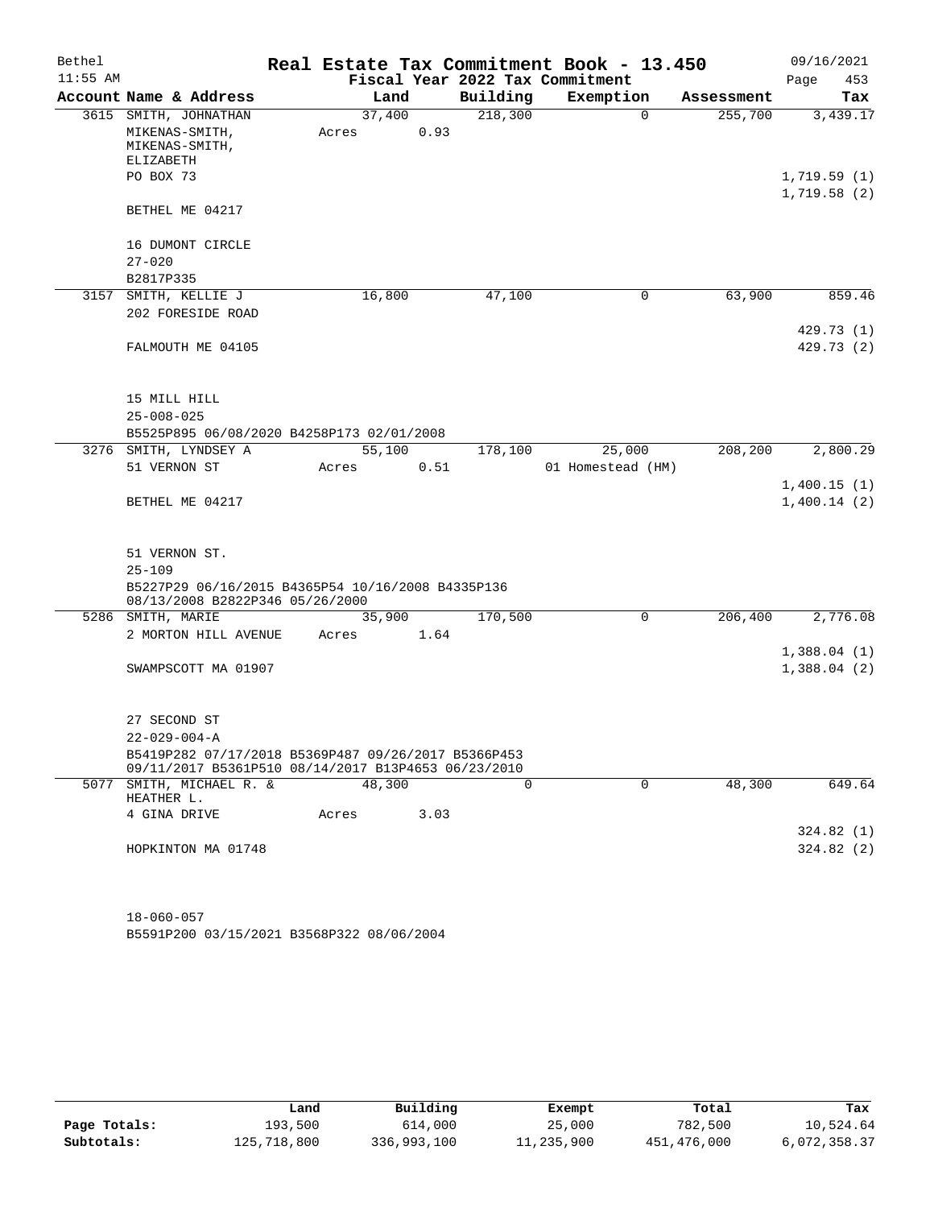# Real Estate Tax Commitment Book - 13.450

Bethel 11:55 AM — Fiscal Year 2022 Tax Commitment — 09/16/2021

| Account Name & Address | Land | Building | Exemption | Assessment | Tax |
|---|---|---|---|---|---|
| 3615 SMITH, JOHNATHAN<br>MIKENAS-SMITH, MIKENAS-SMITH, ELIZABETH<br>PO BOX 73<br>BETHEL ME 04217<br><br>16 DUMONT CIRCLE<br>27-020<br>B2817P335 | 37,400<br>Acres 0.93 | 218,300 | 0 | 255,700 | 3,439.17<br><br>1,719.59 (1)<br>1,719.58 (2) |
| 3157 SMITH, KELLIE J<br>202 FORESIDE ROAD<br>FALMOUTH ME 04105<br><br>15 MILL HILL<br>25-008-025<br>B5525P895 06/08/2020 B4258P173 02/01/2008 | 16,800 | 47,100 | 0 | 63,900 | 859.46<br><br>429.73 (1)<br>429.73 (2) |
| 3276 SMITH, LYNDSEY A<br>51 VERNON ST<br>BETHEL ME 04217<br><br>51 VERNON ST.<br>25-109<br>B5227P29 06/16/2015 B4365P54 10/16/2008 B4335P136 08/13/2008 B2822P346 05/26/2000 | 55,100<br>Acres 0.51 | 178,100 | 25,000<br>01 Homestead (HM) | 208,200 | 2,800.29<br><br>1,400.15 (1)<br>1,400.14 (2) |
| 5286 SMITH, MARIE<br>2 MORTON HILL AVENUE<br>SWAMPSCOTT MA 01907<br><br>27 SECOND ST<br>22-029-004-A<br>B5419P282 07/17/2018 B5369P487 09/26/2017 B5366P453 09/11/2017 B5361P510 08/14/2017 B13P4653 06/23/2010 | 35,900<br>Acres 1.64 | 170,500 | 0 | 206,400 | 2,776.08<br><br>1,388.04 (1)<br>1,388.04 (2) |
| 5077 SMITH, MICHAEL R. & HEATHER L.<br>4 GINA DRIVE<br>HOPKINTON MA 01748<br><br>18-060-057<br>B5591P200 03/15/2021 B3568P322 08/06/2004 | 48,300<br>Acres 3.03 | 0 | 0 | 48,300 | 649.64<br><br>324.82 (1)<br>324.82 (2) |

| | Land | Building | Exempt | Total | Tax |
|---|---|---|---|---|---|
| Page Totals: | 193,500 | 614,000 | 25,000 | 782,500 | 10,524.64 |
| Subtotals: | 125,718,800 | 336,993,100 | 11,235,900 | 451,476,000 | 6,072,358.37 |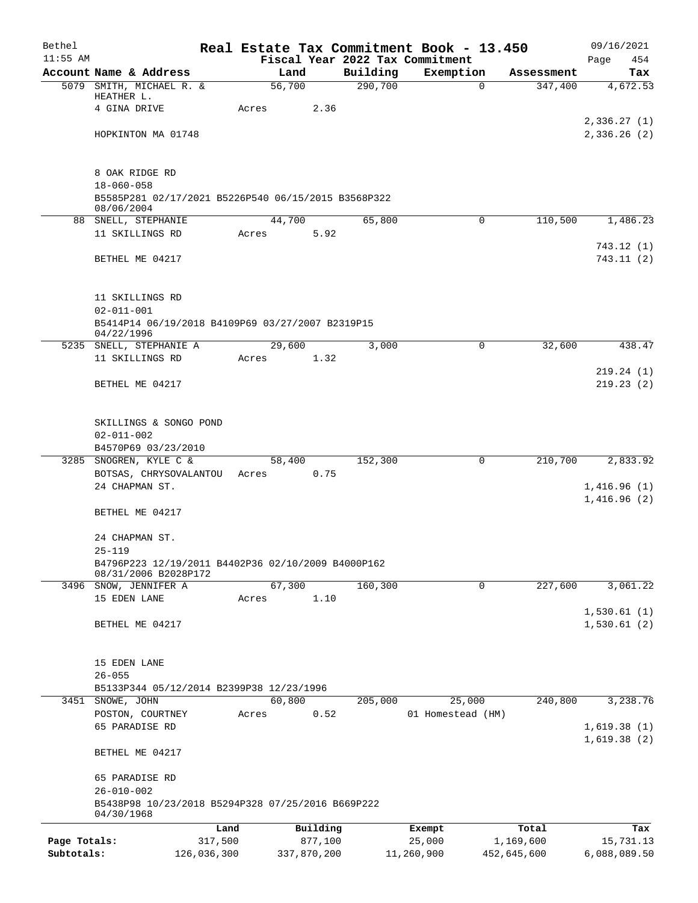Bethel 11:55 AM

# Real Estate Tax Commitment Book - 13.450

## Fiscal Year 2022 Tax Commitment

09/16/2021 Page 454

| Account | Name & Address | Land | Building | Exemption | Assessment | Tax |
|---|---|---|---|---|---|---|
| 5079 | SMITH, MICHAEL R. & HEATHER L. | 56,700 | 290,700 | 0 | 347,400 | 4,672.53 |
| | 4 GINA DRIVE | Acres 2.36 | | | | |
| | | | | | | 2,336.27 (1) |
| | HOPKINTON MA 01748 | | | | | 2,336.26 (2) |
| | 8 OAK RIDGE RD | | | | | |
| | 18-060-058 | | | | | |
| | B5585P281 02/17/2021 B5226P540 06/15/2015 B3568P322 08/06/2004 | | | | | |
| 88 | SNELL, STEPHANIE | 44,700 | 65,800 | 0 | 110,500 | 1,486.23 |
| | 11 SKILLINGS RD | Acres 5.92 | | | | |
| | | | | | | 743.12 (1) |
| | BETHEL ME 04217 | | | | | 743.11 (2) |
| | 11 SKILLINGS RD | | | | | |
| | 02-011-001 | | | | | |
| | B5414P14 06/19/2018 B4109P69 03/27/2007 B2319P15 04/22/1996 | | | | | |
| 5235 | SNELL, STEPHANIE A | 29,600 | 3,000 | 0 | 32,600 | 438.47 |
| | 11 SKILLINGS RD | Acres 1.32 | | | | |
| | | | | | | 219.24 (1) |
| | BETHEL ME 04217 | | | | | 219.23 (2) |
| | SKILLINGS & SONGO POND | | | | | |
| | 02-011-002 | | | | | |
| | B4570P69 03/23/2010 | | | | | |
| 3285 | SNOGREN, KYLE C & | 58,400 | 152,300 | 0 | 210,700 | 2,833.92 |
| | BOTSAS, CHRYSOVALANTOU | Acres 0.75 | | | | |
| | 24 CHAPMAN ST. | | | | | 1,416.96 (1) |
| | | | | | | 1,416.96 (2) |
| | BETHEL ME 04217 | | | | | |
| | 24 CHAPMAN ST. | | | | | |
| | 25-119 | | | | | |
| | B4796P223 12/19/2011 B4402P36 02/10/2009 B4000P162 08/31/2006 B2028P172 | | | | | |
| 3496 | SNOW, JENNIFER A | 67,300 | 160,300 | 0 | 227,600 | 3,061.22 |
| | 15 EDEN LANE | Acres 1.10 | | | | |
| | | | | | | 1,530.61 (1) |
| | BETHEL ME 04217 | | | | | 1,530.61 (2) |
| | 15 EDEN LANE | | | | | |
| | 26-055 | | | | | |
| | B5133P344 05/12/2014 B2399P38 12/23/1996 | | | | | |
| 3451 | SNOWE, JOHN | 60,800 | 205,000 | 25,000 | 240,800 | 3,238.76 |
| | POSTON, COURTNEY | Acres 0.52 | | 01 Homestead (HM) | | |
| | 65 PARADISE RD | | | | | 1,619.38 (1) |
| | | | | | | 1,619.38 (2) |
| | BETHEL ME 04217 | | | | | |
| | 65 PARADISE RD | | | | | |
| | 26-010-002 | | | | | |
| | B5438P98 10/23/2018 B5294P328 07/25/2016 B669P222 04/30/1968 | | | | | |

| | Land | Building | Exempt | Total | Tax |
|---|---|---|---|---|---|
| Page Totals: | 317,500 | 877,100 | 25,000 | 1,169,600 | 15,731.13 |
| Subtotals: | 126,036,300 | 337,870,200 | 11,260,900 | 452,645,600 | 6,088,089.50 |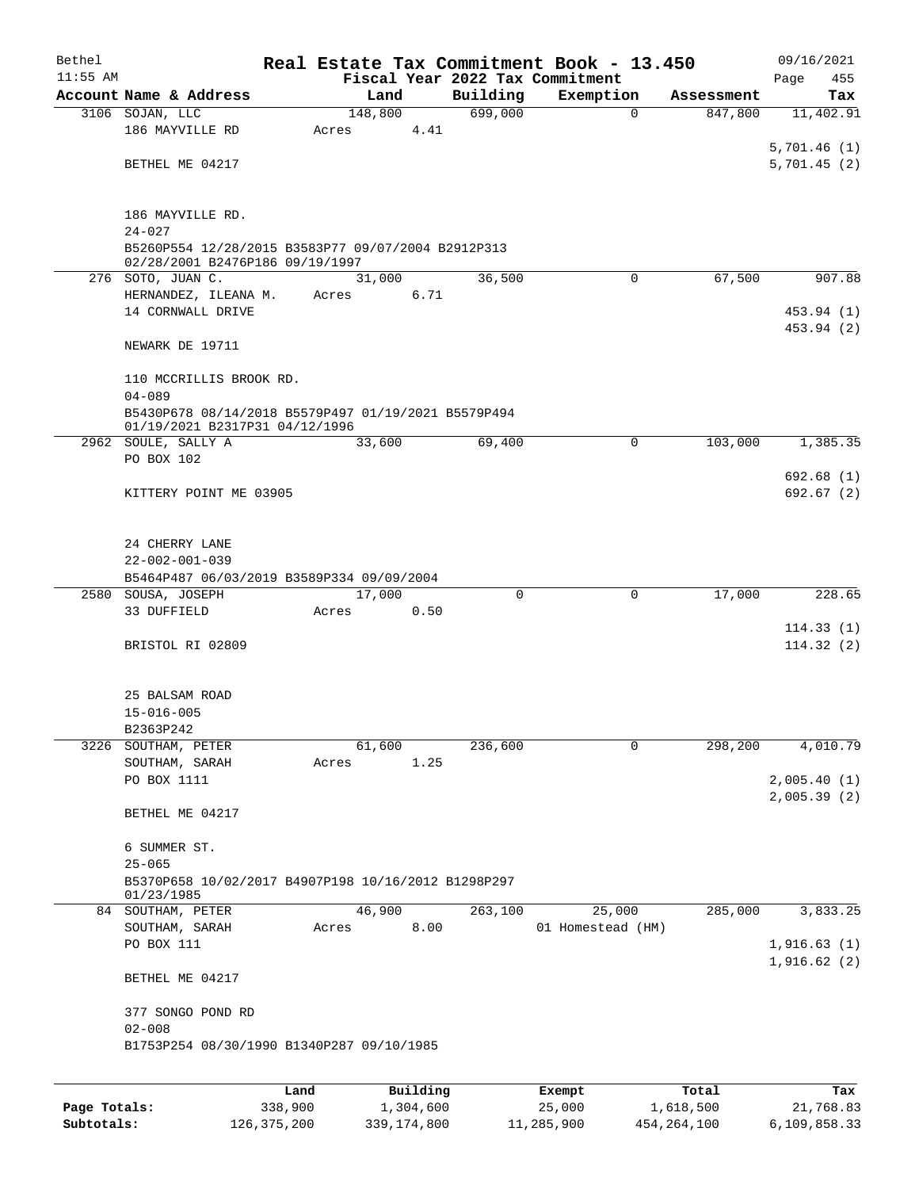Bethel 11:55 AM

**Real Estate Tax Commitment Book - 13.450**

Fiscal Year 2022 Tax Commitment

09/16/2021 Page 455

| Account Name & Address | Land | Building | Exemption | Assessment | Tax |
|---|---|---|---|---|---|
| 3106 SOJAN, LLC | 148,800 | 699,000 | 0 | 847,800 | 11,402.91 |
| 186 MAYVILLE RD | Acres 4.41 | | | | |
| | | | | | 5,701.46 (1) |
| BETHEL ME 04217 | | | | | 5,701.45 (2) |
| 186 MAYVILLE RD. | | | | | |
| 24-027 | | | | | |
| B5260P554 12/28/2015 B3583P77 09/07/2004 B2912P313 02/28/2001 B2476P186 09/19/1997 | | | | | |
| 276 SOTO, JUAN C. | 31,000 | 36,500 | 0 | 67,500 | 907.88 |
| HERNANDEZ, ILEANA M. | Acres 6.71 | | | | |
| 14 CORNWALL DRIVE | | | | | 453.94 (1) |
| | | | | | 453.94 (2) |
| NEWARK DE 19711 | | | | | |
| 110 MCCRILLIS BROOK RD. | | | | | |
| 04-089 | | | | | |
| B5430P678 08/14/2018 B5579P497 01/19/2021 B5579P494 01/19/2021 B2317P31 04/12/1996 | | | | | |
| 2962 SOULE, SALLY A | 33,600 | 69,400 | 0 | 103,000 | 1,385.35 |
| PO BOX 102 | | | | | |
| | | | | | 692.68 (1) |
| KITTERY POINT ME 03905 | | | | | 692.67 (2) |
| 24 CHERRY LANE | | | | | |
| 22-002-001-039 | | | | | |
| B5464P487 06/03/2019 B3589P334 09/09/2004 | | | | | |
| 2580 SOUSA, JOSEPH | 17,000 | 0 | 0 | 17,000 | 228.65 |
| 33 DUFFIELD | Acres 0.50 | | | | |
| | | | | | 114.33 (1) |
| BRISTOL RI 02809 | | | | | 114.32 (2) |
| 25 BALSAM ROAD | | | | | |
| 15-016-005 | | | | | |
| B2363P242 | | | | | |
| 3226 SOUTHAM, PETER | 61,600 | 236,600 | 0 | 298,200 | 4,010.79 |
| SOUTHAM, SARAH | Acres 1.25 | | | | |
| PO BOX 1111 | | | | | 2,005.40 (1) |
| | | | | | 2,005.39 (2) |
| BETHEL ME 04217 | | | | | |
| 6 SUMMER ST. | | | | | |
| 25-065 | | | | | |
| B5370P658 10/02/2017 B4907P198 10/16/2012 B1298P297 01/23/1985 | | | | | |
| 84 SOUTHAM, PETER | 46,900 | 263,100 | 25,000 | 285,000 | 3,833.25 |
| SOUTHAM, SARAH | Acres 8.00 | | 01 Homestead (HM) | | |
| PO BOX 111 | | | | | 1,916.63 (1) |
| | | | | | 1,916.62 (2) |
| BETHEL ME 04217 | | | | | |
| 377 SONGO POND RD | | | | | |
| 02-008 | | | | | |
| B1753P254 08/30/1990 B1340P287 09/10/1985 | | | | | |

| | Land | Building | Exempt | Total | Tax |
|---|---|---|---|---|---|
| Page Totals: | 338,900 | 1,304,600 | 25,000 | 1,618,500 | 21,768.83 |
| Subtotals: | 126,375,200 | 339,174,800 | 11,285,900 | 454,264,100 | 6,109,858.33 |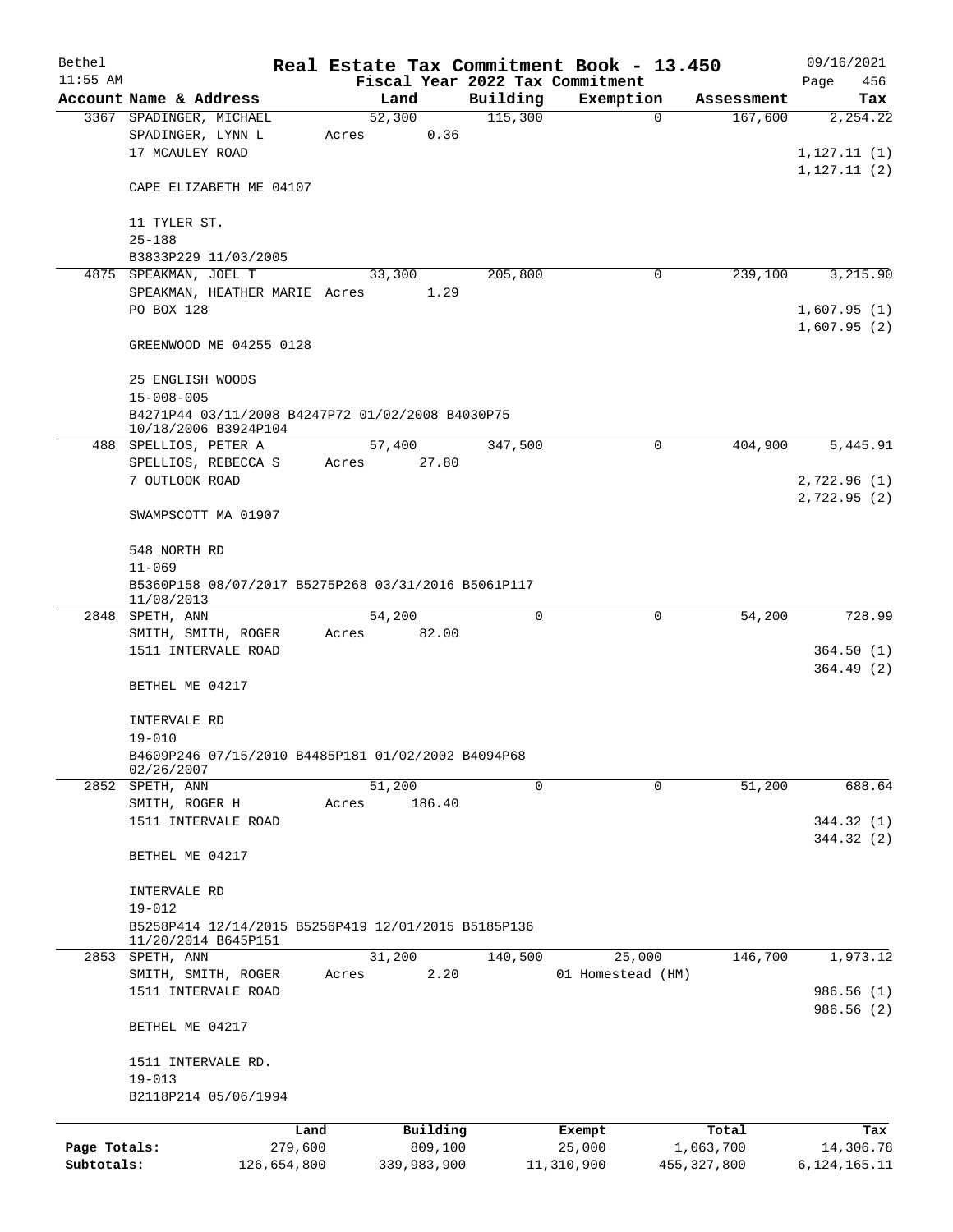# Real Estate Tax Commitment Book - 13.450

Bethel
11:55 AM

Fiscal Year 2022 Tax Commitment

09/16/2021
Page 456

| Account Name & Address | Land | Building | Exemption | Assessment | Tax |
|---|---|---|---|---|---|
| 3367 SPADINGER, MICHAEL | 52,300 | 115,300 | 0 | 167,600 | 2,254.22 |
| SPADINGER, LYNN L | Acres 0.36 | | | | |
| 17 MCAULEY ROAD | | | | | 1,127.11 (1) |
| | | | | | 1,127.11 (2) |
| CAPE ELIZABETH ME 04107 | | | | | |
| 11 TYLER ST. | | | | | |
| 25-188 | | | | | |
| B3833P229 11/03/2005 | | | | | |
| 4875 SPEAKMAN, JOEL T | 33,300 | 205,800 | 0 | 239,100 | 3,215.90 |
| SPEAKMAN, HEATHER MARIE | Acres 1.29 | | | | |
| PO BOX 128 | | | | | 1,607.95 (1) |
| | | | | | 1,607.95 (2) |
| GREENWOOD ME 04255 0128 | | | | | |
| 25 ENGLISH WOODS | | | | | |
| 15-008-005 | | | | | |
| B4271P44 03/11/2008 B4247P72 01/02/2008 B4030P75 10/18/2006 B3924P104 | | | | | |
| 488 SPELLIOS, PETER A | 57,400 | 347,500 | 0 | 404,900 | 5,445.91 |
| SPELLIOS, REBECCA S | Acres 27.80 | | | | |
| 7 OUTLOOK ROAD | | | | | 2,722.96 (1) |
| | | | | | 2,722.95 (2) |
| SWAMPSCOTT MA 01907 | | | | | |
| 548 NORTH RD | | | | | |
| 11-069 | | | | | |
| B5360P158 08/07/2017 B5275P268 03/31/2016 B5061P117 11/08/2013 | | | | | |
| 2848 SPETH, ANN | 54,200 | 0 | 0 | 54,200 | 728.99 |
| SMITH, SMITH, ROGER | Acres 82.00 | | | | |
| 1511 INTERVALE ROAD | | | | | 364.50 (1) |
| | | | | | 364.49 (2) |
| BETHEL ME 04217 | | | | | |
| INTERVALE RD | | | | | |
| 19-010 | | | | | |
| B4609P246 07/15/2010 B4485P181 01/02/2002 B4094P68 02/26/2007 | | | | | |
| 2852 SPETH, ANN | 51,200 | 0 | 0 | 51,200 | 688.64 |
| SMITH, ROGER H | Acres 186.40 | | | | |
| 1511 INTERVALE ROAD | | | | | 344.32 (1) |
| | | | | | 344.32 (2) |
| BETHEL ME 04217 | | | | | |
| INTERVALE RD | | | | | |
| 19-012 | | | | | |
| B5258P414 12/14/2015 B5256P419 12/01/2015 B5185P136 11/20/2014 B645P151 | | | | | |
| 2853 SPETH, ANN | 31,200 | 140,500 | 25,000 | 146,700 | 1,973.12 |
| SMITH, SMITH, ROGER | Acres 2.20 | | 01 Homestead (HM) | | |
| 1511 INTERVALE ROAD | | | | | 986.56 (1) |
| | | | | | 986.56 (2) |
| BETHEL ME 04217 | | | | | |
| 1511 INTERVALE RD. | | | | | |
| 19-013 | | | | | |
| B2118P214 05/06/1994 | | | | | |

| | Land | Building | Exempt | Total | Tax |
|---|---|---|---|---|---|
| Page Totals: | 279,600 | 809,100 | 25,000 | 1,063,700 | 14,306.78 |
| Subtotals: | 126,654,800 | 339,983,900 | 11,310,900 | 455,327,800 | 6,124,165.11 |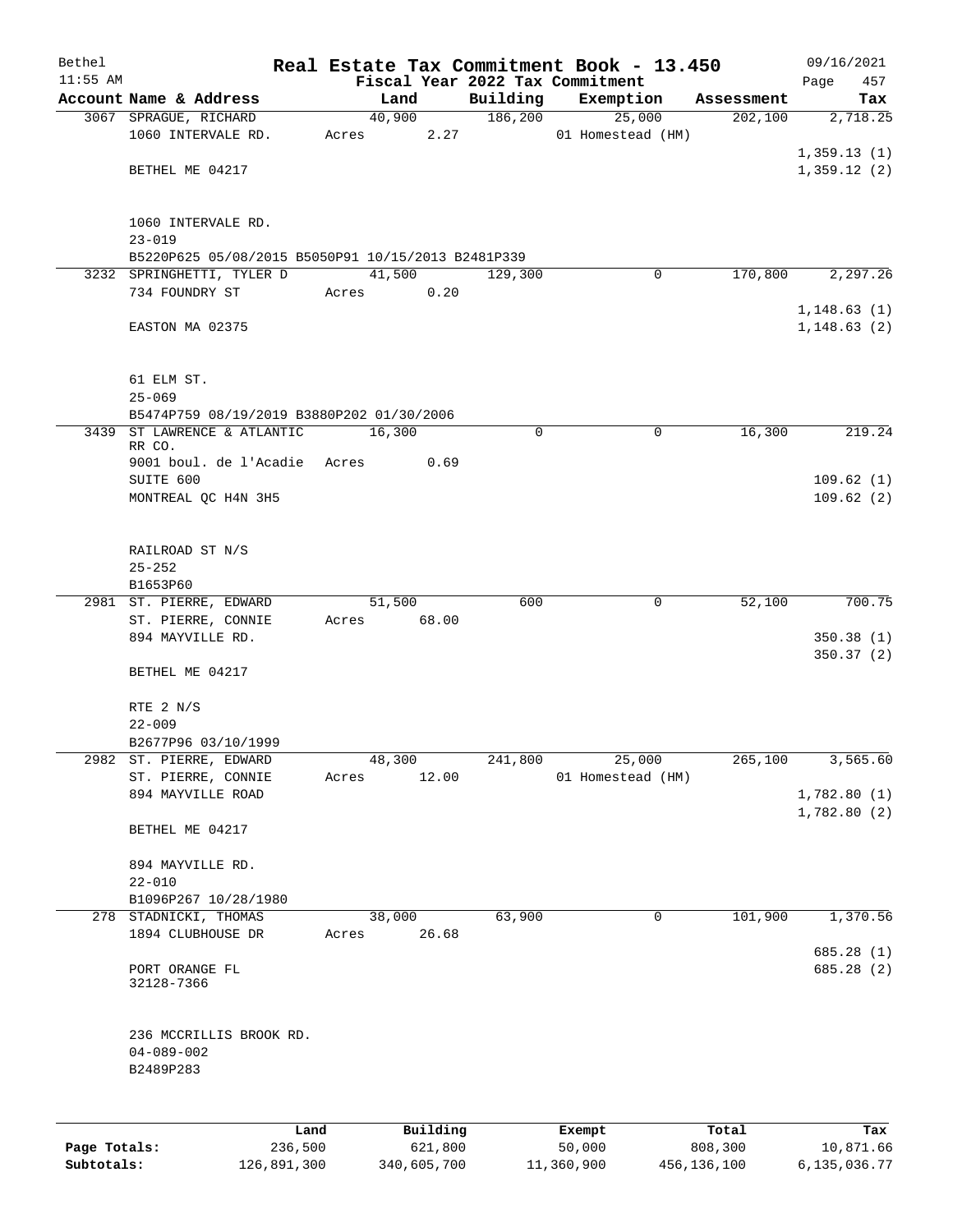Bethel 11:55 AM

# Real Estate Tax Commitment Book - 13.450

Fiscal Year 2022 Tax Commitment

09/16/2021 Page 457

| Account | Name & Address | Land | Building | Exemption | Assessment | Tax |
|---|---|---|---|---|---|---|
| 3067 | SPRAGUE, RICHARD<br>1060 INTERVALE RD.<br><br>BETHEL ME 04217<br><br>1060 INTERVALE RD.<br>23-019<br>B5220P625 05/08/2015 B5050P91 10/15/2013 B2481P339 | 40,900<br>Acres 2.27 | 186,200 | 25,000<br>01 Homestead (HM) | 202,100 | 2,718.25<br><br>1,359.13 (1)<br>1,359.12 (2) |
| 3232 | SPRINGHETTI, TYLER D<br>734 FOUNDRY ST<br><br>EASTON MA 02375<br><br>61 ELM ST.<br>25-069<br>B5474P759 08/19/2019 B3880P202 01/30/2006 | 41,500<br>Acres 0.20 | 129,300 | 0 | 170,800 | 2,297.26<br><br>1,148.63 (1)<br>1,148.63 (2) |
| 3439 | ST LAWRENCE & ATLANTIC RR CO.<br>9001 boul. de l'Acadie<br>SUITE 600<br>MONTREAL QC H4N 3H5<br><br>RAILROAD ST N/S<br>25-252<br>B1653P60 | 16,300<br>Acres 0.69 | 0 | 0 | 16,300 | 219.24<br><br>109.62 (1)<br>109.62 (2) |
| 2981 | ST. PIERRE, EDWARD<br>ST. PIERRE, CONNIE<br>894 MAYVILLE RD.<br><br>BETHEL ME 04217<br><br>RTE 2 N/S<br>22-009<br>B2677P96 03/10/1999 | 51,500<br>Acres 68.00 | 600 | 0 | 52,100 | 700.75<br><br>350.38 (1)<br>350.37 (2) |
| 2982 | ST. PIERRE, EDWARD<br>ST. PIERRE, CONNIE<br>894 MAYVILLE ROAD<br><br>BETHEL ME 04217<br><br>894 MAYVILLE RD.<br>22-010<br>B1096P267 10/28/1980 | 48,300<br>Acres 12.00 | 241,800 | 25,000<br>01 Homestead (HM) | 265,100 | 3,565.60<br><br>1,782.80 (1)<br>1,782.80 (2) |
| 278 | STADNICKI, THOMAS<br>1894 CLUBHOUSE DR<br><br>PORT ORANGE FL 32128-7366<br><br>236 MCCRILLIS BROOK RD.<br>04-089-002<br>B2489P283 | 38,000<br>Acres 26.68 | 63,900 | 0 | 101,900 | 1,370.56<br><br>685.28 (1)<br>685.28 (2) |

| | Land | Building | Exempt | Total | Tax |
|---|---|---|---|---|---|
| Page Totals: | 236,500 | 621,800 | 50,000 | 808,300 | 10,871.66 |
| Subtotals: | 126,891,300 | 340,605,700 | 11,360,900 | 456,136,100 | 6,135,036.77 |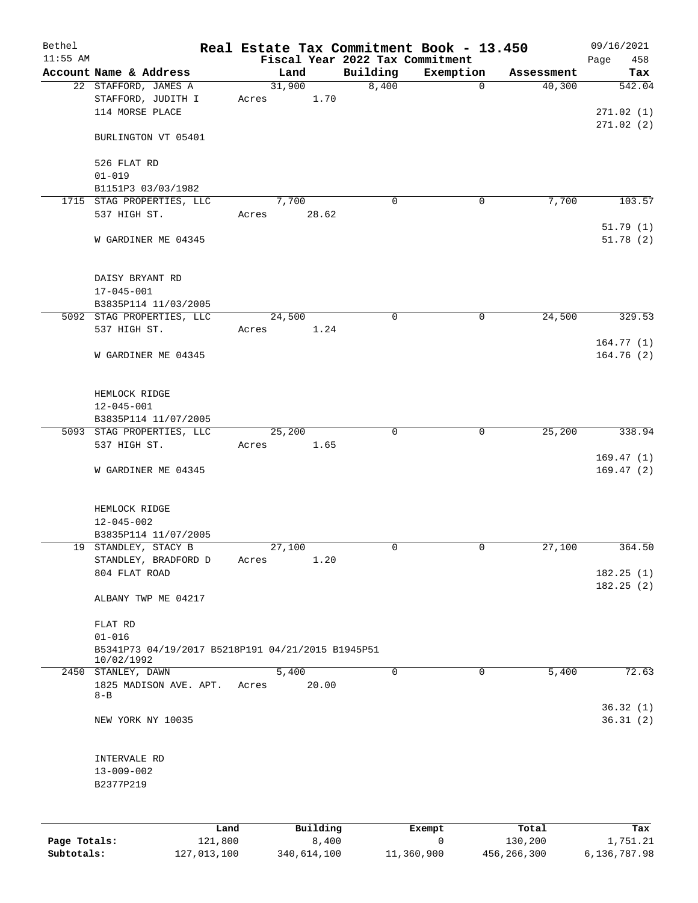# Real Estate Tax Commitment Book - 13.450

Bethel
11:55 AM

Fiscal Year 2022 Tax Commitment

09/16/2021

| Account | Name & Address | Land | Building | Exemption | Assessment | Tax |
|---|---|---|---|---|---|---|
| 22 | STAFFORD, JAMES A<br>STAFFORD, JUDITH I<br>114 MORSE PLACE<br><br>BURLINGTON VT 05401<br><br>526 FLAT RD<br>01-019<br>B1151P3 03/03/1982 | 31,900<br>Acres 1.70 | 8,400 | 0 | 40,300 | 542.04<br><br>271.02 (1)<br>271.02 (2) |
| 1715 | STAG PROPERTIES, LLC<br>537 HIGH ST.<br><br>W GARDINER ME 04345<br><br>DAISY BRYANT RD<br>17-045-001<br>B3835P114 11/03/2005 | 7,700<br>Acres 28.62 | 0 | 0 | 7,700 | 103.57<br><br>51.79 (1)<br>51.78 (2) |
| 5092 | STAG PROPERTIES, LLC<br>537 HIGH ST.<br><br>W GARDINER ME 04345<br><br>HEMLOCK RIDGE<br>12-045-001<br>B3835P114 11/07/2005 | 24,500<br>Acres 1.24 | 0 | 0 | 24,500 | 329.53<br><br>164.77 (1)<br>164.76 (2) |
| 5093 | STAG PROPERTIES, LLC<br>537 HIGH ST.<br><br>W GARDINER ME 04345<br><br>HEMLOCK RIDGE<br>12-045-002<br>B3835P114 11/07/2005 | 25,200<br>Acres 1.65 | 0 | 0 | 25,200 | 338.94<br><br>169.47 (1)<br>169.47 (2) |
| 19 | STANDLEY, STACY B<br>STANDLEY, BRADFORD D<br>804 FLAT ROAD<br><br>ALBANY TWP ME 04217<br><br>FLAT RD<br>01-016<br>B5341P73 04/19/2017 B5218P191 04/21/2015 B1945P51 10/02/1992 | 27,100<br>Acres 1.20 | 0 | 0 | 27,100 | 364.50<br><br>182.25 (1)<br>182.25 (2) |
| 2450 | STANLEY, DAWN<br>1825 MADISON AVE. APT. 8-B<br><br>NEW YORK NY 10035<br><br>INTERVALE RD<br>13-009-002<br>B2377P219 | 5,400<br>Acres 20.00 | 0 | 0 | 5,400 | 72.63<br><br>36.32 (1)<br>36.31 (2) |

| | Land | Building | Exempt | Total | Tax |
|---|---|---|---|---|---|
| Page Totals: | 121,800 | 8,400 | 0 | 130,200 | 1,751.21 |
| Subtotals: | 127,013,100 | 340,614,100 | 11,360,900 | 456,266,300 | 6,136,787.98 |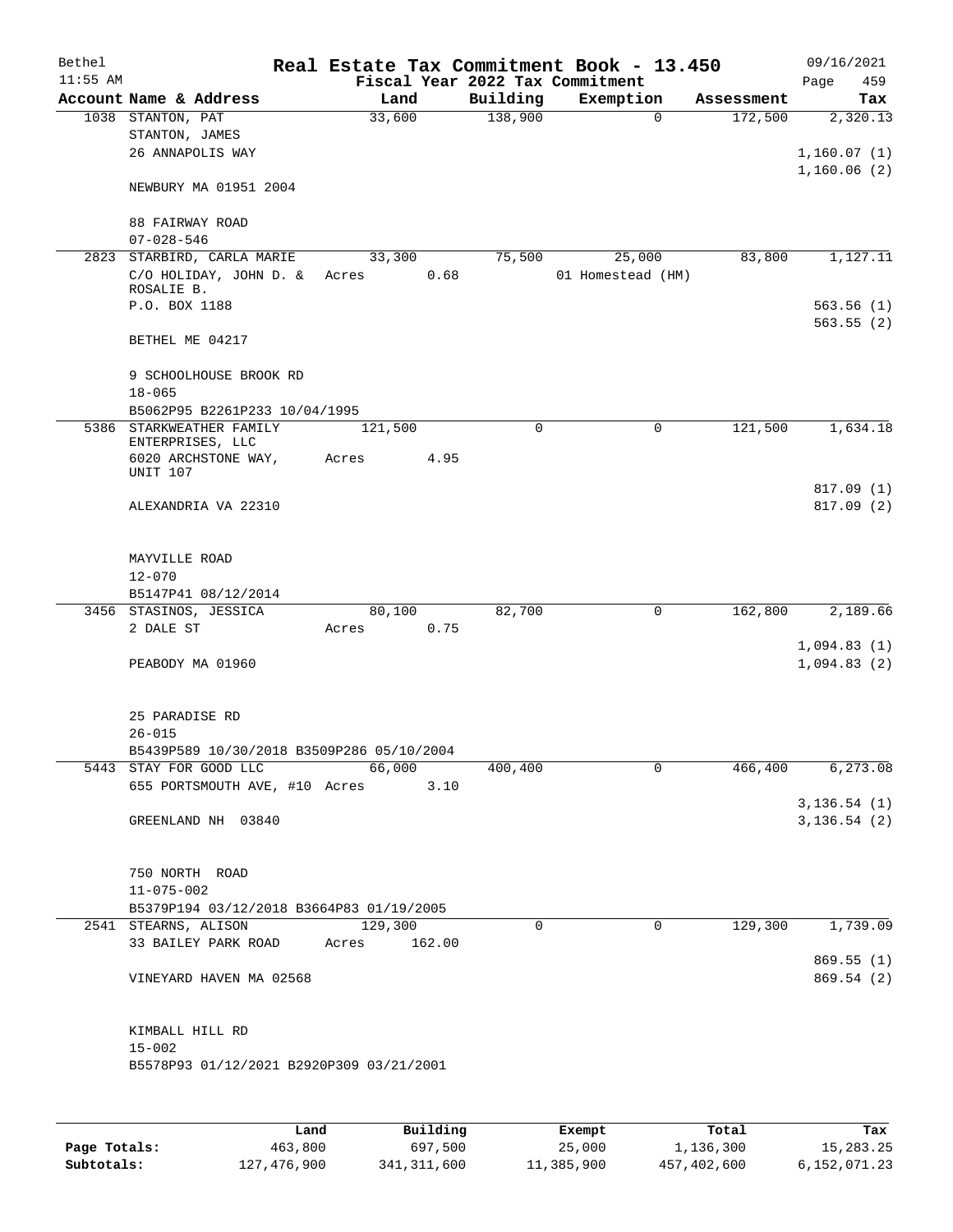# Real Estate Tax Commitment Book - 13.450

Bethel 11:55 AM — Fiscal Year 2022 Tax Commitment — 09/16/2021

| Account Name & Address | Land | Building | Exemption | Assessment | Tax |
|---|---|---|---|---|---|
| 1038 STANTON, PAT<br>STANTON, JAMES<br>26 ANNAPOLIS WAY<br><br>NEWBURY MA 01951 2004<br><br>88 FAIRWAY ROAD<br>07-028-546 | 33,600 | 138,900 | 0 | 172,500 | 2,320.13<br><br>1,160.07 (1)<br>1,160.06 (2) |
| 2823 STARBIRD, CARLA MARIE<br>C/O HOLIDAY, JOHN D. & ROSALIE B.<br>P.O. BOX 1188<br><br>BETHEL ME 04217<br><br>9 SCHOOLHOUSE BROOK RD<br>18-065<br>B5062P95 B2261P233 10/04/1995 | 33,300<br>Acres 0.68 | 75,500 | 25,000<br>01 Homestead (HM) | 83,800 | 1,127.11<br><br>563.56 (1)<br>563.55 (2) |
| 5386 STARKWEATHER FAMILY ENTERPRISES, LLC<br>6020 ARCHSTONE WAY, UNIT 107<br><br>ALEXANDRIA VA 22310<br><br>MAYVILLE ROAD<br>12-070<br>B5147P41 08/12/2014 | 121,500<br>Acres 4.95 | 0 | 0 | 121,500 | 1,634.18<br><br>817.09 (1)<br>817.09 (2) |
| 3456 STASINOS, JESSICA<br>2 DALE ST<br><br>PEABODY MA 01960<br><br>25 PARADISE RD<br>26-015<br>B5439P589 10/30/2018 B3509P286 05/10/2004 | 80,100<br>Acres 0.75 | 82,700 | 0 | 162,800 | 2,189.66<br><br>1,094.83 (1)<br>1,094.83 (2) |
| 5443 STAY FOR GOOD LLC<br>655 PORTSMOUTH AVE, #10<br><br>GREENLAND NH 03840<br><br>750 NORTH ROAD<br>11-075-002<br>B5379P194 03/12/2018 B3664P83 01/19/2005 | 66,000<br>Acres 3.10 | 400,400 | 0 | 466,400 | 6,273.08<br><br>3,136.54 (1)<br>3,136.54 (2) |
| 2541 STEARNS, ALISON<br>33 BAILEY PARK ROAD<br><br>VINEYARD HAVEN MA 02568<br><br>KIMBALL HILL RD<br>15-002<br>B5578P93 01/12/2021 B2920P309 03/21/2001 | 129,300<br>Acres 162.00 | 0 | 0 | 129,300 | 1,739.09<br><br>869.55 (1)<br>869.54 (2) |

| | Land | Building | Exempt | Total | Tax |
|---|---|---|---|---|---|
| Page Totals: | 463,800 | 697,500 | 25,000 | 1,136,300 | 15,283.25 |
| Subtotals: | 127,476,900 | 341,311,600 | 11,385,900 | 457,402,600 | 6,152,071.23 |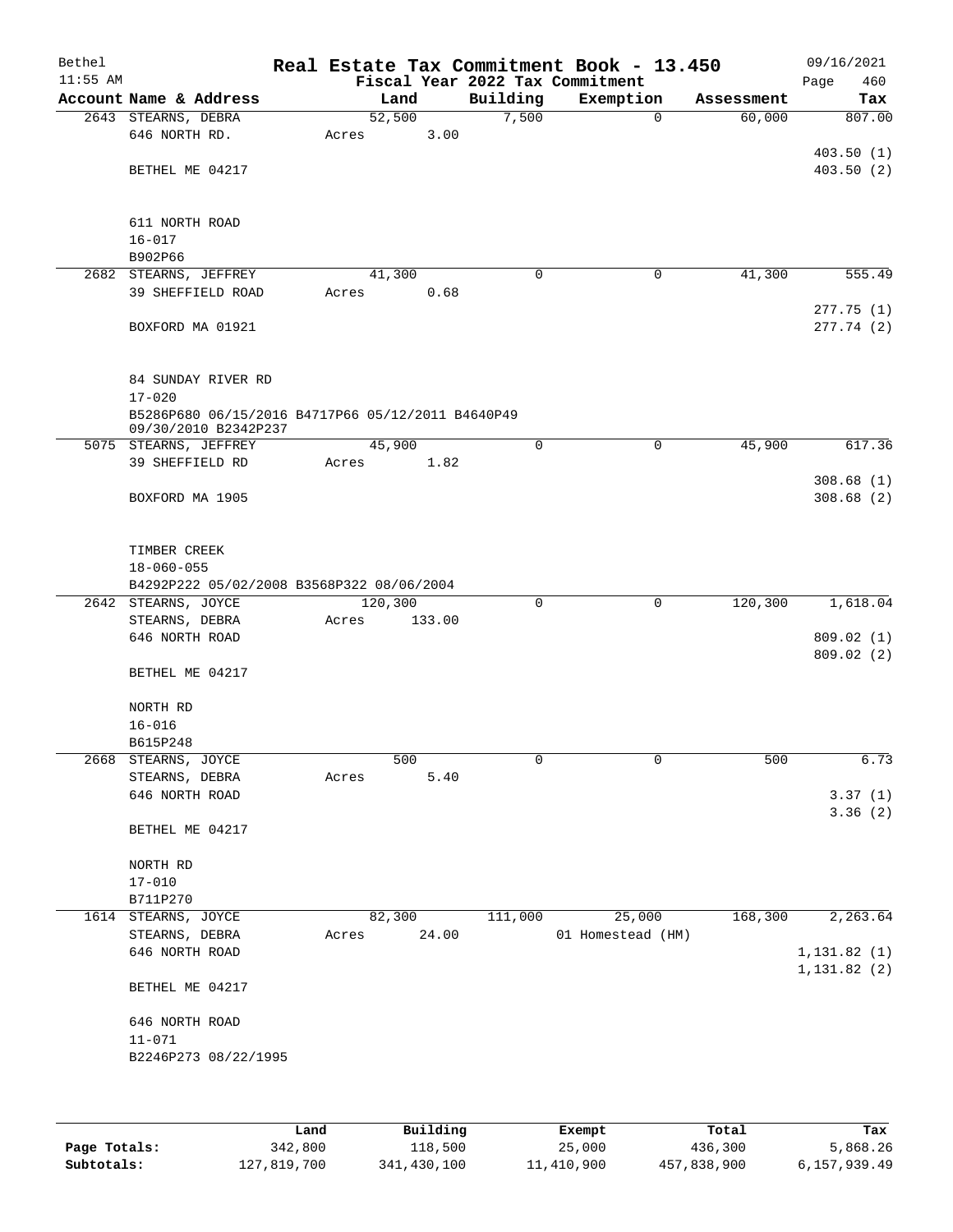Bethel 11:55 AM

# Real Estate Tax Commitment Book - 13.450

Fiscal Year 2022 Tax Commitment

09/16/2021

| Account | Name & Address | Land | Building | Exemption | Assessment | Tax |
|---|---|---|---|---|---|---|
| 2643 | STEARNS, DEBRA<br>646 NORTH RD.<br><br>BETHEL ME 04217<br><br>611 NORTH ROAD<br>16-017<br>B902P66 | 52,500<br>Acres 3.00 | 7,500 | 0 | 60,000 | 807.00<br><br>403.50 (1)<br>403.50 (2) |
| 2682 | STEARNS, JEFFREY<br>39 SHEFFIELD ROAD<br><br>BOXFORD MA 01921<br><br>84 SUNDAY RIVER RD<br>17-020<br>B5286P680 06/15/2016 B4717P66 05/12/2011 B4640P49 09/30/2010 B2342P237 | 41,300<br>Acres 0.68 | 0 | 0 | 41,300 | 555.49<br><br>277.75 (1)<br>277.74 (2) |
| 5075 | STEARNS, JEFFREY<br>39 SHEFFIELD RD<br><br>BOXFORD MA 1905<br><br>TIMBER CREEK<br>18-060-055<br>B4292P222 05/02/2008 B3568P322 08/06/2004 | 45,900<br>Acres 1.82 | 0 | 0 | 45,900 | 617.36<br><br>308.68 (1)<br>308.68 (2) |
| 2642 | STEARNS, JOYCE<br>STEARNS, DEBRA<br>646 NORTH ROAD<br><br>BETHEL ME 04217<br><br>NORTH RD<br>16-016<br>B615P248 | 120,300<br>Acres 133.00 | 0 | 0 | 120,300 | 1,618.04<br><br>809.02 (1)<br>809.02 (2) |
| 2668 | STEARNS, JOYCE<br>STEARNS, DEBRA<br>646 NORTH ROAD<br><br>BETHEL ME 04217<br><br>NORTH RD<br>17-010<br>B711P270 | 500<br>Acres 5.40 | 0 | 0 | 500 | 6.73<br><br>3.37 (1)<br>3.36 (2) |
| 1614 | STEARNS, JOYCE<br>STEARNS, DEBRA<br>646 NORTH ROAD<br><br>BETHEL ME 04217<br><br>646 NORTH ROAD<br>11-071<br>B2246P273 08/22/1995 | 82,300<br>Acres 24.00 | 111,000 | 25,000<br>01 Homestead (HM) | 168,300 | 2,263.64<br><br>1,131.82 (1)<br>1,131.82 (2) |

| | Land | Building | Exempt | Total | Tax |
|---|---|---|---|---|---|
| Page Totals: | 342,800 | 118,500 | 25,000 | 436,300 | 5,868.26 |
| Subtotals: | 127,819,700 | 341,430,100 | 11,410,900 | 457,838,900 | 6,157,939.49 |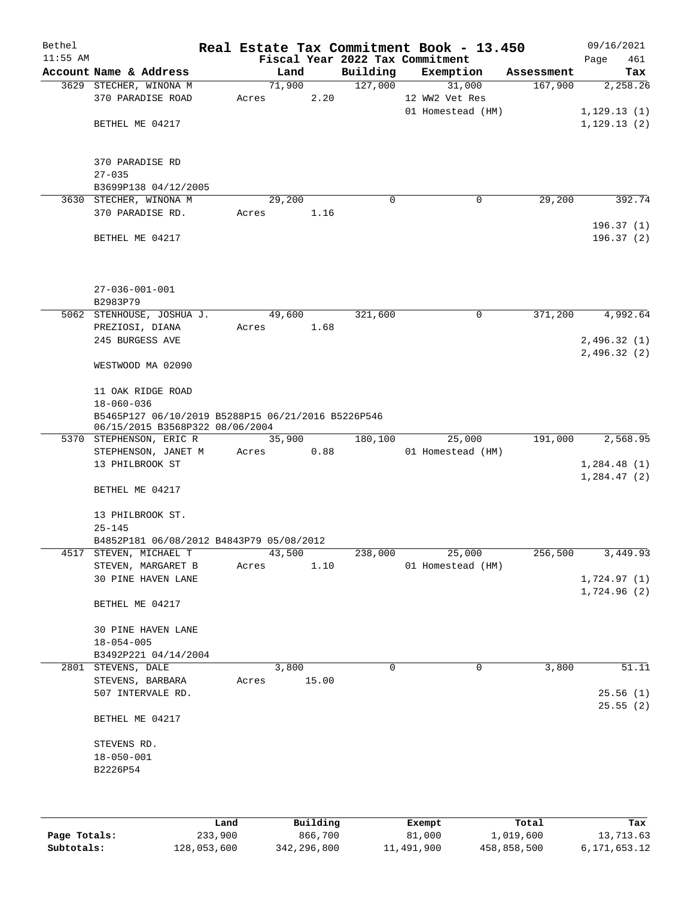Bethel 11:55 AM

# Real Estate Tax Commitment Book - 13.450

## Fiscal Year 2022 Tax Commitment

09/16/2021 Page 461

| Account Name & Address | Land | Building | Exemption | Assessment | Tax |
|---|---|---|---|---|---|
| 3629 STECHER, WINONA M | 71,900 | 127,000 | 31,000 | 167,900 | 2,258.26 |
| 370 PARADISE ROAD | Acres 2.20 | | 12 WW2 Vet Res | | |
| | | | 01 Homestead (HM) | | 1,129.13 (1) |
| BETHEL ME 04217 | | | | | 1,129.13 (2) |
| 370 PARADISE RD | | | | | |
| 27-035 | | | | | |
| B3699P138 04/12/2005 | | | | | |
| 3630 STECHER, WINONA M | 29,200 | 0 | 0 | 29,200 | 392.74 |
| 370 PARADISE RD. | Acres 1.16 | | | | |
| | | | | | 196.37 (1) |
| BETHEL ME 04217 | | | | | 196.37 (2) |
| 27-036-001-001 | | | | | |
| B2983P79 | | | | | |
| 5062 STENHOUSE, JOSHUA J. | 49,600 | 321,600 | 0 | 371,200 | 4,992.64 |
| PREZIOSI, DIANA | Acres 1.68 | | | | |
| 245 BURGESS AVE | | | | | 2,496.32 (1) |
| | | | | | 2,496.32 (2) |
| WESTWOOD MA 02090 | | | | | |
| 11 OAK RIDGE ROAD | | | | | |
| 18-060-036 | | | | | |
| B5465P127 06/10/2019 B5288P15 06/21/2016 B5226P546 06/15/2015 B3568P322 08/06/2004 | | | | | |
| 5370 STEPHENSON, ERIC R | 35,900 | 180,100 | 25,000 | 191,000 | 2,568.95 |
| STEPHENSON, JANET M | Acres 0.88 | | 01 Homestead (HM) | | |
| 13 PHILBROOK ST | | | | | 1,284.48 (1) |
| | | | | | 1,284.47 (2) |
| BETHEL ME 04217 | | | | | |
| 13 PHILBROOK ST. | | | | | |
| 25-145 | | | | | |
| B4852P181 06/08/2012 B4843P79 05/08/2012 | | | | | |
| 4517 STEVEN, MICHAEL T | 43,500 | 238,000 | 25,000 | 256,500 | 3,449.93 |
| STEVEN, MARGARET B | Acres 1.10 | | 01 Homestead (HM) | | |
| 30 PINE HAVEN LANE | | | | | 1,724.97 (1) |
| | | | | | 1,724.96 (2) |
| BETHEL ME 04217 | | | | | |
| 30 PINE HAVEN LANE | | | | | |
| 18-054-005 | | | | | |
| B3492P221 04/14/2004 | | | | | |
| 2801 STEVENS, DALE | 3,800 | 0 | 0 | 3,800 | 51.11 |
| STEVENS, BARBARA | Acres 15.00 | | | | |
| 507 INTERVALE RD. | | | | | 25.56 (1) |
| | | | | | 25.55 (2) |
| BETHEL ME 04217 | | | | | |
| STEVENS RD. | | | | | |
| 18-050-001 | | | | | |
| B2226P54 | | | | | |

| | Land | Building | Exempt | Total | Tax |
|---|---|---|---|---|---|
| Page Totals: | 233,900 | 866,700 | 81,000 | 1,019,600 | 13,713.63 |
| Subtotals: | 128,053,600 | 342,296,800 | 11,491,900 | 458,858,500 | 6,171,653.12 |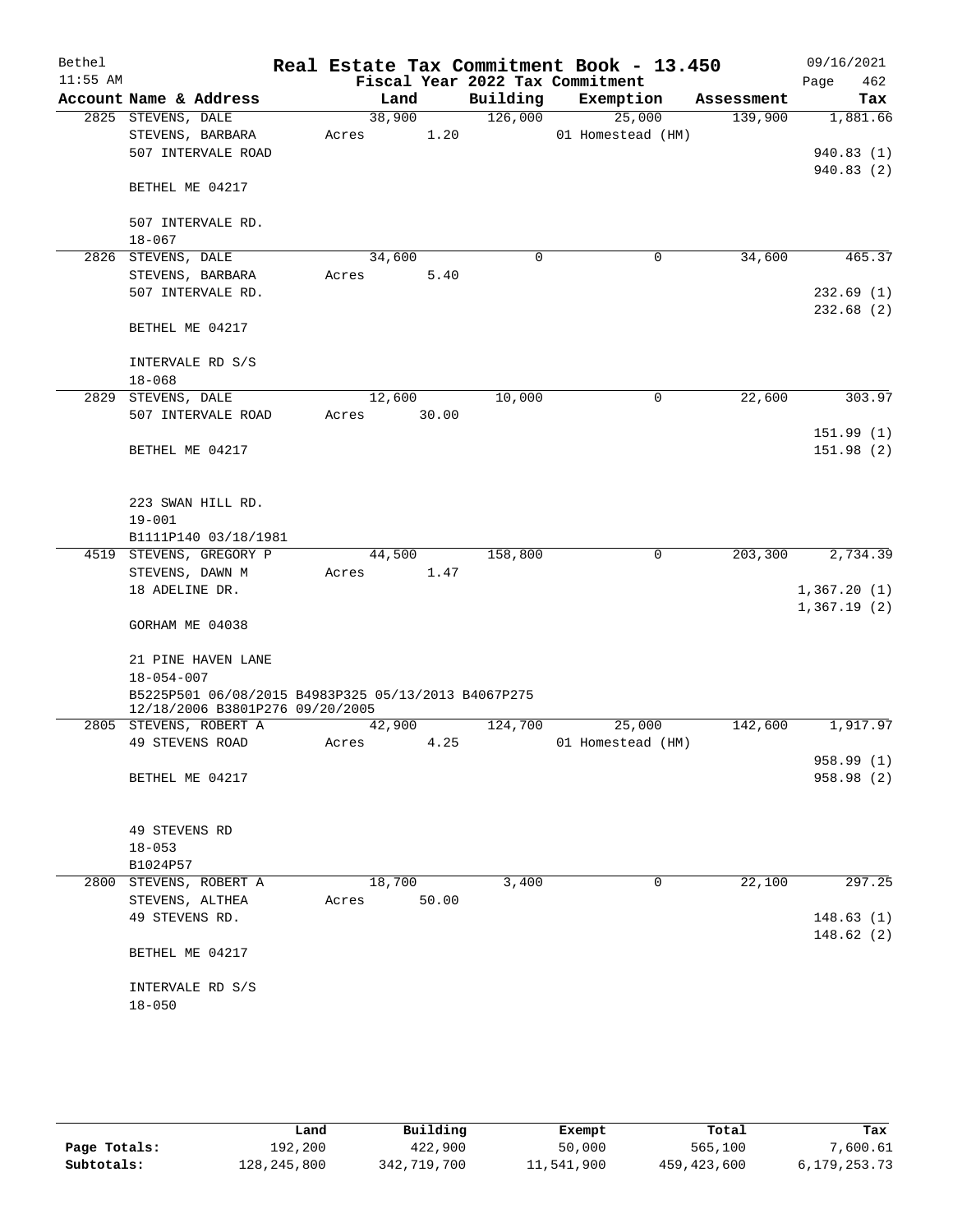Bethel 11:55 AM

# Real Estate Tax Commitment Book - 13.450

Fiscal Year 2022 Tax Commitment

09/16/2021

| Account | Name & Address | Land | Building | Exemption | Assessment | Tax |
|---|---|---|---|---|---|---|
| 2825 | STEVENS, DALE<br>STEVENS, BARBARA<br>507 INTERVALE ROAD<br><br>BETHEL ME 04217<br><br>507 INTERVALE RD.<br>18-067 | 38,900<br>Acres 1.20 | 126,000 | 25,000<br>01 Homestead (HM) | 139,900 | 1,881.66<br><br>940.83 (1)<br>940.83 (2) |
| 2826 | STEVENS, DALE<br>STEVENS, BARBARA<br>507 INTERVALE RD.<br><br>BETHEL ME 04217<br><br>INTERVALE RD S/S<br>18-068 | 34,600<br>Acres 5.40 | 0 | 0 | 34,600 | 465.37<br><br>232.69 (1)<br>232.68 (2) |
| 2829 | STEVENS, DALE<br>507 INTERVALE ROAD<br><br>BETHEL ME 04217<br><br>223 SWAN HILL RD.<br>19-001<br>B1111P140 03/18/1981 | 12,600<br>Acres 30.00 | 10,000 | 0 | 22,600 | 303.97<br><br>151.99 (1)<br>151.98 (2) |
| 4519 | STEVENS, GREGORY P<br>STEVENS, DAWN M<br>18 ADELINE DR.<br><br>GORHAM ME 04038<br><br>21 PINE HAVEN LANE<br>18-054-007<br>B5225P501 06/08/2015 B4983P325 05/13/2013 B4067P275 12/18/2006 B3801P276 09/20/2005 | 44,500<br>Acres 1.47 | 158,800 | 0 | 203,300 | 2,734.39<br><br>1,367.20 (1)<br>1,367.19 (2) |
| 2805 | STEVENS, ROBERT A<br>49 STEVENS ROAD<br><br>BETHEL ME 04217<br><br>49 STEVENS RD<br>18-053<br>B1024P57 | 42,900<br>Acres 4.25 | 124,700 | 25,000<br>01 Homestead (HM) | 142,600 | 1,917.97<br><br>958.99 (1)<br>958.98 (2) |
| 2800 | STEVENS, ROBERT A<br>STEVENS, ALTHEA<br>49 STEVENS RD.<br><br>BETHEL ME 04217<br><br>INTERVALE RD S/S<br>18-050 | 18,700<br>Acres 50.00 | 3,400 | 0 | 22,100 | 297.25<br><br>148.63 (1)<br>148.62 (2) |

| | Land | Building | Exempt | Total | Tax |
|---|---|---|---|---|---|
| **Page Totals:** | 192,200 | 422,900 | 50,000 | 565,100 | 7,600.61 |
| **Subtotals:** | 128,245,800 | 342,719,700 | 11,541,900 | 459,423,600 | 6,179,253.73 |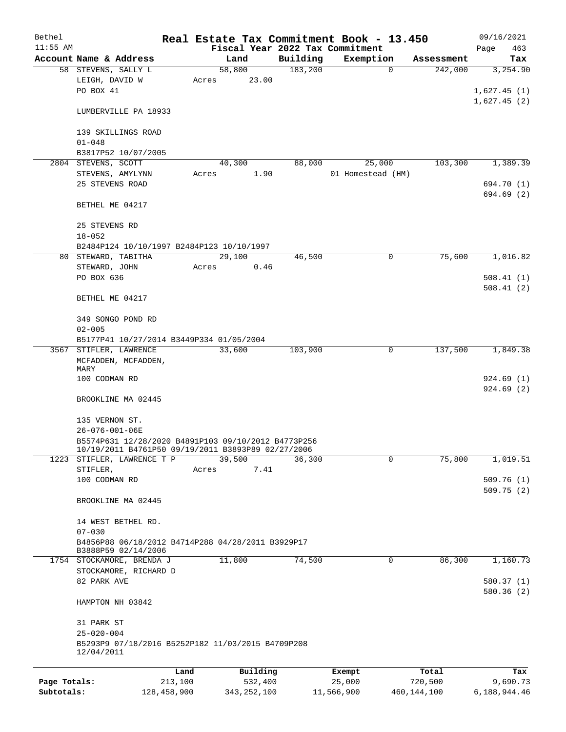# Real Estate Tax Commitment Book - 13.450

Bethel 11:55 AM — Fiscal Year 2022 Tax Commitment — 09/16/2021

| Account Name & Address | Land | Building | Exemption | Assessment | Tax |
|---|---|---|---|---|---|
| 58 STEVENS, SALLY L | 58,800 | 183,200 | 0 | 242,000 | 3,254.90 |
| LEIGH, DAVID W | Acres 23.00 | | | | |
| PO BOX 41 | | | | | 1,627.45 (1) |
| | | | | | 1,627.45 (2) |
| LUMBERVILLE PA 18933 | | | | | |
| 139 SKILLINGS ROAD | | | | | |
| 01-048 | | | | | |
| B3817P52 10/07/2005 | | | | | |
| 2804 STEVENS, SCOTT | 40,300 | 88,000 | 25,000 | 103,300 | 1,389.39 |
| STEVENS, AMYLYNN | Acres 1.90 | | 01 Homestead (HM) | | |
| 25 STEVENS ROAD | | | | | 694.70 (1) |
| | | | | | 694.69 (2) |
| BETHEL ME 04217 | | | | | |
| 25 STEVENS RD | | | | | |
| 18-052 | | | | | |
| B2484P124 10/10/1997 B2484P123 10/10/1997 | | | | | |
| 80 STEWARD, TABITHA | 29,100 | 46,500 | 0 | 75,600 | 1,016.82 |
| STEWARD, JOHN | Acres 0.46 | | | | |
| PO BOX 636 | | | | | 508.41 (1) |
| | | | | | 508.41 (2) |
| BETHEL ME 04217 | | | | | |
| 349 SONGO POND RD | | | | | |
| 02-005 | | | | | |
| B5177P41 10/27/2014 B3449P334 01/05/2004 | | | | | |
| 3567 STIFLER, LAWRENCE | 33,600 | 103,900 | 0 | 137,500 | 1,849.38 |
| MCFADDEN, MCFADDEN, MARY | | | | | |
| 100 CODMAN RD | | | | | 924.69 (1) |
| | | | | | 924.69 (2) |
| BROOKLINE MA 02445 | | | | | |
| 135 VERNON ST. | | | | | |
| 26-076-001-06E | | | | | |
| B5574P631 12/28/2020 B4891P103 09/10/2012 B4773P256 10/19/2011 B4761P50 09/19/2011 B3893P89 02/27/2006 | | | | | |
| 1223 STIFLER, LAWRENCE T P | 39,500 | 36,300 | 0 | 75,800 | 1,019.51 |
| STIFLER, | Acres 7.41 | | | | |
| 100 CODMAN RD | | | | | 509.76 (1) |
| | | | | | 509.75 (2) |
| BROOKLINE MA 02445 | | | | | |
| 14 WEST BETHEL RD. | | | | | |
| 07-030 | | | | | |
| B4856P88 06/18/2012 B4714P288 04/28/2011 B3929P17 B3888P59 02/14/2006 | | | | | |
| 1754 STOCKAMORE, BRENDA J | 11,800 | 74,500 | 0 | 86,300 | 1,160.73 |
| STOCKAMORE, RICHARD D | | | | | |
| 82 PARK AVE | | | | | 580.37 (1) |
| | | | | | 580.36 (2) |
| HAMPTON NH 03842 | | | | | |
| 31 PARK ST | | | | | |
| 25-020-004 | | | | | |
| B5293P9 07/18/2016 B5252P182 11/03/2015 B4709P208 12/04/2011 | | | | | |

| | Land | Building | Exempt | Total | Tax |
|---|---|---|---|---|---|
| Page Totals: | 213,100 | 532,400 | 25,000 | 720,500 | 9,690.73 |
| Subtotals: | 128,458,900 | 343,252,100 | 11,566,900 | 460,144,100 | 6,188,944.46 |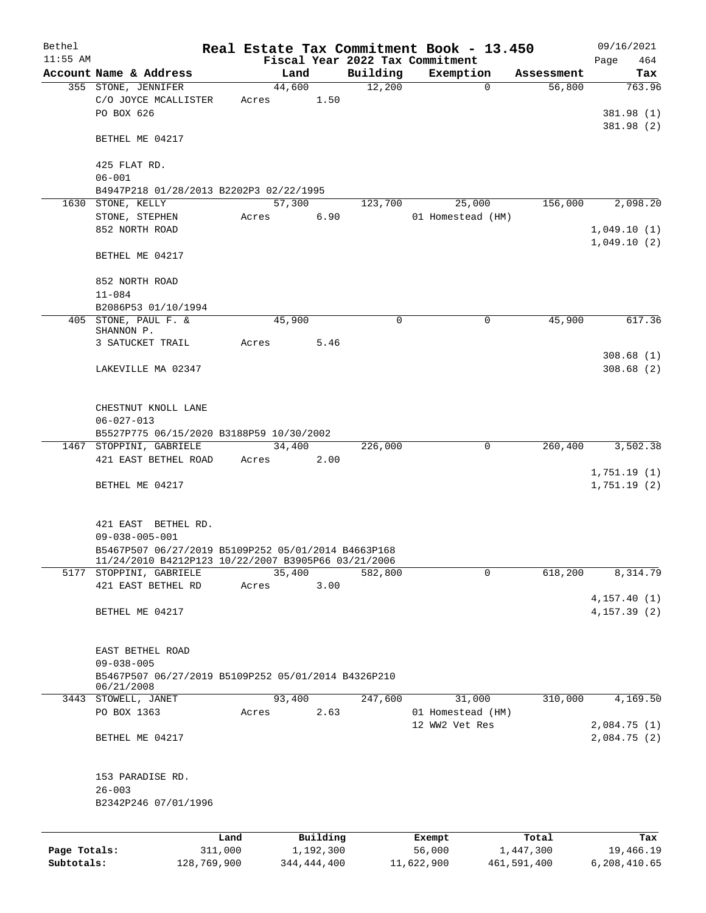# Real Estate Tax Commitment Book - 13.450

Bethel
11:55 AM

Fiscal Year 2022 Tax Commitment

09/16/2021
Page 464

| Account Name & Address | Land | Building | Exemption | Assessment | Tax |
|---|---|---|---|---|---|
| 355 STONE, JENNIFER | 44,600 | 12,200 | 0 | 56,800 | 763.96 |
| C/O JOYCE MCALLISTER | Acres 1.50 | | | | |
| PO BOX 626 | | | | | 381.98 (1) |
| | | | | | 381.98 (2) |
| BETHEL ME 04217 | | | | | |
| 425 FLAT RD. | | | | | |
| 06-001 | | | | | |
| B4947P218 01/28/2013 B2202P3 02/22/1995 | | | | | |
| 1630 STONE, KELLY | 57,300 | 123,700 | 25,000 | 156,000 | 2,098.20 |
| STONE, STEPHEN | Acres 6.90 | | 01 Homestead (HM) | | |
| 852 NORTH ROAD | | | | | 1,049.10 (1) |
| | | | | | 1,049.10 (2) |
| BETHEL ME 04217 | | | | | |
| 852 NORTH ROAD | | | | | |
| 11-084 | | | | | |
| B2086P53 01/10/1994 | | | | | |
| 405 STONE, PAUL F. & SHANNON P. | 45,900 | 0 | 0 | 45,900 | 617.36 |
| 3 SATUCKET TRAIL | Acres 5.46 | | | | |
| | | | | | 308.68 (1) |
| LAKEVILLE MA 02347 | | | | | 308.68 (2) |
| CHESTNUT KNOLL LANE | | | | | |
| 06-027-013 | | | | | |
| B5527P775 06/15/2020 B3188P59 10/30/2002 | | | | | |
| 1467 STOPPINI, GABRIELE | 34,400 | 226,000 | 0 | 260,400 | 3,502.38 |
| 421 EAST BETHEL ROAD | Acres 2.00 | | | | |
| | | | | | 1,751.19 (1) |
| BETHEL ME 04217 | | | | | 1,751.19 (2) |
| 421 EAST BETHEL RD. | | | | | |
| 09-038-005-001 | | | | | |
| B5467P507 06/27/2019 B5109P252 05/01/2014 B4663P168 11/24/2010 B4212P123 10/22/2007 B3905P66 03/21/2006 | | | | | |
| 5177 STOPPINI, GABRIELE | 35,400 | 582,800 | 0 | 618,200 | 8,314.79 |
| 421 EAST BETHEL RD | Acres 3.00 | | | | |
| | | | | | 4,157.40 (1) |
| BETHEL ME 04217 | | | | | 4,157.39 (2) |
| EAST BETHEL ROAD | | | | | |
| 09-038-005 | | | | | |
| B5467P507 06/27/2019 B5109P252 05/01/2014 B4326P210 06/21/2008 | | | | | |
| 3443 STOWELL, JANET | 93,400 | 247,600 | 31,000 | 310,000 | 4,169.50 |
| PO BOX 1363 | Acres 2.63 | | 01 Homestead (HM) | | |
| | | | 12 WW2 Vet Res | | 2,084.75 (1) |
| BETHEL ME 04217 | | | | | 2,084.75 (2) |
| 153 PARADISE RD. | | | | | |
| 26-003 | | | | | |
| B2342P246 07/01/1996 | | | | | |

| | Land | Building | Exempt | Total | Tax |
|---|---|---|---|---|---|
| Page Totals: | 311,000 | 1,192,300 | 56,000 | 1,447,300 | 19,466.19 |
| Subtotals: | 128,769,900 | 344,444,400 | 11,622,900 | 461,591,400 | 6,208,410.65 |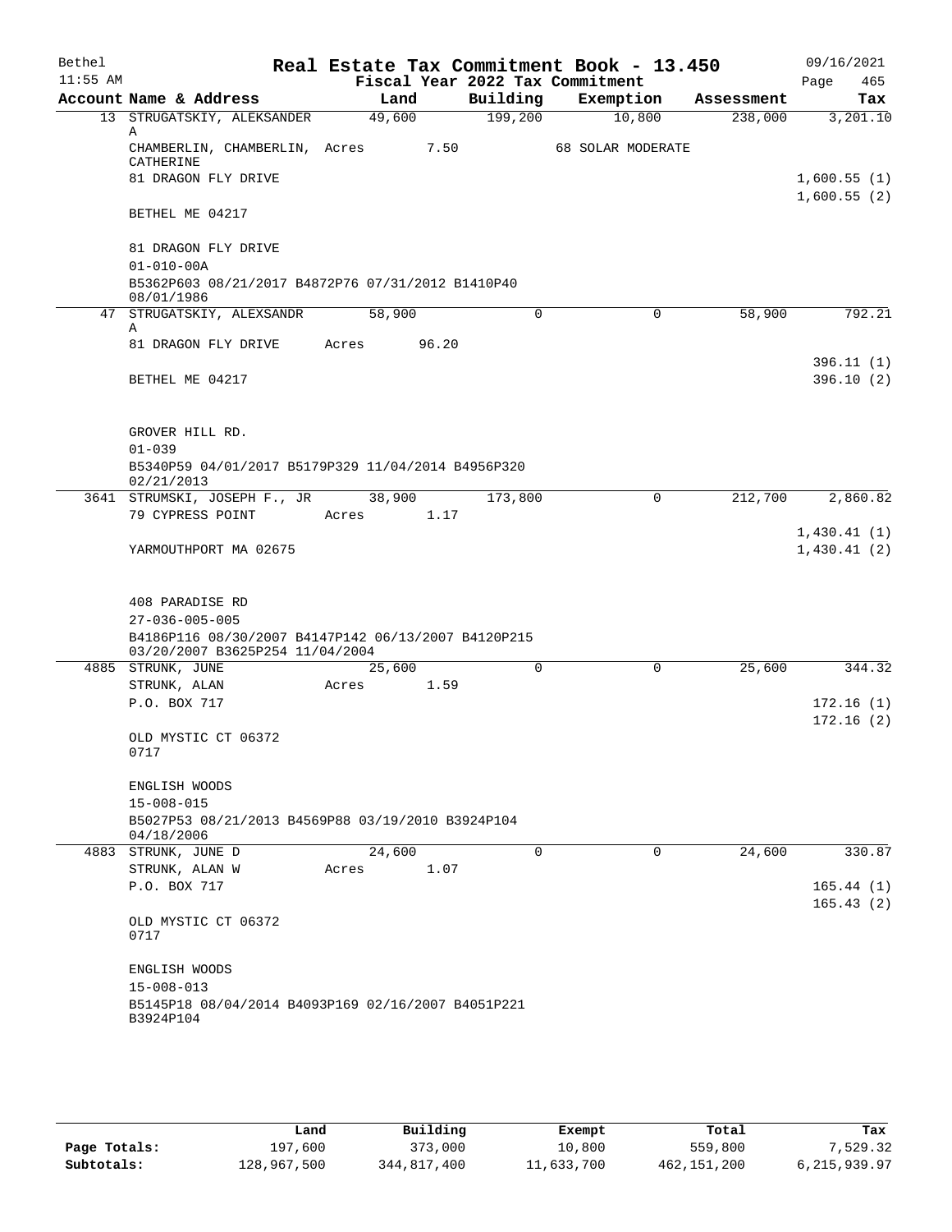Bethel 11:55 AM

# Real Estate Tax Commitment Book - 13.450

Fiscal Year 2022 Tax Commitment

09/16/2021 Page 465

| Account | Name & Address | Land | Building | Exemption | Assessment | Tax |
|---|---|---|---|---|---|---|
| 13 | STRUGATSKIY, ALEKSANDER A | 49,600 | 199,200 | 10,800 | 238,000 | 3,201.10 |
| | CHAMBERLIN, CHAMBERLIN, CATHERINE | Acres 7.50 | | 68 SOLAR MODERATE | | |
| | 81 DRAGON FLY DRIVE | | | | | 1,600.55 (1) |
| | | | | | | 1,600.55 (2) |
| | BETHEL ME 04217 | | | | | |
| | 81 DRAGON FLY DRIVE | | | | | |
| | 01-010-00A | | | | | |
| | B5362P603 08/21/2017 B4872P76 07/31/2012 B1410P40 08/01/1986 | | | | | |
| 47 | STRUGATSKIY, ALEXSANDR A | 58,900 | 0 | 0 | 58,900 | 792.21 |
| | 81 DRAGON FLY DRIVE | Acres 96.20 | | | | |
| | | | | | | 396.11 (1) |
| | BETHEL ME 04217 | | | | | 396.10 (2) |
| | GROVER HILL RD. | | | | | |
| | 01-039 | | | | | |
| | B5340P59 04/01/2017 B5179P329 11/04/2014 B4956P320 02/21/2013 | | | | | |
| 3641 | STRUMSKI, JOSEPH F., JR | 38,900 | 173,800 | 0 | 212,700 | 2,860.82 |
| | 79 CYPRESS POINT | Acres 1.17 | | | | |
| | | | | | | 1,430.41 (1) |
| | YARMOUTHPORT MA 02675 | | | | | 1,430.41 (2) |
| | 408 PARADISE RD | | | | | |
| | 27-036-005-005 | | | | | |
| | B4186P116 08/30/2007 B4147P142 06/13/2007 B4120P215 03/20/2007 B3625P254 11/04/2004 | | | | | |
| 4885 | STRUNK, JUNE | 25,600 | 0 | 0 | 25,600 | 344.32 |
| | STRUNK, ALAN | Acres 1.59 | | | | |
| | P.O. BOX 717 | | | | | 172.16 (1) |
| | | | | | | 172.16 (2) |
| | OLD MYSTIC CT 06372 0717 | | | | | |
| | ENGLISH WOODS | | | | | |
| | 15-008-015 | | | | | |
| | B5027P53 08/21/2013 B4569P88 03/19/2010 B3924P104 04/18/2006 | | | | | |
| 4883 | STRUNK, JUNE D | 24,600 | 0 | 0 | 24,600 | 330.87 |
| | STRUNK, ALAN W | Acres 1.07 | | | | |
| | P.O. BOX 717 | | | | | 165.44 (1) |
| | | | | | | 165.43 (2) |
| | OLD MYSTIC CT 06372 0717 | | | | | |
| | ENGLISH WOODS | | | | | |
| | 15-008-013 | | | | | |
| | B5145P18 08/04/2014 B4093P169 02/16/2007 B4051P221 B3924P104 | | | | | |

| | Land | Building | Exempt | Total | Tax |
|---|---|---|---|---|---|
| Page Totals: | 197,600 | 373,000 | 10,800 | 559,800 | 7,529.32 |
| Subtotals: | 128,967,500 | 344,817,400 | 11,633,700 | 462,151,200 | 6,215,939.97 |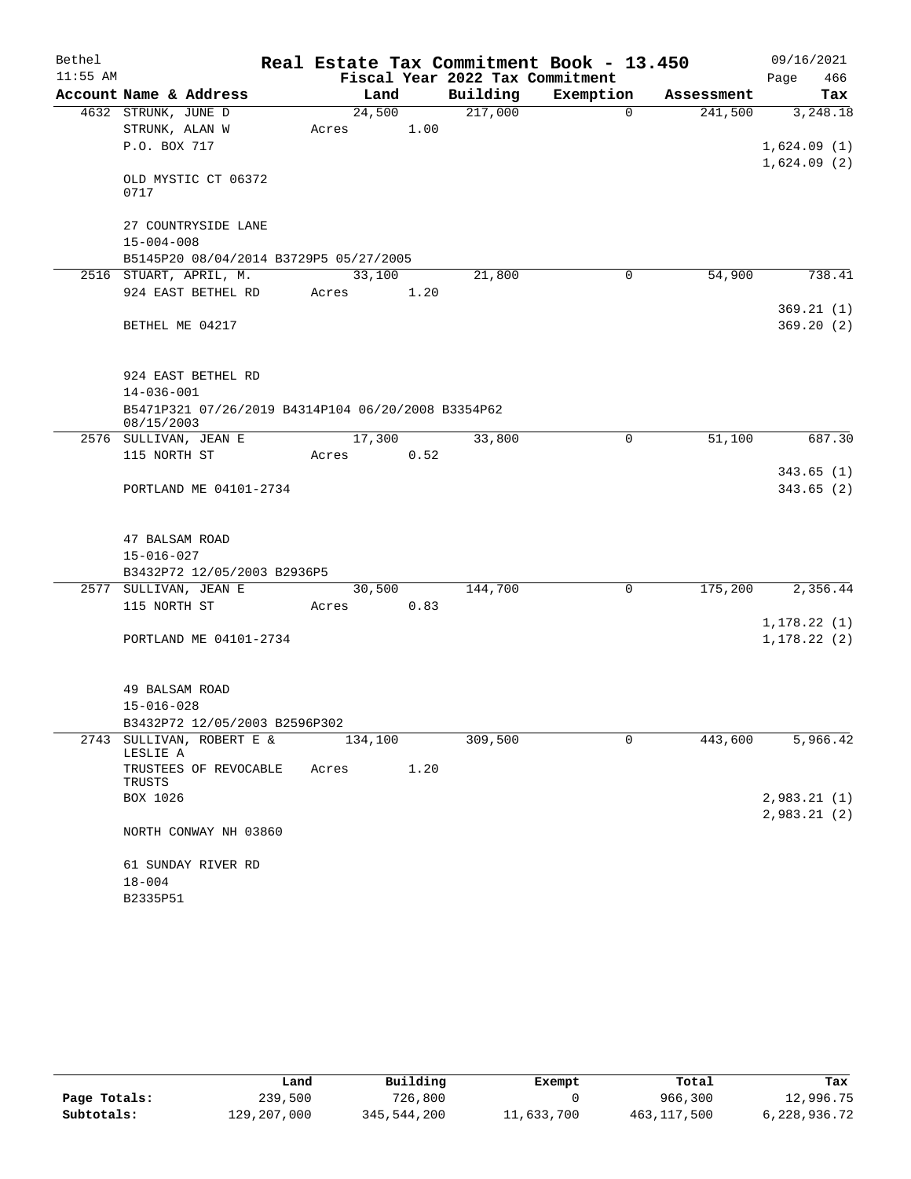# Real Estate Tax Commitment Book - 13.450

Bethel
11:55 AM

Fiscal Year 2022 Tax Commitment

09/16/2021
Page 466

| Account | Name & Address | Land | Building | Exemption | Assessment | Tax |
|---|---|---|---|---|---|---|
| 4632 | STRUNK, JUNE D<br>STRUNK, ALAN W<br>P.O. BOX 717<br><br>OLD MYSTIC CT 06372<br>0717<br><br>27 COUNTRYSIDE LANE<br>15-004-008<br>B5145P20 08/04/2014 B3729P5 05/27/2005 | 24,500<br>Acres 1.00 | 217,000 | 0 | 241,500 | 3,248.18<br><br>1,624.09 (1)<br>1,624.09 (2) |
| 2516 | STUART, APRIL, M.<br>924 EAST BETHEL RD<br><br>BETHEL ME 04217<br><br>924 EAST BETHEL RD<br>14-036-001<br>B5471P321 07/26/2019 B4314P104 06/20/2008 B3354P62 08/15/2003 | 33,100<br>Acres 1.20 | 21,800 | 0 | 54,900 | 738.41<br><br>369.21 (1)<br>369.20 (2) |
| 2576 | SULLIVAN, JEAN E<br>115 NORTH ST<br><br>PORTLAND ME 04101-2734<br><br>47 BALSAM ROAD<br>15-016-027<br>B3432P72 12/05/2003 B2936P5 | 17,300<br>Acres 0.52 | 33,800 | 0 | 51,100 | 687.30<br><br>343.65 (1)<br>343.65 (2) |
| 2577 | SULLIVAN, JEAN E<br>115 NORTH ST<br><br>PORTLAND ME 04101-2734<br><br>49 BALSAM ROAD<br>15-016-028<br>B3432P72 12/05/2003 B2596P302 | 30,500<br>Acres 0.83 | 144,700 | 0 | 175,200 | 2,356.44<br><br>1,178.22 (1)<br>1,178.22 (2) |
| 2743 | SULLIVAN, ROBERT E & LESLIE A<br>TRUSTEES OF REVOCABLE TRUSTS<br>BOX 1026<br><br>NORTH CONWAY NH 03860<br><br>61 SUNDAY RIVER RD<br>18-004<br>B2335P51 | 134,100<br>Acres 1.20 | 309,500 | 0 | 443,600 | 5,966.42<br><br>2,983.21 (1)<br>2,983.21 (2) |

| | Land | Building | Exempt | Total | Tax |
|---|---|---|---|---|---|
| Page Totals: | 239,500 | 726,800 | 0 | 966,300 | 12,996.75 |
| Subtotals: | 129,207,000 | 345,544,200 | 11,633,700 | 463,117,500 | 6,228,936.72 |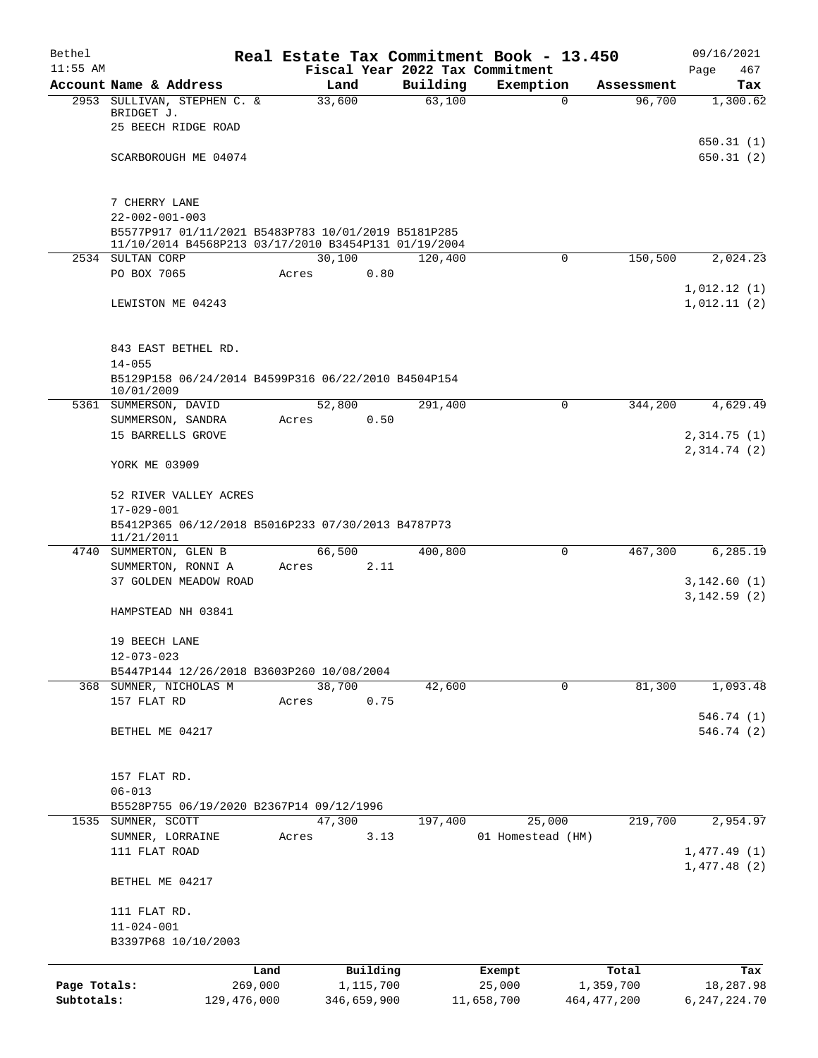Bethel 11:55 AM

# Real Estate Tax Commitment Book - 13.450

Fiscal Year 2022 Tax Commitment

09/16/2021 Page 467

| Account | Name & Address | Land | Building | Exemption | Assessment | Tax |
|---|---|---|---|---|---|---|
| 2953 | SULLIVAN, STEPHEN C. & BRIDGET J.<br>25 BEECH RIDGE ROAD<br>SCARBOROUGH ME 04074<br><br>7 CHERRY LANE<br>22-002-001-003<br>B5577P917 01/11/2021 B5483P783 10/01/2019 B5181P285 11/10/2014 B4568P213 03/17/2010 B3454P131 01/19/2004 | 33,600 | 63,100 | 0 | 96,700 | 1,300.62<br><br>650.31 (1)<br>650.31 (2) |
| 2534 | SULTAN CORP<br>PO BOX 7065<br>LEWISTON ME 04243<br><br>843 EAST BETHEL RD.<br>14-055<br>B5129P158 06/24/2014 B4599P316 06/22/2010 B4504P154 10/01/2009 | 30,100<br>Acres 0.80 | 120,400 | 0 | 150,500 | 2,024.23<br><br>1,012.12 (1)<br>1,012.11 (2) |
| 5361 | SUMMERSON, DAVID<br>SUMMERSON, SANDRA<br>15 BARRELLS GROVE<br>YORK ME 03909<br><br>52 RIVER VALLEY ACRES<br>17-029-001<br>B5412P365 06/12/2018 B5016P233 07/30/2013 B4787P73 11/21/2011 | 52,800<br>Acres 0.50 | 291,400 | 0 | 344,200 | 4,629.49<br><br>2,314.75 (1)<br>2,314.74 (2) |
| 4740 | SUMMERTON, GLEN B<br>SUMMERTON, RONNI A<br>37 GOLDEN MEADOW ROAD<br>HAMPSTEAD NH 03841<br><br>19 BEECH LANE<br>12-073-023<br>B5447P144 12/26/2018 B3603P260 10/08/2004 | 66,500<br>Acres 2.11 | 400,800 | 0 | 467,300 | 6,285.19<br><br>3,142.60 (1)<br>3,142.59 (2) |
| 368 | SUMNER, NICHOLAS M<br>157 FLAT RD<br>BETHEL ME 04217<br><br>157 FLAT RD.<br>06-013<br>B5528P755 06/19/2020 B2367P14 09/12/1996 | 38,700<br>Acres 0.75 | 42,600 | 0 | 81,300 | 1,093.48<br><br>546.74 (1)<br>546.74 (2) |
| 1535 | SUMNER, SCOTT<br>SUMNER, LORRAINE<br>111 FLAT ROAD<br>BETHEL ME 04217<br><br>111 FLAT RD.<br>11-024-001<br>B3397P68 10/10/2003 | 47,300<br>Acres 3.13 | 197,400 | 25,000<br>01 Homestead (HM) | 219,700 | 2,954.97<br><br>1,477.49 (1)<br>1,477.48 (2) |

| | Land | Building | Exempt | Total | Tax |
|---|---|---|---|---|---|
| Page Totals: | 269,000 | 1,115,700 | 25,000 | 1,359,700 | 18,287.98 |
| Subtotals: | 129,476,000 | 346,659,900 | 11,658,700 | 464,477,200 | 6,247,224.70 |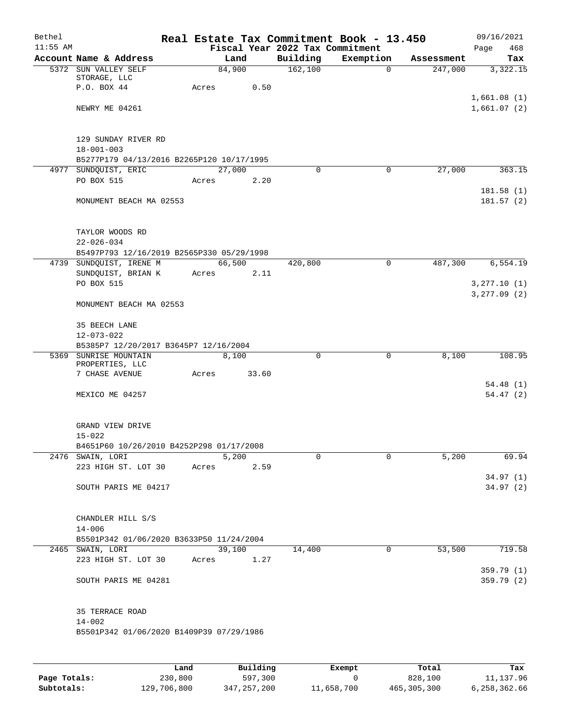# Real Estate Tax Commitment Book - 13.450

Bethel 11:55 AM — Fiscal Year 2022 Tax Commitment — 09/16/2021 Page 468

| Account Name & Address | Land | Building | Exemption | Assessment | Tax |
|---|---|---|---|---|---|
| 5372 SUN VALLEY SELF STORAGE, LLC<br>P.O. BOX 44<br>NEWRY ME 04261<br>129 SUNDAY RIVER RD<br>18-001-003<br>B5277P179 04/13/2016 B2265P120 10/17/1995 | 84,900<br>Acres 0.50 | 162,100 | 0 | 247,000 | 3,322.15<br>1,661.08 (1)<br>1,661.07 (2) |
| 4977 SUNDQUIST, ERIC<br>PO BOX 515<br>MONUMENT BEACH MA 02553<br>TAYLOR WOODS RD<br>22-026-034<br>B5497P793 12/16/2019 B2565P330 05/29/1998 | 27,000<br>Acres 2.20 | 0 | 0 | 27,000 | 363.15<br>181.58 (1)<br>181.57 (2) |
| 4739 SUNDQUIST, IRENE M<br>SUNDQUIST, BRIAN K<br>PO BOX 515<br>MONUMENT BEACH MA 02553<br>35 BEECH LANE<br>12-073-022<br>B5385P7 12/20/2017 B3645P7 12/16/2004 | 66,500<br>Acres 2.11 | 420,800 | 0 | 487,300 | 6,554.19<br>3,277.10 (1)<br>3,277.09 (2) |
| 5369 SUNRISE MOUNTAIN PROPERTIES, LLC<br>7 CHASE AVENUE<br>MEXICO ME 04257<br>GRAND VIEW DRIVE<br>15-022<br>B4651P60 10/26/2010 B4252P298 01/17/2008 | 8,100<br>Acres 33.60 | 0 | 0 | 8,100 | 108.95<br>54.48 (1)<br>54.47 (2) |
| 2476 SWAIN, LORI<br>223 HIGH ST. LOT 30<br>SOUTH PARIS ME 04217<br>CHANDLER HILL S/S<br>14-006<br>B5501P342 01/06/2020 B3633P50 11/24/2004 | 5,200<br>Acres 2.59 | 0 | 0 | 5,200 | 69.94<br>34.97 (1)<br>34.97 (2) |
| 2465 SWAIN, LORI<br>223 HIGH ST. LOT 30<br>SOUTH PARIS ME 04281<br>35 TERRACE ROAD<br>14-002<br>B5501P342 01/06/2020 B1409P39 07/29/1986 | 39,100<br>Acres 1.27 | 14,400 | 0 | 53,500 | 719.58<br>359.79 (1)<br>359.79 (2) |

| | Land | Building | Exempt | Total | Tax |
|---|---|---|---|---|---|
| Page Totals: | 230,800 | 597,300 | 0 | 828,100 | 11,137.96 |
| Subtotals: | 129,706,800 | 347,257,200 | 11,658,700 | 465,305,300 | 6,258,362.66 |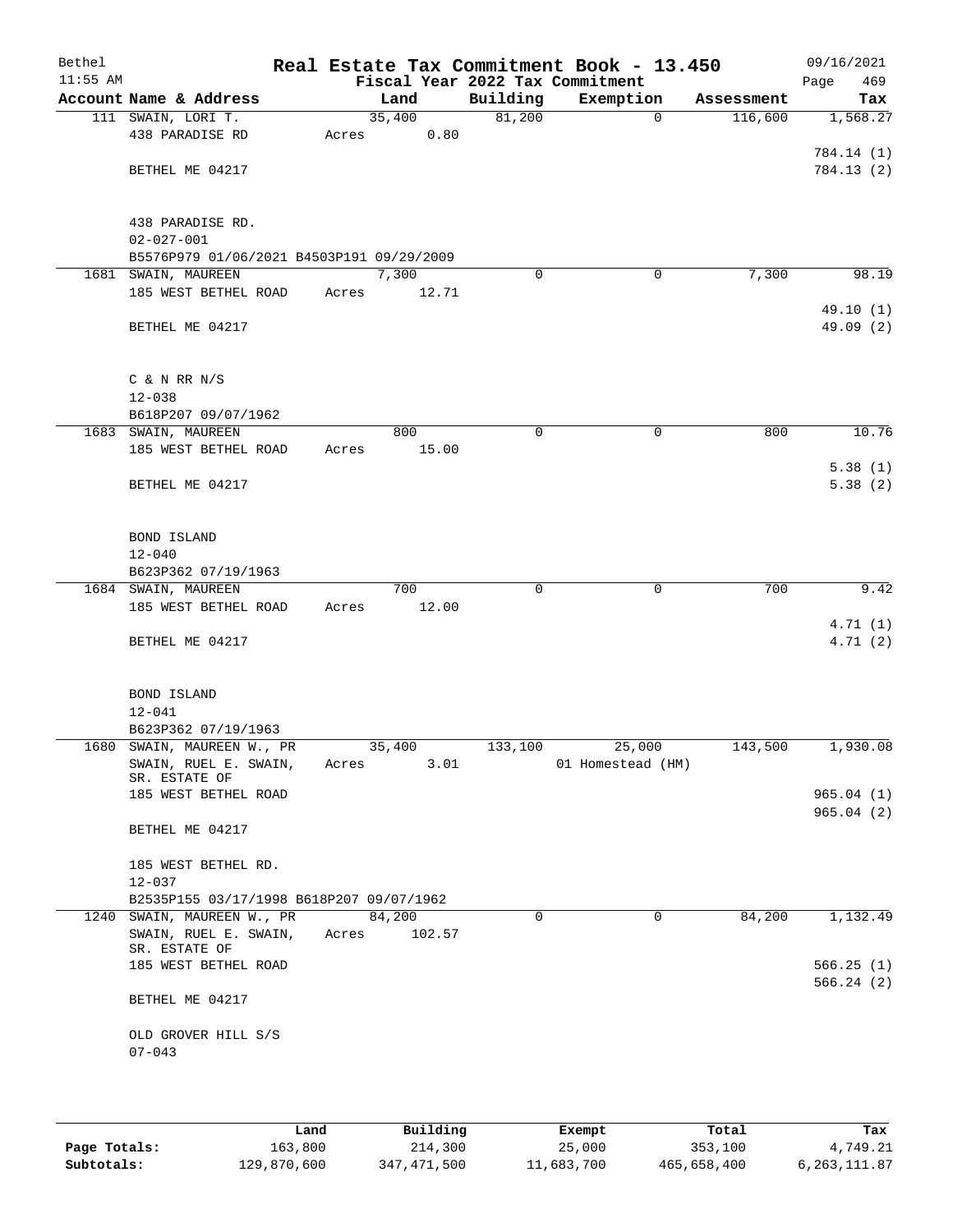# Real Estate Tax Commitment Book - 13.450

Bethel
11:55 AM

Fiscal Year 2022 Tax Commitment

09/16/2021
Page 469

| Account | Name & Address | Land | Building | Exemption | Assessment | Tax |
|---|---|---|---|---|---|---|
| 111 | SWAIN, LORI T.<br>438 PARADISE RD<br><br>BETHEL ME 04217<br><br>438 PARADISE RD.<br>02-027-001<br>B5576P979 01/06/2021 B4503P191 09/29/2009 | 35,400<br>Acres 0.80 | 81,200 | 0 | 116,600 | 1,568.27<br><br>784.14 (1)<br>784.13 (2) |
| 1681 | SWAIN, MAUREEN<br>185 WEST BETHEL ROAD<br><br>BETHEL ME 04217<br><br>C & N RR N/S<br>12-038<br>B618P207 09/07/1962 | 7,300<br>Acres 12.71 | 0 | 0 | 7,300 | 98.19<br><br>49.10 (1)<br>49.09 (2) |
| 1683 | SWAIN, MAUREEN<br>185 WEST BETHEL ROAD<br><br>BETHEL ME 04217<br><br>BOND ISLAND<br>12-040<br>B623P362 07/19/1963 | 800<br>Acres 15.00 | 0 | 0 | 800 | 10.76<br><br>5.38 (1)<br>5.38 (2) |
| 1684 | SWAIN, MAUREEN<br>185 WEST BETHEL ROAD<br><br>BETHEL ME 04217<br><br>BOND ISLAND<br>12-041<br>B623P362 07/19/1963 | 700<br>Acres 12.00 | 0 | 0 | 700 | 9.42<br><br>4.71 (1)<br>4.71 (2) |
| 1680 | SWAIN, MAUREEN W., PR<br>SWAIN, RUEL E. SWAIN, SR. ESTATE OF<br>185 WEST BETHEL ROAD<br><br>BETHEL ME 04217<br><br>185 WEST BETHEL RD.<br>12-037<br>B2535P155 03/17/1998 B618P207 09/07/1962 | 35,400<br>Acres 3.01 | 133,100 | 25,000<br>01 Homestead (HM) | 143,500 | 1,930.08<br><br>965.04 (1)<br>965.04 (2) |
| 1240 | SWAIN, MAUREEN W., PR<br>SWAIN, RUEL E. SWAIN, SR. ESTATE OF<br>185 WEST BETHEL ROAD<br><br>BETHEL ME 04217<br><br>OLD GROVER HILL S/S<br>07-043 | 84,200<br>Acres 102.57 | 0 | 0 | 84,200 | 1,132.49<br><br>566.25 (1)<br>566.24 (2) |

| | Land | Building | Exempt | Total | Tax |
|---|---|---|---|---|---|
| Page Totals: | 163,800 | 214,300 | 25,000 | 353,100 | 4,749.21 |
| Subtotals: | 129,870,600 | 347,471,500 | 11,683,700 | 465,658,400 | 6,263,111.87 |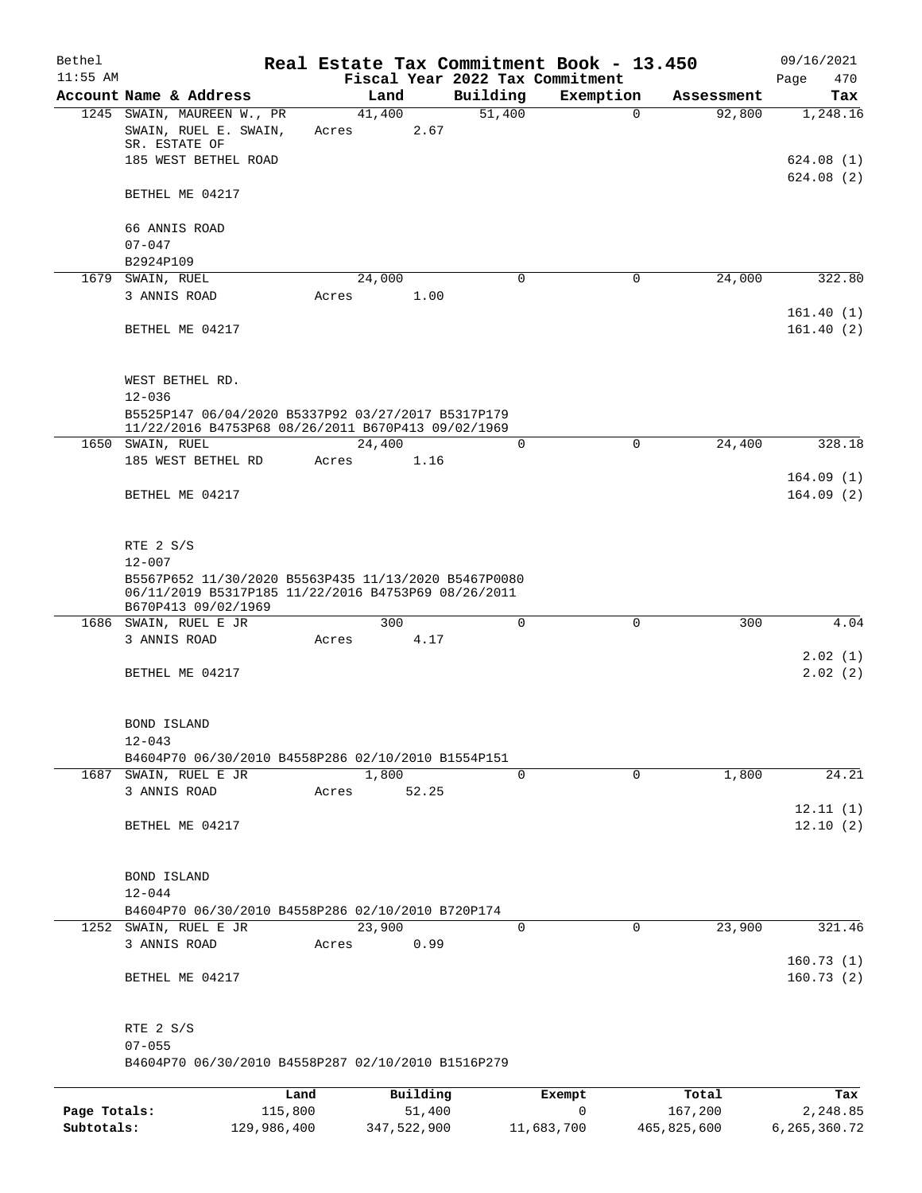Bethel 11:55 AM

# Real Estate Tax Commitment Book - 13.450

## Fiscal Year 2022 Tax Commitment

09/16/2021 Page 470

| Account Name & Address | Land | Building | Exemption | Assessment | Tax |
|---|---|---|---|---|---|
| 1245 SWAIN, MAUREEN W., PR<br>SWAIN, RUEL E. SWAIN, SR. ESTATE OF<br>185 WEST BETHEL ROAD<br>BETHEL ME 04217<br><br>66 ANNIS ROAD<br>07-047<br>B2924P109 | 41,400<br>Acres 2.67 | 51,400 | 0 | 92,800 | 1,248.16<br><br>624.08 (1)<br>624.08 (2) |
| 1679 SWAIN, RUEL<br>3 ANNIS ROAD<br>BETHEL ME 04217<br><br>WEST BETHEL RD.<br>12-036<br>B5525P147 06/04/2020 B5337P92 03/27/2017 B5317P179 11/22/2016 B4753P68 08/26/2011 B670P413 09/02/1969 | 24,000<br>Acres 1.00 | 0 | 0 | 24,000 | 322.80<br><br>161.40 (1)<br>161.40 (2) |
| 1650 SWAIN, RUEL<br>185 WEST BETHEL RD<br>BETHEL ME 04217<br><br>RTE 2 S/S<br>12-007<br>B5567P652 11/30/2020 B5563P435 11/13/2020 B5467P0080 06/11/2019 B5317P185 11/22/2016 B4753P69 08/26/2011 B670P413 09/02/1969 | 24,400<br>Acres 1.16 | 0 | 0 | 24,400 | 328.18<br><br>164.09 (1)<br>164.09 (2) |
| 1686 SWAIN, RUEL E JR<br>3 ANNIS ROAD<br>BETHEL ME 04217<br><br>BOND ISLAND<br>12-043<br>B4604P70 06/30/2010 B4558P286 02/10/2010 B1554P151 | 300<br>Acres 4.17 | 0 | 0 | 300 | 4.04<br><br>2.02 (1)<br>2.02 (2) |
| 1687 SWAIN, RUEL E JR<br>3 ANNIS ROAD<br>BETHEL ME 04217<br><br>BOND ISLAND<br>12-044<br>B4604P70 06/30/2010 B4558P286 02/10/2010 B720P174 | 1,800<br>Acres 52.25 | 0 | 0 | 1,800 | 24.21<br><br>12.11 (1)<br>12.10 (2) |
| 1252 SWAIN, RUEL E JR<br>3 ANNIS ROAD<br>BETHEL ME 04217<br><br>RTE 2 S/S<br>07-055<br>B4604P70 06/30/2010 B4558P287 02/10/2010 B1516P279 | 23,900<br>Acres 0.99 | 0 | 0 | 23,900 | 321.46<br><br>160.73 (1)<br>160.73 (2) |

| | Land | Building | Exempt | Total | Tax |
|---|---|---|---|---|---|
| Page Totals: | 115,800 | 51,400 | 0 | 167,200 | 2,248.85 |
| Subtotals: | 129,986,400 | 347,522,900 | 11,683,700 | 465,825,600 | 6,265,360.72 |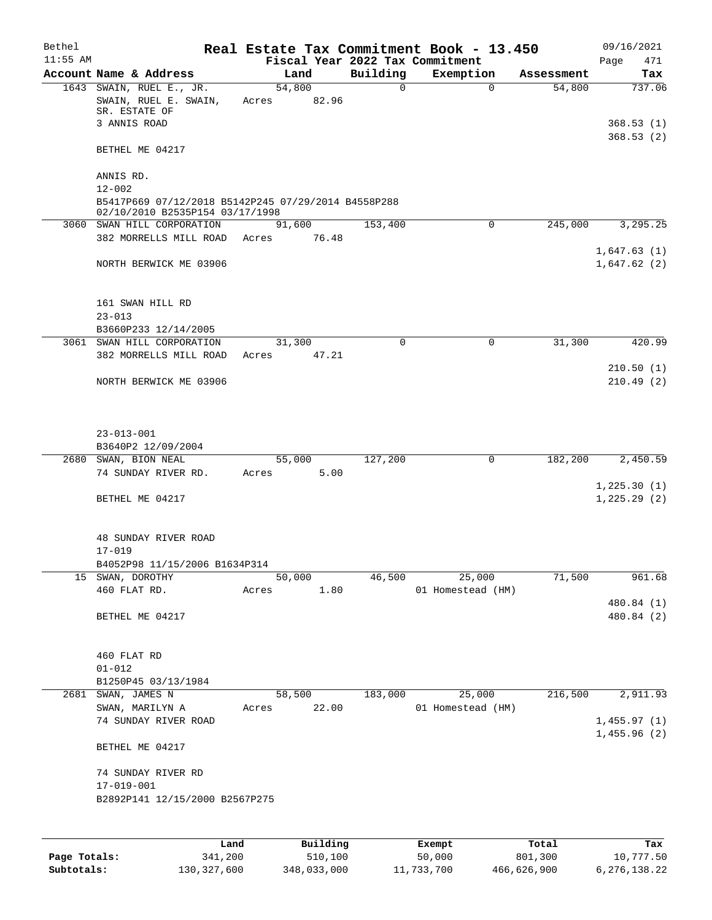# Real Estate Tax Commitment Book - 13.450

Bethel 11:55 AM — Fiscal Year 2022 Tax Commitment — 09/16/2021

| Account | Name & Address | Land | Building | Exemption | Assessment | Tax |
|---|---|---|---|---|---|---|
| 1643 | SWAIN, RUEL E., JR.<br>SWAIN, RUEL E. SWAIN, SR. ESTATE OF<br>3 ANNIS ROAD<br>BETHEL ME 04217<br><br>ANNIS RD.<br>12-002<br>B5417P669 07/12/2018 B5142P245 07/29/2014 B4558P288 02/10/2010 B2535P154 03/17/1998 | 54,800<br>Acres 82.96 | 0 | 0 | 54,800 | 737.06<br>368.53 (1)<br>368.53 (2) |
| 3060 | SWAN HILL CORPORATION<br>382 MORRELLS MILL ROAD<br>NORTH BERWICK ME 03906<br><br>161 SWAN HILL RD<br>23-013<br>B3660P233 12/14/2005 | 91,600<br>Acres 76.48 | 153,400 | 0 | 245,000 | 3,295.25<br>1,647.63 (1)<br>1,647.62 (2) |
| 3061 | SWAN HILL CORPORATION<br>382 MORRELLS MILL ROAD<br>NORTH BERWICK ME 03906<br><br>23-013-001<br>B3640P2 12/09/2004 | 31,300<br>Acres 47.21 | 0 | 0 | 31,300 | 420.99<br>210.50 (1)<br>210.49 (2) |
| 2680 | SWAN, BION NEAL<br>74 SUNDAY RIVER RD.<br>BETHEL ME 04217<br><br>48 SUNDAY RIVER ROAD<br>17-019<br>B4052P98 11/15/2006 B1634P314 | 55,000<br>Acres 5.00 | 127,200 | 0 | 182,200 | 2,450.59<br>1,225.30 (1)<br>1,225.29 (2) |
| 15 | SWAN, DOROTHY<br>460 FLAT RD.<br>BETHEL ME 04217<br><br>460 FLAT RD<br>01-012<br>B1250P45 03/13/1984 | 50,000<br>Acres 1.80 | 46,500 | 25,000<br>01 Homestead (HM) | 71,500 | 961.68<br>480.84 (1)<br>480.84 (2) |
| 2681 | SWAN, JAMES N<br>SWAN, MARILYN A<br>74 SUNDAY RIVER ROAD<br>BETHEL ME 04217<br><br>74 SUNDAY RIVER RD<br>17-019-001<br>B2892P141 12/15/2000 B2567P275 | 58,500<br>Acres 22.00 | 183,000 | 25,000<br>01 Homestead (HM) | 216,500 | 2,911.93<br>1,455.97 (1)<br>1,455.96 (2) |

| | Land | Building | Exempt | Total | Tax |
|---|---|---|---|---|---|
| Page Totals: | 341,200 | 510,100 | 50,000 | 801,300 | 10,777.50 |
| Subtotals: | 130,327,600 | 348,033,000 | 11,733,700 | 466,626,900 | 6,276,138.22 |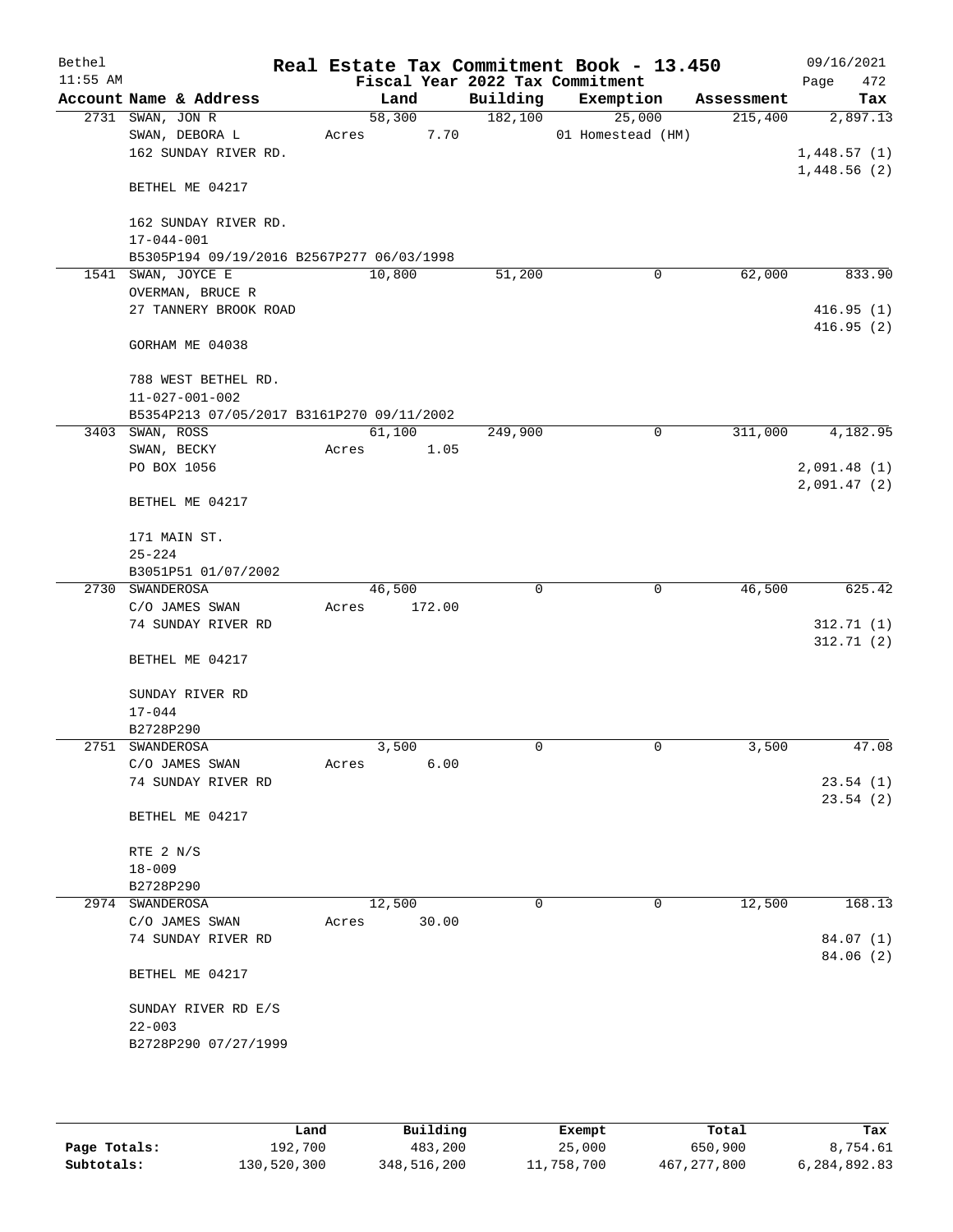# Real Estate Tax Commitment Book - 13.450

Bethel 11:55 AM — Fiscal Year 2022 Tax Commitment — 09/16/2021 Page 472

| Account | Name & Address | Land | Building | Exemption | Assessment | Tax |
|---|---|---|---|---|---|---|
| 2731 | SWAN, JON R<br>SWAN, DEBORA L<br>162 SUNDAY RIVER RD.<br><br>BETHEL ME 04217<br><br>162 SUNDAY RIVER RD.<br>17-044-001<br>B5305P194 09/19/2016 B2567P277 06/03/1998 | 58,300<br>Acres 7.70 | 182,100 | 25,000<br>01 Homestead (HM) | 215,400 | 2,897.13<br><br>1,448.57 (1)<br>1,448.56 (2) |
| 1541 | SWAN, JOYCE E<br>OVERMAN, BRUCE R<br>27 TANNERY BROOK ROAD<br><br>GORHAM ME 04038<br><br>788 WEST BETHEL RD.<br>11-027-001-002<br>B5354P213 07/05/2017 B3161P270 09/11/2002 | 10,800 | 51,200 | 0 | 62,000 | 833.90<br><br>416.95 (1)<br>416.95 (2) |
| 3403 | SWAN, ROSS<br>SWAN, BECKY<br>PO BOX 1056<br><br>BETHEL ME 04217<br><br>171 MAIN ST.<br>25-224<br>B3051P51 01/07/2002 | 61,100<br>Acres 1.05 | 249,900 | 0 | 311,000 | 4,182.95<br><br>2,091.48 (1)<br>2,091.47 (2) |
| 2730 | SWANDEROSA<br>C/O JAMES SWAN<br>74 SUNDAY RIVER RD<br><br>BETHEL ME 04217<br><br>SUNDAY RIVER RD<br>17-044<br>B2728P290 | 46,500<br>Acres 172.00 | 0 | 0 | 46,500 | 625.42<br><br>312.71 (1)<br>312.71 (2) |
| 2751 | SWANDEROSA<br>C/O JAMES SWAN<br>74 SUNDAY RIVER RD<br><br>BETHEL ME 04217<br><br>RTE 2 N/S<br>18-009<br>B2728P290 | 3,500<br>Acres 6.00 | 0 | 0 | 3,500 | 47.08<br><br>23.54 (1)<br>23.54 (2) |
| 2974 | SWANDEROSA<br>C/O JAMES SWAN<br>74 SUNDAY RIVER RD<br><br>BETHEL ME 04217<br><br>SUNDAY RIVER RD E/S<br>22-003<br>B2728P290 07/27/1999 | 12,500<br>Acres 30.00 | 0 | 0 | 12,500 | 168.13<br><br>84.07 (1)<br>84.06 (2) |

| | Land | Building | Exempt | Total | Tax |
|---|---|---|---|---|---|
| Page Totals: | 192,700 | 483,200 | 25,000 | 650,900 | 8,754.61 |
| Subtotals: | 130,520,300 | 348,516,200 | 11,758,700 | 467,277,800 | 6,284,892.83 |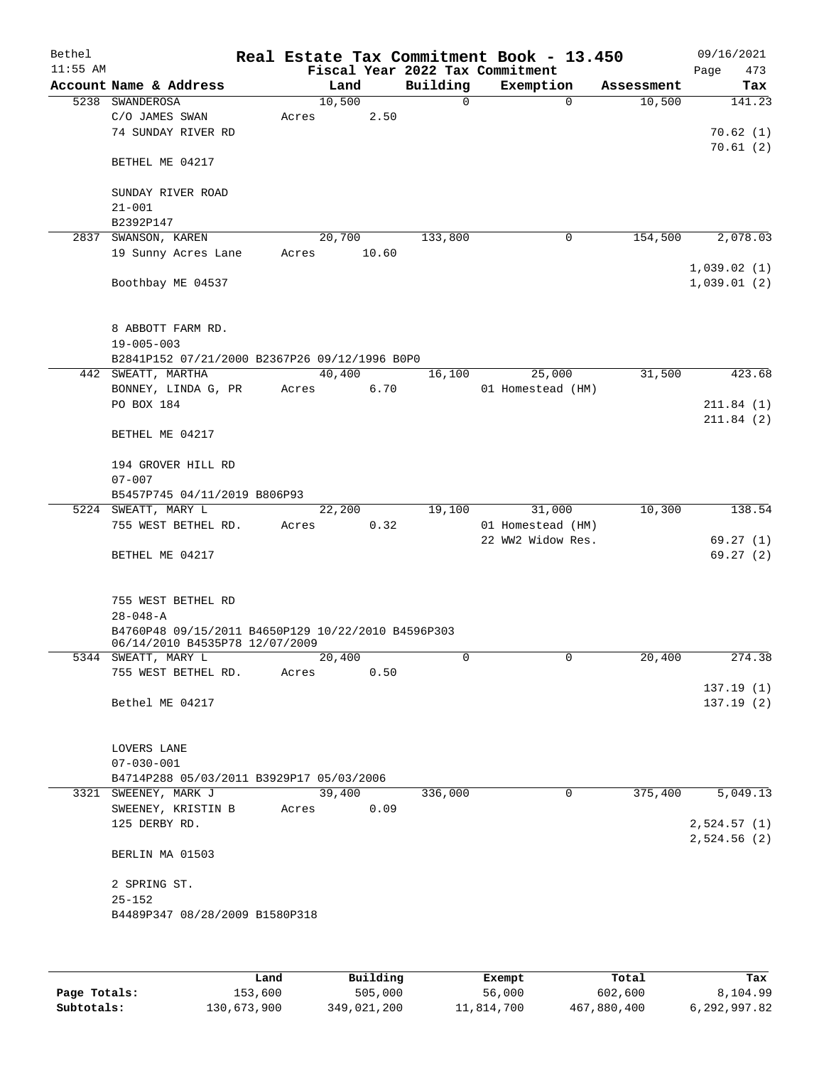# Real Estate Tax Commitment Book - 13.450

Bethel
11:55 AM

Fiscal Year 2022 Tax Commitment

09/16/2021
Page 473

| Account Name & Address | Land | Building | Exemption | Assessment | Tax |
|---|---|---|---|---|---|
| 5238 SWANDEROSA | 10,500 | 0 | 0 | 10,500 | 141.23 |
| C/O JAMES SWAN | Acres 2.50 | | | | |
| 74 SUNDAY RIVER RD | | | | | 70.62 (1) |
| | | | | | 70.61 (2) |
| BETHEL ME 04217 | | | | | |
| SUNDAY RIVER ROAD | | | | | |
| 21-001 | | | | | |
| B2392P147 | | | | | |
| 2837 SWANSON, KAREN | 20,700 | 133,800 | 0 | 154,500 | 2,078.03 |
| 19 Sunny Acres Lane | Acres 10.60 | | | | |
| | | | | | 1,039.02 (1) |
| Boothbay ME 04537 | | | | | 1,039.01 (2) |
| 8 ABBOTT FARM RD. | | | | | |
| 19-005-003 | | | | | |
| B2841P152 07/21/2000 B2367P26 09/12/1996 B0P0 | | | | | |
| 442 SWEATT, MARTHA | 40,400 | 16,100 | 25,000 | 31,500 | 423.68 |
| BONNEY, LINDA G, PR | Acres 6.70 | | 01 Homestead (HM) | | |
| PO BOX 184 | | | | | 211.84 (1) |
| | | | | | 211.84 (2) |
| BETHEL ME 04217 | | | | | |
| 194 GROVER HILL RD | | | | | |
| 07-007 | | | | | |
| B5457P745 04/11/2019 B806P93 | | | | | |
| 5224 SWEATT, MARY L | 22,200 | 19,100 | 31,000 | 10,300 | 138.54 |
| 755 WEST BETHEL RD. | Acres 0.32 | | 01 Homestead (HM) | | |
| | | | 22 WW2 Widow Res. | | 69.27 (1) |
| BETHEL ME 04217 | | | | | 69.27 (2) |
| 755 WEST BETHEL RD | | | | | |
| 28-048-A | | | | | |
| B4760P48 09/15/2011 B4650P129 10/22/2010 B4596P303 06/14/2010 B4535P78 12/07/2009 | | | | | |
| 5344 SWEATT, MARY L | 20,400 | 0 | 0 | 20,400 | 274.38 |
| 755 WEST BETHEL RD. | Acres 0.50 | | | | |
| | | | | | 137.19 (1) |
| Bethel ME 04217 | | | | | 137.19 (2) |
| LOVERS LANE | | | | | |
| 07-030-001 | | | | | |
| B4714P288 05/03/2011 B3929P17 05/03/2006 | | | | | |
| 3321 SWEENEY, MARK J | 39,400 | 336,000 | 0 | 375,400 | 5,049.13 |
| SWEENEY, KRISTIN B | Acres 0.09 | | | | |
| 125 DERBY RD. | | | | | 2,524.57 (1) |
| | | | | | 2,524.56 (2) |
| BERLIN MA 01503 | | | | | |
| 2 SPRING ST. | | | | | |
| 25-152 | | | | | |
| B4489P347 08/28/2009 B1580P318 | | | | | |

| | Land | Building | Exempt | Total | Tax |
|---|---|---|---|---|---|
| Page Totals: | 153,600 | 505,000 | 56,000 | 602,600 | 8,104.99 |
| Subtotals: | 130,673,900 | 349,021,200 | 11,814,700 | 467,880,400 | 6,292,997.82 |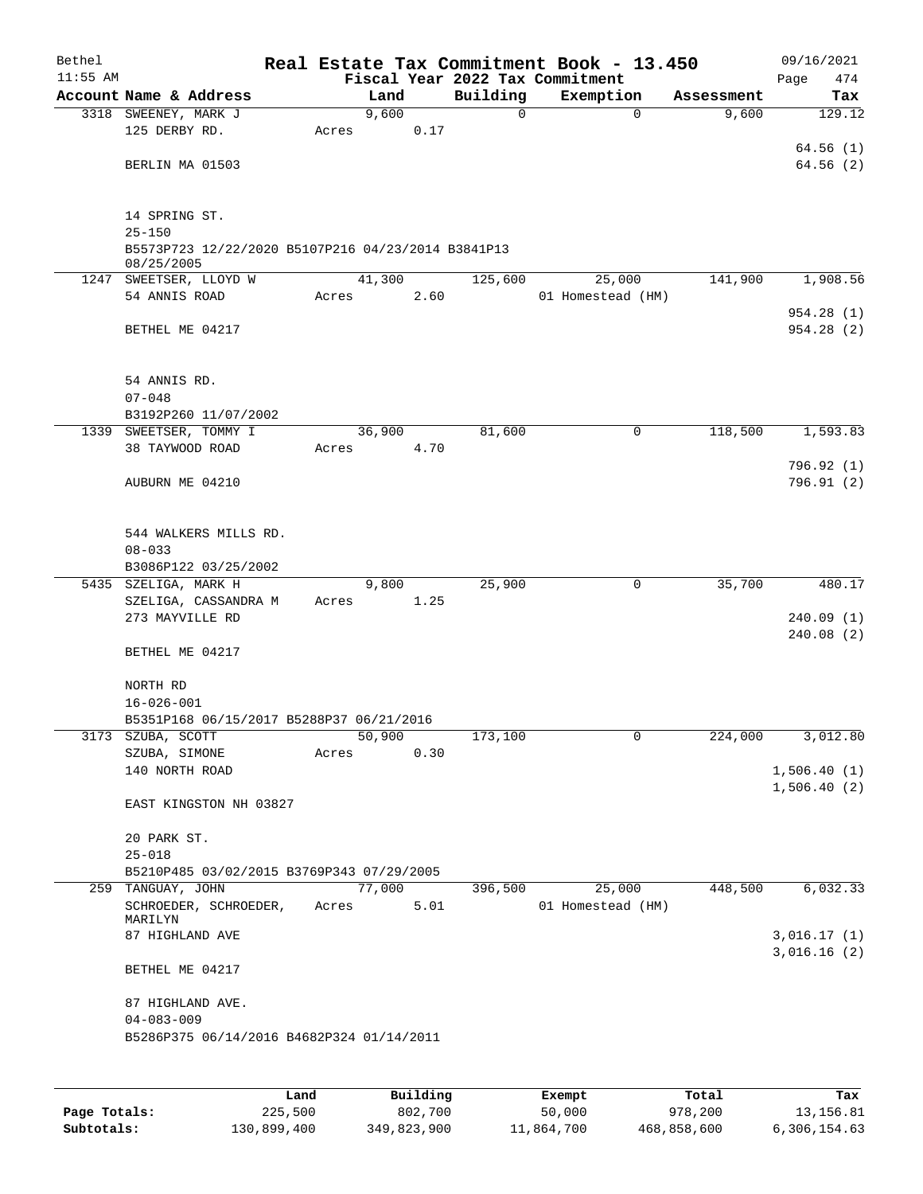Bethel 11:55 AM

# Real Estate Tax Commitment Book - 13.450

Fiscal Year 2022 Tax Commitment

09/16/2021 Page 474

| Account Name & Address | Land | Building | Exemption | Assessment | Tax |
|---|---|---|---|---|---|
| 3318 SWEENEY, MARK J<br>125 DERBY RD.<br><br>BERLIN MA 01503<br><br>14 SPRING ST.<br>25-150<br>B5573P723 12/22/2020 B5107P216 04/23/2014 B3841P13 08/25/2005 | 9,600<br>Acres 0.17 | 0 | 0 | 9,600 | 129.12<br><br>64.56 (1)<br>64.56 (2) |
| 1247 SWEETSER, LLOYD W<br>54 ANNIS ROAD<br><br>BETHEL ME 04217<br><br>54 ANNIS RD.<br>07-048<br>B3192P260 11/07/2002 | 41,300<br>Acres 2.60 | 125,600 | 25,000<br>01 Homestead (HM) | 141,900 | 1,908.56<br><br>954.28 (1)<br>954.28 (2) |
| 1339 SWEETSER, TOMMY I<br>38 TAYWOOD ROAD<br><br>AUBURN ME 04210<br><br>544 WALKERS MILLS RD.<br>08-033<br>B3086P122 03/25/2002 | 36,900<br>Acres 4.70 | 81,600 | 0 | 118,500 | 1,593.83<br><br>796.92 (1)<br>796.91 (2) |
| 5435 SZELIGA, MARK H<br>SZELIGA, CASSANDRA M<br>273 MAYVILLE RD<br><br>BETHEL ME 04217<br><br>NORTH RD<br>16-026-001<br>B5351P168 06/15/2017 B5288P37 06/21/2016 | 9,800<br>Acres 1.25 | 25,900 | 0 | 35,700 | 480.17<br><br>240.09 (1)<br>240.08 (2) |
| 3173 SZUBA, SCOTT<br>SZUBA, SIMONE<br>140 NORTH ROAD<br><br>EAST KINGSTON NH 03827<br><br>20 PARK ST.<br>25-018<br>B5210P485 03/02/2015 B3769P343 07/29/2005 | 50,900<br>Acres 0.30 | 173,100 | 0 | 224,000 | 3,012.80<br><br>1,506.40 (1)<br>1,506.40 (2) |
| 259 TANGUAY, JOHN<br>SCHROEDER, SCHROEDER, MARILYN<br>87 HIGHLAND AVE<br><br>BETHEL ME 04217<br><br>87 HIGHLAND AVE.<br>04-083-009<br>B5286P375 06/14/2016 B4682P324 01/14/2011 | 77,000<br>Acres 5.01 | 396,500 | 25,000<br>01 Homestead (HM) | 448,500 | 6,032.33<br><br>3,016.17 (1)<br>3,016.16 (2) |

| | Land | Building | Exempt | Total | Tax |
|---|---|---|---|---|---|
| Page Totals: | 225,500 | 802,700 | 50,000 | 978,200 | 13,156.81 |
| Subtotals: | 130,899,400 | 349,823,900 | 11,864,700 | 468,858,600 | 6,306,154.63 |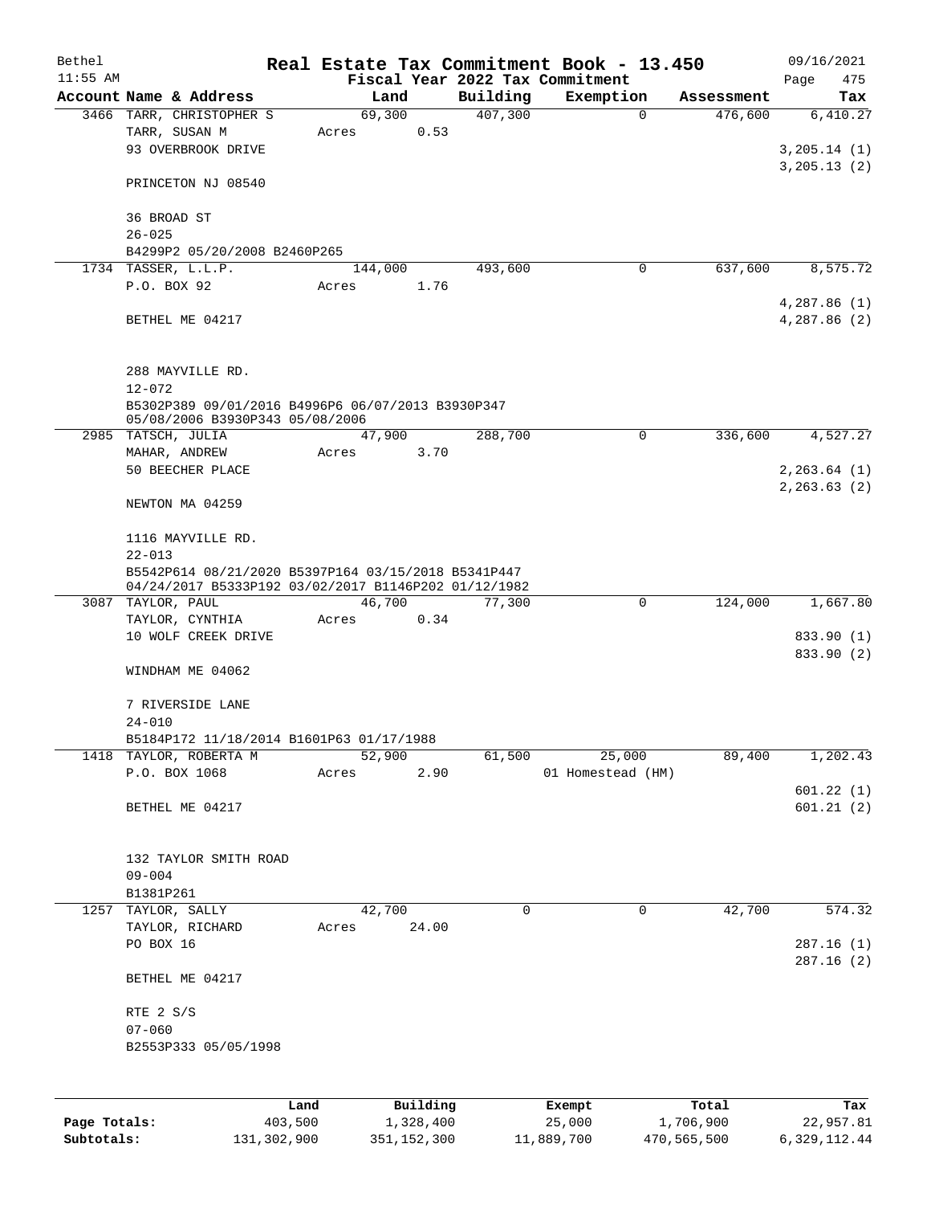Bethel 11:55 AM

# Real Estate Tax Commitment Book - 13.450

## Fiscal Year 2022 Tax Commitment

09/16/2021 Page 475

| Account | Name & Address | Land | Building | Exemption | Assessment | Tax |
|---|---|---|---|---|---|---|
| 3466 | TARR, CHRISTOPHER S<br>TARR, SUSAN M<br>93 OVERBROOK DRIVE<br><br>PRINCETON NJ 08540<br><br>36 BROAD ST<br>26-025<br>B4299P2 05/20/2008 B2460P265 | 69,300<br>Acres 0.53 | 407,300 | 0 | 476,600 | 6,410.27<br><br>3,205.14 (1)<br>3,205.13 (2) |
| 1734 | TASSER, L.L.P.<br>P.O. BOX 92<br><br>BETHEL ME 04217<br><br>288 MAYVILLE RD.<br>12-072<br>B5302P389 09/01/2016 B4996P6 06/07/2013 B3930P347 05/08/2006 B3930P343 05/08/2006 | 144,000<br>Acres 1.76 | 493,600 | 0 | 637,600 | 8,575.72<br><br>4,287.86 (1)<br>4,287.86 (2) |
| 2985 | TATSCH, JULIA<br>MAHAR, ANDREW<br>50 BEECHER PLACE<br><br>NEWTON MA 04259<br><br>1116 MAYVILLE RD.<br>22-013<br>B5542P614 08/21/2020 B5397P164 03/15/2018 B5341P447 04/24/2017 B5333P192 03/02/2017 B1146P202 01/12/1982 | 47,900<br>Acres 3.70 | 288,700 | 0 | 336,600 | 4,527.27<br><br>2,263.64 (1)<br>2,263.63 (2) |
| 3087 | TAYLOR, PAUL<br>TAYLOR, CYNTHIA<br>10 WOLF CREEK DRIVE<br><br>WINDHAM ME 04062<br><br>7 RIVERSIDE LANE<br>24-010<br>B5184P172 11/18/2014 B1601P63 01/17/1988 | 46,700<br>Acres 0.34 | 77,300 | 0 | 124,000 | 1,667.80<br><br>833.90 (1)<br>833.90 (2) |
| 1418 | TAYLOR, ROBERTA M<br>P.O. BOX 1068<br><br>BETHEL ME 04217<br><br>132 TAYLOR SMITH ROAD<br>09-004<br>B1381P261 | 52,900<br>Acres 2.90 | 61,500 | 25,000<br>01 Homestead (HM) | 89,400 | 1,202.43<br><br>601.22 (1)<br>601.21 (2) |
| 1257 | TAYLOR, SALLY<br>TAYLOR, RICHARD<br>PO BOX 16<br><br>BETHEL ME 04217<br><br>RTE 2 S/S<br>07-060<br>B2553P333 05/05/1998 | 42,700<br>Acres 24.00 | 0 | 0 | 42,700 | 574.32<br><br>287.16 (1)<br>287.16 (2) |

| | Land | Building | Exempt | Total | Tax |
|---|---|---|---|---|---|
| Page Totals: | 403,500 | 1,328,400 | 25,000 | 1,706,900 | 22,957.81 |
| Subtotals: | 131,302,900 | 351,152,300 | 11,889,700 | 470,565,500 | 6,329,112.44 |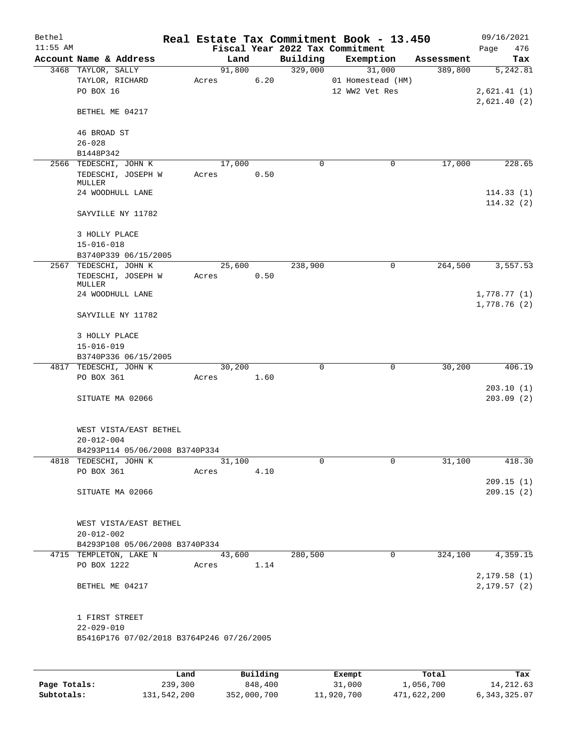Bethel 11:55 AM

# Real Estate Tax Commitment Book - 13.450

Fiscal Year 2022 Tax Commitment

09/16/2021 Page 476

| Account Name & Address | Land | Building | Exemption | Assessment | Tax |
|---|---|---|---|---|---|
| 3468 TAYLOR, SALLY<br>TAYLOR, RICHARD<br>PO BOX 16<br><br>BETHEL ME 04217<br><br>46 BROAD ST<br>26-028<br>B1448P342 | 91,800<br>Acres 6.20 | 329,000 | 31,000<br>01 Homestead (HM)<br>12 WW2 Vet Res | 389,800 | 5,242.81<br><br>2,621.41 (1)<br>2,621.40 (2) |
| 2566 TEDESCHI, JOHN K<br>TEDESCHI, JOSEPH W MULLER<br>24 WOODHULL LANE<br><br>SAYVILLE NY 11782<br><br>3 HOLLY PLACE<br>15-016-018<br>B3740P339 06/15/2005 | 17,000<br>Acres 0.50 | 0 | 0 | 17,000 | 228.65<br><br>114.33 (1)<br>114.32 (2) |
| 2567 TEDESCHI, JOHN K<br>TEDESCHI, JOSEPH W MULLER<br>24 WOODHULL LANE<br><br>SAYVILLE NY 11782<br><br>3 HOLLY PLACE<br>15-016-019<br>B3740P336 06/15/2005 | 25,600<br>Acres 0.50 | 238,900 | 0 | 264,500 | 3,557.53<br><br>1,778.77 (1)<br>1,778.76 (2) |
| 4817 TEDESCHI, JOHN K<br>PO BOX 361<br><br>SITUATE MA 02066<br><br>WEST VISTA/EAST BETHEL<br>20-012-004<br>B4293P114 05/06/2008 B3740P334 | 30,200<br>Acres 1.60 | 0 | 0 | 30,200 | 406.19<br><br>203.10 (1)<br>203.09 (2) |
| 4818 TEDESCHI, JOHN K<br>PO BOX 361<br><br>SITUATE MA 02066<br><br>WEST VISTA/EAST BETHEL<br>20-012-002<br>B4293P108 05/06/2008 B3740P334 | 31,100<br>Acres 4.10 | 0 | 0 | 31,100 | 418.30<br><br>209.15 (1)<br>209.15 (2) |
| 4715 TEMPLETON, LAKE N<br>PO BOX 1222<br><br>BETHEL ME 04217<br><br>1 FIRST STREET<br>22-029-010<br>B5416P176 07/02/2018 B3764P246 07/26/2005 | 43,600<br>Acres 1.14 | 280,500 | 0 | 324,100 | 4,359.15<br><br>2,179.58 (1)<br>2,179.57 (2) |

| | Land | Building | Exempt | Total | Tax |
|---|---|---|---|---|---|
| Page Totals: | 239,300 | 848,400 | 31,000 | 1,056,700 | 14,212.63 |
| Subtotals: | 131,542,200 | 352,000,700 | 11,920,700 | 471,622,200 | 6,343,325.07 |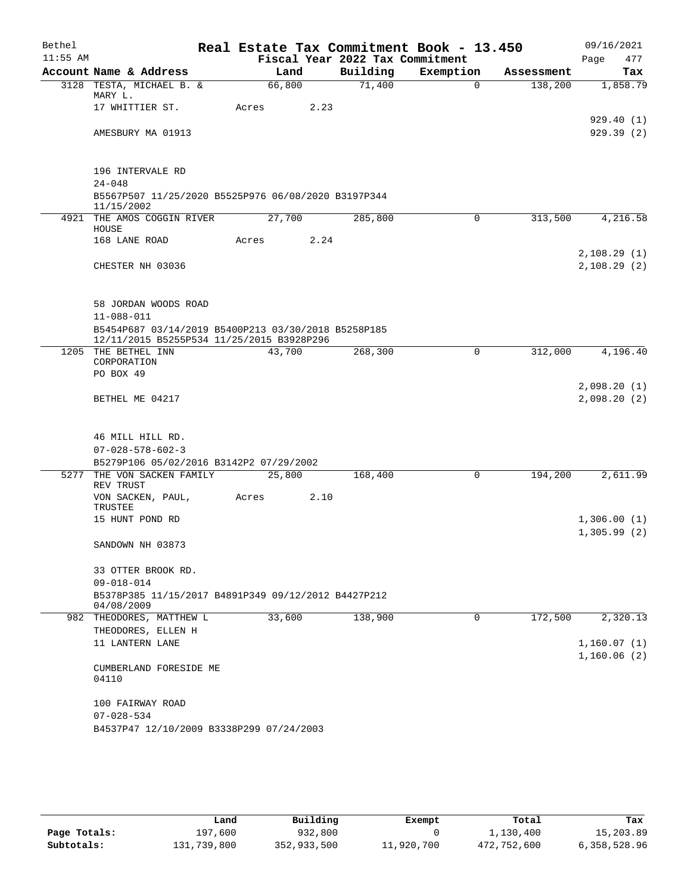Bethel 11:55 AM

# Real Estate Tax Commitment Book - 13.450

Fiscal Year 2022 Tax Commitment

09/16/2021 Page 477

| Account | Name & Address | Land | Building | Exemption | Assessment | Tax |
|---|---|---|---|---|---|---|
| 3128 | TESTA, MICHAEL B. & MARY L. | 66,800 | 71,400 | 0 | 138,200 | 1,858.79 |
| | 17 WHITTIER ST. | Acres 2.23 | | | | |
| | | | | | | 929.40 (1) |
| | AMESBURY MA 01913 | | | | | 929.39 (2) |
| | 196 INTERVALE RD | | | | | |
| | 24-048 | | | | | |
| | B5567P507 11/25/2020 B5525P976 06/08/2020 B3197P344 11/15/2002 | | | | | |
| 4921 | THE AMOS COGGIN RIVER HOUSE | 27,700 | 285,800 | 0 | 313,500 | 4,216.58 |
| | 168 LANE ROAD | Acres 2.24 | | | | |
| | | | | | | 2,108.29 (1) |
| | CHESTER NH 03036 | | | | | 2,108.29 (2) |
| | 58 JORDAN WOODS ROAD | | | | | |
| | 11-088-011 | | | | | |
| | B5454P687 03/14/2019 B5400P213 03/30/2018 B5258P185 12/11/2015 B5255P534 11/25/2015 B3928P296 | | | | | |
| 1205 | THE BETHEL INN CORPORATION | 43,700 | 268,300 | 0 | 312,000 | 4,196.40 |
| | PO BOX 49 | | | | | |
| | | | | | | 2,098.20 (1) |
| | BETHEL ME 04217 | | | | | 2,098.20 (2) |
| | 46 MILL HILL RD. | | | | | |
| | 07-028-578-602-3 | | | | | |
| | B5279P106 05/02/2016 B3142P2 07/29/2002 | | | | | |
| 5277 | THE VON SACKEN FAMILY REV TRUST | 25,800 | 168,400 | 0 | 194,200 | 2,611.99 |
| | VON SACKEN, PAUL, TRUSTEE | Acres 2.10 | | | | |
| | 15 HUNT POND RD | | | | | 1,306.00 (1) |
| | | | | | | 1,305.99 (2) |
| | SANDOWN NH 03873 | | | | | |
| | 33 OTTER BROOK RD. | | | | | |
| | 09-018-014 | | | | | |
| | B5378P385 11/15/2017 B4891P349 09/12/2012 B4427P212 04/08/2009 | | | | | |
| 982 | THEODORES, MATTHEW L | 33,600 | 138,900 | 0 | 172,500 | 2,320.13 |
| | THEODORES, ELLEN H | | | | | |
| | 11 LANTERN LANE | | | | | 1,160.07 (1) |
| | | | | | | 1,160.06 (2) |
| | CUMBERLAND FORESIDE ME 04110 | | | | | |
| | 100 FAIRWAY ROAD | | | | | |
| | 07-028-534 | | | | | |
| | B4537P47 12/10/2009 B3338P299 07/24/2003 | | | | | |

| | Land | Building | Exempt | Total | Tax |
|---|---|---|---|---|---|
| Page Totals: | 197,600 | 932,800 | 0 | 1,130,400 | 15,203.89 |
| Subtotals: | 131,739,800 | 352,933,500 | 11,920,700 | 472,752,600 | 6,358,528.96 |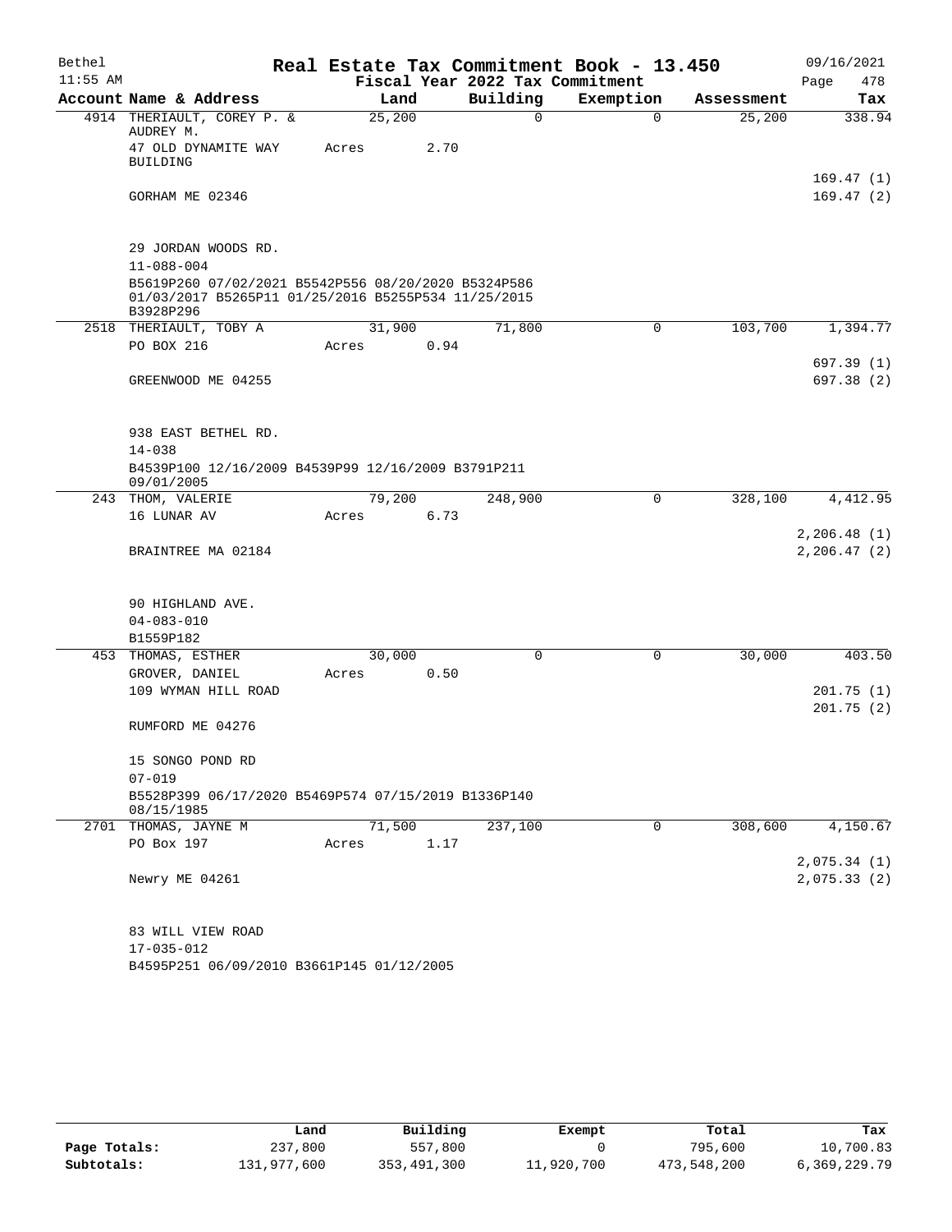Bethel 11:55 AM

# Real Estate Tax Commitment Book - 13.450

Fiscal Year 2022 Tax Commitment

09/16/2021 Page 478

| Account | Name & Address | Land | Building | Exemption | Assessment | Tax |
|---|---|---|---|---|---|---|
| 4914 | THERIAULT, COREY P. & AUDREY M. | 25,200 | 0 | 0 | 25,200 | 338.94 |
| | 47 OLD DYNAMITE WAY BUILDING | Acres 2.70 | | | | |
| | | | | | | 169.47 (1) |
| | GORHAM ME 02346 | | | | | 169.47 (2) |
| | 29 JORDAN WOODS RD. | | | | | |
| | 11-088-004 | | | | | |
| | B5619P260 07/02/2021 B5542P556 08/20/2020 B5324P586 01/03/2017 B5265P11 01/25/2016 B5255P534 11/25/2015 B3928P296 | | | | | |
| 2518 | THERIAULT, TOBY A | 31,900 | 71,800 | 0 | 103,700 | 1,394.77 |
| | PO BOX 216 | Acres 0.94 | | | | |
| | | | | | | 697.39 (1) |
| | GREENWOOD ME 04255 | | | | | 697.38 (2) |
| | 938 EAST BETHEL RD. | | | | | |
| | 14-038 | | | | | |
| | B4539P100 12/16/2009 B4539P99 12/16/2009 B3791P211 09/01/2005 | | | | | |
| 243 | THOM, VALERIE | 79,200 | 248,900 | 0 | 328,100 | 4,412.95 |
| | 16 LUNAR AV | Acres 6.73 | | | | |
| | | | | | | 2,206.48 (1) |
| | BRAINTREE MA 02184 | | | | | 2,206.47 (2) |
| | 90 HIGHLAND AVE. | | | | | |
| | 04-083-010 | | | | | |
| | B1559P182 | | | | | |
| 453 | THOMAS, ESTHER | 30,000 | 0 | 0 | 30,000 | 403.50 |
| | GROVER, DANIEL | Acres 0.50 | | | | |
| | 109 WYMAN HILL ROAD | | | | | 201.75 (1) |
| | | | | | | 201.75 (2) |
| | RUMFORD ME 04276 | | | | | |
| | 15 SONGO POND RD | | | | | |
| | 07-019 | | | | | |
| | B5528P399 06/17/2020 B5469P574 07/15/2019 B1336P140 08/15/1985 | | | | | |
| 2701 | THOMAS, JAYNE M | 71,500 | 237,100 | 0 | 308,600 | 4,150.67 |
| | PO Box 197 | Acres 1.17 | | | | |
| | | | | | | 2,075.34 (1) |
| | Newry ME 04261 | | | | | 2,075.33 (2) |
| | 83 WILL VIEW ROAD | | | | | |
| | 17-035-012 | | | | | |
| | B4595P251 06/09/2010 B3661P145 01/12/2005 | | | | | |

| | Land | Building | Exempt | Total | Tax |
|---|---|---|---|---|---|
| Page Totals: | 237,800 | 557,800 | 0 | 795,600 | 10,700.83 |
| Subtotals: | 131,977,600 | 353,491,300 | 11,920,700 | 473,548,200 | 6,369,229.79 |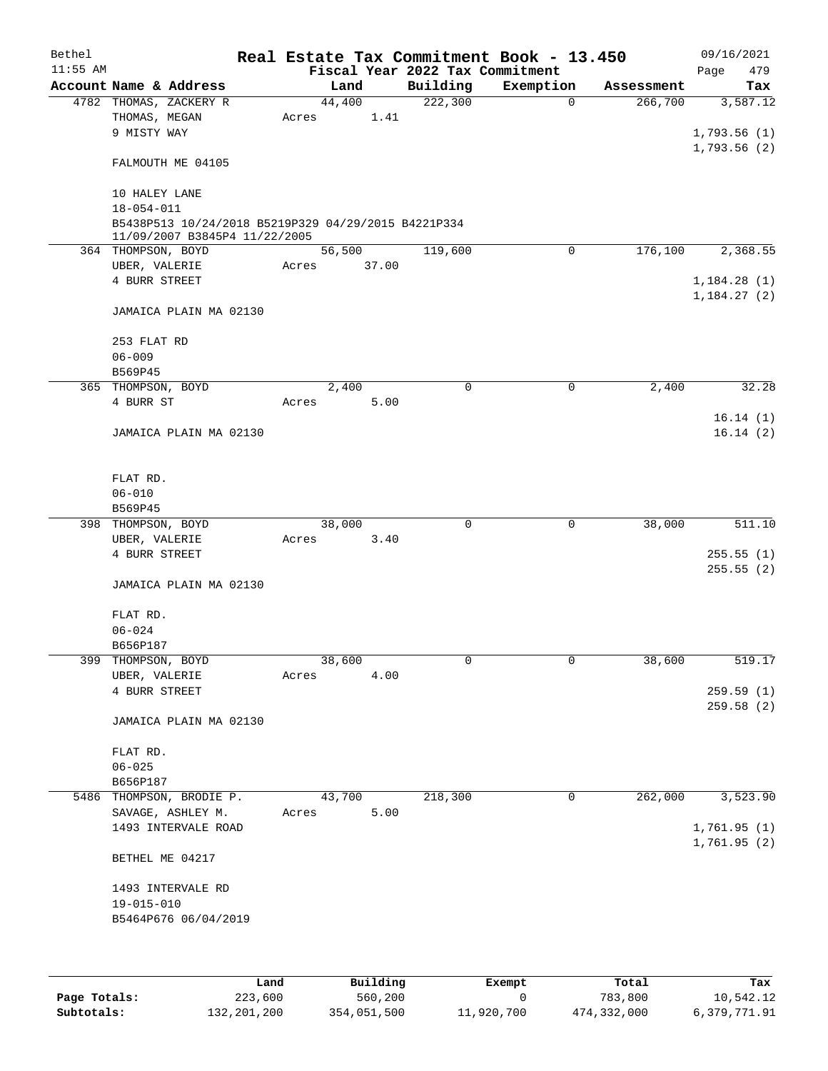# Real Estate Tax Commitment Book - 13.450

Bethel 11:55 AM — Fiscal Year 2022 Tax Commitment — 09/16/2021 Page 479

| Account Name & Address | Land | Building | Exemption | Assessment | Tax |
|---|---|---|---|---|---|
| 4782 THOMAS, ZACKERY R<br>THOMAS, MEGAN<br>9 MISTY WAY<br><br>FALMOUTH ME 04105<br><br>10 HALEY LANE<br>18-054-011<br>B5438P513 10/24/2018 B5219P329 04/29/2015 B4221P334 11/09/2007 B3845P4 11/22/2005 | 44,400<br>Acres 1.41 | 222,300 | 0 | 266,700 | 3,587.12<br><br>1,793.56 (1)<br>1,793.56 (2) |
| 364 THOMPSON, BOYD<br>UBER, VALERIE<br>4 BURR STREET<br><br>JAMAICA PLAIN MA 02130<br><br>253 FLAT RD<br>06-009<br>B569P45 | 56,500<br>Acres 37.00 | 119,600 | 0 | 176,100 | 2,368.55<br><br>1,184.28 (1)<br>1,184.27 (2) |
| 365 THOMPSON, BOYD<br>4 BURR ST<br><br>JAMAICA PLAIN MA 02130<br><br>FLAT RD.<br>06-010<br>B569P45 | 2,400<br>Acres 5.00 | 0 | 0 | 2,400 | 32.28<br><br>16.14 (1)<br>16.14 (2) |
| 398 THOMPSON, BOYD<br>UBER, VALERIE<br>4 BURR STREET<br><br>JAMAICA PLAIN MA 02130<br><br>FLAT RD.<br>06-024<br>B656P187 | 38,000<br>Acres 3.40 | 0 | 0 | 38,000 | 511.10<br><br>255.55 (1)<br>255.55 (2) |
| 399 THOMPSON, BOYD<br>UBER, VALERIE<br>4 BURR STREET<br><br>JAMAICA PLAIN MA 02130<br><br>FLAT RD.<br>06-025<br>B656P187 | 38,600<br>Acres 4.00 | 0 | 0 | 38,600 | 519.17<br><br>259.59 (1)<br>259.58 (2) |
| 5486 THOMPSON, BRODIE P.<br>SAVAGE, ASHLEY M.<br>1493 INTERVALE ROAD<br><br>BETHEL ME 04217<br><br>1493 INTERVALE RD<br>19-015-010<br>B5464P676 06/04/2019 | 43,700<br>Acres 5.00 | 218,300 | 0 | 262,000 | 3,523.90<br><br>1,761.95 (1)<br>1,761.95 (2) |

| | Land | Building | Exempt | Total | Tax |
|---|---|---|---|---|---|
| **Page Totals:** | 223,600 | 560,200 | 0 | 783,800 | 10,542.12 |
| **Subtotals:** | 132,201,200 | 354,051,500 | 11,920,700 | 474,332,000 | 6,379,771.91 |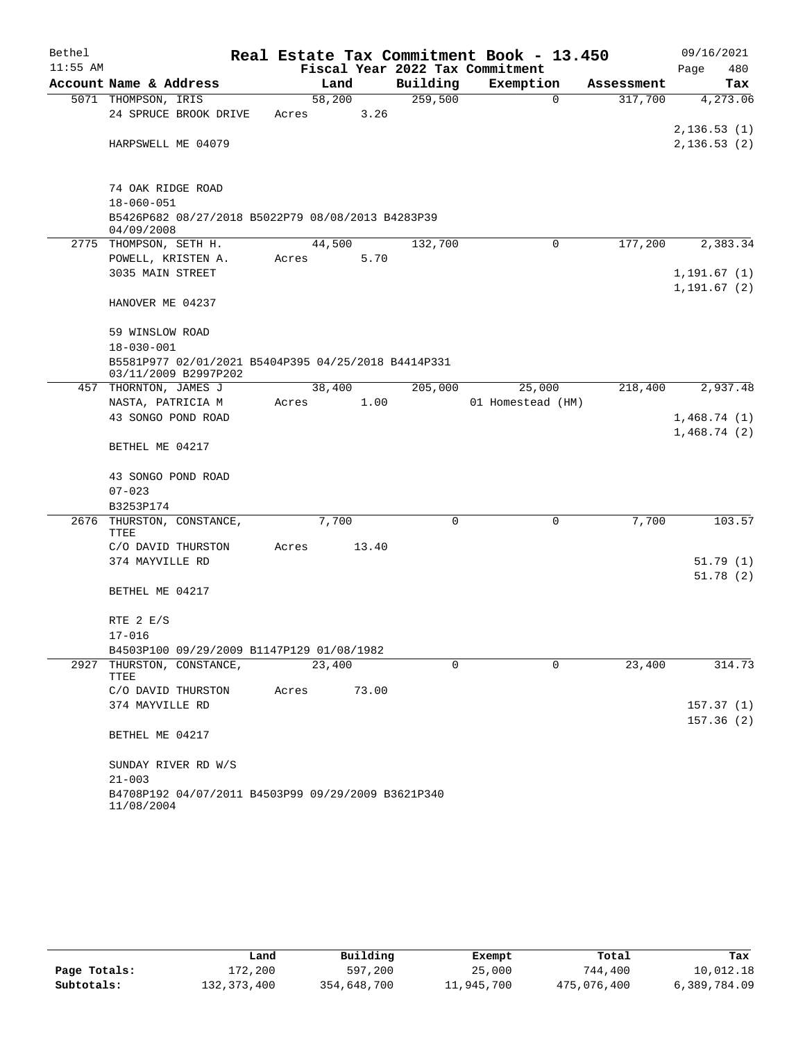Bethel 11:55 AM

# Real Estate Tax Commitment Book - 13.450

Fiscal Year 2022 Tax Commitment

09/16/2021 Page 480

| Account Name & Address | Land | Building | Exemption | Assessment | Tax |
|---|---|---|---|---|---|
| 5071 THOMPSON, IRIS | 58,200 | 259,500 | 0 | 317,700 | 4,273.06 |
| 24 SPRUCE BROOK DRIVE | Acres 3.26 | | | | |
| | | | | | 2,136.53 (1) |
| HARPSWELL ME 04079 | | | | | 2,136.53 (2) |
| 74 OAK RIDGE ROAD | | | | | |
| 18-060-051 | | | | | |
| B5426P682 08/27/2018 B5022P79 08/08/2013 B4283P39 04/09/2008 | | | | | |
| 2775 THOMPSON, SETH H. | 44,500 | 132,700 | 0 | 177,200 | 2,383.34 |
| POWELL, KRISTEN A. | Acres 5.70 | | | | |
| 3035 MAIN STREET | | | | | 1,191.67 (1) |
| | | | | | 1,191.67 (2) |
| HANOVER ME 04237 | | | | | |
| 59 WINSLOW ROAD | | | | | |
| 18-030-001 | | | | | |
| B5581P977 02/01/2021 B5404P395 04/25/2018 B4414P331 03/11/2009 B2997P202 | | | | | |
| 457 THORNTON, JAMES J | 38,400 | 205,000 | 25,000 | 218,400 | 2,937.48 |
| NASTA, PATRICIA M | Acres 1.00 | | 01 Homestead (HM) | | |
| 43 SONGO POND ROAD | | | | | 1,468.74 (1) |
| | | | | | 1,468.74 (2) |
| BETHEL ME 04217 | | | | | |
| 43 SONGO POND ROAD | | | | | |
| 07-023 | | | | | |
| B3253P174 | | | | | |
| 2676 THURSTON, CONSTANCE, TTEE | 7,700 | 0 | 0 | 7,700 | 103.57 |
| C/O DAVID THURSTON | Acres 13.40 | | | | |
| 374 MAYVILLE RD | | | | | 51.79 (1) |
| | | | | | 51.78 (2) |
| BETHEL ME 04217 | | | | | |
| RTE 2 E/S | | | | | |
| 17-016 | | | | | |
| B4503P100 09/29/2009 B1147P129 01/08/1982 | | | | | |
| 2927 THURSTON, CONSTANCE, TTEE | 23,400 | 0 | 0 | 23,400 | 314.73 |
| C/O DAVID THURSTON | Acres 73.00 | | | | |
| 374 MAYVILLE RD | | | | | 157.37 (1) |
| | | | | | 157.36 (2) |
| BETHEL ME 04217 | | | | | |
| SUNDAY RIVER RD W/S | | | | | |
| 21-003 | | | | | |
| B4708P192 04/07/2011 B4503P99 09/29/2009 B3621P340 11/08/2004 | | | | | |

| | Land | Building | Exempt | Total | Tax |
|---|---|---|---|---|---|
| Page Totals: | 172,200 | 597,200 | 25,000 | 744,400 | 10,012.18 |
| Subtotals: | 132,373,400 | 354,648,700 | 11,945,700 | 475,076,400 | 6,389,784.09 |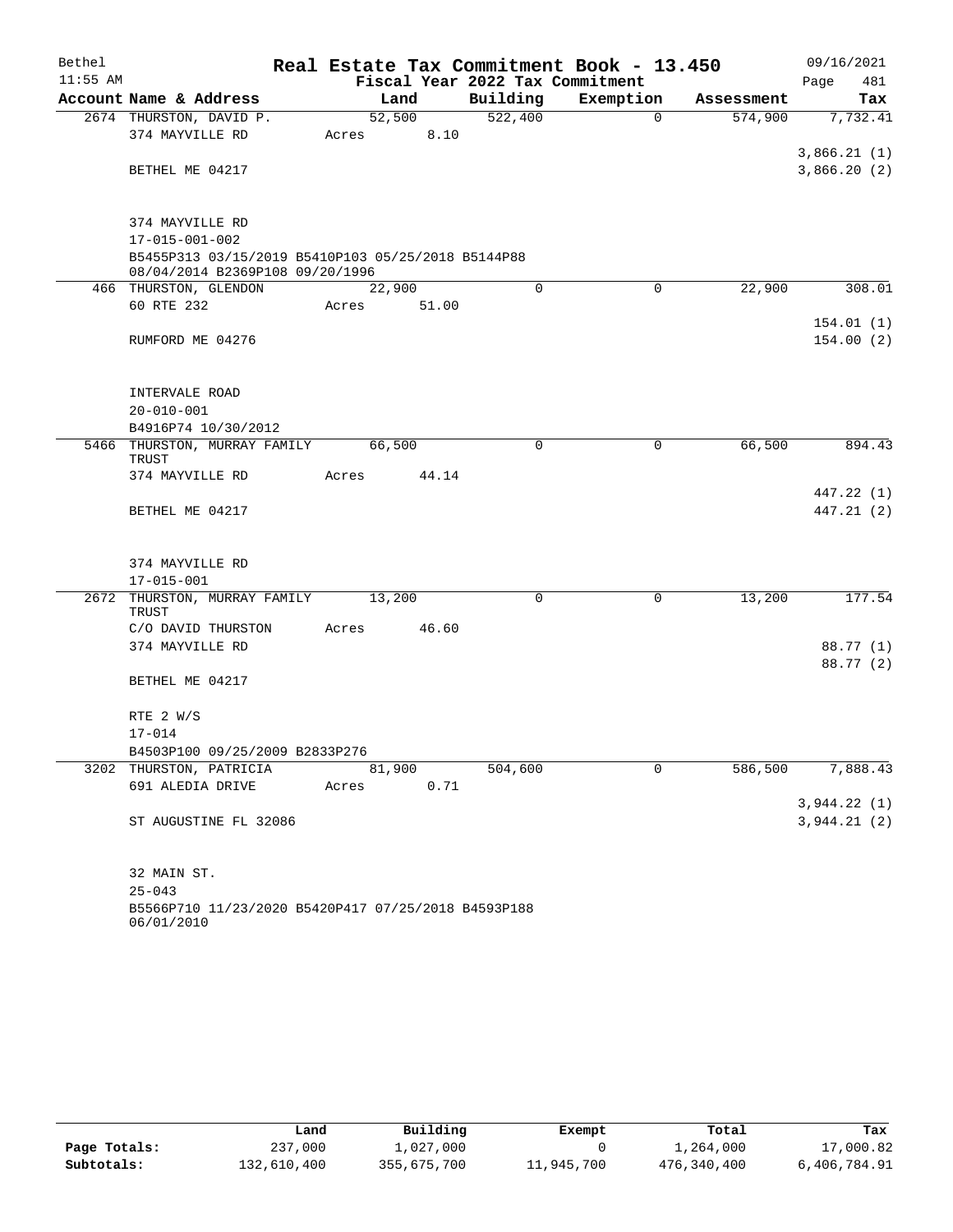Bethel 11:55 AM

# Real Estate Tax Commitment Book - 13.450

## Fiscal Year 2022 Tax Commitment

09/16/2021

| Account Name & Address | Land | Building | Exemption | Assessment | Tax |
|---|---|---|---|---|---|
| 2674 THURSTON, DAVID P. | 52,500 | 522,400 | 0 | 574,900 | 7,732.41 |
| 374 MAYVILLE RD | Acres 8.10 | | | | |
| | | | | | 3,866.21 (1) |
| BETHEL ME 04217 | | | | | 3,866.20 (2) |
| 374 MAYVILLE RD | | | | | |
| 17-015-001-002 | | | | | |
| B5455P313 03/15/2019 B5410P103 05/25/2018 B5144P88 08/04/2014 B2369P108 09/20/1996 | | | | | |
| 466 THURSTON, GLENDON | 22,900 | 0 | 0 | 22,900 | 308.01 |
| 60 RTE 232 | Acres 51.00 | | | | |
| | | | | | 154.01 (1) |
| RUMFORD ME 04276 | | | | | 154.00 (2) |
| INTERVALE ROAD | | | | | |
| 20-010-001 | | | | | |
| B4916P74 10/30/2012 | | | | | |
| 5466 THURSTON, MURRAY FAMILY TRUST | 66,500 | 0 | 0 | 66,500 | 894.43 |
| 374 MAYVILLE RD | Acres 44.14 | | | | |
| | | | | | 447.22 (1) |
| BETHEL ME 04217 | | | | | 447.21 (2) |
| 374 MAYVILLE RD | | | | | |
| 17-015-001 | | | | | |
| 2672 THURSTON, MURRAY FAMILY TRUST | 13,200 | 0 | 0 | 13,200 | 177.54 |
| C/O DAVID THURSTON | Acres 46.60 | | | | |
| 374 MAYVILLE RD | | | | | 88.77 (1) |
| | | | | | 88.77 (2) |
| BETHEL ME 04217 | | | | | |
| RTE 2 W/S | | | | | |
| 17-014 | | | | | |
| B4503P100 09/25/2009 B2833P276 | | | | | |
| 3202 THURSTON, PATRICIA | 81,900 | 504,600 | 0 | 586,500 | 7,888.43 |
| 691 ALEDIA DRIVE | Acres 0.71 | | | | |
| | | | | | 3,944.22 (1) |
| ST AUGUSTINE FL 32086 | | | | | 3,944.21 (2) |
| 32 MAIN ST. | | | | | |
| 25-043 | | | | | |
| B5566P710 11/23/2020 B5420P417 07/25/2018 B4593P188 06/01/2010 | | | | | |

| | Land | Building | Exempt | Total | Tax |
|---|---|---|---|---|---|
| Page Totals: | 237,000 | 1,027,000 | 0 | 1,264,000 | 17,000.82 |
| Subtotals: | 132,610,400 | 355,675,700 | 11,945,700 | 476,340,400 | 6,406,784.91 |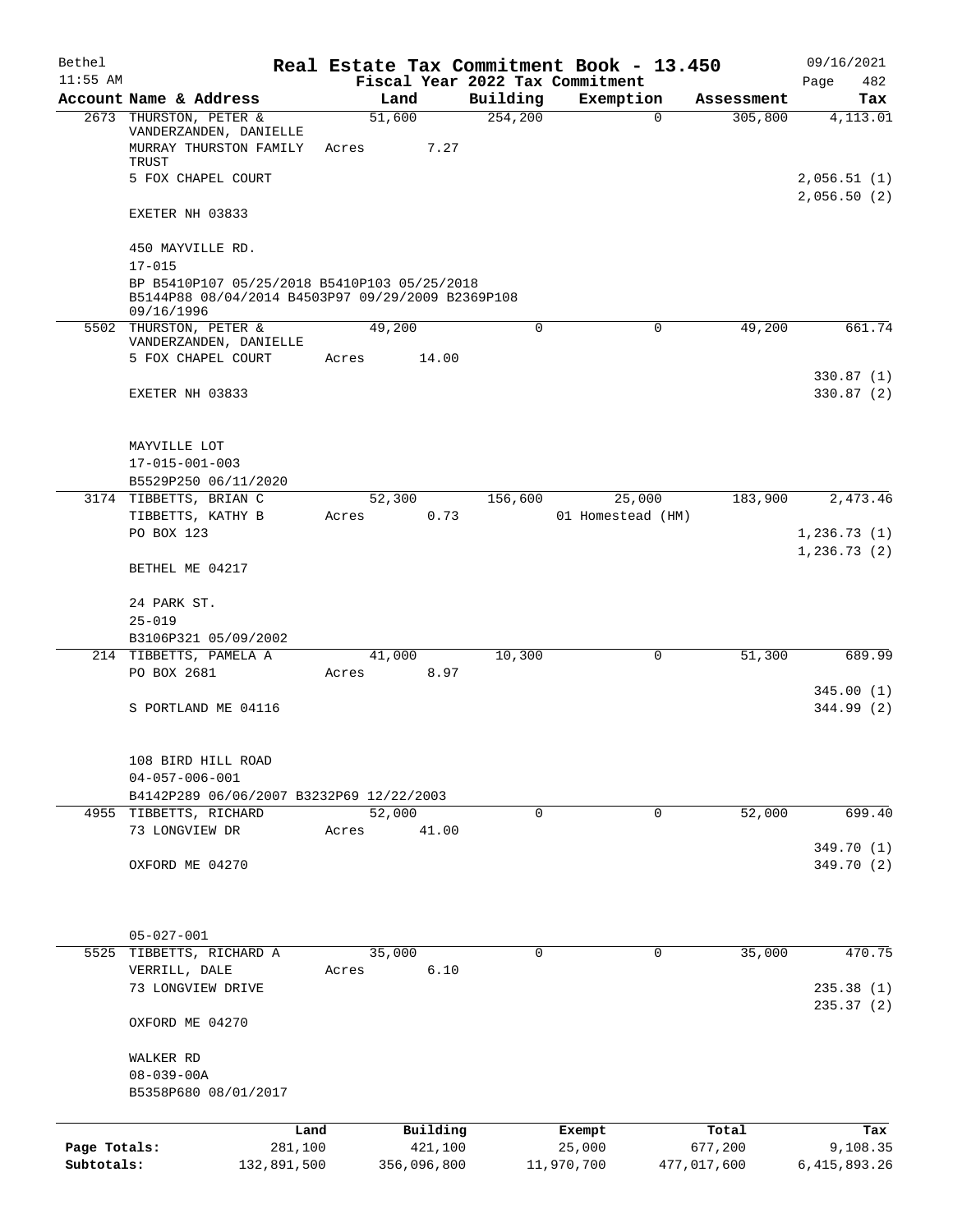Bethel 11:55 AM

# Real Estate Tax Commitment Book - 13.450

Fiscal Year 2022 Tax Commitment

09/16/2021 Page 482

| Account | Name & Address | Land | Building | Exemption | Assessment | Tax |
|---|---|---|---|---|---|---|
| 2673 | THURSTON, PETER & VANDERZANDEN, DANIELLE<br>MURRAY THURSTON FAMILY TRUST<br>5 FOX CHAPEL COURT<br>EXETER NH 03833<br>450 MAYVILLE RD.<br>17-015<br>BP B5410P107 05/25/2018 B5410P103 05/25/2018 B5144P88 08/04/2014 B4503P97 09/29/2009 B2369P108 09/16/1996 | 51,600<br>Acres 7.27 | 254,200 | 0 | 305,800 | 4,113.01<br>2,056.51 (1)<br>2,056.50 (2) |
| 5502 | THURSTON, PETER & VANDERZANDEN, DANIELLE<br>5 FOX CHAPEL COURT<br>EXETER NH 03833<br>MAYVILLE LOT<br>17-015-001-003<br>B5529P250 06/11/2020 | 49,200<br>Acres 14.00 | 0 | 0 | 49,200 | 661.74<br>330.87 (1)<br>330.87 (2) |
| 3174 | TIBBETTS, BRIAN C<br>TIBBETTS, KATHY B<br>PO BOX 123<br>BETHEL ME 04217<br>24 PARK ST.<br>25-019<br>B3106P321 05/09/2002 | 52,300<br>Acres 0.73 | 156,600 | 25,000<br>01 Homestead (HM) | 183,900 | 2,473.46<br>1,236.73 (1)<br>1,236.73 (2) |
| 214 | TIBBETTS, PAMELA A<br>PO BOX 2681<br>S PORTLAND ME 04116<br>108 BIRD HILL ROAD<br>04-057-006-001<br>B4142P289 06/06/2007 B3232P69 12/22/2003 | 41,000<br>Acres 8.97 | 10,300 | 0 | 51,300 | 689.99<br>345.00 (1)<br>344.99 (2) |
| 4955 | TIBBETTS, RICHARD<br>73 LONGVIEW DR<br>OXFORD ME 04270<br>05-027-001 | 52,000<br>Acres 41.00 | 0 | 0 | 52,000 | 699.40<br>349.70 (1)<br>349.70 (2) |
| 5525 | TIBBETTS, RICHARD A<br>VERRILL, DALE<br>73 LONGVIEW DRIVE<br>OXFORD ME 04270<br>WALKER RD<br>08-039-00A<br>B5358P680 08/01/2017 | 35,000<br>Acres 6.10 | 0 | 0 | 35,000 | 470.75<br>235.38 (1)<br>235.37 (2) |

| | Land | Building | Exempt | Total | Tax |
|---|---|---|---|---|---|
| Page Totals: | 281,100 | 421,100 | 25,000 | 677,200 | 9,108.35 |
| Subtotals: | 132,891,500 | 356,096,800 | 11,970,700 | 477,017,600 | 6,415,893.26 |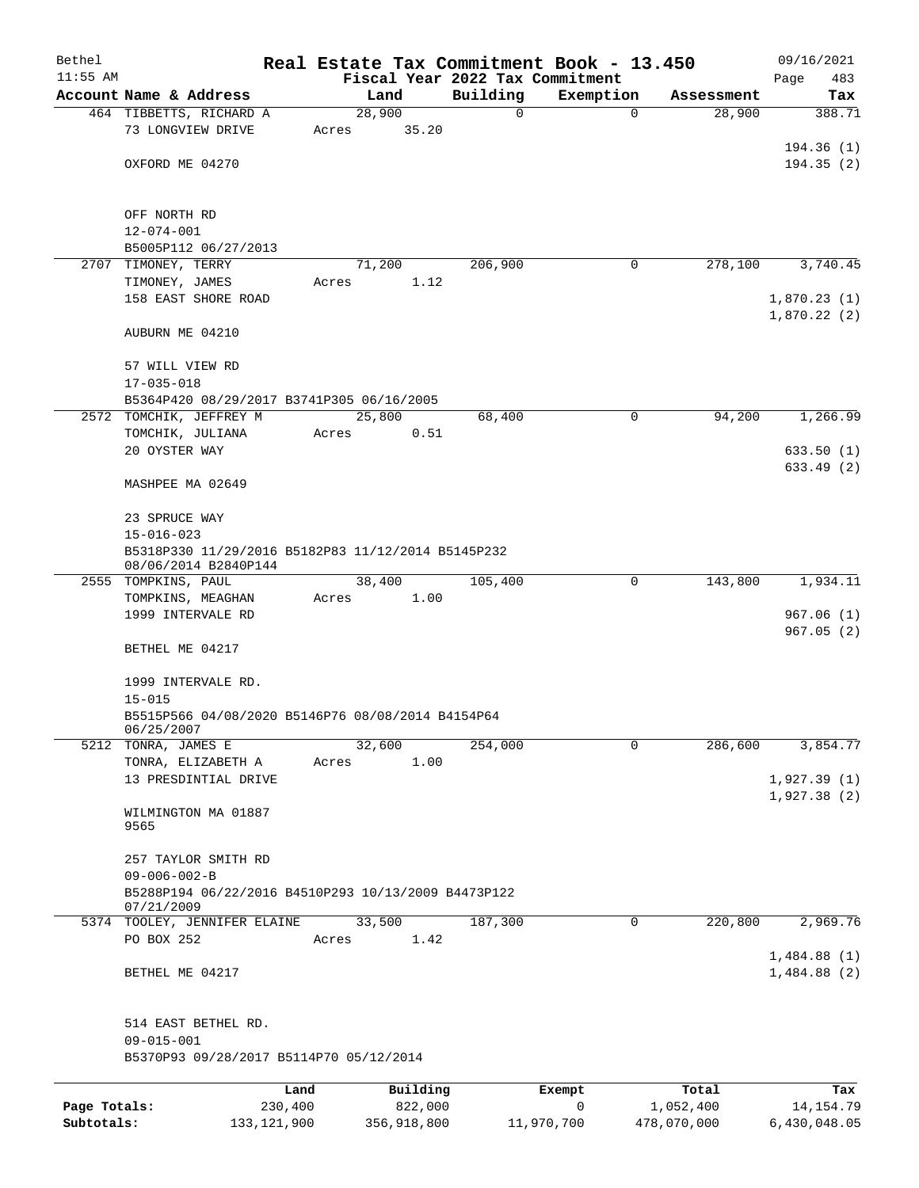# Real Estate Tax Commitment Book - 13.450

Bethel 11:55 AM — Fiscal Year 2022 Tax Commitment — 09/16/2021

| Account Name & Address | Land | Building | Exemption | Assessment | Tax |
|---|---|---|---|---|---|
| 464 TIBBETTS, RICHARD A<br>73 LONGVIEW DRIVE<br>OXFORD ME 04270<br><br>OFF NORTH RD<br>12-074-001<br>B5005P112 06/27/2013 | 28,900<br>Acres 35.20 | 0 | 0 | 28,900 | 388.71<br><br>194.36 (1)<br>194.35 (2) |
| 2707 TIMONEY, TERRY<br>TIMONEY, JAMES<br>158 EAST SHORE ROAD<br>AUBURN ME 04210<br><br>57 WILL VIEW RD<br>17-035-018<br>B5364P420 08/29/2017 B3741P305 06/16/2005 | 71,200<br>Acres 1.12 | 206,900 | 0 | 278,100 | 3,740.45<br><br>1,870.23 (1)<br>1,870.22 (2) |
| 2572 TOMCHIK, JEFFREY M<br>TOMCHIK, JULIANA<br>20 OYSTER WAY<br>MASHPEE MA 02649<br><br>23 SPRUCE WAY<br>15-016-023<br>B5318P330 11/29/2016 B5182P83 11/12/2014 B5145P232 08/06/2014 B2840P144 | 25,800<br>Acres 0.51 | 68,400 | 0 | 94,200 | 1,266.99<br><br>633.50 (1)<br>633.49 (2) |
| 2555 TOMPKINS, PAUL<br>TOMPKINS, MEAGHAN<br>1999 INTERVALE RD<br>BETHEL ME 04217<br><br>1999 INTERVALE RD.<br>15-015<br>B5515P566 04/08/2020 B5146P76 08/08/2014 B4154P64 06/25/2007 | 38,400<br>Acres 1.00 | 105,400 | 0 | 143,800 | 1,934.11<br><br>967.06 (1)<br>967.05 (2) |
| 5212 TONRA, JAMES E<br>TONRA, ELIZABETH A<br>13 PRESDINTIAL DRIVE<br>WILMINGTON MA 01887 9565<br><br>257 TAYLOR SMITH RD<br>09-006-002-B<br>B5288P194 06/22/2016 B4510P293 10/13/2009 B4473P122 07/21/2009 | 32,600<br>Acres 1.00 | 254,000 | 0 | 286,600 | 3,854.77<br><br>1,927.39 (1)<br>1,927.38 (2) |
| 5374 TOOLEY, JENNIFER ELAINE<br>PO BOX 252<br>BETHEL ME 04217<br><br>514 EAST BETHEL RD.<br>09-015-001<br>B5370P93 09/28/2017 B5114P70 05/12/2014 | 33,500<br>Acres 1.42 | 187,300 | 0 | 220,800 | 2,969.76<br><br>1,484.88 (1)<br>1,484.88 (2) |

| | Land | Building | Exempt | Total | Tax |
|---|---|---|---|---|---|
| Page Totals: | 230,400 | 822,000 | 0 | 1,052,400 | 14,154.79 |
| Subtotals: | 133,121,900 | 356,918,800 | 11,970,700 | 478,070,000 | 6,430,048.05 |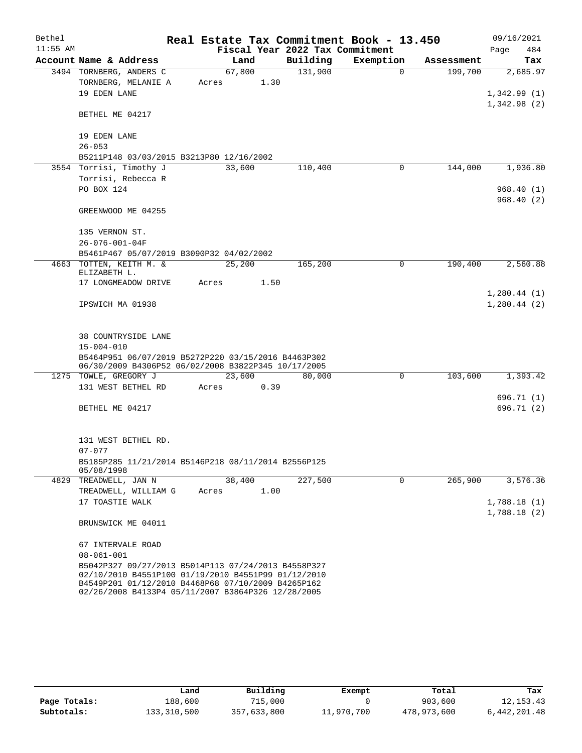# Real Estate Tax Commitment Book - 13.450

Bethel 11:55 AM — Fiscal Year 2022 Tax Commitment — 09/16/2021 Page 484

| Account Name & Address | Land | Building | Exemption | Assessment | Tax |
|---|---|---|---|---|---|
| 3494 TORNBERG, ANDERS C | 67,800 | 131,900 | 0 | 199,700 | 2,685.97 |
| TORNBERG, MELANIE A | Acres 1.30 | | | | |
| 19 EDEN LANE | | | | | 1,342.99 (1) |
| | | | | | 1,342.98 (2) |
| BETHEL ME 04217 | | | | | |
| 19 EDEN LANE | | | | | |
| 26-053 | | | | | |
| B5211P148 03/03/2015 B3213P80 12/16/2002 | | | | | |
| 3554 Torrisi, Timothy J | 33,600 | 110,400 | 0 | 144,000 | 1,936.80 |
| Torrisi, Rebecca R | | | | | |
| PO BOX 124 | | | | | 968.40 (1) |
| | | | | | 968.40 (2) |
| GREENWOOD ME 04255 | | | | | |
| 135 VERNON ST. | | | | | |
| 26-076-001-04F | | | | | |
| B5461P467 05/07/2019 B3090P32 04/02/2002 | | | | | |
| 4663 TOTTEN, KEITH M. & ELIZABETH L. | 25,200 | 165,200 | 0 | 190,400 | 2,560.88 |
| 17 LONGMEADOW DRIVE | Acres 1.50 | | | | |
| | | | | | 1,280.44 (1) |
| IPSWICH MA 01938 | | | | | 1,280.44 (2) |
| 38 COUNTRYSIDE LANE | | | | | |
| 15-004-010 | | | | | |
| B5464P951 06/07/2019 B5272P220 03/15/2016 B4463P302 06/30/2009 B4306P52 06/02/2008 B3822P345 10/17/2005 | | | | | |
| 1275 TOWLE, GREGORY J | 23,600 | 80,000 | 0 | 103,600 | 1,393.42 |
| 131 WEST BETHEL RD | Acres 0.39 | | | | |
| | | | | | 696.71 (1) |
| BETHEL ME 04217 | | | | | 696.71 (2) |
| 131 WEST BETHEL RD. | | | | | |
| 07-077 | | | | | |
| B5185P285 11/21/2014 B5146P218 08/11/2014 B2556P125 05/08/1998 | | | | | |
| 4829 TREADWELL, JAN N | 38,400 | 227,500 | 0 | 265,900 | 3,576.36 |
| TREADWELL, WILLIAM G | Acres 1.00 | | | | |
| 17 TOASTIE WALK | | | | | 1,788.18 (1) |
| | | | | | 1,788.18 (2) |
| BRUNSWICK ME 04011 | | | | | |
| 67 INTERVALE ROAD | | | | | |
| 08-061-001 | | | | | |
| B5042P327 09/27/2013 B5014P113 07/24/2013 B4558P327 02/10/2010 B4551P100 01/19/2010 B4551P99 01/12/2010 B4549P201 01/12/2010 B4468P68 07/10/2009 B4265P162 02/26/2008 B4133P4 05/11/2007 B3864P326 12/28/2005 | | | | | |

| | Land | Building | Exempt | Total | Tax |
|---|---|---|---|---|---|
| Page Totals: | 188,600 | 715,000 | 0 | 903,600 | 12,153.43 |
| Subtotals: | 133,310,500 | 357,633,800 | 11,970,700 | 478,973,600 | 6,442,201.48 |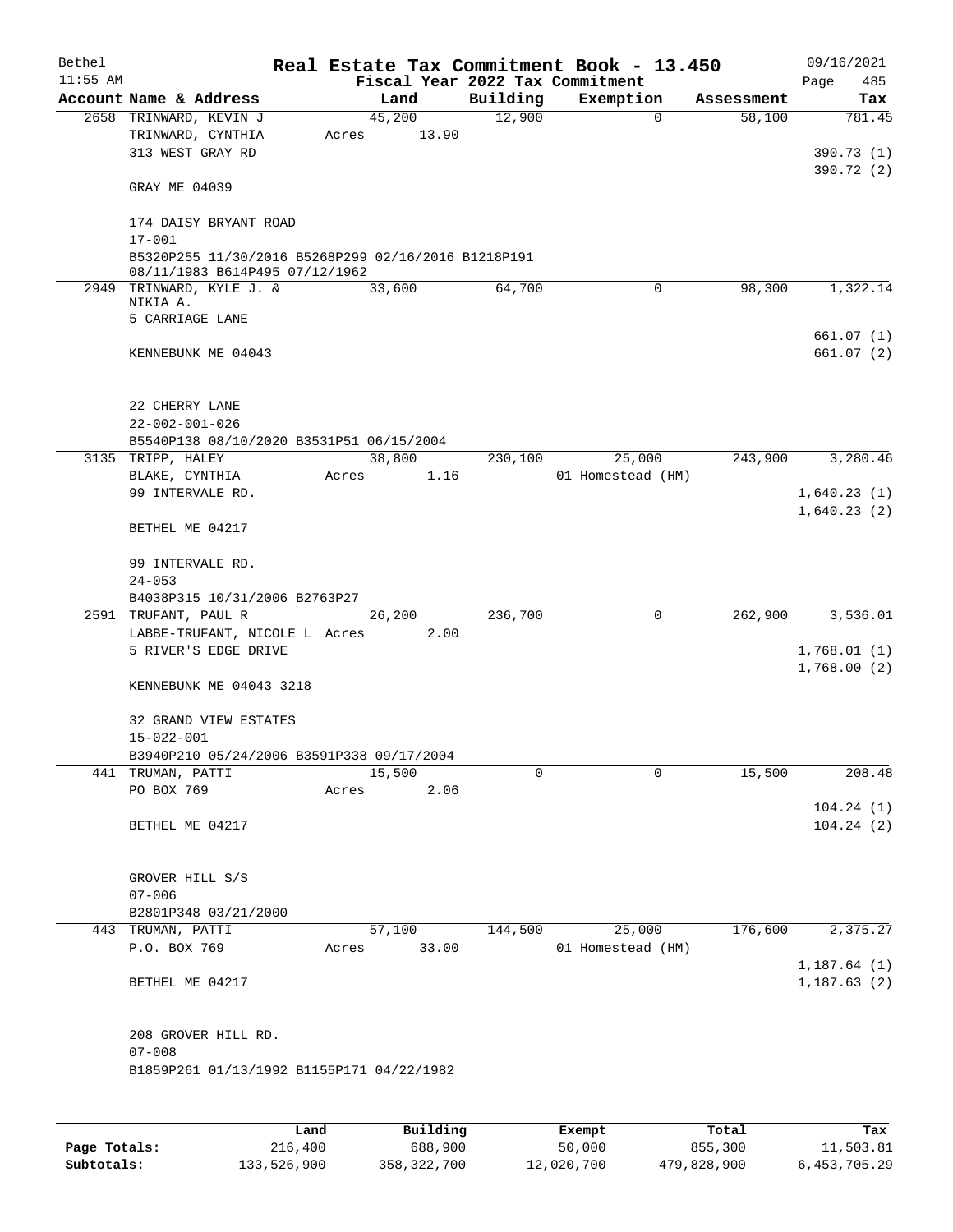Bethel 11:55 AM

# Real Estate Tax Commitment Book - 13.450

## Fiscal Year 2022 Tax Commitment

09/16/2021 Page 485

| Account Name & Address | Land | Building | Exemption | Assessment | Tax |
|---|---|---|---|---|---|
| 2658 TRINWARD, KEVIN J<br>TRINWARD, CYNTHIA<br>313 WEST GRAY RD<br><br>GRAY ME 04039<br><br>174 DAISY BRYANT ROAD<br>17-001<br>B5320P255 11/30/2016 B5268P299 02/16/2016 B1218P191 08/11/1983 B614P495 07/12/1962 | 45,200<br>Acres 13.90 | 12,900 | 0 | 58,100 | 781.45<br><br>390.73 (1)<br>390.72 (2) |
| 2949 TRINWARD, KYLE J. & NIKIA A.<br>5 CARRIAGE LANE<br><br>KENNEBUNK ME 04043<br><br>22 CHERRY LANE<br>22-002-001-026<br>B5540P138 08/10/2020 B3531P51 06/15/2004 | 33,600 | 64,700 | 0 | 98,300 | 1,322.14<br><br>661.07 (1)<br>661.07 (2) |
| 3135 TRIPP, HALEY<br>BLAKE, CYNTHIA<br>99 INTERVALE RD.<br><br>BETHEL ME 04217<br><br>99 INTERVALE RD.<br>24-053<br>B4038P315 10/31/2006 B2763P27 | 38,800<br>Acres 1.16 | 230,100 | 25,000<br>01 Homestead (HM) | 243,900 | 3,280.46<br><br>1,640.23 (1)<br>1,640.23 (2) |
| 2591 TRUFANT, PAUL R<br>LABBE-TRUFANT, NICOLE L<br>5 RIVER'S EDGE DRIVE<br><br>KENNEBUNK ME 04043 3218<br><br>32 GRAND VIEW ESTATES<br>15-022-001<br>B3940P210 05/24/2006 B3591P338 09/17/2004 | 26,200<br>Acres 2.00 | 236,700 | 0 | 262,900 | 3,536.01<br><br>1,768.01 (1)<br>1,768.00 (2) |
| 441 TRUMAN, PATTI<br>PO BOX 769<br><br>BETHEL ME 04217<br><br>GROVER HILL S/S<br>07-006<br>B2801P348 03/21/2000 | 15,500<br>Acres 2.06 | 0 | 0 | 15,500 | 208.48<br><br>104.24 (1)<br>104.24 (2) |
| 443 TRUMAN, PATTI<br>P.O. BOX 769<br><br>BETHEL ME 04217<br><br>208 GROVER HILL RD.<br>07-008<br>B1859P261 01/13/1992 B1155P171 04/22/1982 | 57,100<br>Acres 33.00 | 144,500 | 25,000<br>01 Homestead (HM) | 176,600 | 2,375.27<br><br>1,187.64 (1)<br>1,187.63 (2) |

| | Land | Building | Exempt | Total | Tax |
|---|---|---|---|---|---|
| Page Totals: | 216,400 | 688,900 | 50,000 | 855,300 | 11,503.81 |
| Subtotals: | 133,526,900 | 358,322,700 | 12,020,700 | 479,828,900 | 6,453,705.29 |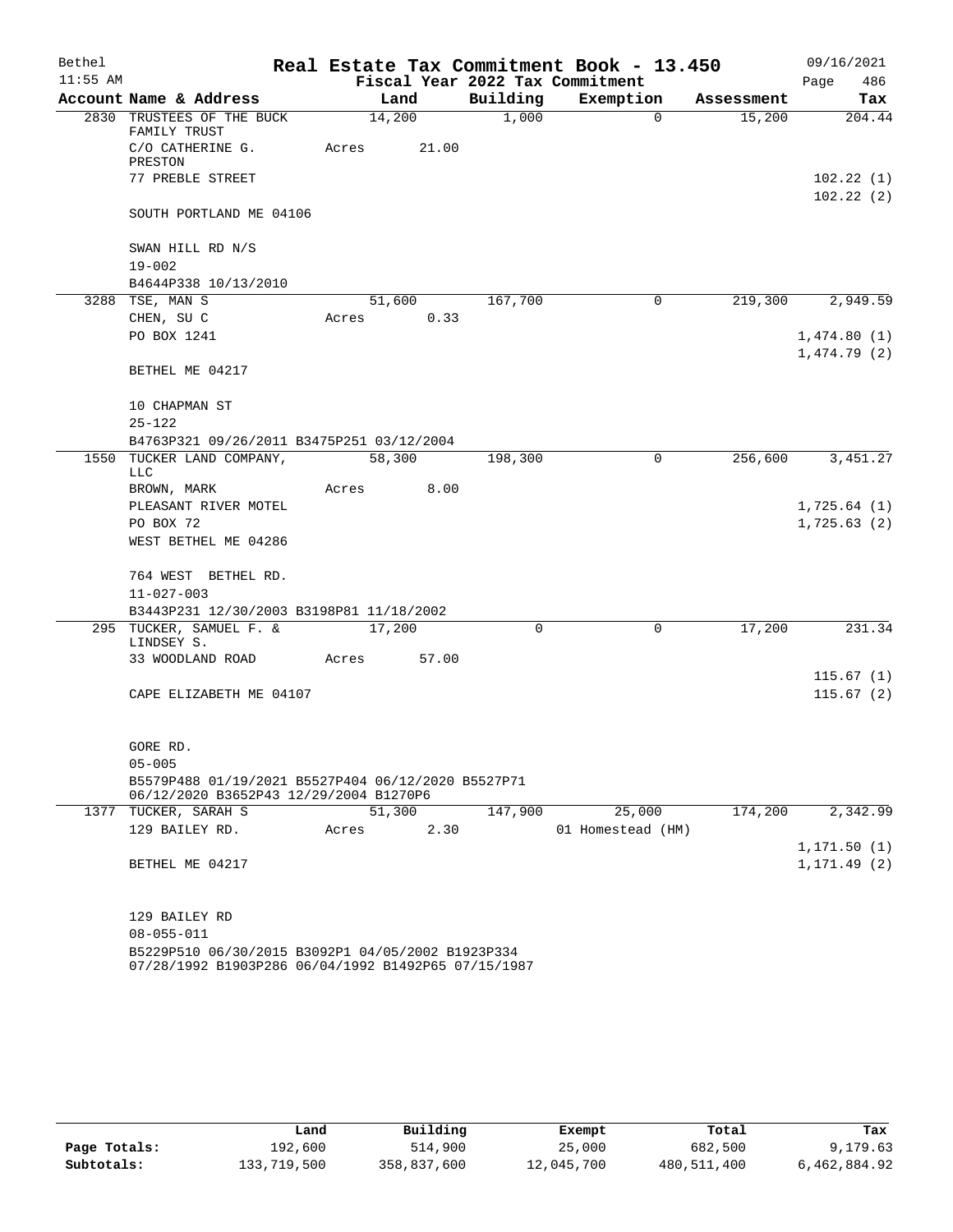Bethel 11:55 AM

# Real Estate Tax Commitment Book - 13.450

Fiscal Year 2022 Tax Commitment

09/16/2021 Page 486

| Account | Name & Address | Land | Building | Exemption | Assessment | Tax |
|---|---|---|---|---|---|---|
| 2830 | TRUSTEES OF THE BUCK FAMILY TRUST<br>C/O CATHERINE G. PRESTON<br>77 PREBLE STREET<br><br>SOUTH PORTLAND ME 04106<br><br>SWAN HILL RD N/S<br>19-002<br>B4644P338 10/13/2010 | 14,200<br>Acres 21.00 | 1,000 | 0 | 15,200 | 204.44<br><br>102.22 (1)<br>102.22 (2) |
| 3288 | TSE, MAN S<br>CHEN, SU C<br>PO BOX 1241<br><br>BETHEL ME 04217<br><br>10 CHAPMAN ST<br>25-122<br>B4763P321 09/26/2011 B3475P251 03/12/2004 | 51,600<br>Acres 0.33 | 167,700 | 0 | 219,300 | 2,949.59<br><br>1,474.80 (1)<br>1,474.79 (2) |
| 1550 | TUCKER LAND COMPANY, LLC<br>BROWN, MARK<br>PLEASANT RIVER MOTEL<br>PO BOX 72<br>WEST BETHEL ME 04286<br><br>764 WEST BETHEL RD.<br>11-027-003<br>B3443P231 12/30/2003 B3198P81 11/18/2002 | 58,300<br>Acres 8.00 | 198,300 | 0 | 256,600 | 3,451.27<br><br>1,725.64 (1)<br>1,725.63 (2) |
| 295 | TUCKER, SAMUEL F. & LINDSEY S.<br>33 WOODLAND ROAD<br><br>CAPE ELIZABETH ME 04107<br><br>GORE RD.<br>05-005<br>B5579P488 01/19/2021 B5527P404 06/12/2020 B5527P71 06/12/2020 B3652P43 12/29/2004 B1270P6 | 17,200<br>Acres 57.00 | 0 | 0 | 17,200 | 231.34<br><br>115.67 (1)<br>115.67 (2) |
| 1377 | TUCKER, SARAH S<br>129 BAILEY RD.<br><br>BETHEL ME 04217<br><br>129 BAILEY RD<br>08-055-011<br>B5229P510 06/30/2015 B3092P1 04/05/2002 B1923P334 07/28/1992 B1903P286 06/04/1992 B1492P65 07/15/1987 | 51,300<br>Acres 2.30 | 147,900 | 25,000<br>01 Homestead (HM) | 174,200 | 2,342.99<br><br>1,171.50 (1)<br>1,171.49 (2) |

| | Land | Building | Exempt | Total | Tax |
|---|---|---|---|---|---|
| Page Totals: | 192,600 | 514,900 | 25,000 | 682,500 | 9,179.63 |
| Subtotals: | 133,719,500 | 358,837,600 | 12,045,700 | 480,511,400 | 6,462,884.92 |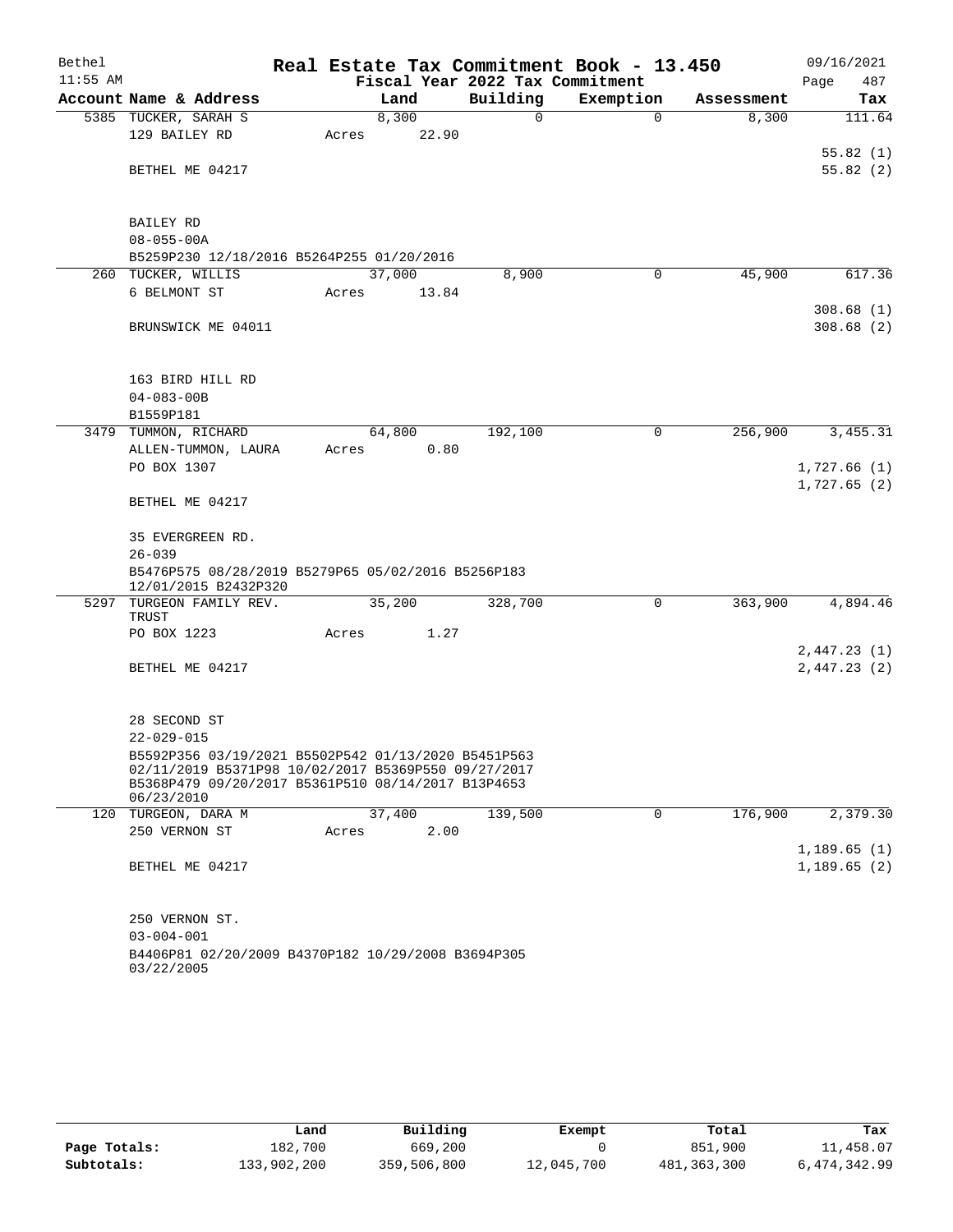# Real Estate Tax Commitment Book - 13.450

Bethel
11:55 AM

Fiscal Year 2022 Tax Commitment

09/16/2021

| Account | Name & Address | Land | Building | Exemption | Assessment | Tax |
|---|---|---|---|---|---|---|
| 5385 | TUCKER, SARAH S | 8,300 | 0 | 0 | 8,300 | 111.64 |
| | 129 BAILEY RD | Acres 22.90 | | | | |
| | | | | | | 55.82 (1) |
| | BETHEL ME 04217 | | | | | 55.82 (2) |
| | BAILEY RD | | | | | |
| | 08-055-00A | | | | | |
| | B5259P230 12/18/2016 B5264P255 01/20/2016 | | | | | |
| 260 | TUCKER, WILLIS | 37,000 | 8,900 | 0 | 45,900 | 617.36 |
| | 6 BELMONT ST | Acres 13.84 | | | | |
| | | | | | | 308.68 (1) |
| | BRUNSWICK ME 04011 | | | | | 308.68 (2) |
| | 163 BIRD HILL RD | | | | | |
| | 04-083-00B | | | | | |
| | B1559P181 | | | | | |
| 3479 | TUMMON, RICHARD | 64,800 | 192,100 | 0 | 256,900 | 3,455.31 |
| | ALLEN-TUMMON, LAURA | Acres 0.80 | | | | |
| | PO BOX 1307 | | | | | 1,727.66 (1) |
| | | | | | | 1,727.65 (2) |
| | BETHEL ME 04217 | | | | | |
| | 35 EVERGREEN RD. | | | | | |
| | 26-039 | | | | | |
| | B5476P575 08/28/2019 B5279P65 05/02/2016 B5256P183 12/01/2015 B2432P320 | | | | | |
| 5297 | TURGEON FAMILY REV. TRUST | 35,200 | 328,700 | 0 | 363,900 | 4,894.46 |
| | PO BOX 1223 | Acres 1.27 | | | | |
| | | | | | | 2,447.23 (1) |
| | BETHEL ME 04217 | | | | | 2,447.23 (2) |
| | 28 SECOND ST | | | | | |
| | 22-029-015 | | | | | |
| | B5592P356 03/19/2021 B5502P542 01/13/2020 B5451P563 02/11/2019 B5371P98 10/02/2017 B5369P550 09/27/2017 B5368P479 09/20/2017 B5361P510 08/14/2017 B13P4653 06/23/2010 | | | | | |
| 120 | TURGEON, DARA M | 37,400 | 139,500 | 0 | 176,900 | 2,379.30 |
| | 250 VERNON ST | Acres 2.00 | | | | |
| | | | | | | 1,189.65 (1) |
| | BETHEL ME 04217 | | | | | 1,189.65 (2) |
| | 250 VERNON ST. | | | | | |
| | 03-004-001 | | | | | |
| | B4406P81 02/20/2009 B4370P182 10/29/2008 B3694P305 03/22/2005 | | | | | |

| | Land | Building | Exempt | Total | Tax |
|---|---|---|---|---|---|
| Page Totals: | 182,700 | 669,200 | 0 | 851,900 | 11,458.07 |
| Subtotals: | 133,902,200 | 359,506,800 | 12,045,700 | 481,363,300 | 6,474,342.99 |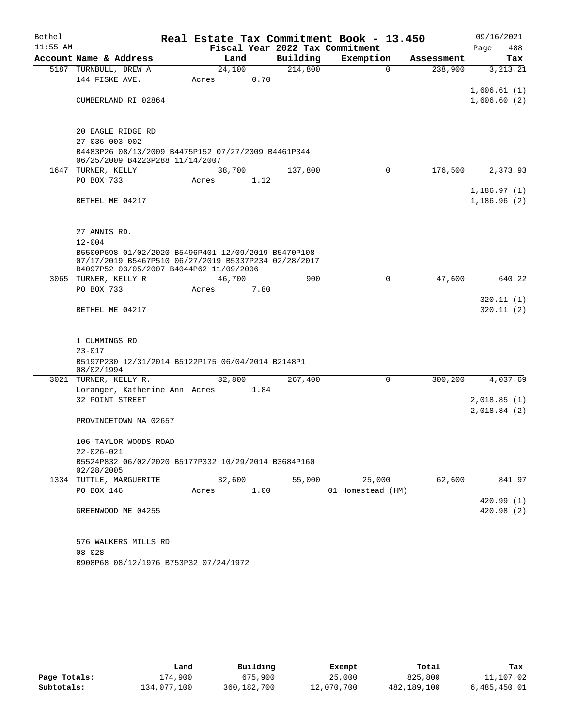Bethel 11:55 AM

# Real Estate Tax Commitment Book - 13.450

Fiscal Year 2022 Tax Commitment

09/16/2021 Page 488

| Account Name & Address | Land | Building | Exemption | Assessment | Tax |
|---|---|---|---|---|---|
| 5187 TURNBULL, DREW A | 24,100 | 214,800 | 0 | 238,900 | 3,213.21 |
| 144 FISKE AVE. | Acres 0.70 | | | | |
| | | | | | 1,606.61 (1) |
| CUMBERLAND RI 02864 | | | | | 1,606.60 (2) |
| 20 EAGLE RIDGE RD | | | | | |
| 27-036-003-002 | | | | | |
| B4483P26 08/13/2009 B4475P152 07/27/2009 B4461P344 06/25/2009 B4223P288 11/14/2007 | | | | | |
| 1647 TURNER, KELLY | 38,700 | 137,800 | 0 | 176,500 | 2,373.93 |
| PO BOX 733 | Acres 1.12 | | | | |
| | | | | | 1,186.97 (1) |
| BETHEL ME 04217 | | | | | 1,186.96 (2) |
| 27 ANNIS RD. | | | | | |
| 12-004 | | | | | |
| B5500P698 01/02/2020 B5496P401 12/09/2019 B5470P108 07/17/2019 B5467P510 06/27/2019 B5337P234 02/28/2017 B4097P52 03/05/2007 B4044P62 11/09/2006 | | | | | |
| 3065 TURNER, KELLY R | 46,700 | 900 | 0 | 47,600 | 640.22 |
| PO BOX 733 | Acres 7.80 | | | | |
| | | | | | 320.11 (1) |
| BETHEL ME 04217 | | | | | 320.11 (2) |
| 1 CUMMINGS RD | | | | | |
| 23-017 | | | | | |
| B5197P230 12/31/2014 B5122P175 06/04/2014 B2148P1 08/02/1994 | | | | | |
| 3021 TURNER, KELLY R. | 32,800 | 267,400 | 0 | 300,200 | 4,037.69 |
| Loranger, Katherine Ann | Acres 1.84 | | | | |
| 32 POINT STREET | | | | | 2,018.85 (1) |
| | | | | | 2,018.84 (2) |
| PROVINCETOWN MA 02657 | | | | | |
| 106 TAYLOR WOODS ROAD | | | | | |
| 22-026-021 | | | | | |
| B5524P832 06/02/2020 B5177P332 10/29/2014 B3684P160 02/28/2005 | | | | | |
| 1334 TUTTLE, MARGUERITE | 32,600 | 55,000 | 25,000 | 62,600 | 841.97 |
| PO BOX 146 | Acres 1.00 | | 01 Homestead (HM) | | |
| | | | | | 420.99 (1) |
| GREENWOOD ME 04255 | | | | | 420.98 (2) |
| 576 WALKERS MILLS RD. | | | | | |
| 08-028 | | | | | |
| B908P68 08/12/1976 B753P32 07/24/1972 | | | | | |

| | Land | Building | Exempt | Total | Tax |
|---|---|---|---|---|---|
| Page Totals: | 174,900 | 675,900 | 25,000 | 825,800 | 11,107.02 |
| Subtotals: | 134,077,100 | 360,182,700 | 12,070,700 | 482,189,100 | 6,485,450.01 |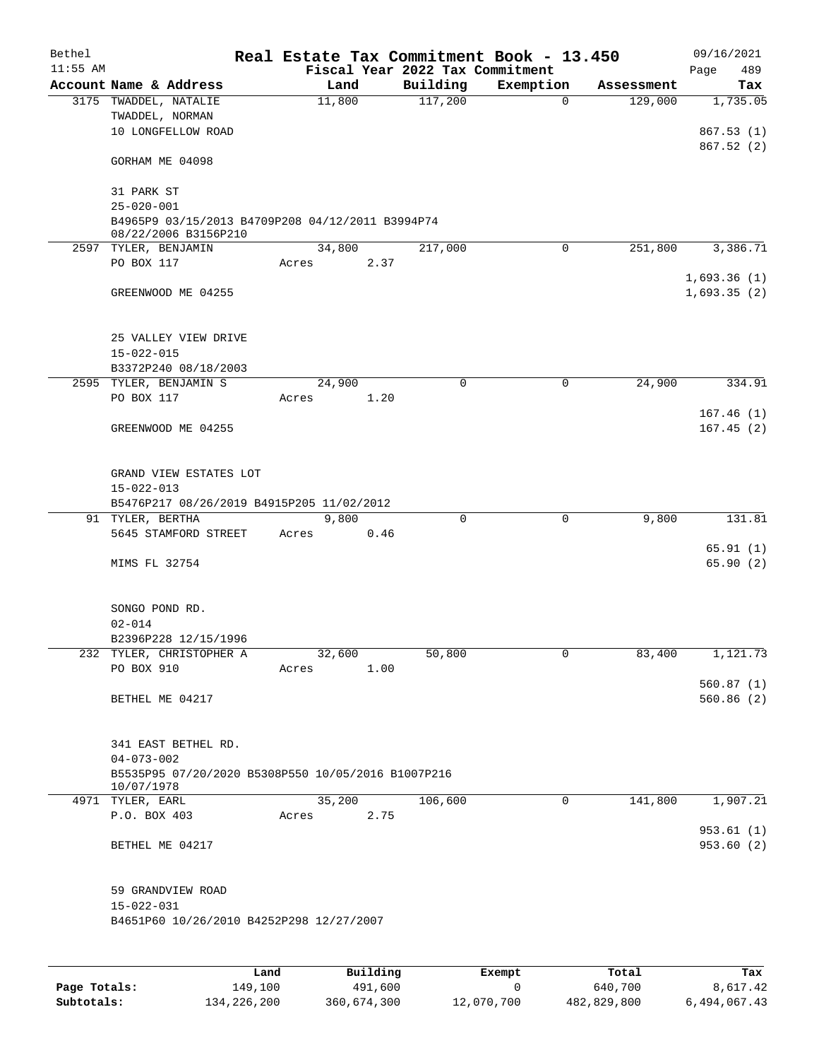Bethel — Real Estate Tax Commitment Book - 13.450 — 09/16/2021
11:55 AM — Fiscal Year 2022 Tax Commitment

| Account Name & Address | Land | Building | Exemption | Assessment | Tax |
|---|---|---|---|---|---|
| 3175 TWADDEL, NATALIE<br>TWADDEL, NORMAN<br>10 LONGFELLOW ROAD<br><br>GORHAM ME 04098<br><br>31 PARK ST<br>25-020-001<br>B4965P9 03/15/2013 B4709P208 04/12/2011 B3994P74 08/22/2006 B3156P210 | 11,800 | 117,200 | 0 | 129,000 | 1,735.05<br><br>867.53 (1)<br>867.52 (2) |
| 2597 TYLER, BENJAMIN<br>PO BOX 117<br><br>GREENWOOD ME 04255<br><br>25 VALLEY VIEW DRIVE<br>15-022-015<br>B3372P240 08/18/2003 | 34,800<br>Acres 2.37 | 217,000 | 0 | 251,800 | 3,386.71<br><br>1,693.36 (1)<br>1,693.35 (2) |
| 2595 TYLER, BENJAMIN S<br>PO BOX 117<br><br>GREENWOOD ME 04255<br><br>GRAND VIEW ESTATES LOT<br>15-022-013<br>B5476P217 08/26/2019 B4915P205 11/02/2012 | 24,900<br>Acres 1.20 | 0 | 0 | 24,900 | 334.91<br><br>167.46 (1)<br>167.45 (2) |
| 91 TYLER, BERTHA<br>5645 STAMFORD STREET<br><br>MIMS FL 32754<br><br>SONGO POND RD.<br>02-014<br>B2396P228 12/15/1996 | 9,800<br>Acres 0.46 | 0 | 0 | 9,800 | 131.81<br><br>65.91 (1)<br>65.90 (2) |
| 232 TYLER, CHRISTOPHER A<br>PO BOX 910<br><br>BETHEL ME 04217<br><br>341 EAST BETHEL RD.<br>04-073-002<br>B5535P95 07/20/2020 B5308P550 10/05/2016 B1007P216 10/07/1978 | 32,600<br>Acres 1.00 | 50,800 | 0 | 83,400 | 1,121.73<br><br>560.87 (1)<br>560.86 (2) |
| 4971 TYLER, EARL<br>P.O. BOX 403<br><br>BETHEL ME 04217<br><br>59 GRANDVIEW ROAD<br>15-022-031<br>B4651P60 10/26/2010 B4252P298 12/27/2007 | 35,200<br>Acres 2.75 | 106,600 | 0 | 141,800 | 1,907.21<br><br>953.61 (1)<br>953.60 (2) |

| | Land | Building | Exempt | Total | Tax |
|---|---|---|---|---|---|
| Page Totals: | 149,100 | 491,600 | 0 | 640,700 | 8,617.42 |
| Subtotals: | 134,226,200 | 360,674,300 | 12,070,700 | 482,829,800 | 6,494,067.43 |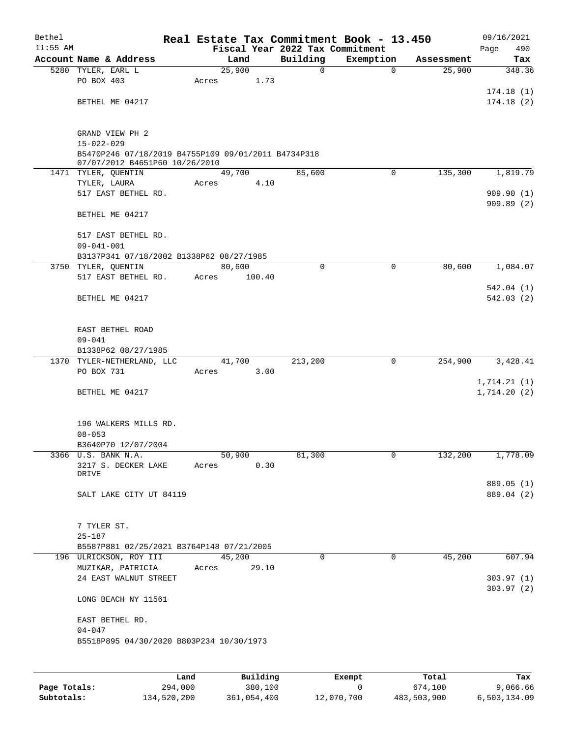# Real Estate Tax Commitment Book - 13.450

Bethel
11:55 AM

Fiscal Year 2022 Tax Commitment

09/16/2021
Page 490

| Account Name & Address | Land | Building | Exemption | Assessment | Tax |
|---|---|---|---|---|---|
| 5280 TYLER, EARL L<br>PO BOX 403<br><br>BETHEL ME 04217<br><br>GRAND VIEW PH 2<br>15-022-029<br>B5470P246 07/18/2019 B4755P109 09/01/2011 B4734P318 07/07/2012 B4651P60 10/26/2010 | 25,900<br>Acres 1.73 | 0 | 0 | 25,900 | 348.36<br><br>174.18 (1)<br>174.18 (2) |
| 1471 TYLER, QUENTIN<br>TYLER, LAURA<br>517 EAST BETHEL RD.<br><br>BETHEL ME 04217<br><br>517 EAST BETHEL RD.<br>09-041-001<br>B3137P341 07/18/2002 B1338P62 08/27/1985 | 49,700<br>Acres 4.10 | 85,600 | 0 | 135,300 | 1,819.79<br><br>909.90 (1)<br>909.89 (2) |
| 3750 TYLER, QUENTIN<br>517 EAST BETHEL RD.<br><br>BETHEL ME 04217<br><br>EAST BETHEL ROAD<br>09-041<br>B1338P62 08/27/1985 | 80,600<br>Acres 100.40 | 0 | 0 | 80,600 | 1,084.07<br><br>542.04 (1)<br>542.03 (2) |
| 1370 TYLER-NETHERLAND, LLC<br>PO BOX 731<br><br>BETHEL ME 04217<br><br>196 WALKERS MILLS RD.<br>08-053<br>B3640P70 12/07/2004 | 41,700<br>Acres 3.00 | 213,200 | 0 | 254,900 | 3,428.41<br><br>1,714.21 (1)<br>1,714.20 (2) |
| 3366 U.S. BANK N.A.<br>3217 S. DECKER LAKE DRIVE<br><br>SALT LAKE CITY UT 84119<br><br>7 TYLER ST.<br>25-187<br>B5587P881 02/25/2021 B3764P148 07/21/2005 | 50,900<br>Acres 0.30 | 81,300 | 0 | 132,200 | 1,778.09<br><br>889.05 (1)<br>889.04 (2) |
| 196 ULRICKSON, ROY III<br>MUZIKAR, PATRICIA<br>24 EAST WALNUT STREET<br><br>LONG BEACH NY 11561<br><br>EAST BETHEL RD.<br>04-047<br>B5518P895 04/30/2020 B803P234 10/30/1973 | 45,200<br>Acres 29.10 | 0 | 0 | 45,200 | 607.94<br><br>303.97 (1)<br>303.97 (2) |

| | Land | Building | Exempt | Total | Tax |
|---|---|---|---|---|---|
| Page Totals: | 294,000 | 380,100 | 0 | 674,100 | 9,066.66 |
| Subtotals: | 134,520,200 | 361,054,400 | 12,070,700 | 483,503,900 | 6,503,134.09 |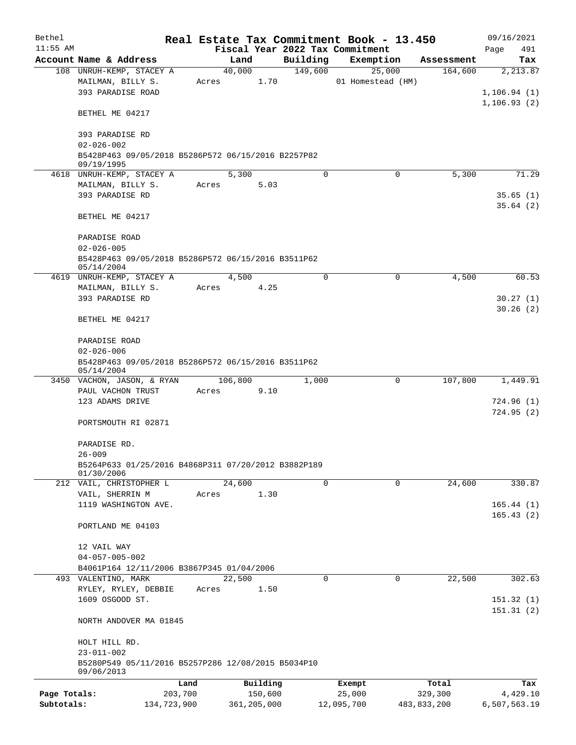Bethel 11:55 AM

# Real Estate Tax Commitment Book - 13.450

Fiscal Year 2022 Tax Commitment

09/16/2021 Page 491

| Account Name & Address | Land | Building | Exemption | Assessment | Tax |
|---|---|---|---|---|---|
| 108 UNRUH-KEMP, STACEY A | 40,000 | 149,600 | 25,000 | 164,600 | 2,213.87 |
| MAILMAN, BILLY S. | Acres 1.70 | | 01 Homestead (HM) | | |
| 393 PARADISE ROAD | | | | | 1,106.94 (1) |
| | | | | | 1,106.93 (2) |
| BETHEL ME 04217 | | | | | |
| 393 PARADISE RD | | | | | |
| 02-026-002 | | | | | |
| B5428P463 09/05/2018 B5286P572 06/15/2016 B2257P82 09/19/1995 | | | | | |
| 4618 UNRUH-KEMP, STACEY A | 5,300 | 0 | 0 | 5,300 | 71.29 |
| MAILMAN, BILLY S. | Acres 5.03 | | | | |
| 393 PARADISE RD | | | | | 35.65 (1) |
| | | | | | 35.64 (2) |
| BETHEL ME 04217 | | | | | |
| PARADISE ROAD | | | | | |
| 02-026-005 | | | | | |
| B5428P463 09/05/2018 B5286P572 06/15/2016 B3511P62 05/14/2004 | | | | | |
| 4619 UNRUH-KEMP, STACEY A | 4,500 | 0 | 0 | 4,500 | 60.53 |
| MAILMAN, BILLY S. | Acres 4.25 | | | | |
| 393 PARADISE RD | | | | | 30.27 (1) |
| | | | | | 30.26 (2) |
| BETHEL ME 04217 | | | | | |
| PARADISE ROAD | | | | | |
| 02-026-006 | | | | | |
| B5428P463 09/05/2018 B5286P572 06/15/2016 B3511P62 05/14/2004 | | | | | |
| 3450 VACHON, JASON, & RYAN | 106,800 | 1,000 | 0 | 107,800 | 1,449.91 |
| PAUL VACHON TRUST | Acres 9.10 | | | | |
| 123 ADAMS DRIVE | | | | | 724.96 (1) |
| | | | | | 724.95 (2) |
| PORTSMOUTH RI 02871 | | | | | |
| PARADISE RD. | | | | | |
| 26-009 | | | | | |
| B5264P633 01/25/2016 B4868P311 07/20/2012 B3882P189 01/30/2006 | | | | | |
| 212 VAIL, CHRISTOPHER L | 24,600 | 0 | 0 | 24,600 | 330.87 |
| VAIL, SHERRIN M | Acres 1.30 | | | | |
| 1119 WASHINGTON AVE. | | | | | 165.44 (1) |
| | | | | | 165.43 (2) |
| PORTLAND ME 04103 | | | | | |
| 12 VAIL WAY | | | | | |
| 04-057-005-002 | | | | | |
| B4061P164 12/11/2006 B3867P345 01/04/2006 | | | | | |
| 493 VALENTINO, MARK | 22,500 | 0 | 0 | 22,500 | 302.63 |
| RYLEY, RYLEY, DEBBIE | Acres 1.50 | | | | |
| 1609 OSGOOD ST. | | | | | 151.32 (1) |
| | | | | | 151.31 (2) |
| NORTH ANDOVER MA 01845 | | | | | |
| HOLT HILL RD. | | | | | |
| 23-011-002 | | | | | |
| B5280P549 05/11/2016 B5257P286 12/08/2015 B5034P10 09/06/2013 | | | | | |

| | Land | Building | Exempt | Total | Tax |
|---|---|---|---|---|---|
| Page Totals: | 203,700 | 150,600 | 25,000 | 329,300 | 4,429.10 |
| Subtotals: | 134,723,900 | 361,205,000 | 12,095,700 | 483,833,200 | 6,507,563.19 |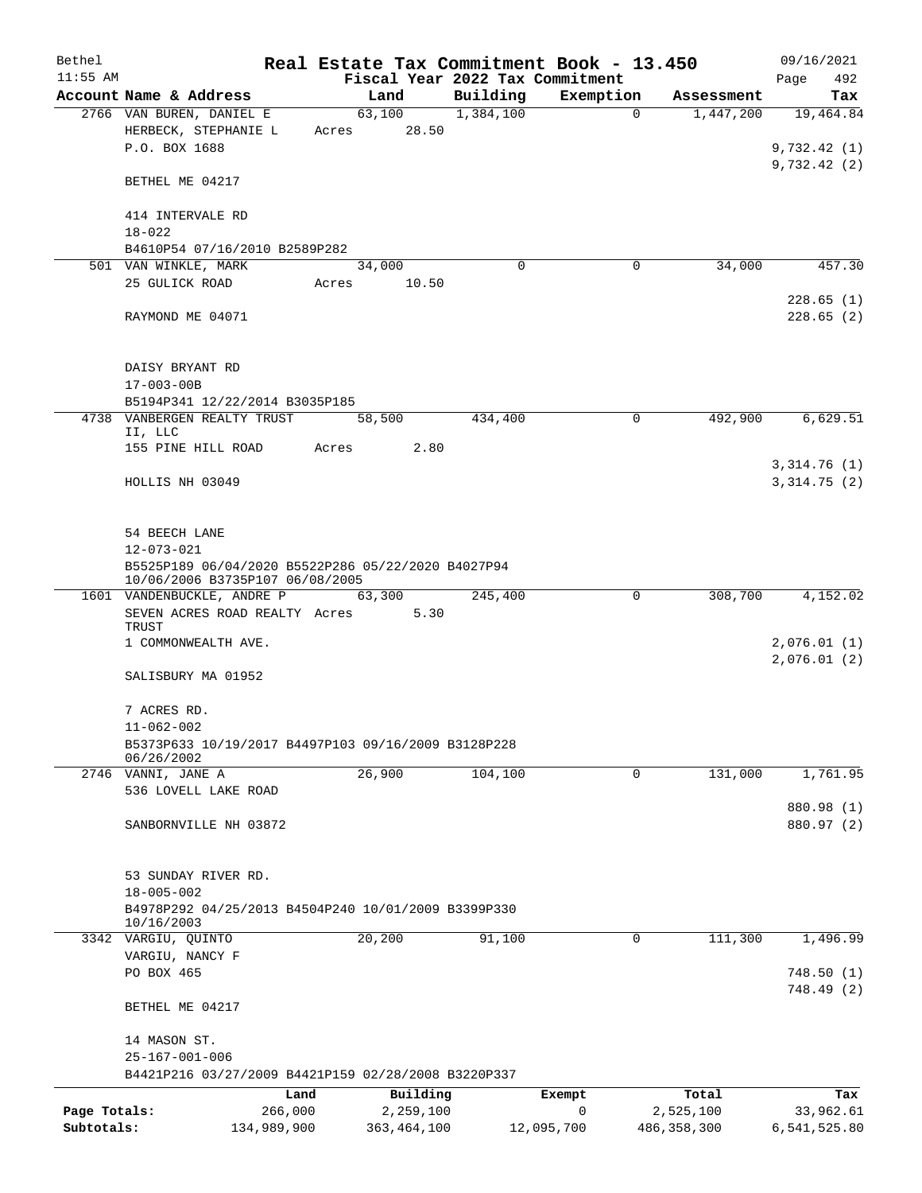# Real Estate Tax Commitment Book - 13.450

Bethel 11:55 AM — Fiscal Year 2022 Tax Commitment — 09/16/2021

| Account Name & Address | Land | Building | Exemption | Assessment | Tax |
|---|---|---|---|---|---|
| 2766 VAN BUREN, DANIEL E | 63,100 | 1,384,100 | 0 | 1,447,200 | 19,464.84 |
| HERBECK, STEPHANIE L | Acres 28.50 | | | | |
| P.O. BOX 1688 | | | | | 9,732.42 (1) |
| | | | | | 9,732.42 (2) |
| BETHEL ME 04217 | | | | | |
| 414 INTERVALE RD | | | | | |
| 18-022 | | | | | |
| B4610P54 07/16/2010 B2589P282 | | | | | |
| 501 VAN WINKLE, MARK | 34,000 | 0 | 0 | 34,000 | 457.30 |
| 25 GULICK ROAD | Acres 10.50 | | | | |
| | | | | | 228.65 (1) |
| RAYMOND ME 04071 | | | | | 228.65 (2) |
| DAISY BRYANT RD | | | | | |
| 17-003-00B | | | | | |
| B5194P341 12/22/2014 B3035P185 | | | | | |
| 4738 VANBERGEN REALTY TRUST II, LLC | 58,500 | 434,400 | 0 | 492,900 | 6,629.51 |
| 155 PINE HILL ROAD | Acres 2.80 | | | | |
| | | | | | 3,314.76 (1) |
| HOLLIS NH 03049 | | | | | 3,314.75 (2) |
| 54 BEECH LANE | | | | | |
| 12-073-021 | | | | | |
| B5525P189 06/04/2020 B5522P286 05/22/2020 B4027P94 10/06/2006 B3735P107 06/08/2005 | | | | | |
| 1601 VANDENBUCKLE, ANDRE P | 63,300 | 245,400 | 0 | 308,700 | 4,152.02 |
| SEVEN ACRES ROAD REALTY TRUST | Acres 5.30 | | | | |
| 1 COMMONWEALTH AVE. | | | | | 2,076.01 (1) |
| | | | | | 2,076.01 (2) |
| SALISBURY MA 01952 | | | | | |
| 7 ACRES RD. | | | | | |
| 11-062-002 | | | | | |
| B5373P633 10/19/2017 B4497P103 09/16/2009 B3128P228 06/26/2002 | | | | | |
| 2746 VANNI, JANE A | 26,900 | 104,100 | 0 | 131,000 | 1,761.95 |
| 536 LOVELL LAKE ROAD | | | | | |
| | | | | | 880.98 (1) |
| SANBORNVILLE NH 03872 | | | | | 880.97 (2) |
| 53 SUNDAY RIVER RD. | | | | | |
| 18-005-002 | | | | | |
| B4978P292 04/25/2013 B4504P240 10/01/2009 B3399P330 10/16/2003 | | | | | |
| 3342 VARGIU, QUINTO | 20,200 | 91,100 | 0 | 111,300 | 1,496.99 |
| VARGIU, NANCY F | | | | | |
| PO BOX 465 | | | | | 748.50 (1) |
| | | | | | 748.49 (2) |
| BETHEL ME 04217 | | | | | |
| 14 MASON ST. | | | | | |
| 25-167-001-006 | | | | | |
| B4421P216 03/27/2009 B4421P159 02/28/2008 B3220P337 | | | | | |

| | Land | Building | Exempt | Total | Tax |
|---|---|---|---|---|---|
| Page Totals: | 266,000 | 2,259,100 | 0 | 2,525,100 | 33,962.61 |
| Subtotals: | 134,989,900 | 363,464,100 | 12,095,700 | 486,358,300 | 6,541,525.80 |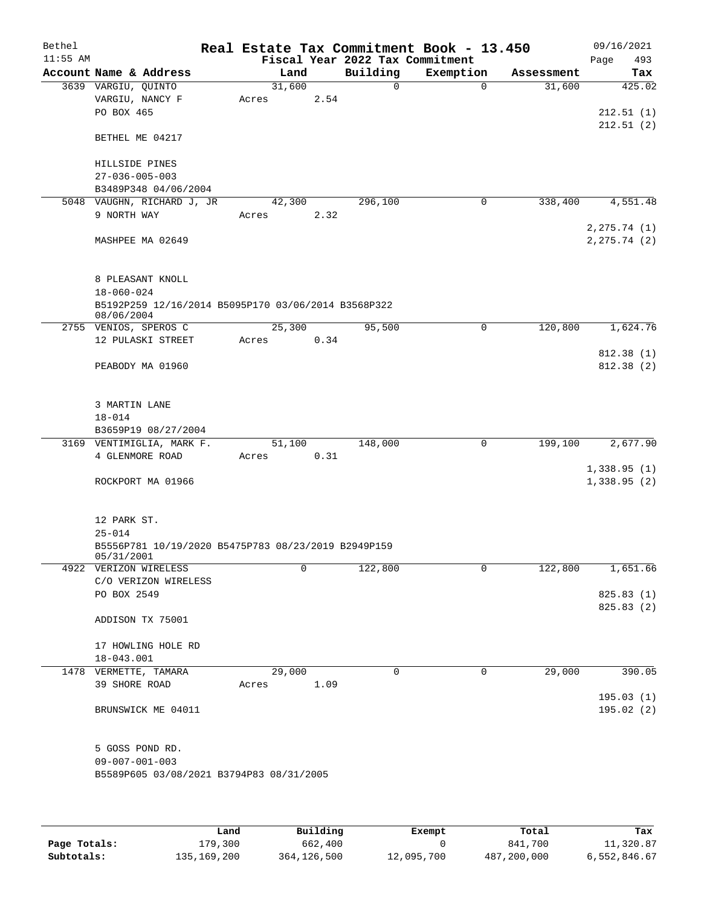# Real Estate Tax Commitment Book - 13.450

Bethel
11:55 AM

Fiscal Year 2022 Tax Commitment

09/16/2021
Page 493

| Account Name & Address | Land | Building | Exemption | Assessment | Tax |
|---|---|---|---|---|---|
| 3639 VARGIU, QUINTO | 31,600 | 0 | 0 | 31,600 | 425.02 |
| VARGIU, NANCY F | Acres 2.54 | | | | |
| PO BOX 465 | | | | | 212.51 (1) |
| | | | | | 212.51 (2) |
| BETHEL ME 04217 | | | | | |
| HILLSIDE PINES | | | | | |
| 27-036-005-003 | | | | | |
| B3489P348 04/06/2004 | | | | | |
| 5048 VAUGHN, RICHARD J, JR | 42,300 | 296,100 | 0 | 338,400 | 4,551.48 |
| 9 NORTH WAY | Acres 2.32 | | | | |
| | | | | | 2,275.74 (1) |
| MASHPEE MA 02649 | | | | | 2,275.74 (2) |
| 8 PLEASANT KNOLL | | | | | |
| 18-060-024 | | | | | |
| B5192P259 12/16/2014 B5095P170 03/06/2014 B3568P322 08/06/2004 | | | | | |
| 2755 VENIOS, SPEROS C | 25,300 | 95,500 | 0 | 120,800 | 1,624.76 |
| 12 PULASKI STREET | Acres 0.34 | | | | |
| | | | | | 812.38 (1) |
| PEABODY MA 01960 | | | | | 812.38 (2) |
| 3 MARTIN LANE | | | | | |
| 18-014 | | | | | |
| B3659P19 08/27/2004 | | | | | |
| 3169 VENTIMIGLIA, MARK F. | 51,100 | 148,000 | 0 | 199,100 | 2,677.90 |
| 4 GLENMORE ROAD | Acres 0.31 | | | | |
| | | | | | 1,338.95 (1) |
| ROCKPORT MA 01966 | | | | | 1,338.95 (2) |
| 12 PARK ST. | | | | | |
| 25-014 | | | | | |
| B5556P781 10/19/2020 B5475P783 08/23/2019 B2949P159 05/31/2001 | | | | | |
| 4922 VERIZON WIRELESS | 0 | 122,800 | 0 | 122,800 | 1,651.66 |
| C/O VERIZON WIRELESS | | | | | |
| PO BOX 2549 | | | | | 825.83 (1) |
| | | | | | 825.83 (2) |
| ADDISON TX 75001 | | | | | |
| 17 HOWLING HOLE RD | | | | | |
| 18-043.001 | | | | | |
| 1478 VERMETTE, TAMARA | 29,000 | 0 | 0 | 29,000 | 390.05 |
| 39 SHORE ROAD | Acres 1.09 | | | | |
| | | | | | 195.03 (1) |
| BRUNSWICK ME 04011 | | | | | 195.02 (2) |
| 5 GOSS POND RD. | | | | | |
| 09-007-001-003 | | | | | |
| B5589P605 03/08/2021 B3794P83 08/31/2005 | | | | | |

| | Land | Building | Exempt | Total | Tax |
|---|---|---|---|---|---|
| Page Totals: | 179,300 | 662,400 | 0 | 841,700 | 11,320.87 |
| Subtotals: | 135,169,200 | 364,126,500 | 12,095,700 | 487,200,000 | 6,552,846.67 |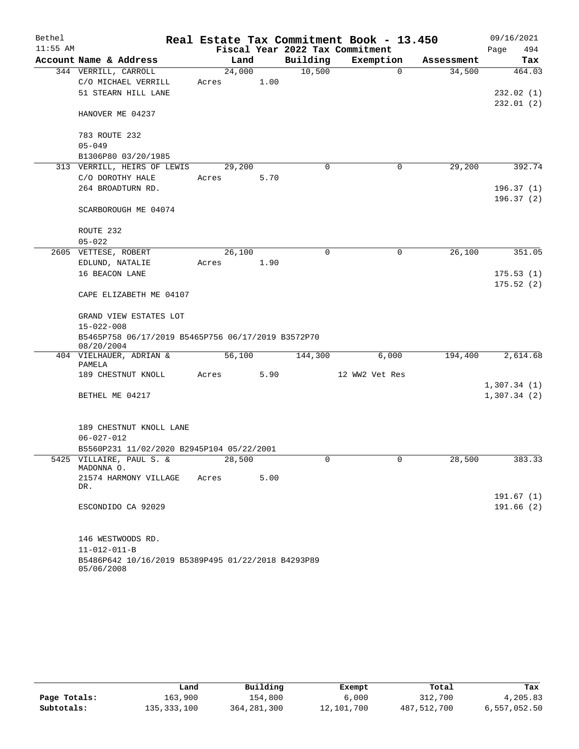Bethel 11:55 AM

# Real Estate Tax Commitment Book - 13.450

## Fiscal Year 2022 Tax Commitment

09/16/2021

| Account Name & Address | Land | Building | Exemption | Assessment | Tax |
|---|---|---|---|---|---|
| 344 VERRILL, CARROLL | 24,000 | 10,500 | 0 | 34,500 | 464.03 |
| C/O MICHAEL VERRILL | Acres 1.00 | | | | |
| 51 STEARN HILL LANE | | | | | 232.02 (1) |
| | | | | | 232.01 (2) |
| HANOVER ME 04237 | | | | | |
| 783 ROUTE 232 | | | | | |
| 05-049 | | | | | |
| B1306P80 03/20/1985 | | | | | |
| 313 VERRILL, HEIRS OF LEWIS | 29,200 | 0 | 0 | 29,200 | 392.74 |
| C/O DOROTHY HALE | Acres 5.70 | | | | |
| 264 BROADTURN RD. | | | | | 196.37 (1) |
| | | | | | 196.37 (2) |
| SCARBOROUGH ME 04074 | | | | | |
| ROUTE 232 | | | | | |
| 05-022 | | | | | |
| 2605 VETTESE, ROBERT | 26,100 | 0 | 0 | 26,100 | 351.05 |
| EDLUND, NATALIE | Acres 1.90 | | | | |
| 16 BEACON LANE | | | | | 175.53 (1) |
| | | | | | 175.52 (2) |
| CAPE ELIZABETH ME 04107 | | | | | |
| GRAND VIEW ESTATES LOT | | | | | |
| 15-022-008 | | | | | |
| B5465P758 06/17/2019 B5465P756 06/17/2019 B3572P70 08/20/2004 | | | | | |
| 404 VIELHAUER, ADRIAN & PAMELA | 56,100 | 144,300 | 6,000 | 194,400 | 2,614.68 |
| 189 CHESTNUT KNOLL | Acres 5.90 | | 12 WW2 Vet Res | | |
| | | | | | 1,307.34 (1) |
| BETHEL ME 04217 | | | | | 1,307.34 (2) |
| 189 CHESTNUT KNOLL LANE | | | | | |
| 06-027-012 | | | | | |
| B5560P231 11/02/2020 B2945P104 05/22/2001 | | | | | |
| 5425 VILLAIRE, PAUL S. & MADONNA O. | 28,500 | 0 | 0 | 28,500 | 383.33 |
| 21574 HARMONY VILLAGE DR. | Acres 5.00 | | | | |
| | | | | | 191.67 (1) |
| ESCONDIDO CA 92029 | | | | | 191.66 (2) |
| 146 WESTWOODS RD. | | | | | |
| 11-012-011-B | | | | | |
| B5486P642 10/16/2019 B5389P495 01/22/2018 B4293P89 05/06/2008 | | | | | |

| | Land | Building | Exempt | Total | Tax |
|---|---|---|---|---|---|
| Page Totals: | 163,900 | 154,800 | 6,000 | 312,700 | 4,205.83 |
| Subtotals: | 135,333,100 | 364,281,300 | 12,101,700 | 487,512,700 | 6,557,052.50 |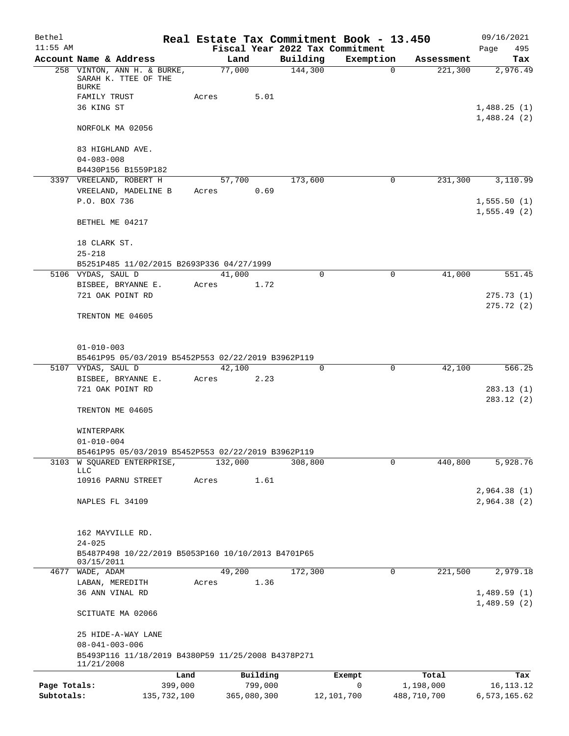Bethel — Real Estate Tax Commitment Book - 13.450 — 09/16/2021

11:55 AM — Fiscal Year 2022 Tax Commitment — Page 495

| Account Name & Address | Land | Building | Exemption | Assessment | Tax |
|---|---|---|---|---|---|
| 258 VINTON, ANN H. & BURKE, SARAH K. TTEE OF THE BURKE FAMILY TRUST | 77,000 | 144,300 | 0 | 221,300 | 2,976.49 |
| 36 KING ST | Acres 5.01 | | | | 1,488.25 (1) |
| NORFOLK MA 02056 | | | | | 1,488.24 (2) |
| 83 HIGHLAND AVE. | | | | | |
| 04-083-008 | | | | | |
| B4430P156 B1559P182 | | | | | |
| 3397 VREELAND, ROBERT H | 57,700 | 173,600 | 0 | 231,300 | 3,110.99 |
| VREELAND, MADELINE B | Acres 0.69 | | | | |
| P.O. BOX 736 | | | | | 1,555.50 (1) |
| BETHEL ME 04217 | | | | | 1,555.49 (2) |
| 18 CLARK ST. | | | | | |
| 25-218 | | | | | |
| B5251P485 11/02/2015 B2693P336 04/27/1999 | | | | | |
| 5106 VYDAS, SAUL D | 41,000 | 0 | 0 | 41,000 | 551.45 |
| BISBEE, BRYANNE E. | Acres 1.72 | | | | |
| 721 OAK POINT RD | | | | | 275.73 (1) |
| TRENTON ME 04605 | | | | | 275.72 (2) |
| 01-010-003 | | | | | |
| B5461P95 05/03/2019 B5452P553 02/22/2019 B3962P119 | | | | | |
| 5107 VYDAS, SAUL D | 42,100 | 0 | 0 | 42,100 | 566.25 |
| BISBEE, BRYANNE E. | Acres 2.23 | | | | |
| 721 OAK POINT RD | | | | | 283.13 (1) |
| TRENTON ME 04605 | | | | | 283.12 (2) |
| WINTERPARK | | | | | |
| 01-010-004 | | | | | |
| B5461P95 05/03/2019 B5452P553 02/22/2019 B3962P119 | | | | | |
| 3103 W SQUARED ENTERPRISE, LLC | 132,000 | 308,800 | 0 | 440,800 | 5,928.76 |
| 10916 PARNU STREET | Acres 1.61 | | | | 2,964.38 (1) |
| NAPLES FL 34109 | | | | | 2,964.38 (2) |
| 162 MAYVILLE RD. | | | | | |
| 24-025 | | | | | |
| B5487P498 10/22/2019 B5053P160 10/10/2013 B4701P65 03/15/2011 | | | | | |
| 4677 WADE, ADAM | 49,200 | 172,300 | 0 | 221,500 | 2,979.18 |
| LABAN, MEREDITH | Acres 1.36 | | | | |
| 36 ANN VINAL RD | | | | | 1,489.59 (1) |
| SCITUATE MA 02066 | | | | | 1,489.59 (2) |
| 25 HIDE-A-WAY LANE | | | | | |
| 08-041-003-006 | | | | | |
| B5493P116 11/18/2019 B4380P59 11/25/2008 B4378P271 11/21/2008 | | | | | |

| | Land | Building | Exempt | Total | Tax |
|---|---|---|---|---|---|
| Page Totals: | 399,000 | 799,000 | 0 | 1,198,000 | 16,113.12 |
| Subtotals: | 135,732,100 | 365,080,300 | 12,101,700 | 488,710,700 | 6,573,165.62 |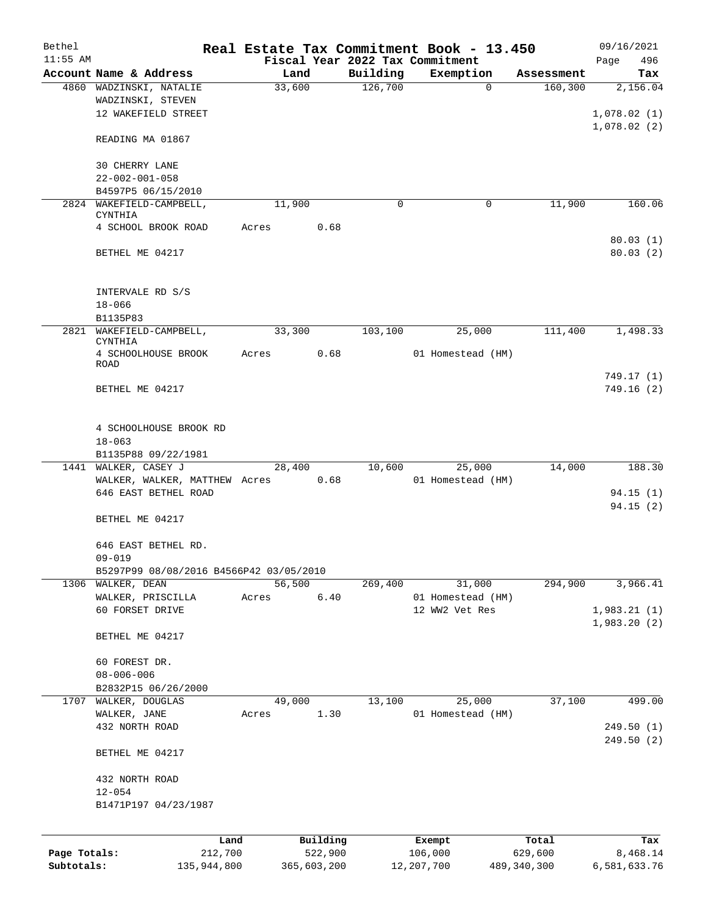Bethel 11:55 AM

# Real Estate Tax Commitment Book - 13.450

Fiscal Year 2022 Tax Commitment

09/16/2021 Page 496

| Account Name & Address | Land | Building | Exemption | Assessment | Tax |
|---|---|---|---|---|---|
| 4860 WADZINSKI, NATALIE<br>WADZINSKI, STEVEN<br>12 WAKEFIELD STREET<br><br>READING MA 01867<br><br>30 CHERRY LANE<br>22-002-001-058<br>B4597P5 06/15/2010 | 33,600 | 126,700 | 0 | 160,300 | 2,156.04<br><br>1,078.02 (1)<br>1,078.02 (2) |
| 2824 WAKEFIELD-CAMPBELL, CYNTHIA<br>4 SCHOOL BROOK ROAD<br><br>BETHEL ME 04217<br><br>INTERVALE RD S/S<br>18-066<br>B1135P83 | 11,900<br>Acres 0.68 | 0 | 0 | 11,900 | 160.06<br><br>80.03 (1)<br>80.03 (2) |
| 2821 WAKEFIELD-CAMPBELL, CYNTHIA<br>4 SCHOOLHOUSE BROOK ROAD<br><br>BETHEL ME 04217<br><br>4 SCHOOLHOUSE BROOK RD<br>18-063<br>B1135P88 09/22/1981 | 33,300<br>Acres 0.68 | 103,100 | 25,000<br>01 Homestead (HM) | 111,400 | 1,498.33<br><br>749.17 (1)<br>749.16 (2) |
| 1441 WALKER, CASEY J<br>WALKER, WALKER, MATTHEW<br>646 EAST BETHEL ROAD<br><br>BETHEL ME 04217<br><br>646 EAST BETHEL RD.<br>09-019<br>B5297P99 08/08/2016 B4566P42 03/05/2010 | 28,400<br>Acres 0.68 | 10,600 | 25,000<br>01 Homestead (HM) | 14,000 | 188.30<br><br>94.15 (1)<br>94.15 (2) |
| 1306 WALKER, DEAN<br>WALKER, PRISCILLA<br>60 FORSET DRIVE<br><br>BETHEL ME 04217<br><br>60 FOREST DR.<br>08-006-006<br>B2832P15 06/26/2000 | 56,500<br>Acres 6.40 | 269,400 | 31,000<br>01 Homestead (HM)<br>12 WW2 Vet Res | 294,900 | 3,966.41<br><br>1,983.21 (1)<br>1,983.20 (2) |
| 1707 WALKER, DOUGLAS<br>WALKER, JANE<br>432 NORTH ROAD<br><br>BETHEL ME 04217<br><br>432 NORTH ROAD<br>12-054<br>B1471P197 04/23/1987 | 49,000<br>Acres 1.30 | 13,100 | 25,000<br>01 Homestead (HM) | 37,100 | 499.00<br><br>249.50 (1)<br>249.50 (2) |

| | Land | Building | Exempt | Total | Tax |
|---|---|---|---|---|---|
| Page Totals: | 212,700 | 522,900 | 106,000 | 629,600 | 8,468.14 |
| Subtotals: | 135,944,800 | 365,603,200 | 12,207,700 | 489,340,300 | 6,581,633.76 |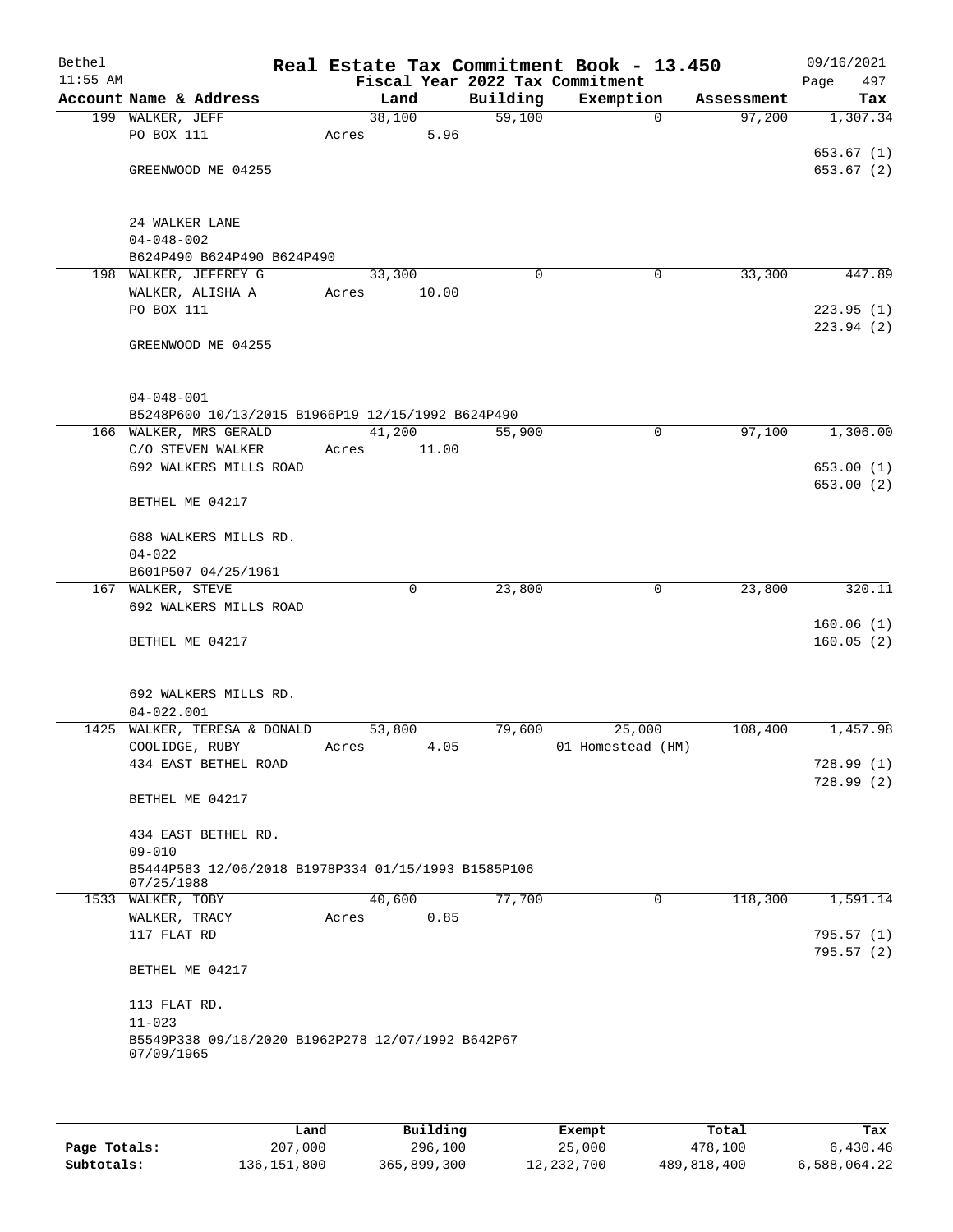Bethel 11:55 AM

# Real Estate Tax Commitment Book - 13.450

Fiscal Year 2022 Tax Commitment

09/16/2021

| Account | Name & Address | Land | Building | Exemption | Assessment | Tax |
|---|---|---|---|---|---|---|
| 199 | WALKER, JEFF | 38,100 | 59,100 | 0 | 97,200 | 1,307.34 |
| | PO BOX 111 | Acres 5.96 | | | | |
| | | | | | | 653.67 (1) |
| | GREENWOOD ME 04255 | | | | | 653.67 (2) |
| | 24 WALKER LANE | | | | | |
| | 04-048-002 | | | | | |
| | B624P490 B624P490 B624P490 | | | | | |
| 198 | WALKER, JEFFREY G | 33,300 | 0 | 0 | 33,300 | 447.89 |
| | WALKER, ALISHA A | Acres 10.00 | | | | |
| | PO BOX 111 | | | | | 223.95 (1) |
| | | | | | | 223.94 (2) |
| | GREENWOOD ME 04255 | | | | | |
| | 04-048-001 | | | | | |
| | B5248P600 10/13/2015 B1966P19 12/15/1992 B624P490 | | | | | |
| 166 | WALKER, MRS GERALD | 41,200 | 55,900 | 0 | 97,100 | 1,306.00 |
| | C/O STEVEN WALKER | Acres 11.00 | | | | |
| | 692 WALKERS MILLS ROAD | | | | | 653.00 (1) |
| | | | | | | 653.00 (2) |
| | BETHEL ME 04217 | | | | | |
| | 688 WALKERS MILLS RD. | | | | | |
| | 04-022 | | | | | |
| | B601P507 04/25/1961 | | | | | |
| 167 | WALKER, STEVE | 0 | 23,800 | 0 | 23,800 | 320.11 |
| | 692 WALKERS MILLS ROAD | | | | | |
| | | | | | | 160.06 (1) |
| | BETHEL ME 04217 | | | | | 160.05 (2) |
| | 692 WALKERS MILLS RD. | | | | | |
| | 04-022.001 | | | | | |
| 1425 | WALKER, TERESA & DONALD | 53,800 | 79,600 | 25,000 | 108,400 | 1,457.98 |
| | COOLIDGE, RUBY | Acres 4.05 | | 01 Homestead (HM) | | |
| | 434 EAST BETHEL ROAD | | | | | 728.99 (1) |
| | | | | | | 728.99 (2) |
| | BETHEL ME 04217 | | | | | |
| | 434 EAST BETHEL RD. | | | | | |
| | 09-010 | | | | | |
| | B5444P583 12/06/2018 B1978P334 01/15/1993 B1585P106 07/25/1988 | | | | | |
| 1533 | WALKER, TOBY | 40,600 | 77,700 | 0 | 118,300 | 1,591.14 |
| | WALKER, TRACY | Acres 0.85 | | | | |
| | 117 FLAT RD | | | | | 795.57 (1) |
| | | | | | | 795.57 (2) |
| | BETHEL ME 04217 | | | | | |
| | 113 FLAT RD. | | | | | |
| | 11-023 | | | | | |
| | B5549P338 09/18/2020 B1962P278 12/07/1992 B642P67 07/09/1965 | | | | | |

| | Land | Building | Exempt | Total | Tax |
|---|---|---|---|---|---|
| Page Totals: | 207,000 | 296,100 | 25,000 | 478,100 | 6,430.46 |
| Subtotals: | 136,151,800 | 365,899,300 | 12,232,700 | 489,818,400 | 6,588,064.22 |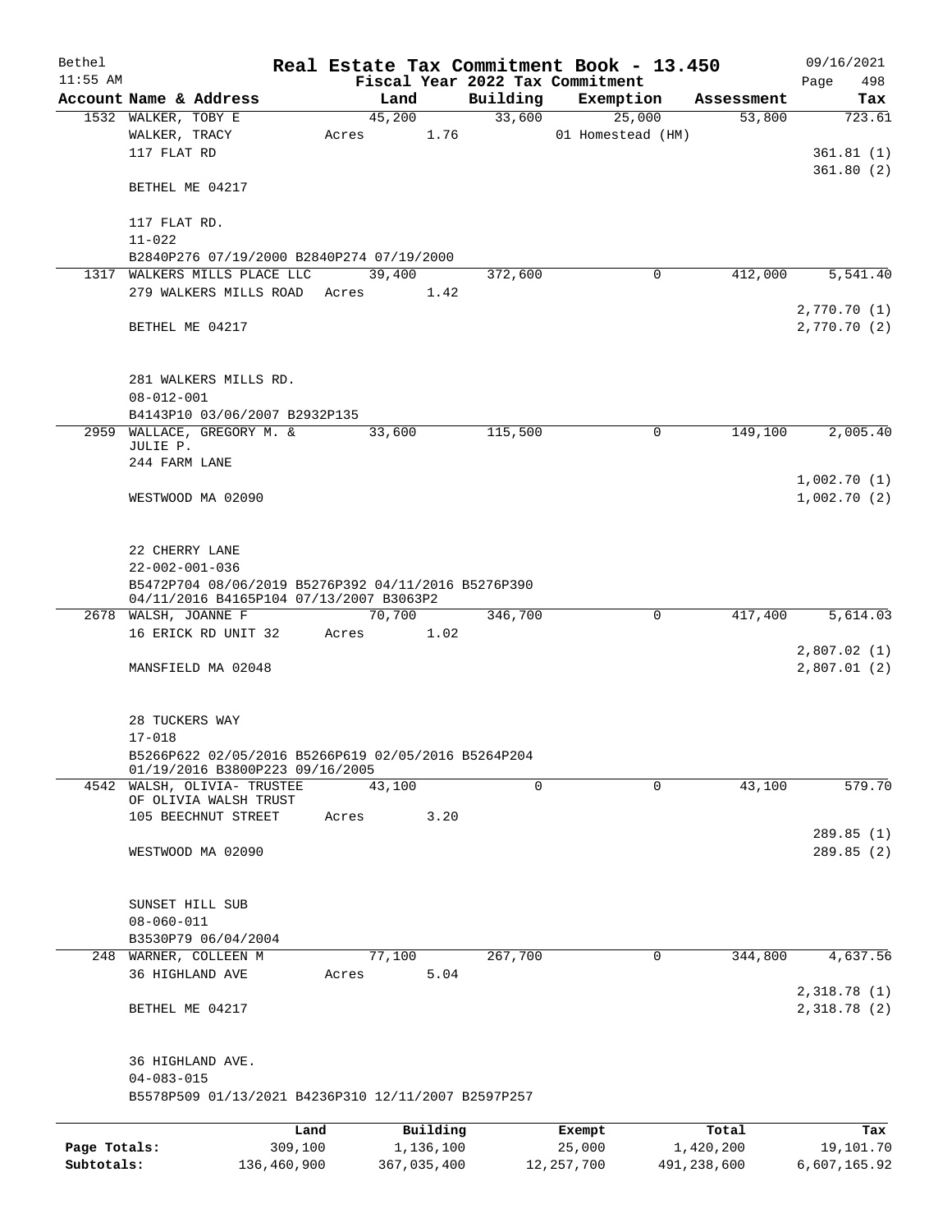Bethel 11:55 AM

# Real Estate Tax Commitment Book - 13.450

Fiscal Year 2022 Tax Commitment

09/16/2021 Page 498

| Account Name & Address | Land | Building | Exemption | Assessment | Tax |
|---|---|---|---|---|---|
| 1532 WALKER, TOBY E | 45,200 | 33,600 | 25,000 | 53,800 | 723.61 |
| WALKER, TRACY | Acres 1.76 | | 01 Homestead (HM) | | |
| 117 FLAT RD | | | | | 361.81 (1) |
| | | | | | 361.80 (2) |
| BETHEL ME 04217 | | | | | |
| 117 FLAT RD. | | | | | |
| 11-022 | | | | | |
| B2840P276 07/19/2000 B2840P274 07/19/2000 | | | | | |
| 1317 WALKERS MILLS PLACE LLC | 39,400 | 372,600 | 0 | 412,000 | 5,541.40 |
| 279 WALKERS MILLS ROAD | Acres 1.42 | | | | |
| | | | | | 2,770.70 (1) |
| BETHEL ME 04217 | | | | | 2,770.70 (2) |
| 281 WALKERS MILLS RD. | | | | | |
| 08-012-001 | | | | | |
| B4143P10 03/06/2007 B2932P135 | | | | | |
| 2959 WALLACE, GREGORY M. & JULIE P. | 33,600 | 115,500 | 0 | 149,100 | 2,005.40 |
| 244 FARM LANE | | | | | |
| | | | | | 1,002.70 (1) |
| WESTWOOD MA 02090 | | | | | 1,002.70 (2) |
| 22 CHERRY LANE | | | | | |
| 22-002-001-036 | | | | | |
| B5472P704 08/06/2019 B5276P392 04/11/2016 B5276P390 04/11/2016 B4165P104 07/13/2007 B3063P2 | | | | | |
| 2678 WALSH, JOANNE F | 70,700 | 346,700 | 0 | 417,400 | 5,614.03 |
| 16 ERICK RD UNIT 32 | Acres 1.02 | | | | |
| | | | | | 2,807.02 (1) |
| MANSFIELD MA 02048 | | | | | 2,807.01 (2) |
| 28 TUCKERS WAY | | | | | |
| 17-018 | | | | | |
| B5266P622 02/05/2016 B5266P619 02/05/2016 B5264P204 01/19/2016 B3800P223 09/16/2005 | | | | | |
| 4542 WALSH, OLIVIA- TRUSTEE OF OLIVIA WALSH TRUST | 43,100 | 0 | 0 | 43,100 | 579.70 |
| 105 BEECHNUT STREET | Acres 3.20 | | | | |
| | | | | | 289.85 (1) |
| WESTWOOD MA 02090 | | | | | 289.85 (2) |
| SUNSET HILL SUB | | | | | |
| 08-060-011 | | | | | |
| B3530P79 06/04/2004 | | | | | |
| 248 WARNER, COLLEEN M | 77,100 | 267,700 | 0 | 344,800 | 4,637.56 |
| 36 HIGHLAND AVE | Acres 5.04 | | | | |
| | | | | | 2,318.78 (1) |
| BETHEL ME 04217 | | | | | 2,318.78 (2) |
| 36 HIGHLAND AVE. | | | | | |
| 04-083-015 | | | | | |
| B5578P509 01/13/2021 B4236P310 12/11/2007 B2597P257 | | | | | |

| | Land | Building | Exempt | Total | Tax |
|---|---|---|---|---|---|
| Page Totals: | 309,100 | 1,136,100 | 25,000 | 1,420,200 | 19,101.70 |
| Subtotals: | 136,460,900 | 367,035,400 | 12,257,700 | 491,238,600 | 6,607,165.92 |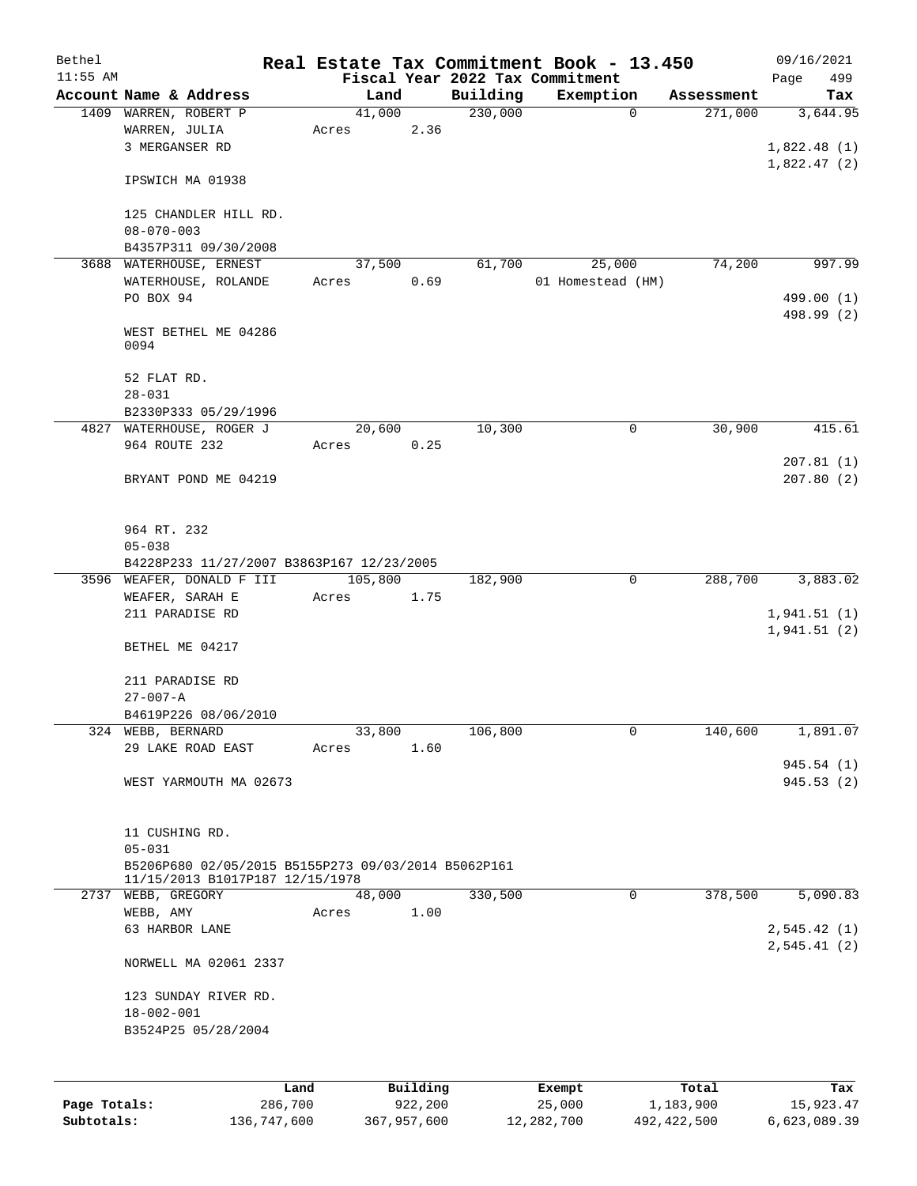# Real Estate Tax Commitment Book - 13.450

Bethel
11:55 AM

Fiscal Year 2022 Tax Commitment

09/16/2021
Page 499

| Account | Name & Address | Land | Building | Exemption | Assessment | Tax |
|---|---|---|---|---|---|---|
| 1409 | WARREN, ROBERT P<br>WARREN, JULIA<br>3 MERGANSER RD<br><br>IPSWICH MA 01938<br><br>125 CHANDLER HILL RD.<br>08-070-003<br>B4357P311 09/30/2008 | 41,000<br>Acres 2.36 | 230,000 | 0 | 271,000 | 3,644.95<br><br>1,822.48 (1)<br>1,822.47 (2) |
| 3688 | WATERHOUSE, ERNEST<br>WATERHOUSE, ROLANDE<br>PO BOX 94<br><br>WEST BETHEL ME 04286<br>0094<br><br>52 FLAT RD.<br>28-031<br>B2330P333 05/29/1996 | 37,500<br>Acres 0.69 | 61,700 | 25,000<br>01 Homestead (HM) | 74,200 | 997.99<br><br>499.00 (1)<br>498.99 (2) |
| 4827 | WATERHOUSE, ROGER J<br>964 ROUTE 232<br><br>BRYANT POND ME 04219<br><br>964 RT. 232<br>05-038<br>B4228P233 11/27/2007 B3863P167 12/23/2005 | 20,600<br>Acres 0.25 | 10,300 | 0 | 30,900 | 415.61<br><br>207.81 (1)<br>207.80 (2) |
| 3596 | WEAFER, DONALD F III<br>WEAFER, SARAH E<br>211 PARADISE RD<br><br>BETHEL ME 04217<br><br>211 PARADISE RD<br>27-007-A<br>B4619P226 08/06/2010 | 105,800<br>Acres 1.75 | 182,900 | 0 | 288,700 | 3,883.02<br><br>1,941.51 (1)<br>1,941.51 (2) |
| 324 | WEBB, BERNARD<br>29 LAKE ROAD EAST<br><br>WEST YARMOUTH MA 02673<br><br>11 CUSHING RD.<br>05-031<br>B5206P680 02/05/2015 B5155P273 09/03/2014 B5062P161 11/15/2013 B1017P187 12/15/1978 | 33,800<br>Acres 1.60 | 106,800 | 0 | 140,600 | 1,891.07<br><br>945.54 (1)<br>945.53 (2) |
| 2737 | WEBB, GREGORY<br>WEBB, AMY<br>63 HARBOR LANE<br><br>NORWELL MA 02061 2337<br><br>123 SUNDAY RIVER RD.<br>18-002-001<br>B3524P25 05/28/2004 | 48,000<br>Acres 1.00 | 330,500 | 0 | 378,500 | 5,090.83<br><br>2,545.42 (1)<br>2,545.41 (2) |

| | Land | Building | Exempt | Total | Tax |
|---|---|---|---|---|---|
| Page Totals: | 286,700 | 922,200 | 25,000 | 1,183,900 | 15,923.47 |
| Subtotals: | 136,747,600 | 367,957,600 | 12,282,700 | 492,422,500 | 6,623,089.39 |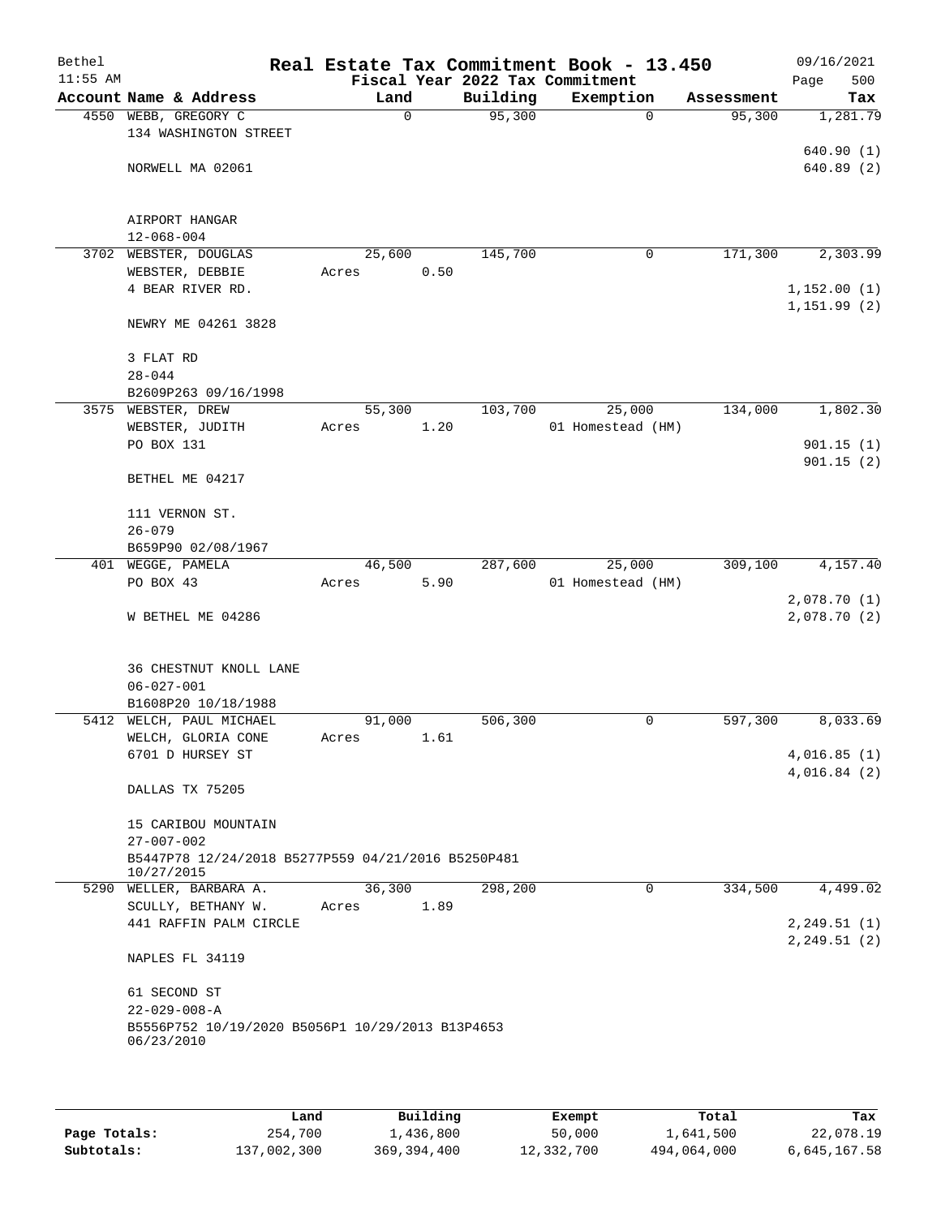Bethel 11:55 AM

# Real Estate Tax Commitment Book - 13.450

## Fiscal Year 2022 Tax Commitment

09/16/2021 Page 500

| Account Name & Address | Land | Building | Exemption | Assessment | Tax |
|---|---|---|---|---|---|
| 4550 WEBB, GREGORY C<br>134 WASHINGTON STREET<br><br>NORWELL MA 02061<br><br>AIRPORT HANGAR<br>12-068-004 | 0 | 95,300 | 0 | 95,300 | 1,281.79<br><br>640.90 (1)<br>640.89 (2) |
| 3702 WEBSTER, DOUGLAS<br>WEBSTER, DEBBIE<br>4 BEAR RIVER RD.<br><br>NEWRY ME 04261 3828<br><br>3 FLAT RD<br>28-044<br>B2609P263 09/16/1998 | 25,600<br>Acres 0.50 | 145,700 | 0 | 171,300 | 2,303.99<br><br>1,152.00 (1)<br>1,151.99 (2) |
| 3575 WEBSTER, DREW<br>WEBSTER, JUDITH<br>PO BOX 131<br><br>BETHEL ME 04217<br><br>111 VERNON ST.<br>26-079<br>B659P90 02/08/1967 | 55,300<br>Acres 1.20 | 103,700 | 25,000<br>01 Homestead (HM) | 134,000 | 1,802.30<br><br>901.15 (1)<br>901.15 (2) |
| 401 WEGGE, PAMELA<br>PO BOX 43<br><br>W BETHEL ME 04286<br><br>36 CHESTNUT KNOLL LANE<br>06-027-001<br>B1608P20 10/18/1988 | 46,500<br>Acres 5.90 | 287,600 | 25,000<br>01 Homestead (HM) | 309,100 | 4,157.40<br><br>2,078.70 (1)<br>2,078.70 (2) |
| 5412 WELCH, PAUL MICHAEL<br>WELCH, GLORIA CONE<br>6701 D HURSEY ST<br><br>DALLAS TX 75205<br><br>15 CARIBOU MOUNTAIN<br>27-007-002<br>B5447P78 12/24/2018 B5277P559 04/21/2016 B5250P481 10/27/2015 | 91,000<br>Acres 1.61 | 506,300 | 0 | 597,300 | 8,033.69<br><br>4,016.85 (1)<br>4,016.84 (2) |
| 5290 WELLER, BARBARA A.<br>SCULLY, BETHANY W.<br>441 RAFFIN PALM CIRCLE<br><br>NAPLES FL 34119<br><br>61 SECOND ST<br>22-029-008-A<br>B5556P752 10/19/2020 B5056P1 10/29/2013 B13P4653 06/23/2010 | 36,300<br>Acres 1.89 | 298,200 | 0 | 334,500 | 4,499.02<br><br>2,249.51 (1)<br>2,249.51 (2) |

| | Land | Building | Exempt | Total | Tax |
|---|---|---|---|---|---|
| Page Totals: | 254,700 | 1,436,800 | 50,000 | 1,641,500 | 22,078.19 |
| Subtotals: | 137,002,300 | 369,394,400 | 12,332,700 | 494,064,000 | 6,645,167.58 |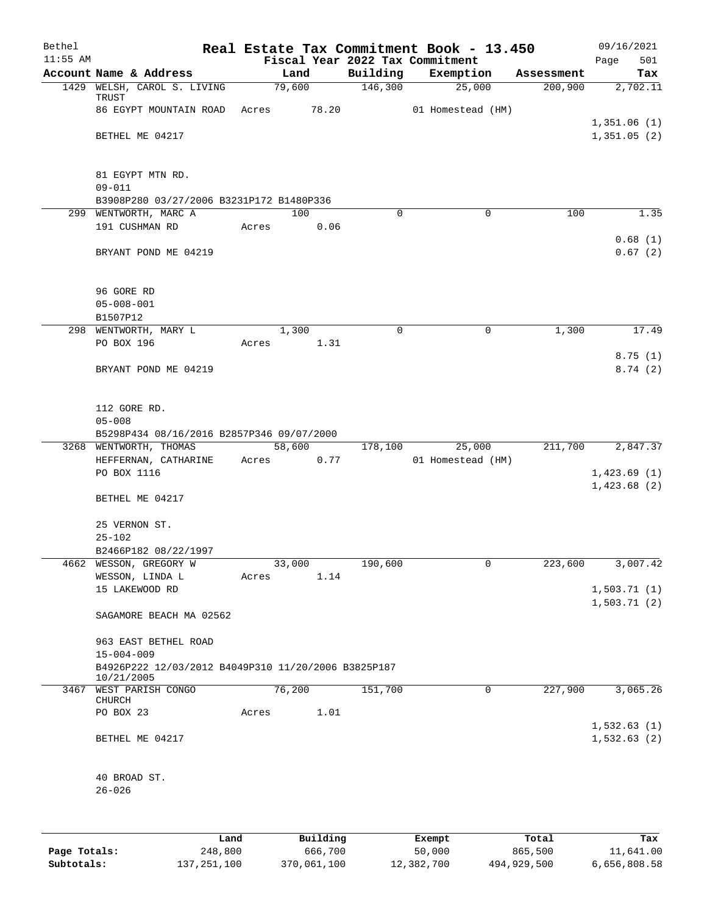Bethel 11:55 AM

# Real Estate Tax Commitment Book - 13.450

Fiscal Year 2022 Tax Commitment

09/16/2021 Page 501

| Account Name & Address | Land | Building | Exemption | Assessment | Tax |
|---|---|---|---|---|---|
| 1429 WELSH, CAROL S. LIVING TRUST | 79,600 | 146,300 | 25,000 | 200,900 | 2,702.11 |
| 86 EGYPT MOUNTAIN ROAD | Acres 78.20 | | 01 Homestead (HM) | | |
| | | | | | 1,351.06 (1) |
| BETHEL ME 04217 | | | | | 1,351.05 (2) |
| 81 EGYPT MTN RD. | | | | | |
| 09-011 | | | | | |
| B3908P280 03/27/2006 B3231P172 B1480P336 | | | | | |
| 299 WENTWORTH, MARC A | 100 | 0 | 0 | 100 | 1.35 |
| 191 CUSHMAN RD | Acres 0.06 | | | | |
| | | | | | 0.68 (1) |
| BRYANT POND ME 04219 | | | | | 0.67 (2) |
| 96 GORE RD | | | | | |
| 05-008-001 | | | | | |
| B1507P12 | | | | | |
| 298 WENTWORTH, MARY L | 1,300 | 0 | 0 | 1,300 | 17.49 |
| PO BOX 196 | Acres 1.31 | | | | |
| | | | | | 8.75 (1) |
| BRYANT POND ME 04219 | | | | | 8.74 (2) |
| 112 GORE RD. | | | | | |
| 05-008 | | | | | |
| B5298P434 08/16/2016 B2857P346 09/07/2000 | | | | | |
| 3268 WENTWORTH, THOMAS | 58,600 | 178,100 | 25,000 | 211,700 | 2,847.37 |
| HEFFERNAN, CATHARINE | Acres 0.77 | | 01 Homestead (HM) | | |
| PO BOX 1116 | | | | | 1,423.69 (1) |
| | | | | | 1,423.68 (2) |
| BETHEL ME 04217 | | | | | |
| 25 VERNON ST. | | | | | |
| 25-102 | | | | | |
| B2466P182 08/22/1997 | | | | | |
| 4662 WESSON, GREGORY W | 33,000 | 190,600 | 0 | 223,600 | 3,007.42 |
| WESSON, LINDA L | Acres 1.14 | | | | |
| 15 LAKEWOOD RD | | | | | 1,503.71 (1) |
| | | | | | 1,503.71 (2) |
| SAGAMORE BEACH MA 02562 | | | | | |
| 963 EAST BETHEL ROAD | | | | | |
| 15-004-009 | | | | | |
| B4926P222 12/03/2012 B4049P310 11/20/2006 B3825P187 10/21/2005 | | | | | |
| 3467 WEST PARISH CONGO CHURCH | 76,200 | 151,700 | 0 | 227,900 | 3,065.26 |
| PO BOX 23 | Acres 1.01 | | | | |
| | | | | | 1,532.63 (1) |
| BETHEL ME 04217 | | | | | 1,532.63 (2) |
| 40 BROAD ST. | | | | | |
| 26-026 | | | | | |

| | Land | Building | Exempt | Total | Tax |
|---|---|---|---|---|---|
| Page Totals: | 248,800 | 666,700 | 50,000 | 865,500 | 11,641.00 |
| Subtotals: | 137,251,100 | 370,061,100 | 12,382,700 | 494,929,500 | 6,656,808.58 |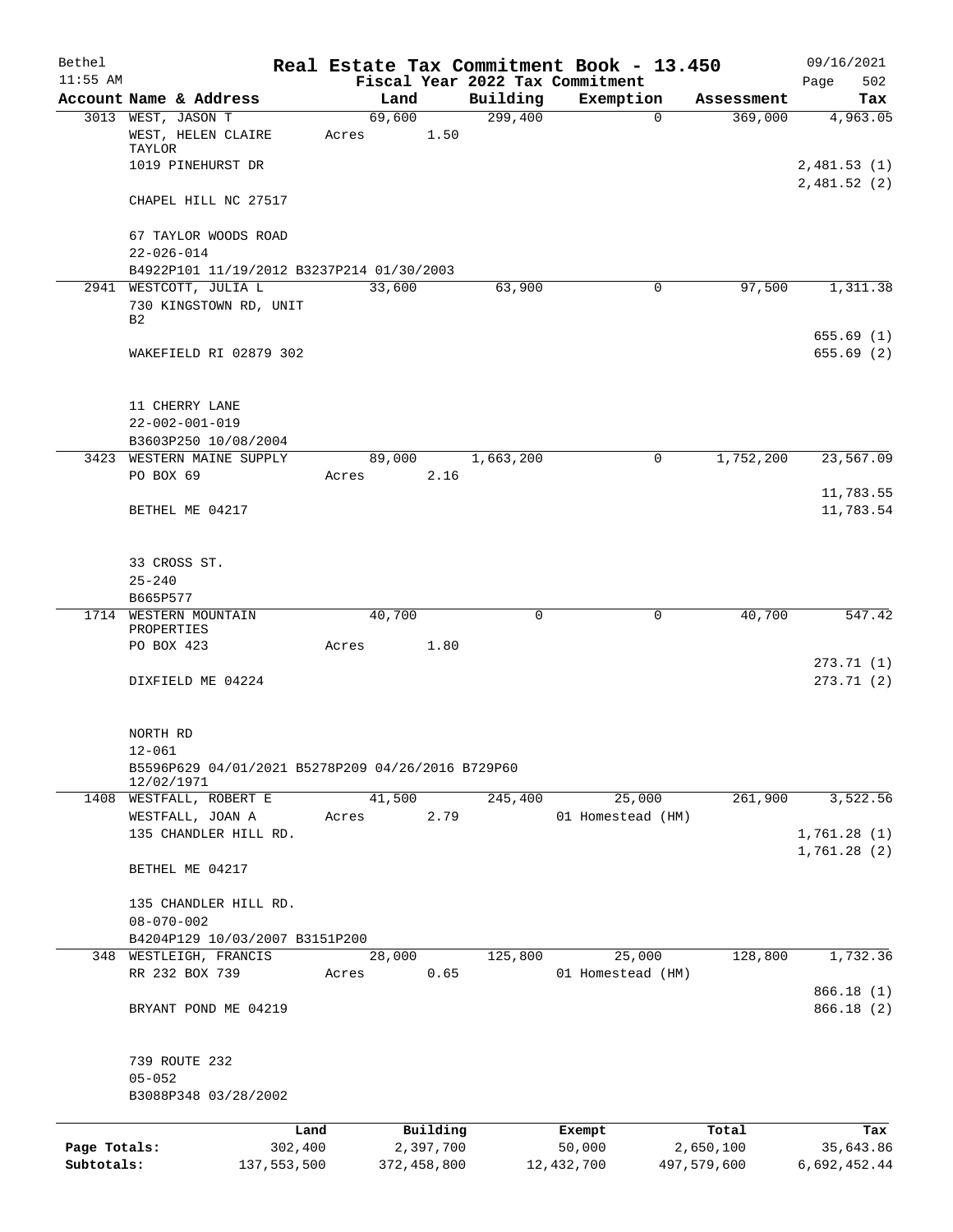Bethel 11:55 AM

# Real Estate Tax Commitment Book - 13.450

Fiscal Year 2022 Tax Commitment

09/16/2021 Page 502

| Account | Name & Address | Land | Building | Exemption | Assessment | Tax |
|---|---|---|---|---|---|---|
| 3013 | WEST, JASON T<br>WEST, HELEN CLAIRE TAYLOR<br>1019 PINEHURST DR<br><br>CHAPEL HILL NC 27517<br><br>67 TAYLOR WOODS ROAD<br>22-026-014<br>B4922P101 11/19/2012 B3237P214 01/30/2003 | 69,600<br>Acres 1.50 | 299,400 | 0 | 369,000 | 4,963.05<br><br>2,481.53 (1)<br>2,481.52 (2) |
| 2941 | WESTCOTT, JULIA L<br>730 KINGSTOWN RD, UNIT B2<br><br>WAKEFIELD RI 02879 302<br><br>11 CHERRY LANE<br>22-002-001-019<br>B3603P250 10/08/2004 | 33,600 | 63,900 | 0 | 97,500 | 1,311.38<br><br>655.69 (1)<br>655.69 (2) |
| 3423 | WESTERN MAINE SUPPLY<br>PO BOX 69<br><br>BETHEL ME 04217<br><br>33 CROSS ST.<br>25-240<br>B665P577 | 89,000<br>Acres 2.16 | 1,663,200 | 0 | 1,752,200 | 23,567.09<br><br>11,783.55<br>11,783.54 |
| 1714 | WESTERN MOUNTAIN PROPERTIES<br>PO BOX 423<br><br>DIXFIELD ME 04224<br><br>NORTH RD<br>12-061<br>B5596P629 04/01/2021 B5278P209 04/26/2016 B729P60 12/02/1971 | 40,700<br>Acres 1.80 | 0 | 0 | 40,700 | 547.42<br><br>273.71 (1)<br>273.71 (2) |
| 1408 | WESTFALL, ROBERT E<br>WESTFALL, JOAN A<br>135 CHANDLER HILL RD.<br><br>BETHEL ME 04217<br><br>135 CHANDLER HILL RD.<br>08-070-002<br>B4204P129 10/03/2007 B3151P200 | 41,500<br>Acres 2.79 | 245,400 | 25,000<br>01 Homestead (HM) | 261,900 | 3,522.56<br><br>1,761.28 (1)<br>1,761.28 (2) |
| 348 | WESTLEIGH, FRANCIS<br>RR 232 BOX 739<br><br>BRYANT POND ME 04219<br><br>739 ROUTE 232<br>05-052<br>B3088P348 03/28/2002 | 28,000<br>Acres 0.65 | 125,800 | 25,000<br>01 Homestead (HM) | 128,800 | 1,732.36<br><br>866.18 (1)<br>866.18 (2) |

| | Land | Building | Exempt | Total | Tax |
|---|---|---|---|---|---|
| Page Totals: | 302,400 | 2,397,700 | 50,000 | 2,650,100 | 35,643.86 |
| Subtotals: | 137,553,500 | 372,458,800 | 12,432,700 | 497,579,600 | 6,692,452.44 |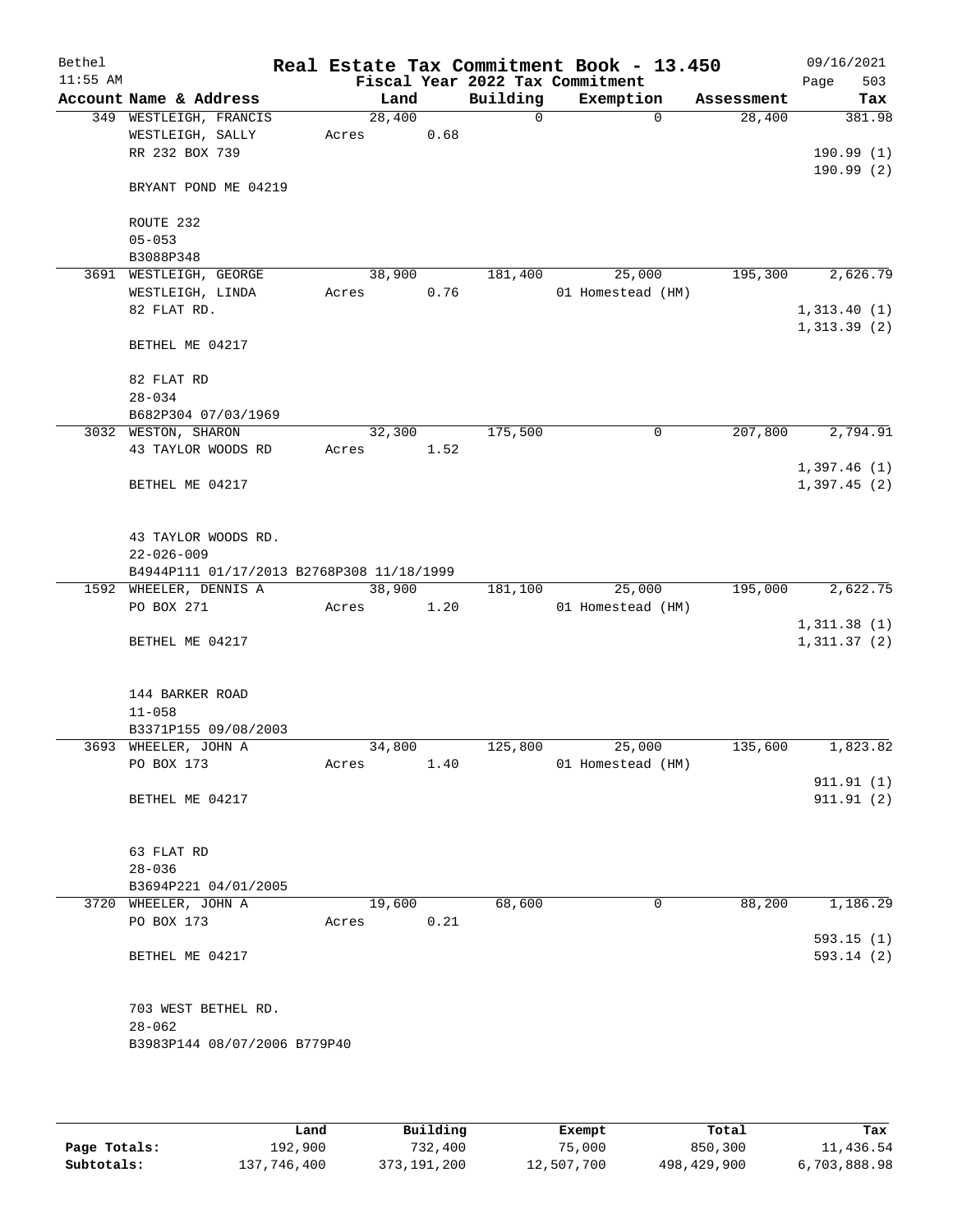Bethel 11:55 AM

# Real Estate Tax Commitment Book - 13.450

Fiscal Year 2022 Tax Commitment

09/16/2021 Page 503

| Account Name & Address | Land | Building | Exemption | Assessment | Tax |
|---|---|---|---|---|---|
| 349 WESTLEIGH, FRANCIS<br>WESTLEIGH, SALLY<br>RR 232 BOX 739<br><br>BRYANT POND ME 04219<br><br>ROUTE 232<br>05-053<br>B3088P348 | 28,400<br>Acres 0.68 | 0 | 0 | 28,400 | 381.98<br><br>190.99 (1)<br>190.99 (2) |
| 3691 WESTLEIGH, GEORGE<br>WESTLEIGH, LINDA<br>82 FLAT RD.<br><br>BETHEL ME 04217<br><br>82 FLAT RD<br>28-034<br>B682P304 07/03/1969 | 38,900<br>Acres 0.76 | 181,400 | 25,000<br>01 Homestead (HM) | 195,300 | 2,626.79<br><br>1,313.40 (1)<br>1,313.39 (2) |
| 3032 WESTON, SHARON<br>43 TAYLOR WOODS RD<br><br>BETHEL ME 04217<br><br>43 TAYLOR WOODS RD.<br>22-026-009<br>B4944P111 01/17/2013 B2768P308 11/18/1999 | 32,300<br>Acres 1.52 | 175,500 | 0 | 207,800 | 2,794.91<br><br>1,397.46 (1)<br>1,397.45 (2) |
| 1592 WHEELER, DENNIS A<br>PO BOX 271<br><br>BETHEL ME 04217<br><br>144 BARKER ROAD<br>11-058<br>B3371P155 09/08/2003 | 38,900<br>Acres 1.20 | 181,100 | 25,000<br>01 Homestead (HM) | 195,000 | 2,622.75<br><br>1,311.38 (1)<br>1,311.37 (2) |
| 3693 WHEELER, JOHN A<br>PO BOX 173<br><br>BETHEL ME 04217<br><br>63 FLAT RD<br>28-036<br>B3694P221 04/01/2005 | 34,800<br>Acres 1.40 | 125,800 | 25,000<br>01 Homestead (HM) | 135,600 | 1,823.82<br><br>911.91 (1)<br>911.91 (2) |
| 3720 WHEELER, JOHN A<br>PO BOX 173<br><br>BETHEL ME 04217<br><br>703 WEST BETHEL RD.<br>28-062<br>B3983P144 08/07/2006 B779P40 | 19,600<br>Acres 0.21 | 68,600 | 0 | 88,200 | 1,186.29<br><br>593.15 (1)<br>593.14 (2) |

| | Land | Building | Exempt | Total | Tax |
|---|---|---|---|---|---|
| Page Totals: | 192,900 | 732,400 | 75,000 | 850,300 | 11,436.54 |
| Subtotals: | 137,746,400 | 373,191,200 | 12,507,700 | 498,429,900 | 6,703,888.98 |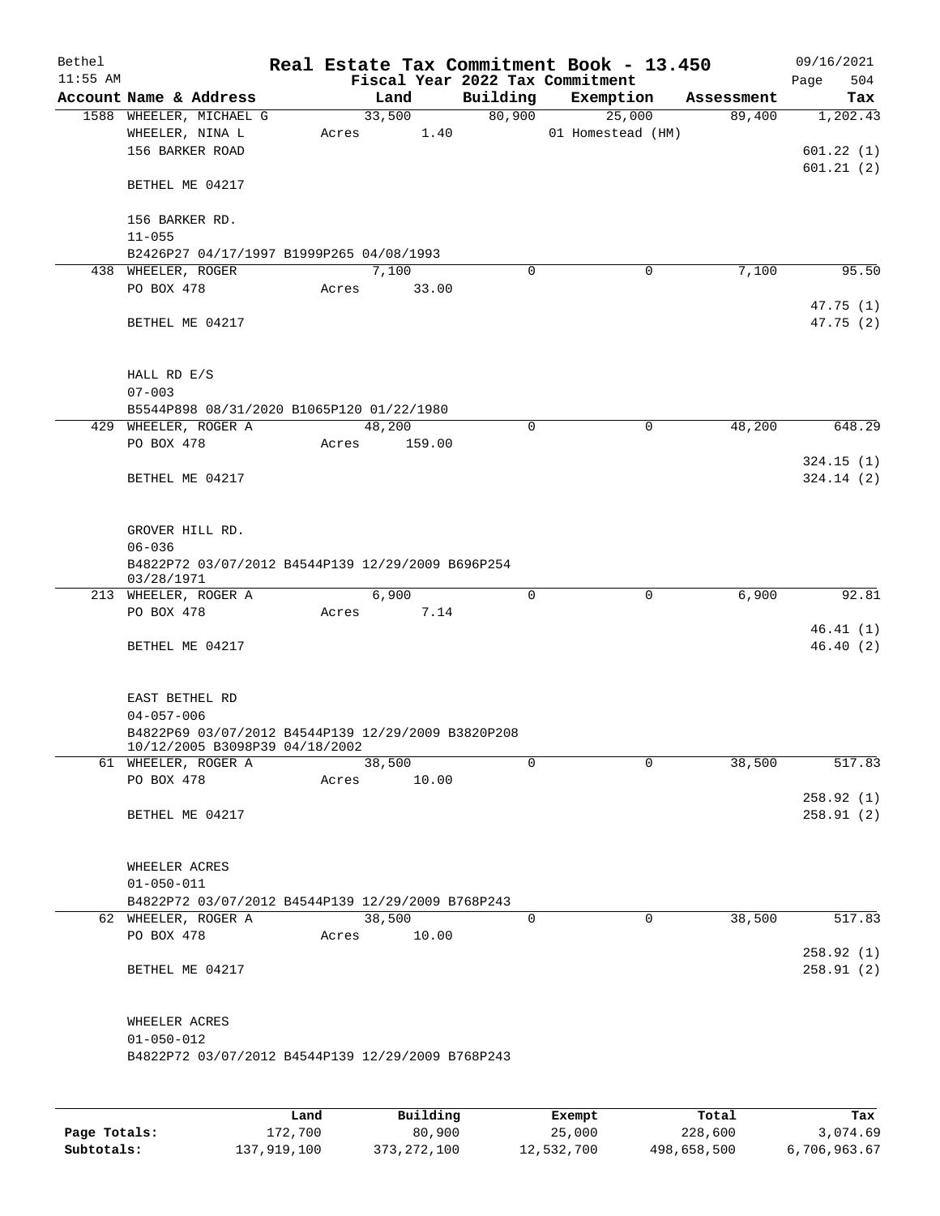# Real Estate Tax Commitment Book - 13.450

Bethel
11:55 AM

## Fiscal Year 2022 Tax Commitment

09/16/2021

| Account Name & Address | Land | Building | Exemption | Assessment | Tax |
|---|---|---|---|---|---|
| 1588 WHEELER, MICHAEL G | 33,500 | 80,900 | 25,000 | 89,400 | 1,202.43 |
| WHEELER, NINA L | Acres 1.40 | | 01 Homestead (HM) | | |
| 156 BARKER ROAD | | | | | 601.22 (1) |
| | | | | | 601.21 (2) |
| BETHEL ME 04217 | | | | | |
| 156 BARKER RD. | | | | | |
| 11-055 | | | | | |
| B2426P27 04/17/1997 B1999P265 04/08/1993 | | | | | |
| 438 WHEELER, ROGER | 7,100 | 0 | 0 | 7,100 | 95.50 |
| PO BOX 478 | Acres 33.00 | | | | |
| | | | | | 47.75 (1) |
| BETHEL ME 04217 | | | | | 47.75 (2) |
| HALL RD E/S | | | | | |
| 07-003 | | | | | |
| B5544P898 08/31/2020 B1065P120 01/22/1980 | | | | | |
| 429 WHEELER, ROGER A | 48,200 | 0 | 0 | 48,200 | 648.29 |
| PO BOX 478 | Acres 159.00 | | | | |
| | | | | | 324.15 (1) |
| BETHEL ME 04217 | | | | | 324.14 (2) |
| GROVER HILL RD. | | | | | |
| 06-036 | | | | | |
| B4822P72 03/07/2012 B4544P139 12/29/2009 B696P254 03/28/1971 | | | | | |
| 213 WHEELER, ROGER A | 6,900 | 0 | 0 | 6,900 | 92.81 |
| PO BOX 478 | Acres 7.14 | | | | |
| | | | | | 46.41 (1) |
| BETHEL ME 04217 | | | | | 46.40 (2) |
| EAST BETHEL RD | | | | | |
| 04-057-006 | | | | | |
| B4822P69 03/07/2012 B4544P139 12/29/2009 B3820P208 10/12/2005 B3098P39 04/18/2002 | | | | | |
| 61 WHEELER, ROGER A | 38,500 | 0 | 0 | 38,500 | 517.83 |
| PO BOX 478 | Acres 10.00 | | | | |
| | | | | | 258.92 (1) |
| BETHEL ME 04217 | | | | | 258.91 (2) |
| WHEELER ACRES | | | | | |
| 01-050-011 | | | | | |
| B4822P72 03/07/2012 B4544P139 12/29/2009 B768P243 | | | | | |
| 62 WHEELER, ROGER A | 38,500 | 0 | 0 | 38,500 | 517.83 |
| PO BOX 478 | Acres 10.00 | | | | |
| | | | | | 258.92 (1) |
| BETHEL ME 04217 | | | | | 258.91 (2) |
| WHEELER ACRES | | | | | |
| 01-050-012 | | | | | |
| B4822P72 03/07/2012 B4544P139 12/29/2009 B768P243 | | | | | |

| | Land | Building | Exempt | Total | Tax |
|---|---|---|---|---|---|
| Page Totals: | 172,700 | 80,900 | 25,000 | 228,600 | 3,074.69 |
| Subtotals: | 137,919,100 | 373,272,100 | 12,532,700 | 498,658,500 | 6,706,963.67 |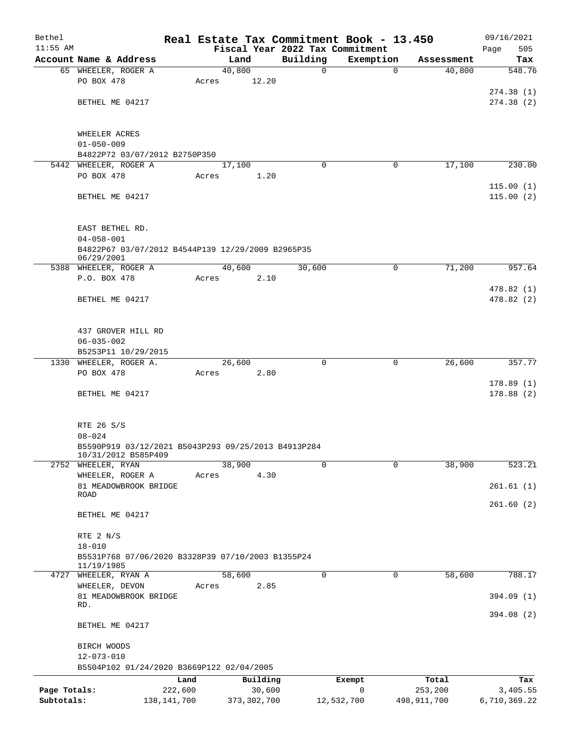# Real Estate Tax Commitment Book - 13.450

Bethel 11:55 AM — Fiscal Year 2022 Tax Commitment — 09/16/2021

| Account | Name & Address | Land | Building | Exemption | Assessment | Tax |
|---|---|---|---|---|---|---|
| 65 | WHEELER, ROGER A<br>PO BOX 478<br>BETHEL ME 04217<br>WHEELER ACRES<br>01-050-009<br>B4822P72 03/07/2012 B2750P350 | 40,800<br>Acres 12.20 | 0 | 0 | 40,800 | 548.76<br>274.38 (1)<br>274.38 (2) |
| 5442 | WHEELER, ROGER A<br>PO BOX 478<br>BETHEL ME 04217<br>EAST BETHEL RD.<br>04-058-001<br>B4822P67 03/07/2012 B4544P139 12/29/2009 B2965P35 06/29/2001 | 17,100<br>Acres 1.20 | 0 | 0 | 17,100 | 230.00<br>115.00 (1)<br>115.00 (2) |
| 5388 | WHEELER, ROGER A<br>P.O. BOX 478<br>BETHEL ME 04217<br>437 GROVER HILL RD<br>06-035-002<br>B5253P11 10/29/2015 | 40,600<br>Acres 2.10 | 30,600 | 0 | 71,200 | 957.64<br>478.82 (1)<br>478.82 (2) |
| 1330 | WHEELER, ROGER A.<br>PO BOX 478<br>BETHEL ME 04217<br>RTE 26 S/S<br>08-024<br>B5590P919 03/12/2021 B5043P293 09/25/2013 B4913P284 10/31/2012 B585P409 | 26,600<br>Acres 2.80 | 0 | 0 | 26,600 | 357.77<br>178.89 (1)<br>178.88 (2) |
| 2752 | WHEELER, RYAN<br>WHEELER, ROGER A<br>81 MEADOWBROOK BRIDGE ROAD<br>BETHEL ME 04217<br>RTE 2 N/S<br>18-010<br>B5531P768 07/06/2020 B3328P39 07/10/2003 B1355P24 11/19/1985 | 38,900<br>Acres 4.30 | 0 | 0 | 38,900 | 523.21<br>261.61 (1)<br>261.60 (2) |
| 4727 | WHEELER, RYAN A<br>WHEELER, DEVON<br>81 MEADOWBROOK BRIDGE RD.<br>BETHEL ME 04217<br>BIRCH WOODS<br>12-073-010<br>B5504P102 01/24/2020 B3669P122 02/04/2005 | 58,600<br>Acres 2.85 | 0 | 0 | 58,600 | 788.17<br>394.09 (1)<br>394.08 (2) |

| | Land | Building | Exempt | Total | Tax |
|---|---|---|---|---|---|
| Page Totals: | 222,600 | 30,600 | 0 | 253,200 | 3,405.55 |
| Subtotals: | 138,141,700 | 373,302,700 | 12,532,700 | 498,911,700 | 6,710,369.22 |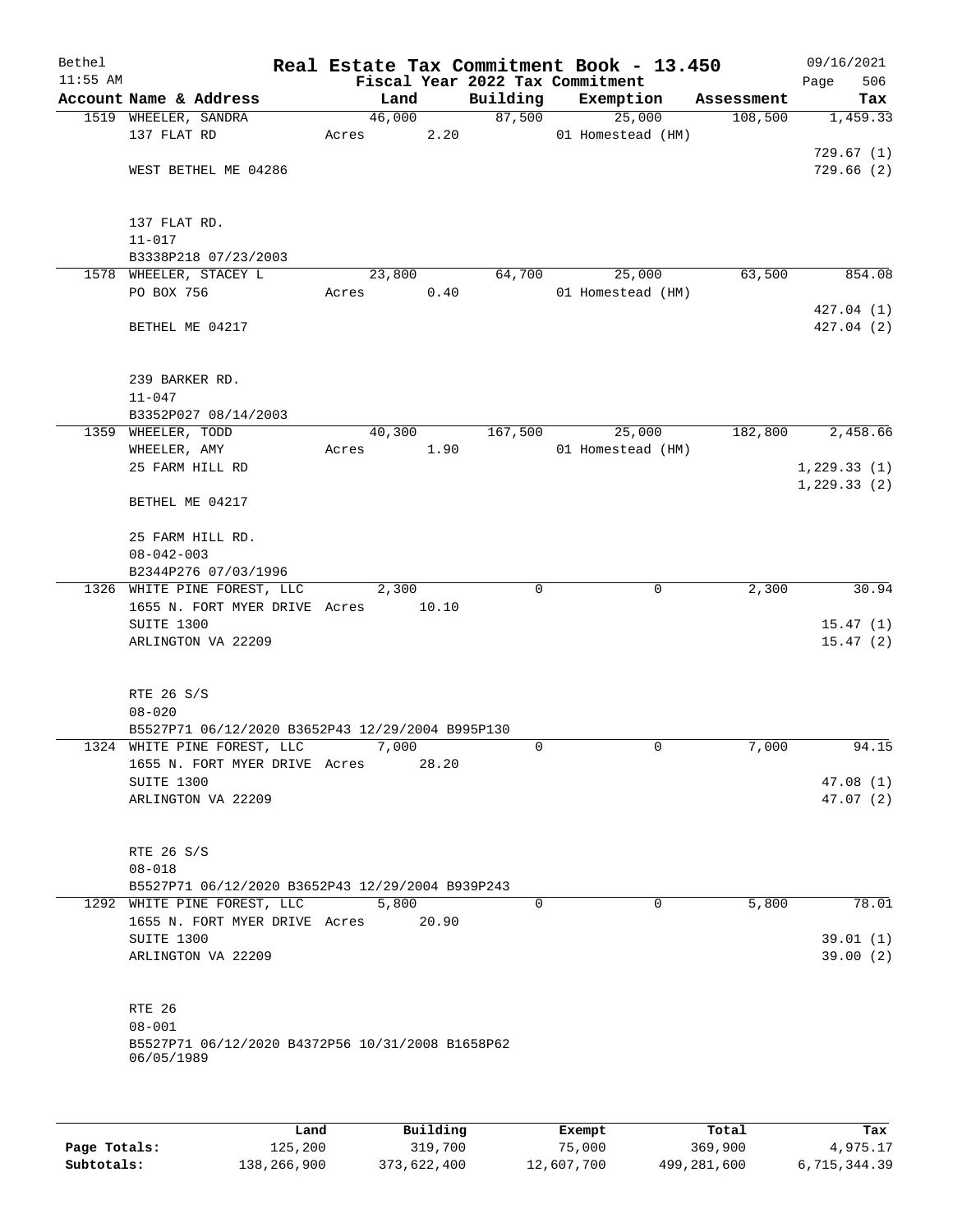Bethel 11:55 AM

# Real Estate Tax Commitment Book - 13.450

Fiscal Year 2022 Tax Commitment

09/16/2021

| Account | Name & Address | Land | Building | Exemption | Assessment | Tax |
|---|---|---|---|---|---|---|
| 1519 | WHEELER, SANDRA<br>137 FLAT RD<br><br>WEST BETHEL ME 04286<br><br>137 FLAT RD.<br>11-017<br>B3338P218 07/23/2003 | 46,000<br>Acres 2.20 | 87,500 | 25,000<br>01 Homestead (HM) | 108,500 | 1,459.33<br><br>729.67 (1)<br>729.66 (2) |
| 1578 | WHEELER, STACEY L<br>PO BOX 756<br><br>BETHEL ME 04217<br><br>239 BARKER RD.<br>11-047<br>B3352P027 08/14/2003 | 23,800<br>Acres 0.40 | 64,700 | 25,000<br>01 Homestead (HM) | 63,500 | 854.08<br><br>427.04 (1)<br>427.04 (2) |
| 1359 | WHEELER, TODD<br>WHEELER, AMY<br>25 FARM HILL RD<br><br>BETHEL ME 04217<br><br>25 FARM HILL RD.<br>08-042-003<br>B2344P276 07/03/1996 | 40,300<br>Acres 1.90 | 167,500 | 25,000<br>01 Homestead (HM) | 182,800 | 2,458.66<br><br>1,229.33 (1)<br>1,229.33 (2) |
| 1326 | WHITE PINE FOREST, LLC<br>1655 N. FORT MYER DRIVE<br>SUITE 1300<br>ARLINGTON VA 22209<br><br>RTE 26 S/S<br>08-020<br>B5527P71 06/12/2020 B3652P43 12/29/2004 B995P130 | 2,300<br>Acres 10.10 | 0 | 0 | 2,300 | 30.94<br><br>15.47 (1)<br>15.47 (2) |
| 1324 | WHITE PINE FOREST, LLC<br>1655 N. FORT MYER DRIVE<br>SUITE 1300<br>ARLINGTON VA 22209<br><br>RTE 26 S/S<br>08-018<br>B5527P71 06/12/2020 B3652P43 12/29/2004 B939P243 | 7,000<br>Acres 28.20 | 0 | 0 | 7,000 | 94.15<br><br>47.08 (1)<br>47.07 (2) |
| 1292 | WHITE PINE FOREST, LLC<br>1655 N. FORT MYER DRIVE<br>SUITE 1300<br>ARLINGTON VA 22209<br><br>RTE 26<br>08-001<br>B5527P71 06/12/2020 B4372P56 10/31/2008 B1658P62 06/05/1989 | 5,800<br>Acres 20.90 | 0 | 0 | 5,800 | 78.01<br><br>39.01 (1)<br>39.00 (2) |

| | Land | Building | Exempt | Total | Tax |
|---|---|---|---|---|---|
| Page Totals: | 125,200 | 319,700 | 75,000 | 369,900 | 4,975.17 |
| Subtotals: | 138,266,900 | 373,622,400 | 12,607,700 | 499,281,600 | 6,715,344.39 |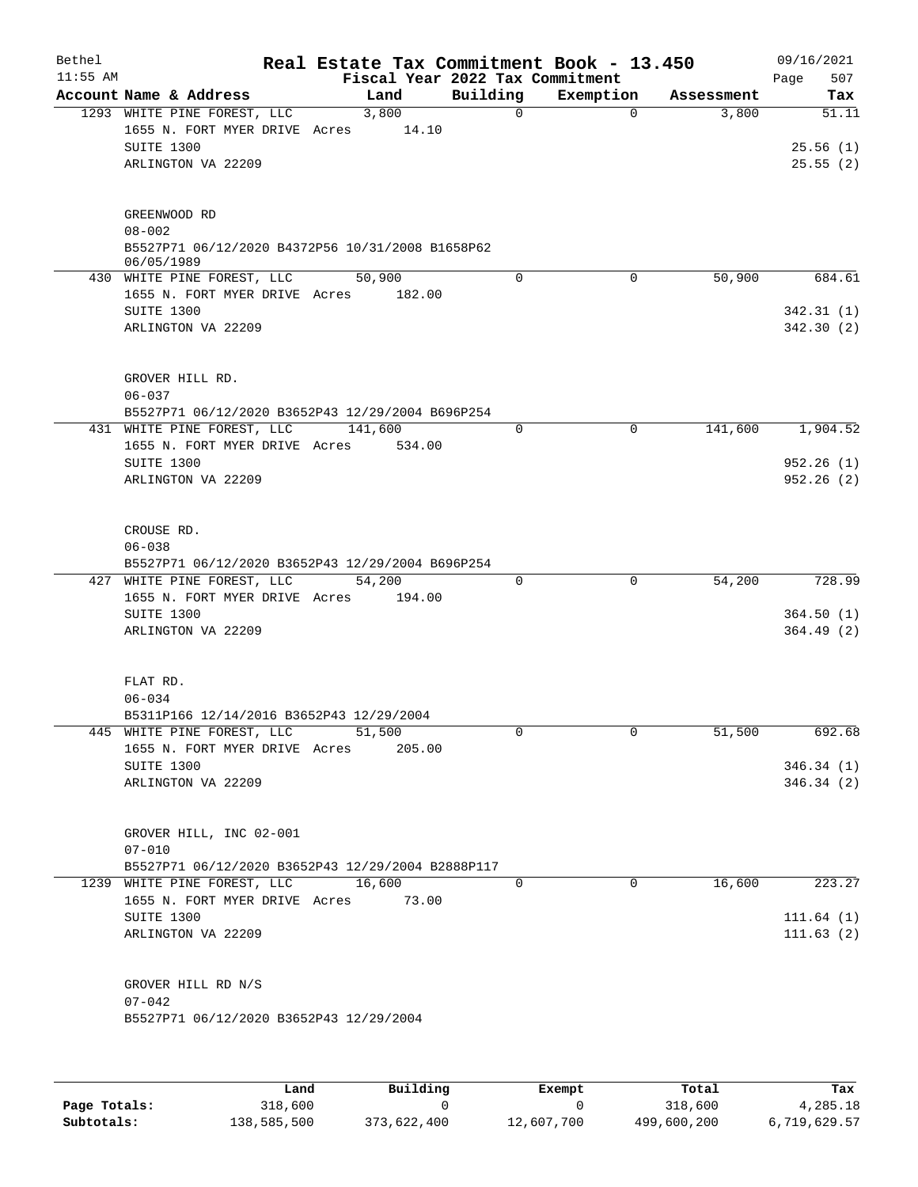Bethel — Real Estate Tax Commitment Book - 13.450 — 09/16/2021

11:55 AM — Fiscal Year 2022 Tax Commitment

| Account Name & Address | Land | Building | Exemption | Assessment | Tax |
|---|---|---|---|---|---|
| 1293 WHITE PINE FOREST, LLC | 3,800 | 0 | 0 | 3,800 | 51.11 |
| 1655 N. FORT MYER DRIVE Acres 14.10 | | | | | |
| SUITE 1300 | | | | | 25.56 (1) |
| ARLINGTON VA 22209 | | | | | 25.55 (2) |
| GREENWOOD RD | | | | | |
| 08-002 | | | | | |
| B5527P71 06/12/2020 B4372P56 10/31/2008 B1658P62 06/05/1989 | | | | | |
| 430 WHITE PINE FOREST, LLC | 50,900 | 0 | 0 | 50,900 | 684.61 |
| 1655 N. FORT MYER DRIVE Acres 182.00 | | | | | |
| SUITE 1300 | | | | | 342.31 (1) |
| ARLINGTON VA 22209 | | | | | 342.30 (2) |
| GROVER HILL RD. | | | | | |
| 06-037 | | | | | |
| B5527P71 06/12/2020 B3652P43 12/29/2004 B696P254 | | | | | |
| 431 WHITE PINE FOREST, LLC | 141,600 | 0 | 0 | 141,600 | 1,904.52 |
| 1655 N. FORT MYER DRIVE Acres 534.00 | | | | | |
| SUITE 1300 | | | | | 952.26 (1) |
| ARLINGTON VA 22209 | | | | | 952.26 (2) |
| CROUSE RD. | | | | | |
| 06-038 | | | | | |
| B5527P71 06/12/2020 B3652P43 12/29/2004 B696P254 | | | | | |
| 427 WHITE PINE FOREST, LLC | 54,200 | 0 | 0 | 54,200 | 728.99 |
| 1655 N. FORT MYER DRIVE Acres 194.00 | | | | | |
| SUITE 1300 | | | | | 364.50 (1) |
| ARLINGTON VA 22209 | | | | | 364.49 (2) |
| FLAT RD. | | | | | |
| 06-034 | | | | | |
| B5311P166 12/14/2016 B3652P43 12/29/2004 | | | | | |
| 445 WHITE PINE FOREST, LLC | 51,500 | 0 | 0 | 51,500 | 692.68 |
| 1655 N. FORT MYER DRIVE Acres 205.00 | | | | | |
| SUITE 1300 | | | | | 346.34 (1) |
| ARLINGTON VA 22209 | | | | | 346.34 (2) |
| GROVER HILL, INC 02-001 | | | | | |
| 07-010 | | | | | |
| B5527P71 06/12/2020 B3652P43 12/29/2004 B2888P117 | | | | | |
| 1239 WHITE PINE FOREST, LLC | 16,600 | 0 | 0 | 16,600 | 223.27 |
| 1655 N. FORT MYER DRIVE Acres 73.00 | | | | | |
| SUITE 1300 | | | | | 111.64 (1) |
| ARLINGTON VA 22209 | | | | | 111.63 (2) |
| GROVER HILL RD N/S | | | | | |
| 07-042 | | | | | |
| B5527P71 06/12/2020 B3652P43 12/29/2004 | | | | | |

| | Land | Building | Exempt | Total | Tax |
|---|---|---|---|---|---|
| Page Totals: | 318,600 | 0 | 0 | 318,600 | 4,285.18 |
| Subtotals: | 138,585,500 | 373,622,400 | 12,607,700 | 499,600,200 | 6,719,629.57 |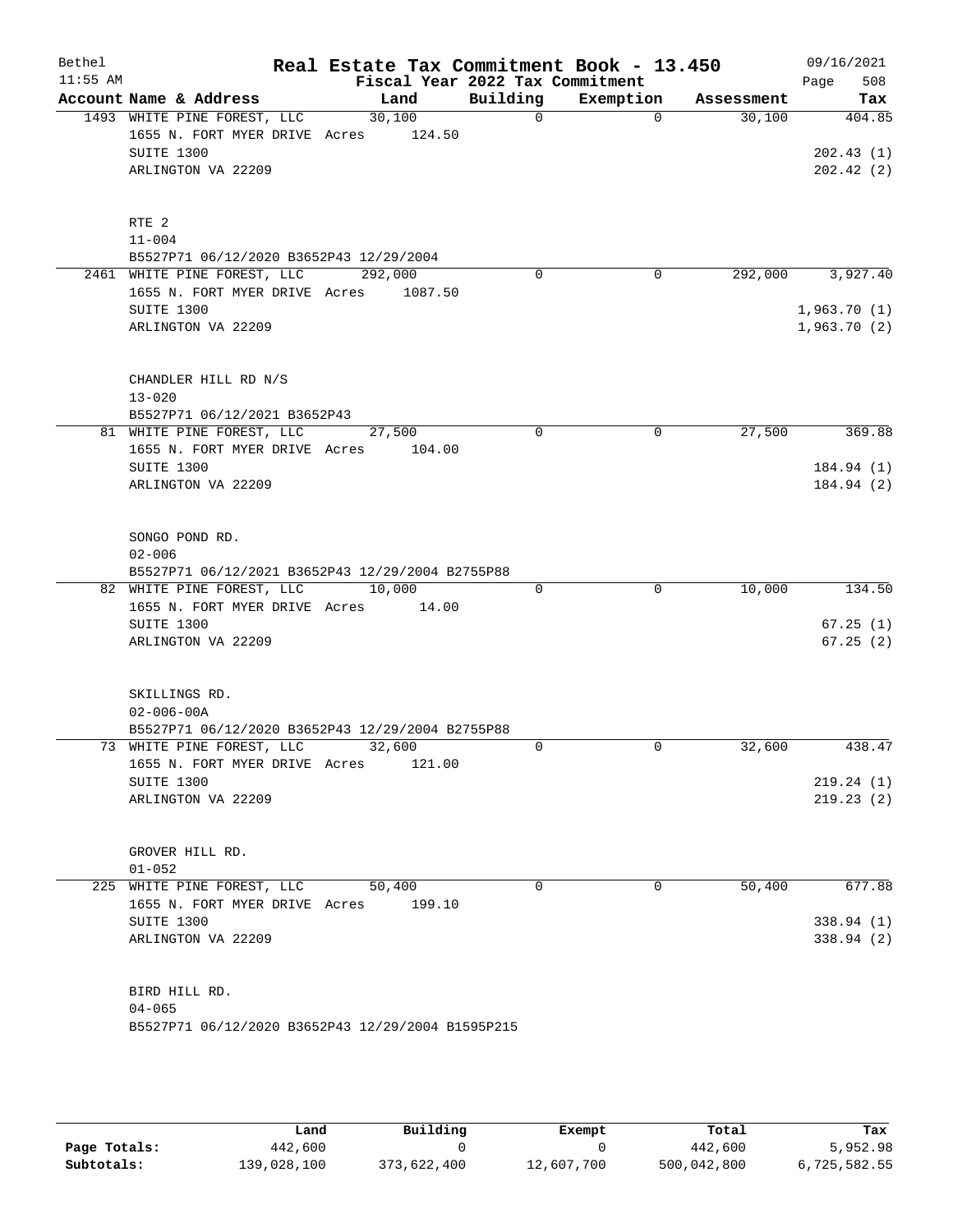# Real Estate Tax Commitment Book - 13.450

Bethel
11:55 AM

Fiscal Year 2022 Tax Commitment

09/16/2021
Page 508

| Account Name & Address | Land | Building | Exemption | Assessment | Tax |
|---|---|---|---|---|---|
| 1493 WHITE PINE FOREST, LLC | 30,100 | 0 | 0 | 30,100 | 404.85 |
| 1655 N. FORT MYER DRIVE Acres 124.50 | | | | | |
| SUITE 1300 | | | | | 202.43 (1) |
| ARLINGTON VA 22209 | | | | | 202.42 (2) |
| RTE 2 | | | | | |
| 11-004 | | | | | |
| B5527P71 06/12/2020 B3652P43 12/29/2004 | | | | | |
| 2461 WHITE PINE FOREST, LLC | 292,000 | 0 | 0 | 292,000 | 3,927.40 |
| 1655 N. FORT MYER DRIVE Acres 1087.50 | | | | | |
| SUITE 1300 | | | | | 1,963.70 (1) |
| ARLINGTON VA 22209 | | | | | 1,963.70 (2) |
| CHANDLER HILL RD N/S | | | | | |
| 13-020 | | | | | |
| B5527P71 06/12/2021 B3652P43 | | | | | |
| 81 WHITE PINE FOREST, LLC | 27,500 | 0 | 0 | 27,500 | 369.88 |
| 1655 N. FORT MYER DRIVE Acres 104.00 | | | | | |
| SUITE 1300 | | | | | 184.94 (1) |
| ARLINGTON VA 22209 | | | | | 184.94 (2) |
| SONGO POND RD. | | | | | |
| 02-006 | | | | | |
| B5527P71 06/12/2021 B3652P43 12/29/2004 B2755P88 | | | | | |
| 82 WHITE PINE FOREST, LLC | 10,000 | 0 | 0 | 10,000 | 134.50 |
| 1655 N. FORT MYER DRIVE Acres 14.00 | | | | | |
| SUITE 1300 | | | | | 67.25 (1) |
| ARLINGTON VA 22209 | | | | | 67.25 (2) |
| SKILLINGS RD. | | | | | |
| 02-006-00A | | | | | |
| B5527P71 06/12/2020 B3652P43 12/29/2004 B2755P88 | | | | | |
| 73 WHITE PINE FOREST, LLC | 32,600 | 0 | 0 | 32,600 | 438.47 |
| 1655 N. FORT MYER DRIVE Acres 121.00 | | | | | |
| SUITE 1300 | | | | | 219.24 (1) |
| ARLINGTON VA 22209 | | | | | 219.23 (2) |
| GROVER HILL RD. | | | | | |
| 01-052 | | | | | |
| 225 WHITE PINE FOREST, LLC | 50,400 | 0 | 0 | 50,400 | 677.88 |
| 1655 N. FORT MYER DRIVE Acres 199.10 | | | | | |
| SUITE 1300 | | | | | 338.94 (1) |
| ARLINGTON VA 22209 | | | | | 338.94 (2) |
| BIRD HILL RD. | | | | | |
| 04-065 | | | | | |
| B5527P71 06/12/2020 B3652P43 12/29/2004 B1595P215 | | | | | |

| | Land | Building | Exempt | Total | Tax |
|---|---|---|---|---|---|
| **Page Totals:** | 442,600 | 0 | 0 | 442,600 | 5,952.98 |
| **Subtotals:** | 139,028,100 | 373,622,400 | 12,607,700 | 500,042,800 | 6,725,582.55 |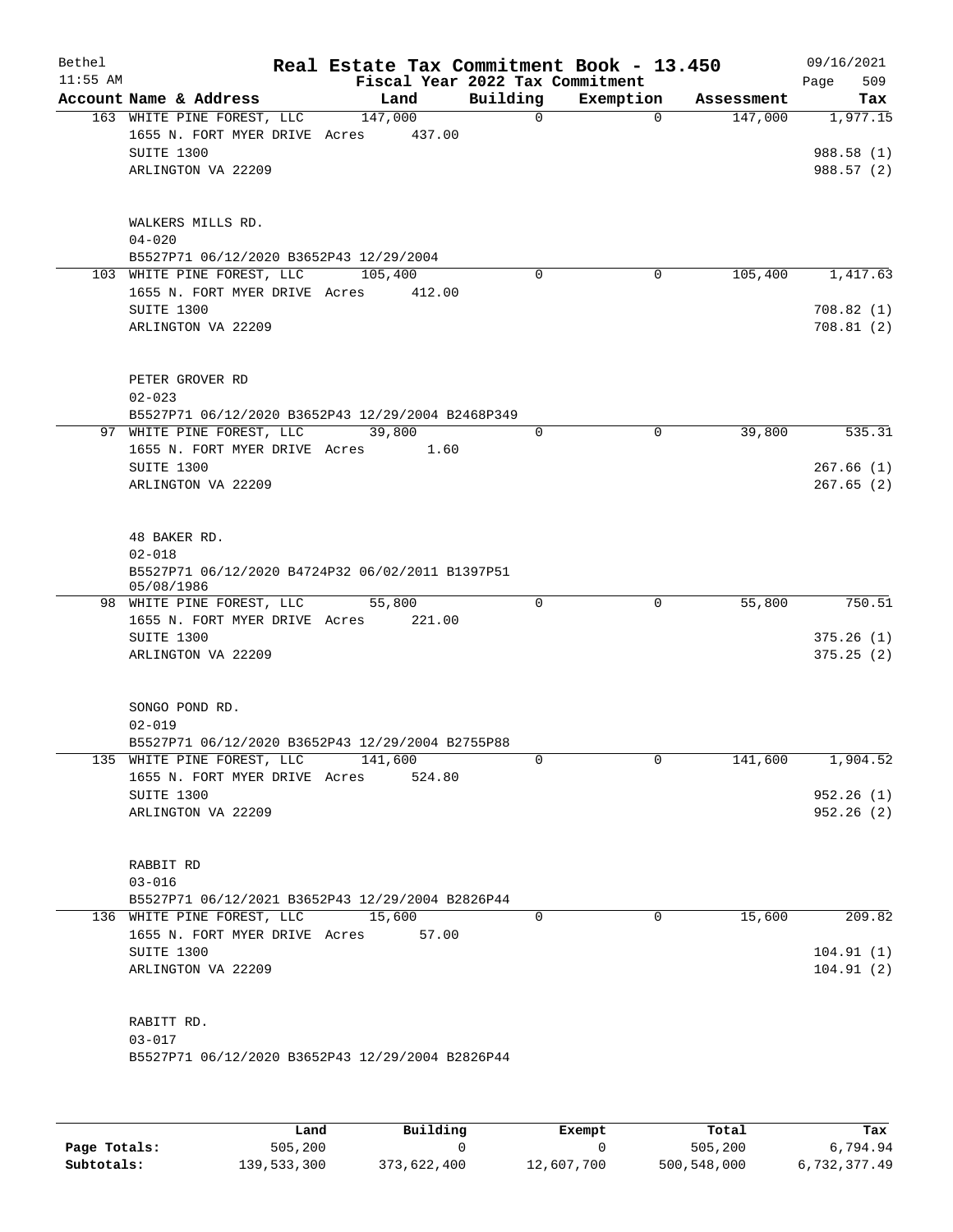Bethel 11:55 AM

# Real Estate Tax Commitment Book - 13.450

Fiscal Year 2022 Tax Commitment

09/16/2021

| Account Name & Address | Land | Building | Exemption | Assessment | Tax |
|---|---|---|---|---|---|
| 163 WHITE PINE FOREST, LLC | 147,000 | 0 | 0 | 147,000 | 1,977.15 |
| 1655 N. FORT MYER DRIVE Acres 437.00 | | | | | |
| SUITE 1300 | | | | | 988.58 (1) |
| ARLINGTON VA 22209 | | | | | 988.57 (2) |
| WALKERS MILLS RD. | | | | | |
| 04-020 | | | | | |
| B5527P71 06/12/2020 B3652P43 12/29/2004 | | | | | |
| 103 WHITE PINE FOREST, LLC | 105,400 | 0 | 0 | 105,400 | 1,417.63 |
| 1655 N. FORT MYER DRIVE Acres 412.00 | | | | | |
| SUITE 1300 | | | | | 708.82 (1) |
| ARLINGTON VA 22209 | | | | | 708.81 (2) |
| PETER GROVER RD | | | | | |
| 02-023 | | | | | |
| B5527P71 06/12/2020 B3652P43 12/29/2004 B2468P349 | | | | | |
| 97 WHITE PINE FOREST, LLC | 39,800 | 0 | 0 | 39,800 | 535.31 |
| 1655 N. FORT MYER DRIVE Acres 1.60 | | | | | |
| SUITE 1300 | | | | | 267.66 (1) |
| ARLINGTON VA 22209 | | | | | 267.65 (2) |
| 48 BAKER RD. | | | | | |
| 02-018 | | | | | |
| B5527P71 06/12/2020 B4724P32 06/02/2011 B1397P51 05/08/1986 | | | | | |
| 98 WHITE PINE FOREST, LLC | 55,800 | 0 | 0 | 55,800 | 750.51 |
| 1655 N. FORT MYER DRIVE Acres 221.00 | | | | | |
| SUITE 1300 | | | | | 375.26 (1) |
| ARLINGTON VA 22209 | | | | | 375.25 (2) |
| SONGO POND RD. | | | | | |
| 02-019 | | | | | |
| B5527P71 06/12/2020 B3652P43 12/29/2004 B2755P88 | | | | | |
| 135 WHITE PINE FOREST, LLC | 141,600 | 0 | 0 | 141,600 | 1,904.52 |
| 1655 N. FORT MYER DRIVE Acres 524.80 | | | | | |
| SUITE 1300 | | | | | 952.26 (1) |
| ARLINGTON VA 22209 | | | | | 952.26 (2) |
| RABBIT RD | | | | | |
| 03-016 | | | | | |
| B5527P71 06/12/2021 B3652P43 12/29/2004 B2826P44 | | | | | |
| 136 WHITE PINE FOREST, LLC | 15,600 | 0 | 0 | 15,600 | 209.82 |
| 1655 N. FORT MYER DRIVE Acres 57.00 | | | | | |
| SUITE 1300 | | | | | 104.91 (1) |
| ARLINGTON VA 22209 | | | | | 104.91 (2) |
| RABITT RD. | | | | | |
| 03-017 | | | | | |
| B5527P71 06/12/2020 B3652P43 12/29/2004 B2826P44 | | | | | |

| | Land | Building | Exempt | Total | Tax |
|---|---|---|---|---|---|
| Page Totals: | 505,200 | 0 | 0 | 505,200 | 6,794.94 |
| Subtotals: | 139,533,300 | 373,622,400 | 12,607,700 | 500,548,000 | 6,732,377.49 |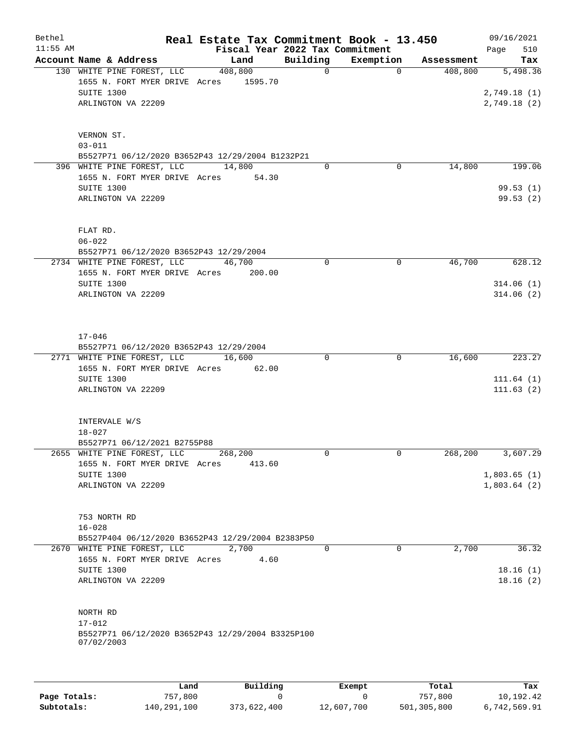# Real Estate Tax Commitment Book - 13.450

Bethel 11:55 AM — Fiscal Year 2022 Tax Commitment — 09/16/2021

| Account Name & Address | Land | Building | Exemption | Assessment | Tax |
|---|---|---|---|---|---|
| 130 WHITE PINE FOREST, LLC<br>1655 N. FORT MYER DRIVE Acres 1595.70<br>SUITE 1300<br>ARLINGTON VA 22209<br><br>VERNON ST.<br>03-011<br>B5527P71 06/12/2020 B3652P43 12/29/2004 B1232P21 | 408,800 | 0 | 0 | 408,800 | 5,498.36<br><br>2,749.18 (1)<br>2,749.18 (2) |
| 396 WHITE PINE FOREST, LLC<br>1655 N. FORT MYER DRIVE Acres 54.30<br>SUITE 1300<br>ARLINGTON VA 22209<br><br>FLAT RD.<br>06-022<br>B5527P71 06/12/2020 B3652P43 12/29/2004 | 14,800 | 0 | 0 | 14,800 | 199.06<br><br>99.53 (1)<br>99.53 (2) |
| 2734 WHITE PINE FOREST, LLC<br>1655 N. FORT MYER DRIVE Acres 200.00<br>SUITE 1300<br>ARLINGTON VA 22209<br><br>17-046<br>B5527P71 06/12/2020 B3652P43 12/29/2004 | 46,700 | 0 | 0 | 46,700 | 628.12<br><br>314.06 (1)<br>314.06 (2) |
| 2771 WHITE PINE FOREST, LLC<br>1655 N. FORT MYER DRIVE Acres 62.00<br>SUITE 1300<br>ARLINGTON VA 22209<br><br>INTERVALE W/S<br>18-027<br>B5527P71 06/12/2021 B2755P88 | 16,600 | 0 | 0 | 16,600 | 223.27<br><br>111.64 (1)<br>111.63 (2) |
| 2655 WHITE PINE FOREST, LLC<br>1655 N. FORT MYER DRIVE Acres 413.60<br>SUITE 1300<br>ARLINGTON VA 22209<br><br>753 NORTH RD<br>16-028<br>B5527P404 06/12/2020 B3652P43 12/29/2004 B2383P50 | 268,200 | 0 | 0 | 268,200 | 3,607.29<br><br>1,803.65 (1)<br>1,803.64 (2) |
| 2670 WHITE PINE FOREST, LLC<br>1655 N. FORT MYER DRIVE Acres 4.60<br>SUITE 1300<br>ARLINGTON VA 22209<br><br>NORTH RD<br>17-012<br>B5527P71 06/12/2020 B3652P43 12/29/2004 B3325P100 07/02/2003 | 2,700 | 0 | 0 | 2,700 | 36.32<br><br>18.16 (1)<br>18.16 (2) |

| | Land | Building | Exempt | Total | Tax |
|---|---|---|---|---|---|
| **Page Totals:** | 757,800 | 0 | 0 | 757,800 | 10,192.42 |
| **Subtotals:** | 140,291,100 | 373,622,400 | 12,607,700 | 501,305,800 | 6,742,569.91 |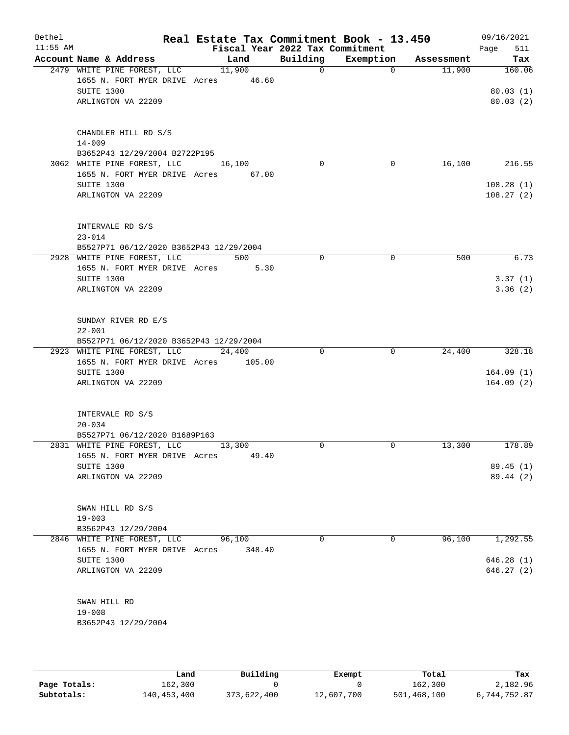Bethel 11:55 AM

# Real Estate Tax Commitment Book - 13.450

Fiscal Year 2022 Tax Commitment

09/16/2021 Page 511

| Account Name & Address | Land | Building | Exemption | Assessment | Tax |
|---|---|---|---|---|---|
| 2479 WHITE PINE FOREST, LLC | 11,900 | 0 | 0 | 11,900 | 160.06 |
| 1655 N. FORT MYER DRIVE Acres 46.60 | | | | | |
| SUITE 1300 | | | | | 80.03 (1) |
| ARLINGTON VA 22209 | | | | | 80.03 (2) |
| CHANDLER HILL RD S/S | | | | | |
| 14-009 | | | | | |
| B3652P43 12/29/2004 B2722P195 | | | | | |
| 3062 WHITE PINE FOREST, LLC | 16,100 | 0 | 0 | 16,100 | 216.55 |
| 1655 N. FORT MYER DRIVE Acres 67.00 | | | | | |
| SUITE 1300 | | | | | 108.28 (1) |
| ARLINGTON VA 22209 | | | | | 108.27 (2) |
| INTERVALE RD S/S | | | | | |
| 23-014 | | | | | |
| B5527P71 06/12/2020 B3652P43 12/29/2004 | | | | | |
| 2928 WHITE PINE FOREST, LLC | 500 | 0 | 0 | 500 | 6.73 |
| 1655 N. FORT MYER DRIVE Acres 5.30 | | | | | |
| SUITE 1300 | | | | | 3.37 (1) |
| ARLINGTON VA 22209 | | | | | 3.36 (2) |
| SUNDAY RIVER RD E/S | | | | | |
| 22-001 | | | | | |
| B5527P71 06/12/2020 B3652P43 12/29/2004 | | | | | |
| 2923 WHITE PINE FOREST, LLC | 24,400 | 0 | 0 | 24,400 | 328.18 |
| 1655 N. FORT MYER DRIVE Acres 105.00 | | | | | |
| SUITE 1300 | | | | | 164.09 (1) |
| ARLINGTON VA 22209 | | | | | 164.09 (2) |
| INTERVALE RD S/S | | | | | |
| 20-034 | | | | | |
| B5527P71 06/12/2020 B1689P163 | | | | | |
| 2831 WHITE PINE FOREST, LLC | 13,300 | 0 | 0 | 13,300 | 178.89 |
| 1655 N. FORT MYER DRIVE Acres 49.40 | | | | | |
| SUITE 1300 | | | | | 89.45 (1) |
| ARLINGTON VA 22209 | | | | | 89.44 (2) |
| SWAN HILL RD S/S | | | | | |
| 19-003 | | | | | |
| B3562P43 12/29/2004 | | | | | |
| 2846 WHITE PINE FOREST, LLC | 96,100 | 0 | 0 | 96,100 | 1,292.55 |
| 1655 N. FORT MYER DRIVE Acres 348.40 | | | | | |
| SUITE 1300 | | | | | 646.28 (1) |
| ARLINGTON VA 22209 | | | | | 646.27 (2) |
| SWAN HILL RD | | | | | |
| 19-008 | | | | | |
| B3652P43 12/29/2004 | | | | | |

| | Land | Building | Exempt | Total | Tax |
|---|---|---|---|---|---|
| Page Totals: | 162,300 | 0 | 0 | 162,300 | 2,182.96 |
| Subtotals: | 140,453,400 | 373,622,400 | 12,607,700 | 501,468,100 | 6,744,752.87 |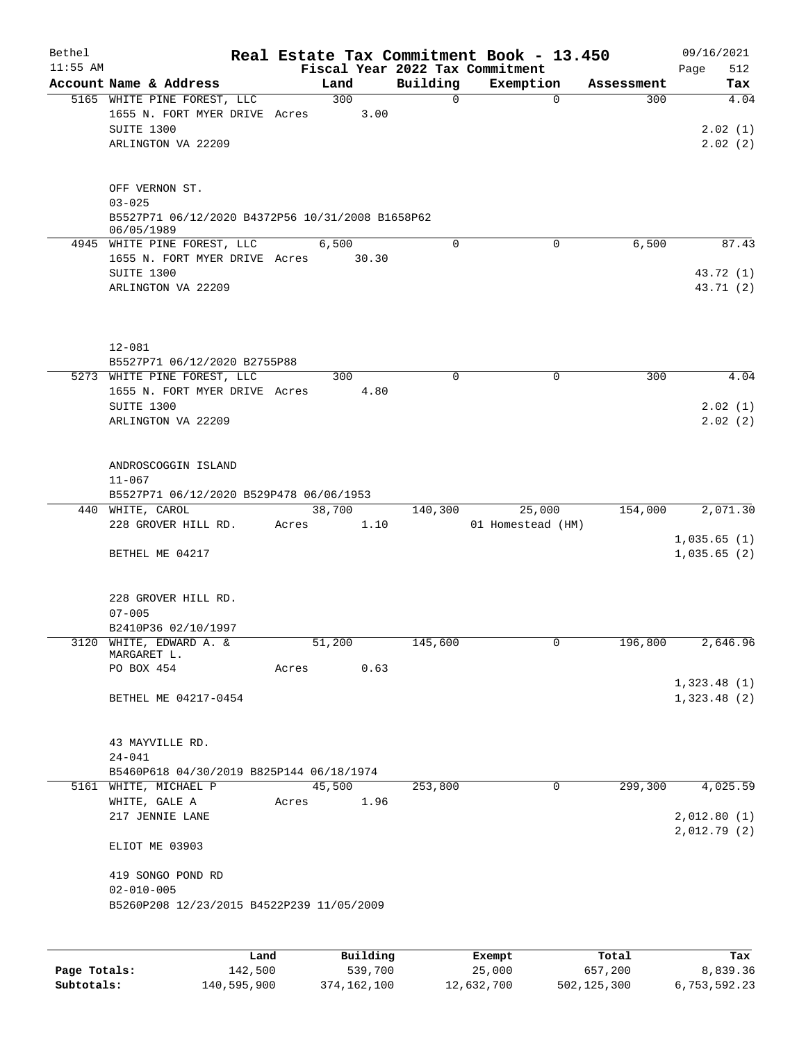# Real Estate Tax Commitment Book - 13.450

Bethel 11:55 AM — Fiscal Year 2022 Tax Commitment — 09/16/2021 Page 512

| Account Name & Address | Land | Building | Exemption | Assessment | Tax |
|---|---|---|---|---|---|
| 5165 WHITE PINE FOREST, LLC<br>1655 N. FORT MYER DRIVE Acres 3.00<br>SUITE 1300<br>ARLINGTON VA 22209<br><br>OFF VERNON ST.<br>03-025<br>B5527P71 06/12/2020 B4372P56 10/31/2008 B1658P62 06/05/1989 | 300 | 0 | 0 | 300 | 4.04<br>2.02 (1)<br>2.02 (2) |
| 4945 WHITE PINE FOREST, LLC<br>1655 N. FORT MYER DRIVE Acres 30.30<br>SUITE 1300<br>ARLINGTON VA 22209<br><br>12-081<br>B5527P71 06/12/2020 B2755P88 | 6,500 | 0 | 0 | 6,500 | 87.43<br>43.72 (1)<br>43.71 (2) |
| 5273 WHITE PINE FOREST, LLC<br>1655 N. FORT MYER DRIVE Acres 4.80<br>SUITE 1300<br>ARLINGTON VA 22209<br><br>ANDROSCOGGIN ISLAND<br>11-067<br>B5527P71 06/12/2020 B529P478 06/06/1953 | 300 | 0 | 0 | 300 | 4.04<br>2.02 (1)<br>2.02 (2) |
| 440 WHITE, CAROL<br>228 GROVER HILL RD. Acres 1.10<br>BETHEL ME 04217<br><br>228 GROVER HILL RD.<br>07-005<br>B2410P36 02/10/1997 | 38,700 | 140,300 | 25,000<br>01 Homestead (HM) | 154,000 | 2,071.30<br>1,035.65 (1)<br>1,035.65 (2) |
| 3120 WHITE, EDWARD A. & MARGARET L.<br>PO BOX 454 Acres 0.63<br>BETHEL ME 04217-0454<br><br>43 MAYVILLE RD.<br>24-041<br>B5460P618 04/30/2019 B825P144 06/18/1974 | 51,200 | 145,600 | 0 | 196,800 | 2,646.96<br>1,323.48 (1)<br>1,323.48 (2) |
| 5161 WHITE, MICHAEL P<br>WHITE, GALE A Acres 1.96<br>217 JENNIE LANE<br>ELIOT ME 03903<br><br>419 SONGO POND RD<br>02-010-005<br>B5260P208 12/23/2015 B4522P239 11/05/2009 | 45,500 | 253,800 | 0 | 299,300 | 4,025.59<br>2,012.80 (1)<br>2,012.79 (2) |

| | Land | Building | Exempt | Total | Tax |
|---|---|---|---|---|---|
| Page Totals: | 142,500 | 539,700 | 25,000 | 657,200 | 8,839.36 |
| Subtotals: | 140,595,900 | 374,162,100 | 12,632,700 | 502,125,300 | 6,753,592.23 |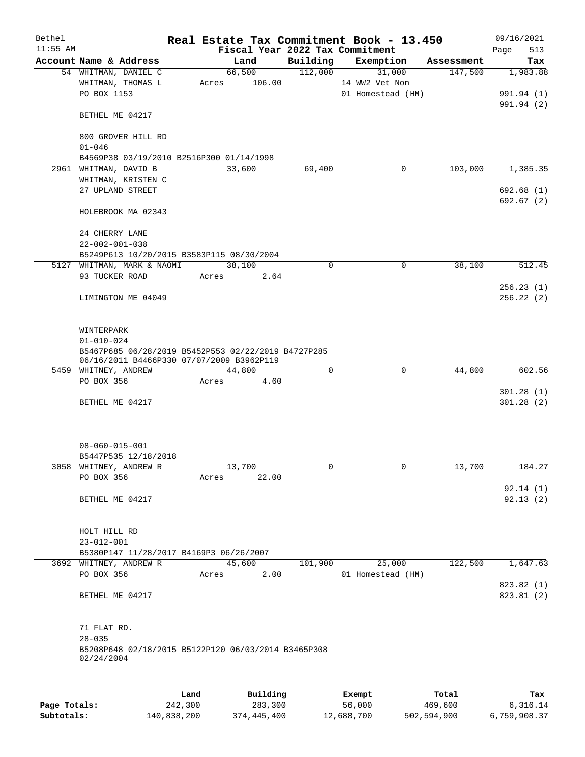Bethel 11:55 AM

# Real Estate Tax Commitment Book - 13.450

Fiscal Year 2022 Tax Commitment

09/16/2021 Page 513

| Account | Name & Address | Land | Building | Exemption | Assessment | Tax |
|---|---|---|---|---|---|---|
| 54 | WHITMAN, DANIEL C<br>WHITMAN, THOMAS L<br>PO BOX 1153<br><br>BETHEL ME 04217<br><br>800 GROVER HILL RD<br>01-046<br>B4569P38 03/19/2010 B2516P300 01/14/1998 | 66,500<br>Acres 106.00 | 112,000 | 31,000<br>14 WW2 Vet Non<br>01 Homestead (HM) | 147,500 | 1,983.88<br><br>991.94 (1)<br>991.94 (2) |
| 2961 | WHITMAN, DAVID B<br>WHITMAN, KRISTEN C<br>27 UPLAND STREET<br><br>HOLEBROOK MA 02343<br><br>24 CHERRY LANE<br>22-002-001-038<br>B5249P613 10/20/2015 B3583P115 08/30/2004 | 33,600 | 69,400 | 0 | 103,000 | 1,385.35<br><br>692.68 (1)<br>692.67 (2) |
| 5127 | WHITMAN, MARK & NAOMI<br>93 TUCKER ROAD<br><br>LIMINGTON ME 04049<br><br>WINTERPARK<br>01-010-024<br>B5467P685 06/28/2019 B5452P553 02/22/2019 B4727P285 06/16/2011 B4466P330 07/07/2009 B3962P119 | 38,100<br>Acres 2.64 | 0 | 0 | 38,100 | 512.45<br><br>256.23 (1)<br>256.22 (2) |
| 5459 | WHITNEY, ANDREW<br>PO BOX 356<br><br>BETHEL ME 04217<br><br>08-060-015-001<br>B5447P535 12/18/2018 | 44,800<br>Acres 4.60 | 0 | 0 | 44,800 | 602.56<br><br>301.28 (1)<br>301.28 (2) |
| 3058 | WHITNEY, ANDREW R<br>PO BOX 356<br><br>BETHEL ME 04217<br><br>HOLT HILL RD<br>23-012-001<br>B5380P147 11/28/2017 B4169P3 06/26/2007 | 13,700<br>Acres 22.00 | 0 | 0 | 13,700 | 184.27<br><br>92.14 (1)<br>92.13 (2) |
| 3692 | WHITNEY, ANDREW R<br>PO BOX 356<br><br>BETHEL ME 04217<br><br>71 FLAT RD.<br>28-035<br>B5208P648 02/18/2015 B5122P120 06/03/2014 B3465P308 02/24/2004 | 45,600<br>Acres 2.00 | 101,900 | 25,000<br>01 Homestead (HM) | 122,500 | 1,647.63<br><br>823.82 (1)<br>823.81 (2) |

| | Land | Building | Exempt | Total | Tax |
|---|---|---|---|---|---|
| Page Totals: | 242,300 | 283,300 | 56,000 | 469,600 | 6,316.14 |
| Subtotals: | 140,838,200 | 374,445,400 | 12,688,700 | 502,594,900 | 6,759,908.37 |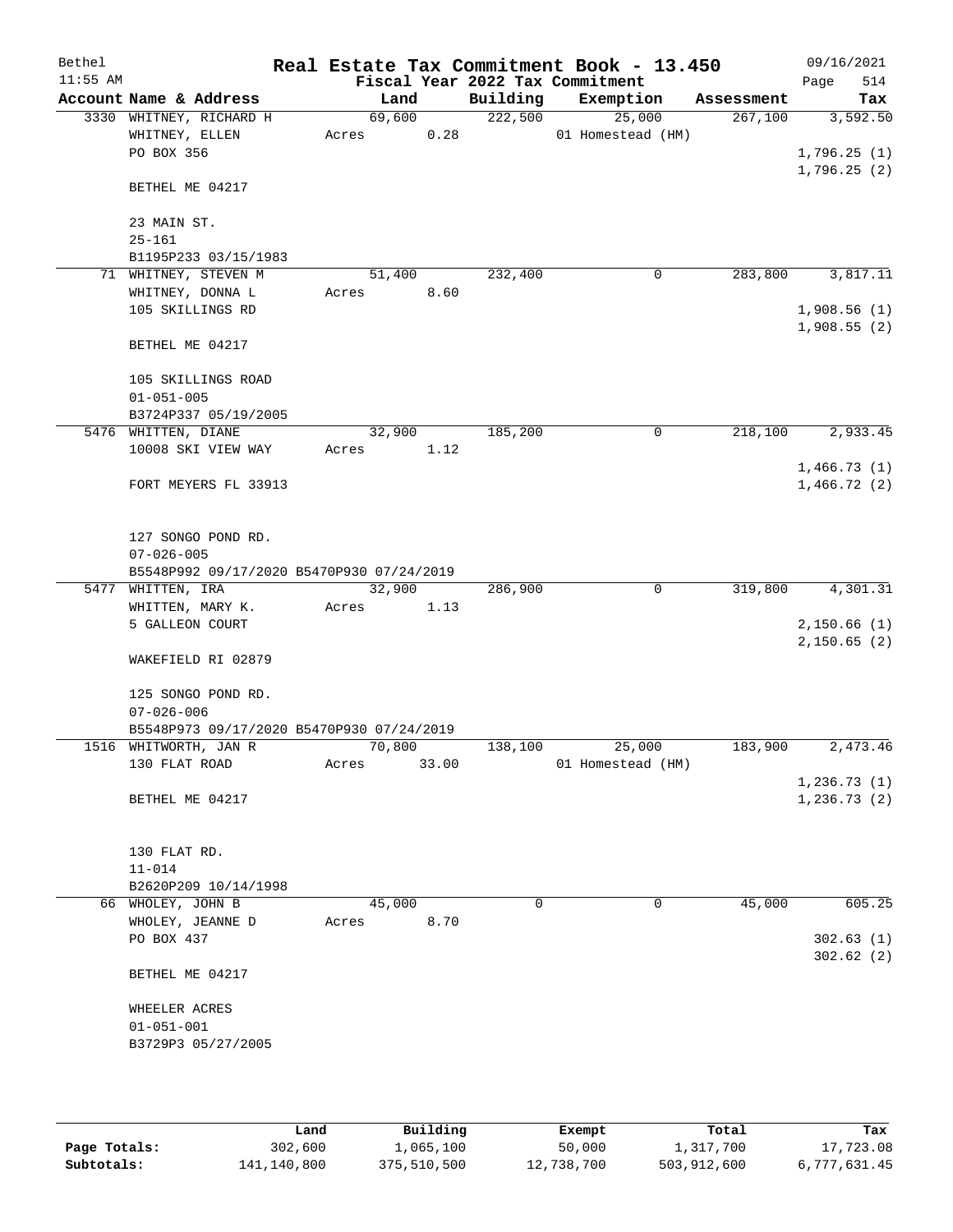# Real Estate Tax Commitment Book - 13.450

Bethel 11:55 AM — Fiscal Year 2022 Tax Commitment — 09/16/2021

| Account | Name & Address | Land | Building | Exemption | Assessment | Tax |
|---|---|---|---|---|---|---|
| 3330 | WHITNEY, RICHARD H<br>WHITNEY, ELLEN<br>PO BOX 356<br><br>BETHEL ME 04217<br><br>23 MAIN ST.<br>25-161<br>B1195P233 03/15/1983 | 69,600<br>Acres 0.28 | 222,500 | 25,000<br>01 Homestead (HM) | 267,100 | 3,592.50<br><br>1,796.25 (1)<br>1,796.25 (2) |
| 71 | WHITNEY, STEVEN M<br>WHITNEY, DONNA L<br>105 SKILLINGS RD<br><br>BETHEL ME 04217<br><br>105 SKILLINGS ROAD<br>01-051-005<br>B3724P337 05/19/2005 | 51,400<br>Acres 8.60 | 232,400 | 0 | 283,800 | 3,817.11<br><br>1,908.56 (1)<br>1,908.55 (2) |
| 5476 | WHITTEN, DIANE<br>10008 SKI VIEW WAY<br><br>FORT MEYERS FL 33913<br><br>127 SONGO POND RD.<br>07-026-005<br>B5548P992 09/17/2020 B5470P930 07/24/2019 | 32,900<br>Acres 1.12 | 185,200 | 0 | 218,100 | 2,933.45<br><br>1,466.73 (1)<br>1,466.72 (2) |
| 5477 | WHITTEN, IRA<br>WHITTEN, MARY K.<br>5 GALLEON COURT<br><br>WAKEFIELD RI 02879<br><br>125 SONGO POND RD.<br>07-026-006<br>B5548P973 09/17/2020 B5470P930 07/24/2019 | 32,900<br>Acres 1.13 | 286,900 | 0 | 319,800 | 4,301.31<br><br>2,150.66 (1)<br>2,150.65 (2) |
| 1516 | WHITWORTH, JAN R<br>130 FLAT ROAD<br><br>BETHEL ME 04217<br><br>130 FLAT RD.<br>11-014<br>B2620P209 10/14/1998 | 70,800<br>Acres 33.00 | 138,100 | 25,000<br>01 Homestead (HM) | 183,900 | 2,473.46<br><br>1,236.73 (1)<br>1,236.73 (2) |
| 66 | WHOLEY, JOHN B<br>WHOLEY, JEANNE D<br>PO BOX 437<br><br>BETHEL ME 04217<br><br>WHEELER ACRES<br>01-051-001<br>B3729P3 05/27/2005 | 45,000<br>Acres 8.70 | 0 | 0 | 45,000 | 605.25<br><br>302.63 (1)<br>302.62 (2) |

| | Land | Building | Exempt | Total | Tax |
|---|---|---|---|---|---|
| Page Totals: | 302,600 | 1,065,100 | 50,000 | 1,317,700 | 17,723.08 |
| Subtotals: | 141,140,800 | 375,510,500 | 12,738,700 | 503,912,600 | 6,777,631.45 |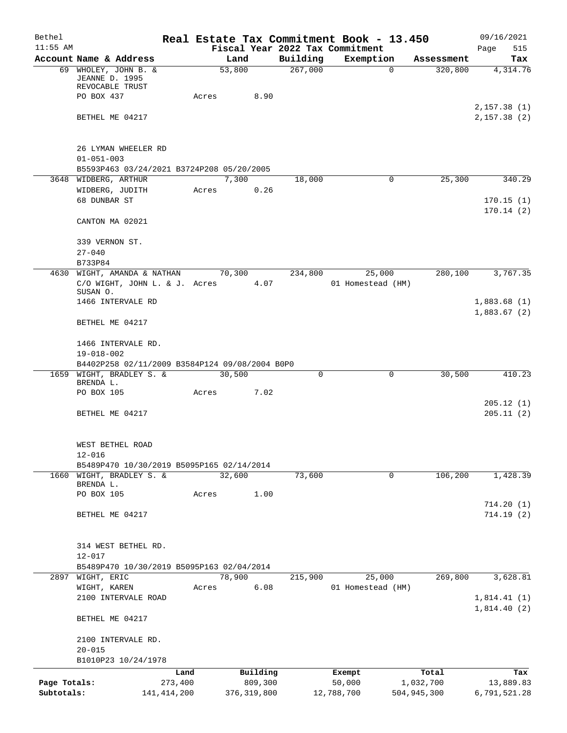Bethel 11:55 AM

# Real Estate Tax Commitment Book - 13.450

Fiscal Year 2022 Tax Commitment

09/16/2021 Page 515

| Account | Name & Address | Land | Building | Exemption | Assessment | Tax |
|---|---|---|---|---|---|---|
| 69 | WHOLEY, JOHN B. & JEANNE D. 1995 REVOCABLE TRUST<br>PO BOX 437<br>BETHEL ME 04217<br><br>26 LYMAN WHEELER RD<br>01-051-003<br>B5593P463 03/24/2021 B3724P208 05/20/2005 | 53,800<br>Acres 8.90 | 267,000 | 0 | 320,800 | 4,314.76<br>2,157.38 (1)<br>2,157.38 (2) |
| 3648 | WIDBERG, ARTHUR<br>WIDBERG, JUDITH<br>68 DUNBAR ST<br>CANTON MA 02021<br><br>339 VERNON ST.<br>27-040<br>B733P84 | 7,300<br>Acres 0.26 | 18,000 | 0 | 25,300 | 340.29<br>170.15 (1)<br>170.14 (2) |
| 4630 | WIGHT, AMANDA & NATHAN<br>C/O WIGHT, JOHN L. & J. SUSAN O.<br>1466 INTERVALE RD<br>BETHEL ME 04217<br><br>1466 INTERVALE RD.<br>19-018-002<br>B4402P258 02/11/2009 B3584P124 09/08/2004 B0P0 | 70,300<br>Acres 4.07 | 234,800 | 25,000<br>01 Homestead (HM) | 280,100 | 3,767.35<br>1,883.68 (1)<br>1,883.67 (2) |
| 1659 | WIGHT, BRADLEY S. & BRENDA L.<br>PO BOX 105<br>BETHEL ME 04217<br><br>WEST BETHEL ROAD<br>12-016<br>B5489P470 10/30/2019 B5095P165 02/14/2014 | 30,500<br>Acres 7.02 | 0 | 0 | 30,500 | 410.23<br>205.12 (1)<br>205.11 (2) |
| 1660 | WIGHT, BRADLEY S. & BRENDA L.<br>PO BOX 105<br>BETHEL ME 04217<br><br>314 WEST BETHEL RD.<br>12-017<br>B5489P470 10/30/2019 B5095P163 02/04/2014 | 32,600<br>Acres 1.00 | 73,600 | 0 | 106,200 | 1,428.39<br>714.20 (1)<br>714.19 (2) |
| 2897 | WIGHT, ERIC<br>WIGHT, KAREN<br>2100 INTERVALE ROAD<br>BETHEL ME 04217<br><br>2100 INTERVALE RD.<br>20-015<br>B1010P23 10/24/1978 | 78,900<br>Acres 6.08 | 215,900 | 25,000<br>01 Homestead (HM) | 269,800 | 3,628.81<br>1,814.41 (1)<br>1,814.40 (2) |

| | Land | Building | Exempt | Total | Tax |
|---|---|---|---|---|---|
| Page Totals: | 273,400 | 809,300 | 50,000 | 1,032,700 | 13,889.83 |
| Subtotals: | 141,414,200 | 376,319,800 | 12,788,700 | 504,945,300 | 6,791,521.28 |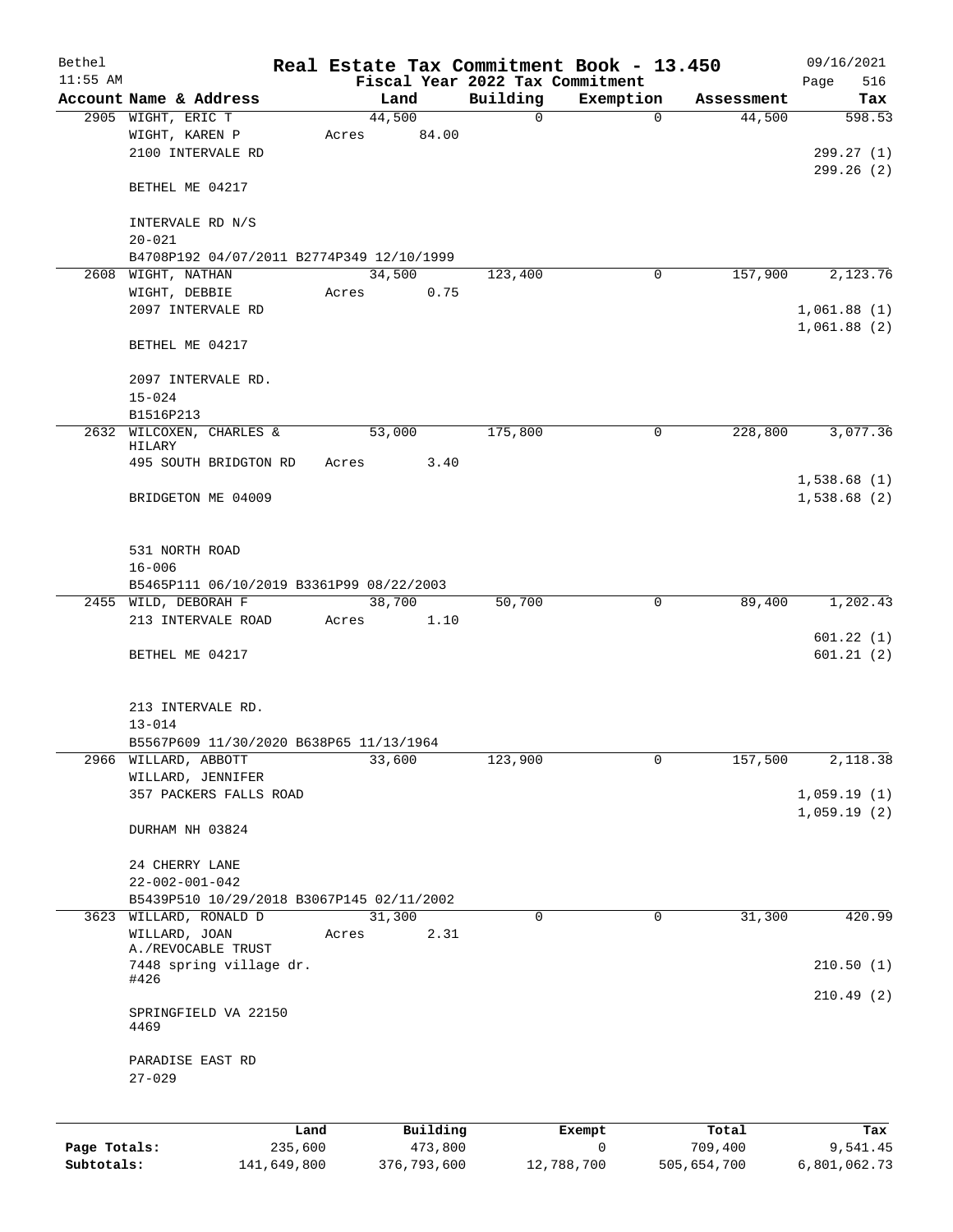# Real Estate Tax Commitment Book - 13.450

Bethel 11:55 AM — Fiscal Year 2022 Tax Commitment — 09/16/2021 Page 516

| Account Name & Address | Land | Building | Exemption | Assessment | Tax |
|---|---|---|---|---|---|
| 2905 WIGHT, ERIC T<br>WIGHT, KAREN P<br>2100 INTERVALE RD<br><br>BETHEL ME 04217<br><br>INTERVALE RD N/S<br>20-021<br>B4708P192 04/07/2011 B2774P349 12/10/1999 | 44,500<br>Acres 84.00 | 0 | 0 | 44,500 | 598.53<br><br>299.27 (1)<br>299.26 (2) |
| 2608 WIGHT, NATHAN<br>WIGHT, DEBBIE<br>2097 INTERVALE RD<br><br>BETHEL ME 04217<br><br>2097 INTERVALE RD.<br>15-024<br>B1516P213 | 34,500<br>Acres 0.75 | 123,400 | 0 | 157,900 | 2,123.76<br><br>1,061.88 (1)<br>1,061.88 (2) |
| 2632 WILCOXEN, CHARLES & HILARY<br>495 SOUTH BRIDGTON RD<br><br>BRIDGETON ME 04009<br><br>531 NORTH ROAD<br>16-006<br>B5465P111 06/10/2019 B3361P99 08/22/2003 | 53,000<br>Acres 3.40 | 175,800 | 0 | 228,800 | 3,077.36<br><br>1,538.68 (1)<br>1,538.68 (2) |
| 2455 WILD, DEBORAH F<br>213 INTERVALE ROAD<br><br>BETHEL ME 04217<br><br>213 INTERVALE RD.<br>13-014<br>B5567P609 11/30/2020 B638P65 11/13/1964 | 38,700<br>Acres 1.10 | 50,700 | 0 | 89,400 | 1,202.43<br><br>601.22 (1)<br>601.21 (2) |
| 2966 WILLARD, ABBOTT<br>WILLARD, JENNIFER<br>357 PACKERS FALLS ROAD<br><br>DURHAM NH 03824<br><br>24 CHERRY LANE<br>22-002-001-042<br>B5439P510 10/29/2018 B3067P145 02/11/2002 | 33,600 | 123,900 | 0 | 157,500 | 2,118.38<br><br>1,059.19 (1)<br>1,059.19 (2) |
| 3623 WILLARD, RONALD D<br>WILLARD, JOAN A./REVOCABLE TRUST<br>7448 spring village dr. #426<br><br>SPRINGFIELD VA 22150 4469<br><br>PARADISE EAST RD<br>27-029 | 31,300<br>Acres 2.31 | 0 | 0 | 31,300 | 420.99<br><br>210.50 (1)<br>210.49 (2) |

| | Land | Building | Exempt | Total | Tax |
|---|---|---|---|---|---|
| Page Totals: | 235,600 | 473,800 | 0 | 709,400 | 9,541.45 |
| Subtotals: | 141,649,800 | 376,793,600 | 12,788,700 | 505,654,700 | 6,801,062.73 |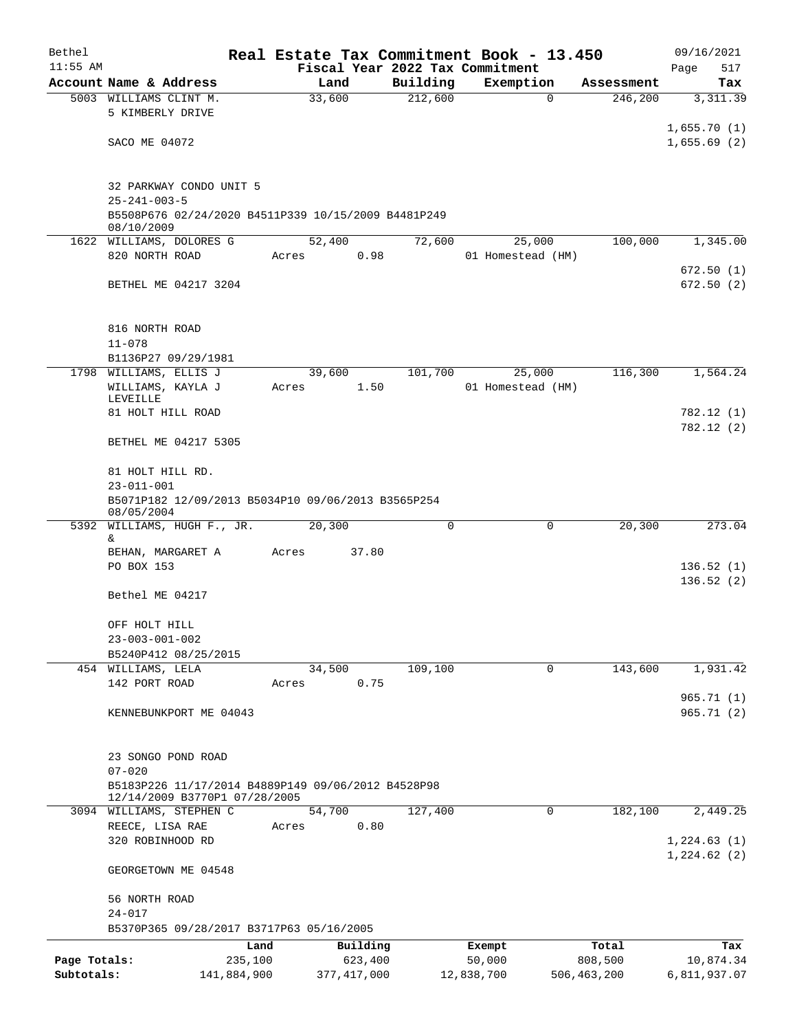Bethel 11:55 AM

# Real Estate Tax Commitment Book - 13.450

Fiscal Year 2022 Tax Commitment

09/16/2021

| Account | Name & Address | Land | Building | Exemption | Assessment | Tax |
|---|---|---|---|---|---|---|
| 5003 | WILLIAMS CLINT M.<br>5 KIMBERLY DRIVE<br><br>SACO ME 04072<br><br>32 PARKWAY CONDO UNIT 5<br>25-241-003-5<br>B5508P676 02/24/2020 B4511P339 10/15/2009 B4481P249 08/10/2009 | 33,600 | 212,600 | 0 | 246,200 | 3,311.39<br>1,655.70 (1)<br>1,655.69 (2) |
| 1622 | WILLIAMS, DOLORES G<br>820 NORTH ROAD<br><br>BETHEL ME 04217 3204<br><br>816 NORTH ROAD<br>11-078<br>B1136P27 09/29/1981 | 52,400<br>Acres 0.98 | 72,600 | 25,000<br>01 Homestead (HM) | 100,000 | 1,345.00<br>672.50 (1)<br>672.50 (2) |
| 1798 | WILLIAMS, ELLIS J<br>WILLIAMS, KAYLA J LEVEILLE<br>81 HOLT HILL ROAD<br><br>BETHEL ME 04217 5305<br><br>81 HOLT HILL RD.<br>23-011-001<br>B5071P182 12/09/2013 B5034P10 09/06/2013 B3565P254 08/05/2004 | 39,600<br>Acres 1.50 | 101,700 | 25,000<br>01 Homestead (HM) | 116,300 | 1,564.24<br>782.12 (1)<br>782.12 (2) |
| 5392 | WILLIAMS, HUGH F., JR. &<br>BEHAN, MARGARET A<br>PO BOX 153<br><br>Bethel ME 04217<br><br>OFF HOLT HILL<br>23-003-001-002<br>B5240P412 08/25/2015 | 20,300<br>Acres 37.80 | 0 | 0 | 20,300 | 273.04<br>136.52 (1)<br>136.52 (2) |
| 454 | WILLIAMS, LELA<br>142 PORT ROAD<br><br>KENNEBUNKPORT ME 04043<br><br>23 SONGO POND ROAD<br>07-020<br>B5183P226 11/17/2014 B4889P149 09/06/2012 B4528P98 12/14/2009 B3770P1 07/28/2005 | 34,500<br>Acres 0.75 | 109,100 | 0 | 143,600 | 1,931.42<br>965.71 (1)<br>965.71 (2) |
| 3094 | WILLIAMS, STEPHEN C<br>REECE, LISA RAE<br>320 ROBINHOOD RD<br><br>GEORGETOWN ME 04548<br><br>56 NORTH ROAD<br>24-017<br>B5370P365 09/28/2017 B3717P63 05/16/2005 | 54,700<br>Acres 0.80 | 127,400 | 0 | 182,100 | 2,449.25<br>1,224.63 (1)<br>1,224.62 (2) |

| | Land | Building | Exempt | Total | Tax |
|---|---|---|---|---|---|
| Page Totals: | 235,100 | 623,400 | 50,000 | 808,500 | 10,874.34 |
| Subtotals: | 141,884,900 | 377,417,000 | 12,838,700 | 506,463,200 | 6,811,937.07 |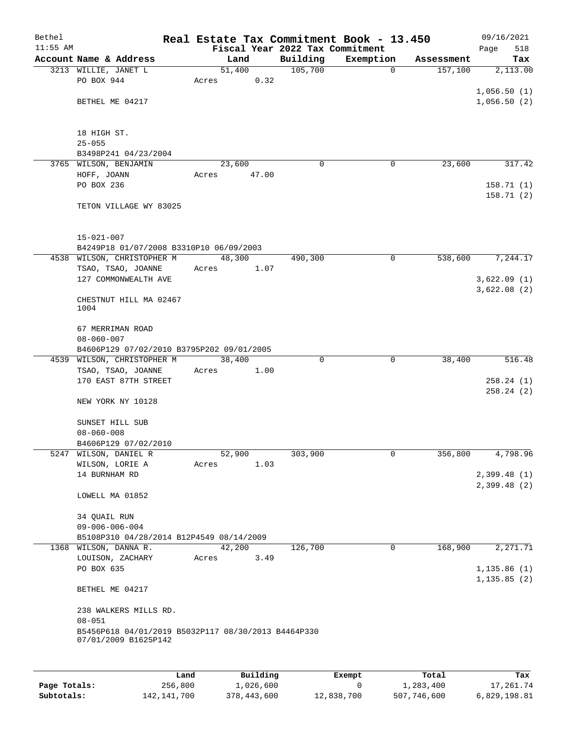# Real Estate Tax Commitment Book - 13.450

Bethel 11:55 AM — 09/16/2021

Fiscal Year 2022 Tax Commitment

| Account Name & Address | Land | Building | Exemption | Assessment | Tax |
|---|---|---|---|---|---|
| 3213 WILLIE, JANET L<br>PO BOX 944<br><br>BETHEL ME 04217<br><br>18 HIGH ST.<br>25-055<br>B3498P241 04/23/2004 | 51,400<br>Acres 0.32 | 105,700 | 0 | 157,100 | 2,113.00<br><br>1,056.50 (1)<br>1,056.50 (2) |
| 3765 WILSON, BENJAMIN<br>HOFF, JOANN<br>PO BOX 236<br><br>TETON VILLAGE WY 83025<br><br>15-021-007<br>B4249P18 01/07/2008 B3310P10 06/09/2003 | 23,600<br>Acres 47.00 | 0 | 0 | 23,600 | 317.42<br><br>158.71 (1)<br>158.71 (2) |
| 4538 WILSON, CHRISTOPHER M<br>TSAO, TSAO, JOANNE<br>127 COMMONWEALTH AVE<br><br>CHESTNUT HILL MA 02467<br>1004<br><br>67 MERRIMAN ROAD<br>08-060-007<br>B4606P129 07/02/2010 B3795P202 09/01/2005 | 48,300<br>Acres 1.07 | 490,300 | 0 | 538,600 | 7,244.17<br><br>3,622.09 (1)<br>3,622.08 (2) |
| 4539 WILSON, CHRISTOPHER M<br>TSAO, TSAO, JOANNE<br>170 EAST 87TH STREET<br><br>NEW YORK NY 10128<br><br>SUNSET HILL SUB<br>08-060-008<br>B4606P129 07/02/2010 | 38,400<br>Acres 1.00 | 0 | 0 | 38,400 | 516.48<br><br>258.24 (1)<br>258.24 (2) |
| 5247 WILSON, DANIEL R<br>WILSON, LORIE A<br>14 BURNHAM RD<br><br>LOWELL MA 01852<br><br>34 QUAIL RUN<br>09-006-006-004<br>B5108P310 04/28/2014 B12P4549 08/14/2009 | 52,900<br>Acres 1.03 | 303,900 | 0 | 356,800 | 4,798.96<br><br>2,399.48 (1)<br>2,399.48 (2) |
| 1368 WILSON, DANNA R.<br>LOUISON, ZACHARY<br>PO BOX 635<br><br>BETHEL ME 04217<br><br>238 WALKERS MILLS RD.<br>08-051<br>B5456P618 04/01/2019 B5032P117 08/30/2013 B4464P330 07/01/2009 B1625P142 | 42,200<br>Acres 3.49 | 126,700 | 0 | 168,900 | 2,271.71<br><br>1,135.86 (1)<br>1,135.85 (2) |

| | Land | Building | Exempt | Total | Tax |
|---|---|---|---|---|---|
| Page Totals: | 256,800 | 1,026,600 | 0 | 1,283,400 | 17,261.74 |
| Subtotals: | 142,141,700 | 378,443,600 | 12,838,700 | 507,746,600 | 6,829,198.81 |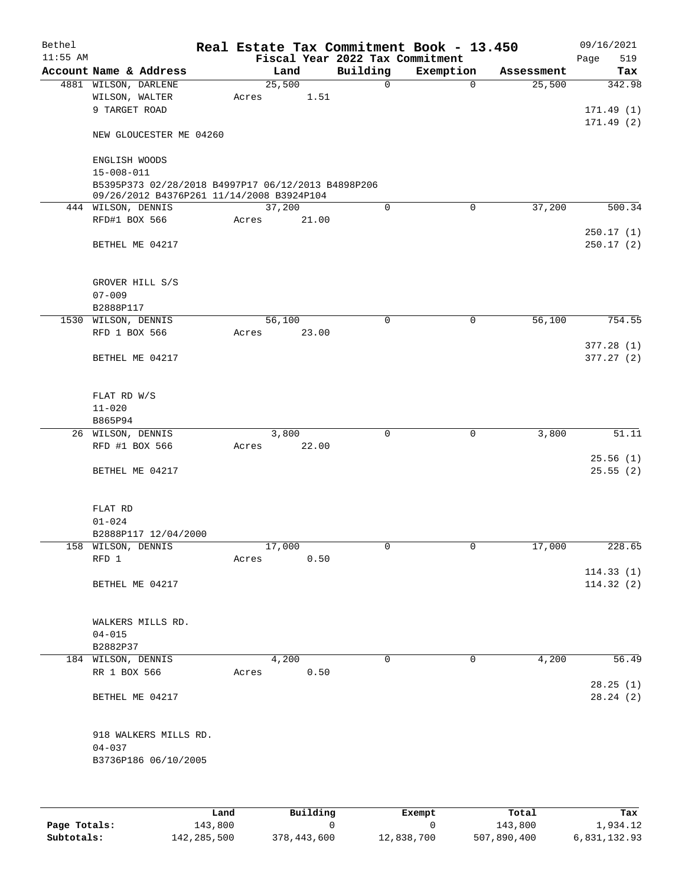# Real Estate Tax Commitment Book - 13.450

Bethel
11:55 AM

Fiscal Year 2022 Tax Commitment

09/16/2021
Page 519

| Account Name & Address | Land | Building | Exemption | Assessment | Tax |
|---|---|---|---|---|---|
| 4881 WILSON, DARLENE<br>WILSON, WALTER<br>9 TARGET ROAD<br><br>NEW GLOUCESTER ME 04260<br><br>ENGLISH WOODS<br>15-008-011<br>B5395P373 02/28/2018 B4997P17 06/12/2013 B4898P206 09/26/2012 B4376P261 11/14/2008 B3924P104 | 25,500<br>Acres 1.51 | 0 | 0 | 25,500 | 342.98<br><br>171.49 (1)<br>171.49 (2) |
| 444 WILSON, DENNIS<br>RFD#1 BOX 566<br><br>BETHEL ME 04217<br><br>GROVER HILL S/S<br>07-009<br>B2888P117 | 37,200<br>Acres 21.00 | 0 | 0 | 37,200 | 500.34<br><br>250.17 (1)<br>250.17 (2) |
| 1530 WILSON, DENNIS<br>RFD 1 BOX 566<br><br>BETHEL ME 04217<br><br>FLAT RD W/S<br>11-020<br>B865P94 | 56,100<br>Acres 23.00 | 0 | 0 | 56,100 | 754.55<br><br>377.28 (1)<br>377.27 (2) |
| 26 WILSON, DENNIS<br>RFD #1 BOX 566<br><br>BETHEL ME 04217<br><br>FLAT RD<br>01-024<br>B2888P117 12/04/2000 | 3,800<br>Acres 22.00 | 0 | 0 | 3,800 | 51.11<br><br>25.56 (1)<br>25.55 (2) |
| 158 WILSON, DENNIS<br>RFD 1<br><br>BETHEL ME 04217<br><br>WALKERS MILLS RD.<br>04-015<br>B2882P37 | 17,000<br>Acres 0.50 | 0 | 0 | 17,000 | 228.65<br><br>114.33 (1)<br>114.32 (2) |
| 184 WILSON, DENNIS<br>RR 1 BOX 566<br><br>BETHEL ME 04217<br><br>918 WALKERS MILLS RD.<br>04-037<br>B3736P186 06/10/2005 | 4,200<br>Acres 0.50 | 0 | 0 | 4,200 | 56.49<br><br>28.25 (1)<br>28.24 (2) |

| | Land | Building | Exempt | Total | Tax |
|---|---|---|---|---|---|
| **Page Totals:** | 143,800 | 0 | 0 | 143,800 | 1,934.12 |
| **Subtotals:** | 142,285,500 | 378,443,600 | 12,838,700 | 507,890,400 | 6,831,132.93 |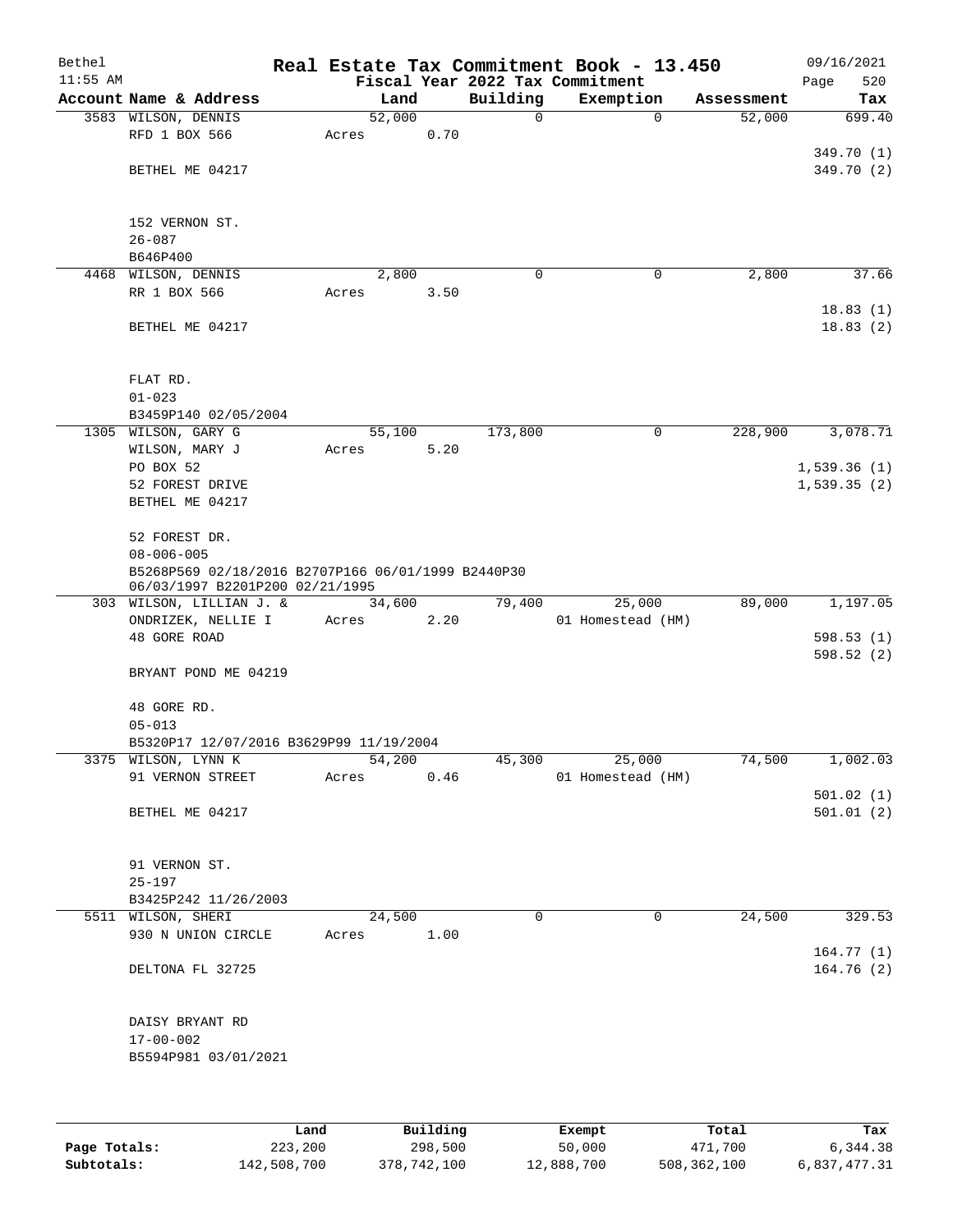# Real Estate Tax Commitment Book - 13.450

Bethel 11:55 AM — Fiscal Year 2022 Tax Commitment — 09/16/2021 Page 520

| Account Name & Address | Land | Building | Exemption | Assessment | Tax |
|---|---|---|---|---|---|
| 3583 WILSON, DENNIS<br>RFD 1 BOX 566<br>BETHEL ME 04217<br>152 VERNON ST.<br>26-087<br>B646P400 | 52,000<br>Acres 0.70 | 0 | 0 | 52,000 | 699.40<br>349.70 (1)<br>349.70 (2) |
| 4468 WILSON, DENNIS<br>RR 1 BOX 566<br>BETHEL ME 04217<br>FLAT RD.<br>01-023<br>B3459P140 02/05/2004 | 2,800<br>Acres 3.50 | 0 | 0 | 2,800 | 37.66<br>18.83 (1)<br>18.83 (2) |
| 1305 WILSON, GARY G<br>WILSON, MARY J<br>PO BOX 52<br>52 FOREST DRIVE<br>BETHEL ME 04217<br>52 FOREST DR.<br>08-006-005<br>B5268P569 02/18/2016 B2707P166 06/01/1999 B2440P30 06/03/1997 B2201P200 02/21/1995 | 55,100<br>Acres 5.20 | 173,800 | 0 | 228,900 | 3,078.71<br>1,539.36 (1)<br>1,539.35 (2) |
| 303 WILSON, LILLIAN J. &<br>ONDRIZEK, NELLIE I<br>48 GORE ROAD<br>BRYANT POND ME 04219<br>48 GORE RD.<br>05-013<br>B5320P17 12/07/2016 B3629P99 11/19/2004 | 34,600<br>Acres 2.20 | 79,400 | 25,000<br>01 Homestead (HM) | 89,000 | 1,197.05<br>598.53 (1)<br>598.52 (2) |
| 3375 WILSON, LYNN K<br>91 VERNON STREET<br>BETHEL ME 04217<br>91 VERNON ST.<br>25-197<br>B3425P242 11/26/2003 | 54,200<br>Acres 0.46 | 45,300 | 25,000<br>01 Homestead (HM) | 74,500 | 1,002.03<br>501.02 (1)<br>501.01 (2) |
| 5511 WILSON, SHERI<br>930 N UNION CIRCLE<br>DELTONA FL 32725<br>DAISY BRYANT RD<br>17-00-002<br>B5594P981 03/01/2021 | 24,500<br>Acres 1.00 | 0 | 0 | 24,500 | 329.53<br>164.77 (1)<br>164.76 (2) |

| | Land | Building | Exempt | Total | Tax |
|---|---|---|---|---|---|
| Page Totals: | 223,200 | 298,500 | 50,000 | 471,700 | 6,344.38 |
| Subtotals: | 142,508,700 | 378,742,100 | 12,888,700 | 508,362,100 | 6,837,477.31 |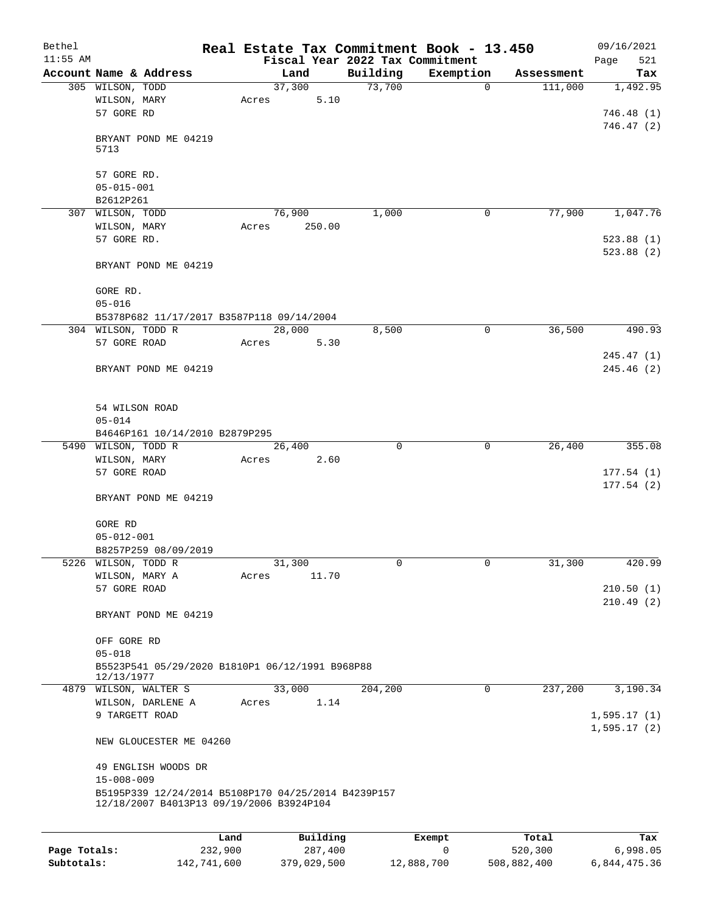# Real Estate Tax Commitment Book - 13.450

Bethel 11:55 AM — Fiscal Year 2022 Tax Commitment — 09/16/2021

| Account Name & Address | Land | Building | Exemption | Assessment | Tax |
|---|---|---|---|---|---|
| 305 WILSON, TODD<br>WILSON, MARY<br>57 GORE RD<br><br>BRYANT POND ME 04219<br>5713<br><br>57 GORE RD.<br>05-015-001<br>B2612P261 | 37,300<br>Acres 5.10 | 73,700 | 0 | 111,000 | 1,492.95<br><br>746.48 (1)<br>746.47 (2) |
| 307 WILSON, TODD<br>WILSON, MARY<br>57 GORE RD.<br><br>BRYANT POND ME 04219<br><br>GORE RD.<br>05-016<br>B5378P682 11/17/2017 B3587P118 09/14/2004 | 76,900<br>Acres 250.00 | 1,000 | 0 | 77,900 | 1,047.76<br><br>523.88 (1)<br>523.88 (2) |
| 304 WILSON, TODD R<br>57 GORE ROAD<br><br>BRYANT POND ME 04219<br><br>54 WILSON ROAD<br>05-014<br>B4646P161 10/14/2010 B2879P295 | 28,000<br>Acres 5.30 | 8,500 | 0 | 36,500 | 490.93<br><br>245.47 (1)<br>245.46 (2) |
| 5490 WILSON, TODD R<br>WILSON, MARY<br>57 GORE ROAD<br><br>BRYANT POND ME 04219<br><br>GORE RD<br>05-012-001<br>B8257P259 08/09/2019 | 26,400<br>Acres 2.60 | 0 | 0 | 26,400 | 355.08<br><br>177.54 (1)<br>177.54 (2) |
| 5226 WILSON, TODD R<br>WILSON, MARY A<br>57 GORE ROAD<br><br>BRYANT POND ME 04219<br><br>OFF GORE RD<br>05-018<br>B5523P541 05/29/2020 B1810P1 06/12/1991 B968P88 12/13/1977 | 31,300<br>Acres 11.70 | 0 | 0 | 31,300 | 420.99<br><br>210.50 (1)<br>210.49 (2) |
| 4879 WILSON, WALTER S<br>WILSON, DARLENE A<br>9 TARGETT ROAD<br><br>NEW GLOUCESTER ME 04260<br><br>49 ENGLISH WOODS DR<br>15-008-009<br>B5195P339 12/24/2014 B5108P170 04/25/2014 B4239P157 12/18/2007 B4013P13 09/19/2006 B3924P104 | 33,000<br>Acres 1.14 | 204,200 | 0 | 237,200 | 3,190.34<br><br>1,595.17 (1)<br>1,595.17 (2) |

| | Land | Building | Exempt | Total | Tax |
|---|---|---|---|---|---|
| Page Totals: | 232,900 | 287,400 | 0 | 520,300 | 6,998.05 |
| Subtotals: | 142,741,600 | 379,029,500 | 12,888,700 | 508,882,400 | 6,844,475.36 |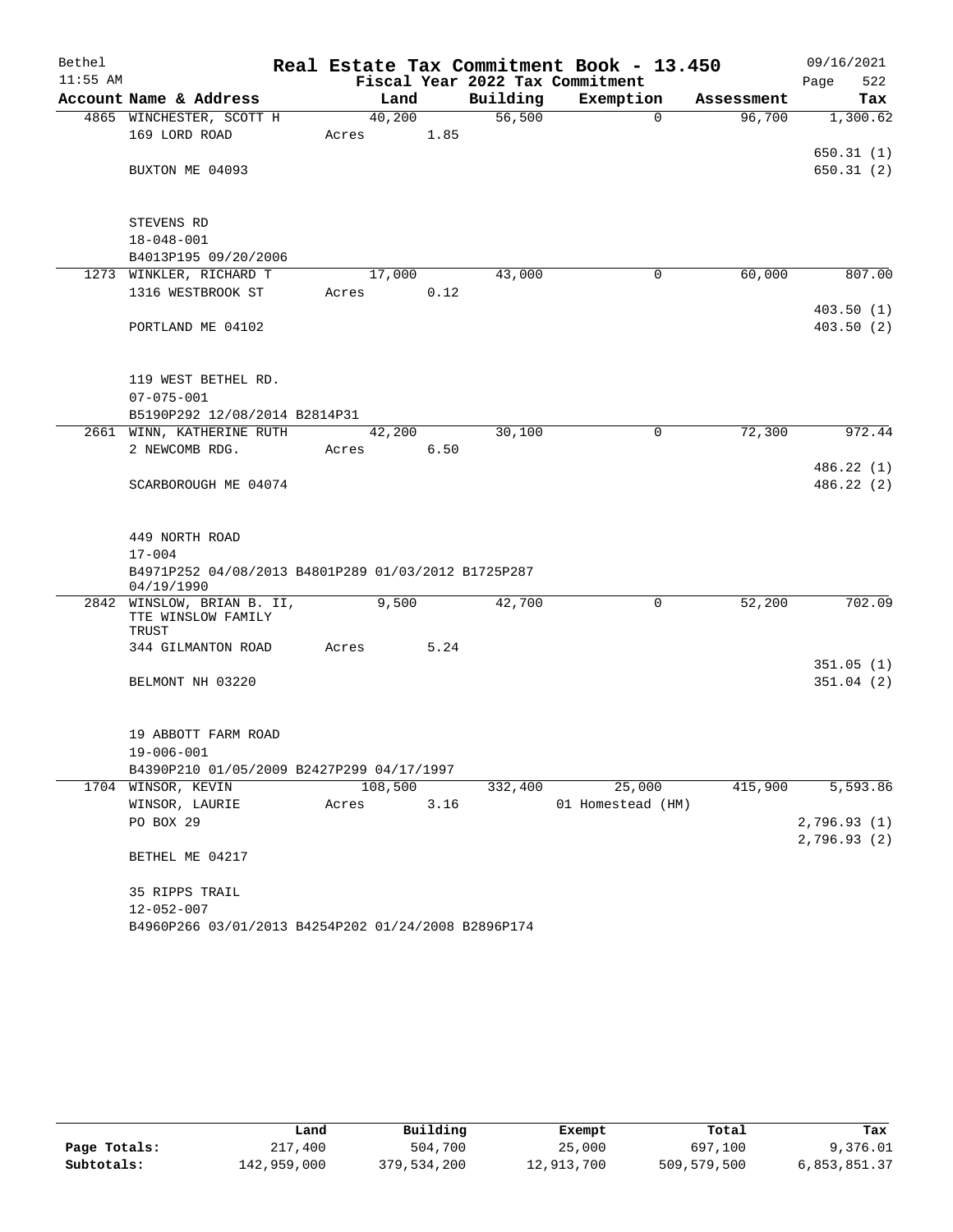# Real Estate Tax Commitment Book - 13.450

Bethel 11:55 AM — Fiscal Year 2022 Tax Commitment — 09/16/2021

| Account | Name & Address | Land | Building | Exemption | Assessment | Tax |
|---|---|---|---|---|---|---|
| 4865 | WINCHESTER, SCOTT H<br>169 LORD ROAD<br>BUXTON ME 04093<br><br>STEVENS RD<br>18-048-001<br>B4013P195 09/20/2006 | 40,200<br>Acres 1.85 | 56,500 | 0 | 96,700 | 1,300.62<br>650.31 (1)<br>650.31 (2) |
| 1273 | WINKLER, RICHARD T<br>1316 WESTBROOK ST<br>PORTLAND ME 04102<br><br>119 WEST BETHEL RD.<br>07-075-001<br>B5190P292 12/08/2014 B2814P31 | 17,000<br>Acres 0.12 | 43,000 | 0 | 60,000 | 807.00<br>403.50 (1)<br>403.50 (2) |
| 2661 | WINN, KATHERINE RUTH<br>2 NEWCOMB RDG.<br>SCARBOROUGH ME 04074<br><br>449 NORTH ROAD<br>17-004<br>B4971P252 04/08/2013 B4801P289 01/03/2012 B1725P287 04/19/1990 | 42,200<br>Acres 6.50 | 30,100 | 0 | 72,300 | 972.44<br>486.22 (1)<br>486.22 (2) |
| 2842 | WINSLOW, BRIAN B. II, TTE WINSLOW FAMILY TRUST<br>344 GILMANTON ROAD<br>BELMONT NH 03220<br><br>19 ABBOTT FARM ROAD<br>19-006-001<br>B4390P210 01/05/2009 B2427P299 04/17/1997 | 9,500<br>Acres 5.24 | 42,700 | 0 | 52,200 | 702.09<br>351.05 (1)<br>351.04 (2) |
| 1704 | WINSOR, KEVIN<br>WINSOR, LAURIE<br>PO BOX 29<br>BETHEL ME 04217<br><br>35 RIPPS TRAIL<br>12-052-007<br>B4960P266 03/01/2013 B4254P202 01/24/2008 B2896P174 | 108,500<br>Acres 3.16 | 332,400 | 25,000<br>01 Homestead (HM) | 415,900 | 5,593.86<br>2,796.93 (1)<br>2,796.93 (2) |

|  | Land | Building | Exempt | Total | Tax |
|---|---|---|---|---|---|
| Page Totals: | 217,400 | 504,700 | 25,000 | 697,100 | 9,376.01 |
| Subtotals: | 142,959,000 | 379,534,200 | 12,913,700 | 509,579,500 | 6,853,851.37 |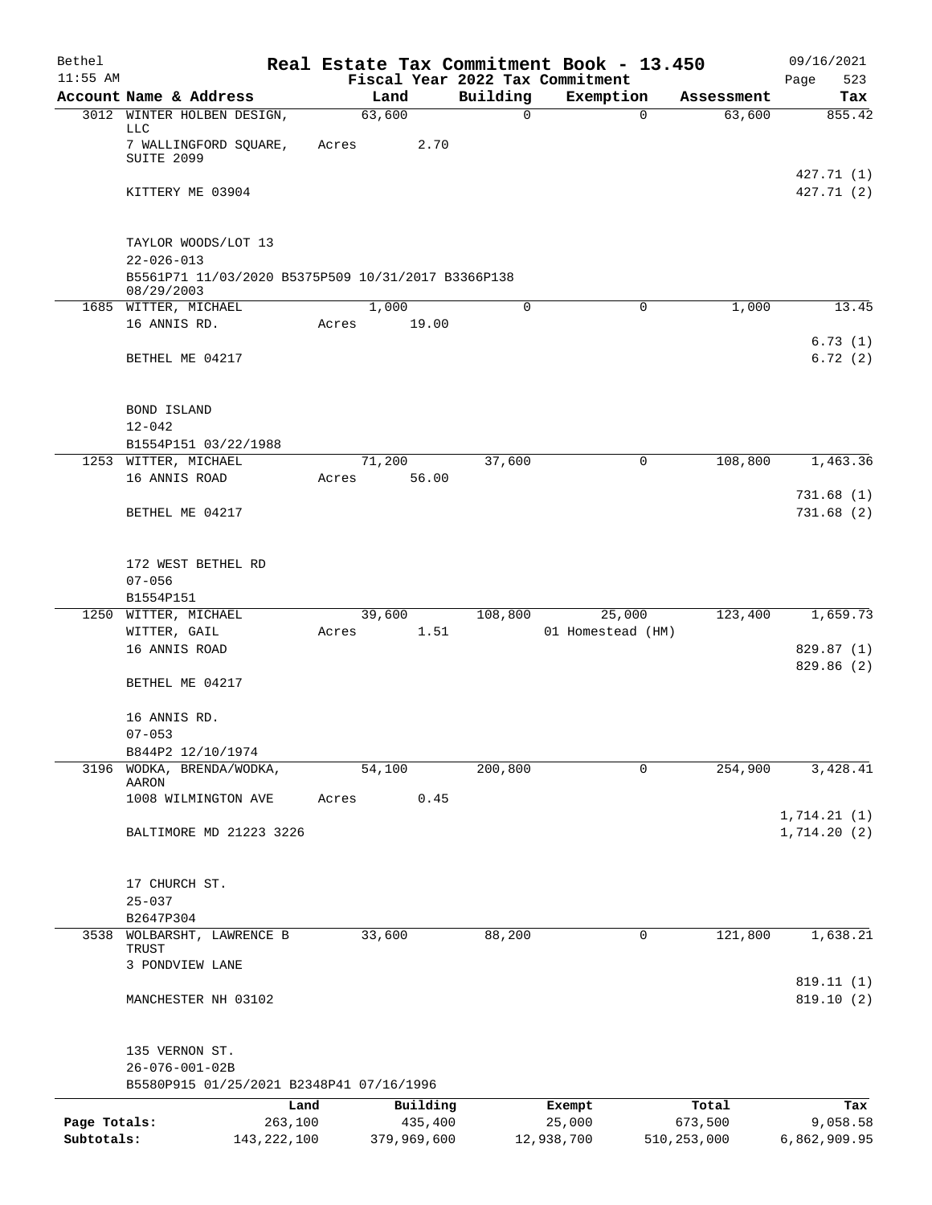# Real Estate Tax Commitment Book - 13.450

Bethel 11:55 AM — Fiscal Year 2022 Tax Commitment — 09/16/2021

| Account | Name & Address | Land | Building | Exemption | Assessment | Tax |
|---|---|---|---|---|---|---|
| 3012 | WINTER HOLBEN DESIGN, LLC<br>7 WALLINGFORD SQUARE, SUITE 2099<br>KITTERY ME 03904<br><br>TAYLOR WOODS/LOT 13<br>22-026-013<br>B5561P71 11/03/2020 B5375P509 10/31/2017 B3366P138 08/29/2003 | 63,600<br>Acres 2.70 | 0 | 0 | 63,600 | 855.42<br><br>427.71 (1)<br>427.71 (2) |
| 1685 | WITTER, MICHAEL<br>16 ANNIS RD.<br>BETHEL ME 04217<br><br>BOND ISLAND<br>12-042<br>B1554P151 03/22/1988 | 1,000<br>Acres 19.00 | 0 | 0 | 1,000 | 13.45<br><br>6.73 (1)<br>6.72 (2) |
| 1253 | WITTER, MICHAEL<br>16 ANNIS ROAD<br>BETHEL ME 04217<br><br>172 WEST BETHEL RD<br>07-056<br>B1554P151 | 71,200<br>Acres 56.00 | 37,600 | 0 | 108,800 | 1,463.36<br><br>731.68 (1)<br>731.68 (2) |
| 1250 | WITTER, MICHAEL<br>WITTER, GAIL<br>16 ANNIS ROAD<br>BETHEL ME 04217<br><br>16 ANNIS RD.<br>07-053<br>B844P2 12/10/1974 | 39,600<br>Acres 1.51 | 108,800 | 25,000<br>01 Homestead (HM) | 123,400 | 1,659.73<br><br>829.87 (1)<br>829.86 (2) |
| 3196 | WODKA, BRENDA/WODKA, AARON<br>1008 WILMINGTON AVE<br>BALTIMORE MD 21223 3226<br><br>17 CHURCH ST.<br>25-037<br>B2647P304 | 54,100<br>Acres 0.45 | 200,800 | 0 | 254,900 | 3,428.41<br><br>1,714.21 (1)<br>1,714.20 (2) |
| 3538 | WOLBARSHT, LAWRENCE B TRUST<br>3 PONDVIEW LANE<br>MANCHESTER NH 03102<br><br>135 VERNON ST.<br>26-076-001-02B<br>B5580P915 01/25/2021 B2348P41 07/16/1996 | 33,600 | 88,200 | 0 | 121,800 | 1,638.21<br><br>819.11 (1)<br>819.10 (2) |

| | Land | Building | Exempt | Total | Tax |
|---|---|---|---|---|---|
| Page Totals: | 263,100 | 435,400 | 25,000 | 673,500 | 9,058.58 |
| Subtotals: | 143,222,100 | 379,969,600 | 12,938,700 | 510,253,000 | 6,862,909.95 |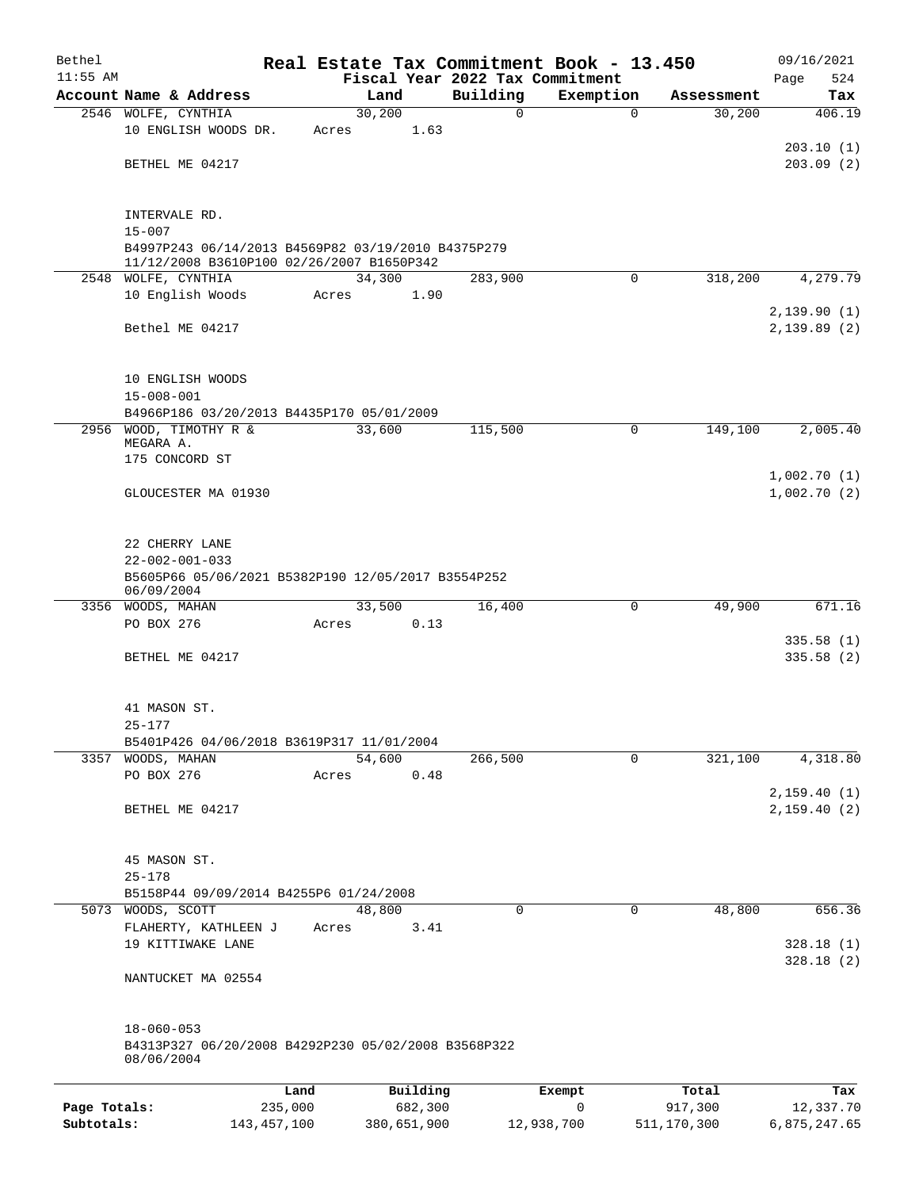Bethel 11:55 AM

# Real Estate Tax Commitment Book - 13.450

Fiscal Year 2022 Tax Commitment

09/16/2021 Page 524

| Account | Name & Address | Land | Building | Exemption | Assessment | Tax |
|---|---|---|---|---|---|---|
| 2546 | WOLFE, CYNTHIA<br>10 ENGLISH WOODS DR.<br>BETHEL ME 04217<br><br>INTERVALE RD.<br>15-007<br>B4997P243 06/14/2013 B4569P82 03/19/2010 B4375P279 11/12/2008 B3610P100 02/26/2007 B1650P342 | 30,200<br>Acres 1.63 | 0 | 0 | 30,200 | 406.19<br>203.10 (1)<br>203.09 (2) |
| 2548 | WOLFE, CYNTHIA<br>10 English Woods<br>Bethel ME 04217<br><br>10 ENGLISH WOODS<br>15-008-001<br>B4966P186 03/20/2013 B4435P170 05/01/2009 | 34,300<br>Acres 1.90 | 283,900 | 0 | 318,200 | 4,279.79<br>2,139.90 (1)<br>2,139.89 (2) |
| 2956 | WOOD, TIMOTHY R &<br>MEGARA A.<br>175 CONCORD ST<br>GLOUCESTER MA 01930<br><br>22 CHERRY LANE<br>22-002-001-033<br>B5605P66 05/06/2021 B5382P190 12/05/2017 B3554P252 06/09/2004 | 33,600 | 115,500 | 0 | 149,100 | 2,005.40<br>1,002.70 (1)<br>1,002.70 (2) |
| 3356 | WOODS, MAHAN<br>PO BOX 276<br>BETHEL ME 04217<br><br>41 MASON ST.<br>25-177<br>B5401P426 04/06/2018 B3619P317 11/01/2004 | 33,500<br>Acres 0.13 | 16,400 | 0 | 49,900 | 671.16<br>335.58 (1)<br>335.58 (2) |
| 3357 | WOODS, MAHAN<br>PO BOX 276<br>BETHEL ME 04217<br><br>45 MASON ST.<br>25-178<br>B5158P44 09/09/2014 B4255P6 01/24/2008 | 54,600<br>Acres 0.48 | 266,500 | 0 | 321,100 | 4,318.80<br>2,159.40 (1)<br>2,159.40 (2) |
| 5073 | WOODS, SCOTT<br>FLAHERTY, KATHLEEN J<br>19 KITTIWAKE LANE<br>NANTUCKET MA 02554<br><br>18-060-053<br>B4313P327 06/20/2008 B4292P230 05/02/2008 B3568P322 08/06/2004 | 48,800<br>Acres 3.41 | 0 | 0 | 48,800 | 656.36<br>328.18 (1)<br>328.18 (2) |

| | Land | Building | Exempt | Total | Tax |
|---|---|---|---|---|---|
| Page Totals: | 235,000 | 682,300 | 0 | 917,300 | 12,337.70 |
| Subtotals: | 143,457,100 | 380,651,900 | 12,938,700 | 511,170,300 | 6,875,247.65 |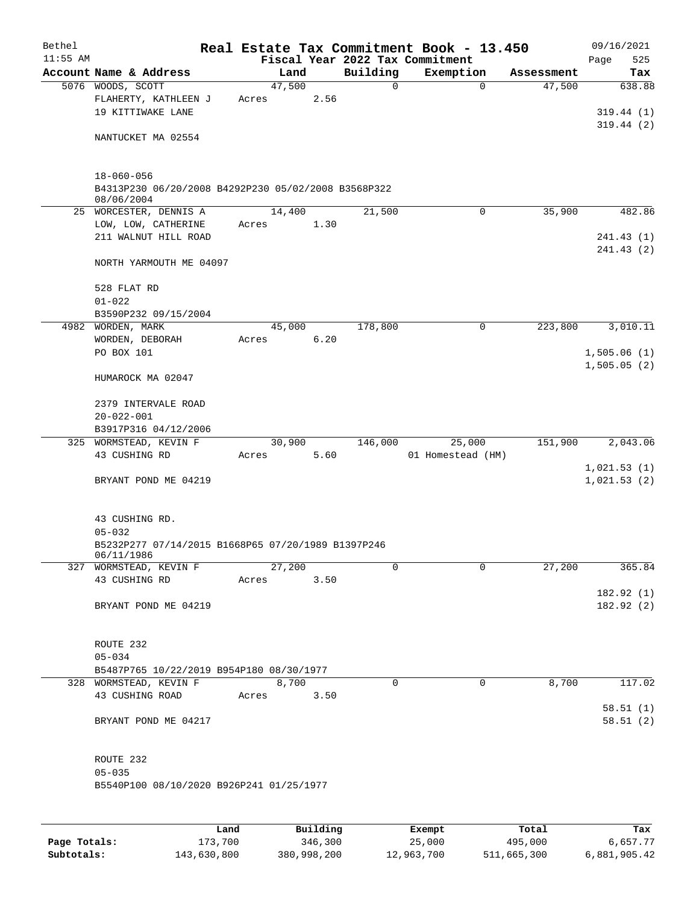# Real Estate Tax Commitment Book - 13.450

Bethel 11:55 AM — Fiscal Year 2022 Tax Commitment — 09/16/2021 Page 525

| Account Name & Address | Land | Building | Exemption | Assessment | Tax |
|---|---|---|---|---|---|
| 5076 WOODS, SCOTT<br>FLAHERTY, KATHLEEN J<br>19 KITTIWAKE LANE<br><br>NANTUCKET MA 02554<br><br>18-060-056<br>B4313P230 06/20/2008 B4292P230 05/02/2008 B3568P322 08/06/2004 | 47,500<br>Acres 2.56 | 0 | 0 | 47,500 | 638.88<br><br>319.44 (1)<br>319.44 (2) |
| 25 WORCESTER, DENNIS A<br>LOW, LOW, CATHERINE<br>211 WALNUT HILL ROAD<br><br>NORTH YARMOUTH ME 04097<br><br>528 FLAT RD<br>01-022<br>B3590P232 09/15/2004 | 14,400<br>Acres 1.30 | 21,500 | 0 | 35,900 | 482.86<br><br>241.43 (1)<br>241.43 (2) |
| 4982 WORDEN, MARK<br>WORDEN, DEBORAH<br>PO BOX 101<br><br>HUMAROCK MA 02047<br><br>2379 INTERVALE ROAD<br>20-022-001<br>B3917P316 04/12/2006 | 45,000<br>Acres 6.20 | 178,800 | 0 | 223,800 | 3,010.11<br><br>1,505.06 (1)<br>1,505.05 (2) |
| 325 WORMSTEAD, KEVIN F<br>43 CUSHING RD<br><br>BRYANT POND ME 04219<br><br>43 CUSHING RD.<br>05-032<br>B5232P277 07/14/2015 B1668P65 07/20/1989 B1397P246 06/11/1986 | 30,900<br>Acres 5.60 | 146,000 | 25,000<br>01 Homestead (HM) | 151,900 | 2,043.06<br><br>1,021.53 (1)<br>1,021.53 (2) |
| 327 WORMSTEAD, KEVIN F<br>43 CUSHING RD<br><br>BRYANT POND ME 04219<br><br>ROUTE 232<br>05-034<br>B5487P765 10/22/2019 B954P180 08/30/1977 | 27,200<br>Acres 3.50 | 0 | 0 | 27,200 | 365.84<br><br>182.92 (1)<br>182.92 (2) |
| 328 WORMSTEAD, KEVIN F<br>43 CUSHING ROAD<br><br>BRYANT POND ME 04217<br><br>ROUTE 232<br>05-035<br>B5540P100 08/10/2020 B926P241 01/25/1977 | 8,700<br>Acres 3.50 | 0 | 0 | 8,700 | 117.02<br><br>58.51 (1)<br>58.51 (2) |

| | Land | Building | Exempt | Total | Tax |
|---|---|---|---|---|---|
| Page Totals: | 173,700 | 346,300 | 25,000 | 495,000 | 6,657.77 |
| Subtotals: | 143,630,800 | 380,998,200 | 12,963,700 | 511,665,300 | 6,881,905.42 |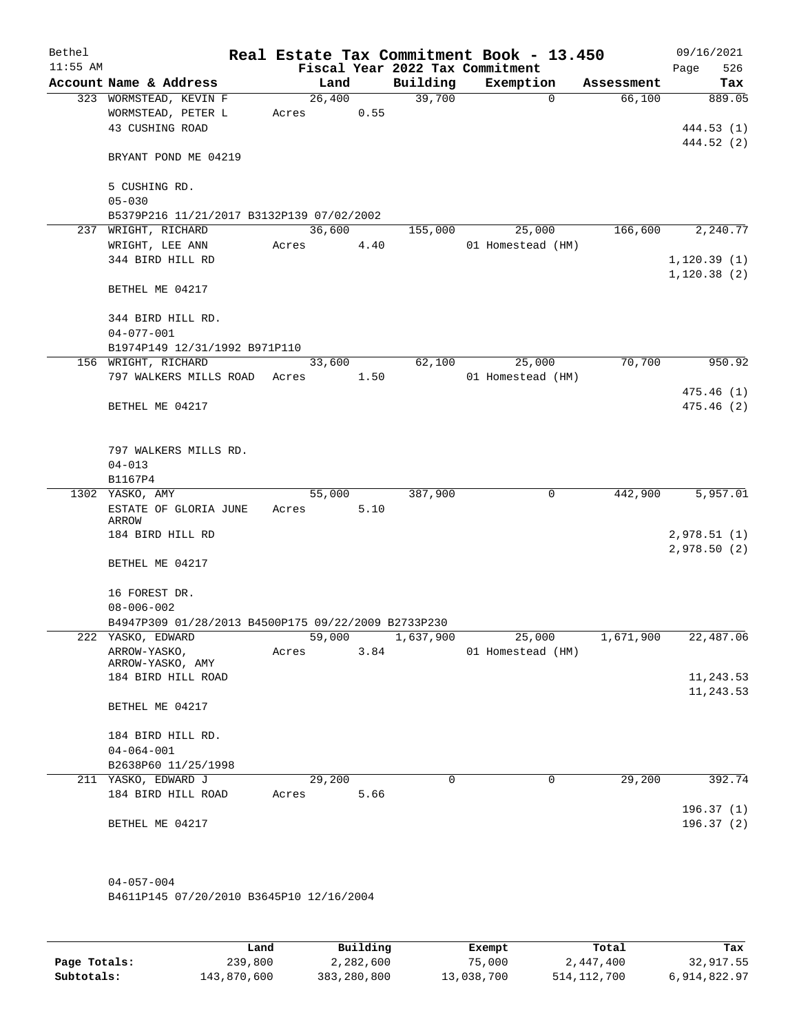# Real Estate Tax Commitment Book - 13.450

Bethel 11:55 AM — Fiscal Year 2022 Tax Commitment — 09/16/2021

| Account Name & Address | Land | Building | Exemption | Assessment | Tax |
|---|---|---|---|---|---|
| 323 WORMSTEAD, KEVIN F<br>WORMSTEAD, PETER L<br>43 CUSHING ROAD<br><br>BRYANT POND ME 04219<br><br>5 CUSHING RD.<br>05-030<br>B5379P216 11/21/2017 B3132P139 07/02/2002 | 26,400<br>Acres 0.55 | 39,700 | 0 | 66,100 | 889.05<br><br>444.53 (1)<br>444.52 (2) |
| 237 WRIGHT, RICHARD<br>WRIGHT, LEE ANN<br>344 BIRD HILL RD<br><br>BETHEL ME 04217<br><br>344 BIRD HILL RD.<br>04-077-001<br>B1974P149 12/31/1992 B971P110 | 36,600<br>Acres 4.40 | 155,000 | 25,000<br>01 Homestead (HM) | 166,600 | 2,240.77<br><br>1,120.39 (1)<br>1,120.38 (2) |
| 156 WRIGHT, RICHARD<br>797 WALKERS MILLS ROAD<br><br>BETHEL ME 04217<br><br>797 WALKERS MILLS RD.<br>04-013<br>B1167P4 | 33,600<br>Acres 1.50 | 62,100 | 25,000<br>01 Homestead (HM) | 70,700 | 950.92<br><br>475.46 (1)<br>475.46 (2) |
| 1302 YASKO, AMY<br>ESTATE OF GLORIA JUNE ARROW<br>184 BIRD HILL RD<br><br>BETHEL ME 04217<br><br>16 FOREST DR.<br>08-006-002<br>B4947P309 01/28/2013 B4500P175 09/22/2009 B2733P230 | 55,000<br>Acres 5.10 | 387,900 | 0 | 442,900 | 5,957.01<br><br>2,978.51 (1)<br>2,978.50 (2) |
| 222 YASKO, EDWARD<br>ARROW-YASKO,<br>ARROW-YASKO, AMY<br>184 BIRD HILL ROAD<br><br>BETHEL ME 04217<br><br>184 BIRD HILL RD.<br>04-064-001<br>B2638P60 11/25/1998 | 59,000<br>Acres 3.84 | 1,637,900 | 25,000<br>01 Homestead (HM) | 1,671,900 | 22,487.06<br><br>11,243.53<br>11,243.53 |
| 211 YASKO, EDWARD J<br>184 BIRD HILL ROAD<br><br>BETHEL ME 04217<br><br>04-057-004<br>B4611P145 07/20/2010 B3645P10 12/16/2004 | 29,200<br>Acres 5.66 | 0 | 0 | 29,200 | 392.74<br><br>196.37 (1)<br>196.37 (2) |

| | Land | Building | Exempt | Total | Tax |
|---|---|---|---|---|---|
| Page Totals: | 239,800 | 2,282,600 | 75,000 | 2,447,400 | 32,917.55 |
| Subtotals: | 143,870,600 | 383,280,800 | 13,038,700 | 514,112,700 | 6,914,822.97 |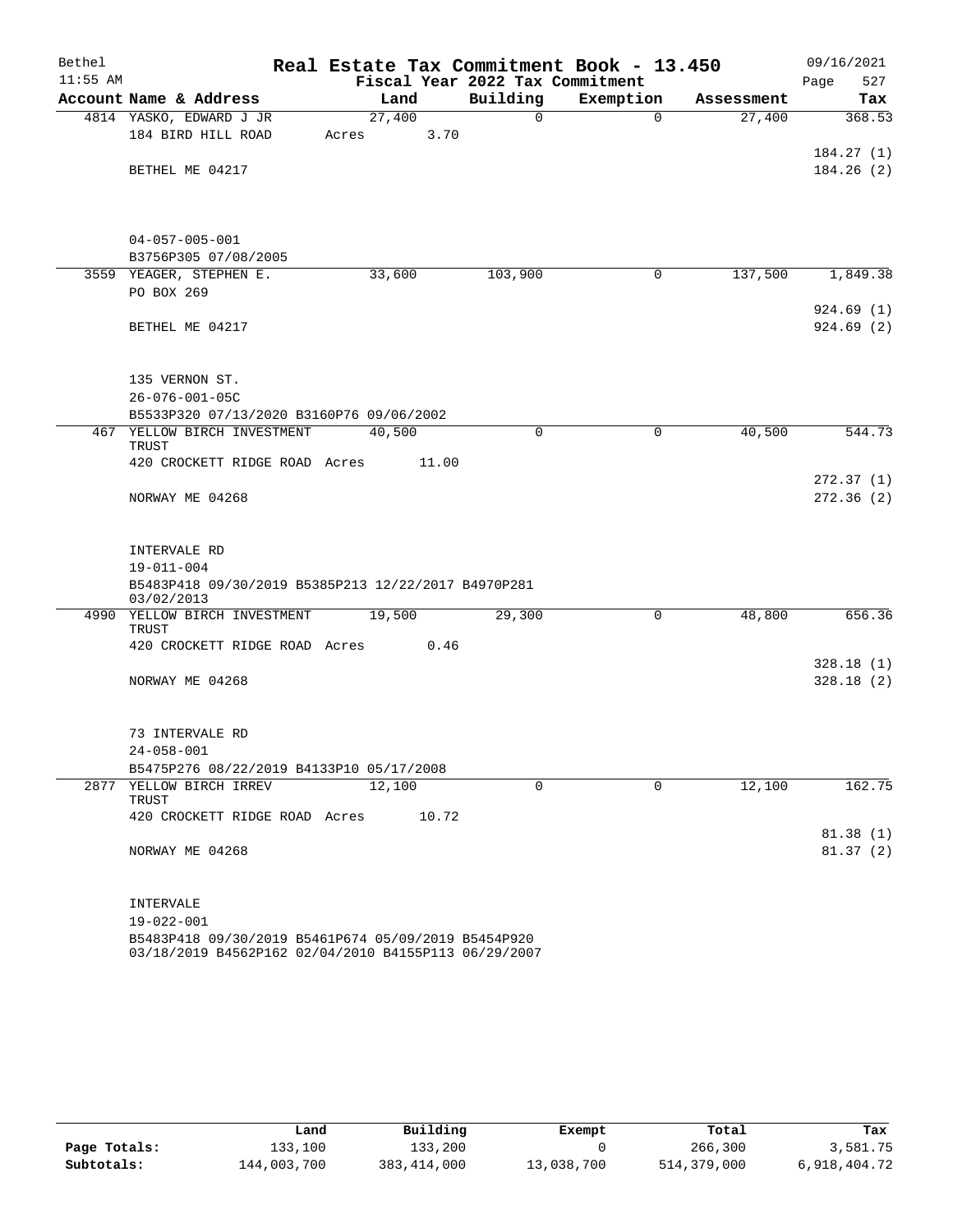Bethel 11:55 AM

# Real Estate Tax Commitment Book - 13.450

Fiscal Year 2022 Tax Commitment

09/16/2021 Page 527

| Account Name & Address | Land | Building | Exemption | Assessment | Tax |
|---|---|---|---|---|---|
| 4814 YASKO, EDWARD J JR | 27,400 | 0 | 0 | 27,400 | 368.53 |
| 184 BIRD HILL ROAD | Acres 3.70 | | | | |
| | | | | | 184.27 (1) |
| BETHEL ME 04217 | | | | | 184.26 (2) |
| 04-057-005-001 | | | | | |
| B3756P305 07/08/2005 | | | | | |
| 3559 YEAGER, STEPHEN E. | 33,600 | 103,900 | 0 | 137,500 | 1,849.38 |
| PO BOX 269 | | | | | |
| | | | | | 924.69 (1) |
| BETHEL ME 04217 | | | | | 924.69 (2) |
| 135 VERNON ST. | | | | | |
| 26-076-001-05C | | | | | |
| B5533P320 07/13/2020 B3160P76 09/06/2002 | | | | | |
| 467 YELLOW BIRCH INVESTMENT TRUST | 40,500 | 0 | 0 | 40,500 | 544.73 |
| 420 CROCKETT RIDGE ROAD | Acres 11.00 | | | | |
| | | | | | 272.37 (1) |
| NORWAY ME 04268 | | | | | 272.36 (2) |
| INTERVALE RD | | | | | |
| 19-011-004 | | | | | |
| B5483P418 09/30/2019 B5385P213 12/22/2017 B4970P281 03/02/2013 | | | | | |
| 4990 YELLOW BIRCH INVESTMENT TRUST | 19,500 | 29,300 | 0 | 48,800 | 656.36 |
| 420 CROCKETT RIDGE ROAD | Acres 0.46 | | | | |
| | | | | | 328.18 (1) |
| NORWAY ME 04268 | | | | | 328.18 (2) |
| 73 INTERVALE RD | | | | | |
| 24-058-001 | | | | | |
| B5475P276 08/22/2019 B4133P10 05/17/2008 | | | | | |
| 2877 YELLOW BIRCH IRREV TRUST | 12,100 | 0 | 0 | 12,100 | 162.75 |
| 420 CROCKETT RIDGE ROAD | Acres 10.72 | | | | |
| | | | | | 81.38 (1) |
| NORWAY ME 04268 | | | | | 81.37 (2) |
| INTERVALE | | | | | |
| 19-022-001 | | | | | |
| B5483P418 09/30/2019 B5461P674 05/09/2019 B5454P920 03/18/2019 B4562P162 02/04/2010 B4155P113 06/29/2007 | | | | | |

| | Land | Building | Exempt | Total | Tax |
|---|---|---|---|---|---|
| Page Totals: | 133,100 | 133,200 | 0 | 266,300 | 3,581.75 |
| Subtotals: | 144,003,700 | 383,414,000 | 13,038,700 | 514,379,000 | 6,918,404.72 |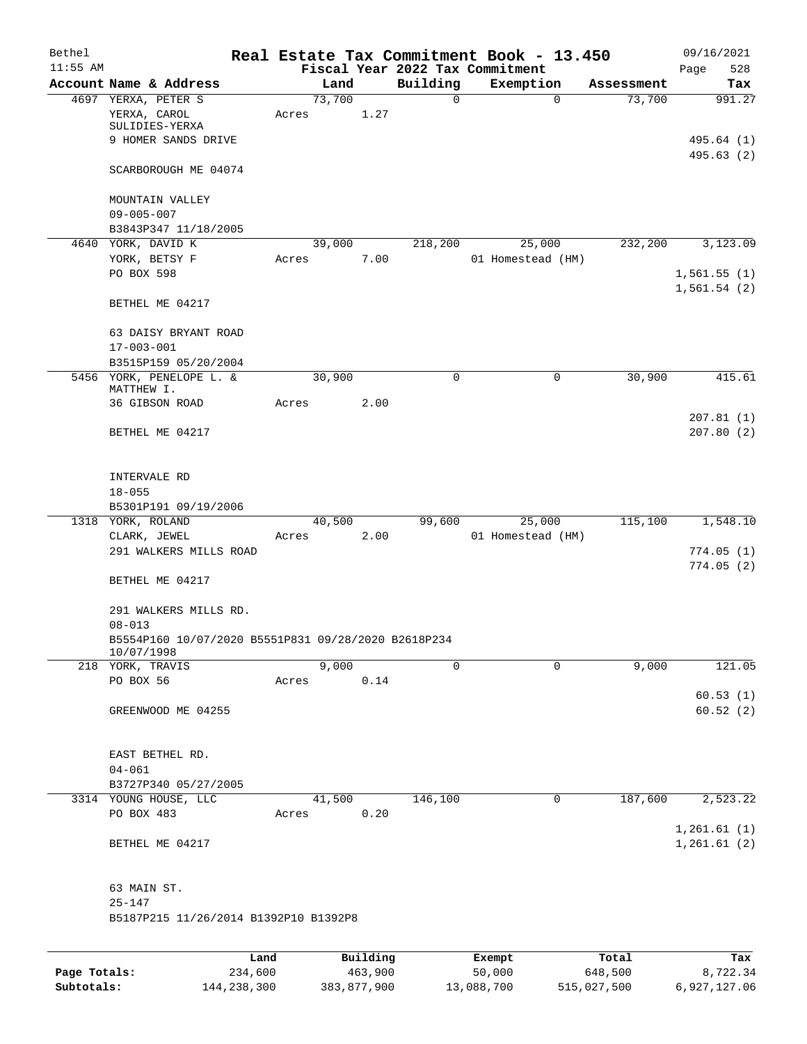Bethel 11:55 AM

# Real Estate Tax Commitment Book - 13.450

Fiscal Year 2022 Tax Commitment

09/16/2021 Page 528

| Account Name & Address | Land | Building | Exemption | Assessment | Tax |
|---|---|---|---|---|---|
| 4697 YERXA, PETER S | 73,700 | 0 | 0 | 73,700 | 991.27 |
| YERXA, CAROL SULIDIES-YERXA | Acres 1.27 | | | | |
| 9 HOMER SANDS DRIVE | | | | | 495.64 (1) |
| | | | | | 495.63 (2) |
| SCARBOROUGH ME 04074 | | | | | |
| MOUNTAIN VALLEY | | | | | |
| 09-005-007 | | | | | |
| B3843P347 11/18/2005 | | | | | |
| 4640 YORK, DAVID K | 39,000 | 218,200 | 25,000 | 232,200 | 3,123.09 |
| YORK, BETSY F | Acres 7.00 | | 01 Homestead (HM) | | |
| PO BOX 598 | | | | | 1,561.55 (1) |
| | | | | | 1,561.54 (2) |
| BETHEL ME 04217 | | | | | |
| 63 DAISY BRYANT ROAD | | | | | |
| 17-003-001 | | | | | |
| B3515P159 05/20/2004 | | | | | |
| 5456 YORK, PENELOPE L. & MATTHEW I. | 30,900 | 0 | 0 | 30,900 | 415.61 |
| 36 GIBSON ROAD | Acres 2.00 | | | | |
| | | | | | 207.81 (1) |
| BETHEL ME 04217 | | | | | 207.80 (2) |
| INTERVALE RD | | | | | |
| 18-055 | | | | | |
| B5301P191 09/19/2006 | | | | | |
| 1318 YORK, ROLAND | 40,500 | 99,600 | 25,000 | 115,100 | 1,548.10 |
| CLARK, JEWEL | Acres 2.00 | | 01 Homestead (HM) | | |
| 291 WALKERS MILLS ROAD | | | | | 774.05 (1) |
| | | | | | 774.05 (2) |
| BETHEL ME 04217 | | | | | |
| 291 WALKERS MILLS RD. | | | | | |
| 08-013 | | | | | |
| B5554P160 10/07/2020 B5551P831 09/28/2020 B2618P234 10/07/1998 | | | | | |
| 218 YORK, TRAVIS | 9,000 | 0 | 0 | 9,000 | 121.05 |
| PO BOX 56 | Acres 0.14 | | | | |
| | | | | | 60.53 (1) |
| GREENWOOD ME 04255 | | | | | 60.52 (2) |
| EAST BETHEL RD. | | | | | |
| 04-061 | | | | | |
| B3727P340 05/27/2005 | | | | | |
| 3314 YOUNG HOUSE, LLC | 41,500 | 146,100 | 0 | 187,600 | 2,523.22 |
| PO BOX 483 | Acres 0.20 | | | | |
| | | | | | 1,261.61 (1) |
| BETHEL ME 04217 | | | | | 1,261.61 (2) |
| 63 MAIN ST. | | | | | |
| 25-147 | | | | | |
| B5187P215 11/26/2014 B1392P10 B1392P8 | | | | | |

| | Land | Building | Exempt | Total | Tax |
|---|---|---|---|---|---|
| Page Totals: | 234,600 | 463,900 | 50,000 | 648,500 | 8,722.34 |
| Subtotals: | 144,238,300 | 383,877,900 | 13,088,700 | 515,027,500 | 6,927,127.06 |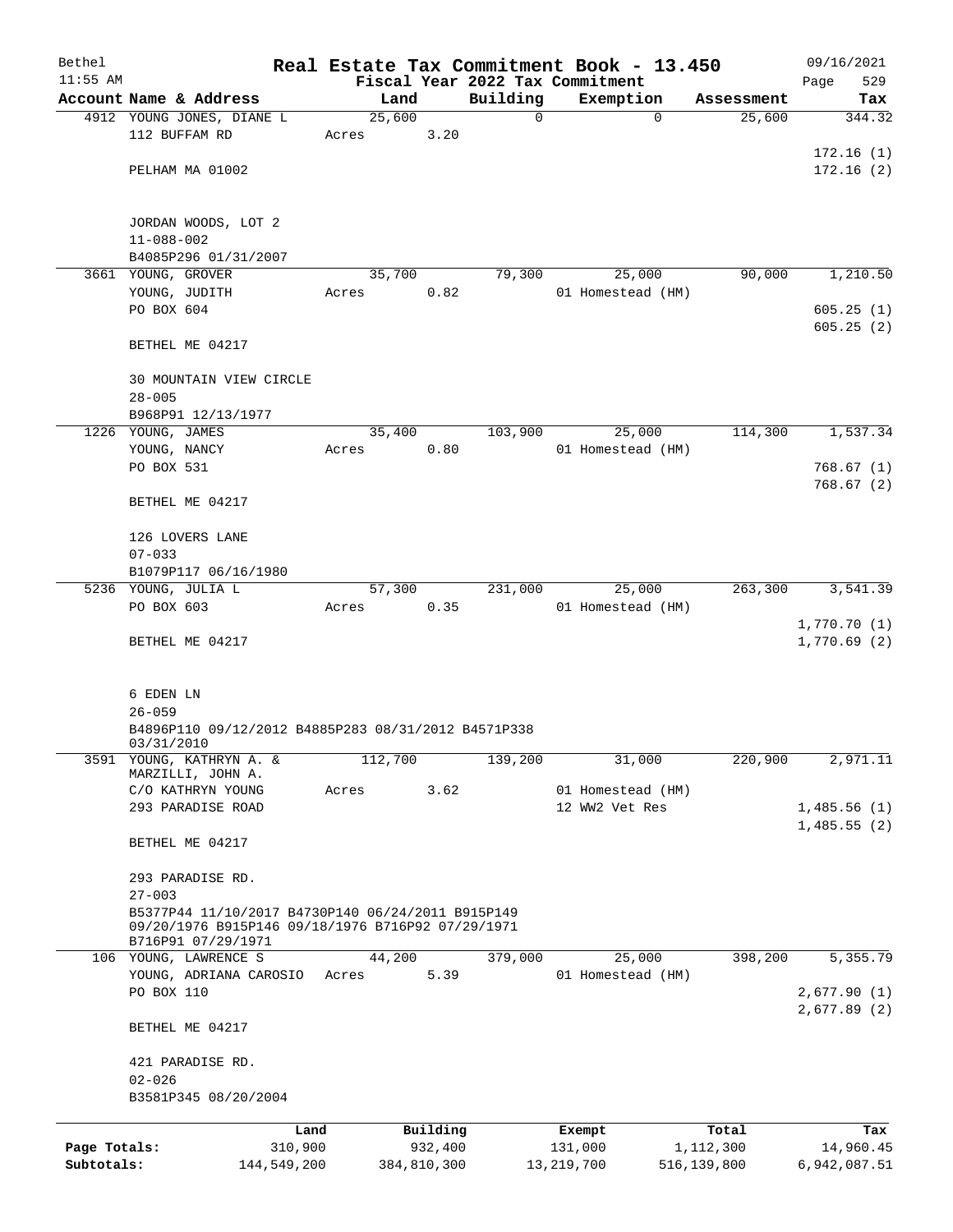# Real Estate Tax Commitment Book - 13.450

Bethel 11:55 AM — Fiscal Year 2022 Tax Commitment — 09/16/2021

| Account Name & Address | Land | Building | Exemption | Assessment | Tax |
|---|---|---|---|---|---|
| 4912 YOUNG JONES, DIANE L<br>112 BUFFAM RD<br><br>PELHAM MA 01002<br><br>JORDAN WOODS, LOT 2<br>11-088-002<br>B4085P296 01/31/2007 | 25,600<br>Acres 3.20 | 0 | 0 | 25,600 | 344.32<br><br>172.16 (1)<br>172.16 (2) |
| 3661 YOUNG, GROVER<br>YOUNG, JUDITH<br>PO BOX 604<br><br>BETHEL ME 04217<br><br>30 MOUNTAIN VIEW CIRCLE<br>28-005<br>B968P91 12/13/1977 | 35,700<br>Acres 0.82 | 79,300 | 25,000<br>01 Homestead (HM) | 90,000 | 1,210.50<br><br>605.25 (1)<br>605.25 (2) |
| 1226 YOUNG, JAMES<br>YOUNG, NANCY<br>PO BOX 531<br><br>BETHEL ME 04217<br><br>126 LOVERS LANE<br>07-033<br>B1079P117 06/16/1980 | 35,400<br>Acres 0.80 | 103,900 | 25,000<br>01 Homestead (HM) | 114,300 | 1,537.34<br><br>768.67 (1)<br>768.67 (2) |
| 5236 YOUNG, JULIA L<br>PO BOX 603<br><br>BETHEL ME 04217<br><br>6 EDEN LN<br>26-059<br>B4896P110 09/12/2012 B4885P283 08/31/2012 B4571P338 03/31/2010 | 57,300<br>Acres 0.35 | 231,000 | 25,000<br>01 Homestead (HM) | 263,300 | 3,541.39<br><br>1,770.70 (1)<br>1,770.69 (2) |
| 3591 YOUNG, KATHRYN A. &<br>MARZILLI, JOHN A.<br>C/O KATHRYN YOUNG<br>293 PARADISE ROAD<br><br>BETHEL ME 04217<br><br>293 PARADISE RD.<br>27-003<br>B5377P44 11/10/2017 B4730P140 06/24/2011 B915P149 09/20/1976 B915P146 09/18/1976 B716P92 07/29/1971 B716P91 07/29/1971 | 112,700<br>Acres 3.62 | 139,200 | 31,000<br>01 Homestead (HM)<br>12 WW2 Vet Res | 220,900 | 2,971.11<br><br>1,485.56 (1)<br>1,485.55 (2) |
| 106 YOUNG, LAWRENCE S<br>YOUNG, ADRIANA CAROSIO<br>PO BOX 110<br><br>BETHEL ME 04217<br><br>421 PARADISE RD.<br>02-026<br>B3581P345 08/20/2004 | 44,200<br>Acres 5.39 | 379,000 | 25,000<br>01 Homestead (HM) | 398,200 | 5,355.79<br><br>2,677.90 (1)<br>2,677.89 (2) |

| | Land | Building | Exempt | Total | Tax |
|---|---|---|---|---|---|
| Page Totals: | 310,900 | 932,400 | 131,000 | 1,112,300 | 14,960.45 |
| Subtotals: | 144,549,200 | 384,810,300 | 13,219,700 | 516,139,800 | 6,942,087.51 |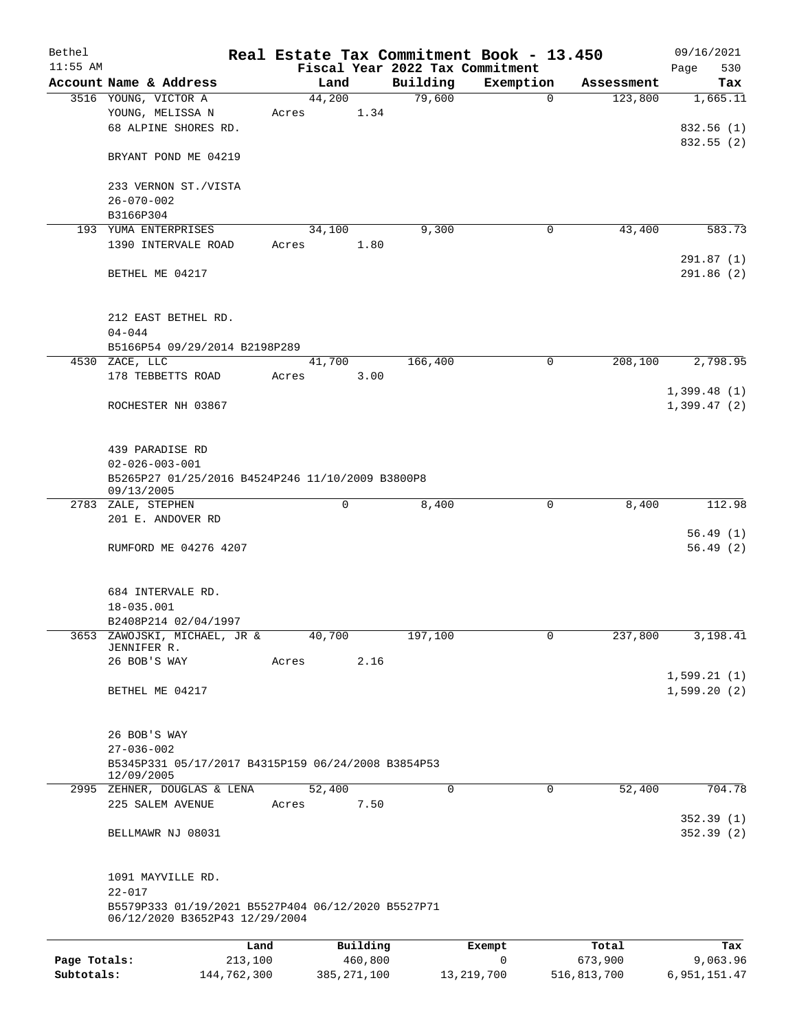# Real Estate Tax Commitment Book - 13.450

Bethel
11:55 AM

Fiscal Year 2022 Tax Commitment

09/16/2021
Page 530

| Account | Name & Address | Land | Building | Exemption | Assessment | Tax |
|---|---|---|---|---|---|---|
| 3516 | YOUNG, VICTOR A<br>YOUNG, MELISSA N<br>68 ALPINE SHORES RD.<br><br>BRYANT POND ME 04219<br><br>233 VERNON ST./VISTA<br>26-070-002<br>B3166P304 | 44,200<br>Acres 1.34 | 79,600 | 0 | 123,800 | 1,665.11<br><br>832.56 (1)<br>832.55 (2) |
| 193 | YUMA ENTERPRISES<br>1390 INTERVALE ROAD<br><br>BETHEL ME 04217<br><br>212 EAST BETHEL RD.<br>04-044<br>B5166P54 09/29/2014 B2198P289 | 34,100<br>Acres 1.80 | 9,300 | 0 | 43,400 | 583.73<br><br>291.87 (1)<br>291.86 (2) |
| 4530 | ZACE, LLC<br>178 TEBBETTS ROAD<br><br>ROCHESTER NH 03867<br><br>439 PARADISE RD<br>02-026-003-001<br>B5265P27 01/25/2016 B4524P246 11/10/2009 B3800P8 09/13/2005 | 41,700<br>Acres 3.00 | 166,400 | 0 | 208,100 | 2,798.95<br><br>1,399.48 (1)<br>1,399.47 (2) |
| 2783 | ZALE, STEPHEN<br>201 E. ANDOVER RD<br><br>RUMFORD ME 04276 4207<br><br>684 INTERVALE RD.<br>18-035.001<br>B2408P214 02/04/1997 | 0 | 8,400 | 0 | 8,400 | 112.98<br><br>56.49 (1)<br>56.49 (2) |
| 3653 | ZAWOJSKI, MICHAEL, JR & JENNIFER R.<br>26 BOB'S WAY<br><br>BETHEL ME 04217<br><br>26 BOB'S WAY<br>27-036-002<br>B5345P331 05/17/2017 B4315P159 06/24/2008 B3854P53 12/09/2005 | 40,700<br>Acres 2.16 | 197,100 | 0 | 237,800 | 3,198.41<br><br>1,599.21 (1)<br>1,599.20 (2) |
| 2995 | ZEHNER, DOUGLAS & LENA<br>225 SALEM AVENUE<br><br>BELLMAWR NJ 08031<br><br>1091 MAYVILLE RD.<br>22-017<br>B5579P333 01/19/2021 B5527P404 06/12/2020 B5527P71 06/12/2020 B3652P43 12/29/2004 | 52,400<br>Acres 7.50 | 0 | 0 | 52,400 | 704.78<br><br>352.39 (1)<br>352.39 (2) |

| | Land | Building | Exempt | Total | Tax |
|---|---|---|---|---|---|
| Page Totals: | 213,100 | 460,800 | 0 | 673,900 | 9,063.96 |
| Subtotals: | 144,762,300 | 385,271,100 | 13,219,700 | 516,813,700 | 6,951,151.47 |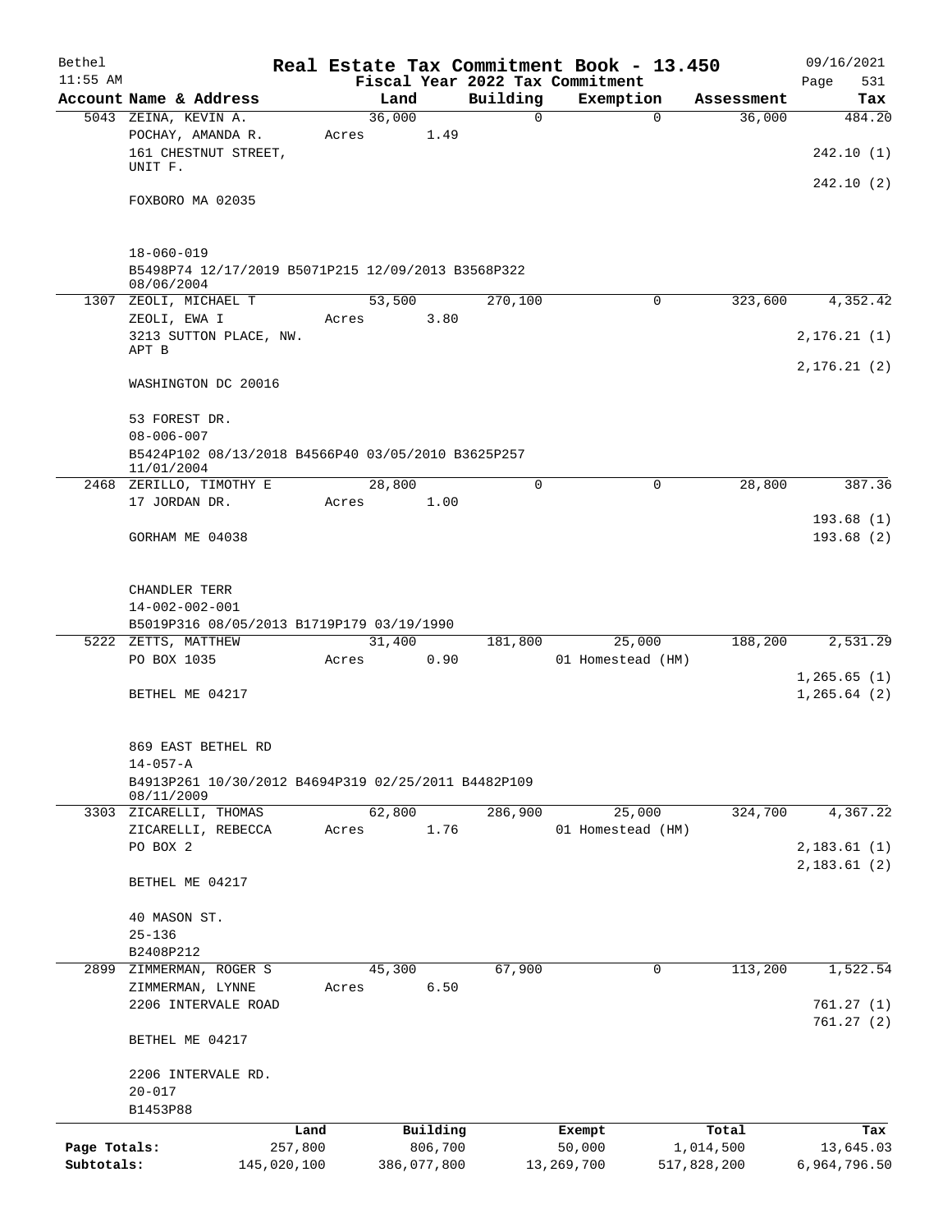Bethel 11:55 AM

# Real Estate Tax Commitment Book - 13.450

## Fiscal Year 2022 Tax Commitment

09/16/2021

| Account | Name & Address | Land | Building | Exemption | Assessment | Tax |
|---|---|---|---|---|---|---|
| 5043 | ZEINA, KEVIN A.<br>POCHAY, AMANDA R.<br>161 CHESTNUT STREET, UNIT F.<br>FOXBORO MA 02035<br><br>18-060-019<br>B5498P74 12/17/2019 B5071P215 12/09/2013 B3568P322 08/06/2004 | 36,000<br>Acres 1.49 | 0 | 0 | 36,000 | 484.20<br>242.10 (1)<br>242.10 (2) |
| 1307 | ZEOLI, MICHAEL T<br>ZEOLI, EWA I<br>3213 SUTTON PLACE, NW. APT B<br>WASHINGTON DC 20016<br><br>53 FOREST DR.<br>08-006-007<br>B5424P102 08/13/2018 B4566P40 03/05/2010 B3625P257 11/01/2004 | 53,500<br>Acres 3.80 | 270,100 | 0 | 323,600 | 4,352.42<br>2,176.21 (1)<br>2,176.21 (2) |
| 2468 | ZERILLO, TIMOTHY E<br>17 JORDAN DR.<br>GORHAM ME 04038<br><br>CHANDLER TERR<br>14-002-002-001<br>B5019P316 08/05/2013 B1719P179 03/19/1990 | 28,800<br>Acres 1.00 | 0 | 0 | 28,800 | 387.36<br>193.68 (1)<br>193.68 (2) |
| 5222 | ZETTS, MATTHEW<br>PO BOX 1035<br>BETHEL ME 04217<br><br>869 EAST BETHEL RD<br>14-057-A<br>B4913P261 10/30/2012 B4694P319 02/25/2011 B4482P109 08/11/2009 | 31,400<br>Acres 0.90 | 181,800 | 25,000<br>01 Homestead (HM) | 188,200 | 2,531.29<br>1,265.65 (1)<br>1,265.64 (2) |
| 3303 | ZICARELLI, THOMAS<br>ZICARELLI, REBECCA<br>PO BOX 2<br>BETHEL ME 04217<br><br>40 MASON ST.<br>25-136<br>B2408P212 | 62,800<br>Acres 1.76 | 286,900 | 25,000<br>01 Homestead (HM) | 324,700 | 4,367.22<br>2,183.61 (1)<br>2,183.61 (2) |
| 2899 | ZIMMERMAN, ROGER S<br>ZIMMERMAN, LYNNE<br>2206 INTERVALE ROAD<br>BETHEL ME 04217<br><br>2206 INTERVALE RD.<br>20-017<br>B1453P88 | 45,300<br>Acres 6.50 | 67,900 | 0 | 113,200 | 1,522.54<br>761.27 (1)<br>761.27 (2) |

| | Land | Building | Exempt | Total | Tax |
|---|---|---|---|---|---|
| Page Totals: | 257,800 | 806,700 | 50,000 | 1,014,500 | 13,645.03 |
| Subtotals: | 145,020,100 | 386,077,800 | 13,269,700 | 517,828,200 | 6,964,796.50 |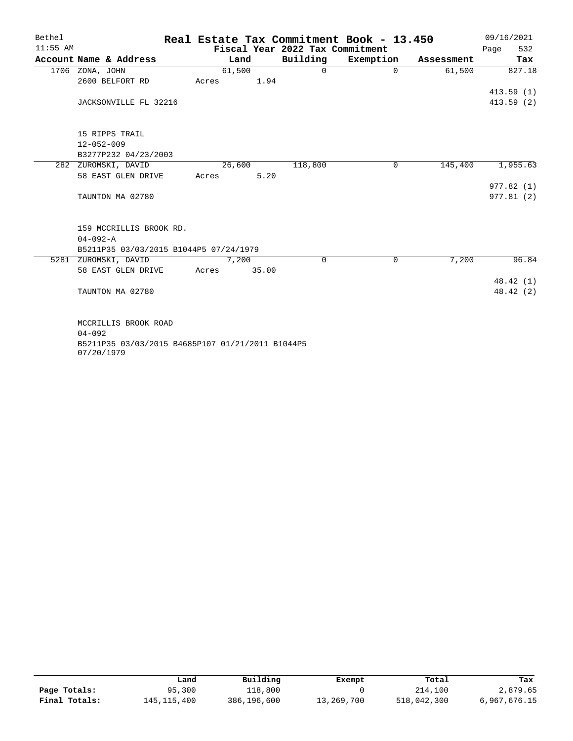**Real Estate Tax Commitment Book - 13.450**

**Fiscal Year 2022 Tax Commitment**

Bethel
11:55 AM
09/16/2021

| Account Name & Address | Land | Building | Exemption | Assessment | Tax |
|---|---|---|---|---|---|
| 1706 ZONA, JOHN | 61,500 | 0 | 0 | 61,500 | 827.18 |
| 2600 BELFORT RD | Acres 1.94 | | | | |
| | | | | | 413.59 (1) |
| JACKSONVILLE FL 32216 | | | | | 413.59 (2) |
| 15 RIPPS TRAIL | | | | | |
| 12-052-009 | | | | | |
| B3277P232 04/23/2003 | | | | | |
| 282 ZUROMSKI, DAVID | 26,600 | 118,800 | 0 | 145,400 | 1,955.63 |
| 58 EAST GLEN DRIVE | Acres 5.20 | | | | |
| | | | | | 977.82 (1) |
| TAUNTON MA 02780 | | | | | 977.81 (2) |
| 159 MCCRILLIS BROOK RD. | | | | | |
| 04-092-A | | | | | |
| B5211P35 03/03/2015 B1044P5 07/24/1979 | | | | | |
| 5281 ZUROMSKI, DAVID | 7,200 | 0 | 0 | 7,200 | 96.84 |
| 58 EAST GLEN DRIVE | Acres 35.00 | | | | |
| | | | | | 48.42 (1) |
| TAUNTON MA 02780 | | | | | 48.42 (2) |
| MCCRILLIS BROOK ROAD | | | | | |
| 04-092 | | | | | |
| B5211P35 03/03/2015 B4685P107 01/21/2011 B1044P5 07/20/1979 | | | | | |

| | Land | Building | Exempt | Total | Tax |
|---|---|---|---|---|---|
| **Page Totals:** | 95,300 | 118,800 | 0 | 214,100 | 2,879.65 |
| **Final Totals:** | 145,115,400 | 386,196,600 | 13,269,700 | 518,042,300 | 6,967,676.15 |